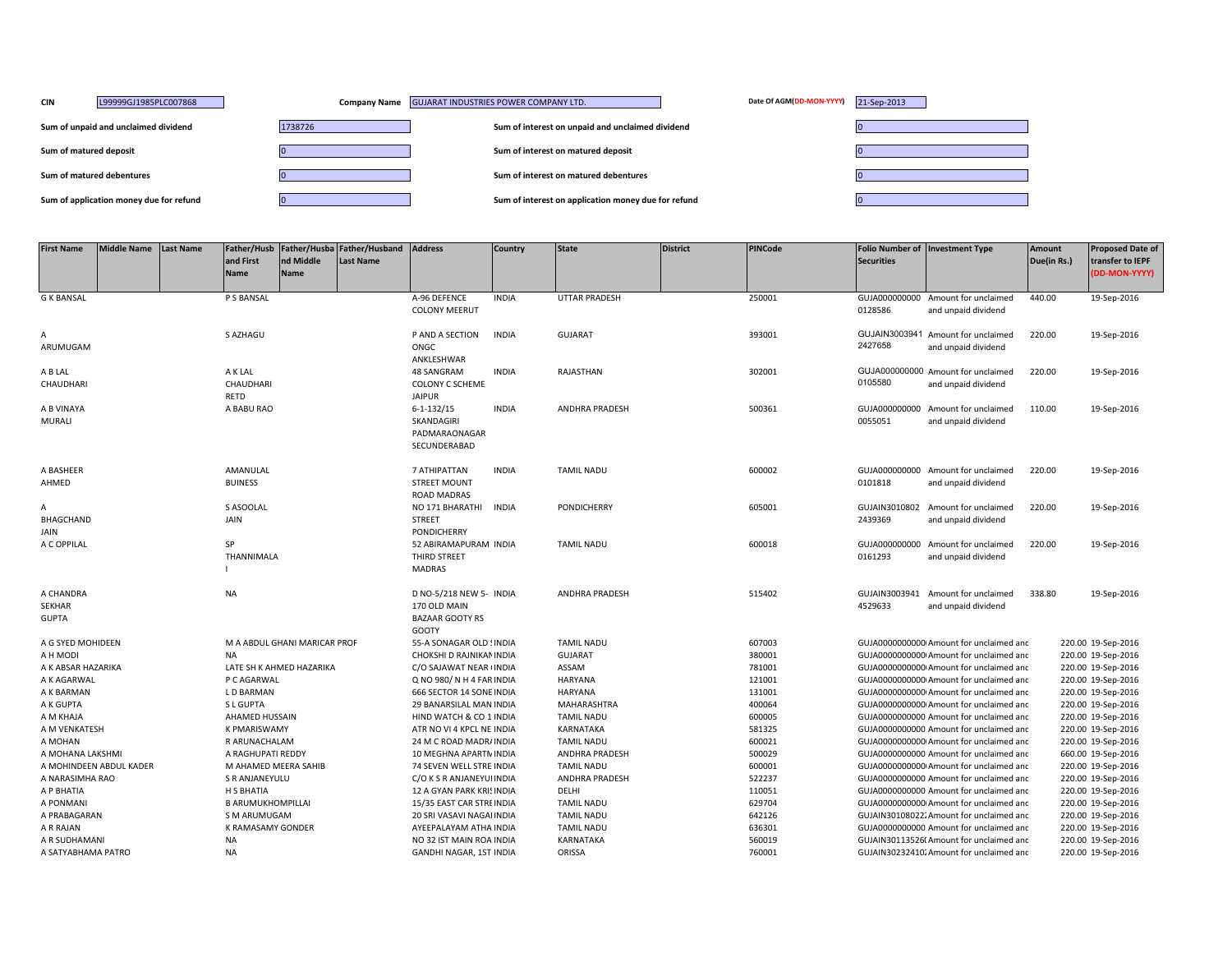| CIN | L99999GJ1985PLC007868 | Company Name | GUJARAT INDUSTRIES POWER COMPANY LTD. | Date Of AGM(DD-MON-YYYY) | 21-Sep-2013 |
|---|---|---|---|---|---|

| | | | |
|---|---|---|---|
| Sum of unpaid and unclaimed dividend | 1738726 | Sum of interest on unpaid and unclaimed dividend | 0 |
| Sum of matured deposit | 0 | Sum of interest on matured deposit | 0 |
| Sum of matured debentures | 0 | Sum of interest on matured debentures | 0 |
| Sum of application money due for refund | 0 | Sum of interest on application money due for refund | 0 |

| First Name | Middle Name | Last Name | Father/Husband First Name | Father/Husband Middle Name | Father/Husband Last Name | Address | Country | State | District | PINCode | Folio Number of Securities | Investment Type | Amount Due(in Rs.) | Proposed Date of transfer to IEPF (DD-MON-YYYY) |
|---|---|---|---|---|---|---|---|---|---|---|---|---|---|---|
| G K BANSAL | | | P S BANSAL | | | A-96 DEFENCE COLONY MEERUT | INDIA | UTTAR PRADESH | | 250001 | GUJA0000000000128586 | Amount for unclaimed and unpaid dividend | 440.00 | 19-Sep-2016 |
| A ARUMUGAM | | | S AZHAGU | | | P AND A SECTION ONGC ANKLESHWAR | INDIA | GUJARAT | | 393001 | GUJAIN30039412427658 | Amount for unclaimed and unpaid dividend | 220.00 | 19-Sep-2016 |
| A B LAL CHAUDHARI | | | A K LAL CHAUDHARI RETD | | | 48 SANGRAM COLONY C SCHEME JAIPUR | INDIA | RAJASTHAN | | 302001 | GUJA0000000000105580 | Amount for unclaimed and unpaid dividend | 220.00 | 19-Sep-2016 |
| A B VINAYA MURALI | | | A BABU RAO | | | 6-1-132/15 SKANDAGIRI PADMARAONAGAR SECUNDERABAD | INDIA | ANDHRA PRADESH | | 500361 | GUJA0000000000055051 | Amount for unclaimed and unpaid dividend | 110.00 | 19-Sep-2016 |
| A BASHEER AHMED | | | AMANULAL BUINESS | | | 7 ATHIPATTAN STREET MOUNT ROAD MADRAS | INDIA | TAMIL NADU | | 600002 | GUJA0000000000101818 | Amount for unclaimed and unpaid dividend | 220.00 | 19-Sep-2016 |
| A BHAGCHAND JAIN | | | S ASOOLAL JAIN | | | NO 171 BHARATHI STREET PONDICHERRY | INDIA | PONDICHERRY | | 605001 | GUJAIN30108022439369 | Amount for unclaimed and unpaid dividend | 220.00 | 19-Sep-2016 |
| A C OPPILAL | | | SP THANNIMALA I | | | 52 ABIRAMAPURAM THIRD STREET MADRAS | INDIA | TAMIL NADU | | 600018 | GUJA0000000000161293 | Amount for unclaimed and unpaid dividend | 220.00 | 19-Sep-2016 |
| A CHANDRA SEKHAR GUPTA | | | NA | | | D NO-5/218 NEW 5-170 OLD MAIN BAZAAR GOOTY RS GOOTY | INDIA | ANDHRA PRADESH | | 515402 | GUJAIN30039414529633 | Amount for unclaimed and unpaid dividend | 338.80 | 19-Sep-2016 |
| A G SYED MOHIDEEN | | | M A ABDUL GHANI MARICAR PROF | | | 55-A SONAGAR OLD | INDIA | TAMIL NADU | | 607003 | GUJA0000000000 | Amount for unclaimed and | 220.00 | 19-Sep-2016 |
| A H MODI | | | NA | | | CHOKSHI D RAJNIKAN | INDIA | GUJARAT | | 380001 | GUJA0000000000 | Amount for unclaimed and | 220.00 | 19-Sep-2016 |
| A K ABSAR HAZARIKA | | | LATE SH K AHMED HAZARIKA | | | C/O SAJAWAT NEAR | INDIA | ASSAM | | 781001 | GUJA0000000000 | Amount for unclaimed and | 220.00 | 19-Sep-2016 |
| A K AGARWAL | | | P C AGARWAL | | | Q NO 980/ N H 4 FAR | INDIA | HARYANA | | 121001 | GUJA0000000000 | Amount for unclaimed and | 220.00 | 19-Sep-2016 |
| A K BARMAN | | | L D BARMAN | | | 666 SECTOR 14 SONE | INDIA | HARYANA | | 131001 | GUJA0000000000 | Amount for unclaimed and | 220.00 | 19-Sep-2016 |
| A K GUPTA | | | S L GUPTA | | | 29 BANARSILAL MAN | INDIA | MAHARASHTRA | | 400064 | GUJA0000000000 | Amount for unclaimed and | 220.00 | 19-Sep-2016 |
| A M KHAJA | | | AHAMED HUSSAIN | | | HIND WATCH & CO 1 | INDIA | TAMIL NADU | | 600005 | GUJA0000000000 | Amount for unclaimed and | 220.00 | 19-Sep-2016 |
| A M VENKATESH | | | K PMARISWAMY | | | ATR NO VI 4 KPCL NE | INDIA | KARNATAKA | | 581325 | GUJA0000000000 | Amount for unclaimed and | 220.00 | 19-Sep-2016 |
| A MOHAN | | | R ARUNACHALAM | | | 24 M C ROAD MADRA | INDIA | TAMIL NADU | | 600021 | GUJA0000000000 | Amount for unclaimed and | 220.00 | 19-Sep-2016 |
| A MOHANA LAKSHMI | | | A RAGHUPATI REDDY | | | 10 MEGHNA APARTM | INDIA | ANDHRA PRADESH | | 500029 | GUJA0000000000 | Amount for unclaimed and | 660.00 | 19-Sep-2016 |
| A MOHINDEEN ABDUL KADER | | | M AHAMED MEERA SAHIB | | | 74 SEVEN WELL STRE | INDIA | TAMIL NADU | | 600001 | GUJA0000000000 | Amount for unclaimed and | 220.00 | 19-Sep-2016 |
| A NARASIMHA RAO | | | S R ANJANEYULU | | | C/O K S R ANJANEYUL | INDIA | ANDHRA PRADESH | | 522237 | GUJA0000000000 | Amount for unclaimed and | 220.00 | 19-Sep-2016 |
| A P BHATIA | | | H S BHATIA | | | 12 A GYAN PARK KRIS | INDIA | DELHI | | 110051 | GUJA0000000000 | Amount for unclaimed and | 220.00 | 19-Sep-2016 |
| A PONMANI | | | B ARUMUKHOMPILLAI | | | 15/35 EAST CAR STRE | INDIA | TAMIL NADU | | 629704 | GUJA0000000000 | Amount for unclaimed and | 220.00 | 19-Sep-2016 |
| A PRABAGARAN | | | S M ARUMUGAM | | | 20 SRI VASAVI NAGAR | INDIA | TAMIL NADU | | 642126 | GUJAIN30108022 | Amount for unclaimed and | 220.00 | 19-Sep-2016 |
| A R RAJAN | | | K RAMASAMY GONDER | | | AYEEPALAYAM ATHA | INDIA | TAMIL NADU | | 636301 | GUJA0000000000 | Amount for unclaimed and | 220.00 | 19-Sep-2016 |
| A R SUDHAMANI | | | NA | | | NO 32 IST MAIN ROA | INDIA | KARNATAKA | | 560019 | GUJAIN30113526 | Amount for unclaimed and | 220.00 | 19-Sep-2016 |
| A SATYABHAMA PATRO | | | NA | | | GANDHI NAGAR, 1ST | INDIA | ORISSA | | 760001 | GUJAIN30232410 | Amount for unclaimed and | 220.00 | 19-Sep-2016 |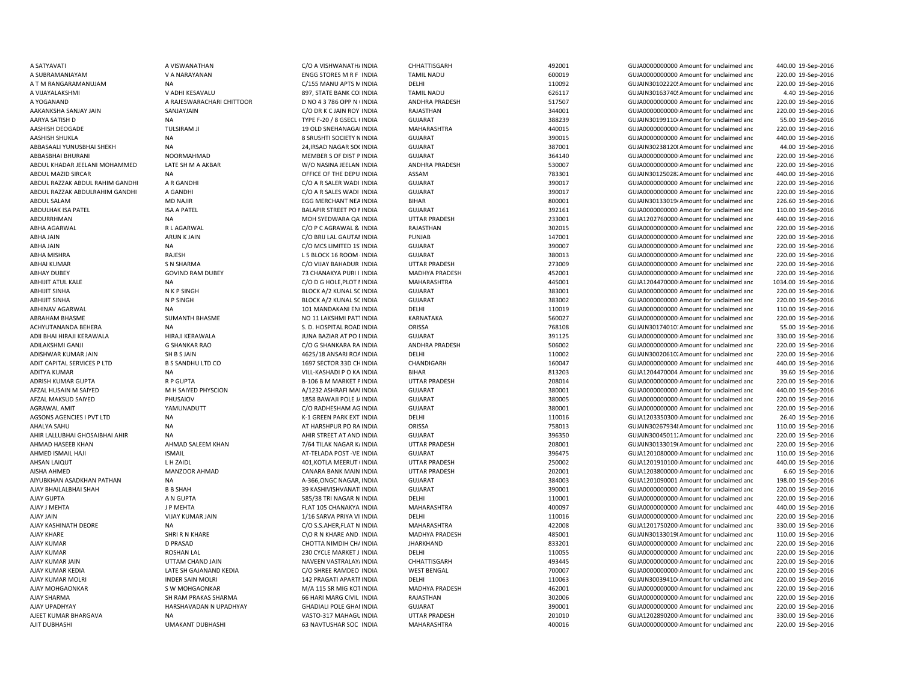| | | | | | | | | | |
|---|---|---|---|---|---|---|---|---|---|
| A SATYAVATI | A VISWANATHAN | C/O A VISHWANATHA INDIA | CHHATTISGARH | 492001 | GUJA0000000000 Amount for unclaimed and | 440.00 | 19-Sep-2016 |
| A SUBRAMANIAYAM | V A NARAYANAN | ENGG STORES M R F INDIA | TAMIL NADU | 600019 | GUJA0000000000 Amount for unclaimed and | 220.00 | 19-Sep-2016 |
| A T M RANGARAMANUJAM | NA | C/155 MANU APTS M INDIA | DELHI | 110092 | GUJAIN30102220 Amount for unclaimed and | 220.00 | 19-Sep-2016 |
| A VIJAYALAKSHMI | V ADHI KESAVALU | 897, STATE BANK CO INDIA | TAMIL NADU | 626117 | GUJAIN30163740 Amount for unclaimed and | 4.40 | 19-Sep-2016 |
| A YOGANAND | A RAJESWARACHARI CHITTOOR | D NO 4 3 786 OPP N INDIA | ANDHRA PRADESH | 517507 | GUJA0000000000 Amount for unclaimed and | 220.00 | 19-Sep-2016 |
| AAKANKSHA SANJAY JAIN | SANJAYJAIN | C/O DR K C JAIN ROY INDIA | RAJASTHAN | 344001 | GUJA0000000000 Amount for unclaimed and | 220.00 | 19-Sep-2016 |
| AARYA SATISH D | NA | TYPE F-20 / 8 GSECL INDIA | GUJARAT | 388239 | GUJAIN30199110 Amount for unclaimed and | 55.00 | 19-Sep-2016 |
| AASHISH DEOGADE | TULSIRAM JI | 19 OLD SNEHANAGA INDIA | MAHARASHTRA | 440015 | GUJA0000000000 Amount for unclaimed and | 220.00 | 19-Sep-2016 |
| AASHISH SHUKLA | NA | 8 SRUSHTI SOCIETY N INDIA | GUJARAT | 390015 | GUJA0000000000 Amount for unclaimed and | 440.00 | 19-Sep-2016 |
| ABBASAALI YUNUSBHAI SHEKH | NA | 24,IRSAD NAGAR SOC INDIA | GUJARAT | 387001 | GUJAIN30238120 Amount for unclaimed and | 44.00 | 19-Sep-2016 |
| ABBASBHAI BHURANI | NOORMAHMAD | MEMBER S OF DIST P INDIA | GUJARAT | 364140 | GUJA0000000000 Amount for unclaimed and | 220.00 | 19-Sep-2016 |
| ABDUL KHADAR JEELANI MOHAMMED | LATE SH M A AKBAR | W/O NASINA JEELAN INDIA | ANDHRA PRADESH | 530007 | GUJA0000000000 Amount for unclaimed and | 220.00 | 19-Sep-2016 |
| ABDUL MAZID SIRCAR | NA | OFFICE OF THE DEPU INDIA | ASSAM | 783301 | GUJAIN30125028 Amount for unclaimed and | 440.00 | 19-Sep-2016 |
| ABDUL RAZZAK ABDUL RAHIM GANDHI | A R GANDHI | C/O A R SALER WADI INDIA | GUJARAT | 390017 | GUJA0000000000 Amount for unclaimed and | 220.00 | 19-Sep-2016 |
| ABDUL RAZZAK ABDULRAHIM GANDHI | A GANDHI | C/O A R SALES WADI INDIA | GUJARAT | 390017 | GUJA0000000000 Amount for unclaimed and | 220.00 | 19-Sep-2016 |
| ABDUL SALAM | MD NAJIR | EGG MERCHANT NEA INDIA | BIHAR | 800001 | GUJAIN30133019 Amount for unclaimed and | 226.60 | 19-Sep-2016 |
| ABDULHAK ISA PATEL | ISA A PATEL | BALAPIR STREET PO N INDIA | GUJARAT | 392161 | GUJA0000000000 Amount for unclaimed and | 110.00 | 19-Sep-2016 |
| ABDURRHMAN | NA | MOH SYEDWARA QA INDIA | UTTAR PRADESH | 233001 | GUJA1202760000 Amount for unclaimed and | 440.00 | 19-Sep-2016 |
| ABHA AGARWAL | R L AGARWAL | C/O P C AGRAWAL & INDIA | RAJASTHAN | 302015 | GUJA0000000000 Amount for unclaimed and | 220.00 | 19-Sep-2016 |
| ABHA JAIN | ARUN K JAIN | C/O BRIJ LAL GAUTAM INDIA | PUNJAB | 147001 | GUJA0000000000 Amount for unclaimed and | 220.00 | 19-Sep-2016 |
| ABHA JAIN | NA | C/O MCS LIMITED 1S INDIA | GUJARAT | 390007 | GUJA0000000000 Amount for unclaimed and | 220.00 | 19-Sep-2016 |
| ABHA MISHRA | RAJESH | L 5 BLOCK 16 ROOM INDIA | GUJARAT | 380013 | GUJA0000000000 Amount for unclaimed and | 220.00 | 19-Sep-2016 |
| ABHAI KUMAR | S N SHARMA | C/O VIJAY BAHADUR INDIA | UTTAR PRADESH | 273009 | GUJA0000000000 Amount for unclaimed and | 220.00 | 19-Sep-2016 |
| ABHAY DUBEY | GOVIND RAM DUBEY | 73 CHANAKYA PURI I INDIA | MADHYA PRADESH | 452001 | GUJA0000000000 Amount for unclaimed and | 220.00 | 19-Sep-2016 |
| ABHIJIT ATUL KALE | NA | C/O D G HOLE,PLOT N INDIA | MAHARASHTRA | 445001 | GUJA1204470000 Amount for unclaimed and | 1034.00 | 19-Sep-2016 |
| ABHIJIT SINHA | N K P SINGH | BLOCK A/2 KUNAL SC INDIA | GUJARAT | 383001 | GUJA0000000000 Amount for unclaimed and | 220.00 | 19-Sep-2016 |
| ABHIJIT SINHA | N P SINGH | BLOCK A/2 KUNAL SC INDIA | GUJARAT | 383002 | GUJA0000000000 Amount for unclaimed and | 220.00 | 19-Sep-2016 |
| ABHINAV AGARWAL | NA | 101 MANDAKANI EN INDIA | DELHI | 110019 | GUJA0000000000 Amount for unclaimed and | 110.00 | 19-Sep-2016 |
| ABRAHAM BHASME | SUMANTH BHASME | NO 11 LAKSHMI PATI INDIA | KARNATAKA | 560027 | GUJA0000000000 Amount for unclaimed and | 220.00 | 19-Sep-2016 |
| ACHYUTANANDA BEHERA | NA | S. D. HOSPITAL ROAD INDIA | ORISSA | 768108 | GUJAIN30174010 Amount for unclaimed and | 55.00 | 19-Sep-2016 |
| ADII BHAI HIRAJI KERAWALA | HIRAJI KERAWALA | JUNA BAZIAR AT PO E INDIA | GUJARAT | 391125 | GUJA0000000000 Amount for unclaimed and | 330.00 | 19-Sep-2016 |
| ADILAKSHMI GANJI | G SHANKAR RAO | C/O G SHANKARA RA INDIA | ANDHRA PRADESH | 506002 | GUJA0000000000 Amount for unclaimed and | 220.00 | 19-Sep-2016 |
| ADISHWAR KUMAR JAIN | SH B S JAIN | 4625/18 ANSARI ROA INDIA | DELHI | 110002 | GUJAIN30020610 Amount for unclaimed and | 220.00 | 19-Sep-2016 |
| ADIT CAPITAL SERVICES P LTD | B S SANDHU LTD CO | 1697 SECTOR 33D CH INDIA | CHANDIGARH | 160047 | GUJA0000000000 Amount for unclaimed and | 440.00 | 19-Sep-2016 |
| ADITYA KUMAR | NA | VILL-KASHADI P O KA INDIA | BIHAR | 813203 | GUJA1204470004 Amount for unclaimed and | 39.60 | 19-Sep-2016 |
| ADRISH KUMAR GUPTA | R P GUPTA | B-106 B M MARKET P INDIA | UTTAR PRADESH | 208014 | GUJA0000000000 Amount for unclaimed and | 220.00 | 19-Sep-2016 |
| AFZAL HUSAIN M SAIYED | M H SAIYED PHYSCION | A/1232 ASHRAFI MA INDIA | GUJARAT | 380001 | GUJA0000000000 Amount for unclaimed and | 440.00 | 19-Sep-2016 |
| AFZAL MAKSUD SAIYED | PHUSAIOV | 1858 BAWAJI POLE J INDIA | GUJARAT | 380005 | GUJA0000000000 Amount for unclaimed and | 220.00 | 19-Sep-2016 |
| AGRAWAL AMIT | YAMUNADUTT | C/O RADHESHAM AG INDIA | GUJARAT | 380001 | GUJA0000000000 Amount for unclaimed and | 220.00 | 19-Sep-2016 |
| AGSONS AGENCIES I PVT LTD | NA | K-1 GREEN PARK EXT INDIA | DELHI | 110016 | GUJA1203350300 Amount for unclaimed and | 26.40 | 19-Sep-2016 |
| AHALYA SAHU | NA | AT HARSHPUR PO RA INDIA | ORISSA | 758013 | GUJAIN30267934 Amount for unclaimed and | 110.00 | 19-Sep-2016 |
| AHIR LALLUBHAI GHOSAIBHAI AHIR | NA | AHIR STREET AT AND INDIA | GUJARAT | 396350 | GUJAIN30045011 Amount for unclaimed and | 220.00 | 19-Sep-2016 |
| AHMAD HASEEB KHAN | AHMAD SALEEM KHAN | 7/64 TILAK NAGAR K INDIA | UTTAR PRADESH | 208001 | GUJAIN30133019 Amount for unclaimed and | 220.00 | 19-Sep-2016 |
| AHMED ISMAIL HAJI | ISMAIL | AT-TELADA POST -VE INDIA | GUJARAT | 396475 | GUJA1201080000 Amount for unclaimed and | 110.00 | 19-Sep-2016 |
| AHSAN LAIQUT | L H ZAIDL | 401,KOTLA MEERUT INDIA | UTTAR PRADESH | 250002 | GUJA1201910100 Amount for unclaimed and | 440.00 | 19-Sep-2016 |
| AISHA AHMED | MANZOOR AHMAD | CANARA BANK MAIN INDIA | UTTAR PRADESH | 202001 | GUJA1203800000 Amount for unclaimed and | 6.60 | 19-Sep-2016 |
| AIYUBKHAN ASADKHAN PATHAN | NA | A-366,ONGC NAGAR, INDIA | GUJARAT | 384003 | GUJA1201090001 Amount for unclaimed and | 198.00 | 19-Sep-2016 |
| AJAY BHAILALBHAI SHAH | B B SHAH | 39 KASHIVISHVANAT INDIA | GUJARAT | 390001 | GUJA0000000000 Amount for unclaimed and | 220.00 | 19-Sep-2016 |
| AJAY GUPTA | A N GUPTA | 585/38 TRI NAGAR N INDIA | DELHI | 110001 | GUJA0000000000 Amount for unclaimed and | 220.00 | 19-Sep-2016 |
| AJAY J MEHTA | J P MEHTA | FLAT 105 CHANAKYA INDIA | MAHARASHTRA | 400097 | GUJA0000000000 Amount for unclaimed and | 440.00 | 19-Sep-2016 |
| AJAY JAIN | VIJAY KUMAR JAIN | 1/16 SARVA PRIYA VI INDIA | DELHI | 110016 | GUJA0000000000 Amount for unclaimed and | 220.00 | 19-Sep-2016 |
| AJAY KASHINATH DEORE | NA | C/O S.S.AHER,FLAT N INDIA | MAHARASHTRA | 422008 | GUJA1201750200 Amount for unclaimed and | 330.00 | 19-Sep-2016 |
| AJAY KHARE | SHRI R N KHARE | C\O R N KHARE AND INDIA | MADHYA PRADESH | 485001 | GUJAIN30133019 Amount for unclaimed and | 110.00 | 19-Sep-2016 |
| AJAY KUMAR | D PRASAD | CHOTTA NIMDIH CHA INDIA | JHARKHAND | 833201 | GUJA0000000000 Amount for unclaimed and | 220.00 | 19-Sep-2016 |
| AJAY KUMAR | ROSHAN LAL | 230 CYCLE MARKET J INDIA | DELHI | 110055 | GUJA0000000000 Amount for unclaimed and | 220.00 | 19-Sep-2016 |
| AJAY KUMAR JAIN | UTTAM CHAND JAIN | NAVEEN VASTRALAY INDIA | CHHATTISGARH | 493445 | GUJA0000000000 Amount for unclaimed and | 220.00 | 19-Sep-2016 |
| AJAY KUMAR KEDIA | LATE SH GAJANAND KEDIA | C/O SHREE RAMDEO INDIA | WEST BENGAL | 700007 | GUJA0000000000 Amount for unclaimed and | 220.00 | 19-Sep-2016 |
| AJAY KUMAR MOLRI | INDER SAIN MOLRI | 142 PRAGATI APARTM INDIA | DELHI | 110063 | GUJAIN30039410 Amount for unclaimed and | 220.00 | 19-Sep-2016 |
| AJAY MOHGAONKAR | S W MOHGAONKAR | M/A 115 SR MIG KOT INDIA | MADHYA PRADESH | 462001 | GUJA0000000000 Amount for unclaimed and | 220.00 | 19-Sep-2016 |
| AJAY SHARMA | SH RAM PRAKAS SHARMA | 66 HARI MARG CIVIL INDIA | RAJASTHAN | 302006 | GUJA0000000000 Amount for unclaimed and | 220.00 | 19-Sep-2016 |
| AJAY UPADHYAY | HARSHAVADAN N UPADHYAY | GHADIALI POLE GHA INDIA | GUJARAT | 390001 | GUJA0000000000 Amount for unclaimed and | 220.00 | 19-Sep-2016 |
| AJEET KUMAR BHARGAVA | NA | VASTO-317 MAHAGU INDIA | UTTAR PRADESH | 201010 | GUJA1202890200 Amount for unclaimed and | 330.00 | 19-Sep-2016 |
| AJIT DUBHASHI | UMAKANT DUBHASHI | 63 NAVTUSHAR SOC INDIA | MAHARASHTRA | 400016 | GUJA0000000000 Amount for unclaimed and | 220.00 | 19-Sep-2016 |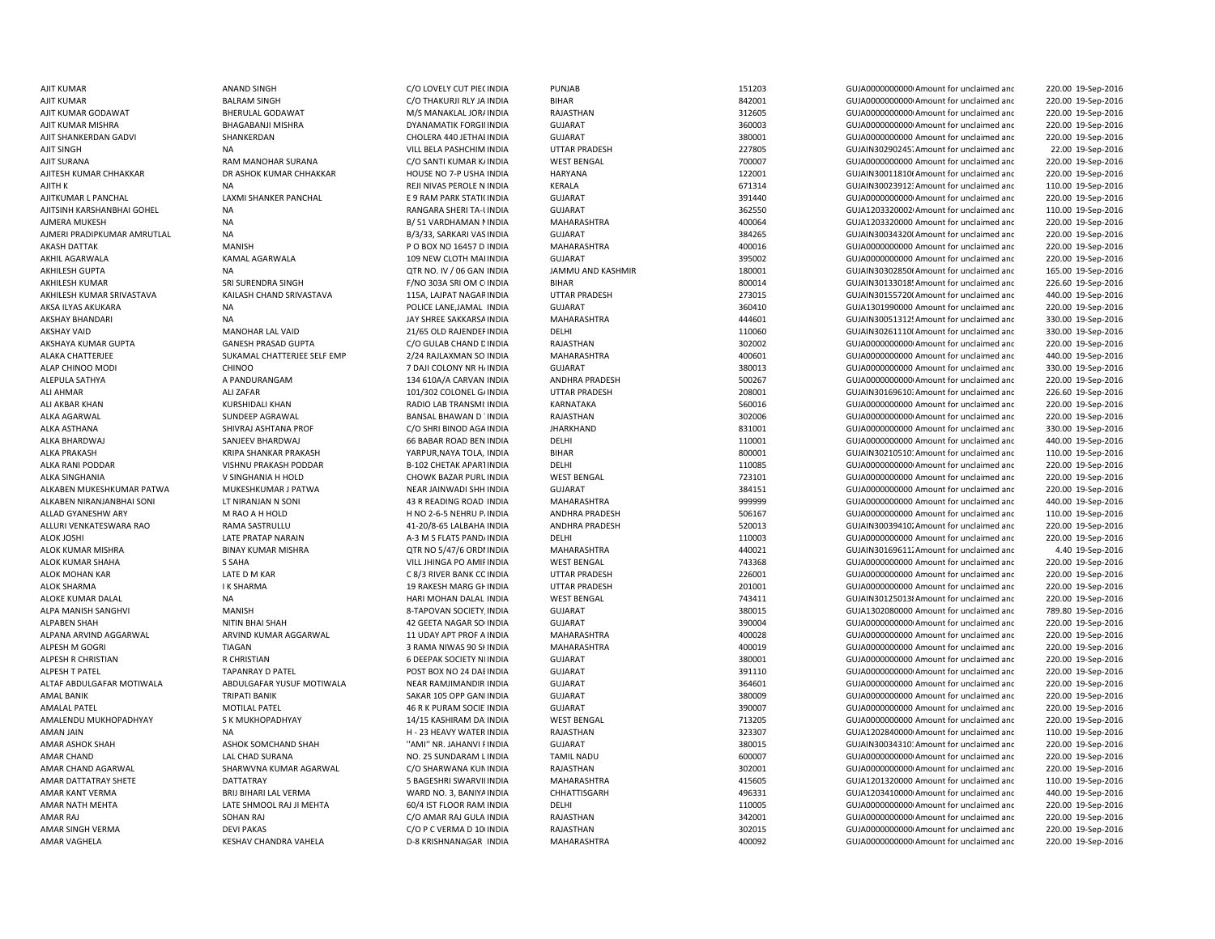| | | | | | | | | | |
|---|---|---|---|---|---|---|---|---|---|
| AJIT KUMAR | ANAND SINGH | C/O LOVELY CUT PIE( INDIA | PUNJAB | 151203 | GUJA00000000000 Amount for unclaimed anc | 220.00 | 19-Sep-2016 |
| AJIT KUMAR | BALRAM SINGH | C/O THAKURJI RLY JA INDIA | BIHAR | 842001 | GUJA00000000000 Amount for unclaimed anc | 220.00 | 19-Sep-2016 |
| AJIT KUMAR GODAWAT | BHERULAL GODAWAT | M/S MANAKLAL JOR/ INDIA | RAJASTHAN | 312605 | GUJA00000000000 Amount for unclaimed anc | 220.00 | 19-Sep-2016 |
| AJIT KUMAR MISHRA | BHAGABANJI MISHRA | DYANAMATIK FORGII INDIA | GUJARAT | 360003 | GUJA00000000000 Amount for unclaimed anc | 220.00 | 19-Sep-2016 |
| AJIT SHANKERDAN GADVI | SHANKERDAN | CHOLERA 440 JETHAI INDIA | GUJARAT | 380001 | GUJA00000000000 Amount for unclaimed anc | 220.00 | 19-Sep-2016 |
| AJIT SINGH | NA | VILL BELA PASHCHIM INDIA | UTTAR PRADESH | 227805 | GUJAIN30290245; Amount for unclaimed anc | 22.00 | 19-Sep-2016 |
| AJIT SURANA | RAM MANOHAR SURANA | C/O SANTI KUMAR K/ INDIA | WEST BENGAL | 700007 | GUJA00000000000 Amount for unclaimed anc | 220.00 | 19-Sep-2016 |
| AJITESH KUMAR CHHAKKAR | DR ASHOK KUMAR CHHAKKAR | HOUSE NO 7-P USHA INDIA | HARYANA | 122001 | GUJAIN30011810( Amount for unclaimed anc | 220.00 | 19-Sep-2016 |
| AJITH K | NA | REJI NIVAS PEROLE N INDIA | KERALA | 671314 | GUJAIN30023912: Amount for unclaimed anc | 110.00 | 19-Sep-2016 |
| AJITKUMAR L PANCHAL | LAXMI SHANKER PANCHAL | E 9 RAM PARK STATI( INDIA | GUJARAT | 391440 | GUJA00000000000 Amount for unclaimed anc | 220.00 | 19-Sep-2016 |
| AJITSINH KARSHANBHAI GOHEL | NA | RANGARA SHERI TA-I INDIA | GUJARAT | 362550 | GUJA1203320002( Amount for unclaimed anc | 110.00 | 19-Sep-2016 |
| AJMERA MUKESH | NA | B/ 51 VARDHAMAN I INDIA | MAHARASHTRA | 400064 | GUJA1203320000 Amount for unclaimed anc | 220.00 | 19-Sep-2016 |
| AJMERI PRADIPKUMAR AMRUTLAL | NA | B/3/33, SARKARI VAS INDIA | GUJARAT | 384265 | GUJAIN30034320( Amount for unclaimed anc | 220.00 | 19-Sep-2016 |
| AKASH DATTAK | MANISH | P O BOX NO 16457 D INDIA | MAHARASHTRA | 400016 | GUJA00000000000 Amount for unclaimed anc | 220.00 | 19-Sep-2016 |
| AKHIL AGARWALA | KAMAL AGARWALA | 109 NEW CLOTH MAI INDIA | GUJARAT | 395002 | GUJA00000000000 Amount for unclaimed anc | 220.00 | 19-Sep-2016 |
| AKHILESH GUPTA | NA | QTR NO. IV / 06 GAN INDIA | JAMMU AND KASHMIR | 180001 | GUJAIN30302850( Amount for unclaimed anc | 165.00 | 19-Sep-2016 |
| AKHILESH KUMAR | SRI SURENDRA SINGH | F/NO 303A SRI OM C INDIA | BIHAR | 800014 | GUJAIN30133018! Amount for unclaimed anc | 226.60 | 19-Sep-2016 |
| AKHILESH KUMAR SRIVASTAVA | KAILASH CHAND SRIVASTAVA | 115A, LAJPAT NAGAR INDIA | UTTAR PRADESH | 273015 | GUJAIN30155720( Amount for unclaimed anc | 440.00 | 19-Sep-2016 |
| AKSA ILYAS AKUKARA | NA | POLICE LANE,JAMAL INDIA | GUJARAT | 360410 | GUJA1301990000 Amount for unclaimed anc | 220.00 | 19-Sep-2016 |
| AKSHAY BHANDARI | NA | JAY SHREE SAKKARSA INDIA | MAHARASHTRA | 444601 | GUJAIN30051312! Amount for unclaimed anc | 330.00 | 19-Sep-2016 |
| AKSHAY VAID | MANOHAR LAL VAID | 21/65 OLD RAJENDEF INDIA | DELHI | 110060 | GUJAIN30261110( Amount for unclaimed anc | 330.00 | 19-Sep-2016 |
| AKSHAYA KUMAR GUPTA | GANESH PRASAD GUPTA | C/O GULAB CHAND D INDIA | RAJASTHAN | 302002 | GUJA00000000000 Amount for unclaimed anc | 220.00 | 19-Sep-2016 |
| ALAKA CHATTERJEE | SUKAMAL CHATTERJEE SELF EMP | 2/24 RAJLAXMAN SO INDIA | MAHARASHTRA | 400601 | GUJA00000000000 Amount for unclaimed anc | 440.00 | 19-Sep-2016 |
| ALAP CHINOO MODI | CHINOO | 7 DAJI COLONY NR H/ INDIA | GUJARAT | 380013 | GUJA00000000000 Amount for unclaimed anc | 330.00 | 19-Sep-2016 |
| ALEPULA SATHYA | A PANDURANGAM | 134 610A/A CARVAN INDIA | ANDHRA PRADESH | 500267 | GUJA00000000000 Amount for unclaimed anc | 220.00 | 19-Sep-2016 |
| ALI AHMAR | ALI ZAFAR | 101/302 COLONEL G/ INDIA | UTTAR PRADESH | 208001 | GUJAIN30169610: Amount for unclaimed anc | 226.60 | 19-Sep-2016 |
| ALI AKBAR KHAN | KURSHIDALI KHAN | RADIO LAB TRANSMI INDIA | KARNATAKA | 560016 | GUJA00000000000 Amount for unclaimed anc | 220.00 | 19-Sep-2016 |
| ALKA AGARWAL | SUNDEEP AGRAWAL | BANSAL BHAWAN D INDIA | RAJASTHAN | 302006 | GUJA00000000000 Amount for unclaimed anc | 220.00 | 19-Sep-2016 |
| ALKA ASTHANA | SHIVRAJ ASHTANA PROF | C/O SHRI BINOD AGA INDIA | JHARKHAND | 831001 | GUJA00000000000 Amount for unclaimed anc | 330.00 | 19-Sep-2016 |
| ALKA BHARDWAJ | SANJEEV BHARDWAJ | 66 BABAR ROAD BEN INDIA | DELHI | 110001 | GUJA00000000000 Amount for unclaimed anc | 440.00 | 19-Sep-2016 |
| ALKA PRAKASH | KRIPA SHANKAR PRAKASH | YARPUR,NAYA TOLA, INDIA | BIHAR | 800001 | GUJAIN30210510; Amount for unclaimed anc | 110.00 | 19-Sep-2016 |
| ALKA RANI PODDAR | VISHNU PRAKASH PODDAR | B-102 CHETAK APART INDIA | DELHI | 110085 | GUJA00000000000 Amount for unclaimed anc | 220.00 | 19-Sep-2016 |
| ALKA SINGHANIA | V SINGHANIA H HOLD | CHOWK BAZAR PURL INDIA | WEST BENGAL | 723101 | GUJA00000000000 Amount for unclaimed anc | 220.00 | 19-Sep-2016 |
| ALKABEN MUKESHKUMAR PATWA | MUKESHKUMAR J PATWA | NEAR JAINWADI SHH INDIA | GUJARAT | 384151 | GUJA00000000000 Amount for unclaimed anc | 220.00 | 19-Sep-2016 |
| ALKABEN NIRANJANBHAI SONI | LT NIRANJAN N SONI | 43 R READING ROAD INDIA | MAHARASHTRA | 999999 | GUJA00000000000 Amount for unclaimed anc | 440.00 | 19-Sep-2016 |
| ALLAD GYANESHW ARY | M RAO A H HOLD | H NO 2-6-5 NEHRU P/ INDIA | ANDHRA PRADESH | 506167 | GUJA00000000000 Amount for unclaimed anc | 110.00 | 19-Sep-2016 |
| ALLURI VENKATESWARA RAO | RAMA SASTRULLU | 41-20/8-65 LALBAHA INDIA | ANDHRA PRADESH | 520013 | GUJAIN30039410; Amount for unclaimed anc | 220.00 | 19-Sep-2016 |
| ALOK JOSHI | LATE PRATAP NARAIN | A-3 M S FLATS PAND/ INDIA | DELHI | 110003 | GUJA00000000000 Amount for unclaimed anc | 220.00 | 19-Sep-2016 |
| ALOK KUMAR MISHRA | BINAY KUMAR MISHRA | QTR NO 5/47/6 ORDI INDIA | MAHARASHTRA | 440021 | GUJAIN30169611; Amount for unclaimed anc | 4.40 | 19-Sep-2016 |
| ALOK KUMAR SHAHA | S SAHA | VILL JHINGA PO AMIF INDIA | WEST BENGAL | 743368 | GUJA00000000000 Amount for unclaimed anc | 220.00 | 19-Sep-2016 |
| ALOK MOHAN KAR | LATE D M KAR | C 8/3 RIVER BANK CC INDIA | UTTAR PRADESH | 226001 | GUJA00000000000 Amount for unclaimed anc | 220.00 | 19-Sep-2016 |
| ALOK SHARMA | I K SHARMA | 19 RAKESH MARG GH INDIA | UTTAR PRADESH | 201001 | GUJA00000000000 Amount for unclaimed anc | 220.00 | 19-Sep-2016 |
| ALOKE KUMAR DALAL | NA | HARI MOHAN DALAL INDIA | WEST BENGAL | 743411 | GUJAIN30125013( Amount for unclaimed anc | 220.00 | 19-Sep-2016 |
| ALPA MANISH SANGHVI | MANISH | 8-TAPOVAN SOCIETY, INDIA | GUJARAT | 380015 | GUJA1302080000 Amount for unclaimed anc | 789.80 | 19-Sep-2016 |
| ALPABEN SHAH | NITIN BHAI SHAH | 42 GEETA NAGAR SO INDIA | GUJARAT | 390004 | GUJA00000000000 Amount for unclaimed anc | 220.00 | 19-Sep-2016 |
| ALPANA ARVIND AGGARWAL | ARVIND KUMAR AGGARWAL | 11 UDAY APT PROF A INDIA | MAHARASHTRA | 400028 | GUJA00000000000 Amount for unclaimed anc | 220.00 | 19-Sep-2016 |
| ALPESH M GOGRI | TIAGAN | 3 RAMA NIWAS 90 SI INDIA | MAHARASHTRA | 400019 | GUJA00000000000 Amount for unclaimed anc | 220.00 | 19-Sep-2016 |
| ALPESH R CHRISTIAN | R CHRISTIAN | 6 DEEPAK SOCIETY NI INDIA | GUJARAT | 380001 | GUJA00000000000 Amount for unclaimed anc | 220.00 | 19-Sep-2016 |
| ALPESH T PATEL | TAPANRAY D PATEL | POST BOX NO 24 DAI INDIA | GUJARAT | 391110 | GUJA00000000000 Amount for unclaimed anc | 220.00 | 19-Sep-2016 |
| ALTAF ABDULGAFAR MOTIWALA | ABDULGAFAR YUSUF MOTIWALA | NEAR RAMJIMANDIR INDIA | GUJARAT | 364601 | GUJA00000000000 Amount for unclaimed anc | 220.00 | 19-Sep-2016 |
| AMAL BANIK | TRIPATI BANIK | SAKAR 105 OPP GANI INDIA | GUJARAT | 380009 | GUJA00000000000 Amount for unclaimed anc | 220.00 | 19-Sep-2016 |
| AMALAL PATEL | MOTILAL PATEL | 46 R K PURAM SOCIE INDIA | GUJARAT | 390007 | GUJA00000000000 Amount for unclaimed anc | 220.00 | 19-Sep-2016 |
| AMALENDU MUKHOPADHYAY | S K MUKHOPADHYAY | 14/15 KASHIRAM DA INDIA | WEST BENGAL | 713205 | GUJA00000000000 Amount for unclaimed anc | 220.00 | 19-Sep-2016 |
| AMAN JAIN | NA | H - 23 HEAVY WATER INDIA | RAJASTHAN | 323307 | GUJA1202840000 Amount for unclaimed anc | 110.00 | 19-Sep-2016 |
| AMAR ASHOK SHAH | ASHOK SOMCHAND SHAH | "AMI" NR. JAHANVI F INDIA | GUJARAT | 380015 | GUJAIN30034310; Amount for unclaimed anc | 220.00 | 19-Sep-2016 |
| AMAR CHAND | LAL CHAD SURANA | NO. 25 SUNDARAM L INDIA | TAMIL NADU | 600007 | GUJA00000000000 Amount for unclaimed anc | 220.00 | 19-Sep-2016 |
| AMAR CHAND AGARWAL | SHARWVNA KUMAR AGARWAL | C/O SHARWANA KUN INDIA | RAJASTHAN | 302001 | GUJA00000000000 Amount for unclaimed anc | 220.00 | 19-Sep-2016 |
| AMAR DATTATRAY SHETE | DATTATRAY | 5 BAGESHRI SWARVII INDIA | MAHARASHTRA | 415605 | GUJA1201320000 Amount for unclaimed anc | 110.00 | 19-Sep-2016 |
| AMAR KANT VERMA | BRIJ BIHARI LAL VERMA | WARD NO. 3, BANIYA INDIA | CHHATTISGARH | 496331 | GUJA1203410000 Amount for unclaimed anc | 440.00 | 19-Sep-2016 |
| AMAR NATH MEHTA | LATE SHMOOL RAJ JI MEHTA | 60/4 IST FLOOR RAM INDIA | DELHI | 110005 | GUJA00000000000 Amount for unclaimed anc | 220.00 | 19-Sep-2016 |
| AMAR RAJ | SOHAN RAJ | C/O AMAR RAJ GULA INDIA | RAJASTHAN | 342001 | GUJA00000000000 Amount for unclaimed anc | 220.00 | 19-Sep-2016 |
| AMAR SINGH VERMA | DEVI PAKAS | C/O P C VERMA D 10 INDIA | RAJASTHAN | 302015 | GUJA00000000000 Amount for unclaimed anc | 220.00 | 19-Sep-2016 |
| AMAR VAGHELA | KESHAV CHANDRA VAHELA | D-8 KRISHNANAGAR INDIA | MAHARASHTRA | 400092 | GUJA00000000000 Amount for unclaimed anc | 220.00 | 19-Sep-2016 |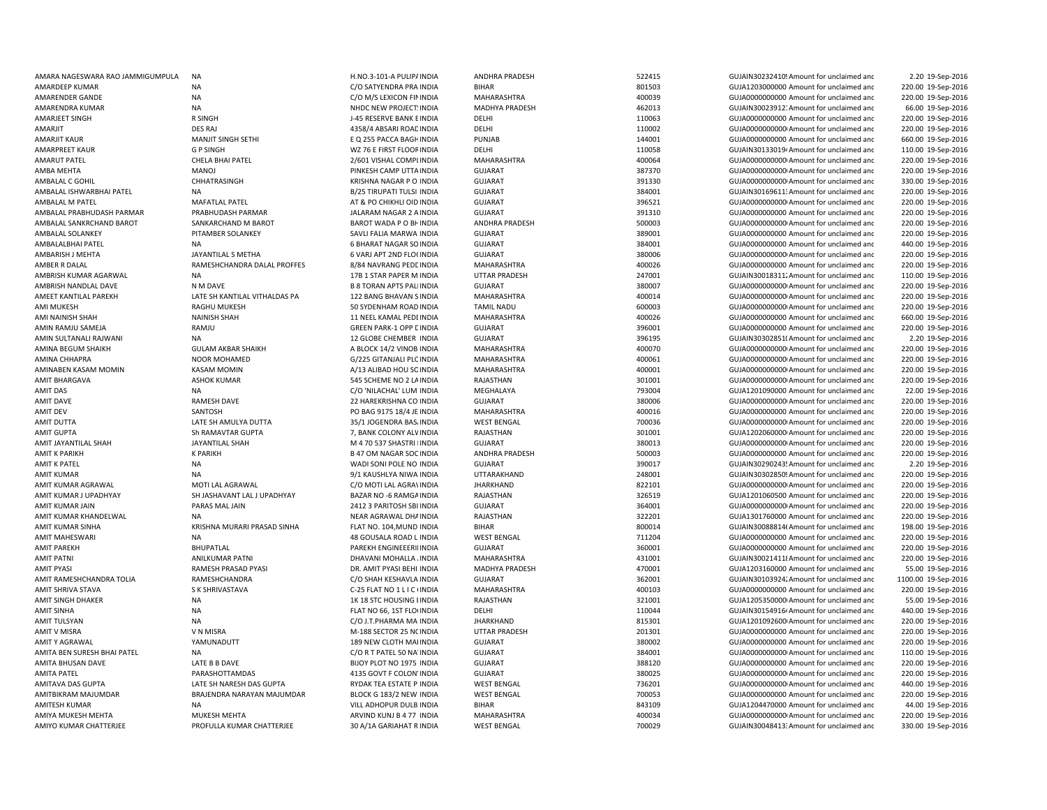| | | | | | | | | | |
|---|---|---|---|---|---|---|---|---|---|
| AMARA NAGESWARA RAO JAMMIGUMPULA | NA | H.NO.3-101-A PULIPA INDIA | ANDHRA PRADESH | 522415 | GUJAIN30232410! Amount for unclaimed and | 2.20 | 19-Sep-2016 |
| AMARDEEP KUMAR | NA | C/O SATYENDRA PRA INDIA | BIHAR | 801503 | GUJA1203000000 Amount for unclaimed and | 220.00 | 19-Sep-2016 |
| AMARENDER GANDE | NA | C/O M/S LEXICON FIN INDIA | MAHARASHTRA | 400039 | GUJA0000000000 Amount for unclaimed and | 220.00 | 19-Sep-2016 |
| AMARENDRA KUMAR | NA | NHDC NEW PROJECT INDIA | MADHYA PRADESH | 462013 | GUJAIN30023912 Amount for unclaimed and | 66.00 | 19-Sep-2016 |
| AMARJEET SINGH | R SINGH | J-45 RESERVE BANK E INDIA | DELHI | 110063 | GUJA0000000000 Amount for unclaimed and | 220.00 | 19-Sep-2016 |
| AMARJIT | DES RAJ | 4358/4 ABSARI ROAD INDIA | DELHI | 110002 | GUJA0000000000 Amount for unclaimed and | 220.00 | 19-Sep-2016 |
| AMARJIT KAUR | MANJIT SINGH SETHI | E Q 255 PACCA BAGH INDIA | PUNJAB | 144001 | GUJA0000000000 Amount for unclaimed and | 660.00 | 19-Sep-2016 |
| AMARPREET KAUR | G P SINGH | WZ 76 E FIRST FLOOR INDIA | DELHI | 110058 | GUJAIN30133019 Amount for unclaimed and | 110.00 | 19-Sep-2016 |
| AMARUT PATEL | CHELA BHAI PATEL | 2/601 VISHAL COMPL INDIA | MAHARASHTRA | 400064 | GUJA0000000000 Amount for unclaimed and | 220.00 | 19-Sep-2016 |
| AMBA MEHTA | MANOJ | PINKESH CAMP UTTA INDIA | GUJARAT | 387370 | GUJA0000000000 Amount for unclaimed and | 220.00 | 19-Sep-2016 |
| AMBALAL C GOHIL | CHHATRASINGH | KRISHNA NAGAR P O INDIA | GUJARAT | 391330 | GUJA0000000000 Amount for unclaimed and | 330.00 | 19-Sep-2016 |
| AMBALAL ISHWARBHAI PATEL | NA | B/25 TIRUPATI TULSI INDIA | GUJARAT | 384001 | GUJAIN30169611 Amount for unclaimed and | 220.00 | 19-Sep-2016 |
| AMBALAL M PATEL | MAFATLAL PATEL | AT & PO CHIKHLI OID INDIA | GUJARAT | 396521 | GUJA0000000000 Amount for unclaimed and | 220.00 | 19-Sep-2016 |
| AMBALAL PRABHUDASH PARMAR | PRABHUDASH PARMAR | JALARAM NAGAR 2 A INDIA | GUJARAT | 391310 | GUJA0000000000 Amount for unclaimed and | 220.00 | 19-Sep-2016 |
| AMBALAL SANKRCHAND BAROT | SANKARCHAND M BAROT | BAROT WADA P O BH INDIA | ANDHRA PRADESH | 500003 | GUJA0000000000 Amount for unclaimed and | 220.00 | 19-Sep-2016 |
| AMBALAL SOLANKEY | PITAMBER SOLANKEY | SAVLI FALIA MARWA INDIA | GUJARAT | 389001 | GUJA0000000000 Amount for unclaimed and | 220.00 | 19-Sep-2016 |
| AMBALALBHAI PATEL | NA | 6 BHARAT NAGAR SO INDIA | GUJARAT | 384001 | GUJA0000000000 Amount for unclaimed and | 440.00 | 19-Sep-2016 |
| AMBARISH J MEHTA | JAYANTILAL S METHA | 6 VARJ APT 2ND FLO INDIA | GUJARAT | 380006 | GUJA0000000000 Amount for unclaimed and | 220.00 | 19-Sep-2016 |
| AMBER R DALAL | RAMESHCHANDRA DALAL PROFFES | 8/84 NAVRANG PEDE INDIA | MAHARASHTRA | 400026 | GUJA0000000000 Amount for unclaimed and | 220.00 | 19-Sep-2016 |
| AMBRISH KUMAR AGARWAL | NA | 17B 1 STAR PAPER M INDIA | UTTAR PRADESH | 247001 | GUJAIN30018311 Amount for unclaimed and | 110.00 | 19-Sep-2016 |
| AMBRISH NANDLAL DAVE | N M DAVE | B 8 TORAN APTS PALI INDIA | GUJARAT | 380007 | GUJA0000000000 Amount for unclaimed and | 220.00 | 19-Sep-2016 |
| AMEET KANTILAL PAREKH | LATE SH KANTILAL VITHALDAS PA | 122 BANG BHAVAN S INDIA | MAHARASHTRA | 400014 | GUJA0000000000 Amount for unclaimed and | 220.00 | 19-Sep-2016 |
| AMI MUKESH | RAGHU MUKESH | 50 SYDENHAM ROAD INDIA | TAMIL NADU | 600003 | GUJA0000000000 Amount for unclaimed and | 220.00 | 19-Sep-2016 |
| AMI NAINISH SHAH | NAINISH SHAH | 11 NEEL KAMAL PEDI INDIA | MAHARASHTRA | 400026 | GUJA0000000000 Amount for unclaimed and | 660.00 | 19-Sep-2016 |
| AMIN RAMJU SAMEJA | RAMJU | GREEN PARK-1 OPP D INDIA | GUJARAT | 396001 | GUJA0000000000 Amount for unclaimed and | 220.00 | 19-Sep-2016 |
| AMIN SULTANALI RAJWANI | NA | 12 GLOBE CHEMBER INDIA | GUJARAT | 396195 | GUJAIN30302851 Amount for unclaimed and | 2.20 | 19-Sep-2016 |
| AMINA BEGUM SHAIKH | GULAM AKBAR SHAIKH | A BLOCK 14/2 VINOB INDIA | MAHARASHTRA | 400070 | GUJA0000000000 Amount for unclaimed and | 220.00 | 19-Sep-2016 |
| AMINA CHHAPRA | NOOR MOHAMED | G/225 GITANJALI PLC INDIA | MAHARASHTRA | 400061 | GUJA0000000000 Amount for unclaimed and | 220.00 | 19-Sep-2016 |
| AMINABEN KASAM MOMIN | KASAM MOMIN | A/13 ALIBAD HOU SC INDIA | MAHARASHTRA | 400001 | GUJA0000000000 Amount for unclaimed and | 220.00 | 19-Sep-2016 |
| AMIT BHARGAVA | ASHOK KUMAR | 545 SCHEME NO 2 LA INDIA | RAJASTHAN | 301001 | GUJA0000000000 Amount for unclaimed and | 220.00 | 19-Sep-2016 |
| AMIT DAS | NA | C/O 'NILACHAL' LUM INDIA | MEGHALAYA | 793004 | GUJA1201090000 Amount for unclaimed and | 22.00 | 19-Sep-2016 |
| AMIT DAVE | RAMESH DAVE | 22 HAREKRISHNA CO INDIA | GUJARAT | 380006 | GUJA0000000000 Amount for unclaimed and | 220.00 | 19-Sep-2016 |
| AMIT DEV | SANTOSH | PO BAG 9175 18/4 JE INDIA | MAHARASHTRA | 400016 | GUJA0000000000 Amount for unclaimed and | 220.00 | 19-Sep-2016 |
| AMIT DUTTA | LATE SH AMULYA DUTTA | 35/1 JOGENDRA BAS INDIA | WEST BENGAL | 700036 | GUJA0000000000 Amount for unclaimed and | 220.00 | 19-Sep-2016 |
| AMIT GUPTA | Sh RAMAVTAR GUPTA | 7, BANK COLONY ALV INDIA | RAJASTHAN | 301001 | GUJA1202060000 Amount for unclaimed and | 220.00 | 19-Sep-2016 |
| AMIT JAYANTILAL SHAH | JAYANTILAL SHAH | M 4 70 537 SHASTRI INDIA | GUJARAT | 380013 | GUJA0000000000 Amount for unclaimed and | 220.00 | 19-Sep-2016 |
| AMIT K PARIKH | K PARIKH | B 47 OM NAGAR SOC INDIA | ANDHRA PRADESH | 500003 | GUJA0000000000 Amount for unclaimed and | 220.00 | 19-Sep-2016 |
| AMIT K PATEL | NA | WADI SONI POLE NO INDIA | GUJARAT | 390017 | GUJAIN30290243 Amount for unclaimed and | 2.20 | 19-Sep-2016 |
| AMIT KUMAR | NA | 9/1 KAUSHLYA NIWA INDIA | UTTARAKHAND | 248001 | GUJAIN30302850 Amount for unclaimed and | 220.00 | 19-Sep-2016 |
| AMIT KUMAR AGRAWAL | MOTI LAL AGRAWAL | C/O MOTI LAL AGRA INDIA | JHARKHAND | 822101 | GUJA0000000000 Amount for unclaimed and | 220.00 | 19-Sep-2016 |
| AMIT KUMAR J UPADHYAY | SH JASHAVANT LAL J UPADHYAY | BAZAR NO -6 RAMGA INDIA | RAJASTHAN | 326519 | GUJA1201060500 Amount for unclaimed and | 220.00 | 19-Sep-2016 |
| AMIT KUMAR JAIN | PARAS MAL JAIN | 2412 3 PARITOSH SBI INDIA | GUJARAT | 364001 | GUJA0000000000 Amount for unclaimed and | 220.00 | 19-Sep-2016 |
| AMIT KUMAR KHANDELWAL | NA | NEAR AGRAWAL DHA INDIA | RAJASTHAN | 322201 | GUJA1301760000 Amount for unclaimed and | 220.00 | 19-Sep-2016 |
| AMIT KUMAR SINHA | KRISHNA MURARI PRASAD SINHA | FLAT NO. 104,MUND INDIA | BIHAR | 800014 | GUJAIN30088814 Amount for unclaimed and | 198.00 | 19-Sep-2016 |
| AMIT MAHESWARI | NA | 48 GOUSALA ROAD L INDIA | WEST BENGAL | 711204 | GUJA0000000000 Amount for unclaimed and | 220.00 | 19-Sep-2016 |
| AMIT PAREKH | BHUPATLAL | PAREKH ENGINEEERI INDIA | GUJARAT | 360001 | GUJA0000000000 Amount for unclaimed and | 220.00 | 19-Sep-2016 |
| AMIT PATNI | ANILKUMAR PATNI | DHAVANI MOHALLA INDIA | MAHARASHTRA | 431001 | GUJAIN30021411 Amount for unclaimed and | 220.00 | 19-Sep-2016 |
| AMIT PYASI | RAMESH PRASAD PYASI | DR. AMIT PYASI BEHI INDIA | MADHYA PRADESH | 470001 | GUJA1203160000 Amount for unclaimed and | 55.00 | 19-Sep-2016 |
| AMIT RAMESHCHANDRA TOLIA | RAMESHCHANDRA | C/O SHAH KESHAVLA INDIA | GUJARAT | 362001 | GUJAIN30103924 Amount for unclaimed and | 1100.00 | 19-Sep-2016 |
| AMIT SHRIVA STAVA | S K SHRIVASTAVA | C-25 FLAT NO 1 L I C INDIA | MAHARASHTRA | 400103 | GUJA0000000000 Amount for unclaimed and | 220.00 | 19-Sep-2016 |
| AMIT SINGH DHAKER | NA | 1K 18 STC HOUSING I INDIA | RAJASTHAN | 321001 | GUJA1205350000 Amount for unclaimed and | 55.00 | 19-Sep-2016 |
| AMIT SINHA | NA | FLAT NO 66, 1ST FLO INDIA | DELHI | 110044 | GUJAIN30154916 Amount for unclaimed and | 440.00 | 19-Sep-2016 |
| AMIT TULSYAN | NA | C/O J.T.PHARMA MA INDIA | JHARKHAND | 815301 | GUJA1201092600 Amount for unclaimed and | 220.00 | 19-Sep-2016 |
| AMIT V MISRA | V N MISRA | M-188 SECTOR 25 NC INDIA | UTTAR PRADESH | 201301 | GUJA0000000000 Amount for unclaimed and | 220.00 | 19-Sep-2016 |
| AMIT Y AGRAWAL | YAMUNADUTT | 189 NEW CLOTH MAI INDIA | GUJARAT | 380002 | GUJA0000000000 Amount for unclaimed and | 220.00 | 19-Sep-2016 |
| AMITA BEN SURESH BHAI PATEL | NA | C/O R T PATEL 50 NA INDIA | GUJARAT | 384001 | GUJA0000000000 Amount for unclaimed and | 110.00 | 19-Sep-2016 |
| AMITA BHUSAN DAVE | LATE B B DAVE | BIJOY PLOT NO 1975 INDIA | GUJARAT | 388120 | GUJA0000000000 Amount for unclaimed and | 220.00 | 19-Sep-2016 |
| AMITA PATEL | PARASHOTTAMDAS | 4135 GOVT F COLON INDIA | GUJARAT | 380025 | GUJA0000000000 Amount for unclaimed and | 220.00 | 19-Sep-2016 |
| AMITAVA DAS GUPTA | LATE SH NARESH DAS GUPTA | RYDAK TEA ESTATE P INDIA | WEST BENGAL | 736201 | GUJA0000000000 Amount for unclaimed and | 440.00 | 19-Sep-2016 |
| AMITBIKRAM MAJUMDAR | BRAJENDRA NARAYAN MAJUMDAR | BLOCK G 183/2 NEW INDIA | WEST BENGAL | 700053 | GUJA0000000000 Amount for unclaimed and | 220.00 | 19-Sep-2016 |
| AMITESH KUMAR | NA | VILL ADHOPUR DULB INDIA | BIHAR | 843109 | GUJA1204470000 Amount for unclaimed and | 44.00 | 19-Sep-2016 |
| AMIYA MUKESH MEHTA | MUKESH MEHTA | ARVIND KUNJ B 4 77 INDIA | MAHARASHTRA | 400034 | GUJA0000000000 Amount for unclaimed and | 220.00 | 19-Sep-2016 |
| AMIYO KUMAR CHATTERJEE | PROFULLA KUMAR CHATTERJEE | 30 A/1A GARIAHAT R INDIA | WEST BENGAL | 700029 | GUJAIN30048413 Amount for unclaimed and | 330.00 | 19-Sep-2016 |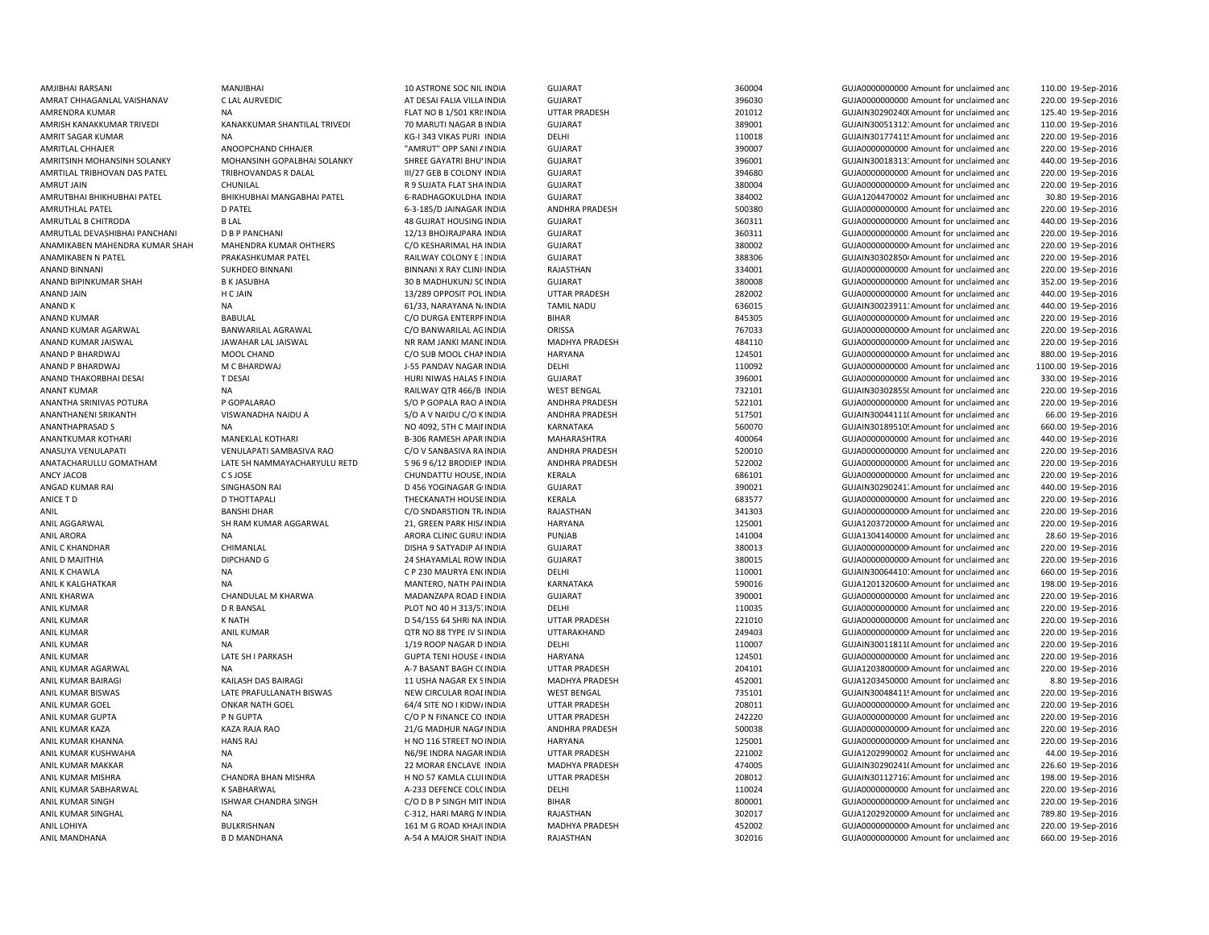| | | | | | | | | |
|---|---|---|---|---|---|---|---|---|
| AMJIBHAI RARSANI | MANJIBHAI | 10 ASTRONE SOC NIL INDIA | GUJARAT | 360004 | GUJA0000000000 Amount for unclaimed and | 110.00 | 19-Sep-2016 |
| AMRAT CHHAGANLAL VAISHANAV | C LAL AURVEDIC | AT DESAI FALIA VILLA INDIA | GUJARAT | 396030 | GUJA0000000000 Amount for unclaimed and | 220.00 | 19-Sep-2016 |
| AMRENDRA KUMAR | NA | FLAT NO B 1/501 KRI: INDIA | UTTAR PRADESH | 201012 | GUJAIN30290240( Amount for unclaimed and | 125.40 | 19-Sep-2016 |
| AMRISH KANAKKUMAR TRIVEDI | KANAKKUMAR SHANTILAL TRIVEDI | 70 MARUTI NAGAR B INDIA | GUJARAT | 389001 | GUJAIN30051312: Amount for unclaimed and | 110.00 | 19-Sep-2016 |
| AMRIT SAGAR KUMAR | NA | KG-I 343 VIKAS PURI INDIA | DELHI | 110018 | GUJAIN30177411! Amount for unclaimed and | 220.00 | 19-Sep-2016 |
| AMRITLAL CHHAJER | ANOOPCHAND CHHAJER | "AMRUT" OPP SANI / INDIA | GUJARAT | 390007 | GUJA0000000000 Amount for unclaimed and | 220.00 | 19-Sep-2016 |
| AMRITSINH MOHANSINH SOLANKY | MOHANSINH GOPALBHAI SOLANKY | SHREE GAYATRI BHU' INDIA | GUJARAT | 396001 | GUJAIN30018313: Amount for unclaimed and | 440.00 | 19-Sep-2016 |
| AMRTILAL TRIBHOVAN DAS PATEL | TRIBHOVANDAS R DALAL | III/27 GEB B COLONY INDIA | GUJARAT | 394680 | GUJA0000000000 Amount for unclaimed and | 220.00 | 19-Sep-2016 |
| AMRUT JAIN | CHUNILAL | R 9 SUJATA FLAT SHA INDIA | GUJARAT | 380004 | GUJA0000000000 Amount for unclaimed and | 220.00 | 19-Sep-2016 |
| AMRUTBHAI BHIKHUBHAI PATEL | BHIKHUBHAI MANGABHAI PATEL | 6-RADHAGOKULDHA INDIA | GUJARAT | 384002 | GUJA1204470002 Amount for unclaimed and | 30.80 | 19-Sep-2016 |
| AMRUTHLAL PATEL | D PATEL | 6-3-185/D JAINAGAR INDIA | ANDHRA PRADESH | 500380 | GUJA0000000000 Amount for unclaimed and | 220.00 | 19-Sep-2016 |
| AMRUTLAL B CHITRODA | B LAL | 48 GUJRAT HOUSING INDIA | GUJARAT | 360311 | GUJA0000000000 Amount for unclaimed and | 440.00 | 19-Sep-2016 |
| AMRUTLAL DEVASHIBHAI PANCHANI | D B P PANCHANI | 12/13 BHOJRAJPARA INDIA | GUJARAT | 360311 | GUJA0000000000 Amount for unclaimed and | 220.00 | 19-Sep-2016 |
| ANAMIKABEN MAHENDRA KUMAR SHAH | MAHENDRA KUMAR OHTHERS | C/O KESHARIMAL HA INDIA | GUJARAT | 380002 | GUJA0000000000 Amount for unclaimed and | 220.00 | 19-Sep-2016 |
| ANAMIKABEN N PATEL | PRAKASHKUMAR PATEL | RAILWAY COLONY E : INDIA | GUJARAT | 388306 | GUJAIN30302850 Amount for unclaimed and | 220.00 | 19-Sep-2016 |
| ANAND BINNANI | SUKHDEO BINNANI | BINNANI X RAY CLINI INDIA | RAJASTHAN | 334001 | GUJA0000000000 Amount for unclaimed and | 220.00 | 19-Sep-2016 |
| ANAND BIPINKUMAR SHAH | B K JASUBHA | 30 B MADHUKUNJ SC INDIA | GUJARAT | 380008 | GUJA0000000000 Amount for unclaimed and | 352.00 | 19-Sep-2016 |
| ANAND JAIN | H C JAIN | 13/289 OPPOSIT POL INDIA | UTTAR PRADESH | 282002 | GUJA0000000000 Amount for unclaimed and | 440.00 | 19-Sep-2016 |
| ANAND K | NA | 61/33, NARAYANA N. INDIA | TAMIL NADU | 636015 | GUJAIN30023911: Amount for unclaimed and | 440.00 | 19-Sep-2016 |
| ANAND KUMAR | BABULAL | C/O DURGA ENTERPF INDIA | BIHAR | 845305 | GUJA0000000000 Amount for unclaimed and | 220.00 | 19-Sep-2016 |
| ANAND KUMAR AGARWAL | BANWARILAL AGRAWAL | C/O BANWARILAL AG INDIA | ORISSA | 767033 | GUJA0000000000 Amount for unclaimed and | 220.00 | 19-Sep-2016 |
| ANAND KUMAR JAISWAL | JAWAHAR LAL JAISWAL | NR RAM JANKI MANI INDIA | MADHYA PRADESH | 484110 | GUJA0000000000 Amount for unclaimed and | 220.00 | 19-Sep-2016 |
| ANAND P BHARDWAJ | MOOL CHAND | C/O SUB MOOL CHAI INDIA | HARYANA | 124501 | GUJA0000000000 Amount for unclaimed and | 880.00 | 19-Sep-2016 |
| ANAND P BHARDWAJ | M C BHARDWAJ | J-55 PANDAV NAGAR INDIA | DELHI | 110092 | GUJA0000000000 Amount for unclaimed and | 1100.00 | 19-Sep-2016 |
| ANAND THAKORBHAI DESAI | T DESAI | HURI NIWAS HALAS F INDIA | GUJARAT | 396001 | GUJA0000000000 Amount for unclaimed and | 330.00 | 19-Sep-2016 |
| ANANT KUMAR | NA | RAILWAY QTR 466/B INDIA | WEST BENGAL | 732101 | GUJAIN30302855( Amount for unclaimed and | 220.00 | 19-Sep-2016 |
| ANANTHA SRINIVAS POTURA | P GOPALARAO | S/O P GOPALA RAO A INDIA | ANDHRA PRADESH | 522101 | GUJA0000000000 Amount for unclaimed and | 220.00 | 19-Sep-2016 |
| ANANTHANENI SRIKANTH | VISWANADHA NAIDU A | S/O A V NAIDU C/O K INDIA | ANDHRA PRADESH | 517501 | GUJAIN30044111( Amount for unclaimed and | 66.00 | 19-Sep-2016 |
| ANANTHAPRASAD S | NA | NO 4092, 5TH C MAII INDIA | KARNATAKA | 560070 | GUJAIN30189510! Amount for unclaimed and | 660.00 | 19-Sep-2016 |
| ANANTKUMAR KOTHARI | MANEKLAL KOTHARI | B-306 RAMESH APAR INDIA | MAHARASHTRA | 400064 | GUJA0000000000 Amount for unclaimed and | 440.00 | 19-Sep-2016 |
| ANASUYA VENULAPATI | VENULAPATI SAMBASIVA RAO | C/O V SANBASIVA RA INDIA | ANDHRA PRADESH | 520010 | GUJA0000000000 Amount for unclaimed and | 220.00 | 19-Sep-2016 |
| ANATACHARULLU GOMATHAM | LATE SH NAMMAYACHARYULU RETD | 5 96 9 6/12 BRODIEP INDIA | ANDHRA PRADESH | 522002 | GUJA0000000000 Amount for unclaimed and | 220.00 | 19-Sep-2016 |
| ANCY JACOB | C S JOSE | CHUNDATTU HOUSE, INDIA | KERALA | 686101 | GUJA0000000000 Amount for unclaimed and | 220.00 | 19-Sep-2016 |
| ANGAD KUMAR RAI | SINGHASON RAI | D 456 YOGINAGAR G INDIA | GUJARAT | 390021 | GUJAIN30290241: Amount for unclaimed and | 440.00 | 19-Sep-2016 |
| ANICE T D | D THOTTAPALI | THECKANATH HOUSE INDIA | KERALA | 683577 | GUJA0000000000 Amount for unclaimed and | 220.00 | 19-Sep-2016 |
| ANIL | BANSHI DHAR | C/O SNDARSTION TR. INDIA | RAJASTHAN | 341303 | GUJA0000000000 Amount for unclaimed and | 220.00 | 19-Sep-2016 |
| ANIL AGGARWAL | SH RAM KUMAR AGGARWAL | 21, GREEN PARK HIS/ INDIA | HARYANA | 125001 | GUJA1203720000 Amount for unclaimed and | 220.00 | 19-Sep-2016 |
| ANIL ARORA | NA | ARORA CLINIC GURU: INDIA | PUNJAB | 141004 | GUJA1304140000 Amount for unclaimed and | 28.60 | 19-Sep-2016 |
| ANIL C KHANDHAR | CHIMANLAL | DISHA 9 SATYADIP AI INDIA | GUJARAT | 380013 | GUJA0000000000 Amount for unclaimed and | 220.00 | 19-Sep-2016 |
| ANIL D MAJITHIA | DIPCHAND G | 24 SHAYAMLAL ROW INDIA | GUJARAT | 380015 | GUJA0000000000 Amount for unclaimed and | 220.00 | 19-Sep-2016 |
| ANIL K CHAWLA | NA | C P 230 MAURYA EN( INDIA | DELHI | 110001 | GUJAIN30064410: Amount for unclaimed and | 660.00 | 19-Sep-2016 |
| ANIL K KALGHATKAR | NA | MANTERO, NATH PAI INDIA | KARNATAKA | 590016 | GUJA1201320600 Amount for unclaimed and | 198.00 | 19-Sep-2016 |
| ANIL KHARWA | CHANDULAL M KHARWA | MADANZAPA ROAD E INDIA | GUJARAT | 390001 | GUJA0000000000 Amount for unclaimed and | 220.00 | 19-Sep-2016 |
| ANIL KUMAR | D R BANSAL | PLOT NO 40 H 313/5: INDIA | DELHI | 110035 | GUJA0000000000 Amount for unclaimed and | 220.00 | 19-Sep-2016 |
| ANIL KUMAR | K NATH | D 54/155 64 SHRI NA INDIA | UTTAR PRADESH | 221010 | GUJA0000000000 Amount for unclaimed and | 220.00 | 19-Sep-2016 |
| ANIL KUMAR | ANIL KUMAR | QTR NO 88 TYPE IV SI INDIA | UTTARAKHAND | 249403 | GUJA0000000000 Amount for unclaimed and | 220.00 | 19-Sep-2016 |
| ANIL KUMAR | NA | 1/19 ROOP NAGAR D INDIA | DELHI | 110007 | GUJAIN30011811( Amount for unclaimed and | 220.00 | 19-Sep-2016 |
| ANIL KUMAR | LATE SH I PARKASH | GUPTA TENI HOUSE 4 INDIA | HARYANA | 124501 | GUJA0000000000 Amount for unclaimed and | 220.00 | 19-Sep-2016 |
| ANIL KUMAR AGARWAL | NA | A-7 BASANT BAGH C( INDIA | UTTAR PRADESH | 204101 | GUJA1203800000 Amount for unclaimed and | 220.00 | 19-Sep-2016 |
| ANIL KUMAR BAIRAGI | KAILASH DAS BAIRAGI | 11 USHA NAGAR EX S INDIA | MADHYA PRADESH | 452001 | GUJA1203450000 Amount for unclaimed and | 8.80 | 19-Sep-2016 |
| ANIL KUMAR BISWAS | LATE PRAFULLANATH BISWAS | NEW CIRCULAR ROAI INDIA | WEST BENGAL | 735101 | GUJAIN30048411! Amount for unclaimed and | 220.00 | 19-Sep-2016 |
| ANIL KUMAR GOEL | ONKAR NATH GOEL | 64/4 SITE NO I KIDW. INDIA | UTTAR PRADESH | 208011 | GUJA0000000000 Amount for unclaimed and | 220.00 | 19-Sep-2016 |
| ANIL KUMAR GUPTA | P N GUPTA | C/O P N FINANCE CO INDIA | UTTAR PRADESH | 242220 | GUJA0000000000 Amount for unclaimed and | 220.00 | 19-Sep-2016 |
| ANIL KUMAR KAZA | KAZA RAJA RAO | 21/G MADHUR NAG/ INDIA | ANDHRA PRADESH | 500038 | GUJA0000000000 Amount for unclaimed and | 220.00 | 19-Sep-2016 |
| ANIL KUMAR KHANNA | HANS RAJ | H NO 116 STREET NO INDIA | HARYANA | 125001 | GUJA0000000000 Amount for unclaimed and | 220.00 | 19-Sep-2016 |
| ANIL KUMAR KUSHWAHA | NA | N6/9E INDRA NAGAR INDIA | UTTAR PRADESH | 221002 | GUJA1202990002 Amount for unclaimed and | 44.00 | 19-Sep-2016 |
| ANIL KUMAR MAKKAR | NA | 22 MORAR ENCLAVE INDIA | MADHYA PRADESH | 474005 | GUJAIN30290241( Amount for unclaimed and | 226.60 | 19-Sep-2016 |
| ANIL KUMAR MISHRA | CHANDRA BHAN MISHRA | H NO 57 KAMLA CLUI INDIA | UTTAR PRADESH | 208012 | GUJAIN30112716: Amount for unclaimed and | 198.00 | 19-Sep-2016 |
| ANIL KUMAR SABHARWAL | K SABHARWAL | A-233 DEFENCE COL( INDIA | DELHI | 110024 | GUJA0000000000 Amount for unclaimed and | 220.00 | 19-Sep-2016 |
| ANIL KUMAR SINGH | ISHWAR CHANDRA SINGH | C/O D B P SINGH MIT INDIA | BIHAR | 800001 | GUJA0000000000 Amount for unclaimed and | 220.00 | 19-Sep-2016 |
| ANIL KUMAR SINGHAL | NA | C-312, HARI MARG M INDIA | RAJASTHAN | 302017 | GUJA1202920000 Amount for unclaimed and | 789.80 | 19-Sep-2016 |
| ANIL LOHIYA | BULKRISHNAN | 161 M G ROAD KHAJI INDIA | MADHYA PRADESH | 452002 | GUJA0000000000 Amount for unclaimed and | 220.00 | 19-Sep-2016 |
| ANIL MANDHANA | B D MANDHANA | A-54 A MAJOR SHAIT INDIA | RAJASTHAN | 302016 | GUJA0000000000 Amount for unclaimed and | 660.00 | 19-Sep-2016 |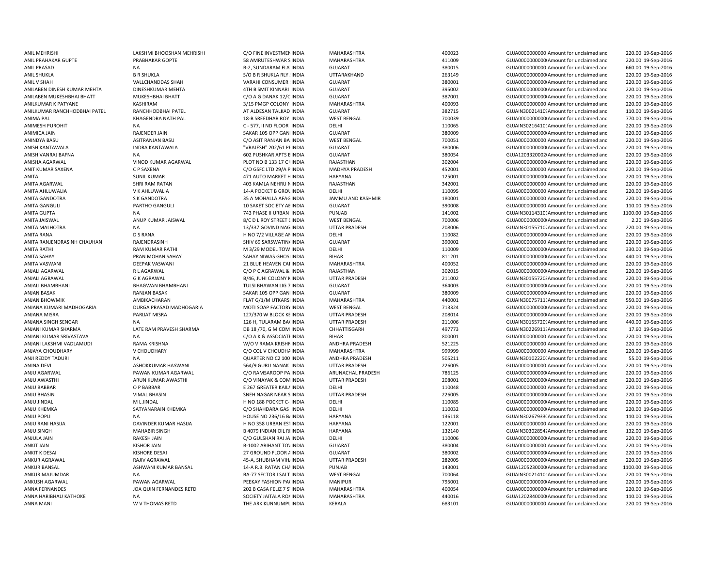| | | | | | | | | | |
|---|---|---|---|---|---|---|---|---|---|
| ANIL MEHRISHI | LAKSHMI BHOOSHAN MEHRISHI | C/O FINE INVESTMEN INDIA | | MAHARASHTRA | 400023 | GUJA0000000000 Amount for unclaimed and | | 220.00 | 19-Sep-2016 |
| ANIL PRAHAKAR GUPTE | PRABHAKAR GOPTE | 58 AMRUTESHWAR S INDIA | | MAHARASHTRA | 411009 | GUJA0000000000 Amount for unclaimed and | | 220.00 | 19-Sep-2016 |
| ANIL PRASAD | NA | B-2, SUNDARAM FLA INDIA | | GUJARAT | 380015 | GUJA0000000000 Amount for unclaimed and | | 660.00 | 19-Sep-2016 |
| ANIL SHUKLA | B R SHUKLA | S/O B R SHUKLA RLY INDIA | | UTTARAKHAND | 263149 | GUJA0000000000 Amount for unclaimed and | | 220.00 | 19-Sep-2016 |
| ANIL V SHAH | VALLCHANDDAS SHAH | VARAHI CONSUMER INDIA | | GUJARAT | 380001 | GUJA0000000000 Amount for unclaimed and | | 220.00 | 19-Sep-2016 |
| ANILABEN DINESH KUMAR MEHTA | DINESHKUMAR MEHTA | 4TH B SMIT KINNARI INDIA | | GUJARAT | 395002 | GUJA0000000000 Amount for unclaimed and | | 220.00 | 19-Sep-2016 |
| ANILABEN MUKESHBHAI BHATT | MUKESHBHAI BHATT | C/O A G DANAK 12/C INDIA | | GUJARAT | 387001 | GUJA0000000000 Amount for unclaimed and | | 220.00 | 19-Sep-2016 |
| ANILKUMAR K PATYANE | KASHIRAM | 3/15 PMGP COLONY INDIA | | MAHARASHTRA | 400093 | GUJA0000000000 Amount for unclaimed and | | 220.00 | 19-Sep-2016 |
| ANILKUMAR RANCHHODBHAI PATEL | RANCHHODBHAI PATEL | AT ALDESAN TALKAD INDIA | | GUJARAT | 382715 | GUJAIN30021410 Amount for unclaimed and | | 110.00 | 19-Sep-2016 |
| ANIMA PAL | KHAGENDRA NATH PAL | 18-B SREEDHAR ROY INDIA | | WEST BENGAL | 700039 | GUJA0000000000 Amount for unclaimed and | | 770.00 | 19-Sep-2016 |
| ANIMESH PUROHIT | NA | C - 577, II ND FLOOR INDIA | | DELHI | 110065 | GUJAIN30216410 Amount for unclaimed and | | 220.00 | 19-Sep-2016 |
| ANIMICA JAIN | RAJENDER JAIN | SAKAR 105 OPP GAN INDIA | | GUJARAT | 380009 | GUJA0000000000 Amount for unclaimed and | | 220.00 | 19-Sep-2016 |
| ANINDYA BASU | ASITRANJAN BASU | C/O ASIT RANJAN BA INDIA | | WEST BENGAL | 700051 | GUJA0000000000 Amount for unclaimed and | | 220.00 | 19-Sep-2016 |
| ANISH KANTAWALA | INDRA KANTAWALA | "VRAJESH" 202/61 P INDIA | | GUJARAT | 380006 | GUJA0000000000 Amount for unclaimed and | | 220.00 | 19-Sep-2016 |
| ANISH VANRAJ BAFNA | NA | 602 PUSHKAR APTS B INDIA | | GUJARAT | 380054 | GUJA1203320002 Amount for unclaimed and | | 220.00 | 19-Sep-2016 |
| ANISHA AGARWAL | VINOD KUMAR AGARWAL | PLOT NO B 133 17 C INDIA | | RAJASTHAN | 302004 | GUJA0000000000 Amount for unclaimed and | | 220.00 | 19-Sep-2016 |
| ANIT KUMAR SAXENA | C P SAXENA | C/O GSFC LTD 29/A P INDIA | | MADHYA PRADESH | 452001 | GUJA0000000000 Amount for unclaimed and | | 220.00 | 19-Sep-2016 |
| ANITA | SUNIL KUMAR | 471 AUTO MARKET H INDIA | | HARYANA | 125001 | GUJA0000000000 Amount for unclaimed and | | 220.00 | 19-Sep-2016 |
| ANITA AGARWAL | SHRI RAM RATAN | 403 KAMLA NEHRU N INDIA | | RAJASTHAN | 342001 | GUJA0000000000 Amount for unclaimed and | | 220.00 | 19-Sep-2016 |
| ANITA AHLUWALIA | V K AHLUWALIA | 14-A POCKET B GROU INDIA | | DELHI | 110095 | GUJA0000000000 Amount for unclaimed and | | 220.00 | 19-Sep-2016 |
| ANITA GANDOTRA | S K GANDOTRA | 35 A MOHALLA AFAG INDIA | | JAMMU AND KASHMIR | 180001 | GUJA0000000000 Amount for unclaimed and | | 220.00 | 19-Sep-2016 |
| ANITA GANGULI | PARTHO GANGULI | 10 SAKET SOCIETY AE INDIA | | GUJARAT | 390008 | GUJA0000000000 Amount for unclaimed and | | 110.00 | 19-Sep-2016 |
| ANITA GUPTA | NA | 743 PHASE II URBAN INDIA | | PUNJAB | 141002 | GUJAIN30114310 Amount for unclaimed and | | 1100.00 | 19-Sep-2016 |
| ANITA JAISWAL | ANUP KUMAR JAISWAL | 8/C D L ROY STREET INDIA | | WEST BENGAL | 700006 | GUJA0000000000 Amount for unclaimed and | | 2.20 | 19-Sep-2016 |
| ANITA MALHOTRA | NA | 13/337 GOVIND NAG INDIA | | UTTAR PRADESH | 208006 | GUJAIN30155710 Amount for unclaimed and | | 220.00 | 19-Sep-2016 |
| ANITA RANA | D S RANA | H NO 7/2 VILLAGE AN INDIA | | DELHI | 110082 | GUJA0000000000 Amount for unclaimed and | | 220.00 | 19-Sep-2016 |
| ANITA RANJENDRASINH CHAUHAN | RAJENDRASINH | SHIV 69 SARSWATIN INDIA | | GUJARAT | 390002 | GUJA0000000000 Amount for unclaimed and | | 220.00 | 19-Sep-2016 |
| ANITA RATHI | RAM KUMAR RATHI | M 3/29 MODEL TOW INDIA | | DELHI | 110009 | GUJA0000000000 Amount for unclaimed and | | 330.00 | 19-Sep-2016 |
| ANITA SAHAY | PRAN MOHAN SAHAY | SAHAY NIWAS GHOSI INDIA | | BIHAR | 811201 | GUJA0000000000 Amount for unclaimed and | | 440.00 | 19-Sep-2016 |
| ANITA VASWANI | DEEPAK VASWANI | 21 BLUE HEAVEN CAF INDIA | | MAHARASHTRA | 400052 | GUJA0000000000 Amount for unclaimed and | | 220.00 | 19-Sep-2016 |
| ANJALI AGARWAL | R L AGARWAL | C/O P C AGRAWAL & INDIA | | RAJASTHAN | 302015 | GUJA0000000000 Amount for unclaimed and | | 220.00 | 19-Sep-2016 |
| ANJALI AGRAWAL | G K AGRAWAL | B/46, JUHI COLONY N INDIA | | UTTAR PRADESH | 211002 | GUJAIN30155720 Amount for unclaimed and | | 220.00 | 19-Sep-2016 |
| ANJALI BHAMBHANI | BHAGWAN BHAMBHANI | TULSI BHAWAN LIG 7 INDIA | | GUJARAT | 364003 | GUJA0000000000 Amount for unclaimed and | | 220.00 | 19-Sep-2016 |
| ANJAN BASAK | RANJAN BASAK | SAKAR 105 OPP GAN INDIA | | GUJARAT | 380009 | GUJA0000000000 Amount for unclaimed and | | 220.00 | 19-Sep-2016 |
| ANJAN BHOWMIK | AMBIKACHARAN | FLAT G/1/M UTKARSI INDIA | | MAHARASHTRA | 440001 | GUJAIN30075711 Amount for unclaimed and | | 550.00 | 19-Sep-2016 |
| ANJANA KUMARI MADHOGARIA | DURGA PRASAD MADHOGARIA | MOTI SOAP FACTORY INDIA | | WEST BENGAL | 713324 | GUJA0000000000 Amount for unclaimed and | | 220.00 | 19-Sep-2016 |
| ANJANA MISRA | PARIJAT MISRA | 127/370 W BLOCK KE INDIA | | UTTAR PRADESH | 208014 | GUJA0000000000 Amount for unclaimed and | | 220.00 | 19-Sep-2016 |
| ANJANA SINGH SENGAR | NA | 126 H, TULARAM BAG INDIA | | UTTAR PRADESH | 211006 | GUJAIN30155720 Amount for unclaimed and | | 440.00 | 19-Sep-2016 |
| ANJANI KUMAR SHARMA | LATE RAM PRAVESH SHARMA | DB 18 /70, G M COM INDIA | | CHHATTISGARH | 497773 | GUJAIN30226911 Amount for unclaimed and | | 17.60 | 19-Sep-2016 |
| ANJANI KUMAR SRIVASTAVA | NA | C/O A K & ASSOCIATE INDIA | | BIHAR | 800001 | GUJA0000000000 Amount for unclaimed and | | 220.00 | 19-Sep-2016 |
| ANJANI LAKSHMI VADLAMUDI | RAMA KRISHNA | W/O V RAMA KRISHN INDIA | | ANDHRA PRADESH | 521225 | GUJA0000000000 Amount for unclaimed and | | 220.00 | 19-Sep-2016 |
| ANJAYA CHOUDHARY | V CHOUDHARY | C/O COL V CHOUDHA INDIA | | MAHARASHTRA | 999999 | GUJA0000000000 Amount for unclaimed and | | 220.00 | 19-Sep-2016 |
| ANJI REDDY TADURI | NA | QUARTER NO C2 100 INDIA | | ANDHRA PRADESH | 505211 | GUJAIN30102220 Amount for unclaimed and | | 55.00 | 19-Sep-2016 |
| ANJNA DEVI | ASHOKKUMAR HASWANI | 564/9 GURU NANAK INDIA | | UTTAR PRADESH | 226005 | GUJA0000000000 Amount for unclaimed and | | 220.00 | 19-Sep-2016 |
| ANJU AGARWAL | PAWAN KUMAR AGARWAL | C/O RAMSAROOP PA INDIA | | ARUNACHAL PRADESH | 786125 | GUJA0000000000 Amount for unclaimed and | | 220.00 | 19-Sep-2016 |
| ANJU AWASTHI | ARUN KUMAR AWASTHI | C/O VINAYAK & COM INDIA | | UTTAR PRADESH | 208001 | GUJA0000000000 Amount for unclaimed and | | 220.00 | 19-Sep-2016 |
| ANJU BABBAR | O P BABBAR | E 267 GREATER KAIL INDIA | | DELHI | 110048 | GUJA0000000000 Amount for unclaimed and | | 220.00 | 19-Sep-2016 |
| ANJU BHASIN | VIMAL BHASIN | SNEH NAGAR NEAR S INDIA | | UTTAR PRADESH | 226005 | GUJA0000000000 Amount for unclaimed and | | 220.00 | 19-Sep-2016 |
| ANJU JINDAL | M L JINDAL | H NO 188 POCKET C- INDIA | | DELHI | 110085 | GUJA0000000000 Amount for unclaimed and | | 220.00 | 19-Sep-2016 |
| ANJU KHEMKA | SATYANARAIN KHEMKA | C/O SHAHDARA GAS INDIA | | DELHI | 110032 | GUJA0000000000 Amount for unclaimed and | | 220.00 | 19-Sep-2016 |
| ANJU POPLI | NA | HOUSE NO 236/16 B INDIA | | HARYANA | 136118 | GUJAIN30267933 Amount for unclaimed and | | 110.00 | 19-Sep-2016 |
| ANJU RANI HASIJA | DAVINDER KUMAR HASIJA | H NO 358 URBAN EST INDIA | | HARYANA | 122001 | GUJA0000000000 Amount for unclaimed and | | 220.00 | 19-Sep-2016 |
| ANJU SINGH | MAHABIR SINGH | B 4079 INDIAN OIL R INDIA | | HARYANA | 132140 | GUJAIN30302854 Amount for unclaimed and | | 132.00 | 19-Sep-2016 |
| ANJULA JAIN | RAKESH JAIN | C/O GULSHAN RAI JA INDIA | | DELHI | 110006 | GUJA0000000000 Amount for unclaimed and | | 220.00 | 19-Sep-2016 |
| ANKIT JAIN | KISHOR JAIN | B-1002 ARIHANT TOV INDIA | | GUJARAT | 380004 | GUJA0000000000 Amount for unclaimed and | | 220.00 | 19-Sep-2016 |
| ANKIT K DESAI | KISHORE DESAI | 27 GROUND FLOOR A INDIA | | GUJARAT | 380002 | GUJA0000000000 Amount for unclaimed and | | 220.00 | 19-Sep-2016 |
| ANKUR AGRAWAL | RAJIV AGRAWAL | 45-A, SHUBHAM VIH INDIA | | UTTAR PRADESH | 282005 | GUJA0000000000 Amount for unclaimed and | | 220.00 | 19-Sep-2016 |
| ANKUR BANSAL | ASHWANI KUMAR BANSAL | 14-A R.B. RATAN CHA INDIA | | PUNJAB | 143001 | GUJA1205230000 Amount for unclaimed and | | 1100.00 | 19-Sep-2016 |
| ANKUR MAJUMDAR | NA | BA-77 SECTOR I SALT INDIA | | WEST BENGAL | 700064 | GUJAIN30021410 Amount for unclaimed and | | 220.00 | 19-Sep-2016 |
| ANKUSH AGARWAL | PAWAN AGARWAL | PEEKAY FASHION PA INDIA | | MANIPUR | 795001 | GUJA0000000000 Amount for unclaimed and | | 220.00 | 19-Sep-2016 |
| ANNA FERNANDES | JOA QUIN FERNANDES RETD | 202 B CASA FELIZ 7 S INDIA | | MAHARASHTRA | 400054 | GUJA0000000000 Amount for unclaimed and | | 220.00 | 19-Sep-2016 |
| ANNA HARIBHAU KATHOKE | NA | SOCIETY JAITALA RO INDIA | | MAHARASHTRA | 440016 | GUJA1202840000 Amount for unclaimed and | | 110.00 | 19-Sep-2016 |
| ANNA MANI | W V THOMAS RETD | THE ARK KUNNUMPU INDIA | | KERALA | 683101 | GUJA0000000000 Amount for unclaimed and | | 220.00 | 19-Sep-2016 |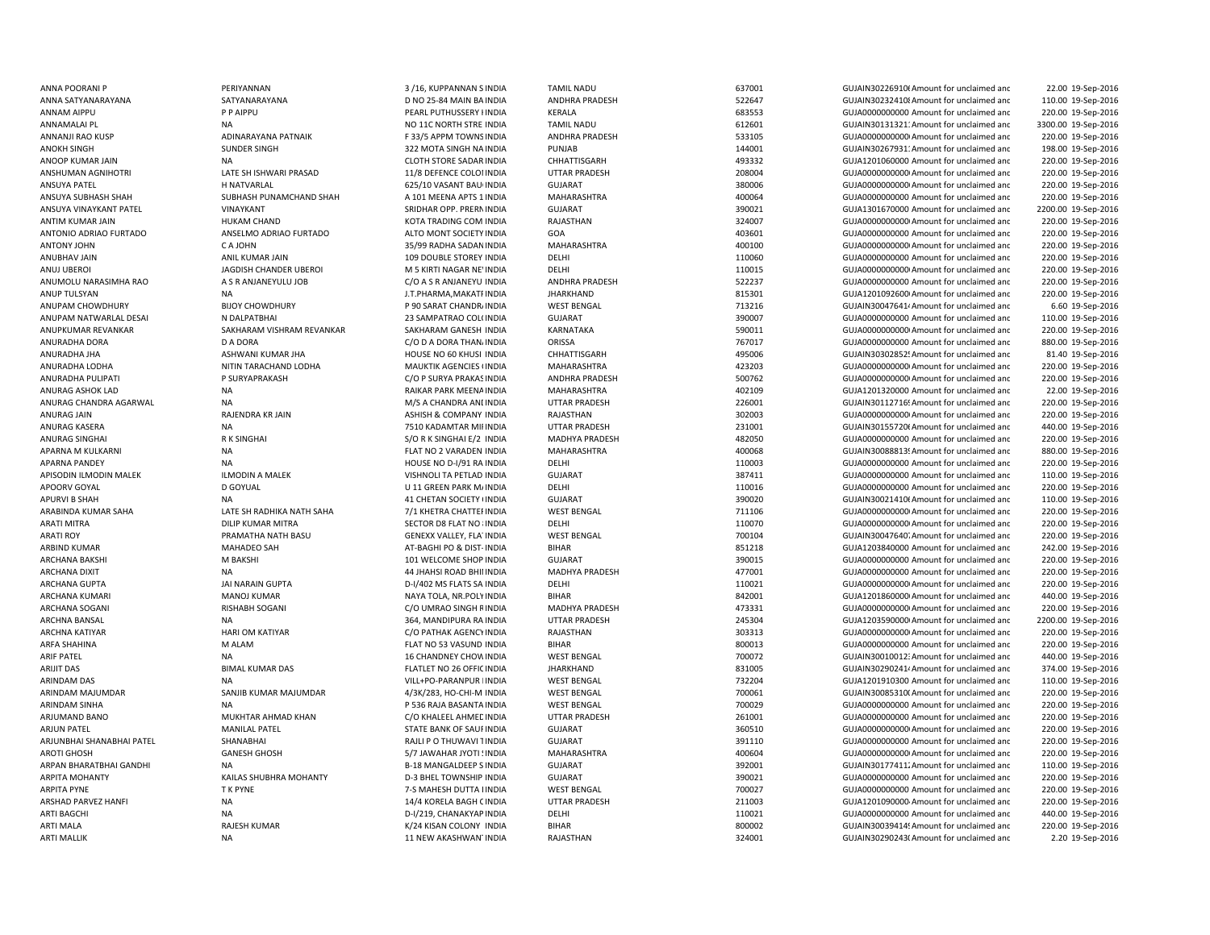| | | | | | | | | | |
|---|---|---|---|---|---|---|---|---|---|
| ANNA POORANI P | PERIYANNAN | 3 /16, KUPPANNAN S INDIA | TAMIL NADU | 637001 | GUJAIN30226910( Amount for unclaimed and | 22.00 | 19-Sep-2016 |
| ANNA SATYANARAYANA | SATYANARAYANA | D NO 25-84 MAIN BA INDIA | ANDHRA PRADESH | 522647 | GUJAIN30232410! Amount for unclaimed and | 110.00 | 19-Sep-2016 |
| ANNAM AIPPU | P P AIPPU | PEARL PUTHUSSERY I INDIA | KERALA | 683553 | GUJA0000000000 Amount for unclaimed and | 220.00 | 19-Sep-2016 |
| ANNAMALAI PL | NA | NO 11C NORTH STRE INDIA | TAMIL NADU | 612601 | GUJAIN30131321: Amount for unclaimed and | 3300.00 | 19-Sep-2016 |
| ANNANJI RAO KUSP | ADINARAYANA PATNAIK | F 33/5 APPM TOWNS INDIA | ANDHRA PRADESH | 533105 | GUJA0000000000 Amount for unclaimed and | 220.00 | 19-Sep-2016 |
| ANOKH SINGH | SUNDER SINGH | 322 MOTA SINGH NA INDIA | PUNJAB | 144001 | GUJAIN30267931: Amount for unclaimed and | 198.00 | 19-Sep-2016 |
| ANOOP KUMAR JAIN | NA | CLOTH STORE SADAR INDIA | CHHATTISGARH | 493332 | GUJA1201060000 Amount for unclaimed and | 220.00 | 19-Sep-2016 |
| ANSHUMAN AGNIHOTRI | LATE SH ISHWARI PRASAD | 11/8 DEFENCE COLOI INDIA | UTTAR PRADESH | 208004 | GUJA0000000000 Amount for unclaimed and | 220.00 | 19-Sep-2016 |
| ANSUYA PATEL | H NATVARLAL | 625/10 VASANT BAU INDIA | GUJARAT | 380006 | GUJA0000000000 Amount for unclaimed and | 220.00 | 19-Sep-2016 |
| ANSUYA SUBHASH SHAH | SUBHASH PUNAMCHAND SHAH | A 101 MEENA APTS 1 INDIA | MAHARASHTRA | 400064 | GUJA0000000000 Amount for unclaimed and | 220.00 | 19-Sep-2016 |
| ANSUYA VINAYKANT PATEL | VINAYKANT | SRIDHAR OPP. PRERN INDIA | GUJARAT | 390021 | GUJA1301670000 Amount for unclaimed and | 2200.00 | 19-Sep-2016 |
| ANTIM KUMAR JAIN | HUKAM CHAND | KOTA TRADING COM INDIA | RAJASTHAN | 324007 | GUJA0000000000 Amount for unclaimed and | 220.00 | 19-Sep-2016 |
| ANTONIO ADRIAO FURTADO | ANSELMO ADRIAO FURTADO | ALTO MONT SOCIETY INDIA | GOA | 403601 | GUJA0000000000 Amount for unclaimed and | 220.00 | 19-Sep-2016 |
| ANTONY JOHN | C A JOHN | 35/99 RADHA SADAN INDIA | MAHARASHTRA | 400100 | GUJA0000000000 Amount for unclaimed and | 220.00 | 19-Sep-2016 |
| ANUBHAV JAIN | ANIL KUMAR JAIN | 109 DOUBLE STOREY INDIA | DELHI | 110060 | GUJA0000000000 Amount for unclaimed and | 220.00 | 19-Sep-2016 |
| ANUJ UBEROI | JAGDISH CHANDER UBEROI | M 5 KIRTI NAGAR NE' INDIA | DELHI | 110015 | GUJA0000000000 Amount for unclaimed and | 220.00 | 19-Sep-2016 |
| ANUMOLU NARASIMHA RAO | A S R ANJANEYULU JOB | C/O A S R ANJANEYU INDIA | ANDHRA PRADESH | 522237 | GUJA0000000000 Amount for unclaimed and | 220.00 | 19-Sep-2016 |
| ANUP TULSYAN | NA | J.T.PHARMA,MAKATI INDIA | JHARKHAND | 815301 | GUJA1201092600 Amount for unclaimed and | 220.00 | 19-Sep-2016 |
| ANUPAM CHOWDHURY | BIJOY CHOWDHURY | P 90 SARAT CHANDR. INDIA | WEST BENGAL | 713216 | GUJAIN30047641 Amount for unclaimed and | 6.60 | 19-Sep-2016 |
| ANUPAM NATWARLAL DESAI | N DALPATBHAI | 23 SAMPATRAO COL( INDIA | GUJARAT | 390007 | GUJA0000000000 Amount for unclaimed and | 110.00 | 19-Sep-2016 |
| ANUPKUMAR REVANKAR | SAKHARAM VISHRAM REVANKAR | SAKHARAM GANESH INDIA | KARNATAKA | 590011 | GUJA0000000000 Amount for unclaimed and | 220.00 | 19-Sep-2016 |
| ANURADHA DORA | D A DORA | C/O D A DORA THAN, INDIA | ORISSA | 767017 | GUJA0000000000 Amount for unclaimed and | 880.00 | 19-Sep-2016 |
| ANURADHA JHA | ASHWANI KUMAR JHA | HOUSE NO 60 KHUSI INDIA | CHHATTISGARH | 495006 | GUJAIN30302852! Amount for unclaimed and | 81.40 | 19-Sep-2016 |
| ANURADHA LODHA | NITIN TARACHAND LODHA | MAUKTIK AGENCIES ( INDIA | MAHARASHTRA | 423203 | GUJA0000000000 Amount for unclaimed and | 220.00 | 19-Sep-2016 |
| ANURADHA PULIPATI | P SURYAPRAKASH | C/O P SURYA PRAKAS INDIA | ANDHRA PRADESH | 500762 | GUJA0000000000 Amount for unclaimed and | 220.00 | 19-Sep-2016 |
| ANURAG ASHOK LAD | NA | RAIKAR PARK MEENA INDIA | MAHARASHTRA | 402109 | GUJA1201320000 Amount for unclaimed and | 22.00 | 19-Sep-2016 |
| ANURAG CHANDRA AGARWAL | NA | M/S A CHANDRA ANI INDIA | UTTAR PRADESH | 226001 | GUJAIN30112716! Amount for unclaimed and | 220.00 | 19-Sep-2016 |
| ANURAG JAIN | RAJENDRA KR JAIN | ASHISH & COMPANY INDIA | RAJASTHAN | 302003 | GUJA0000000000 Amount for unclaimed and | 220.00 | 19-Sep-2016 |
| ANURAG KASERA | NA | 7510 KADAMTAR MII INDIA | UTTAR PRADESH | 231001 | GUJAIN30155720( Amount for unclaimed and | 440.00 | 19-Sep-2016 |
| ANURAG SINGHAI | R K SINGHAI | S/O R K SINGHAI E/2 INDIA | MADHYA PRADESH | 482050 | GUJA0000000000 Amount for unclaimed and | 220.00 | 19-Sep-2016 |
| APARNA M KULKARNI | NA | FLAT NO 2 VARADEN INDIA | MAHARASHTRA | 400068 | GUJAIN30088813! Amount for unclaimed and | 880.00 | 19-Sep-2016 |
| APARNA PANDEY | NA | HOUSE NO D-I/91 RA INDIA | DELHI | 110003 | GUJA0000000000 Amount for unclaimed and | 220.00 | 19-Sep-2016 |
| APISODIN ILMODIN MALEK | ILMODIN A MALEK | VISHNOLI TA PETLAD INDIA | GUJARAT | 387411 | GUJA0000000000 Amount for unclaimed and | 110.00 | 19-Sep-2016 |
| APOORV GOYAL | D GOYUAL | U 11 GREEN PARK M. INDIA | DELHI | 110016 | GUJA0000000000 Amount for unclaimed and | 220.00 | 19-Sep-2016 |
| APURVI B SHAH | NA | 41 CHETAN SOCIETY ( INDIA | GUJARAT | 390020 | GUJAIN30021410( Amount for unclaimed and | 110.00 | 19-Sep-2016 |
| ARABINDA KUMAR SAHA | LATE SH RADHIKA NATH SAHA | 7/1 KHETRA CHATTEI INDIA | WEST BENGAL | 711106 | GUJA0000000000 Amount for unclaimed and | 220.00 | 19-Sep-2016 |
| ARATI MITRA | DILIP KUMAR MITRA | SECTOR D8 FLAT NO : INDIA | DELHI | 110070 | GUJA0000000000 Amount for unclaimed and | 220.00 | 19-Sep-2016 |
| ARATI ROY | PRAMATHA NATH BASU | GENEXX VALLEY, FLA' INDIA | WEST BENGAL | 700104 | GUJAIN30047640: Amount for unclaimed and | 220.00 | 19-Sep-2016 |
| ARBIND KUMAR | MAHADEO SAH | AT-BAGHI PO & DIST- INDIA | BIHAR | 851218 | GUJA1203840000 Amount for unclaimed and | 242.00 | 19-Sep-2016 |
| ARCHANA BAKSHI | M BAKSHI | 101 WELCOME SHOP INDIA | GUJARAT | 390015 | GUJA0000000000 Amount for unclaimed and | 220.00 | 19-Sep-2016 |
| ARCHANA DIXIT | NA | 44 JHAHSI ROAD BHII INDIA | MADHYA PRADESH | 477001 | GUJA0000000000 Amount for unclaimed and | 220.00 | 19-Sep-2016 |
| ARCHANA GUPTA | JAI NARAIN GUPTA | D-I/402 MS FLATS SA INDIA | DELHI | 110021 | GUJA0000000000 Amount for unclaimed and | 220.00 | 19-Sep-2016 |
| ARCHANA KUMARI | MANOJ KUMAR | NAYA TOLA, NR.POLY INDIA | BIHAR | 842001 | GUJA1201860000 Amount for unclaimed and | 440.00 | 19-Sep-2016 |
| ARCHANA SOGANI | RISHABH SOGANI | C/O UMRAO SINGH R INDIA | MADHYA PRADESH | 473331 | GUJA0000000000 Amount for unclaimed and | 220.00 | 19-Sep-2016 |
| ARCHNA BANSAL | NA | 364, MANDIPURA RA INDIA | UTTAR PRADESH | 245304 | GUJA1203590000 Amount for unclaimed and | 2200.00 | 19-Sep-2016 |
| ARCHNA KATIYAR | HARI OM KATIYAR | C/O PATHAK AGENCY INDIA | RAJASTHAN | 303313 | GUJA0000000000 Amount for unclaimed and | 220.00 | 19-Sep-2016 |
| ARFA SHAHINA | M ALAM | FLAT NO 53 VASUND INDIA | BIHAR | 800013 | GUJA0000000000 Amount for unclaimed and | 220.00 | 19-Sep-2016 |
| ARIF PATEL | NA | 16 CHANDNEY CHOW INDIA | WEST BENGAL | 700072 | GUJAIN30010012: Amount for unclaimed and | 440.00 | 19-Sep-2016 |
| ARIJIT DAS | BIMAL KUMAR DAS | FLATLET NO 26 OFFIC INDIA | JHARKHAND | 831005 | GUJAIN30290241 Amount for unclaimed and | 374.00 | 19-Sep-2016 |
| ARINDAM DAS | NA | VILL+PO-PARANPUR I INDIA | WEST BENGAL | 732204 | GUJA1201910300 Amount for unclaimed and | 110.00 | 19-Sep-2016 |
| ARINDAM MAJUMDAR | SANJIB KUMAR MAJUMDAR | 4/3K/283, HO-CHI-M INDIA | WEST BENGAL | 700061 | GUJAIN30085310( Amount for unclaimed and | 220.00 | 19-Sep-2016 |
| ARINDAM SINHA | NA | P 536 RAJA BASANTA INDIA | WEST BENGAL | 700029 | GUJA0000000000 Amount for unclaimed and | 220.00 | 19-Sep-2016 |
| ARJUMAND BANO | MUKHTAR AHMAD KHAN | C/O KHALEEL AHMED INDIA | UTTAR PRADESH | 261001 | GUJA0000000000 Amount for unclaimed and | 220.00 | 19-Sep-2016 |
| ARJUN PATEL | MANILAL PATEL | STATE BANK OF SAUF INDIA | GUJARAT | 360510 | GUJA0000000000 Amount for unclaimed and | 220.00 | 19-Sep-2016 |
| ARJUNBHAI SHANABHAI PATEL | SHANABHAI | RAJLI P O THUWAVI T INDIA | GUJARAT | 391110 | GUJA0000000000 Amount for unclaimed and | 220.00 | 19-Sep-2016 |
| AROTI GHOSH | GANESH GHOSH | 5/7 JAWAHAR JYOTI : INDIA | MAHARASHTRA | 400604 | GUJA0000000000 Amount for unclaimed and | 220.00 | 19-Sep-2016 |
| ARPAN BHARATBHAI GANDHI | NA | B-18 MANGALDEEP S INDIA | GUJARAT | 392001 | GUJAIN30177411: Amount for unclaimed and | 110.00 | 19-Sep-2016 |
| ARPITA MOHANTY | KAILAS SHUBHRA MOHANTY | D-3 BHEL TOWNSHIP INDIA | GUJARAT | 390021 | GUJA0000000000 Amount for unclaimed and | 220.00 | 19-Sep-2016 |
| ARPITA PYNE | T K PYNE | 7-S MAHESH DUTTA I INDIA | WEST BENGAL | 700027 | GUJA0000000000 Amount for unclaimed and | 220.00 | 19-Sep-2016 |
| ARSHAD PARVEZ HANFI | NA | 14/4 KORELA BAGH C INDIA | UTTAR PRADESH | 211003 | GUJA1201090000 Amount for unclaimed and | 220.00 | 19-Sep-2016 |
| ARTI BAGCHI | NA | D-I/219, CHANAKYAP INDIA | DELHI | 110021 | GUJA0000000000 Amount for unclaimed and | 440.00 | 19-Sep-2016 |
| ARTI MALA | RAJESH KUMAR | K/24 KISAN COLONY INDIA | BIHAR | 800002 | GUJAIN30039414! Amount for unclaimed and | 220.00 | 19-Sep-2016 |
| ARTI MALLIK | NA | 11 NEW AKASHWAN' INDIA | RAJASTHAN | 324001 | GUJAIN30290243( Amount for unclaimed and | 2.20 | 19-Sep-2016 |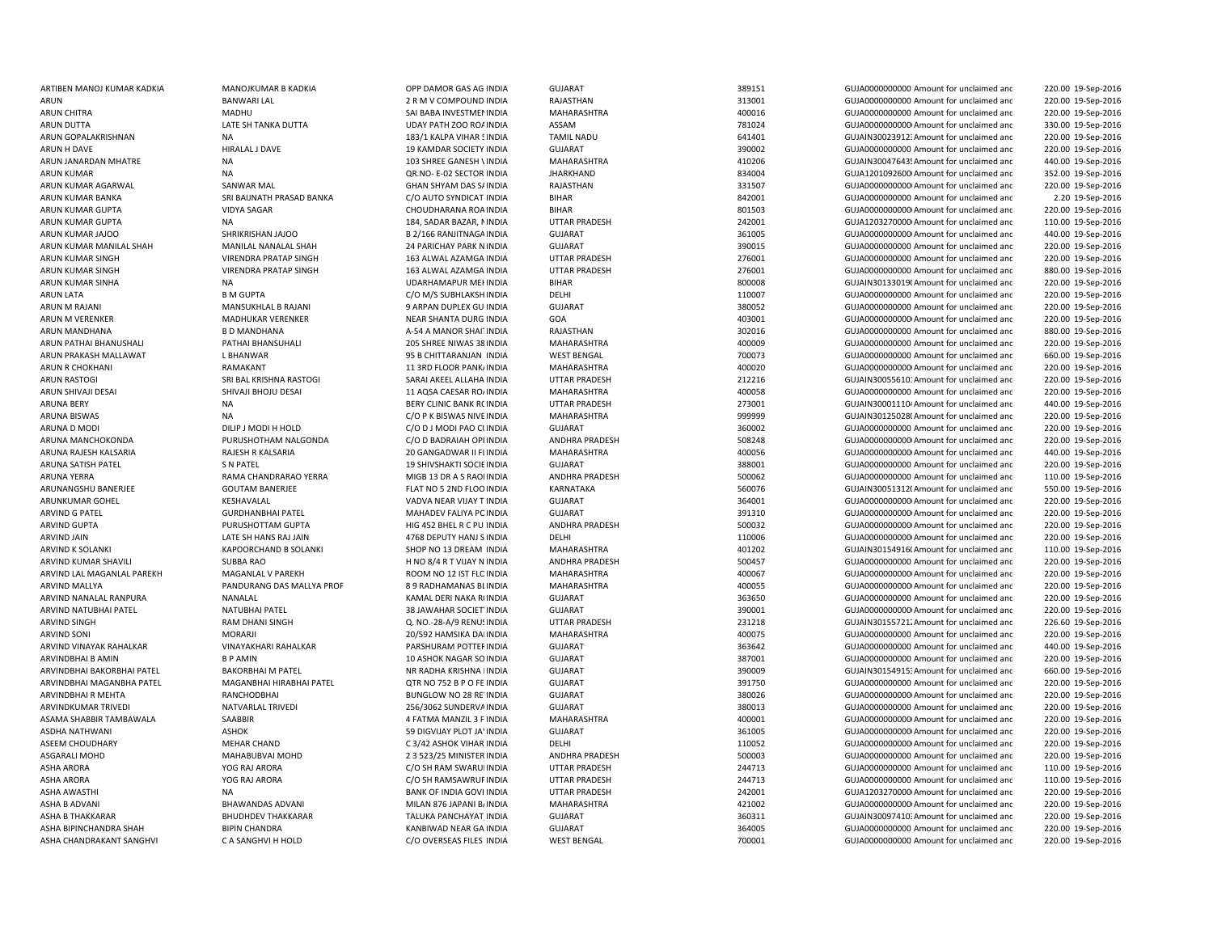| | | | | | | | | | |
|---|---|---|---|---|---|---|---|---|---|
| ARTIBEN MANOJ KUMAR KADKIA | MANOJKUMAR B KADKIA | OPP DAMOR GAS AG INDIA | GUJARAT | 389151 | GUJA0000000000 | Amount for unclaimed and | 220.00 | 19-Sep-2016 |
| ARUN | BANWARI LAL | 2 R M V COMPOUND INDIA | RAJASTHAN | 313001 | GUJA0000000000 | Amount for unclaimed and | 220.00 | 19-Sep-2016 |
| ARUN CHITRA | MADHU | SAI BABA INVESTMEI INDIA | MAHARASHTRA | 400016 | GUJA0000000000 | Amount for unclaimed and | 220.00 | 19-Sep-2016 |
| ARUN DUTTA | LATE SH TANKA DUTTA | UDAY PATH ZOO RO/ INDIA | ASSAM | 781024 | GUJA0000000000 | Amount for unclaimed and | 330.00 | 19-Sep-2016 |
| ARUN GOPALAKRISHNAN | NA | 183/1 KALPA VIHAR ! INDIA | TAMIL NADU | 641401 | GUJAIN30023912: | Amount for unclaimed and | 220.00 | 19-Sep-2016 |
| ARUN H DAVE | HIRALAL J DAVE | 19 KAMDAR SOCIETY INDIA | GUJARAT | 390002 | GUJA0000000000 | Amount for unclaimed and | 220.00 | 19-Sep-2016 |
| ARUN JANARDAN MHATRE | NA | 103 SHREE GANESH \ INDIA | MAHARASHTRA | 410206 | GUJAIN30047643! | Amount for unclaimed and | 440.00 | 19-Sep-2016 |
| ARUN KUMAR | NA | QR.NO- E-02 SECTOR INDIA | JHARKHAND | 834004 | GUJA1201092600 | Amount for unclaimed and | 352.00 | 19-Sep-2016 |
| ARUN KUMAR AGARWAL | SANWAR MAL | GHAN SHYAM DAS S/ INDIA | RAJASTHAN | 331507 | GUJA0000000000 | Amount for unclaimed and | 220.00 | 19-Sep-2016 |
| ARUN KUMAR BANKA | SRI BAIJNATH PRASAD BANKA | C/O AUTO SYNDICAT INDIA | BIHAR | 842001 | GUJA0000000000 | Amount for unclaimed and | 2.20 | 19-Sep-2016 |
| ARUN KUMAR GUPTA | VIDYA SAGAR | CHOUDHARANA ROA INDIA | BIHAR | 801503 | GUJA0000000000 | Amount for unclaimed and | 220.00 | 19-Sep-2016 |
| ARUN KUMAR GUPTA | NA | 184, SADAR BAZAR, I INDIA | UTTAR PRADESH | 242001 | GUJA1203270000 | Amount for unclaimed and | 110.00 | 19-Sep-2016 |
| ARUN KUMAR JAJOO | SHRIKRISHAN JAJOO | B 2/166 RANJITNAGA INDIA | GUJARAT | 361005 | GUJA0000000000 | Amount for unclaimed and | 440.00 | 19-Sep-2016 |
| ARUN KUMAR MANILAL SHAH | MANILAL NANALAL SHAH | 24 PARICHAY PARK N INDIA | GUJARAT | 390015 | GUJA0000000000 | Amount for unclaimed and | 220.00 | 19-Sep-2016 |
| ARUN KUMAR SINGH | VIRENDRA PRATAP SINGH | 163 ALWAL AZAMGA INDIA | UTTAR PRADESH | 276001 | GUJA0000000000 | Amount for unclaimed and | 220.00 | 19-Sep-2016 |
| ARUN KUMAR SINGH | VIRENDRA PRATAP SINGH | 163 ALWAL AZAMGA INDIA | UTTAR PRADESH | 276001 | GUJA0000000000 | Amount for unclaimed and | 880.00 | 19-Sep-2016 |
| ARUN KUMAR SINHA | NA | UDARHAMAPUR MEI INDIA | BIHAR | 800008 | GUJAIN30133019( | Amount for unclaimed and | 220.00 | 19-Sep-2016 |
| ARUN LATA | B M GUPTA | C/O M/S SUBHLAKSH INDIA | DELHI | 110007 | GUJA0000000000 | Amount for unclaimed and | 220.00 | 19-Sep-2016 |
| ARUN M RAJANI | MANSUKHLAL B RAJANI | 9 ARPAN DUPLEX GU INDIA | GUJARAT | 380052 | GUJA0000000000 | Amount for unclaimed and | 220.00 | 19-Sep-2016 |
| ARUN M VERENKER | MADHUKAR VERENKER | NEAR SHANTA DURG INDIA | GOA | 403001 | GUJA0000000000 | Amount for unclaimed and | 220.00 | 19-Sep-2016 |
| ARUN MANDHANA | B D MANDHANA | A-54 A MANOR SHAI INDIA | RAJASTHAN | 302016 | GUJA0000000000 | Amount for unclaimed and | 880.00 | 19-Sep-2016 |
| ARUN PATHAI BHANUSHALI | PATHAI BHANSUHALI | 205 SHREE NIWAS 38 INDIA | MAHARASHTRA | 400009 | GUJA0000000000 | Amount for unclaimed and | 220.00 | 19-Sep-2016 |
| ARUN PRAKASH MALLAWAT | L BHANWAR | 95 B CHITTARANJAN INDIA | WEST BENGAL | 700073 | GUJA0000000000 | Amount for unclaimed and | 660.00 | 19-Sep-2016 |
| ARUN R CHOKHANI | RAMAKANT | 11 3RD FLOOR PANK/ INDIA | MAHARASHTRA | 400020 | GUJA0000000000 | Amount for unclaimed and | 220.00 | 19-Sep-2016 |
| ARUN RASTOGI | SRI BAL KRISHNA RASTOGI | SARAI AKEEL ALLAHA INDIA | UTTAR PRADESH | 212216 | GUJAIN30055610: | Amount for unclaimed and | 220.00 | 19-Sep-2016 |
| ARUN SHIVAJI DESAI | SHIVAJI BHOJU DESAI | 11 AQSA CAESAR RO/ INDIA | MAHARASHTRA | 400058 | GUJA0000000000 | Amount for unclaimed and | 220.00 | 19-Sep-2016 |
| ARUNA BERY | NA | BERY CLINIC BANK R( INDIA | UTTAR PRADESH | 273001 | GUJAIN30001110( | Amount for unclaimed and | 440.00 | 19-Sep-2016 |
| ARUNA BISWAS | NA | C/O P K BISWAS NIVE INDIA | MAHARASHTRA | 999999 | GUJAIN30125028( | Amount for unclaimed and | 220.00 | 19-Sep-2016 |
| ARUNA D MODI | DILIP J MODI H HOLD | C/O D J MODI PAO CI INDIA | GUJARAT | 360002 | GUJA0000000000 | Amount for unclaimed and | 220.00 | 19-Sep-2016 |
| ARUNA MANCHOKONDA | PURUSHOTHAM NALGONDA | C/O D BADRAIAH OPI INDIA | ANDHRA PRADESH | 508248 | GUJA0000000000 | Amount for unclaimed and | 220.00 | 19-Sep-2016 |
| ARUNA RAJESH KALSARIA | RAJESH R KALSARIA | 20 GANGADWAR II FI INDIA | MAHARASHTRA | 400056 | GUJA0000000000 | Amount for unclaimed and | 440.00 | 19-Sep-2016 |
| ARUNA SATISH PATEL | S N PATEL | 19 SHIVSHAKTI SOCIE INDIA | GUJARAT | 388001 | GUJA0000000000 | Amount for unclaimed and | 220.00 | 19-Sep-2016 |
| ARUNA YERRA | RAMA CHANDRARAO YERRA | MIGB 13 DR A S RAOI INDIA | ANDHRA PRADESH | 500062 | GUJA0000000000 | Amount for unclaimed and | 110.00 | 19-Sep-2016 |
| ARUNANGSHU BANERJEE | GOUTAM BANERJEE | FLAT NO 5 2ND FLOO INDIA | KARNATAKA | 560076 | GUJAIN30051312( | Amount for unclaimed and | 550.00 | 19-Sep-2016 |
| ARUNKUMAR GOHEL | KESHAVALAL | VADVA NEAR VIJAY T INDIA | GUJARAT | 364001 | GUJA0000000000 | Amount for unclaimed and | 220.00 | 19-Sep-2016 |
| ARVIND G PATEL | GURDHANBHAI PATEL | MAHADEV FALIYA PC INDIA | GUJARAT | 391310 | GUJA0000000000 | Amount for unclaimed and | 220.00 | 19-Sep-2016 |
| ARVIND GUPTA | PURUSHOTTAM GUPTA | HIG 452 BHEL R C PU INDIA | ANDHRA PRADESH | 500032 | GUJA0000000000 | Amount for unclaimed and | 220.00 | 19-Sep-2016 |
| ARVIND JAIN | LATE SH HANS RAJ JAIN | 4768 DEPUTY HANJ S INDIA | DELHI | 110006 | GUJA0000000000 | Amount for unclaimed and | 220.00 | 19-Sep-2016 |
| ARVIND K SOLANKI | KAPOORCHAND B SOLANKI | SHOP NO 13 DREAM INDIA | MAHARASHTRA | 401202 | GUJAIN30154916( | Amount for unclaimed and | 110.00 | 19-Sep-2016 |
| ARVIND KUMAR SHAVILI | SUBBA RAO | H NO 8/4 R T VIJAY N INDIA | ANDHRA PRADESH | 500457 | GUJA0000000000 | Amount for unclaimed and | 220.00 | 19-Sep-2016 |
| ARVIND LAL MAGANLAL PAREKH | MAGANLAL V PAREKH | ROOM NO 12 IST FLC INDIA | MAHARASHTRA | 400067 | GUJA0000000000 | Amount for unclaimed and | 220.00 | 19-Sep-2016 |
| ARVIND MALLYA | PANDURANG DAS MALLYA PROF | 8 9 RADHAMANAS BI INDIA | MAHARASHTRA | 400055 | GUJA0000000000 | Amount for unclaimed and | 220.00 | 19-Sep-2016 |
| ARVIND NANALAL RANPURA | NANALAL | KAMAL DERI NAKA R INDIA | GUJARAT | 363650 | GUJA0000000000 | Amount for unclaimed and | 220.00 | 19-Sep-2016 |
| ARVIND NATUBHAI PATEL | NATUBHAI PATEL | 38 JAWAHAR SOCIET INDIA | GUJARAT | 390001 | GUJA0000000000 | Amount for unclaimed and | 220.00 | 19-Sep-2016 |
| ARVIND SINGH | RAM DHANI SINGH | Q. NO.-28-A/9 RENU! INDIA | UTTAR PRADESH | 231218 | GUJAIN30155721: | Amount for unclaimed and | 226.60 | 19-Sep-2016 |
| ARVIND SONI | MORARJI | 20/592 HAMSIKA DA INDIA | MAHARASHTRA | 400075 | GUJA0000000000 | Amount for unclaimed and | 220.00 | 19-Sep-2016 |
| ARVIND VINAYAK RAHALKAR | VINAYAKHARI RAHALKAR | PARSHURAM POTTEI INDIA | GUJARAT | 363642 | GUJA0000000000 | Amount for unclaimed and | 440.00 | 19-Sep-2016 |
| ARVINDBHAI B AMIN | B P AMIN | 10 ASHOK NAGAR SO INDIA | GUJARAT | 387001 | GUJA0000000000 | Amount for unclaimed and | 220.00 | 19-Sep-2016 |
| ARVINDBHAI BAKORBHAI PATEL | BAKORBHAI M PATEL | NR RADHA KRISHNA I INDIA | GUJARAT | 390009 | GUJAIN30154915: | Amount for unclaimed and | 660.00 | 19-Sep-2016 |
| ARVINDBHAI MAGANBHA PATEL | MAGANBHAI HIRABHAI PATEL | QTR NO 752 B P O FE INDIA | GUJARAT | 391750 | GUJA0000000000 | Amount for unclaimed and | 220.00 | 19-Sep-2016 |
| ARVINDBHAI R MEHTA | RANCHODBHAI | BUNGLOW NO 28 RE INDIA | GUJARAT | 380026 | GUJA0000000000 | Amount for unclaimed and | 220.00 | 19-Sep-2016 |
| ARVINDKUMAR TRIVEDI | NATVARLAL TRIVEDI | 256/3062 SUNDERV/ INDIA | GUJARAT | 380013 | GUJA0000000000 | Amount for unclaimed and | 220.00 | 19-Sep-2016 |
| ASAMA SHABBIR TAMBAWALA | SAABBIR | 4 FATMA MANZIL 3 F INDIA | MAHARASHTRA | 400001 | GUJA0000000000 | Amount for unclaimed and | 220.00 | 19-Sep-2016 |
| ASDHA NATHWANI | ASHOK | 59 DIGVIJAY PLOT JA' INDIA | GUJARAT | 361005 | GUJA0000000000 | Amount for unclaimed and | 220.00 | 19-Sep-2016 |
| ASEEM CHOUDHARY | MEHAR CHAND | C 3/42 ASHOK VIHAR INDIA | DELHI | 110052 | GUJA0000000000 | Amount for unclaimed and | 220.00 | 19-Sep-2016 |
| ASGARALI MOHD | MAHABUBVAI MOHD | 2 3 523/25 MINISTER INDIA | ANDHRA PRADESH | 500003 | GUJA0000000000 | Amount for unclaimed and | 220.00 | 19-Sep-2016 |
| ASHA ARORA | YOG RAJ ARORA | C/O SH RAM SWARU INDIA | UTTAR PRADESH | 244713 | GUJA0000000000 | Amount for unclaimed and | 110.00 | 19-Sep-2016 |
| ASHA ARORA | YOG RAJ ARORA | C/O SH RAMSAWRUI INDIA | UTTAR PRADESH | 244713 | GUJA0000000000 | Amount for unclaimed and | 110.00 | 19-Sep-2016 |
| ASHA AWASTHI | NA | BANK OF INDIA GOVI INDIA | UTTAR PRADESH | 242001 | GUJA1203270000 | Amount for unclaimed and | 220.00 | 19-Sep-2016 |
| ASHA B ADVANI | BHAWANDAS ADVANI | MILAN 876 JAPANI B/ INDIA | MAHARASHTRA | 421002 | GUJA0000000000 | Amount for unclaimed and | 220.00 | 19-Sep-2016 |
| ASHA B THAKKARAR | BHUDHDEV THAKKARAR | TALUKA PANCHAYAT INDIA | GUJARAT | 360311 | GUJAIN30097410: | Amount for unclaimed and | 220.00 | 19-Sep-2016 |
| ASHA BIPINCHANDRA SHAH | BIPIN CHANDRA | KANBIWAD NEAR GA INDIA | GUJARAT | 364005 | GUJA0000000000 | Amount for unclaimed and | 220.00 | 19-Sep-2016 |
| ASHA CHANDRAKANT SANGHVI | C A SANGHVI H HOLD | C/O OVERSEAS FILES INDIA | WEST BENGAL | 700001 | GUJA0000000000 | Amount for unclaimed and | 220.00 | 19-Sep-2016 |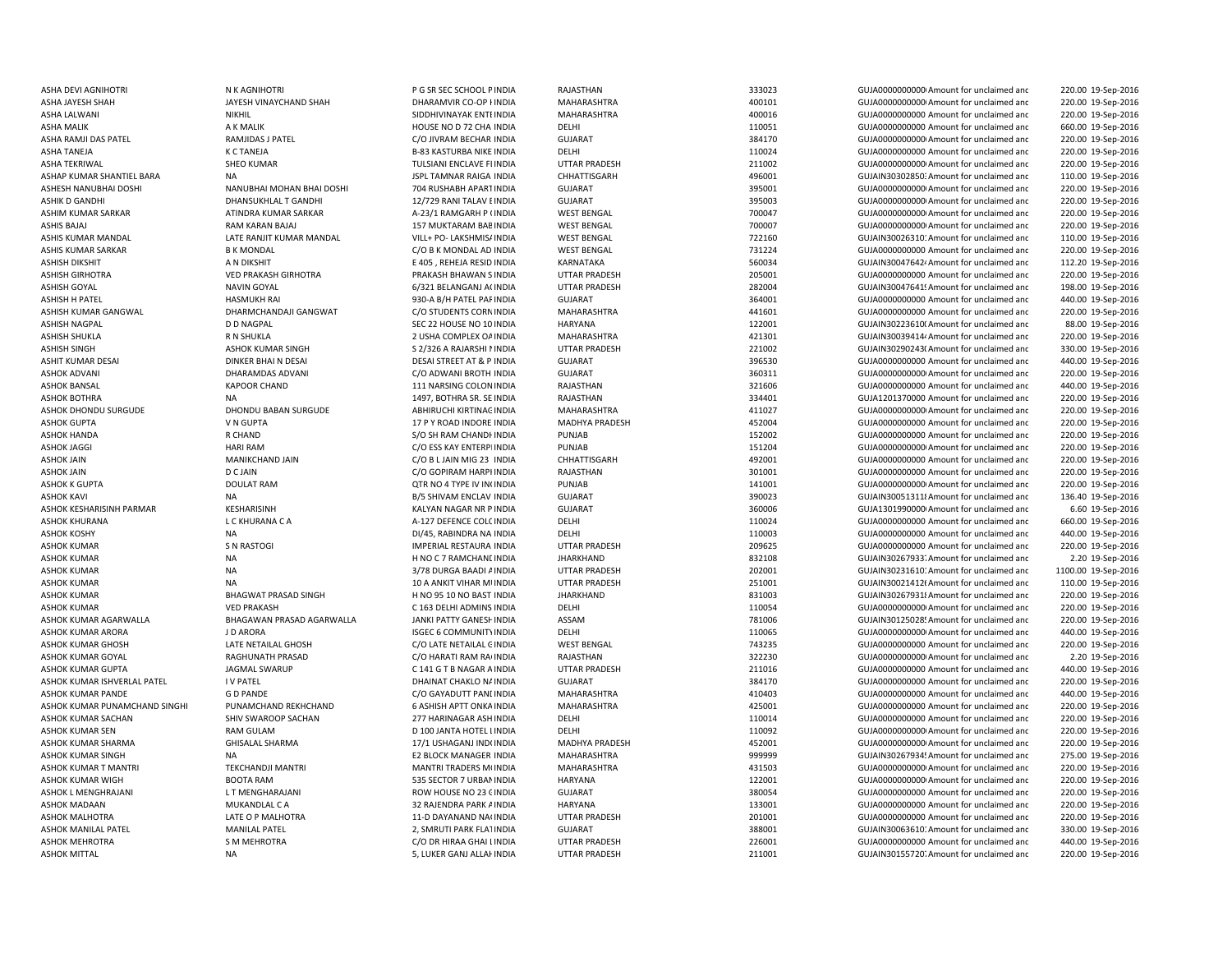| | | | | | | | | |
|---|---|---|---|---|---|---|---|---|
| ASHA DEVI AGNIHOTRI | N K AGNIHOTRI | P G SR SEC SCHOOL P INDIA | RAJASTHAN | 333023 | GUJA0000000000 Amount for unclaimed and | 220.00 | 19-Sep-2016 |
| ASHA JAYESH SHAH | JAYESH VINAYCHAND SHAH | DHARAMVIR CO-OP I INDIA | MAHARASHTRA | 400101 | GUJA0000000000 Amount for unclaimed and | 220.00 | 19-Sep-2016 |
| ASHA LALWANI | NIKHIL | SIDDHIVINAYAK ENTI INDIA | MAHARASHTRA | 400016 | GUJA0000000000 Amount for unclaimed and | 220.00 | 19-Sep-2016 |
| ASHA MALIK | A K MALIK | HOUSE NO D 72 CHA INDIA | DELHI | 110051 | GUJA0000000000 Amount for unclaimed and | 660.00 | 19-Sep-2016 |
| ASHA RAMJI DAS PATEL | RAMJIDAS J PATEL | C/O JIVRAM BECHAR INDIA | GUJARAT | 384170 | GUJA0000000000 Amount for unclaimed and | 220.00 | 19-Sep-2016 |
| ASHA TANEJA | K C TANEJA | B-83 KASTURBA NIKE INDIA | DELHI | 110024 | GUJA0000000000 Amount for unclaimed and | 220.00 | 19-Sep-2016 |
| ASHA TEKRIWAL | SHEO KUMAR | TULSIANI ENCLAVE FI INDIA | UTTAR PRADESH | 211002 | GUJA0000000000 Amount for unclaimed and | 220.00 | 19-Sep-2016 |
| ASHAP KUMAR SHANTIEL BARA | NA | JSPL TAMNAR RAIGA INDIA | CHHATTISGARH | 496001 | GUJAIN30302850 Amount for unclaimed and | 110.00 | 19-Sep-2016 |
| ASHESH NANUBHAI DOSHI | NANUBHAI MOHAN BHAI DOSHI | 704 RUSHABH APART INDIA | GUJARAT | 395001 | GUJA0000000000 Amount for unclaimed and | 220.00 | 19-Sep-2016 |
| ASHIK D GANDHI | DHANSUKHLAL T GANDHI | 12/729 RANI TALAV E INDIA | GUJARAT | 395003 | GUJA0000000000 Amount for unclaimed and | 220.00 | 19-Sep-2016 |
| ASHIM KUMAR SARKAR | ATINDRA KUMAR SARKAR | A-23/1 RAMGARH P ( INDIA | WEST BENGAL | 700047 | GUJA0000000000 Amount for unclaimed and | 220.00 | 19-Sep-2016 |
| ASHIS BAJAJ | RAM KARAN BAJAJ | 157 MUKTARAM BAE INDIA | WEST BENGAL | 700007 | GUJA0000000000 Amount for unclaimed and | 220.00 | 19-Sep-2016 |
| ASHIS KUMAR MANDAL | LATE RANJIT KUMAR MANDAL | VILL+ PO- LAKSHMIS/ INDIA | WEST BENGAL | 722160 | GUJAIN30026310 Amount for unclaimed and | 110.00 | 19-Sep-2016 |
| ASHIS KUMAR SARKAR | B K MONDAL | C/O B K MONDAL AD INDIA | WEST BENGAL | 731224 | GUJA0000000000 Amount for unclaimed and | 220.00 | 19-Sep-2016 |
| ASHISH DIKSHIT | A N DIKSHIT | E 405 , REHEJA RESID INDIA | KARNATAKA | 560034 | GUJAIN30047642 Amount for unclaimed and | 112.20 | 19-Sep-2016 |
| ASHISH GIRHOTRA | VED PRAKASH GIRHOTRA | PRAKASH BHAWAN S INDIA | UTTAR PRADESH | 205001 | GUJA0000000000 Amount for unclaimed and | 220.00 | 19-Sep-2016 |
| ASHISH GOYAL | NAVIN GOYAL | 6/321 BELANGANJ A( INDIA | UTTAR PRADESH | 282004 | GUJAIN30047641 Amount for unclaimed and | 198.00 | 19-Sep-2016 |
| ASHISH H PATEL | HASMUKH RAI | 930-A B/H PATEL PAF INDIA | GUJARAT | 364001 | GUJA0000000000 Amount for unclaimed and | 440.00 | 19-Sep-2016 |
| ASHISH KUMAR GANGWAL | DHARMCHANDAJI GANGWAT | C/O STUDENTS CORN INDIA | MAHARASHTRA | 441601 | GUJA0000000000 Amount for unclaimed and | 220.00 | 19-Sep-2016 |
| ASHISH NAGPAL | D D NAGPAL | SEC 22 HOUSE NO 10 INDIA | HARYANA | 122001 | GUJAIN30223610 Amount for unclaimed and | 88.00 | 19-Sep-2016 |
| ASHISH SHUKLA | R N SHUKLA | 2 USHA COMPLEX OA INDIA | MAHARASHTRA | 421301 | GUJAIN30039414 Amount for unclaimed and | 220.00 | 19-Sep-2016 |
| ASHISH SINGH | ASHOK KUMAR SINGH | S 2/326 A RAJARSHI N INDIA | UTTAR PRADESH | 221002 | GUJAIN30290243 Amount for unclaimed and | 330.00 | 19-Sep-2016 |
| ASHIT KUMAR DESAI | DINKER BHAI N DESAI | DESAI STREET AT & P INDIA | GUJARAT | 396530 | GUJA0000000000 Amount for unclaimed and | 440.00 | 19-Sep-2016 |
| ASHOK ADVANI | DHARAMDAS ADVANI | C/O ADWANI BROTH INDIA | GUJARAT | 360311 | GUJA0000000000 Amount for unclaimed and | 220.00 | 19-Sep-2016 |
| ASHOK BANSAL | KAPOOR CHAND | 111 NARSING COLON INDIA | RAJASTHAN | 321606 | GUJA0000000000 Amount for unclaimed and | 440.00 | 19-Sep-2016 |
| ASHOK BOTHRA | NA | 1497, BOTHRA SR. SE INDIA | RAJASTHAN | 334401 | GUJA1201370000 Amount for unclaimed and | 220.00 | 19-Sep-2016 |
| ASHOK DHONDU SURGUDE | DHONDU BABAN SURGUDE | ABHIRUCHI KIRTINAG INDIA | MAHARASHTRA | 411027 | GUJA0000000000 Amount for unclaimed and | 220.00 | 19-Sep-2016 |
| ASHOK GUPTA | V N GUPTA | 17 P Y ROAD INDORE INDIA | MADHYA PRADESH | 452004 | GUJA0000000000 Amount for unclaimed and | 220.00 | 19-Sep-2016 |
| ASHOK HANDA | R CHAND | S/O SH RAM CHANDI INDIA | PUNJAB | 152002 | GUJA0000000000 Amount for unclaimed and | 220.00 | 19-Sep-2016 |
| ASHOK JAGGI | HARI RAM | C/O ESS KAY ENTERP INDIA | PUNJAB | 151204 | GUJA0000000000 Amount for unclaimed and | 220.00 | 19-Sep-2016 |
| ASHOK JAIN | MANIKCHAND JAIN | C/O B L JAIN MIG 23 INDIA | CHHATTISGARH | 492001 | GUJA0000000000 Amount for unclaimed and | 220.00 | 19-Sep-2016 |
| ASHOK JAIN | D C JAIN | C/O GOPIRAM HARPI INDIA | RAJASTHAN | 301001 | GUJA0000000000 Amount for unclaimed and | 220.00 | 19-Sep-2016 |
| ASHOK K GUPTA | DOULAT RAM | QTR NO 4 TYPE IV IN( INDIA | PUNJAB | 141001 | GUJA0000000000 Amount for unclaimed and | 220.00 | 19-Sep-2016 |
| ASHOK KAVI | NA | B/5 SHIVAM ENCLAV INDIA | GUJARAT | 390023 | GUJAIN30051311 Amount for unclaimed and | 136.40 | 19-Sep-2016 |
| ASHOK KESHARISINH PARMAR | KESHARISINH | KALYAN NAGAR NR P INDIA | GUJARAT | 360006 | GUJA1301990000 Amount for unclaimed and | 6.60 | 19-Sep-2016 |
| ASHOK KHURANA | L C KHURANA C A | A-127 DEFENCE COL( INDIA | DELHI | 110024 | GUJA0000000000 Amount for unclaimed and | 660.00 | 19-Sep-2016 |
| ASHOK KOSHY | NA | DI/45, RABINDRA NA INDIA | DELHI | 110003 | GUJA0000000000 Amount for unclaimed and | 440.00 | 19-Sep-2016 |
| ASHOK KUMAR | S N RASTOGI | IMPERIAL RESTAURA INDIA | UTTAR PRADESH | 209625 | GUJA0000000000 Amount for unclaimed and | 220.00 | 19-Sep-2016 |
| ASHOK KUMAR | NA | H NO C 7 RAMCHANE INDIA | JHARKHAND | 832108 | GUJAIN30267933 Amount for unclaimed and | 2.20 | 19-Sep-2016 |
| ASHOK KUMAR | NA | 3/78 DURGA BAADI A INDIA | UTTAR PRADESH | 202001 | GUJAIN30231610 Amount for unclaimed and | 1100.00 | 19-Sep-2016 |
| ASHOK KUMAR | NA | 10 A ANKIT VIHAR M INDIA | UTTAR PRADESH | 251001 | GUJAIN30021412 Amount for unclaimed and | 110.00 | 19-Sep-2016 |
| ASHOK KUMAR | BHAGWAT PRASAD SINGH | H NO 95 10 NO BAST INDIA | JHARKHAND | 831003 | GUJAIN30267931 Amount for unclaimed and | 220.00 | 19-Sep-2016 |
| ASHOK KUMAR | VED PRAKASH | C 163 DELHI ADMINS INDIA | DELHI | 110054 | GUJA0000000000 Amount for unclaimed and | 220.00 | 19-Sep-2016 |
| ASHOK KUMAR AGARWALLA | BHAGAWAN PRASAD AGARWALLA | JANKI PATTY GANESH INDIA | ASSAM | 781006 | GUJAIN30125028 Amount for unclaimed and | 220.00 | 19-Sep-2016 |
| ASHOK KUMAR ARORA | J D ARORA | ISGEC 6 COMMUNITY INDIA | DELHI | 110065 | GUJA0000000000 Amount for unclaimed and | 440.00 | 19-Sep-2016 |
| ASHOK KUMAR GHOSH | LATE NETAILAL GHOSH | C/O LATE NETAILAL G INDIA | WEST BENGAL | 743235 | GUJA0000000000 Amount for unclaimed and | 220.00 | 19-Sep-2016 |
| ASHOK KUMAR GOYAL | RAGHUNATH PRASAD | C/O HARATI RAM RA INDIA | RAJASTHAN | 322230 | GUJA0000000000 Amount for unclaimed and | 2.20 | 19-Sep-2016 |
| ASHOK KUMAR GUPTA | JAGMAL SWARUP | C 141 G T B NAGAR A INDIA | UTTAR PRADESH | 211016 | GUJA0000000000 Amount for unclaimed and | 440.00 | 19-Sep-2016 |
| ASHOK KUMAR ISHVERLAL PATEL | I V PATEL | DHAINAT CHAKLO N/ INDIA | GUJARAT | 384170 | GUJA0000000000 Amount for unclaimed and | 220.00 | 19-Sep-2016 |
| ASHOK KUMAR PANDE | G D PANDE | C/O GAYADUTT PANE INDIA | MAHARASHTRA | 410403 | GUJA0000000000 Amount for unclaimed and | 440.00 | 19-Sep-2016 |
| ASHOK KUMAR PUNAMCHAND SINGHI | PUNAMCHAND REKHCHAND | 6 ASHISH APTT ONKA INDIA | MAHARASHTRA | 425001 | GUJA0000000000 Amount for unclaimed and | 220.00 | 19-Sep-2016 |
| ASHOK KUMAR SACHAN | SHIV SWAROOP SACHAN | 277 HARINAGAR ASH INDIA | DELHI | 110014 | GUJA0000000000 Amount for unclaimed and | 220.00 | 19-Sep-2016 |
| ASHOK KUMAR SEN | RAM GULAM | D 100 JANTA HOTEL L INDIA | DELHI | 110092 | GUJA0000000000 Amount for unclaimed and | 220.00 | 19-Sep-2016 |
| ASHOK KUMAR SHARMA | GHISALAL SHARMA | 17/1 USHAGANJ IND( INDIA | MADHYA PRADESH | 452001 | GUJA0000000000 Amount for unclaimed and | 220.00 | 19-Sep-2016 |
| ASHOK KUMAR SINGH | NA | E2 BLOCK MANAGER INDIA | MAHARASHTRA | 999999 | GUJAIN30267934 Amount for unclaimed and | 275.00 | 19-Sep-2016 |
| ASHOK KUMAR T MANTRI | TEKCHANDJI MANTRI | MANTRI TRADERS M( INDIA | MAHARASHTRA | 431503 | GUJA0000000000 Amount for unclaimed and | 220.00 | 19-Sep-2016 |
| ASHOK KUMAR WIGH | BOOTA RAM | 535 SECTOR 7 URBAN INDIA | HARYANA | 122001 | GUJA0000000000 Amount for unclaimed and | 220.00 | 19-Sep-2016 |
| ASHOK L MENGHRAJANI | L T MENGHARAJANI | ROW HOUSE NO 23 ( INDIA | GUJARAT | 380054 | GUJA0000000000 Amount for unclaimed and | 220.00 | 19-Sep-2016 |
| ASHOK MADAAN | MUKANDLAL C A | 32 RAJENDRA PARK A INDIA | HARYANA | 133001 | GUJA0000000000 Amount for unclaimed and | 220.00 | 19-Sep-2016 |
| ASHOK MALHOTRA | LATE O P MALHOTRA | 11-D DAYANAND NA( INDIA | UTTAR PRADESH | 201001 | GUJA0000000000 Amount for unclaimed and | 220.00 | 19-Sep-2016 |
| ASHOK MANILAL PATEL | MANILAL PATEL | 2, SMRUTI PARK FLAT INDIA | GUJARAT | 388001 | GUJAIN30063610 Amount for unclaimed and | 330.00 | 19-Sep-2016 |
| ASHOK MEHROTRA | S M MEHROTRA | C/O DR HIRAA GHAI L INDIA | UTTAR PRADESH | 226001 | GUJA0000000000 Amount for unclaimed and | 440.00 | 19-Sep-2016 |
| ASHOK MITTAL | NA | 5, LUKER GANJ ALLAH INDIA | UTTAR PRADESH | 211001 | GUJAIN30155720 Amount for unclaimed and | 220.00 | 19-Sep-2016 |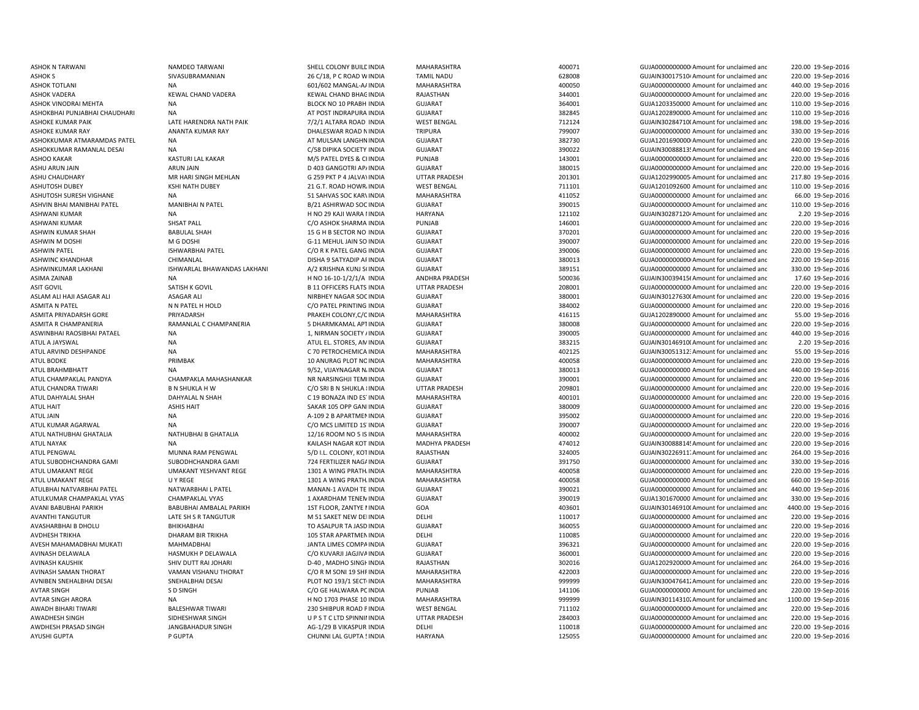| | | | | | | | | | |
|---|---|---|---|---|---|---|---|---|---|
| ASHOK N TARWANI | NAMDEO TARWANI | SHELL COLONY BUILD INDIA | MAHARASHTRA | 400071 | GUJA0000000000 Amount for unclaimed and | 220.00 | 19-Sep-2016 |
| ASHOK S | SIVASUBRAMANIAN | 26 C/18, P C ROAD W INDIA | TAMIL NADU | 628008 | GUJAIN30017510 Amount for unclaimed and | 220.00 | 19-Sep-2016 |
| ASHOK TOTLANI | NA | 601/602 MANGAL-A INDIA | MAHARASHTRA | 400050 | GUJA0000000000 Amount for unclaimed and | 440.00 | 19-Sep-2016 |
| ASHOK VADERA | KEWAL CHAND VADERA | KEWAL CHAND BHAG INDIA | RAJASTHAN | 344001 | GUJA0000000000 Amount for unclaimed and | 220.00 | 19-Sep-2016 |
| ASHOK VINODRAI MEHTA | NA | BLOCK NO 10 PRABH INDIA | GUJARAT | 364001 | GUJA1203350000 Amount for unclaimed and | 110.00 | 19-Sep-2016 |
| ASHOKBHAI PUNJABHAI CHAUDHARI | NA | AT POST INDRAPURA INDIA | GUJARAT | 382845 | GUJA1202890000 Amount for unclaimed and | 110.00 | 19-Sep-2016 |
| ASHOKE KUMAR PAIK | LATE HARENDRA NATH PAIK | 7/2/1 ALTARA ROAD INDIA | WEST BENGAL | 712124 | GUJAIN30284710 Amount for unclaimed and | 198.00 | 19-Sep-2016 |
| ASHOKE KUMAR RAY | ANANTA KUMAR RAY | DHALESWAR ROAD N INDIA | TRIPURA | 799007 | GUJA0000000000 Amount for unclaimed and | 330.00 | 19-Sep-2016 |
| ASHOKKUMAR ATMARAMDAS PATEL | NA | AT MULSAN LANGHN INDIA | GUJARAT | 382730 | GUJA1201690000 Amount for unclaimed and | 220.00 | 19-Sep-2016 |
| ASHOKKUMAR RAMANLAL DESAI | NA | C/58 DIPIKA SOCIETY INDIA | GUJARAT | 390022 | GUJAIN30088813 Amount for unclaimed and | 440.00 | 19-Sep-2016 |
| ASHOO KAKAR | KASTURI LAL KAKAR | M/S PATEL DYES & CI INDIA | PUNJAB | 143001 | GUJA0000000000 Amount for unclaimed and | 220.00 | 19-Sep-2016 |
| ASHU ARUN JAIN | ARUN JAIN | D 403 GANGOTRI AP INDIA | GUJARAT | 380015 | GUJA0000000000 Amount for unclaimed and | 220.00 | 19-Sep-2016 |
| ASHU CHAUDHARY | MR HARI SINGH MEHLAN | G 259 PKT P 4 JALVA INDIA | UTTAR PRADESH | 201301 | GUJA1202990005 Amount for unclaimed and | 217.80 | 19-Sep-2016 |
| ASHUTOSH DUBEY | KSHI NATH DUBEY | 21 G.T. ROAD HOWR INDIA | WEST BENGAL | 711101 | GUJA1201092600 Amount for unclaimed and | 110.00 | 19-Sep-2016 |
| ASHUTOSH SURESH VIGHANE | NA | 51 SAHVAS SOC KAR INDIA | MAHARASHTRA | 411052 | GUJA0000000000 Amount for unclaimed and | 66.00 | 19-Sep-2016 |
| ASHVIN BHAI MANIBHAI PATEL | MANIBHAI N PATEL | B/21 ASHIRWAD SOC INDIA | GUJARAT | 390015 | GUJA0000000000 Amount for unclaimed and | 110.00 | 19-Sep-2016 |
| ASHWANI KUMAR | NA | H NO 29 KAJI WARA I INDIA | HARYANA | 121102 | GUJAIN30287120 Amount for unclaimed and | 2.20 | 19-Sep-2016 |
| ASHWANI KUMAR | SHSAT PALL | C/O ASHOK SHARMA INDIA | PUNJAB | 146001 | GUJA0000000000 Amount for unclaimed and | 220.00 | 19-Sep-2016 |
| ASHWIN KUMAR SHAH | BABULAL SHAH | 15 G H B SECTOR NO INDIA | GUJARAT | 370201 | GUJA0000000000 Amount for unclaimed and | 220.00 | 19-Sep-2016 |
| ASHWIN M DOSHI | M G DOSHI | G-11 MEHUL JAIN SO INDIA | GUJARAT | 390007 | GUJA0000000000 Amount for unclaimed and | 220.00 | 19-Sep-2016 |
| ASHWIN PATEL | ISHWARBHAI PATEL | C/O R K PATEL GANG INDIA | GUJARAT | 390006 | GUJA0000000000 Amount for unclaimed and | 220.00 | 19-Sep-2016 |
| ASHWINC KHANDHAR | CHIMANLAL | DISHA 9 SATYADIP AI INDIA | GUJARAT | 380013 | GUJA0000000000 Amount for unclaimed and | 220.00 | 19-Sep-2016 |
| ASHWINKUMAR LAKHANI | ISHWARLAL BHAWANDAS LAKHANI | A/2 KRISHNA KUNJ S INDIA | GUJARAT | 389151 | GUJA0000000000 Amount for unclaimed and | 330.00 | 19-Sep-2016 |
| ASIMA ZAINAB | NA | H NO 16-10-1/2/1/A INDIA | ANDHRA PRADESH | 500036 | GUJAIN30039415 Amount for unclaimed and | 17.60 | 19-Sep-2016 |
| ASIT GOVIL | SATISH K GOVIL | B 11 OFFICERS FLATS INDIA | UTTAR PRADESH | 208001 | GUJA0000000000 Amount for unclaimed and | 220.00 | 19-Sep-2016 |
| ASLAM ALI HAJI ASAGAR ALI | ASAGAR ALI | NIRBHEY NAGAR SOC INDIA | GUJARAT | 380001 | GUJAIN30127630 Amount for unclaimed and | 220.00 | 19-Sep-2016 |
| ASMITA N PATEL | N N PATEL H HOLD | C/O PATEL PRINTING INDIA | GUJARAT | 384002 | GUJA0000000000 Amount for unclaimed and | 220.00 | 19-Sep-2016 |
| ASMITA PRIYADARSH GORE | PRIYADARSH | PRAKEH COLONY,C/C INDIA | MAHARASHTRA | 416115 | GUJA1202890000 Amount for unclaimed and | 55.00 | 19-Sep-2016 |
| ASMITA R CHAMPANERIA | RAMANLAL C CHAMPANERIA | 5 DHARMKAMAL APT INDIA | GUJARAT | 380008 | GUJA0000000000 Amount for unclaimed and | 220.00 | 19-Sep-2016 |
| ASWINBHAI RAOSIBHAI PATAEL | NA | 1, NIRMAN SOCIETY INDIA | GUJARAT | 390005 | GUJA0000000000 Amount for unclaimed and | 440.00 | 19-Sep-2016 |
| ATUL A JAYSWAL | NA | ATUL EL. STORES, AM INDIA | GUJARAT | 383215 | GUJAIN30146910 Amount for unclaimed and | 2.20 | 19-Sep-2016 |
| ATUL ARVIND DESHPANDE | NA | C 70 PETROCHEMICA INDIA | MAHARASHTRA | 402125 | GUJAIN30051312 Amount for unclaimed and | 55.00 | 19-Sep-2016 |
| ATUL BODKE | PRIMBAK | 10 ANURAG PLOT NC INDIA | MAHARASHTRA | 400058 | GUJA0000000000 Amount for unclaimed and | 220.00 | 19-Sep-2016 |
| ATUL BRAHMBHATT | NA | 9/52, VIJAYNAGAR N INDIA | GUJARAT | 380013 | GUJA0000000000 Amount for unclaimed and | 440.00 | 19-Sep-2016 |
| ATUL CHAMPAKLAL PANDYA | CHAMPAKLA MAHASHANKAR | NR NARSINGHJI TEMI INDIA | GUJARAT | 390001 | GUJA0000000000 Amount for unclaimed and | 220.00 | 19-Sep-2016 |
| ATUL CHANDRA TIWARI | B N SHUKLA H W | C/O SRI B N SHUKLA INDIA | UTTAR PRADESH | 209801 | GUJA0000000000 Amount for unclaimed and | 220.00 | 19-Sep-2016 |
| ATUL DAHYALAL SHAH | DAHYALAL N SHAH | C 19 BONAZA IND ES INDIA | MAHARASHTRA | 400101 | GUJA0000000000 Amount for unclaimed and | 220.00 | 19-Sep-2016 |
| ATUL HAIT | ASHIS HAIT | SAKAR 105 OPP GAN INDIA | GUJARAT | 380009 | GUJA0000000000 Amount for unclaimed and | 220.00 | 19-Sep-2016 |
| ATUL JAIN | NA | A-109 2 B APARTMEN INDIA | GUJARAT | 395002 | GUJA0000000000 Amount for unclaimed and | 220.00 | 19-Sep-2016 |
| ATUL KUMAR AGARWAL | NA | C/O MCS LIMITED 1S INDIA | GUJARAT | 390007 | GUJA0000000000 Amount for unclaimed and | 220.00 | 19-Sep-2016 |
| ATUL NATHUBHAI GHATALIA | NATHUBHAI B GHATALIA | 12/16 ROOM NO 5 IS INDIA | MAHARASHTRA | 400002 | GUJA0000000000 Amount for unclaimed and | 220.00 | 19-Sep-2016 |
| ATUL NAYAK | NA | KAILASH NAGAR KOT INDIA | MADHYA PRADESH | 474012 | GUJAIN30088814 Amount for unclaimed and | 220.00 | 19-Sep-2016 |
| ATUL PENGWAL | MUNNA RAM PENGWAL | 5/D I.L. COLONY, KOT INDIA | RAJASTHAN | 324005 | GUJAIN30226911 Amount for unclaimed and | 264.00 | 19-Sep-2016 |
| ATUL SUBODHCHANDRA GAMI | SUBODHCHANDRA GAMI | 724 FERTILIZER NAG INDIA | GUJARAT | 391750 | GUJA0000000000 Amount for unclaimed and | 330.00 | 19-Sep-2016 |
| ATUL UMAKANT REGE | UMAKANT YESHVANT REGE | 1301 A WING PRATH INDIA | MAHARASHTRA | 400058 | GUJA0000000000 Amount for unclaimed and | 220.00 | 19-Sep-2016 |
| ATUL UMAKANT REGE | U Y REGE | 1301 A WING PRATH INDIA | MAHARASHTRA | 400058 | GUJA0000000000 Amount for unclaimed and | 660.00 | 19-Sep-2016 |
| ATULBHAI NATVARBHAI PATEL | NATWARBHAI L PATEL | MANAN-1 AVADH TE INDIA | GUJARAT | 390021 | GUJA0000000000 Amount for unclaimed and | 440.00 | 19-Sep-2016 |
| ATULKUMAR CHAMPAKLAL VYAS | CHAMPAKLAL VYAS | 1 AXARDHAM TENEM INDIA | GUJARAT | 390019 | GUJA1301670000 Amount for unclaimed and | 330.00 | 19-Sep-2016 |
| AVANI BABUBHAI PARIKH | BABUBHAI AMBALAL PARIKH | 1ST FLOOR, ZANTYE I INDIA | GOA | 403601 | GUJAIN30146910 Amount for unclaimed and | 4400.00 | 19-Sep-2016 |
| AVANTHI TANGUTUR | LATE SH S R TANGUTUR | M 51 SAKET NEW DE INDIA | DELHI | 110017 | GUJA0000000000 Amount for unclaimed and | 220.00 | 19-Sep-2016 |
| AVASHARBHAI B DHOLU | BHIKHABHAI | TO ASALPUR TA JASD INDIA | GUJARAT | 360055 | GUJA0000000000 Amount for unclaimed and | 220.00 | 19-Sep-2016 |
| AVDHESH TRIKHA | DHARAM BIR TRIKHA | 105 STAR APARTMEN INDIA | DELHI | 110085 | GUJA0000000000 Amount for unclaimed and | 220.00 | 19-Sep-2016 |
| AVESH MAHAMADBHAI MUKATI | MAHMADBHAI | JANTA LIMES COMPA INDIA | GUJARAT | 396321 | GUJA0000000000 Amount for unclaimed and | 220.00 | 19-Sep-2016 |
| AVINASH DELAWALA | HASMUKH P DELAWALA | C/O KUVARJI JAGJIVA INDIA | GUJARAT | 360001 | GUJA0000000000 Amount for unclaimed and | 220.00 | 19-Sep-2016 |
| AVINASH KAUSHIK | SHIV DUTT RAI JOHARI | D-40 , MADHO SINGH INDIA | RAJASTHAN | 302016 | GUJA1202920000 Amount for unclaimed and | 264.00 | 19-Sep-2016 |
| AVINASH SAMAN THORAT | VAMAN VISHANU THORAT | C/O R M SONI 19 SHF INDIA | MAHARASHTRA | 422003 | GUJA0000000000 Amount for unclaimed and | 220.00 | 19-Sep-2016 |
| AVNIBEN SNEHALBHAI DESAI | SNEHALBHAI DESAI | PLOT NO 193/1 SECT INDIA | MAHARASHTRA | 999999 | GUJAIN30047641 Amount for unclaimed and | 220.00 | 19-Sep-2016 |
| AVTAR SINGH | S D SINGH | C/O GE HALWARA PC INDIA | PUNJAB | 141106 | GUJA0000000000 Amount for unclaimed and | 220.00 | 19-Sep-2016 |
| AVTAR SINGH ARORA | NA | H NO 1703 PHASE 10 INDIA | MAHARASHTRA | 999999 | GUJAIN30114310 Amount for unclaimed and | 1100.00 | 19-Sep-2016 |
| AWADH BIHARI TIWARI | BALESHWAR TIWARI | 230 SHIBPUR ROAD F INDIA | WEST BENGAL | 711102 | GUJA0000000000 Amount for unclaimed and | 220.00 | 19-Sep-2016 |
| AWADHESH SINGH | SIDHESHWAR SINGH | U P S T C LTD SPINNI INDIA | UTTAR PRADESH | 284003 | GUJA0000000000 Amount for unclaimed and | 220.00 | 19-Sep-2016 |
| AWDHESH PRASAD SINGH | JANGBAHADUR SINGH | AG-1/29 B VIKASPUR INDIA | DELHI | 110018 | GUJA0000000000 Amount for unclaimed and | 220.00 | 19-Sep-2016 |
| AYUSHI GUPTA | P GUPTA | CHUNNI LAL GUPTA INDIA | HARYANA | 125055 | GUJA0000000000 Amount for unclaimed and | 220.00 | 19-Sep-2016 |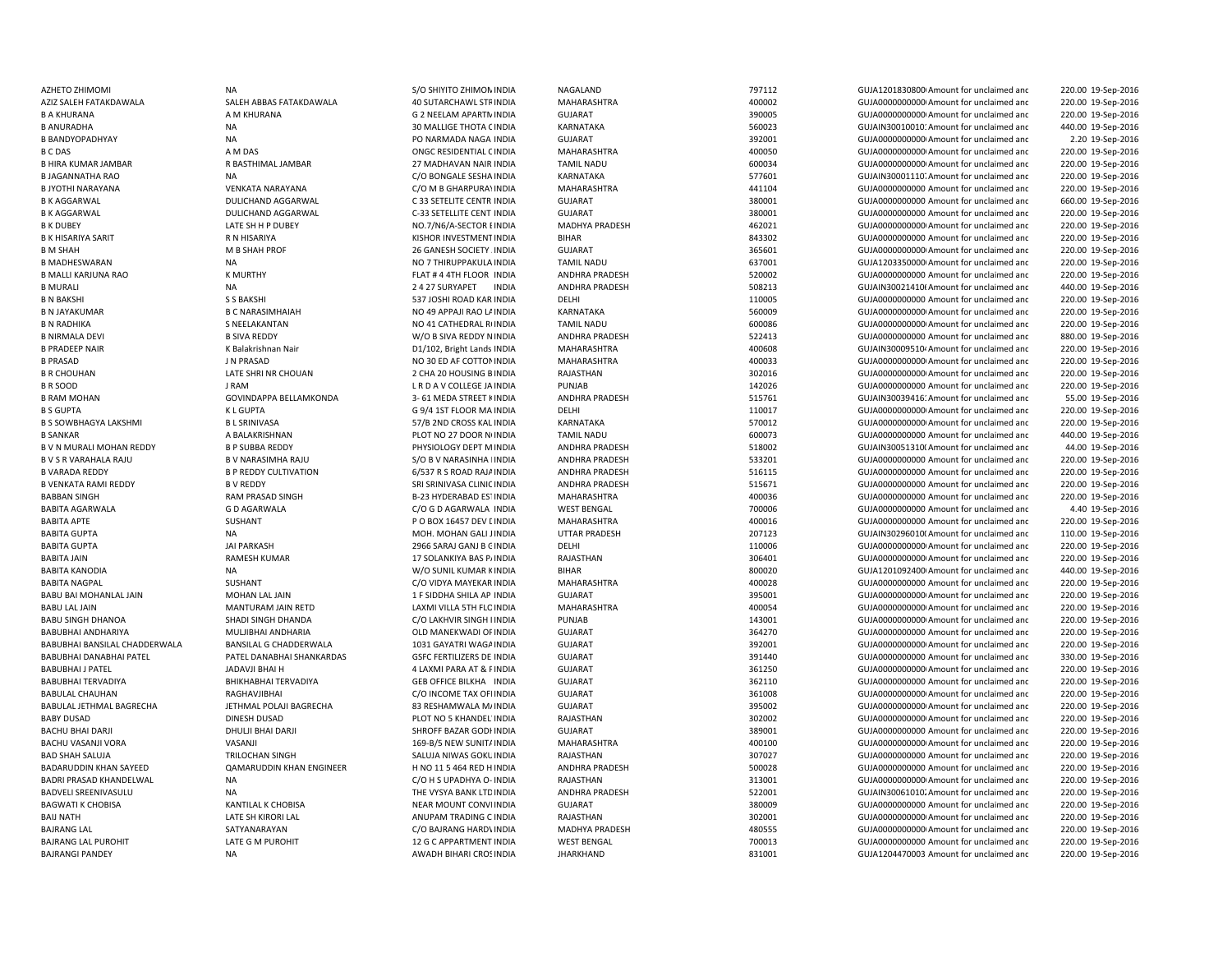| | | | | | | | | | |
|---|---|---|---|---|---|---|---|---|---|
| AZHETO ZHIMOMI | NA | S/O SHIYITO ZHIMOM INDIA | | NAGALAND | 797112 | GUJA1201830800 | Amount for unclaimed and | 220.00 | 19-Sep-2016 |
| AZIZ SALEH FATAKDAWALA | SALEH ABBAS FATAKDAWALA | 40 SUTARCHAWL STR INDIA | | MAHARASHTRA | 400002 | GUJA0000000000 | Amount for unclaimed and | 220.00 | 19-Sep-2016 |
| B A KHURANA | A M KHURANA | G 2 NEELAM APARTM INDIA | | GUJARAT | 390005 | GUJA0000000000 | Amount for unclaimed and | 220.00 | 19-Sep-2016 |
| B ANURADHA | NA | 30 MALLIGE THOTA C INDIA | | KARNATAKA | 560023 | GUJAIN30010010 | Amount for unclaimed and | 440.00 | 19-Sep-2016 |
| B BANDYOPADHYAY | NA | PO NARMADA NAGA INDIA | | GUJARAT | 392001 | GUJA0000000000 | Amount for unclaimed and | 2.20 | 19-Sep-2016 |
| B C DAS | A M DAS | ONGC RESIDENTIAL C INDIA | | MAHARASHTRA | 400050 | GUJA0000000000 | Amount for unclaimed and | 220.00 | 19-Sep-2016 |
| B HIRA KUMAR JAMBAR | R BASTHIMAL JAMBAR | 27 MADHAVAN NAIR INDIA | | TAMIL NADU | 600034 | GUJA0000000000 | Amount for unclaimed and | 220.00 | 19-Sep-2016 |
| B JAGANNATHA RAO | NA | C/O BONGALE SESHA INDIA | | KARNATAKA | 577601 | GUJAIN30001110 | Amount for unclaimed and | 220.00 | 19-Sep-2016 |
| B JYOTHI NARAYANA | VENKATA NARAYANA | C/O M B GHARPURAY INDIA | | MAHARASHTRA | 441104 | GUJA0000000000 | Amount for unclaimed and | 220.00 | 19-Sep-2016 |
| B K AGGARWAL | DULICHAND AGGARWAL | C 33 SETELITE CENTR INDIA | | GUJARAT | 380001 | GUJA0000000000 | Amount for unclaimed and | 660.00 | 19-Sep-2016 |
| B K AGGARWAL | DULICHAND AGGARWAL | C-33 SETELLITE CENT INDIA | | GUJARAT | 380001 | GUJA0000000000 | Amount for unclaimed and | 220.00 | 19-Sep-2016 |
| B K DUBEY | LATE SH H P DUBEY | NO.7/N6/A-SECTOR E INDIA | | MADHYA PRADESH | 462021 | GUJA0000000000 | Amount for unclaimed and | 220.00 | 19-Sep-2016 |
| B K HISARIYA SARIT | R N HISARIYA | KISHOR INVESTMENT INDIA | | BIHAR | 843302 | GUJA0000000000 | Amount for unclaimed and | 220.00 | 19-Sep-2016 |
| B M SHAH | M B SHAH PROF | 26 GANESH SOCIETY INDIA | | GUJARAT | 365601 | GUJA0000000000 | Amount for unclaimed and | 220.00 | 19-Sep-2016 |
| B MADHESWARAN | NA | NO 7 THIRUPPAKULA INDIA | | TAMIL NADU | 637001 | GUJA1203350000 | Amount for unclaimed and | 220.00 | 19-Sep-2016 |
| B MALLI KARJUNA RAO | K MURTHY | FLAT # 4 4TH FLOOR INDIA | | ANDHRA PRADESH | 520002 | GUJA0000000000 | Amount for unclaimed and | 220.00 | 19-Sep-2016 |
| B MURALI | NA | 2 4 27 SURYAPET INDIA | | ANDHRA PRADESH | 508213 | GUJAIN30021410 | Amount for unclaimed and | 440.00 | 19-Sep-2016 |
| B N BAKSHI | S S BAKSHI | 537 JOSHI ROAD KAR INDIA | | DELHI | 110005 | GUJA0000000000 | Amount for unclaimed and | 220.00 | 19-Sep-2016 |
| B N JAYAKUMAR | B C NARASIMHAIAH | NO 49 APPAJI RAO LA INDIA | | KARNATAKA | 560009 | GUJA0000000000 | Amount for unclaimed and | 220.00 | 19-Sep-2016 |
| B N RADHIKA | S NEELAKANTAN | NO 41 CATHEDRAL R INDIA | | TAMIL NADU | 600086 | GUJA0000000000 | Amount for unclaimed and | 220.00 | 19-Sep-2016 |
| B NIRMALA DEVI | B SIVA REDDY | W/O B SIVA REDDY N INDIA | | ANDHRA PRADESH | 522413 | GUJA0000000000 | Amount for unclaimed and | 880.00 | 19-Sep-2016 |
| B PRADEEP NAIR | K Balakrishnan Nair | D1/102, Bright Lands INDIA | | MAHARASHTRA | 400608 | GUJAIN30009510 | Amount for unclaimed and | 220.00 | 19-Sep-2016 |
| B PRASAD | J N PRASAD | NO 30 ED AF COTTON INDIA | | MAHARASHTRA | 400033 | GUJA0000000000 | Amount for unclaimed and | 220.00 | 19-Sep-2016 |
| B R CHOUHAN | LATE SHRI NR CHOUAN | 2 CHA 20 HOUSING B INDIA | | RAJASTHAN | 302016 | GUJA0000000000 | Amount for unclaimed and | 220.00 | 19-Sep-2016 |
| B R SOOD | J RAM | L R D A V COLLEGE JA INDIA | | PUNJAB | 142026 | GUJA0000000000 | Amount for unclaimed and | 220.00 | 19-Sep-2016 |
| B RAM MOHAN | GOVINDAPPA BELLAMKONDA | 3- 61 MEDA STREET K INDIA | | ANDHRA PRADESH | 515761 | GUJAIN30039416 | Amount for unclaimed and | 55.00 | 19-Sep-2016 |
| B S GUPTA | K L GUPTA | G 9/4 1ST FLOOR MA INDIA | | DELHI | 110017 | GUJA0000000000 | Amount for unclaimed and | 220.00 | 19-Sep-2016 |
| B S SOWBHAGYA LAKSHMI | B L SRINIVASA | 57/B 2ND CROSS KAL INDIA | | KARNATAKA | 570012 | GUJA0000000000 | Amount for unclaimed and | 220.00 | 19-Sep-2016 |
| B SANKAR | A BALAKRISHNAN | PLOT NO 27 DOOR N INDIA | | TAMIL NADU | 600073 | GUJA0000000000 | Amount for unclaimed and | 440.00 | 19-Sep-2016 |
| B V N MURALI MOHAN REDDY | B P SUBBA REDDY | PHYSIOLOGY DEPT M INDIA | | ANDHRA PRADESH | 518002 | GUJAIN30051310 | Amount for unclaimed and | 44.00 | 19-Sep-2016 |
| B V S R VARAHALA RAJU | B V NARASIMHA RAJU | S/O B V NARASINHA INDIA | | ANDHRA PRADESH | 533201 | GUJA0000000000 | Amount for unclaimed and | 220.00 | 19-Sep-2016 |
| B VARADA REDDY | B P REDDY CULTIVATION | 6/537 R S ROAD RAJA INDIA | | ANDHRA PRADESH | 516115 | GUJA0000000000 | Amount for unclaimed and | 220.00 | 19-Sep-2016 |
| B VENKATA RAMI REDDY | B V REDDY | SRI SRINIVASA CLINIC INDIA | | ANDHRA PRADESH | 515671 | GUJA0000000000 | Amount for unclaimed and | 220.00 | 19-Sep-2016 |
| BABBAN SINGH | RAM PRASAD SINGH | B-23 HYDERABAD EST INDIA | | MAHARASHTRA | 400036 | GUJA0000000000 | Amount for unclaimed and | 220.00 | 19-Sep-2016 |
| BABITA AGARWALA | G D AGARWALA | C/O G D AGARWALA INDIA | | WEST BENGAL | 700006 | GUJA0000000000 | Amount for unclaimed and | 4.40 | 19-Sep-2016 |
| BABITA APTE | SUSHANT | P O BOX 16457 DEV E INDIA | | MAHARASHTRA | 400016 | GUJA0000000000 | Amount for unclaimed and | 220.00 | 19-Sep-2016 |
| BABITA GUPTA | NA | MOH. MOHAN GALI J INDIA | | UTTAR PRADESH | 207123 | GUJAIN30296010 | Amount for unclaimed and | 110.00 | 19-Sep-2016 |
| BABITA GUPTA | JAI PARKASH | 2966 SARAJ GANJ B C INDIA | | DELHI | 110006 | GUJA0000000000 | Amount for unclaimed and | 220.00 | 19-Sep-2016 |
| BABITA JAIN | RAMESH KUMAR | 17 SOLANKIYA BAS P INDIA | | RAJASTHAN | 306401 | GUJA0000000000 | Amount for unclaimed and | 220.00 | 19-Sep-2016 |
| BABITA KANODIA | NA | W/O SUNIL KUMAR K INDIA | | BIHAR | 800020 | GUJA1201092400 | Amount for unclaimed and | 440.00 | 19-Sep-2016 |
| BABITA NAGPAL | SUSHANT | C/O VIDYA MAYEKAR INDIA | | MAHARASHTRA | 400028 | GUJA0000000000 | Amount for unclaimed and | 220.00 | 19-Sep-2016 |
| BABU BAI MOHANLAL JAIN | MOHAN LAL JAIN | 1 F SIDDHA SHILA AP INDIA | | GUJARAT | 395001 | GUJA0000000000 | Amount for unclaimed and | 220.00 | 19-Sep-2016 |
| BABU LAL JAIN | MANTURAM JAIN RETD | LAXMI VILLA 5TH FLC INDIA | | MAHARASHTRA | 400054 | GUJA0000000000 | Amount for unclaimed and | 220.00 | 19-Sep-2016 |
| BABU SINGH DHANOA | SHADI SINGH DHANDA | C/O LAKHVIR SINGH I INDIA | | PUNJAB | 143001 | GUJA0000000000 | Amount for unclaimed and | 220.00 | 19-Sep-2016 |
| BABUBHAI ANDHARIYA | MULJIBHAI ANDHARIA | OLD MANEKWADI OF INDIA | | GUJARAT | 364270 | GUJA0000000000 | Amount for unclaimed and | 220.00 | 19-Sep-2016 |
| BABUBHAI BANSILAL CHADDERWALA | BANSILAL G CHADDERWALA | 1031 GAYATRI WAGA INDIA | | GUJARAT | 392001 | GUJA0000000000 | Amount for unclaimed and | 220.00 | 19-Sep-2016 |
| BABUBHAI DANABHAI PATEL | PATEL DANABHAI SHANKARDAS | GSFC FERTILIZERS DE INDIA | | GUJARAT | 391440 | GUJA0000000000 | Amount for unclaimed and | 330.00 | 19-Sep-2016 |
| BABUBHAI J PATEL | JADAVJI BHAI H | 4 LAXMI PARA AT & F INDIA | | GUJARAT | 361250 | GUJA0000000000 | Amount for unclaimed and | 220.00 | 19-Sep-2016 |
| BABUBHAI TERVADIYA | BHIKHABHAI TERVADIYA | GEB OFFICE BILKHA INDIA | | GUJARAT | 362110 | GUJA0000000000 | Amount for unclaimed and | 220.00 | 19-Sep-2016 |
| BABULAL CHAUHAN | RAGHAVJIBHAI | C/O INCOME TAX OFI INDIA | | GUJARAT | 361008 | GUJA0000000000 | Amount for unclaimed and | 220.00 | 19-Sep-2016 |
| BABULAL JETHMAL BAGRECHA | JETHMAL POLAJI BAGRECHA | 83 RESHAMWALA M INDIA | | GUJARAT | 395002 | GUJA0000000000 | Amount for unclaimed and | 220.00 | 19-Sep-2016 |
| BABY DUSAD | DINESH DUSAD | PLOT NO 5 KHANDEL INDIA | | RAJASTHAN | 302002 | GUJA0000000000 | Amount for unclaimed and | 220.00 | 19-Sep-2016 |
| BACHU BHAI DARJI | DHULJI BHAI DARJI | SHROFF BAZAR GODI INDIA | | GUJARAT | 389001 | GUJA0000000000 | Amount for unclaimed and | 220.00 | 19-Sep-2016 |
| BACHU VASANJI VORA | VASANJI | 169-B/5 NEW SUNIT INDIA | | MAHARASHTRA | 400100 | GUJA0000000000 | Amount for unclaimed and | 220.00 | 19-Sep-2016 |
| BAD SHAH SALUJA | TRILOCHAN SINGH | SALUJA NIWAS GOKL INDIA | | RAJASTHAN | 307027 | GUJA0000000000 | Amount for unclaimed and | 220.00 | 19-Sep-2016 |
| BADARUDDIN KHAN SAYEED | QAMARUDDIN KHAN ENGINEER | H NO 11 5 464 RED H INDIA | | ANDHRA PRADESH | 500028 | GUJA0000000000 | Amount for unclaimed and | 220.00 | 19-Sep-2016 |
| BADRI PRASAD KHANDELWAL | NA | C/O H S UPADHYA O- INDIA | | RAJASTHAN | 313001 | GUJA0000000000 | Amount for unclaimed and | 220.00 | 19-Sep-2016 |
| BADVELI SREENIVASULU | NA | THE VYSYA BANK LTD INDIA | | ANDHRA PRADESH | 522001 | GUJAIN30061010 | Amount for unclaimed and | 220.00 | 19-Sep-2016 |
| BAGWATI K CHOBISA | KANTILAL K CHOBISA | NEAR MOUNT CONVI INDIA | | GUJARAT | 380009 | GUJA0000000000 | Amount for unclaimed and | 220.00 | 19-Sep-2016 |
| BAIJ NATH | LATE SH KIRORI LAL | ANUPAM TRADING C INDIA | | RAJASTHAN | 302001 | GUJA0000000000 | Amount for unclaimed and | 220.00 | 19-Sep-2016 |
| BAJRANG LAL | SATYANARAYAN | C/O BAJRANG HARD INDIA | | MADHYA PRADESH | 480555 | GUJA0000000000 | Amount for unclaimed and | 220.00 | 19-Sep-2016 |
| BAJRANG LAL PUROHIT | LATE G M PUROHIT | 12 G C APPARTMENT INDIA | | WEST BENGAL | 700013 | GUJA0000000000 | Amount for unclaimed and | 220.00 | 19-Sep-2016 |
| BAJRANGI PANDEY | NA | AWADH BIHARI CROS INDIA | | JHARKHAND | 831001 | GUJA1204470003 | Amount for unclaimed and | 220.00 | 19-Sep-2016 |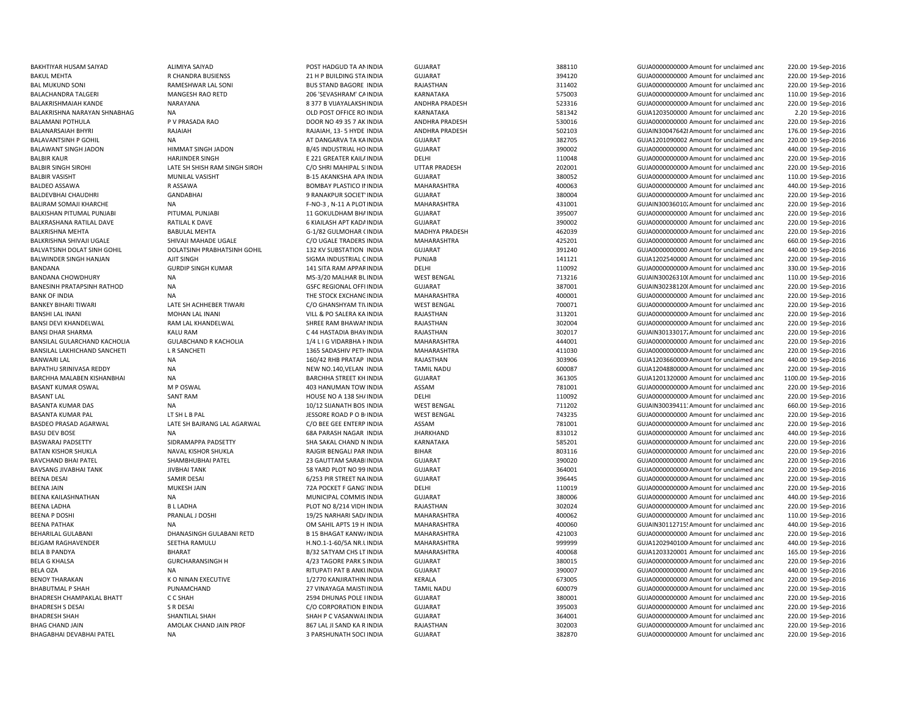| | | | | | | | | | |
|---|---|---|---|---|---|---|---|---|---|
| BAKHTIYAR HUSAM SAIYAD | ALIMIYA SAIYAD | POST HADGUD TA AN INDIA | GUJARAT | 388110 | GUJA0000000000 | Amount for unclaimed and | 220.00 | 19-Sep-2016 |
| BAKUL MEHTA | R CHANDRA BUSIENSS | 21 H P BUILDING STA INDIA | GUJARAT | 394120 | GUJA0000000000 | Amount for unclaimed and | 220.00 | 19-Sep-2016 |
| BAL MUKUND SONI | RAMESHWAR LAL SONI | BUS STAND BAGORE INDIA | RAJASTHAN | 311402 | GUJA0000000000 | Amount for unclaimed and | 220.00 | 19-Sep-2016 |
| BALACHANDRA TALGERI | MANGESH RAO RETD | 206 'SEVASHRAM' CA INDIA | KARNATAKA | 575003 | GUJA0000000000 | Amount for unclaimed and | 110.00 | 19-Sep-2016 |
| BALAKRISHMAIAH KANDE | NARAYANA | 8 377 B VIJAYALAKSH INDIA | ANDHRA PRADESH | 523316 | GUJA0000000000 | Amount for unclaimed and | 220.00 | 19-Sep-2016 |
| BALAKRISHNA NARAYAN SHNABHAG | NA | OLD POST OFFICE RO INDIA | KARNATAKA | 581342 | GUJA1203500000 | Amount for unclaimed and | 2.20 | 19-Sep-2016 |
| BALAMANI POTHULA | P V PRASADA RAO | DOOR NO 49 35 7 AK INDIA | ANDHRA PRADESH | 530016 | GUJA0000000000 | Amount for unclaimed and | 220.00 | 19-Sep-2016 |
| BALANARSAIAH BHYRI | RAJAIAH | RAJAIAH, 13- 5 HYDE INDIA | ANDHRA PRADESH | 502103 | GUJAIN30047642 | Amount for unclaimed and | 176.00 | 19-Sep-2016 |
| BALAVANTSINH P GOHIL | NA | AT DANGARVA TA KA INDIA | GUJARAT | 382705 | GUJA1201090002 | Amount for unclaimed and | 220.00 | 19-Sep-2016 |
| BALAWANT SINGH JADON | HIMMAT SINGH JADON | B/45 INDUSTRIAL HO INDIA | GUJARAT | 390002 | GUJA0000000000 | Amount for unclaimed and | 440.00 | 19-Sep-2016 |
| BALBIR KAUR | HARJINDER SINGH | E 221 GREATER KAIL INDIA | DELHI | 110048 | GUJA0000000000 | Amount for unclaimed and | 220.00 | 19-Sep-2016 |
| BALBIR SINGH SIROHI | LATE SH SHISH RAM SINGH SIROH | C/O SHRI MAHIPAL S INDIA | UTTAR PRADESH | 202001 | GUJA0000000000 | Amount for unclaimed and | 220.00 | 19-Sep-2016 |
| BALBIR VASISHT | MUNILAL VASISHT | B-15 AKANKSHA APA INDIA | GUJARAT | 380052 | GUJA0000000000 | Amount for unclaimed and | 110.00 | 19-Sep-2016 |
| BALDEO ASSAWA | R ASSAWA | BOMBAY PLASTICO IN INDIA | MAHARASHTRA | 400063 | GUJA0000000000 | Amount for unclaimed and | 440.00 | 19-Sep-2016 |
| BALDEVBHAI CHAUDHRI | GANDABHAI | 9 RANAKPUR SOCIET INDIA | GUJARAT | 380004 | GUJA0000000000 | Amount for unclaimed and | 220.00 | 19-Sep-2016 |
| BALIRAM SOMAJI KHARCHE | NA | F-NO-3 , N-11 A PLOT INDIA | MAHARASHTRA | 431001 | GUJAIN30036010 | Amount for unclaimed and | 220.00 | 19-Sep-2016 |
| BALKISHAN PITUMAL PUNJABI | PITUMAL PUNJABI | 11 GOKULDHAM BHA INDIA | GUJARAT | 395007 | GUJA0000000000 | Amount for unclaimed and | 220.00 | 19-Sep-2016 |
| BALKRASHANA RATILAL DAVE | RATILAL K DAVE | 6 KIAILASH APT KADA INDIA | GUJARAT | 390002 | GUJA0000000000 | Amount for unclaimed and | 220.00 | 19-Sep-2016 |
| BALKRISHNA MEHTA | BABULAL MEHTA | G-1/82 GULMOHAR ( INDIA | MADHYA PRADESH | 462039 | GUJA0000000000 | Amount for unclaimed and | 220.00 | 19-Sep-2016 |
| BALKRISHNA SHIVAJI UGALE | SHIVAJI MAHADE UGALE | C/O UGALE TRADERS INDIA | MAHARASHTRA | 425201 | GUJA0000000000 | Amount for unclaimed and | 660.00 | 19-Sep-2016 |
| BALVATSINH DOLAT SINH GOHIL | DOLATSINH PRABHATSINH GOHIL | 132 KV SUBSTATION INDIA | GUJARAT | 391240 | GUJA0000000000 | Amount for unclaimed and | 440.00 | 19-Sep-2016 |
| BALWINDER SINGH HANJAN | AJIT SINGH | SIGMA INDUSTRIAL C INDIA | PUNJAB | 141121 | GUJA1202540000 | Amount for unclaimed and | 220.00 | 19-Sep-2016 |
| BANDANA | GURDIP SINGH KUMAR | 141 SITA RAM APPAR INDIA | DELHI | 110092 | GUJA0000000000 | Amount for unclaimed and | 330.00 | 19-Sep-2016 |
| BANDANA CHOWDHURY | NA | MS-3/20 MALHAR BL INDIA | WEST BENGAL | 713216 | GUJAIN30026310 | Amount for unclaimed and | 110.00 | 19-Sep-2016 |
| BANESINH PRATAPSINH RATHOD | NA | GSFC REGIONAL OFFI INDIA | GUJARAT | 387001 | GUJAIN30238120 | Amount for unclaimed and | 220.00 | 19-Sep-2016 |
| BANK OF INDIA | NA | THE STOCK EXCHANG INDIA | MAHARASHTRA | 400001 | GUJA0000000000 | Amount for unclaimed and | 220.00 | 19-Sep-2016 |
| BANKEY BIHARI TIWARI | LATE SH ACHHEBER TIWARI | C/O GHANSHYAM TIV INDIA | WEST BENGAL | 700071 | GUJA0000000000 | Amount for unclaimed and | 220.00 | 19-Sep-2016 |
| BANSHI LAL INANI | MOHAN LAL INANI | VILL & PO SALERA KA INDIA | RAJASTHAN | 313201 | GUJA0000000000 | Amount for unclaimed and | 220.00 | 19-Sep-2016 |
| BANSI DEVI KHANDELWAL | RAM LAL KHANDELWAL | SHREE RAM BHAWAN INDIA | RAJASTHAN | 302004 | GUJA0000000000 | Amount for unclaimed and | 220.00 | 19-Sep-2016 |
| BANSI DHAR SHARMA | KALU RAM | C 44 HASTADIA BHAV INDIA | RAJASTHAN | 302017 | GUJAIN30133017 | Amount for unclaimed and | 220.00 | 19-Sep-2016 |
| BANSILAL GULARCHAND KACHOLIA | GULABCHAND R KACHOLIA | 1/4 L I G VIDARBHA H INDIA | MAHARASHTRA | 444001 | GUJA0000000000 | Amount for unclaimed and | 220.00 | 19-Sep-2016 |
| BANSILAL LAKHICHAND SANCHETI | L R SANCHETI | 1365 SADASHIV PETH INDIA | MAHARASHTRA | 411030 | GUJA0000000000 | Amount for unclaimed and | 220.00 | 19-Sep-2016 |
| BANWARI LAL | NA | 160/42 RHB PRATAP INDIA | RAJASTHAN | 303906 | GUJA1203660000 | Amount for unclaimed and | 440.00 | 19-Sep-2016 |
| BAPATHU SRINIVASA REDDY | NA | NEW NO.140,VELAN INDIA | TAMIL NADU | 600087 | GUJA1204880000 | Amount for unclaimed and | 220.00 | 19-Sep-2016 |
| BARCHHA MALABEN KISHANBHAI | NA | BARCHHA STREET KH INDIA | GUJARAT | 361305 | GUJA1201320000 | Amount for unclaimed and | 1100.00 | 19-Sep-2016 |
| BASANT KUMAR OSWAL | M P OSWAL | 403 HANUMAN TOW INDIA | ASSAM | 781001 | GUJA0000000000 | Amount for unclaimed and | 220.00 | 19-Sep-2016 |
| BASANT LAL | SANT RAM | HOUSE NO A 138 SHA INDIA | DELHI | 110092 | GUJA0000000000 | Amount for unclaimed and | 220.00 | 19-Sep-2016 |
| BASANTA KUMAR DAS | NA | 10/12 SIJANATH BOS INDIA | WEST BENGAL | 711202 | GUJAIN30039411 | Amount for unclaimed and | 660.00 | 19-Sep-2016 |
| BASANTA KUMAR PAL | LT SH L B PAL | JESSORE ROAD P O B INDIA | WEST BENGAL | 743235 | GUJA0000000000 | Amount for unclaimed and | 220.00 | 19-Sep-2016 |
| BASDEO PRASAD AGARWAL | LATE SH BAJRANG LAL AGARWAL | C/O BEE GEE ENTERP INDIA | ASSAM | 781001 | GUJA0000000000 | Amount for unclaimed and | 220.00 | 19-Sep-2016 |
| BASU DEV BOSE | NA | 68A PARASH NAGAR INDIA | JHARKHAND | 831012 | GUJA0000000000 | Amount for unclaimed and | 440.00 | 19-Sep-2016 |
| BASWARAJ PADSETTY | SIDRAMAPPA PADSETTY | SHA SAKAL CHAND N INDIA | KARNATAKA | 585201 | GUJA0000000000 | Amount for unclaimed and | 220.00 | 19-Sep-2016 |
| BATAN KISHOR SHUKLA | NAVAL KISHOR SHUKLA | RAJGIR BENGALI PAR INDIA | BIHAR | 803116 | GUJA0000000000 | Amount for unclaimed and | 220.00 | 19-Sep-2016 |
| BAVCHAND BHAI PATEL | SHAMBHUBHAI PATEL | 23 GAUTTAM SARAB INDIA | GUJARAT | 390020 | GUJA0000000000 | Amount for unclaimed and | 220.00 | 19-Sep-2016 |
| BAVSANG JIVABHAI TANK | JIVBHAI TANK | 58 YARD PLOT NO 99 INDIA | GUJARAT | 364001 | GUJA0000000000 | Amount for unclaimed and | 220.00 | 19-Sep-2016 |
| BEENA DESAI | SAMIR DESAI | 6/253 PIR STREET NA INDIA | GUJARAT | 396445 | GUJA0000000000 | Amount for unclaimed and | 220.00 | 19-Sep-2016 |
| BEENA JAIN | MUKESH JAIN | 72A POCKET F GANG INDIA | DELHI | 110019 | GUJA0000000000 | Amount for unclaimed and | 220.00 | 19-Sep-2016 |
| BEENA KAILASHNATHAN | NA | MUNICIPAL COMMIS INDIA | GUJARAT | 380006 | GUJA0000000000 | Amount for unclaimed and | 440.00 | 19-Sep-2016 |
| BEENA LADHA | B L LADHA | PLOT NO 8/214 VIDH INDIA | RAJASTHAN | 302024 | GUJA0000000000 | Amount for unclaimed and | 220.00 | 19-Sep-2016 |
| BEENA P DOSHI | PRANLAL J DOSHI | 19/25 NARHARI SADA INDIA | MAHARASHTRA | 400062 | GUJA0000000000 | Amount for unclaimed and | 110.00 | 19-Sep-2016 |
| BEENA PATHAK | NA | OM SAHIL APTS 19 H INDIA | MAHARASHTRA | 400060 | GUJAIN30112715 | Amount for unclaimed and | 440.00 | 19-Sep-2016 |
| BEHARILAL GULABANI | DHANASINGH GULABANI RETD | B 15 BHAGAT KANW INDIA | MAHARASHTRA | 421003 | GUJA0000000000 | Amount for unclaimed and | 220.00 | 19-Sep-2016 |
| BEJGAM RAGHAVENDER | SEETHA RAMULU | H.NO.1-1-60/5A NR.L INDIA | MAHARASHTRA | 999999 | GUJA1202940100 | Amount for unclaimed and | 440.00 | 19-Sep-2016 |
| BELA B PANDYA | BHARAT | B/32 SATYAM CHS LT INDIA | MAHARASHTRA | 400068 | GUJA1203320001 | Amount for unclaimed and | 165.00 | 19-Sep-2016 |
| BELA G KHALSA | GURCHARANSINGH H | 4/23 TAGORE PARK S INDIA | GUJARAT | 380015 | GUJA0000000000 | Amount for unclaimed and | 220.00 | 19-Sep-2016 |
| BELA OZA | NA | RITUPATI PAT B ANKL INDIA | GUJARAT | 390007 | GUJA0000000000 | Amount for unclaimed and | 440.00 | 19-Sep-2016 |
| BENOY THARAKAN | K O NINAN EXECUTIVE | 1/2770 KANJIRATHIN INDIA | KERALA | 673005 | GUJA0000000000 | Amount for unclaimed and | 220.00 | 19-Sep-2016 |
| BHABUTMAL P SHAH | PUNAMCHAND | 27 VINAYAGA MAISTI INDIA | TAMIL NADU | 600079 | GUJA0000000000 | Amount for unclaimed and | 220.00 | 19-Sep-2016 |
| BHADRESH CHAMPAKLAL BHATT | C C SHAH | 2594 DHUNAS POLE I INDIA | GUJARAT | 380001 | GUJA0000000000 | Amount for unclaimed and | 220.00 | 19-Sep-2016 |
| BHADRESH S DESAI | S R DESAI | C/O CORPORATION B INDIA | GUJARAT | 395003 | GUJA0000000000 | Amount for unclaimed and | 220.00 | 19-Sep-2016 |
| BHADRESH SHAH | SHANTILAL SHAH | SHAH P C VASANWAL INDIA | GUJARAT | 364001 | GUJA0000000000 | Amount for unclaimed and | 220.00 | 19-Sep-2016 |
| BHAG CHAND JAIN | AMOLAK CHAND JAIN PROF | 867 LAL JI SAND KA R INDIA | RAJASTHAN | 302003 | GUJA0000000000 | Amount for unclaimed and | 220.00 | 19-Sep-2016 |
| BHAGABHAI DEVABHAI PATEL | NA | 3 PARSHUNATH SOCI INDIA | GUJARAT | 382870 | GUJA0000000000 | Amount for unclaimed and | 220.00 | 19-Sep-2016 |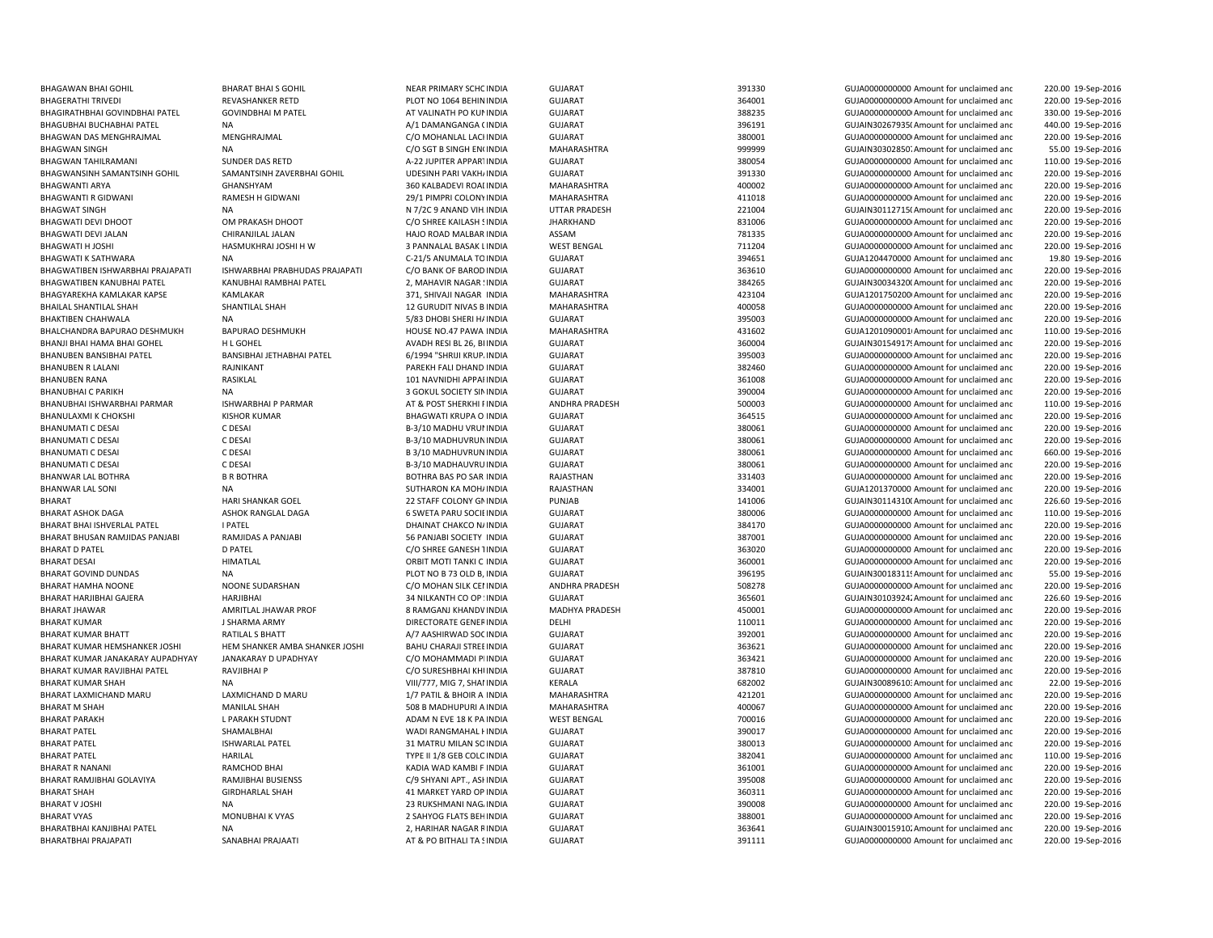| | | | | | | | | | |
|---|---|---|---|---|---|---|---|---|---|
| BHAGAWAN BHAI GOHIL | BHARAT BHAI S GOHIL | NEAR PRIMARY SCHC INDIA | GUJARAT | 391330 | GUJA0000000000 Amount for unclaimed anc | 220.00 | 19-Sep-2016 |
| BHAGERATHI TRIVEDI | REVASHANKER RETD | PLOT NO 1064 BEHIN INDIA | GUJARAT | 364001 | GUJA0000000000 Amount for unclaimed anc | 220.00 | 19-Sep-2016 |
| BHAGIRATHBHAI GOVINDBHAI PATEL | GOVINDBHAI M PATEL | AT VALINATH PO KUI INDIA | GUJARAT | 388235 | GUJA0000000000 Amount for unclaimed anc | 330.00 | 19-Sep-2016 |
| BHAGUBHAI BUCHABHAI PATEL | NA | A/1 DAMANGANGA ( INDIA | GUJARAT | 396191 | GUJAIN30267935( Amount for unclaimed anc | 440.00 | 19-Sep-2016 |
| BHAGWAN DAS MENGHRAJMAL | MENGHRAJMAL | C/O MOHANLAL LACI INDIA | GUJARAT | 380001 | GUJA0000000000 Amount for unclaimed anc | 220.00 | 19-Sep-2016 |
| BHAGWAN SINGH | NA | C/O SGT B SINGH EN( INDIA | MAHARASHTRA | 999999 | GUJAIN30302850 Amount for unclaimed anc | 55.00 | 19-Sep-2016 |
| BHAGWAN TAHILRAMANI | SUNDER DAS RETD | A-22 JUPITER APPAR INDIA | GUJARAT | 380054 | GUJA0000000000 Amount for unclaimed anc | 110.00 | 19-Sep-2016 |
| BHAGWANSINH SAMANTSINH GOHIL | SAMANTSINH ZAVERBHAI GOHIL | UDESINH PARI VAKH/ INDIA | GUJARAT | 391330 | GUJA0000000000 Amount for unclaimed anc | 220.00 | 19-Sep-2016 |
| BHAGWANTI ARYA | GHANSHYAM | 360 KALBADEVI ROAI INDIA | MAHARASHTRA | 400002 | GUJA0000000000 Amount for unclaimed anc | 220.00 | 19-Sep-2016 |
| BHAGWANTI R GIDWANI | RAMESH H GIDWANI | 29/1 PIMPRI COLONY INDIA | MAHARASHTRA | 411018 | GUJA0000000000 Amount for unclaimed anc | 220.00 | 19-Sep-2016 |
| BHAGWAT SINGH | NA | N 7/2C 9 ANAND VIH INDIA | UTTAR PRADESH | 221004 | GUJAIN30112715( Amount for unclaimed anc | 220.00 | 19-Sep-2016 |
| BHAGWATI DEVI DHOOT | OM PRAKASH DHOOT | C/O SHREE KAILASH S INDIA | JHARKHAND | 831006 | GUJA0000000000 Amount for unclaimed anc | 220.00 | 19-Sep-2016 |
| BHAGWATI DEVI JALAN | CHIRANJILAL JALAN | HAJO ROAD MALBAR INDIA | ASSAM | 781335 | GUJA0000000000 Amount for unclaimed anc | 220.00 | 19-Sep-2016 |
| BHAGWATI H JOSHI | HASMUKHRAI JOSHI H W | 3 PANNALAL BASAK L INDIA | WEST BENGAL | 711204 | GUJA0000000000 Amount for unclaimed anc | 220.00 | 19-Sep-2016 |
| BHAGWATI K SATHWARA | NA | C-21/5 ANUMALA TO INDIA | GUJARAT | 394651 | GUJA1204470000 Amount for unclaimed anc | 19.80 | 19-Sep-2016 |
| BHAGWATIBEN ISHWARBHAI PRAJAPATI | ISHWARBHAI PRABHUDAS PRAJAPATI | C/O BANK OF BAROD INDIA | GUJARAT | 363610 | GUJA0000000000 Amount for unclaimed anc | 220.00 | 19-Sep-2016 |
| BHAGWATIBEN KANUBHAI PATEL | KANUBHAI RAMBHAI PATEL | 2, MAHAVIR NAGAR : INDIA | GUJARAT | 384265 | GUJAIN30034320( Amount for unclaimed anc | 220.00 | 19-Sep-2016 |
| BHAGYAREKHA KAMLAKAR KAPSE | KAMLAKAR | 371, SHIVAJI NAGAR INDIA | MAHARASHTRA | 423104 | GUJA1201750200 Amount for unclaimed anc | 220.00 | 19-Sep-2016 |
| BHAILAL SHANTILAL SHAH | SHANTILAL SHAH | 12 GURUDIT NIVAS B INDIA | MAHARASHTRA | 400058 | GUJA0000000000 Amount for unclaimed anc | 220.00 | 19-Sep-2016 |
| BHAKTIBEN CHAHWALA | NA | 5/83 DHOBI SHERI H/ INDIA | GUJARAT | 395003 | GUJA0000000000 Amount for unclaimed anc | 220.00 | 19-Sep-2016 |
| BHALCHANDRA BAPURAO DESHMUKH | BAPURAO DESHMUKH | HOUSE NO.47 PAWA INDIA | MAHARASHTRA | 431602 | GUJA1201090001 Amount for unclaimed anc | 110.00 | 19-Sep-2016 |
| BHANJI BHAI HAMA BHAI GOHEL | H L GOHEL | AVADH RESI BL 26, BI INDIA | GUJARAT | 360004 | GUJAIN30154917! Amount for unclaimed anc | 220.00 | 19-Sep-2016 |
| BHANUBEN BANSIBHAI PATEL | BANSIBHAI JETHABHAI PATEL | 6/1994 "SHRIJI KRUP. INDIA | GUJARAT | 395003 | GUJA0000000000 Amount for unclaimed anc | 220.00 | 19-Sep-2016 |
| BHANUBEN R LALANI | RAJNIKANT | PAREKH FALI DHAND INDIA | GUJARAT | 382460 | GUJA0000000000 Amount for unclaimed anc | 220.00 | 19-Sep-2016 |
| BHANUBEN RANA | RASIKLAL | 101 NAVNIDHI APPAI INDIA | GUJARAT | 361008 | GUJA0000000000 Amount for unclaimed anc | 220.00 | 19-Sep-2016 |
| BHANUBHAI C PARIKH | NA | 3 GOKUL SOCIETY SII INDIA | GUJARAT | 390004 | GUJA0000000000 Amount for unclaimed anc | 220.00 | 19-Sep-2016 |
| BHANUBHAI ISHWARBHAI PARMAR | ISHWARBHAI P PARMAR | AT & POST SHERKHI F INDIA | ANDHRA PRADESH | 500003 | GUJA0000000000 Amount for unclaimed anc | 110.00 | 19-Sep-2016 |
| BHANULAXMI K CHOKSHI | KISHOR KUMAR | BHAGWATI KRUPA O INDIA | GUJARAT | 364515 | GUJA0000000000 Amount for unclaimed anc | 220.00 | 19-Sep-2016 |
| BHANUMATI C DESAI | C DESAI | B-3/10 MADHU VRUI INDIA | GUJARAT | 380061 | GUJA0000000000 Amount for unclaimed anc | 220.00 | 19-Sep-2016 |
| BHANUMATI C DESAI | C DESAI | B-3/10 MADHUVRUN INDIA | GUJARAT | 380061 | GUJA0000000000 Amount for unclaimed anc | 220.00 | 19-Sep-2016 |
| BHANUMATI C DESAI | C DESAI | B 3/10 MADHUVRUN INDIA | GUJARAT | 380061 | GUJA0000000000 Amount for unclaimed anc | 660.00 | 19-Sep-2016 |
| BHANUMATI C DESAI | C DESAI | B-3/10 MADHAUVRU INDIA | GUJARAT | 380061 | GUJA0000000000 Amount for unclaimed anc | 220.00 | 19-Sep-2016 |
| BHANWAR LAL BOTHRA | B R BOTHRA | BOTHRA BAS PO SAR INDIA | RAJASTHAN | 331403 | GUJA0000000000 Amount for unclaimed anc | 220.00 | 19-Sep-2016 |
| BHANWAR LAL SONI | NA | SUTHARON KA MOH/ INDIA | RAJASTHAN | 334001 | GUJA1201370000 Amount for unclaimed anc | 220.00 | 19-Sep-2016 |
| BHARAT | HARI SHANKAR GOEL | 22 STAFF COLONY GN INDIA | PUNJAB | 141006 | GUJAIN30114310( Amount for unclaimed anc | 226.60 | 19-Sep-2016 |
| BHARAT ASHOK DAGA | ASHOK RANGLAL DAGA | 6 SWETA PARU SOCIE INDIA | GUJARAT | 380006 | GUJA0000000000 Amount for unclaimed anc | 110.00 | 19-Sep-2016 |
| BHARAT BHAI ISHVERLAL PATEL | I PATEL | DHAINAT CHAKCO N/ INDIA | GUJARAT | 384170 | GUJA0000000000 Amount for unclaimed anc | 220.00 | 19-Sep-2016 |
| BHARAT BHUSAN RAMJIDAS PANJABI | RAMJIDAS A PANJABI | 56 PANJABI SOCIETY INDIA | GUJARAT | 387001 | GUJA0000000000 Amount for unclaimed anc | 220.00 | 19-Sep-2016 |
| BHARAT D PATEL | D PATEL | C/O SHREE GANESH T INDIA | GUJARAT | 363020 | GUJA0000000000 Amount for unclaimed anc | 220.00 | 19-Sep-2016 |
| BHARAT DESAI | HIMATLAL | ORBIT MOTI TANKI C INDIA | GUJARAT | 360001 | GUJA0000000000 Amount for unclaimed anc | 220.00 | 19-Sep-2016 |
| BHARAT GOVIND DUNDAS | NA | PLOT NO B 73 OLD B, INDIA | GUJARAT | 396195 | GUJAIN30018311! Amount for unclaimed anc | 55.00 | 19-Sep-2016 |
| BHARAT HAMHA NOONE | NOONE SUDARSHAN | C/O MOHAN SILK CEI INDIA | ANDHRA PRADESH | 508278 | GUJA0000000000 Amount for unclaimed anc | 220.00 | 19-Sep-2016 |
| BHARAT HARJIBHAI GAJERA | HARJIBHAI | 34 NILKANTH CO OP : INDIA | GUJARAT | 365601 | GUJAIN30103924 Amount for unclaimed anc | 226.60 | 19-Sep-2016 |
| BHARAT JHAWAR | AMRITLAL JHAWAR PROF | 8 RAMGANJ KHANDV INDIA | MADHYA PRADESH | 450001 | GUJA0000000000 Amount for unclaimed anc | 220.00 | 19-Sep-2016 |
| BHARAT KUMAR | J SHARMA ARMY | DIRECTORATE GENEF INDIA | DELHI | 110011 | GUJA0000000000 Amount for unclaimed anc | 220.00 | 19-Sep-2016 |
| BHARAT KUMAR BHATT | RATILAL S BHATT | A/7 AASHIRWAD SOC INDIA | GUJARAT | 392001 | GUJA0000000000 Amount for unclaimed anc | 220.00 | 19-Sep-2016 |
| BHARAT KUMAR HEMSHANKER JOSHI | HEM SHANKER AMBA SHANKER JOSHI | BAHU CHARAJI STREE INDIA | GUJARAT | 363621 | GUJA0000000000 Amount for unclaimed anc | 220.00 | 19-Sep-2016 |
| BHARAT KUMAR JANAKARAY AUPADHYAY | JANAKARAY D UPADHYAY | C/O MOHAMMADI P INDIA | GUJARAT | 363421 | GUJA0000000000 Amount for unclaimed anc | 220.00 | 19-Sep-2016 |
| BHARAT KUMAR RAVJIBHAI PATEL | RAVJIBHAI P | C/O SURESHBHAI KHI INDIA | GUJARAT | 387810 | GUJA0000000000 Amount for unclaimed anc | 220.00 | 19-Sep-2016 |
| BHARAT KUMAR SHAH | NA | VIII/777, MIG 7, SHAI INDIA | KERALA | 682002 | GUJAIN30089610 Amount for unclaimed anc | 22.00 | 19-Sep-2016 |
| BHARAT LAXMICHAND MARU | LAXMICHAND D MARU | 1/7 PATIL & BHOIR A INDIA | MAHARASHTRA | 421201 | GUJA0000000000 Amount for unclaimed anc | 220.00 | 19-Sep-2016 |
| BHARAT M SHAH | MANILAL SHAH | 508 B MADHUPURI A INDIA | MAHARASHTRA | 400067 | GUJA0000000000 Amount for unclaimed anc | 220.00 | 19-Sep-2016 |
| BHARAT PARAKH | L PARAKH STUDNT | ADAM N EVE 18 K PA INDIA | WEST BENGAL | 700016 | GUJA0000000000 Amount for unclaimed anc | 220.00 | 19-Sep-2016 |
| BHARAT PATEL | SHAMALBHAI | WADI RANGMAHAL I INDIA | GUJARAT | 390017 | GUJA0000000000 Amount for unclaimed anc | 220.00 | 19-Sep-2016 |
| BHARAT PATEL | ISHWARLAL PATEL | 31 MATRU MILAN SC INDIA | GUJARAT | 380013 | GUJA0000000000 Amount for unclaimed anc | 220.00 | 19-Sep-2016 |
| BHARAT PATEL | HARILAL | TYPE II 1/8 GEB COLC INDIA | GUJARAT | 382041 | GUJA0000000000 Amount for unclaimed anc | 110.00 | 19-Sep-2016 |
| BHARAT R NANANI | RAMCHOD BHAI | KADIA WAD KAMBI F INDIA | GUJARAT | 361001 | GUJA0000000000 Amount for unclaimed anc | 220.00 | 19-Sep-2016 |
| BHARAT RAMJIBHAI GOLAVIYA | RAMJIBHAI BUSIENSS | C/9 SHYANI APT., ASI INDIA | GUJARAT | 395008 | GUJA0000000000 Amount for unclaimed anc | 220.00 | 19-Sep-2016 |
| BHARAT SHAH | GIRDHARLAL SHAH | 41 MARKET YARD OP INDIA | GUJARAT | 360311 | GUJA0000000000 Amount for unclaimed anc | 220.00 | 19-Sep-2016 |
| BHARAT V JOSHI | NA | 23 RUKSHMANI NAG INDIA | GUJARAT | 390008 | GUJA0000000000 Amount for unclaimed anc | 220.00 | 19-Sep-2016 |
| BHARAT VYAS | MONUBHAI K VYAS | 2 SAHYOG FLATS BEH INDIA | GUJARAT | 388001 | GUJA0000000000 Amount for unclaimed anc | 220.00 | 19-Sep-2016 |
| BHARATBHAI KANJIBHAI PATEL | NA | 2, HARIHAR NAGAR F INDIA | GUJARAT | 363641 | GUJAIN30015910 Amount for unclaimed anc | 220.00 | 19-Sep-2016 |
| BHARATBHAI PRAJAPATI | SANABHAI PRAJAATI | AT & PO BITHALI TA S INDIA | GUJARAT | 391111 | GUJA0000000000 Amount for unclaimed anc | 220.00 | 19-Sep-2016 |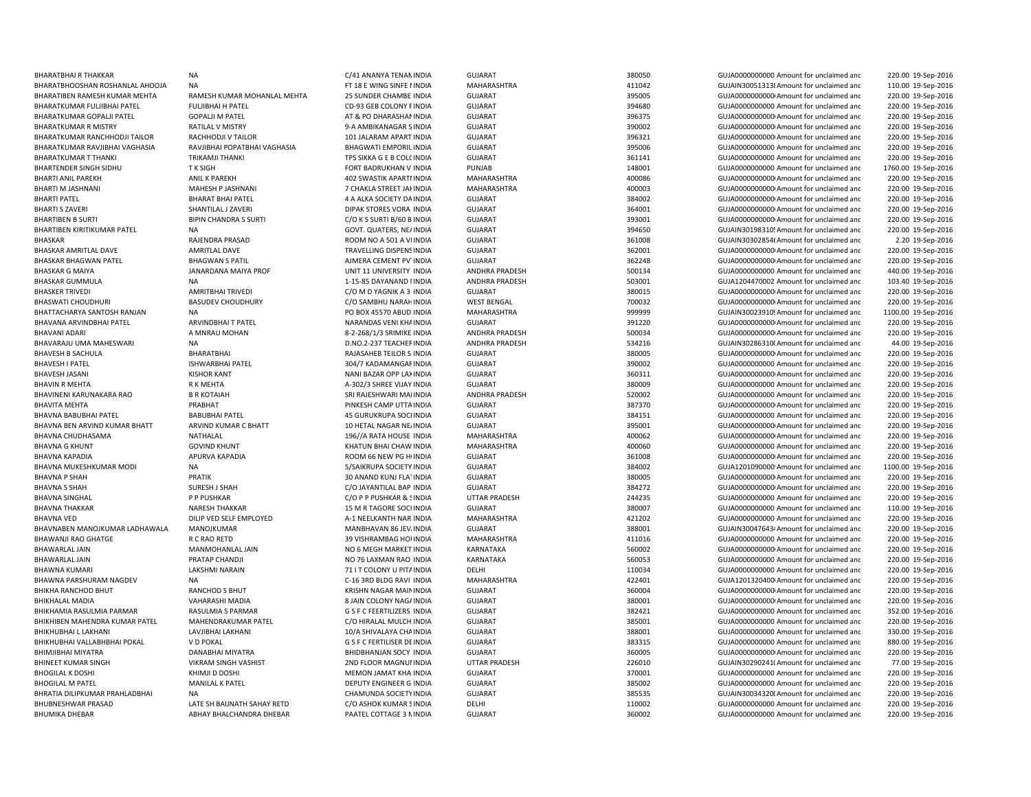| | | | | | | | | | |
|---|---|---|---|---|---|---|---|---|---|
| BHARATBHAI R THAKKAR | NA | C/41 ANANYA TENAN INDIA | GUJARAT | 380050 | GUJA0000000000 | Amount for unclaimed anc | 220.00 | 19-Sep-2016 |
| BHARATBHOOSHAN ROSHANLAL AHOOJA | NA | FT 18 E WING SINFE I INDIA | MAHARASHTRA | 411042 | GUJAIN30051313 | Amount for unclaimed anc | 110.00 | 19-Sep-2016 |
| BHARATIBEN RAMESH KUMAR MEHTA | RAMESH KUMAR MOHANLAL MEHTA | 25 SUNDER CHAMBE INDIA | GUJARAT | 395005 | GUJA0000000000 | Amount for unclaimed anc | 220.00 | 19-Sep-2016 |
| BHARATKUMAR FULJIBHAI PATEL | FULJIBHAI H PATEL | CD-93 GEB COLONY F INDIA | GUJARAT | 394680 | GUJA0000000000 | Amount for unclaimed anc | 220.00 | 19-Sep-2016 |
| BHARATKUMAR GOPALJI PATEL | GOPALJI M PATEL | AT & PO DHARASHAN INDIA | GUJARAT | 396375 | GUJA0000000000 | Amount for unclaimed anc | 220.00 | 19-Sep-2016 |
| BHARATKUMAR R MISTRY | RATILAL V MISTRY | 9-A AMBIKANAGAR S INDIA | GUJARAT | 390002 | GUJA0000000000 | Amount for unclaimed anc | 220.00 | 19-Sep-2016 |
| BHARATKUMAR RANCHHODJI TAILOR | RACHHODJI V TAILOR | 101 JALARAM APART INDIA | GUJARAT | 396321 | GUJA0000000000 | Amount for unclaimed anc | 220.00 | 19-Sep-2016 |
| BHARATKUMAR RAVJIBHAI VAGHASIA | RAVJIBHAI POPATBHAI VAGHASIA | BHAGWATI EMPORIU INDIA | GUJARAT | 395006 | GUJA0000000000 | Amount for unclaimed anc | 220.00 | 19-Sep-2016 |
| BHARATKUMAR T THANKI | TRIKAMJI THANKI | TPS SIKKA G E B COLC INDIA | GUJARAT | 361141 | GUJA0000000000 | Amount for unclaimed anc | 220.00 | 19-Sep-2016 |
| BHARTENDER SINGH SIDHU | T K SIGH | FORT BADRUKHAN V INDIA | PUNJAB | 148001 | GUJA0000000000 | Amount for unclaimed anc | 1760.00 | 19-Sep-2016 |
| BHARTI ANIL PAREKH | ANIL K PAREKH | 402 SWASTIK APARTI INDIA | MAHARASHTRA | 400086 | GUJA0000000000 | Amount for unclaimed anc | 220.00 | 19-Sep-2016 |
| BHARTI M JASHNANI | MAHESH P JASHNANI | 7 CHAKLA STREET JAI INDIA | MAHARASHTRA | 400003 | GUJA0000000000 | Amount for unclaimed anc | 220.00 | 19-Sep-2016 |
| BHARTI PATEL | BHARAT BHAI PATEL | 4 A ALKA SOCIETY DA INDIA | GUJARAT | 384002 | GUJA0000000000 | Amount for unclaimed anc | 220.00 | 19-Sep-2016 |
| BHARTI S ZAVERI | SHANTILAL J ZAVERI | DIPAK STORES VORA INDIA | GUJARAT | 364001 | GUJA0000000000 | Amount for unclaimed anc | 220.00 | 19-Sep-2016 |
| BHARTIBEN B SURTI | BIPIN CHANDRA S SURTI | C/O K S SURTI B/60 B INDIA | GUJARAT | 393001 | GUJA0000000000 | Amount for unclaimed anc | 220.00 | 19-Sep-2016 |
| BHARTIBEN KIRITIKUMAR PATEL | NA | GOVT. QUATERS, NE/ INDIA | GUJARAT | 394650 | GUJAIN30198310 | Amount for unclaimed anc | 220.00 | 19-Sep-2016 |
| BHASKAR | RAJENDRA PRASAD | ROOM NO A 501 A VI INDIA | GUJARAT | 361008 | GUJAIN30302854 | Amount for unclaimed anc | 2.20 | 19-Sep-2016 |
| BHASKAR AMRITLAL DAVE | AMRITLAL DAVE | TRAVELLING DISPENS INDIA | GUJARAT | 362001 | GUJA0000000000 | Amount for unclaimed anc | 220.00 | 19-Sep-2016 |
| BHASKAR BHAGWAN PATEL | BHAGWAN S PATIL | AJMERA CEMENT PV INDIA | GUJARAT | 362248 | GUJA0000000000 | Amount for unclaimed anc | 220.00 | 19-Sep-2016 |
| BHASKAR G MAIYA | JANARDANA MAIYA PROF | UNIT 11 UNIVERSITY INDIA | ANDHRA PRADESH | 500134 | GUJA0000000000 | Amount for unclaimed anc | 440.00 | 19-Sep-2016 |
| BHASKAR GUMMULA | NA | 1-15-85 DAYANAND I INDIA | ANDHRA PRADESH | 503001 | GUJA1204470002 | Amount for unclaimed anc | 103.40 | 19-Sep-2016 |
| BHASKER TRIVEDI | AMRITBHAI TRIVEDI | C/O M D YAGNIK A 3 INDIA | GUJARAT | 380015 | GUJA0000000000 | Amount for unclaimed anc | 220.00 | 19-Sep-2016 |
| BHASWATI CHOUDHURI | BASUDEV CHOUDHURY | C/O SAMBHU NARAH INDIA | WEST BENGAL | 700032 | GUJA0000000000 | Amount for unclaimed anc | 220.00 | 19-Sep-2016 |
| BHATTACHARYA SANTOSH RANJAN | NA | PO BOX 45570 ABUD INDIA | MAHARASHTRA | 999999 | GUJAIN30023910 | Amount for unclaimed anc | 1100.00 | 19-Sep-2016 |
| BHAVANA ARVINDBHAI PATEL | ARVINDBHAI T PATEL | NARANDAS VENI KH/ INDIA | GUJARAT | 391220 | GUJA0000000000 | Amount for unclaimed anc | 220.00 | 19-Sep-2016 |
| BHAVANI ADARI | A MNRAU MOHAN | 8-2-268/1/3 SRIMIKE INDIA | ANDHRA PRADESH | 500034 | GUJA0000000000 | Amount for unclaimed anc | 220.00 | 19-Sep-2016 |
| BHAVARAJU UMA MAHESWARI | NA | D.NO.2-237 TEACHEF INDIA | ANDHRA PRADESH | 534216 | GUJAIN30286310 | Amount for unclaimed anc | 44.00 | 19-Sep-2016 |
| BHAVESH B SACHULA | BHARATBHAI | RAJASAHEB TEILOR S INDIA | GUJARAT | 380005 | GUJA0000000000 | Amount for unclaimed anc | 220.00 | 19-Sep-2016 |
| BHAVESH I PATEL | ISHWARBHAI PATEL | 304/7 KADAMANGAF INDIA | GUJARAT | 390002 | GUJA0000000000 | Amount for unclaimed anc | 220.00 | 19-Sep-2016 |
| BHAVESH JASANI | KISHOR KANT | NANI BAZAR OPP LA) INDIA | GUJARAT | 360311 | GUJA0000000000 | Amount for unclaimed anc | 220.00 | 19-Sep-2016 |
| BHAVIN R MEHTA | R K MEHTA | A-302/3 SHREE VIJAY INDIA | GUJARAT | 380009 | GUJA0000000000 | Amount for unclaimed anc | 220.00 | 19-Sep-2016 |
| BHAVINENI KARUNAKARA RAO | B R KOTAIAH | SRI RAJESHWARI MAI INDIA | ANDHRA PRADESH | 520002 | GUJA0000000000 | Amount for unclaimed anc | 220.00 | 19-Sep-2016 |
| BHAVITA MEHTA | PRABHAT | PINKESH CAMP UTTA INDIA | GUJARAT | 387370 | GUJA0000000000 | Amount for unclaimed anc | 220.00 | 19-Sep-2016 |
| BHAVNA BABUBHAI PATEL | BABUBHAI PATEL | 45 GURUKRUPA SOCI INDIA | GUJARAT | 384151 | GUJA0000000000 | Amount for unclaimed anc | 220.00 | 19-Sep-2016 |
| BHAVNA BEN ARVIND KUMAR BHATT | ARVIND KUMAR C BHATT | 10 HETAL NAGAR NE/ INDIA | GUJARAT | 395001 | GUJA0000000000 | Amount for unclaimed anc | 220.00 | 19-Sep-2016 |
| BHAVNA CHUDHASAMA | NATHALAL | 196//A RATA HOUSE INDIA | MAHARASHTRA | 400062 | GUJA0000000000 | Amount for unclaimed anc | 220.00 | 19-Sep-2016 |
| BHAVNA G KHUNT | GOVIND KHUNT | KHATUN BHAI CHAW INDIA | MAHARASHTRA | 400060 | GUJA0000000000 | Amount for unclaimed anc | 220.00 | 19-Sep-2016 |
| BHAVNA KAPADIA | APURVA KAPADIA | ROOM 66 NEW PG H INDIA | GUJARAT | 361008 | GUJA0000000000 | Amount for unclaimed anc | 220.00 | 19-Sep-2016 |
| BHAVNA MUKESHKUMAR MODI | NA | 5/SAIKRUPA SOCIETY INDIA | GUJARAT | 384002 | GUJA1201090000 | Amount for unclaimed anc | 1100.00 | 19-Sep-2016 |
| BHAVNA P SHAH | PRATIK | 30 ANAND KUNJ FLA INDIA | GUJARAT | 380005 | GUJA0000000000 | Amount for unclaimed anc | 220.00 | 19-Sep-2016 |
| BHAVNA S SHAH | SURESH J SHAH | C/O JAYANTILAL BAP INDIA | GUJARAT | 384272 | GUJA0000000000 | Amount for unclaimed anc | 220.00 | 19-Sep-2016 |
| BHAVNA SINGHAL | P P PUSHKAR | C/O P P PUSHKAR & INDIA | UTTAR PRADESH | 244235 | GUJA0000000000 | Amount for unclaimed anc | 220.00 | 19-Sep-2016 |
| BHAVNA THAKKAR | NARESH THAKKAR | 15 M R TAGORE SOCI INDIA | GUJARAT | 380007 | GUJA0000000000 | Amount for unclaimed anc | 110.00 | 19-Sep-2016 |
| BHAVNA VED | DILIP VED SELF EMPLOYED | A-1 NEELKANTH NAR INDIA | MAHARASHTRA | 421202 | GUJA0000000000 | Amount for unclaimed anc | 220.00 | 19-Sep-2016 |
| BHAVNABEN MANOJKUMAR LADHAWALA | MANOJKUMAR | MANBHAVAN 86 JEV. INDIA | GUJARAT | 388001 | GUJAIN30047643 | Amount for unclaimed anc | 220.00 | 19-Sep-2016 |
| BHAWANJI RAO GHATGE | R C RAO RETD | 39 VISHRAMBAG HOI INDIA | MAHARASHTRA | 411016 | GUJA0000000000 | Amount for unclaimed anc | 220.00 | 19-Sep-2016 |
| BHAWARLAL JAIN | MANMOHANLAL JAIN | NO 6 MEGH MARKET INDIA | KARNATAKA | 560002 | GUJA0000000000 | Amount for unclaimed anc | 220.00 | 19-Sep-2016 |
| BHAWARLAL JAIN | PRATAP CHANDJI | NO 76 LAXMAN RAO INDIA | KARNATAKA | 560053 | GUJA0000000000 | Amount for unclaimed anc | 220.00 | 19-Sep-2016 |
| BHAWNA KUMARI | LAKSHMI NARAIN | 71 I T COLONY U PITA INDIA | DELHI | 110034 | GUJA0000000000 | Amount for unclaimed anc | 220.00 | 19-Sep-2016 |
| BHAWNA PARSHURAM NAGDEV | NA | C-16 3RD BLDG RAVI INDIA | MAHARASHTRA | 422401 | GUJA1201320400 | Amount for unclaimed anc | 220.00 | 19-Sep-2016 |
| BHIKHA RANCHOD BHUT | RANCHOD S BHUT | KRISHN NAGAR MAIN INDIA | GUJARAT | 360004 | GUJA0000000000 | Amount for unclaimed anc | 220.00 | 19-Sep-2016 |
| BHIKHALAL MADIA | VAHARASHI MADIA | 8 JAIN COLONY NAG/ INDIA | GUJARAT | 380001 | GUJA0000000000 | Amount for unclaimed anc | 220.00 | 19-Sep-2016 |
| BHIKHAMIA RASULMIA PARMAR | RASULMIA S PARMAR | G S F C FEERTILIZERS INDIA | GUJARAT | 382421 | GUJA0000000000 | Amount for unclaimed anc | 352.00 | 19-Sep-2016 |
| BHIKHIBEN MAHENDRA KUMAR PATEL | MAHENDRAKUMAR PATEL | C/O HIRALAL MULCH INDIA | GUJARAT | 385001 | GUJA0000000000 | Amount for unclaimed anc | 220.00 | 19-Sep-2016 |
| BHIKHUBHAI L LAKHANI | LAVJIBHAI LAKHANI | 10/A SHIVALAYA CHA INDIA | GUJARAT | 388001 | GUJA0000000000 | Amount for unclaimed anc | 330.00 | 19-Sep-2016 |
| BHIKHUBHAI VALLABHBHAI POKAL | V D POKAL | G S F C FERTILISER DE INDIA | GUJARAT | 383315 | GUJA0000000000 | Amount for unclaimed anc | 880.00 | 19-Sep-2016 |
| BHIMJIBHAI MIYATRA | DANABHAI MIYATRA | BHIDBHANJAN SOCY INDIA | GUJARAT | 360005 | GUJA0000000000 | Amount for unclaimed anc | 220.00 | 19-Sep-2016 |
| BHINEET KUMAR SINGH | VIKRAM SINGH VASHIST | 2ND FLOOR MAGNUI INDIA | UTTAR PRADESH | 226010 | GUJAIN30290241 | Amount for unclaimed anc | 77.00 | 19-Sep-2016 |
| BHOGILAL K DOSHI | KHIMJI D DOSHI | MEMON JAMAT KHA INDIA | GUJARAT | 370001 | GUJA0000000000 | Amount for unclaimed anc | 220.00 | 19-Sep-2016 |
| BHOGILAL M PATEL | MANILAL K PATEL | DEPUTY ENGINEER G INDIA | GUJARAT | 385002 | GUJA0000000000 | Amount for unclaimed anc | 220.00 | 19-Sep-2016 |
| BHRATIA DILIPKUMAR PRAHLADBHAI | NA | CHAMUNDA SOCIETY INDIA | GUJARAT | 385535 | GUJAIN30034320 | Amount for unclaimed anc | 220.00 | 19-Sep-2016 |
| BHUBNESHWAR PRASAD | LATE SH BAIJNATH SAHAY RETD | C/O ASHOK KUMAR S INDIA | DELHI | 110002 | GUJA0000000000 | Amount for unclaimed anc | 220.00 | 19-Sep-2016 |
| BHUMIKA DHEBAR | ABHAY BHALCHANDRA DHEBAR | PAATEL COTTAGE 3 N INDIA | GUJARAT | 360002 | GUJA0000000000 | Amount for unclaimed anc | 220.00 | 19-Sep-2016 |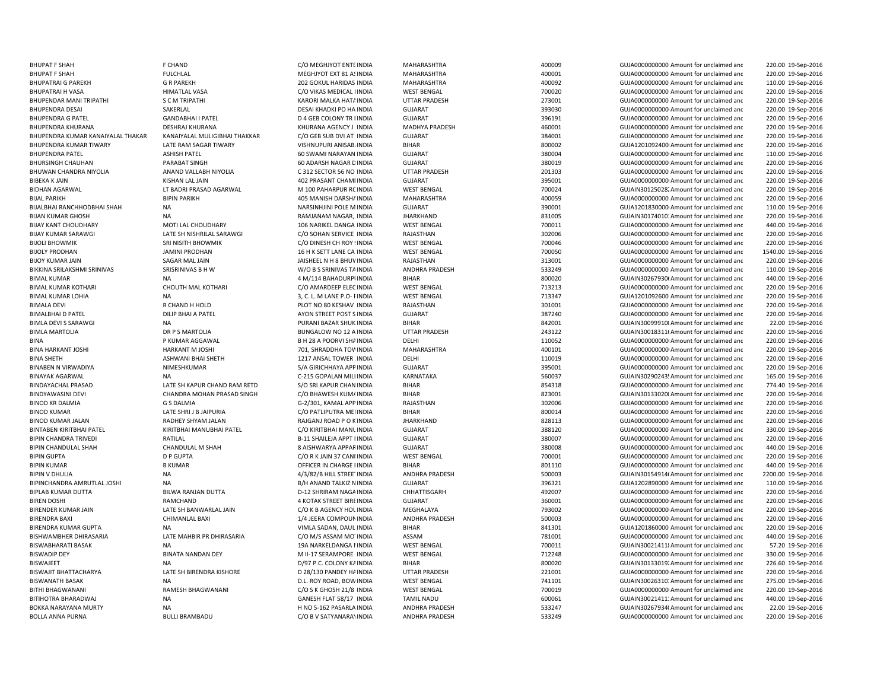| | | | | | | | | | |
|---|---|---|---|---|---|---|---|---|---|
| BHUPAT F SHAH | F CHAND | C/O MEGHJYOT ENTE INDIA | MAHARASHTRA | 400009 | GUJA0000000000 Amount for unclaimed and | 220.00 | 19-Sep-2016 |
| BHUPAT F SHAH | FULCHLAL | MEGHJYOT EXT 81 A: INDIA | MAHARASHTRA | 400001 | GUJA0000000000 Amount for unclaimed and | 220.00 | 19-Sep-2016 |
| BHUPATRAI G PAREKH | G R PAREKH | 202 GOKUL HARIDAS INDIA | MAHARASHTRA | 400092 | GUJA0000000000 Amount for unclaimed and | 110.00 | 19-Sep-2016 |
| BHUPATRAI H VASA | HIMATLAL VASA | C/O VIKAS MEDICAL I INDIA | WEST BENGAL | 700020 | GUJA0000000000 Amount for unclaimed and | 220.00 | 19-Sep-2016 |
| BHUPENDAR MANI TRIPATHI | S C M TRIPATHI | KARORI MALKA HATA INDIA | UTTAR PRADESH | 273001 | GUJA0000000000 Amount for unclaimed and | 220.00 | 19-Sep-2016 |
| BHUPENDRA DESAI | SAKERLAL | DESAI KHADKI PO HA INDIA | GUJARAT | 393030 | GUJA0000000000 Amount for unclaimed and | 220.00 | 19-Sep-2016 |
| BHUPENDRA G PATEL | GANDABHAI I PATEL | D 4 GEB COLONY TR I INDIA | GUJARAT | 396191 | GUJA0000000000 Amount for unclaimed and | 220.00 | 19-Sep-2016 |
| BHUPENDRA KHURANA | DESHRAJ KHURANA | KHURANA AGENCY J INDIA | MADHYA PRADESH | 460001 | GUJA0000000000 Amount for unclaimed and | 220.00 | 19-Sep-2016 |
| BHUPENDRA KUMAR KANAIYALAL THAKAR | KANAIYALAL MULIGIBHAI THAKKAR | C/O GEB SUB DVI AT INDIA | GUJARAT | 384001 | GUJA0000000000 Amount for unclaimed and | 220.00 | 19-Sep-2016 |
| BHUPENDRA KUMAR TIWARY | LATE RAM SAGAR TIWARY | VISHNUPURI ANISAB. INDIA | BIHAR | 800002 | GUJA1201092400 Amount for unclaimed and | 220.00 | 19-Sep-2016 |
| BHUPENDRA PATEL | ASHISH PATEL | 60 SWAMI NARAYAN INDIA | GUJARAT | 380004 | GUJA0000000000 Amount for unclaimed and | 110.00 | 19-Sep-2016 |
| BHURSINGH CHAUHAN | PARABAT SINGH | 60 ADARSH NAGAR D INDIA | GUJARAT | 380019 | GUJA0000000000 Amount for unclaimed and | 220.00 | 19-Sep-2016 |
| BHUWAN CHANDRA NIYOLIA | ANAND VALLABH NIYOLIA | C 312 SECTOR 56 NO INDIA | UTTAR PRADESH | 201303 | GUJA0000000000 Amount for unclaimed and | 220.00 | 19-Sep-2016 |
| BIBEKA K JAIN | KISHAN LAL JAIN | 402 PRASANT CHAMI INDIA | GUJARAT | 395001 | GUJA0000000000 Amount for unclaimed and | 220.00 | 19-Sep-2016 |
| BIDHAN AGARWAL | LT BADRI PRASAD AGARWAL | M 100 PAHARPUR RC INDIA | WEST BENGAL | 700024 | GUJAIN30125028 Amount for unclaimed and | 220.00 | 19-Sep-2016 |
| BIJAL PARIKH | BIPIN PARIKH | 405 MANISH DARSHA INDIA | MAHARASHTRA | 400059 | GUJA0000000000 Amount for unclaimed and | 220.00 | 19-Sep-2016 |
| BIJALBHAI RANCHHODBHAI SHAH | NA | NARSINHJINI POLE M INDIA | GUJARAT | 390001 | GUJA1201830000 Amount for unclaimed and | 110.00 | 19-Sep-2016 |
| BIJAN KUMAR GHOSH | NA | RAMJANAM NAGAR, INDIA | JHARKHAND | 831005 | GUJAIN30174010 Amount for unclaimed and | 220.00 | 19-Sep-2016 |
| BIJAY KANT CHOUDHARY | MOTI LAL CHOUDHARY | 106 NARIKEL DANGA INDIA | WEST BENGAL | 700011 | GUJA0000000000 Amount for unclaimed and | 440.00 | 19-Sep-2016 |
| BIJAY KUMAR SARAWGI | LATE SH NISHRILAL SARAWGI | C/O SOHAN SERVICE INDIA | RAJASTHAN | 302006 | GUJA0000000000 Amount for unclaimed and | 220.00 | 19-Sep-2016 |
| BIJOLI BHOWMIK | SRI NISITH BHOWMIK | C/O DINESH CH ROY INDIA | WEST BENGAL | 700046 | GUJA0000000000 Amount for unclaimed and | 220.00 | 19-Sep-2016 |
| BIJOLY PRODHAN | JAMINI PRODHAN | 16 H K SETT LANE CA INDIA | WEST BENGAL | 700050 | GUJA0000000000 Amount for unclaimed and | 1540.00 | 19-Sep-2016 |
| BIJOY KUMAR JAIN | SAGAR MAL JAIN | JAISHEEL N H 8 BHUV INDIA | RAJASTHAN | 313001 | GUJA0000000000 Amount for unclaimed and | 220.00 | 19-Sep-2016 |
| BIKKINA SRILAKSHMI SRINIVAS | SRISRINIVAS B H W | W/O B S SRINIVAS TA INDIA | ANDHRA PRADESH | 533249 | GUJA0000000000 Amount for unclaimed and | 110.00 | 19-Sep-2016 |
| BIMAL KUMAR | NA | 4 M/114 BAHADURPI INDIA | BIHAR | 800020 | GUJAIN30267930 Amount for unclaimed and | 440.00 | 19-Sep-2016 |
| BIMAL KUMAR KOTHARI | CHOUTH MAL KOTHARI | C/O AMARDEEP ELEC INDIA | WEST BENGAL | 713213 | GUJA0000000000 Amount for unclaimed and | 220.00 | 19-Sep-2016 |
| BIMAL KUMAR LOHIA | NA | 3, C. L. M LANE P.O- I INDIA | WEST BENGAL | 713347 | GUJA1201092600 Amount for unclaimed and | 220.00 | 19-Sep-2016 |
| BIMALA DEVI | R CHAND H HOLD | PLOT NO 80 KESHAV INDIA | RAJASTHAN | 301001 | GUJA0000000000 Amount for unclaimed and | 220.00 | 19-Sep-2016 |
| BIMALBHAI D PATEL | DILIP BHAI A PATEL | AYON STREET POST S INDIA | GUJARAT | 387240 | GUJA0000000000 Amount for unclaimed and | 220.00 | 19-Sep-2016 |
| BIMLA DEVI S SARAWGI | NA | PURANI BAZAR SHUK INDIA | BIHAR | 842001 | GUJAIN30099910 Amount for unclaimed and | 22.00 | 19-Sep-2016 |
| BIMLA MARTOLIA | DR P S MARTOLIA | BUNGALOW NO 12 A INDIA | UTTAR PRADESH | 243122 | GUJAIN30018311 Amount for unclaimed and | 220.00 | 19-Sep-2016 |
| BINA | P KUMAR AGGAWAL | B H 28 A POORVI SHA INDIA | DELHI | 110052 | GUJA0000000000 Amount for unclaimed and | 220.00 | 19-Sep-2016 |
| BINA HARKANT JOSHI | HARKANT M JOSHI | 701, SHRADDHA TOW INDIA | MAHARASHTRA | 400101 | GUJA0000000000 Amount for unclaimed and | 220.00 | 19-Sep-2016 |
| BINA SHETH | ASHWANI BHAI SHETH | 1217 ANSAL TOWER INDIA | DELHI | 110019 | GUJA0000000000 Amount for unclaimed and | 220.00 | 19-Sep-2016 |
| BINABEN N VIRWADIYA | NIMESHKUMAR | 5/A GIRICHHAYA APP INDIA | GUJARAT | 395001 | GUJA0000000000 Amount for unclaimed and | 220.00 | 19-Sep-2016 |
| BINAYAK AGARWAL | NA | C-215 GOPALAN MILI INDIA | KARNATAKA | 560037 | GUJAIN30290243 Amount for unclaimed and | 165.00 | 19-Sep-2016 |
| BINDAYACHAL PRASAD | LATE SH KAPUR CHAND RAM RETD | S/O SRI KAPUR CHAN INDIA | BIHAR | 854318 | GUJA0000000000 Amount for unclaimed and | 774.40 | 19-Sep-2016 |
| BINDYAWASINI DEVI | CHANDRA MOHAN PRASAD SINGH | C/O BHAWESH KUMA INDIA | BIHAR | 823001 | GUJAIN30133020 Amount for unclaimed and | 220.00 | 19-Sep-2016 |
| BINOD KR DALMIA | G S DALMIA | G-2/301, KAMAL APP INDIA | RAJASTHAN | 302006 | GUJA0000000000 Amount for unclaimed and | 220.00 | 19-Sep-2016 |
| BINOD KUMAR | LATE SHRI J B JAIPURIA | C/O PATLIPUTRA MEI INDIA | BIHAR | 800014 | GUJA0000000000 Amount for unclaimed and | 220.00 | 19-Sep-2016 |
| BINOD KUMAR JALAN | RADHEY SHYAM JALAN | RAJGANJ ROAD P O K INDIA | JHARKHAND | 828113 | GUJA0000000000 Amount for unclaimed and | 220.00 | 19-Sep-2016 |
| BINTABEN KIRITBHAI PATEL | KIRITBHAI MANUBHAI PATEL | C/O KIRITBHAI MANU INDIA | GUJARAT | 388120 | GUJA0000000000 Amount for unclaimed and | 330.00 | 19-Sep-2016 |
| BIPIN CHANDRA TRIVEDI | RATILAL | B-11 SHAILEJA APPT I INDIA | GUJARAT | 380007 | GUJA0000000000 Amount for unclaimed and | 220.00 | 19-Sep-2016 |
| BIPIN CHANDULAL SHAH | CHANDULAL M SHAH | 8 AISHWARYA APPAR INDIA | GUJARAT | 380008 | GUJA0000000000 Amount for unclaimed and | 440.00 | 19-Sep-2016 |
| BIPIN GUPTA | D P GUPTA | C/O R K JAIN 37 CANI INDIA | WEST BENGAL | 700001 | GUJA0000000000 Amount for unclaimed and | 220.00 | 19-Sep-2016 |
| BIPIN KUMAR | B KUMAR | OFFICER IN CHARGE I INDIA | BIHAR | 801110 | GUJA0000000000 Amount for unclaimed and | 440.00 | 19-Sep-2016 |
| BIPIN V DHULIA | NA | 4/3/82/B HILL STREET INDIA | ANDHRA PRADESH | 500003 | GUJAIN30154914 Amount for unclaimed and | 2200.00 | 19-Sep-2016 |
| BIPINCHANDRA AMRUTLAL JOSHI | NA | B/H ANAND TALKIZ N INDIA | GUJARAT | 396321 | GUJA1202890000 Amount for unclaimed and | 110.00 | 19-Sep-2016 |
| BIPLAB KUMAR DUTTA | BILWA RANJAN DUTTA | D-12 SHRIRAM NAGA INDIA | CHHATTISGARH | 492007 | GUJA0000000000 Amount for unclaimed and | 220.00 | 19-Sep-2016 |
| BIREN DOSHI | RAMCHAND | 4 KOTAK STREET BIRE INDIA | GUJARAT | 360001 | GUJA0000000000 Amount for unclaimed and | 220.00 | 19-Sep-2016 |
| BIRENDER KUMAR JAIN | LATE SH BANWARLAL JAIN | C/O K B AGENCY HOL INDIA | MEGHALAYA | 793002 | GUJA0000000000 Amount for unclaimed and | 220.00 | 19-Sep-2016 |
| BIRENDRA BAXI | CHIMANLAL BAXI | 1/4 JEERA COMPOUN INDIA | ANDHRA PRADESH | 500003 | GUJA0000000000 Amount for unclaimed and | 220.00 | 19-Sep-2016 |
| BIRENDRA KUMAR GUPTA | NA | VIMLA SADAN, DAUL INDIA | BIHAR | 841301 | GUJA1201860000 Amount for unclaimed and | 220.00 | 19-Sep-2016 |
| BISHWAMBHER DHIRASARIA | LATE MAHBIR PR DHIRASARIA | C/O M/S ASSAM MO INDIA | ASSAM | 781001 | GUJA0000000000 Amount for unclaimed and | 440.00 | 19-Sep-2016 |
| BISWABHARATI BASAK | NA | 19A NARKELDANGA I INDIA | WEST BENGAL | 700011 | GUJAIN30021411 Amount for unclaimed and | 57.20 | 19-Sep-2016 |
| BISWADIP DEY | BINATA NANDAN DEY | M II-17 SERAMPORE INDIA | WEST BENGAL | 712248 | GUJA0000000000 Amount for unclaimed and | 330.00 | 19-Sep-2016 |
| BISWAJEET | NA | D/97 P.C. COLONY KA INDIA | BIHAR | 800020 | GUJAIN30133019 Amount for unclaimed and | 226.60 | 19-Sep-2016 |
| BISWAJIT BHATTACHARYA | LATE SH BIRENDRA KISHORE | D 28/130 PANDEY HA INDIA | UTTAR PRADESH | 221001 | GUJA0000000000 Amount for unclaimed and | 220.00 | 19-Sep-2016 |
| BISWANATH BASAK | NA | D.L. ROY ROAD, BOW INDIA | WEST BENGAL | 741101 | GUJAIN30026310 Amount for unclaimed and | 275.00 | 19-Sep-2016 |
| BITHI BHAGWANANI | RAMESH BHAGWANANI | C/O S K GHOSH 21/8 INDIA | WEST BENGAL | 700019 | GUJA0000000000 Amount for unclaimed and | 220.00 | 19-Sep-2016 |
| BITIHOTRA BHARADWAJ | NA | GANESH FLAT 58/17 INDIA | TAMIL NADU | 600061 | GUJAIN30021411 Amount for unclaimed and | 440.00 | 19-Sep-2016 |
| BOKKA NARAYANA MURTY | NA | H NO 5-162 PASARLA INDIA | ANDHRA PRADESH | 533247 | GUJAIN30267934 Amount for unclaimed and | 22.00 | 19-Sep-2016 |
| BOLLA ANNA PURNA | BULLI BRAMBADU | C/O B V SATYANARA INDIA | ANDHRA PRADESH | 533249 | GUJA0000000000 Amount for unclaimed and | 220.00 | 19-Sep-2016 |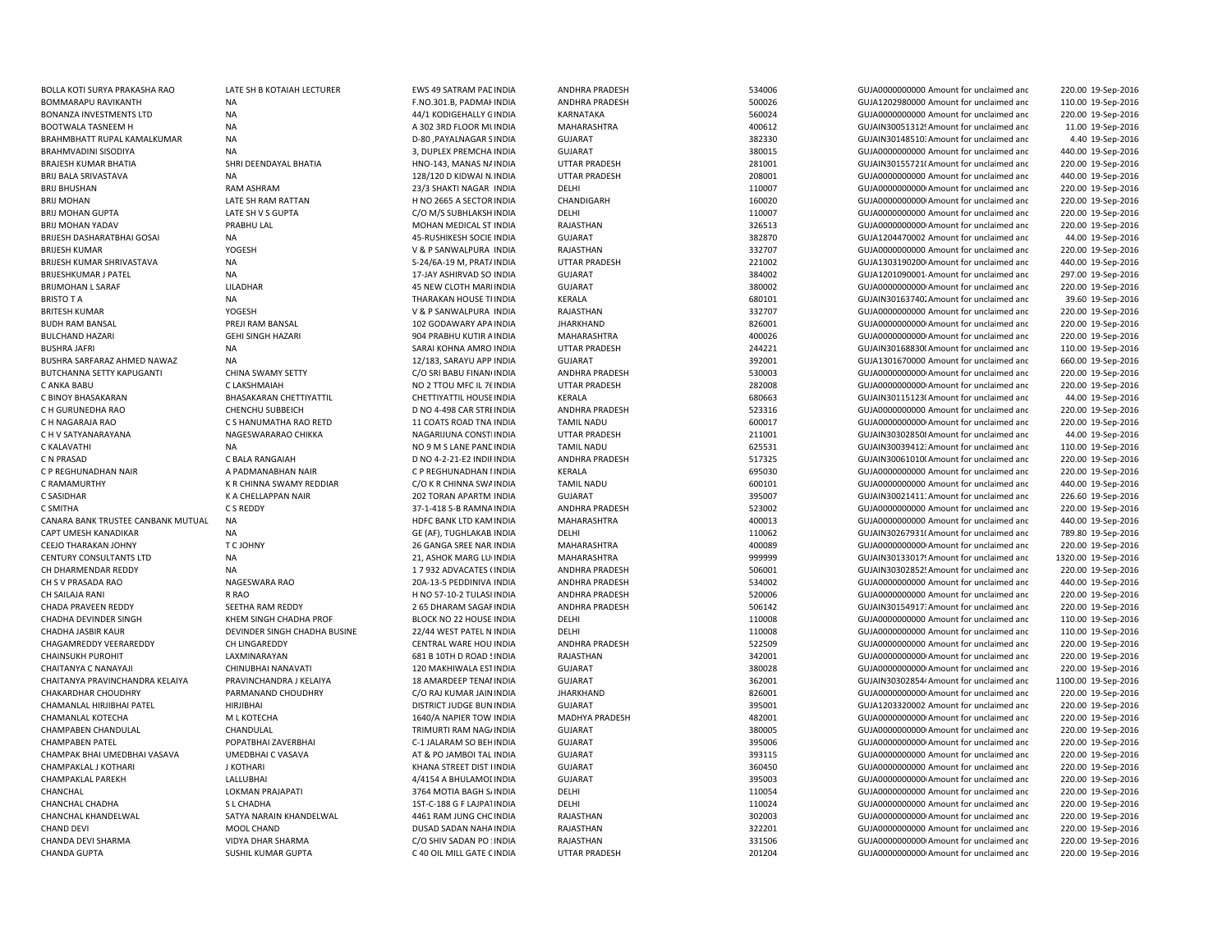| | | | | | | | | | |
|---|---|---|---|---|---|---|---|---|---|
| BOLLA KOTI SURYA PRAKASHA RAO | LATE SH B KOTAIAH LECTURER | EWS 49 SATRAM PAD INDIA | | ANDHRA PRADESH | 534006 | GUJA0000000000 | Amount for unclaimed and | 220.00 | 19-Sep-2016 |
| BOMMARAPU RAVIKANTH | NA | F.NO.301.B, PADMAH INDIA | | ANDHRA PRADESH | 500026 | GUJA1202980000 | Amount for unclaimed and | 110.00 | 19-Sep-2016 |
| BONANZA INVESTMENTS LTD | NA | 44/1 KODIGEHALLY G INDIA | | KARNATAKA | 560024 | GUJA0000000000 | Amount for unclaimed and | 220.00 | 19-Sep-2016 |
| BOOTWALA TASNEEM H | NA | A 302 3RD FLOOR MU INDIA | | MAHARASHTRA | 400612 | GUJAIN30051312! | Amount for unclaimed and | 11.00 | 19-Sep-2016 |
| BRAHMBHATT RUPAL KAMALKUMAR | NA | D-80 ,PAYALNAGAR S INDIA | | GUJARAT | 382330 | GUJAIN30148510 | Amount for unclaimed and | 4.40 | 19-Sep-2016 |
| BRAHMVADINI SISODIYA | NA | 3, DUPLEX PREMCHA INDIA | | GUJARAT | 380015 | GUJA0000000000 | Amount for unclaimed and | 440.00 | 19-Sep-2016 |
| BRAJESH KUMAR BHATIA | SHRI DEENDAYAL BHATIA | HNO-143, MANAS NA INDIA | | UTTAR PRADESH | 281001 | GUJAIN30155721( | Amount for unclaimed and | 220.00 | 19-Sep-2016 |
| BRIJ BALA SRIVASTAVA | NA | 128/120 D KIDWAI N. INDIA | | UTTAR PRADESH | 208001 | GUJA0000000000 | Amount for unclaimed and | 440.00 | 19-Sep-2016 |
| BRIJ BHUSHAN | RAM ASHRAM | 23/3 SHAKTI NAGAR INDIA | | DELHI | 110007 | GUJA0000000000 | Amount for unclaimed and | 220.00 | 19-Sep-2016 |
| BRIJ MOHAN | LATE SH RAM RATTAN | H NO 2665 A SECTOR INDIA | | CHANDIGARH | 160020 | GUJA0000000000 | Amount for unclaimed and | 220.00 | 19-Sep-2016 |
| BRIJ MOHAN GUPTA | LATE SH V S GUPTA | C/O M/S SUBHLAKSH INDIA | | DELHI | 110007 | GUJA0000000000 | Amount for unclaimed and | 220.00 | 19-Sep-2016 |
| BRIJ MOHAN YADAV | PRABHU LAL | MOHAN MEDICAL ST INDIA | | RAJASTHAN | 326513 | GUJA0000000000 | Amount for unclaimed and | 220.00 | 19-Sep-2016 |
| BRIJESH DASHARATBHAI GOSAI | NA | 45-RUSHIKESH SOCIE INDIA | | GUJARAT | 382870 | GUJA1204470002 | Amount for unclaimed and | 44.00 | 19-Sep-2016 |
| BRIJESH KUMAR | YOGESH | V & P SANWALPURA INDIA | | RAJASTHAN | 332707 | GUJA0000000000 | Amount for unclaimed and | 220.00 | 19-Sep-2016 |
| BRIJESH KUMAR SHRIVASTAVA | NA | S-24/6A-19 M, PRATA INDIA | | UTTAR PRADESH | 221002 | GUJA1303190200 | Amount for unclaimed and | 440.00 | 19-Sep-2016 |
| BRIJESHKUMAR J PATEL | NA | 17-JAY ASHIRVAD SO INDIA | | GUJARAT | 384002 | GUJA1201090001 | Amount for unclaimed and | 297.00 | 19-Sep-2016 |
| BRIJMOHAN L SARAF | LILADHAR | 45 NEW CLOTH MARI INDIA | | GUJARAT | 380002 | GUJA0000000000 | Amount for unclaimed and | 220.00 | 19-Sep-2016 |
| BRISTO T A | NA | THARAKAN HOUSE TI INDIA | | KERALA | 680101 | GUJAIN30163740 | Amount for unclaimed and | 39.60 | 19-Sep-2016 |
| BRITESH KUMAR | YOGESH | V & P SANWALPURA INDIA | | RAJASTHAN | 332707 | GUJA0000000000 | Amount for unclaimed and | 220.00 | 19-Sep-2016 |
| BUDH RAM BANSAL | PREJI RAM BANSAL | 102 GODAWARY APA INDIA | | JHARKHAND | 826001 | GUJA0000000000 | Amount for unclaimed and | 220.00 | 19-Sep-2016 |
| BULCHAND HAZARI | GEHI SINGH HAZARI | 904 PRABHU KUTIR A INDIA | | MAHARASHTRA | 400026 | GUJA0000000000 | Amount for unclaimed and | 220.00 | 19-Sep-2016 |
| BUSHRA JAFRI | NA | SARAI KOHNA AMRO INDIA | | UTTAR PRADESH | 244221 | GUJAIN30168830( | Amount for unclaimed and | 110.00 | 19-Sep-2016 |
| BUSHRA SARFARAZ AHMED NAWAZ | NA | 12/183, SARAYU APP INDIA | | GUJARAT | 392001 | GUJA1301670000 | Amount for unclaimed and | 660.00 | 19-Sep-2016 |
| BUTCHANNA SETTY KAPUGANTI | CHINA SWAMY SETTY | C/O SRI BABU FINAN INDIA | | ANDHRA PRADESH | 530003 | GUJA0000000000 | Amount for unclaimed and | 220.00 | 19-Sep-2016 |
| C ANKA BABU | C LAKSHMAIAH | NO 2 TTOU MFC IL 7( INDIA | | UTTAR PRADESH | 282008 | GUJA0000000000 | Amount for unclaimed and | 220.00 | 19-Sep-2016 |
| C BINOY BHASAKARAN | BHASAKARAN CHETTIYATTIL | CHETTIYATTIL HOUSE INDIA | | KERALA | 680663 | GUJAIN30115123( | Amount for unclaimed and | 44.00 | 19-Sep-2016 |
| C H GURUNEDHA RAO | CHENCHU SUBBEICH | D NO 4-498 CAR STRI INDIA | | ANDHRA PRADESH | 523316 | GUJA0000000000 | Amount for unclaimed and | 220.00 | 19-Sep-2016 |
| C H NAGARAJA RAO | C S HANUMATHA RAO RETD | 11 COATS ROAD TNA INDIA | | TAMIL NADU | 600017 | GUJA0000000000 | Amount for unclaimed and | 220.00 | 19-Sep-2016 |
| C H V SATYANARAYANA | NAGESWARARAO CHIKKA | NAGARJUNA CONSTI INDIA | | UTTAR PRADESH | 211001 | GUJAIN30302850 | Amount for unclaimed and | 44.00 | 19-Sep-2016 |
| C KALAVATHI | NA | NO 9 M S LANE PANC INDIA | | TAMIL NADU | 625531 | GUJAIN30039412 | Amount for unclaimed and | 110.00 | 19-Sep-2016 |
| C N PRASAD | C BALA RANGAIAH | D NO 4-2-21-E2 INDII INDIA | | ANDHRA PRADESH | 517325 | GUJAIN30061010( | Amount for unclaimed and | 220.00 | 19-Sep-2016 |
| C P REGHUNADHAN NAIR | A PADMANABHAN NAIR | C P REGHUNADHAN I INDIA | | KERALA | 695030 | GUJA0000000000 | Amount for unclaimed and | 220.00 | 19-Sep-2016 |
| C RAMAMURTHY | K R CHINNA SWAMY REDDIAR | C/O K R CHINNA SWA INDIA | | TAMIL NADU | 600101 | GUJA0000000000 | Amount for unclaimed and | 440.00 | 19-Sep-2016 |
| C SASIDHAR | K A CHELLAPPAN NAIR | 202 TORAN APARTM INDIA | | GUJARAT | 395007 | GUJAIN30021411 | Amount for unclaimed and | 226.60 | 19-Sep-2016 |
| C SMITHA | C S REDDY | 37-1-418 5-B RAMNA INDIA | | ANDHRA PRADESH | 523002 | GUJA0000000000 | Amount for unclaimed and | 220.00 | 19-Sep-2016 |
| CANARA BANK TRUSTEE CANBANK MUTUAL | NA | HDFC BANK LTD KAM INDIA | | MAHARASHTRA | 400013 | GUJA0000000000 | Amount for unclaimed and | 440.00 | 19-Sep-2016 |
| CAPT UMESH KANADIKAR | NA | GE (AF), TUGHLAKAB INDIA | | DELHI | 110062 | GUJAIN30267931( | Amount for unclaimed and | 789.80 | 19-Sep-2016 |
| CEEJO THARAKAN JOHNY | T C JOHNY | 26 GANGA SREE NAR INDIA | | MAHARASHTRA | 400089 | GUJA0000000000 | Amount for unclaimed and | 220.00 | 19-Sep-2016 |
| CENTURY CONSULTANTS LTD | NA | 21, ASHOK MARG LU INDIA | | MAHARASHTRA | 999999 | GUJAIN30133017 | Amount for unclaimed and | 1320.00 | 19-Sep-2016 |
| CH DHARMENDAR REDDY | NA | 1 7 932 ADVACATES ( INDIA | | ANDHRA PRADESH | 506001 | GUJAIN30302852 | Amount for unclaimed and | 220.00 | 19-Sep-2016 |
| CH S V PRASADA RAO | NAGESWARA RAO | 20A-13-5 PEDDINIVA INDIA | | ANDHRA PRADESH | 534002 | GUJA0000000000 | Amount for unclaimed and | 440.00 | 19-Sep-2016 |
| CH SAILAJA RANI | R RAO | H NO 57-10-2 TULASI INDIA | | ANDHRA PRADESH | 520006 | GUJA0000000000 | Amount for unclaimed and | 220.00 | 19-Sep-2016 |
| CHADA PRAVEEN REDDY | SEETHA RAM REDDY | 2 65 DHARAM SAGAF INDIA | | ANDHRA PRADESH | 506142 | GUJAIN30154917 | Amount for unclaimed and | 220.00 | 19-Sep-2016 |
| CHADHA DEVINDER SINGH | KHEM SINGH CHADHA PROF | BLOCK NO 22 HOUSE INDIA | | DELHI | 110008 | GUJA0000000000 | Amount for unclaimed and | 110.00 | 19-Sep-2016 |
| CHADHA JASBIR KAUR | DEVINDER SINGH CHADHA BUSINE | 22/44 WEST PATEL N INDIA | | DELHI | 110008 | GUJA0000000000 | Amount for unclaimed and | 110.00 | 19-Sep-2016 |
| CHAGAMREDDY VEERAREDDY | CH LINGAREDDY | CENTRAL WARE HOU INDIA | | ANDHRA PRADESH | 522509 | GUJA0000000000 | Amount for unclaimed and | 220.00 | 19-Sep-2016 |
| CHAINSUKH PUROHIT | LAXMINARAYAN | 681 B 10TH D ROAD INDIA | | RAJASTHAN | 342001 | GUJA0000000000 | Amount for unclaimed and | 220.00 | 19-Sep-2016 |
| CHAITANYA C NANAYAJI | CHINUBHAI NANAVATI | 120 MAKHIWALA EST INDIA | | GUJARAT | 380028 | GUJA0000000000 | Amount for unclaimed and | 220.00 | 19-Sep-2016 |
| CHAITANYA PRAVINCHANDRA KELAIYA | PRAVINCHANDRA J KELAIYA | 18 AMARDEEP TENAI INDIA | | GUJARAT | 362001 | GUJAIN30302854 | Amount for unclaimed and | 1100.00 | 19-Sep-2016 |
| CHAKARDHAR CHOUDHRY | PARMANAND CHOUDHRY | C/O RAJ KUMAR JAIN INDIA | | JHARKHAND | 826001 | GUJA0000000000 | Amount for unclaimed and | 220.00 | 19-Sep-2016 |
| CHAMANLAL HIRJIBHAI PATEL | HIRJIBHAI | DISTRICT JUDGE BUN INDIA | | GUJARAT | 395001 | GUJA1203320002 | Amount for unclaimed and | 220.00 | 19-Sep-2016 |
| CHAMANLAL KOTECHA | M L KOTECHA | 1640/A NAPIER TOW INDIA | | MADHYA PRADESH | 482001 | GUJA0000000000 | Amount for unclaimed and | 220.00 | 19-Sep-2016 |
| CHAMPABEN CHANDULAL | CHANDULAL | TRIMURTI RAM NAG/ INDIA | | GUJARAT | 380005 | GUJA0000000000 | Amount for unclaimed and | 220.00 | 19-Sep-2016 |
| CHAMPABEN PATEL | POPATBHAI ZAVERBHAI | C-1 JALARAM SO BEH INDIA | | GUJARAT | 395006 | GUJA0000000000 | Amount for unclaimed and | 220.00 | 19-Sep-2016 |
| CHAMPAK BHAI UMEDBHAI VASAVA | UMEDBHAI C VASAVA | AT & PO JAMBOI TAL INDIA | | GUJARAT | 393115 | GUJA0000000000 | Amount for unclaimed and | 220.00 | 19-Sep-2016 |
| CHAMPAKLAL J KOTHARI | J KOTHARI | KHANA STREET DIST I INDIA | | GUJARAT | 360450 | GUJA0000000000 | Amount for unclaimed and | 220.00 | 19-Sep-2016 |
| CHAMPAKLAL PAREKH | LALLUBHAI | 4/4154 A BHULAMOI INDIA | | GUJARAT | 395003 | GUJA0000000000 | Amount for unclaimed and | 220.00 | 19-Sep-2016 |
| CHANCHAL | LOKMAN PRAJAPATI | 3764 MOTIA BAGH S/ INDIA | | DELHI | 110054 | GUJA0000000000 | Amount for unclaimed and | 220.00 | 19-Sep-2016 |
| CHANCHAL CHADHA | S L CHADHA | 1ST-C-188 G F LAJPAT INDIA | | DELHI | 110024 | GUJA0000000000 | Amount for unclaimed and | 220.00 | 19-Sep-2016 |
| CHANCHAL KHANDELWAL | SATYA NARAIN KHANDELWAL | 4461 RAM JUNG CHC INDIA | | RAJASTHAN | 302003 | GUJA0000000000 | Amount for unclaimed and | 220.00 | 19-Sep-2016 |
| CHAND DEVI | MOOL CHAND | DUSAD SADAN NAHA INDIA | | RAJASTHAN | 322201 | GUJA0000000000 | Amount for unclaimed and | 220.00 | 19-Sep-2016 |
| CHANDA DEVI SHARMA | VIDYA DHAR SHARMA | C/O SHIV SADAN PO INDIA | | RAJASTHAN | 331506 | GUJA0000000000 | Amount for unclaimed and | 220.00 | 19-Sep-2016 |
| CHANDA GUPTA | SUSHIL KUMAR GUPTA | C 40 OIL MILL GATE C INDIA | | UTTAR PRADESH | 201204 | GUJA0000000000 | Amount for unclaimed and | 220.00 | 19-Sep-2016 |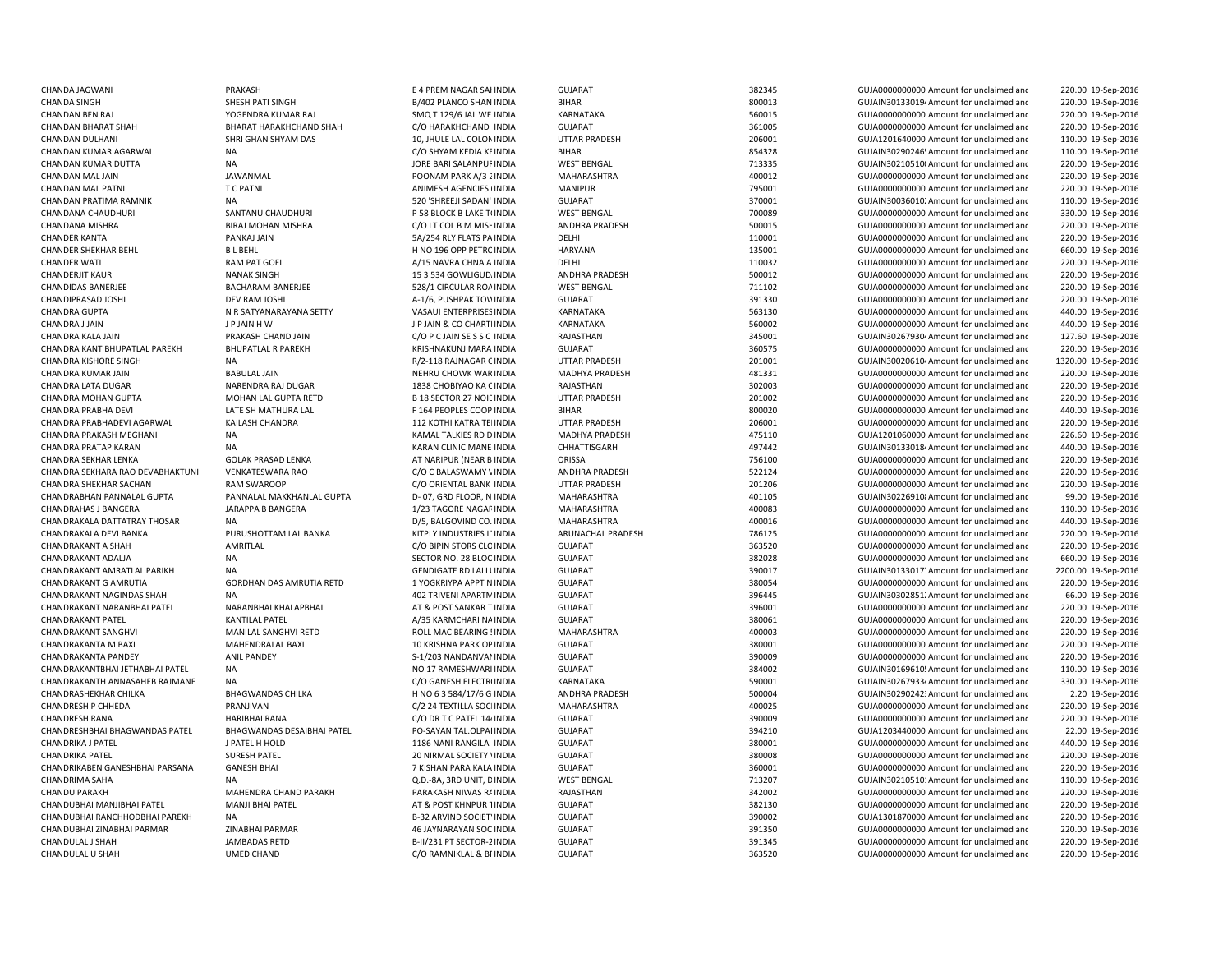| | | | | | | | | | |
|---|---|---|---|---|---|---|---|---|---|
| CHANDA JAGWANI | PRAKASH | E 4 PREM NAGAR SAI INDIA | GUJARAT | 382345 | GUJA0000000000 | Amount for unclaimed and | 220.00 | 19-Sep-2016 |
| CHANDA SINGH | SHESH PATI SINGH | B/402 PLANCO SHAN INDIA | BIHAR | 800013 | GUJAIN30133019 | Amount for unclaimed and | 220.00 | 19-Sep-2016 |
| CHANDAN BEN RAJ | YOGENDRA KUMAR RAJ | SMQ T 129/6 JAL WE INDIA | KARNATAKA | 560015 | GUJA0000000000 | Amount for unclaimed and | 220.00 | 19-Sep-2016 |
| CHANDAN BHARAT SHAH | BHARAT HARAKHCHAND SHAH | C/O HARAKHCHAND INDIA | GUJARAT | 361005 | GUJA0000000000 | Amount for unclaimed and | 220.00 | 19-Sep-2016 |
| CHANDAN DULHANI | SHRI GHAN SHYAM DAS | 10, JHULE LAL COLON INDIA | UTTAR PRADESH | 206001 | GUJA1201640000 | Amount for unclaimed and | 110.00 | 19-Sep-2016 |
| CHANDAN KUMAR AGARWAL | NA | C/O SHYAM KEDIA KE INDIA | BIHAR | 854328 | GUJAIN30290246 | Amount for unclaimed and | 110.00 | 19-Sep-2016 |
| CHANDAN KUMAR DUTTA | NA | JORE BARI SALANPUF INDIA | WEST BENGAL | 713335 | GUJAIN30210510 | Amount for unclaimed and | 220.00 | 19-Sep-2016 |
| CHANDAN MAL JAIN | JAWANMAL | POONAM PARK A/3 2 INDIA | MAHARASHTRA | 400012 | GUJA0000000000 | Amount for unclaimed and | 220.00 | 19-Sep-2016 |
| CHANDAN MAL PATNI | T C PATNI | ANIMESH AGENCIES I INDIA | MANIPUR | 795001 | GUJA0000000000 | Amount for unclaimed and | 220.00 | 19-Sep-2016 |
| CHANDAN PRATIMA RAMNIK | NA | 520 'SHREEJI SADAN' INDIA | GUJARAT | 370001 | GUJAIN30036010 | Amount for unclaimed and | 110.00 | 19-Sep-2016 |
| CHANDANA CHAUDHURI | SANTANU CHAUDHURI | P 58 BLOCK B LAKE T INDIA | WEST BENGAL | 700089 | GUJA0000000000 | Amount for unclaimed and | 330.00 | 19-Sep-2016 |
| CHANDANA MISHRA | BIRAJ MOHAN MISHRA | C/O LT COL B M MISH INDIA | ANDHRA PRADESH | 500015 | GUJA0000000000 | Amount for unclaimed and | 220.00 | 19-Sep-2016 |
| CHANDER KANTA | PANKAJ JAIN | 5A/254 RLY FLATS PA INDIA | DELHI | 110001 | GUJA0000000000 | Amount for unclaimed and | 220.00 | 19-Sep-2016 |
| CHANDER SHEKHAR BEHL | B L BEHL | H NO 196 OPP PETRC INDIA | HARYANA | 135001 | GUJA0000000000 | Amount for unclaimed and | 660.00 | 19-Sep-2016 |
| CHANDER WATI | RAM PAT GOEL | A/15 NAVRA CHNA A INDIA | DELHI | 110032 | GUJA0000000000 | Amount for unclaimed and | 220.00 | 19-Sep-2016 |
| CHANDERJIT KAUR | NANAK SINGH | 15 3 534 GOWLIGUD INDIA | ANDHRA PRADESH | 500012 | GUJA0000000000 | Amount for unclaimed and | 220.00 | 19-Sep-2016 |
| CHANDIDAS BANERJEE | BACHARAM BANERJEE | 528/1 CIRCULAR ROA INDIA | WEST BENGAL | 711102 | GUJA0000000000 | Amount for unclaimed and | 220.00 | 19-Sep-2016 |
| CHANDIPRASAD JOSHI | DEV RAM JOSHI | A-1/6, PUSHPAK TOW INDIA | GUJARAT | 391330 | GUJA0000000000 | Amount for unclaimed and | 220.00 | 19-Sep-2016 |
| CHANDRA GUPTA | N R SATYANARAYANA SETTY | VASAUI ENTERPRISES INDIA | KARNATAKA | 563130 | GUJA0000000000 | Amount for unclaimed and | 440.00 | 19-Sep-2016 |
| CHANDRA J JAIN | J P JAIN H W | J P JAIN & CO CHARTI INDIA | KARNATAKA | 560002 | GUJA0000000000 | Amount for unclaimed and | 440.00 | 19-Sep-2016 |
| CHANDRA KALA JAIN | PRAKASH CHAND JAIN | C/O P C JAIN SE S S C INDIA | RAJASTHAN | 345001 | GUJAIN30267930 | Amount for unclaimed and | 127.60 | 19-Sep-2016 |
| CHANDRA KANT BHUPATLAL PAREKH | BHUPATLAL R PAREKH | KRISHNAKUNJ MARA INDIA | GUJARAT | 360575 | GUJA0000000000 | Amount for unclaimed and | 220.00 | 19-Sep-2016 |
| CHANDRA KISHORE SINGH | NA | R/2-118 RAJNAGAR G INDIA | UTTAR PRADESH | 201001 | GUJAIN30020610 | Amount for unclaimed and | 1320.00 | 19-Sep-2016 |
| CHANDRA KUMAR JAIN | BABULAL JAIN | NEHRU CHOWK WAR INDIA | MADHYA PRADESH | 481331 | GUJA0000000000 | Amount for unclaimed and | 220.00 | 19-Sep-2016 |
| CHANDRA LATA DUGAR | NARENDRA RAJ DUGAR | 1838 CHOBIYAO KA C INDIA | RAJASTHAN | 302003 | GUJA0000000000 | Amount for unclaimed and | 220.00 | 19-Sep-2016 |
| CHANDRA MOHAN GUPTA | MOHAN LAL GUPTA RETD | B 18 SECTOR 27 NOIL INDIA | UTTAR PRADESH | 201002 | GUJA0000000000 | Amount for unclaimed and | 220.00 | 19-Sep-2016 |
| CHANDRA PRABHA DEVI | LATE SH MATHURA LAL | F 164 PEOPLES COOP INDIA | BIHAR | 800020 | GUJA0000000000 | Amount for unclaimed and | 440.00 | 19-Sep-2016 |
| CHANDRA PRABHADEVI AGARWAL | KAILASH CHANDRA | 112 KOTHI KATRA TE INDIA | UTTAR PRADESH | 206001 | GUJA0000000000 | Amount for unclaimed and | 220.00 | 19-Sep-2016 |
| CHANDRA PRAKASH MEGHANI | NA | KAMAL TALKIES RD D INDIA | MADHYA PRADESH | 475110 | GUJA1201060000 | Amount for unclaimed and | 226.60 | 19-Sep-2016 |
| CHANDRA PRATAP KARAN | NA | KARAN CLINIC MANE INDIA | CHHATTISGARH | 497442 | GUJAIN30133018 | Amount for unclaimed and | 440.00 | 19-Sep-2016 |
| CHANDRA SEKHAR LENKA | GOLAK PRASAD LENKA | AT NARIPUR (NEAR B INDIA | ORISSA | 756100 | GUJA0000000000 | Amount for unclaimed and | 220.00 | 19-Sep-2016 |
| CHANDRA SEKHARA RAO DEVABHAKTUNI | VENKATESWARA RAO | C/O C BALASWAMY V INDIA | ANDHRA PRADESH | 522124 | GUJA0000000000 | Amount for unclaimed and | 220.00 | 19-Sep-2016 |
| CHANDRA SHEKHAR SACHAN | RAM SWAROOP | C/O ORIENTAL BANK INDIA | UTTAR PRADESH | 201206 | GUJA0000000000 | Amount for unclaimed and | 220.00 | 19-Sep-2016 |
| CHANDRABHAN PANNALAL GUPTA | PANNALAL MAKKHANLAL GUPTA | D- 07, GRD FLOOR, N INDIA | MAHARASHTRA | 401105 | GUJAIN30226910 | Amount for unclaimed and | 99.00 | 19-Sep-2016 |
| CHANDRAHAS J BANGERA | JARAPPA B BANGERA | 1/23 TAGORE NAGAF INDIA | MAHARASHTRA | 400083 | GUJA0000000000 | Amount for unclaimed and | 110.00 | 19-Sep-2016 |
| CHANDRAKALA DATTATRAY THOSAR | NA | D/5, BALGOVIND CO. INDIA | MAHARASHTRA | 400016 | GUJA0000000000 | Amount for unclaimed and | 440.00 | 19-Sep-2016 |
| CHANDRAKALA DEVI BANKA | PURUSHOTTAM LAL BANKA | KITPLY INDUSTRIES L INDIA | ARUNACHAL PRADESH | 786125 | GUJA0000000000 | Amount for unclaimed and | 220.00 | 19-Sep-2016 |
| CHANDRAKANT A SHAH | AMRITLAL | C/O BIPIN STORS CLC INDIA | GUJARAT | 363520 | GUJA0000000000 | Amount for unclaimed and | 220.00 | 19-Sep-2016 |
| CHANDRAKANT ADALJA | NA | SECTOR NO. 28 BLOC INDIA | GUJARAT | 382028 | GUJA0000000000 | Amount for unclaimed and | 660.00 | 19-Sep-2016 |
| CHANDRAKANT AMRATLAL PARIKH | NA | GENDIGATE RD LALLI INDIA | GUJARAT | 390017 | GUJAIN30133017 | Amount for unclaimed and | 2200.00 | 19-Sep-2016 |
| CHANDRAKANT G AMRUTIA | GORDHAN DAS AMRUTIA RETD | 1 YOGKRIYPA APPT N INDIA | GUJARAT | 380054 | GUJA0000000000 | Amount for unclaimed and | 220.00 | 19-Sep-2016 |
| CHANDRAKANT NAGINDAS SHAH | NA | 402 TRIVENI APARTM INDIA | GUJARAT | 396445 | GUJAIN30302851 | Amount for unclaimed and | 66.00 | 19-Sep-2016 |
| CHANDRAKANT NARANBHAI PATEL | NARANBHAI KHALAPBHAI | AT & POST SANKAR T INDIA | GUJARAT | 396001 | GUJA0000000000 | Amount for unclaimed and | 220.00 | 19-Sep-2016 |
| CHANDRAKANT PATEL | KANTILAL PATEL | A/35 KARMCHARI NA INDIA | GUJARAT | 380061 | GUJA0000000000 | Amount for unclaimed and | 220.00 | 19-Sep-2016 |
| CHANDRAKANT SANGHVI | MANILAL SANGHVI RETD | ROLL MAC BEARING S INDIA | MAHARASHTRA | 400003 | GUJA0000000000 | Amount for unclaimed and | 220.00 | 19-Sep-2016 |
| CHANDRAKANTA M BAXI | MAHENDRALAL BAXI | 10 KRISHNA PARK OP INDIA | GUJARAT | 380001 | GUJA0000000000 | Amount for unclaimed and | 220.00 | 19-Sep-2016 |
| CHANDRAKANTA PANDEY | ANIL PANDEY | S-1/203 NANDANVAN INDIA | GUJARAT | 390009 | GUJA0000000000 | Amount for unclaimed and | 220.00 | 19-Sep-2016 |
| CHANDRAKANTBHAI JETHABHAI PATEL | NA | NO 17 RAMESHWARI INDIA | GUJARAT | 384002 | GUJAIN30169610 | Amount for unclaimed and | 110.00 | 19-Sep-2016 |
| CHANDRAKANTH ANNASAHEB RAJMANE | NA | C/O GANESH ELECTRI INDIA | KARNATAKA | 590001 | GUJAIN30267933 | Amount for unclaimed and | 330.00 | 19-Sep-2016 |
| CHANDRASHEKHAR CHILKA | BHAGWANDAS CHILKA | H NO 6 3 584/17/6 G INDIA | ANDHRA PRADESH | 500004 | GUJAIN30290242 | Amount for unclaimed and | 2.20 | 19-Sep-2016 |
| CHANDRESH P CHHEDA | PRANJIVAN | C/2 24 TEXTILLA SOCI INDIA | MAHARASHTRA | 400025 | GUJA0000000000 | Amount for unclaimed and | 220.00 | 19-Sep-2016 |
| CHANDRESH RANA | HARIBHAI RANA | C/O DR T C PATEL 14 INDIA | GUJARAT | 390009 | GUJA0000000000 | Amount for unclaimed and | 220.00 | 19-Sep-2016 |
| CHANDRESHBHAI BHAGWANDAS PATEL | BHAGWANDAS DESAIBHAI PATEL | PO-SAYAN TAL.OLPAI INDIA | GUJARAT | 394210 | GUJA1203440000 | Amount for unclaimed and | 22.00 | 19-Sep-2016 |
| CHANDRIKA J PATEL | J PATEL H HOLD | 1186 NANI RANGILA INDIA | GUJARAT | 380001 | GUJA0000000000 | Amount for unclaimed and | 440.00 | 19-Sep-2016 |
| CHANDRIKA PATEL | SURESH PATEL | 20 NIRMAL SOCIETY V INDIA | GUJARAT | 380008 | GUJA0000000000 | Amount for unclaimed and | 220.00 | 19-Sep-2016 |
| CHANDRIKABEN GANESHBHAI PARSANA | GANESH BHAI | 7 KISHAN PARA KALA INDIA | GUJARAT | 360001 | GUJA0000000000 | Amount for unclaimed and | 220.00 | 19-Sep-2016 |
| CHANDRIMA SAHA | NA | Q.D.-8A, 3RD UNIT, D INDIA | WEST BENGAL | 713207 | GUJAIN30210510 | Amount for unclaimed and | 110.00 | 19-Sep-2016 |
| CHANDU PARAKH | MAHENDRA CHAND PARAKH | PARAKASH NIWAS RA INDIA | RAJASTHAN | 342002 | GUJA0000000000 | Amount for unclaimed and | 220.00 | 19-Sep-2016 |
| CHANDUBHAI MANJIBHAI PATEL | MANJI BHAI PATEL | AT & POST KHNPUR T INDIA | GUJARAT | 382130 | GUJA0000000000 | Amount for unclaimed and | 220.00 | 19-Sep-2016 |
| CHANDUBHAI RANCHHODBHAI PAREKH | NA | B-32 ARVIND SOCIET INDIA | GUJARAT | 390002 | GUJA1301870000 | Amount for unclaimed and | 220.00 | 19-Sep-2016 |
| CHANDUBHAI ZINABHAI PARMAR | ZINABHAI PARMAR | 46 JAYNARAYAN SOC INDIA | GUJARAT | 391350 | GUJA0000000000 | Amount for unclaimed and | 220.00 | 19-Sep-2016 |
| CHANDULAL J SHAH | JAMBADAS RETD | B-II/231 PT SECTOR-2 INDIA | GUJARAT | 391345 | GUJA0000000000 | Amount for unclaimed and | 220.00 | 19-Sep-2016 |
| CHANDULAL U SHAH | UMED CHAND | C/O RAMNIKLAL & BI INDIA | GUJARAT | 363520 | GUJA0000000000 | Amount for unclaimed and | 220.00 | 19-Sep-2016 |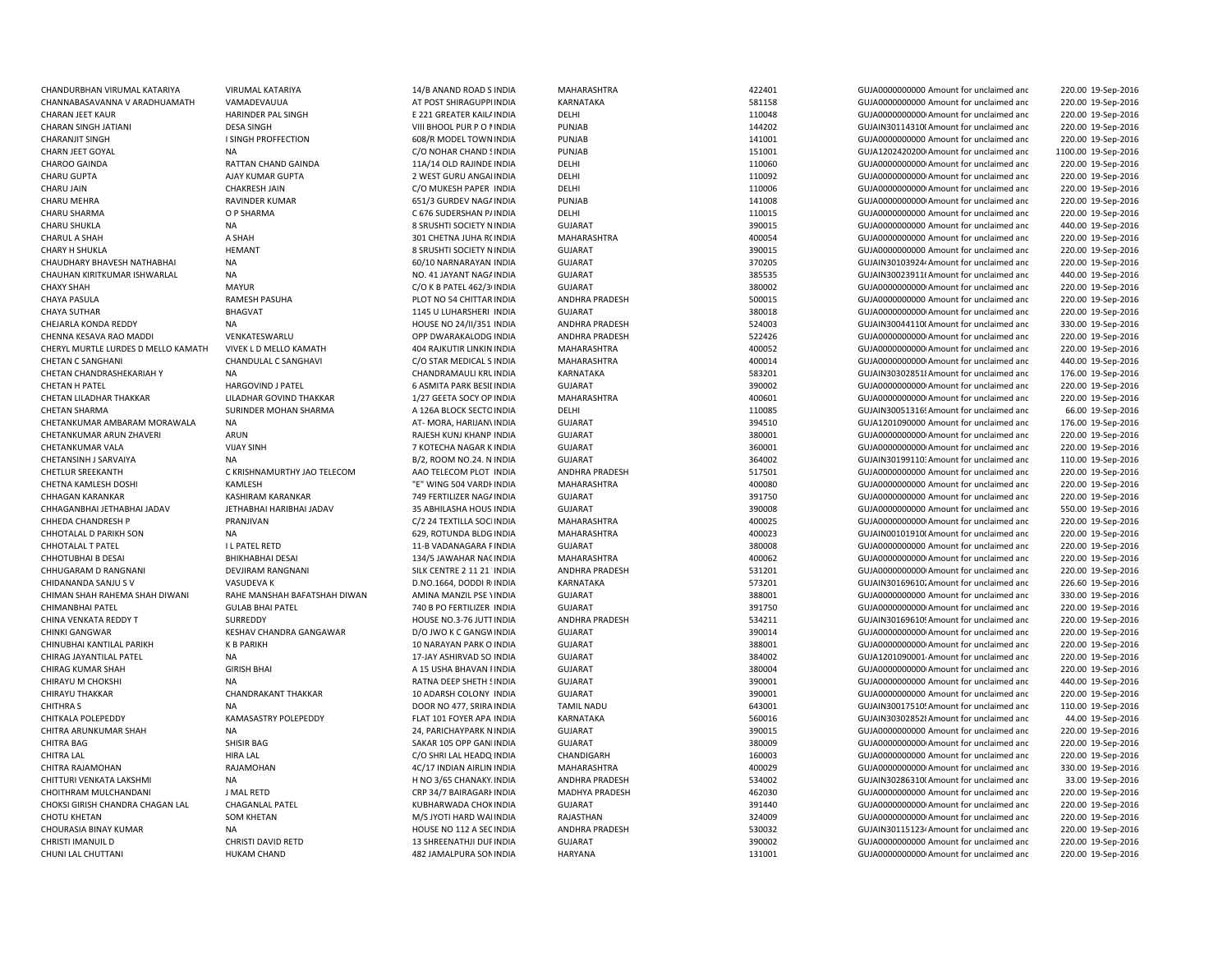| | | | | | | | | |
|---|---|---|---|---|---|---|---|---|
| CHANDURBHAN VIRUMAL KATARIYA | VIRUMAL KATARIYA | 14/B ANAND ROAD S INDIA | MAHARASHTRA | 422401 | GUJA0000000000 Amount for unclaimed anc | 220.00 | 19-Sep-2016 |
| CHANNABASAVANNA V ARADHUAMATH | VAMADEVAUUA | AT POST SHIRAGUPPI INDIA | KARNATAKA | 581158 | GUJA0000000000 Amount for unclaimed anc | 220.00 | 19-Sep-2016 |
| CHARAN JEET KAUR | HARINDER PAL SINGH | E 221 GREATER KAIL/ INDIA | DELHI | 110048 | GUJA0000000000 Amount for unclaimed anc | 220.00 | 19-Sep-2016 |
| CHARAN SINGH JATIANI | DESA SINGH | VIII BHOOL PUR P O I INDIA | PUNJAB | 144202 | GUJAIN30114310( Amount for unclaimed anc | 220.00 | 19-Sep-2016 |
| CHARANJIT SINGH | I SINGH PROFFECTION | 608/R MODEL TOWN INDIA | PUNJAB | 141001 | GUJA0000000000 Amount for unclaimed anc | 220.00 | 19-Sep-2016 |
| CHARN JEET GOYAL | NA | C/O NOHAR CHAND ! INDIA | PUNJAB | 151001 | GUJA1202420200 Amount for unclaimed anc | 1100.00 | 19-Sep-2016 |
| CHAROO GAINDA | RATTAN CHAND GAINDA | 11A/14 OLD RAJINDE INDIA | DELHI | 110060 | GUJA0000000000 Amount for unclaimed anc | 220.00 | 19-Sep-2016 |
| CHARU GUPTA | AJAY KUMAR GUPTA | 2 WEST GURU ANGAI INDIA | DELHI | 110092 | GUJA0000000000 Amount for unclaimed anc | 220.00 | 19-Sep-2016 |
| CHARU JAIN | CHAKRESH JAIN | C/O MUKESH PAPER INDIA | DELHI | 110006 | GUJA0000000000 Amount for unclaimed anc | 220.00 | 19-Sep-2016 |
| CHARU MEHRA | RAVINDER KUMAR | 651/3 GURDEV NAG/ INDIA | PUNJAB | 141008 | GUJA0000000000 Amount for unclaimed anc | 220.00 | 19-Sep-2016 |
| CHARU SHARMA | O P SHARMA | C 676 SUDERSHAN P/ INDIA | DELHI | 110015 | GUJA0000000000 Amount for unclaimed anc | 220.00 | 19-Sep-2016 |
| CHARU SHUKLA | NA | 8 SRUSHTI SOCIETY N INDIA | GUJARAT | 390015 | GUJA0000000000 Amount for unclaimed anc | 440.00 | 19-Sep-2016 |
| CHARUL A SHAH | A SHAH | 301 CHETNA JUHA R( INDIA | MAHARASHTRA | 400054 | GUJA0000000000 Amount for unclaimed anc | 220.00 | 19-Sep-2016 |
| CHARY H SHUKLA | HEMANT | 8 SRUSHTI SOCIETY N INDIA | GUJARAT | 390015 | GUJA0000000000 Amount for unclaimed anc | 220.00 | 19-Sep-2016 |
| CHAUDHARY BHAVESH NATHABHAI | NA | 60/10 NARNARAYAN INDIA | GUJARAT | 370205 | GUJAIN30103924 Amount for unclaimed anc | 220.00 | 19-Sep-2016 |
| CHAUHAN KIRITKUMAR ISHWARLAL | NA | NO. 41 JAYANT NAG/ INDIA | GUJARAT | 385535 | GUJAIN30023911( Amount for unclaimed anc | 440.00 | 19-Sep-2016 |
| CHAXY SHAH | MAYUR | C/O K B PATEL 462/3 INDIA | GUJARAT | 380002 | GUJA0000000000 Amount for unclaimed anc | 220.00 | 19-Sep-2016 |
| CHAYA PASULA | RAMESH PASUHA | PLOT NO 54 CHITTAR INDIA | ANDHRA PRADESH | 500015 | GUJA0000000000 Amount for unclaimed anc | 220.00 | 19-Sep-2016 |
| CHAYA SUTHAR | BHAGVAT | 1145 U LUHARSHERI INDIA | GUJARAT | 380018 | GUJA0000000000 Amount for unclaimed anc | 220.00 | 19-Sep-2016 |
| CHEJARLA KONDA REDDY | NA | HOUSE NO 24/II/351 INDIA | ANDHRA PRADESH | 524003 | GUJAIN30044110( Amount for unclaimed anc | 330.00 | 19-Sep-2016 |
| CHENNA KESAVA RAO MADDI | VENKATESWARLU | OPP DWARAKALODG INDIA | ANDHRA PRADESH | 522426 | GUJA0000000000 Amount for unclaimed anc | 220.00 | 19-Sep-2016 |
| CHERYL MURTLE LURDES D MELLO KAMATH | VIVEK L D MELLO KAMATH | 404 RAJKUTIR LINKIN INDIA | MAHARASHTRA | 400052 | GUJA0000000000 Amount for unclaimed anc | 220.00 | 19-Sep-2016 |
| CHETAN C SANGHANI | CHANDULAL C SANGHAVI | C/O STAR MEDICAL S INDIA | MAHARASHTRA | 400014 | GUJA0000000000 Amount for unclaimed anc | 440.00 | 19-Sep-2016 |
| CHETAN CHANDRASHEKARIAH Y | NA | CHANDRAMAULI KRL INDIA | KARNATAKA | 583201 | GUJAIN30302851 Amount for unclaimed anc | 176.00 | 19-Sep-2016 |
| CHETAN H PATEL | HARGOVIND J PATEL | 6 ASMITA PARK BESI INDIA | GUJARAT | 390002 | GUJA0000000000 Amount for unclaimed anc | 220.00 | 19-Sep-2016 |
| CHETAN LILADHAR THAKKAR | LILADHAR GOVIND THAKKAR | 1/27 GEETA SOCY OP INDIA | MAHARASHTRA | 400601 | GUJA0000000000 Amount for unclaimed anc | 220.00 | 19-Sep-2016 |
| CHETAN SHARMA | SURINDER MOHAN SHARMA | A 126A BLOCK SECTC INDIA | DELHI | 110085 | GUJAIN30051316 Amount for unclaimed anc | 66.00 | 19-Sep-2016 |
| CHETANKUMAR AMBARAM MORAWALA | NA | AT- MORA, HARIJAN\ INDIA | GUJARAT | 394510 | GUJA1201090000 Amount for unclaimed anc | 176.00 | 19-Sep-2016 |
| CHETANKUMAR ARUN ZHAVERI | ARUN | RAJESH KUNJ KHANP INDIA | GUJARAT | 380001 | GUJA0000000000 Amount for unclaimed anc | 220.00 | 19-Sep-2016 |
| CHETANKUMAR VALA | VIJAY SINH | 7 KOTECHA NAGAR K INDIA | GUJARAT | 360001 | GUJA0000000000 Amount for unclaimed anc | 220.00 | 19-Sep-2016 |
| CHETANSINH J SARVAIYA | NA | B/2, ROOM NO.24. N INDIA | GUJARAT | 364002 | GUJAIN30199110 Amount for unclaimed anc | 110.00 | 19-Sep-2016 |
| CHETLUR SREEKANTH | C KRISHNAMURTHY JAO TELECOM | AAO TELECOM PLOT INDIA | ANDHRA PRADESH | 517501 | GUJA0000000000 Amount for unclaimed anc | 220.00 | 19-Sep-2016 |
| CHETNA KAMLESH DOSHI | KAMLESH | "E" WING 504 VARDH INDIA | MAHARASHTRA | 400080 | GUJA0000000000 Amount for unclaimed anc | 220.00 | 19-Sep-2016 |
| CHHAGAN KARANKAR | KASHIRAM KARANKAR | 749 FERTILIZER NAG/ INDIA | GUJARAT | 391750 | GUJA0000000000 Amount for unclaimed anc | 220.00 | 19-Sep-2016 |
| CHHAGANBHAI JETHABHAI JADAV | JETHABHAI HARIBHAI JADAV | 35 ABHILASHA HOUS INDIA | GUJARAT | 390008 | GUJA0000000000 Amount for unclaimed anc | 550.00 | 19-Sep-2016 |
| CHHEDA CHANDRESH P | PRANJIVAN | C/2 24 TEXTILLA SOC INDIA | MAHARASHTRA | 400025 | GUJA0000000000 Amount for unclaimed anc | 220.00 | 19-Sep-2016 |
| CHHOTALAL D PARIKH SON | NA | 629, ROTUNDA BLDG INDIA | MAHARASHTRA | 400023 | GUJAIN00101910( Amount for unclaimed anc | 220.00 | 19-Sep-2016 |
| CHHOTALAL T PATEL | I L PATEL RETD | 11-B VADANAGARA F INDIA | GUJARAT | 380008 | GUJA0000000000 Amount for unclaimed anc | 220.00 | 19-Sep-2016 |
| CHHOTUBHAI B DESAI | BHIKHABHAI DESAI | 134/5 JAWAHAR NA( INDIA | MAHARASHTRA | 400062 | GUJA0000000000 Amount for unclaimed anc | 220.00 | 19-Sep-2016 |
| CHHUGARAM D RANGNANI | DEVJIRAM RANGNANI | SILK CENTRE 2 11 21 INDIA | ANDHRA PRADESH | 531201 | GUJA0000000000 Amount for unclaimed anc | 220.00 | 19-Sep-2016 |
| CHIDANANDA SANJU S V | VASUDEVA K | D.NO.1664, DODDI R INDIA | KARNATAKA | 573201 | GUJAIN30169610 Amount for unclaimed anc | 226.60 | 19-Sep-2016 |
| CHIMAN SHAH RAHEMA SHAH DIWANI | RAHE MANSHAH BAFATSHAH DIWAN | AMINA MANZIL PSE \ INDIA | GUJARAT | 388001 | GUJA0000000000 Amount for unclaimed anc | 330.00 | 19-Sep-2016 |
| CHIMANBHAI PATEL | GULAB BHAI PATEL | 740 B PO FERTILIZER INDIA | GUJARAT | 391750 | GUJA0000000000 Amount for unclaimed anc | 220.00 | 19-Sep-2016 |
| CHINA VENKATA REDDY T | SURREDDY | HOUSE NO.3-76 JUTT INDIA | ANDHRA PRADESH | 534211 | GUJAIN30169610 Amount for unclaimed anc | 220.00 | 19-Sep-2016 |
| CHINKI GANGWAR | KESHAV CHANDRA GANGAWAR | D/O JWO K C GANGV INDIA | GUJARAT | 390014 | GUJA0000000000 Amount for unclaimed anc | 220.00 | 19-Sep-2016 |
| CHINUBHAI KANTILAL PARIKH | K B PARIKH | 10 NARAYAN PARK O INDIA | GUJARAT | 388001 | GUJA0000000000 Amount for unclaimed anc | 220.00 | 19-Sep-2016 |
| CHIRAG JAYANTILAL PATEL | NA | 17-JAY ASHIRVAD SO INDIA | GUJARAT | 384002 | GUJA1201090001 Amount for unclaimed anc | 220.00 | 19-Sep-2016 |
| CHIRAG KUMAR SHAH | GIRISH BHAI | A 15 USHA BHAVAN I INDIA | GUJARAT | 380004 | GUJA0000000000 Amount for unclaimed anc | 220.00 | 19-Sep-2016 |
| CHIRAYU M CHOKSHI | NA | RATNA DEEP SHETH ! INDIA | GUJARAT | 390001 | GUJA0000000000 Amount for unclaimed anc | 440.00 | 19-Sep-2016 |
| CHIRAYU THAKKAR | CHANDRAKANT THAKKAR | 10 ADARSH COLONY INDIA | GUJARAT | 390001 | GUJA0000000000 Amount for unclaimed anc | 220.00 | 19-Sep-2016 |
| CHITHRA S | NA | DOOR NO 477, SRIRA INDIA | TAMIL NADU | 643001 | GUJAIN30017510 Amount for unclaimed anc | 110.00 | 19-Sep-2016 |
| CHITKALA POLEPEDDY | KAMASASTRY POLEPEDDY | FLAT 101 FOYER APA INDIA | KARNATAKA | 560016 | GUJAIN30302852 Amount for unclaimed anc | 44.00 | 19-Sep-2016 |
| CHITRA ARUNKUMAR SHAH | NA | 24, PARICHAYPARK N INDIA | GUJARAT | 390015 | GUJA0000000000 Amount for unclaimed anc | 220.00 | 19-Sep-2016 |
| CHITRA BAG | SHISIR BAG | SAKAR 105 OPP GANI INDIA | GUJARAT | 380009 | GUJA0000000000 Amount for unclaimed anc | 220.00 | 19-Sep-2016 |
| CHITRA LAL | HIRA LAL | C/O SHRI LAL HEADQ INDIA | CHANDIGARH | 160003 | GUJA0000000000 Amount for unclaimed anc | 220.00 | 19-Sep-2016 |
| CHITRA RAJAMOHAN | RAJAMOHAN | 4C/17 INDIAN AIRLIN INDIA | MAHARASHTRA | 400029 | GUJA0000000000 Amount for unclaimed anc | 330.00 | 19-Sep-2016 |
| CHITTURI VENKATA LAKSHMI | NA | H NO 3/65 CHANAKY. INDIA | ANDHRA PRADESH | 534002 | GUJAIN30286310( Amount for unclaimed anc | 33.00 | 19-Sep-2016 |
| CHOITHRAM MULCHANDANI | J MAL RETD | CRP 34/7 BAIRAGARI INDIA | MADHYA PRADESH | 462030 | GUJA0000000000 Amount for unclaimed anc | 220.00 | 19-Sep-2016 |
| CHOKSI GIRISH CHANDRA CHAGAN LAL | CHAGANLAL PATEL | KUBHARWADA CHOK INDIA | GUJARAT | 391440 | GUJA0000000000 Amount for unclaimed anc | 220.00 | 19-Sep-2016 |
| CHOTU KHETAN | SOM KHETAN | M/S JYOTI HARD WAI INDIA | RAJASTHAN | 324009 | GUJA0000000000 Amount for unclaimed anc | 220.00 | 19-Sep-2016 |
| CHOURASIA BINAY KUMAR | NA | HOUSE NO 112 A SEC INDIA | ANDHRA PRADESH | 530032 | GUJAIN30115123 Amount for unclaimed anc | 220.00 | 19-Sep-2016 |
| CHRISTI IMANUIL D | CHRISTI DAVID RETD | 13 SHREENATHJI DUF INDIA | GUJARAT | 390002 | GUJA0000000000 Amount for unclaimed anc | 220.00 | 19-Sep-2016 |
| CHUNI LAL CHUTTANI | HUKAM CHAND | 482 JAMALPURA SON INDIA | HARYANA | 131001 | GUJA0000000000 Amount for unclaimed anc | 220.00 | 19-Sep-2016 |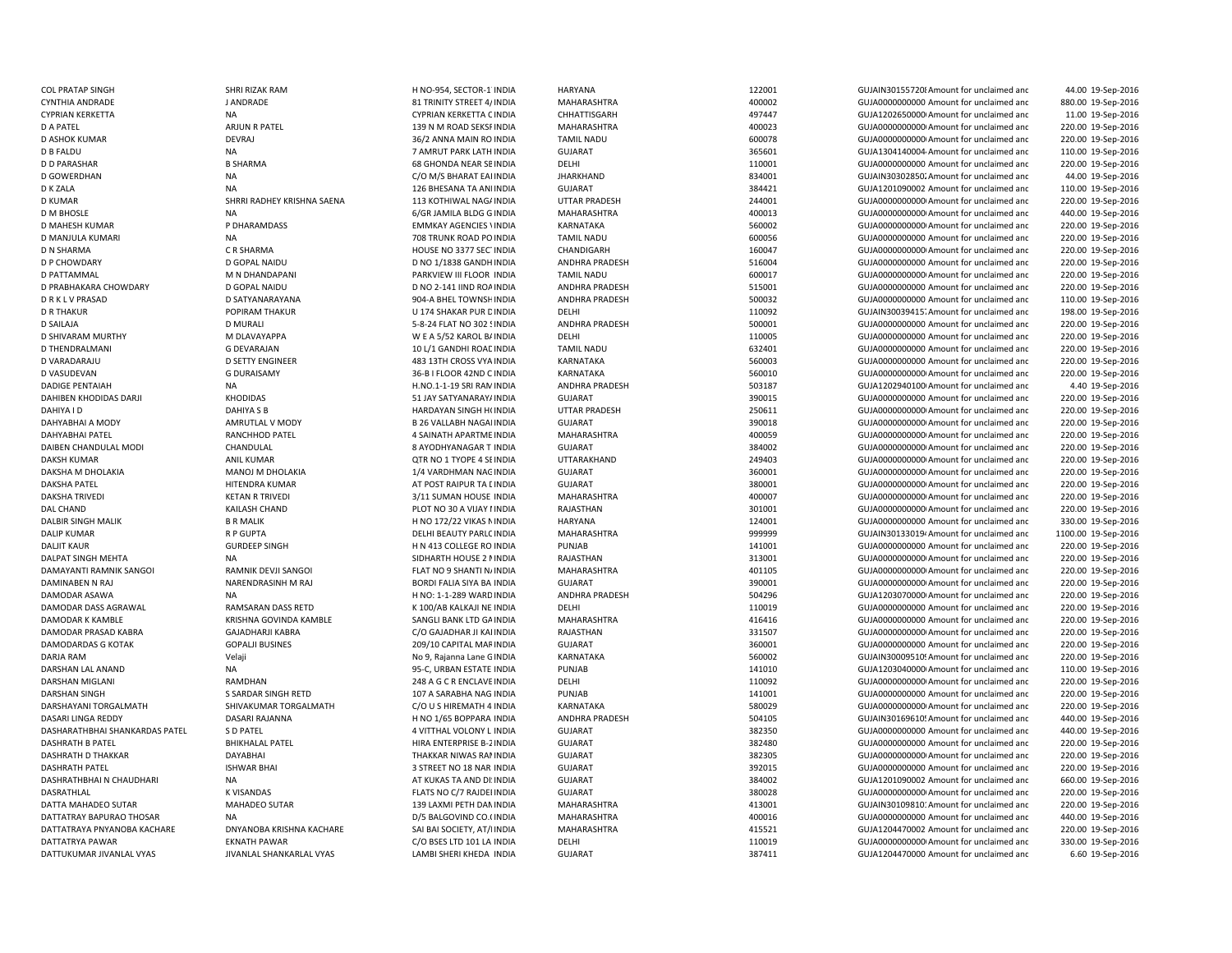| | | | | | | | | | |
|---|---|---|---|---|---|---|---|---|---|
| COL PRATAP SINGH | SHRI RIZAK RAM | H NO-954, SECTOR-1 | INDIA | HARYANA | 122001 | GUJAIN30155720 | Amount for unclaimed and | 44.00 | 19-Sep-2016 |
| CYNTHIA ANDRADE | J ANDRADE | 81 TRINITY STREET 4 | INDIA | MAHARASHTRA | 400002 | GUJA0000000000 | Amount for unclaimed and | 880.00 | 19-Sep-2016 |
| CYPRIAN KERKETTA | NA | CYPRIAN KERKETTA C | INDIA | CHHATTISGARH | 497447 | GUJA1202650000 | Amount for unclaimed and | 11.00 | 19-Sep-2016 |
| D A PATEL | ARJUN R PATEL | 139 N M ROAD SEKSI | INDIA | MAHARASHTRA | 400023 | GUJA0000000000 | Amount for unclaimed and | 220.00 | 19-Sep-2016 |
| D ASHOK KUMAR | DEVRAJ | 36/2 ANNA MAIN RO | INDIA | TAMIL NADU | 600078 | GUJA0000000000 | Amount for unclaimed and | 220.00 | 19-Sep-2016 |
| D B FALDU | NA | 7 AMRUT PARK LATH | INDIA | GUJARAT | 365601 | GUJA1304140004 | Amount for unclaimed and | 110.00 | 19-Sep-2016 |
| D D PARASHAR | B SHARMA | 68 GHONDA NEAR SE | INDIA | DELHI | 110001 | GUJA0000000000 | Amount for unclaimed and | 220.00 | 19-Sep-2016 |
| D GOWERDHAN | NA | C/O M/S BHARAT EA | INDIA | JHARKHAND | 834001 | GUJAIN30302850 | Amount for unclaimed and | 44.00 | 19-Sep-2016 |
| D K ZALA | NA | 126 BHESANA TA AN | INDIA | GUJARAT | 384421 | GUJA1201090002 | Amount for unclaimed and | 110.00 | 19-Sep-2016 |
| D KUMAR | SHRRI RADHEY KRISHNA SAENA | 113 KOTHIWAL NAG | INDIA | UTTAR PRADESH | 244001 | GUJA0000000000 | Amount for unclaimed and | 220.00 | 19-Sep-2016 |
| D M BHOSLE | NA | 6/GR JAMILA BLDG G | INDIA | MAHARASHTRA | 400013 | GUJA0000000000 | Amount for unclaimed and | 440.00 | 19-Sep-2016 |
| D MAHESH KUMAR | P DHARAMDASS | EMMKAY AGENCIES | INDIA | KARNATAKA | 560002 | GUJA0000000000 | Amount for unclaimed and | 220.00 | 19-Sep-2016 |
| D MANJULA KUMARI | NA | 708 TRUNK ROAD PO | INDIA | TAMIL NADU | 600056 | GUJA0000000000 | Amount for unclaimed and | 220.00 | 19-Sep-2016 |
| D N SHARMA | C R SHARMA | HOUSE NO 3377 SEC | INDIA | CHANDIGARH | 160047 | GUJA0000000000 | Amount for unclaimed and | 220.00 | 19-Sep-2016 |
| D P CHOWDARY | D GOPAL NAIDU | D NO 1/1838 GANDH | INDIA | ANDHRA PRADESH | 516004 | GUJA0000000000 | Amount for unclaimed and | 220.00 | 19-Sep-2016 |
| D PATTAMMAL | M N DHANDAPANI | PARKVIEW III FLOOR | INDIA | TAMIL NADU | 600017 | GUJA0000000000 | Amount for unclaimed and | 220.00 | 19-Sep-2016 |
| D PRABHAKARA CHOWDARY | D GOPAL NAIDU | D NO 2-141 IIND RO | INDIA | ANDHRA PRADESH | 515001 | GUJA0000000000 | Amount for unclaimed and | 220.00 | 19-Sep-2016 |
| D R K L V PRASAD | D SATYANARAYANA | 904-A BHEL TOWNSH | INDIA | ANDHRA PRADESH | 500032 | GUJA0000000000 | Amount for unclaimed and | 110.00 | 19-Sep-2016 |
| D R THAKUR | POPIRAM THAKUR | U 174 SHAKAR PUR D | INDIA | DELHI | 110092 | GUJAIN30039415 | Amount for unclaimed and | 198.00 | 19-Sep-2016 |
| D SAILAJA | D MURALI | 5-8-24 FLAT NO 302 | INDIA | ANDHRA PRADESH | 500001 | GUJA0000000000 | Amount for unclaimed and | 220.00 | 19-Sep-2016 |
| D SHIVARAM MURTHY | M DLAVAYAPPA | W E A 5/52 KAROL B | INDIA | DELHI | 110005 | GUJA0000000000 | Amount for unclaimed and | 220.00 | 19-Sep-2016 |
| D THENDRALMANI | G DEVARAJAN | 10 L/1 GANDHI ROAD | INDIA | TAMIL NADU | 632401 | GUJA0000000000 | Amount for unclaimed and | 220.00 | 19-Sep-2016 |
| D VARADARAJU | D SETTY ENGINEER | 483 13TH CROSS VYA | INDIA | KARNATAKA | 560003 | GUJA0000000000 | Amount for unclaimed and | 220.00 | 19-Sep-2016 |
| D VASUDEVAN | G DURAISAMY | 36-B I FLOOR 42ND C | INDIA | KARNATAKA | 560010 | GUJA0000000000 | Amount for unclaimed and | 220.00 | 19-Sep-2016 |
| DADIGE PENTAIAH | NA | H.NO.1-1-19 SRI RAM | INDIA | ANDHRA PRADESH | 503187 | GUJA1202940100 | Amount for unclaimed and | 4.40 | 19-Sep-2016 |
| DAHIBEN KHODIDAS DARJI | KHODIDAS | 51 JAY SATYANARAY | INDIA | GUJARAT | 390015 | GUJA0000000000 | Amount for unclaimed and | 220.00 | 19-Sep-2016 |
| DAHIYA I D | DAHIYA S B | HARDAYAN SINGH H | INDIA | UTTAR PRADESH | 250611 | GUJA0000000000 | Amount for unclaimed and | 220.00 | 19-Sep-2016 |
| DAHYABHAI A MODY | AMRUTLAL V MODY | B 26 VALLABH NAGA | INDIA | GUJARAT | 390018 | GUJA0000000000 | Amount for unclaimed and | 220.00 | 19-Sep-2016 |
| DAHYABHAI PATEL | RANCHHOD PATEL | 4 SAINATH APARTME | INDIA | MAHARASHTRA | 400059 | GUJA0000000000 | Amount for unclaimed and | 220.00 | 19-Sep-2016 |
| DAIBEN CHANDULAL MODI | CHANDULAL | 8 AYODHYANAGAR T | INDIA | GUJARAT | 384002 | GUJA0000000000 | Amount for unclaimed and | 220.00 | 19-Sep-2016 |
| DAKSH KUMAR | ANIL KUMAR | QTR NO 1 TYOPE 4 SE | INDIA | UTTARAKHAND | 249403 | GUJA0000000000 | Amount for unclaimed and | 220.00 | 19-Sep-2016 |
| DAKSHA M DHOLAKIA | MANOJ M DHOLAKIA | 1/4 VARDHMAN NAG | INDIA | GUJARAT | 360001 | GUJA0000000000 | Amount for unclaimed and | 220.00 | 19-Sep-2016 |
| DAKSHA PATEL | HITENDRA KUMAR | AT POST RAIPUR TA I | INDIA | GUJARAT | 380001 | GUJA0000000000 | Amount for unclaimed and | 220.00 | 19-Sep-2016 |
| DAKSHA TRIVEDI | KETAN R TRIVEDI | 3/11 SUMAN HOUSE | INDIA | MAHARASHTRA | 400007 | GUJA0000000000 | Amount for unclaimed and | 220.00 | 19-Sep-2016 |
| DAL CHAND | KAILASH CHAND | PLOT NO 30 A VIJAY I | INDIA | RAJASTHAN | 301001 | GUJA0000000000 | Amount for unclaimed and | 220.00 | 19-Sep-2016 |
| DALBIR SINGH MALIK | B R MALIK | H NO 172/22 VIKAS N | INDIA | HARYANA | 124001 | GUJA0000000000 | Amount for unclaimed and | 330.00 | 19-Sep-2016 |
| DALIP KUMAR | R P GUPTA | DELHI BEAUTY PARLC | INDIA | MAHARASHTRA | 999999 | GUJAIN30133019 | Amount for unclaimed and | 1100.00 | 19-Sep-2016 |
| DALJIT KAUR | GURDEEP SINGH | H N 413 COLLEGE RO | INDIA | PUNJAB | 141001 | GUJA0000000000 | Amount for unclaimed and | 220.00 | 19-Sep-2016 |
| DALPAT SINGH MEHTA | NA | SIDHARTH HOUSE 2 N | INDIA | RAJASTHAN | 313001 | GUJA0000000000 | Amount for unclaimed and | 220.00 | 19-Sep-2016 |
| DAMAYANTI RAMNIK SANGOI | RAMNIK DEVJI SANGOI | FLAT NO 9 SHANTI N | INDIA | MAHARASHTRA | 401105 | GUJA0000000000 | Amount for unclaimed and | 220.00 | 19-Sep-2016 |
| DAMINABEN N RAJ | NARENDRASINH M RAJ | BORDI FALIA SIYA BA | INDIA | GUJARAT | 390001 | GUJA0000000000 | Amount for unclaimed and | 220.00 | 19-Sep-2016 |
| DAMODAR ASAWA | NA | H NO: 1-1-289 WARD | INDIA | ANDHRA PRADESH | 504296 | GUJA1203070000 | Amount for unclaimed and | 220.00 | 19-Sep-2016 |
| DAMODAR DASS AGRAWAL | RAMSARAN DASS RETD | K 100/AB KALKAJI NE | INDIA | DELHI | 110019 | GUJA0000000000 | Amount for unclaimed and | 220.00 | 19-Sep-2016 |
| DAMODAR K KAMBLE | KRISHNA GOVINDA KAMBLE | SANGLI BANK LTD GA | INDIA | MAHARASHTRA | 416416 | GUJA0000000000 | Amount for unclaimed and | 220.00 | 19-Sep-2016 |
| DAMODAR PRASAD KABRA | GAJADHARJI KABRA | C/O GAJADHAR JI KA | INDIA | RAJASTHAN | 331507 | GUJA0000000000 | Amount for unclaimed and | 220.00 | 19-Sep-2016 |
| DAMODARDAS G KOTAK | GOPALJI BUSINES | 209/10 CAPITAL MAR | INDIA | GUJARAT | 360001 | GUJA0000000000 | Amount for unclaimed and | 220.00 | 19-Sep-2016 |
| DARJA RAM | Velaji | No 9, Rajanna Lane G | INDIA | KARNATAKA | 560002 | GUJAIN30009510 | Amount for unclaimed and | 220.00 | 19-Sep-2016 |
| DARSHAN LAL ANAND | NA | 95-C, URBAN ESTATE | INDIA | PUNJAB | 141010 | GUJA1203040000 | Amount for unclaimed and | 110.00 | 19-Sep-2016 |
| DARSHAN MIGLANI | RAMDHAN | 248 A G C R ENCLAVE | INDIA | DELHI | 110092 | GUJA0000000000 | Amount for unclaimed and | 220.00 | 19-Sep-2016 |
| DARSHAN SINGH | S SARDAR SINGH RETD | 107 A SARABHA NAG | INDIA | PUNJAB | 141001 | GUJA0000000000 | Amount for unclaimed and | 220.00 | 19-Sep-2016 |
| DARSHAYANI TORGALMATH | SHIVAKUMAR TORGALMATH | C/O U S HIREMATH 4 | INDIA | KARNATAKA | 580029 | GUJA0000000000 | Amount for unclaimed and | 220.00 | 19-Sep-2016 |
| DASARI LINGA REDDY | DASARI RAJANNA | H NO 1/65 BOPPARA | INDIA | ANDHRA PRADESH | 504105 | GUJAIN30169610 | Amount for unclaimed and | 440.00 | 19-Sep-2016 |
| DASHARATHBHAI SHANKARDAS PATEL | S D PATEL | 4 VITTHAL VOLONY L | INDIA | GUJARAT | 382350 | GUJA0000000000 | Amount for unclaimed and | 440.00 | 19-Sep-2016 |
| DASHRATH B PATEL | BHIKHALAL PATEL | HIRA ENTERPRISE B-2 | INDIA | GUJARAT | 382480 | GUJA0000000000 | Amount for unclaimed and | 220.00 | 19-Sep-2016 |
| DASHRATH D THAKKAR | DAYABHAI | THAKKAR NIWAS RAI | INDIA | GUJARAT | 382305 | GUJA0000000000 | Amount for unclaimed and | 220.00 | 19-Sep-2016 |
| DASHRATH PATEL | ISHWAR BHAI | 3 STREET NO 18 NAR | INDIA | GUJARAT | 392015 | GUJA0000000000 | Amount for unclaimed and | 220.00 | 19-Sep-2016 |
| DASHRATHBHAI N CHAUDHARI | NA | AT KUKAS TA AND DI | INDIA | GUJARAT | 384002 | GUJA1201090002 | Amount for unclaimed and | 660.00 | 19-Sep-2016 |
| DASRATHLAL | K VISANDAS | FLATS NO C/7 RAJDE | INDIA | GUJARAT | 380028 | GUJA0000000000 | Amount for unclaimed and | 220.00 | 19-Sep-2016 |
| DATTA MAHADEO SUTAR | MAHADEO SUTAR | 139 LAXMI PETH DAN | INDIA | MAHARASHTRA | 413001 | GUJAIN30109810 | Amount for unclaimed and | 220.00 | 19-Sep-2016 |
| DATTATRAY BAPURAO THOSAR | NA | D/5 BALGOVIND CO.( | INDIA | MAHARASHTRA | 400016 | GUJA0000000000 | Amount for unclaimed and | 440.00 | 19-Sep-2016 |
| DATTATRAYA PNYANOBA KACHARE | DNYANOBA KRISHNA KACHARE | SAI BAI SOCIETY, AT/ | INDIA | MAHARASHTRA | 415521 | GUJA1204470002 | Amount for unclaimed and | 220.00 | 19-Sep-2016 |
| DATTATRYA PAWAR | EKNATH PAWAR | C/O BSES LTD 101 LA | INDIA | DELHI | 110019 | GUJA0000000000 | Amount for unclaimed and | 330.00 | 19-Sep-2016 |
| DATTUKUMAR JIVANLAL VYAS | JIVANLAL SHANKARLAL VYAS | LAMBI SHERI KHEDA | INDIA | GUJARAT | 387411 | GUJA1204470000 | Amount for unclaimed and | 6.60 | 19-Sep-2016 |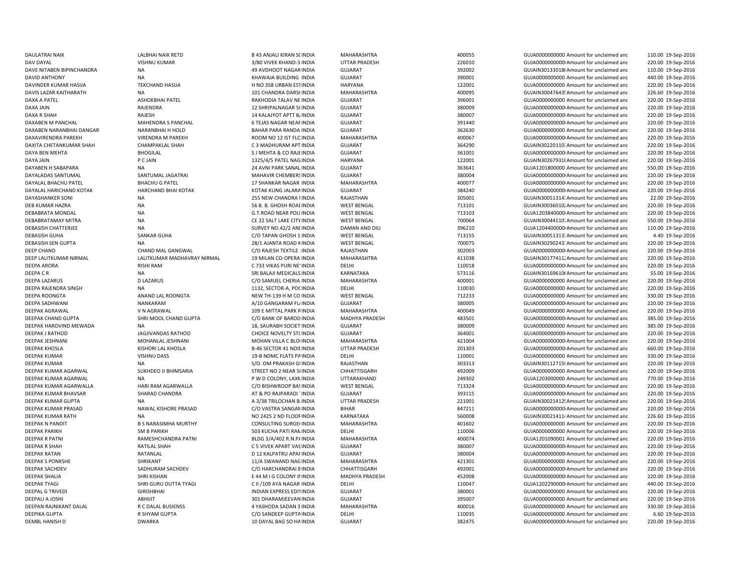| | | | | | | | | | |
|---|---|---|---|---|---|---|---|---|---|
| DAULATRAI NAIK | LALBHAI NAIK RETD | B 43 ANJALI KIRAN SC INDIA | | MAHARASHTRA | 400055 | GUJA0000000000 | Amount for unclaimed and | 110.00 | 19-Sep-2016 |
| DAV DAYAL | VISHNU KUMAR | 3/80 VIVEK KHAND-3 INDIA | | UTTAR PRADESH | 226010 | GUJA0000000000 | Amount for unclaimed and | 220.00 | 19-Sep-2016 |
| DAVE NITABEN BIPINCHANDRA | NA | 49 AVDHOOT NAGAR INDIA | | GUJARAT | 392002 | GUJAIN30133018 | Amount for unclaimed and | 110.00 | 19-Sep-2016 |
| DAVID ANTHONY | NA | KHAWAJA BUILDING INDIA | | GUJARAT | 390001 | GUJA0000000000 | Amount for unclaimed and | 440.00 | 19-Sep-2016 |
| DAVINDER KUMAR HASIJA | TEKCHAND HASIJA | H NO 358 URBAN ESTINDIA | | HARYANA | 122001 | GUJA0000000000 | Amount for unclaimed and | 220.00 | 19-Sep-2016 |
| DAVIS LAZAR KAITHARATH | NA | 101 CHANDRA DARSHINDIA | | MAHARASHTRA | 400095 | GUJAIN30047643 | Amount for unclaimed and | 226.60 | 19-Sep-2016 |
| DAXA A PATEL | ASHOKBHAI PATEL | RAKHODIA TALAV NE INDIA | | GUJARAT | 396001 | GUJA0000000000 | Amount for unclaimed and | 220.00 | 19-Sep-2016 |
| DAXA JAIN | RAJENDRA | 12 SHRIPALNAGAR SC INDIA | | GUJARAT | 380009 | GUJA0000000000 | Amount for unclaimed and | 220.00 | 19-Sep-2016 |
| DAXA R SHAH | RAJESH | 14 KALAJYOT APTT B, INDIA | | GUJARAT | 380007 | GUJA0000000000 | Amount for unclaimed and | 220.00 | 19-Sep-2016 |
| DAXABEN M PANCHAL | MAHENDRA S PANCHAL | 6 TEJAS NAGAR NEAF INDIA | | GUJARAT | 391440 | GUJA0000000000 | Amount for unclaimed and | 220.00 | 19-Sep-2016 |
| DAXABEN NARANBHAI DANGAR | NARANBHAI H HOLD | BAHAR PARA RANDA INDIA | | GUJARAT | 362630 | GUJA0000000000 | Amount for unclaimed and | 220.00 | 19-Sep-2016 |
| DAXAVIRENDRA PAREKH | VIRENDRA M PAREKH | ROOM NO 12 IST FLC INDIA | | MAHARASHTRA | 400067 | GUJA0000000000 | Amount for unclaimed and | 220.00 | 19-Sep-2016 |
| DAXITA CHETANKUMAR SHAH | CHAMPAKLAL SHAH | C 3 MADHURAM APT INDIA | | GUJARAT | 364290 | GUJAIN30220110 | Amount for unclaimed and | 220.00 | 19-Sep-2016 |
| DAYA BEN MEHTA | BHOGILAL | S J MEHTA & CO RAJE INDIA | | GUJARAT | 361001 | GUJA0000000000 | Amount for unclaimed and | 220.00 | 19-Sep-2016 |
| DAYA JAIN | P C JAIN | 1325/4/5 PATEL NAG INDIA | | HARYANA | 122001 | GUJAIN30267931 | Amount for unclaimed and | 220.00 | 19-Sep-2016 |
| DAYABEN H SABAPARA | NA | 24 AVNI PARK SANAL INDIA | | GUJARAT | 363641 | GUJA1201800000 | Amount for unclaimed and | 550.00 | 19-Sep-2016 |
| DAYALADAS SANTUMAL | SANTUMAL JAGATRAI | MAHAVIR CHEMBERS INDIA | | GUJARAT | 380004 | GUJA0000000000 | Amount for unclaimed and | 220.00 | 19-Sep-2016 |
| DAYALAL BHACHU PATEL | BHACHU G PATEL | 17 SHANKAR NAGAR INDIA | | MAHARASHTRA | 400077 | GUJA0000000000 | Amount for unclaimed and | 220.00 | 19-Sep-2016 |
| DAYALAL HARICHAND KOTAK | HARCHAND BHAI KOTAK | KOTAK KUNG JALARA INDIA | | GUJARAT | 384240 | GUJA0000000000 | Amount for unclaimed and | 220.00 | 19-Sep-2016 |
| DAYASHANKER SONI | NA | 255 NEW CHANDRA I INDIA | | RAJASTHAN | 305001 | GUJAIN30051314 | Amount for unclaimed and | 22.00 | 19-Sep-2016 |
| DEB KUMAR HAZRA | NA | 56 B. B. GHOSH ROAI INDIA | | WEST BENGAL | 713101 | GUJAIN30036010 | Amount for unclaimed and | 220.00 | 19-Sep-2016 |
| DEBABRATA MONDAL | NA | G.T.ROAD NEAR POLI INDIA | | WEST BENGAL | 713103 | GUJA1203840000 | Amount for unclaimed and | 220.00 | 19-Sep-2016 |
| DEBABRATAMAY MITRA | NA | CE 22 SALT LAKE CITY INDIA | | WEST BENGAL | 700064 | GUJAIN30044110 | Amount for unclaimed and | 550.00 | 19-Sep-2016 |
| DEBASISH CHATTERJEE | NA | SURVEY NO.42/2 ANI INDIA | | DAMAN AND DIU | 396210 | GUJA1204400000 | Amount for unclaimed and | 110.00 | 19-Sep-2016 |
| DEBASISH GUHA | SANKAR GUHA | C/O TAPAN GHOSH 1 INDIA | | WEST BENGAL | 713155 | GUJAIN30051313 | Amount for unclaimed and | 4.40 | 19-Sep-2016 |
| DEBASISH SEN GUPTA | NA | 28/1 AJANTA ROAD K INDIA | | WEST BENGAL | 700075 | GUJAIN30290243 | Amount for unclaimed and | 220.00 | 19-Sep-2016 |
| DEEP CHAND | CHAND MAL GANGWAL | C/O RAJESH TEXTILE INDIA | | RAJASTHAN | 302003 | GUJA0000000000 | Amount for unclaimed and | 220.00 | 19-Sep-2016 |
| DEEP LALITKUMAR NIRMAL | LALITKUMAR MADHAVRAY NIRMAL | 19 MILAN CO-OPERA INDIA | | MAHARASHTRA | 411038 | GUJAIN30177411 | Amount for unclaimed and | 220.00 | 19-Sep-2016 |
| DEEPA ARORA | RISHI RAM | C 733 VIKAS PURI NE INDIA | | DELHI | 110018 | GUJA0000000000 | Amount for unclaimed and | 220.00 | 19-Sep-2016 |
| DEEPA C R | NA | SRI BALAJI MEDICALS INDIA | | KARNATAKA | 573116 | GUJAIN30169610 | Amount for unclaimed and | 55.00 | 19-Sep-2016 |
| DEEPA LAZARUS | D LAZARUS | C/O SAMUEL CHERIA INDIA | | MAHARASHTRA | 400001 | GUJA0000000000 | Amount for unclaimed and | 220.00 | 19-Sep-2016 |
| DEEPA RAJENDRA SINGH | NA | 1132, SECTOR-A, POC INDIA | | DELHI | 110030 | GUJA0000000000 | Amount for unclaimed and | 220.00 | 19-Sep-2016 |
| DEEPA ROONGTA | ANAND LAL ROONGTA | NEW TH-139 H M CO INDIA | | WEST BENGAL | 712233 | GUJA0000000000 | Amount for unclaimed and | 330.00 | 19-Sep-2016 |
| DEEPA SADHWANI | NANKARAM | A/10 GANGARAM FL INDIA | | GUJARAT | 380005 | GUJA0000000000 | Amount for unclaimed and | 220.00 | 19-Sep-2016 |
| DEEPAK AGRAWAL | V N AGRAWAL | 109 E MITTAL PARK F INDIA | | MAHARASHTRA | 400049 | GUJA0000000000 | Amount for unclaimed and | 220.00 | 19-Sep-2016 |
| DEEPAK CHAND GUPTA | SHRI MOOL CHAND GUPTA | C/O BANK OF BAROD INDIA | | MADHYA PRADESH | 483501 | GUJA0000000000 | Amount for unclaimed and | 385.00 | 19-Sep-2016 |
| DEEPAK HAROVIND MEWADA | NA | 18, SAURABH SOCIET INDIA | | GUJARAT | 380009 | GUJA0000000000 | Amount for unclaimed and | 385.00 | 19-Sep-2016 |
| DEEPAK J RATHOD | JAGJIVANDAS RATHOD | CHOICE NOVELTY ST( INDIA | | GUJARAT | 364001 | GUJA0000000000 | Amount for unclaimed and | 220.00 | 19-Sep-2016 |
| DEEPAK JESHNANI | MOHANLAL JESHNANI | MOHAN VILLA C BLO INDIA | | MAHARASHTRA | 421004 | GUJA0000000000 | Amount for unclaimed and | 220.00 | 19-Sep-2016 |
| DEEPAK KHOSLA | KISHORI LAL KHOSLA | B-46 SECTOR 41 NOII INDIA | | UTTAR PRADESH | 201303 | GUJA0000000000 | Amount for unclaimed and | 660.00 | 19-Sep-2016 |
| DEEPAK KUMAR | VISHNU DASS | 19-B NDMC FLATS PA INDIA | | DELHI | 110001 | GUJA0000000000 | Amount for unclaimed and | 330.00 | 19-Sep-2016 |
| DEEPAK KUMAR | NA | S/O. OM PRAKASH G INDIA | | RAJASTHAN | 303313 | GUJAIN30112715 | Amount for unclaimed and | 220.00 | 19-Sep-2016 |
| DEEPAK KUMAR AGARWAL | SUKHDEO JI BHIMSARIA | STREET NO 2 NEAR SI INDIA | | CHHATTISGARH | 492009 | GUJA0000000000 | Amount for unclaimed and | 220.00 | 19-Sep-2016 |
| DEEPAK KUMAR AGARWAL | NA | P W D COLONY, LAXN INDIA | | UTTARAKHAND | 249302 | GUJA1203000000 | Amount for unclaimed and | 770.00 | 19-Sep-2016 |
| DEEPAK KUMAR AGARWALLA | HARI RAM AGARWALLA | C/O BISHWROOP BAS INDIA | | WEST BENGAL | 713324 | GUJA0000000000 | Amount for unclaimed and | 220.00 | 19-Sep-2016 |
| DEEPAK KUMAR BHAVSAR | SHARAD CHANDRA | AT & PO RAJPARADI INDIA | | GUJARAT | 393115 | GUJA0000000000 | Amount for unclaimed and | 220.00 | 19-Sep-2016 |
| DEEPAK KUMAR GUPTA | NA | A 3/38 TRILOCHAN B. INDIA | | UTTAR PRADESH | 221001 | GUJAIN30021412 | Amount for unclaimed and | 220.00 | 19-Sep-2016 |
| DEEPAK KUMAR PRASAD | NAWAL KISHORE PRASAD | C/O VASTRA SANGAN INDIA | | BIHAR | 847211 | GUJA0000000000 | Amount for unclaimed and | 220.00 | 19-Sep-2016 |
| DEEPAK KUMAR RATH | NA | NO 2425 2 ND FLOOF INDIA | | KARNATAKA | 560008 | GUJAIN30021411 | Amount for unclaimed and | 226.60 | 19-Sep-2016 |
| DEEPAK N PANDIT | B S NARASIMHA MURTHY | CONSULTING SURGE( INDIA | | MAHARASHTRA | 401602 | GUJA0000000000 | Amount for unclaimed and | 220.00 | 19-Sep-2016 |
| DEEPAK PARIKH | SM B PARIKH | 503 KUCHA PATI RAN INDIA | | DELHI | 110006 | GUJA0000000000 | Amount for unclaimed and | 220.00 | 19-Sep-2016 |
| DEEPAK R PATNI | RAMESHCHANDRA PATNI | BLDG 3/A/402 R.N.P/ INDIA | | MAHARASHTRA | 400074 | GUJA1201090001 | Amount for unclaimed and | 220.00 | 19-Sep-2016 |
| DEEPAK R SHAH | RATILAL SHAH | C 5 VIVEK APART VAS INDIA | | GUJARAT | 380007 | GUJA0000000000 | Amount for unclaimed and | 220.00 | 19-Sep-2016 |
| DEEPAK RATAN | RATANLAL | D 12 KALPATRU APAI INDIA | | GUJARAT | 380004 | GUJA0000000000 | Amount for unclaimed and | 220.00 | 19-Sep-2016 |
| DEEPAK S PONKSHE | SHRIKANT | 11/A SWANAND NAG INDIA | | MAHARASHTRA | 421301 | GUJA0000000000 | Amount for unclaimed and | 220.00 | 19-Sep-2016 |
| DEEPAK SACHDEV | SADHURAM SACHDEV | C/O HARCHANDRAI E INDIA | | CHHATTISGARH | 492001 | GUJA0000000000 | Amount for unclaimed and | 220.00 | 19-Sep-2016 |
| DEEPAK SHALIA | SHRI KISHAN | E 44 M I G COLONY II INDIA | | MADHYA PRADESH | 452008 | GUJA0000000000 | Amount for unclaimed and | 220.00 | 19-Sep-2016 |
| DEEPAK TYAGI | SHRI GURU DUTTA TYAGI | C II /109 AYA NAGAR INDIA | | DELHI | 110047 | GUJA1202290000 | Amount for unclaimed and | 440.00 | 19-Sep-2016 |
| DEEPAL G TRIVEDI | GIRISHBHAI | INDIAN EXPRESS EDIT INDIA | | GUJARAT | 380001 | GUJA0000000000 | Amount for unclaimed and | 220.00 | 19-Sep-2016 |
| DEEPALI A JOSHI | ABHIJIT | 301 DHARAMJEEVAN INDIA | | GUJARAT | 395007 | GUJA0000000000 | Amount for unclaimed and | 220.00 | 19-Sep-2016 |
| DEEPAN RAJNIKANT DALAL | R C DALAL BUSIENSS | 4 YASHODA SADAN 3 INDIA | | MAHARASHTRA | 400016 | GUJA0000000000 | Amount for unclaimed and | 330.00 | 19-Sep-2016 |
| DEEPIKA GUPTA | R SHYAM GUPTA | C/O SANDEEP GUPTA INDIA | | DELHI | 110035 | GUJA0000000000 | Amount for unclaimed and | 6.60 | 19-Sep-2016 |
| DEMBL HANISH D | DWARKA | 10 DAYAL BAG SO HA INDIA | | GUJARAT | 382475 | GUJA0000000000 | Amount for unclaimed and | 220.00 | 19-Sep-2016 |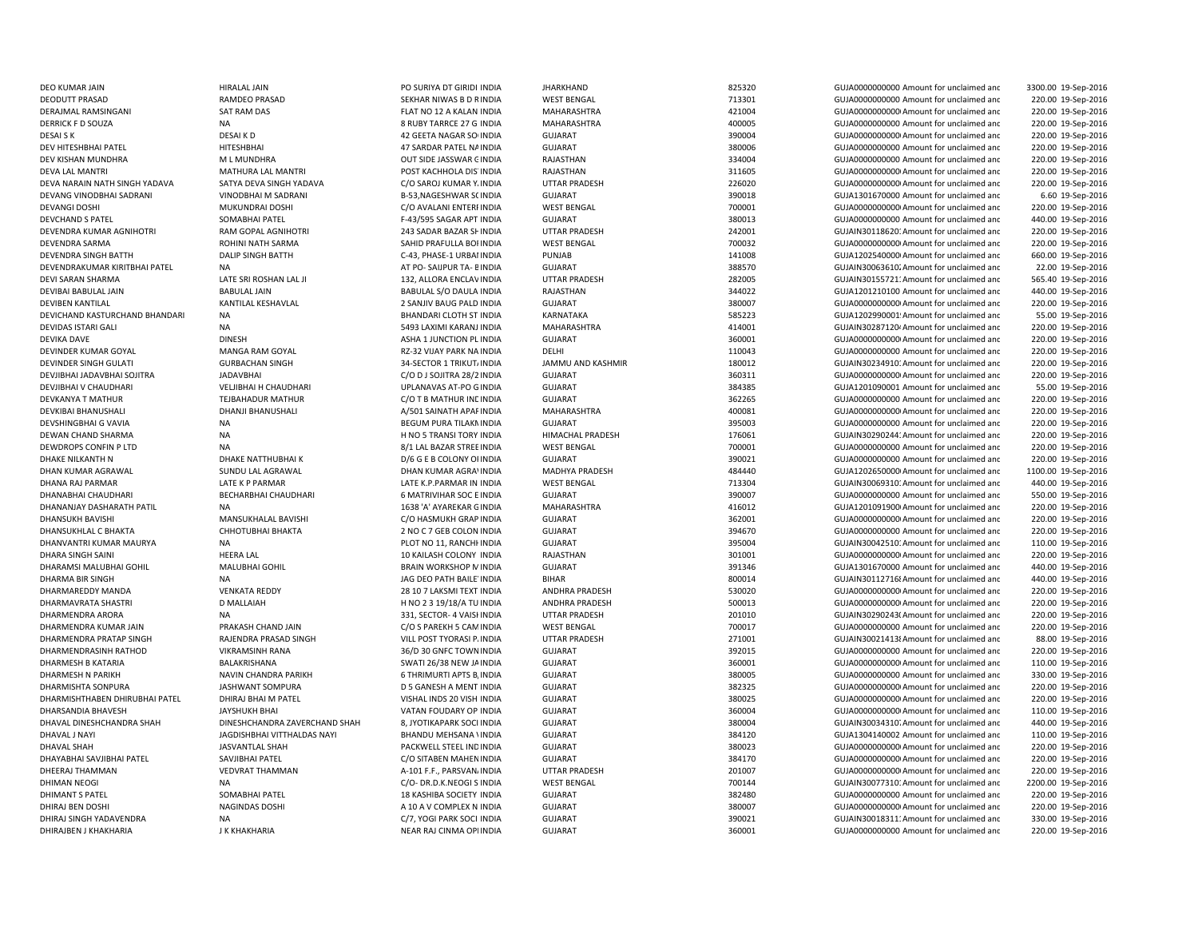| | | | | | | | | |
|---|---|---|---|---|---|---|---|---|
| DEO KUMAR JAIN | HIRALAL JAIN | PO SURIYA DT GIRIDI INDIA | JHARKHAND | 825320 | GUJA0000000000 | Amount for unclaimed and | 3300.00 | 19-Sep-2016 |
| DEODUTT PRASAD | RAMDEO PRASAD | SEKHAR NIWAS B D R INDIA | WEST BENGAL | 713301 | GUJA0000000000 | Amount for unclaimed and | 220.00 | 19-Sep-2016 |
| DERAJMAL RAMSINGANI | SAT RAM DAS | FLAT NO 12 A KALAN INDIA | MAHARASHTRA | 421004 | GUJA0000000000 | Amount for unclaimed and | 220.00 | 19-Sep-2016 |
| DERRICK F D SOUZA | NA | 8 RUBY TARRCE 27 G INDIA | MAHARASHTRA | 400005 | GUJA0000000000 | Amount for unclaimed and | 220.00 | 19-Sep-2016 |
| DESAI S K | DESAI K D | 42 GEETA NAGAR SO INDIA | GUJARAT | 390004 | GUJA0000000000 | Amount for unclaimed and | 220.00 | 19-Sep-2016 |
| DEV HITESHBHAI PATEL | HITESHBHAI | 47 SARDAR PATEL NA INDIA | GUJARAT | 380006 | GUJA0000000000 | Amount for unclaimed and | 220.00 | 19-Sep-2016 |
| DEV KISHAN MUNDHRA | M L MUNDHRA | OUT SIDE JASSWAR C INDIA | RAJASTHAN | 334004 | GUJA0000000000 | Amount for unclaimed and | 220.00 | 19-Sep-2016 |
| DEVA LAL MANTRI | MATHURA LAL MANTRI | POST KACHHOLA DIS INDIA | RAJASTHAN | 311605 | GUJA0000000000 | Amount for unclaimed and | 220.00 | 19-Sep-2016 |
| DEVA NARAIN NATH SINGH YADAVA | SATYA DEVA SINGH YADAVA | C/O SAROJ KUMAR Y INDIA | UTTAR PRADESH | 226020 | GUJA0000000000 | Amount for unclaimed and | 220.00 | 19-Sep-2016 |
| DEVANG VINODBHAI SADRANI | VINODBHAI M SADRANI | B-53,NAGESHWAR SC INDIA | GUJARAT | 390018 | GUJA1301670000 | Amount for unclaimed and | 6.60 | 19-Sep-2016 |
| DEVANGI DOSHI | MUKUNDRAI DOSHI | C/O AVALANI ENTERI INDIA | WEST BENGAL | 700001 | GUJA0000000000 | Amount for unclaimed and | 220.00 | 19-Sep-2016 |
| DEVCHAND S PATEL | SOMABHAI PATEL | F-43/595 SAGAR APT INDIA | GUJARAT | 380013 | GUJA0000000000 | Amount for unclaimed and | 440.00 | 19-Sep-2016 |
| DEVENDRA KUMAR AGNIHOTRI | RAM GOPAL AGNIHOTRI | 243 SADAR BAZAR SH INDIA | UTTAR PRADESH | 242001 | GUJAIN30118620 | Amount for unclaimed and | 220.00 | 19-Sep-2016 |
| DEVENDRA SARMA | ROHINI NATH SARMA | SAHID PRAFULLA BOI INDIA | WEST BENGAL | 700032 | GUJA0000000000 | Amount for unclaimed and | 220.00 | 19-Sep-2016 |
| DEVENDRA SINGH BATTH | DALIP SINGH BATTH | C-43, PHASE-1 URBAI INDIA | PUNJAB | 141008 | GUJA1202540000 | Amount for unclaimed and | 660.00 | 19-Sep-2016 |
| DEVENDRAKUMAR KIRITBHAI PATEL | NA | AT PO- SAIJPUR TA- B INDIA | GUJARAT | 388570 | GUJAIN30063610 | Amount for unclaimed and | 22.00 | 19-Sep-2016 |
| DEVI SARAN SHARMA | LATE SRI ROSHAN LAL JI | 132, ALLORA ENCLAV INDIA | UTTAR PRADESH | 282005 | GUJAIN30155721 | Amount for unclaimed and | 565.40 | 19-Sep-2016 |
| DEVIBAI BABULAL JAIN | BABULAL JAIN | BABULAL S/O DAULA INDIA | RAJASTHAN | 344022 | GUJA1201210100 | Amount for unclaimed and | 440.00 | 19-Sep-2016 |
| DEVIBEN KANTILAL | KANTILAL KESHAVLAL | 2 SANJIV BAUG PALD INDIA | GUJARAT | 380007 | GUJA0000000000 | Amount for unclaimed and | 220.00 | 19-Sep-2016 |
| DEVICHAND KASTURCHAND BHANDARI | NA | BHANDARI CLOTH ST INDIA | KARNATAKA | 585223 | GUJA1202990001 | Amount for unclaimed and | 55.00 | 19-Sep-2016 |
| DEVIDAS ISTARI GALI | NA | 5493 LAXIMI KARANJ INDIA | MAHARASHTRA | 414001 | GUJAIN30287120 | Amount for unclaimed and | 220.00 | 19-Sep-2016 |
| DEVIKA DAVE | DINESH | ASHA 1 JUNCTION PL INDIA | GUJARAT | 360001 | GUJA0000000000 | Amount for unclaimed and | 220.00 | 19-Sep-2016 |
| DEVINDER KUMAR GOYAL | MANGA RAM GOYAL | RZ-32 VIJAY PARK NA INDIA | DELHI | 110043 | GUJA0000000000 | Amount for unclaimed and | 220.00 | 19-Sep-2016 |
| DEVINDER SINGH GULATI | GURBACHAN SINGH | 34-SECTOR 1 TRIKUT INDIA | JAMMU AND KASHMIR | 180012 | GUJAIN30234910 | Amount for unclaimed and | 220.00 | 19-Sep-2016 |
| DEVJIBHAI JADAVBHAI SOJITRA | JADAVBHAI | C/O D J SOJITRA 28/2 INDIA | GUJARAT | 360311 | GUJA0000000000 | Amount for unclaimed and | 220.00 | 19-Sep-2016 |
| DEVJIBHAI V CHAUDHARI | VELJIBHAI H CHAUDHARI | UPLANAVAS AT-PO G INDIA | GUJARAT | 384385 | GUJA1201090001 | Amount for unclaimed and | 55.00 | 19-Sep-2016 |
| DEVKANYA T MATHUR | TEJBAHADUR MATHUR | C/O T B MATHUR INC INDIA | GUJARAT | 362265 | GUJA0000000000 | Amount for unclaimed and | 220.00 | 19-Sep-2016 |
| DEVKIBAI BHANUSHALI | DHANJI BHANUSHALI | A/501 SAINATH APAF INDIA | MAHARASHTRA | 400081 | GUJA0000000000 | Amount for unclaimed and | 220.00 | 19-Sep-2016 |
| DEVSHINGBHAI G VAVIA | NA | BEGUM PURA TILAKN INDIA | GUJARAT | 395003 | GUJA0000000000 | Amount for unclaimed and | 220.00 | 19-Sep-2016 |
| DEWAN CHAND SHARMA | NA | H NO 5 TRANSI TORY INDIA | HIMACHAL PRADESH | 176061 | GUJAIN30290244 | Amount for unclaimed and | 220.00 | 19-Sep-2016 |
| DEWDROPS CONFIN P LTD | NA | 8/1 LAL BAZAR STREE INDIA | WEST BENGAL | 700001 | GUJA0000000000 | Amount for unclaimed and | 220.00 | 19-Sep-2016 |
| DHAKE NILKANTH N | DHAKE NATTHUBHAI K | D/6 G E B COLONY OI INDIA | GUJARAT | 390021 | GUJA0000000000 | Amount for unclaimed and | 220.00 | 19-Sep-2016 |
| DHAN KUMAR AGRAWAL | SUNDU LAL AGRAWAL | DHAN KUMAR AGRAV INDIA | MADHYA PRADESH | 484440 | GUJA1202650000 | Amount for unclaimed and | 1100.00 | 19-Sep-2016 |
| DHANA RAJ PARMAR | LATE K P PARMAR | LATE K.P.PARMAR IN INDIA | WEST BENGAL | 713304 | GUJAIN30069310 | Amount for unclaimed and | 440.00 | 19-Sep-2016 |
| DHANABHAI CHAUDHARI | BECHARBHAI CHAUDHARI | 6 MATRIVIHAR SOC E INDIA | GUJARAT | 390007 | GUJA0000000000 | Amount for unclaimed and | 550.00 | 19-Sep-2016 |
| DHANANJAY DASHARATH PATIL | NA | 1638 'A' AYAREKAR G INDIA | MAHARASHTRA | 416012 | GUJA1201091900 | Amount for unclaimed and | 220.00 | 19-Sep-2016 |
| DHANSUKH BAVISHI | MANSUKHALAL BAVISHI | C/O HASMUKH GRAP INDIA | GUJARAT | 362001 | GUJA0000000000 | Amount for unclaimed and | 220.00 | 19-Sep-2016 |
| DHANSUKHLAL C BHAKTA | CHHOTUBHAI BHAKTA | 2 NO C 7 GEB COLON INDIA | GUJARAT | 394670 | GUJA0000000000 | Amount for unclaimed and | 220.00 | 19-Sep-2016 |
| DHANVANTRI KUMAR MAURYA | NA | PLOT NO 11, RANCHI INDIA | GUJARAT | 395004 | GUJAIN30042510 | Amount for unclaimed and | 110.00 | 19-Sep-2016 |
| DHARA SINGH SAINI | HEERA LAL | 10 KAILASH COLONY INDIA | RAJASTHAN | 301001 | GUJA0000000000 | Amount for unclaimed and | 220.00 | 19-Sep-2016 |
| DHARAMSI MALUBHAI GOHIL | MALUBHAI GOHIL | BRAIN WORKSHOP M INDIA | GUJARAT | 391346 | GUJA1301670000 | Amount for unclaimed and | 440.00 | 19-Sep-2016 |
| DHARMA BIR SINGH | NA | JAG DEO PATH BAILE INDIA | BIHAR | 800014 | GUJAIN30112716 | Amount for unclaimed and | 440.00 | 19-Sep-2016 |
| DHARMAREDDY MANDA | VENKATA REDDY | 28 10 7 LAKSMI TEXT INDIA | ANDHRA PRADESH | 530020 | GUJA0000000000 | Amount for unclaimed and | 220.00 | 19-Sep-2016 |
| DHARMAVRATA SHASTRI | D MALLAIAH | H NO 2 3 19/18/A TU INDIA | ANDHRA PRADESH | 500013 | GUJA0000000000 | Amount for unclaimed and | 220.00 | 19-Sep-2016 |
| DHARMENDRA ARORA | NA | 331, SECTOR- 4 VAISI INDIA | UTTAR PRADESH | 201010 | GUJAIN30290243 | Amount for unclaimed and | 220.00 | 19-Sep-2016 |
| DHARMENDRA KUMAR JAIN | PRAKASH CHAND JAIN | C/O S PAREKH 5 CAM INDIA | WEST BENGAL | 700017 | GUJA0000000000 | Amount for unclaimed and | 220.00 | 19-Sep-2016 |
| DHARMENDRA PRATAP SINGH | RAJENDRA PRASAD SINGH | VILL POST TYORASI P INDIA | UTTAR PRADESH | 271001 | GUJAIN30021413 | Amount for unclaimed and | 88.00 | 19-Sep-2016 |
| DHARMENDRASINH RATHOD | VIKRAMSINH RANA | 36/D 30 GNFC TOWN INDIA | GUJARAT | 392015 | GUJA0000000000 | Amount for unclaimed and | 220.00 | 19-Sep-2016 |
| DHARMESH B KATARIA | BALAKRISHANA | SWATI 26/38 NEW JA INDIA | GUJARAT | 360001 | GUJA0000000000 | Amount for unclaimed and | 110.00 | 19-Sep-2016 |
| DHARMESH N PARIKH | NAVIN CHANDRA PARIKH | 6 THRIMURTI APTS B INDIA | GUJARAT | 380005 | GUJA0000000000 | Amount for unclaimed and | 330.00 | 19-Sep-2016 |
| DHARMISHTA SONPURA | JASHWANT SOMPURA | D 5 GANESH A MENT INDIA | GUJARAT | 382325 | GUJA0000000000 | Amount for unclaimed and | 220.00 | 19-Sep-2016 |
| DHARMISHTHABEN DHIRUBHAI PATEL | DHIRAJ BHAI M PATEL | VISHAL INDS 20 VISH INDIA | GUJARAT | 380025 | GUJA0000000000 | Amount for unclaimed and | 220.00 | 19-Sep-2016 |
| DHARSANDIA BHAVESH | JAYSHUKH BHAI | VATAN FOUDARY OP INDIA | GUJARAT | 360004 | GUJA0000000000 | Amount for unclaimed and | 110.00 | 19-Sep-2016 |
| DHAVAL DINESHCHANDRA SHAH | DINESHCHANDRA ZAVERCHAND SHAH | 8, JYOTIKAPARK SOCI INDIA | GUJARAT | 380004 | GUJAIN30034310 | Amount for unclaimed and | 440.00 | 19-Sep-2016 |
| DHAVAL J NAYI | JAGDISHBHAI VITTHALDAS NAYI | BHANDU MEHSANA INDIA | GUJARAT | 384120 | GUJA1304140002 | Amount for unclaimed and | 110.00 | 19-Sep-2016 |
| DHAVAL SHAH | JASVANTLAL SHAH | PACKWELL STEEL IND INDIA | GUJARAT | 380023 | GUJA0000000000 | Amount for unclaimed and | 220.00 | 19-Sep-2016 |
| DHAYABHAI SAVJIBHAI PATEL | SAVJIBHAI PATEL | C/O SITABEN MAHEN INDIA | GUJARAT | 384170 | GUJA0000000000 | Amount for unclaimed and | 220.00 | 19-Sep-2016 |
| DHEERAJ THAMMAN | VEDVRAT THAMMAN | A-101 F.F., PARSVAN INDIA | UTTAR PRADESH | 201007 | GUJA0000000000 | Amount for unclaimed and | 220.00 | 19-Sep-2016 |
| DHIMAN NEOGI | NA | C/O- DR.D.K.NEOGI S INDIA | WEST BENGAL | 700144 | GUJAIN30077310 | Amount for unclaimed and | 2200.00 | 19-Sep-2016 |
| DHIMANT S PATEL | SOMABHAI PATEL | 18 KASHIBA SOCIETY INDIA | GUJARAT | 382480 | GUJA0000000000 | Amount for unclaimed and | 220.00 | 19-Sep-2016 |
| DHIRAJ BEN DOSHI | NAGINDAS DOSHI | A 10 A V COMPLEX N INDIA | GUJARAT | 380007 | GUJA0000000000 | Amount for unclaimed and | 220.00 | 19-Sep-2016 |
| DHIRAJ SINGH YADAVENDRA | NA | C/7, YOGI PARK SOCI INDIA | GUJARAT | 390021 | GUJAIN30018311 | Amount for unclaimed and | 330.00 | 19-Sep-2016 |
| DHIRAJBEN J KHAKHARIA | J K KHAKHARIA | NEAR RAJ CINMA OPI INDIA | GUJARAT | 360001 | GUJA0000000000 | Amount for unclaimed and | 220.00 | 19-Sep-2016 |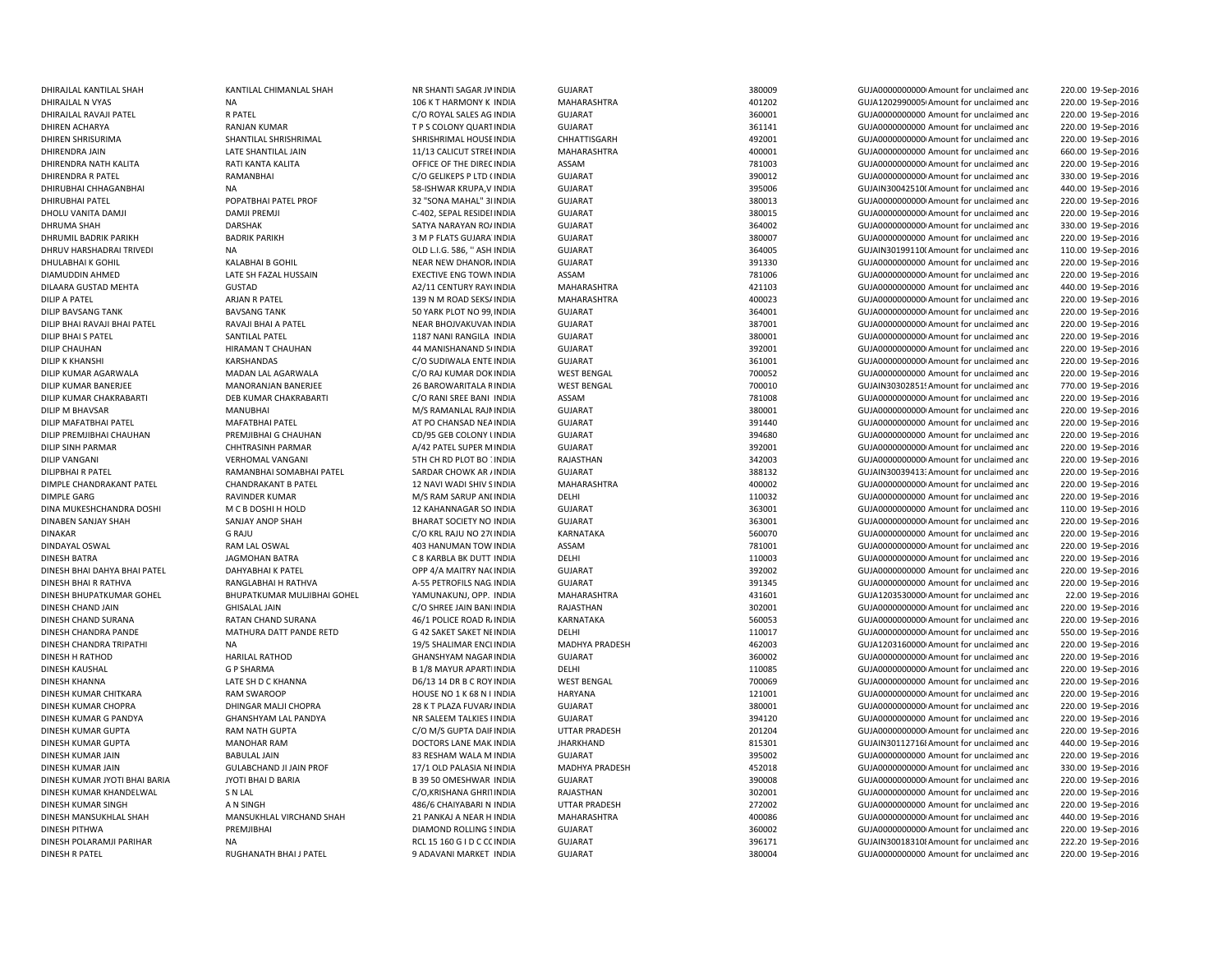| | | | | | | | | | |
|---|---|---|---|---|---|---|---|---|---|
| DHIRAJLAL KANTILAL SHAH | KANTILAL CHIMANLAL SHAH | NR SHANTI SAGAR JV | INDIA | GUJARAT | 380009 | GUJA0000000000 | Amount for unclaimed and | 220.00 | 19-Sep-2016 |
| DHIRAJLAL N VYAS | NA | 106 K T HARMONY K | INDIA | MAHARASHTRA | 401202 | GUJA1202990005 | Amount for unclaimed and | 220.00 | 19-Sep-2016 |
| DHIRAJLAL RAVAJI PATEL | R PATEL | C/O ROYAL SALES AG | INDIA | GUJARAT | 360001 | GUJA0000000000 | Amount for unclaimed and | 220.00 | 19-Sep-2016 |
| DHIREN ACHARYA | RANJAN KUMAR | T P S COLONY QUART | INDIA | GUJARAT | 361141 | GUJA0000000000 | Amount for unclaimed and | 220.00 | 19-Sep-2016 |
| DHIREN SHRISURIMA | SHANTILAL SHRISHRIMAL | SHRISHRIMAL HOUSE | INDIA | CHHATTISGARH | 492001 | GUJA0000000000 | Amount for unclaimed and | 220.00 | 19-Sep-2016 |
| DHIRENDRA JAIN | LATE SHANTILAL JAIN | 11/13 CALICUT STREE | INDIA | MAHARASHTRA | 400001 | GUJA0000000000 | Amount for unclaimed and | 660.00 | 19-Sep-2016 |
| DHIRENDRA NATH KALITA | RATI KANTA KALITA | OFFICE OF THE DIREC | INDIA | ASSAM | 781003 | GUJA0000000000 | Amount for unclaimed and | 220.00 | 19-Sep-2016 |
| DHIRENDRA R PATEL | RAMANBHAI | C/O GELIKEPS P LTD ( | INDIA | GUJARAT | 390012 | GUJA0000000000 | Amount for unclaimed and | 330.00 | 19-Sep-2016 |
| DHIRUBHAI CHHAGANBHAI | NA | 58-ISHWAR KRUPA,V | INDIA | GUJARAT | 395006 | GUJAIN30042510 | Amount for unclaimed and | 440.00 | 19-Sep-2016 |
| DHIRUBHAI PATEL | POPATBHAI PATEL PROF | 32 "SONA MAHAL" 3 | INDIA | GUJARAT | 380013 | GUJA0000000000 | Amount for unclaimed and | 220.00 | 19-Sep-2016 |
| DHOLU VANITA DAMJI | DAMJI PREMJI | C-402, SEPAL RESIDEI | INDIA | GUJARAT | 380015 | GUJA0000000000 | Amount for unclaimed and | 220.00 | 19-Sep-2016 |
| DHRUMA SHAH | DARSHAK | SATYA NARAYAN RO/ | INDIA | GUJARAT | 364002 | GUJA0000000000 | Amount for unclaimed and | 330.00 | 19-Sep-2016 |
| DHRUMIL BADRIK PARIKH | BADRIK PARIKH | 3 M P FLATS GUJARA | INDIA | GUJARAT | 380007 | GUJA0000000000 | Amount for unclaimed and | 220.00 | 19-Sep-2016 |
| DHRUV HARSHADRAI TRIVEDI | NA | OLD L.I.G. 586, '' ASH | INDIA | GUJARAT | 364005 | GUJAIN30199110 | Amount for unclaimed and | 110.00 | 19-Sep-2016 |
| DHULABHAI K GOHIL | KALABHAI B GOHIL | NEAR NEW DHANOR | INDIA | GUJARAT | 391330 | GUJA0000000000 | Amount for unclaimed and | 220.00 | 19-Sep-2016 |
| DIAMUDDIN AHMED | LATE SH FAZAL HUSSAIN | EXECTIVE ENG TOWN | INDIA | ASSAM | 781006 | GUJA0000000000 | Amount for unclaimed and | 220.00 | 19-Sep-2016 |
| DILAARA GUSTAD MEHTA | GUSTAD | A2/11 CENTURY RAY( | INDIA | MAHARASHTRA | 421103 | GUJA0000000000 | Amount for unclaimed and | 440.00 | 19-Sep-2016 |
| DILIP A PATEL | ARJAN R PATEL | 139 N M ROAD SEKS/ | INDIA | MAHARASHTRA | 400023 | GUJA0000000000 | Amount for unclaimed and | 220.00 | 19-Sep-2016 |
| DILIP BAVSANG TANK | BAVSANG TANK | 50 YARK PLOT NO 99, | INDIA | GUJARAT | 364001 | GUJA0000000000 | Amount for unclaimed and | 220.00 | 19-Sep-2016 |
| DILIP BHAI RAVAJI BHAI PATEL | RAVAJI BHAI A PATEL | NEAR BHOJVAKUVAN | INDIA | GUJARAT | 387001 | GUJA0000000000 | Amount for unclaimed and | 220.00 | 19-Sep-2016 |
| DILIP BHAI S PATEL | SANTILAL PATEL | 1187 NANI RANGILA | INDIA | GUJARAT | 380001 | GUJA0000000000 | Amount for unclaimed and | 220.00 | 19-Sep-2016 |
| DILIP CHAUHAN | HIRAMAN T CHAUHAN | 44 MANISHANAND S | INDIA | GUJARAT | 392001 | GUJA0000000000 | Amount for unclaimed and | 220.00 | 19-Sep-2016 |
| DILIP K KHANSHI | KARSHANDAS | C/O SUDIWALA ENTE | INDIA | GUJARAT | 361001 | GUJA0000000000 | Amount for unclaimed and | 220.00 | 19-Sep-2016 |
| DILIP KUMAR AGARWALA | MADAN LAL AGARWALA | C/O RAJ KUMAR DOK | INDIA | WEST BENGAL | 700052 | GUJA0000000000 | Amount for unclaimed and | 220.00 | 19-Sep-2016 |
| DILIP KUMAR BANERJEE | MANORANJAN BANERJEE | 26 BAROWARITALA R | INDIA | WEST BENGAL | 700010 | GUJAIN30302851 | Amount for unclaimed and | 770.00 | 19-Sep-2016 |
| DILIP KUMAR CHAKRABARTI | DEB KUMAR CHAKRABARTI | C/O RANI SREE BANI | INDIA | ASSAM | 781008 | GUJA0000000000 | Amount for unclaimed and | 220.00 | 19-Sep-2016 |
| DILIP M BHAVSAR | MANUBHAI | M/S RAMANLAL RAJ | INDIA | GUJARAT | 380001 | GUJA0000000000 | Amount for unclaimed and | 220.00 | 19-Sep-2016 |
| DILIP MAFATBHAI PATEL | MAFATBHAI PATEL | AT PO CHANSAD NEA | INDIA | GUJARAT | 391440 | GUJA0000000000 | Amount for unclaimed and | 220.00 | 19-Sep-2016 |
| DILIP PREMJIBHAI CHAUHAN | PREMJIBHAI G CHAUHAN | CD/95 GEB COLONY | INDIA | GUJARAT | 394680 | GUJA0000000000 | Amount for unclaimed and | 220.00 | 19-Sep-2016 |
| DILIP SINH PARMAR | CHHTRASINH PARMAR | A/42 PATEL SUPER M | INDIA | GUJARAT | 392001 | GUJA0000000000 | Amount for unclaimed and | 220.00 | 19-Sep-2016 |
| DILIP VANGANI | VERHOMAL VANGANI | 5TH CH RD PLOT BO | INDIA | RAJASTHAN | 342003 | GUJA0000000000 | Amount for unclaimed and | 220.00 | 19-Sep-2016 |
| DILIPBHAI R PATEL | RAMANBHAI SOMABHAI PATEL | SARDAR CHOWK AR | INDIA | GUJARAT | 388132 | GUJAIN30039413 | Amount for unclaimed and | 220.00 | 19-Sep-2016 |
| DIMPLE CHANDRAKANT PATEL | CHANDRAKANT B PATEL | 12 NAVI WADI SHIV S | INDIA | MAHARASHTRA | 400002 | GUJA0000000000 | Amount for unclaimed and | 220.00 | 19-Sep-2016 |
| DIMPLE GARG | RAVINDER KUMAR | M/S RAM SARUP ANI | INDIA | DELHI | 110032 | GUJA0000000000 | Amount for unclaimed and | 220.00 | 19-Sep-2016 |
| DINA MUKESHCHANDRA DOSHI | M C B DOSHI H HOLD | 12 KAHANNAGAR SO | INDIA | GUJARAT | 363001 | GUJA0000000000 | Amount for unclaimed and | 110.00 | 19-Sep-2016 |
| DINABEN SANJAY SHAH | SANJAY ANOP SHAH | BHARAT SOCIETY NO | INDIA | GUJARAT | 363001 | GUJA0000000000 | Amount for unclaimed and | 220.00 | 19-Sep-2016 |
| DINAKAR | G RAJU | C/O KRL RAJU NO 27 | INDIA | KARNATAKA | 560070 | GUJA0000000000 | Amount for unclaimed and | 220.00 | 19-Sep-2016 |
| DINDAYAL OSWAL | RAM LAL OSWAL | 403 HANUMAN TOW | INDIA | ASSAM | 781001 | GUJA0000000000 | Amount for unclaimed and | 220.00 | 19-Sep-2016 |
| DINESH BATRA | JAGMOHAN BATRA | C 8 KARBLA BK DUTT | INDIA | DELHI | 110003 | GUJA0000000000 | Amount for unclaimed and | 220.00 | 19-Sep-2016 |
| DINESH BHAI DAHYA BHAI PATEL | DAHYABHAI K PATEL | OPP 4/A MAITRY NA | INDIA | GUJARAT | 392002 | GUJA0000000000 | Amount for unclaimed and | 220.00 | 19-Sep-2016 |
| DINESH BHAI R RATHVA | RANGLABHAI H RATHVA | A-55 PETROFILS NAG | INDIA | GUJARAT | 391345 | GUJA0000000000 | Amount for unclaimed and | 220.00 | 19-Sep-2016 |
| DINESH BHUPATKUMAR GOHEL | BHUPATKUMAR MULJIBHAI GOHEL | YAMUNAKUNJ, OPP. | INDIA | MAHARASHTRA | 431601 | GUJA1203530000 | Amount for unclaimed and | 22.00 | 19-Sep-2016 |
| DINESH CHAND JAIN | GHISALAL JAIN | C/O SHREE JAIN BAN | INDIA | RAJASTHAN | 302001 | GUJA0000000000 | Amount for unclaimed and | 220.00 | 19-Sep-2016 |
| DINESH CHAND SURANA | RATAN CHAND SURANA | 46/1 POLICE ROAD R | INDIA | KARNATAKA | 560053 | GUJA0000000000 | Amount for unclaimed and | 220.00 | 19-Sep-2016 |
| DINESH CHANDRA PANDE | MATHURA DATT PANDE RETD | G 42 SAKET SAKET N | INDIA | DELHI | 110017 | GUJA0000000000 | Amount for unclaimed and | 550.00 | 19-Sep-2016 |
| DINESH CHANDRA TRIPATHI | NA | 19/5 SHALIMAR ENC | INDIA | MADHYA PRADESH | 462003 | GUJA1203160000 | Amount for unclaimed and | 220.00 | 19-Sep-2016 |
| DINESH H RATHOD | HARILAL RATHOD | GHANSHYAM NAGAR | INDIA | GUJARAT | 360002 | GUJA0000000000 | Amount for unclaimed and | 220.00 | 19-Sep-2016 |
| DINESH KAUSHAL | G P SHARMA | B 1/8 MAYUR APART | INDIA | DELHI | 110085 | GUJA0000000000 | Amount for unclaimed and | 220.00 | 19-Sep-2016 |
| DINESH KHANNA | LATE SH D C KHANNA | D6/13 14 DR B C ROY | INDIA | WEST BENGAL | 700069 | GUJA0000000000 | Amount for unclaimed and | 220.00 | 19-Sep-2016 |
| DINESH KUMAR CHITKARA | RAM SWAROOP | HOUSE NO 1 K 68 N I | INDIA | HARYANA | 121001 | GUJA0000000000 | Amount for unclaimed and | 220.00 | 19-Sep-2016 |
| DINESH KUMAR CHOPRA | DHINGAR MALJI CHOPRA | 28 K T PLAZA FUVAR | INDIA | GUJARAT | 380001 | GUJA0000000000 | Amount for unclaimed and | 220.00 | 19-Sep-2016 |
| DINESH KUMAR G PANDYA | GHANSHYAM LAL PANDYA | NR SALEEM TALKIES I | INDIA | GUJARAT | 394120 | GUJA0000000000 | Amount for unclaimed and | 220.00 | 19-Sep-2016 |
| DINESH KUMAR GUPTA | RAM NATH GUPTA | C/O M/S GUPTA DAI | INDIA | UTTAR PRADESH | 201204 | GUJA0000000000 | Amount for unclaimed and | 220.00 | 19-Sep-2016 |
| DINESH KUMAR GUPTA | MANOHAR RAM | DOCTORS LANE MAK | INDIA | JHARKHAND | 815301 | GUJAIN30112716 | Amount for unclaimed and | 440.00 | 19-Sep-2016 |
| DINESH KUMAR JAIN | BABULAL JAIN | 83 RESHAM WALA M | INDIA | GUJARAT | 395002 | GUJA0000000000 | Amount for unclaimed and | 220.00 | 19-Sep-2016 |
| DINESH KUMAR JAIN | GULABCHAND JI JAIN PROF | 17/1 OLD PALASIA N | INDIA | MADHYA PRADESH | 452018 | GUJA0000000000 | Amount for unclaimed and | 330.00 | 19-Sep-2016 |
| DINESH KUMAR JYOTI BHAI BARIA | JYOTI BHAI D BARIA | B 39 50 OMESHWAR | INDIA | GUJARAT | 390008 | GUJA0000000000 | Amount for unclaimed and | 220.00 | 19-Sep-2016 |
| DINESH KUMAR KHANDELWAL | S N LAL | C/O,KRISHANA GHRI | INDIA | RAJASTHAN | 302001 | GUJA0000000000 | Amount for unclaimed and | 220.00 | 19-Sep-2016 |
| DINESH KUMAR SINGH | A N SINGH | 486/6 CHAIYABARI N | INDIA | UTTAR PRADESH | 272002 | GUJA0000000000 | Amount for unclaimed and | 220.00 | 19-Sep-2016 |
| DINESH MANSUKHLAL SHAH | MANSUKHLAL VIRCHAND SHAH | 21 PANKAJ A NEAR H | INDIA | MAHARASHTRA | 400086 | GUJA0000000000 | Amount for unclaimed and | 440.00 | 19-Sep-2016 |
| DINESH PITHWA | PREMJIBHAI | DIAMOND ROLLING S | INDIA | GUJARAT | 360002 | GUJA0000000000 | Amount for unclaimed and | 220.00 | 19-Sep-2016 |
| DINESH POLARAMJI PARIHAR | NA | RCL 15 160 G I D C C | INDIA | GUJARAT | 396171 | GUJAIN30018310 | Amount for unclaimed and | 222.20 | 19-Sep-2016 |
| DINESH R PATEL | RUGHANATH BHAI J PATEL | 9 ADAVANI MARKET | INDIA | GUJARAT | 380004 | GUJA0000000000 | Amount for unclaimed and | 220.00 | 19-Sep-2016 |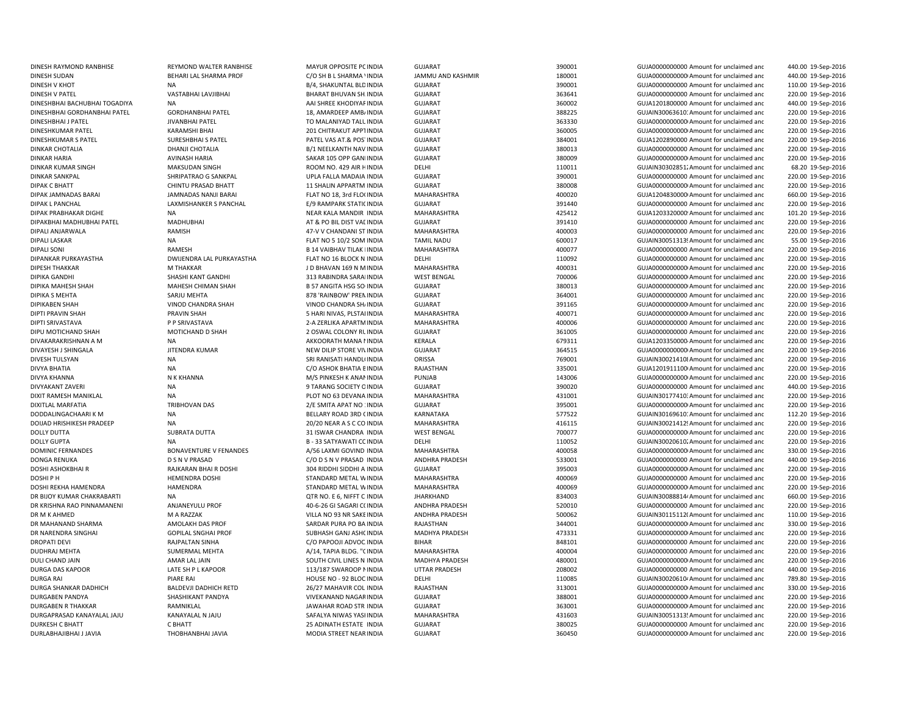| | | | | | | | | | |
|---|---|---|---|---|---|---|---|---|---|
| DINESH RAYMOND RANBHISE | REYMOND WALTER RANBHISE | MAYUR OPPOSITE PC INDIA | GUJARAT | 390001 | GUJA0000000000 Amount for unclaimed anc | 440.00 | 19-Sep-2016 |
| DINESH SUDAN | BEHARI LAL SHARMA PROF | C/O SH B L SHARMA \INDIA | JAMMU AND KASHMIR | 180001 | GUJA0000000000 Amount for unclaimed anc | 440.00 | 19-Sep-2016 |
| DINESH V KHOT | NA | B/4, SHAKUNTAL BLD INDIA | GUJARAT | 390001 | GUJA0000000000 Amount for unclaimed anc | 110.00 | 19-Sep-2016 |
| DINESH V PATEL | VASTABHAI LAVJIBHAI | BHARAT BHUVAN SH INDIA | GUJARAT | 363641 | GUJA0000000000 Amount for unclaimed anc | 220.00 | 19-Sep-2016 |
| DINESHBHAI BACHUBHAI TOGADIYA | NA | AAI SHREE KHODIYAF INDIA | GUJARAT | 360002 | GUJA1201800000 Amount for unclaimed anc | 440.00 | 19-Sep-2016 |
| DINESHBHAI GORDHANBHAI PATEL | GORDHANBHAI PATEL | 18, AMARDEEP AMB/ INDIA | GUJARAT | 388225 | GUJAIN30063610: Amount for unclaimed anc | 220.00 | 19-Sep-2016 |
| DINESHBHAI J PATEL | JIVANBHAI PATEL | TO MALANIYAD TALL INDIA | GUJARAT | 363330 | GUJA0000000000 Amount for unclaimed anc | 220.00 | 19-Sep-2016 |
| DINESHKUMAR PATEL | KARAMSHI BHAI | 201 CHITRAKUT APPT INDIA | GUJARAT | 360005 | GUJA0000000000 Amount for unclaimed anc | 220.00 | 19-Sep-2016 |
| DINESHKUMAR S PATEL | SURESHBHAI S PATEL | PATEL VAS AT.& POS' INDIA | GUJARAT | 384001 | GUJA1202890000 Amount for unclaimed anc | 220.00 | 19-Sep-2016 |
| DINKAR CHOTALIA | DHANJI CHOTALIA | B/1 NEELKANTH NAV INDIA | GUJARAT | 380013 | GUJA0000000000 Amount for unclaimed anc | 220.00 | 19-Sep-2016 |
| DINKAR HARIA | AVINASH HARIA | SAKAR 105 OPP GANI INDIA | GUJARAT | 380009 | GUJA0000000000 Amount for unclaimed anc | 220.00 | 19-Sep-2016 |
| DINKAR KUMAR SINGH | MAKSUDAN SINGH | ROOM NO. 429 AIR H INDIA | DELHI | 110011 | GUJAIN30302851: Amount for unclaimed anc | 68.20 | 19-Sep-2016 |
| DINKAR SANKPAL | SHRIPATRAO G SANKPAL | UPLA FALLA MADAIA INDIA | GUJARAT | 390001 | GUJA0000000000 Amount for unclaimed anc | 220.00 | 19-Sep-2016 |
| DIPAK C BHATT | CHINTU PRASAD BHATT | 11 SHALIN APPARTM INDIA | GUJARAT | 380008 | GUJA0000000000 Amount for unclaimed anc | 220.00 | 19-Sep-2016 |
| DIPAK JAMNADAS BARAI | JAMNADAS NANJI BARAI | FLAT NO 18, 3rd FLO( INDIA | MAHARASHTRA | 400020 | GUJA1204830000 Amount for unclaimed anc | 660.00 | 19-Sep-2016 |
| DIPAK L PANCHAL | LAXMISHANKER S PANCHAL | E/9 RAMPARK STATIC INDIA | GUJARAT | 391440 | GUJA0000000000 Amount for unclaimed anc | 220.00 | 19-Sep-2016 |
| DIPAK PRABHAKAR DIGHE | NA | NEAR KALA MANDIR INDIA | MAHARASHTRA | 425412 | GUJA1203320000 Amount for unclaimed anc | 101.20 | 19-Sep-2016 |
| DIPAKBHAI MADHUBHAI PATEL | MADHUBHAI | AT & PO BIL DIST VAI INDIA | GUJARAT | 391410 | GUJA0000000000 Amount for unclaimed anc | 220.00 | 19-Sep-2016 |
| DIPALI ANJARWALA | RAMISH | 47-V V CHANDANI ST INDIA | MAHARASHTRA | 400003 | GUJA0000000000 Amount for unclaimed anc | 220.00 | 19-Sep-2016 |
| DIPALI LASKAR | NA | FLAT NO 5 10/2 SOM INDIA | TAMIL NADU | 600017 | GUJAIN30051313! Amount for unclaimed anc | 55.00 | 19-Sep-2016 |
| DIPALI SONI | RAMESH | B 14 VAIBHAV TILAK I INDIA | MAHARASHTRA | 400077 | GUJA0000000000 Amount for unclaimed anc | 220.00 | 19-Sep-2016 |
| DIPANKAR PURKAYASTHA | DWIJENDRA LAL PURKAYASTHA | FLAT NO 16 BLOCK N INDIA | DELHI | 110092 | GUJA0000000000 Amount for unclaimed anc | 220.00 | 19-Sep-2016 |
| DIPESH THAKKAR | M THAKKAR | J D BHAVAN 169 N M INDIA | MAHARASHTRA | 400031 | GUJA0000000000 Amount for unclaimed anc | 220.00 | 19-Sep-2016 |
| DIPIKA GANDHI | SHASHI KANT GANDHI | 313 RABINDRA SARAI INDIA | WEST BENGAL | 700006 | GUJA0000000000 Amount for unclaimed anc | 220.00 | 19-Sep-2016 |
| DIPIKA MAHESH SHAH | MAHESH CHIMAN SHAH | B 57 ANGITA HSG SO INDIA | GUJARAT | 380013 | GUJA0000000000 Amount for unclaimed anc | 220.00 | 19-Sep-2016 |
| DIPIKA S MEHTA | SARJU MEHTA | 878 'RAINBOW' PREN INDIA | GUJARAT | 364001 | GUJA0000000000 Amount for unclaimed anc | 220.00 | 19-Sep-2016 |
| DIPIKABEN SHAH | VINOD CHANDRA SHAH | VINOD CHANDRA SH/ INDIA | GUJARAT | 391165 | GUJA0000000000 Amount for unclaimed anc | 220.00 | 19-Sep-2016 |
| DIPTI PRAVIN SHAH | PRAVIN SHAH | 5 HARI NIVAS, PLSTAI INDIA | MAHARASHTRA | 400071 | GUJA0000000000 Amount for unclaimed anc | 220.00 | 19-Sep-2016 |
| DIPTI SRIVASTAVA | P P SRIVASTAVA | 2-A ZERLIKA APARTM INDIA | MAHARASHTRA | 400006 | GUJA0000000000 Amount for unclaimed anc | 220.00 | 19-Sep-2016 |
| DIPU MOTICHAND SHAH | MOTICHAND D SHAH | 2 OSWAL COLONY RL INDIA | GUJARAT | 361005 | GUJA0000000000 Amount for unclaimed anc | 220.00 | 19-Sep-2016 |
| DIVAKARAKRISHNAN A M | NA | AKKOORATH MANA I INDIA | KERALA | 679311 | GUJA1203350000 Amount for unclaimed anc | 220.00 | 19-Sep-2016 |
| DIVAYESH J SHINGALA | JITENDRA KUMAR | NEW DILIP STORE VI\ INDIA | GUJARAT | 364515 | GUJA0000000000 Amount for unclaimed anc | 220.00 | 19-Sep-2016 |
| DIVESH TULSYAN | NA | SRI RANISATI HANDL( INDIA | ORISSA | 769001 | GUJAIN30021410! Amount for unclaimed anc | 220.00 | 19-Sep-2016 |
| DIVYA BHATIA | NA | C/O ASHOK BHATIA E INDIA | RAJASTHAN | 335001 | GUJA1201911100 Amount for unclaimed anc | 220.00 | 19-Sep-2016 |
| DIVYA KHANNA | N K KHANNA | M/S PINKESH K ANAI INDIA | PUNJAB | 143006 | GUJA0000000000 Amount for unclaimed anc | 220.00 | 19-Sep-2016 |
| DIVYAKANT ZAVERI | NA | 9 TARANG SOCIETY C INDIA | GUJARAT | 390020 | GUJA0000000000 Amount for unclaimed anc | 440.00 | 19-Sep-2016 |
| DIXIT RAMESH MANIKLAL | NA | PLOT NO 63 DEVANA INDIA | MAHARASHTRA | 431001 | GUJAIN30177410: Amount for unclaimed anc | 220.00 | 19-Sep-2016 |
| DIXITLAL MARFATIA | TRIBHOVAN DAS | 2/E SMITA APAT NO : INDIA | GUJARAT | 395001 | GUJA0000000000 Amount for unclaimed anc | 220.00 | 19-Sep-2016 |
| DODDALINGACHAARI K M | NA | BELLARY ROAD 3RD ( INDIA | KARNATAKA | 577522 | GUJAIN30169610: Amount for unclaimed anc | 112.20 | 19-Sep-2016 |
| DOIJAD HRISHIKESH PRADEEP | NA | 20/20 NEAR A S C CO INDIA | MAHARASHTRA | 416115 | GUJAIN30021412! Amount for unclaimed anc | 220.00 | 19-Sep-2016 |
| DOLLY DUTTA | SUBRATA DUTTA | 31 ISWAR CHANDRA INDIA | WEST BENGAL | 700077 | GUJA0000000000 Amount for unclaimed anc | 220.00 | 19-Sep-2016 |
| DOLLY GUPTA | NA | B - 33 SATYAWATI CC INDIA | DELHI | 110052 | GUJAIN30020610: Amount for unclaimed anc | 220.00 | 19-Sep-2016 |
| DOMINIC FERNANDES | BONAVENTURE V FENANDES | A/56 LAXMI GOVIND INDIA | MAHARASHTRA | 400058 | GUJA0000000000 Amount for unclaimed anc | 330.00 | 19-Sep-2016 |
| DONGA RENUKA | D S N V PRASAD | C/O D S N V PRASAD INDIA | ANDHRA PRADESH | 533001 | GUJA0000000000 Amount for unclaimed anc | 440.00 | 19-Sep-2016 |
| DOSHI ASHOKBHAI R | RAJKARAN BHAI R DOSHI | 304 RIDDHI SIDDHI A INDIA | GUJARAT | 395003 | GUJA0000000000 Amount for unclaimed anc | 220.00 | 19-Sep-2016 |
| DOSHI P H | HEMENDRA DOSHI | STANDARD METAL W INDIA | MAHARASHTRA | 400069 | GUJA0000000000 Amount for unclaimed anc | 220.00 | 19-Sep-2016 |
| DOSHI REKHA HAMENDRA | HAMENDRA | STANDARD METAL W INDIA | MAHARASHTRA | 400069 | GUJA0000000000 Amount for unclaimed anc | 220.00 | 19-Sep-2016 |
| DR BIJOY KUMAR CHAKRABARTI | NA | QTR NO. E 6, NIFFT C INDIA | JHARKHAND | 834003 | GUJAIN30088814 Amount for unclaimed anc | 660.00 | 19-Sep-2016 |
| DR KRISHNA RAO PINNAMANENI | ANJANEYULU PROF | 40-6-26 GI SAGARI C( INDIA | ANDHRA PRADESH | 520010 | GUJA0000000000 Amount for unclaimed anc | 220.00 | 19-Sep-2016 |
| DR M K AHMED | M A RAZZAK | VILLA NO 93 NR SAKE INDIA | ANDHRA PRADESH | 500062 | GUJAIN30115112( Amount for unclaimed anc | 110.00 | 19-Sep-2016 |
| DR MAHANAND SHARMA | AMOLAKH DAS PROF | SARDAR PURA PO BA INDIA | RAJASTHAN | 344001 | GUJA0000000000 Amount for unclaimed anc | 330.00 | 19-Sep-2016 |
| DR NARENDRA SINGHAI | GOPILAL SNGHAI PROF | SUBHASH GANJ ASH( INDIA | MADHYA PRADESH | 473331 | GUJA0000000000 Amount for unclaimed anc | 220.00 | 19-Sep-2016 |
| DROPATI DEVI | RAJPALTAN SINHA | C/O PAPOOJI ADVOC INDIA | BIHAR | 848101 | GUJA0000000000 Amount for unclaimed anc | 220.00 | 19-Sep-2016 |
| DUDHRAJ MEHTA | SUMERMAL MEHTA | A/14, TAPIA BLDG. "( INDIA | MAHARASHTRA | 400004 | GUJA0000000000 Amount for unclaimed anc | 220.00 | 19-Sep-2016 |
| DULI CHAND JAIN | AMAR LAL JAIN | SOUTH CIVIL LINES N INDIA | MADHYA PRADESH | 480001 | GUJA0000000000 Amount for unclaimed anc | 220.00 | 19-Sep-2016 |
| DURGA DAS KAPOOR | LATE SH P L KAPOOR | 113/187 SWAROOP I INDIA | UTTAR PRADESH | 208002 | GUJA0000000000 Amount for unclaimed anc | 440.00 | 19-Sep-2016 |
| DURGA RAI | PIARE RAI | HOUSE NO - 92 BLOC INDIA | DELHI | 110085 | GUJAIN30020610 Amount for unclaimed anc | 789.80 | 19-Sep-2016 |
| DURGA SHANKAR DADHICH | BALDEVJI DADHICH RETD | 26/27 MAHAVIR COL INDIA | RAJASTHAN | 313001 | GUJA0000000000 Amount for unclaimed anc | 330.00 | 19-Sep-2016 |
| DURGABEN PANDYA | SHASHIKANT PANDYA | VIVEKANAND NAGAR INDIA | GUJARAT | 388001 | GUJA0000000000 Amount for unclaimed anc | 220.00 | 19-Sep-2016 |
| DURGABEN R THAKKAR | RAMNIKLAL | JAWAHAR ROAD STR INDIA | GUJARAT | 363001 | GUJA0000000000 Amount for unclaimed anc | 220.00 | 19-Sep-2016 |
| DURGAPRASAD KANAYALAL JAJU | KANAYALAL N JAJU | SAFALYA NIWAS YASI INDIA | MAHARASHTRA | 431603 | GUJAIN30051313! Amount for unclaimed anc | 220.00 | 19-Sep-2016 |
| DURKESH C BHATT | C BHATT | 25 ADINATH ESTATE INDIA | GUJARAT | 380025 | GUJA0000000000 Amount for unclaimed anc | 220.00 | 19-Sep-2016 |
| DURLABHAJIBHAI J JAVIA | THOBHANBHAI JAVIA | MODIA STREET NEAR INDIA | GUJARAT | 360450 | GUJA0000000000 Amount for unclaimed anc | 220.00 | 19-Sep-2016 |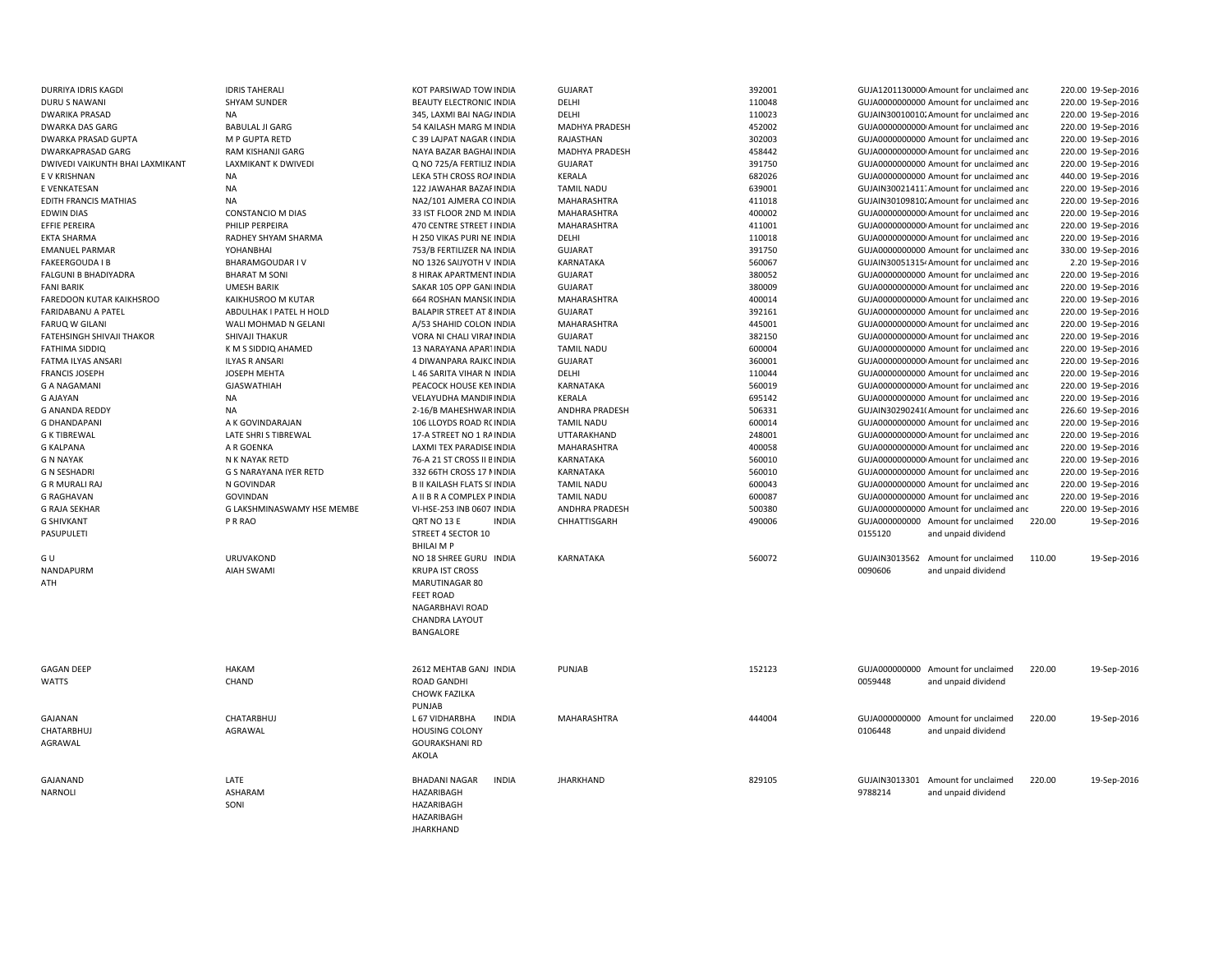| | | | | | | | | | |
|---|---|---|---|---|---|---|---|---|---|
| DURRIYA IDRIS KAGDI | IDRIS TAHERALI | KOT PARSIWAD TOW INDIA | GUJARAT | 392001 | GUJA1201130000 | Amount for unclaimed and | 220.00 | 19-Sep-2016 |
| DURU S NAWANI | SHYAM SUNDER | BEAUTY ELECTRONIC INDIA | DELHI | 110048 | GUJA0000000000 | Amount for unclaimed and | 220.00 | 19-Sep-2016 |
| DWARIKA PRASAD | NA | 345, LAXMI BAI NAG/ INDIA | DELHI | 110023 | GUJAIN30010010 | Amount for unclaimed and | 220.00 | 19-Sep-2016 |
| DWARKA DAS GARG | BABULAL JI GARG | 54 KAILASH MARG M INDIA | MADHYA PRADESH | 452002 | GUJA0000000000 | Amount for unclaimed and | 220.00 | 19-Sep-2016 |
| DWARKA PRASAD GUPTA | M P GUPTA RETD | C 39 LAJPAT NAGAR ( INDIA | RAJASTHAN | 302003 | GUJA0000000000 | Amount for unclaimed and | 220.00 | 19-Sep-2016 |
| DWARKAPRASAD GARG | RAM KISHANJI GARG | NAYA BAZAR BAGHAI INDIA | MADHYA PRADESH | 458442 | GUJA0000000000 | Amount for unclaimed and | 220.00 | 19-Sep-2016 |
| DWIVEDI VAIKUNTH BHAI LAXMIKANT | LAXMIKANT K DWIVEDI | Q NO 725/A FERTILIZ INDIA | GUJARAT | 391750 | GUJA0000000000 | Amount for unclaimed and | 220.00 | 19-Sep-2016 |
| E V KRISHNAN | NA | LEKA 5TH CROSS ROA INDIA | KERALA | 682026 | GUJA0000000000 | Amount for unclaimed and | 440.00 | 19-Sep-2016 |
| E VENKATESAN | NA | 122 JAWAHAR BAZAF INDIA | TAMIL NADU | 639001 | GUJAIN30021411 | Amount for unclaimed and | 220.00 | 19-Sep-2016 |
| EDITH FRANCIS MATHIAS | NA | NA2/101 AJMERA CO INDIA | MAHARASHTRA | 411018 | GUJAIN30109810 | Amount for unclaimed and | 220.00 | 19-Sep-2016 |
| EDWIN DIAS | CONSTANCIO M DIAS | 33 IST FLOOR 2ND M INDIA | MAHARASHTRA | 400002 | GUJA0000000000 | Amount for unclaimed and | 220.00 | 19-Sep-2016 |
| EFFIE PEREIRA | PHILIP PERPEIRA | 470 CENTRE STREET I INDIA | MAHARASHTRA | 411001 | GUJA0000000000 | Amount for unclaimed and | 220.00 | 19-Sep-2016 |
| EKTA SHARMA | RADHEY SHYAM SHARMA | H 250 VIKAS PURI NE INDIA | DELHI | 110018 | GUJA0000000000 | Amount for unclaimed and | 220.00 | 19-Sep-2016 |
| EMANUEL PARMAR | YOHANBHAI | 753/B FERTILIZER NA INDIA | GUJARAT | 391750 | GUJA0000000000 | Amount for unclaimed and | 330.00 | 19-Sep-2016 |
| FAKEERGOUDA I B | BHARAMGOUDAR I V | NO 1326 SAIJYOTH V INDIA | KARNATAKA | 560067 | GUJAIN30051315 | Amount for unclaimed and | 2.20 | 19-Sep-2016 |
| FALGUNI B BHADIYADRA | BHARAT M SONI | 8 HIRAK APARTMENT INDIA | GUJARAT | 380052 | GUJA0000000000 | Amount for unclaimed and | 220.00 | 19-Sep-2016 |
| FANI BARIK | UMESH BARIK | SAKAR 105 OPP GANI INDIA | GUJARAT | 380009 | GUJA0000000000 | Amount for unclaimed and | 220.00 | 19-Sep-2016 |
| FAREDOON KUTAR KAIKHSROO | KAIKHUSROO M KUTAR | 664 ROSHAN MANSIC INDIA | MAHARASHTRA | 400014 | GUJA0000000000 | Amount for unclaimed and | 220.00 | 19-Sep-2016 |
| FARIDABANU A PATEL | ABDULHAK I PATEL H HOLD | BALAPIR STREET AT 8 INDIA | GUJARAT | 392161 | GUJA0000000000 | Amount for unclaimed and | 220.00 | 19-Sep-2016 |
| FARUQ W GILANI | WALI MOHMAD N GELANI | A/53 SHAHID COLON INDIA | MAHARASHTRA | 445001 | GUJA0000000000 | Amount for unclaimed and | 220.00 | 19-Sep-2016 |
| FATEHSINGH SHIVAJI THAKOR | SHIVAJI THAKUR | VORA NI CHALI VIRAI INDIA | GUJARAT | 382150 | GUJA0000000000 | Amount for unclaimed and | 220.00 | 19-Sep-2016 |
| FATHIMA SIDDIQ | K M S SIDDIQ AHAMED | 13 NARAYANA APART INDIA | TAMIL NADU | 600004 | GUJA0000000000 | Amount for unclaimed and | 220.00 | 19-Sep-2016 |
| FATMA ILYAS ANSARI | ILYAS R ANSARI | 4 DIWANPARA RAJKC INDIA | GUJARAT | 360001 | GUJA0000000000 | Amount for unclaimed and | 220.00 | 19-Sep-2016 |
| FRANCIS JOSEPH | JOSEPH MEHTA | L 46 SARITA VIHAR N INDIA | DELHI | 110044 | GUJA0000000000 | Amount for unclaimed and | 220.00 | 19-Sep-2016 |
| G A NAGAMANI | GJASWATHIAH | PEACOCK HOUSE KEI INDIA | KARNATAKA | 560019 | GUJA0000000000 | Amount for unclaimed and | 220.00 | 19-Sep-2016 |
| G AJAYAN | NA | VELAYUDHA MANDIR INDIA | KERALA | 695142 | GUJA0000000000 | Amount for unclaimed and | 220.00 | 19-Sep-2016 |
| G ANANDA REDDY | NA | 2-16/B MAHESHWAR INDIA | ANDHRA PRADESH | 506331 | GUJAIN30290241 | Amount for unclaimed and | 226.60 | 19-Sep-2016 |
| G DHANDAPANI | A K GOVINDARAJAN | 106 LLOYDS ROAD RC INDIA | TAMIL NADU | 600014 | GUJA0000000000 | Amount for unclaimed and | 220.00 | 19-Sep-2016 |
| G K TIBREWAL | LATE SHRI S TIBREWAL | 17-A STREET NO 1 RA INDIA | UTTARAKHAND | 248001 | GUJA0000000000 | Amount for unclaimed and | 220.00 | 19-Sep-2016 |
| G KALPANA | A R GOENKA | LAXMI TEX PARADISE INDIA | MAHARASHTRA | 400058 | GUJA0000000000 | Amount for unclaimed and | 220.00 | 19-Sep-2016 |
| G N NAYAK | N K NAYAK RETD | 76-A 21 ST CROSS II E INDIA | KARNATAKA | 560010 | GUJA0000000000 | Amount for unclaimed and | 220.00 | 19-Sep-2016 |
| G N SESHADRI | G S NARAYANA IYER RETD | 332 66TH CROSS 17 N INDIA | KARNATAKA | 560010 | GUJA0000000000 | Amount for unclaimed and | 220.00 | 19-Sep-2016 |
| G R MURALI RAJ | N GOVINDAR | B II KAILASH FLATS SI INDIA | TAMIL NADU | 600043 | GUJA0000000000 | Amount for unclaimed and | 220.00 | 19-Sep-2016 |
| G RAGHAVAN | GOVINDAN | A II B R A COMPLEX P INDIA | TAMIL NADU | 600087 | GUJA0000000000 | Amount for unclaimed and | 220.00 | 19-Sep-2016 |
| G RAJA SEKHAR | G LAKSHMINASWAMY HSE MEMBE | VI-HSE-253 INB 0607 INDIA | ANDHRA PRADESH | 500380 | GUJA0000000000 | Amount for unclaimed and | 220.00 | 19-Sep-2016 |
| G SHIVKANT PASUPULETI | P R RAO | QRT NO 13 E STREET 4 SECTOR 10 BHILAI M P INDIA | CHHATTISGARH | 490006 | GUJA000000000 0155120 | Amount for unclaimed and unpaid dividend | 220.00 | 19-Sep-2016 |
| G U NANDAPURM ATH | URUVAKOND AIAH SWAMI | NO 18 SHREE GURU KRUPA IST CROSS MARUTINAGAR 80 FEET ROAD NAGARBHAVI ROAD CHANDRA LAYOUT BANGALORE INDIA | KARNATAKA | 560072 | GUJAIN3013562 0090606 | Amount for unclaimed and unpaid dividend | 110.00 | 19-Sep-2016 |
| GAGAN DEEP WATTS | HAKAM CHAND | 2612 MEHTAB GANJ ROAD GANDHI CHOWK FAZILKA PUNJAB INDIA | PUNJAB | 152123 | GUJA000000000 0059448 | Amount for unclaimed and unpaid dividend | 220.00 | 19-Sep-2016 |
| GAJANAN CHATARBHUJ AGRAWAL | CHATARBHUJ AGRAWAL | L 67 VIDHARBHA HOUSING COLONY GOURAKSHANI RD AKOLA INDIA | MAHARASHTRA | 444004 | GUJA000000000 0106448 | Amount for unclaimed and unpaid dividend | 220.00 | 19-Sep-2016 |
| GAJANAND NARNOLI | LATE ASHARAM SONI | BHADANI NAGAR HAZARIBAGH HAZARIBAGH HAZARIBAGH JHARKHAND INDIA | JHARKHAND | 829105 | GUJAIN3013301 9788214 | Amount for unclaimed and unpaid dividend | 220.00 | 19-Sep-2016 |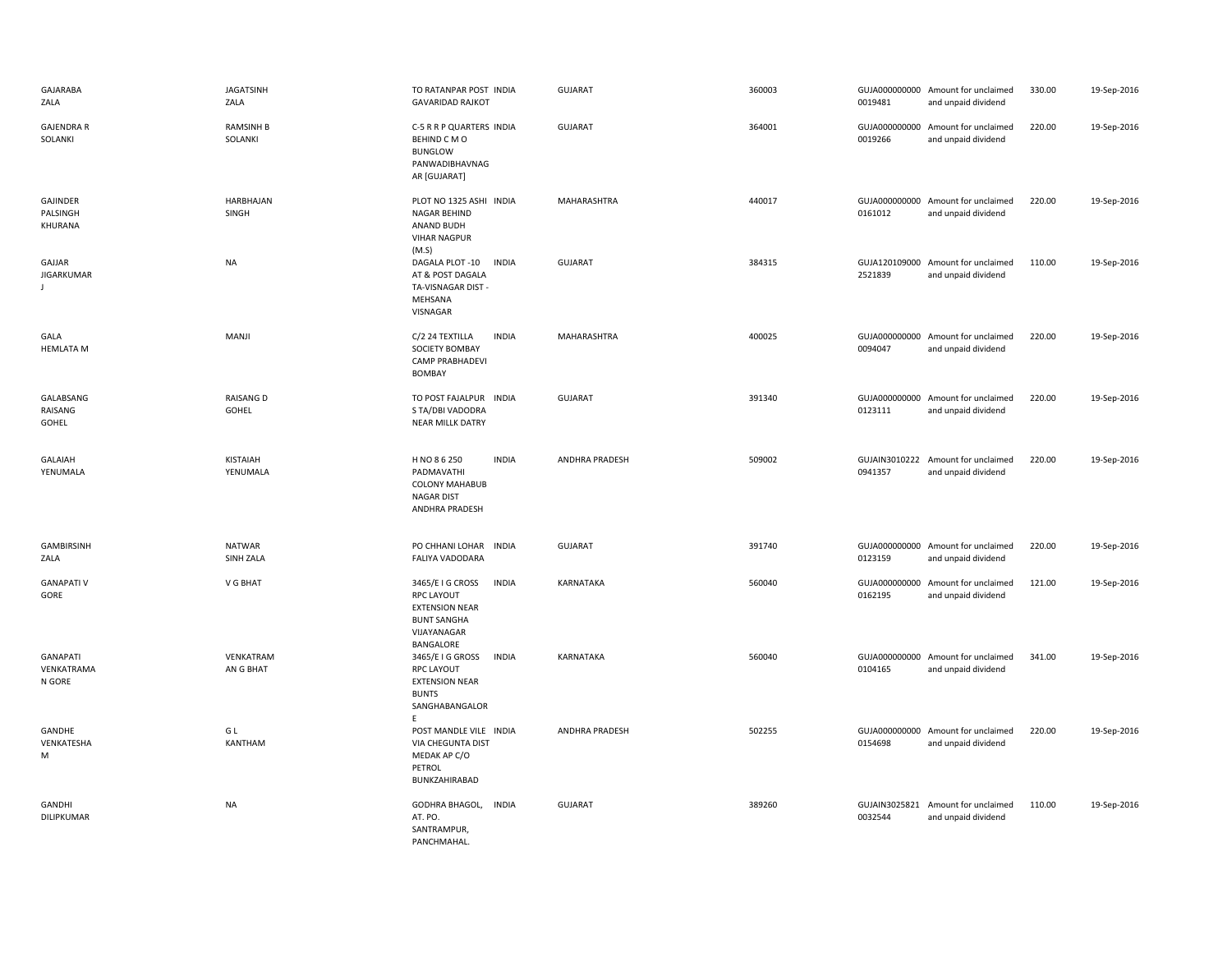| | | | | | | | | | |
|---|---|---|---|---|---|---|---|---|---|
| GAJARABA ZALA | JAGATSINH ZALA | TO RATANPAR POST GAVARIDAD RAJKOT | INDIA | GUJARAT | 360003 | GUJA0000000000019481 | Amount for unclaimed and unpaid dividend | 330.00 | 19-Sep-2016 |
| GAJENDRA R SOLANKI | RAMSINH B SOLANKI | C-5 R R P QUARTERS BEHIND C M O BUNGLOW PANWADIBHAVNAG AR [GUJARAT] | INDIA | GUJARAT | 364001 | GUJA0000000000019266 | Amount for unclaimed and unpaid dividend | 220.00 | 19-Sep-2016 |
| GAJINDER PALSINGH KHURANA | HARBHAJAN SINGH | PLOT NO 1325 ASHI NAGAR BEHIND ANAND BUDH VIHAR NAGPUR (M.S) | INDIA | MAHARASHTRA | 440017 | GUJA0000000000161012 | Amount for unclaimed and unpaid dividend | 220.00 | 19-Sep-2016 |
| GAJJAR JIGARKUMAR J | NA | DAGALA PLOT -10 AT & POST DAGALA TA-VISNAGAR DIST - MEHSANA VISNAGAR | INDIA | GUJARAT | 384315 | GUJA1201090002521839 | Amount for unclaimed and unpaid dividend | 110.00 | 19-Sep-2016 |
| GALA HEMLATA M | MANJI | C/2 24 TEXTILLA SOCIETY BOMBAY CAMP PRABHADEVI BOMBAY | INDIA | MAHARASHTRA | 400025 | GUJA0000000000094047 | Amount for unclaimed and unpaid dividend | 220.00 | 19-Sep-2016 |
| GALABSANG RAISANG GOHEL | RAISANG D GOHEL | TO POST FAJALPUR S TA/DBI VADODRA NEAR MILLK DATRY | INDIA | GUJARAT | 391340 | GUJA0000000000123111 | Amount for unclaimed and unpaid dividend | 220.00 | 19-Sep-2016 |
| GALAIAH YENUMALA | KISTAIAH YENUMALA | H NO 8 6 250 PADMAVATHI COLONY MAHABUB NAGAR DIST ANDHRA PRADESH | INDIA | ANDHRA PRADESH | 509002 | GUJAIN30102220941357 | Amount for unclaimed and unpaid dividend | 220.00 | 19-Sep-2016 |
| GAMBIRSINH ZALA | NATWAR SINH ZALA | PO CHHANI LOHAR FALIYA VADODARA | INDIA | GUJARAT | 391740 | GUJA0000000000123159 | Amount for unclaimed and unpaid dividend | 220.00 | 19-Sep-2016 |
| GANAPATI V GORE | V G BHAT | 3465/E I G CROSS RPC LAYOUT EXTENSION NEAR BUNT SANGHA VIJAYANAGAR BANGALORE | INDIA | KARNATAKA | 560040 | GUJA0000000000162195 | Amount for unclaimed and unpaid dividend | 121.00 | 19-Sep-2016 |
| GANAPATI VENKATRAMA N GORE | VENKATRAM AN G BHAT | 3465/E I G GROSS RPC LAYOUT EXTENSION NEAR BUNTS SANGHABANGALOR E | INDIA | KARNATAKA | 560040 | GUJA0000000000104165 | Amount for unclaimed and unpaid dividend | 341.00 | 19-Sep-2016 |
| GANDHE VENKATESHA M | G L KANTHAM | POST MANDLE VILE VIA CHEGUNTA DIST MEDAK AP C/O PETROL BUNKZAHIRABAD | INDIA | ANDHRA PRADESH | 502255 | GUJA0000000000154698 | Amount for unclaimed and unpaid dividend | 220.00 | 19-Sep-2016 |
| GANDHI DILIPKUMAR | NA | GODHRA BHAGOL, AT. PO. SANTRAMPUR, PANCHMAHAL. | INDIA | GUJARAT | 389260 | GUJAIN30258210032544 | Amount for unclaimed and unpaid dividend | 110.00 | 19-Sep-2016 |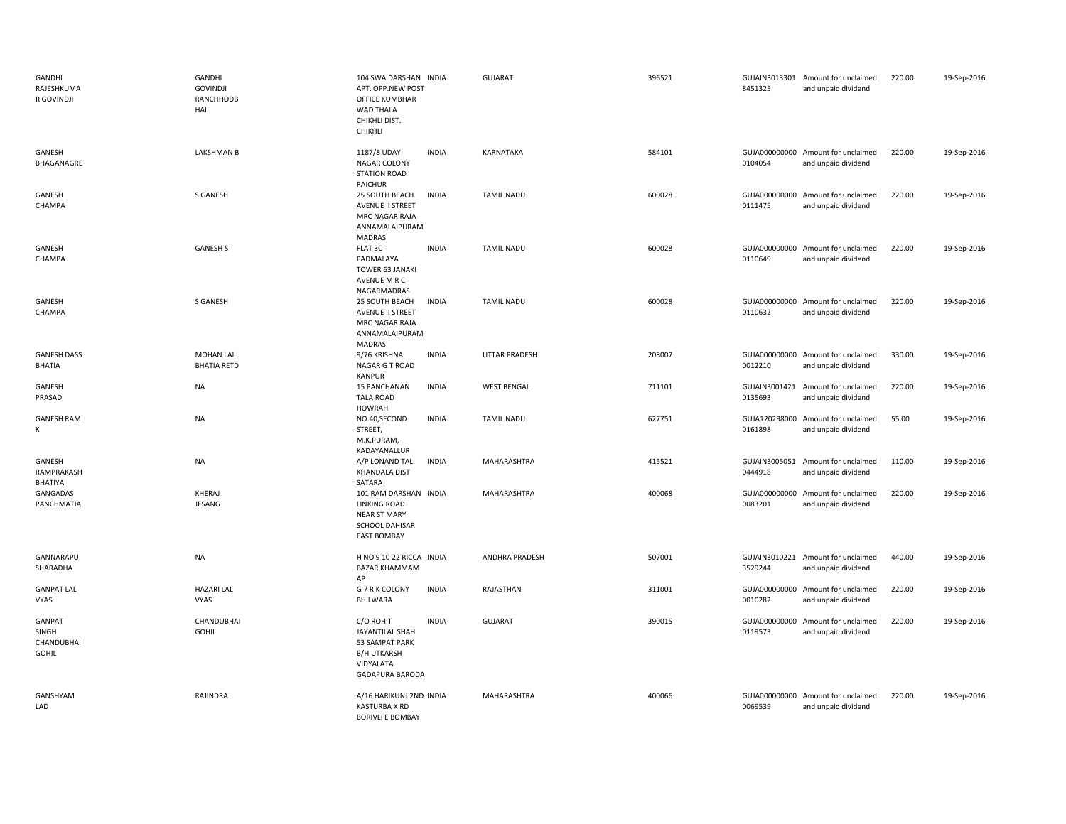| | | | | | | | | | |
|---|---|---|---|---|---|---|---|---|---|
| GANDHI RAJESHKUMA R GOVINDJI | GANDHI GOVINDJI RANCHHODB HAI | 104 SWA DARSHAN APT. OPP.NEW POST OFFICE KUMBHAR WAD THALA CHIKHLI DIST. CHIKHLI | INDIA | GUJARAT | 396521 | GUJAIN3013301 8451325 | Amount for unclaimed and unpaid dividend | 220.00 | 19-Sep-2016 |
| GANESH BHAGANAGRE | LAKSHMAN B | 1187/8 UDAY NAGAR COLONY STATION ROAD RAICHUR | INDIA | KARNATAKA | 584101 | GUJA000000000 0104054 | Amount for unclaimed and unpaid dividend | 220.00 | 19-Sep-2016 |
| GANESH CHAMPA | S GANESH | 25 SOUTH BEACH AVENUE II STREET MRC NAGAR RAJA ANNAMALAIPURAM MADRAS | INDIA | TAMIL NADU | 600028 | GUJA000000000 0111475 | Amount for unclaimed and unpaid dividend | 220.00 | 19-Sep-2016 |
| GANESH CHAMPA | GANESH S | FLAT 3C PADMALAYA TOWER 63 JANAKI AVENUE M R C NAGARMADRAS | INDIA | TAMIL NADU | 600028 | GUJA000000000 0110649 | Amount for unclaimed and unpaid dividend | 220.00 | 19-Sep-2016 |
| GANESH CHAMPA | S GANESH | 25 SOUTH BEACH AVENUE II STREET MRC NAGAR RAJA ANNAMALAIPURAM MADRAS | INDIA | TAMIL NADU | 600028 | GUJA000000000 0110632 | Amount for unclaimed and unpaid dividend | 220.00 | 19-Sep-2016 |
| GANESH DASS BHATIA | MOHAN LAL BHATIA RETD | 9/76 KRISHNA NAGAR G T ROAD KANPUR | INDIA | UTTAR PRADESH | 208007 | GUJA000000000 0012210 | Amount for unclaimed and unpaid dividend | 330.00 | 19-Sep-2016 |
| GANESH PRASAD | NA | 15 PANCHANAN TALA ROAD HOWRAH | INDIA | WEST BENGAL | 711101 | GUJAIN3001421 0135693 | Amount for unclaimed and unpaid dividend | 220.00 | 19-Sep-2016 |
| GANESH RAM K | NA | NO.40,SECOND STREET, M.K.PURAM, KADAYANALLUR | INDIA | TAMIL NADU | 627751 | GUJA120298000 0161898 | Amount for unclaimed and unpaid dividend | 55.00 | 19-Sep-2016 |
| GANESH RAMPRAKASH BHATIYA | NA | A/P LONAND TAL KHANDALA DIST SATARA | INDIA | MAHARASHTRA | 415521 | GUJAIN3005051 0444918 | Amount for unclaimed and unpaid dividend | 110.00 | 19-Sep-2016 |
| GANGADAS PANCHMATIA | KHERAJ JESANG | 101 RAM DARSHAN LINKING ROAD NEAR ST MARY SCHOOL DAHISAR EAST BOMBAY | INDIA | MAHARASHTRA | 400068 | GUJA000000000 0083201 | Amount for unclaimed and unpaid dividend | 220.00 | 19-Sep-2016 |
| GANNARAPU SHARADHA | NA | H NO 9 10 22 RICCA BAZAR KHAMMAM AP | INDIA | ANDHRA PRADESH | 507001 | GUJAIN3010221 3529244 | Amount for unclaimed and unpaid dividend | 440.00 | 19-Sep-2016 |
| GANPAT LAL VYAS | HAZARI LAL VYAS | G 7 R K COLONY BHILWARA | INDIA | RAJASTHAN | 311001 | GUJA000000000 0010282 | Amount for unclaimed and unpaid dividend | 220.00 | 19-Sep-2016 |
| GANPAT SINGH CHANDUBHAI GOHIL | CHANDUBHAI GOHIL | C/O ROHIT JAYANTILAL SHAH 53 SAMPAT PARK B/H UTKARSH VIDYALATA GADAPURA BARODA | INDIA | GUJARAT | 390015 | GUJA000000000 0119573 | Amount for unclaimed and unpaid dividend | 220.00 | 19-Sep-2016 |
| GANSHYAM LAD | RAJINDRA | A/16 HARIKUNJ 2ND KASTURBA X RD BORIVLI E BOMBAY | INDIA | MAHARASHTRA | 400066 | GUJA000000000 0069539 | Amount for unclaimed and unpaid dividend | 220.00 | 19-Sep-2016 |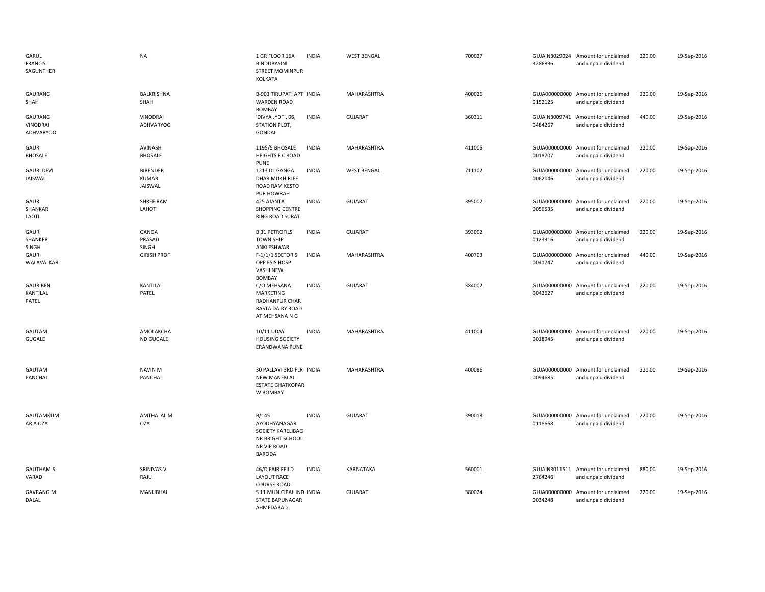| | | | | | | | | | |
|---|---|---|---|---|---|---|---|---|---|
| GARUL FRANCIS SAGUNTHER | NA | 1 GR FLOOR 16A BINDUBASINI STREET MOMINPUR KOLKATA | INDIA | WEST BENGAL | 700027 | GUJAIN3029024 3286896 | Amount for unclaimed and unpaid dividend | 220.00 | 19-Sep-2016 |
| GAURANG SHAH | BALKRISHNA SHAH | B-903 TIRUPATI APT WARDEN ROAD BOMBAY | INDIA | MAHARASHTRA | 400026 | GUJA000000000 0152125 | Amount for unclaimed and unpaid dividend | 220.00 | 19-Sep-2016 |
| GAURANG VINODRAI ADHVARYOO | VINODRAI ADHVARYOO | 'DIVYA JYOT', 06, STATION PLOT, GONDAL. | INDIA | GUJARAT | 360311 | GUJAIN3009741 0484267 | Amount for unclaimed and unpaid dividend | 440.00 | 19-Sep-2016 |
| GAURI BHOSALE | AVINASH BHOSALE | 1195/5 BHOSALE HEIGHTS F C ROAD PUNE | INDIA | MAHARASHTRA | 411005 | GUJA000000000 0018707 | Amount for unclaimed and unpaid dividend | 220.00 | 19-Sep-2016 |
| GAURI DEVI JAISWAL | BIRENDER KUMAR JAISWAL | 1213 DL GANGA DHAR MUKHIRJEE ROAD RAM KESTO PUR HOWRAH | INDIA | WEST BENGAL | 711102 | GUJA000000000 0062046 | Amount for unclaimed and unpaid dividend | 220.00 | 19-Sep-2016 |
| GAURI SHANKAR LAOTI | SHREE RAM LAHOTI | 425 AJANTA SHOPPING CENTRE RING ROAD SURAT | INDIA | GUJARAT | 395002 | GUJA000000000 0056535 | Amount for unclaimed and unpaid dividend | 220.00 | 19-Sep-2016 |
| GAURI SHANKER SINGH | GANGA PRASAD SINGH | B 31 PETROFILS TOWN SHIP ANKLESHWAR | INDIA | GUJARAT | 393002 | GUJA000000000 0123316 | Amount for unclaimed and unpaid dividend | 220.00 | 19-Sep-2016 |
| GAURI WALAVALKAR | GIRISH PROF | F-1/1/1 SECTOR 5 OPP ESIS HOSP VASHI NEW BOMBAY | INDIA | MAHARASHTRA | 400703 | GUJA000000000 0041747 | Amount for unclaimed and unpaid dividend | 440.00 | 19-Sep-2016 |
| GAURIBEN KANTILAL PATEL | KANTILAL PATEL | C/O MEHSANA MARKETING RADHANPUR CHAR RASTA DAIRY ROAD AT MEHSANA N G | INDIA | GUJARAT | 384002 | GUJA000000000 0042627 | Amount for unclaimed and unpaid dividend | 220.00 | 19-Sep-2016 |
| GAUTAM GUGALE | AMOLAKCHA ND GUGALE | 10/11 UDAY HOUSING SOCIETY ERANDWANA PUNE | INDIA | MAHARASHTRA | 411004 | GUJA000000000 0018945 | Amount for unclaimed and unpaid dividend | 220.00 | 19-Sep-2016 |
| GAUTAM PANCHAL | NAVIN M PANCHAL | 30 PALLAVI 3RD FLR NEW MANEKLAL ESTATE GHATKOPAR W BOMBAY | INDIA | MAHARASHTRA | 400086 | GUJA000000000 0094685 | Amount for unclaimed and unpaid dividend | 220.00 | 19-Sep-2016 |
| GAUTAMKUM AR A OZA | AMTHALAL M OZA | B/145 AYODHYANAGAR SOCIETY KARELIBAG NR BRIGHT SCHOOL NR VIP ROAD BARODA | INDIA | GUJARAT | 390018 | GUJA000000000 0118668 | Amount for unclaimed and unpaid dividend | 220.00 | 19-Sep-2016 |
| GAUTHAM S VARAD | SRINIVAS V RAJU | 46/D FAIR FEILD LAYOUT RACE COURSE ROAD | INDIA | KARNATAKA | 560001 | GUJAIN3011511 2764246 | Amount for unclaimed and unpaid dividend | 880.00 | 19-Sep-2016 |
| GAVRANG M DALAL | MANUBHAI | S 11 MUNICIPAL IND STATE BAPUNAGAR AHMEDABAD | INDIA | GUJARAT | 380024 | GUJA000000000 0034248 | Amount for unclaimed and unpaid dividend | 220.00 | 19-Sep-2016 |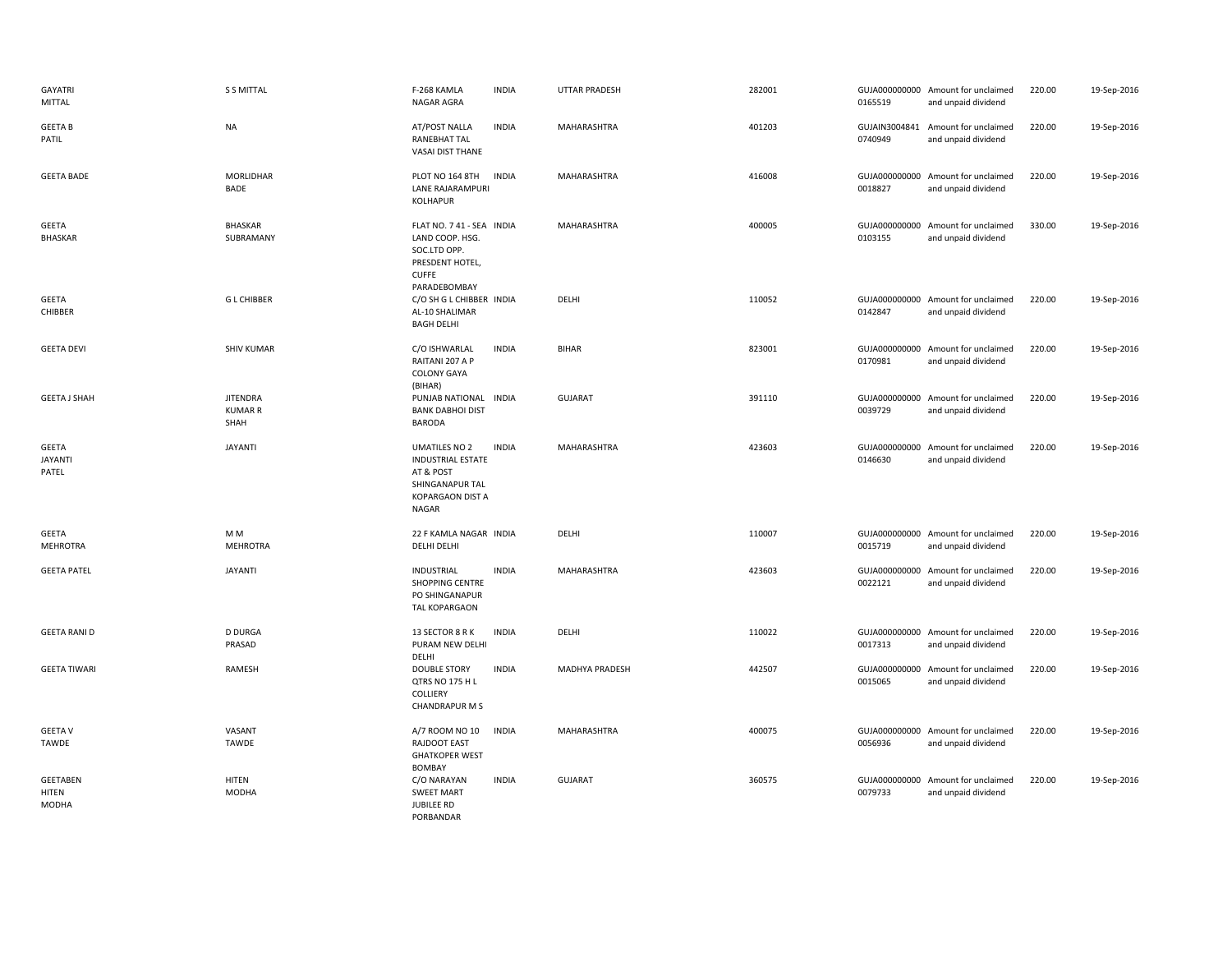| | | | | | | | | | |
|---|---|---|---|---|---|---|---|---|---|
| GAYATRI MITTAL | S S MITTAL | F-268 KAMLA NAGAR AGRA | INDIA | UTTAR PRADESH | 282001 | GUJA000000000 0165519 | Amount for unclaimed and unpaid dividend | 220.00 | 19-Sep-2016 |
| GEETA B PATIL | NA | AT/POST NALLA RANEBHAT TAL VASAI DIST THANE | INDIA | MAHARASHTRA | 401203 | GUJAIN3004841 0740949 | Amount for unclaimed and unpaid dividend | 220.00 | 19-Sep-2016 |
| GEETA BADE | MORLIDHAR BADE | PLOT NO 164 8TH LANE RAJARAMPURI KOLHAPUR | INDIA | MAHARASHTRA | 416008 | GUJA000000000 0018827 | Amount for unclaimed and unpaid dividend | 220.00 | 19-Sep-2016 |
| GEETA BHASKAR | BHASKAR SUBRAMANY | FLAT NO. 7 41 - SEA LAND COOP. HSG. SOC.LTD OPP. PRESDENT HOTEL, CUFFE PARADEBOMBAY | INDIA | MAHARASHTRA | 400005 | GUJA000000000 0103155 | Amount for unclaimed and unpaid dividend | 330.00 | 19-Sep-2016 |
| GEETA CHIBBER | G L CHIBBER | C/O SH G L CHIBBER AL-10 SHALIMAR BAGH DELHI | INDIA | DELHI | 110052 | GUJA000000000 0142847 | Amount for unclaimed and unpaid dividend | 220.00 | 19-Sep-2016 |
| GEETA DEVI | SHIV KUMAR | C/O ISHWARLAL RAITANI 207 A P COLONY GAYA (BIHAR) | INDIA | BIHAR | 823001 | GUJA000000000 0170981 | Amount for unclaimed and unpaid dividend | 220.00 | 19-Sep-2016 |
| GEETA J SHAH | JITENDRA KUMAR R SHAH | PUNJAB NATIONAL BANK DABHOI DIST BARODA | INDIA | GUJARAT | 391110 | GUJA000000000 0039729 | Amount for unclaimed and unpaid dividend | 220.00 | 19-Sep-2016 |
| GEETA JAYANTI PATEL | JAYANTI | UMATILES NO 2 INDUSTRIAL ESTATE AT & POST SHINGANAPUR TAL KOPARGAON DIST A NAGAR | INDIA | MAHARASHTRA | 423603 | GUJA000000000 0146630 | Amount for unclaimed and unpaid dividend | 220.00 | 19-Sep-2016 |
| GEETA MEHROTRA | M M MEHROTRA | 22 F KAMLA NAGAR DELHI DELHI | INDIA | DELHI | 110007 | GUJA000000000 0015719 | Amount for unclaimed and unpaid dividend | 220.00 | 19-Sep-2016 |
| GEETA PATEL | JAYANTI | INDUSTRIAL SHOPPING CENTRE PO SHINGANAPUR TAL KOPARGAON | INDIA | MAHARASHTRA | 423603 | GUJA000000000 0022121 | Amount for unclaimed and unpaid dividend | 220.00 | 19-Sep-2016 |
| GEETA RANI D | D DURGA PRASAD | 13 SECTOR 8 R K PURAM NEW DELHI DELHI | INDIA | DELHI | 110022 | GUJA000000000 0017313 | Amount for unclaimed and unpaid dividend | 220.00 | 19-Sep-2016 |
| GEETA TIWARI | RAMESH | DOUBLE STORY QTRS NO 175 H L COLLIERY CHANDRAPUR M S | INDIA | MADHYA PRADESH | 442507 | GUJA000000000 0015065 | Amount for unclaimed and unpaid dividend | 220.00 | 19-Sep-2016 |
| GEETA V TAWDE | VASANT TAWDE | A/7 ROOM NO 10 RAJDOOT EAST GHATKOPER WEST BOMBAY | INDIA | MAHARASHTRA | 400075 | GUJA000000000 0056936 | Amount for unclaimed and unpaid dividend | 220.00 | 19-Sep-2016 |
| GEETABEN HITEN MODHA | HITEN MODHA | C/O NARAYAN SWEET MART JUBILEE RD PORBANDAR | INDIA | GUJARAT | 360575 | GUJA000000000 0079733 | Amount for unclaimed and unpaid dividend | 220.00 | 19-Sep-2016 |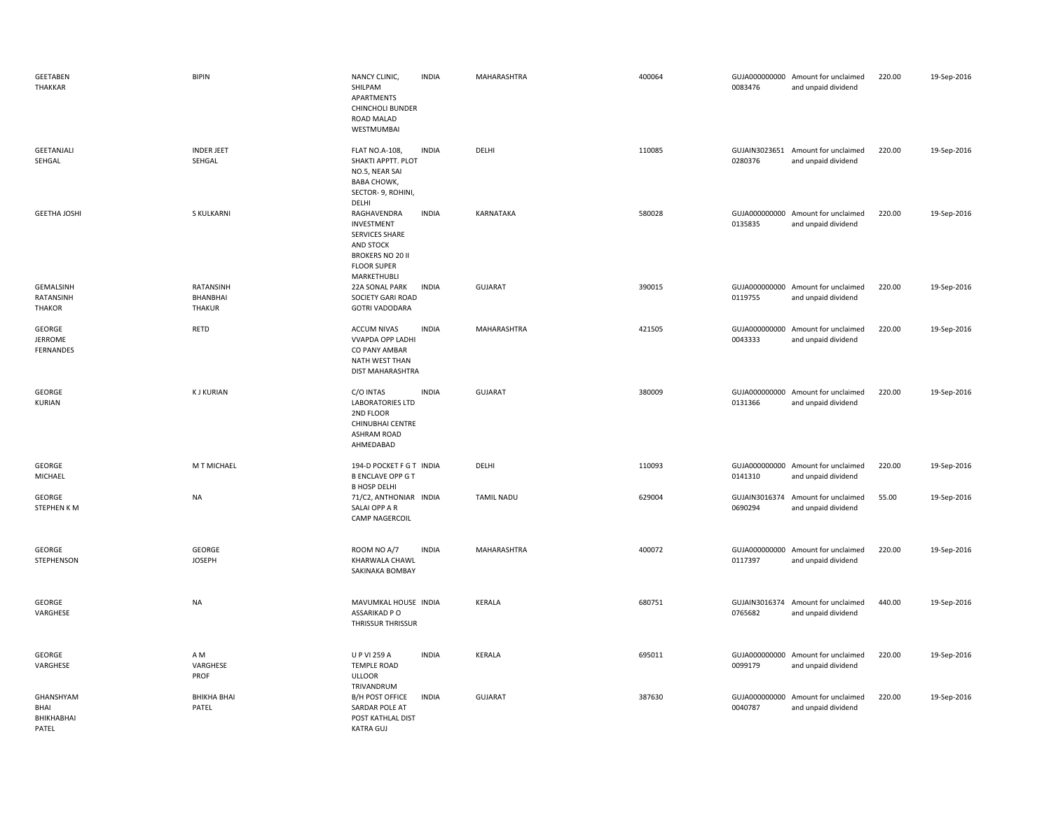| | | | | | | | | | |
|---|---|---|---|---|---|---|---|---|---|
| GEETABEN THAKKAR | BIPIN | NANCY CLINIC, SHILPAM APARTMENTS CHINCHOLI BUNDER ROAD MALAD WESTMUMBAI | INDIA | MAHARASHTRA | 400064 | GUJA0000000000083476 | Amount for unclaimed and unpaid dividend | 220.00 | 19-Sep-2016 |
| GEETANJALI SEHGAL | INDER JEET SEHGAL | FLAT NO.A-108, SHAKTI APPTT. PLOT NO.5, NEAR SAI BABA CHOWK, SECTOR- 9, ROHINI, DELHI | INDIA | DELHI | 110085 | GUJAIN30236510280376 | Amount for unclaimed and unpaid dividend | 220.00 | 19-Sep-2016 |
| GEETHA JOSHI | S KULKARNI | RAGHAVENDRA INVESTMENT SERVICES SHARE AND STOCK BROKERS NO 20 II FLOOR SUPER MARKETHUBLI | INDIA | KARNATAKA | 580028 | GUJA0000000000135835 | Amount for unclaimed and unpaid dividend | 220.00 | 19-Sep-2016 |
| GEMALSINH RATANSINH THAKOR | RATANSINH BHANBHAI THAKUR | 22A SONAL PARK SOCIETY GARI ROAD GOTRI VADODARA | INDIA | GUJARAT | 390015 | GUJA0000000000119755 | Amount for unclaimed and unpaid dividend | 220.00 | 19-Sep-2016 |
| GEORGE JERROME FERNANDES | RETD | ACCUM NIVAS VVAPDA OPP LADHI CO PANY AMBAR NATH WEST THAN DIST MAHARASHTRA | INDIA | MAHARASHTRA | 421505 | GUJA0000000000043333 | Amount for unclaimed and unpaid dividend | 220.00 | 19-Sep-2016 |
| GEORGE KURIAN | K J KURIAN | C/O INTAS LABORATORIES LTD 2ND FLOOR CHINUBHAI CENTRE ASHRAM ROAD AHMEDABAD | INDIA | GUJARAT | 380009 | GUJA0000000000131366 | Amount for unclaimed and unpaid dividend | 220.00 | 19-Sep-2016 |
| GEORGE MICHAEL | M T MICHAEL | 194-D POCKET F G T B ENCLAVE OPP G T B HOSP DELHI | INDIA | DELHI | 110093 | GUJA0000000000141310 | Amount for unclaimed and unpaid dividend | 220.00 | 19-Sep-2016 |
| GEORGE STEPHEN K M | NA | 71/C2, ANTHONIAR SALAI OPP A R CAMP NAGERCOIL | INDIA | TAMIL NADU | 629004 | GUJAIN30163740690294 | Amount for unclaimed and unpaid dividend | 55.00 | 19-Sep-2016 |
| GEORGE STEPHENSON | GEORGE JOSEPH | ROOM NO A/7 KHARWALA CHAWL SAKINAKA BOMBAY | INDIA | MAHARASHTRA | 400072 | GUJA0000000000117397 | Amount for unclaimed and unpaid dividend | 220.00 | 19-Sep-2016 |
| GEORGE VARGHESE | NA | MAVUMKAL HOUSE ASSARIKAD P O THRISSUR THRISSUR | INDIA | KERALA | 680751 | GUJAIN30163740765682 | Amount for unclaimed and unpaid dividend | 440.00 | 19-Sep-2016 |
| GEORGE VARGHESE | A M VARGHESE PROF | U P VI 259 A TEMPLE ROAD ULLOOR TRIVANDRUM | INDIA | KERALA | 695011 | GUJA0000000000099179 | Amount for unclaimed and unpaid dividend | 220.00 | 19-Sep-2016 |
| GHANSHYAM BHAI BHIKHABHAI PATEL | BHIKHA BHAI PATEL | B/H POST OFFICE SARDAR POLE AT POST KATHLAL DIST KATRA GUJ | INDIA | GUJARAT | 387630 | GUJA0000000000040787 | Amount for unclaimed and unpaid dividend | 220.00 | 19-Sep-2016 |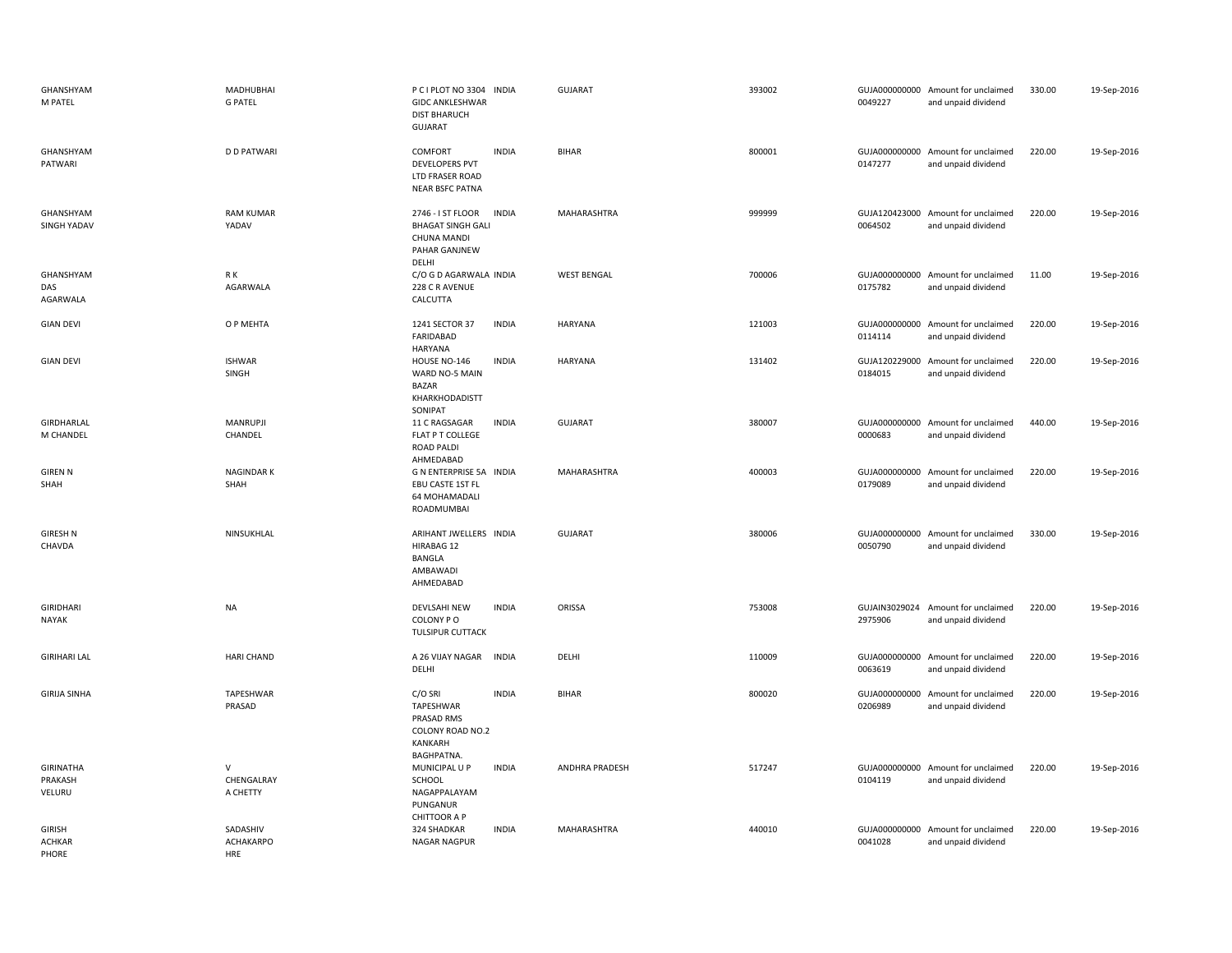| | | | | | | | | | |
|---|---|---|---|---|---|---|---|---|---|
| GHANSHYAM M PATEL | MADHUBHAI G PATEL | P C I PLOT NO 3304 GIDC ANKLESHWAR DIST BHARUCH GUJARAT | INDIA | GUJARAT | 393002 | GUJA000000000 0049227 | Amount for unclaimed and unpaid dividend | 330.00 | 19-Sep-2016 |
| GHANSHYAM PATWARI | D D PATWARI | COMFORT DEVELOPERS PVT LTD FRASER ROAD NEAR BSFC PATNA | INDIA | BIHAR | 800001 | GUJA000000000 0147277 | Amount for unclaimed and unpaid dividend | 220.00 | 19-Sep-2016 |
| GHANSHYAM SINGH YADAV | RAM KUMAR YADAV | 2746 - I ST FLOOR BHAGAT SINGH GALI CHUNA MANDI PAHAR GANJNEW DELHI | INDIA | MAHARASHTRA | 999999 | GUJA120423000 0064502 | Amount for unclaimed and unpaid dividend | 220.00 | 19-Sep-2016 |
| GHANSHYAM DAS AGARWALA | R K AGARWALA | C/O G D AGARWALA 228 C R AVENUE CALCUTTA | INDIA | WEST BENGAL | 700006 | GUJA000000000 0175782 | Amount for unclaimed and unpaid dividend | 11.00 | 19-Sep-2016 |
| GIAN DEVI | O P MEHTA | 1241 SECTOR 37 FARIDABAD HARYANA | INDIA | HARYANA | 121003 | GUJA000000000 0114114 | Amount for unclaimed and unpaid dividend | 220.00 | 19-Sep-2016 |
| GIAN DEVI | ISHWAR SINGH | HOUSE NO-146 WARD NO-5 MAIN BAZAR KHARKHODADISTT SONIPAT | INDIA | HARYANA | 131402 | GUJA120229000 0184015 | Amount for unclaimed and unpaid dividend | 220.00 | 19-Sep-2016 |
| GIRDHARLAL M CHANDEL | MANRUPJI CHANDEL | 11 C RAGSAGAR FLAT P T COLLEGE ROAD PALDI AHMEDABAD | INDIA | GUJARAT | 380007 | GUJA000000000 0000683 | Amount for unclaimed and unpaid dividend | 440.00 | 19-Sep-2016 |
| GIREN N SHAH | NAGINDAR K SHAH | G N ENTERPRISE 5A EBU CASTE 1ST FL 64 MOHAMADALI ROADMUMBAI | INDIA | MAHARASHTRA | 400003 | GUJA000000000 0179089 | Amount for unclaimed and unpaid dividend | 220.00 | 19-Sep-2016 |
| GIRESH N CHAVDA | NINSUKHLAL | ARIHANT JWELLERS HIRABAG 12 BANGLA AMBAWADI AHMEDABAD | INDIA | GUJARAT | 380006 | GUJA000000000 0050790 | Amount for unclaimed and unpaid dividend | 330.00 | 19-Sep-2016 |
| GIRIDHARI NAYAK | NA | DEVLSAHI NEW COLONY P O TULSIPUR CUTTACK | INDIA | ORISSA | 753008 | GUJAIN3029024 2975906 | Amount for unclaimed and unpaid dividend | 220.00 | 19-Sep-2016 |
| GIRIHARI LAL | HARI CHAND | A 26 VIJAY NAGAR DELHI | INDIA | DELHI | 110009 | GUJA000000000 0063619 | Amount for unclaimed and unpaid dividend | 220.00 | 19-Sep-2016 |
| GIRIJA SINHA | TAPESHWAR PRASAD | C/O SRI TAPESHWAR PRASAD RMS COLONY ROAD NO.2 KANKARH BAGHPATNA. | INDIA | BIHAR | 800020 | GUJA000000000 0206989 | Amount for unclaimed and unpaid dividend | 220.00 | 19-Sep-2016 |
| GIRINATHA PRAKASH VELURU | V CHENGALRAY A CHETTY | MUNICIPAL U P SCHOOL NAGAPPALAYAM PUNGANUR CHITTOOR A P | INDIA | ANDHRA PRADESH | 517247 | GUJA000000000 0104119 | Amount for unclaimed and unpaid dividend | 220.00 | 19-Sep-2016 |
| GIRISH ACHKAR PHORE | SADASHIV ACHAKARPO HRE | 324 SHADKAR NAGAR NAGPUR | INDIA | MAHARASHTRA | 440010 | GUJA000000000 0041028 | Amount for unclaimed and unpaid dividend | 220.00 | 19-Sep-2016 |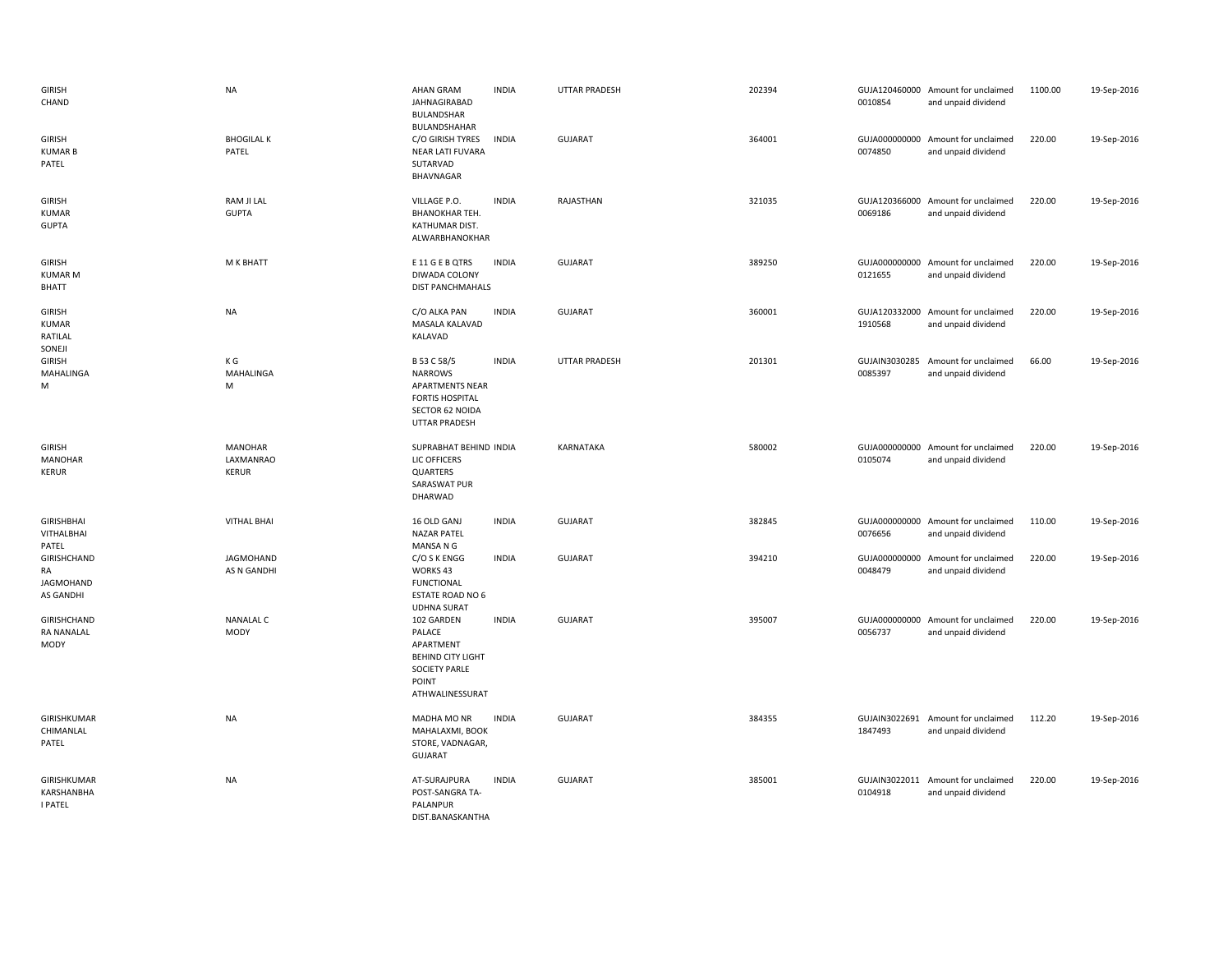| | | | | | | | | | |
|---|---|---|---|---|---|---|---|---|---|
| GIRISH CHAND | NA | AHAN GRAM JAHNAGIRABAD BULANDSHAR BULANDSHAHAR | INDIA | UTTAR PRADESH | 202394 | GUJA120460000 0010854 | Amount for unclaimed and unpaid dividend | 1100.00 | 19-Sep-2016 |
| GIRISH KUMAR B PATEL | BHOGILAL K PATEL | C/O GIRISH TYRES NEAR LATI FUVARA SUTARVAD BHAVNAGAR | INDIA | GUJARAT | 364001 | GUJA000000000 0074850 | Amount for unclaimed and unpaid dividend | 220.00 | 19-Sep-2016 |
| GIRISH KUMAR GUPTA | RAM JI LAL GUPTA | VILLAGE P.O. BHANOKHAR TEH. KATHUMAR DIST. ALWARBHANOKHAR | INDIA | RAJASTHAN | 321035 | GUJA120366000 0069186 | Amount for unclaimed and unpaid dividend | 220.00 | 19-Sep-2016 |
| GIRISH KUMAR M BHATT | M K BHATT | E 11 G E B QTRS DIWADA COLONY DIST PANCHMAHALS | INDIA | GUJARAT | 389250 | GUJA000000000 0121655 | Amount for unclaimed and unpaid dividend | 220.00 | 19-Sep-2016 |
| GIRISH KUMAR RATILAL SONEJI | NA | C/O ALKA PAN MASALA KALAVAD KALAVAD | INDIA | GUJARAT | 360001 | GUJA120332000 1910568 | Amount for unclaimed and unpaid dividend | 220.00 | 19-Sep-2016 |
| GIRISH MAHALINGA M | K G MAHALINGA M | B 53 C 58/5 NARROWS APARTMENTS NEAR FORTIS HOSPITAL SECTOR 62 NOIDA UTTAR PRADESH | INDIA | UTTAR PRADESH | 201301 | GUJAIN3030285 0085397 | Amount for unclaimed and unpaid dividend | 66.00 | 19-Sep-2016 |
| GIRISH MANOHAR KERUR | MANOHAR LAXMANRAO KERUR | SUPRABHAT BEHIND LIC OFFICERS QUARTERS SARASWAT PUR DHARWAD | INDIA | KARNATAKA | 580002 | GUJA000000000 0105074 | Amount for unclaimed and unpaid dividend | 220.00 | 19-Sep-2016 |
| GIRISHBHAI VITHALBHAI PATEL | VITHAL BHAI | 16 OLD GANJ NAZAR PATEL MANSA N G | INDIA | GUJARAT | 382845 | GUJA000000000 0076656 | Amount for unclaimed and unpaid dividend | 110.00 | 19-Sep-2016 |
| GIRISHCHAND RA JAGMOHAND AS GANDHI | JAGMOHAND AS N GANDHI | C/O S K ENGG WORKS 43 FUNCTIONAL ESTATE ROAD NO 6 UDHNA SURAT | INDIA | GUJARAT | 394210 | GUJA000000000 0048479 | Amount for unclaimed and unpaid dividend | 220.00 | 19-Sep-2016 |
| GIRISHCHAND RA NANALAL MODY | NANALAL C MODY | 102 GARDEN PALACE APARTMENT BEHIND CITY LIGHT SOCIETY PARLE POINT ATHWALINESSURAT | INDIA | GUJARAT | 395007 | GUJA000000000 0056737 | Amount for unclaimed and unpaid dividend | 220.00 | 19-Sep-2016 |
| GIRISHKUMAR CHIMANLAL PATEL | NA | MADHA MO NR MAHALAXMI, BOOK STORE, VADNAGAR, GUJARAT | INDIA | GUJARAT | 384355 | GUJAIN3022691 1847493 | Amount for unclaimed and unpaid dividend | 112.20 | 19-Sep-2016 |
| GIRISHKUMAR KARSHANBHA I PATEL | NA | AT-SURAJPURA POST-SANGRA TA-PALANPUR DIST.BANASKANTHA | INDIA | GUJARAT | 385001 | GUJAIN3022011 0104918 | Amount for unclaimed and unpaid dividend | 220.00 | 19-Sep-2016 |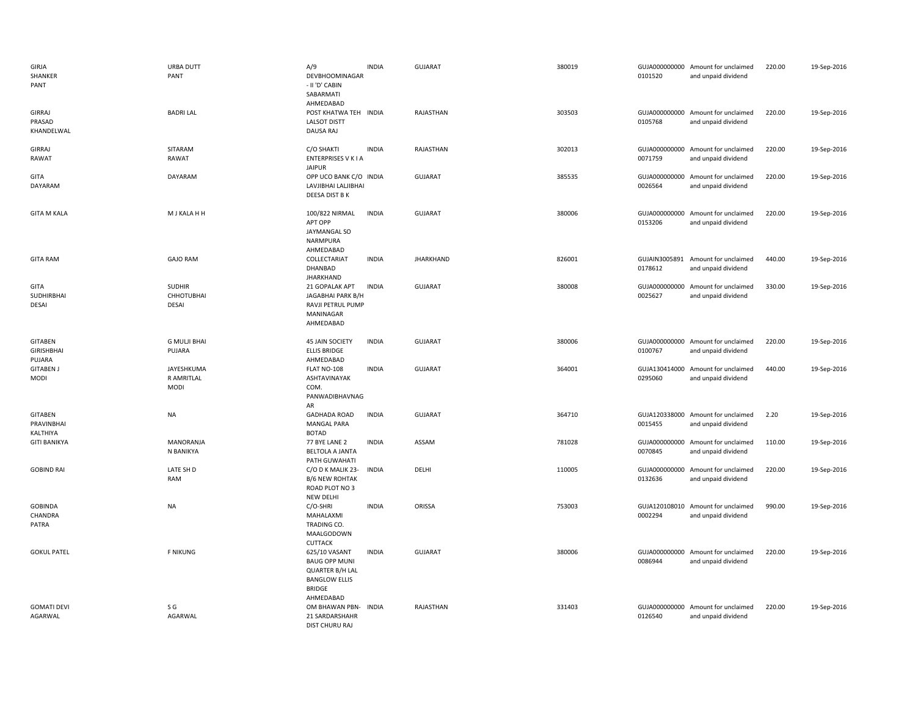| | | | | | | | | | |
|---|---|---|---|---|---|---|---|---|---|
| GIRJA SHANKER PANT | URBA DUTT PANT | A/9 DEVBHOOMINAGAR - II 'D' CABIN SABARMATI AHMEDABAD | INDIA | GUJARAT | 380019 | GUJA000000000 0101520 | Amount for unclaimed and unpaid dividend | 220.00 | 19-Sep-2016 |
| GIRRAJ PRASAD KHANDELWAL | BADRI LAL | POST KHATWA TEH LALSOT DISTT DAUSA RAJ | INDIA | RAJASTHAN | 303503 | GUJA000000000 0105768 | Amount for unclaimed and unpaid dividend | 220.00 | 19-Sep-2016 |
| GIRRAJ RAWAT | SITARAM RAWAT | C/O SHAKTI ENTERPRISES V K I A JAIPUR | INDIA | RAJASTHAN | 302013 | GUJA000000000 0071759 | Amount for unclaimed and unpaid dividend | 220.00 | 19-Sep-2016 |
| GITA DAYARAM | DAYARAM | OPP UCO BANK C/O LAVJIBHAI LALJIBHAI DEESA DIST B K | INDIA | GUJARAT | 385535 | GUJA000000000 0026564 | Amount for unclaimed and unpaid dividend | 220.00 | 19-Sep-2016 |
| GITA M KALA | M J KALA H H | 100/822 NIRMAL APT OPP JAYMANGAL SO NARMPURA AHMEDABAD | INDIA | GUJARAT | 380006 | GUJA000000000 0153206 | Amount for unclaimed and unpaid dividend | 220.00 | 19-Sep-2016 |
| GITA RAM | GAJO RAM | COLLECTARIAT DHANBAD JHARKHAND | INDIA | JHARKHAND | 826001 | GUJAIN3005891 0178612 | Amount for unclaimed and unpaid dividend | 440.00 | 19-Sep-2016 |
| GITA SUDHIRBHAI DESAI | SUDHIR CHHOTUBHAI DESAI | 21 GOPALAK APT JAGABHAI PARK B/H RAVJI PETRUL PUMP MANINAGAR AHMEDABAD | INDIA | GUJARAT | 380008 | GUJA000000000 0025627 | Amount for unclaimed and unpaid dividend | 330.00 | 19-Sep-2016 |
| GITABEN GIRISHBHAI PUJARA | G MULJI BHAI PUJARA | 45 JAIN SOCIETY ELLIS BRIDGE AHMEDABAD | INDIA | GUJARAT | 380006 | GUJA000000000 0100767 | Amount for unclaimed and unpaid dividend | 220.00 | 19-Sep-2016 |
| GITABEN J MODI | JAYESHKUMA R AMRITLAL MODI | FLAT NO-108 ASHTAVINAYAK COM. PANWADIBHAVNAG AR | INDIA | GUJARAT | 364001 | GUJA130414000 0295060 | Amount for unclaimed and unpaid dividend | 440.00 | 19-Sep-2016 |
| GITABEN PRAVINBHAI KALTHIYA | NA | GADHADA ROAD MANGAL PARA BOTAD | INDIA | GUJARAT | 364710 | GUJA120338000 0015455 | Amount for unclaimed and unpaid dividend | 2.20 | 19-Sep-2016 |
| GITI BANIKYA | MANORANJA N BANIKYA | 77 BYE LANE 2 BELTOLA A JANTA PATH GUWAHATI | INDIA | ASSAM | 781028 | GUJA000000000 0070845 | Amount for unclaimed and unpaid dividend | 110.00 | 19-Sep-2016 |
| GOBIND RAI | LATE SH D RAM | C/O D K MALIK 23-B/6 NEW ROHTAK ROAD PLOT NO 3 NEW DELHI | INDIA | DELHI | 110005 | GUJA000000000 0132636 | Amount for unclaimed and unpaid dividend | 220.00 | 19-Sep-2016 |
| GOBINDA CHANDRA PATRA | NA | C/O-SHRI MAHALAXMI TRADING CO. MAALGODOWN CUTTACK | INDIA | ORISSA | 753003 | GUJA120108010 0002294 | Amount for unclaimed and unpaid dividend | 990.00 | 19-Sep-2016 |
| GOKUL PATEL | F NIKUNG | 625/10 VASANT BAUG OPP MUNI QUARTER B/H LAL BANGLOW ELLIS BRIDGE AHMEDABAD | INDIA | GUJARAT | 380006 | GUJA000000000 0086944 | Amount for unclaimed and unpaid dividend | 220.00 | 19-Sep-2016 |
| GOMATI DEVI AGARWAL | S G AGARWAL | OM BHAWAN PBN-21 SARDARSHAHR DIST CHURU RAJ | INDIA | RAJASTHAN | 331403 | GUJA000000000 0126540 | Amount for unclaimed and unpaid dividend | 220.00 | 19-Sep-2016 |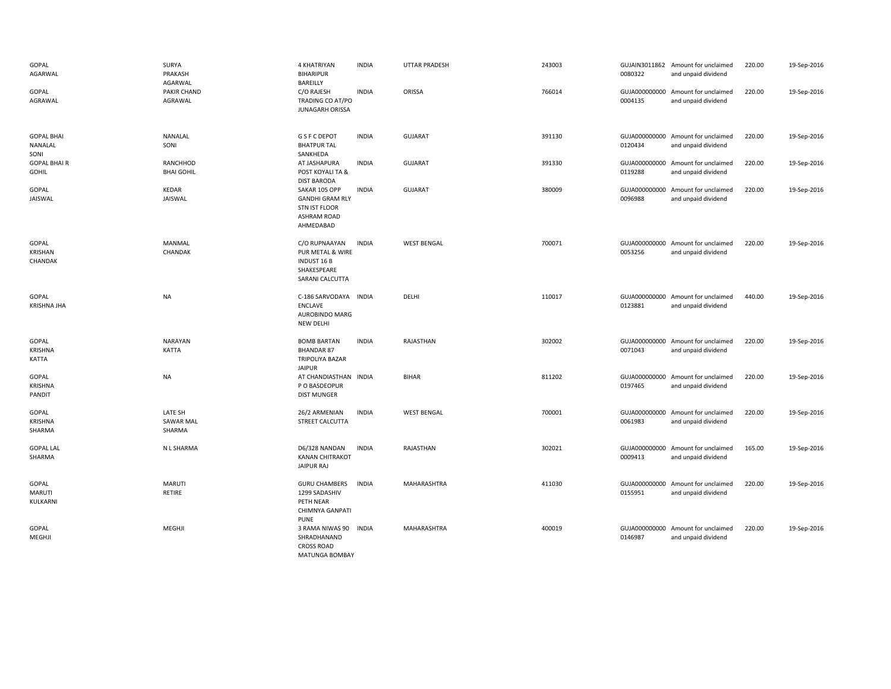| | | | | | | | | | |
|---|---|---|---|---|---|---|---|---|---|
| GOPAL AGARWAL | SURYA PRAKASH AGARWAL | 4 KHATRIYAN BIHARIPUR BAREILLY | INDIA | UTTAR PRADESH | 243003 | GUJAIN3011862 0080322 | Amount for unclaimed and unpaid dividend | 220.00 | 19-Sep-2016 |
| GOPAL AGRAWAL | PAKIR CHAND AGRAWAL | C/O RAJESH TRADING CO AT/PO JUNAGARH ORISSA | INDIA | ORISSA | 766014 | GUJA000000000 0004135 | Amount for unclaimed and unpaid dividend | 220.00 | 19-Sep-2016 |
| GOPAL BHAI NANALAL SONI | NANALAL SONI | G S F C DEPOT BHATPUR TAL SANKHEDA | INDIA | GUJARAT | 391130 | GUJA000000000 0120434 | Amount for unclaimed and unpaid dividend | 220.00 | 19-Sep-2016 |
| GOPAL BHAI R GOHIL | RANCHHOD BHAI GOHIL | AT JASHAPURA POST KOYALI TA & DIST BARODA | INDIA | GUJARAT | 391330 | GUJA000000000 0119288 | Amount for unclaimed and unpaid dividend | 220.00 | 19-Sep-2016 |
| GOPAL JAISWAL | KEDAR JAISWAL | SAKAR 105 OPP GANDHI GRAM RLY STN IST FLOOR ASHRAM ROAD AHMEDABAD | INDIA | GUJARAT | 380009 | GUJA000000000 0096988 | Amount for unclaimed and unpaid dividend | 220.00 | 19-Sep-2016 |
| GOPAL KRISHAN CHANDAK | MANMAL CHANDAK | C/O RUPNAAYAN PUR METAL & WIRE INDUST 16 B SHAKESPEARE SARANI CALCUTTA | INDIA | WEST BENGAL | 700071 | GUJA000000000 0053256 | Amount for unclaimed and unpaid dividend | 220.00 | 19-Sep-2016 |
| GOPAL KRISHNA JHA | NA | C-186 SARVODAYA ENCLAVE AUROBINDO MARG NEW DELHI | INDIA | DELHI | 110017 | GUJA000000000 0123881 | Amount for unclaimed and unpaid dividend | 440.00 | 19-Sep-2016 |
| GOPAL KRISHNA KATTA | NARAYAN KATTA | BOMB BARTAN BHANDAR 87 TRIPOLIYA BAZAR JAIPUR | INDIA | RAJASTHAN | 302002 | GUJA000000000 0071043 | Amount for unclaimed and unpaid dividend | 220.00 | 19-Sep-2016 |
| GOPAL KRISHNA PANDIT | NA | AT CHANDIASTHAN P O BASDEOPUR DIST MUNGER | INDIA | BIHAR | 811202 | GUJA000000000 0197465 | Amount for unclaimed and unpaid dividend | 220.00 | 19-Sep-2016 |
| GOPAL KRISHNA SHARMA | LATE SH SAWAR MAL SHARMA | 26/2 ARMENIAN STREET CALCUTTA | INDIA | WEST BENGAL | 700001 | GUJA000000000 0061983 | Amount for unclaimed and unpaid dividend | 220.00 | 19-Sep-2016 |
| GOPAL LAL SHARMA | N L SHARMA | D6/328 NANDAN KANAN CHITRAKOT JAIPUR RAJ | INDIA | RAJASTHAN | 302021 | GUJA000000000 0009413 | Amount for unclaimed and unpaid dividend | 165.00 | 19-Sep-2016 |
| GOPAL MARUTI KULKARNI | MARUTI RETIRE | GURU CHAMBERS 1299 SADASHIV PETH NEAR CHIMNYA GANPATI PUNE | INDIA | MAHARASHTRA | 411030 | GUJA000000000 0155951 | Amount for unclaimed and unpaid dividend | 220.00 | 19-Sep-2016 |
| GOPAL MEGHJI | MEGHJI | 3 RAMA NIWAS 90 SHRADHANAND CROSS ROAD MATUNGA BOMBAY | INDIA | MAHARASHTRA | 400019 | GUJA000000000 0146987 | Amount for unclaimed and unpaid dividend | 220.00 | 19-Sep-2016 |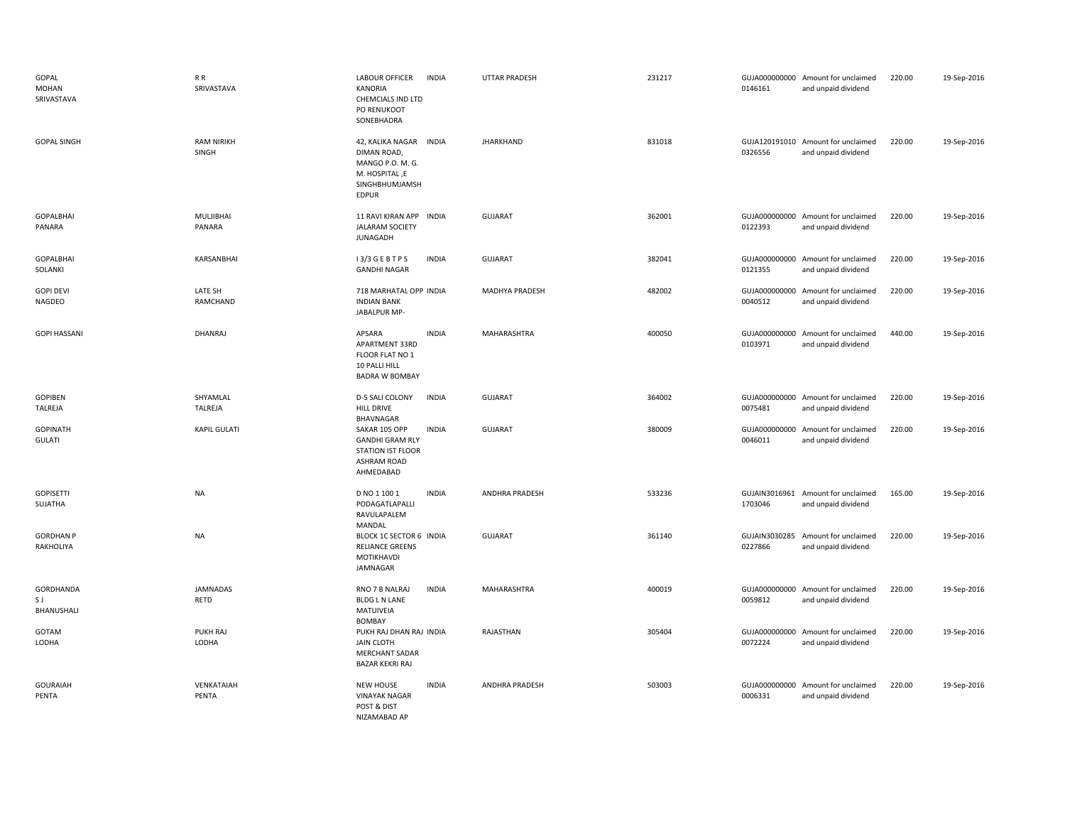| | | | | | | | | | |
|---|---|---|---|---|---|---|---|---|---|
| GOPAL MOHAN SRIVASTAVA | R R SRIVASTAVA | LABOUR OFFICER KANORIA CHEMCIALS IND LTD PO RENUKOOT SONEBHADRA | INDIA | UTTAR PRADESH | 231217 | GUJA000000000 0146161 | Amount for unclaimed and unpaid dividend | 220.00 | 19-Sep-2016 |
| GOPAL SINGH | RAM NIRIKH SINGH | 42, KALIKA NAGAR DIMAN ROAD, MANGO P.O. M. G. M. HOSPITAL ,E SINGHBHUMJAMSH EDPUR | INDIA | JHARKHAND | 831018 | GUJA120191010 0326556 | Amount for unclaimed and unpaid dividend | 220.00 | 19-Sep-2016 |
| GOPALBHAI PANARA | MULJIBHAI PANARA | 11 RAVI KIRAN APP JALARAM SOCIETY JUNAGADH | INDIA | GUJARAT | 362001 | GUJA000000000 0122393 | Amount for unclaimed and unpaid dividend | 220.00 | 19-Sep-2016 |
| GOPALBHAI SOLANKI | KARSANBHAI | I 3/3 G E B T P S GANDHI NAGAR | INDIA | GUJARAT | 382041 | GUJA000000000 0121355 | Amount for unclaimed and unpaid dividend | 220.00 | 19-Sep-2016 |
| GOPI DEVI NAGDEO | LATE SH RAMCHAND | 718 MARHATAL OPP INDIAN BANK JABALPUR MP- | INDIA | MADHYA PRADESH | 482002 | GUJA000000000 0040512 | Amount for unclaimed and unpaid dividend | 220.00 | 19-Sep-2016 |
| GOPI HASSANI | DHANRAJ | APSARA APARTMENT 33RD FLOOR FLAT NO 1 10 PALLI HILL BADRA W BOMBAY | INDIA | MAHARASHTRA | 400050 | GUJA000000000 0103971 | Amount for unclaimed and unpaid dividend | 440.00 | 19-Sep-2016 |
| GOPIBEN TALREJA | SHYAMLAL TALREJA | D-5 SALI COLONY HILL DRIVE BHAVNAGAR | INDIA | GUJARAT | 364002 | GUJA000000000 0075481 | Amount for unclaimed and unpaid dividend | 220.00 | 19-Sep-2016 |
| GOPINATH GULATI | KAPIL GULATI | SAKAR 105 OPP GANDHI GRAM RLY STATION IST FLOOR ASHRAM ROAD AHMEDABAD | INDIA | GUJARAT | 380009 | GUJA000000000 0046011 | Amount for unclaimed and unpaid dividend | 220.00 | 19-Sep-2016 |
| GOPISETTI SUJATHA | NA | D NO 1 100 1 PODAGATLAPALLI RAVULAPALEM MANDAL | INDIA | ANDHRA PRADESH | 533236 | GUJAIN3016961 1703046 | Amount for unclaimed and unpaid dividend | 165.00 | 19-Sep-2016 |
| GORDHAN P RAKHOLIYA | NA | BLOCK 1C SECTOR 6 RELIANCE GREENS MOTIKHAVDI JAMNAGAR | INDIA | GUJARAT | 361140 | GUJAIN3030285 0227866 | Amount for unclaimed and unpaid dividend | 220.00 | 19-Sep-2016 |
| GORDHANDA S J BHANUSHALI | JAMNADAS RETD | RNO 7 B NALRAJ BLDG L N LANE MATUIVEIA BOMBAY | INDIA | MAHARASHTRA | 400019 | GUJA000000000 0059812 | Amount for unclaimed and unpaid dividend | 220.00 | 19-Sep-2016 |
| GOTAM LODHA | PUKH RAJ LODHA | PUKH RAJ DHAN RAJ JAIN CLOTH MERCHANT SADAR BAZAR KEKRI RAJ | INDIA | RAJASTHAN | 305404 | GUJA000000000 0072224 | Amount for unclaimed and unpaid dividend | 220.00 | 19-Sep-2016 |
| GOURAIAH PENTA | VENKATAIAH PENTA | NEW HOUSE VINAYAK NAGAR POST & DIST NIZAMABAD AP | INDIA | ANDHRA PRADESH | 503003 | GUJA000000000 0006331 | Amount for unclaimed and unpaid dividend | 220.00 | 19-Sep-2016 |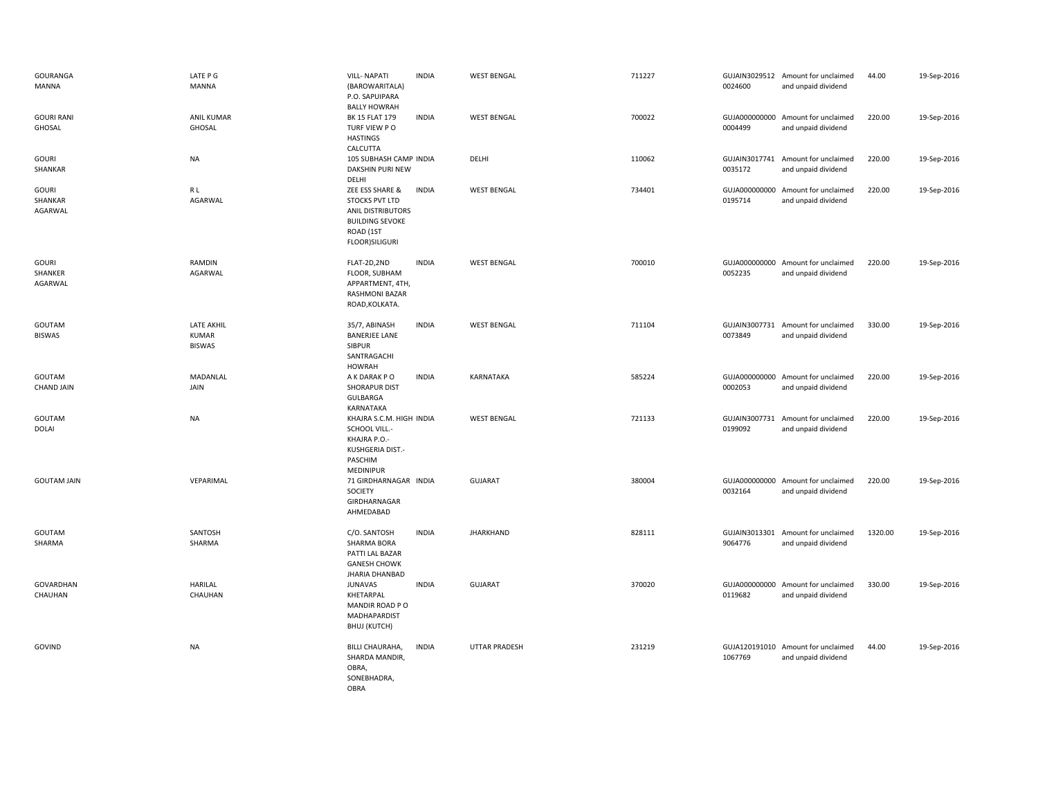| | | | | | | | | | |
|---|---|---|---|---|---|---|---|---|---|
| GOURANGA MANNA | LATE P G MANNA | VILL- NAPATI (BAROWARITALA) P.O. SAPUIPARA BALLY HOWRAH | INDIA | WEST BENGAL | 711227 | GUJAIN3029512 0024600 | Amount for unclaimed and unpaid dividend | 44.00 | 19-Sep-2016 |
| GOURI RANI GHOSAL | ANIL KUMAR GHOSAL | BK 15 FLAT 179 TURF VIEW P O HASTINGS CALCUTTA | INDIA | WEST BENGAL | 700022 | GUJA000000000 0004499 | Amount for unclaimed and unpaid dividend | 220.00 | 19-Sep-2016 |
| GOURI SHANKAR | NA | 105 SUBHASH CAMP DAKSHIN PURI NEW DELHI | INDIA | DELHI | 110062 | GUJAIN3017741 0035172 | Amount for unclaimed and unpaid dividend | 220.00 | 19-Sep-2016 |
| GOURI SHANKAR AGARWAL | R L AGARWAL | ZEE ESS SHARE & STOCKS PVT LTD ANIL DISTRIBUTORS BUILDING SEVOKE ROAD (1ST FLOOR)SILIGURI | INDIA | WEST BENGAL | 734401 | GUJA000000000 0195714 | Amount for unclaimed and unpaid dividend | 220.00 | 19-Sep-2016 |
| GOURI SHANKER AGARWAL | RAMDIN AGARWAL | FLAT-2D,2ND FLOOR, SUBHAM APPARTMENT, 4TH, RASHMONI BAZAR ROAD,KOLKATA. | INDIA | WEST BENGAL | 700010 | GUJA000000000 0052235 | Amount for unclaimed and unpaid dividend | 220.00 | 19-Sep-2016 |
| GOUTAM BISWAS | LATE AKHIL KUMAR BISWAS | 35/7, ABINASH BANERJEE LANE SIBPUR SANTRAGACHI HOWRAH | INDIA | WEST BENGAL | 711104 | GUJAIN3007731 0073849 | Amount for unclaimed and unpaid dividend | 330.00 | 19-Sep-2016 |
| GOUTAM CHAND JAIN | MADANLAL JAIN | A K DARAK P O SHORAPUR DIST GULBARGA KARNATAKA | INDIA | KARNATAKA | 585224 | GUJA000000000 0002053 | Amount for unclaimed and unpaid dividend | 220.00 | 19-Sep-2016 |
| GOUTAM DOLAI | NA | KHAJRA S.C.M. HIGH SCHOOL VILL.- KHAJRA P.O.- KUSHGERIA DIST.- PASCHIM MEDINIPUR | INDIA | WEST BENGAL | 721133 | GUJAIN3007731 0199092 | Amount for unclaimed and unpaid dividend | 220.00 | 19-Sep-2016 |
| GOUTAM JAIN | VEPARIMAL | 71 GIRDHARNAGAR SOCIETY GIRDHARNAGAR AHMEDABAD | INDIA | GUJARAT | 380004 | GUJA000000000 0032164 | Amount for unclaimed and unpaid dividend | 220.00 | 19-Sep-2016 |
| GOUTAM SHARMA | SANTOSH SHARMA | C/O. SANTOSH SHARMA BORA PATTI LAL BAZAR GANESH CHOWK JHARIA DHANBAD | INDIA | JHARKHAND | 828111 | GUJAIN3013301 9064776 | Amount for unclaimed and unpaid dividend | 1320.00 | 19-Sep-2016 |
| GOVARDHAN CHAUHAN | HARILAL CHAUHAN | JUNAVAS KHETARPAL MANDIR ROAD P O MADHAPARDIST BHUJ (KUTCH) | INDIA | GUJARAT | 370020 | GUJA000000000 0119682 | Amount for unclaimed and unpaid dividend | 330.00 | 19-Sep-2016 |
| GOVIND | NA | BILLI CHAURAHA, SHARDA MANDIR, OBRA, SONEBHADRA, OBRA | INDIA | UTTAR PRADESH | 231219 | GUJA120191010 1067769 | Amount for unclaimed and unpaid dividend | 44.00 | 19-Sep-2016 |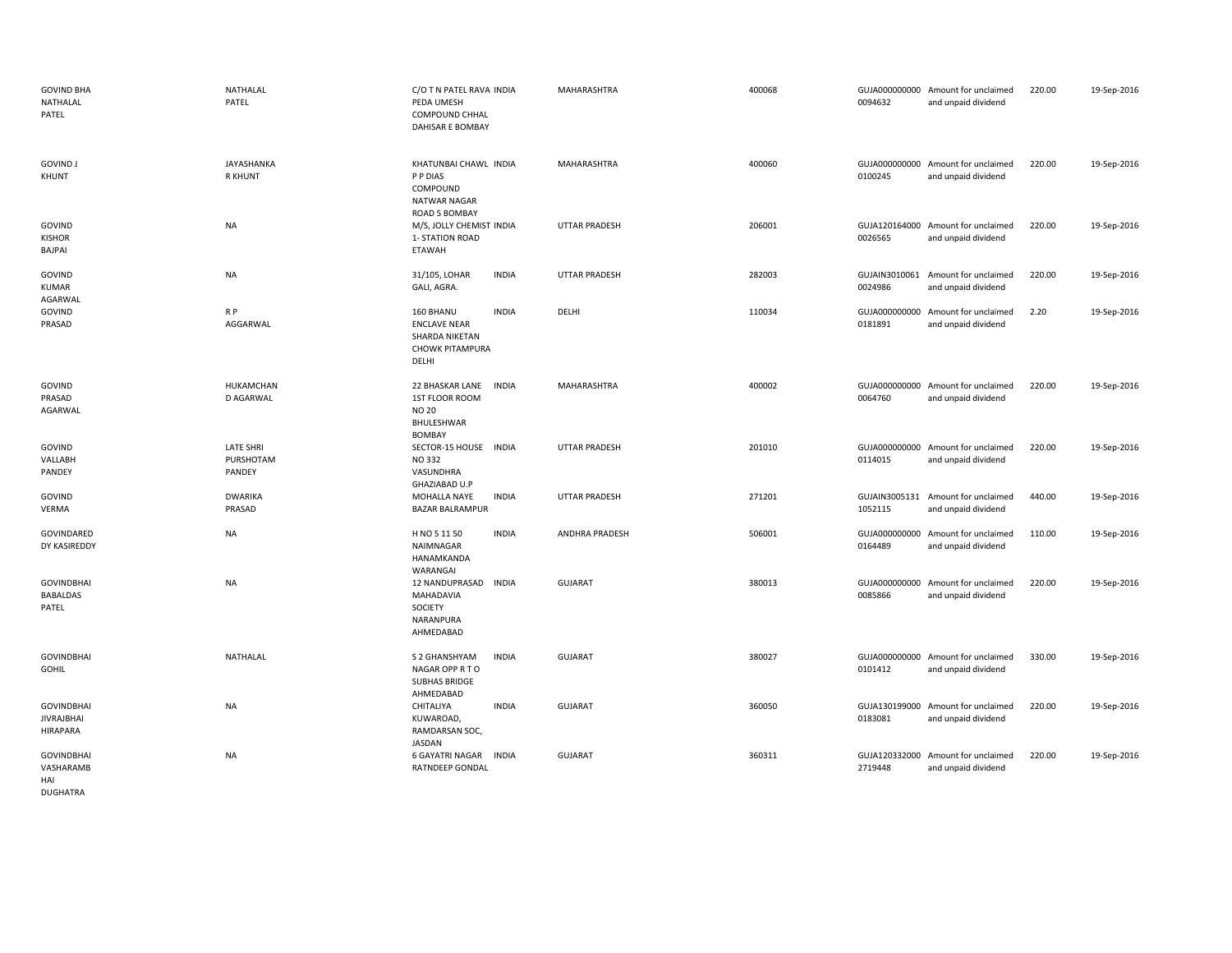| | | | | | | | | | |
|---|---|---|---|---|---|---|---|---|---|
| GOVIND BHA NATHALAL PATEL | NATHALAL PATEL | C/O T N PATEL RAVA PEDA UMESH COMPOUND CHHAL DAHISAR E BOMBAY | INDIA | MAHARASHTRA | 400068 | GUJA000000000 0094632 | Amount for unclaimed and unpaid dividend | 220.00 | 19-Sep-2016 |
| GOVIND J KHUNT | JAYASHANKA R KHUNT | KHATUNBAI CHAWL P P DIAS COMPOUND NATWAR NAGAR ROAD 5 BOMBAY | INDIA | MAHARASHTRA | 400060 | GUJA000000000 0100245 | Amount for unclaimed and unpaid dividend | 220.00 | 19-Sep-2016 |
| GOVIND KISHOR BAJPAI | NA | M/S, JOLLY CHEMIST 1- STATION ROAD ETAWAH | INDIA | UTTAR PRADESH | 206001 | GUJA120164000 0026565 | Amount for unclaimed and unpaid dividend | 220.00 | 19-Sep-2016 |
| GOVIND KUMAR AGARWAL | NA | 31/105, LOHAR GALI, AGRA. | INDIA | UTTAR PRADESH | 282003 | GUJAIN3010061 0024986 | Amount for unclaimed and unpaid dividend | 220.00 | 19-Sep-2016 |
| GOVIND PRASAD | R P AGGARWAL | 160 BHANU ENCLAVE NEAR SHARDA NIKETAN CHOWK PITAMPURA DELHI | INDIA | DELHI | 110034 | GUJA000000000 0181891 | Amount for unclaimed and unpaid dividend | 2.20 | 19-Sep-2016 |
| GOVIND PRASAD AGARWAL | HUKAMCHAN D AGARWAL | 22 BHASKAR LANE 1ST FLOOR ROOM NO 20 BHULESHWAR BOMBAY | INDIA | MAHARASHTRA | 400002 | GUJA000000000 0064760 | Amount for unclaimed and unpaid dividend | 220.00 | 19-Sep-2016 |
| GOVIND VALLABH PANDEY | LATE SHRI PURSHOTAM PANDEY | SECTOR-15 HOUSE NO 332 VASUNDHRA GHAZIABAD U.P | INDIA | UTTAR PRADESH | 201010 | GUJA000000000 0114015 | Amount for unclaimed and unpaid dividend | 220.00 | 19-Sep-2016 |
| GOVIND VERMA | DWARIKA PRASAD | MOHALLA NAYE BAZAR BALRAMPUR | INDIA | UTTAR PRADESH | 271201 | GUJAIN3005131 1052115 | Amount for unclaimed and unpaid dividend | 440.00 | 19-Sep-2016 |
| GOVINDARED DY KASIREDDY | NA | H NO 5 11 50 NAIMNAGAR HANAMKANDA WARANGAL | INDIA | ANDHRA PRADESH | 506001 | GUJA000000000 0164489 | Amount for unclaimed and unpaid dividend | 110.00 | 19-Sep-2016 |
| GOVINDBHAI BABALDAS PATEL | NA | 12 NANDUPRASAD MAHADAVIA SOCIETY NARANPURA AHMEDABAD | INDIA | GUJARAT | 380013 | GUJA000000000 0085866 | Amount for unclaimed and unpaid dividend | 220.00 | 19-Sep-2016 |
| GOVINDBHAI GOHIL | NATHALAL | S 2 GHANSHYAM NAGAR OPP R T O SUBHAS BRIDGE AHMEDABAD | INDIA | GUJARAT | 380027 | GUJA000000000 0101412 | Amount for unclaimed and unpaid dividend | 330.00 | 19-Sep-2016 |
| GOVINDBHAI JIVRAJBHAI HIRAPARA | NA | CHITALIYA KUWAROAD, RAMDARSAN SOC, JASDAN | INDIA | GUJARAT | 360050 | GUJA130199000 0183081 | Amount for unclaimed and unpaid dividend | 220.00 | 19-Sep-2016 |
| GOVINDBHAI VASHARAMB HAI DUGHATRA | NA | 6 GAYATRI NAGAR RATNDEEP GONDAL | INDIA | GUJARAT | 360311 | GUJA120332000 2719448 | Amount for unclaimed and unpaid dividend | 220.00 | 19-Sep-2016 |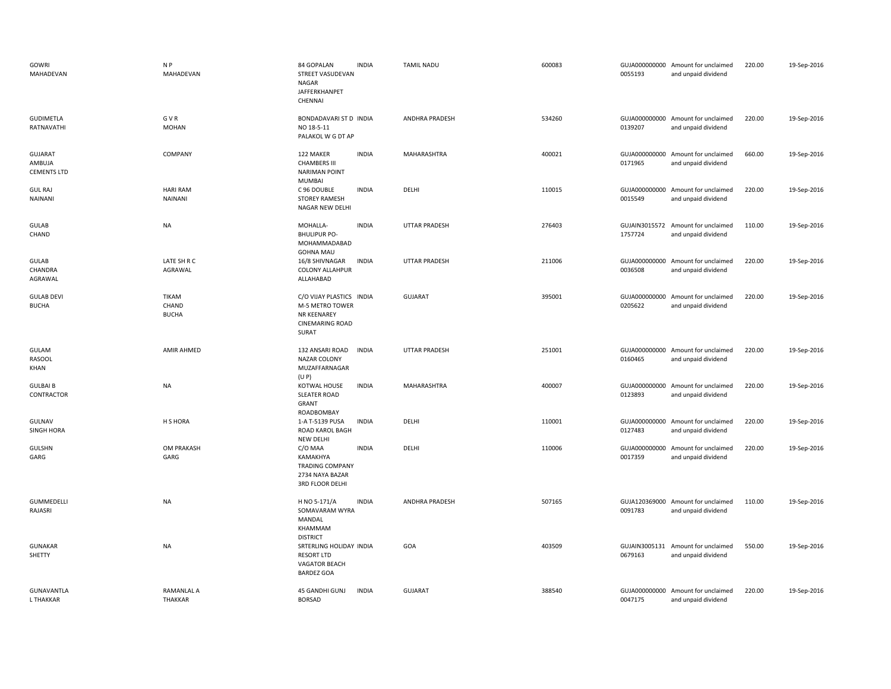| | | | | | | | | | |
|---|---|---|---|---|---|---|---|---|---|
| GOWRI MAHADEVAN | N P MAHADEVAN | 84 GOPALAN STREET VASUDEVAN NAGAR JAFFERKHANPET CHENNAI | INDIA | TAMIL NADU | 600083 | GUJA000000000 0055193 | Amount for unclaimed and unpaid dividend | 220.00 | 19-Sep-2016 |
| GUDIMETLA RATNAVATHI | G V R MOHAN | BONDADAVARI ST D NO 18-5-11 PALAKOL W G DT AP | INDIA | ANDHRA PRADESH | 534260 | GUJA000000000 0139207 | Amount for unclaimed and unpaid dividend | 220.00 | 19-Sep-2016 |
| GUJARAT AMBUJA CEMENTS LTD | COMPANY | 122 MAKER CHAMBERS III NARIMAN POINT MUMBAI | INDIA | MAHARASHTRA | 400021 | GUJA000000000 0171965 | Amount for unclaimed and unpaid dividend | 660.00 | 19-Sep-2016 |
| GUL RAJ NAINANI | HARI RAM NAINANI | C 96 DOUBLE STOREY RAMESH NAGAR NEW DELHI | INDIA | DELHI | 110015 | GUJA000000000 0015549 | Amount for unclaimed and unpaid dividend | 220.00 | 19-Sep-2016 |
| GULAB CHAND | NA | MOHALLA-BHULIPUR PO-MOHAMMADABAD GOHNA MAU | INDIA | UTTAR PRADESH | 276403 | GUJAIN3015572 1757724 | Amount for unclaimed and unpaid dividend | 110.00 | 19-Sep-2016 |
| GULAB CHANDRA AGRAWAL | LATE SH R C AGRAWAL | 16/8 SHIVNAGAR COLONY ALLAHPUR ALLAHABAD | INDIA | UTTAR PRADESH | 211006 | GUJA000000000 0036508 | Amount for unclaimed and unpaid dividend | 220.00 | 19-Sep-2016 |
| GULAB DEVI BUCHA | TIKAM CHAND BUCHA | C/O VIJAY PLASTICS M-5 METRO TOWER NR KEENAREY CINEMARING ROAD SURAT | INDIA | GUJARAT | 395001 | GUJA000000000 0205622 | Amount for unclaimed and unpaid dividend | 220.00 | 19-Sep-2016 |
| GULAM RASOOL KHAN | AMIR AHMED | 132 ANSARI ROAD NAZAR COLONY MUZAFFARNAGAR (U P) | INDIA | UTTAR PRADESH | 251001 | GUJA000000000 0160465 | Amount for unclaimed and unpaid dividend | 220.00 | 19-Sep-2016 |
| GULBAI B CONTRACTOR | NA | KOTWAL HOUSE SLEATER ROAD GRANT ROADBOMBAY | INDIA | MAHARASHTRA | 400007 | GUJA000000000 0123893 | Amount for unclaimed and unpaid dividend | 220.00 | 19-Sep-2016 |
| GULNAV SINGH HORA | H S HORA | 1-A T-5139 PUSA ROAD KAROL BAGH NEW DELHI | INDIA | DELHI | 110001 | GUJA000000000 0127483 | Amount for unclaimed and unpaid dividend | 220.00 | 19-Sep-2016 |
| GULSHN GARG | OM PRAKASH GARG | C/O MAA KAMAKHYA TRADING COMPANY 2734 NAYA BAZAR 3RD FLOOR DELHI | INDIA | DELHI | 110006 | GUJA000000000 0017359 | Amount for unclaimed and unpaid dividend | 220.00 | 19-Sep-2016 |
| GUMMEDELLI RAJASRI | NA | H NO 5-171/A SOMAVARAM WYRA MANDAL KHAMMAM DISTRICT | INDIA | ANDHRA PRADESH | 507165 | GUJA120369000 0091783 | Amount for unclaimed and unpaid dividend | 110.00 | 19-Sep-2016 |
| GUNAKAR SHETTY | NA | SRTERLING HOLIDAY RESORT LTD VAGATOR BEACH BARDEZ GOA | INDIA | GOA | 403509 | GUJAIN3005131 0679163 | Amount for unclaimed and unpaid dividend | 550.00 | 19-Sep-2016 |
| GUNAVANTLA L THAKKAR | RAMANLAL A THAKKAR | 45 GANDHI GUNJ BORSAD | INDIA | GUJARAT | 388540 | GUJA000000000 0047175 | Amount for unclaimed and unpaid dividend | 220.00 | 19-Sep-2016 |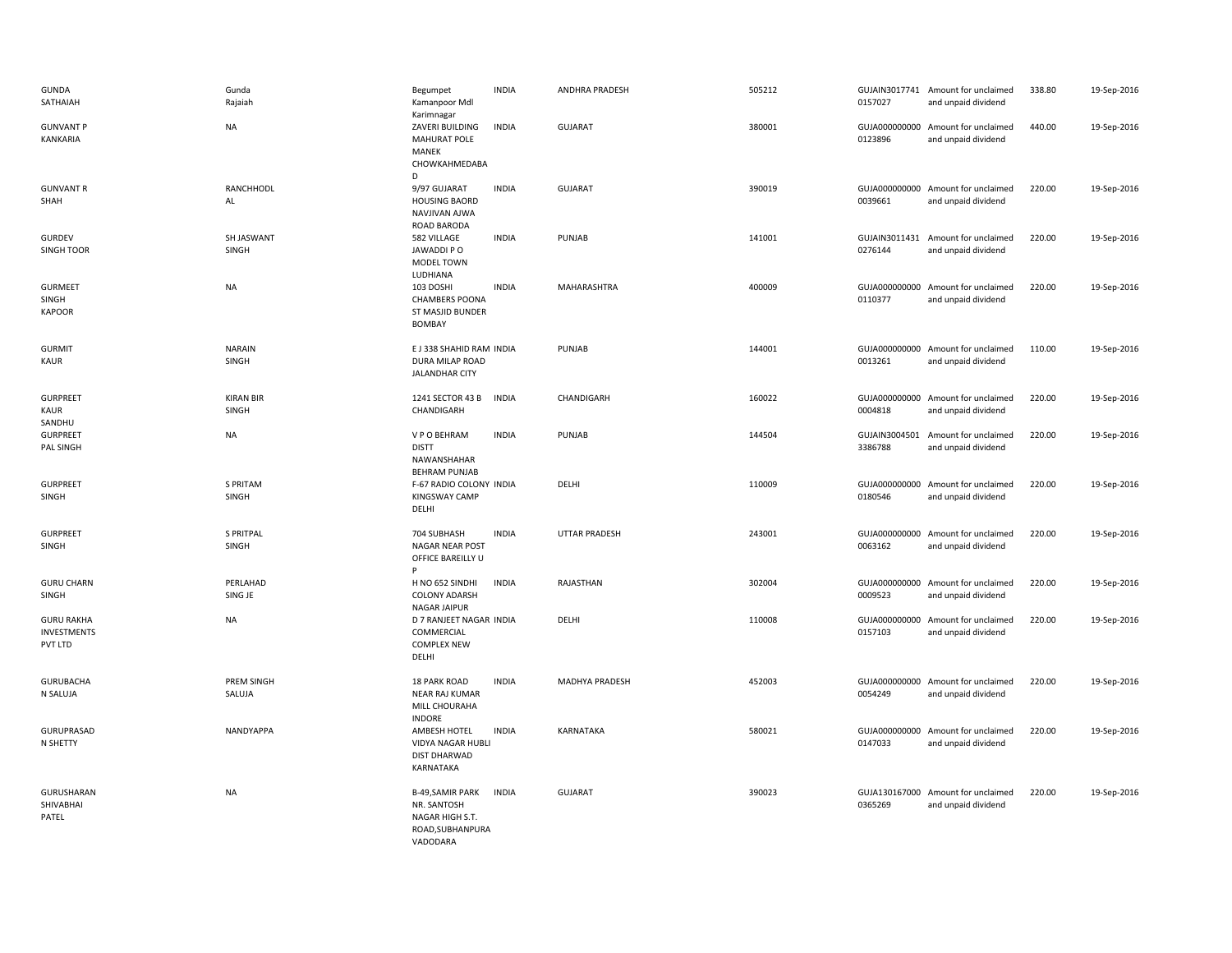| | | | | | | | | | |
|---|---|---|---|---|---|---|---|---|---|
| GUNDA SATHAIAH | Gunda Rajaiah | Begumpet Kamanpoor Mdl Karimnagar | INDIA | ANDHRA PRADESH | 505212 | GUJAIN3017741 0157027 | Amount for unclaimed and unpaid dividend | 338.80 | 19-Sep-2016 |
| GUNVANT P KANKARIA | NA | ZAVERI BUILDING MAHURAT POLE MANEK CHOWKAHMEDABAD | INDIA | GUJARAT | 380001 | GUJA000000000 0123896 | Amount for unclaimed and unpaid dividend | 440.00 | 19-Sep-2016 |
| GUNVANT R SHAH | RANCHHODL AL | 9/97 GUJARAT HOUSING BAORD NAVJIVAN AJWA ROAD BARODA | INDIA | GUJARAT | 390019 | GUJA000000000 0039661 | Amount for unclaimed and unpaid dividend | 220.00 | 19-Sep-2016 |
| GURDEV SINGH TOOR | SH JASWANT SINGH | 582 VILLAGE JAWADDI P O MODEL TOWN LUDHIANA | INDIA | PUNJAB | 141001 | GUJAIN3011431 0276144 | Amount for unclaimed and unpaid dividend | 220.00 | 19-Sep-2016 |
| GURMEET SINGH KAPOOR | NA | 103 DOSHI CHAMBERS POONA ST MASJID BUNDER BOMBAY | INDIA | MAHARASHTRA | 400009 | GUJA000000000 0110377 | Amount for unclaimed and unpaid dividend | 220.00 | 19-Sep-2016 |
| GURMIT KAUR | NARAIN SINGH | E J 338 SHAHID RAM DURA MILAP ROAD JALANDHAR CITY | INDIA | PUNJAB | 144001 | GUJA000000000 0013261 | Amount for unclaimed and unpaid dividend | 110.00 | 19-Sep-2016 |
| GURPREET KAUR SANDHU | KIRAN BIR SINGH | 1241 SECTOR 43 B CHANDIGARH | INDIA | CHANDIGARH | 160022 | GUJA000000000 0004818 | Amount for unclaimed and unpaid dividend | 220.00 | 19-Sep-2016 |
| GURPREET PAL SINGH | NA | V P O BEHRAM DISTT NAWANSHAHAR BEHRAM PUNJAB | INDIA | PUNJAB | 144504 | GUJAIN3004501 3386788 | Amount for unclaimed and unpaid dividend | 220.00 | 19-Sep-2016 |
| GURPREET SINGH | S PRITAM SINGH | F-67 RADIO COLONY KINGSWAY CAMP DELHI | INDIA | DELHI | 110009 | GUJA000000000 0180546 | Amount for unclaimed and unpaid dividend | 220.00 | 19-Sep-2016 |
| GURPREET SINGH | S PRITPAL SINGH | 704 SUBHASH NAGAR NEAR POST OFFICE BAREILLY U P | INDIA | UTTAR PRADESH | 243001 | GUJA000000000 0063162 | Amount for unclaimed and unpaid dividend | 220.00 | 19-Sep-2016 |
| GURU CHARN SINGH | PERLAHAD SING JE | H NO 652 SINDHI COLONY ADARSH NAGAR JAIPUR | INDIA | RAJASTHAN | 302004 | GUJA000000000 0009523 | Amount for unclaimed and unpaid dividend | 220.00 | 19-Sep-2016 |
| GURU RAKHA INVESTMENTS PVT LTD | NA | D 7 RANJEET NAGAR COMMERCIAL COMPLEX NEW DELHI | INDIA | DELHI | 110008 | GUJA000000000 0157103 | Amount for unclaimed and unpaid dividend | 220.00 | 19-Sep-2016 |
| GURUBACHA N SALUJA | PREM SINGH SALUJA | 18 PARK ROAD NEAR RAJ KUMAR MILL CHOURAHA INDORE | INDIA | MADHYA PRADESH | 452003 | GUJA000000000 0054249 | Amount for unclaimed and unpaid dividend | 220.00 | 19-Sep-2016 |
| GURUPRASAD N SHETTY | NANDYAPPA | AMBESH HOTEL VIDYA NAGAR HUBLI DIST DHARWAD KARNATAKA | INDIA | KARNATAKA | 580021 | GUJA000000000 0147033 | Amount for unclaimed and unpaid dividend | 220.00 | 19-Sep-2016 |
| GURUSHARAN SHIVABHAI PATEL | NA | B-49,SAMIR PARK NR. SANTOSH NAGAR HIGH S.T. ROAD,SUBHANPURA VADODARA | INDIA | GUJARAT | 390023 | GUJA130167000 0365269 | Amount for unclaimed and unpaid dividend | 220.00 | 19-Sep-2016 |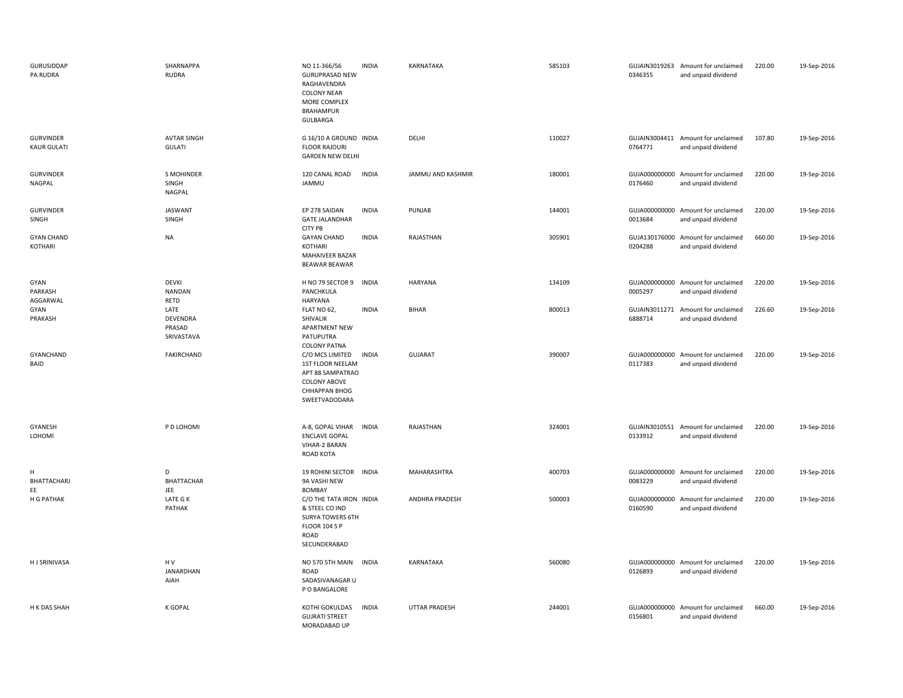| | | | | | | | | | |
|---|---|---|---|---|---|---|---|---|---|
| GURUSIDDAP PA RUDRA | SHARNAPPA RUDRA | NO 11-366/56 GURUPRASAD NEW RAGHAVENDRA COLONY NEAR MORE COMPLEX BRAHAMPUR GULBARGA | INDIA | KARNATAKA | 585103 | GUJAIN3019263 0346355 | Amount for unclaimed and unpaid dividend | 220.00 | 19-Sep-2016 |
| GURVINDER KAUR GULATI | AVTAR SINGH GULATI | G 16/10 A GROUND FLOOR RAJOURI GARDEN NEW DELHI | INDIA | DELHI | 110027 | GUJAIN3004411 0764771 | Amount for unclaimed and unpaid dividend | 107.80 | 19-Sep-2016 |
| GURVINDER NAGPAL | S MOHINDER SINGH NAGPAL | 120 CANAL ROAD JAMMU | INDIA | JAMMU AND KASHMIR | 180001 | GUJA000000000 0176460 | Amount for unclaimed and unpaid dividend | 220.00 | 19-Sep-2016 |
| GURVINDER SINGH | JASWANT SINGH | EP 278 SAIDAN GATE JALANDHAR CITY PB | INDIA | PUNJAB | 144001 | GUJA000000000 0013684 | Amount for unclaimed and unpaid dividend | 220.00 | 19-Sep-2016 |
| GYAN CHAND KOTHARI | NA | GAYAN CHAND KOTHARI MAHAIVEER BAZAR BEAWAR BEAWAR | INDIA | RAJASTHAN | 305901 | GUJA130176000 0204288 | Amount for unclaimed and unpaid dividend | 660.00 | 19-Sep-2016 |
| GYAN PARKASH AGGARWAL | DEVKI NANDAN RETD | H NO 79 SECTOR 9 PANCHKULA HARYANA | INDIA | HARYANA | 134109 | GUJA000000000 0005297 | Amount for unclaimed and unpaid dividend | 220.00 | 19-Sep-2016 |
| GYAN PRAKASH | LATE DEVENDRA PRASAD SRIVASTAVA | FLAT NO 62, SHIVALIK APARTMENT NEW PATLIPUTRA COLONY PATNA | INDIA | BIHAR | 800013 | GUJAIN3011271 6888714 | Amount for unclaimed and unpaid dividend | 226.60 | 19-Sep-2016 |
| GYANCHAND BAID | FAKIRCHAND | C/O MCS LIMITED 1ST FLOOR NEELAM APT 88 SAMPATRAO COLONY ABOVE CHHAPPAN BHOG SWEETVADODARA | INDIA | GUJARAT | 390007 | GUJA000000000 0117383 | Amount for unclaimed and unpaid dividend | 220.00 | 19-Sep-2016 |
| GYANESH LOHOMI | P D LOHOMI | A-8, GOPAL VIHAR ENCLAVE GOPAL VIHAR-2 BARAN ROAD KOTA | INDIA | RAJASTHAN | 324001 | GUJAIN3010551 0133912 | Amount for unclaimed and unpaid dividend | 220.00 | 19-Sep-2016 |
| H BHATTACHARJ EE | D BHATTACHAR JEE | 19 ROHINI SECTOR 9A VASHI NEW BOMBAY | INDIA | MAHARASHTRA | 400703 | GUJA000000000 0083229 | Amount for unclaimed and unpaid dividend | 220.00 | 19-Sep-2016 |
| H G PATHAK | LATE G K PATHAK | C/O THE TATA IRON & STEEL CO IND SURYA TOWERS 6TH FLOOR 104 S P ROAD SECUNDERABAD | INDIA | ANDHRA PRADESH | 500003 | GUJA000000000 0160590 | Amount for unclaimed and unpaid dividend | 220.00 | 19-Sep-2016 |
| H J SRINIVASA | H V JANARDHAN AIAH | NO 570 5TH MAIN ROAD SADASIVANAGAR U P O BANGALORE | INDIA | KARNATAKA | 560080 | GUJA000000000 0126893 | Amount for unclaimed and unpaid dividend | 220.00 | 19-Sep-2016 |
| H K DAS SHAH | K GOPAL | KOTHI GOKULDAS GUJRATI STREET MORADABAD UP | INDIA | UTTAR PRADESH | 244001 | GUJA000000000 0156801 | Amount for unclaimed and unpaid dividend | 660.00 | 19-Sep-2016 |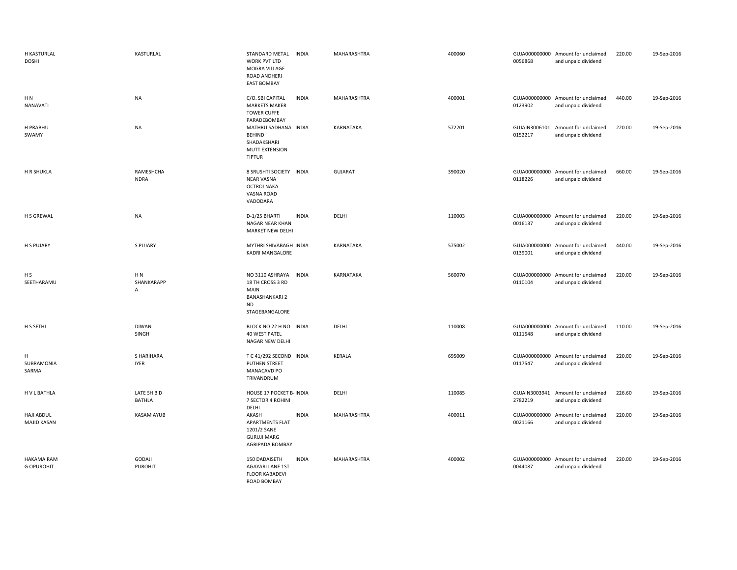| | | | | | | | | | |
|---|---|---|---|---|---|---|---|---|---|
| H KASTURLAL DOSHI | KASTURLAL | STANDARD METAL WORK PVT LTD MOGRA VILLAGE ROAD ANDHERI EAST BOMBAY | INDIA | MAHARASHTRA | 400060 | GUJA000000000 0056868 | Amount for unclaimed and unpaid dividend | 220.00 | 19-Sep-2016 |
| H N NANAVATI | NA | C/O. SBI CAPITAL MARKETS MAKER TOWER CUFFE PARADEBOMBAY | INDIA | MAHARASHTRA | 400001 | GUJA000000000 0123902 | Amount for unclaimed and unpaid dividend | 440.00 | 19-Sep-2016 |
| H PRABHU SWAMY | NA | MATHRU SADHANA BEHIND SHADAKSHARI MUTT EXTENSION TIPTUR | INDIA | KARNATAKA | 572201 | GUJAIN3006101 0152217 | Amount for unclaimed and unpaid dividend | 220.00 | 19-Sep-2016 |
| H R SHUKLA | RAMESHCHA NDRA | 8 SRUSHTI SOCIETY NEAR VASNA OCTROI NAKA VASNA ROAD VADODARA | INDIA | GUJARAT | 390020 | GUJA000000000 0118226 | Amount for unclaimed and unpaid dividend | 660.00 | 19-Sep-2016 |
| H S GREWAL | NA | D-1/25 BHARTI NAGAR NEAR KHAN MARKET NEW DELHI | INDIA | DELHI | 110003 | GUJA000000000 0016137 | Amount for unclaimed and unpaid dividend | 220.00 | 19-Sep-2016 |
| H S PUJARY | S PUJARY | MYTHRI SHIVABAGH KADRI MANGALORE | INDIA | KARNATAKA | 575002 | GUJA000000000 0139001 | Amount for unclaimed and unpaid dividend | 440.00 | 19-Sep-2016 |
| H S SEETHARAMU | H N SHANKARAPP A | NO 3110 ASHRAYA 18 TH CROSS 3 RD MAIN BANASHANKARI 2 ND STAGEBANGALORE | INDIA | KARNATAKA | 560070 | GUJA000000000 0110104 | Amount for unclaimed and unpaid dividend | 220.00 | 19-Sep-2016 |
| H S SETHI | DIWAN SINGH | BLOCK NO 22 H NO 40 WEST PATEL NAGAR NEW DELHI | INDIA | DELHI | 110008 | GUJA000000000 0111548 | Amount for unclaimed and unpaid dividend | 110.00 | 19-Sep-2016 |
| H SUBRAMONIA SARMA | S HARIHARA IYER | T C 41/292 SECOND PUTHEN STREET MANACAVD PO TRIVANDRUM | INDIA | KERALA | 695009 | GUJA000000000 0117547 | Amount for unclaimed and unpaid dividend | 220.00 | 19-Sep-2016 |
| H V L BATHLA | LATE SH B D BATHLA | HOUSE 17 POCKET B-7 SECTOR 4 ROHINI DELHI | INDIA | DELHI | 110085 | GUJAIN3003941 2782219 | Amount for unclaimed and unpaid dividend | 226.60 | 19-Sep-2016 |
| HAJI ABDUL MAJID KASAN | KASAM AYUB | AKASH APARTMENTS FLAT 1201/2 SANE GURUJI MARG AGRIPADA BOMBAY | INDIA | MAHARASHTRA | 400011 | GUJA000000000 0021166 | Amount for unclaimed and unpaid dividend | 220.00 | 19-Sep-2016 |
| HAKAMA RAM G OPUROHIT | GODAJI PUROHIT | 150 DADAISETH AGAYARI LANE 1ST FLOOR KABADEVI ROAD BOMBAY | INDIA | MAHARASHTRA | 400002 | GUJA000000000 0044087 | Amount for unclaimed and unpaid dividend | 220.00 | 19-Sep-2016 |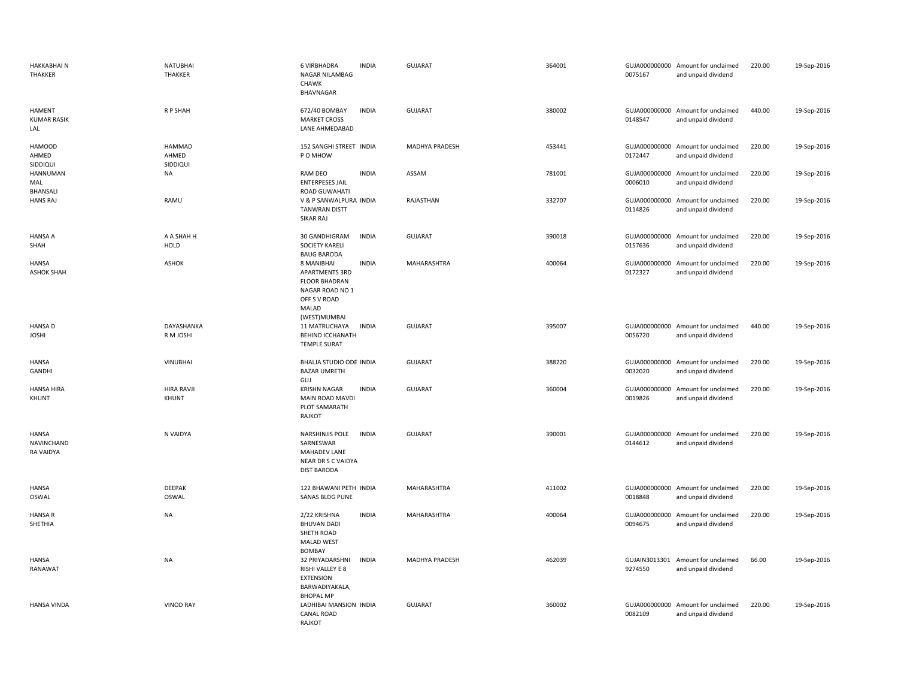| | | | | | | | | | |
|---|---|---|---|---|---|---|---|---|---|
| HAKKABHAI N THAKKER | NATUBHAI THAKKER | 6 VIRBHADRA NAGAR NILAMBAG CHAWK BHAVNAGAR | INDIA | GUJARAT | 364001 | GUJA0000000000075167 | Amount for unclaimed and unpaid dividend | 220.00 | 19-Sep-2016 |
| HAMENT KUMAR RASIK LAL | R P SHAH | 672/40 BOMBAY MARKET CROSS LANE AHMEDABAD | INDIA | GUJARAT | 380002 | GUJA0000000000148547 | Amount for unclaimed and unpaid dividend | 440.00 | 19-Sep-2016 |
| HAMOOD AHMED SIDDIQUI | HAMMAD AHMED SIDDIQUI | 152 SANGHI STREET P O MHOW | INDIA | MADHYA PRADESH | 453441 | GUJA0000000000172447 | Amount for unclaimed and unpaid dividend | 220.00 | 19-Sep-2016 |
| HANNUMAN MAL BHANSALI | NA | RAM DEO ENTERPESES JAIL ROAD GUWAHATI | INDIA | ASSAM | 781001 | GUJA0000000000006010 | Amount for unclaimed and unpaid dividend | 220.00 | 19-Sep-2016 |
| HANS RAJ | RAMU | V & P SANWALPURA TANWRAN DISTT SIKAR RAJ | INDIA | RAJASTHAN | 332707 | GUJA0000000000114826 | Amount for unclaimed and unpaid dividend | 220.00 | 19-Sep-2016 |
| HANSA A SHAH | A A SHAH H HOLD | 30 GANDHIGRAM SOCIETY KARELI BAUG BARODA | INDIA | GUJARAT | 390018 | GUJA0000000000157636 | Amount for unclaimed and unpaid dividend | 220.00 | 19-Sep-2016 |
| HANSA ASHOK SHAH | ASHOK | 8 MANIBHAI APARTMENTS 3RD FLOOR BHADRAN NAGAR ROAD NO 1 OFF S V ROAD MALAD (WEST)MUMBAI | INDIA | MAHARASHTRA | 400064 | GUJA0000000000172327 | Amount for unclaimed and unpaid dividend | 220.00 | 19-Sep-2016 |
| HANSA D JOSHI | DAYASHANKA R M JOSHI | 11 MATRUCHAYA BEHIND ICCHANATH TEMPLE SURAT | INDIA | GUJARAT | 395007 | GUJA0000000000056720 | Amount for unclaimed and unpaid dividend | 440.00 | 19-Sep-2016 |
| HANSA GANDHI | VINUBHAI | BHALJA STUDIO ODE BAZAR UMRETH GUJ | INDIA | GUJARAT | 388220 | GUJA0000000000032020 | Amount for unclaimed and unpaid dividend | 220.00 | 19-Sep-2016 |
| HANSA HIRA KHUNT | HIRA RAVJI KHUNT | KRISHN NAGAR MAIN ROAD MAVDI PLOT SAMARATH RAJKOT | INDIA | GUJARAT | 360004 | GUJA0000000000019826 | Amount for unclaimed and unpaid dividend | 220.00 | 19-Sep-2016 |
| HANSA NAVINCHAND RA VAIDYA | N VAIDYA | NARSHINJIS POLE SARNESWAR MAHADEV LANE NEAR DR S C VAIDYA DIST BARODA | INDIA | GUJARAT | 390001 | GUJA0000000000144612 | Amount for unclaimed and unpaid dividend | 220.00 | 19-Sep-2016 |
| HANSA OSWAL | DEEPAK OSWAL | 122 BHAWANI PETH SANAS BLDG PUNE | INDIA | MAHARASHTRA | 411002 | GUJA0000000000018848 | Amount for unclaimed and unpaid dividend | 220.00 | 19-Sep-2016 |
| HANSA R SHETHIA | NA | 2/22 KRISHNA BHUVAN DADI SHETH ROAD MALAD WEST BOMBAY | INDIA | MAHARASHTRA | 400064 | GUJA0000000000094675 | Amount for unclaimed and unpaid dividend | 220.00 | 19-Sep-2016 |
| HANSA RANAWAT | NA | 32 PRIYADARSHNI RISHI VALLEY E 8 EXTENSION BARWADIYAKALA, BHOPAL MP | INDIA | MADHYA PRADESH | 462039 | GUJAIN30133019274550 | Amount for unclaimed and unpaid dividend | 66.00 | 19-Sep-2016 |
| HANSA VINDA | VINOD RAY | LADHIBAI MANSION CANAL ROAD RAJKOT | INDIA | GUJARAT | 360002 | GUJA0000000000082109 | Amount for unclaimed and unpaid dividend | 220.00 | 19-Sep-2016 |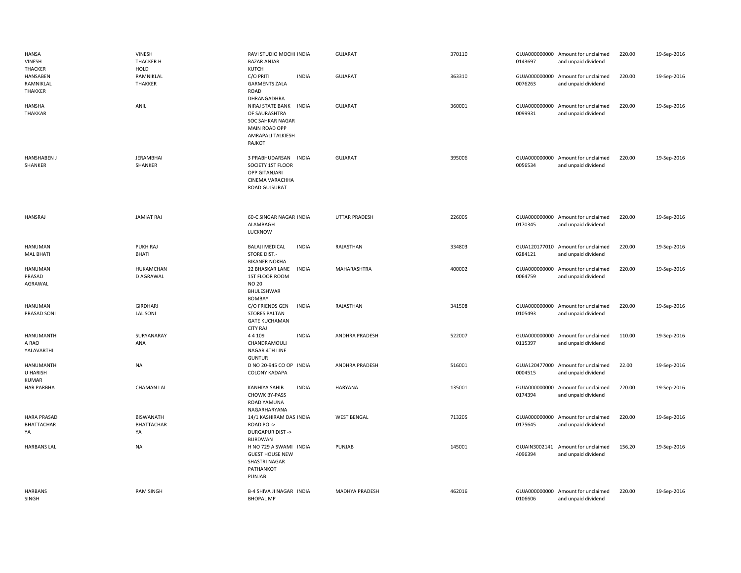| | | | | | | | | | |
|---|---|---|---|---|---|---|---|---|---|
| HANSA VINESH THACKER | VINESH THACKER H HOLD | RAVI STUDIO MOCHI BAZAR ANJAR KUTCH | INDIA | GUJARAT | 370110 | GUJA000000000 0143697 | Amount for unclaimed and unpaid dividend | 220.00 | 19-Sep-2016 |
| HANSABEN RAMNIKLAL THAKKER | RAMNIKLAL THAKKER | C/O PRITI GARMENTS ZALA ROAD DHRANGADHRA | INDIA | GUJARAT | 363310 | GUJA000000000 0076263 | Amount for unclaimed and unpaid dividend | 220.00 | 19-Sep-2016 |
| HANSHA THAKKAR | ANIL | NIRAJ STATE BANK OF SAURASHTRA SOC SAHKAR NAGAR MAIN ROAD OPP AMRAPALI TALKIESH RAJKOT | INDIA | GUJARAT | 360001 | GUJA000000000 0099931 | Amount for unclaimed and unpaid dividend | 220.00 | 19-Sep-2016 |
| HANSHABEN J SHANKER | JERAMBHAI SHANKER | 3 PRABHUDARSAN SOCIETY 1ST FLOOR OPP GITANJARI CINEMA VARACHHA ROAD GUJSURAT | INDIA | GUJARAT | 395006 | GUJA000000000 0056534 | Amount for unclaimed and unpaid dividend | 220.00 | 19-Sep-2016 |
| HANSRAJ | JAMIAT RAJ | 60-C SINGAR NAGAR ALAMBAGH LUCKNOW | INDIA | UTTAR PRADESH | 226005 | GUJA000000000 0170345 | Amount for unclaimed and unpaid dividend | 220.00 | 19-Sep-2016 |
| HANUMAN MAL BHATI | PUKH RAJ BHATI | BALAJI MEDICAL STORE DIST.- BIKANER NOKHA | INDIA | RAJASTHAN | 334803 | GUJA120177010 0284121 | Amount for unclaimed and unpaid dividend | 220.00 | 19-Sep-2016 |
| HANUMAN PRASAD AGRAWAL | HUKAMCHAN D AGRAWAL | 22 BHASKAR LANE 1ST FLOOR ROOM NO 20 BHULESHWAR BOMBAY | INDIA | MAHARASHTRA | 400002 | GUJA000000000 0064759 | Amount for unclaimed and unpaid dividend | 220.00 | 19-Sep-2016 |
| HANUMAN PRASAD SONI | GIRDHARI LAL SONI | C/O FRIENDS GEN STORES PALTAN GATE KUCHAMAN CITY RAJ | INDIA | RAJASTHAN | 341508 | GUJA000000000 0105493 | Amount for unclaimed and unpaid dividend | 220.00 | 19-Sep-2016 |
| HANUMANTH A RAO YALAVARTHI | SURYANARAY ANA | 4 4 109 CHANDRAMOULI NAGAR 4TH LINE GUNTUR | INDIA | ANDHRA PRADESH | 522007 | GUJA000000000 0115397 | Amount for unclaimed and unpaid dividend | 110.00 | 19-Sep-2016 |
| HANUMANTH U HARISH KUMAR | NA | D NO 20-945 CO OP COLONY KADAPA | INDIA | ANDHRA PRADESH | 516001 | GUJA120477000 0004515 | Amount for unclaimed and unpaid dividend | 22.00 | 19-Sep-2016 |
| HAR PARBHA | CHAMAN LAL | KANHIYA SAHIB CHOWK BY-PASS ROAD YAMUNA NAGARHARYANA | INDIA | HARYANA | 135001 | GUJA000000000 0174394 | Amount for unclaimed and unpaid dividend | 220.00 | 19-Sep-2016 |
| HARA PRASAD BHATTACHAR YA | BISWANATH BHATTACHAR YA | 14/1 KASHIRAM DAS ROAD PO -> DURGAPUR DIST -> BURDWAN | INDIA | WEST BENGAL | 713205 | GUJA000000000 0175645 | Amount for unclaimed and unpaid dividend | 220.00 | 19-Sep-2016 |
| HARBANS LAL | NA | H NO 729 A SWAMI GUEST HOUSE NEW SHASTRI NAGAR PATHANKOT PUNJAB | INDIA | PUNJAB | 145001 | GUJAIN3002141 4096394 | Amount for unclaimed and unpaid dividend | 156.20 | 19-Sep-2016 |
| HARBANS SINGH | RAM SINGH | B-4 SHIVA JI NAGAR BHOPAL MP | INDIA | MADHYA PRADESH | 462016 | GUJA000000000 0106606 | Amount for unclaimed and unpaid dividend | 220.00 | 19-Sep-2016 |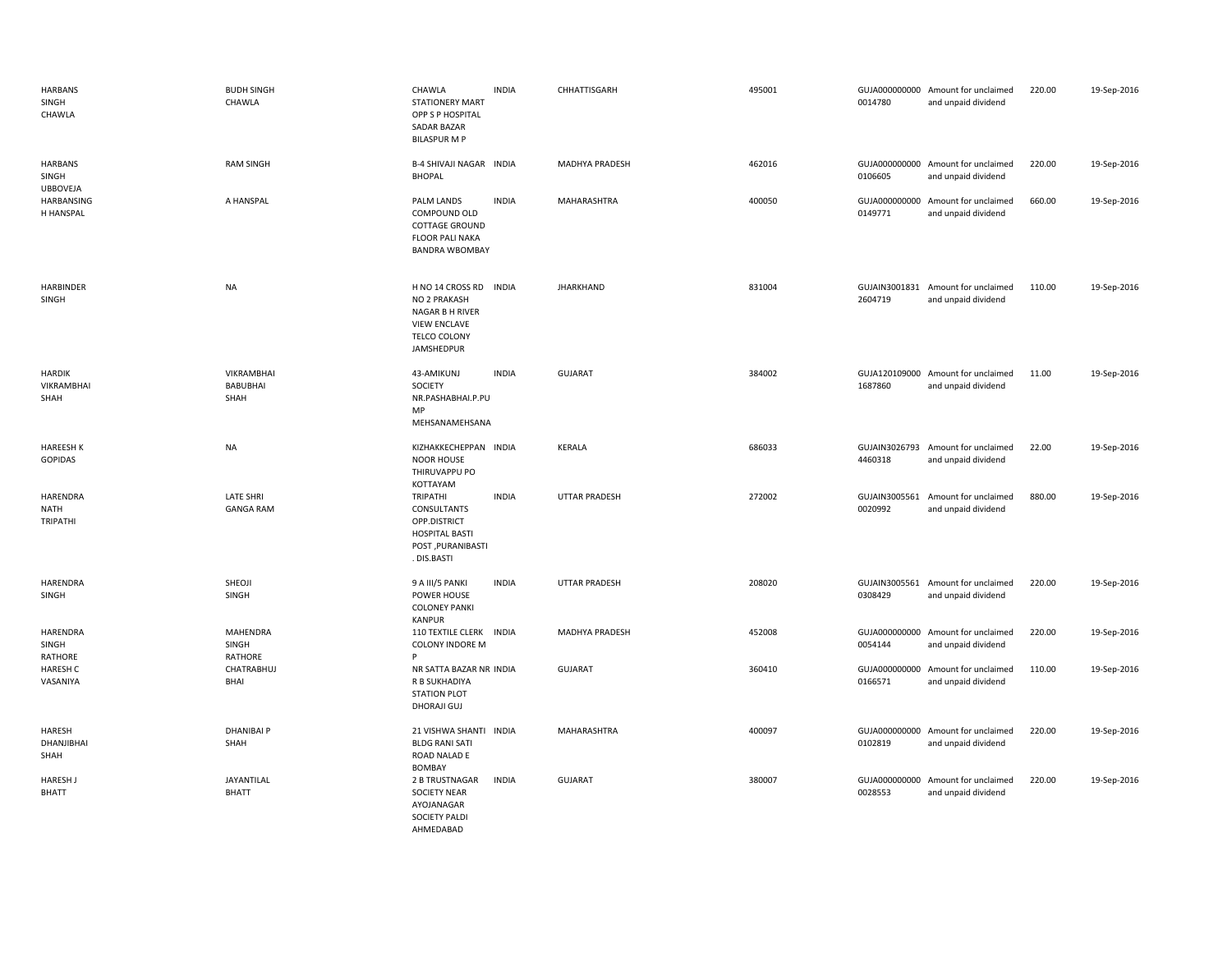| | | | | | | | | | |
|---|---|---|---|---|---|---|---|---|---|
| HARBANS SINGH CHAWLA | BUDH SINGH CHAWLA | CHAWLA STATIONERY MART OPP S P HOSPITAL SADAR BAZAR BILASPUR M P | INDIA | CHHATTISGARH | 495001 | GUJA000000000 0014780 | Amount for unclaimed and unpaid dividend | 220.00 | 19-Sep-2016 |
| HARBANS SINGH UBBOVEJA | RAM SINGH | B-4 SHIVAJI NAGAR BHOPAL | INDIA | MADHYA PRADESH | 462016 | GUJA000000000 0106605 | Amount for unclaimed and unpaid dividend | 220.00 | 19-Sep-2016 |
| HARBANSING H HANSPAL | A HANSPAL | PALM LANDS COMPOUND OLD COTTAGE GROUND FLOOR PALI NAKA BANDRA WBOMBAY | INDIA | MAHARASHTRA | 400050 | GUJA000000000 0149771 | Amount for unclaimed and unpaid dividend | 660.00 | 19-Sep-2016 |
| HARBINDER SINGH | NA | H NO 14 CROSS RD NO 2 PRAKASH NAGAR B H RIVER VIEW ENCLAVE TELCO COLONY JAMSHEDPUR | INDIA | JHARKHAND | 831004 | GUJAIN3001831 2604719 | Amount for unclaimed and unpaid dividend | 110.00 | 19-Sep-2016 |
| HARDIK VIKRAMBHAI SHAH | VIKRAMBHAI BABUBHAI SHAH | 43-AMIKUNJ SOCIETY NR.PASHABHAI.P.PU MP MEHSANAMEHSANA | INDIA | GUJARAT | 384002 | GUJA120109000 1687860 | Amount for unclaimed and unpaid dividend | 11.00 | 19-Sep-2016 |
| HAREESH K GOPIDAS | NA | KIZHAKKECHEPPAN NOOR HOUSE THIRUVAPPU PO KOTTAYAM | INDIA | KERALA | 686033 | GUJAIN3026793 4460318 | Amount for unclaimed and unpaid dividend | 22.00 | 19-Sep-2016 |
| HARENDRA NATH TRIPATHI | LATE SHRI GANGA RAM | TRIPATHI CONSULTANTS OPP.DISTRICT HOSPITAL BASTI POST ,PURANIBASTI . DIS.BASTI | INDIA | UTTAR PRADESH | 272002 | GUJAIN3005561 0020992 | Amount for unclaimed and unpaid dividend | 880.00 | 19-Sep-2016 |
| HARENDRA SINGH | SHEOJI SINGH | 9 A III/5 PANKI POWER HOUSE COLONEY PANKI KANPUR | INDIA | UTTAR PRADESH | 208020 | GUJAIN3005561 0308429 | Amount for unclaimed and unpaid dividend | 220.00 | 19-Sep-2016 |
| HARENDRA SINGH RATHORE | MAHENDRA SINGH RATHORE | 110 TEXTILE CLERK COLONY INDORE M P | INDIA | MADHYA PRADESH | 452008 | GUJA000000000 0054144 | Amount for unclaimed and unpaid dividend | 220.00 | 19-Sep-2016 |
| HARESH C VASANIYA | CHATRABHUJ BHAI | NR SATTA BAZAR NR R B SUKHADIYA STATION PLOT DHORAJI GUJ | INDIA | GUJARAT | 360410 | GUJA000000000 0166571 | Amount for unclaimed and unpaid dividend | 110.00 | 19-Sep-2016 |
| HARESH DHANJIBHAI SHAH | DHANIBAI P SHAH | 21 VISHWA SHANTI BLDG RANI SATI ROAD NALAD E BOMBAY | INDIA | MAHARASHTRA | 400097 | GUJA000000000 0102819 | Amount for unclaimed and unpaid dividend | 220.00 | 19-Sep-2016 |
| HARESH J BHATT | JAYANTILAL BHATT | 2 B TRUSTNAGAR SOCIETY NEAR AYOJANAGAR SOCIETY PALDI AHMEDABAD | INDIA | GUJARAT | 380007 | GUJA000000000 0028553 | Amount for unclaimed and unpaid dividend | 220.00 | 19-Sep-2016 |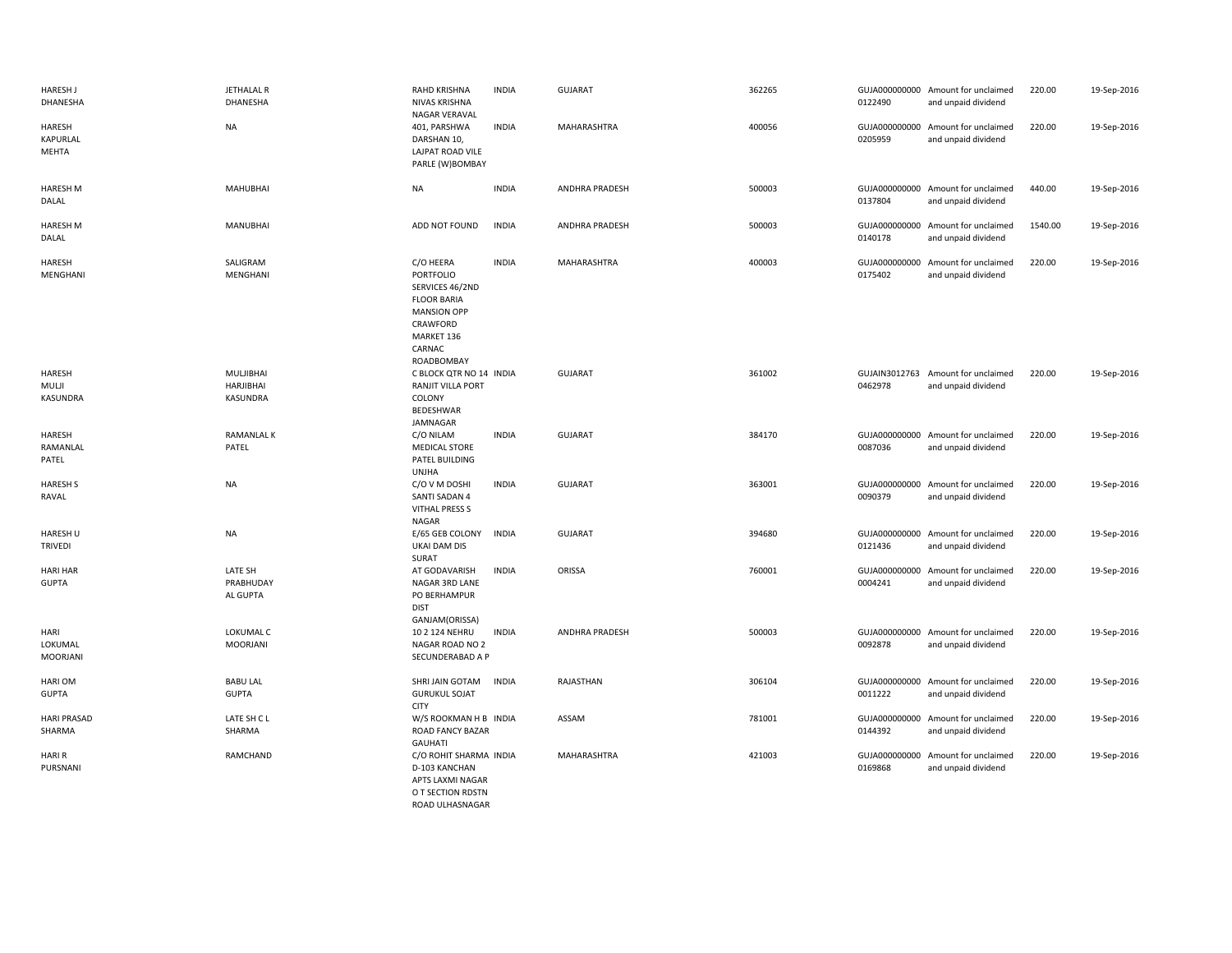| | | | | | | | | | |
|---|---|---|---|---|---|---|---|---|---|
| HARESH J DHANESHA | JETHALAL R DHANESHA | RAHD KRISHNA NIVAS KRISHNA NAGAR VERAVAL | INDIA | GUJARAT | 362265 | GUJA000000000 0122490 | Amount for unclaimed and unpaid dividend | 220.00 | 19-Sep-2016 |
| HARESH KAPURLAL MEHTA | NA | 401, PARSHWA DARSHAN 10, LAJPAT ROAD VILE PARLE (W)BOMBAY | INDIA | MAHARASHTRA | 400056 | GUJA000000000 0205959 | Amount for unclaimed and unpaid dividend | 220.00 | 19-Sep-2016 |
| HARESH M DALAL | MAHUBHAI | NA | INDIA | ANDHRA PRADESH | 500003 | GUJA000000000 0137804 | Amount for unclaimed and unpaid dividend | 440.00 | 19-Sep-2016 |
| HARESH M DALAL | MANUBHAI | ADD NOT FOUND | INDIA | ANDHRA PRADESH | 500003 | GUJA000000000 0140178 | Amount for unclaimed and unpaid dividend | 1540.00 | 19-Sep-2016 |
| HARESH MENGHANI | SALIGRAM MENGHANI | C/O HEERA PORTFOLIO SERVICES 46/2ND FLOOR BARIA MANSION OPP CRAWFORD MARKET 136 CARNAC ROADBOMBAY | INDIA | MAHARASHTRA | 400003 | GUJA000000000 0175402 | Amount for unclaimed and unpaid dividend | 220.00 | 19-Sep-2016 |
| HARESH MULJI KASUNDRA | MULJIBHAI HARJIBHAI KASUNDRA | C BLOCK QTR NO 14 RANJIT VILLA PORT COLONY BEDESHWAR JAMNAGAR | INDIA | GUJARAT | 361002 | GUJAIN3012763 0462978 | Amount for unclaimed and unpaid dividend | 220.00 | 19-Sep-2016 |
| HARESH RAMANLAL PATEL | RAMANLAL K PATEL | C/O NILAM MEDICAL STORE PATEL BUILDING UNJHA | INDIA | GUJARAT | 384170 | GUJA000000000 0087036 | Amount for unclaimed and unpaid dividend | 220.00 | 19-Sep-2016 |
| HARESH S RAVAL | NA | C/O V M DOSHI SANTI SADAN 4 VITHAL PRESS S NAGAR | INDIA | GUJARAT | 363001 | GUJA000000000 0090379 | Amount for unclaimed and unpaid dividend | 220.00 | 19-Sep-2016 |
| HARESH U TRIVEDI | NA | E/65 GEB COLONY UKAI DAM DIS SURAT | INDIA | GUJARAT | 394680 | GUJA000000000 0121436 | Amount for unclaimed and unpaid dividend | 220.00 | 19-Sep-2016 |
| HARI HAR GUPTA | LATE SH PRABHUDAY AL GUPTA | AT GODAVARISH NAGAR 3RD LANE PO BERHAMPUR DIST GANJAM(ORISSA) | INDIA | ORISSA | 760001 | GUJA000000000 0004241 | Amount for unclaimed and unpaid dividend | 220.00 | 19-Sep-2016 |
| HARI LOKUMAL MOORJANI | LOKUMAL C MOORJANI | 10 2 124 NEHRU NAGAR ROAD NO 2 SECUNDERABAD A P | INDIA | ANDHRA PRADESH | 500003 | GUJA000000000 0092878 | Amount for unclaimed and unpaid dividend | 220.00 | 19-Sep-2016 |
| HARI OM GUPTA | BABU LAL GUPTA | SHRI JAIN GOTAM GURUKUL SOJAT CITY | INDIA | RAJASTHAN | 306104 | GUJA000000000 0011222 | Amount for unclaimed and unpaid dividend | 220.00 | 19-Sep-2016 |
| HARI PRASAD SHARMA | LATE SH C L SHARMA | W/S ROOKMAN H B ROAD FANCY BAZAR GAUHATI | INDIA | ASSAM | 781001 | GUJA000000000 0144392 | Amount for unclaimed and unpaid dividend | 220.00 | 19-Sep-2016 |
| HARI R PURSNANI | RAMCHAND | C/O ROHIT SHARMA D-103 KANCHAN APTS LAXMI NAGAR O T SECTION RDSTN ROAD ULHASNAGAR | INDIA | MAHARASHTRA | 421003 | GUJA000000000 0169868 | Amount for unclaimed and unpaid dividend | 220.00 | 19-Sep-2016 |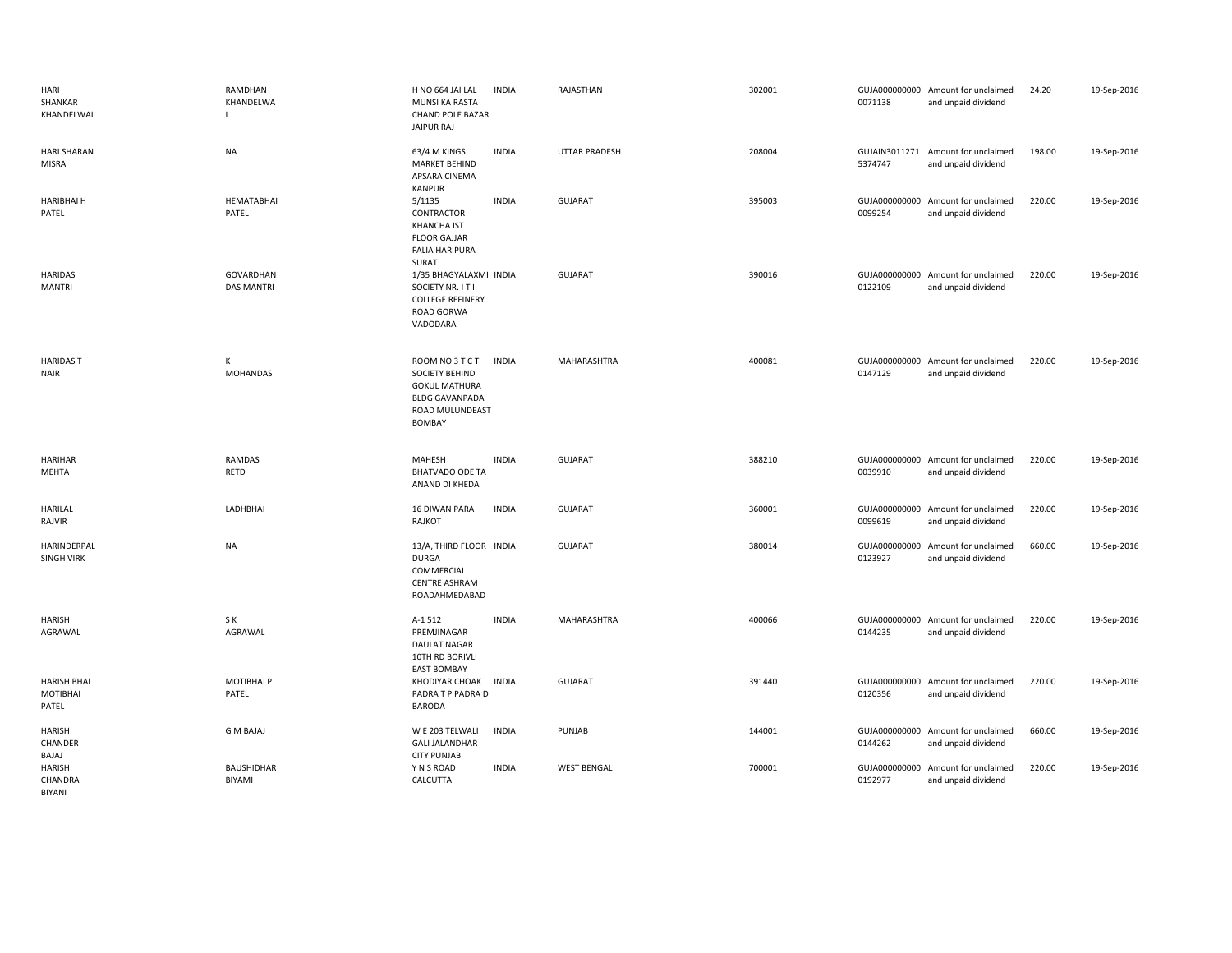| | | | | | | | | | |
|---|---|---|---|---|---|---|---|---|---|
| HARI SHANKAR KHANDELWAL | RAMDHAN KHANDELWAL | H NO 664 JAI LAL MUNSI KA RASTA CHAND POLE BAZAR JAIPUR RAJ | INDIA | RAJASTHAN | 302001 | GUJA000000000 0071138 | Amount for unclaimed and unpaid dividend | 24.20 | 19-Sep-2016 |
| HARI SHARAN MISRA | NA | 63/4 M KINGS MARKET BEHIND APSARA CINEMA KANPUR | INDIA | UTTAR PRADESH | 208004 | GUJAIN3011271 5374747 | Amount for unclaimed and unpaid dividend | 198.00 | 19-Sep-2016 |
| HARIBHAI H PATEL | HEMATABHAI PATEL | 5/1135 CONTRACTOR KHANCHA IST FLOOR GAJJAR FALIA HARIPURA SURAT | INDIA | GUJARAT | 395003 | GUJA000000000 0099254 | Amount for unclaimed and unpaid dividend | 220.00 | 19-Sep-2016 |
| HARIDAS MANTRI | GOVARDHAN DAS MANTRI | 1/35 BHAGYALAXMI SOCIETY NR. I T I COLLEGE REFINERY ROAD GORWA VADODARA | INDIA | GUJARAT | 390016 | GUJA000000000 0122109 | Amount for unclaimed and unpaid dividend | 220.00 | 19-Sep-2016 |
| HARIDAS T NAIR | K MOHANDAS | ROOM NO 3 T C T SOCIETY BEHIND GOKUL MATHURA BLDG GAVANPADA ROAD MULUNDEAST BOMBAY | INDIA | MAHARASHTRA | 400081 | GUJA000000000 0147129 | Amount for unclaimed and unpaid dividend | 220.00 | 19-Sep-2016 |
| HARIHAR MEHTA | RAMDAS RETD | MAHESH BHATVADO ODE TA ANAND DI KHEDA | INDIA | GUJARAT | 388210 | GUJA000000000 0039910 | Amount for unclaimed and unpaid dividend | 220.00 | 19-Sep-2016 |
| HARILAL RAJVIR | LADHBHAI | 16 DIWAN PARA RAJKOT | INDIA | GUJARAT | 360001 | GUJA000000000 0099619 | Amount for unclaimed and unpaid dividend | 220.00 | 19-Sep-2016 |
| HARINDERPAL SINGH VIRK | NA | 13/A, THIRD FLOOR DURGA COMMERCIAL CENTRE ASHRAM ROADAHMEDABAD | INDIA | GUJARAT | 380014 | GUJA000000000 0123927 | Amount for unclaimed and unpaid dividend | 660.00 | 19-Sep-2016 |
| HARISH AGRAWAL | S K AGRAWAL | A-1 512 PREMJINAGAR DAULAT NAGAR 10TH RD BORIVLI EAST BOMBAY | INDIA | MAHARASHTRA | 400066 | GUJA000000000 0144235 | Amount for unclaimed and unpaid dividend | 220.00 | 19-Sep-2016 |
| HARISH BHAI MOTIBHAI PATEL | MOTIBHAI P PATEL | KHODIYAR CHOAK PADRA T P PADRA D BARODA | INDIA | GUJARAT | 391440 | GUJA000000000 0120356 | Amount for unclaimed and unpaid dividend | 220.00 | 19-Sep-2016 |
| HARISH CHANDER BAJAJ | G M BAJAJ | W E 203 TELWALI GALI JALANDHAR CITY PUNJAB | INDIA | PUNJAB | 144001 | GUJA000000000 0144262 | Amount for unclaimed and unpaid dividend | 660.00 | 19-Sep-2016 |
| HARISH CHANDRA BIYANI | BAUSHIDHAR BIYAMI | Y N S ROAD CALCUTTA | INDIA | WEST BENGAL | 700001 | GUJA000000000 0192977 | Amount for unclaimed and unpaid dividend | 220.00 | 19-Sep-2016 |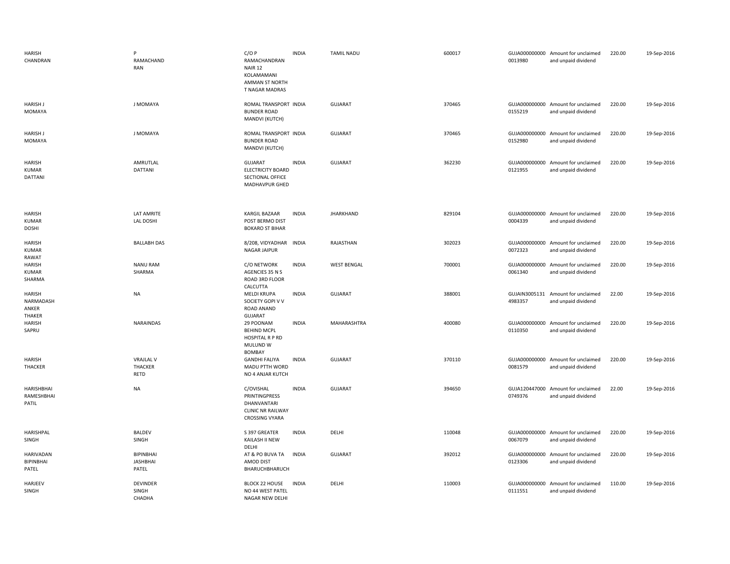| | | | | | | | | | |
|---|---|---|---|---|---|---|---|---|---|
| HARISH CHANDRAN | P RAMACHAND RAN | C/O P RAMACHANDRAN NAIR 12 KOLAMAMANI AMMAN ST NORTH T NAGAR MADRAS | INDIA | TAMIL NADU | 600017 | GUJA000000000 0013980 | Amount for unclaimed and unpaid dividend | 220.00 | 19-Sep-2016 |
| HARISH J MOMAYA | J MOMAYA | ROMAL TRANSPORT BUNDER ROAD MANDVI (KUTCH) | INDIA | GUJARAT | 370465 | GUJA000000000 0155219 | Amount for unclaimed and unpaid dividend | 220.00 | 19-Sep-2016 |
| HARISH J MOMAYA | J MOMAYA | ROMAL TRANSPORT BUNDER ROAD MANDVI (KUTCH) | INDIA | GUJARAT | 370465 | GUJA000000000 0152980 | Amount for unclaimed and unpaid dividend | 220.00 | 19-Sep-2016 |
| HARISH KUMAR DATTANI | AMRUTLAL DATTANI | GUJARAT ELECTRICITY BOARD SECTIONAL OFFICE MADHAVPUR GHED | INDIA | GUJARAT | 362230 | GUJA000000000 0121955 | Amount for unclaimed and unpaid dividend | 220.00 | 19-Sep-2016 |
| HARISH KUMAR DOSHI | LAT AMRITE LAL DOSHI | KARGIL BAZAAR POST BERMO DIST BOKARO ST BIHAR | INDIA | JHARKHAND | 829104 | GUJA000000000 0004339 | Amount for unclaimed and unpaid dividend | 220.00 | 19-Sep-2016 |
| HARISH KUMAR RAWAT | BALLABH DAS | 8/208, VIDYADHAR NAGAR JAIPUR | INDIA | RAJASTHAN | 302023 | GUJA000000000 0072323 | Amount for unclaimed and unpaid dividend | 220.00 | 19-Sep-2016 |
| HARISH KUMAR SHARMA | NANU RAM SHARMA | C/O NETWORK AGENCIES 35 N S ROAD 3RD FLOOR CALCUTTA | INDIA | WEST BENGAL | 700001 | GUJA000000000 0061340 | Amount for unclaimed and unpaid dividend | 220.00 | 19-Sep-2016 |
| HARISH NARMADASH ANKER THAKER | NA | MELDI KRUPA SOCIETY GOPI V V ROAD ANAND GUJARAT | INDIA | GUJARAT | 388001 | GUJAIN3005131 4983357 | Amount for unclaimed and unpaid dividend | 22.00 | 19-Sep-2016 |
| HARISH SAPRU | NARAINDAS | 29 POONAM BEHIND MCPL HOSPITAL R P RD MULUND W BOMBAY | INDIA | MAHARASHTRA | 400080 | GUJA000000000 0110350 | Amount for unclaimed and unpaid dividend | 220.00 | 19-Sep-2016 |
| HARISH THACKER | VRAJLAL V THACKER RETD | GANDHI FALIYA MADU PTTH WORD NO 4 ANJAR KUTCH | INDIA | GUJARAT | 370110 | GUJA000000000 0081579 | Amount for unclaimed and unpaid dividend | 220.00 | 19-Sep-2016 |
| HARISHBHAI RAMESHBHAI PATIL | NA | C/OVISHAL PRINTINGPRESS DHANVANTARI CLINIC NR RAILWAY CROSSING VYARA | INDIA | GUJARAT | 394650 | GUJA120447000 0749376 | Amount for unclaimed and unpaid dividend | 22.00 | 19-Sep-2016 |
| HARISHPAL SINGH | BALDEV SINGH | S 397 GREATER KAILASH II NEW DELHI | INDIA | DELHI | 110048 | GUJA000000000 0067079 | Amount for unclaimed and unpaid dividend | 220.00 | 19-Sep-2016 |
| HARIVADAN BIPINBHAI PATEL | BIPINBHAI JASHBHAI PATEL | AT & PO BUVA TA AMOD DIST BHARUCHBHARUCH | INDIA | GUJARAT | 392012 | GUJA000000000 0123306 | Amount for unclaimed and unpaid dividend | 220.00 | 19-Sep-2016 |
| HARJEEV SINGH | DEVINDER SINGH CHADHA | BLOCK 22 HOUSE NO 44 WEST PATEL NAGAR NEW DELHI | INDIA | DELHI | 110003 | GUJA000000000 0111551 | Amount for unclaimed and unpaid dividend | 110.00 | 19-Sep-2016 |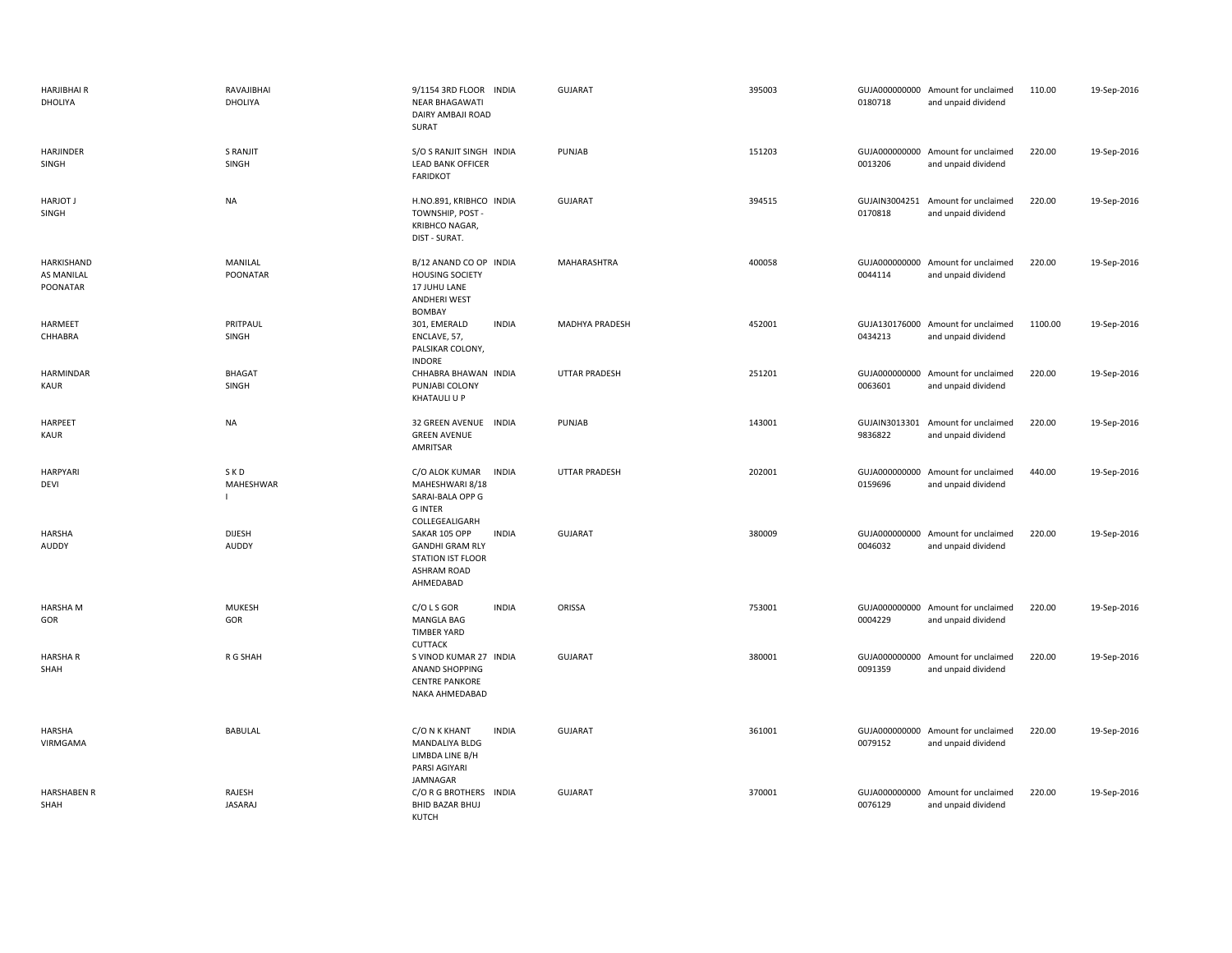| | | | | | | | | | |
|---|---|---|---|---|---|---|---|---|---|
| HARJIBHAI R DHOLIYA | RAVAJIBHAI DHOLIYA | 9/1154 3RD FLOOR NEAR BHAGAWATI DAIRY AMBAJI ROAD SURAT | INDIA | GUJARAT | 395003 | GUJA000000000 0180718 | Amount for unclaimed and unpaid dividend | 110.00 | 19-Sep-2016 |
| HARJINDER SINGH | S RANJIT SINGH | S/O S RANJIT SINGH LEAD BANK OFFICER FARIDKOT | INDIA | PUNJAB | 151203 | GUJA000000000 0013206 | Amount for unclaimed and unpaid dividend | 220.00 | 19-Sep-2016 |
| HARJOT J SINGH | NA | H.NO.891, KRIBHCO TOWNSHIP, POST - KRIBHCO NAGAR, DIST - SURAT. | INDIA | GUJARAT | 394515 | GUJAIN3004251 0170818 | Amount for unclaimed and unpaid dividend | 220.00 | 19-Sep-2016 |
| HARKISHAND AS MANILAL POONATAR | MANILAL POONATAR | B/12 ANAND CO OP HOUSING SOCIETY 17 JUHU LANE ANDHERI WEST BOMBAY | INDIA | MAHARASHTRA | 400058 | GUJA000000000 0044114 | Amount for unclaimed and unpaid dividend | 220.00 | 19-Sep-2016 |
| HARMEET CHHABRA | PRITPAUL SINGH | 301, EMERALD ENCLAVE, 57, PALSIKAR COLONY, INDORE | INDIA | MADHYA PRADESH | 452001 | GUJA130176000 0434213 | Amount for unclaimed and unpaid dividend | 1100.00 | 19-Sep-2016 |
| HARMINDAR KAUR | BHAGAT SINGH | CHHABRA BHAWAN PUNJABI COLONY KHATAULI U P | INDIA | UTTAR PRADESH | 251201 | GUJA000000000 0063601 | Amount for unclaimed and unpaid dividend | 220.00 | 19-Sep-2016 |
| HARPEET KAUR | NA | 32 GREEN AVENUE GREEN AVENUE AMRITSAR | INDIA | PUNJAB | 143001 | GUJAIN3013301 9836822 | Amount for unclaimed and unpaid dividend | 220.00 | 19-Sep-2016 |
| HARPYARI DEVI | S K D MAHESHWAR I | C/O ALOK KUMAR MAHESHWARI 8/18 SARAI-BALA OPP G G INTER COLLEGEALIGARH | INDIA | UTTAR PRADESH | 202001 | GUJA000000000 0159696 | Amount for unclaimed and unpaid dividend | 440.00 | 19-Sep-2016 |
| HARSHA AUDDY | DIJESH AUDDY | SAKAR 105 OPP GANDHI GRAM RLY STATION IST FLOOR ASHRAM ROAD AHMEDABAD | INDIA | GUJARAT | 380009 | GUJA000000000 0046032 | Amount for unclaimed and unpaid dividend | 220.00 | 19-Sep-2016 |
| HARSHA M GOR | MUKESH GOR | C/O L S GOR MANGLA BAG TIMBER YARD CUTTACK | INDIA | ORISSA | 753001 | GUJA000000000 0004229 | Amount for unclaimed and unpaid dividend | 220.00 | 19-Sep-2016 |
| HARSHA R SHAH | R G SHAH | S VINOD KUMAR 27 ANAND SHOPPING CENTRE PANKORE NAKA AHMEDABAD | INDIA | GUJARAT | 380001 | GUJA000000000 0091359 | Amount for unclaimed and unpaid dividend | 220.00 | 19-Sep-2016 |
| HARSHA VIRMGAMA | BABULAL | C/O N K KHANT MANDALIYA BLDG LIMBDA LINE B/H PARSI AGIYARI JAMNAGAR | INDIA | GUJARAT | 361001 | GUJA000000000 0079152 | Amount for unclaimed and unpaid dividend | 220.00 | 19-Sep-2016 |
| HARSHABEN R SHAH | RAJESH JASARAJ | C/O R G BROTHERS BHID BAZAR BHUJ KUTCH | INDIA | GUJARAT | 370001 | GUJA000000000 0076129 | Amount for unclaimed and unpaid dividend | 220.00 | 19-Sep-2016 |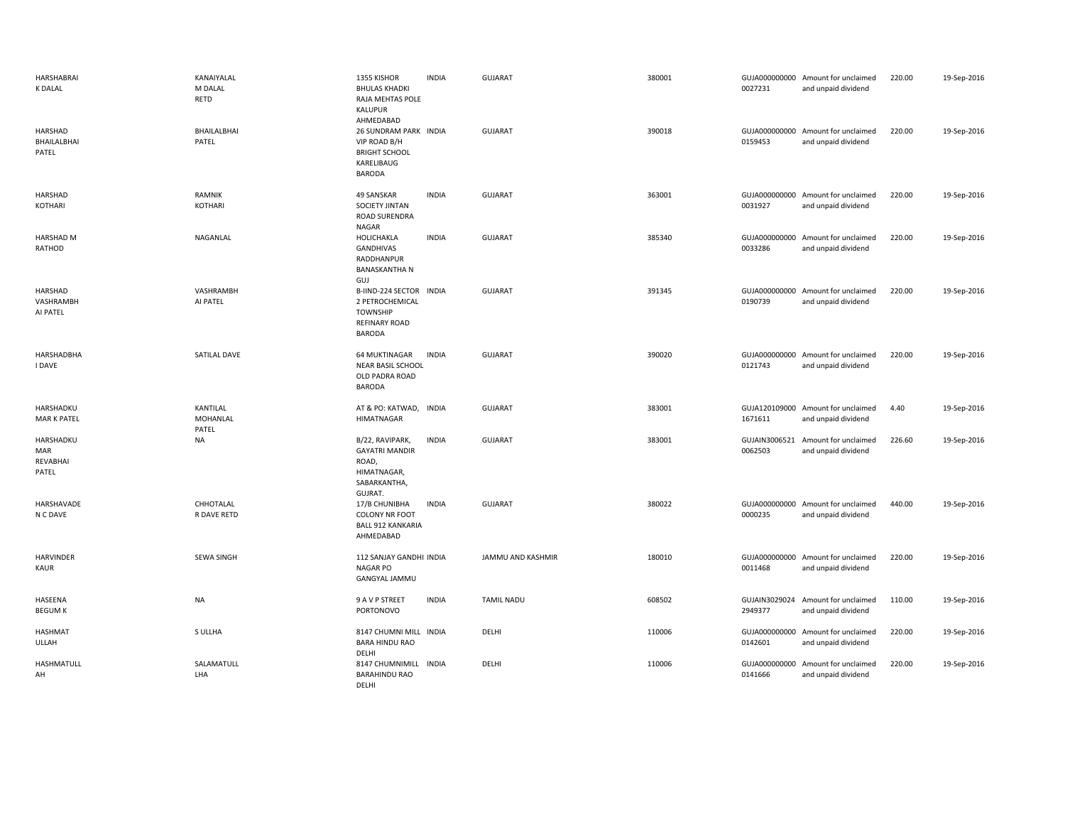| | | | | | | | | | |
|---|---|---|---|---|---|---|---|---|---|
| HARSHABRAI K DALAL | KANAIYALAL M DALAL RETD | 1355 KISHOR BHULAS KHADKI RAJA MEHTAS POLE KALUPUR AHMEDABAD | INDIA | GUJARAT | 380001 | GUJA000000000 0027231 | Amount for unclaimed and unpaid dividend | 220.00 | 19-Sep-2016 |
| HARSHAD BHAILALBHAI PATEL | BHAILALBHAI PATEL | 26 SUNDRAM PARK VIP ROAD B/H BRIGHT SCHOOL KARELIBAUG BARODA | INDIA | GUJARAT | 390018 | GUJA000000000 0159453 | Amount for unclaimed and unpaid dividend | 220.00 | 19-Sep-2016 |
| HARSHAD KOTHARI | RAMNIK KOTHARI | 49 SANSKAR SOCIETY JINTAN ROAD SURENDRA NAGAR | INDIA | GUJARAT | 363001 | GUJA000000000 0031927 | Amount for unclaimed and unpaid dividend | 220.00 | 19-Sep-2016 |
| HARSHAD M RATHOD | NAGANLAL | HOLICHAKLA GANDHIVAS RADDHANPUR BANASKANTHA N GUJ | INDIA | GUJARAT | 385340 | GUJA000000000 0033286 | Amount for unclaimed and unpaid dividend | 220.00 | 19-Sep-2016 |
| HARSHAD VASHRAMBH AI PATEL | VASHRAMBH AI PATEL | B-IIND-224 SECTOR 2 PETROCHEMICAL TOWNSHIP REFINARY ROAD BARODA | INDIA | GUJARAT | 391345 | GUJA000000000 0190739 | Amount for unclaimed and unpaid dividend | 220.00 | 19-Sep-2016 |
| HARSHADBHA I DAVE | SATILAL DAVE | 64 MUKTINAGAR NEAR BASIL SCHOOL OLD PADRA ROAD BARODA | INDIA | GUJARAT | 390020 | GUJA000000000 0121743 | Amount for unclaimed and unpaid dividend | 220.00 | 19-Sep-2016 |
| HARSHADKU MAR K PATEL | KANTILAL MOHANLAL PATEL | AT & PO: KATWAD, HIMATNAGAR | INDIA | GUJARAT | 383001 | GUJA120109000 1671611 | Amount for unclaimed and unpaid dividend | 4.40 | 19-Sep-2016 |
| HARSHADKU MAR REVABHAI PATEL | NA | B/22, RAVIPARK, GAYATRI MANDIR ROAD, HIMATNAGAR, SABARKANTHA, GUJRAT. | INDIA | GUJARAT | 383001 | GUJAIN3006521 0062503 | Amount for unclaimed and unpaid dividend | 226.60 | 19-Sep-2016 |
| HARSHAVADE N C DAVE | CHHOTALAL R DAVE RETD | 17/B CHUNIBHA COLONY NR FOOT BALL 912 KANKARIA AHMEDABAD | INDIA | GUJARAT | 380022 | GUJA000000000 0000235 | Amount for unclaimed and unpaid dividend | 440.00 | 19-Sep-2016 |
| HARVINDER KAUR | SEWA SINGH | 112 SANJAY GANDHI NAGAR PO GANGYAL JAMMU | INDIA | JAMMU AND KASHMIR | 180010 | GUJA000000000 0011468 | Amount for unclaimed and unpaid dividend | 220.00 | 19-Sep-2016 |
| HASEENA BEGUM K | NA | 9 A V P STREET PORTONOVO | INDIA | TAMIL NADU | 608502 | GUJAIN3029024 2949377 | Amount for unclaimed and unpaid dividend | 110.00 | 19-Sep-2016 |
| HASHMAT ULLAH | S ULLHA | 8147 CHUMNI MILL BARA HINDU RAO DELHI | INDIA | DELHI | 110006 | GUJA000000000 0142601 | Amount for unclaimed and unpaid dividend | 220.00 | 19-Sep-2016 |
| HASHMATULL AH | SALAMATULL LHA | 8147 CHUMNIMILL BARAHINDU RAO DELHI | INDIA | DELHI | 110006 | GUJA000000000 0141666 | Amount for unclaimed and unpaid dividend | 220.00 | 19-Sep-2016 |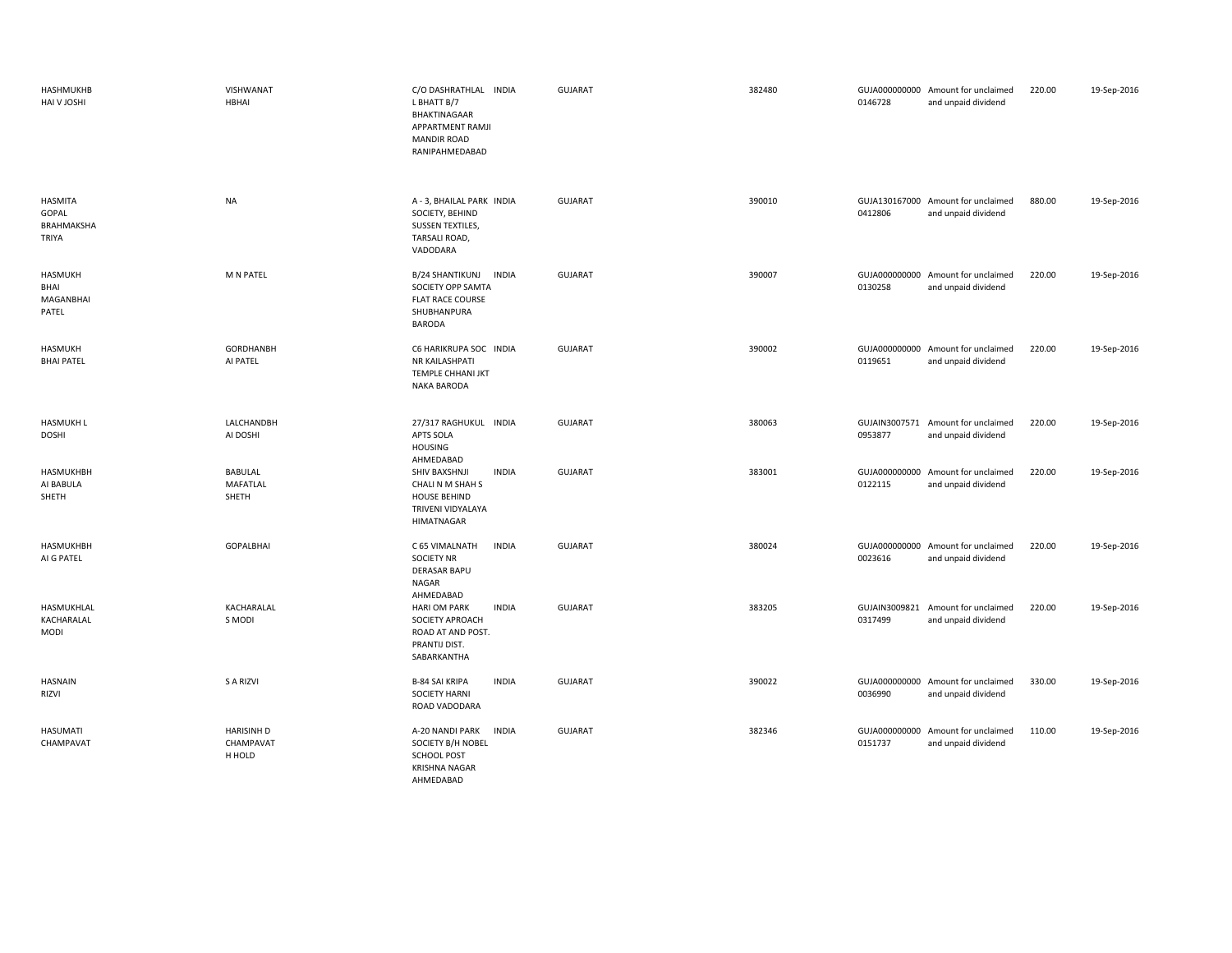| | | | | | | | | | |
|---|---|---|---|---|---|---|---|---|---|
| HASHMUKHBHAI V JOSHI | VISHWANATHBHAI | C/O DASHRATHLAL L BHATT B/7 BHAKTINAGAAR APPARTMENT RAMJI MANDIR ROAD RANIPAHMEDABAD | INDIA | GUJARAT | 382480 | GUJA0000000000146728 | Amount for unclaimed and unpaid dividend | 220.00 | 19-Sep-2016 |
| HASMITA GOPAL BRAHMAKSHATRIYA | NA | A - 3, BHAILAL PARK SOCIETY, BEHIND SUSSEN TEXTILES, TARSALI ROAD, VADODARA | INDIA | GUJARAT | 390010 | GUJA1301670000412806 | Amount for unclaimed and unpaid dividend | 880.00 | 19-Sep-2016 |
| HASMUKH BHAI MAGANBHAI PATEL | M N PATEL | B/24 SHANTIKUNJ SOCIETY OPP SAMTA FLAT RACE COURSE SHUBHANPURA BARODA | INDIA | GUJARAT | 390007 | GUJA0000000000130258 | Amount for unclaimed and unpaid dividend | 220.00 | 19-Sep-2016 |
| HASMUKH BHAI PATEL | GORDHANBHAI PATEL | C6 HARIKRUPA SOC NR KAILASHPATI TEMPLE CHHANI JKT NAKA BARODA | INDIA | GUJARAT | 390002 | GUJA0000000000119651 | Amount for unclaimed and unpaid dividend | 220.00 | 19-Sep-2016 |
| HASMUKH L DOSHI | LALCHANDBHAI DOSHI | 27/317 RAGHUKUL APTS SOLA HOUSING AHMEDABAD | INDIA | GUJARAT | 380063 | GUJAIN30075710953877 | Amount for unclaimed and unpaid dividend | 220.00 | 19-Sep-2016 |
| HASMUKHBHAI BABULA SHETH | BABULAL MAFATLAL SHETH | SHIV BAXSHNJI CHALI N M SHAH S HOUSE BEHIND TRIVENI VIDYALAYA HIMATNAGAR | INDIA | GUJARAT | 383001 | GUJA0000000000122115 | Amount for unclaimed and unpaid dividend | 220.00 | 19-Sep-2016 |
| HASMUKHBHAI G PATEL | GOPALBHAI | C 65 VIMALNATH SOCIETY NR DERASAR BAPU NAGAR AHMEDABAD | INDIA | GUJARAT | 380024 | GUJA0000000000023616 | Amount for unclaimed and unpaid dividend | 220.00 | 19-Sep-2016 |
| HASMUKHLAL KACHARALAL MODI | KACHARALAL S MODI | HARI OM PARK SOCIETY APROACH ROAD AT AND POST. PRANTIJ DIST. SABARKANTHA | INDIA | GUJARAT | 383205 | GUJAIN30098210317499 | Amount for unclaimed and unpaid dividend | 220.00 | 19-Sep-2016 |
| HASNAIN RIZVI | S A RIZVI | B-84 SAI KRIPA SOCIETY HARNI ROAD VADODARA | INDIA | GUJARAT | 390022 | GUJA0000000000036990 | Amount for unclaimed and unpaid dividend | 330.00 | 19-Sep-2016 |
| HASUMATI CHAMPAVAT | HARISINH D CHAMPAVAT H HOLD | A-20 NANDI PARK SOCIETY B/H NOBEL SCHOOL POST KRISHNA NAGAR AHMEDABAD | INDIA | GUJARAT | 382346 | GUJA0000000000151737 | Amount for unclaimed and unpaid dividend | 110.00 | 19-Sep-2016 |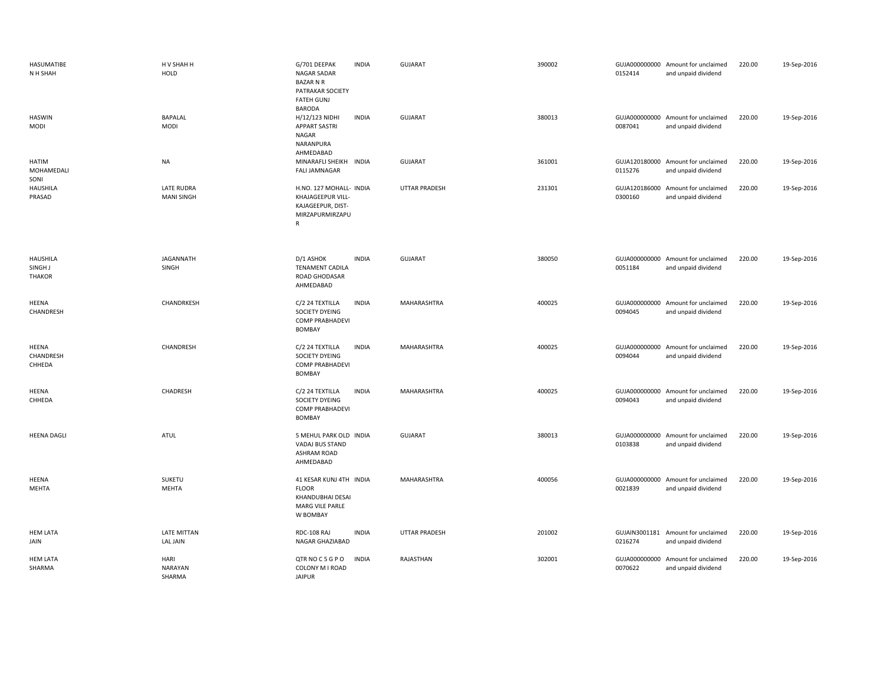| | | | | | | | | | |
|---|---|---|---|---|---|---|---|---|---|
| HASUMATIBE N H SHAH | H V SHAH H HOLD | G/701 DEEPAK NAGAR SADAR BAZAR N R PATRAKAR SOCIETY FATEH GUNJ BARODA | INDIA | GUJARAT | 390002 | GUJA000000000 0152414 | Amount for unclaimed and unpaid dividend | 220.00 | 19-Sep-2016 |
| HASWIN MODI | BAPALAL MODI | H/12/123 NIDHI APPART SASTRI NAGAR NARANPURA AHMEDABAD | INDIA | GUJARAT | 380013 | GUJA000000000 0087041 | Amount for unclaimed and unpaid dividend | 220.00 | 19-Sep-2016 |
| HATIM MOHAMEDALI SONI | NA | MINARAFLI SHEIKH FALI JAMNAGAR | INDIA | GUJARAT | 361001 | GUJA120180000 0115276 | Amount for unclaimed and unpaid dividend | 220.00 | 19-Sep-2016 |
| HAUSHILA PRASAD | LATE RUDRA MANI SINGH | H.NO. 127 MOHALL-KHAJAGEEPUR VILL-KAJAGEEPUR, DIST-MIRZAPURMIRZAPUR | INDIA | UTTAR PRADESH | 231301 | GUJA120186000 0300160 | Amount for unclaimed and unpaid dividend | 220.00 | 19-Sep-2016 |
| HAUSHILA SINGH J THAKOR | JAGANNATH SINGH | D/1 ASHOK TENAMENT CADILA ROAD GHODASAR AHMEDABAD | INDIA | GUJARAT | 380050 | GUJA000000000 0051184 | Amount for unclaimed and unpaid dividend | 220.00 | 19-Sep-2016 |
| HEENA CHANDRESH | CHANDRKESH | C/2 24 TEXTILLA SOCIETY DYEING COMP PRABHADEVI BOMBAY | INDIA | MAHARASHTRA | 400025 | GUJA000000000 0094045 | Amount for unclaimed and unpaid dividend | 220.00 | 19-Sep-2016 |
| HEENA CHANDRESH CHHEDA | CHANDRESH | C/2 24 TEXTILLA SOCIETY DYEING COMP PRABHADEVI BOMBAY | INDIA | MAHARASHTRA | 400025 | GUJA000000000 0094044 | Amount for unclaimed and unpaid dividend | 220.00 | 19-Sep-2016 |
| HEENA CHHEDA | CHADRESH | C/2 24 TEXTILLA SOCIETY DYEING COMP PRABHADEVI BOMBAY | INDIA | MAHARASHTRA | 400025 | GUJA000000000 0094043 | Amount for unclaimed and unpaid dividend | 220.00 | 19-Sep-2016 |
| HEENA DAGLI | ATUL | 5 MEHUL PARK OLD VADAJ BUS STAND ASHRAM ROAD AHMEDABAD | INDIA | GUJARAT | 380013 | GUJA000000000 0103838 | Amount for unclaimed and unpaid dividend | 220.00 | 19-Sep-2016 |
| HEENA MEHTA | SUKETU MEHTA | 41 KESAR KUNJ 4TH FLOOR KHANDUBHAI DESAI MARG VILE PARLE W BOMBAY | INDIA | MAHARASHTRA | 400056 | GUJA000000000 0021839 | Amount for unclaimed and unpaid dividend | 220.00 | 19-Sep-2016 |
| HEM LATA JAIN | LATE MITTAN LAL JAIN | RDC-108 RAJ NAGAR GHAZIABAD | INDIA | UTTAR PRADESH | 201002 | GUJAIN3001181 0216274 | Amount for unclaimed and unpaid dividend | 220.00 | 19-Sep-2016 |
| HEM LATA SHARMA | HARI NARAYAN SHARMA | QTR NO C 5 G P O COLONY M I ROAD JAIPUR | INDIA | RAJASTHAN | 302001 | GUJA000000000 0070622 | Amount for unclaimed and unpaid dividend | 220.00 | 19-Sep-2016 |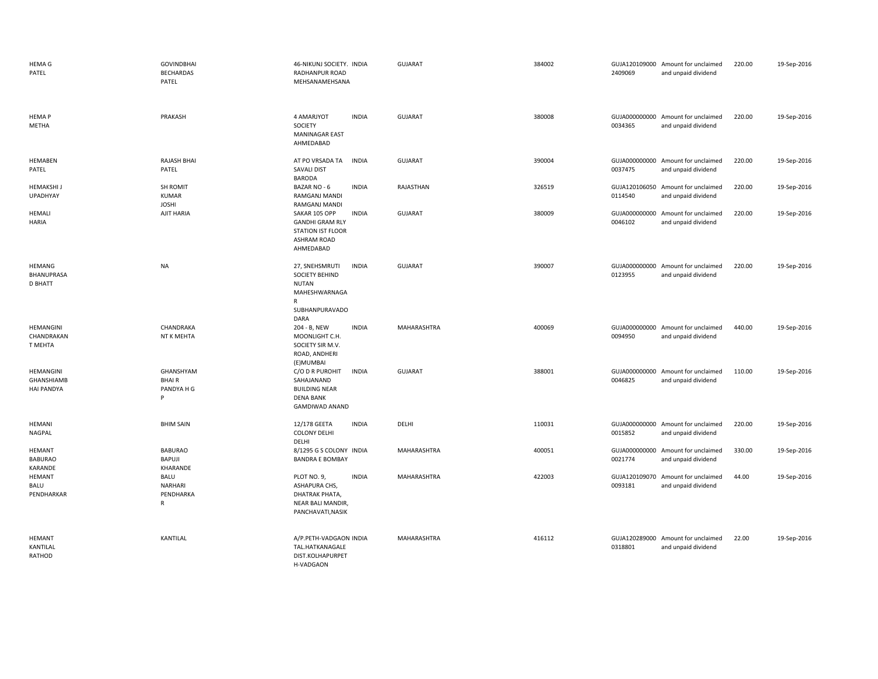| | | | | | | | | | |
|---|---|---|---|---|---|---|---|---|---|
| HEMA G PATEL | GOVINDBHAI BECHARDAS PATEL | 46-NIKUNJ SOCIETY. RADHANPUR ROAD MEHSANAMEHSANA | INDIA | GUJARAT | 384002 | GUJA1201090002409069 | Amount for unclaimed and unpaid dividend | 220.00 | 19-Sep-2016 |
| HEMA P METHA | PRAKASH | 4 AMARJYOT SOCIETY MANINAGAR EAST AHMEDABAD | INDIA | GUJARAT | 380008 | GUJA0000000000034365 | Amount for unclaimed and unpaid dividend | 220.00 | 19-Sep-2016 |
| HEMABEN PATEL | RAJASH BHAI PATEL | AT PO VRSADA TA SAVALI DIST BARODA | INDIA | GUJARAT | 390004 | GUJA0000000000037475 | Amount for unclaimed and unpaid dividend | 220.00 | 19-Sep-2016 |
| HEMAKSHI J UPADHYAY | SH ROMIT KUMAR JOSHI | BAZAR NO - 6 RAMGANJ MANDI RAMGANJ MANDI | INDIA | RAJASTHAN | 326519 | GUJA1201060500114540 | Amount for unclaimed and unpaid dividend | 220.00 | 19-Sep-2016 |
| HEMALI HARIA | AJIT HARIA | SAKAR 105 OPP GANDHI GRAM RLY STATION IST FLOOR ASHRAM ROAD AHMEDABAD | INDIA | GUJARAT | 380009 | GUJA0000000000046102 | Amount for unclaimed and unpaid dividend | 220.00 | 19-Sep-2016 |
| HEMANG BHANUPRASAD BHATT | NA | 27, SNEHSMRUTI SOCIETY BEHIND NUTAN MAHESHWARNAGAR SUBHANPURAVADODARA | INDIA | GUJARAT | 390007 | GUJA0000000000123955 | Amount for unclaimed and unpaid dividend | 220.00 | 19-Sep-2016 |
| HEMANGINI CHANDRAKANT MEHTA | CHANDRAKANT K MEHTA | 204 - B, NEW MOONLIGHT C.H. SOCIETY SIR M.V. ROAD, ANDHERI (E)MUMBAI | INDIA | MAHARASHTRA | 400069 | GUJA0000000000094950 | Amount for unclaimed and unpaid dividend | 440.00 | 19-Sep-2016 |
| HEMANGINI GHANSHIAMBHAI PANDYA | GHANSHYAM BHAI R PANDYA H G P | C/O D R PUROHIT SAHAJANAND BUILDING NEAR DENA BANK GAMDIWAD ANAND | INDIA | GUJARAT | 388001 | GUJA0000000000046825 | Amount for unclaimed and unpaid dividend | 110.00 | 19-Sep-2016 |
| HEMANI NAGPAL | BHIM SAIN | 12/178 GEETA COLONY DELHI DELHI | INDIA | DELHI | 110031 | GUJA0000000000015852 | Amount for unclaimed and unpaid dividend | 220.00 | 19-Sep-2016 |
| HEMANT BABURAO KARANDE | BABURAO BAPUJI KHARANDE | 8/1295 G S COLONY BANDRA E BOMBAY | INDIA | MAHARASHTRA | 400051 | GUJA0000000000021774 | Amount for unclaimed and unpaid dividend | 330.00 | 19-Sep-2016 |
| HEMANT BALU PENDHARKAR | BALU NARHARI PENDHARKAR | PLOT NO. 9, ASHAPURA CHS, DHATRAK PHATA, NEAR BALI MANDIR, PANCHAVATI,NASIK | INDIA | MAHARASHTRA | 422003 | GUJA1201090700093181 | Amount for unclaimed and unpaid dividend | 44.00 | 19-Sep-2016 |
| HEMANT KANTILAL RATHOD | KANTILAL | A/P.PETH-VADGAON TAL.HATKANAGALE DIST.KOLHAPURPETH-VADGAON | INDIA | MAHARASHTRA | 416112 | GUJA1202890000318801 | Amount for unclaimed and unpaid dividend | 22.00 | 19-Sep-2016 |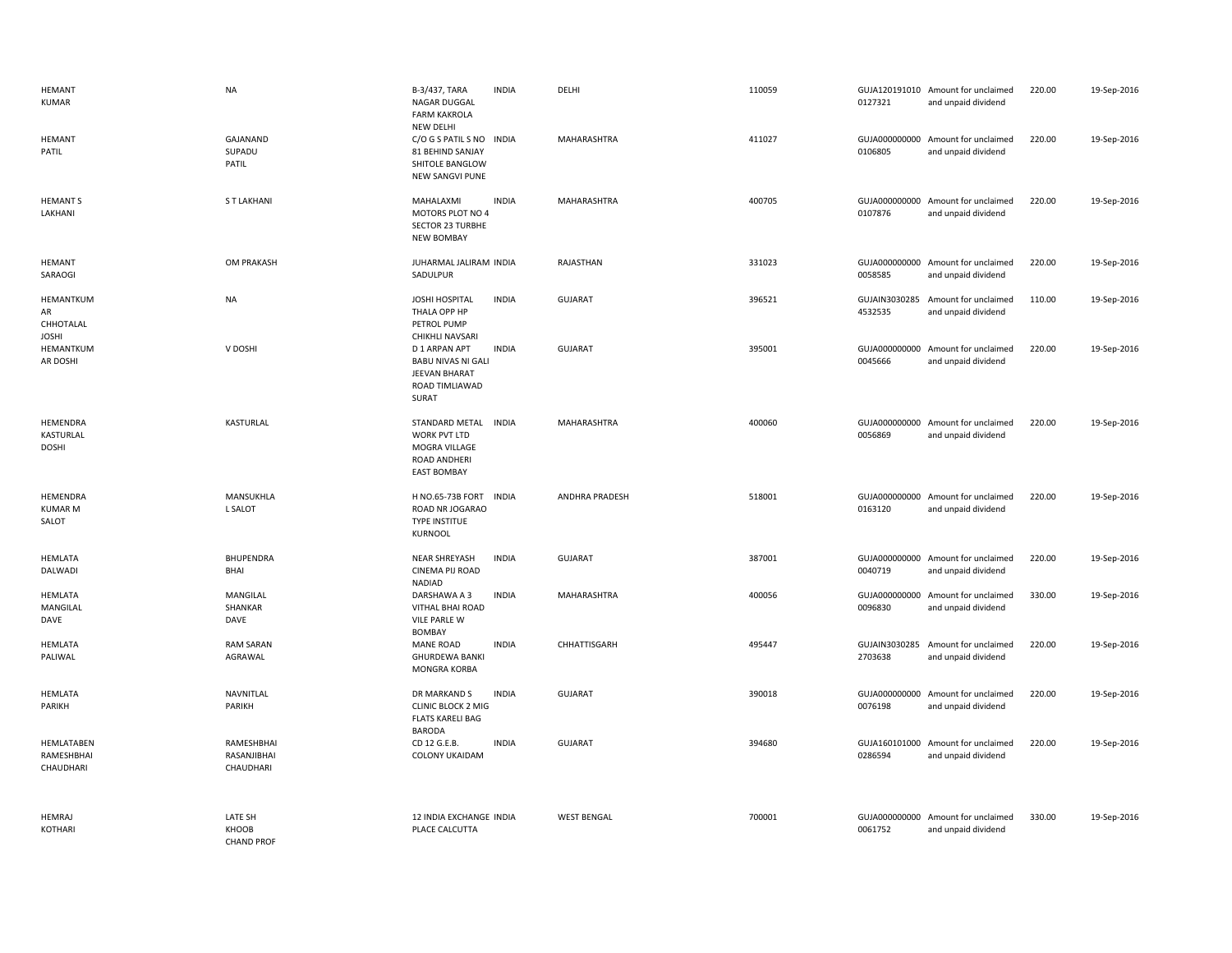| | | | | | | | | | |
|---|---|---|---|---|---|---|---|---|---|
| HEMANT KUMAR | NA | B-3/437, TARA NAGAR DUGGAL FARM KAKROLA NEW DELHI | INDIA | DELHI | 110059 | GUJA120191010 0127321 | Amount for unclaimed and unpaid dividend | 220.00 | 19-Sep-2016 |
| HEMANT PATIL | GAJANAND SUPADU PATIL | C/O G S PATIL S NO 81 BEHIND SANJAY SHITOLE BANGLOW NEW SANGVI PUNE | INDIA | MAHARASHTRA | 411027 | GUJA000000000 0106805 | Amount for unclaimed and unpaid dividend | 220.00 | 19-Sep-2016 |
| HEMANT S LAKHANI | S T LAKHANI | MAHALAXMI MOTORS PLOT NO 4 SECTOR 23 TURBHE NEW BOMBAY | INDIA | MAHARASHTRA | 400705 | GUJA000000000 0107876 | Amount for unclaimed and unpaid dividend | 220.00 | 19-Sep-2016 |
| HEMANT SARAOGI | OM PRAKASH | JUHARMAL JALIRAM SADULPUR | INDIA | RAJASTHAN | 331023 | GUJA000000000 0058585 | Amount for unclaimed and unpaid dividend | 220.00 | 19-Sep-2016 |
| HEMANTKUMAR CHHOTALAL JOSHI | NA | JOSHI HOSPITAL THALA OPP HP PETROL PUMP CHIKHLI NAVSARI | INDIA | GUJARAT | 396521 | GUJAIN3030285 4532535 | Amount for unclaimed and unpaid dividend | 110.00 | 19-Sep-2016 |
| HEMANTKUMAR DOSHI | V DOSHI | D 1 ARPAN APT BABU NIVAS NI GALI JEEVAN BHARAT ROAD TIMLIAWAD SURAT | INDIA | GUJARAT | 395001 | GUJA000000000 0045666 | Amount for unclaimed and unpaid dividend | 220.00 | 19-Sep-2016 |
| HEMENDRA KASTURLAL DOSHI | KASTURLAL | STANDARD METAL WORK PVT LTD MOGRA VILLAGE ROAD ANDHERI EAST BOMBAY | INDIA | MAHARASHTRA | 400060 | GUJA000000000 0056869 | Amount for unclaimed and unpaid dividend | 220.00 | 19-Sep-2016 |
| HEMENDRA KUMAR M SALOT | MANSUKHLAL SALOT | H NO.65-73B FORT ROAD NR JOGARAO TYPE INSTITUE KURNOOL | INDIA | ANDHRA PRADESH | 518001 | GUJA000000000 0163120 | Amount for unclaimed and unpaid dividend | 220.00 | 19-Sep-2016 |
| HEMLATA DALWADI | BHUPENDRA BHAI | NEAR SHREYASH CINEMA PIJ ROAD NADIAD | INDIA | GUJARAT | 387001 | GUJA000000000 0040719 | Amount for unclaimed and unpaid dividend | 220.00 | 19-Sep-2016 |
| HEMLATA MANGILAL DAVE | MANGILAL SHANKAR DAVE | DARSHAWA A 3 VITHAL BHAI ROAD VILE PARLE W BOMBAY | INDIA | MAHARASHTRA | 400056 | GUJA000000000 0096830 | Amount for unclaimed and unpaid dividend | 330.00 | 19-Sep-2016 |
| HEMLATA PALIWAL | RAM SARAN AGRAWAL | MANE ROAD GHURDEWA BANKI MONGRA KORBA | INDIA | CHHATTISGARH | 495447 | GUJAIN3030285 2703638 | Amount for unclaimed and unpaid dividend | 220.00 | 19-Sep-2016 |
| HEMLATA PARIKH | NAVNITLAL PARIKH | DR MARKAND S CLINIC BLOCK 2 MIG FLATS KARELI BAG BARODA | INDIA | GUJARAT | 390018 | GUJA000000000 0076198 | Amount for unclaimed and unpaid dividend | 220.00 | 19-Sep-2016 |
| HEMLATABEN RAMESHBHAI CHAUDHARI | RAMESHBHAI RASANJIBHAI CHAUDHARI | CD 12 G.E.B. COLONY UKAIDAM | INDIA | GUJARAT | 394680 | GUJA160101000 0286594 | Amount for unclaimed and unpaid dividend | 220.00 | 19-Sep-2016 |
| HEMRAJ KOTHARI | LATE SH KHOOB CHAND PROF | 12 INDIA EXCHANGE PLACE CALCUTTA | INDIA | WEST BENGAL | 700001 | GUJA000000000 0061752 | Amount for unclaimed and unpaid dividend | 330.00 | 19-Sep-2016 |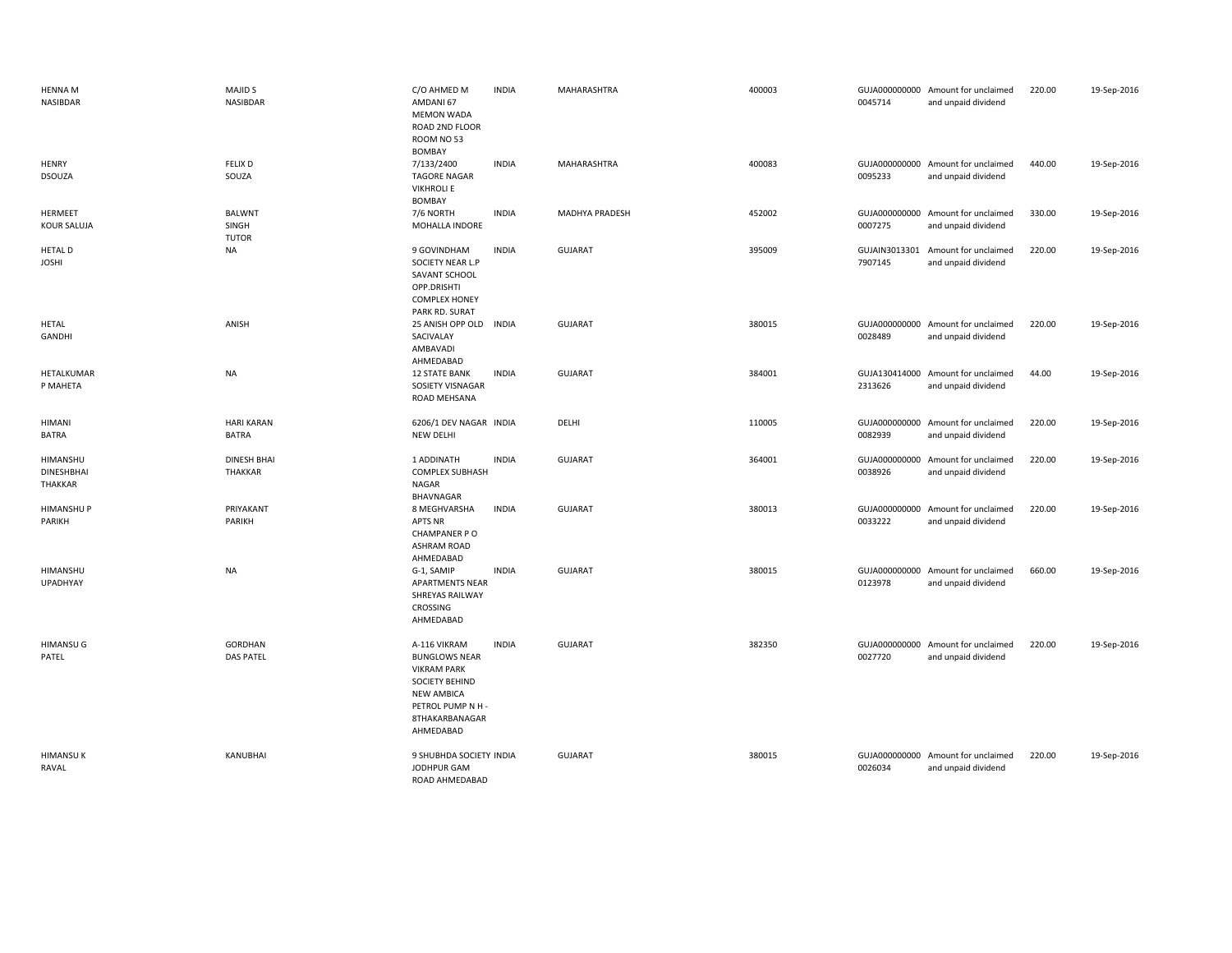| | | | | | | | | | |
|---|---|---|---|---|---|---|---|---|---|
| HENNA M NASIBDAR | MAJID S NASIBDAR | C/O AHMED M AMDANI 67 MEMON WADA ROAD 2ND FLOOR ROOM NO 53 BOMBAY | INDIA | MAHARASHTRA | 400003 | GUJA0000000000045714 | Amount for unclaimed and unpaid dividend | 220.00 | 19-Sep-2016 |
| HENRY DSOUZA | FELIX D SOUZA | 7/133/2400 TAGORE NAGAR VIKHROLI E BOMBAY | INDIA | MAHARASHTRA | 400083 | GUJA0000000000095233 | Amount for unclaimed and unpaid dividend | 440.00 | 19-Sep-2016 |
| HERMEET KOUR SALUJA | BALWNT SINGH TUTOR | 7/6 NORTH MOHALLA INDORE | INDIA | MADHYA PRADESH | 452002 | GUJA0000000000007275 | Amount for unclaimed and unpaid dividend | 330.00 | 19-Sep-2016 |
| HETAL D JOSHI | NA | 9 GOVINDHAM SOCIETY NEAR L.P SAVANT SCHOOL OPP.DRISHTI COMPLEX HONEY PARK RD. SURAT | INDIA | GUJARAT | 395009 | GUJAIN30133017907145 | Amount for unclaimed and unpaid dividend | 220.00 | 19-Sep-2016 |
| HETAL GANDHI | ANISH | 25 ANISH OPP OLD SACIVALAY AMBAVADI AHMEDABAD | INDIA | GUJARAT | 380015 | GUJA0000000000028489 | Amount for unclaimed and unpaid dividend | 220.00 | 19-Sep-2016 |
| HETALKUMAR P MAHETA | NA | 12 STATE BANK SOSIETY VISNAGAR ROAD MEHSANA | INDIA | GUJARAT | 384001 | GUJA1304140002313626 | Amount for unclaimed and unpaid dividend | 44.00 | 19-Sep-2016 |
| HIMANI BATRA | HARI KARAN BATRA | 6206/1 DEV NAGAR NEW DELHI | INDIA | DELHI | 110005 | GUJA0000000000082939 | Amount for unclaimed and unpaid dividend | 220.00 | 19-Sep-2016 |
| HIMANSHU DINESHBHAI THAKKAR | DINESH BHAI THAKKAR | 1 ADDINATH COMPLEX SUBHASH NAGAR BHAVNAGAR | INDIA | GUJARAT | 364001 | GUJA0000000000038926 | Amount for unclaimed and unpaid dividend | 220.00 | 19-Sep-2016 |
| HIMANSHU P PARIKH | PRIYAKANT PARIKH | 8 MEGHVARSHA APTS NR CHAMPANER P O ASHRAM ROAD AHMEDABAD | INDIA | GUJARAT | 380013 | GUJA0000000000033222 | Amount for unclaimed and unpaid dividend | 220.00 | 19-Sep-2016 |
| HIMANSHU UPADHYAY | NA | G-1, SAMIP APARTMENTS NEAR SHREYAS RAILWAY CROSSING AHMEDABAD | INDIA | GUJARAT | 380015 | GUJA0000000000123978 | Amount for unclaimed and unpaid dividend | 660.00 | 19-Sep-2016 |
| HIMANSU G PATEL | GORDHAN DAS PATEL | A-116 VIKRAM BUNGLOWS NEAR VIKRAM PARK SOCIETY BEHIND NEW AMBICA PETROL PUMP N H - 8THAKARBANAGAR AHMEDABAD | INDIA | GUJARAT | 382350 | GUJA0000000000027720 | Amount for unclaimed and unpaid dividend | 220.00 | 19-Sep-2016 |
| HIMANSU K RAVAL | KANUBHAI | 9 SHUBHDA SOCIETY JODHPUR GAM ROAD AHMEDABAD | INDIA | GUJARAT | 380015 | GUJA0000000000026034 | Amount for unclaimed and unpaid dividend | 220.00 | 19-Sep-2016 |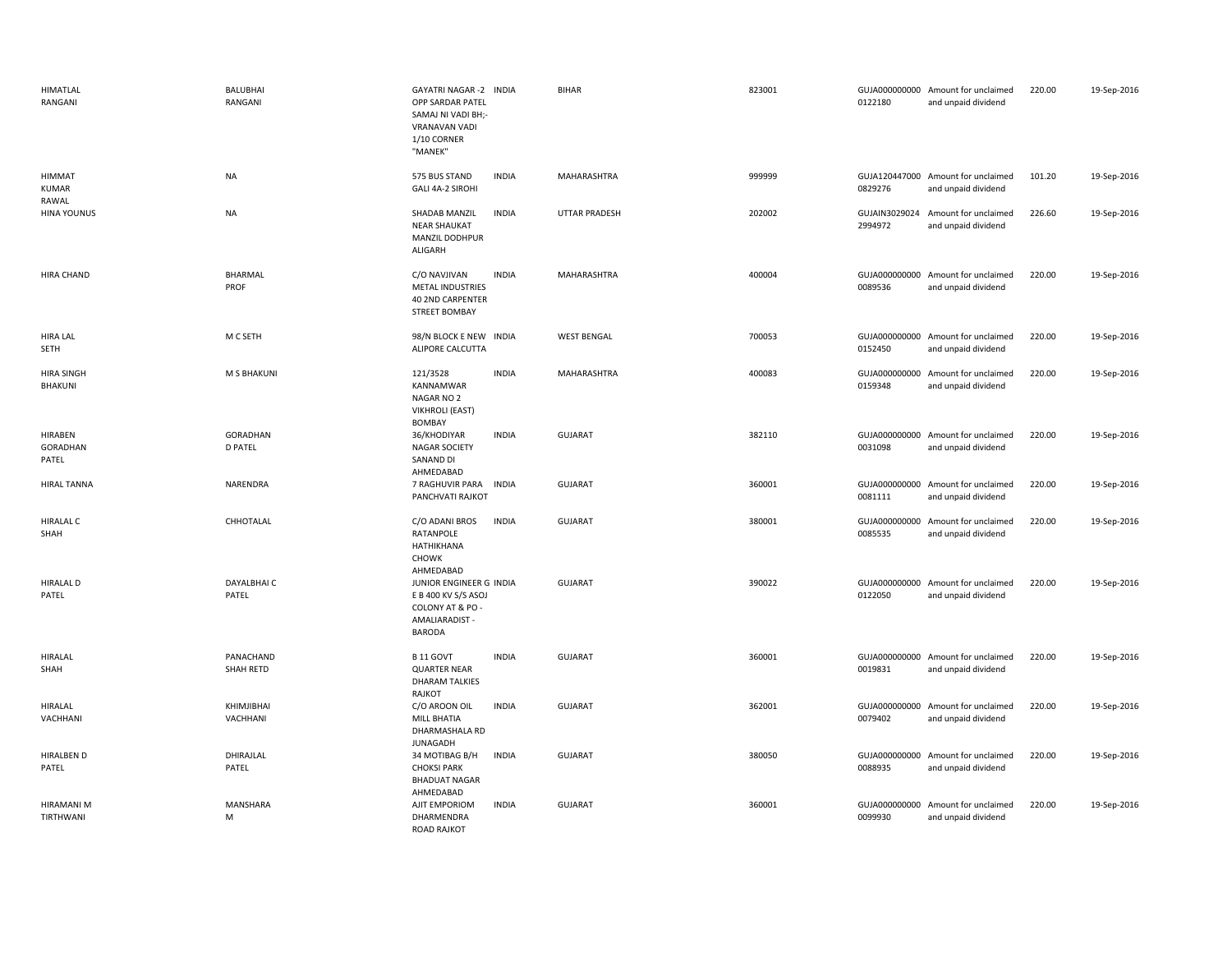| | | | | | | | | | |
|---|---|---|---|---|---|---|---|---|---|
| HIMATLAL RANGANI | BALUBHAI RANGANI | GAYATRI NAGAR -2 OPP SARDAR PATEL SAMAJ NI VADI BH;- VRANAVAN VADI 1/10 CORNER "MANEK" | INDIA | BIHAR | 823001 | GUJA0000000000122180 | Amount for unclaimed and unpaid dividend | 220.00 | 19-Sep-2016 |
| HIMMAT KUMAR RAWAL | NA | 575 BUS STAND GALI 4A-2 SIROHI | INDIA | MAHARASHTRA | 999999 | GUJA1204470000829276 | Amount for unclaimed and unpaid dividend | 101.20 | 19-Sep-2016 |
| HINA YOUNUS | NA | SHADAB MANZIL NEAR SHAUKAT MANZIL DODHPUR ALIGARH | INDIA | UTTAR PRADESH | 202002 | GUJAIN30290242994972 | Amount for unclaimed and unpaid dividend | 226.60 | 19-Sep-2016 |
| HIRA CHAND | BHARMAL PROF | C/O NAVJIVAN METAL INDUSTRIES 40 2ND CARPENTER STREET BOMBAY | INDIA | MAHARASHTRA | 400004 | GUJA0000000000089536 | Amount for unclaimed and unpaid dividend | 220.00 | 19-Sep-2016 |
| HIRA LAL SETH | M C SETH | 98/N BLOCK E NEW ALIPORE CALCUTTA | INDIA | WEST BENGAL | 700053 | GUJA0000000000152450 | Amount for unclaimed and unpaid dividend | 220.00 | 19-Sep-2016 |
| HIRA SINGH BHAKUNI | M S BHAKUNI | 121/3528 KANNAMWAR NAGAR NO 2 VIKHROLI (EAST) BOMBAY | INDIA | MAHARASHTRA | 400083 | GUJA0000000000159348 | Amount for unclaimed and unpaid dividend | 220.00 | 19-Sep-2016 |
| HIRABEN GORADHAN PATEL | GORADHAN D PATEL | 36/KHODIYAR NAGAR SOCIETY SANAND DI AHMEDABAD | INDIA | GUJARAT | 382110 | GUJA0000000000031098 | Amount for unclaimed and unpaid dividend | 220.00 | 19-Sep-2016 |
| HIRAL TANNA | NARENDRA | 7 RAGHUVIR PARA PANCHVATI RAJKOT | INDIA | GUJARAT | 360001 | GUJA0000000000081111 | Amount for unclaimed and unpaid dividend | 220.00 | 19-Sep-2016 |
| HIRALAL C SHAH | CHHOTALAL | C/O ADANI BROS RATANPOLE HATHIKHANA CHOWK AHMEDABAD | INDIA | GUJARAT | 380001 | GUJA0000000000085535 | Amount for unclaimed and unpaid dividend | 220.00 | 19-Sep-2016 |
| HIRALAL D PATEL | DAYALBHAI C PATEL | JUNIOR ENGINEER G E B 400 KV S/S ASOJ COLONY AT & PO - AMALIARADIST - BARODA | INDIA | GUJARAT | 390022 | GUJA0000000000122050 | Amount for unclaimed and unpaid dividend | 220.00 | 19-Sep-2016 |
| HIRALAL SHAH | PANACHAND SHAH RETD | B 11 GOVT QUARTER NEAR DHARAM TALKIES RAJKOT | INDIA | GUJARAT | 360001 | GUJA0000000000019831 | Amount for unclaimed and unpaid dividend | 220.00 | 19-Sep-2016 |
| HIRALAL VACHHANI | KHIMJIBHAI VACHHANI | C/O AROON OIL MILL BHATIA DHARMASHALA RD JUNAGADH | INDIA | GUJARAT | 362001 | GUJA0000000000079402 | Amount for unclaimed and unpaid dividend | 220.00 | 19-Sep-2016 |
| HIRALBEN D PATEL | DHIRAJLAL PATEL | 34 MOTIBAG B/H CHOKSI PARK BHADUAT NAGAR AHMEDABAD | INDIA | GUJARAT | 380050 | GUJA0000000000088935 | Amount for unclaimed and unpaid dividend | 220.00 | 19-Sep-2016 |
| HIRAMANI M TIRTHWANI | MANSHARA M | AJIT EMPORIOM DHARMENDRA ROAD RAJKOT | INDIA | GUJARAT | 360001 | GUJA0000000000099930 | Amount for unclaimed and unpaid dividend | 220.00 | 19-Sep-2016 |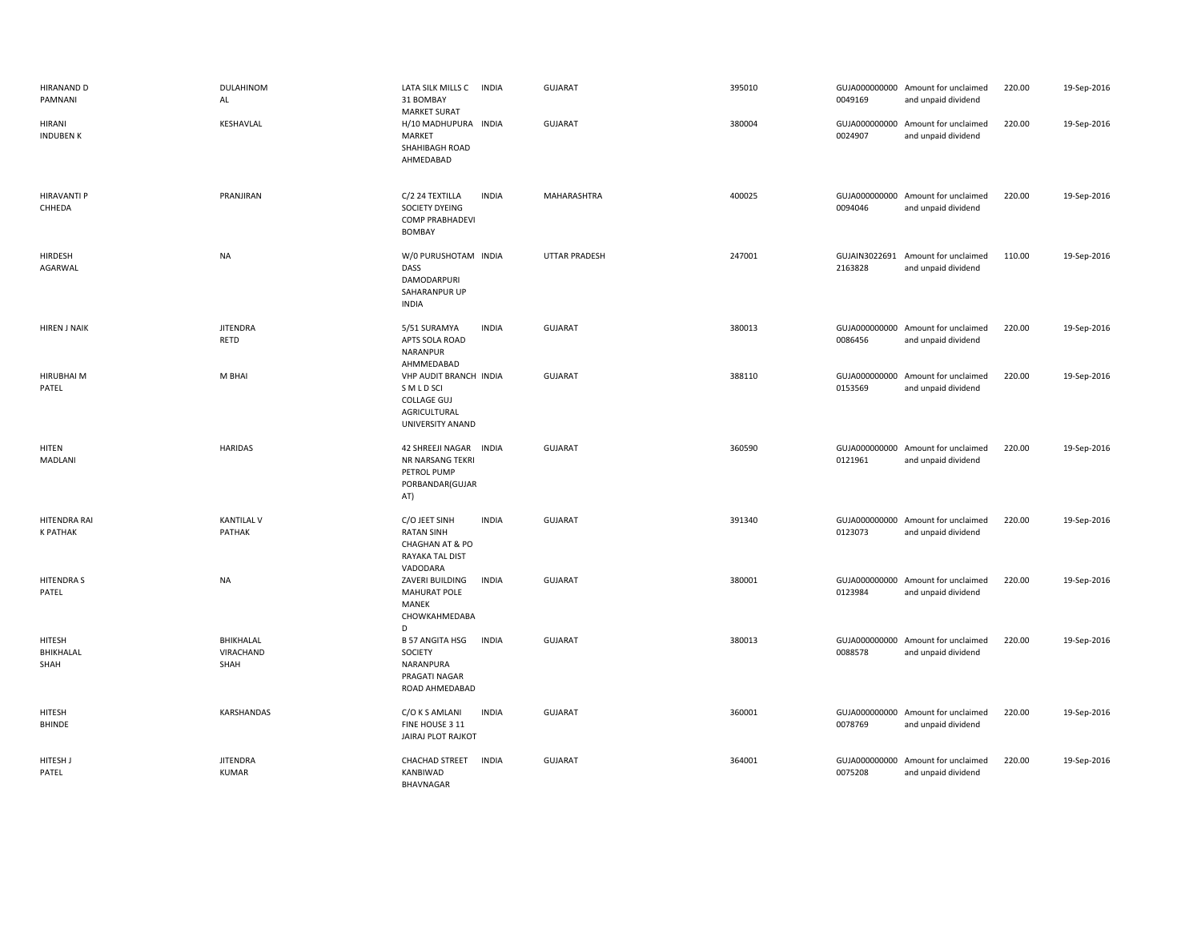| | | | | | | | | | |
|---|---|---|---|---|---|---|---|---|---|
| HIRANAND D PAMNANI | DULAHINOM AL | LATA SILK MILLS C 31 BOMBAY MARKET SURAT | INDIA | GUJARAT | 395010 | GUJA000000000 0049169 | Amount for unclaimed and unpaid dividend | 220.00 | 19-Sep-2016 |
| HIRANI INDUBEN K | KESHAVLAL | H/10 MADHUPURA MARKET SHAHIBAGH ROAD AHMEDABAD | INDIA | GUJARAT | 380004 | GUJA000000000 0024907 | Amount for unclaimed and unpaid dividend | 220.00 | 19-Sep-2016 |
| HIRAVANTI P CHHEDA | PRANJIRAN | C/2 24 TEXTILLA SOCIETY DYEING COMP PRABHADEVI BOMBAY | INDIA | MAHARASHTRA | 400025 | GUJA000000000 0094046 | Amount for unclaimed and unpaid dividend | 220.00 | 19-Sep-2016 |
| HIRDESH AGARWAL | NA | W/0 PURUSHOTAM DASS DAMODARPURI SAHARANPUR UP INDIA | INDIA | UTTAR PRADESH | 247001 | GUJAIN3022691 2163828 | Amount for unclaimed and unpaid dividend | 110.00 | 19-Sep-2016 |
| HIREN J NAIK | JITENDRA RETD | 5/51 SURAMYA APTS SOLA ROAD NARANPUR AHMMEDABAD | INDIA | GUJARAT | 380013 | GUJA000000000 0086456 | Amount for unclaimed and unpaid dividend | 220.00 | 19-Sep-2016 |
| HIRUBHAI M PATEL | M BHAI | VHP AUDIT BRANCH S M L D SCI COLLAGE GUJ AGRICULTURAL UNIVERSITY ANAND | INDIA | GUJARAT | 388110 | GUJA000000000 0153569 | Amount for unclaimed and unpaid dividend | 220.00 | 19-Sep-2016 |
| HITEN MADLANI | HARIDAS | 42 SHREEJI NAGAR NR NARSANG TEKRI PETROL PUMP PORBANDAR(GUJAR AT) | INDIA | GUJARAT | 360590 | GUJA000000000 0121961 | Amount for unclaimed and unpaid dividend | 220.00 | 19-Sep-2016 |
| HITENDRA RAI K PATHAK | KANTILAL V PATHAK | C/O JEET SINH RATAN SINH CHAGHAN AT & PO RAYAKA TAL DIST VADODARA | INDIA | GUJARAT | 391340 | GUJA000000000 0123073 | Amount for unclaimed and unpaid dividend | 220.00 | 19-Sep-2016 |
| HITENDRA S PATEL | NA | ZAVERI BUILDING MAHURAT POLE MANEK CHOWKAHMEDABA D | INDIA | GUJARAT | 380001 | GUJA000000000 0123984 | Amount for unclaimed and unpaid dividend | 220.00 | 19-Sep-2016 |
| HITESH BHIKHALAL SHAH | BHIKHALAL VIRACHAND SHAH | B 57 ANGITA HSG SOCIETY NARANPURA PRAGATI NAGAR ROAD AHMEDABAD | INDIA | GUJARAT | 380013 | GUJA000000000 0088578 | Amount for unclaimed and unpaid dividend | 220.00 | 19-Sep-2016 |
| HITESH BHINDE | KARSHANDAS | C/O K S AMLANI FINE HOUSE 3 11 JAIRAJ PLOT RAJKOT | INDIA | GUJARAT | 360001 | GUJA000000000 0078769 | Amount for unclaimed and unpaid dividend | 220.00 | 19-Sep-2016 |
| HITESH J PATEL | JITENDRA KUMAR | CHACHAD STREET KANBIWAD BHAVNAGAR | INDIA | GUJARAT | 364001 | GUJA000000000 0075208 | Amount for unclaimed and unpaid dividend | 220.00 | 19-Sep-2016 |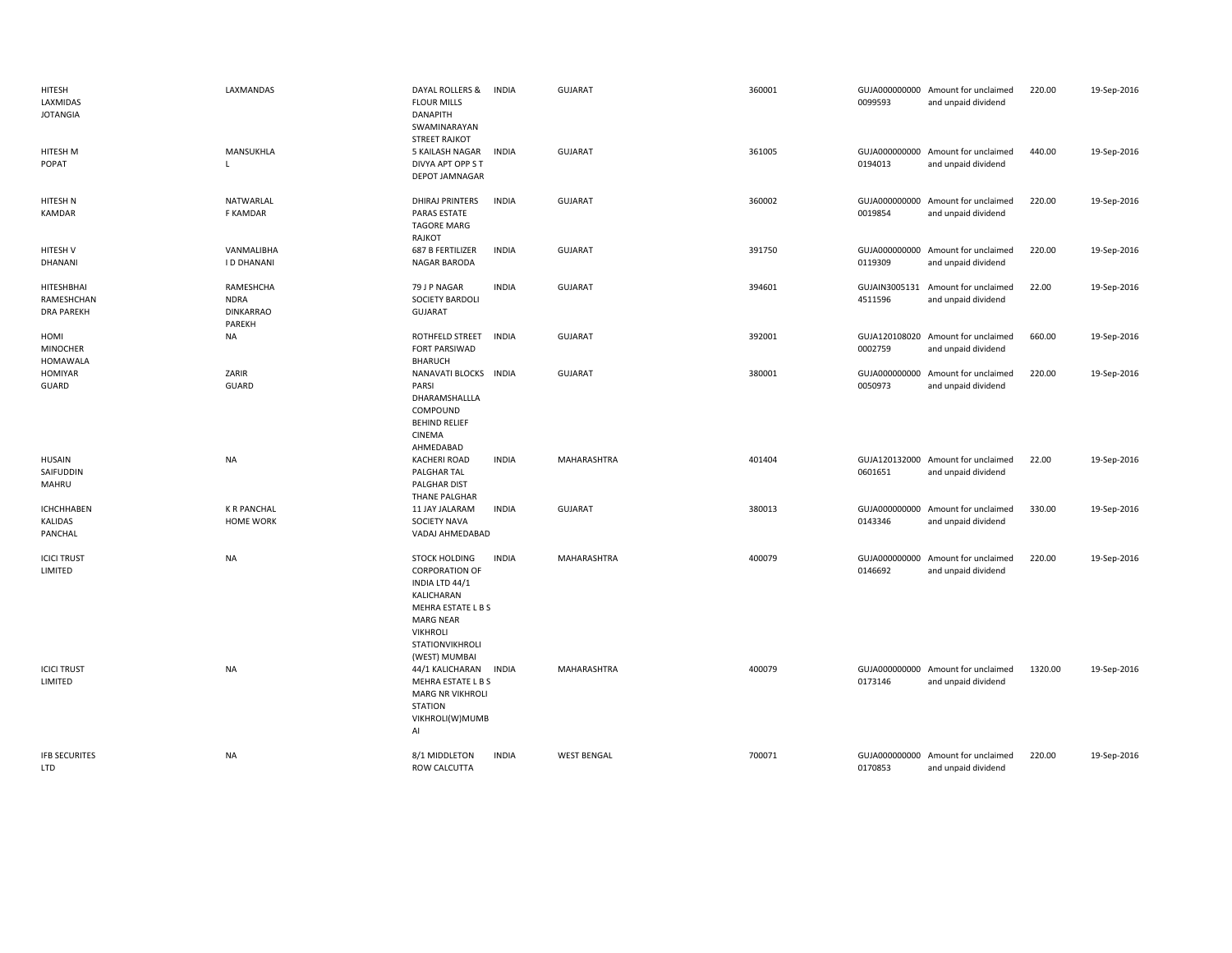| | | | | | | | | | |
|---|---|---|---|---|---|---|---|---|---|
| HITESH LAXMIDAS JOTANGIA | LAXMANDAS | DAYAL ROLLERS & FLOUR MILLS DANAPITH SWAMINARAYAN STREET RAJKOT | INDIA | GUJARAT | 360001 | GUJA000000000 0099593 | Amount for unclaimed and unpaid dividend | 220.00 | 19-Sep-2016 |
| HITESH M POPAT | MANSUKHLA L | 5 KAILASH NAGAR DIVYA APT OPP S T DEPOT JAMNAGAR | INDIA | GUJARAT | 361005 | GUJA000000000 0194013 | Amount for unclaimed and unpaid dividend | 440.00 | 19-Sep-2016 |
| HITESH N KAMDAR | NATWARLAL F KAMDAR | DHIRAJ PRINTERS PARAS ESTATE TAGORE MARG RAJKOT | INDIA | GUJARAT | 360002 | GUJA000000000 0019854 | Amount for unclaimed and unpaid dividend | 220.00 | 19-Sep-2016 |
| HITESH V DHANANI | VANMALIBHA I D DHANANI | 687 B FERTILIZER NAGAR BARODA | INDIA | GUJARAT | 391750 | GUJA000000000 0119309 | Amount for unclaimed and unpaid dividend | 220.00 | 19-Sep-2016 |
| HITESHBHAI RAMESHCHAN DRA PAREKH | RAMESHCHA NDRA DINKARRAO PAREKH | 79 J P NAGAR SOCIETY BARDOLI GUJARAT | INDIA | GUJARAT | 394601 | GUJAIN3005131 4511596 | Amount for unclaimed and unpaid dividend | 22.00 | 19-Sep-2016 |
| HOMI MINOCHER HOMAWALA | NA | ROTHFELD STREET FORT PARSIWAD BHARUCH | INDIA | GUJARAT | 392001 | GUJA120108020 0002759 | Amount for unclaimed and unpaid dividend | 660.00 | 19-Sep-2016 |
| HOMIYAR GUARD | ZARIR GUARD | NANAVATI BLOCKS PARSI DHARAMSHALLLA COMPOUND BEHIND RELIEF CINEMA AHMEDABAD | INDIA | GUJARAT | 380001 | GUJA000000000 0050973 | Amount for unclaimed and unpaid dividend | 220.00 | 19-Sep-2016 |
| HUSAIN SAIFUDDIN MAHRU | NA | KACHERI ROAD PALGHAR TAL PALGHAR DIST THANE PALGHAR | INDIA | MAHARASHTRA | 401404 | GUJA120132000 0601651 | Amount for unclaimed and unpaid dividend | 22.00 | 19-Sep-2016 |
| ICHCHHABEN KALIDAS PANCHAL | K R PANCHAL HOME WORK | 11 JAY JALARAM SOCIETY NAVA VADAJ AHMEDABAD | INDIA | GUJARAT | 380013 | GUJA000000000 0143346 | Amount for unclaimed and unpaid dividend | 330.00 | 19-Sep-2016 |
| ICICI TRUST LIMITED | NA | STOCK HOLDING CORPORATION OF INDIA LTD 44/1 KALICHARAN MEHRA ESTATE L B S MARG NEAR VIKHROLI STATIONVIKHROLI (WEST) MUMBAI | INDIA | MAHARASHTRA | 400079 | GUJA000000000 0146692 | Amount for unclaimed and unpaid dividend | 220.00 | 19-Sep-2016 |
| ICICI TRUST LIMITED | NA | 44/1 KALICHARAN MEHRA ESTATE L B S MARG NR VIKHROLI STATION VIKHROLI(W)MUMB AI | INDIA | MAHARASHTRA | 400079 | GUJA000000000 0173146 | Amount for unclaimed and unpaid dividend | 1320.00 | 19-Sep-2016 |
| IFB SECURITES LTD | NA | 8/1 MIDDLETON ROW CALCUTTA | INDIA | WEST BENGAL | 700071 | GUJA000000000 0170853 | Amount for unclaimed and unpaid dividend | 220.00 | 19-Sep-2016 |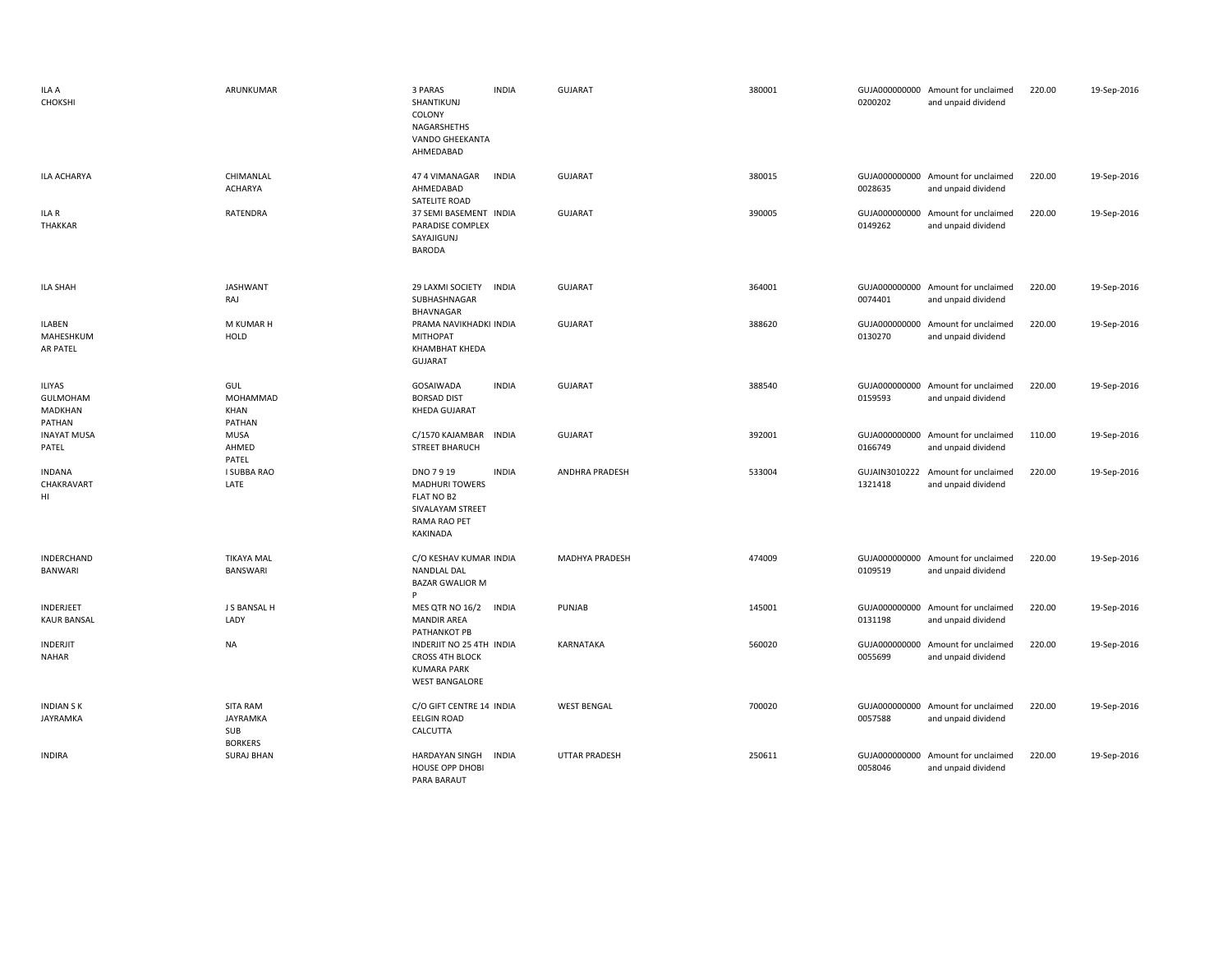| | | | | | | | | | |
|---|---|---|---|---|---|---|---|---|---|
| ILA A CHOKSHI | ARUNKUMAR | 3 PARAS SHANTIKUNJ COLONY NAGARSHETHS VANDO GHEEKANTA AHMEDABAD | INDIA | GUJARAT | 380001 | GUJA000000000 0200202 | Amount for unclaimed and unpaid dividend | 220.00 | 19-Sep-2016 |
| ILA ACHARYA | CHIMANLAL ACHARYA | 47 4 VIMANAGAR AHMEDABAD SATELITE ROAD | INDIA | GUJARAT | 380015 | GUJA000000000 0028635 | Amount for unclaimed and unpaid dividend | 220.00 | 19-Sep-2016 |
| ILA R THAKKAR | RATENDRA | 37 SEMI BASEMENT PARADISE COMPLEX SAYAJIGUNJ BARODA | INDIA | GUJARAT | 390005 | GUJA000000000 0149262 | Amount for unclaimed and unpaid dividend | 220.00 | 19-Sep-2016 |
| ILA SHAH | JASHWANT RAJ | 29 LAXMI SOCIETY SUBHASHNAGAR BHAVNAGAR | INDIA | GUJARAT | 364001 | GUJA000000000 0074401 | Amount for unclaimed and unpaid dividend | 220.00 | 19-Sep-2016 |
| ILABEN MAHESHKUM AR PATEL | M KUMAR H HOLD | PRAMA NAVIKHADKI MITHOPAT KHAMBHAT KHEDA GUJARAT | INDIA | GUJARAT | 388620 | GUJA000000000 0130270 | Amount for unclaimed and unpaid dividend | 220.00 | 19-Sep-2016 |
| ILIYAS GULMOHAM MADKHAN PATHAN | GUL MOHAMMAD KHAN PATHAN | GOSAIWADA BORSAD DIST KHEDA GUJARAT | INDIA | GUJARAT | 388540 | GUJA000000000 0159593 | Amount for unclaimed and unpaid dividend | 220.00 | 19-Sep-2016 |
| INAYAT MUSA PATEL | MUSA AHMED PATEL | C/1570 KAJAMBAR STREET BHARUCH | INDIA | GUJARAT | 392001 | GUJA000000000 0166749 | Amount for unclaimed and unpaid dividend | 110.00 | 19-Sep-2016 |
| INDANA CHAKRAVART HI | I SUBBA RAO LATE | DNO 7 9 19 MADHURI TOWERS FLAT NO B2 SIVALAYAM STREET RAMA RAO PET KAKINADA | INDIA | ANDHRA PRADESH | 533004 | GUJAIN3010222 1321418 | Amount for unclaimed and unpaid dividend | 220.00 | 19-Sep-2016 |
| INDERCHAND BANWARI | TIKAYA MAL BANSWARI | C/O KESHAV KUMAR NANDLAL DAL BAZAR GWALIOR M P | INDIA | MADHYA PRADESH | 474009 | GUJA000000000 0109519 | Amount for unclaimed and unpaid dividend | 220.00 | 19-Sep-2016 |
| INDERJEET KAUR BANSAL | J S BANSAL H LADY | MES QTR NO 16/2 MANDIR AREA PATHANKOT PB | INDIA | PUNJAB | 145001 | GUJA000000000 0131198 | Amount for unclaimed and unpaid dividend | 220.00 | 19-Sep-2016 |
| INDERJIT NAHAR | NA | INDERJIT NO 25 4TH CROSS 4TH BLOCK KUMARA PARK WEST BANGALORE | INDIA | KARNATAKA | 560020 | GUJA000000000 0055699 | Amount for unclaimed and unpaid dividend | 220.00 | 19-Sep-2016 |
| INDIAN S K JAYRAMKA | SITA RAM JAYRAMKA SUB BORKERS | C/O GIFT CENTRE 14 EELGIN ROAD CALCUTTA | INDIA | WEST BENGAL | 700020 | GUJA000000000 0057588 | Amount for unclaimed and unpaid dividend | 220.00 | 19-Sep-2016 |
| INDIRA | SURAJ BHAN | HARDAYAN SINGH HOUSE OPP DHOBI PARA BARAUT | INDIA | UTTAR PRADESH | 250611 | GUJA000000000 0058046 | Amount for unclaimed and unpaid dividend | 220.00 | 19-Sep-2016 |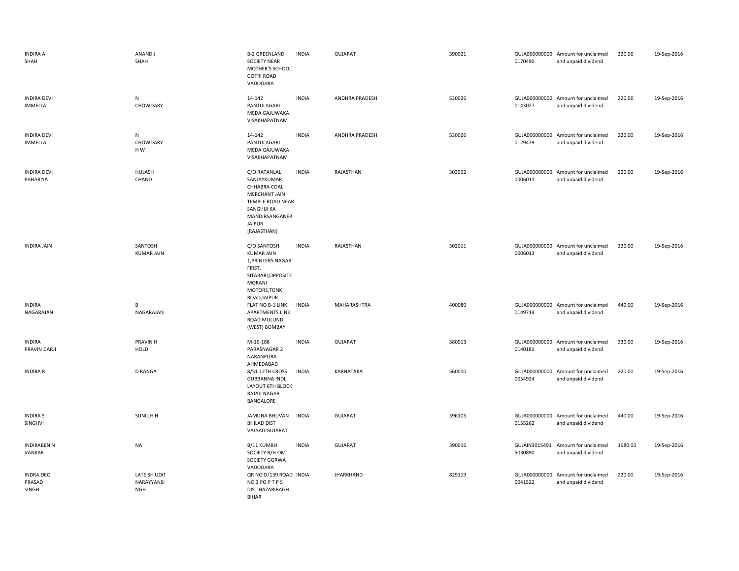| | | | | | | | | | |
|---|---|---|---|---|---|---|---|---|---|
| INDIRA A SHAH | ANAND J SHAH | B-2 GREENLAND SOCIETY NEAR MOTHER'S SCHOOL GOTRI ROAD VADODARA | INDIA | GUJARAT | 390021 | GUJA000000000 0170490 | Amount for unclaimed and unpaid dividend | 220.00 | 19-Sep-2016 |
| INDIRA DEVI IMMELLA | N CHOWDARY | 14-142 PANTULAGARI MEDA GAJUWAKA VISAKHAPATNAM | INDIA | ANDHRA PRADESH | 530026 | GUJA000000000 0143027 | Amount for unclaimed and unpaid dividend | 220.00 | 19-Sep-2016 |
| INDIRA DEVI IMMELLA | N CHOWDARY H W | 14-142 PANTULAGARI MEDA GAJUWAKA VISAKHAPATNAM | INDIA | ANDHRA PRADESH | 530026 | GUJA000000000 0129479 | Amount for unclaimed and unpaid dividend | 220.00 | 19-Sep-2016 |
| INDIRA DEVI PAHARIYA | HULASH CHAND | C/O RATANLAL SANJAYKUMAR CHHABRA COAL MERCHANT JAIN TEMPLE ROAD NEAR SANGHIJI KA MANDIRSANGANER JAIPUR [RAJASTHAN] | INDIA | RAJASTHAN | 303902 | GUJA000000000 0006011 | Amount for unclaimed and unpaid dividend | 220.00 | 19-Sep-2016 |
| INDIRA JAIN | SANTOSH KUMAR JAIN | C/O SANTOSH KUMAR JAIN 1,PRINTERS NAGAR FIRST, SITABARI,OPPOSITE MORANI MOTORS,TONK ROAD,JAIPUR | INDIA | RAJASTHAN | 302011 | GUJA000000000 0006013 | Amount for unclaimed and unpaid dividend | 220.00 | 19-Sep-2016 |
| INDIRA NAGARAJAN | B NAGARAJAN | FLAT NO B-1 LINK APARTMENTS LINK ROAD MULUND (WEST) BOMBAY | INDIA | MAHARASHTRA | 400080 | GUJA000000000 0149714 | Amount for unclaimed and unpaid dividend | 440.00 | 19-Sep-2016 |
| INDIRA PRAVIN DARJI | PRAVIN H HOLD | M-16-188 PARASNAGAR 2 NARANPURA AHMEDABAD | INDIA | GUJARAT | 380013 | GUJA000000000 0140181 | Amount for unclaimed and unpaid dividend | 330.00 | 19-Sep-2016 |
| INDIRA R | D RANGA | 8/51 12TH CROSS GUBBANNA INDL LAYOUT 6TH BLOCK RAJAJI NAGAR BANGALORE | INDIA | KARNATAKA | 560010 | GUJA000000000 0054924 | Amount for unclaimed and unpaid dividend | 220.00 | 19-Sep-2016 |
| INDIRA S SINGHVI | SUNIL H H | JAMUNA BHUVAN BHILAD DIST VALSAD GUJARAT | INDIA | GUJARAT | 396105 | GUJA000000000 0155262 | Amount for unclaimed and unpaid dividend | 440.00 | 19-Sep-2016 |
| INDIRABEN N VANKAR | NA | B/11 KUMBH SOCIETY B/H OM SOCIETY GORWA VADODARA | INDIA | GUJARAT | 390016 | GUJAIN3015491 5030890 | Amount for unclaimed and unpaid dividend | 1980.00 | 19-Sep-2016 |
| INDRA DEO PRASAD SINGH | LATE SH UDIT NARAYYANSI NGH | QR NO D/139 ROAD NO 3 PO P T P S DIST HAZARIBAGH BIHAR | INDIA | JHARKHAND | 829119 | GUJA000000000 0041522 | Amount for unclaimed and unpaid dividend | 220.00 | 19-Sep-2016 |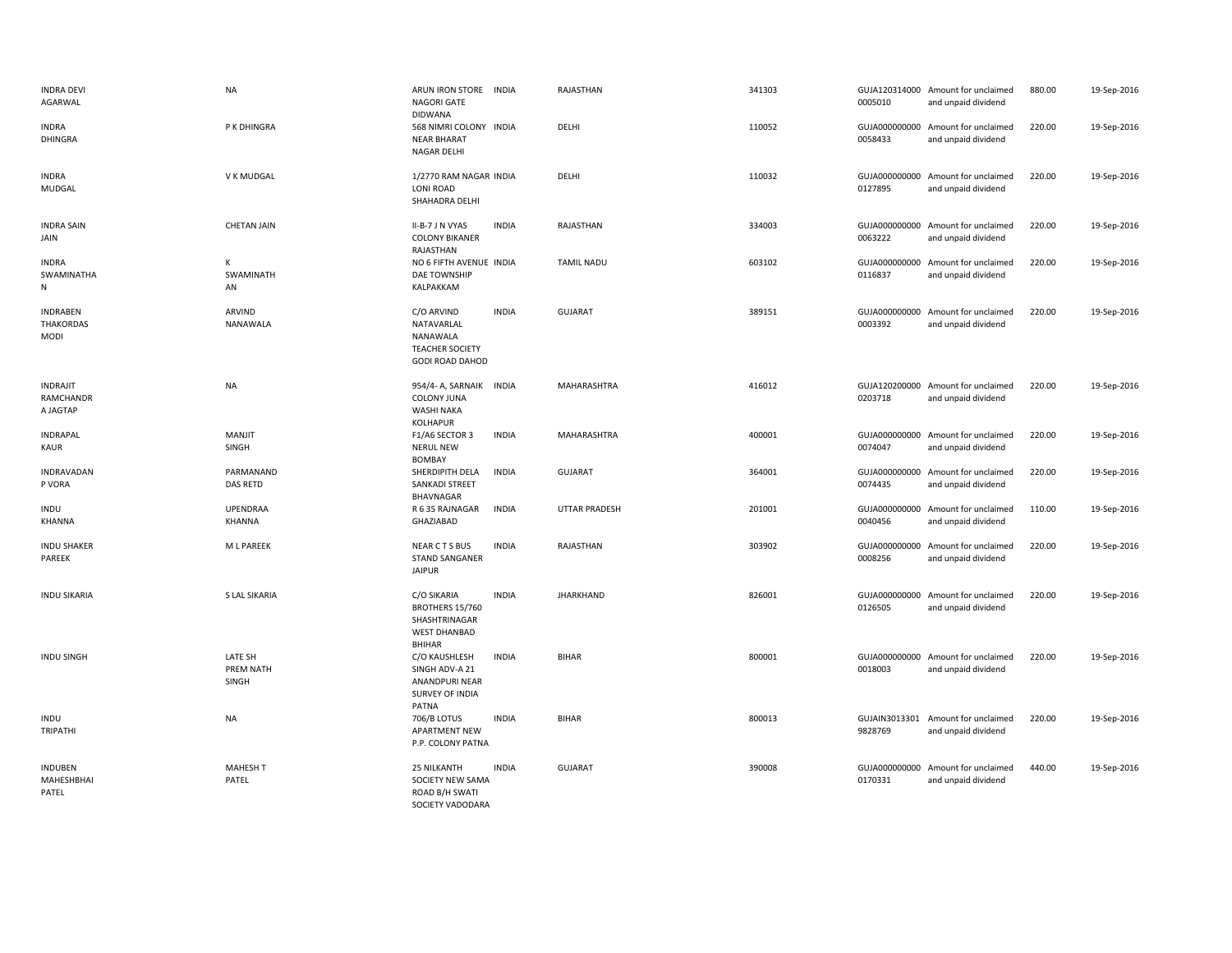| | | | | | | | | | |
|---|---|---|---|---|---|---|---|---|---|
| INDRA DEVI AGARWAL | NA | ARUN IRON STORE NAGORI GATE DIDWANA | INDIA | RAJASTHAN | 341303 | GUJA120314000 0005010 | Amount for unclaimed and unpaid dividend | 880.00 | 19-Sep-2016 |
| INDRA DHINGRA | P K DHINGRA | 568 NIMRI COLONY NEAR BHARAT NAGAR DELHI | INDIA | DELHI | 110052 | GUJA000000000 0058433 | Amount for unclaimed and unpaid dividend | 220.00 | 19-Sep-2016 |
| INDRA MUDGAL | V K MUDGAL | 1/2770 RAM NAGAR LONI ROAD SHAHADRA DELHI | INDIA | DELHI | 110032 | GUJA000000000 0127895 | Amount for unclaimed and unpaid dividend | 220.00 | 19-Sep-2016 |
| INDRA SAIN JAIN | CHETAN JAIN | II-B-7 J N VYAS COLONY BIKANER RAJASTHAN | INDIA | RAJASTHAN | 334003 | GUJA000000000 0063222 | Amount for unclaimed and unpaid dividend | 220.00 | 19-Sep-2016 |
| INDRA SWAMINATHAN | K SWAMINATHAN | NO 6 FIFTH AVENUE DAE TOWNSHIP KALPAKKAM | INDIA | TAMIL NADU | 603102 | GUJA000000000 0116837 | Amount for unclaimed and unpaid dividend | 220.00 | 19-Sep-2016 |
| INDRABEN THAKORDAS MODI | ARVIND NANAWALA | C/O ARVIND NATAVARLAL NANAWALA TEACHER SOCIETY GODI ROAD DAHOD | INDIA | GUJARAT | 389151 | GUJA000000000 0003392 | Amount for unclaimed and unpaid dividend | 220.00 | 19-Sep-2016 |
| INDRAJIT RAMCHANDRA JAGTAP | NA | 954/4- A, SARNAIK COLONY JUNA WASHI NAKA KOLHAPUR | INDIA | MAHARASHTRA | 416012 | GUJA120200000 0203718 | Amount for unclaimed and unpaid dividend | 220.00 | 19-Sep-2016 |
| INDRAPAL KAUR | MANJIT SINGH | F1/A6 SECTOR 3 NERUL NEW BOMBAY | INDIA | MAHARASHTRA | 400001 | GUJA000000000 0074047 | Amount for unclaimed and unpaid dividend | 220.00 | 19-Sep-2016 |
| INDRAVADAN P VORA | PARMANAND DAS RETD | SHERDIPITH DELA SANKADI STREET BHAVNAGAR | INDIA | GUJARAT | 364001 | GUJA000000000 0074435 | Amount for unclaimed and unpaid dividend | 220.00 | 19-Sep-2016 |
| INDU KHANNA | UPENDRAA KHANNA | R 6 35 RAJNAGAR GHAZIABAD | INDIA | UTTAR PRADESH | 201001 | GUJA000000000 0040456 | Amount for unclaimed and unpaid dividend | 110.00 | 19-Sep-2016 |
| INDU SHAKER PAREEK | M L PAREEK | NEAR C T S BUS STAND SANGANER JAIPUR | INDIA | RAJASTHAN | 303902 | GUJA000000000 0008256 | Amount for unclaimed and unpaid dividend | 220.00 | 19-Sep-2016 |
| INDU SIKARIA | S LAL SIKARIA | C/O SIKARIA BROTHERS 15/760 SHASHTRINAGAR WEST DHANBAD BHIHAR | INDIA | JHARKHAND | 826001 | GUJA000000000 0126505 | Amount for unclaimed and unpaid dividend | 220.00 | 19-Sep-2016 |
| INDU SINGH | LATE SH PREM NATH SINGH | C/O KAUSHLESH SINGH ADV-A 21 ANANDPURI NEAR SURVEY OF INDIA PATNA | INDIA | BIHAR | 800001 | GUJA000000000 0018003 | Amount for unclaimed and unpaid dividend | 220.00 | 19-Sep-2016 |
| INDU TRIPATHI | NA | 706/B LOTUS APARTMENT NEW P.P. COLONY PATNA | INDIA | BIHAR | 800013 | GUJAIN3013301 9828769 | Amount for unclaimed and unpaid dividend | 220.00 | 19-Sep-2016 |
| INDUBEN MAHESHBHAI PATEL | MAHESH T PATEL | 25 NILKANTH SOCIETY NEW SAMA ROAD B/H SWATI SOCIETY VADODARA | INDIA | GUJARAT | 390008 | GUJA000000000 0170331 | Amount for unclaimed and unpaid dividend | 440.00 | 19-Sep-2016 |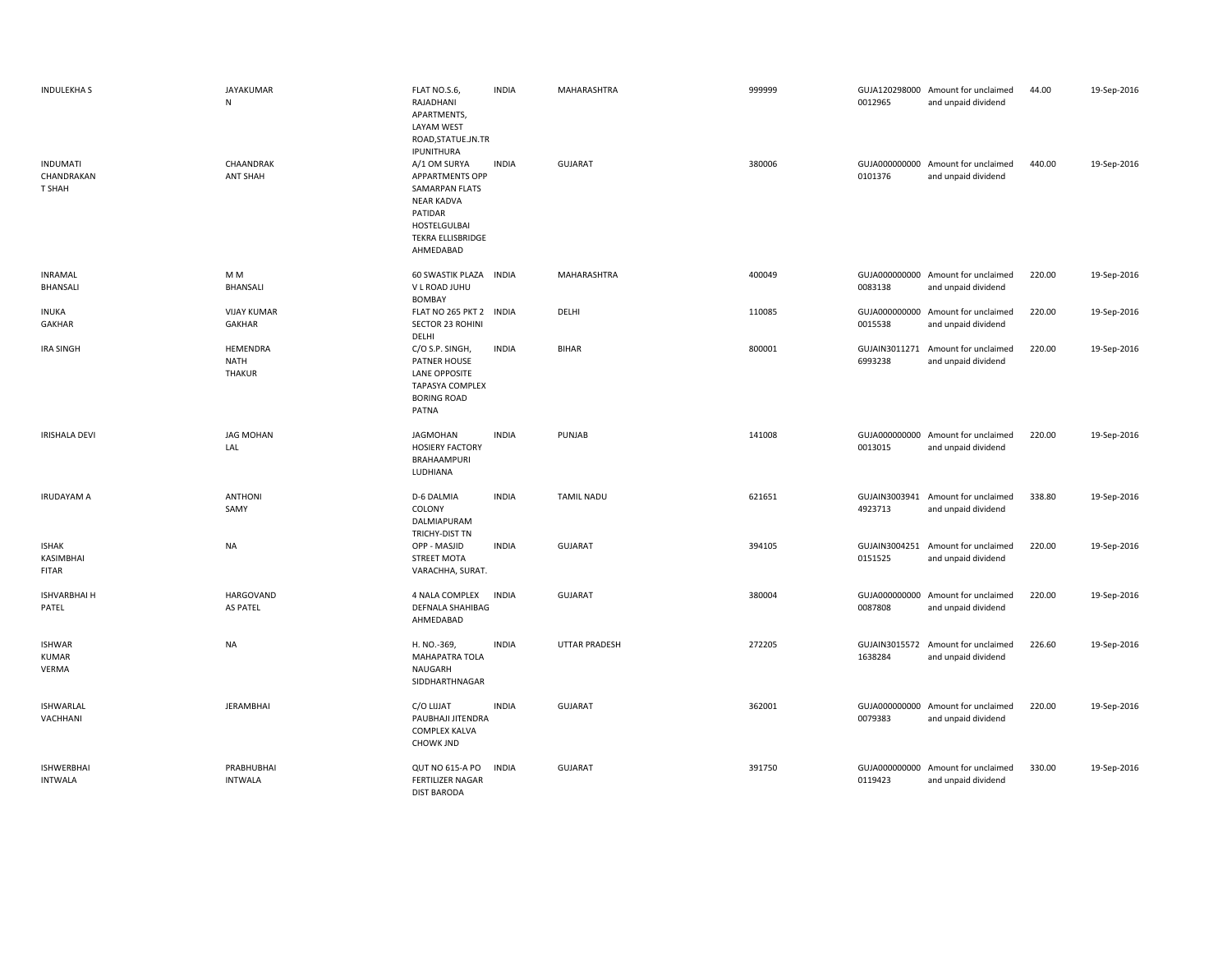| | | | | | | | | | |
|---|---|---|---|---|---|---|---|---|---|
| INDULEKHA S | JAYAKUMAR N | FLAT NO.S.6, RAJADHANI APARTMENTS, LAYAM WEST ROAD,STATUE.JN.TR IPUNITHURA | INDIA | MAHARASHTRA | 999999 | GUJA120298000 0012965 | Amount for unclaimed and unpaid dividend | 44.00 | 19-Sep-2016 |
| INDUMATI CHANDRAKAN T SHAH | CHAANDRAK ANT SHAH | A/1 OM SURYA APPARTMENTS OPP SAMARPAN FLATS NEAR KADVA PATIDAR HOSTELGULBAI TEKRA ELLISBRIDGE AHMEDABAD | INDIA | GUJARAT | 380006 | GUJA000000000 0101376 | Amount for unclaimed and unpaid dividend | 440.00 | 19-Sep-2016 |
| INRAMAL BHANSALI | M M BHANSALI | 60 SWASTIK PLAZA V L ROAD JUHU BOMBAY | INDIA | MAHARASHTRA | 400049 | GUJA000000000 0083138 | Amount for unclaimed and unpaid dividend | 220.00 | 19-Sep-2016 |
| INUKA GAKHAR | VIJAY KUMAR GAKHAR | FLAT NO 265 PKT 2 SECTOR 23 ROHINI DELHI | INDIA | DELHI | 110085 | GUJA000000000 0015538 | Amount for unclaimed and unpaid dividend | 220.00 | 19-Sep-2016 |
| IRA SINGH | HEMENDRA NATH THAKUR | C/O S.P. SINGH, PATNER HOUSE LANE OPPOSITE TAPASYA COMPLEX BORING ROAD PATNA | INDIA | BIHAR | 800001 | GUJAIN3011271 6993238 | Amount for unclaimed and unpaid dividend | 220.00 | 19-Sep-2016 |
| IRISHALA DEVI | JAG MOHAN LAL | JAGMOHAN HOSIERY FACTORY BRAHAAMPURI LUDHIANA | INDIA | PUNJAB | 141008 | GUJA000000000 0013015 | Amount for unclaimed and unpaid dividend | 220.00 | 19-Sep-2016 |
| IRUDAYAM A | ANTHONI SAMY | D-6 DALMIA COLONY DALMIAPURAM TRICHY-DIST TN | INDIA | TAMIL NADU | 621651 | GUJAIN3003941 4923713 | Amount for unclaimed and unpaid dividend | 338.80 | 19-Sep-2016 |
| ISHAK KASIMBHAI FITAR | NA | OPP - MASJID STREET MOTA VARACHHA, SURAT. | INDIA | GUJARAT | 394105 | GUJAIN3004251 0151525 | Amount for unclaimed and unpaid dividend | 220.00 | 19-Sep-2016 |
| ISHVARBHAI H PATEL | HARGOVAND AS PATEL | 4 NALA COMPLEX DEFNALA SHAHIBAG AHMEDABAD | INDIA | GUJARAT | 380004 | GUJA000000000 0087808 | Amount for unclaimed and unpaid dividend | 220.00 | 19-Sep-2016 |
| ISHWAR KUMAR VERMA | NA | H. NO.-369, MAHAPATRA TOLA NAUGARH SIDDHARTHNAGAR | INDIA | UTTAR PRADESH | 272205 | GUJAIN3015572 1638284 | Amount for unclaimed and unpaid dividend | 226.60 | 19-Sep-2016 |
| ISHWARLAL VACHHANI | JERAMBHAI | C/O LIJJAT PAUBHAJI JITENDRA COMPLEX KALVA CHOWK JND | INDIA | GUJARAT | 362001 | GUJA000000000 0079383 | Amount for unclaimed and unpaid dividend | 220.00 | 19-Sep-2016 |
| ISHWERBHAI INTWALA | PRABHUBHAI INTWALA | QUT NO 615-A PO FERTILIZER NAGAR DIST BARODA | INDIA | GUJARAT | 391750 | GUJA000000000 0119423 | Amount for unclaimed and unpaid dividend | 330.00 | 19-Sep-2016 |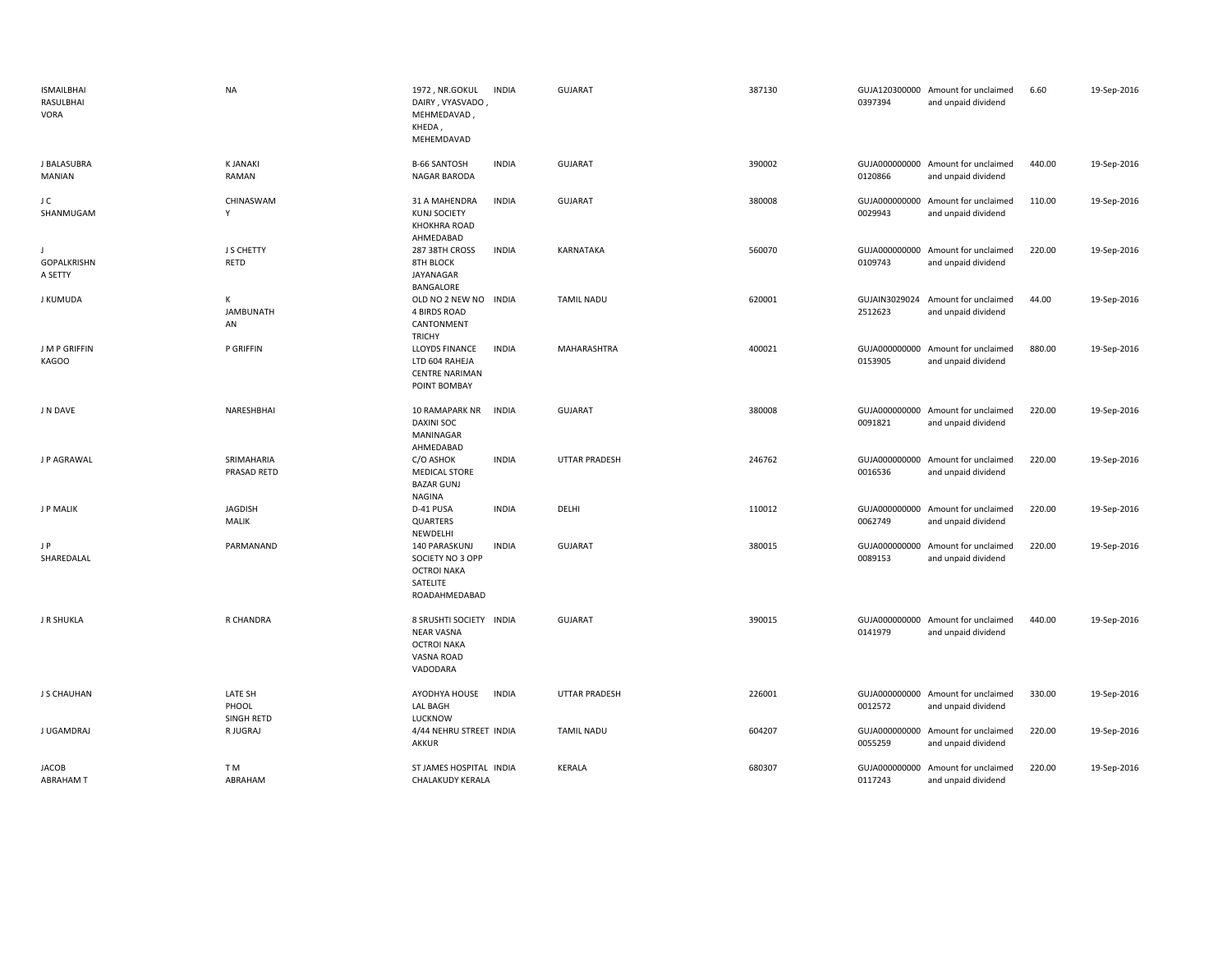| | | | | | | | | | |
|---|---|---|---|---|---|---|---|---|---|
| ISMAILBHAI RASULBHAI VORA | NA | 1972 , NR.GOKUL DAIRY , VYASVADO , MEHMEDAVAD , KHEDA , MEHEMDAVAD | INDIA | GUJARAT | 387130 | GUJA120300000 0397394 | Amount for unclaimed and unpaid dividend | 6.60 | 19-Sep-2016 |
| J BALASUBRA MANIAN | K JANAKI RAMAN | B-66 SANTOSH NAGAR BARODA | INDIA | GUJARAT | 390002 | GUJA000000000 0120866 | Amount for unclaimed and unpaid dividend | 440.00 | 19-Sep-2016 |
| J C SHANMUGAM | CHINASWAM Y | 31 A MAHENDRA KUNJ SOCIETY KHOKHRA ROAD AHMEDABAD | INDIA | GUJARAT | 380008 | GUJA000000000 0029943 | Amount for unclaimed and unpaid dividend | 110.00 | 19-Sep-2016 |
| J GOPALKRISHN A SETTY | J S CHETTY RETD | 287 38TH CROSS 8TH BLOCK JAYANAGAR BANGALORE | INDIA | KARNATAKA | 560070 | GUJA000000000 0109743 | Amount for unclaimed and unpaid dividend | 220.00 | 19-Sep-2016 |
| J KUMUDA | K JAMBUNATH AN | OLD NO 2 NEW NO 4 BIRDS ROAD CANTONMENT TRICHY | INDIA | TAMIL NADU | 620001 | GUJAIN3029024 2512623 | Amount for unclaimed and unpaid dividend | 44.00 | 19-Sep-2016 |
| J M P GRIFFIN KAGOO | P GRIFFIN | LLOYDS FINANCE LTD 604 RAHEJA CENTRE NARIMAN POINT BOMBAY | INDIA | MAHARASHTRA | 400021 | GUJA000000000 0153905 | Amount for unclaimed and unpaid dividend | 880.00 | 19-Sep-2016 |
| J N DAVE | NARESHBHAI | 10 RAMAPARK NR DAXINI SOC MANINAGAR AHMEDABAD | INDIA | GUJARAT | 380008 | GUJA000000000 0091821 | Amount for unclaimed and unpaid dividend | 220.00 | 19-Sep-2016 |
| J P AGRAWAL | SRIMAHARIA PRASAD RETD | C/O ASHOK MEDICAL STORE BAZAR GUNJ NAGINA | INDIA | UTTAR PRADESH | 246762 | GUJA000000000 0016536 | Amount for unclaimed and unpaid dividend | 220.00 | 19-Sep-2016 |
| J P MALIK | JAGDISH MALIK | D-41 PUSA QUARTERS NEWDELHI | INDIA | DELHI | 110012 | GUJA000000000 0062749 | Amount for unclaimed and unpaid dividend | 220.00 | 19-Sep-2016 |
| J P SHAREDALAL | PARMANAND | 140 PARASKUNJ SOCIETY NO 3 OPP OCTROI NAKA SATELITE ROADAHMEDABAD | INDIA | GUJARAT | 380015 | GUJA000000000 0089153 | Amount for unclaimed and unpaid dividend | 220.00 | 19-Sep-2016 |
| J R SHUKLA | R CHANDRA | 8 SRUSHTI SOCIETY NEAR VASNA OCTROI NAKA VASNA ROAD VADODARA | INDIA | GUJARAT | 390015 | GUJA000000000 0141979 | Amount for unclaimed and unpaid dividend | 440.00 | 19-Sep-2016 |
| J S CHAUHAN | LATE SH PHOOL SINGH RETD | AYODHYA HOUSE LAL BAGH LUCKNOW | INDIA | UTTAR PRADESH | 226001 | GUJA000000000 0012572 | Amount for unclaimed and unpaid dividend | 330.00 | 19-Sep-2016 |
| J UGAMDRAJ | R JUGRAJ | 4/44 NEHRU STREET AKKUR | INDIA | TAMIL NADU | 604207 | GUJA000000000 0055259 | Amount for unclaimed and unpaid dividend | 220.00 | 19-Sep-2016 |
| JACOB ABRAHAM T | T M ABRAHAM | ST JAMES HOSPITAL CHALAKUDY KERALA | INDIA | KERALA | 680307 | GUJA000000000 0117243 | Amount for unclaimed and unpaid dividend | 220.00 | 19-Sep-2016 |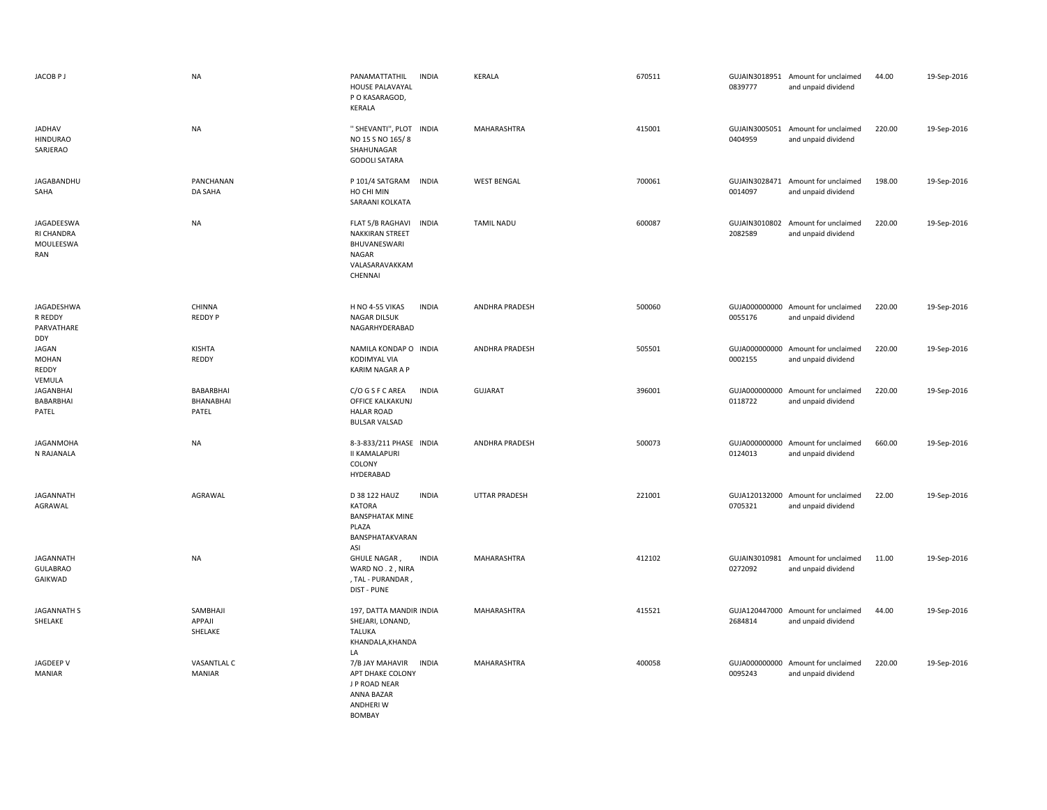| | | | | | | | | | |
|---|---|---|---|---|---|---|---|---|---|
| JACOB P J | NA | PANAMATTATHIL HOUSE PALAVAYAL P O KASARAGOD, KERALA | INDIA | KERALA | 670511 | GUJAIN30189510839777 | Amount for unclaimed and unpaid dividend | 44.00 | 19-Sep-2016 |
| JADHAV HINDURAO SARJERAO | NA | '' SHEVANTI'', PLOT NO 15 S NO 165/ 8 SHAHUNAGAR GODOLI SATARA | INDIA | MAHARASHTRA | 415001 | GUJAIN30050510404959 | Amount for unclaimed and unpaid dividend | 220.00 | 19-Sep-2016 |
| JAGABANDHU SAHA | PANCHANAN DA SAHA | P 101/4 SATGRAM HO CHI MIN SARAANI KOLKATA | INDIA | WEST BENGAL | 700061 | GUJAIN30284710014097 | Amount for unclaimed and unpaid dividend | 198.00 | 19-Sep-2016 |
| JAGADEESWA RI CHANDRA MOULEESWA RAN | NA | FLAT 5/B RAGHAVI NAKKIRAN STREET BHUVANESWARI NAGAR VALASARAVAKKAM CHENNAI | INDIA | TAMIL NADU | 600087 | GUJAIN30108022082589 | Amount for unclaimed and unpaid dividend | 220.00 | 19-Sep-2016 |
| JAGADESHWA R REDDY PARVATHARE DDY | CHINNA REDDY P | H NO 4-55 VIKAS NAGAR DILSUK NAGARHYDERABAD | INDIA | ANDHRA PRADESH | 500060 | GUJA0000000000055176 | Amount for unclaimed and unpaid dividend | 220.00 | 19-Sep-2016 |
| JAGAN MOHAN REDDY VEMULA | KISHTA REDDY | NAMILA KONDAP O KODIMYAL VIA KARIM NAGAR A P | INDIA | ANDHRA PRADESH | 505501 | GUJA0000000000002155 | Amount for unclaimed and unpaid dividend | 220.00 | 19-Sep-2016 |
| JAGANBHAI BABARBHAI PATEL | BABARBHAI BHANABHAI PATEL | C/O G S F C AREA OFFICE KALKAKUNJ HALAR ROAD BULSAR VALSAD | INDIA | GUJARAT | 396001 | GUJA0000000000118722 | Amount for unclaimed and unpaid dividend | 220.00 | 19-Sep-2016 |
| JAGANMOHA N RAJANALA | NA | 8-3-833/211 PHASE II KAMALAPURI COLONY HYDERABAD | INDIA | ANDHRA PRADESH | 500073 | GUJA0000000000124013 | Amount for unclaimed and unpaid dividend | 660.00 | 19-Sep-2016 |
| JAGANNATH AGRAWAL | AGRAWAL | D 38 122 HAUZ KATORA BANSPHATAK MINE PLAZA BANSPHATAKVARAN ASI | INDIA | UTTAR PRADESH | 221001 | GUJA1201320000705321 | Amount for unclaimed and unpaid dividend | 22.00 | 19-Sep-2016 |
| JAGANNATH GULABRAO GAIKWAD | NA | GHULE NAGAR , WARD NO . 2 , NIRA , TAL - PURANDAR , DIST - PUNE | INDIA | MAHARASHTRA | 412102 | GUJAIN30109810272092 | Amount for unclaimed and unpaid dividend | 11.00 | 19-Sep-2016 |
| JAGANNATH S SHELAKE | SAMBHAJI APPAJI SHELAKE | 197, DATTA MANDIR SHEJARI, LONAND, TALUKA KHANDALA,KHANDA LA | INDIA | MAHARASHTRA | 415521 | GUJA1204470002684814 | Amount for unclaimed and unpaid dividend | 44.00 | 19-Sep-2016 |
| JAGDEEP V MANIAR | VASANTLAL C MANIAR | 7/B JAY MAHAVIR APT DHAKE COLONY J P ROAD NEAR ANNA BAZAR ANDHERI W BOMBAY | INDIA | MAHARASHTRA | 400058 | GUJA0000000000095243 | Amount for unclaimed and unpaid dividend | 220.00 | 19-Sep-2016 |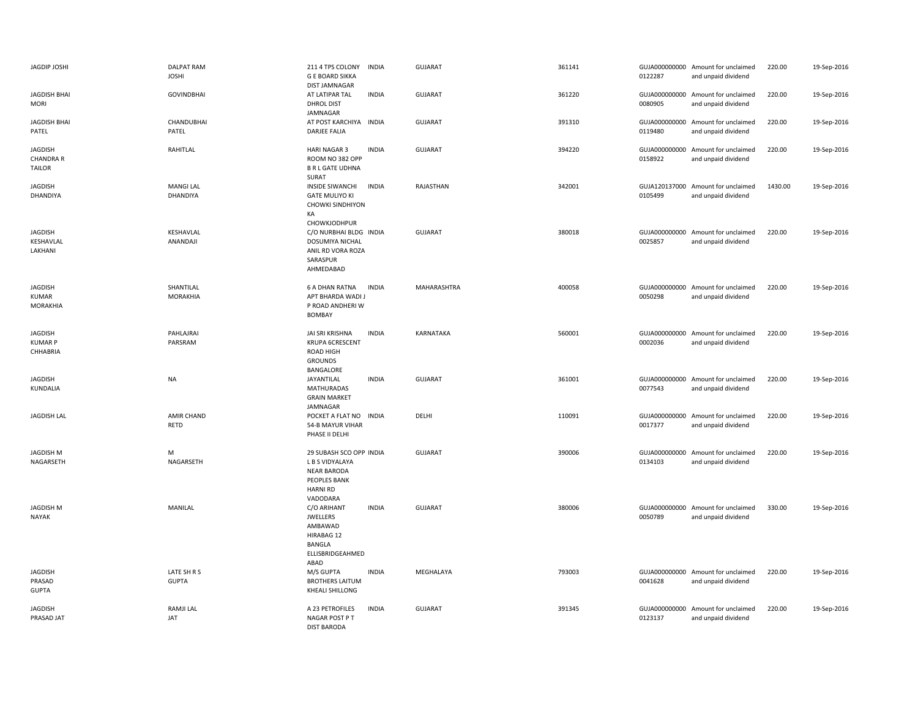| | | | | | | | | | |
|---|---|---|---|---|---|---|---|---|---|
| JAGDIP JOSHI | DALPAT RAM JOSHI | 211 4 TPS COLONY G E BOARD SIKKA DIST JAMNAGAR | INDIA | GUJARAT | 361141 | GUJA000000000 0122287 | Amount for unclaimed and unpaid dividend | 220.00 | 19-Sep-2016 |
| JAGDISH BHAI MORI | GOVINDBHAI | AT LATIPAR TAL DHROL DIST JAMNAGAR | INDIA | GUJARAT | 361220 | GUJA000000000 0080905 | Amount for unclaimed and unpaid dividend | 220.00 | 19-Sep-2016 |
| JAGDISH BHAI PATEL | CHANDUBHAI PATEL | AT POST KARCHIYA DARJEE FALIA | INDIA | GUJARAT | 391310 | GUJA000000000 0119480 | Amount for unclaimed and unpaid dividend | 220.00 | 19-Sep-2016 |
| JAGDISH CHANDRA R TAILOR | RAHITLAL | HARI NAGAR 3 ROOM NO 382 OPP B R L GATE UDHNA SURAT | INDIA | GUJARAT | 394220 | GUJA000000000 0158922 | Amount for unclaimed and unpaid dividend | 220.00 | 19-Sep-2016 |
| JAGDISH DHANDIYA | MANGI LAL DHANDIYA | INSIDE SIWANCHI GATE MULIYO KI CHOWKI SINDHIYON KA CHOWKJODHPUR | INDIA | RAJASTHAN | 342001 | GUJA120137000 0105499 | Amount for unclaimed and unpaid dividend | 1430.00 | 19-Sep-2016 |
| JAGDISH KESHAVLAL LAKHANI | KESHAVLAL ANANDAJI | C/O NURBHAI BLDG DOSUMIYA NICHAL ANIL RD VORA ROZA SARASPUR AHMEDABAD | INDIA | GUJARAT | 380018 | GUJA000000000 0025857 | Amount for unclaimed and unpaid dividend | 220.00 | 19-Sep-2016 |
| JAGDISH KUMAR MORAKHIA | SHANTILAL MORAKHIA | 6 A DHAN RATNA APT BHARDA WADI J P ROAD ANDHERI W BOMBAY | INDIA | MAHARASHTRA | 400058 | GUJA000000000 0050298 | Amount for unclaimed and unpaid dividend | 220.00 | 19-Sep-2016 |
| JAGDISH KUMAR P CHHABRIA | PAHLAJRAI PARSRAM | JAI SRI KRISHNA KRUPA 6CRESCENT ROAD HIGH GROUNDS BANGALORE | INDIA | KARNATAKA | 560001 | GUJA000000000 0002036 | Amount for unclaimed and unpaid dividend | 220.00 | 19-Sep-2016 |
| JAGDISH KUNDALIA | NA | JAYANTILAL MATHURADAS GRAIN MARKET JAMNAGAR | INDIA | GUJARAT | 361001 | GUJA000000000 0077543 | Amount for unclaimed and unpaid dividend | 220.00 | 19-Sep-2016 |
| JAGDISH LAL | AMIR CHAND RETD | POCKET A FLAT NO 54-B MAYUR VIHAR PHASE II DELHI | INDIA | DELHI | 110091 | GUJA000000000 0017377 | Amount for unclaimed and unpaid dividend | 220.00 | 19-Sep-2016 |
| JAGDISH M NAGARSETH | M NAGARSETH | 29 SUBASH SCO OPP L B S VIDYALAYA NEAR BARODA PEOPLES BANK HARNI RD VADODARA | INDIA | GUJARAT | 390006 | GUJA000000000 0134103 | Amount for unclaimed and unpaid dividend | 220.00 | 19-Sep-2016 |
| JAGDISH M NAYAK | MANILAL | C/O ARIHANT JWELLERS AMBAWAD HIRABAG 12 BANGLA ELLISBRIDGEAHMED ABAD | INDIA | GUJARAT | 380006 | GUJA000000000 0050789 | Amount for unclaimed and unpaid dividend | 330.00 | 19-Sep-2016 |
| JAGDISH PRASAD GUPTA | LATE SH R S GUPTA | M/S GUPTA BROTHERS LAITUM KHEALI SHILLONG | INDIA | MEGHALAYA | 793003 | GUJA000000000 0041628 | Amount for unclaimed and unpaid dividend | 220.00 | 19-Sep-2016 |
| JAGDISH PRASAD JAT | RAMJI LAL JAT | A 23 PETROFILES NAGAR POST P T DIST BARODA | INDIA | GUJARAT | 391345 | GUJA000000000 0123137 | Amount for unclaimed and unpaid dividend | 220.00 | 19-Sep-2016 |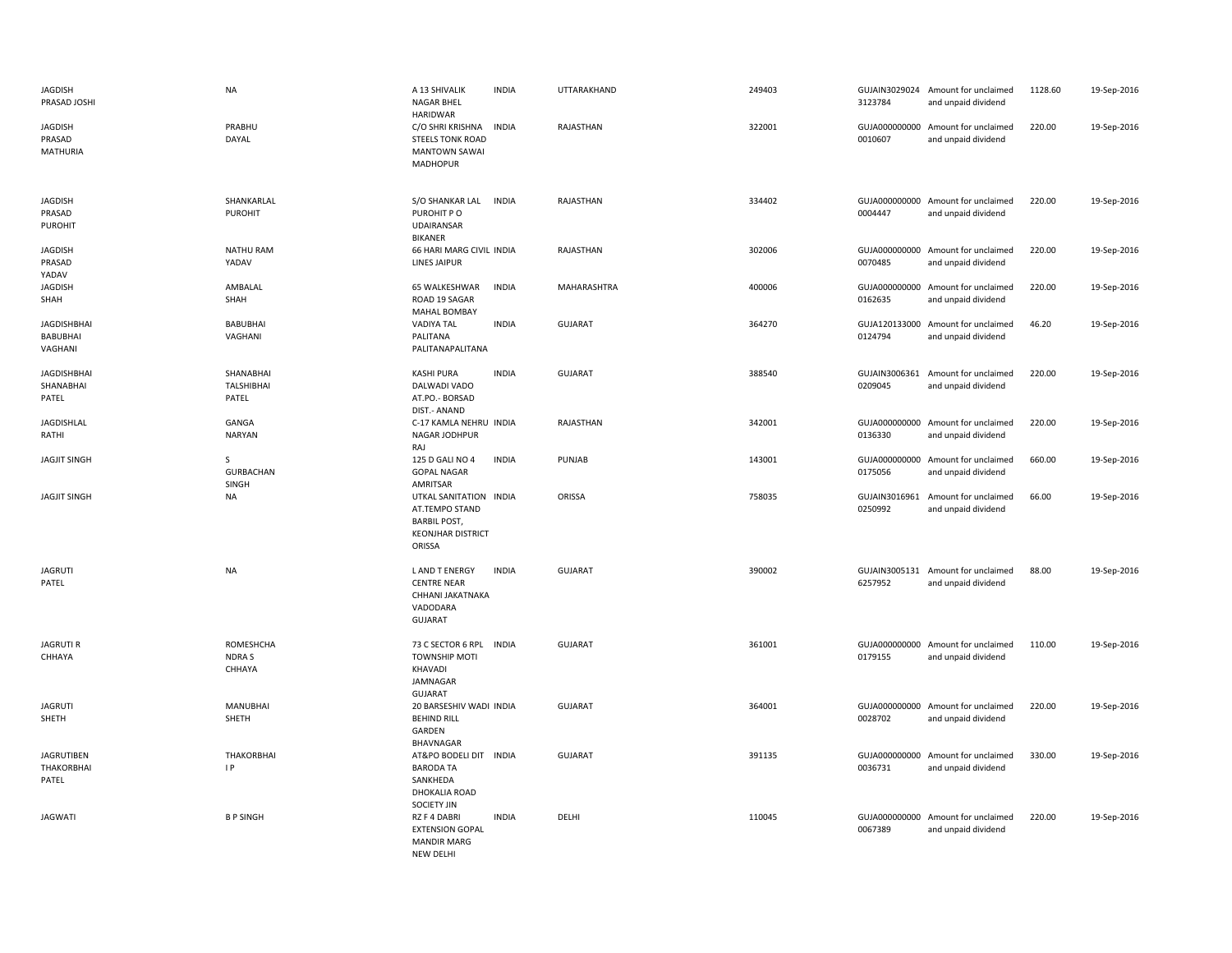| | | | | | | | | | |
|---|---|---|---|---|---|---|---|---|---|
| JAGDISH PRASAD JOSHI | NA | A 13 SHIVALIK NAGAR BHEL HARIDWAR | INDIA | UTTARAKHAND | 249403 | GUJAIN3029024 3123784 | Amount for unclaimed and unpaid dividend | 1128.60 | 19-Sep-2016 |
| JAGDISH PRASAD MATHURIA | PRABHU DAYAL | C/O SHRI KRISHNA STEELS TONK ROAD MANTOWN SAWAI MADHOPUR | INDIA | RAJASTHAN | 322001 | GUJA000000000 0010607 | Amount for unclaimed and unpaid dividend | 220.00 | 19-Sep-2016 |
| JAGDISH PRASAD PUROHIT | SHANKARLAL PUROHIT | S/O SHANKAR LAL PUROHIT P O UDAIRANSAR BIKANER | INDIA | RAJASTHAN | 334402 | GUJA000000000 0004447 | Amount for unclaimed and unpaid dividend | 220.00 | 19-Sep-2016 |
| JAGDISH PRASAD YADAV | NATHU RAM YADAV | 66 HARI MARG CIVIL LINES JAIPUR | INDIA | RAJASTHAN | 302006 | GUJA000000000 0070485 | Amount for unclaimed and unpaid dividend | 220.00 | 19-Sep-2016 |
| JAGDISH SHAH | AMBALAL SHAH | 65 WALKESHWAR ROAD 19 SAGAR MAHAL BOMBAY | INDIA | MAHARASHTRA | 400006 | GUJA000000000 0162635 | Amount for unclaimed and unpaid dividend | 220.00 | 19-Sep-2016 |
| JAGDISHBHAI BABUBHAI VAGHANI | BABUBHAI VAGHANI | VADIYA TAL PALITANA PALITANAPALITANA | INDIA | GUJARAT | 364270 | GUJA120133000 0124794 | Amount for unclaimed and unpaid dividend | 46.20 | 19-Sep-2016 |
| JAGDISHBHAI SHANABHAI PATEL | SHANABHAI TALSHIBHAI PATEL | KASHI PURA DALWADI VADO AT.PO.- BORSAD DIST.- ANAND | INDIA | GUJARAT | 388540 | GUJAIN3006361 0209045 | Amount for unclaimed and unpaid dividend | 220.00 | 19-Sep-2016 |
| JAGDISHLAL RATHI | GANGA NARYAN | C-17 KAMLA NEHRU NAGAR JODHPUR RAJ | INDIA | RAJASTHAN | 342001 | GUJA000000000 0136330 | Amount for unclaimed and unpaid dividend | 220.00 | 19-Sep-2016 |
| JAGJIT SINGH | S GURBACHAN SINGH | 125 D GALI NO 4 GOPAL NAGAR AMRITSAR | INDIA | PUNJAB | 143001 | GUJA000000000 0175056 | Amount for unclaimed and unpaid dividend | 660.00 | 19-Sep-2016 |
| JAGJIT SINGH | NA | UTKAL SANITATION AT.TEMPO STAND BARBIL POST, KEONJHAR DISTRICT ORISSA | INDIA | ORISSA | 758035 | GUJAIN3016961 0250992 | Amount for unclaimed and unpaid dividend | 66.00 | 19-Sep-2016 |
| JAGRUTI PATEL | NA | L AND T ENERGY CENTRE NEAR CHHANI JAKATNAKA VADODARA GUJARAT | INDIA | GUJARAT | 390002 | GUJAIN3005131 6257952 | Amount for unclaimed and unpaid dividend | 88.00 | 19-Sep-2016 |
| JAGRUTI R CHHAYA | ROMESHCHA NDRA S CHHAYA | 73 C SECTOR 6 RPL TOWNSHIP MOTI KHAVADI JAMNAGAR GUJARAT | INDIA | GUJARAT | 361001 | GUJA000000000 0179155 | Amount for unclaimed and unpaid dividend | 110.00 | 19-Sep-2016 |
| JAGRUTI SHETH | MANUBHAI SHETH | 20 BARSESHIV WADI BEHIND RILL GARDEN BHAVNAGAR | INDIA | GUJARAT | 364001 | GUJA000000000 0028702 | Amount for unclaimed and unpaid dividend | 220.00 | 19-Sep-2016 |
| JAGRUTIBEN THAKORBHAI PATEL | THAKORBHAI I P | AT&PO BODELI DIT BARODA TA SANKHEDA DHOKALIA ROAD SOCIETY JIN | INDIA | GUJARAT | 391135 | GUJA000000000 0036731 | Amount for unclaimed and unpaid dividend | 330.00 | 19-Sep-2016 |
| JAGWATI | B P SINGH | RZ F 4 DABRI EXTENSION GOPAL MANDIR MARG NEW DELHI | INDIA | DELHI | 110045 | GUJA000000000 0067389 | Amount for unclaimed and unpaid dividend | 220.00 | 19-Sep-2016 |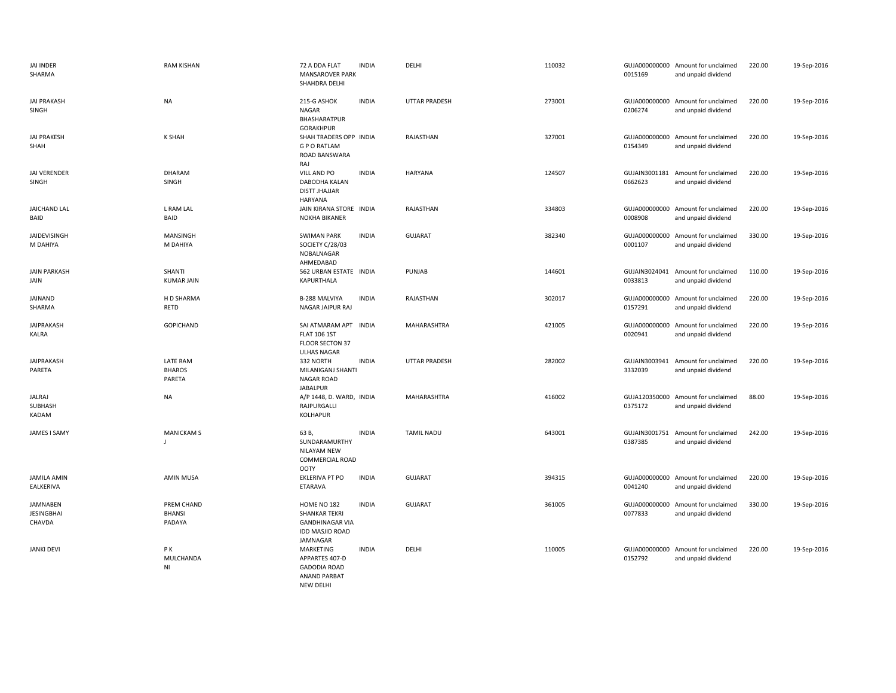| | | | | | | | | | |
|---|---|---|---|---|---|---|---|---|---|
| JAI INDER SHARMA | RAM KISHAN | 72 A DDA FLAT MANSAROVER PARK SHAHDRA DELHI | INDIA | DELHI | 110032 | GUJA000000000 0015169 | Amount for unclaimed and unpaid dividend | 220.00 | 19-Sep-2016 |
| JAI PRAKASH SINGH | NA | 215-G ASHOK NAGAR BHASHARATPUR GORAKHPUR | INDIA | UTTAR PRADESH | 273001 | GUJA000000000 0206274 | Amount for unclaimed and unpaid dividend | 220.00 | 19-Sep-2016 |
| JAI PRAKESH SHAH | K SHAH | SHAH TRADERS OPP G P O RATLAM ROAD BANSWARA RAJ | INDIA | RAJASTHAN | 327001 | GUJA000000000 0154349 | Amount for unclaimed and unpaid dividend | 220.00 | 19-Sep-2016 |
| JAI VERENDER SINGH | DHARAM SINGH | VILL AND PO DABODHA KALAN DISTT JHAJJAR HARYANA | INDIA | HARYANA | 124507 | GUJAIN3001181 0662623 | Amount for unclaimed and unpaid dividend | 220.00 | 19-Sep-2016 |
| JAICHAND LAL BAID | L RAM LAL BAID | JAIN KIRANA STORE NOKHA BIKANER | INDIA | RAJASTHAN | 334803 | GUJA000000000 0008908 | Amount for unclaimed and unpaid dividend | 220.00 | 19-Sep-2016 |
| JAIDEVISINGH M DAHIYA | MANSINGH M DAHIYA | SWIMAN PARK SOCIETY C/28/03 NOBALNAGAR AHMEDABAD | INDIA | GUJARAT | 382340 | GUJA000000000 0001107 | Amount for unclaimed and unpaid dividend | 330.00 | 19-Sep-2016 |
| JAIN PARKASH JAIN | SHANTI KUMAR JAIN | 562 URBAN ESTATE KAPURTHALA | INDIA | PUNJAB | 144601 | GUJAIN3024041 0033813 | Amount for unclaimed and unpaid dividend | 110.00 | 19-Sep-2016 |
| JAINAND SHARMA | H D SHARMA RETD | B-288 MALVIYA NAGAR JAIPUR RAJ | INDIA | RAJASTHAN | 302017 | GUJA000000000 0157291 | Amount for unclaimed and unpaid dividend | 220.00 | 19-Sep-2016 |
| JAIPRAKASH KALRA | GOPICHAND | SAI ATMARAM APT FLAT 106 1ST FLOOR SECTON 37 ULHAS NAGAR | INDIA | MAHARASHTRA | 421005 | GUJA000000000 0020941 | Amount for unclaimed and unpaid dividend | 220.00 | 19-Sep-2016 |
| JAIPRAKASH PARETA | LATE RAM BHAROS PARETA | 332 NORTH MILANIGANJ SHANTI NAGAR ROAD JABALPUR | INDIA | UTTAR PRADESH | 282002 | GUJAIN3003941 3332039 | Amount for unclaimed and unpaid dividend | 220.00 | 19-Sep-2016 |
| JALRAJ SUBHASH KADAM | NA | A/P 1448, D. WARD, RAJPURGALLI KOLHAPUR | INDIA | MAHARASHTRA | 416002 | GUJA120350000 0375172 | Amount for unclaimed and unpaid dividend | 88.00 | 19-Sep-2016 |
| JAMES I SAMY | MANICKAM S J | 63 B, SUNDARAMURTHY NILAYAM NEW COMMERCIAL ROAD OOTY | INDIA | TAMIL NADU | 643001 | GUJAIN3001751 0387385 | Amount for unclaimed and unpaid dividend | 242.00 | 19-Sep-2016 |
| JAMILA AMIN EALKERIVA | AMIN MUSA | EKLERIVA PT PO ETARAVA | INDIA | GUJARAT | 394315 | GUJA000000000 0041240 | Amount for unclaimed and unpaid dividend | 220.00 | 19-Sep-2016 |
| JAMNABEN JESINGBHAI CHAVDA | PREM CHAND BHANSI PADAYA | HOME NO 182 SHANKAR TEKRI GANDHINAGAR VIA IDD MASJID ROAD JAMNAGAR | INDIA | GUJARAT | 361005 | GUJA000000000 0077833 | Amount for unclaimed and unpaid dividend | 330.00 | 19-Sep-2016 |
| JANKI DEVI | P K MULCHANDA NI | MARKETING APPARTES 407-D GADODIA ROAD ANAND PARBAT NEW DELHI | INDIA | DELHI | 110005 | GUJA000000000 0152792 | Amount for unclaimed and unpaid dividend | 220.00 | 19-Sep-2016 |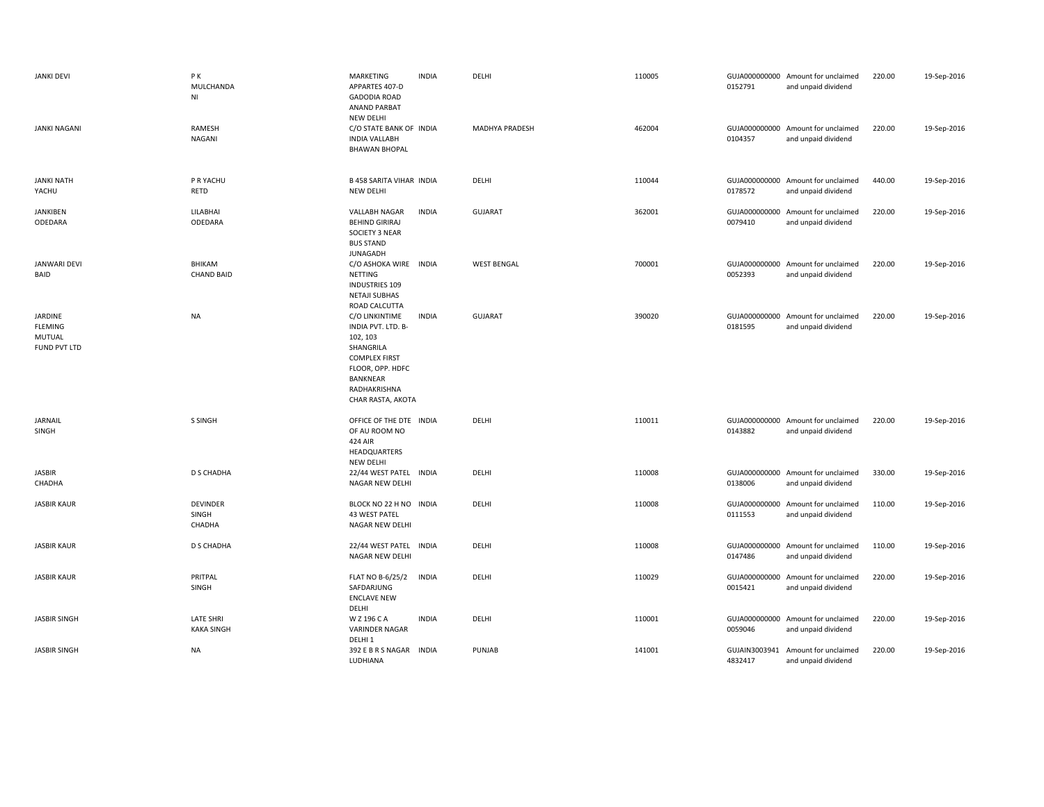| | | | | | | | | | |
|---|---|---|---|---|---|---|---|---|---|
| JANKI DEVI | P K MULCHANDANI | MARKETING APPARTES 407-D GADODIA ROAD ANAND PARBAT NEW DELHI | INDIA | DELHI | 110005 | GUJA000000000 0152791 | Amount for unclaimed and unpaid dividend | 220.00 | 19-Sep-2016 |
| JANKI NAGANI | RAMESH NAGANI | C/O STATE BANK OF INDIA VALLABH BHAWAN BHOPAL | INDIA | MADHYA PRADESH | 462004 | GUJA000000000 0104357 | Amount for unclaimed and unpaid dividend | 220.00 | 19-Sep-2016 |
| JANKI NATH YACHU | P R YACHU RETD | B 458 SARITA VIHAR NEW DELHI | INDIA | DELHI | 110044 | GUJA000000000 0178572 | Amount for unclaimed and unpaid dividend | 440.00 | 19-Sep-2016 |
| JANKIBEN ODEDARA | LILABHAI ODEDARA | VALLABH NAGAR BEHIND GIRIRAJ SOCIETY 3 NEAR BUS STAND JUNAGADH | INDIA | GUJARAT | 362001 | GUJA000000000 0079410 | Amount for unclaimed and unpaid dividend | 220.00 | 19-Sep-2016 |
| JANWARI DEVI BAID | BHIKAM CHAND BAID | C/O ASHOKA WIRE NETTING INDUSTRIES 109 NETAJI SUBHAS ROAD CALCUTTA | INDIA | WEST BENGAL | 700001 | GUJA000000000 0052393 | Amount for unclaimed and unpaid dividend | 220.00 | 19-Sep-2016 |
| JARDINE FLEMING MUTUAL FUND PVT LTD | NA | C/O LINKINTIME INDIA PVT. LTD. B-102, 103 SHANGRILA COMPLEX FIRST FLOOR, OPP. HDFC BANKNEAR RADHAKRISHNA CHAR RASTA, AKOTA | INDIA | GUJARAT | 390020 | GUJA000000000 0181595 | Amount for unclaimed and unpaid dividend | 220.00 | 19-Sep-2016 |
| JARNAIL SINGH | S SINGH | OFFICE OF THE DTE OF AU ROOM NO 424 AIR HEADQUARTERS NEW DELHI | INDIA | DELHI | 110011 | GUJA000000000 0143882 | Amount for unclaimed and unpaid dividend | 220.00 | 19-Sep-2016 |
| JASBIR CHADHA | D S CHADHA | 22/44 WEST PATEL NAGAR NEW DELHI | INDIA | DELHI | 110008 | GUJA000000000 0138006 | Amount for unclaimed and unpaid dividend | 330.00 | 19-Sep-2016 |
| JASBIR KAUR | DEVINDER SINGH CHADHA | BLOCK NO 22 H NO 43 WEST PATEL NAGAR NEW DELHI | INDIA | DELHI | 110008 | GUJA000000000 0111553 | Amount for unclaimed and unpaid dividend | 110.00 | 19-Sep-2016 |
| JASBIR KAUR | D S CHADHA | 22/44 WEST PATEL NAGAR NEW DELHI | INDIA | DELHI | 110008 | GUJA000000000 0147486 | Amount for unclaimed and unpaid dividend | 110.00 | 19-Sep-2016 |
| JASBIR KAUR | PRITPAL SINGH | FLAT NO B-6/25/2 SAFDARJUNG ENCLAVE NEW DELHI | INDIA | DELHI | 110029 | GUJA000000000 0015421 | Amount for unclaimed and unpaid dividend | 220.00 | 19-Sep-2016 |
| JASBIR SINGH | LATE SHRI KAKA SINGH | W Z 196 C A VARINDER NAGAR DELHI 1 | INDIA | DELHI | 110001 | GUJA000000000 0059046 | Amount for unclaimed and unpaid dividend | 220.00 | 19-Sep-2016 |
| JASBIR SINGH | NA | 392 E B R S NAGAR LUDHIANA | INDIA | PUNJAB | 141001 | GUJAIN3003941 4832417 | Amount for unclaimed and unpaid dividend | 220.00 | 19-Sep-2016 |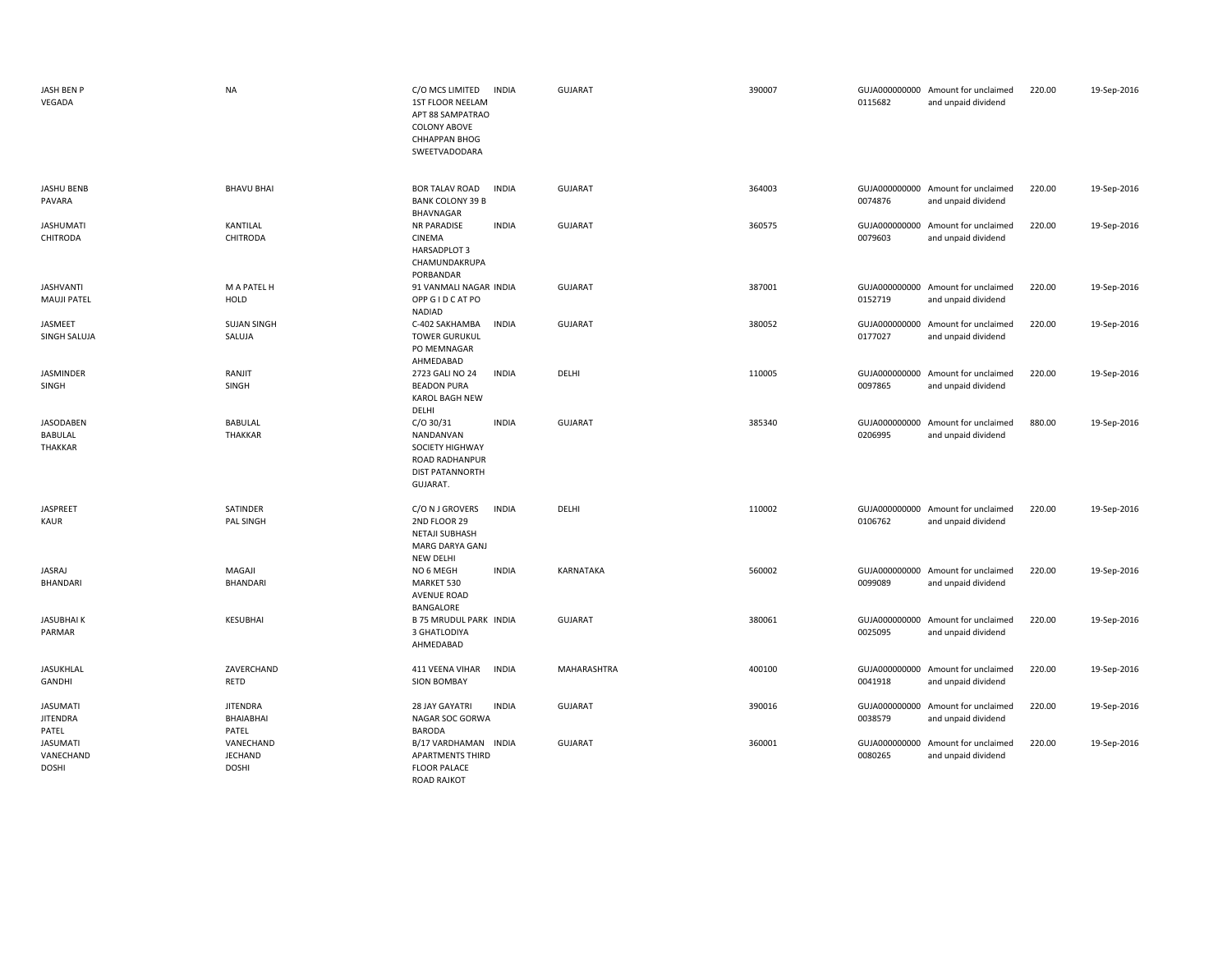| | | | | | | | | | |
|---|---|---|---|---|---|---|---|---|---|
| JASH BEN P VEGADA | NA | C/O MCS LIMITED 1ST FLOOR NEELAM APT 88 SAMPATRAO COLONY ABOVE CHHAPPAN BHOG SWEETVADODARA | INDIA | GUJARAT | 390007 | GUJA000000000 0115682 | Amount for unclaimed and unpaid dividend | 220.00 | 19-Sep-2016 |
| JASHU BENB PAVARA | BHAVU BHAI | BOR TALAV ROAD BANK COLONY 39 B BHAVNAGAR | INDIA | GUJARAT | 364003 | GUJA000000000 0074876 | Amount for unclaimed and unpaid dividend | 220.00 | 19-Sep-2016 |
| JASHUMATI CHITRODA | KANTILAL CHITRODA | NR PARADISE CINEMA HARSADPLOT 3 CHAMUNDAKRUPA PORBANDAR | INDIA | GUJARAT | 360575 | GUJA000000000 0079603 | Amount for unclaimed and unpaid dividend | 220.00 | 19-Sep-2016 |
| JASHVANTI MAUJI PATEL | M A PATEL H HOLD | 91 VANMALI NAGAR OPP G I D C AT PO NADIAD | INDIA | GUJARAT | 387001 | GUJA000000000 0152719 | Amount for unclaimed and unpaid dividend | 220.00 | 19-Sep-2016 |
| JASMEET SINGH SALUJA | SUJAN SINGH SALUJA | C-402 SAKHAMBA TOWER GURUKUL PO MEMNAGAR AHMEDABAD | INDIA | GUJARAT | 380052 | GUJA000000000 0177027 | Amount for unclaimed and unpaid dividend | 220.00 | 19-Sep-2016 |
| JASMINDER SINGH | RANJIT SINGH | 2723 GALI NO 24 BEADON PURA KAROL BAGH NEW DELHI | INDIA | DELHI | 110005 | GUJA000000000 0097865 | Amount for unclaimed and unpaid dividend | 220.00 | 19-Sep-2016 |
| JASODABEN BABULAL THAKKAR | BABULAL THAKKAR | C/O 30/31 NANDANVAN SOCIETY HIGHWAY ROAD RADHANPUR DIST PATANNORTH GUJARAT. | INDIA | GUJARAT | 385340 | GUJA000000000 0206995 | Amount for unclaimed and unpaid dividend | 880.00 | 19-Sep-2016 |
| JASPREET KAUR | SATINDER PAL SINGH | C/O N J GROVERS 2ND FLOOR 29 NETAJI SUBHASH MARG DARYA GANJ NEW DELHI | INDIA | DELHI | 110002 | GUJA000000000 0106762 | Amount for unclaimed and unpaid dividend | 220.00 | 19-Sep-2016 |
| JASRAJ BHANDARI | MAGAJI BHANDARI | NO 6 MEGH MARKET 530 AVENUE ROAD BANGALORE | INDIA | KARNATAKA | 560002 | GUJA000000000 0099089 | Amount for unclaimed and unpaid dividend | 220.00 | 19-Sep-2016 |
| JASUBHAI K PARMAR | KESUBHAI | B 75 MRUDUL PARK 3 GHATLODIYA AHMEDABAD | INDIA | GUJARAT | 380061 | GUJA000000000 0025095 | Amount for unclaimed and unpaid dividend | 220.00 | 19-Sep-2016 |
| JASUKHLAL GANDHI | ZAVERCHAND RETD | 411 VEENA VIHAR SION BOMBAY | INDIA | MAHARASHTRA | 400100 | GUJA000000000 0041918 | Amount for unclaimed and unpaid dividend | 220.00 | 19-Sep-2016 |
| JASUMATI JITENDRA PATEL | JITENDRA BHAIABHAI PATEL | 28 JAY GAYATRI NAGAR SOC GORWA BARODA | INDIA | GUJARAT | 390016 | GUJA000000000 0038579 | Amount for unclaimed and unpaid dividend | 220.00 | 19-Sep-2016 |
| JASUMATI VANECHAND DOSHI | VANECHAND JECHAND DOSHI | B/17 VARDHAMAN APARTMENTS THIRD FLOOR PALACE ROAD RAJKOT | INDIA | GUJARAT | 360001 | GUJA000000000 0080265 | Amount for unclaimed and unpaid dividend | 220.00 | 19-Sep-2016 |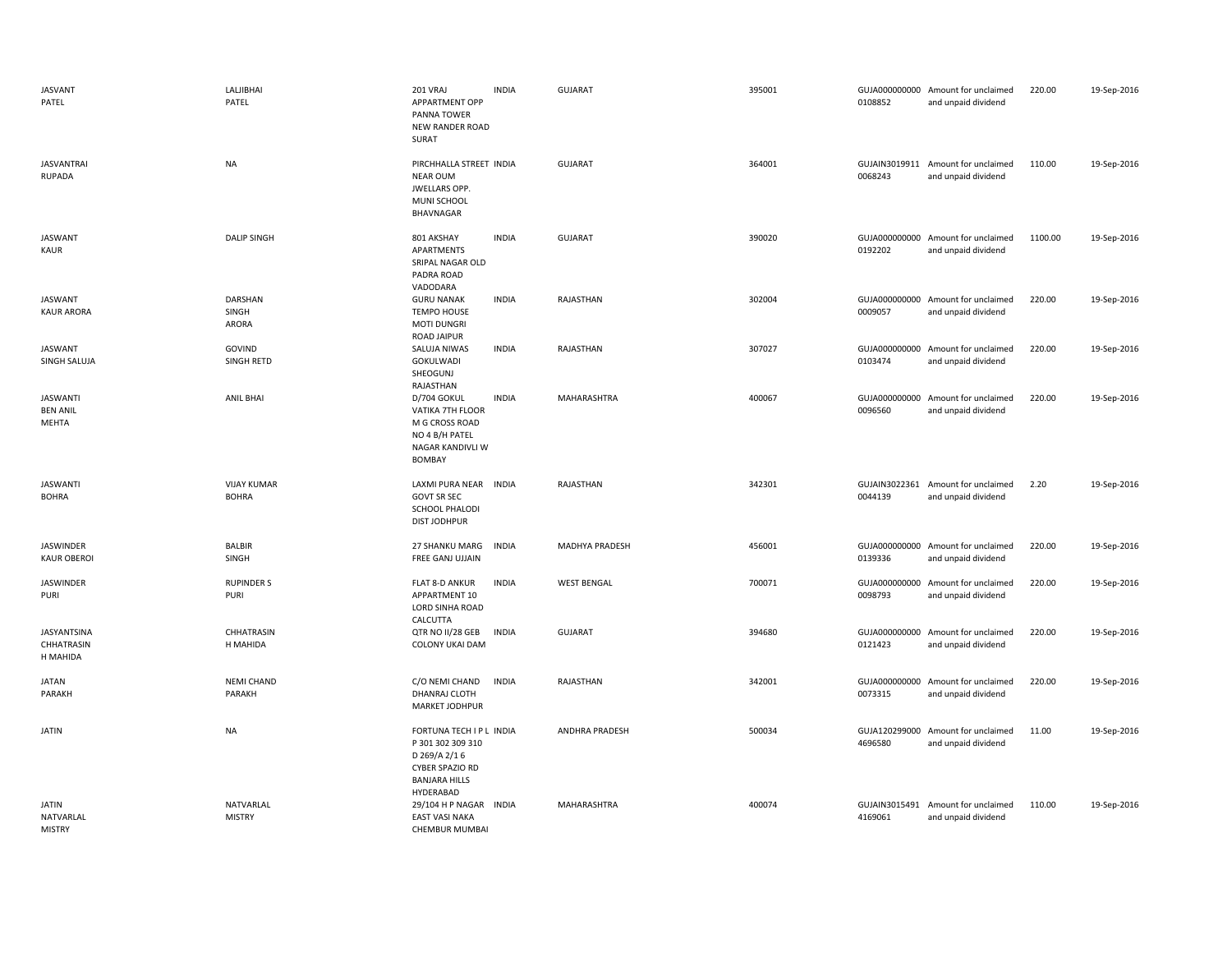| | | | | | | | | | |
|---|---|---|---|---|---|---|---|---|---|
| JASVANT PATEL | LALJIBHAI PATEL | 201 VRAJ APPARTMENT OPP PANNA TOWER NEW RANDER ROAD SURAT | INDIA | GUJARAT | 395001 | GUJA000000000 0108852 | Amount for unclaimed and unpaid dividend | 220.00 | 19-Sep-2016 |
| JASVANTRAI RUPADA | NA | PIRCHHALLA STREET NEAR OUM JWELLARS OPP. MUNI SCHOOL BHAVNAGAR | INDIA | GUJARAT | 364001 | GUJAIN3019911 0068243 | Amount for unclaimed and unpaid dividend | 110.00 | 19-Sep-2016 |
| JASWANT KAUR | DALIP SINGH | 801 AKSHAY APARTMENTS SRIPAL NAGAR OLD PADRA ROAD VADODARA | INDIA | GUJARAT | 390020 | GUJA000000000 0192202 | Amount for unclaimed and unpaid dividend | 1100.00 | 19-Sep-2016 |
| JASWANT KAUR ARORA | DARSHAN SINGH ARORA | GURU NANAK TEMPO HOUSE MOTI DUNGRI ROAD JAIPUR | INDIA | RAJASTHAN | 302004 | GUJA000000000 0009057 | Amount for unclaimed and unpaid dividend | 220.00 | 19-Sep-2016 |
| JASWANT SINGH SALUJA | GOVIND SINGH RETD | SALUJA NIWAS GOKULWADI SHEOGUNJ RAJASTHAN | INDIA | RAJASTHAN | 307027 | GUJA000000000 0103474 | Amount for unclaimed and unpaid dividend | 220.00 | 19-Sep-2016 |
| JASWANTI BEN ANIL MEHTA | ANIL BHAI | D/704 GOKUL VATIKA 7TH FLOOR M G CROSS ROAD NO 4 B/H PATEL NAGAR KANDIVLI W BOMBAY | INDIA | MAHARASHTRA | 400067 | GUJA000000000 0096560 | Amount for unclaimed and unpaid dividend | 220.00 | 19-Sep-2016 |
| JASWANTI BOHRA | VIJAY KUMAR BOHRA | LAXMI PURA NEAR GOVT SR SEC SCHOOL PHALODI DIST JODHPUR | INDIA | RAJASTHAN | 342301 | GUJAIN3022361 0044139 | Amount for unclaimed and unpaid dividend | 2.20 | 19-Sep-2016 |
| JASWINDER KAUR OBEROI | BALBIR SINGH | 27 SHANKU MARG FREE GANJ UJJAIN | INDIA | MADHYA PRADESH | 456001 | GUJA000000000 0139336 | Amount for unclaimed and unpaid dividend | 220.00 | 19-Sep-2016 |
| JASWINDER PURI | RUPINDER S PURI | FLAT 8-D ANKUR APPARTMENT 10 LORD SINHA ROAD CALCUTTA | INDIA | WEST BENGAL | 700071 | GUJA000000000 0098793 | Amount for unclaimed and unpaid dividend | 220.00 | 19-Sep-2016 |
| JASYANTSINA CHHATRASIN H MAHIDA | CHHATRASIN H MAHIDA | QTR NO II/28 GEB COLONY UKAI DAM | INDIA | GUJARAT | 394680 | GUJA000000000 0121423 | Amount for unclaimed and unpaid dividend | 220.00 | 19-Sep-2016 |
| JATAN PARAKH | NEMI CHAND PARAKH | C/O NEMI CHAND DHANRAJ CLOTH MARKET JODHPUR | INDIA | RAJASTHAN | 342001 | GUJA000000000 0073315 | Amount for unclaimed and unpaid dividend | 220.00 | 19-Sep-2016 |
| JATIN | NA | FORTUNA TECH I P L P 301 302 309 310 D 269/A 2/1 6 CYBER SPAZIO RD BANJARA HILLS HYDERABAD | INDIA | ANDHRA PRADESH | 500034 | GUJA120299000 4696580 | Amount for unclaimed and unpaid dividend | 11.00 | 19-Sep-2016 |
| JATIN NATVARLAL MISTRY | NATVARLAL MISTRY | 29/104 H P NAGAR EAST VASI NAKA CHEMBUR MUMBAI | INDIA | MAHARASHTRA | 400074 | GUJAIN3015491 4169061 | Amount for unclaimed and unpaid dividend | 110.00 | 19-Sep-2016 |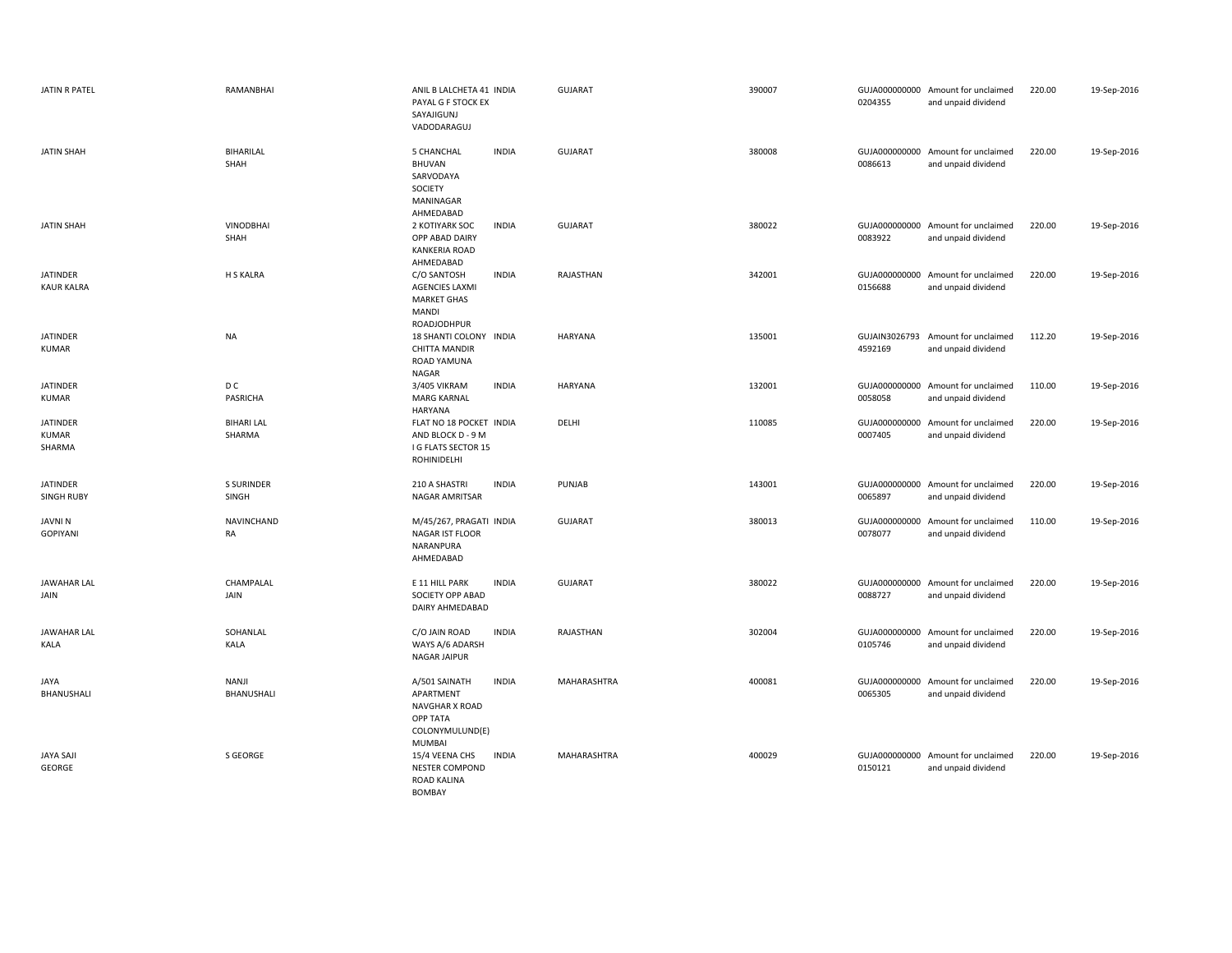| | | | | | | | | | |
|---|---|---|---|---|---|---|---|---|---|
| JATIN R PATEL | RAMANBHAI | ANIL B LALCHETA 41 PAYAL G F STOCK EX SAYAJIGUNJ VADODARAGUJ | INDIA | GUJARAT | 390007 | GUJA000000000 0204355 | Amount for unclaimed and unpaid dividend | 220.00 | 19-Sep-2016 |
| JATIN SHAH | BIHARILAL SHAH | 5 CHANCHAL BHUVAN SARVODAYA SOCIETY MANINAGAR AHMEDABAD | INDIA | GUJARAT | 380008 | GUJA000000000 0086613 | Amount for unclaimed and unpaid dividend | 220.00 | 19-Sep-2016 |
| JATIN SHAH | VINODBHAI SHAH | 2 KOTIYARK SOC OPP ABAD DAIRY KANKERIA ROAD AHMEDABAD | INDIA | GUJARAT | 380022 | GUJA000000000 0083922 | Amount for unclaimed and unpaid dividend | 220.00 | 19-Sep-2016 |
| JATINDER KAUR KALRA | H S KALRA | C/O SANTOSH AGENCIES LAXMI MARKET GHAS MANDI ROADJODHPUR | INDIA | RAJASTHAN | 342001 | GUJA000000000 0156688 | Amount for unclaimed and unpaid dividend | 220.00 | 19-Sep-2016 |
| JATINDER KUMAR | NA | 18 SHANTI COLONY CHITTA MANDIR ROAD YAMUNA NAGAR | INDIA | HARYANA | 135001 | GUJAIN3026793 4592169 | Amount for unclaimed and unpaid dividend | 112.20 | 19-Sep-2016 |
| JATINDER KUMAR | D C PASRICHA | 3/405 VIKRAM MARG KARNAL HARYANA | INDIA | HARYANA | 132001 | GUJA000000000 0058058 | Amount for unclaimed and unpaid dividend | 110.00 | 19-Sep-2016 |
| JATINDER KUMAR SHARMA | BIHARI LAL SHARMA | FLAT NO 18 POCKET AND BLOCK D - 9 M I G FLATS SECTOR 15 ROHINIDELHI | INDIA | DELHI | 110085 | GUJA000000000 0007405 | Amount for unclaimed and unpaid dividend | 220.00 | 19-Sep-2016 |
| JATINDER SINGH RUBY | S SURINDER SINGH | 210 A SHASTRI NAGAR AMRITSAR | INDIA | PUNJAB | 143001 | GUJA000000000 0065897 | Amount for unclaimed and unpaid dividend | 220.00 | 19-Sep-2016 |
| JAVNI N GOPIYANI | NAVINCHAND RA | M/45/267, PRAGATI NAGAR IST FLOOR NARANPURA AHMEDABAD | INDIA | GUJARAT | 380013 | GUJA000000000 0078077 | Amount for unclaimed and unpaid dividend | 110.00 | 19-Sep-2016 |
| JAWAHAR LAL JAIN | CHAMPALAL JAIN | E 11 HILL PARK SOCIETY OPP ABAD DAIRY AHMEDABAD | INDIA | GUJARAT | 380022 | GUJA000000000 0088727 | Amount for unclaimed and unpaid dividend | 220.00 | 19-Sep-2016 |
| JAWAHAR LAL KALA | SOHANLAL KALA | C/O JAIN ROAD WAYS A/6 ADARSH NAGAR JAIPUR | INDIA | RAJASTHAN | 302004 | GUJA000000000 0105746 | Amount for unclaimed and unpaid dividend | 220.00 | 19-Sep-2016 |
| JAYA BHANUSHALI | NANJI BHANUSHALI | A/501 SAINATH APARTMENT NAVGHAR X ROAD OPP TATA COLONYMULUND(E) MUMBAI | INDIA | MAHARASHTRA | 400081 | GUJA000000000 0065305 | Amount for unclaimed and unpaid dividend | 220.00 | 19-Sep-2016 |
| JAYA SAJI GEORGE | S GEORGE | 15/4 VEENA CHS NESTER COMPOND ROAD KALINA BOMBAY | INDIA | MAHARASHTRA | 400029 | GUJA000000000 0150121 | Amount for unclaimed and unpaid dividend | 220.00 | 19-Sep-2016 |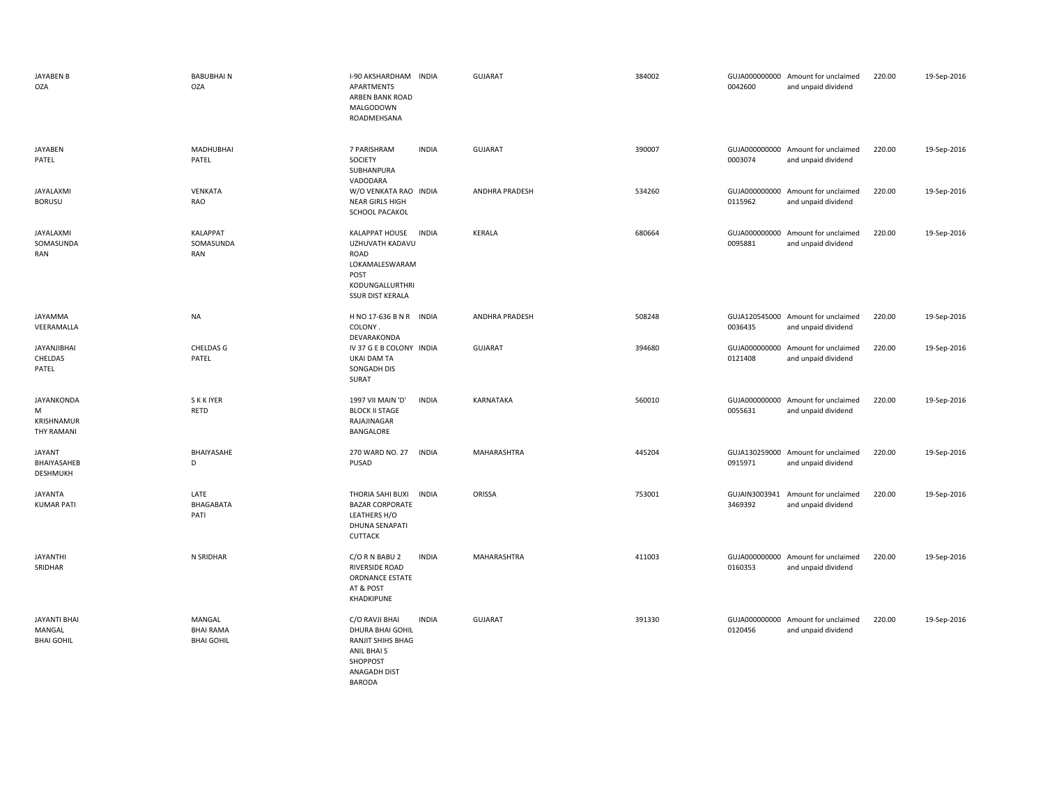| | | | | | | | | | |
|---|---|---|---|---|---|---|---|---|---|
| JAYABEN B OZA | BABUBHAI N OZA | I-90 AKSHARDHAM APARTMENTS ARBEN BANK ROAD MALGODOWN ROADMEHSANA | INDIA | GUJARAT | 384002 | GUJA000000000 0042600 | Amount for unclaimed and unpaid dividend | 220.00 | 19-Sep-2016 |
| JAYABEN PATEL | MADHUBHAI PATEL | 7 PARISHRAM SOCIETY SUBHANPURA VADODARA | INDIA | GUJARAT | 390007 | GUJA000000000 0003074 | Amount for unclaimed and unpaid dividend | 220.00 | 19-Sep-2016 |
| JAYALAXMI BORUSU | VENKATA RAO | W/O VENKATA RAO NEAR GIRLS HIGH SCHOOL PACAKOL | INDIA | ANDHRA PRADESH | 534260 | GUJA000000000 0115962 | Amount for unclaimed and unpaid dividend | 220.00 | 19-Sep-2016 |
| JAYALAXMI SOMASUNDA RAN | KALAPPAT SOMASUNDA RAN | KALAPPAT HOUSE UZHUVATH KADAVU ROAD LOKAMALESWARAM POST KODUNGALLURTHRI SSUR DIST KERALA | INDIA | KERALA | 680664 | GUJA000000000 0095881 | Amount for unclaimed and unpaid dividend | 220.00 | 19-Sep-2016 |
| JAYAMMA VEERAMALLA | NA | H NO 17-636 B N R COLONY . DEVARAKONDA | INDIA | ANDHRA PRADESH | 508248 | GUJA120545000 0036435 | Amount for unclaimed and unpaid dividend | 220.00 | 19-Sep-2016 |
| JAYANJIBHAI CHELDAS PATEL | CHELDAS G PATEL | IV 37 G E B COLONY UKAI DAM TA SONGADH DIS SURAT | INDIA | GUJARAT | 394680 | GUJA000000000 0121408 | Amount for unclaimed and unpaid dividend | 220.00 | 19-Sep-2016 |
| JAYANKONDA M KRISHNAMUR THY RAMANI | S K K IYER RETD | 1997 VII MAIN 'D' BLOCK II STAGE RAJAJINAGAR BANGALORE | INDIA | KARNATAKA | 560010 | GUJA000000000 0055631 | Amount for unclaimed and unpaid dividend | 220.00 | 19-Sep-2016 |
| JAYANT BHAIYASAHEB DESHMUKH | BHAIYASAHE D | 270 WARD NO. 27 PUSAD | INDIA | MAHARASHTRA | 445204 | GUJA130259000 0915971 | Amount for unclaimed and unpaid dividend | 220.00 | 19-Sep-2016 |
| JAYANTA KUMAR PATI | LATE BHAGABATA PATI | THORIA SAHI BUXI BAZAR CORPORATE LEATHERS H/O DHUNA SENAPATI CUTTACK | INDIA | ORISSA | 753001 | GUJAIN3003941 3469392 | Amount for unclaimed and unpaid dividend | 220.00 | 19-Sep-2016 |
| JAYANTHI SRIDHAR | N SRIDHAR | C/O R N BABU 2 RIVERSIDE ROAD ORDNANCE ESTATE AT & POST KHADKIPUNE | INDIA | MAHARASHTRA | 411003 | GUJA000000000 0160353 | Amount for unclaimed and unpaid dividend | 220.00 | 19-Sep-2016 |
| JAYANTI BHAI MANGAL BHAI GOHIL | MANGAL BHAI RAMA BHAI GOHIL | C/O RAVJI BHAI DHURA BHAI GOHIL RANJIT SHIHS BHAG ANIL BHAI S SHOPPOST ANAGADH DIST BARODA | INDIA | GUJARAT | 391330 | GUJA000000000 0120456 | Amount for unclaimed and unpaid dividend | 220.00 | 19-Sep-2016 |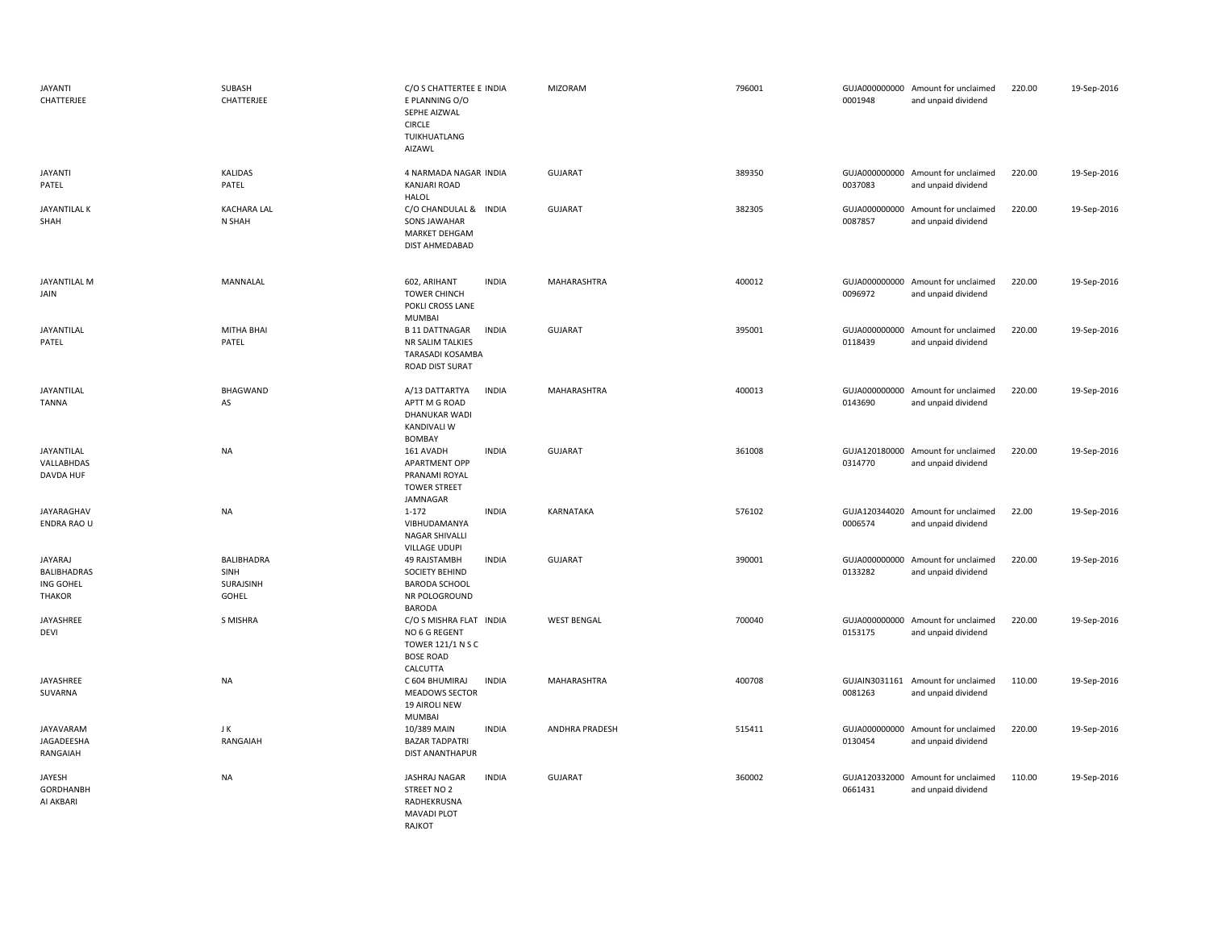| | | | | | | | | | |
|---|---|---|---|---|---|---|---|---|---|
| JAYANTI CHATTERJEE | SUBASH CHATTERJEE | C/O S CHATTERTEE E E PLANNING O/O SEPHE AIZWAL CIRCLE TUIKHUATLANG AIZAWL | INDIA | MIZORAM | 796001 | GUJA000000000 0001948 | Amount for unclaimed and unpaid dividend | 220.00 | 19-Sep-2016 |
| JAYANTI PATEL | KALIDAS PATEL | 4 NARMADA NAGAR KANJARI ROAD HALOL | INDIA | GUJARAT | 389350 | GUJA000000000 0037083 | Amount for unclaimed and unpaid dividend | 220.00 | 19-Sep-2016 |
| JAYANTILAL K SHAH | KACHARA LAL N SHAH | C/O CHANDULAL & SONS JAWAHAR MARKET DEHGAM DIST AHMEDABAD | INDIA | GUJARAT | 382305 | GUJA000000000 0087857 | Amount for unclaimed and unpaid dividend | 220.00 | 19-Sep-2016 |
| JAYANTILAL M JAIN | MANNALAL | 602, ARIHANT TOWER CHINCH POKLI CROSS LANE MUMBAI | INDIA | MAHARASHTRA | 400012 | GUJA000000000 0096972 | Amount for unclaimed and unpaid dividend | 220.00 | 19-Sep-2016 |
| JAYANTILAL PATEL | MITHA BHAI PATEL | B 11 DATTNAGAR NR SALIM TALKIES TARASADI KOSAMBA ROAD DIST SURAT | INDIA | GUJARAT | 395001 | GUJA000000000 0118439 | Amount for unclaimed and unpaid dividend | 220.00 | 19-Sep-2016 |
| JAYANTILAL TANNA | BHAGWAND AS | A/13 DATTARTYA APTT M G ROAD DHANUKAR WADI KANDIVALI W BOMBAY | INDIA | MAHARASHTRA | 400013 | GUJA000000000 0143690 | Amount for unclaimed and unpaid dividend | 220.00 | 19-Sep-2016 |
| JAYANTILAL VALLABHDAS DAVDA HUF | NA | 161 AVADH APARTMENT OPP PRANAMI ROYAL TOWER STREET JAMNAGAR | INDIA | GUJARAT | 361008 | GUJA120180000 0314770 | Amount for unclaimed and unpaid dividend | 220.00 | 19-Sep-2016 |
| JAYARAGHAV ENDRA RAO U | NA | 1-172 VIBHUDAMANYA NAGAR SHIVALLI VILLAGE UDUPI | INDIA | KARNATAKA | 576102 | GUJA120344020 0006574 | Amount for unclaimed and unpaid dividend | 22.00 | 19-Sep-2016 |
| JAYARAJ BALIBHADRAS ING GOHEL THAKOR | BALIBHADRA SINH SURAJSINH GOHEL | 49 RAJSTAMBH SOCIETY BEHIND BARODA SCHOOL NR POLOGROUND BARODA | INDIA | GUJARAT | 390001 | GUJA000000000 0133282 | Amount for unclaimed and unpaid dividend | 220.00 | 19-Sep-2016 |
| JAYASHREE DEVI | S MISHRA | C/O S MISHRA FLAT NO 6 G REGENT TOWER 121/1 N S C BOSE ROAD CALCUTTA | INDIA | WEST BENGAL | 700040 | GUJA000000000 0153175 | Amount for unclaimed and unpaid dividend | 220.00 | 19-Sep-2016 |
| JAYASHREE SUVARNA | NA | C 604 BHUMIRAJ MEADOWS SECTOR 19 AIROLI NEW MUMBAI | INDIA | MAHARASHTRA | 400708 | GUJAIN3031161 0081263 | Amount for unclaimed and unpaid dividend | 110.00 | 19-Sep-2016 |
| JAYAVARAM JAGADEESHA RANGAIAH | J K RANGAIAH | 10/389 MAIN BAZAR TADPATRI DIST ANANTHAPUR | INDIA | ANDHRA PRADESH | 515411 | GUJA000000000 0130454 | Amount for unclaimed and unpaid dividend | 220.00 | 19-Sep-2016 |
| JAYESH GORDHANBH AI AKBARI | NA | JASHRAJ NAGAR STREET NO 2 RADHEKRUSNA MAVADI PLOT RAJKOT | INDIA | GUJARAT | 360002 | GUJA120332000 0661431 | Amount for unclaimed and unpaid dividend | 110.00 | 19-Sep-2016 |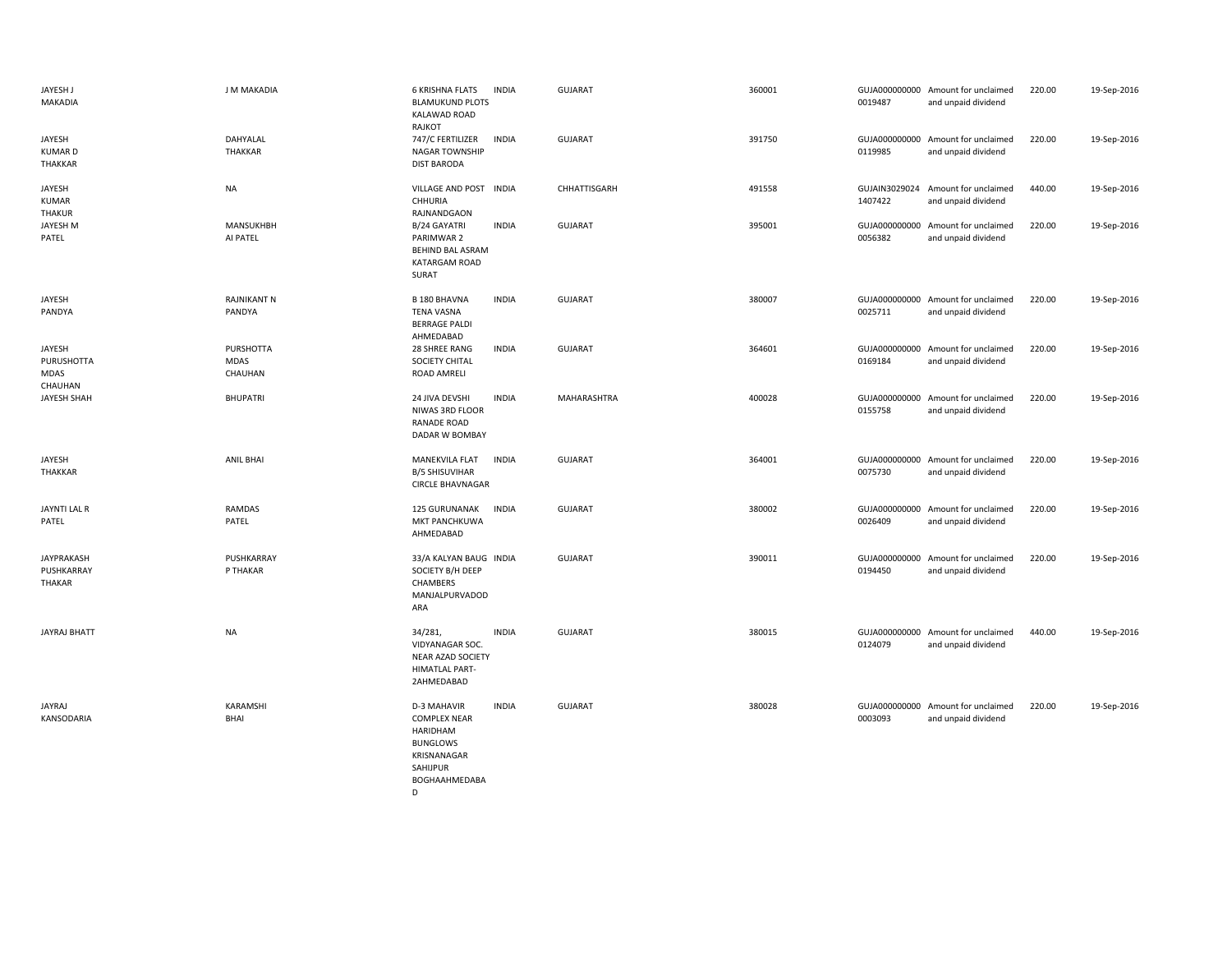| JAYESH J MAKADIA | J M MAKADIA | 6 KRISHNA FLATS BLAMUKUND PLOTS KALAWAD ROAD RAJKOT | INDIA | GUJARAT | 360001 | GUJA000000000 0019487 | Amount for unclaimed and unpaid dividend | 220.00 | 19-Sep-2016 |
|---|---|---|---|---|---|---|---|---|---|
| JAYESH KUMAR D THAKKAR | DAHYALAL THAKKAR | 747/C FERTILIZER NAGAR TOWNSHIP DIST BARODA | INDIA | GUJARAT | 391750 | GUJA000000000 0119985 | Amount for unclaimed and unpaid dividend | 220.00 | 19-Sep-2016 |
| JAYESH KUMAR THAKUR | NA | VILLAGE AND POST CHHURIA RAJNANDGAON | INDIA | CHHATTISGARH | 491558 | GUJAIN3029024 1407422 | Amount for unclaimed and unpaid dividend | 440.00 | 19-Sep-2016 |
| JAYESH M PATEL | MANSUKHBH AI PATEL | B/24 GAYATRI PARIMWAR 2 BEHIND BAL ASRAM KATARGAM ROAD SURAT | INDIA | GUJARAT | 395001 | GUJA000000000 0056382 | Amount for unclaimed and unpaid dividend | 220.00 | 19-Sep-2016 |
| JAYESH PANDYA | RAJNIKANT N PANDYA | B 180 BHAVNA TENA VASNA BERRAGE PALDI AHMEDABAD | INDIA | GUJARAT | 380007 | GUJA000000000 0025711 | Amount for unclaimed and unpaid dividend | 220.00 | 19-Sep-2016 |
| JAYESH PURUSHOTTA MDAS CHAUHAN | PURSHOTTA MDAS CHAUHAN | 28 SHREE RANG SOCIETY CHITAL ROAD AMRELI | INDIA | GUJARAT | 364601 | GUJA000000000 0169184 | Amount for unclaimed and unpaid dividend | 220.00 | 19-Sep-2016 |
| JAYESH SHAH | BHUPATRI | 24 JIVA DEVSHI NIWAS 3RD FLOOR RANADE ROAD DADAR W BOMBAY | INDIA | MAHARASHTRA | 400028 | GUJA000000000 0155758 | Amount for unclaimed and unpaid dividend | 220.00 | 19-Sep-2016 |
| JAYESH THAKKAR | ANIL BHAI | MANEKVILA FLAT B/5 SHISUVIHAR CIRCLE BHAVNAGAR | INDIA | GUJARAT | 364001 | GUJA000000000 0075730 | Amount for unclaimed and unpaid dividend | 220.00 | 19-Sep-2016 |
| JAYNTI LAL R PATEL | RAMDAS PATEL | 125 GURUNANAK MKT PANCHKUWA AHMEDABAD | INDIA | GUJARAT | 380002 | GUJA000000000 0026409 | Amount for unclaimed and unpaid dividend | 220.00 | 19-Sep-2016 |
| JAYPRAKASH PUSHKARRAY THAKAR | PUSHKARRAY P THAKAR | 33/A KALYAN BAUG SOCIETY B/H DEEP CHAMBERS MANJALPURVADOD ARA | INDIA | GUJARAT | 390011 | GUJA000000000 0194450 | Amount for unclaimed and unpaid dividend | 220.00 | 19-Sep-2016 |
| JAYRAJ BHATT | NA | 34/281, VIDYANAGAR SOC. NEAR AZAD SOCIETY HIMATLAL PART-2AHMEDABAD | INDIA | GUJARAT | 380015 | GUJA000000000 0124079 | Amount for unclaimed and unpaid dividend | 440.00 | 19-Sep-2016 |
| JAYRAJ KANSODARIA | KARAMSHI BHAI | D-3 MAHAVIR COMPLEX NEAR HARIDHAM BUNGLOWS KRISNANAGAR SAHIJPUR BOGHAAHMEDABA D | INDIA | GUJARAT | 380028 | GUJA000000000 0003093 | Amount for unclaimed and unpaid dividend | 220.00 | 19-Sep-2016 |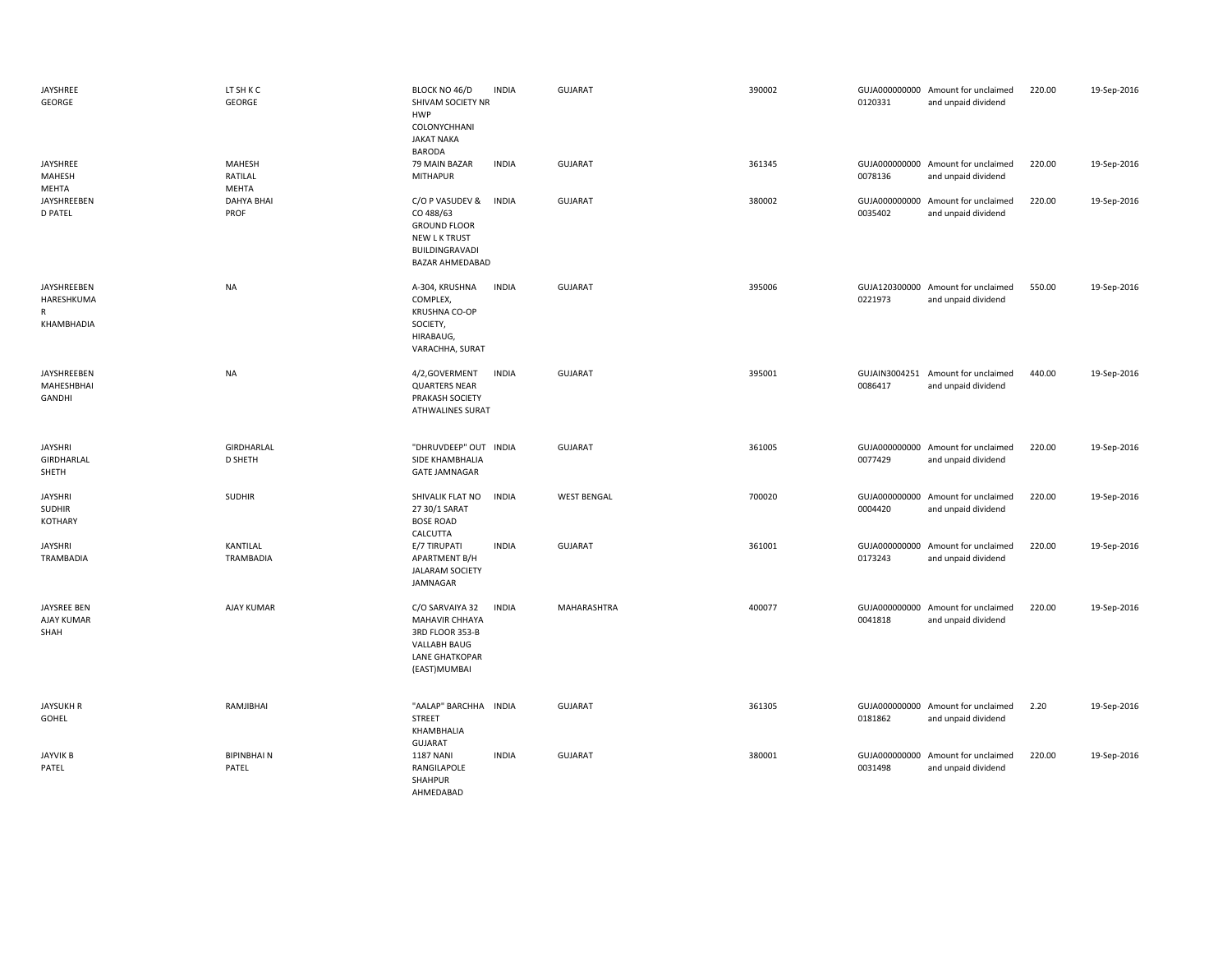| | | | | | | | | | |
|---|---|---|---|---|---|---|---|---|---|
| JAYSHREE GEORGE | LT SH K C GEORGE | BLOCK NO 46/D SHIVAM SOCIETY NR HWP COLONYCHHANI JAKAT NAKA BARODA | INDIA | GUJARAT | 390002 | GUJA000000000 0120331 | Amount for unclaimed and unpaid dividend | 220.00 | 19-Sep-2016 |
| JAYSHREE MAHESH MEHTA | MAHESH RATILAL MEHTA | 79 MAIN BAZAR MITHAPUR | INDIA | GUJARAT | 361345 | GUJA000000000 0078136 | Amount for unclaimed and unpaid dividend | 220.00 | 19-Sep-2016 |
| JAYSHREEBEN D PATEL | DAHYA BHAI PROF | C/O P VASUDEV & CO 488/63 GROUND FLOOR NEW L K TRUST BUILDINGRAVADI BAZAR AHMEDABAD | INDIA | GUJARAT | 380002 | GUJA000000000 0035402 | Amount for unclaimed and unpaid dividend | 220.00 | 19-Sep-2016 |
| JAYSHREEBEN HARESHKUMA R KHAMBHADIA | NA | A-304, KRUSHNA COMPLEX, KRUSHNA CO-OP SOCIETY, HIRABAUG, VARACHHA, SURAT | INDIA | GUJARAT | 395006 | GUJA120300000 0221973 | Amount for unclaimed and unpaid dividend | 550.00 | 19-Sep-2016 |
| JAYSHREEBEN MAHESHBHAI GANDHI | NA | 4/2,GOVERMENT QUARTERS NEAR PRAKASH SOCIETY ATHWALINES SURAT | INDIA | GUJARAT | 395001 | GUJAIN3004251 0086417 | Amount for unclaimed and unpaid dividend | 440.00 | 19-Sep-2016 |
| JAYSHRI GIRDHARLAL SHETH | GIRDHARLAL D SHETH | "DHRUVDEEP" OUT SIDE KHAMBHALIA GATE JAMNAGAR | INDIA | GUJARAT | 361005 | GUJA000000000 0077429 | Amount for unclaimed and unpaid dividend | 220.00 | 19-Sep-2016 |
| JAYSHRI SUDHIR KOTHARY | SUDHIR | SHIVALIK FLAT NO 27 30/1 SARAT BOSE ROAD CALCUTTA | INDIA | WEST BENGAL | 700020 | GUJA000000000 0004420 | Amount for unclaimed and unpaid dividend | 220.00 | 19-Sep-2016 |
| JAYSHRI TRAMBADIA | KANTILAL TRAMBADIA | E/7 TIRUPATI APARTMENT B/H JALARAM SOCIETY JAMNAGAR | INDIA | GUJARAT | 361001 | GUJA000000000 0173243 | Amount for unclaimed and unpaid dividend | 220.00 | 19-Sep-2016 |
| JAYSREE BEN AJAY KUMAR SHAH | AJAY KUMAR | C/O SARVAIYA 32 MAHAVIR CHHAYA 3RD FLOOR 353-B VALLABH BAUG LANE GHATKOPAR (EAST)MUMBAI | INDIA | MAHARASHTRA | 400077 | GUJA000000000 0041818 | Amount for unclaimed and unpaid dividend | 220.00 | 19-Sep-2016 |
| JAYSUKH R GOHEL | RAMJIBHAI | "AALAP" BARCHHA STREET KHAMBHALIA GUJARAT | INDIA | GUJARAT | 361305 | GUJA000000000 0181862 | Amount for unclaimed and unpaid dividend | 2.20 | 19-Sep-2016 |
| JAYVIK B PATEL | BIPINBHAI N PATEL | 1187 NANI RANGILAPOLE SHAHPUR AHMEDABAD | INDIA | GUJARAT | 380001 | GUJA000000000 0031498 | Amount for unclaimed and unpaid dividend | 220.00 | 19-Sep-2016 |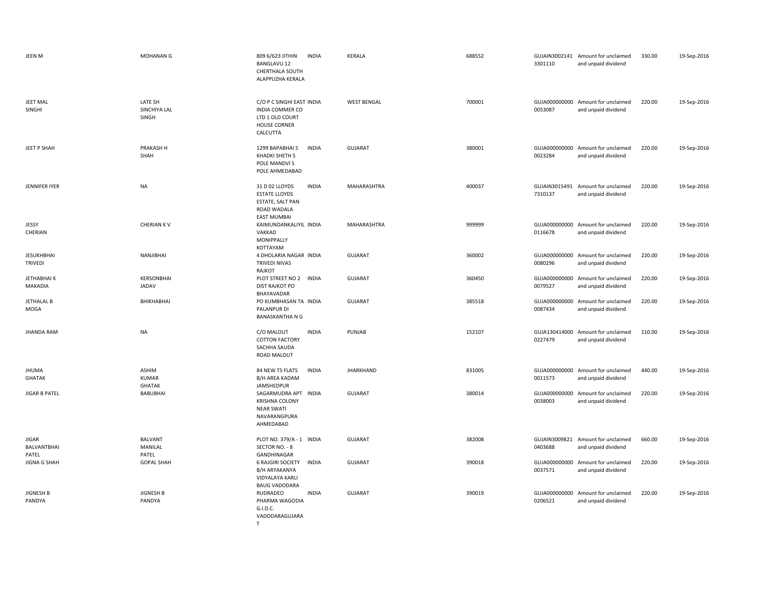| | | | | | | | | | |
|---|---|---|---|---|---|---|---|---|---|
| JEEN M | MOHANAN G | 809 6/623 JITHIN BANGLAVU 12 CHERTHALA SOUTH ALAPPUZHA KERALA | INDIA | KERALA | 688552 | GUJAIN3002141 3301110 | Amount for unclaimed and unpaid dividend | 330.00 | 19-Sep-2016 |
| JEET MAL SINGHI | LATE SH SINCHIYA LAL SINGH | C/O P C SINGHI EAST INDIA COMMER CO LTD 1 OLD COURT HOUSE CORNER CALCUTTA | INDIA | WEST BENGAL | 700001 | GUJA000000000 0053087 | Amount for unclaimed and unpaid dividend | 220.00 | 19-Sep-2016 |
| JEET P SHAH | PRAKASH H SHAH | 1299 BAPABHAI S KHADKI SHETH S POLE MANDVI S POLE AHMEDABAD | INDIA | GUJARAT | 380001 | GUJA000000000 0023284 | Amount for unclaimed and unpaid dividend | 220.00 | 19-Sep-2016 |
| JENNIFER IYER | NA | 31 D 02 LLOYDS ESTATE LLOYDS ESTATE, SALT PAN ROAD WADALA EAST MUMBAI | INDIA | MAHARASHTRA | 400037 | GUJAIN3015491 7310137 | Amount for unclaimed and unpaid dividend | 220.00 | 19-Sep-2016 |
| JESSY CHERIAN | CHERIAN K V | KAIMUNDANKALIYIL VAKKAD MONIPPALLY KOTTAYAM | INDIA | MAHARASHTRA | 999999 | GUJA000000000 0116678 | Amount for unclaimed and unpaid dividend | 220.00 | 19-Sep-2016 |
| JESUKHBHAI TRIVEDI | NANJIBHAI | 4 DHOLARIA NAGAR TRIVEDI NIVAS RAJKOT | INDIA | GUJARAT | 360002 | GUJA000000000 0080296 | Amount for unclaimed and unpaid dividend | 220.00 | 19-Sep-2016 |
| JETHABHAI K MAKADIA | KERSONBHAI JADAV | PLOT STREET NO 2 DIST RAJKOT PO BHAYAVADAR | INDIA | GUJARAT | 360450 | GUJA000000000 0079527 | Amount for unclaimed and unpaid dividend | 220.00 | 19-Sep-2016 |
| JETHALAL B MOGA | BHIKHABHAI | PO KUMBHASAN TA PALANPUR DI BANASKANTHA N G | INDIA | GUJARAT | 385518 | GUJA000000000 0087434 | Amount for unclaimed and unpaid dividend | 220.00 | 19-Sep-2016 |
| JHANDA RAM | NA | C/O MALOUT COTTON FACTORY SACHHA SAUDA ROAD MALOUT | INDIA | PUNJAB | 152107 | GUJA130414000 0227479 | Amount for unclaimed and unpaid dividend | 110.00 | 19-Sep-2016 |
| JHUMA GHATAK | ASHIM KUMAR GHATAK | 84 NEW TS FLATS B/H AREA KADAM JAMSHEDPUR | INDIA | JHARKHAND | 831005 | GUJA000000000 0011573 | Amount for unclaimed and unpaid dividend | 440.00 | 19-Sep-2016 |
| JIGAR B PATEL | BABUBHAI | SAGARMUDRA APT KRISHNA COLONY NEAR SWATI NAVARANGPURA AHMEDABAD | INDIA | GUJARAT | 380014 | GUJA000000000 0038003 | Amount for unclaimed and unpaid dividend | 220.00 | 19-Sep-2016 |
| JIGAR BALVANTBHAI PATEL | BALVANT MANILAL PATEL | PLOT NO. 379/A - 1 SECTOR NO. - 8 GANDHINAGAR | INDIA | GUJARAT | 382008 | GUJAIN3009821 0403688 | Amount for unclaimed and unpaid dividend | 660.00 | 19-Sep-2016 |
| JIGNA G SHAH | GOPAL SHAH | 6 RAJGIRI SOCIETY B/H ARYAKANYA VIDYALAYA KARLI BAUG VADODARA | INDIA | GUJARAT | 390018 | GUJA000000000 0037571 | Amount for unclaimed and unpaid dividend | 220.00 | 19-Sep-2016 |
| JIGNESH B PANDYA | JIGNESH B PANDYA | RUDRADEO PHARMA WAGODIA G.I.D.C. VADODARAGUJARA T | INDIA | GUJARAT | 390019 | GUJA000000000 0206521 | Amount for unclaimed and unpaid dividend | 220.00 | 19-Sep-2016 |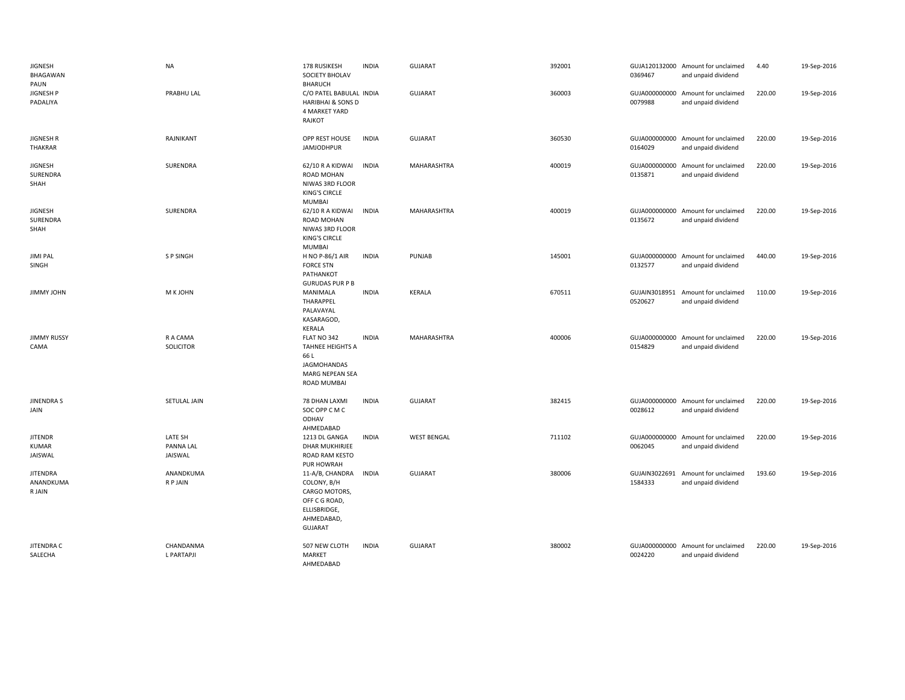| | | | | | | | | | |
|---|---|---|---|---|---|---|---|---|---|
| JIGNESH BHAGAWAN PAUN | NA | 178 RUSIKESH SOCIETY BHOLAV BHARUCH | INDIA | GUJARAT | 392001 | GUJA120132000 0369467 | Amount for unclaimed and unpaid dividend | 4.40 | 19-Sep-2016 |
| JIGNESH P PADALIYA | PRABHU LAL | C/O PATEL BABULAL HARIBHAI & SONS D 4 MARKET YARD RAJKOT | INDIA | GUJARAT | 360003 | GUJA000000000 0079988 | Amount for unclaimed and unpaid dividend | 220.00 | 19-Sep-2016 |
| JIGNESH R THAKRAR | RAJNIKANT | OPP REST HOUSE JAMJODHPUR | INDIA | GUJARAT | 360530 | GUJA000000000 0164029 | Amount for unclaimed and unpaid dividend | 220.00 | 19-Sep-2016 |
| JIGNESH SURENDRA SHAH | SURENDRA | 62/10 R A KIDWAI ROAD MOHAN NIWAS 3RD FLOOR KING'S CIRCLE MUMBAI | INDIA | MAHARASHTRA | 400019 | GUJA000000000 0135871 | Amount for unclaimed and unpaid dividend | 220.00 | 19-Sep-2016 |
| JIGNESH SURENDRA SHAH | SURENDRA | 62/10 R A KIDWAI ROAD MOHAN NIWAS 3RD FLOOR KING'S CIRCLE MUMBAI | INDIA | MAHARASHTRA | 400019 | GUJA000000000 0135672 | Amount for unclaimed and unpaid dividend | 220.00 | 19-Sep-2016 |
| JIMI PAL SINGH | S P SINGH | H NO P-86/1 AIR FORCE STN PATHANKOT GURUDAS PUR P B | INDIA | PUNJAB | 145001 | GUJA000000000 0132577 | Amount for unclaimed and unpaid dividend | 440.00 | 19-Sep-2016 |
| JIMMY JOHN | M K JOHN | MANIMALA THARAPPEL PALAVAYAL KASARAGOD, KERALA | INDIA | KERALA | 670511 | GUJAIN3018951 0520627 | Amount for unclaimed and unpaid dividend | 110.00 | 19-Sep-2016 |
| JIMMY RUSSY CAMA | R A CAMA SOLICITOR | FLAT NO 342 TAHNEE HEIGHTS A 66 L JAGMOHANDAS MARG NEPEAN SEA ROAD MUMBAI | INDIA | MAHARASHTRA | 400006 | GUJA000000000 0154829 | Amount for unclaimed and unpaid dividend | 220.00 | 19-Sep-2016 |
| JINENDRA S JAIN | SETULAL JAIN | 78 DHAN LAXMI SOC OPP C M C ODHAV AHMEDABAD | INDIA | GUJARAT | 382415 | GUJA000000000 0028612 | Amount for unclaimed and unpaid dividend | 220.00 | 19-Sep-2016 |
| JITENDR KUMAR JAISWAL | LATE SH PANNA LAL JAISWAL | 1213 DL GANGA DHAR MUKHIRJEE ROAD RAM KESTO PUR HOWRAH | INDIA | WEST BENGAL | 711102 | GUJA000000000 0062045 | Amount for unclaimed and unpaid dividend | 220.00 | 19-Sep-2016 |
| JITENDRA ANANDKUMA R JAIN | ANANDKUMA R P JAIN | 11-A/B, CHANDRA COLONY, B/H CARGO MOTORS, OFF C G ROAD, ELLISBRIDGE, AHMEDABAD, GUJARAT | INDIA | GUJARAT | 380006 | GUJAIN3022691 1584333 | Amount for unclaimed and unpaid dividend | 193.60 | 19-Sep-2016 |
| JITENDRA C SALECHA | CHANDANMA L PARTAPJI | 507 NEW CLOTH MARKET AHMEDABAD | INDIA | GUJARAT | 380002 | GUJA000000000 0024220 | Amount for unclaimed and unpaid dividend | 220.00 | 19-Sep-2016 |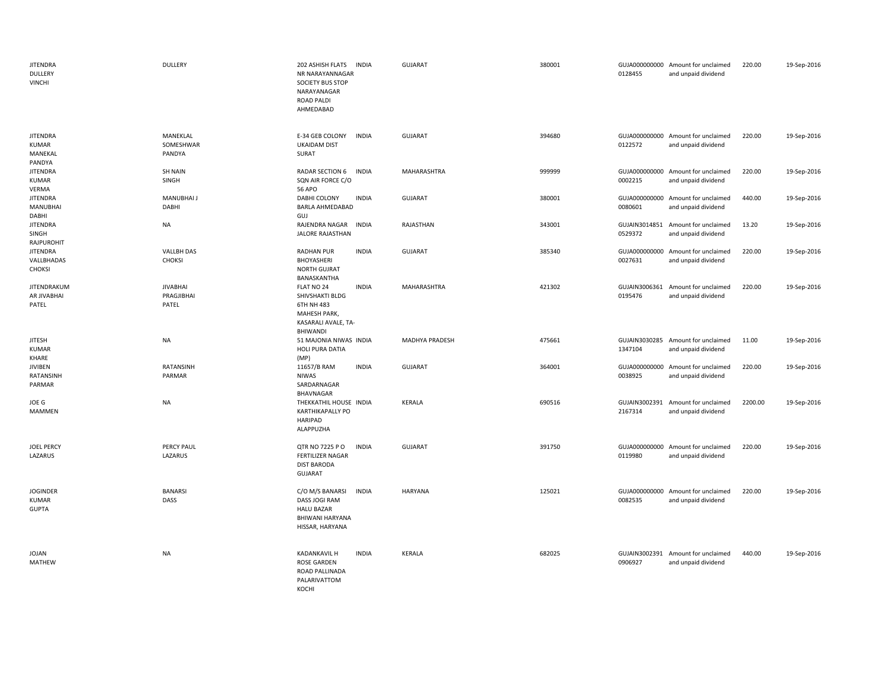| | | | | | | | | | |
|---|---|---|---|---|---|---|---|---|---|
| JITENDRA DULLERY VINCHI | DULLERY | 202 ASHISH FLATS NR NARAYANNAGAR SOCIETY BUS STOP NARAYANAGAR ROAD PALDI AHMEDABAD | INDIA | GUJARAT | 380001 | GUJA000000000 0128455 | Amount for unclaimed and unpaid dividend | 220.00 | 19-Sep-2016 |
| JITENDRA KUMAR MANEKAL PANDYA | MANEKLAL SOMESHWAR PANDYA | E-34 GEB COLONY UKAIDAM DIST SURAT | INDIA | GUJARAT | 394680 | GUJA000000000 0122572 | Amount for unclaimed and unpaid dividend | 220.00 | 19-Sep-2016 |
| JITENDRA KUMAR VERMA | SH NAIN SINGH | RADAR SECTION 6 SQN AIR FORCE C/O 56 APO | INDIA | MAHARASHTRA | 999999 | GUJA000000000 0002215 | Amount for unclaimed and unpaid dividend | 220.00 | 19-Sep-2016 |
| JITENDRA MANUBHAI DABHI | MANUBHAI J DABHI | DABHI COLONY BARLA AHMEDABAD GUJ | INDIA | GUJARAT | 380001 | GUJA000000000 0080601 | Amount for unclaimed and unpaid dividend | 440.00 | 19-Sep-2016 |
| JITENDRA SINGH RAJPUROHIT | NA | RAJENDRA NAGAR JALORE RAJASTHAN | INDIA | RAJASTHAN | 343001 | GUJAIN3014851 0529372 | Amount for unclaimed and unpaid dividend | 13.20 | 19-Sep-2016 |
| JITENDRA VALLBHADAS CHOKSI | VALLBH DAS CHOKSI | RADHAN PUR BHOYASHERI NORTH GUJRAT BANASKANTHA | INDIA | GUJARAT | 385340 | GUJA000000000 0027631 | Amount for unclaimed and unpaid dividend | 220.00 | 19-Sep-2016 |
| JITENDRAKUM AR JIVABHAI PATEL | JIVABHAI PRAGJIBHAI PATEL | FLAT NO 24 SHIVSHAKTI BLDG 6TH NH 483 MAHESH PARK, KASARALI AVALE, TA-BHIWANDI | INDIA | MAHARASHTRA | 421302 | GUJAIN3006361 0195476 | Amount for unclaimed and unpaid dividend | 220.00 | 19-Sep-2016 |
| JITESH KUMAR KHARE | NA | 51 MAJONIA NIWAS HOLI PURA DATIA (MP) | INDIA | MADHYA PRADESH | 475661 | GUJAIN3030285 1347104 | Amount for unclaimed and unpaid dividend | 11.00 | 19-Sep-2016 |
| JIVIBEN RATANSINH PARMAR | RATANSINH PARMAR | 11657/B RAM NIWAS SARDARNAGAR BHAVNAGAR | INDIA | GUJARAT | 364001 | GUJA000000000 0038925 | Amount for unclaimed and unpaid dividend | 220.00 | 19-Sep-2016 |
| JOE G MAMMEN | NA | THEKKATHIL HOUSE KARTHIKAPALLY PO HARIPAD ALAPPUZHA | INDIA | KERALA | 690516 | GUJAIN3002391 2167314 | Amount for unclaimed and unpaid dividend | 2200.00 | 19-Sep-2016 |
| JOEL PERCY LAZARUS | PERCY PAUL LAZARUS | QTR NO 7225 P O FERTILIZER NAGAR DIST BARODA GUJARAT | INDIA | GUJARAT | 391750 | GUJA000000000 0119980 | Amount for unclaimed and unpaid dividend | 220.00 | 19-Sep-2016 |
| JOGINDER KUMAR GUPTA | BANARSI DASS | C/O M/S BANARSI DASS JOGI RAM HALU BAZAR BHIWANI HARYANA HISSAR, HARYANA | INDIA | HARYANA | 125021 | GUJA000000000 0082535 | Amount for unclaimed and unpaid dividend | 220.00 | 19-Sep-2016 |
| JOJAN MATHEW | NA | KADANKAVIL H ROSE GARDEN ROAD PALLINADA PALARIVATTOM KOCHI | INDIA | KERALA | 682025 | GUJAIN3002391 0906927 | Amount for unclaimed and unpaid dividend | 440.00 | 19-Sep-2016 |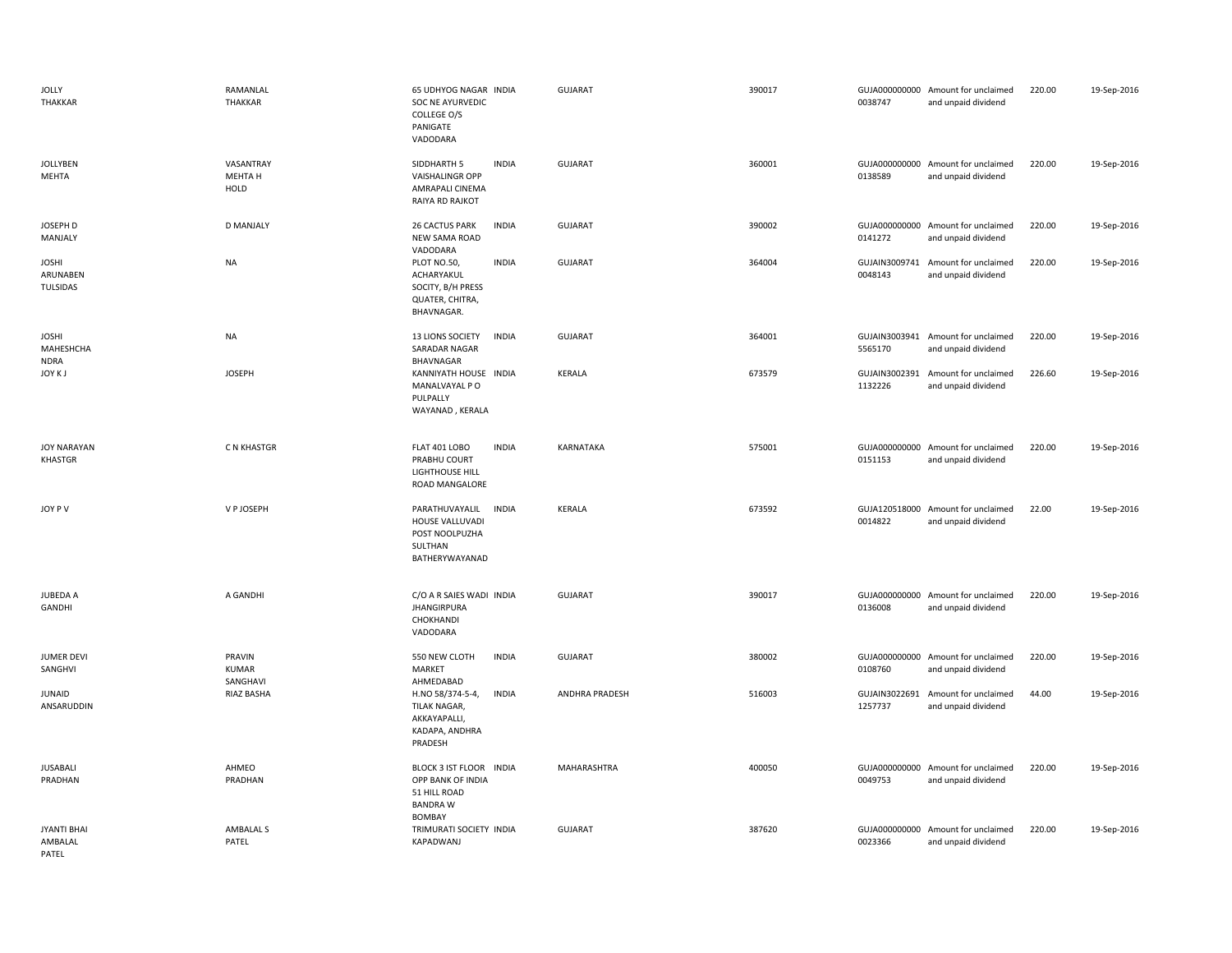| | | | | | | | | | |
|---|---|---|---|---|---|---|---|---|---|
| JOLLY THAKKAR | RAMANLAL THAKKAR | 65 UDHYOG NAGAR SOC NE AYURVEDIC COLLEGE O/S PANIGATE VADODARA | INDIA | GUJARAT | 390017 | GUJA000000000 0038747 | Amount for unclaimed and unpaid dividend | 220.00 | 19-Sep-2016 |
| JOLLYBEN MEHTA | VASANTRAY MEHTA H HOLD | SIDDHARTH 5 VAISHALINGR OPP AMRAPALI CINEMA RAIYA RD RAJKOT | INDIA | GUJARAT | 360001 | GUJA000000000 0138589 | Amount for unclaimed and unpaid dividend | 220.00 | 19-Sep-2016 |
| JOSEPH D MANJALY | D MANJALY | 26 CACTUS PARK NEW SAMA ROAD VADODARA | INDIA | GUJARAT | 390002 | GUJA000000000 0141272 | Amount for unclaimed and unpaid dividend | 220.00 | 19-Sep-2016 |
| JOSHI ARUNABEN TULSIDAS | NA | PLOT NO.50, ACHARYAKUL SOCITY, B/H PRESS QUATER, CHITRA, BHAVNAGAR. | INDIA | GUJARAT | 364004 | GUJAIN3009741 0048143 | Amount for unclaimed and unpaid dividend | 220.00 | 19-Sep-2016 |
| JOSHI MAHESHCHA NDRA | NA | 13 LIONS SOCIETY SARADAR NAGAR BHAVNAGAR | INDIA | GUJARAT | 364001 | GUJAIN3003941 5565170 | Amount for unclaimed and unpaid dividend | 220.00 | 19-Sep-2016 |
| JOY K J | JOSEPH | KANNIYATH HOUSE MANALVAYAL P O PULPALLY WAYANAD , KERALA | INDIA | KERALA | 673579 | GUJAIN3002391 1132226 | Amount for unclaimed and unpaid dividend | 226.60 | 19-Sep-2016 |
| JOY NARAYAN KHASTGR | C N KHASTGR | FLAT 401 LOBO PRABHU COURT LIGHTHOUSE HILL ROAD MANGALORE | INDIA | KARNATAKA | 575001 | GUJA000000000 0151153 | Amount for unclaimed and unpaid dividend | 220.00 | 19-Sep-2016 |
| JOY P V | V P JOSEPH | PARATHUVAYALIL HOUSE VALLUVADI POST NOOLPUZHA SULTHAN BATHERYWAYANAD | INDIA | KERALA | 673592 | GUJA120518000 0014822 | Amount for unclaimed and unpaid dividend | 22.00 | 19-Sep-2016 |
| JUBEDA A GANDHI | A GANDHI | C/O A R SAIES WADI JHANGIRPURA CHOKHANDI VADODARA | INDIA | GUJARAT | 390017 | GUJA000000000 0136008 | Amount for unclaimed and unpaid dividend | 220.00 | 19-Sep-2016 |
| JUMER DEVI SANGHVI | PRAVIN KUMAR SANGHAVI | 550 NEW CLOTH MARKET AHMEDABAD | INDIA | GUJARAT | 380002 | GUJA000000000 0108760 | Amount for unclaimed and unpaid dividend | 220.00 | 19-Sep-2016 |
| JUNAID ANSARUDDIN | RIAZ BASHA | H.NO 58/374-5-4, TILAK NAGAR, AKKAYAPALLI, KADAPA, ANDHRA PRADESH | INDIA | ANDHRA PRADESH | 516003 | GUJAIN3022691 1257737 | Amount for unclaimed and unpaid dividend | 44.00 | 19-Sep-2016 |
| JUSABALI PRADHAN | AHMEO PRADHAN | BLOCK 3 IST FLOOR OPP BANK OF INDIA 51 HILL ROAD BANDRA W BOMBAY | INDIA | MAHARASHTRA | 400050 | GUJA000000000 0049753 | Amount for unclaimed and unpaid dividend | 220.00 | 19-Sep-2016 |
| JYANTI BHAI AMBALAL PATEL | AMBALAL S PATEL | TRIMURATI SOCIETY KAPADWANJ | INDIA | GUJARAT | 387620 | GUJA000000000 0023366 | Amount for unclaimed and unpaid dividend | 220.00 | 19-Sep-2016 |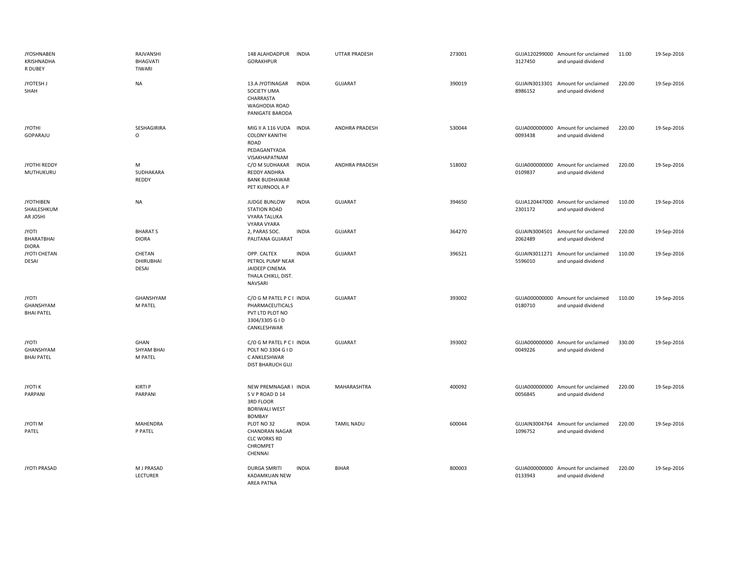| | | | | | | | | | |
|---|---|---|---|---|---|---|---|---|---|
| JYOSHNABEN KRISHNADHA R DUBEY | RAJVANSHI BHAGVATI TIWARI | 148 ALAHDADPUR GORAKHPUR | INDIA | UTTAR PRADESH | 273001 | GUJA120299000 3127450 | Amount for unclaimed and unpaid dividend | 11.00 | 19-Sep-2016 |
| JYOTESH J SHAH | NA | 13.A JYOTINAGAR SOCIETY UMA CHARRASTA WAGHODIA ROAD PANIGATE BARODA | INDIA | GUJARAT | 390019 | GUJAIN3013301 8986152 | Amount for unclaimed and unpaid dividend | 220.00 | 19-Sep-2016 |
| JYOTHI GOPARAJU | SESHAGIRIRA O | MIG II A 116 VUDA COLONY KANITHI ROAD PEDAGANTYADA VISAKHAPATNAM | INDIA | ANDHRA PRADESH | 530044 | GUJA000000000 0093438 | Amount for unclaimed and unpaid dividend | 220.00 | 19-Sep-2016 |
| JYOTHI REDDY MUTHUKURU | M SUDHAKARA REDDY | C/O M SUDHAKAR REDDY ANDHRA BANK BUDHAWAR PET KURNOOL A P | INDIA | ANDHRA PRADESH | 518002 | GUJA000000000 0109837 | Amount for unclaimed and unpaid dividend | 220.00 | 19-Sep-2016 |
| JYOTHIBEN SHAILESHKUM AR JOSHI | NA | JUDGE BUNLOW STATION ROAD VYARA TALUKA VYARA VYARA | INDIA | GUJARAT | 394650 | GUJA120447000 2301172 | Amount for unclaimed and unpaid dividend | 110.00 | 19-Sep-2016 |
| JYOTI BHARATBHAI DIORA | BHARAT S DIORA | 2, PARAS SOC. PALITANA GUJARAT | INDIA | GUJARAT | 364270 | GUJAIN3004501 2062489 | Amount for unclaimed and unpaid dividend | 220.00 | 19-Sep-2016 |
| JYOTI CHETAN DESAI | CHETAN DHIRUBHAI DESAI | OPP. CALTEX PETROL PUMP NEAR JAIDEEP CINEMA THALA CHIKLI, DIST. NAVSARI | INDIA | GUJARAT | 396521 | GUJAIN3011271 5596010 | Amount for unclaimed and unpaid dividend | 110.00 | 19-Sep-2016 |
| JYOTI GHANSHYAM BHAI PATEL | GHANSHYAM M PATEL | C/O G M PATEL P C I PHARMACEUTICALS PVT LTD PLOT NO 3304/3305 G I D CANKLESHWAR | INDIA | GUJARAT | 393002 | GUJA000000000 0180710 | Amount for unclaimed and unpaid dividend | 110.00 | 19-Sep-2016 |
| JYOTI GHANSHYAM BHAI PATEL | GHAN SHYAM BHAI M PATEL | C/O G M PATEL P C I POLT NO 3304 G I D C ANKLESHWAR DIST BHARUCH GUJ | INDIA | GUJARAT | 393002 | GUJA000000000 0049226 | Amount for unclaimed and unpaid dividend | 330.00 | 19-Sep-2016 |
| JYOTI K PARPANI | KIRTI P PARPANI | NEW PREMNAGAR I S V P ROAD D 14 3RD FLOOR BORIWALI WEST BOMBAY | INDIA | MAHARASHTRA | 400092 | GUJA000000000 0056845 | Amount for unclaimed and unpaid dividend | 220.00 | 19-Sep-2016 |
| JYOTI M PATEL | MAHENDRA P PATEL | PLOT NO 32 CHANDRAN NAGAR CLC WORKS RD CHROMPET CHENNAI | INDIA | TAMIL NADU | 600044 | GUJAIN3004764 1096752 | Amount for unclaimed and unpaid dividend | 220.00 | 19-Sep-2016 |
| JYOTI PRASAD | M J PRASAD LECTURER | DURGA SMRITI KADAMKUAN NEW AREA PATNA | INDIA | BIHAR | 800003 | GUJA000000000 0133943 | Amount for unclaimed and unpaid dividend | 220.00 | 19-Sep-2016 |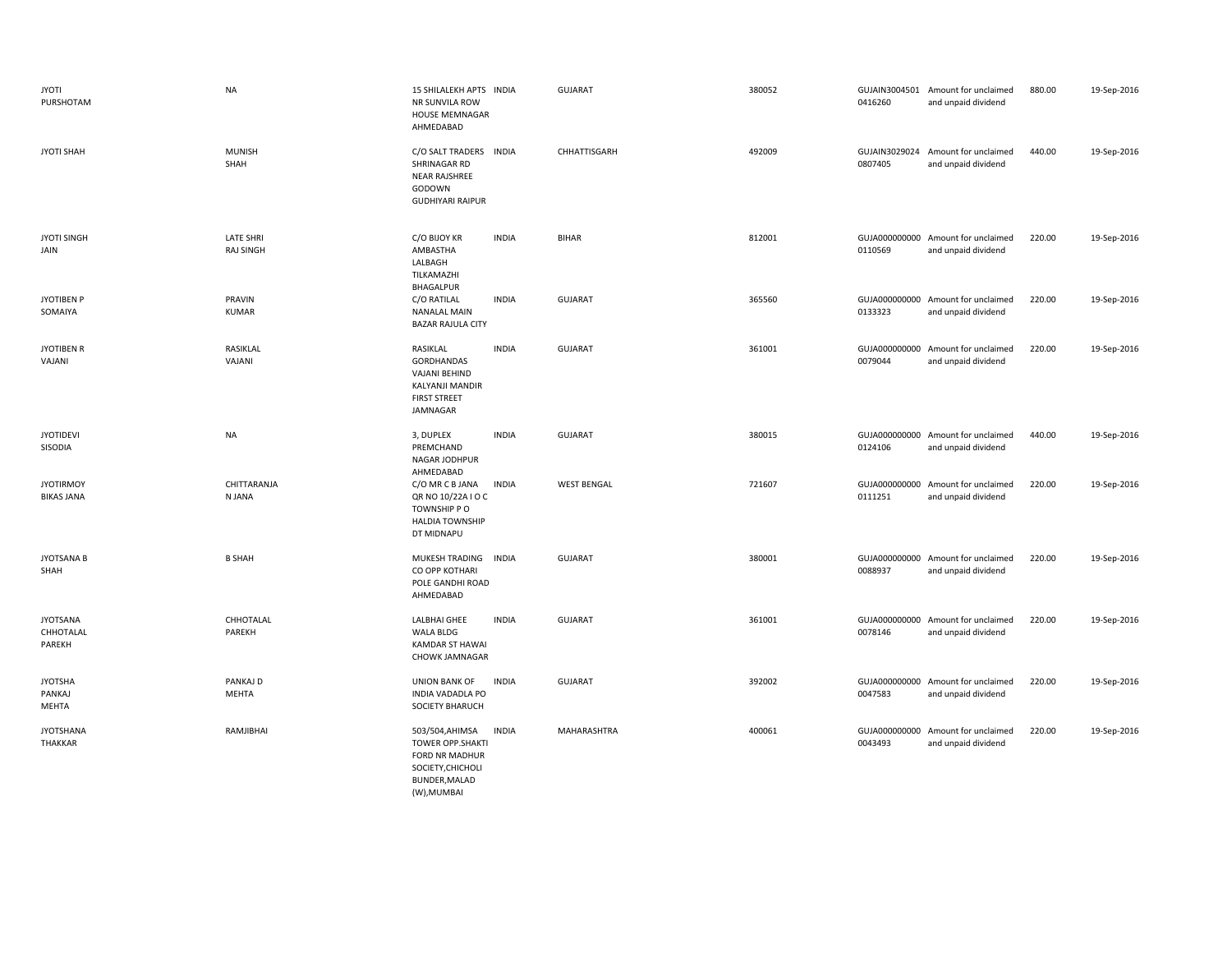| | | | | | | | | | |
|---|---|---|---|---|---|---|---|---|---|
| JYOTI PURSHOTAM | NA | 15 SHILALEKH APTS NR SUNVILA ROW HOUSE MEMNAGAR AHMEDABAD | INDIA | GUJARAT | 380052 | GUJAIN3004501 0416260 | Amount for unclaimed and unpaid dividend | 880.00 | 19-Sep-2016 |
| JYOTI SHAH | MUNISH SHAH | C/O SALT TRADERS SHRINAGAR RD NEAR RAJSHREE GODOWN GUDHIYARI RAIPUR | INDIA | CHHATTISGARH | 492009 | GUJAIN3029024 0807405 | Amount for unclaimed and unpaid dividend | 440.00 | 19-Sep-2016 |
| JYOTI SINGH JAIN | LATE SHRI RAJ SINGH | C/O BIJOY KR AMBASTHA LALBAGH TILKAMAZHI BHAGALPUR | INDIA | BIHAR | 812001 | GUJA000000000 0110569 | Amount for unclaimed and unpaid dividend | 220.00 | 19-Sep-2016 |
| JYOTIBEN P SOMAIYA | PRAVIN KUMAR | C/O RATILAL NANALAL MAIN BAZAR RAJULA CITY | INDIA | GUJARAT | 365560 | GUJA000000000 0133323 | Amount for unclaimed and unpaid dividend | 220.00 | 19-Sep-2016 |
| JYOTIBEN R VAJANI | RASIKLAL VAJANI | RASIKLAL GORDHANDAS VAJANI BEHIND KALYANJI MANDIR FIRST STREET JAMNAGAR | INDIA | GUJARAT | 361001 | GUJA000000000 0079044 | Amount for unclaimed and unpaid dividend | 220.00 | 19-Sep-2016 |
| JYOTIDEVI SISODIA | NA | 3, DUPLEX PREMCHAND NAGAR JODHPUR AHMEDABAD | INDIA | GUJARAT | 380015 | GUJA000000000 0124106 | Amount for unclaimed and unpaid dividend | 440.00 | 19-Sep-2016 |
| JYOTIRMOY BIKAS JANA | CHITTARANJA N JANA | C/O MR C B JANA QR NO 10/22A I O C TOWNSHIP P O HALDIA TOWNSHIP DT MIDNAPU | INDIA | WEST BENGAL | 721607 | GUJA000000000 0111251 | Amount for unclaimed and unpaid dividend | 220.00 | 19-Sep-2016 |
| JYOTSANA B SHAH | B SHAH | MUKESH TRADING CO OPP KOTHARI POLE GANDHI ROAD AHMEDABAD | INDIA | GUJARAT | 380001 | GUJA000000000 0088937 | Amount for unclaimed and unpaid dividend | 220.00 | 19-Sep-2016 |
| JYOTSANA CHHOTALAL PAREKH | CHHOTALAL PAREKH | LALBHAI GHEE WALA BLDG KAMDAR ST HAWAI CHOWK JAMNAGAR | INDIA | GUJARAT | 361001 | GUJA000000000 0078146 | Amount for unclaimed and unpaid dividend | 220.00 | 19-Sep-2016 |
| JYOTSHA PANKAJ MEHTA | PANKAJ D MEHTA | UNION BANK OF INDIA VADADLA PO SOCIETY BHARUCH | INDIA | GUJARAT | 392002 | GUJA000000000 0047583 | Amount for unclaimed and unpaid dividend | 220.00 | 19-Sep-2016 |
| JYOTSHANA THAKKAR | RAMJIBHAI | 503/504,AHIMSA TOWER OPP.SHAKTI FORD NR MADHUR SOCIETY,CHICHOLI BUNDER,MALAD (W),MUMBAI | INDIA | MAHARASHTRA | 400061 | GUJA000000000 0043493 | Amount for unclaimed and unpaid dividend | 220.00 | 19-Sep-2016 |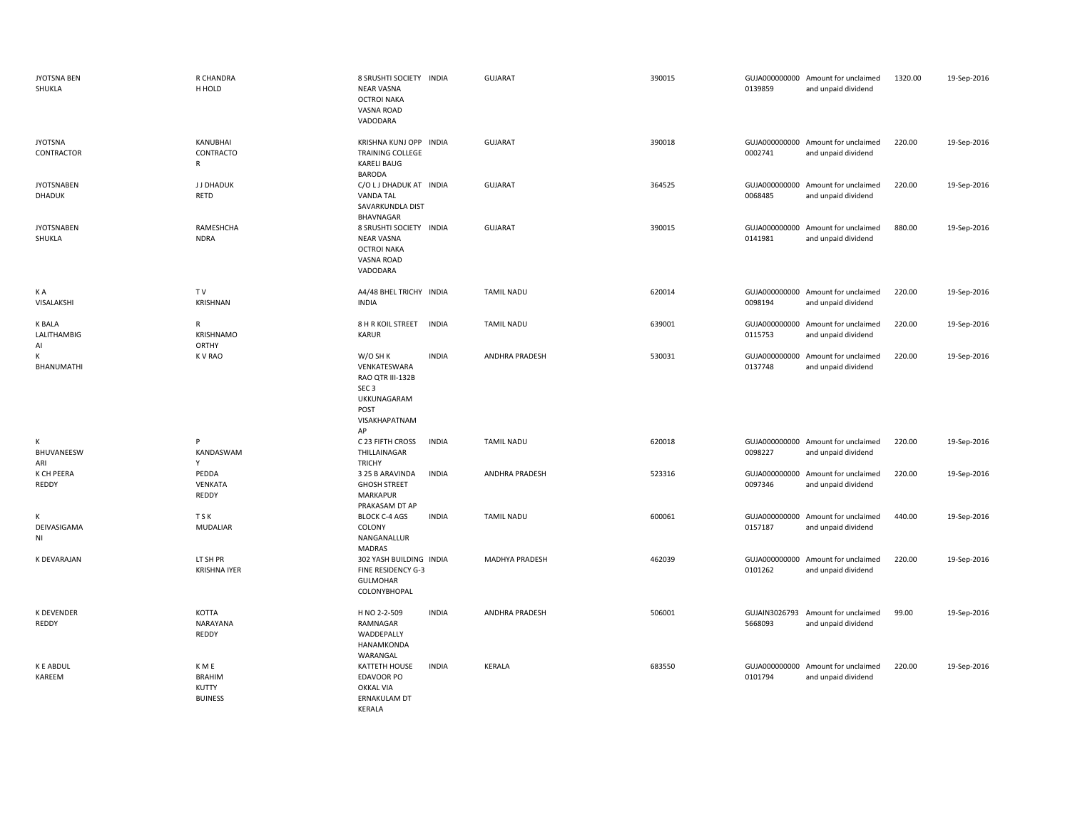| | | | | | | | | | |
|---|---|---|---|---|---|---|---|---|---|
| JYOTSNA BEN SHUKLA | R CHANDRA H HOLD | 8 SRUSHTI SOCIETY NEAR VASNA OCTROI NAKA VASNA ROAD VADODARA | INDIA | GUJARAT | 390015 | GUJA0000000000139859 | Amount for unclaimed and unpaid dividend | 1320.00 | 19-Sep-2016 |
| JYOTSNA CONTRACTOR | KANUBHAI CONTRACTO R | KRISHNA KUNJ OPP TRAINING COLLEGE KARELI BAUG BARODA | INDIA | GUJARAT | 390018 | GUJA0000000000002741 | Amount for unclaimed and unpaid dividend | 220.00 | 19-Sep-2016 |
| JYOTSNABEN DHADUK | J J DHADUK RETD | C/O L J DHADUK AT VANDA TAL SAVARKUNDLA DIST BHAVNAGAR | INDIA | GUJARAT | 364525 | GUJA0000000000068485 | Amount for unclaimed and unpaid dividend | 220.00 | 19-Sep-2016 |
| JYOTSNABEN SHUKLA | RAMESHCHA NDRA | 8 SRUSHTI SOCIETY NEAR VASNA OCTROI NAKA VASNA ROAD VADODARA | INDIA | GUJARAT | 390015 | GUJA0000000000141981 | Amount for unclaimed and unpaid dividend | 880.00 | 19-Sep-2016 |
| K A VISALAKSHI | T V KRISHNAN | A4/48 BHEL TRICHY INDIA | INDIA | TAMIL NADU | 620014 | GUJA0000000000098194 | Amount for unclaimed and unpaid dividend | 220.00 | 19-Sep-2016 |
| K BALA LALITHAMBIG AI | R KRISHNAMO ORTHY | 8 H R KOIL STREET KARUR | INDIA | TAMIL NADU | 639001 | GUJA0000000000115753 | Amount for unclaimed and unpaid dividend | 220.00 | 19-Sep-2016 |
| K BHANUMATHI | K V RAO | W/O SH K VENKATESWARA RAO QTR III-132B SEC 3 UKKUNAGARAM POST VISAKHAPATNAM AP | INDIA | ANDHRA PRADESH | 530031 | GUJA0000000000137748 | Amount for unclaimed and unpaid dividend | 220.00 | 19-Sep-2016 |
| K BHUVANEESW ARI | P KANDASWAM Y | C 23 FIFTH CROSS THILLAINAGAR TRICHY | INDIA | TAMIL NADU | 620018 | GUJA0000000000098227 | Amount for unclaimed and unpaid dividend | 220.00 | 19-Sep-2016 |
| K CH PEERA REDDY | PEDDA VENKATA REDDY | 3 25 B ARAVINDA GHOSH STREET MARKAPUR PRAKASAM DT AP | INDIA | ANDHRA PRADESH | 523316 | GUJA0000000000097346 | Amount for unclaimed and unpaid dividend | 220.00 | 19-Sep-2016 |
| K DEIVASIGAMA NI | T S K MUDALIAR | BLOCK C-4 AGS COLONY NANGANALLUR MADRAS | INDIA | TAMIL NADU | 600061 | GUJA0000000000157187 | Amount for unclaimed and unpaid dividend | 440.00 | 19-Sep-2016 |
| K DEVARAJAN | LT SH PR KRISHNA IYER | 302 YASH BUILDING FINE RESIDENCY G-3 GULMOHAR COLONYBHOPAL | INDIA | MADHYA PRADESH | 462039 | GUJA0000000000101262 | Amount for unclaimed and unpaid dividend | 220.00 | 19-Sep-2016 |
| K DEVENDER REDDY | KOTTA NARAYANA REDDY | H NO 2-2-509 RAMNAGAR WADDEPALLY HANAMKONDA WARANGAL | INDIA | ANDHRA PRADESH | 506001 | GUJAIN30267935668093 | Amount for unclaimed and unpaid dividend | 99.00 | 19-Sep-2016 |
| K E ABDUL KAREEM | K M E BRAHIM KUTTY BUINESS | KATTETH HOUSE EDAVOOR PO OKKAL VIA ERNAKULAM DT KERALA | INDIA | KERALA | 683550 | GUJA0000000000101794 | Amount for unclaimed and unpaid dividend | 220.00 | 19-Sep-2016 |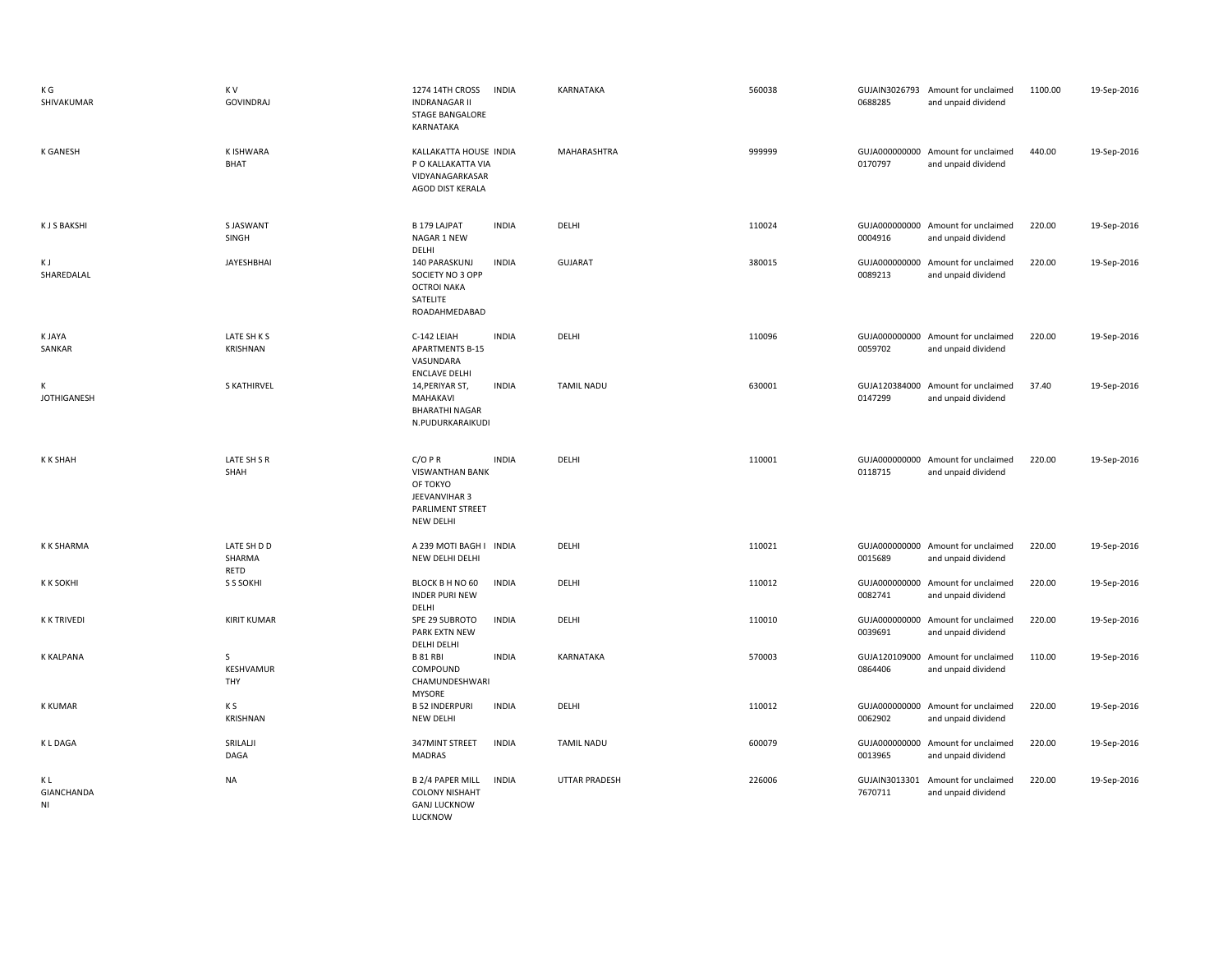| | | | | | | | | | |
|---|---|---|---|---|---|---|---|---|---|
| K G SHIVAKUMAR | K V GOVINDRAJ | 1274 14TH CROSS INDRANAGAR II STAGE BANGALORE KARNATAKA | INDIA | KARNATAKA | 560038 | GUJAIN3026793 0688285 | Amount for unclaimed and unpaid dividend | 1100.00 | 19-Sep-2016 |
| K GANESH | K ISHWARA BHAT | KALLAKATTA HOUSE P O KALLAKATTA VIA VIDYANAGARKASAR AGOD DIST KERALA | INDIA | MAHARASHTRA | 999999 | GUJA000000000 0170797 | Amount for unclaimed and unpaid dividend | 440.00 | 19-Sep-2016 |
| K J S BAKSHI | S JASWANT SINGH | B 179 LAJPAT NAGAR 1 NEW DELHI | INDIA | DELHI | 110024 | GUJA000000000 0004916 | Amount for unclaimed and unpaid dividend | 220.00 | 19-Sep-2016 |
| K J SHAREDALAL | JAYESHBHAI | 140 PARASKUNJ SOCIETY NO 3 OPP OCTROI NAKA SATELITE ROADAHMEDABAD | INDIA | GUJARAT | 380015 | GUJA000000000 0089213 | Amount for unclaimed and unpaid dividend | 220.00 | 19-Sep-2016 |
| K JAYA SANKAR | LATE SH K S KRISHNAN | C-142 LEIAH APARTMENTS B-15 VASUNDARA ENCLAVE DELHI | INDIA | DELHI | 110096 | GUJA000000000 0059702 | Amount for unclaimed and unpaid dividend | 220.00 | 19-Sep-2016 |
| K JOTHIGANESH | S KATHIRVEL | 14,PERIYAR ST, MAHAKAVI BHARATHI NAGAR N.PUDURKARAIKUDI | INDIA | TAMIL NADU | 630001 | GUJA120384000 0147299 | Amount for unclaimed and unpaid dividend | 37.40 | 19-Sep-2016 |
| K K SHAH | LATE SH S R SHAH | C/O P R VISWANTHAN BANK OF TOKYO JEEVANVIHAR 3 PARLIMENT STREET NEW DELHI | INDIA | DELHI | 110001 | GUJA000000000 0118715 | Amount for unclaimed and unpaid dividend | 220.00 | 19-Sep-2016 |
| K K SHARMA | LATE SH D D SHARMA RETD | A 239 MOTI BAGH I NEW DELHI DELHI | INDIA | DELHI | 110021 | GUJA000000000 0015689 | Amount for unclaimed and unpaid dividend | 220.00 | 19-Sep-2016 |
| K K SOKHI | S S SOKHI | BLOCK B H NO 60 INDER PURI NEW DELHI | INDIA | DELHI | 110012 | GUJA000000000 0082741 | Amount for unclaimed and unpaid dividend | 220.00 | 19-Sep-2016 |
| K K TRIVEDI | KIRIT KUMAR | SPE 29 SUBROTO PARK EXTN NEW DELHI DELHI | INDIA | DELHI | 110010 | GUJA000000000 0039691 | Amount for unclaimed and unpaid dividend | 220.00 | 19-Sep-2016 |
| K KALPANA | S KESHVAMUR THY | B 81 RBI COMPOUND CHAMUNDESHWARI MYSORE | INDIA | KARNATAKA | 570003 | GUJA120109000 0864406 | Amount for unclaimed and unpaid dividend | 110.00 | 19-Sep-2016 |
| K KUMAR | K S KRISHNAN | B 52 INDERPURI NEW DELHI | INDIA | DELHI | 110012 | GUJA000000000 0062902 | Amount for unclaimed and unpaid dividend | 220.00 | 19-Sep-2016 |
| K L DAGA | SRILALJI DAGA | 347MINT STREET MADRAS | INDIA | TAMIL NADU | 600079 | GUJA000000000 0013965 | Amount for unclaimed and unpaid dividend | 220.00 | 19-Sep-2016 |
| K L GIANCHANDA NI | NA | B 2/4 PAPER MILL COLONY NISHAHT GANJ LUCKNOW LUCKNOW | INDIA | UTTAR PRADESH | 226006 | GUJAIN3013301 7670711 | Amount for unclaimed and unpaid dividend | 220.00 | 19-Sep-2016 |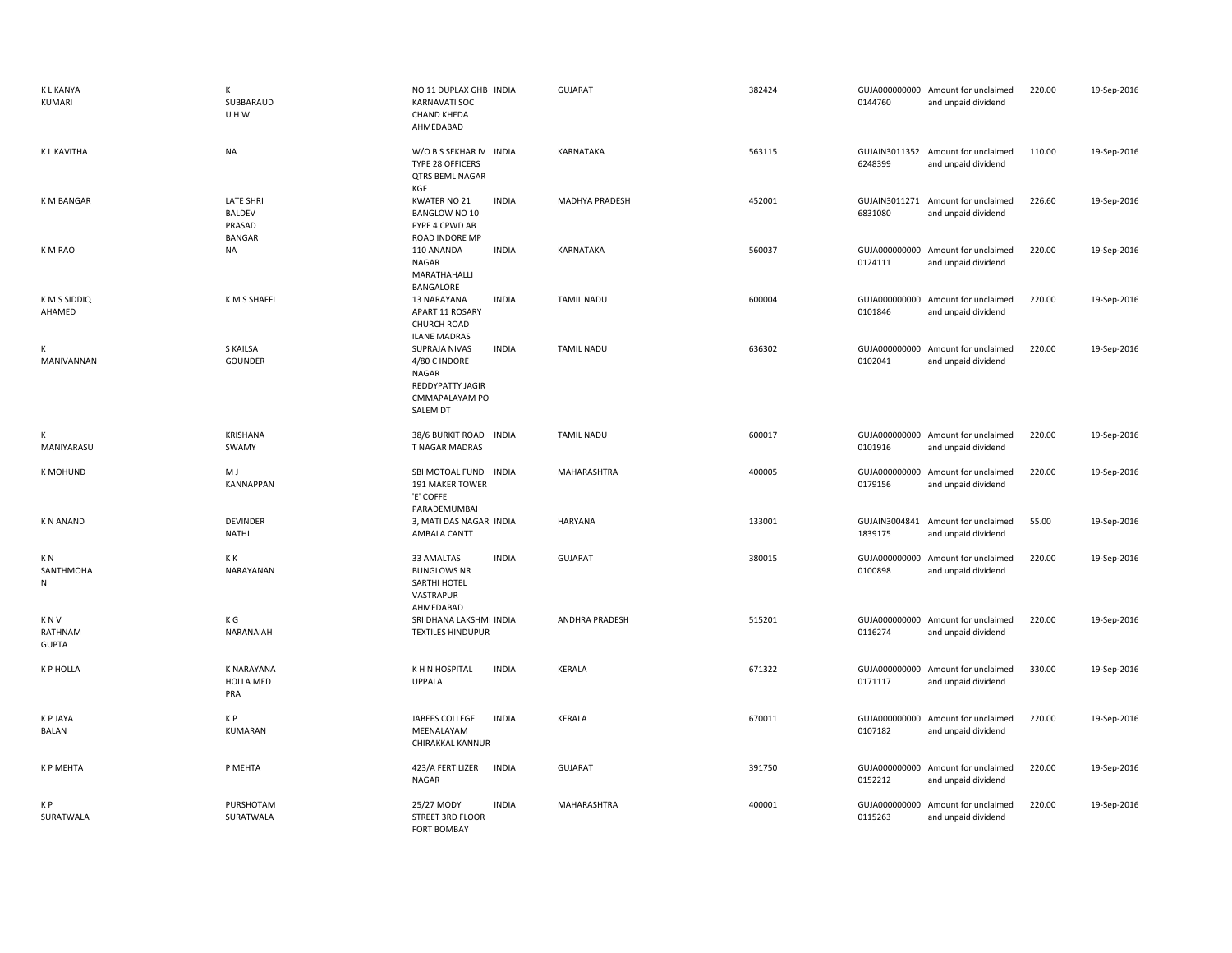| | | | | | | | | | |
|---|---|---|---|---|---|---|---|---|---|
| K L KANYA KUMARI | K SUBBARAUD U H W | NO 11 DUPLAX GHB KARNAVATI SOC CHAND KHEDA AHMEDABAD | INDIA | GUJARAT | 382424 | GUJA000000000 0144760 | Amount for unclaimed and unpaid dividend | 220.00 | 19-Sep-2016 |
| K L KAVITHA | NA | W/O B S SEKHAR IV TYPE 28 OFFICERS QTRS BEML NAGAR KGF | INDIA | KARNATAKA | 563115 | GUJAIN3011352 6248399 | Amount for unclaimed and unpaid dividend | 110.00 | 19-Sep-2016 |
| K M BANGAR | LATE SHRI BALDEV PRASAD BANGAR | KWATER NO 21 BANGLOW NO 10 PYPE 4 CPWD AB ROAD INDORE MP | INDIA | MADHYA PRADESH | 452001 | GUJAIN3011271 6831080 | Amount for unclaimed and unpaid dividend | 226.60 | 19-Sep-2016 |
| K M RAO | NA | 110 ANANDA NAGAR MARATHAHALLI BANGALORE | INDIA | KARNATAKA | 560037 | GUJA000000000 0124111 | Amount for unclaimed and unpaid dividend | 220.00 | 19-Sep-2016 |
| K M S SIDDIQ AHAMED | K M S SHAFFI | 13 NARAYANA APART 11 ROSARY CHURCH ROAD ILANE MADRAS | INDIA | TAMIL NADU | 600004 | GUJA000000000 0101846 | Amount for unclaimed and unpaid dividend | 220.00 | 19-Sep-2016 |
| K MANIVANNAN | S KAILSA GOUNDER | SUPRAJA NIVAS 4/80 C INDORE NAGAR REDDYPATTY JAGIR CMMAPALAYAM PO SALEM DT | INDIA | TAMIL NADU | 636302 | GUJA000000000 0102041 | Amount for unclaimed and unpaid dividend | 220.00 | 19-Sep-2016 |
| K MANIYARASU | KRISHANA SWAMY | 38/6 BURKIT ROAD T NAGAR MADRAS | INDIA | TAMIL NADU | 600017 | GUJA000000000 0101916 | Amount for unclaimed and unpaid dividend | 220.00 | 19-Sep-2016 |
| K MOHUND | M J KANNAPPAN | SBI MOTOAL FUND 191 MAKER TOWER 'E' COFFE PARADEMUMBAI | INDIA | MAHARASHTRA | 400005 | GUJA000000000 0179156 | Amount for unclaimed and unpaid dividend | 220.00 | 19-Sep-2016 |
| K N ANAND | DEVINDER NATHI | 3, MATI DAS NAGAR AMBALA CANTT | INDIA | HARYANA | 133001 | GUJAIN3004841 1839175 | Amount for unclaimed and unpaid dividend | 55.00 | 19-Sep-2016 |
| K N SANTHMOHA N | K K NARAYANAN | 33 AMALTAS BUNGLOWS NR SARTHI HOTEL VASTRAPUR AHMEDABAD | INDIA | GUJARAT | 380015 | GUJA000000000 0100898 | Amount for unclaimed and unpaid dividend | 220.00 | 19-Sep-2016 |
| K N V RATHNAM GUPTA | K G NARANAIAH | SRI DHANA LAKSHMI TEXTILES HINDUPUR | INDIA | ANDHRA PRADESH | 515201 | GUJA000000000 0116274 | Amount for unclaimed and unpaid dividend | 220.00 | 19-Sep-2016 |
| K P HOLLA | K NARAYANA HOLLA MED PRA | K H N HOSPITAL UPPALA | INDIA | KERALA | 671322 | GUJA000000000 0171117 | Amount for unclaimed and unpaid dividend | 330.00 | 19-Sep-2016 |
| K P JAYA BALAN | K P KUMARAN | JABEES COLLEGE MEENALAYAM CHIRAKKAL KANNUR | INDIA | KERALA | 670011 | GUJA000000000 0107182 | Amount for unclaimed and unpaid dividend | 220.00 | 19-Sep-2016 |
| K P MEHTA | P MEHTA | 423/A FERTILIZER NAGAR | INDIA | GUJARAT | 391750 | GUJA000000000 0152212 | Amount for unclaimed and unpaid dividend | 220.00 | 19-Sep-2016 |
| K P SURATWALA | PURSHOTAM SURATWALA | 25/27 MODY STREET 3RD FLOOR FORT BOMBAY | INDIA | MAHARASHTRA | 400001 | GUJA000000000 0115263 | Amount for unclaimed and unpaid dividend | 220.00 | 19-Sep-2016 |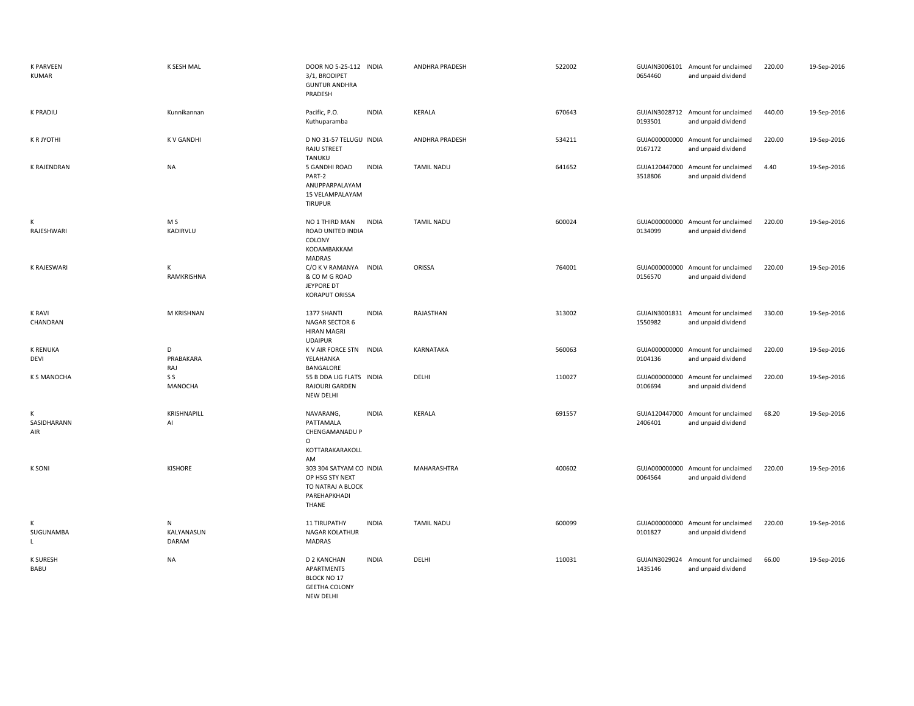| | | | | | | | | | |
|---|---|---|---|---|---|---|---|---|---|
| K PARVEEN KUMAR | K SESH MAL | DOOR NO 5-25-112 3/1, BRODIPET GUNTUR ANDHRA PRADESH | INDIA | ANDHRA PRADESH | 522002 | GUJAIN30061010654460 | Amount for unclaimed and unpaid dividend | 220.00 | 19-Sep-2016 |
| K PRADIU | Kunnikannan | Pacific, P.O. Kuthuparamba | INDIA | KERALA | 670643 | GUJAIN30287120193501 | Amount for unclaimed and unpaid dividend | 440.00 | 19-Sep-2016 |
| K R JYOTHI | K V GANDHI | D NO 31-57 TELUGU RAJU STREET TANUKU | INDIA | ANDHRA PRADESH | 534211 | GUJA0000000000167172 | Amount for unclaimed and unpaid dividend | 220.00 | 19-Sep-2016 |
| K RAJENDRAN | NA | 5 GANDHI ROAD PART-2 ANUPPARPALAYAM 15 VELAMPALAYAM TIRUPUR | INDIA | TAMIL NADU | 641652 | GUJA1204470003518806 | Amount for unclaimed and unpaid dividend | 4.40 | 19-Sep-2016 |
| K RAJESHWARI | M S KADIRVLU | NO 1 THIRD MAN ROAD UNITED INDIA COLONY KODAMBAKKAM MADRAS | INDIA | TAMIL NADU | 600024 | GUJA0000000000134099 | Amount for unclaimed and unpaid dividend | 220.00 | 19-Sep-2016 |
| K RAJESWARI | K RAMKRISHNA | C/O K V RAMANYA & CO M G ROAD JEYPORE DT KORAPUT ORISSA | INDIA | ORISSA | 764001 | GUJA0000000000156570 | Amount for unclaimed and unpaid dividend | 220.00 | 19-Sep-2016 |
| K RAVI CHANDRAN | M KRISHNAN | 1377 SHANTI NAGAR SECTOR 6 HIRAN MAGRI UDAIPUR | INDIA | RAJASTHAN | 313002 | GUJAIN30018311550982 | Amount for unclaimed and unpaid dividend | 330.00 | 19-Sep-2016 |
| K RENUKA DEVI | D PRABAKARA RAJ | K V AIR FORCE STN YELAHANKA BANGALORE | INDIA | KARNATAKA | 560063 | GUJA0000000000104136 | Amount for unclaimed and unpaid dividend | 220.00 | 19-Sep-2016 |
| K S MANOCHA | S S MANOCHA | 55 B DDA LIG FLATS RAJOURI GARDEN NEW DELHI | INDIA | DELHI | 110027 | GUJA0000000000106694 | Amount for unclaimed and unpaid dividend | 220.00 | 19-Sep-2016 |
| K SASIDHARANNAIR | KRISHNAPILLAI | NAVARANG, PATTAMALA CHENGAMANADU P O KOTTARAKARAKOLLAM | INDIA | KERALA | 691557 | GUJA1204470002406401 | Amount for unclaimed and unpaid dividend | 68.20 | 19-Sep-2016 |
| K SONI | KISHORE | 303 304 SATYAM CO OP HSG STY NEXT TO NATRAJ A BLOCK PAREHAPKHADI THANE | INDIA | MAHARASHTRA | 400602 | GUJA0000000000064564 | Amount for unclaimed and unpaid dividend | 220.00 | 19-Sep-2016 |
| K SUGUNAMBAL | N KALYANASUNDARAM | 11 TIRUPATHY NAGAR KOLATHUR MADRAS | INDIA | TAMIL NADU | 600099 | GUJA0000000000101827 | Amount for unclaimed and unpaid dividend | 220.00 | 19-Sep-2016 |
| K SURESH BABU | NA | D 2 KANCHAN APARTMENTS BLOCK NO 17 GEETHA COLONY NEW DELHI | INDIA | DELHI | 110031 | GUJAIN30290241435146 | Amount for unclaimed and unpaid dividend | 66.00 | 19-Sep-2016 |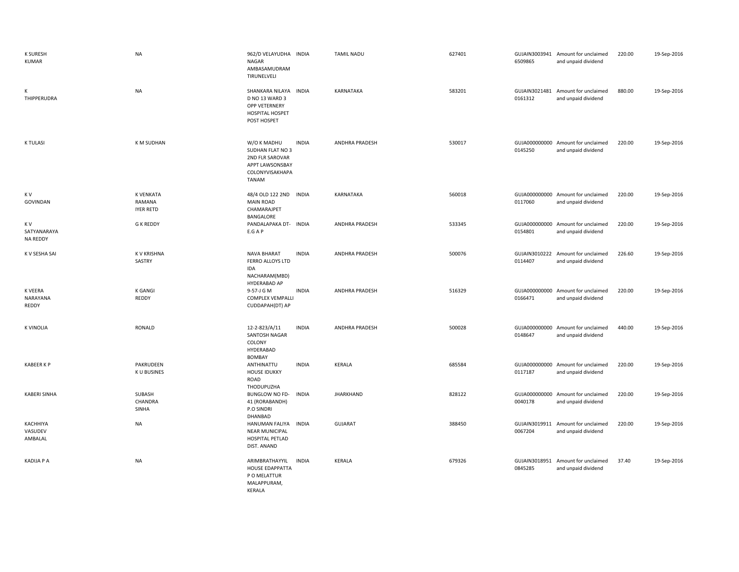| | | | | | | | | | |
|---|---|---|---|---|---|---|---|---|---|
| K SURESH KUMAR | NA | 962/D VELAYUDHA NAGAR AMBASAMUDRAM TIRUNELVELI | INDIA | TAMIL NADU | 627401 | GUJAIN30039416509865 | Amount for unclaimed and unpaid dividend | 220.00 | 19-Sep-2016 |
| K THIPPERUDRA | NA | SHANKARA NILAYA D NO 13 WARD 3 OPP VETERNERY HOSPITAL HOSPET POST HOSPET | INDIA | KARNATAKA | 583201 | GUJAIN30214810161312 | Amount for unclaimed and unpaid dividend | 880.00 | 19-Sep-2016 |
| K TULASI | K M SUDHAN | W/O K MADHU SUDHAN FLAT NO 3 2ND FLR SAROVAR APPT LAWSONSBAY COLONYVISAKHAPATANAM | INDIA | ANDHRA PRADESH | 530017 | GUJA0000000000145250 | Amount for unclaimed and unpaid dividend | 220.00 | 19-Sep-2016 |
| K V GOVINDAN | K VENKATA RAMANA IYER RETD | 48/4 OLD 122 2ND MAIN ROAD CHAMARAJPET BANGALORE | INDIA | KARNATAKA | 560018 | GUJA0000000000117060 | Amount for unclaimed and unpaid dividend | 220.00 | 19-Sep-2016 |
| K V SATYANARAYANA REDDY | G K REDDY | PANDALAPAKA DT- E.G A P | INDIA | ANDHRA PRADESH | 533345 | GUJA0000000000154801 | Amount for unclaimed and unpaid dividend | 220.00 | 19-Sep-2016 |
| K V SESHA SAI | K V KRISHNA SASTRY | NAVA BHARAT FERRO ALLOYS LTD IDA NACHARAM(MBD) HYDERABAD AP | INDIA | ANDHRA PRADESH | 500076 | GUJAIN30102220114407 | Amount for unclaimed and unpaid dividend | 226.60 | 19-Sep-2016 |
| K VEERA NARAYANA REDDY | K GANGI REDDY | 9-57-J G M COMPLEX VEMPALLI CUDDAPAH(DT) AP | INDIA | ANDHRA PRADESH | 516329 | GUJA0000000000166471 | Amount for unclaimed and unpaid dividend | 220.00 | 19-Sep-2016 |
| K VINOLIA | RONALD | 12-2-823/A/11 SANTOSH NAGAR COLONY HYDERABAD BOMBAY | INDIA | ANDHRA PRADESH | 500028 | GUJA0000000000148647 | Amount for unclaimed and unpaid dividend | 440.00 | 19-Sep-2016 |
| KABEER K P | PAKRUDEEN K U BUSINES | ANTHINATTU HOUSE IDUKKY ROAD THODUPUZHA | INDIA | KERALA | 685584 | GUJA0000000000117187 | Amount for unclaimed and unpaid dividend | 220.00 | 19-Sep-2016 |
| KABERI SINHA | SUBASH CHANDRA SINHA | BUNGLOW NO FD-41 (RORABANDH) P.O SINDRI DHANBAD | INDIA | JHARKHAND | 828122 | GUJA0000000000040178 | Amount for unclaimed and unpaid dividend | 220.00 | 19-Sep-2016 |
| KACHHIYA VASUDEV AMBALAL | NA | HANUMAN FALIYA NEAR MUNICIPAL HOSPITAL PETLAD DIST. ANAND | INDIA | GUJARAT | 388450 | GUJAIN30199110067204 | Amount for unclaimed and unpaid dividend | 220.00 | 19-Sep-2016 |
| KADIJA P A | NA | ARIMBRATHAYYIL HOUSE EDAPPATTA P O MELATTUR MALAPPURAM, KERALA | INDIA | KERALA | 679326 | GUJAIN30189510845285 | Amount for unclaimed and unpaid dividend | 37.40 | 19-Sep-2016 |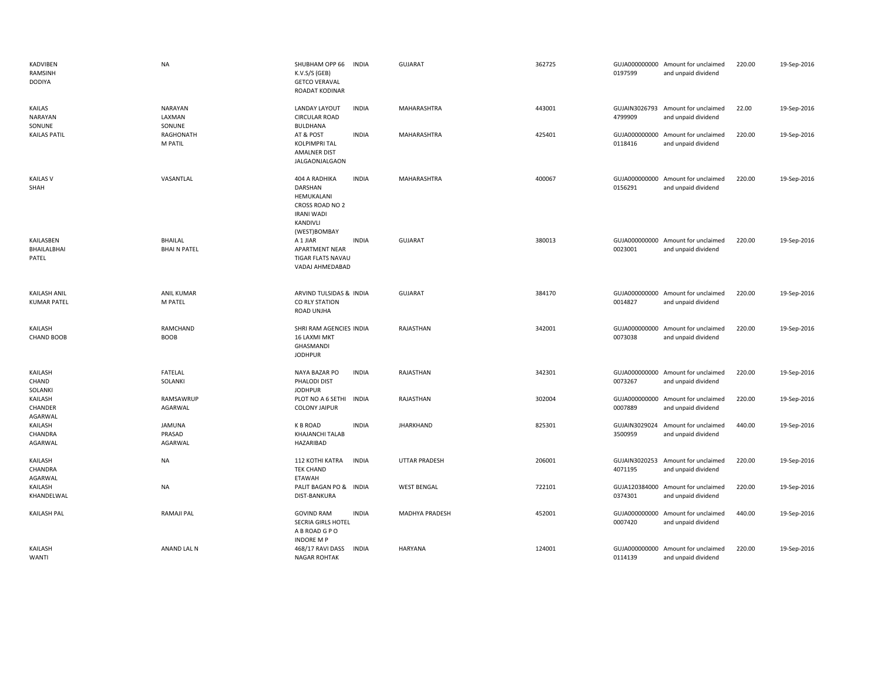| | | | | | | | | | |
|---|---|---|---|---|---|---|---|---|---|
| KADVIBEN RAMSINH DODIYA | NA | SHUBHAM OPP 66 K.V.S/S (GEB) GETCO VERAVAL ROADAT KODINAR | INDIA | GUJARAT | 362725 | GUJA000000000 0197599 | Amount for unclaimed and unpaid dividend | 220.00 | 19-Sep-2016 |
| KAILAS NARAYAN SONUNE | NARAYAN LAXMAN SONUNE | LANDAY LAYOUT CIRCULAR ROAD BULDHANA | INDIA | MAHARASHTRA | 443001 | GUJAIN3026793 4799909 | Amount for unclaimed and unpaid dividend | 22.00 | 19-Sep-2016 |
| KAILAS PATIL | RAGHONATH M PATIL | AT & POST KOLPIMPRI TAL AMALNER DIST JALGAONJALGAON | INDIA | MAHARASHTRA | 425401 | GUJA000000000 0118416 | Amount for unclaimed and unpaid dividend | 220.00 | 19-Sep-2016 |
| KAILAS V SHAH | VASANTLAL | 404 A RADHIKA DARSHAN HEMUKALANI CROSS ROAD NO 2 IRANI WADI KANDIVLI (WEST)BOMBAY | INDIA | MAHARASHTRA | 400067 | GUJA000000000 0156291 | Amount for unclaimed and unpaid dividend | 220.00 | 19-Sep-2016 |
| KAILASBEN BHAILALBHAI PATEL | BHAILAL BHAI N PATEL | A 1 JIAR APARTMENT NEAR TIGAR FLATS NAVAU VADAJ AHMEDABAD | INDIA | GUJARAT | 380013 | GUJA000000000 0023001 | Amount for unclaimed and unpaid dividend | 220.00 | 19-Sep-2016 |
| KAILASH ANIL KUMAR PATEL | ANIL KUMAR M PATEL | ARVIND TULSIDAS & CO RLY STATION ROAD UNJHA | INDIA | GUJARAT | 384170 | GUJA000000000 0014827 | Amount for unclaimed and unpaid dividend | 220.00 | 19-Sep-2016 |
| KAILASH CHAND BOOB | RAMCHAND BOOB | SHRI RAM AGENCIES 16 LAXMI MKT GHASMANDI JODHPUR | INDIA | RAJASTHAN | 342001 | GUJA000000000 0073038 | Amount for unclaimed and unpaid dividend | 220.00 | 19-Sep-2016 |
| KAILASH CHAND SOLANKI | FATELAL SOLANKI | NAYA BAZAR PO PHALODI DIST JODHPUR | INDIA | RAJASTHAN | 342301 | GUJA000000000 0073267 | Amount for unclaimed and unpaid dividend | 220.00 | 19-Sep-2016 |
| KAILASH CHANDER AGARWAL | RAMSAWRUP AGARWAL | PLOT NO A 6 SETHI COLONY JAIPUR | INDIA | RAJASTHAN | 302004 | GUJA000000000 0007889 | Amount for unclaimed and unpaid dividend | 220.00 | 19-Sep-2016 |
| KAILASH CHANDRA AGARWAL | JAMUNA PRASAD AGARWAL | K B ROAD KHAJANCHI TALAB HAZARIBAD | INDIA | JHARKHAND | 825301 | GUJAIN3029024 3500959 | Amount for unclaimed and unpaid dividend | 440.00 | 19-Sep-2016 |
| KAILASH CHANDRA AGARWAL | NA | 112 KOTHI KATRA TEK CHAND ETAWAH | INDIA | UTTAR PRADESH | 206001 | GUJAIN3020253 4071195 | Amount for unclaimed and unpaid dividend | 220.00 | 19-Sep-2016 |
| KAILASH KHANDELWAL | NA | PALIT BAGAN PO & DIST-BANKURA | INDIA | WEST BENGAL | 722101 | GUJA120384000 0374301 | Amount for unclaimed and unpaid dividend | 220.00 | 19-Sep-2016 |
| KAILASH PAL | RAMAJI PAL | GOVIND RAM SECRIA GIRLS HOTEL A B ROAD G P O INDORE M P | INDIA | MADHYA PRADESH | 452001 | GUJA000000000 0007420 | Amount for unclaimed and unpaid dividend | 440.00 | 19-Sep-2016 |
| KAILASH WANTI | ANAND LAL N | 468/17 RAVI DASS NAGAR ROHTAK | INDIA | HARYANA | 124001 | GUJA000000000 0114139 | Amount for unclaimed and unpaid dividend | 220.00 | 19-Sep-2016 |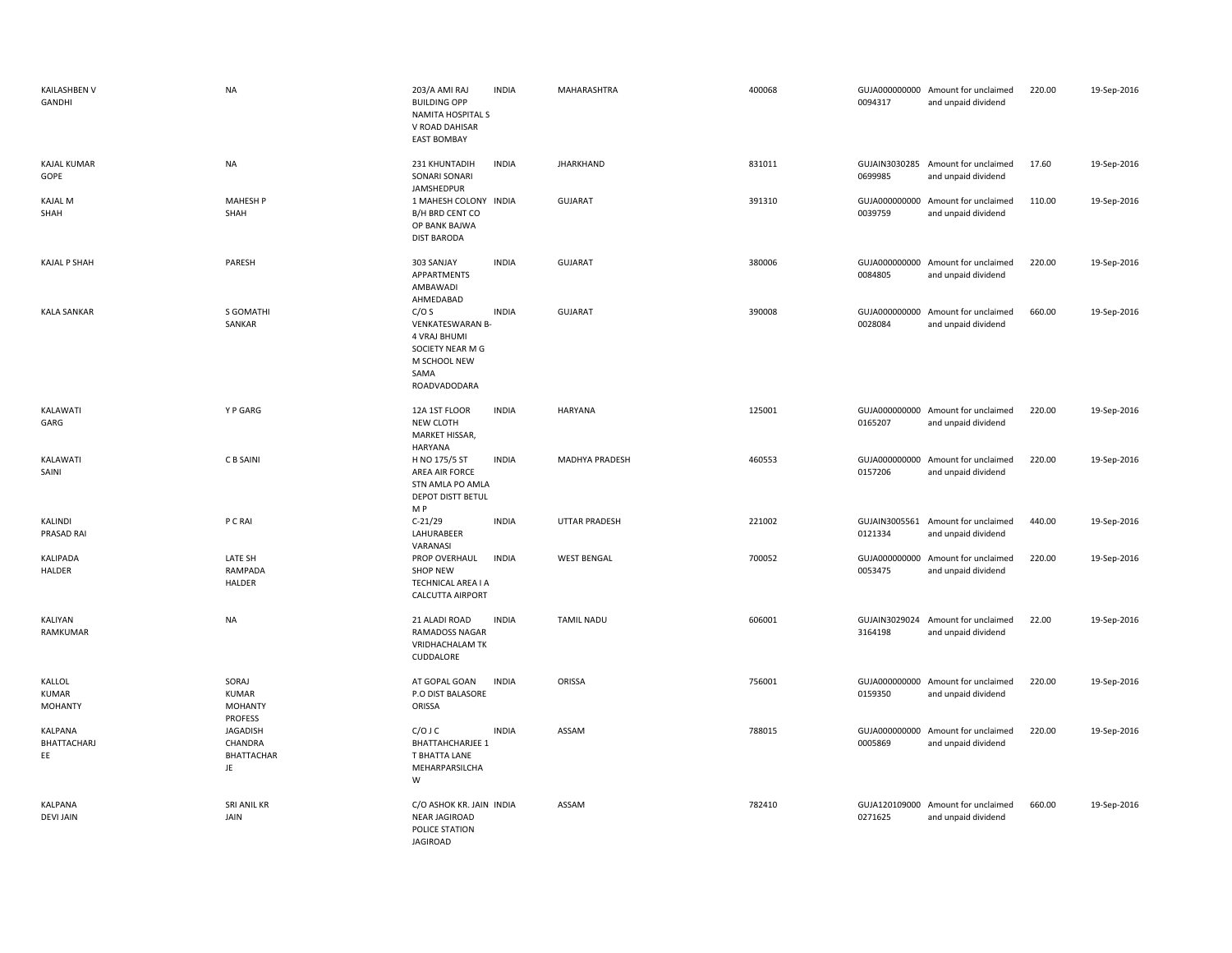| | | | | | | | | | |
|---|---|---|---|---|---|---|---|---|---|
| KAILASHBEN V GANDHI | NA | 203/A AMI RAJ BUILDING OPP NAMITA HOSPITAL S V ROAD DAHISAR EAST BOMBAY | INDIA | MAHARASHTRA | 400068 | GUJA000000000 0094317 | Amount for unclaimed and unpaid dividend | 220.00 | 19-Sep-2016 |
| KAJAL KUMAR GOPE | NA | 231 KHUNTADIH SONARI SONARI JAMSHEDPUR | INDIA | JHARKHAND | 831011 | GUJAIN3030285 0699985 | Amount for unclaimed and unpaid dividend | 17.60 | 19-Sep-2016 |
| KAJAL M SHAH | MAHESH P SHAH | 1 MAHESH COLONY B/H BRD CENT CO OP BANK BAJWA DIST BARODA | INDIA | GUJARAT | 391310 | GUJA000000000 0039759 | Amount for unclaimed and unpaid dividend | 110.00 | 19-Sep-2016 |
| KAJAL P SHAH | PARESH | 303 SANJAY APPARTMENTS AMBAWADI AHMEDABAD | INDIA | GUJARAT | 380006 | GUJA000000000 0084805 | Amount for unclaimed and unpaid dividend | 220.00 | 19-Sep-2016 |
| KALA SANKAR | S GOMATHI SANKAR | C/O S VENKATESWARAN B-4 VRAJ BHUMI SOCIETY NEAR M G M SCHOOL NEW SAMA ROADVADODARA | INDIA | GUJARAT | 390008 | GUJA000000000 0028084 | Amount for unclaimed and unpaid dividend | 660.00 | 19-Sep-2016 |
| KALAWATI GARG | Y P GARG | 12A 1ST FLOOR NEW CLOTH MARKET HISSAR, HARYANA | INDIA | HARYANA | 125001 | GUJA000000000 0165207 | Amount for unclaimed and unpaid dividend | 220.00 | 19-Sep-2016 |
| KALAWATI SAINI | C B SAINI | H NO 175/5 ST AREA AIR FORCE STN AMLA PO AMLA DEPOT DISTT BETUL M P | INDIA | MADHYA PRADESH | 460553 | GUJA000000000 0157206 | Amount for unclaimed and unpaid dividend | 220.00 | 19-Sep-2016 |
| KALINDI PRASAD RAI | P C RAI | C-21/29 LAHURABEER VARANASI | INDIA | UTTAR PRADESH | 221002 | GUJAIN3005561 0121334 | Amount for unclaimed and unpaid dividend | 440.00 | 19-Sep-2016 |
| KALIPADA HALDER | LATE SH RAMPADA HALDER | PROP OVERHAUL SHOP NEW TECHNICAL AREA I A CALCUTTA AIRPORT | INDIA | WEST BENGAL | 700052 | GUJA000000000 0053475 | Amount for unclaimed and unpaid dividend | 220.00 | 19-Sep-2016 |
| KALIYAN RAMKUMAR | NA | 21 ALADI ROAD RAMADOSS NAGAR VRIDHACHALAM TK CUDDALORE | INDIA | TAMIL NADU | 606001 | GUJAIN3029024 3164198 | Amount for unclaimed and unpaid dividend | 22.00 | 19-Sep-2016 |
| KALLOL KUMAR MOHANTY | SORAJ KUMAR MOHANTY PROFESS | AT GOPAL GOAN P.O DIST BALASORE ORISSA | INDIA | ORISSA | 756001 | GUJA000000000 0159350 | Amount for unclaimed and unpaid dividend | 220.00 | 19-Sep-2016 |
| KALPANA BHATTACHARJ EE | JAGADISH CHANDRA BHATTACHAR JE | C/O J C BHATTAHCHARJEE 1 T BHATTA LANE MEHARPARSILCHA W | INDIA | ASSAM | 788015 | GUJA000000000 0005869 | Amount for unclaimed and unpaid dividend | 220.00 | 19-Sep-2016 |
| KALPANA DEVI JAIN | SRI ANIL KR JAIN | C/O ASHOK KR. JAIN NEAR JAGIROAD POLICE STATION JAGIROAD | INDIA | ASSAM | 782410 | GUJA120109000 0271625 | Amount for unclaimed and unpaid dividend | 660.00 | 19-Sep-2016 |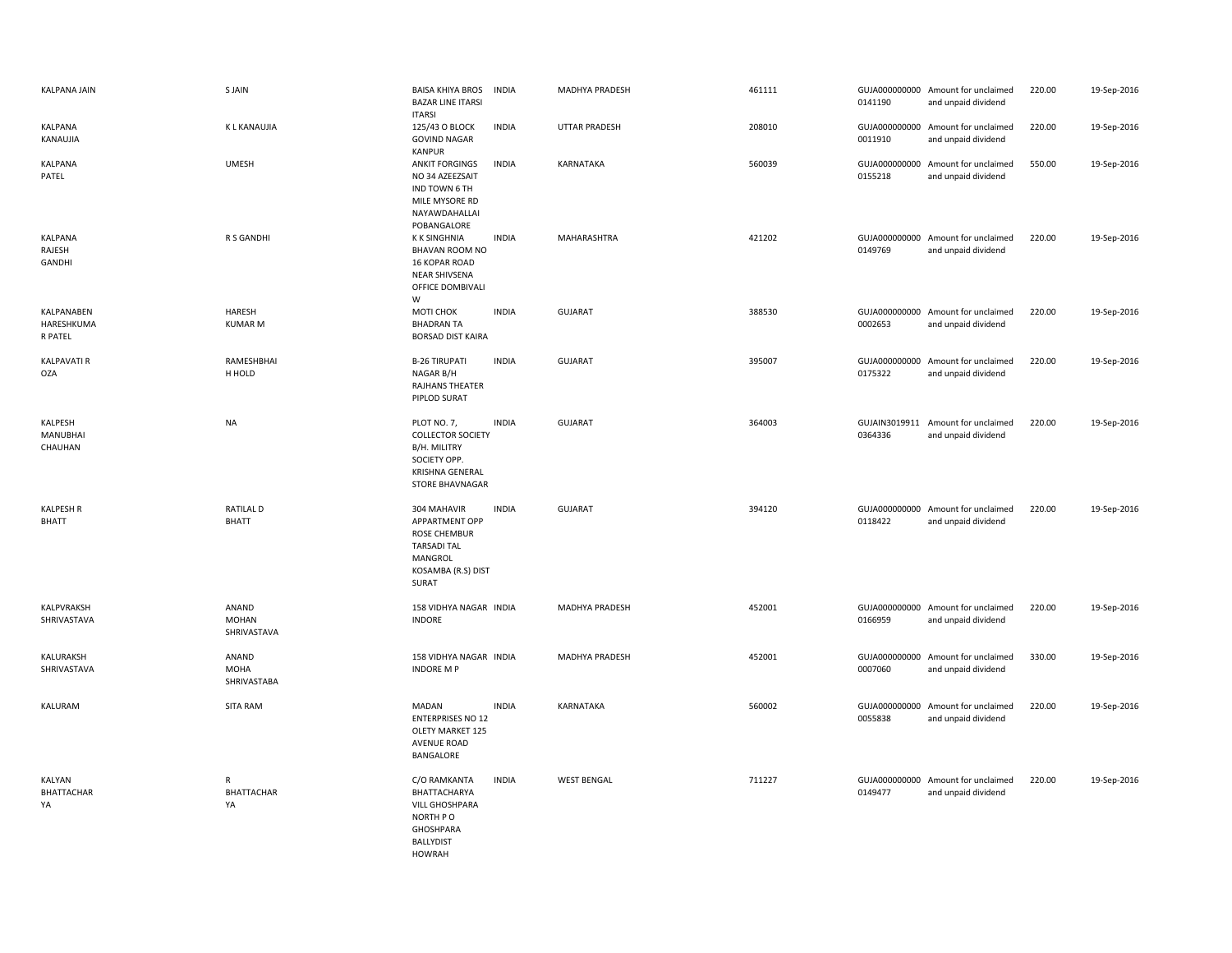| | | | | | | | | | |
|---|---|---|---|---|---|---|---|---|---|
| KALPANA JAIN | S JAIN | BAISA KHIYA BROS BAZAR LINE ITARSI ITARSI | INDIA | MADHYA PRADESH | 461111 | GUJA000000000 0141190 | Amount for unclaimed and unpaid dividend | 220.00 | 19-Sep-2016 |
| KALPANA KANAUJIA | K L KANAUJIA | 125/43 O BLOCK GOVIND NAGAR KANPUR | INDIA | UTTAR PRADESH | 208010 | GUJA000000000 0011910 | Amount for unclaimed and unpaid dividend | 220.00 | 19-Sep-2016 |
| KALPANA PATEL | UMESH | ANKIT FORGINGS NO 34 AZEEZSAIT IND TOWN 6 TH MILE MYSORE RD NAYAWDAHALLAI POBANGALORE | INDIA | KARNATAKA | 560039 | GUJA000000000 0155218 | Amount for unclaimed and unpaid dividend | 550.00 | 19-Sep-2016 |
| KALPANA RAJESH GANDHI | R S GANDHI | K K SINGHNIA BHAVAN ROOM NO 16 KOPAR ROAD NEAR SHIVSENA OFFICE DOMBIVALI W | INDIA | MAHARASHTRA | 421202 | GUJA000000000 0149769 | Amount for unclaimed and unpaid dividend | 220.00 | 19-Sep-2016 |
| KALPANABEN HARESHKUMA R PATEL | HARESH KUMAR M | MOTI CHOK BHADRAN TA BORSAD DIST KAIRA | INDIA | GUJARAT | 388530 | GUJA000000000 0002653 | Amount for unclaimed and unpaid dividend | 220.00 | 19-Sep-2016 |
| KALPAVATI R OZA | RAMESHBHAI H HOLD | B-26 TIRUPATI NAGAR B/H RAJHANS THEATER PIPLOD SURAT | INDIA | GUJARAT | 395007 | GUJA000000000 0175322 | Amount for unclaimed and unpaid dividend | 220.00 | 19-Sep-2016 |
| KALPESH MANUBHAI CHAUHAN | NA | PLOT NO. 7, COLLECTOR SOCIETY B/H. MILITRY SOCIETY OPP. KRISHNA GENERAL STORE BHAVNAGAR | INDIA | GUJARAT | 364003 | GUJAIN3019911 0364336 | Amount for unclaimed and unpaid dividend | 220.00 | 19-Sep-2016 |
| KALPESH R BHATT | RATILAL D BHATT | 304 MAHAVIR APPARTMENT OPP ROSE CHEMBUR TARSADI TAL MANGROL KOSAMBA (R.S) DIST SURAT | INDIA | GUJARAT | 394120 | GUJA000000000 0118422 | Amount for unclaimed and unpaid dividend | 220.00 | 19-Sep-2016 |
| KALPVRAKSH SHRIVASTAVA | ANAND MOHAN SHRIVASTAVA | 158 VIDHYA NAGAR INDORE | INDIA | MADHYA PRADESH | 452001 | GUJA000000000 0166959 | Amount for unclaimed and unpaid dividend | 220.00 | 19-Sep-2016 |
| KALURAKSH SHRIVASTAVA | ANAND MOHA SHRIVASTABA | 158 VIDHYA NAGAR INDORE M P | INDIA | MADHYA PRADESH | 452001 | GUJA000000000 0007060 | Amount for unclaimed and unpaid dividend | 330.00 | 19-Sep-2016 |
| KALURAM | SITA RAM | MADAN ENTERPRISES NO 12 OLETY MARKET 125 AVENUE ROAD BANGALORE | INDIA | KARNATAKA | 560002 | GUJA000000000 0055838 | Amount for unclaimed and unpaid dividend | 220.00 | 19-Sep-2016 |
| KALYAN BHATTACHAR YA | R BHATTACHAR YA | C/O RAMKANTA BHATTACHARYA VILL GHOSHPARA NORTH P O GHOSHPARA BALLYDIST HOWRAH | INDIA | WEST BENGAL | 711227 | GUJA000000000 0149477 | Amount for unclaimed and unpaid dividend | 220.00 | 19-Sep-2016 |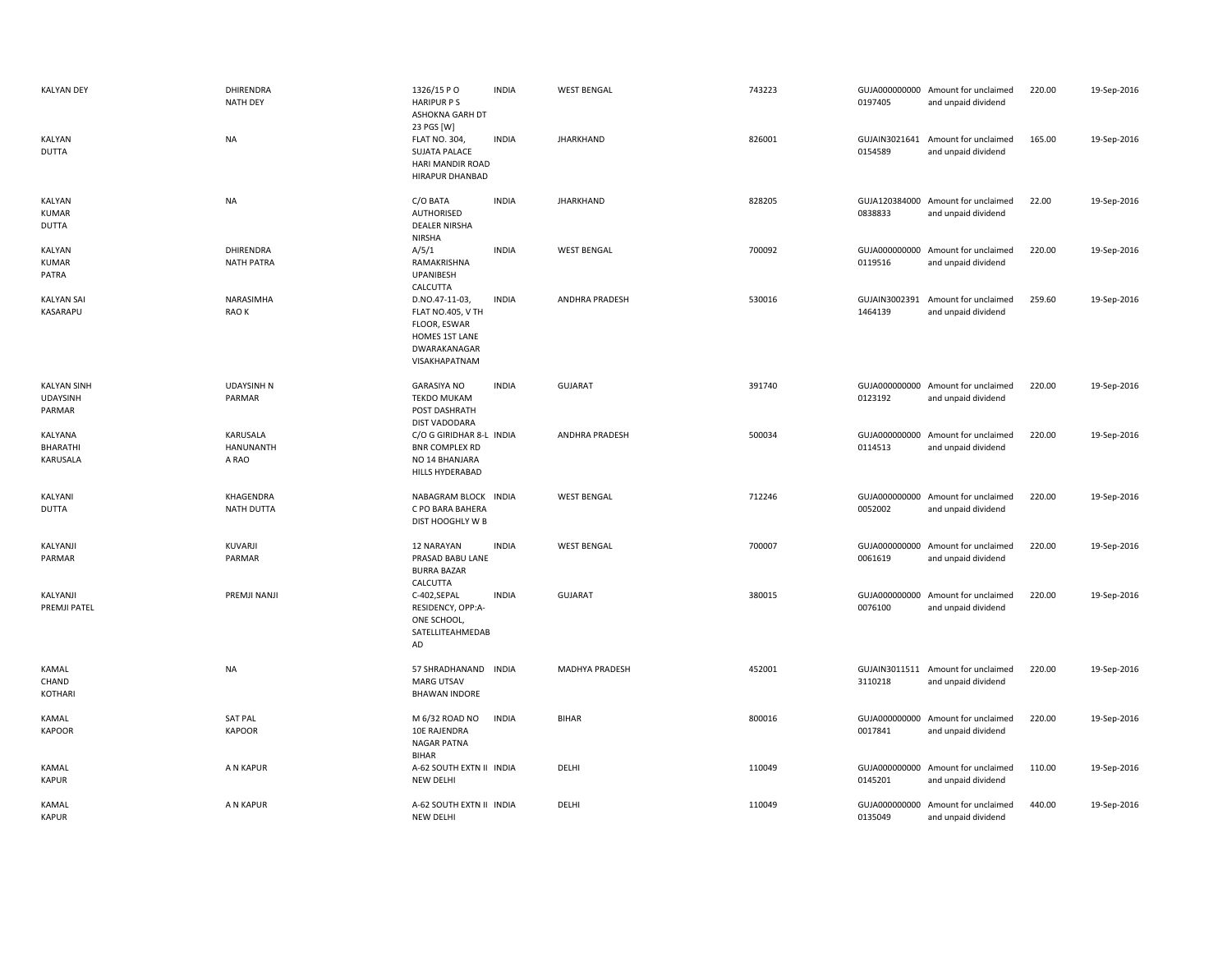| KALYAN DEY | DHIRENDRA NATH DEY | 1326/15 P O HARIPUR P S ASHOKNA GARH DT 23 PGS [W] | INDIA | WEST BENGAL | 743223 | GUJA000000000 0197405 | Amount for unclaimed and unpaid dividend | 220.00 | 19-Sep-2016 |
|---|---|---|---|---|---|---|---|---|---|
| KALYAN DUTTA | NA | FLAT NO. 304, SUJATA PALACE HARI MANDIR ROAD HIRAPUR DHANBAD | INDIA | JHARKHAND | 826001 | GUJAIN3021641 0154589 | Amount for unclaimed and unpaid dividend | 165.00 | 19-Sep-2016 |
| KALYAN KUMAR DUTTA | NA | C/O BATA AUTHORISED DEALER NIRSHA NIRSHA | INDIA | JHARKHAND | 828205 | GUJA120384000 0838833 | Amount for unclaimed and unpaid dividend | 22.00 | 19-Sep-2016 |
| KALYAN KUMAR PATRA | DHIRENDRA NATH PATRA | A/5/1 RAMAKRISHNA UPANIBESH CALCUTTA | INDIA | WEST BENGAL | 700092 | GUJA000000000 0119516 | Amount for unclaimed and unpaid dividend | 220.00 | 19-Sep-2016 |
| KALYAN SAI KASARAPU | NARASIMHA RAO K | D.NO.47-11-03, FLAT NO.405, V TH FLOOR, ESWAR HOMES 1ST LANE DWARAKANAGAR VISAKHAPATNAM | INDIA | ANDHRA PRADESH | 530016 | GUJAIN3002391 1464139 | Amount for unclaimed and unpaid dividend | 259.60 | 19-Sep-2016 |
| KALYAN SINH UDAYSINH PARMAR | UDAYSINH N PARMAR | GARASIYA NO TEKDO MUKAM POST DASHRATH DIST VADODARA | INDIA | GUJARAT | 391740 | GUJA000000000 0123192 | Amount for unclaimed and unpaid dividend | 220.00 | 19-Sep-2016 |
| KALYANA BHARATHI KARUSALA | KARUSALA HANUNANTH A RAO | C/O G GIRIDHAR 8-L BNR COMPLEX RD NO 14 BHANJARA HILLS HYDERABAD | INDIA | ANDHRA PRADESH | 500034 | GUJA000000000 0114513 | Amount for unclaimed and unpaid dividend | 220.00 | 19-Sep-2016 |
| KALYANI DUTTA | KHAGENDRA NATH DUTTA | NABAGRAM BLOCK C PO BARA BAHERA DIST HOOGHLY W B | INDIA | WEST BENGAL | 712246 | GUJA000000000 0052002 | Amount for unclaimed and unpaid dividend | 220.00 | 19-Sep-2016 |
| KALYANJI PARMAR | KUVARJI PARMAR | 12 NARAYAN PRASAD BABU LANE BURRA BAZAR CALCUTTA | INDIA | WEST BENGAL | 700007 | GUJA000000000 0061619 | Amount for unclaimed and unpaid dividend | 220.00 | 19-Sep-2016 |
| KALYANJI PREMJI PATEL | PREMJI NANJI | C-402,SEPAL RESIDENCY, OPP:A-ONE SCHOOL, SATELLITEAHMEDAB AD | INDIA | GUJARAT | 380015 | GUJA000000000 0076100 | Amount for unclaimed and unpaid dividend | 220.00 | 19-Sep-2016 |
| KAMAL CHAND KOTHARI | NA | 57 SHRADHANAND MARG UTSAV BHAWAN INDORE | INDIA | MADHYA PRADESH | 452001 | GUJAIN3011511 3110218 | Amount for unclaimed and unpaid dividend | 220.00 | 19-Sep-2016 |
| KAMAL KAPOOR | SAT PAL KAPOOR | M 6/32 ROAD NO 10E RAJENDRA NAGAR PATNA BIHAR | INDIA | BIHAR | 800016 | GUJA000000000 0017841 | Amount for unclaimed and unpaid dividend | 220.00 | 19-Sep-2016 |
| KAMAL KAPUR | A N KAPUR | A-62 SOUTH EXTN II NEW DELHI | INDIA | DELHI | 110049 | GUJA000000000 0145201 | Amount for unclaimed and unpaid dividend | 110.00 | 19-Sep-2016 |
| KAMAL KAPUR | A N KAPUR | A-62 SOUTH EXTN II NEW DELHI | INDIA | DELHI | 110049 | GUJA000000000 0135049 | Amount for unclaimed and unpaid dividend | 440.00 | 19-Sep-2016 |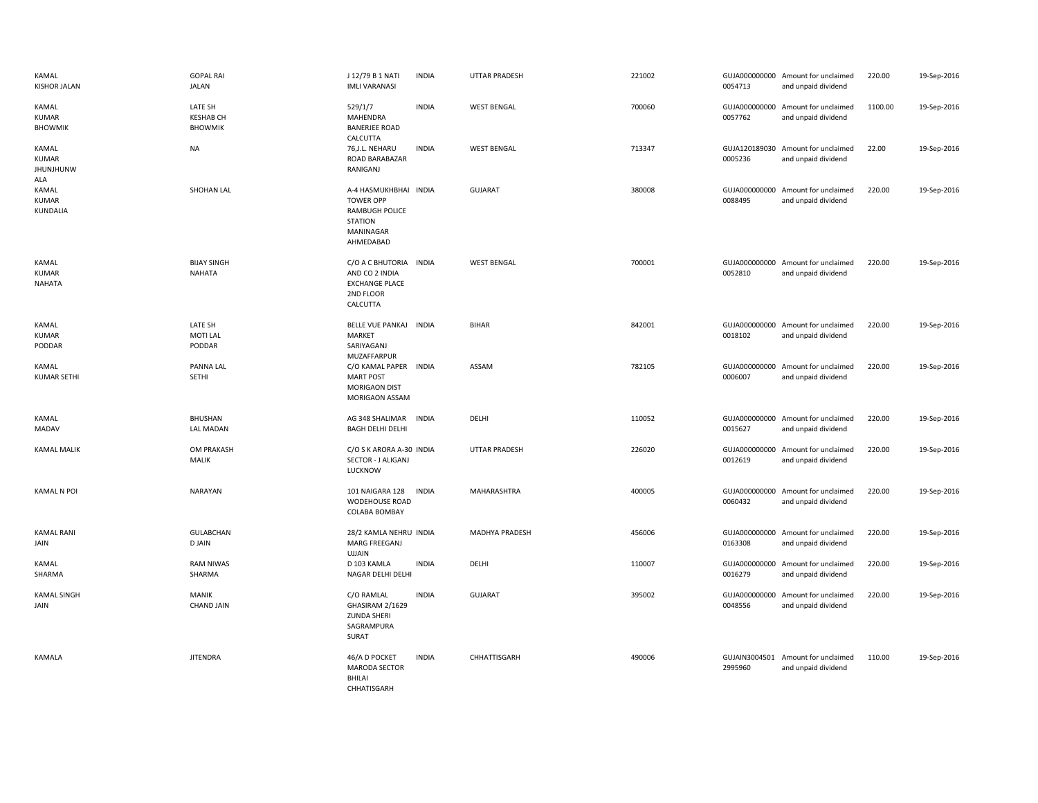| | | | | | | | | | |
|---|---|---|---|---|---|---|---|---|---|
| KAMAL KISHOR JALAN | GOPAL RAI JALAN | J 12/79 B 1 NATI IMLI VARANASI | INDIA | UTTAR PRADESH | 221002 | GUJA000000000 0054713 | Amount for unclaimed and unpaid dividend | 220.00 | 19-Sep-2016 |
| KAMAL KUMAR BHOWMIK | LATE SH KESHAB CH BHOWMIK | 529/1/7 MAHENDRA BANERJEE ROAD CALCUTTA | INDIA | WEST BENGAL | 700060 | GUJA000000000 0057762 | Amount for unclaimed and unpaid dividend | 1100.00 | 19-Sep-2016 |
| KAMAL KUMAR JHUNJHUNW ALA | NA | 76,J.L. NEHARU ROAD BARABAZAR RANIGANJ | INDIA | WEST BENGAL | 713347 | GUJA120189030 0005236 | Amount for unclaimed and unpaid dividend | 22.00 | 19-Sep-2016 |
| KAMAL KUMAR KUNDALIA | SHOHAN LAL | A-4 HASMUKHBHAI TOWER OPP RAMBUGH POLICE STATION MANINAGAR AHMEDABAD | INDIA | GUJARAT | 380008 | GUJA000000000 0088495 | Amount for unclaimed and unpaid dividend | 220.00 | 19-Sep-2016 |
| KAMAL KUMAR NAHATA | BIJAY SINGH NAHATA | C/O A C BHUTORIA AND CO 2 INDIA EXCHANGE PLACE 2ND FLOOR CALCUTTA | INDIA | WEST BENGAL | 700001 | GUJA000000000 0052810 | Amount for unclaimed and unpaid dividend | 220.00 | 19-Sep-2016 |
| KAMAL KUMAR PODDAR | LATE SH MOTI LAL PODDAR | BELLE VUE PANKAJ MARKET SARIYAGANJ MUZAFFARPUR | INDIA | BIHAR | 842001 | GUJA000000000 0018102 | Amount for unclaimed and unpaid dividend | 220.00 | 19-Sep-2016 |
| KAMAL KUMAR SETHI | PANNA LAL SETHI | C/O KAMAL PAPER MART POST MORIGAON DIST MORIGAON ASSAM | INDIA | ASSAM | 782105 | GUJA000000000 0006007 | Amount for unclaimed and unpaid dividend | 220.00 | 19-Sep-2016 |
| KAMAL MADAV | BHUSHAN LAL MADAN | AG 348 SHALIMAR BAGH DELHI DELHI | INDIA | DELHI | 110052 | GUJA000000000 0015627 | Amount for unclaimed and unpaid dividend | 220.00 | 19-Sep-2016 |
| KAMAL MALIK | OM PRAKASH MALIK | C/O S K ARORA A-30 SECTOR - J ALIGANJ LUCKNOW | INDIA | UTTAR PRADESH | 226020 | GUJA000000000 0012619 | Amount for unclaimed and unpaid dividend | 220.00 | 19-Sep-2016 |
| KAMAL N POI | NARAYAN | 101 NAIGARA 128 WODEHOUSE ROAD COLABA BOMBAY | INDIA | MAHARASHTRA | 400005 | GUJA000000000 0060432 | Amount for unclaimed and unpaid dividend | 220.00 | 19-Sep-2016 |
| KAMAL RANI JAIN | GULABCHAN D JAIN | 28/2 KAMLA NEHRU MARG FREEGANJ UJJAIN | INDIA | MADHYA PRADESH | 456006 | GUJA000000000 0163308 | Amount for unclaimed and unpaid dividend | 220.00 | 19-Sep-2016 |
| KAMAL SHARMA | RAM NIWAS SHARMA | D 103 KAMLA NAGAR DELHI DELHI | INDIA | DELHI | 110007 | GUJA000000000 0016279 | Amount for unclaimed and unpaid dividend | 220.00 | 19-Sep-2016 |
| KAMAL SINGH JAIN | MANIK CHAND JAIN | C/O RAMLAL GHASIRAM 2/1629 ZUNDA SHERI SAGRAMPURA SURAT | INDIA | GUJARAT | 395002 | GUJA000000000 0048556 | Amount for unclaimed and unpaid dividend | 220.00 | 19-Sep-2016 |
| KAMALA | JITENDRA | 46/A D POCKET MARODA SECTOR BHILAI CHHATISGARH | INDIA | CHHATTISGARH | 490006 | GUJAIN3004501 2995960 | Amount for unclaimed and unpaid dividend | 110.00 | 19-Sep-2016 |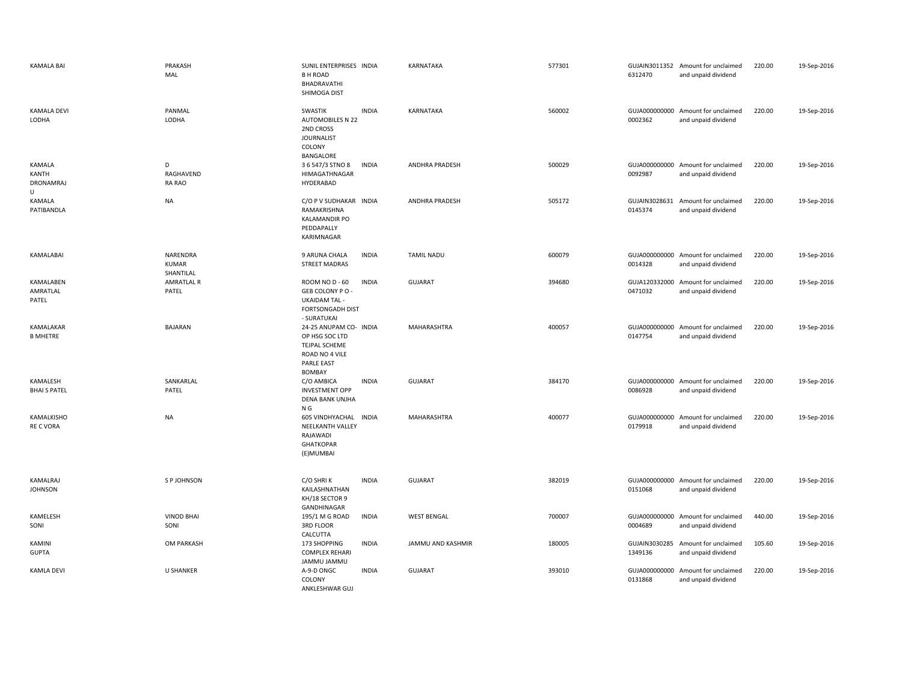| | | | | | | | | | |
|---|---|---|---|---|---|---|---|---|---|
| KAMALA BAI | PRAKASH MAL | SUNIL ENTERPRISES B H ROAD BHADRAVATHI SHIMOGA DIST | INDIA | KARNATAKA | 577301 | GUJAIN30113526312470 | Amount for unclaimed and unpaid dividend | 220.00 | 19-Sep-2016 |
| KAMALA DEVI LODHA | PANMAL LODHA | SWASTIK AUTOMOBILES N 22 2ND CROSS JOURNALIST COLONY BANGALORE | INDIA | KARNATAKA | 560002 | GUJA0000000000002362 | Amount for unclaimed and unpaid dividend | 220.00 | 19-Sep-2016 |
| KAMALA KANTH DRONAMRAJU | D RAGHAVEND RA RAO | 3 6 547/3 STNO 8 HIMAGATHNAGAR HYDERABAD | INDIA | ANDHRA PRADESH | 500029 | GUJA0000000000092987 | Amount for unclaimed and unpaid dividend | 220.00 | 19-Sep-2016 |
| KAMALA PATIBANDLA | NA | C/O P V SUDHAKAR RAMAKRISHNA KALAMANDIR PO PEDDAPALLY KARIMNAGAR | INDIA | ANDHRA PRADESH | 505172 | GUJAIN30286310145374 | Amount for unclaimed and unpaid dividend | 220.00 | 19-Sep-2016 |
| KAMALABAI | NARENDRA KUMAR SHANTILAL | 9 ARUNA CHALA STREET MADRAS | INDIA | TAMIL NADU | 600079 | GUJA0000000000014328 | Amount for unclaimed and unpaid dividend | 220.00 | 19-Sep-2016 |
| KAMALABEN AMRATLAL PATEL | AMRATLAL R PATEL | ROOM NO D - 60 GEB COLONY P O - UKAIDAM TAL - FORTSONGADH DIST - SURATUKAI | INDIA | GUJARAT | 394680 | GUJA1203320000471032 | Amount for unclaimed and unpaid dividend | 220.00 | 19-Sep-2016 |
| KAMALAKAR B MHETRE | BAJARAN | 24-25 ANUPAM CO-OP HSG SOC LTD TEJPAL SCHEME ROAD NO 4 VILE PARLE EAST BOMBAY | INDIA | MAHARASHTRA | 400057 | GUJA0000000000147754 | Amount for unclaimed and unpaid dividend | 220.00 | 19-Sep-2016 |
| KAMALESH BHAI S PATEL | SANKARLAL PATEL | C/O AMBICA INVESTMENT OPP DENA BANK UNJHA N G | INDIA | GUJARAT | 384170 | GUJA0000000000086928 | Amount for unclaimed and unpaid dividend | 220.00 | 19-Sep-2016 |
| KAMALKISHORE C VORA | NA | 605 VINDHYACHAL NEELKANTH VALLEY RAJAWADI GHATKOPAR (E)MUMBAI | INDIA | MAHARASHTRA | 400077 | GUJA0000000000179918 | Amount for unclaimed and unpaid dividend | 220.00 | 19-Sep-2016 |
| KAMALRAJ JOHNSON | S P JOHNSON | C/O SHRI K KAILASHNATHAN KH/18 SECTOR 9 GANDHINAGAR | INDIA | GUJARAT | 382019 | GUJA0000000000151068 | Amount for unclaimed and unpaid dividend | 220.00 | 19-Sep-2016 |
| KAMELESH SONI | VINOD BHAI SONI | 195/1 M G ROAD 3RD FLOOR CALCUTTA | INDIA | WEST BENGAL | 700007 | GUJA0000000000004689 | Amount for unclaimed and unpaid dividend | 440.00 | 19-Sep-2016 |
| KAMINI GUPTA | OM PARKASH | 173 SHOPPING COMPLEX REHARI JAMMU JAMMU | INDIA | JAMMU AND KASHMIR | 180005 | GUJAIN30302851349136 | Amount for unclaimed and unpaid dividend | 105.60 | 19-Sep-2016 |
| KAMLA DEVI | U SHANKER | A-9-D ONGC COLONY ANKLESHWAR GUJ | INDIA | GUJARAT | 393010 | GUJA0000000000131868 | Amount for unclaimed and unpaid dividend | 220.00 | 19-Sep-2016 |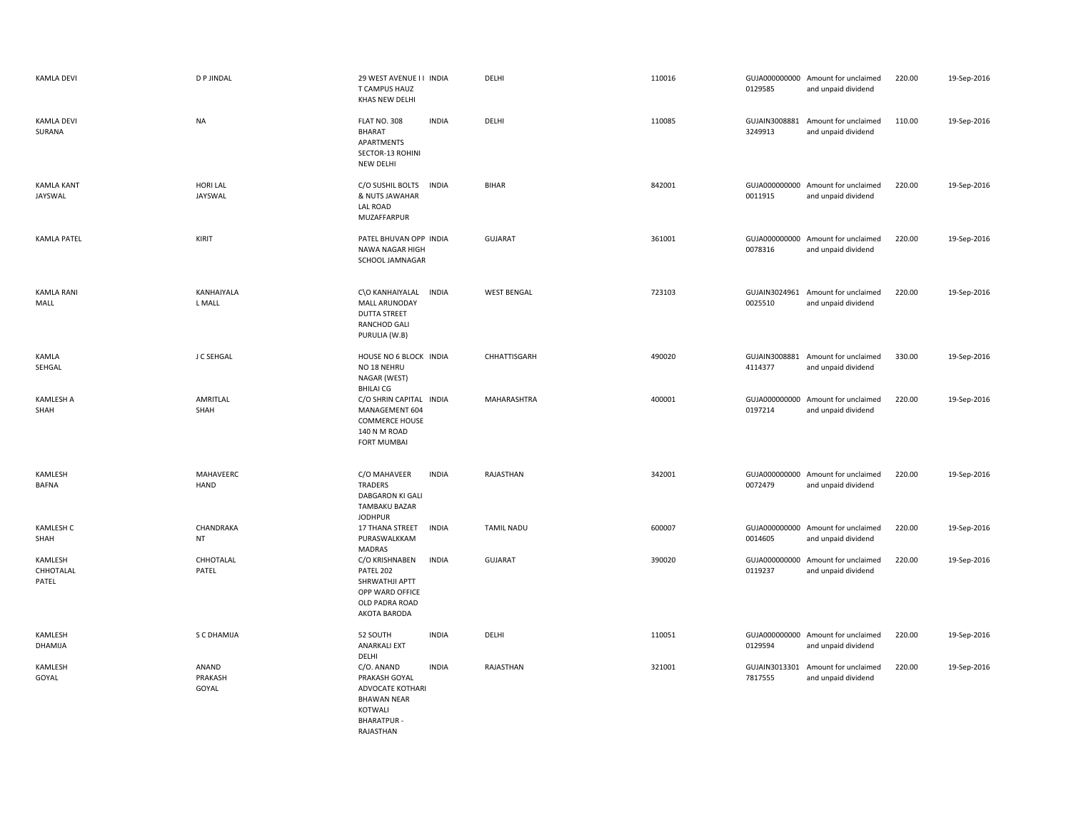| | | | | | | | | | |
|---|---|---|---|---|---|---|---|---|---|
| KAMLA DEVI | D P JINDAL | 29 WEST AVENUE I I T CAMPUS HAUZ KHAS NEW DELHI | INDIA | DELHI | 110016 | GUJA000000000 0129585 | Amount for unclaimed and unpaid dividend | 220.00 | 19-Sep-2016 |
| KAMLA DEVI SURANA | NA | FLAT NO. 308 BHARAT APARTMENTS SECTOR-13 ROHINI NEW DELHI | INDIA | DELHI | 110085 | GUJAIN3008881 3249913 | Amount for unclaimed and unpaid dividend | 110.00 | 19-Sep-2016 |
| KAMLA KANT JAYSWAL | HORI LAL JAYSWAL | C/O SUSHIL BOLTS & NUTS JAWAHAR LAL ROAD MUZAFFARPUR | INDIA | BIHAR | 842001 | GUJA000000000 0011915 | Amount for unclaimed and unpaid dividend | 220.00 | 19-Sep-2016 |
| KAMLA PATEL | KIRIT | PATEL BHUVAN OPP NAWA NAGAR HIGH SCHOOL JAMNAGAR | INDIA | GUJARAT | 361001 | GUJA000000000 0078316 | Amount for unclaimed and unpaid dividend | 220.00 | 19-Sep-2016 |
| KAMLA RANI MALL | KANHAIYALA L MALL | C\O KANHAIYALAL MALL ARUNODAY DUTTA STREET RANCHOD GALI PURULIA (W.B) | INDIA | WEST BENGAL | 723103 | GUJAIN3024961 0025510 | Amount for unclaimed and unpaid dividend | 220.00 | 19-Sep-2016 |
| KAMLA SEHGAL | J C SEHGAL | HOUSE NO 6 BLOCK NO 18 NEHRU NAGAR (WEST) BHILAI CG | INDIA | CHHATTISGARH | 490020 | GUJAIN3008881 4114377 | Amount for unclaimed and unpaid dividend | 330.00 | 19-Sep-2016 |
| KAMLESH A SHAH | AMRITLAL SHAH | C/O SHRIN CAPITAL MANAGEMENT 604 COMMERCE HOUSE 140 N M ROAD FORT MUMBAI | INDIA | MAHARASHTRA | 400001 | GUJA000000000 0197214 | Amount for unclaimed and unpaid dividend | 220.00 | 19-Sep-2016 |
| KAMLESH BAFNA | MAHAVEERC HAND | C/O MAHAVEER TRADERS DABGARON KI GALI TAMBAKU BAZAR JODHPUR | INDIA | RAJASTHAN | 342001 | GUJA000000000 0072479 | Amount for unclaimed and unpaid dividend | 220.00 | 19-Sep-2016 |
| KAMLESH C SHAH | CHANDRAKA NT | 17 THANA STREET PURASWALKKAM MADRAS | INDIA | TAMIL NADU | 600007 | GUJA000000000 0014605 | Amount for unclaimed and unpaid dividend | 220.00 | 19-Sep-2016 |
| KAMLESH CHHOTALAL PATEL | CHHOTALAL PATEL | C/O KRISHNABEN PATEL 202 SHRWATHJI APTT OPP WARD OFFICE OLD PADRA ROAD AKOTA BARODA | INDIA | GUJARAT | 390020 | GUJA000000000 0119237 | Amount for unclaimed and unpaid dividend | 220.00 | 19-Sep-2016 |
| KAMLESH DHAMIJA | S C DHAMIJA | 52 SOUTH ANARKALI EXT DELHI | INDIA | DELHI | 110051 | GUJA000000000 0129594 | Amount for unclaimed and unpaid dividend | 220.00 | 19-Sep-2016 |
| KAMLESH GOYAL | ANAND PRAKASH GOYAL | C/O. ANAND PRAKASH GOYAL ADVOCATE KOTHARI BHAWAN NEAR KOTWALI BHARATPUR - RAJASTHAN | INDIA | RAJASTHAN | 321001 | GUJAIN3013301 7817555 | Amount for unclaimed and unpaid dividend | 220.00 | 19-Sep-2016 |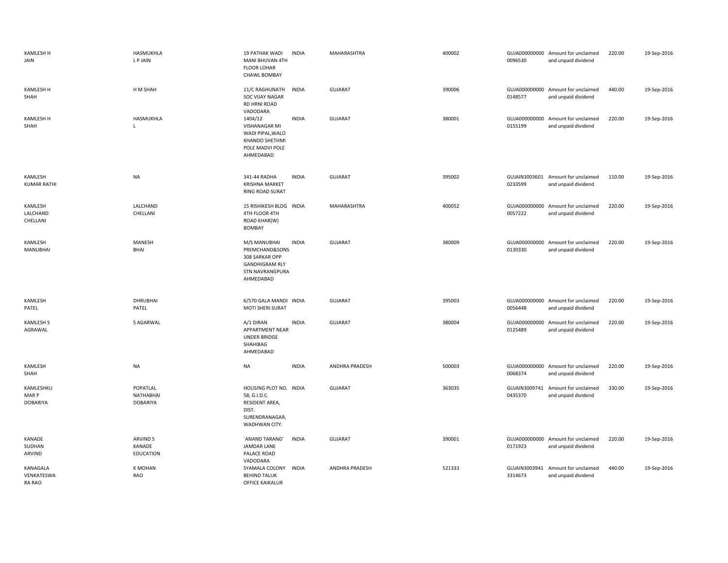| | | | | | | | | | |
|---|---|---|---|---|---|---|---|---|---|
| KAMLESH H JAIN | HASMUKHLA L P JAIN | 19 PATHAK WADI MANI BHUVAN 4TH FLOOR LOHAR CHAWL BOMBAY | INDIA | MAHARASHTRA | 400002 | GUJA000000000 0096530 | Amount for unclaimed and unpaid dividend | 220.00 | 19-Sep-2016 |
| KAMLESH H SHAH | H M SHAH | 11/C RAGHUNATH SOC VIJAY NAGAR RD HRNI ROAD VADODARA | INDIA | GUJARAT | 390006 | GUJA000000000 0148577 | Amount for unclaimed and unpaid dividend | 440.00 | 19-Sep-2016 |
| KAMLESH H SHAH | HASMUKHLA L | 1404/12 VISHANAGAR MI WADI PIPAL,WALO KHANDO SHETHMI POLE MADVI POLE AHMEDABAD | INDIA | GUJARAT | 380001 | GUJA000000000 0155199 | Amount for unclaimed and unpaid dividend | 220.00 | 19-Sep-2016 |
| KAMLESH KUMAR RATHI | NA | 341-44 RADHA KRISHNA MARKET RING ROAD SURAT | INDIA | GUJARAT | 395002 | GUJAIN3003601 0233599 | Amount for unclaimed and unpaid dividend | 110.00 | 19-Sep-2016 |
| KAMLESH LALCHAND CHELLANI | LALCHAND CHELLANI | 15 RISHIKESH BLDG 4TH FLOOR 4TH ROAD KHAR(W) BOMBAY | INDIA | MAHARASHTRA | 400052 | GUJA000000000 0057222 | Amount for unclaimed and unpaid dividend | 220.00 | 19-Sep-2016 |
| KAMLESH MANUBHAI | MANESH BHAI | M/S MANUBHAI PREMCHAND&SONS 308 SARKAR OPP GANDHIGRAM RLY STN NAVRANGPURA AHMEDABAD | INDIA | GUJARAT | 380009 | GUJA000000000 0130330 | Amount for unclaimed and unpaid dividend | 220.00 | 19-Sep-2016 |
| KAMLESH PATEL | DHRUBHAI PATEL | 6/570 GALA MANDI MOTI SHERI SURAT | INDIA | GUJARAT | 395003 | GUJA000000000 0056448 | Amount for unclaimed and unpaid dividend | 220.00 | 19-Sep-2016 |
| KAMLESH S AGRAWAL | S AGARWAL | A/1 DIRAN APPARTMENT NEAR UNDER BRIDGE SHAHIBAG AHMEDABAD | INDIA | GUJARAT | 380004 | GUJA000000000 0125489 | Amount for unclaimed and unpaid dividend | 220.00 | 19-Sep-2016 |
| KAMLESH SHAH | NA | NA | INDIA | ANDHRA PRADESH | 500003 | GUJA000000000 0068374 | Amount for unclaimed and unpaid dividend | 220.00 | 19-Sep-2016 |
| KAMLESHKU MAR P DOBARIYA | POPATLAL NATHABHAI DOBARIYA | HOUSING PLOT NO. 58, G.I.D.C. RESIDENT AREA, DIST. SURENDRANAGAR, WADHWAN CITY. | INDIA | GUJARAT | 363035 | GUJAIN3009741 0435370 | Amount for unclaimed and unpaid dividend | 330.00 | 19-Sep-2016 |
| KANADE SUDHAN ARVIND | ARVIND S KANADE EDUCATION | `ANAND TARANG' JAMDAR LANE PALACE ROAD VADODARA | INDIA | GUJARAT | 390001 | GUJA000000000 0171923 | Amount for unclaimed and unpaid dividend | 220.00 | 19-Sep-2016 |
| KANAGALA VENKATESWA RA RAO | K MOHAN RAO | SYAMALA COLONY BEHIND TALUK OFFICE KAIKALUR | INDIA | ANDHRA PRADESH | 521333 | GUJAIN3003941 3314673 | Amount for unclaimed and unpaid dividend | 440.00 | 19-Sep-2016 |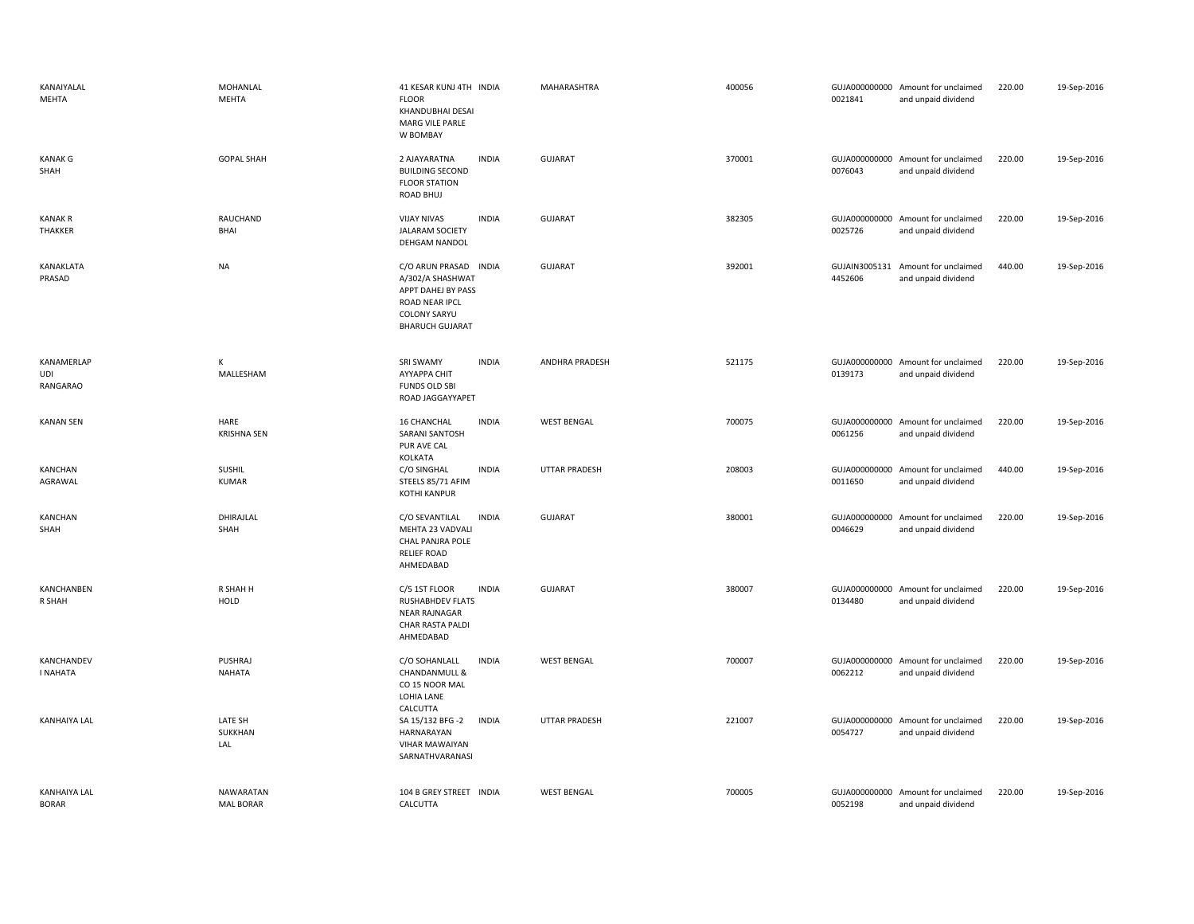| | | | | | | | | | |
|---|---|---|---|---|---|---|---|---|---|
| KANAIYALAL MEHTA | MOHANLAL MEHTA | 41 KESAR KUNJ 4TH FLOOR KHANDUBHAI DESAI MARG VILE PARLE W BOMBAY | INDIA | MAHARASHTRA | 400056 | GUJA000000000 0021841 | Amount for unclaimed and unpaid dividend | 220.00 | 19-Sep-2016 |
| KANAK G SHAH | GOPAL SHAH | 2 AJAYARATNA BUILDING SECOND FLOOR STATION ROAD BHUJ | INDIA | GUJARAT | 370001 | GUJA000000000 0076043 | Amount for unclaimed and unpaid dividend | 220.00 | 19-Sep-2016 |
| KANAK R THAKKER | RAUCHAND BHAI | VIJAY NIVAS JALARAM SOCIETY DEHGAM NANDOL | INDIA | GUJARAT | 382305 | GUJA000000000 0025726 | Amount for unclaimed and unpaid dividend | 220.00 | 19-Sep-2016 |
| KANAKLATA PRASAD | NA | C/O ARUN PRASAD A/302/A SHASHWAT APPT DAHEJ BY PASS ROAD NEAR IPCL COLONY SARYU BHARUCH GUJARAT | INDIA | GUJARAT | 392001 | GUJAIN3005131 4452606 | Amount for unclaimed and unpaid dividend | 440.00 | 19-Sep-2016 |
| KANAMERLAP UDI RANGARAO | K MALLESHAM | SRI SWAMY AYYAPPA CHIT FUNDS OLD SBI ROAD JAGGAYYAPET | INDIA | ANDHRA PRADESH | 521175 | GUJA000000000 0139173 | Amount for unclaimed and unpaid dividend | 220.00 | 19-Sep-2016 |
| KANAN SEN | HARE KRISHNA SEN | 16 CHANCHAL SARANI SANTOSH PUR AVE CAL KOLKATA | INDIA | WEST BENGAL | 700075 | GUJA000000000 0061256 | Amount for unclaimed and unpaid dividend | 220.00 | 19-Sep-2016 |
| KANCHAN AGRAWAL | SUSHIL KUMAR | C/O SINGHAL STEELS 85/71 AFIM KOTHI KANPUR | INDIA | UTTAR PRADESH | 208003 | GUJA000000000 0011650 | Amount for unclaimed and unpaid dividend | 440.00 | 19-Sep-2016 |
| KANCHAN SHAH | DHIRAJLAL SHAH | C/O SEVANTILAL MEHTA 23 VADVALI CHAL PANJRA POLE RELIEF ROAD AHMEDABAD | INDIA | GUJARAT | 380001 | GUJA000000000 0046629 | Amount for unclaimed and unpaid dividend | 220.00 | 19-Sep-2016 |
| KANCHANBEN R SHAH | R SHAH H HOLD | C/5 1ST FLOOR RUSHABHDEV FLATS NEAR RAJNAGAR CHAR RASTA PALDI AHMEDABAD | INDIA | GUJARAT | 380007 | GUJA000000000 0134480 | Amount for unclaimed and unpaid dividend | 220.00 | 19-Sep-2016 |
| KANCHANDEV I NAHATA | PUSHRAJ NAHATA | C/O SOHANLALL CHANDANMULL & CO 15 NOOR MAL LOHIA LANE CALCUTTA | INDIA | WEST BENGAL | 700007 | GUJA000000000 0062212 | Amount for unclaimed and unpaid dividend | 220.00 | 19-Sep-2016 |
| KANHAIYA LAL | LATE SH SUKKHAN LAL | SA 15/132 BFG -2 HARNARAYAN VIHAR MAWAIYAN SARNATHVARANASI | INDIA | UTTAR PRADESH | 221007 | GUJA000000000 0054727 | Amount for unclaimed and unpaid dividend | 220.00 | 19-Sep-2016 |
| KANHAIYA LAL BORAR | NAWARATAN MAL BORAR | 104 B GREY STREET CALCUTTA | INDIA | WEST BENGAL | 700005 | GUJA000000000 0052198 | Amount for unclaimed and unpaid dividend | 220.00 | 19-Sep-2016 |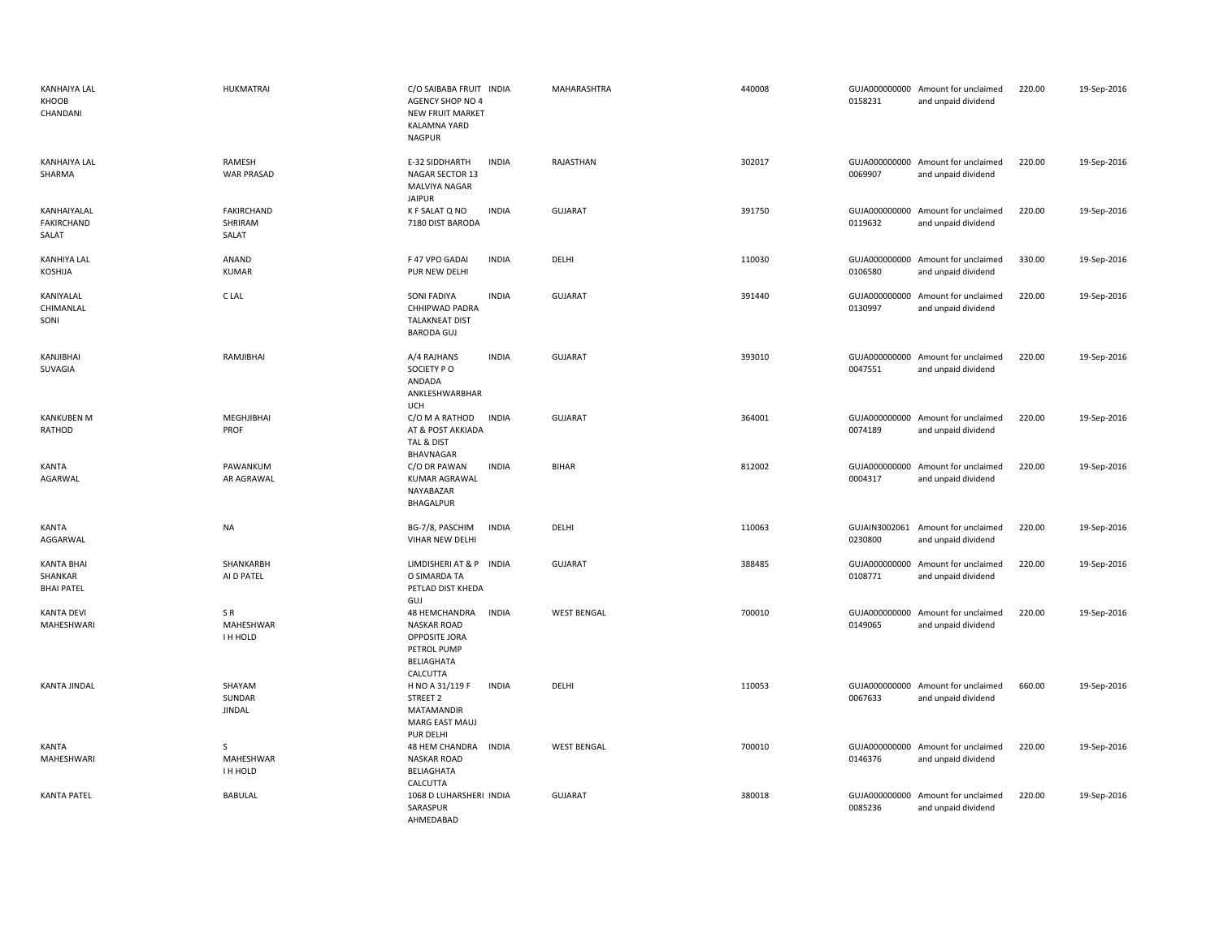| | | | | | | | | | |
|---|---|---|---|---|---|---|---|---|---|
| KANHAIYA LAL KHOOB CHANDANI | HUKMATRAI | C/O SAIBABA FRUIT AGENCY SHOP NO 4 NEW FRUIT MARKET KALAMNA YARD NAGPUR | INDIA | MAHARASHTRA | 440008 | GUJA000000000 0158231 | Amount for unclaimed and unpaid dividend | 220.00 | 19-Sep-2016 |
| KANHAIYA LAL SHARMA | RAMESH WAR PRASAD | E-32 SIDDHARTH NAGAR SECTOR 13 MALVIYA NAGAR JAIPUR | INDIA | RAJASTHAN | 302017 | GUJA000000000 0069907 | Amount for unclaimed and unpaid dividend | 220.00 | 19-Sep-2016 |
| KANHAIYALAL FAKIRCHAND SALAT | FAKIRCHAND SHRIRAM SALAT | K F SALAT Q NO 7180 DIST BARODA | INDIA | GUJARAT | 391750 | GUJA000000000 0119632 | Amount for unclaimed and unpaid dividend | 220.00 | 19-Sep-2016 |
| KANHIYA LAL KOSHIJA | ANAND KUMAR | F 47 VPO GADAI PUR NEW DELHI | INDIA | DELHI | 110030 | GUJA000000000 0106580 | Amount for unclaimed and unpaid dividend | 330.00 | 19-Sep-2016 |
| KANIYALAL CHIMANLAL SONI | C LAL | SONI FADIYA CHHIPWAD PADRA TALAKNEAT DIST BARODA GUJ | INDIA | GUJARAT | 391440 | GUJA000000000 0130997 | Amount for unclaimed and unpaid dividend | 220.00 | 19-Sep-2016 |
| KANJIBHAI SUVAGIA | RAMJIBHAI | A/4 RAJHANS SOCIETY P O ANDADA ANKLESHWARBHAR UCH | INDIA | GUJARAT | 393010 | GUJA000000000 0047551 | Amount for unclaimed and unpaid dividend | 220.00 | 19-Sep-2016 |
| KANKUBEN M RATHOD | MEGHJIBHAI PROF | C/O M A RATHOD AT & POST AKKIADA TAL & DIST BHAVNAGAR | INDIA | GUJARAT | 364001 | GUJA000000000 0074189 | Amount for unclaimed and unpaid dividend | 220.00 | 19-Sep-2016 |
| KANTA AGARWAL | PAWANKUM AR AGRAWAL | C/O DR PAWAN KUMAR AGRAWAL NAYABAZAR BHAGALPUR | INDIA | BIHAR | 812002 | GUJA000000000 0004317 | Amount for unclaimed and unpaid dividend | 220.00 | 19-Sep-2016 |
| KANTA AGGARWAL | NA | BG-7/8, PASCHIM VIHAR NEW DELHI | INDIA | DELHI | 110063 | GUJAIN3002061 0230800 | Amount for unclaimed and unpaid dividend | 220.00 | 19-Sep-2016 |
| KANTA BHAI SHANKAR BHAI PATEL | SHANKARBH AI D PATEL | LIMDISHERI AT & P O SIMARDA TA PETLAD DIST KHEDA GUJ | INDIA | GUJARAT | 388485 | GUJA000000000 0108771 | Amount for unclaimed and unpaid dividend | 220.00 | 19-Sep-2016 |
| KANTA DEVI MAHESHWARI | S R MAHESHWAR I H HOLD | 48 HEMCHANDRA NASKAR ROAD OPPOSITE JORA PETROL PUMP BELIAGHATA CALCUTTA | INDIA | WEST BENGAL | 700010 | GUJA000000000 0149065 | Amount for unclaimed and unpaid dividend | 220.00 | 19-Sep-2016 |
| KANTA JINDAL | SHAYAM SUNDAR JINDAL | H NO A 31/119 F STREET 2 MATAMANDIR MARG EAST MAUJ PUR DELHI | INDIA | DELHI | 110053 | GUJA000000000 0067633 | Amount for unclaimed and unpaid dividend | 660.00 | 19-Sep-2016 |
| KANTA MAHESHWARI | S MAHESHWAR I H HOLD | 48 HEM CHANDRA NASKAR ROAD BELIAGHATA CALCUTTA | INDIA | WEST BENGAL | 700010 | GUJA000000000 0146376 | Amount for unclaimed and unpaid dividend | 220.00 | 19-Sep-2016 |
| KANTA PATEL | BABULAL | 1068 D LUHARSHERI SARASPUR AHMEDABAD | INDIA | GUJARAT | 380018 | GUJA000000000 0085236 | Amount for unclaimed and unpaid dividend | 220.00 | 19-Sep-2016 |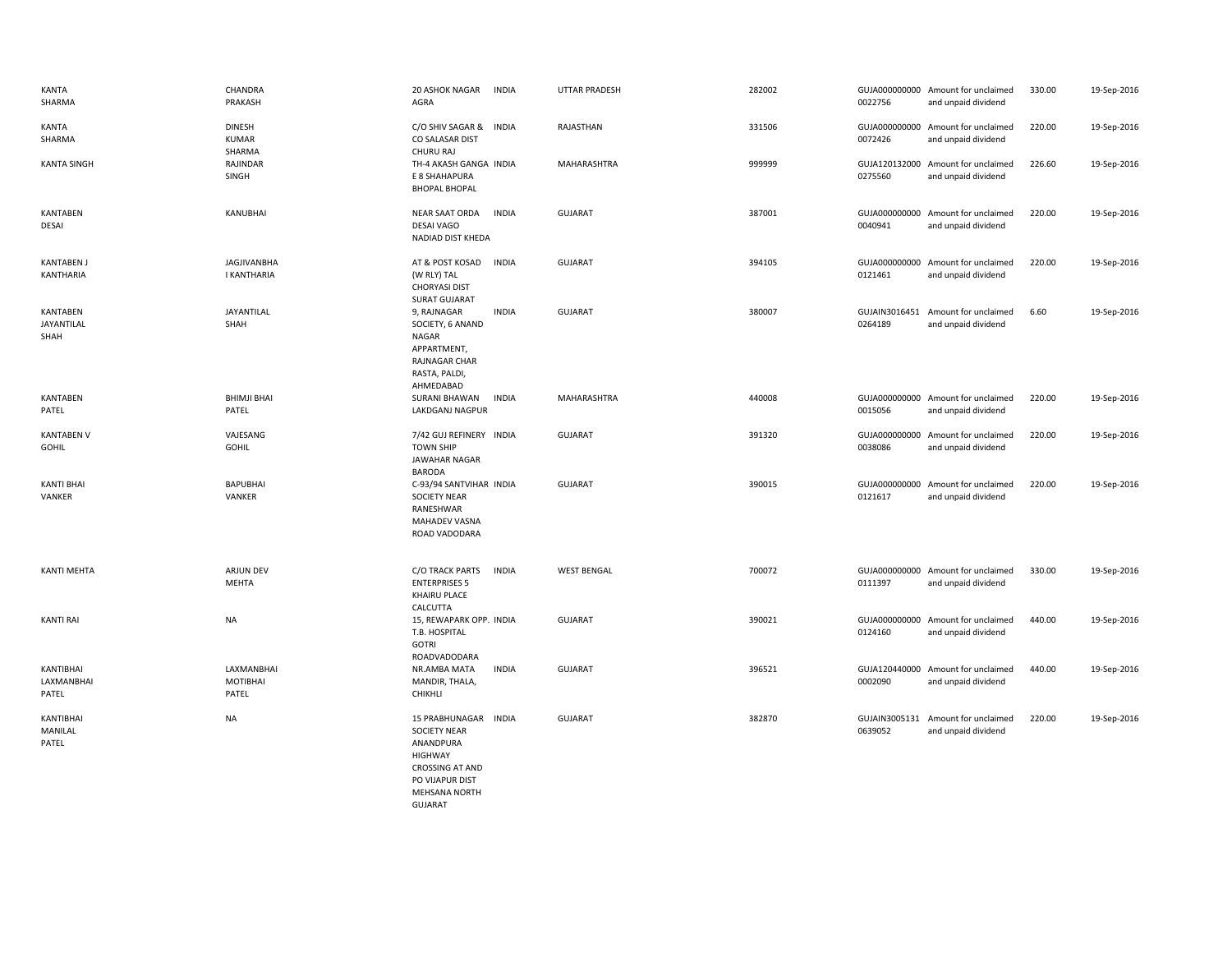| | | | | | | | | | |
|---|---|---|---|---|---|---|---|---|---|
| KANTA SHARMA | CHANDRA PRAKASH | 20 ASHOK NAGAR AGRA | INDIA | UTTAR PRADESH | 282002 | GUJA000000000 0022756 | Amount for unclaimed and unpaid dividend | 330.00 | 19-Sep-2016 |
| KANTA SHARMA | DINESH KUMAR SHARMA | C/O SHIV SAGAR & CO SALASAR DIST CHURU RAJ | INDIA | RAJASTHAN | 331506 | GUJA000000000 0072426 | Amount for unclaimed and unpaid dividend | 220.00 | 19-Sep-2016 |
| KANTA SINGH | RAJINDAR SINGH | TH-4 AKASH GANGA E 8 SHAHAPURA BHOPAL BHOPAL | INDIA | MAHARASHTRA | 999999 | GUJA120132000 0275560 | Amount for unclaimed and unpaid dividend | 226.60 | 19-Sep-2016 |
| KANTABEN DESAI | KANUBHAI | NEAR SAAT ORDA DESAI VAGO NADIAD DIST KHEDA | INDIA | GUJARAT | 387001 | GUJA000000000 0040941 | Amount for unclaimed and unpaid dividend | 220.00 | 19-Sep-2016 |
| KANTABEN J KANTHARIA | JAGJIVANBHA I KANTHARIA | AT & POST KOSAD (W RLY) TAL CHORYASI DIST SURAT GUJARAT | INDIA | GUJARAT | 394105 | GUJA000000000 0121461 | Amount for unclaimed and unpaid dividend | 220.00 | 19-Sep-2016 |
| KANTABEN JAYANTILAL SHAH | JAYANTILAL SHAH | 9, RAJNAGAR SOCIETY, 6 ANAND NAGAR APPARTMENT, RAJNAGAR CHAR RASTA, PALDI, AHMEDABAD | INDIA | GUJARAT | 380007 | GUJAIN3016451 0264189 | Amount for unclaimed and unpaid dividend | 6.60 | 19-Sep-2016 |
| KANTABEN PATEL | BHIMJI BHAI PATEL | SURANI BHAWAN LAKDGANJ NAGPUR | INDIA | MAHARASHTRA | 440008 | GUJA000000000 0015056 | Amount for unclaimed and unpaid dividend | 220.00 | 19-Sep-2016 |
| KANTABEN V GOHIL | VAJESANG GOHIL | 7/42 GUJ REFINERY TOWN SHIP JAWAHAR NAGAR BARODA | INDIA | GUJARAT | 391320 | GUJA000000000 0038086 | Amount for unclaimed and unpaid dividend | 220.00 | 19-Sep-2016 |
| KANTI BHAI VANKER | BAPUBHAI VANKER | C-93/94 SANTVIHAR SOCIETY NEAR RANESHWAR MAHADEV VASNA ROAD VADODARA | INDIA | GUJARAT | 390015 | GUJA000000000 0121617 | Amount for unclaimed and unpaid dividend | 220.00 | 19-Sep-2016 |
| KANTI MEHTA | ARJUN DEV MEHTA | C/O TRACK PARTS ENTERPRISES 5 KHAIRU PLACE CALCUTTA | INDIA | WEST BENGAL | 700072 | GUJA000000000 0111397 | Amount for unclaimed and unpaid dividend | 330.00 | 19-Sep-2016 |
| KANTI RAI | NA | 15, REWAPARK OPP. T.B. HOSPITAL GOTRI ROADVADODARA | INDIA | GUJARAT | 390021 | GUJA000000000 0124160 | Amount for unclaimed and unpaid dividend | 440.00 | 19-Sep-2016 |
| KANTIBHAI LAXMANBHAI PATEL | LAXMANBHAI MOTIBHAI PATEL | NR.AMBA MATA MANDIR, THALA, CHIKHLI | INDIA | GUJARAT | 396521 | GUJA120440000 0002090 | Amount for unclaimed and unpaid dividend | 440.00 | 19-Sep-2016 |
| KANTIBHAI MANILAL PATEL | NA | 15 PRABHUNAGAR SOCIETY NEAR ANANDPURA HIGHWAY CROSSING AT AND PO VIJAPUR DIST MEHSANA NORTH GUJARAT | INDIA | GUJARAT | 382870 | GUJAIN3005131 0639052 | Amount for unclaimed and unpaid dividend | 220.00 | 19-Sep-2016 |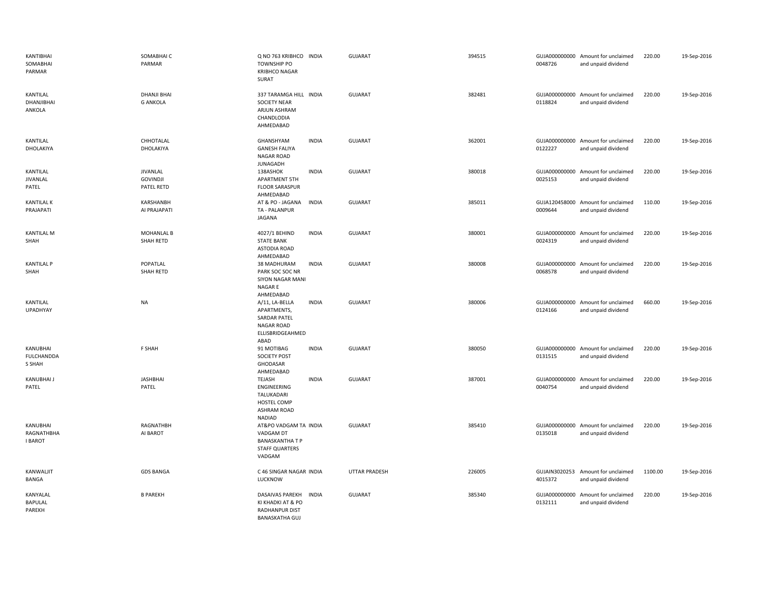| | | | | | | | | | |
|---|---|---|---|---|---|---|---|---|---|
| KANTIBHAI SOMABHAI PARMAR | SOMABHAI C PARMAR | Q NO 763 KRIBHCO TOWNSHIP PO KRIBHCO NAGAR SURAT | INDIA | GUJARAT | 394515 | GUJA000000000 0048726 | Amount for unclaimed and unpaid dividend | 220.00 | 19-Sep-2016 |
| KANTILAL DHANJIBHAI ANKOLA | DHANJI BHAI G ANKOLA | 337 TARAMGA HILL SOCIETY NEAR ARJUN ASHRAM CHANDLODIA AHMEDABAD | INDIA | GUJARAT | 382481 | GUJA000000000 0118824 | Amount for unclaimed and unpaid dividend | 220.00 | 19-Sep-2016 |
| KANTILAL DHOLAKIYA | CHHOTALAL DHOLAKIYA | GHANSHYAM GANESH FALIYA NAGAR ROAD JUNAGADH | INDIA | GUJARAT | 362001 | GUJA000000000 0122227 | Amount for unclaimed and unpaid dividend | 220.00 | 19-Sep-2016 |
| KANTILAL JIVANLAL PATEL | JIVANLAL GOVINDJI PATEL RETD | 138ASHOK APARTMENT 5TH FLOOR SARASPUR AHMEDABAD | INDIA | GUJARAT | 380018 | GUJA000000000 0025153 | Amount for unclaimed and unpaid dividend | 220.00 | 19-Sep-2016 |
| KANTILAL K PRAJAPATI | KARSHANBH AI PRAJAPATI | AT & PO - JAGANA TA - PALANPUR JAGANA | INDIA | GUJARAT | 385011 | GUJA120458000 0009644 | Amount for unclaimed and unpaid dividend | 110.00 | 19-Sep-2016 |
| KANTILAL M SHAH | MOHANLAL B SHAH RETD | 4027/1 BEHIND STATE BANK ASTODIA ROAD AHMEDABAD | INDIA | GUJARAT | 380001 | GUJA000000000 0024319 | Amount for unclaimed and unpaid dividend | 220.00 | 19-Sep-2016 |
| KANTILAL P SHAH | POPATLAL SHAH RETD | 38 MADHURAM PARK SOC SOC NR SIYON NAGAR MANI NAGAR E AHMEDABAD | INDIA | GUJARAT | 380008 | GUJA000000000 0068578 | Amount for unclaimed and unpaid dividend | 220.00 | 19-Sep-2016 |
| KANTILAL UPADHYAY | NA | A/11, LA-BELLA APARTMENTS, SARDAR PATEL NAGAR ROAD ELLISBRIDGEAHMED ABAD | INDIA | GUJARAT | 380006 | GUJA000000000 0124166 | Amount for unclaimed and unpaid dividend | 660.00 | 19-Sep-2016 |
| KANUBHAI FULCHANDDA S SHAH | F SHAH | 91 MOTIBAG SOCIETY POST GHODASAR AHMEDABAD | INDIA | GUJARAT | 380050 | GUJA000000000 0131515 | Amount for unclaimed and unpaid dividend | 220.00 | 19-Sep-2016 |
| KANUBHAI J PATEL | JASHBHAI PATEL | TEJASH ENGINEERING TALUKADARI HOSTEL COMP ASHRAM ROAD NADIAD | INDIA | GUJARAT | 387001 | GUJA000000000 0040754 | Amount for unclaimed and unpaid dividend | 220.00 | 19-Sep-2016 |
| KANUBHAI RAGNATHBHA I BAROT | RAGNATHBH AI BAROT | AT&PO VADGAM TA VADGAM DT BANASKANTHA T P STAFF QUARTERS VADGAM | INDIA | GUJARAT | 385410 | GUJA000000000 0135018 | Amount for unclaimed and unpaid dividend | 220.00 | 19-Sep-2016 |
| KANWALJIT BANGA | GDS BANGA | C 46 SINGAR NAGAR LUCKNOW | INDIA | UTTAR PRADESH | 226005 | GUJAIN3020253 4015372 | Amount for unclaimed and unpaid dividend | 1100.00 | 19-Sep-2016 |
| KANYALAL BAPULAL PAREKH | B PAREKH | DASAIVAS PAREKH KI KHADKI AT & PO RADHANPUR DIST BANASKATHA GUJ | INDIA | GUJARAT | 385340 | GUJA000000000 0132111 | Amount for unclaimed and unpaid dividend | 220.00 | 19-Sep-2016 |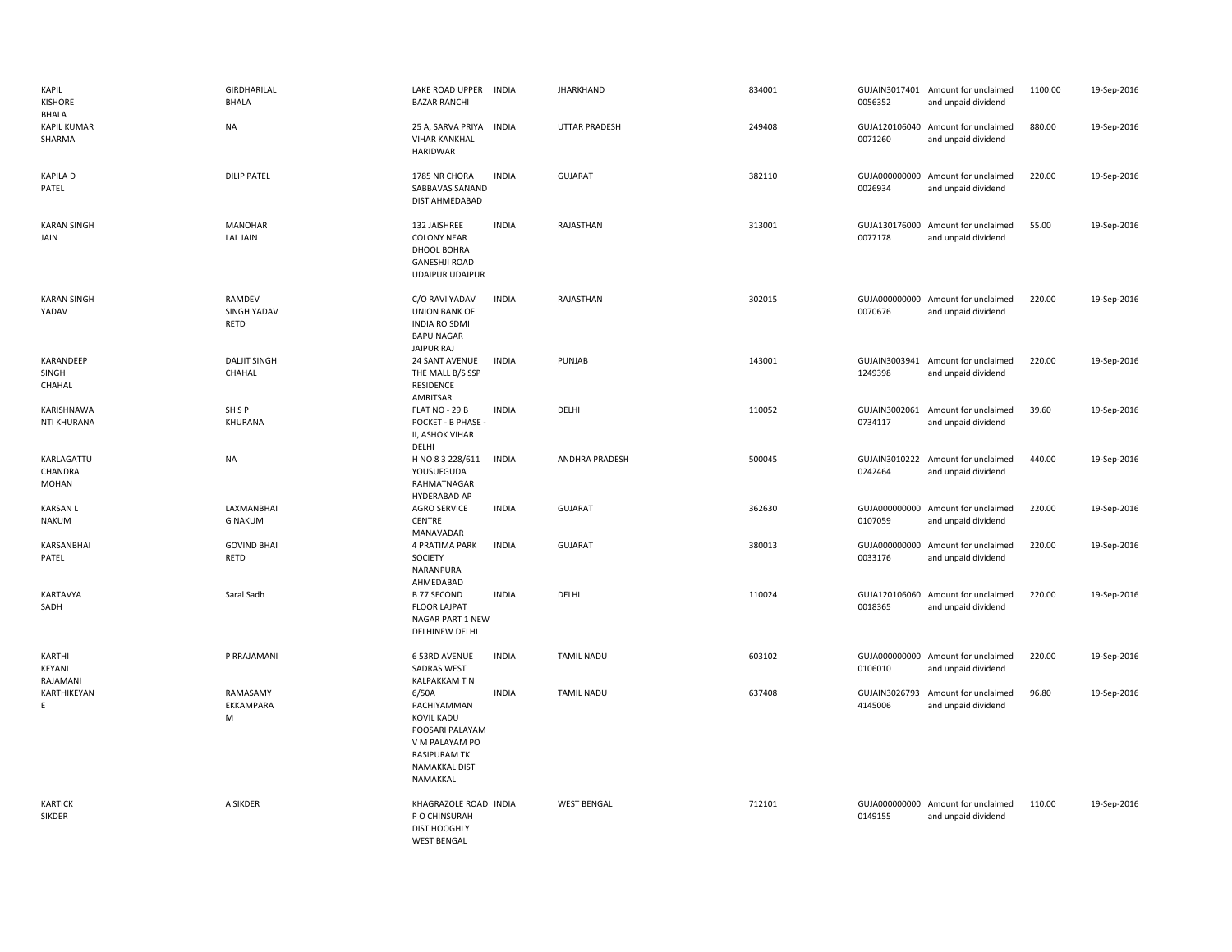| | | | | | | | | | |
|---|---|---|---|---|---|---|---|---|---|
| KAPIL KISHORE BHALA | GIRDHARILAL BHALA | LAKE ROAD UPPER BAZAR RANCHI | INDIA | JHARKHAND | 834001 | GUJAIN3017401 0056352 | Amount for unclaimed and unpaid dividend | 1100.00 | 19-Sep-2016 |
| KAPIL KUMAR SHARMA | NA | 25 A, SARVA PRIYA VIHAR KANKHAL HARIDWAR | INDIA | UTTAR PRADESH | 249408 | GUJA120106040 0071260 | Amount for unclaimed and unpaid dividend | 880.00 | 19-Sep-2016 |
| KAPILA D PATEL | DILIP PATEL | 1785 NR CHORA SABBAVAS SANAND DIST AHMEDABAD | INDIA | GUJARAT | 382110 | GUJA000000000 0026934 | Amount for unclaimed and unpaid dividend | 220.00 | 19-Sep-2016 |
| KARAN SINGH JAIN | MANOHAR LAL JAIN | 132 JAISHREE COLONY NEAR DHOOL BOHRA GANESHJI ROAD UDAIPUR UDAIPUR | INDIA | RAJASTHAN | 313001 | GUJA130176000 0077178 | Amount for unclaimed and unpaid dividend | 55.00 | 19-Sep-2016 |
| KARAN SINGH YADAV | RAMDEV SINGH YADAV RETD | C/O RAVI YADAV UNION BANK OF INDIA RO SDMI BAPU NAGAR JAIPUR RAJ | INDIA | RAJASTHAN | 302015 | GUJA000000000 0070676 | Amount for unclaimed and unpaid dividend | 220.00 | 19-Sep-2016 |
| KARANDEEP SINGH CHAHAL | DALJIT SINGH CHAHAL | 24 SANT AVENUE THE MALL B/S SSP RESIDENCE AMRITSAR | INDIA | PUNJAB | 143001 | GUJAIN3003941 1249398 | Amount for unclaimed and unpaid dividend | 220.00 | 19-Sep-2016 |
| KARISHNAWA NTI KHURANA | SH S P KHURANA | FLAT NO - 29 B POCKET - B PHASE - II, ASHOK VIHAR DELHI | INDIA | DELHI | 110052 | GUJAIN3002061 0734117 | Amount for unclaimed and unpaid dividend | 39.60 | 19-Sep-2016 |
| KARLAGATTU CHANDRA MOHAN | NA | H NO 8 3 228/611 YOUSUFGUDA RAHMATNAGAR HYDERABAD AP | INDIA | ANDHRA PRADESH | 500045 | GUJAIN3010222 0242464 | Amount for unclaimed and unpaid dividend | 440.00 | 19-Sep-2016 |
| KARSAN L NAKUM | LAXMANBHAI G NAKUM | AGRO SERVICE CENTRE MANAVADAR | INDIA | GUJARAT | 362630 | GUJA000000000 0107059 | Amount for unclaimed and unpaid dividend | 220.00 | 19-Sep-2016 |
| KARSANBHAI PATEL | GOVIND BHAI RETD | 4 PRATIMA PARK SOCIETY NARANPURA AHMEDABAD | INDIA | GUJARAT | 380013 | GUJA000000000 0033176 | Amount for unclaimed and unpaid dividend | 220.00 | 19-Sep-2016 |
| KARTAVYA SADH | Saral Sadh | B 77 SECOND FLOOR LAJPAT NAGAR PART 1 NEW DELHINEW DELHI | INDIA | DELHI | 110024 | GUJA120106060 0018365 | Amount for unclaimed and unpaid dividend | 220.00 | 19-Sep-2016 |
| KARTHI KEYANI RAJAMANI | P RRAJAMANI | 6 53RD AVENUE SADRAS WEST KALPAKKAM T N | INDIA | TAMIL NADU | 603102 | GUJA000000000 0106010 | Amount for unclaimed and unpaid dividend | 220.00 | 19-Sep-2016 |
| KARTHIKEYAN E | RAMASAMY EKKAMPARA M | 6/50A PACHIYAMMAN KOVIL KADU POOSARI PALAYAM V M PALAYAM PO RASIPURAM TK NAMAKKAL DIST NAMAKKAL | INDIA | TAMIL NADU | 637408 | GUJAIN3026793 4145006 | Amount for unclaimed and unpaid dividend | 96.80 | 19-Sep-2016 |
| KARTICK SIKDER | A SIKDER | KHAGRAZOLE ROAD P O CHINSURAH DIST HOOGHLY WEST BENGAL | INDIA | WEST BENGAL | 712101 | GUJA000000000 0149155 | Amount for unclaimed and unpaid dividend | 110.00 | 19-Sep-2016 |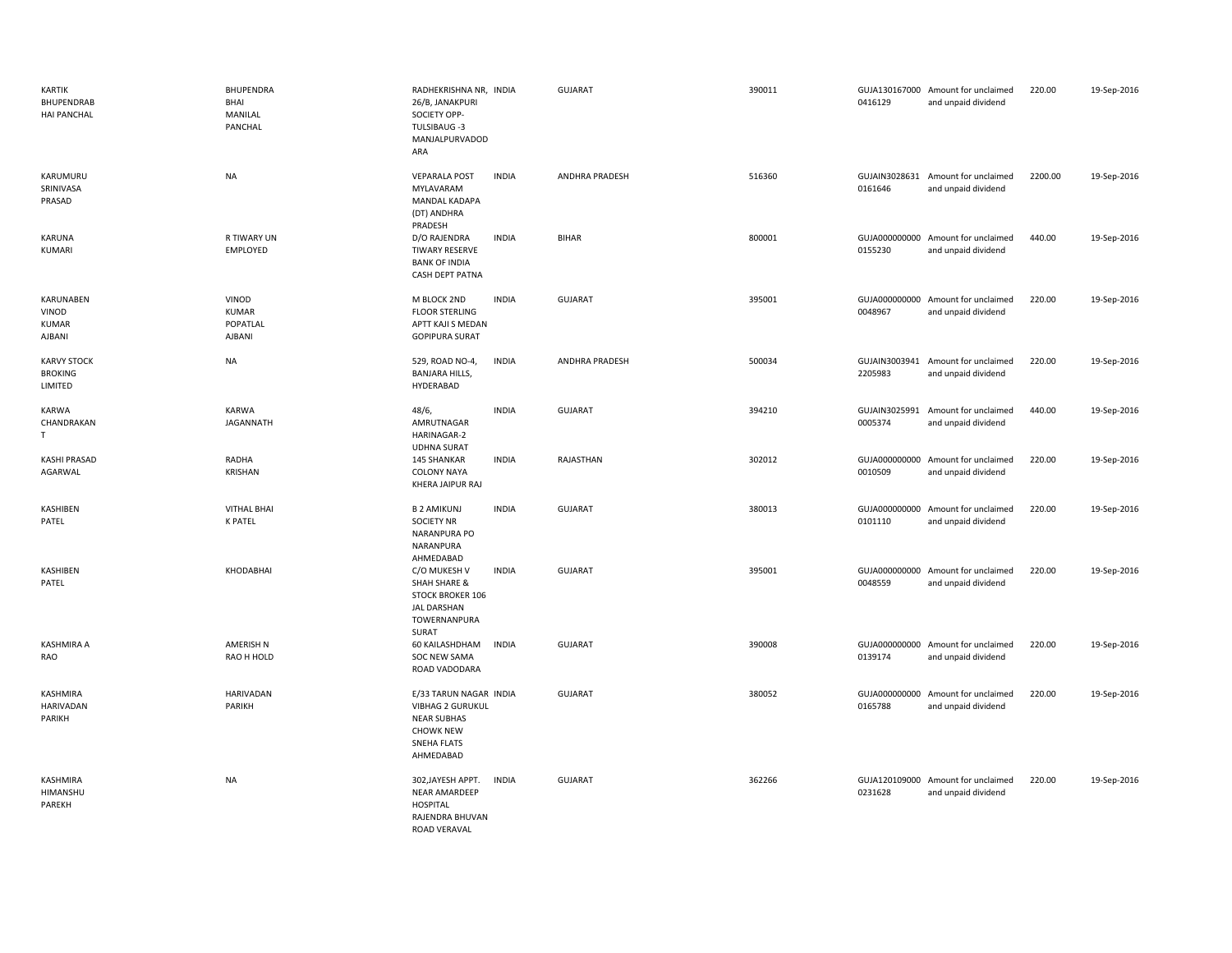| | | | | | | | | | |
|---|---|---|---|---|---|---|---|---|---|
| KARTIK BHUPENDRAB HAI PANCHAL | BHUPENDRA BHAI MANILAL PANCHAL | RADHEKRISHNA NR, 26/B, JANAKPURI SOCIETY OPP-TULSIBAUG -3 MANJALPURVADOD ARA | INDIA | GUJARAT | 390011 | GUJA130167000 0416129 | Amount for unclaimed and unpaid dividend | 220.00 | 19-Sep-2016 |
| KARUMURU SRINIVASA PRASAD | NA | VEPARALA POST MYLAVARAM MANDAL KADAPA (DT) ANDHRA PRADESH | INDIA | ANDHRA PRADESH | 516360 | GUJAIN3028631 0161646 | Amount for unclaimed and unpaid dividend | 2200.00 | 19-Sep-2016 |
| KARUNA KUMARI | R TIWARY UN EMPLOYED | D/O RAJENDRA TIWARY RESERVE BANK OF INDIA CASH DEPT PATNA | INDIA | BIHAR | 800001 | GUJA000000000 0155230 | Amount for unclaimed and unpaid dividend | 440.00 | 19-Sep-2016 |
| KARUNABEN VINOD KUMAR AJBANI | VINOD KUMAR POPATLAL AJBANI | M BLOCK 2ND FLOOR STERLING APTT KAJI S MEDAN GOPIPURA SURAT | INDIA | GUJARAT | 395001 | GUJA000000000 0048967 | Amount for unclaimed and unpaid dividend | 220.00 | 19-Sep-2016 |
| KARVY STOCK BROKING LIMITED | NA | 529, ROAD NO-4, BANJARA HILLS, HYDERABAD | INDIA | ANDHRA PRADESH | 500034 | GUJAIN3003941 2205983 | Amount for unclaimed and unpaid dividend | 220.00 | 19-Sep-2016 |
| KARWA CHANDRAKAN T | KARWA JAGANNATH | 48/6, AMRUTNAGAR HARINAGAR-2 UDHNA SURAT | INDIA | GUJARAT | 394210 | GUJAIN3025991 0005374 | Amount for unclaimed and unpaid dividend | 440.00 | 19-Sep-2016 |
| KASHI PRASAD AGARWAL | RADHA KRISHAN | 145 SHANKAR COLONY NAYA KHERA JAIPUR RAJ | INDIA | RAJASTHAN | 302012 | GUJA000000000 0010509 | Amount for unclaimed and unpaid dividend | 220.00 | 19-Sep-2016 |
| KASHIBEN PATEL | VITHAL BHAI K PATEL | B 2 AMIKUNJ SOCIETY NR NARANPURA PO NARANPURA AHMEDABAD | INDIA | GUJARAT | 380013 | GUJA000000000 0101110 | Amount for unclaimed and unpaid dividend | 220.00 | 19-Sep-2016 |
| KASHIBEN PATEL | KHODABHAI | C/O MUKESH V SHAH SHARE & STOCK BROKER 106 JAL DARSHAN TOWERNANPURA SURAT | INDIA | GUJARAT | 395001 | GUJA000000000 0048559 | Amount for unclaimed and unpaid dividend | 220.00 | 19-Sep-2016 |
| KASHMIRA A RAO | AMERISH N RAO H HOLD | 60 KAILASHDHAM SOC NEW SAMA ROAD VADODARA | INDIA | GUJARAT | 390008 | GUJA000000000 0139174 | Amount for unclaimed and unpaid dividend | 220.00 | 19-Sep-2016 |
| KASHMIRA HARIVADAN PARIKH | HARIVADAN PARIKH | E/33 TARUN NAGAR VIBHAG 2 GURUKUL NEAR SUBHAS CHOWK NEW SNEHA FLATS AHMEDABAD | INDIA | GUJARAT | 380052 | GUJA000000000 0165788 | Amount for unclaimed and unpaid dividend | 220.00 | 19-Sep-2016 |
| KASHMIRA HIMANSHU PAREKH | NA | 302,JAYESH APPT. NEAR AMARDEEP HOSPITAL RAJENDRA BHUVAN ROAD VERAVAL | INDIA | GUJARAT | 362266 | GUJA120109000 0231628 | Amount for unclaimed and unpaid dividend | 220.00 | 19-Sep-2016 |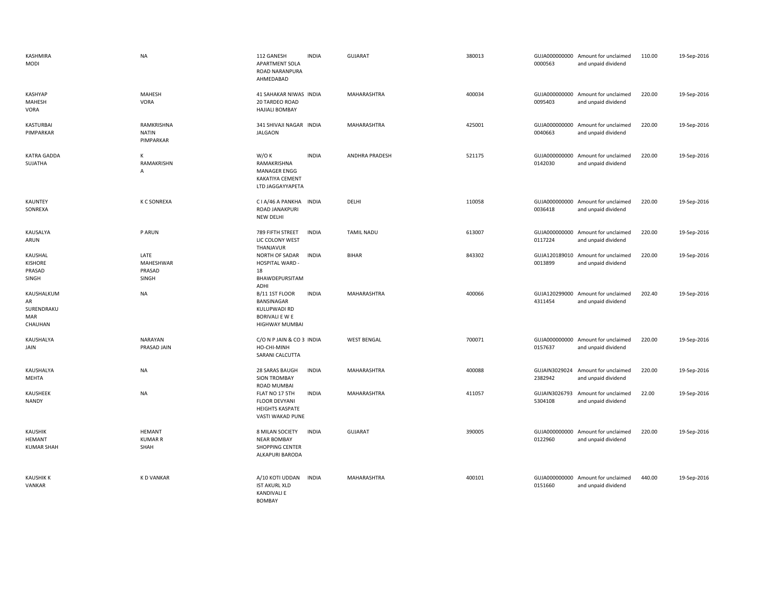| | | | | | | | | | |
|---|---|---|---|---|---|---|---|---|---|
| KASHMIRA MODI | NA | 112 GANESH APARTMENT SOLA ROAD NARANPURA AHMEDABAD | INDIA | GUJARAT | 380013 | GUJA0000000000000563 | Amount for unclaimed and unpaid dividend | 110.00 | 19-Sep-2016 |
| KASHYAP MAHESH VORA | MAHESH VORA | 41 SAHAKAR NIWAS 20 TARDEO ROAD HAJIALI BOMBAY | INDIA | MAHARASHTRA | 400034 | GUJA0000000000095403 | Amount for unclaimed and unpaid dividend | 220.00 | 19-Sep-2016 |
| KASTURBAI PIMPARKAR | RAMKRISHNA NATIN PIMPARKAR | 341 SHIVAJI NAGAR JALGAON | INDIA | MAHARASHTRA | 425001 | GUJA0000000000040663 | Amount for unclaimed and unpaid dividend | 220.00 | 19-Sep-2016 |
| KATRA GADDA SUJATHA | K RAMAKRISHNA | W/O K RAMAKRISHNA MANAGER ENGG KAKATIYA CEMENT LTD JAGGAYYAPETA | INDIA | ANDHRA PRADESH | 521175 | GUJA0000000000142030 | Amount for unclaimed and unpaid dividend | 220.00 | 19-Sep-2016 |
| KAUNTEY SONREXA | K C SONREXA | C I A/46 A PANKHA ROAD JANAKPURI NEW DELHI | INDIA | DELHI | 110058 | GUJA0000000000036418 | Amount for unclaimed and unpaid dividend | 220.00 | 19-Sep-2016 |
| KAUSALYA ARUN | P ARUN | 789 FIFTH STREET LIC COLONY WEST THANJAVUR | INDIA | TAMIL NADU | 613007 | GUJA0000000000117224 | Amount for unclaimed and unpaid dividend | 220.00 | 19-Sep-2016 |
| KAUSHAL KISHORE PRASAD SINGH | LATE MAHESHWAR PRASAD SINGH | NORTH OF SADAR HOSPITAL WARD - 18 BHAWDEPURSITAMADHI | INDIA | BIHAR | 843302 | GUJA1201890100013899 | Amount for unclaimed and unpaid dividend | 220.00 | 19-Sep-2016 |
| KAUSHALKUMAR SURENDRAKUMAR CHAUHAN | NA | B/11 1ST FLOOR BANSINAGAR KULUPWADI RD BORIVALI E W E HIGHWAY MUMBAI | INDIA | MAHARASHTRA | 400066 | GUJA1202990004311454 | Amount for unclaimed and unpaid dividend | 202.40 | 19-Sep-2016 |
| KAUSHALYA JAIN | NARAYAN PRASAD JAIN | C/O N P JAIN & CO 3 HO-CHI-MINH SARANI CALCUTTA | INDIA | WEST BENGAL | 700071 | GUJA0000000000157637 | Amount for unclaimed and unpaid dividend | 220.00 | 19-Sep-2016 |
| KAUSHALYA MEHTA | NA | 28 SARAS BAUGH SION TROMBAY ROAD MUMBAI | INDIA | MAHARASHTRA | 400088 | GUJAIN30290242382942 | Amount for unclaimed and unpaid dividend | 220.00 | 19-Sep-2016 |
| KAUSHEEK NANDY | NA | FLAT NO 17 5TH FLOOR DEVYANI HEIGHTS KASPATE VASTI WAKAD PUNE | INDIA | MAHARASHTRA | 411057 | GUJAIN30267935304108 | Amount for unclaimed and unpaid dividend | 22.00 | 19-Sep-2016 |
| KAUSHIK HEMANT KUMAR SHAH | HEMANT KUMAR R SHAH | 8 MILAN SOCIETY NEAR BOMBAY SHOPPING CENTER ALKAPURI BARODA | INDIA | GUJARAT | 390005 | GUJA0000000000122960 | Amount for unclaimed and unpaid dividend | 220.00 | 19-Sep-2016 |
| KAUSHIK K VANKAR | K D VANKAR | A/10 KOTI UDDAN IST AKURL XLD KANDIVALI E BOMBAY | INDIA | MAHARASHTRA | 400101 | GUJA0000000000151660 | Amount for unclaimed and unpaid dividend | 440.00 | 19-Sep-2016 |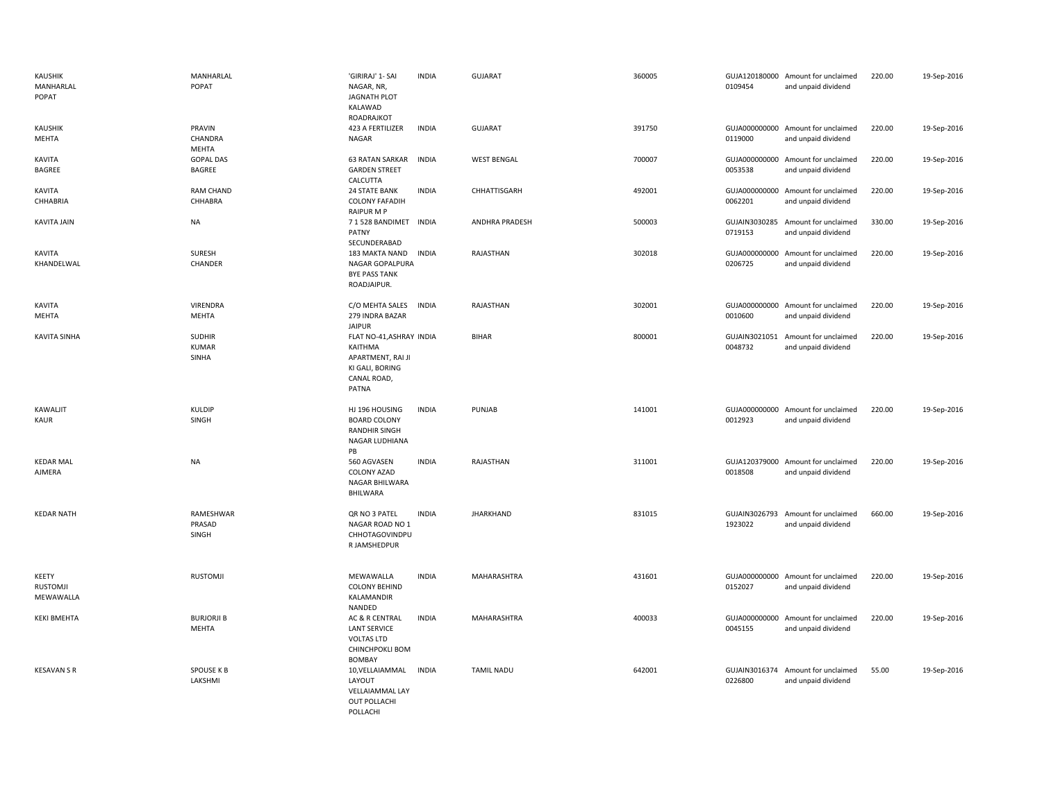| | | | | | | | | | |
|---|---|---|---|---|---|---|---|---|---|
| KAUSHIK MANHARLAL POPAT | MANHARLAL POPAT | 'GIRIRAJ' 1- SAI NAGAR, NR, JAGNATH PLOT KALAWAD ROADRAJKOT | INDIA | GUJARAT | 360005 | GUJA120180000 0109454 | Amount for unclaimed and unpaid dividend | 220.00 | 19-Sep-2016 |
| KAUSHIK MEHTA | PRAVIN CHANDRA MEHTA | 423 A FERTILIZER NAGAR | INDIA | GUJARAT | 391750 | GUJA000000000 0119000 | Amount for unclaimed and unpaid dividend | 220.00 | 19-Sep-2016 |
| KAVITA BAGREE | GOPAL DAS BAGREE | 63 RATAN SARKAR GARDEN STREET CALCUTTA | INDIA | WEST BENGAL | 700007 | GUJA000000000 0053538 | Amount for unclaimed and unpaid dividend | 220.00 | 19-Sep-2016 |
| KAVITA CHHABRIA | RAM CHAND CHHABRA | 24 STATE BANK COLONY FAFADIH RAIPUR M P | INDIA | CHHATTISGARH | 492001 | GUJA000000000 0062201 | Amount for unclaimed and unpaid dividend | 220.00 | 19-Sep-2016 |
| KAVITA JAIN | NA | 7 1 528 BANDIMET PATNY SECUNDERABAD | INDIA | ANDHRA PRADESH | 500003 | GUJAIN3030285 0719153 | Amount for unclaimed and unpaid dividend | 330.00 | 19-Sep-2016 |
| KAVITA KHANDELWAL | SURESH CHANDER | 183 MAKTA NAND NAGAR GOPALPURA BYE PASS TANK ROADJAIPUR. | INDIA | RAJASTHAN | 302018 | GUJA000000000 0206725 | Amount for unclaimed and unpaid dividend | 220.00 | 19-Sep-2016 |
| KAVITA MEHTA | VIRENDRA MEHTA | C/O MEHTA SALES 279 INDRA BAZAR JAIPUR | INDIA | RAJASTHAN | 302001 | GUJA000000000 0010600 | Amount for unclaimed and unpaid dividend | 220.00 | 19-Sep-2016 |
| KAVITA SINHA | SUDHIR KUMAR SINHA | FLAT NO-41,ASHRAY KAITHMA APARTMENT, RAI JI KI GALI, BORING CANAL ROAD, PATNA | INDIA | BIHAR | 800001 | GUJAIN3021051 0048732 | Amount for unclaimed and unpaid dividend | 220.00 | 19-Sep-2016 |
| KAWALJIT KAUR | KULDIP SINGH | HJ 196 HOUSING BOARD COLONY RANDHIR SINGH NAGAR LUDHIANA PB | INDIA | PUNJAB | 141001 | GUJA000000000 0012923 | Amount for unclaimed and unpaid dividend | 220.00 | 19-Sep-2016 |
| KEDAR MAL AJMERA | NA | 560 AGVASEN COLONY AZAD NAGAR BHILWARA BHILWARA | INDIA | RAJASTHAN | 311001 | GUJA120379000 0018508 | Amount for unclaimed and unpaid dividend | 220.00 | 19-Sep-2016 |
| KEDAR NATH | RAMESHWAR PRASAD SINGH | QR NO 3 PATEL NAGAR ROAD NO 1 CHHOTAGOVINDPU R JAMSHEDPUR | INDIA | JHARKHAND | 831015 | GUJAIN3026793 1923022 | Amount for unclaimed and unpaid dividend | 660.00 | 19-Sep-2016 |
| KEETY RUSTOMJI MEWAWALLA | RUSTOMJI | MEWAWALLA COLONY BEHIND KALAMANDIR NANDED | INDIA | MAHARASHTRA | 431601 | GUJA000000000 0152027 | Amount for unclaimed and unpaid dividend | 220.00 | 19-Sep-2016 |
| KEKI BMEHTA | BURJORJI B MEHTA | AC & R CENTRAL LANT SERVICE VOLTAS LTD CHINCHPOKLI BOM BOMBAY | INDIA | MAHARASHTRA | 400033 | GUJA000000000 0045155 | Amount for unclaimed and unpaid dividend | 220.00 | 19-Sep-2016 |
| KESAVAN S R | SPOUSE K B LAKSHMI | 10,VELLAIAMMAL LAYOUT VELLAIAMMAL LAY OUT POLLACHI POLLACHI | INDIA | TAMIL NADU | 642001 | GUJAIN3016374 0226800 | Amount for unclaimed and unpaid dividend | 55.00 | 19-Sep-2016 |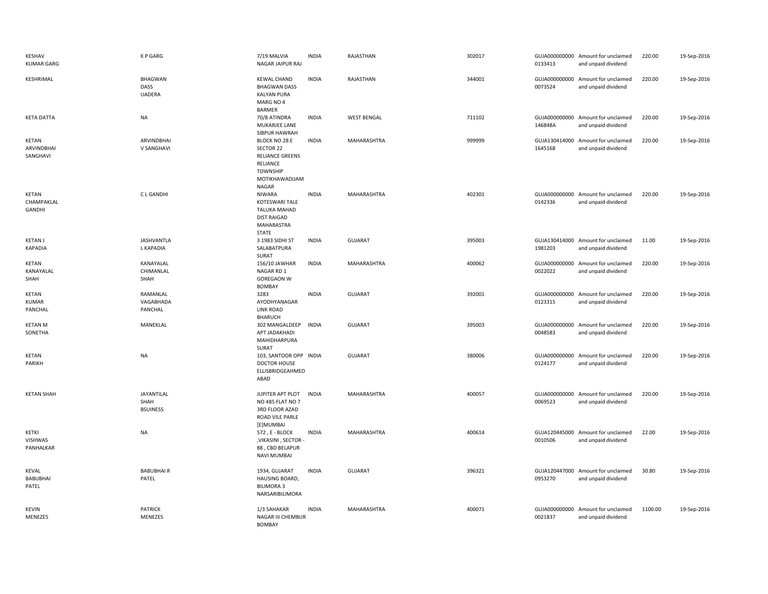| | | | | | | | | | |
|---|---|---|---|---|---|---|---|---|---|
| KESHAV KUMAR GARG | K P GARG | 7/19 MALVIA NAGAR JAIPUR RAJ | INDIA | RAJASTHAN | 302017 | GUJA000000000 0133413 | Amount for unclaimed and unpaid dividend | 220.00 | 19-Sep-2016 |
| KESHRIMAL | BHAGWAN DASS UADERA | KEWAL CHAND BHAGWAN DASS KALYAN PURA MARG NO 4 BARMER | INDIA | RAJASTHAN | 344001 | GUJA000000000 0073524 | Amount for unclaimed and unpaid dividend | 220.00 | 19-Sep-2016 |
| KETA DATTA | NA | 70/8 ATINDRA MUKARJEE LANE SIBPUR HAWRAH | INDIA | WEST BENGAL | 711102 | GUJA000000000 146848A | Amount for unclaimed and unpaid dividend | 220.00 | 19-Sep-2016 |
| KETAN ARVINDBHAI SANGHAVI | ARVINDBHAI V SANGHAVI | BLOCK NO 28 E SECTOR 22 RELIANCE GREENS RELIANCE TOWNSHIP MOTIKHAWADIJAM NAGAR | INDIA | MAHARASHTRA | 999999 | GUJA130414000 1645168 | Amount for unclaimed and unpaid dividend | 220.00 | 19-Sep-2016 |
| KETAN CHAMPAKLAL GANDHI | C L GANDHI | NIWARA KOTESWARI TALE TALUKA MAHAD DIST RAIGAD MAHARASTRA STATE | INDIA | MAHARASHTRA | 402301 | GUJA000000000 0142336 | Amount for unclaimed and unpaid dividend | 220.00 | 19-Sep-2016 |
| KETAN J KAPADIA | JASHVANTLA L KAPADIA | 3 1983 SIDHI ST SALABATPURA SURAT | INDIA | GUJARAT | 395003 | GUJA130414000 1981203 | Amount for unclaimed and unpaid dividend | 11.00 | 19-Sep-2016 |
| KETAN KANAYALAL SHAH | KANAYALAL CHIMANLAL SHAH | 156/10 JAWHAR NAGAR RD 1 GOREGAON W BOMBAY | INDIA | MAHARASHTRA | 400062 | GUJA000000000 0022022 | Amount for unclaimed and unpaid dividend | 220.00 | 19-Sep-2016 |
| KETAN KUMAR PANCHAL | RAMANLAL VAGABHADA PANCHAL | 3283 AYODHYANAGAR LINK ROAD BHARUCH | INDIA | GUJARAT | 392001 | GUJA000000000 0123315 | Amount for unclaimed and unpaid dividend | 220.00 | 19-Sep-2016 |
| KETAN M SONETHA | MANEKLAL | 302 MANGALDEEP APT JADAKHADI MAHIDHARPURA SURAT | INDIA | GUJARAT | 395003 | GUJA000000000 0048583 | Amount for unclaimed and unpaid dividend | 220.00 | 19-Sep-2016 |
| KETAN PARIKH | NA | 103, SANTOOR OPP DOCTOR HOUSE ELLISBRIDGEAHMED ABAD | INDIA | GUJARAT | 380006 | GUJA000000000 0124177 | Amount for unclaimed and unpaid dividend | 220.00 | 19-Sep-2016 |
| KETAN SHAH | JAYANTILAL SHAH BSUINESS | JUPITER APT PLOT NO 485 FLAT NO 7 3RD FLOOR AZAD ROAD VILE PARLE [E]MUMBAI | INDIA | MAHARASHTRA | 400057 | GUJA000000000 0069523 | Amount for unclaimed and unpaid dividend | 220.00 | 19-Sep-2016 |
| KETKI VISHWAS PANHALKAR | NA | 572 , E - BLOCK ,VIKASINI , SECTOR - 88 , CBD BELAPUR NAVI MUMBAI | INDIA | MAHARASHTRA | 400614 | GUJA120445000 0010506 | Amount for unclaimed and unpaid dividend | 22.00 | 19-Sep-2016 |
| KEVAL BABUBHAI PATEL | BABUBHAI R PATEL | 1934, GUJARAT HAUSING BOARD, BILIMORA 3 NARSARIBILIMORA | INDIA | GUJARAT | 396321 | GUJA120447000 0953270 | Amount for unclaimed and unpaid dividend | 30.80 | 19-Sep-2016 |
| KEVIN MENEZES | PATRICK MENEZES | 1/3 SAHAKAR NAGAR III CHEMBUR BOMBAY | INDIA | MAHARASHTRA | 400071 | GUJA000000000 0021837 | Amount for unclaimed and unpaid dividend | 1100.00 | 19-Sep-2016 |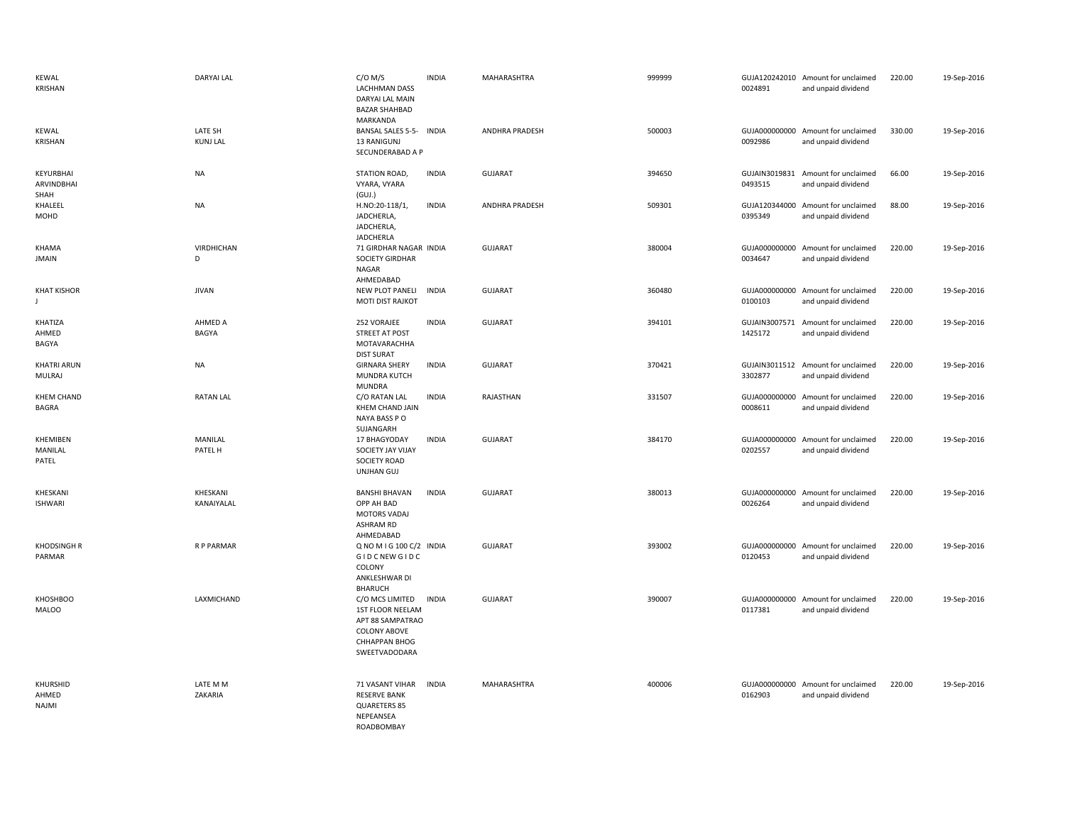| | | | | | | | | | |
|---|---|---|---|---|---|---|---|---|---|
| KEWAL KRISHAN | DARYAI LAL | C/O M/S LACHHMAN DASS DARYAI LAL MAIN BAZAR SHAHBAD MARKANDA | INDIA | MAHARASHTRA | 999999 | GUJA120242010 0024891 | Amount for unclaimed and unpaid dividend | 220.00 | 19-Sep-2016 |
| KEWAL KRISHAN | LATE SH KUNJ LAL | BANSAL SALES 5-5-13 RANIGUNJ SECUNDERABAD A P | INDIA | ANDHRA PRADESH | 500003 | GUJA000000000 0092986 | Amount for unclaimed and unpaid dividend | 330.00 | 19-Sep-2016 |
| KEYURBHAI ARVINDBHAI SHAH | NA | STATION ROAD, VYARA, VYARA (GUJ.) | INDIA | GUJARAT | 394650 | GUJAIN3019831 0493515 | Amount for unclaimed and unpaid dividend | 66.00 | 19-Sep-2016 |
| KHALEEL MOHD | NA | H.NO:20-118/1, JADCHERLA, JADCHERLA, JADCHERLA | INDIA | ANDHRA PRADESH | 509301 | GUJA120344000 0395349 | Amount for unclaimed and unpaid dividend | 88.00 | 19-Sep-2016 |
| KHAMA JMAIN | VIRDHICHAN D | 71 GIRDHAR NAGAR SOCIETY GIRDHAR NAGAR AHMEDABAD | INDIA | GUJARAT | 380004 | GUJA000000000 0034647 | Amount for unclaimed and unpaid dividend | 220.00 | 19-Sep-2016 |
| KHAT KISHOR J | JIVAN | NEW PLOT PANELI MOTI DIST RAJKOT | INDIA | GUJARAT | 360480 | GUJA000000000 0100103 | Amount for unclaimed and unpaid dividend | 220.00 | 19-Sep-2016 |
| KHATIZA AHMED BAGYA | AHMED A BAGYA | 252 VORAJEE STREET AT POST MOTAVARACHHA DIST SURAT | INDIA | GUJARAT | 394101 | GUJAIN3007571 1425172 | Amount for unclaimed and unpaid dividend | 220.00 | 19-Sep-2016 |
| KHATRI ARUN MULRAJ | NA | GIRNARA SHERY MUNDRA KUTCH MUNDRA | INDIA | GUJARAT | 370421 | GUJAIN3011512 3302877 | Amount for unclaimed and unpaid dividend | 220.00 | 19-Sep-2016 |
| KHEM CHAND BAGRA | RATAN LAL | C/O RATAN LAL KHEM CHAND JAIN NAYA BASS P O SUJANGARH | INDIA | RAJASTHAN | 331507 | GUJA000000000 0008611 | Amount for unclaimed and unpaid dividend | 220.00 | 19-Sep-2016 |
| KHEMIBEN MANILAL PATEL | MANILAL PATEL H | 17 BHAGYODAY SOCIETY JAY VIJAY SOCIETY ROAD UNJHAN GUJ | INDIA | GUJARAT | 384170 | GUJA000000000 0202557 | Amount for unclaimed and unpaid dividend | 220.00 | 19-Sep-2016 |
| KHESKANI ISHWARI | KHESKANI KANAIYALAL | BANSHI BHAVAN OPP AH BAD MOTORS VADAJ ASHRAM RD AHMEDABAD | INDIA | GUJARAT | 380013 | GUJA000000000 0026264 | Amount for unclaimed and unpaid dividend | 220.00 | 19-Sep-2016 |
| KHODSINGH R PARMAR | R P PARMAR | Q NO M I G 100 C/2 G I D C NEW G I D C COLONY ANKLESHWAR DI BHARUCH | INDIA | GUJARAT | 393002 | GUJA000000000 0120453 | Amount for unclaimed and unpaid dividend | 220.00 | 19-Sep-2016 |
| KHOSHBOO MALOO | LAXMICHAND | C/O MCS LIMITED 1ST FLOOR NEELAM APT 88 SAMPATRAO COLONY ABOVE CHHAPPAN BHOG SWEETVADODARA | INDIA | GUJARAT | 390007 | GUJA000000000 0117381 | Amount for unclaimed and unpaid dividend | 220.00 | 19-Sep-2016 |
| KHURSHID AHMED NAJMI | LATE M M ZAKARIA | 71 VASANT VIHAR RESERVE BANK QUARETERS 85 NEPEANSEA ROADBOMBAY | INDIA | MAHARASHTRA | 400006 | GUJA000000000 0162903 | Amount for unclaimed and unpaid dividend | 220.00 | 19-Sep-2016 |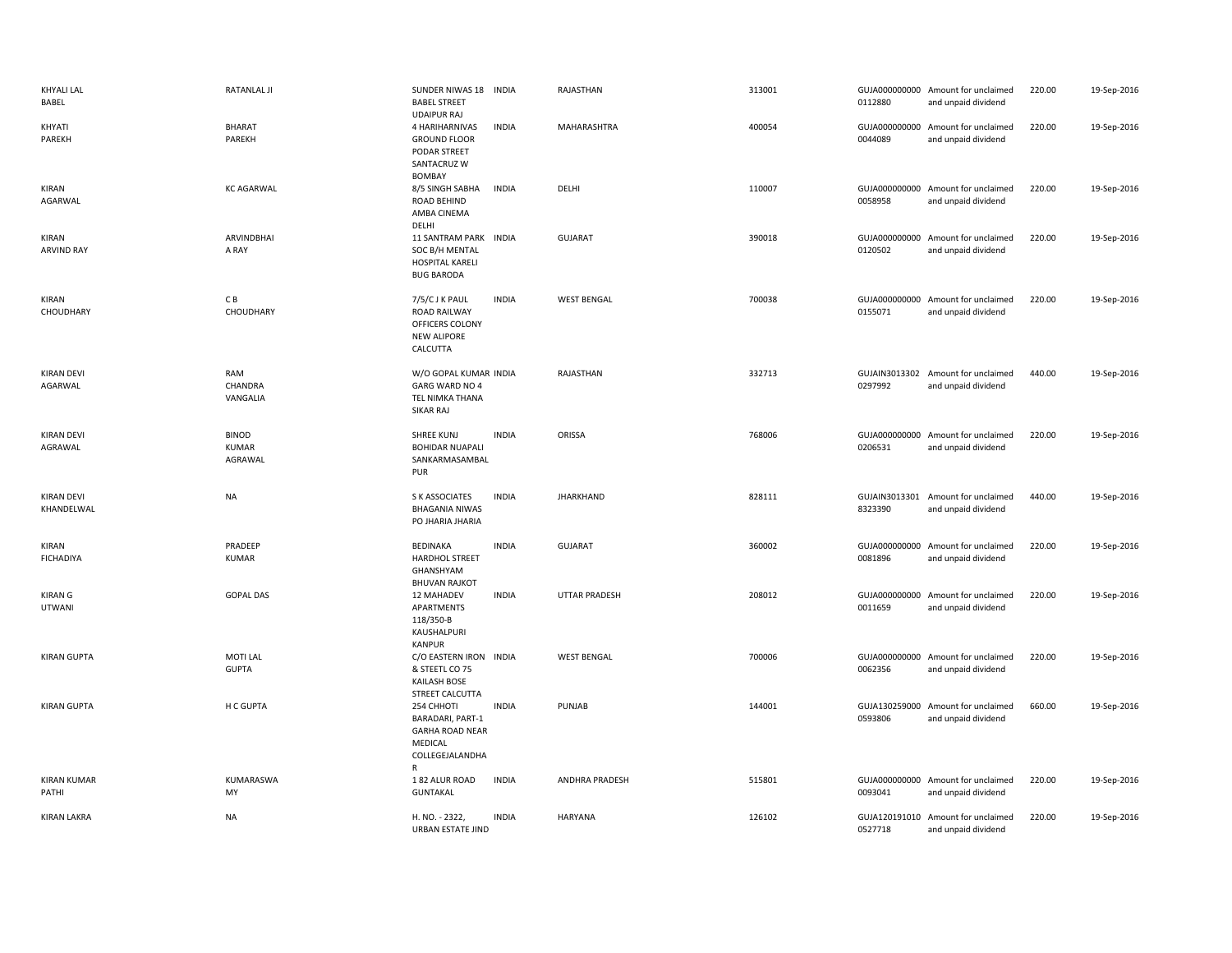| KHYALI LAL BABEL | RATANLAL JI | SUNDER NIWAS 18 BABEL STREET UDAIPUR RAJ | INDIA | RAJASTHAN | 313001 | GUJA000000000 0112880 | Amount for unclaimed and unpaid dividend | 220.00 | 19-Sep-2016 |
|---|---|---|---|---|---|---|---|---|---|
| KHYATI PAREKH | BHARAT PAREKH | 4 HARIHARNIVAS GROUND FLOOR PODAR STREET SANTACRUZ W BOMBAY | INDIA | MAHARASHTRA | 400054 | GUJA000000000 0044089 | Amount for unclaimed and unpaid dividend | 220.00 | 19-Sep-2016 |
| KIRAN AGARWAL | KC AGARWAL | 8/5 SINGH SABHA ROAD BEHIND AMBA CINEMA DELHI | INDIA | DELHI | 110007 | GUJA000000000 0058958 | Amount for unclaimed and unpaid dividend | 220.00 | 19-Sep-2016 |
| KIRAN ARVIND RAY | ARVINDBHAI A RAY | 11 SANTRAM PARK SOC B/H MENTAL HOSPITAL KARELI BUG BARODA | INDIA | GUJARAT | 390018 | GUJA000000000 0120502 | Amount for unclaimed and unpaid dividend | 220.00 | 19-Sep-2016 |
| KIRAN CHOUDHARY | C B CHOUDHARY | 7/5/C J K PAUL ROAD RAILWAY OFFICERS COLONY NEW ALIPORE CALCUTTA | INDIA | WEST BENGAL | 700038 | GUJA000000000 0155071 | Amount for unclaimed and unpaid dividend | 220.00 | 19-Sep-2016 |
| KIRAN DEVI AGARWAL | RAM CHANDRA VANGALIA | W/O GOPAL KUMAR GARG WARD NO 4 TEL NIMKA THANA SIKAR RAJ | INDIA | RAJASTHAN | 332713 | GUJAIN3013302 0297992 | Amount for unclaimed and unpaid dividend | 440.00 | 19-Sep-2016 |
| KIRAN DEVI AGRAWAL | BINOD KUMAR AGRAWAL | SHREE KUNJ BOHIDAR NUAPALI SANKARMASAMBAL PUR | INDIA | ORISSA | 768006 | GUJA000000000 0206531 | Amount for unclaimed and unpaid dividend | 220.00 | 19-Sep-2016 |
| KIRAN DEVI KHANDELWAL | NA | S K ASSOCIATES BHAGANIA NIWAS PO JHARIA JHARIA | INDIA | JHARKHAND | 828111 | GUJAIN3013301 8323390 | Amount for unclaimed and unpaid dividend | 440.00 | 19-Sep-2016 |
| KIRAN FICHADIYA | PRADEEP KUMAR | BEDINAKA HARDHOL STREET GHANSHYAM BHUVAN RAJKOT | INDIA | GUJARAT | 360002 | GUJA000000000 0081896 | Amount for unclaimed and unpaid dividend | 220.00 | 19-Sep-2016 |
| KIRAN G UTWANI | GOPAL DAS | 12 MAHADEV APARTMENTS 118/350-B KAUSHALPURI KANPUR | INDIA | UTTAR PRADESH | 208012 | GUJA000000000 0011659 | Amount for unclaimed and unpaid dividend | 220.00 | 19-Sep-2016 |
| KIRAN GUPTA | MOTI LAL GUPTA | C/O EASTERN IRON & STEETL CO 75 KAILASH BOSE STREET CALCUTTA | INDIA | WEST BENGAL | 700006 | GUJA000000000 0062356 | Amount for unclaimed and unpaid dividend | 220.00 | 19-Sep-2016 |
| KIRAN GUPTA | H C GUPTA | 254 CHHOTI BARADARI, PART-1 GARHA ROAD NEAR MEDICAL COLLEGEJALANDHA R | INDIA | PUNJAB | 144001 | GUJA130259000 0593806 | Amount for unclaimed and unpaid dividend | 660.00 | 19-Sep-2016 |
| KIRAN KUMAR PATHI | KUMARASWA MY | 1 82 ALUR ROAD GUNTAKAL | INDIA | ANDHRA PRADESH | 515801 | GUJA000000000 0093041 | Amount for unclaimed and unpaid dividend | 220.00 | 19-Sep-2016 |
| KIRAN LAKRA | NA | H. NO. - 2322, URBAN ESTATE JIND | INDIA | HARYANA | 126102 | GUJA120191010 0527718 | Amount for unclaimed and unpaid dividend | 220.00 | 19-Sep-2016 |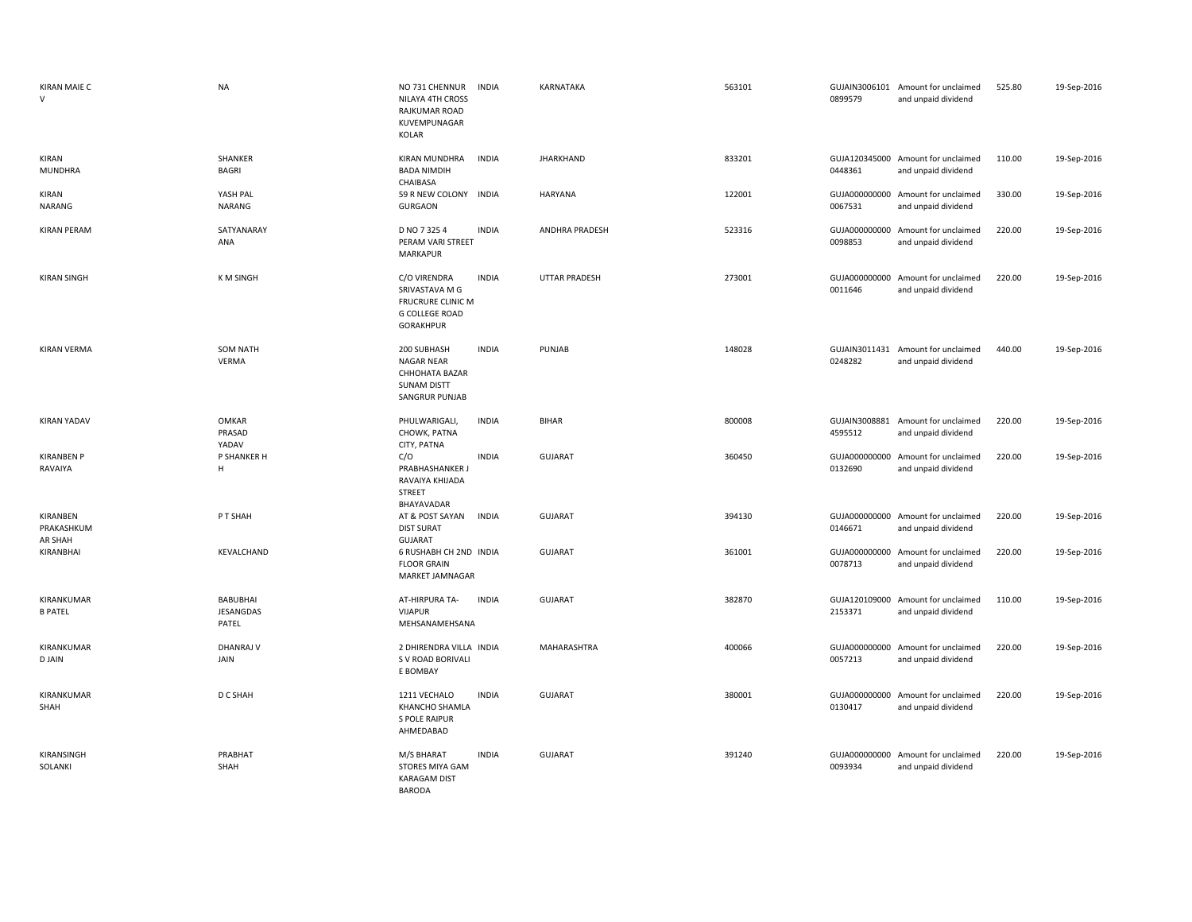| | | | | | | | | | |
|---|---|---|---|---|---|---|---|---|---|
| KIRAN MAIE C V | NA | NO 731 CHENNUR NILAYA 4TH CROSS RAJKUMAR ROAD KUVEMPUNAGAR KOLAR | INDIA | KARNATAKA | 563101 | GUJAIN3006101 0899579 | Amount for unclaimed and unpaid dividend | 525.80 | 19-Sep-2016 |
| KIRAN MUNDHRA | SHANKER BAGRI | KIRAN MUNDHRA BADA NIMDIH CHAIBASA | INDIA | JHARKHAND | 833201 | GUJA120345000 0448361 | Amount for unclaimed and unpaid dividend | 110.00 | 19-Sep-2016 |
| KIRAN NARANG | YASH PAL NARANG | 59 R NEW COLONY GURGAON | INDIA | HARYANA | 122001 | GUJA000000000 0067531 | Amount for unclaimed and unpaid dividend | 330.00 | 19-Sep-2016 |
| KIRAN PERAM | SATYANARAY ANA | D NO 7 325 4 PERAM VARI STREET MARKAPUR | INDIA | ANDHRA PRADESH | 523316 | GUJA000000000 0098853 | Amount for unclaimed and unpaid dividend | 220.00 | 19-Sep-2016 |
| KIRAN SINGH | K M SINGH | C/O VIRENDRA SRIVASTAVA M G FRUCRURE CLINIC M G COLLEGE ROAD GORAKHPUR | INDIA | UTTAR PRADESH | 273001 | GUJA000000000 0011646 | Amount for unclaimed and unpaid dividend | 220.00 | 19-Sep-2016 |
| KIRAN VERMA | SOM NATH VERMA | 200 SUBHASH NAGAR NEAR CHHOHATA BAZAR SUNAM DISTT SANGRUR PUNJAB | INDIA | PUNJAB | 148028 | GUJAIN3011431 0248282 | Amount for unclaimed and unpaid dividend | 440.00 | 19-Sep-2016 |
| KIRAN YADAV | OMKAR PRASAD YADAV | PHULWARIGALI, CHOWK, PATNA CITY, PATNA | INDIA | BIHAR | 800008 | GUJAIN3008881 4595512 | Amount for unclaimed and unpaid dividend | 220.00 | 19-Sep-2016 |
| KIRANBEN P RAVAIYA | P SHANKER H H | C/O PRABHASHANKER J RAVAIYA KHIJADA STREET BHAYAVADAR | INDIA | GUJARAT | 360450 | GUJA000000000 0132690 | Amount for unclaimed and unpaid dividend | 220.00 | 19-Sep-2016 |
| KIRANBEN PRAKASHKUM AR SHAH | P T SHAH | AT & POST SAYAN DIST SURAT GUJARAT | INDIA | GUJARAT | 394130 | GUJA000000000 0146671 | Amount for unclaimed and unpaid dividend | 220.00 | 19-Sep-2016 |
| KIRANBHAI | KEVALCHAND | 6 RUSHABH CH 2ND FLOOR GRAIN MARKET JAMNAGAR | INDIA | GUJARAT | 361001 | GUJA000000000 0078713 | Amount for unclaimed and unpaid dividend | 220.00 | 19-Sep-2016 |
| KIRANKUMAR B PATEL | BABUBHAI JESANGDAS PATEL | AT-HIRPURA TA-VIJAPUR MEHSANAMEHSANA | INDIA | GUJARAT | 382870 | GUJA120109000 2153371 | Amount for unclaimed and unpaid dividend | 110.00 | 19-Sep-2016 |
| KIRANKUMAR D JAIN | DHANRAJ V JAIN | 2 DHIRENDRA VILLA S V ROAD BORIVALI E BOMBAY | INDIA | MAHARASHTRA | 400066 | GUJA000000000 0057213 | Amount for unclaimed and unpaid dividend | 220.00 | 19-Sep-2016 |
| KIRANKUMAR SHAH | D C SHAH | 1211 VECHALO KHANCHO SHAMLA S POLE RAIPUR AHMEDABAD | INDIA | GUJARAT | 380001 | GUJA000000000 0130417 | Amount for unclaimed and unpaid dividend | 220.00 | 19-Sep-2016 |
| KIRANSINGH SOLANKI | PRABHAT SHAH | M/S BHARAT STORES MIYA GAM KARAGAM DIST BARODA | INDIA | GUJARAT | 391240 | GUJA000000000 0093934 | Amount for unclaimed and unpaid dividend | 220.00 | 19-Sep-2016 |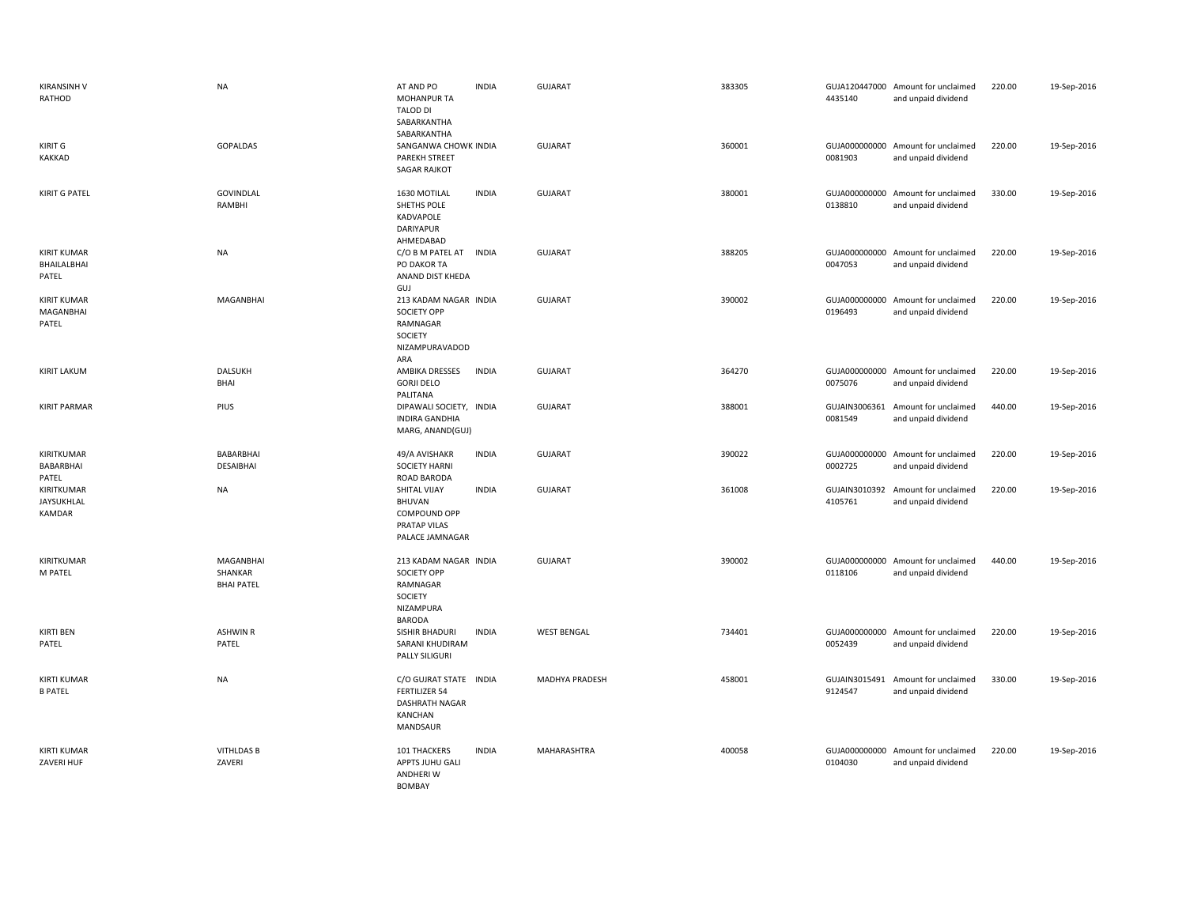| | | | | | | | | | |
|---|---|---|---|---|---|---|---|---|---|
| KIRANSINH V RATHOD | NA | AT AND PO MOHANPUR TA TALOD DI SABARKANTHA SABARKANTHA | INDIA | GUJARAT | 383305 | GUJA120447000 4435140 | Amount for unclaimed and unpaid dividend | 220.00 | 19-Sep-2016 |
| KIRIT G KAKKAD | GOPALDAS | SANGANWA CHOWK PAREKH STREET SAGAR RAJKOT | INDIA | GUJARAT | 360001 | GUJA000000000 0081903 | Amount for unclaimed and unpaid dividend | 220.00 | 19-Sep-2016 |
| KIRIT G PATEL | GOVINDLAL RAMBHI | 1630 MOTILAL SHETHS POLE KADVAPOLE DARIYAPUR AHMEDABAD | INDIA | GUJARAT | 380001 | GUJA000000000 0138810 | Amount for unclaimed and unpaid dividend | 330.00 | 19-Sep-2016 |
| KIRIT KUMAR BHAILALBHAI PATEL | NA | C/O B M PATEL AT PO DAKOR TA ANAND DIST KHEDA GUJ | INDIA | GUJARAT | 388205 | GUJA000000000 0047053 | Amount for unclaimed and unpaid dividend | 220.00 | 19-Sep-2016 |
| KIRIT KUMAR MAGANBHAI PATEL | MAGANBHAI | 213 KADAM NAGAR SOCIETY OPP RAMNAGAR SOCIETY NIZAMPURAVADOD ARA | INDIA | GUJARAT | 390002 | GUJA000000000 0196493 | Amount for unclaimed and unpaid dividend | 220.00 | 19-Sep-2016 |
| KIRIT LAKUM | DALSUKH BHAI | AMBIKA DRESSES GORJI DELO PALITANA | INDIA | GUJARAT | 364270 | GUJA000000000 0075076 | Amount for unclaimed and unpaid dividend | 220.00 | 19-Sep-2016 |
| KIRIT PARMAR | PIUS | DIPAWALI SOCIETY, INDIRA GANDHIA MARG, ANAND(GUJ) | INDIA | GUJARAT | 388001 | GUJAIN3006361 0081549 | Amount for unclaimed and unpaid dividend | 440.00 | 19-Sep-2016 |
| KIRITKUMAR BABARBHAI PATEL | BABARBHAI DESAIBHAI | 49/A AVISHAKR SOCIETY HARNI ROAD BARODA | INDIA | GUJARAT | 390022 | GUJA000000000 0002725 | Amount for unclaimed and unpaid dividend | 220.00 | 19-Sep-2016 |
| KIRITKUMAR JAYSUKHLAL KAMDAR | NA | SHITAL VIJAY BHUVAN COMPOUND OPP PRATAP VILAS PALACE JAMNAGAR | INDIA | GUJARAT | 361008 | GUJAIN3010392 4105761 | Amount for unclaimed and unpaid dividend | 220.00 | 19-Sep-2016 |
| KIRITKUMAR M PATEL | MAGANBHAI SHANKAR BHAI PATEL | 213 KADAM NAGAR SOCIETY OPP RAMNAGAR SOCIETY NIZAMPURA BARODA | INDIA | GUJARAT | 390002 | GUJA000000000 0118106 | Amount for unclaimed and unpaid dividend | 440.00 | 19-Sep-2016 |
| KIRTI BEN PATEL | ASHWIN R PATEL | SISHIR BHADURI SARANI KHUDIRAM PALLY SILIGURI | INDIA | WEST BENGAL | 734401 | GUJA000000000 0052439 | Amount for unclaimed and unpaid dividend | 220.00 | 19-Sep-2016 |
| KIRTI KUMAR B PATEL | NA | C/O GUJRAT STATE FERTILIZER 54 DASHRATH NAGAR KANCHAN MANDSAUR | INDIA | MADHYA PRADESH | 458001 | GUJAIN3015491 9124547 | Amount for unclaimed and unpaid dividend | 330.00 | 19-Sep-2016 |
| KIRTI KUMAR ZAVERI HUF | VITHLDAS B ZAVERI | 101 THACKERS APPTS JUHU GALI ANDHERI W BOMBAY | INDIA | MAHARASHTRA | 400058 | GUJA000000000 0104030 | Amount for unclaimed and unpaid dividend | 220.00 | 19-Sep-2016 |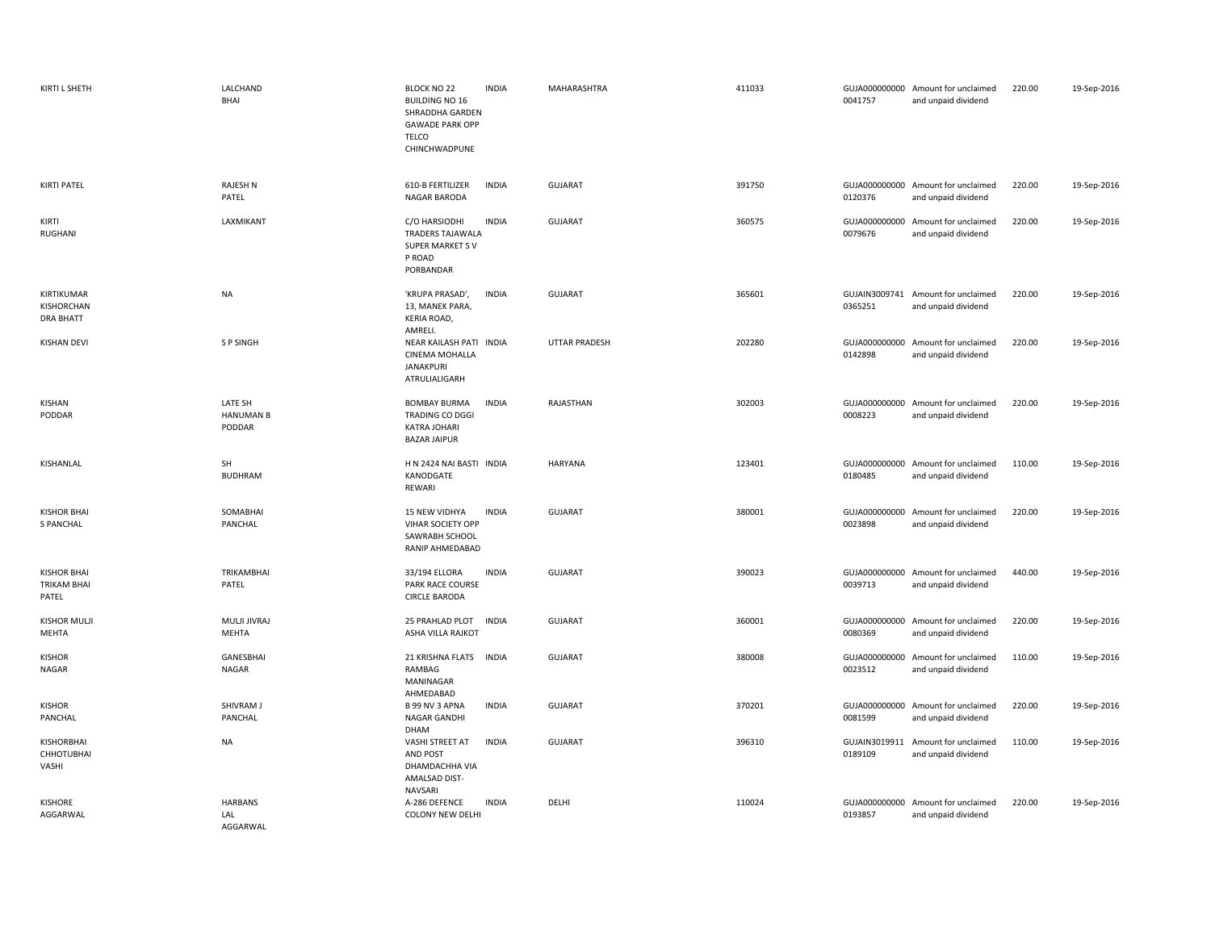| | | | | | | | | | |
|---|---|---|---|---|---|---|---|---|---|
| KIRTI L SHETH | LALCHAND BHAI | BLOCK NO 22 BUILDING NO 16 SHRADDHA GARDEN GAWADE PARK OPP TELCO CHINCHWADPUNE | INDIA | MAHARASHTRA | 411033 | GUJA000000000 0041757 | Amount for unclaimed and unpaid dividend | 220.00 | 19-Sep-2016 |
| KIRTI PATEL | RAJESH N PATEL | 610-B FERTILIZER NAGAR BARODA | INDIA | GUJARAT | 391750 | GUJA000000000 0120376 | Amount for unclaimed and unpaid dividend | 220.00 | 19-Sep-2016 |
| KIRTI RUGHANI | LAXMIKANT | C/O HARSIODHI TRADERS TAJAWALA SUPER MARKET S V P ROAD PORBANDAR | INDIA | GUJARAT | 360575 | GUJA000000000 0079676 | Amount for unclaimed and unpaid dividend | 220.00 | 19-Sep-2016 |
| KIRTIKUMAR KISHORCHAN DRA BHATT | NA | 'KRUPA PRASAD', 13, MANEK PARA, KERIA ROAD, AMRELI. | INDIA | GUJARAT | 365601 | GUJAIN3009741 0365251 | Amount for unclaimed and unpaid dividend | 220.00 | 19-Sep-2016 |
| KISHAN DEVI | S P SINGH | NEAR KAILASH PATI CINEMA MOHALLA JANAKPURI ATRULIALIGARH | INDIA | UTTAR PRADESH | 202280 | GUJA000000000 0142898 | Amount for unclaimed and unpaid dividend | 220.00 | 19-Sep-2016 |
| KISHAN PODDAR | LATE SH HANUMAN B PODDAR | BOMBAY BURMA TRADING CO DGGI KATRA JOHARI BAZAR JAIPUR | INDIA | RAJASTHAN | 302003 | GUJA000000000 0008223 | Amount for unclaimed and unpaid dividend | 220.00 | 19-Sep-2016 |
| KISHANLAL | SH BUDHRAM | H N 2424 NAI BASTI KANODGATE REWARI | INDIA | HARYANA | 123401 | GUJA000000000 0180485 | Amount for unclaimed and unpaid dividend | 110.00 | 19-Sep-2016 |
| KISHOR BHAI S PANCHAL | SOMABHAI PANCHAL | 15 NEW VIDHYA VIHAR SOCIETY OPP SAWRABH SCHOOL RANIP AHMEDABAD | INDIA | GUJARAT | 380001 | GUJA000000000 0023898 | Amount for unclaimed and unpaid dividend | 220.00 | 19-Sep-2016 |
| KISHOR BHAI TRIKAM BHAI PATEL | TRIKAMBHAI PATEL | 33/194 ELLORA PARK RACE COURSE CIRCLE BARODA | INDIA | GUJARAT | 390023 | GUJA000000000 0039713 | Amount for unclaimed and unpaid dividend | 440.00 | 19-Sep-2016 |
| KISHOR MULJI MEHTA | MULJI JIVRAJ MEHTA | 25 PRAHLAD PLOT ASHA VILLA RAJKOT | INDIA | GUJARAT | 360001 | GUJA000000000 0080369 | Amount for unclaimed and unpaid dividend | 220.00 | 19-Sep-2016 |
| KISHOR NAGAR | GANESBHAI NAGAR | 21 KRISHNA FLATS RAMBAG MANINAGAR AHMEDABAD | INDIA | GUJARAT | 380008 | GUJA000000000 0023512 | Amount for unclaimed and unpaid dividend | 110.00 | 19-Sep-2016 |
| KISHOR PANCHAL | SHIVRAM J PANCHAL | B 99 NV 3 APNA NAGAR GANDHI DHAM | INDIA | GUJARAT | 370201 | GUJA000000000 0081599 | Amount for unclaimed and unpaid dividend | 220.00 | 19-Sep-2016 |
| KISHORBHAI CHHOTUBHAI VASHI | NA | VASHI STREET AT AND POST DHAMDACHHA VIA AMALSAD DIST-NAVSARI | INDIA | GUJARAT | 396310 | GUJAIN3019911 0189109 | Amount for unclaimed and unpaid dividend | 110.00 | 19-Sep-2016 |
| KISHORE AGGARWAL | HARBANS LAL AGGARWAL | A-286 DEFENCE COLONY NEW DELHI | INDIA | DELHI | 110024 | GUJA000000000 0193857 | Amount for unclaimed and unpaid dividend | 220.00 | 19-Sep-2016 |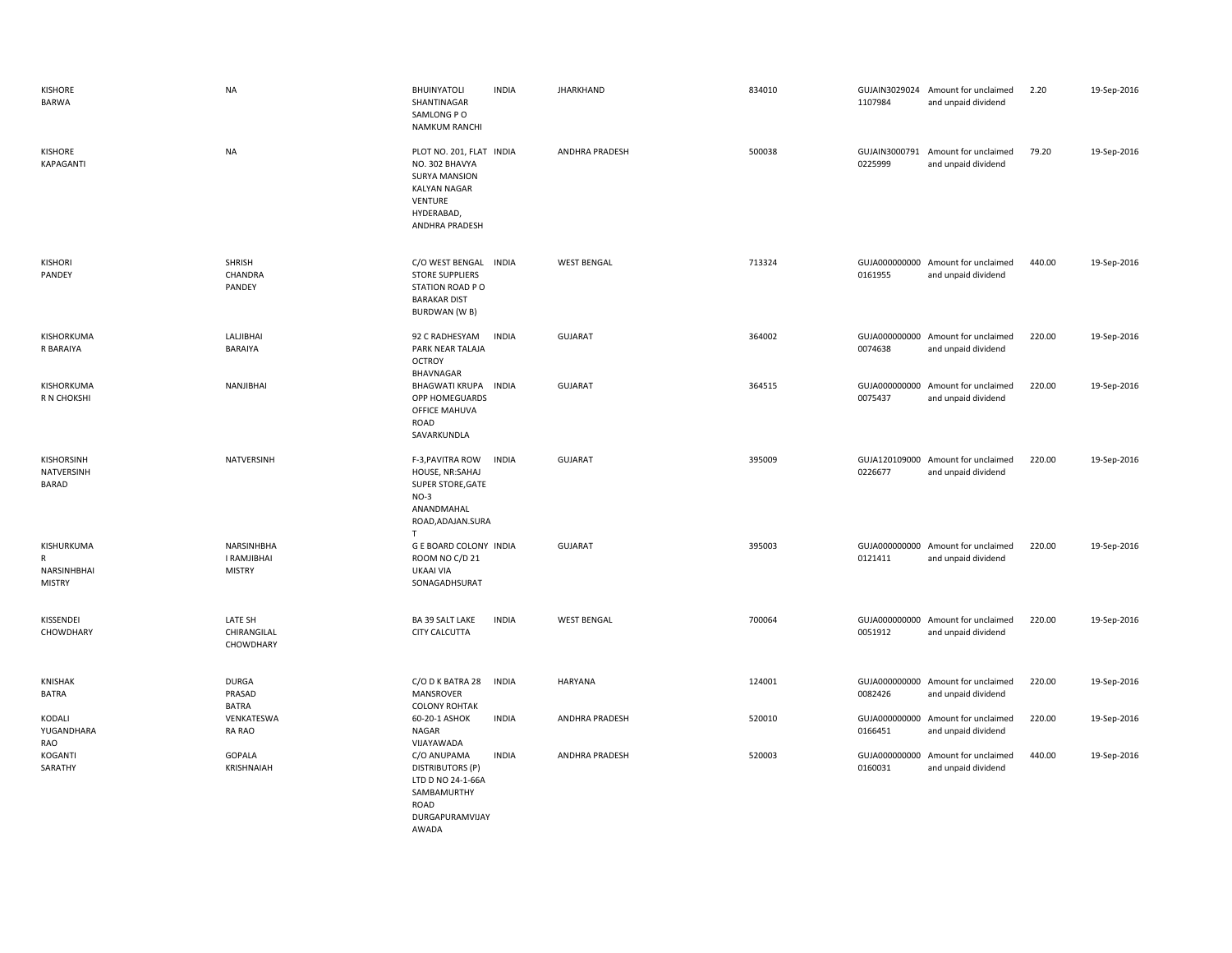| | | | | | | | | | |
|---|---|---|---|---|---|---|---|---|---|
| KISHORE BARWA | NA | BHUINYATOLI SHANTINAGAR SAMLONG P O NAMKUM RANCHI | INDIA | JHARKHAND | 834010 | GUJAIN30290241107984 | Amount for unclaimed and unpaid dividend | 2.20 | 19-Sep-2016 |
| KISHORE KAPAGANTI | NA | PLOT NO. 201, FLAT NO. 302 BHAVYA SURYA MANSION KALYAN NAGAR VENTURE HYDERABAD, ANDHRA PRADESH | INDIA | ANDHRA PRADESH | 500038 | GUJAIN30007910225999 | Amount for unclaimed and unpaid dividend | 79.20 | 19-Sep-2016 |
| KISHORI PANDEY | SHRISH CHANDRA PANDEY | C/O WEST BENGAL STORE SUPPLIERS STATION ROAD P O BARAKAR DIST BURDWAN (W B) | INDIA | WEST BENGAL | 713324 | GUJA0000000000161955 | Amount for unclaimed and unpaid dividend | 440.00 | 19-Sep-2016 |
| KISHORKUMAR BARAIYA | LALJIBHAI BARAIYA | 92 C RADHESYAM PARK NEAR TALAJA OCTROY BHAVNAGAR | INDIA | GUJARAT | 364002 | GUJA0000000000074638 | Amount for unclaimed and unpaid dividend | 220.00 | 19-Sep-2016 |
| KISHORKUMAR N CHOKSHI | NANJIBHAI | BHAGWATI KRUPA OPP HOMEGUARDS OFFICE MAHUVA ROAD SAVARKUNDLA | INDIA | GUJARAT | 364515 | GUJA0000000000075437 | Amount for unclaimed and unpaid dividend | 220.00 | 19-Sep-2016 |
| KISHORSINH NATVERSINH BARAD | NATVERSINH | F-3,PAVITRA ROW HOUSE, NR:SAHAJ SUPER STORE,GATE NO-3 ANANDMAHAL ROAD,ADAJAN.SURAT | INDIA | GUJARAT | 395009 | GUJA1201090000226677 | Amount for unclaimed and unpaid dividend | 220.00 | 19-Sep-2016 |
| KISHURKUMA R NARSINHBHAI MISTRY | NARSINHBHAI RAMJIBHAI MISTRY | G E BOARD COLONY ROOM NO C/D 21 UKAAI VIA SONAGADHSURAT | INDIA | GUJARAT | 395003 | GUJA0000000000121411 | Amount for unclaimed and unpaid dividend | 220.00 | 19-Sep-2016 |
| KISSENDEI CHOWDHARY | LATE SH CHIRANGILAL CHOWDHARY | BA 39 SALT LAKE CITY CALCUTTA | INDIA | WEST BENGAL | 700064 | GUJA0000000000051912 | Amount for unclaimed and unpaid dividend | 220.00 | 19-Sep-2016 |
| KNISHAK BATRA | DURGA PRASAD BATRA | C/O D K BATRA 28 MANSROVER COLONY ROHTAK | INDIA | HARYANA | 124001 | GUJA0000000000082426 | Amount for unclaimed and unpaid dividend | 220.00 | 19-Sep-2016 |
| KODALI YUGANDHARA RAO | VENKATESWARA RAO | 60-20-1 ASHOK NAGAR VIJAYAWADA | INDIA | ANDHRA PRADESH | 520010 | GUJA0000000000166451 | Amount for unclaimed and unpaid dividend | 220.00 | 19-Sep-2016 |
| KOGANTI SARATHY | GOPALA KRISHNAIAH | C/O ANUPAMA DISTRIBUTORS (P) LTD D NO 24-1-66A SAMBAMURTHY ROAD DURGAPURAMVIJAYAWADA | INDIA | ANDHRA PRADESH | 520003 | GUJA0000000000160031 | Amount for unclaimed and unpaid dividend | 440.00 | 19-Sep-2016 |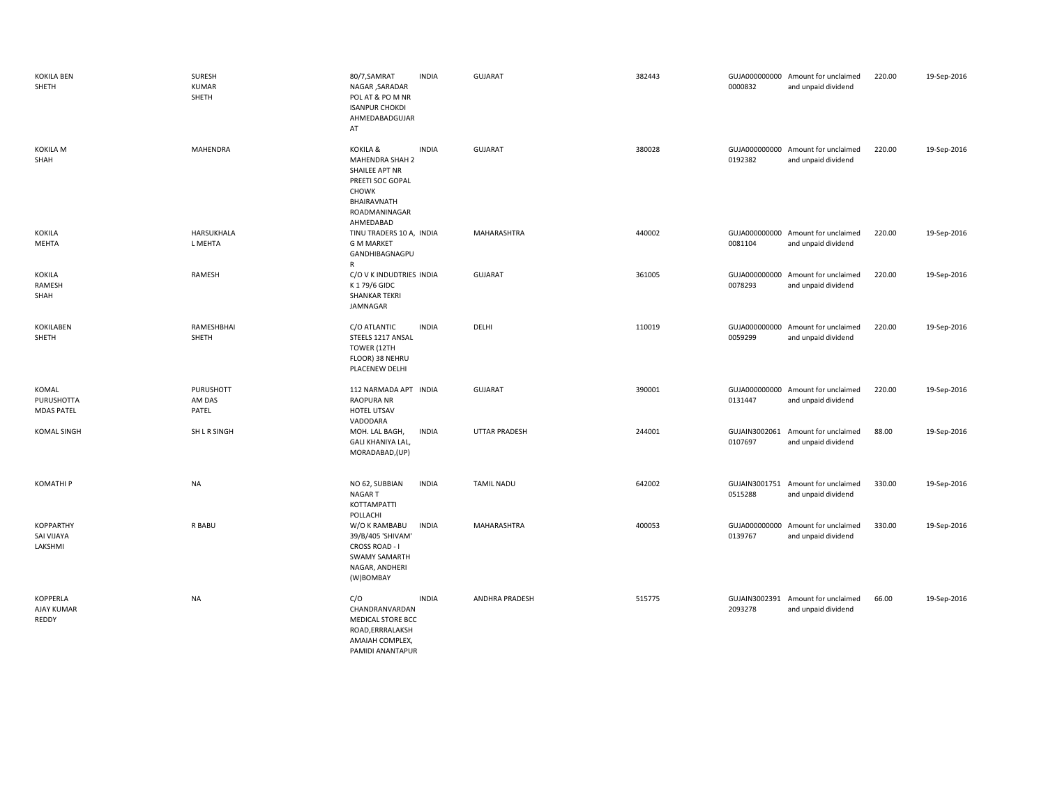| | | | | | | | | | |
|---|---|---|---|---|---|---|---|---|---|
| KOKILA BEN SHETH | SURESH KUMAR SHETH | 80/7,SAMRAT NAGAR ,SARADAR POL AT & PO M NR ISANPUR CHOKDI AHMEDABADGUJARAT | INDIA | GUJARAT | 382443 | GUJA0000000000000832 | Amount for unclaimed and unpaid dividend | 220.00 | 19-Sep-2016 |
| KOKILA M SHAH | MAHENDRA | KOKILA & MAHENDRA SHAH 2 SHAILEE APT NR PREETI SOC GOPAL CHOWK BHAIRAVNATH ROADMANINAGAR AHMEDABAD | INDIA | GUJARAT | 380028 | GUJA0000000000192382 | Amount for unclaimed and unpaid dividend | 220.00 | 19-Sep-2016 |
| KOKILA MEHTA | HARSUKHALAL MEHTA | TINU TRADERS 10 A, G M MARKET GANDHIBAGNAGPUR | INDIA | MAHARASHTRA | 440002 | GUJA0000000000081104 | Amount for unclaimed and unpaid dividend | 220.00 | 19-Sep-2016 |
| KOKILA RAMESH SHAH | RAMESH | C/O V K INDUDTRIES K 1 79/6 GIDC SHANKAR TEKRI JAMNAGAR | INDIA | GUJARAT | 361005 | GUJA0000000000078293 | Amount for unclaimed and unpaid dividend | 220.00 | 19-Sep-2016 |
| KOKILABEN SHETH | RAMESHBHAI SHETH | C/O ATLANTIC STEELS 1217 ANSAL TOWER (12TH FLOOR) 38 NEHRU PLACENEW DELHI | INDIA | DELHI | 110019 | GUJA0000000000059299 | Amount for unclaimed and unpaid dividend | 220.00 | 19-Sep-2016 |
| KOMAL PURUSHOTTAMDAS PATEL | PURUSHOTTAM DAS PATEL | 112 NARMADA APT RAOPURA NR HOTEL UTSAV VADODARA | INDIA | GUJARAT | 390001 | GUJA0000000000131447 | Amount for unclaimed and unpaid dividend | 220.00 | 19-Sep-2016 |
| KOMAL SINGH | SH L R SINGH | MOH. LAL BAGH, GALI KHANIYA LAL, MORADABAD,(UP) | INDIA | UTTAR PRADESH | 244001 | GUJAIN30020610107697 | Amount for unclaimed and unpaid dividend | 88.00 | 19-Sep-2016 |
| KOMATHI P | NA | NO 62, SUBBIAN NAGAR T KOTTAMPATTI POLLACHI | INDIA | TAMIL NADU | 642002 | GUJAIN30017510515288 | Amount for unclaimed and unpaid dividend | 330.00 | 19-Sep-2016 |
| KOPPARTHY SAI VIJAYA LAKSHMI | R BABU | W/O K RAMBABU 39/B/405 'SHIVAM' CROSS ROAD - I SWAMY SAMARTH NAGAR, ANDHERI (W)BOMBAY | INDIA | MAHARASHTRA | 400053 | GUJA0000000000139767 | Amount for unclaimed and unpaid dividend | 330.00 | 19-Sep-2016 |
| KOPPERLA AJAY KUMAR REDDY | NA | C/O CHANDRANVARDAN MEDICAL STORE BCC ROAD,ERRRALAKSHAMAIAH COMPLEX, PAMIDI ANANTAPUR | INDIA | ANDHRA PRADESH | 515775 | GUJAIN30023912093278 | Amount for unclaimed and unpaid dividend | 66.00 | 19-Sep-2016 |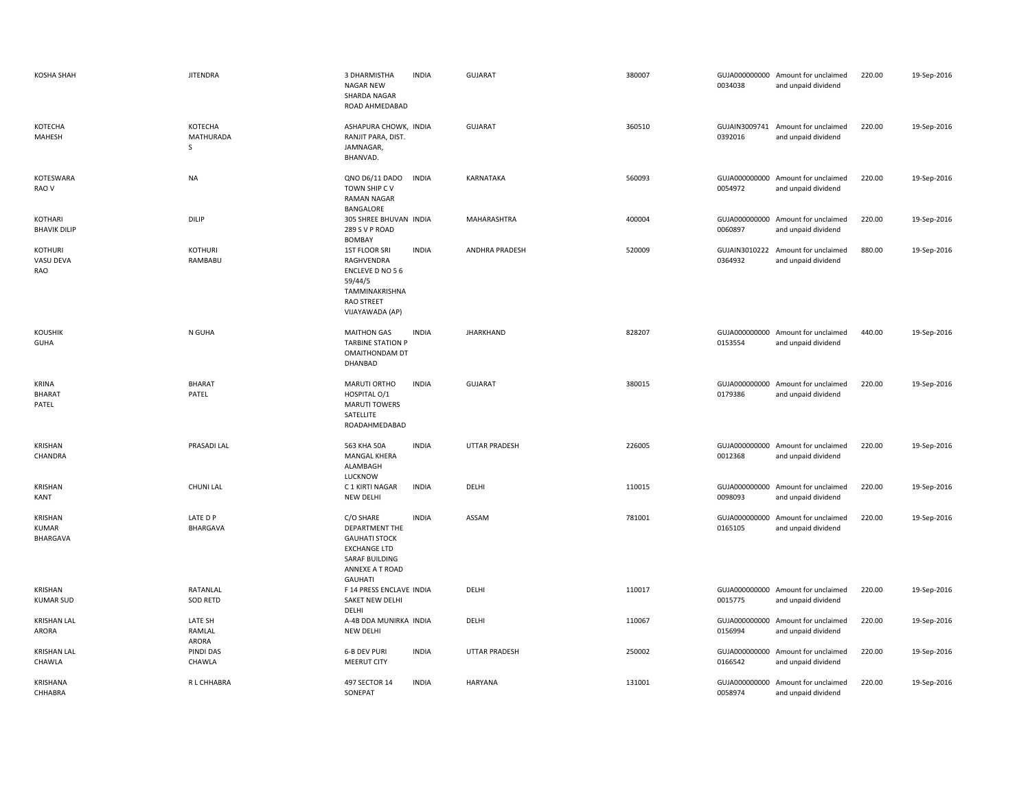| | | | | | | | | | |
|---|---|---|---|---|---|---|---|---|---|
| KOSHA SHAH | JITENDRA | 3 DHARMISTHA NAGAR NEW SHARDA NAGAR ROAD AHMEDABAD | INDIA | GUJARAT | 380007 | GUJA0000000000034038 | Amount for unclaimed and unpaid dividend | 220.00 | 19-Sep-2016 |
| KOTECHA MAHESH | KOTECHA MATHURADAS | ASHAPURA CHOWK, RANJIT PARA, DIST. JAMNAGAR, BHANVAD. | INDIA | GUJARAT | 360510 | GUJAIN30097410392016 | Amount for unclaimed and unpaid dividend | 220.00 | 19-Sep-2016 |
| KOTESWARA RAO V | NA | QNO D6/11 DADO TOWN SHIP C V RAMAN NAGAR BANGALORE | INDIA | KARNATAKA | 560093 | GUJA0000000000054972 | Amount for unclaimed and unpaid dividend | 220.00 | 19-Sep-2016 |
| KOTHARI BHAVIK DILIP | DILIP | 305 SHREE BHUVAN 289 S V P ROAD BOMBAY | INDIA | MAHARASHTRA | 400004 | GUJA0000000000060897 | Amount for unclaimed and unpaid dividend | 220.00 | 19-Sep-2016 |
| KOTHURI VASU DEVA RAO | KOTHURI RAMBABU | 1ST FLOOR SRI RAGHVENDRA ENCLEVE D NO 5 6 59/44/5 TAMMINAKRISHNA RAO STREET VIJAYAWADA (AP) | INDIA | ANDHRA PRADESH | 520009 | GUJAIN30102220364932 | Amount for unclaimed and unpaid dividend | 880.00 | 19-Sep-2016 |
| KOUSHIK GUHA | N GUHA | MAITHON GAS TARBINE STATION P OMAITHONDAM DT DHANBAD | INDIA | JHARKHAND | 828207 | GUJA0000000000153554 | Amount for unclaimed and unpaid dividend | 440.00 | 19-Sep-2016 |
| KRINA BHARAT PATEL | BHARAT PATEL | MARUTI ORTHO HOSPITAL O/1 MARUTI TOWERS SATELLITE ROADAHMEDABAD | INDIA | GUJARAT | 380015 | GUJA0000000000179386 | Amount for unclaimed and unpaid dividend | 220.00 | 19-Sep-2016 |
| KRISHAN CHANDRA | PRASADI LAL | 563 KHA 50A MANGAL KHERA ALAMBAGH LUCKNOW | INDIA | UTTAR PRADESH | 226005 | GUJA0000000000012368 | Amount for unclaimed and unpaid dividend | 220.00 | 19-Sep-2016 |
| KRISHAN KANT | CHUNI LAL | C 1 KIRTI NAGAR NEW DELHI | INDIA | DELHI | 110015 | GUJA0000000000098093 | Amount for unclaimed and unpaid dividend | 220.00 | 19-Sep-2016 |
| KRISHAN KUMAR BHARGAVA | LATE D P BHARGAVA | C/O SHARE DEPARTMENT THE GAUHATI STOCK EXCHANGE LTD SARAF BUILDING ANNEXE A T ROAD GAUHATI | INDIA | ASSAM | 781001 | GUJA0000000000165105 | Amount for unclaimed and unpaid dividend | 220.00 | 19-Sep-2016 |
| KRISHAN KUMAR SUD | RATANLAL SOD RETD | F 14 PRESS ENCLAVE SAKET NEW DELHI DELHI | INDIA | DELHI | 110017 | GUJA0000000000015775 | Amount for unclaimed and unpaid dividend | 220.00 | 19-Sep-2016 |
| KRISHAN LAL ARORA | LATE SH RAMLAL ARORA | A-4B DDA MUNIRKA NEW DELHI | INDIA | DELHI | 110067 | GUJA0000000000156994 | Amount for unclaimed and unpaid dividend | 220.00 | 19-Sep-2016 |
| KRISHAN LAL CHAWLA | PINDI DAS CHAWLA | 6-B DEV PURI MEERUT CITY | INDIA | UTTAR PRADESH | 250002 | GUJA0000000000166542 | Amount for unclaimed and unpaid dividend | 220.00 | 19-Sep-2016 |
| KRISHANA CHHABRA | R L CHHABRA | 497 SECTOR 14 SONEPAT | INDIA | HARYANA | 131001 | GUJA0000000000058974 | Amount for unclaimed and unpaid dividend | 220.00 | 19-Sep-2016 |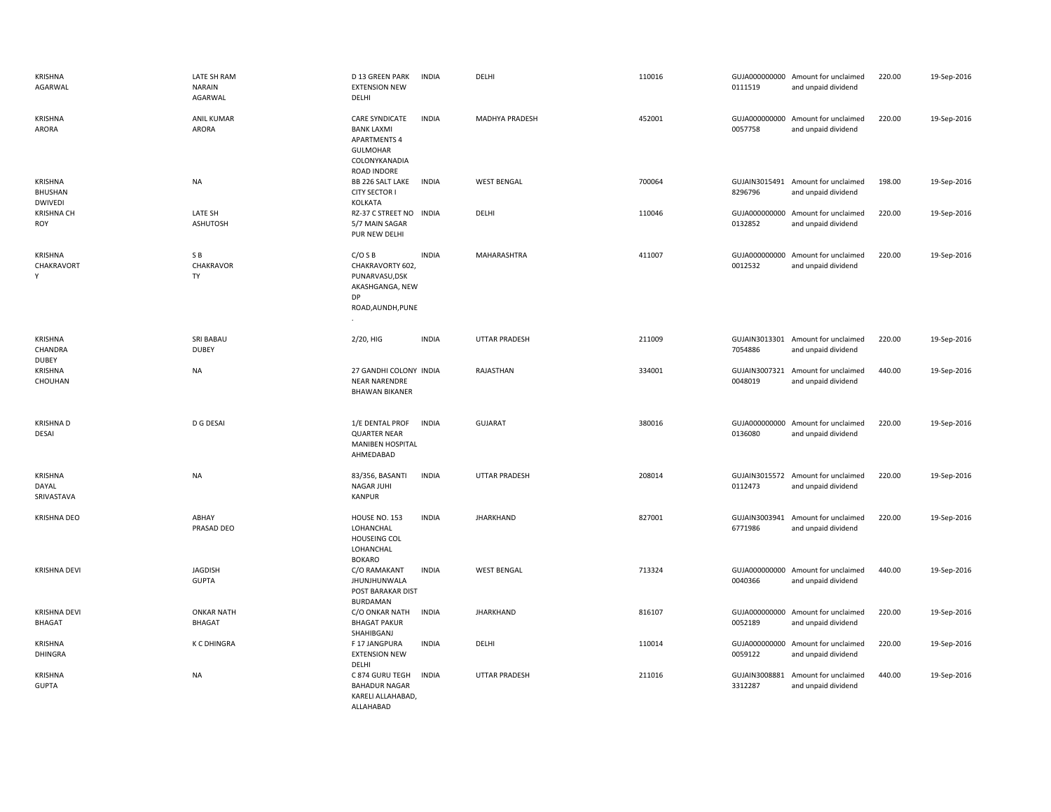| | | | | | | | | | |
|---|---|---|---|---|---|---|---|---|---|
| KRISHNA AGARWAL | LATE SH RAM NARAIN AGARWAL | D 13 GREEN PARK EXTENSION NEW DELHI | INDIA | DELHI | 110016 | GUJA000000000 0111519 | Amount for unclaimed and unpaid dividend | 220.00 | 19-Sep-2016 |
| KRISHNA ARORA | ANIL KUMAR ARORA | CARE SYNDICATE BANK LAXMI APARTMENTS 4 GULMOHAR COLONYKANADIA ROAD INDORE | INDIA | MADHYA PRADESH | 452001 | GUJA000000000 0057758 | Amount for unclaimed and unpaid dividend | 220.00 | 19-Sep-2016 |
| KRISHNA BHUSHAN DWIVEDI | NA | BB 226 SALT LAKE CITY SECTOR I KOLKATA | INDIA | WEST BENGAL | 700064 | GUJAIN3015491 8296796 | Amount for unclaimed and unpaid dividend | 198.00 | 19-Sep-2016 |
| KRISHNA CH ROY | LATE SH ASHUTOSH | RZ-37 C STREET NO 5/7 MAIN SAGAR PUR NEW DELHI | INDIA | DELHI | 110046 | GUJA000000000 0132852 | Amount for unclaimed and unpaid dividend | 220.00 | 19-Sep-2016 |
| KRISHNA CHAKRAVORTY | S B CHAKRAVORTY | C/O S B CHAKRAVORTY 602, PUNARVASU,DSK AKASHGANGA, NEW DP ROAD,AUNDH,PUNE . | INDIA | MAHARASHTRA | 411007 | GUJA000000000 0012532 | Amount for unclaimed and unpaid dividend | 220.00 | 19-Sep-2016 |
| KRISHNA CHANDRA DUBEY | SRI BABAU DUBEY | 2/20, HIG | INDIA | UTTAR PRADESH | 211009 | GUJAIN3013301 7054886 | Amount for unclaimed and unpaid dividend | 220.00 | 19-Sep-2016 |
| KRISHNA CHOUHAN | NA | 27 GANDHI COLONY NEAR NARENDRE BHAWAN BIKANER | INDIA | RAJASTHAN | 334001 | GUJAIN3007321 0048019 | Amount for unclaimed and unpaid dividend | 440.00 | 19-Sep-2016 |
| KRISHNA D DESAI | D G DESAI | 1/E DENTAL PROF QUARTER NEAR MANIBEN HOSPITAL AHMEDABAD | INDIA | GUJARAT | 380016 | GUJA000000000 0136080 | Amount for unclaimed and unpaid dividend | 220.00 | 19-Sep-2016 |
| KRISHNA DAYAL SRIVASTAVA | NA | 83/356, BASANTI NAGAR JUHI KANPUR | INDIA | UTTAR PRADESH | 208014 | GUJAIN3015572 0112473 | Amount for unclaimed and unpaid dividend | 220.00 | 19-Sep-2016 |
| KRISHNA DEO | ABHAY PRASAD DEO | HOUSE NO. 153 LOHANCHAL HOUSEING COL LOHANCHAL BOKARO | INDIA | JHARKHAND | 827001 | GUJAIN3003941 6771986 | Amount for unclaimed and unpaid dividend | 220.00 | 19-Sep-2016 |
| KRISHNA DEVI | JAGDISH GUPTA | C/O RAMAKANT JHUNJHUNWALA POST BARAKAR DIST BURDAMAN | INDIA | WEST BENGAL | 713324 | GUJA000000000 0040366 | Amount for unclaimed and unpaid dividend | 440.00 | 19-Sep-2016 |
| KRISHNA DEVI BHAGAT | ONKAR NATH BHAGAT | C/O ONKAR NATH BHAGAT PAKUR SHAHIBGANJ | INDIA | JHARKHAND | 816107 | GUJA000000000 0052189 | Amount for unclaimed and unpaid dividend | 220.00 | 19-Sep-2016 |
| KRISHNA DHINGRA | K C DHINGRA | F 17 JANGPURA EXTENSION NEW DELHI | INDIA | DELHI | 110014 | GUJA000000000 0059122 | Amount for unclaimed and unpaid dividend | 220.00 | 19-Sep-2016 |
| KRISHNA GUPTA | NA | C 874 GURU TEGH BAHADUR NAGAR KARELI ALLAHABAD, ALLAHABAD | INDIA | UTTAR PRADESH | 211016 | GUJAIN3008881 3312287 | Amount for unclaimed and unpaid dividend | 440.00 | 19-Sep-2016 |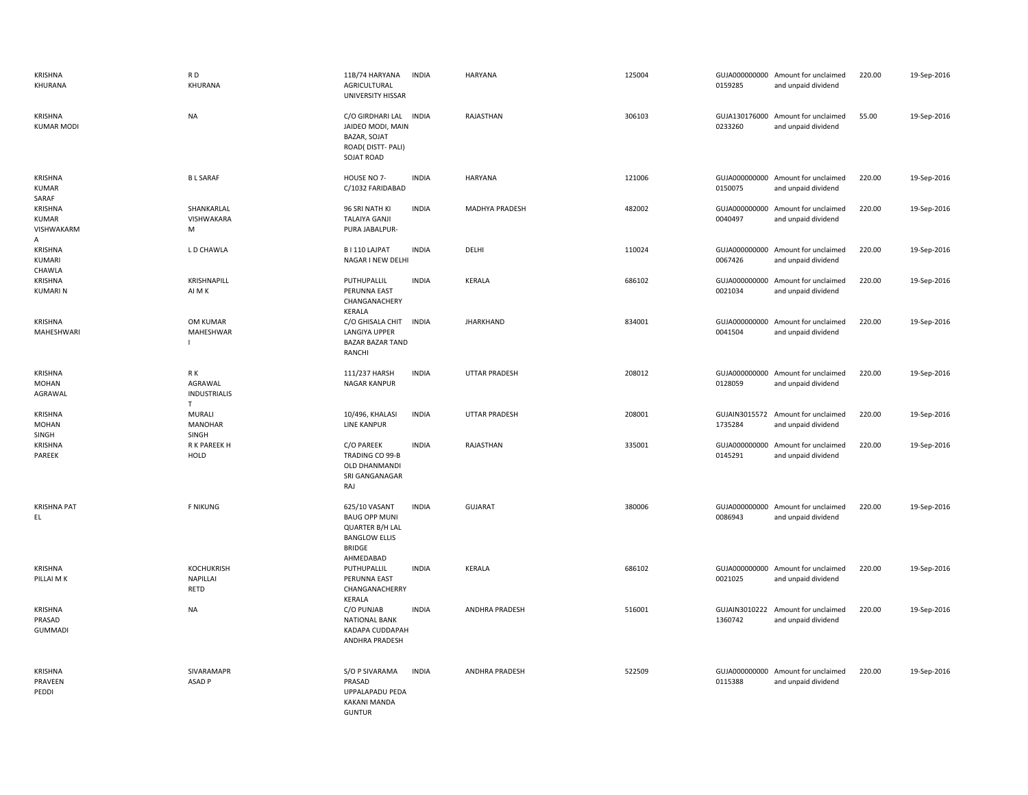| | | | | | | | | | |
|---|---|---|---|---|---|---|---|---|---|
| KRISHNA KHURANA | R D KHURANA | 11B/74 HARYANA AGRICULTURAL UNIVERSITY HISSAR | INDIA | HARYANA | 125004 | GUJA000000000 0159285 | Amount for unclaimed and unpaid dividend | 220.00 | 19-Sep-2016 |
| KRISHNA KUMAR MODI | NA | C/O GIRDHARI LAL JAIDEO MODI, MAIN BAZAR, SOJAT ROAD( DISTT- PALI) SOJAT ROAD | INDIA | RAJASTHAN | 306103 | GUJA130176000 0233260 | Amount for unclaimed and unpaid dividend | 55.00 | 19-Sep-2016 |
| KRISHNA KUMAR SARAF | B L SARAF | HOUSE NO 7- C/1032 FARIDABAD | INDIA | HARYANA | 121006 | GUJA000000000 0150075 | Amount for unclaimed and unpaid dividend | 220.00 | 19-Sep-2016 |
| KRISHNA KUMAR VISHWAKARM A | SHANKARLAL VISHWAKARA M | 96 SRI NATH KI TALAIYA GANJI PURA JABALPUR- | INDIA | MADHYA PRADESH | 482002 | GUJA000000000 0040497 | Amount for unclaimed and unpaid dividend | 220.00 | 19-Sep-2016 |
| KRISHNA KUMARI CHAWLA | L D CHAWLA | B I 110 LAJPAT NAGAR I NEW DELHI | INDIA | DELHI | 110024 | GUJA000000000 0067426 | Amount for unclaimed and unpaid dividend | 220.00 | 19-Sep-2016 |
| KRISHNA KUMARI N | KRISHNAPILL AI M K | PUTHUPALLIL PERUNNA EAST CHANGANACHERY KERALA | INDIA | KERALA | 686102 | GUJA000000000 0021034 | Amount for unclaimed and unpaid dividend | 220.00 | 19-Sep-2016 |
| KRISHNA MAHESHWARI | OM KUMAR MAHESHWAR I | C/O GHISALA CHIT LANGIYA UPPER BAZAR BAZAR TAND RANCHI | INDIA | JHARKHAND | 834001 | GUJA000000000 0041504 | Amount for unclaimed and unpaid dividend | 220.00 | 19-Sep-2016 |
| KRISHNA MOHAN AGRAWAL | R K AGRAWAL INDUSTRIALIS T | 111/237 HARSH NAGAR KANPUR | INDIA | UTTAR PRADESH | 208012 | GUJA000000000 0128059 | Amount for unclaimed and unpaid dividend | 220.00 | 19-Sep-2016 |
| KRISHNA MOHAN SINGH | MURALI MANOHAR SINGH | 10/496, KHALASI LINE KANPUR | INDIA | UTTAR PRADESH | 208001 | GUJAIN3015572 1735284 | Amount for unclaimed and unpaid dividend | 220.00 | 19-Sep-2016 |
| KRISHNA PAREEK | R K PAREEK H HOLD | C/O PAREEK TRADING CO 99-B OLD DHANMANDI SRI GANGANAGAR RAJ | INDIA | RAJASTHAN | 335001 | GUJA000000000 0145291 | Amount for unclaimed and unpaid dividend | 220.00 | 19-Sep-2016 |
| KRISHNA PAT EL | F NIKUNG | 625/10 VASANT BAUG OPP MUNI QUARTER B/H LAL BANGLOW ELLIS BRIDGE AHMEDABAD | INDIA | GUJARAT | 380006 | GUJA000000000 0086943 | Amount for unclaimed and unpaid dividend | 220.00 | 19-Sep-2016 |
| KRISHNA PILLAI M K | KOCHUKRISH NAPILLAI RETD | PUTHUPALLIL PERUNNA EAST CHANGANACHERRY KERALA | INDIA | KERALA | 686102 | GUJA000000000 0021025 | Amount for unclaimed and unpaid dividend | 220.00 | 19-Sep-2016 |
| KRISHNA PRASAD GUMMADI | NA | C/O PUNJAB NATIONAL BANK KADAPA CUDDAPAH ANDHRA PRADESH | INDIA | ANDHRA PRADESH | 516001 | GUJAIN3010222 1360742 | Amount for unclaimed and unpaid dividend | 220.00 | 19-Sep-2016 |
| KRISHNA PRAVEEN PEDDI | SIVARAMAPR ASAD P | S/O P SIVARAMA PRASAD UPPALAPADU PEDA KAKANI MANDA GUNTUR | INDIA | ANDHRA PRADESH | 522509 | GUJA000000000 0115388 | Amount for unclaimed and unpaid dividend | 220.00 | 19-Sep-2016 |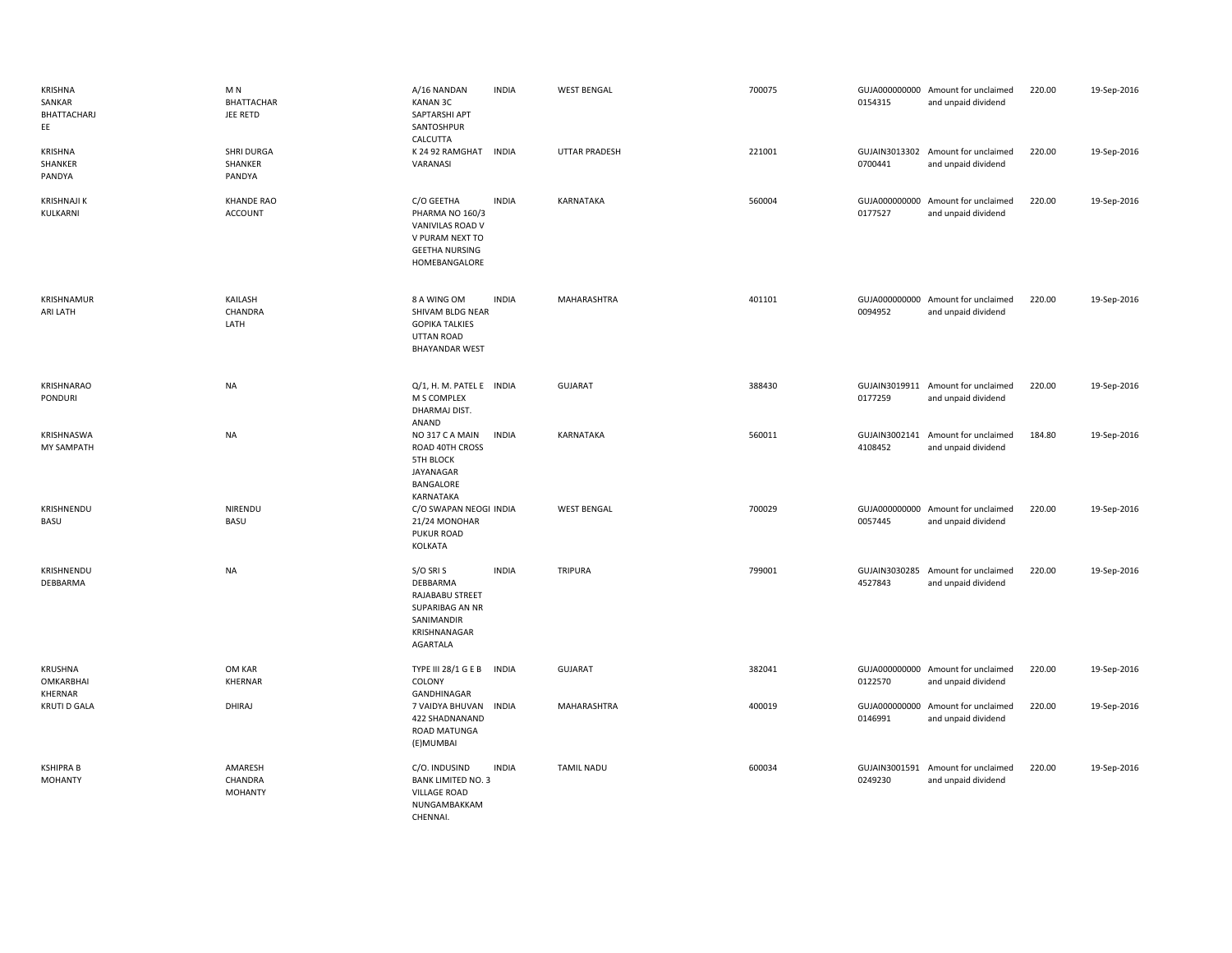| | | | | | | | | | |
|---|---|---|---|---|---|---|---|---|---|
| KRISHNA SANKAR BHATTACHARJEE | M N BHATTACHARJEE RETD | A/16 NANDAN KANAN 3C SAPTARSHI APT SANTOSHPUR CALCUTTA | INDIA | WEST BENGAL | 700075 | GUJA0000000000154315 | Amount for unclaimed and unpaid dividend | 220.00 | 19-Sep-2016 |
| KRISHNA SHANKER PANDYA | SHRI DURGA SHANKER PANDYA | K 24 92 RAMGHAT VARANASI | INDIA | UTTAR PRADESH | 221001 | GUJAIN30133020700441 | Amount for unclaimed and unpaid dividend | 220.00 | 19-Sep-2016 |
| KRISHNAJI K KULKARNI | KHANDE RAO ACCOUNT | C/O GEETHA PHARMA NO 160/3 VANIVILAS ROAD V V PURAM NEXT TO GEETHA NURSING HOMEBANGALORE | INDIA | KARNATAKA | 560004 | GUJA0000000000177527 | Amount for unclaimed and unpaid dividend | 220.00 | 19-Sep-2016 |
| KRISHNAMURARI LATH | KAILASH CHANDRA LATH | 8 A WING OM SHIVAM BLDG NEAR GOPIKA TALKIES UTTAN ROAD BHAYANDAR WEST | INDIA | MAHARASHTRA | 401101 | GUJA0000000000094952 | Amount for unclaimed and unpaid dividend | 220.00 | 19-Sep-2016 |
| KRISHNARAO PONDURI | NA | Q/1, H. M. PATEL E M S COMPLEX DHARMAJ DIST. ANAND | INDIA | GUJARAT | 388430 | GUJAIN30199110177259 | Amount for unclaimed and unpaid dividend | 220.00 | 19-Sep-2016 |
| KRISHNASWAMY SAMPATH | NA | NO 317 C A MAIN ROAD 40TH CROSS 5TH BLOCK JAYANAGAR BANGALORE KARNATAKA | INDIA | KARNATAKA | 560011 | GUJAIN30021414108452 | Amount for unclaimed and unpaid dividend | 184.80 | 19-Sep-2016 |
| KRISHNENDU BASU | NIRENDU BASU | C/O SWAPAN NEOGI 21/24 MONOHAR PUKUR ROAD KOLKATA | INDIA | WEST BENGAL | 700029 | GUJA0000000000057445 | Amount for unclaimed and unpaid dividend | 220.00 | 19-Sep-2016 |
| KRISHNENDU DEBBARMA | NA | S/O SRI S DEBBARMA RAJABABU STREET SUPARIBAG AN NR SANIMANDIR KRISHNANAGAR AGARTALA | INDIA | TRIPURA | 799001 | GUJAIN30302854527843 | Amount for unclaimed and unpaid dividend | 220.00 | 19-Sep-2016 |
| KRUSHNA OMKARBHAI KHERNAR | OM KAR KHERNAR | TYPE III 28/1 G E B COLONY GANDHINAGAR | INDIA | GUJARAT | 382041 | GUJA0000000000122570 | Amount for unclaimed and unpaid dividend | 220.00 | 19-Sep-2016 |
| KRUTI D GALA | DHIRAJ | 7 VAIDYA BHUVAN 422 SHADNANAND ROAD MATUNGA (E)MUMBAI | INDIA | MAHARASHTRA | 400019 | GUJA0000000000146991 | Amount for unclaimed and unpaid dividend | 220.00 | 19-Sep-2016 |
| KSHIPRA B MOHANTY | AMARESH CHANDRA MOHANTY | C/O. INDUSIND BANK LIMITED NO. 3 VILLAGE ROAD NUNGAMBAKKAM CHENNAI. | INDIA | TAMIL NADU | 600034 | GUJAIN30015910249230 | Amount for unclaimed and unpaid dividend | 220.00 | 19-Sep-2016 |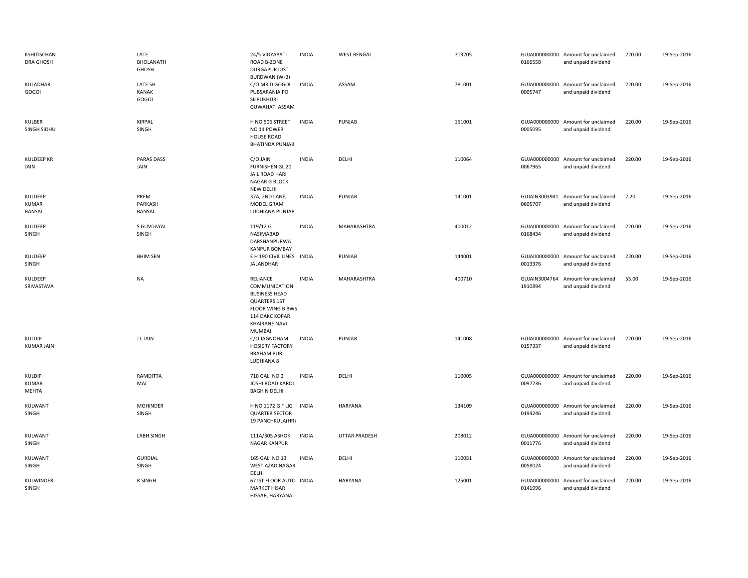| | | | | | | | | | |
|---|---|---|---|---|---|---|---|---|---|
| KSHITISCHAN DRA GHOSH | LATE BHOLANATH GHOSH | 24/5 VIDYAPATI ROAD B-ZONE DURGAPUR DIST BURDWAN (W-B) | INDIA | WEST BENGAL | 713205 | GUJA000000000 0166558 | Amount for unclaimed and unpaid dividend | 220.00 | 19-Sep-2016 |
| KULADHAR GOGOI | LATE SH KANAK GOGOI | C/O MR D GOGOI PUBSARANIA PO SILPUKHURI GUWAHATI ASSAM | INDIA | ASSAM | 781001 | GUJA000000000 0005747 | Amount for unclaimed and unpaid dividend | 220.00 | 19-Sep-2016 |
| KULBER SINGH SIDHU | KIRPAL SINGH | H NO 506 STREET NO 11 POWER HOUSE ROAD BHATINDA PUNJAB | INDIA | PUNJAB | 151001 | GUJA000000000 0005095 | Amount for unclaimed and unpaid dividend | 220.00 | 19-Sep-2016 |
| KULDEEP KR JAIN | PARAS DASS JAIN | C/O JAIN FURNISHEN GL 20 JAIL ROAD HARI NAGAR G BLOCK NEW DELHI | INDIA | DELHI | 110064 | GUJA000000000 0067965 | Amount for unclaimed and unpaid dividend | 220.00 | 19-Sep-2016 |
| KULDEEP KUMAR BANSAL | PREM PARKASH BANSAL | 37A, 2ND LANE, MODEL GRAM LUDHIANA PUNJAB | INDIA | PUNJAB | 141001 | GUJAIN3003941 0605707 | Amount for unclaimed and unpaid dividend | 2.20 | 19-Sep-2016 |
| KULDEEP SINGH | S GUVDAYAL SINGH | 119/12 G NASIMABAD DARSHANPURWA KANPUR BOMBAY | INDIA | MAHARASHTRA | 400012 | GUJA000000000 0168434 | Amount for unclaimed and unpaid dividend | 220.00 | 19-Sep-2016 |
| KULDEEP SINGH | BHIM SEN | E H 190 CIVIL LINES JALANDHAR | INDIA | PUNJAB | 144001 | GUJA000000000 0013376 | Amount for unclaimed and unpaid dividend | 220.00 | 19-Sep-2016 |
| KULDEEP SRIVASTAVA | NA | RELIANCE COMMUNICATION BUSINESS HEAD QUARTERS 1ST FLOOR WING B BWS 114 DAKC KOPAR KHAIRANE NAVI MUMBAI | INDIA | MAHARASHTRA | 400710 | GUJAIN3004764 1910894 | Amount for unclaimed and unpaid dividend | 55.00 | 19-Sep-2016 |
| KULDIP KUMAR JAIN | J L JAIN | C/O JAGNOHAM HOSIERY FACTORY BRAHAM PURI LUDHIANA 8 | INDIA | PUNJAB | 141008 | GUJA000000000 0157337 | Amount for unclaimed and unpaid dividend | 220.00 | 19-Sep-2016 |
| KULDIP KUMAR MEHTA | RAMDITTA MAL | 718 GALI NO 2 JOSHI ROAD KAROL BAGH N DELHI | INDIA | DELHI | 110005 | GUJA000000000 0097736 | Amount for unclaimed and unpaid dividend | 220.00 | 19-Sep-2016 |
| KULWANT SINGH | MOHINDER SINGH | H NO 1172 G F LIG QUARTER SECTOR 19 PANCHKULA(HR) | INDIA | HARYANA | 134109 | GUJA000000000 0194246 | Amount for unclaimed and unpaid dividend | 220.00 | 19-Sep-2016 |
| KULWANT SINGH | LABH SINGH | 111A/305 ASHOK NAGAR KANPUR | INDIA | UTTAR PRADESH | 208012 | GUJA000000000 0011776 | Amount for unclaimed and unpaid dividend | 220.00 | 19-Sep-2016 |
| KULWANT SINGH | GURDIAL SINGH | 165 GALI NO 13 WEST AZAD NAGAR DELHI | INDIA | DELHI | 110051 | GUJA000000000 0058024 | Amount for unclaimed and unpaid dividend | 220.00 | 19-Sep-2016 |
| KULWINDER SINGH | R SINGH | 67 IST FLOOR AUTO MARKET HISAR HISSAR, HARYANA | INDIA | HARYANA | 125001 | GUJA000000000 0141996 | Amount for unclaimed and unpaid dividend | 220.00 | 19-Sep-2016 |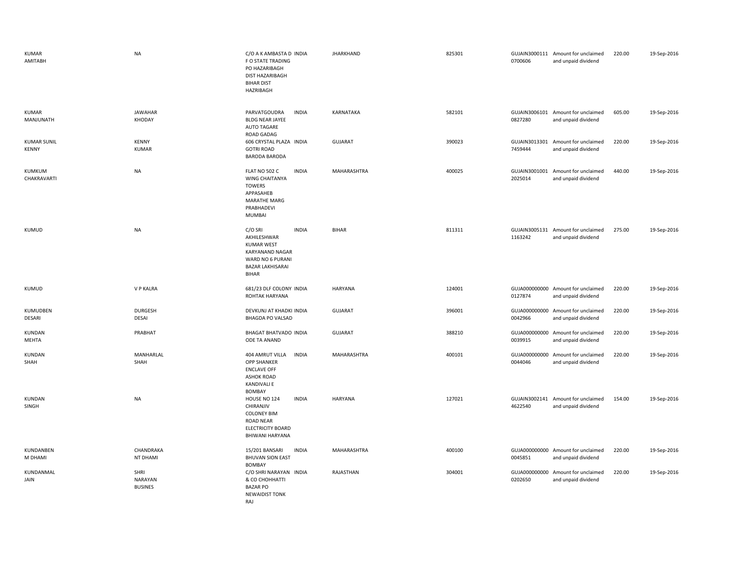| | | | | | | | | | |
|---|---|---|---|---|---|---|---|---|---|
| KUMAR AMITABH | NA | C/O A K AMBASTA D F O STATE TRADING PO HAZARIBAGH DIST HAZARIBAGH BIHAR DIST HAZRIBAGH | INDIA | JHARKHAND | 825301 | GUJAIN3000111 0700606 | Amount for unclaimed and unpaid dividend | 220.00 | 19-Sep-2016 |
| KUMAR MANJUNATH | JAWAHAR KHODAY | PARVATGOUDRA BLDG NEAR JAYEE AUTO TAGARE ROAD GADAG | INDIA | KARNATAKA | 582101 | GUJAIN3006101 0827280 | Amount for unclaimed and unpaid dividend | 605.00 | 19-Sep-2016 |
| KUMAR SUNIL KENNY | KENNY KUMAR | 606 CRYSTAL PLAZA GOTRI ROAD BARODA BARODA | INDIA | GUJARAT | 390023 | GUJAIN3013301 7459444 | Amount for unclaimed and unpaid dividend | 220.00 | 19-Sep-2016 |
| KUMKUM CHAKRAVARTI | NA | FLAT NO 502 C WING CHAITANYA TOWERS APPASAHEB MARATHE MARG PRABHADEVI MUMBAI | INDIA | MAHARASHTRA | 400025 | GUJAIN3001001 2025014 | Amount for unclaimed and unpaid dividend | 440.00 | 19-Sep-2016 |
| KUMUD | NA | C/O SRI AKHILESHWAR KUMAR WEST KARYANAND NAGAR WARD NO 6 PURANI BAZAR LAKHISARAI BIHAR | INDIA | BIHAR | 811311 | GUJAIN3005131 1163242 | Amount for unclaimed and unpaid dividend | 275.00 | 19-Sep-2016 |
| KUMUD | V P KALRA | 681/23 DLF COLONY ROHTAK HARYANA | INDIA | HARYANA | 124001 | GUJA000000000 0127874 | Amount for unclaimed and unpaid dividend | 220.00 | 19-Sep-2016 |
| KUMUDBEN DESARI | DURGESH DESAI | DEVKUNJ AT KHADKI BHAGDA PO VALSAD | INDIA | GUJARAT | 396001 | GUJA000000000 0042966 | Amount for unclaimed and unpaid dividend | 220.00 | 19-Sep-2016 |
| KUNDAN MEHTA | PRABHAT | BHAGAT BHATVADO ODE TA ANAND | INDIA | GUJARAT | 388210 | GUJA000000000 0039915 | Amount for unclaimed and unpaid dividend | 220.00 | 19-Sep-2016 |
| KUNDAN SHAH | MANHARLAL SHAH | 404 AMRUT VILLA OPP SHANKER ENCLAVE OFF ASHOK ROAD KANDIVALI E BOMBAY | INDIA | MAHARASHTRA | 400101 | GUJA000000000 0044046 | Amount for unclaimed and unpaid dividend | 220.00 | 19-Sep-2016 |
| KUNDAN SINGH | NA | HOUSE NO 124 CHIRANJIV COLONEY BIM ROAD NEAR ELECTRICITY BOARD BHIWANI HARYANA | INDIA | HARYANA | 127021 | GUJAIN3002141 4622540 | Amount for unclaimed and unpaid dividend | 154.00 | 19-Sep-2016 |
| KUNDANBEN M DHAMI | CHANDRAKA NT DHAMI | 15/201 BANSARI BHUVAN SION EAST BOMBAY | INDIA | MAHARASHTRA | 400100 | GUJA000000000 0045851 | Amount for unclaimed and unpaid dividend | 220.00 | 19-Sep-2016 |
| KUNDANMAL JAIN | SHRI NARAYAN BUSINES | C/O SHRI NARAYAN & CO CHOHHATTI BAZAR PO NEWAIDIST TONK RAJ | INDIA | RAJASTHAN | 304001 | GUJA000000000 0202650 | Amount for unclaimed and unpaid dividend | 220.00 | 19-Sep-2016 |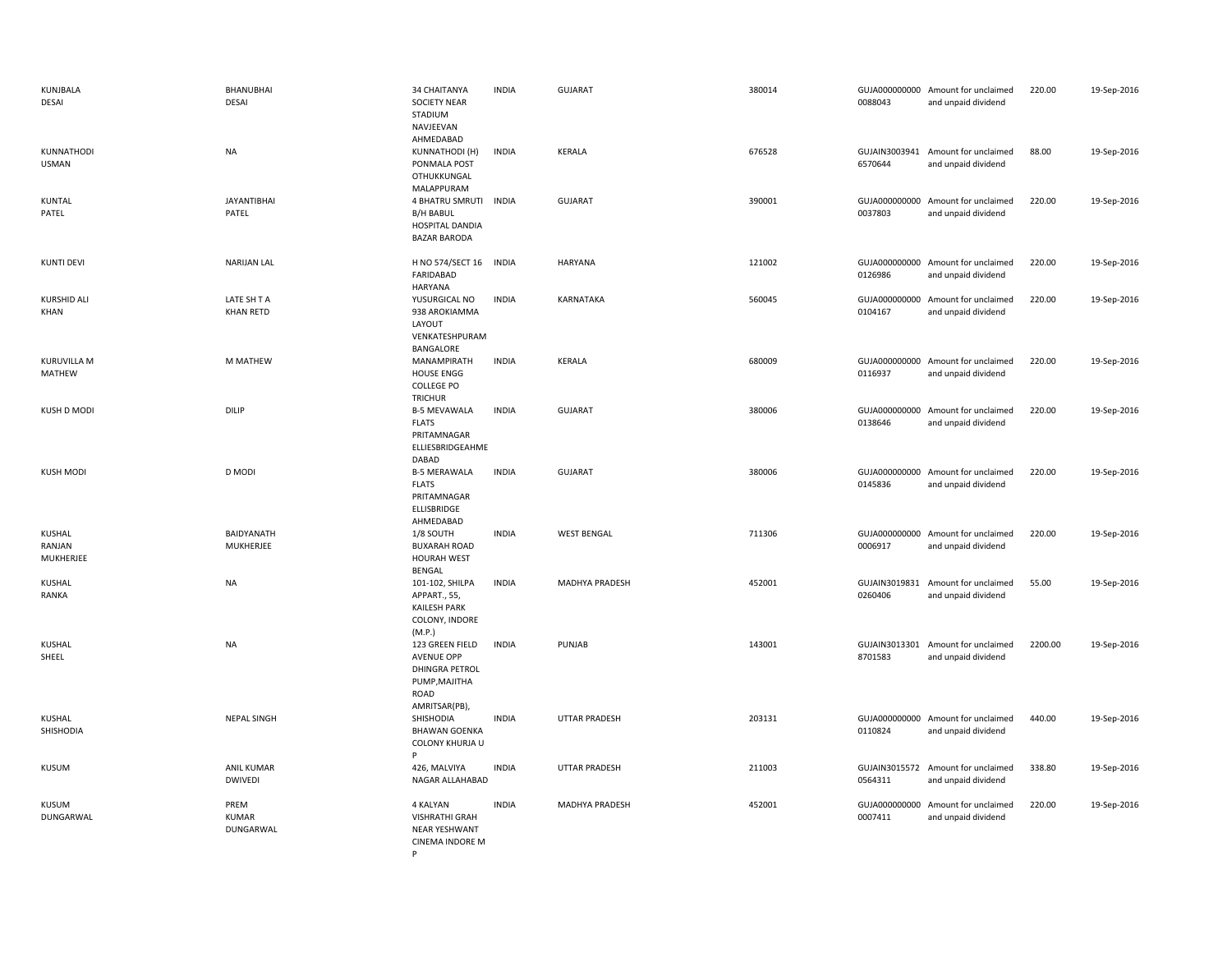| | | | | | | | | | |
|---|---|---|---|---|---|---|---|---|---|
| KUNJBALA DESAI | BHANUBHAI DESAI | 34 CHAITANYA SOCIETY NEAR STADIUM NAVJEEVAN AHMEDABAD | INDIA | GUJARAT | 380014 | GUJA000000000 0088043 | Amount for unclaimed and unpaid dividend | 220.00 | 19-Sep-2016 |
| KUNNATHODI USMAN | NA | KUNNATHODI (H) PONMALA POST OTHUKKUNGAL MALAPPURAM | INDIA | KERALA | 676528 | GUJAIN3003941 6570644 | Amount for unclaimed and unpaid dividend | 88.00 | 19-Sep-2016 |
| KUNTAL PATEL | JAYANTIBHAI PATEL | 4 BHATRU SMRUTI B/H BABUL HOSPITAL DANDIA BAZAR BARODA | INDIA | GUJARAT | 390001 | GUJA000000000 0037803 | Amount for unclaimed and unpaid dividend | 220.00 | 19-Sep-2016 |
| KUNTI DEVI | NARIJAN LAL | H NO 574/SECT 16 FARIDABAD HARYANA | INDIA | HARYANA | 121002 | GUJA000000000 0126986 | Amount for unclaimed and unpaid dividend | 220.00 | 19-Sep-2016 |
| KURSHID ALI KHAN | LATE SH T A KHAN RETD | YUSURGICAL NO 938 AROKIAMMA LAYOUT VENKATESHPURAM BANGALORE | INDIA | KARNATAKA | 560045 | GUJA000000000 0104167 | Amount for unclaimed and unpaid dividend | 220.00 | 19-Sep-2016 |
| KURUVILLA M MATHEW | M MATHEW | MANAMPIRATH HOUSE ENGG COLLEGE PO TRICHUR | INDIA | KERALA | 680009 | GUJA000000000 0116937 | Amount for unclaimed and unpaid dividend | 220.00 | 19-Sep-2016 |
| KUSH D MODI | DILIP | B-5 MEVAWALA FLATS PRITAMNAGAR ELLIESBRIDGEAHMEDABAD | INDIA | GUJARAT | 380006 | GUJA000000000 0138646 | Amount for unclaimed and unpaid dividend | 220.00 | 19-Sep-2016 |
| KUSH MODI | D MODI | B-5 MERAWALA FLATS PRITAMNAGAR ELLISBRIDGE AHMEDABAD | INDIA | GUJARAT | 380006 | GUJA000000000 0145836 | Amount for unclaimed and unpaid dividend | 220.00 | 19-Sep-2016 |
| KUSHAL RANJAN MUKHERJEE | BAIDYANATH MUKHERJEE | 1/8 SOUTH BUXARAH ROAD HOURAH WEST BENGAL | INDIA | WEST BENGAL | 711306 | GUJA000000000 0006917 | Amount for unclaimed and unpaid dividend | 220.00 | 19-Sep-2016 |
| KUSHAL RANKA | NA | 101-102, SHILPA APPART., 55, KAILESH PARK COLONY, INDORE (M.P.) | INDIA | MADHYA PRADESH | 452001 | GUJAIN3019831 0260406 | Amount for unclaimed and unpaid dividend | 55.00 | 19-Sep-2016 |
| KUSHAL SHEEL | NA | 123 GREEN FIELD AVENUE OPP DHINGRA PETROL PUMP,MAJITHA ROAD AMRITSAR(PB), | INDIA | PUNJAB | 143001 | GUJAIN3013301 8701583 | Amount for unclaimed and unpaid dividend | 2200.00 | 19-Sep-2016 |
| KUSHAL SHISHODIA | NEPAL SINGH | SHISHODIA BHAWAN GOENKA COLONY KHURJA U P | INDIA | UTTAR PRADESH | 203131 | GUJA000000000 0110824 | Amount for unclaimed and unpaid dividend | 440.00 | 19-Sep-2016 |
| KUSUM | ANIL KUMAR DWIVEDI | 426, MALVIYA NAGAR ALLAHABAD | INDIA | UTTAR PRADESH | 211003 | GUJAIN3015572 0564311 | Amount for unclaimed and unpaid dividend | 338.80 | 19-Sep-2016 |
| KUSUM DUNGARWAL | PREM KUMAR DUNGARWAL | 4 KALYAN VISHRATHI GRAH NEAR YESHWANT CINEMA INDORE M P | INDIA | MADHYA PRADESH | 452001 | GUJA000000000 0007411 | Amount for unclaimed and unpaid dividend | 220.00 | 19-Sep-2016 |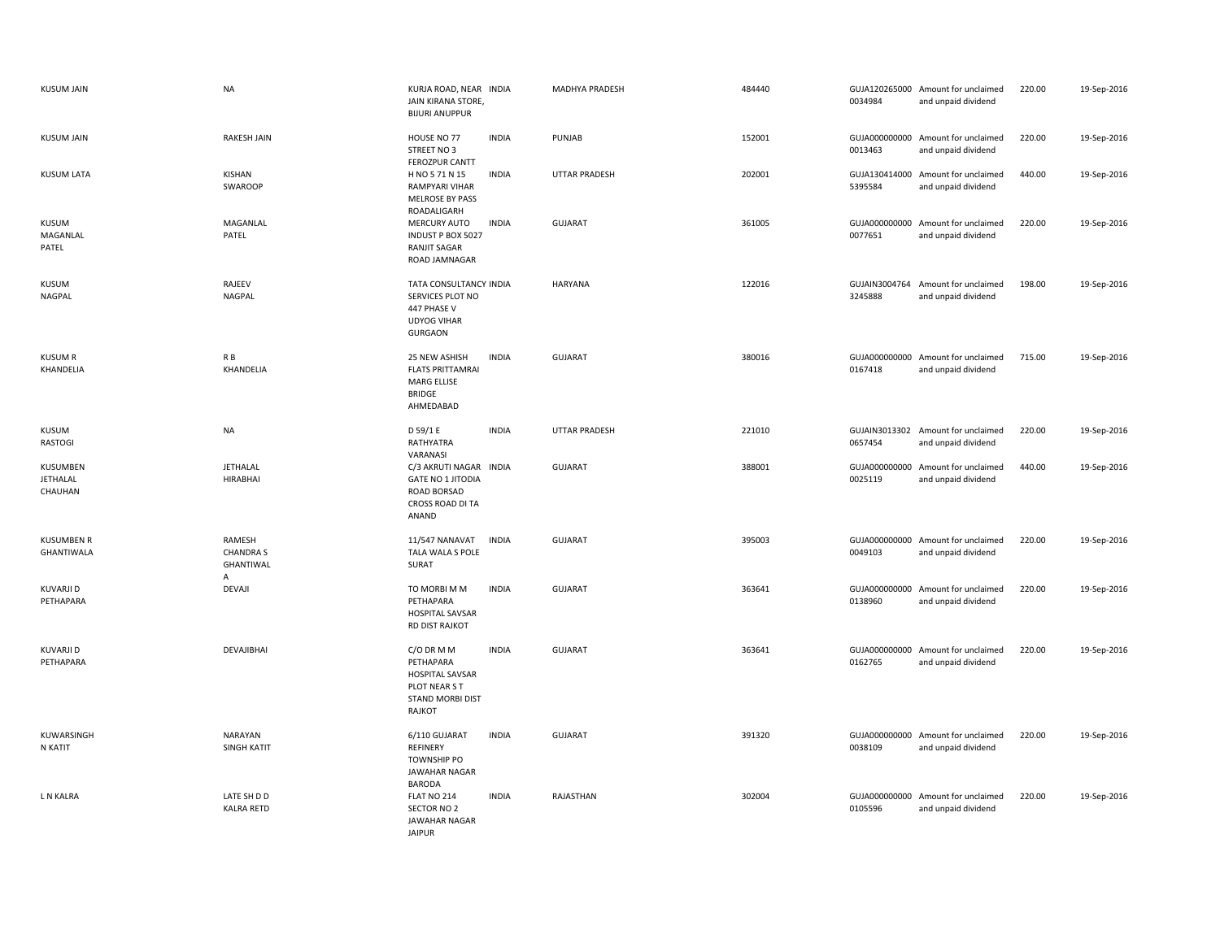| | | | | | | | | | |
|---|---|---|---|---|---|---|---|---|---|
| KUSUM JAIN | NA | KURJA ROAD, NEAR JAIN KIRANA STORE, BIJURI ANUPPUR | INDIA | MADHYA PRADESH | 484440 | GUJA120265000 0034984 | Amount for unclaimed and unpaid dividend | 220.00 | 19-Sep-2016 |
| KUSUM JAIN | RAKESH JAIN | HOUSE NO 77 STREET NO 3 FEROZPUR CANTT | INDIA | PUNJAB | 152001 | GUJA000000000 0013463 | Amount for unclaimed and unpaid dividend | 220.00 | 19-Sep-2016 |
| KUSUM LATA | KISHAN SWAROOP | H NO 5 71 N 15 RAMPYARI VIHAR MELROSE BY PASS ROADALIGARH | INDIA | UTTAR PRADESH | 202001 | GUJA130414000 5395584 | Amount for unclaimed and unpaid dividend | 440.00 | 19-Sep-2016 |
| KUSUM MAGANLAL PATEL | MAGANLAL PATEL | MERCURY AUTO INDUST P BOX 5027 RANJIT SAGAR ROAD JAMNAGAR | INDIA | GUJARAT | 361005 | GUJA000000000 0077651 | Amount for unclaimed and unpaid dividend | 220.00 | 19-Sep-2016 |
| KUSUM NAGPAL | RAJEEV NAGPAL | TATA CONSULTANCY SERVICES PLOT NO 447 PHASE V UDYOG VIHAR GURGAON | INDIA | HARYANA | 122016 | GUJAIN3004764 3245888 | Amount for unclaimed and unpaid dividend | 198.00 | 19-Sep-2016 |
| KUSUM R KHANDELIA | R B KHANDELIA | 25 NEW ASHISH FLATS PRITTAMRAI MARG ELLISE BRIDGE AHMEDABAD | INDIA | GUJARAT | 380016 | GUJA000000000 0167418 | Amount for unclaimed and unpaid dividend | 715.00 | 19-Sep-2016 |
| KUSUM RASTOGI | NA | D 59/1 E RATHYATRA VARANASI | INDIA | UTTAR PRADESH | 221010 | GUJAIN3013302 0657454 | Amount for unclaimed and unpaid dividend | 220.00 | 19-Sep-2016 |
| KUSUMBEN JETHALAL CHAUHAN | JETHALAL HIRABHAI | C/3 AKRUTI NAGAR GATE NO 1 JITODIA ROAD BORSAD CROSS ROAD DI TA ANAND | INDIA | GUJARAT | 388001 | GUJA000000000 0025119 | Amount for unclaimed and unpaid dividend | 440.00 | 19-Sep-2016 |
| KUSUMBEN R GHANTIWALA | RAMESH CHANDRA S GHANTIWALA | 11/547 NANAVAT TALA WALA S POLE SURAT | INDIA | GUJARAT | 395003 | GUJA000000000 0049103 | Amount for unclaimed and unpaid dividend | 220.00 | 19-Sep-2016 |
| KUVARJI D PETHAPARA | DEVAJI | TO MORBI M M PETHAPARA HOSPITAL SAVSAR RD DIST RAJKOT | INDIA | GUJARAT | 363641 | GUJA000000000 0138960 | Amount for unclaimed and unpaid dividend | 220.00 | 19-Sep-2016 |
| KUVARJI D PETHAPARA | DEVAJIBHAI | C/O DR M M PETHAPARA HOSPITAL SAVSAR PLOT NEAR S T STAND MORBI DIST RAJKOT | INDIA | GUJARAT | 363641 | GUJA000000000 0162765 | Amount for unclaimed and unpaid dividend | 220.00 | 19-Sep-2016 |
| KUWARSINGH N KATIT | NARAYAN SINGH KATIT | 6/110 GUJARAT REFINERY TOWNSHIP PO JAWAHAR NAGAR BARODA | INDIA | GUJARAT | 391320 | GUJA000000000 0038109 | Amount for unclaimed and unpaid dividend | 220.00 | 19-Sep-2016 |
| L N KALRA | LATE SH D D KALRA RETD | FLAT NO 214 SECTOR NO 2 JAWAHAR NAGAR JAIPUR | INDIA | RAJASTHAN | 302004 | GUJA000000000 0105596 | Amount for unclaimed and unpaid dividend | 220.00 | 19-Sep-2016 |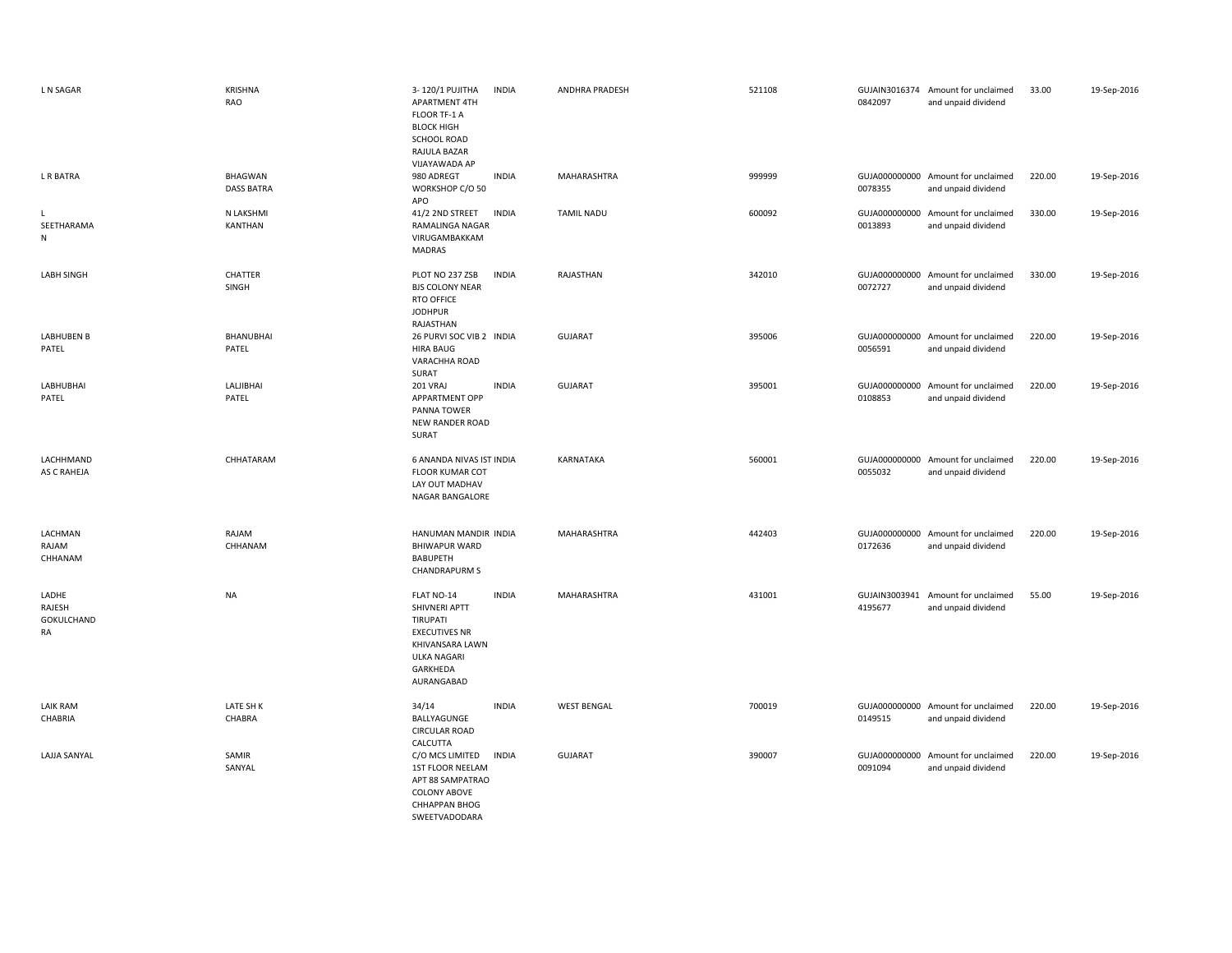| | | | | | | | | | |
|---|---|---|---|---|---|---|---|---|---|
| L N SAGAR | KRISHNA RAO | 3- 120/1 PUJITHA APARTMENT 4TH FLOOR TF-1 A BLOCK HIGH SCHOOL ROAD RAJULA BAZAR VIJAYAWADA AP | INDIA | ANDHRA PRADESH | 521108 | GUJAIN30163740842097 | Amount for unclaimed and unpaid dividend | 33.00 | 19-Sep-2016 |
| L R BATRA | BHAGWAN DASS BATRA | 980 ADREGT WORKSHOP C/O 50 APO | INDIA | MAHARASHTRA | 999999 | GUJA0000000000078355 | Amount for unclaimed and unpaid dividend | 220.00 | 19-Sep-2016 |
| L SEETHARAMA N | N LAKSHMI KANTHAN | 41/2 2ND STREET RAMALINGA NAGAR VIRUGAMBAKKAM MADRAS | INDIA | TAMIL NADU | 600092 | GUJA0000000000013893 | Amount for unclaimed and unpaid dividend | 330.00 | 19-Sep-2016 |
| LABH SINGH | CHATTER SINGH | PLOT NO 237 ZSB BJS COLONY NEAR RTO OFFICE JODHPUR RAJASTHAN | INDIA | RAJASTHAN | 342010 | GUJA0000000000072727 | Amount for unclaimed and unpaid dividend | 330.00 | 19-Sep-2016 |
| LABHUBEN B PATEL | BHANUBHAI PATEL | 26 PURVI SOC VIB 2 HIRA BAUG VARACHHA ROAD SURAT | INDIA | GUJARAT | 395006 | GUJA0000000000056591 | Amount for unclaimed and unpaid dividend | 220.00 | 19-Sep-2016 |
| LABHUBHAI PATEL | LALJIBHAI PATEL | 201 VRAJ APPARTMENT OPP PANNA TOWER NEW RANDER ROAD SURAT | INDIA | GUJARAT | 395001 | GUJA0000000000108853 | Amount for unclaimed and unpaid dividend | 220.00 | 19-Sep-2016 |
| LACHHMAND AS C RAHEJA | CHHATARAM | 6 ANANDA NIVAS IST FLOOR KUMAR COT LAY OUT MADHAV NAGAR BANGALORE | INDIA | KARNATAKA | 560001 | GUJA0000000000055032 | Amount for unclaimed and unpaid dividend | 220.00 | 19-Sep-2016 |
| LACHMAN RAJAM CHHANAM | RAJAM CHHANAM | HANUMAN MANDIR BHIWAPUR WARD BABUPETH CHANDRAPURM S | INDIA | MAHARASHTRA | 442403 | GUJA0000000000172636 | Amount for unclaimed and unpaid dividend | 220.00 | 19-Sep-2016 |
| LADHE RAJESH GOKULCHAND RA | NA | FLAT NO-14 SHIVNERI APTT TIRUPATI EXECUTIVES NR KHIVANSARA LAWN ULKA NAGARI GARKHEDA AURANGABAD | INDIA | MAHARASHTRA | 431001 | GUJAIN30039414195677 | Amount for unclaimed and unpaid dividend | 55.00 | 19-Sep-2016 |
| LAIK RAM CHABRIA | LATE SH K CHABRA | 34/14 BALLYAGUNGE CIRCULAR ROAD CALCUTTA | INDIA | WEST BENGAL | 700019 | GUJA0000000000149515 | Amount for unclaimed and unpaid dividend | 220.00 | 19-Sep-2016 |
| LAJJA SANYAL | SAMIR SANYAL | C/O MCS LIMITED 1ST FLOOR NEELAM APT 88 SAMPATRAO COLONY ABOVE CHHAPPAN BHOG SWEETVADODARA | INDIA | GUJARAT | 390007 | GUJA0000000000091094 | Amount for unclaimed and unpaid dividend | 220.00 | 19-Sep-2016 |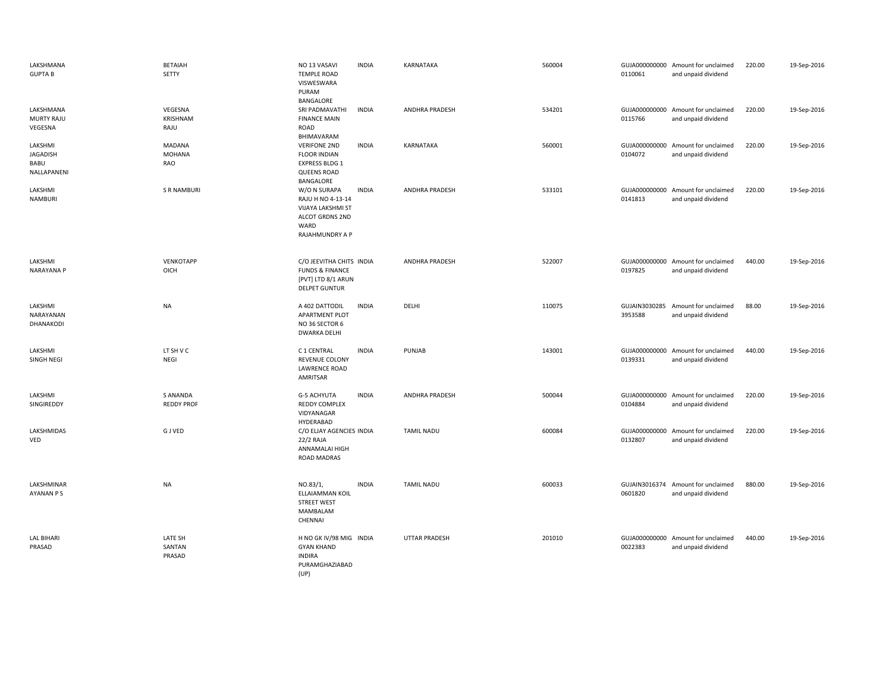| | | | | | | | | | |
|---|---|---|---|---|---|---|---|---|---|
| LAKSHMANA GUPTA B | BETAIAH SETTY | NO 13 VASAVI TEMPLE ROAD VISWESWARA PURAM BANGALORE | INDIA | KARNATAKA | 560004 | GUJA000000000 0110061 | Amount for unclaimed and unpaid dividend | 220.00 | 19-Sep-2016 |
| LAKSHMANA MURTY RAJU VEGESNA | VEGESNA KRISHNAM RAJU | SRI PADMAVATHI FINANCE MAIN ROAD BHIMAVARAM | INDIA | ANDHRA PRADESH | 534201 | GUJA000000000 0115766 | Amount for unclaimed and unpaid dividend | 220.00 | 19-Sep-2016 |
| LAKSHMI JAGADISH BABU NALLAPANENI | MADANA MOHANA RAO | VERIFONE 2ND FLOOR INDIAN EXPRESS BLDG 1 QUEENS ROAD BANGALORE | INDIA | KARNATAKA | 560001 | GUJA000000000 0104072 | Amount for unclaimed and unpaid dividend | 220.00 | 19-Sep-2016 |
| LAKSHMI NAMBURI | S R NAMBURI | W/O N SURAPA RAJU H NO 4-13-14 VIJAYA LAKSHMI ST ALCOT GRDNS 2ND WARD RAJAHMUNDRY A P | INDIA | ANDHRA PRADESH | 533101 | GUJA000000000 0141813 | Amount for unclaimed and unpaid dividend | 220.00 | 19-Sep-2016 |
| LAKSHMI NARAYANA P | VENKOTAPP OICH | C/O JEEVITHA CHITS FUNDS & FINANCE [PVT] LTD 8/1 ARUN DELPET GUNTUR | INDIA | ANDHRA PRADESH | 522007 | GUJA000000000 0197825 | Amount for unclaimed and unpaid dividend | 440.00 | 19-Sep-2016 |
| LAKSHMI NARAYANAN DHANAKODI | NA | A 402 DATTODIL APARTMENT PLOT NO 36 SECTOR 6 DWARKA DELHI | INDIA | DELHI | 110075 | GUJAIN3030285 3953588 | Amount for unclaimed and unpaid dividend | 88.00 | 19-Sep-2016 |
| LAKSHMI SINGH NEGI | LT SH V C NEGI | C 1 CENTRAL REVENUE COLONY LAWRENCE ROAD AMRITSAR | INDIA | PUNJAB | 143001 | GUJA000000000 0139331 | Amount for unclaimed and unpaid dividend | 440.00 | 19-Sep-2016 |
| LAKSHMI SINGIREDDY | S ANANDA REDDY PROF | G-5 ACHYUTA REDDY COMPLEX VIDYANAGAR HYDERABAD | INDIA | ANDHRA PRADESH | 500044 | GUJA000000000 0104884 | Amount for unclaimed and unpaid dividend | 220.00 | 19-Sep-2016 |
| LAKSHMIDAS VED | G J VED | C/O ELJAY AGENCIES 22/2 RAJA ANNAMALAI HIGH ROAD MADRAS | INDIA | TAMIL NADU | 600084 | GUJA000000000 0132807 | Amount for unclaimed and unpaid dividend | 220.00 | 19-Sep-2016 |
| LAKSHMINAR AYANAN P S | NA | NO.83/1, ELLAIAMMAN KOIL STREET WEST MAMBALAM CHENNAI | INDIA | TAMIL NADU | 600033 | GUJAIN3016374 0601820 | Amount for unclaimed and unpaid dividend | 880.00 | 19-Sep-2016 |
| LAL BIHARI PRASAD | LATE SH SANTAN PRASAD | H NO GK IV/98 MIG GYAN KHAND INDIRA PURAMGHAZIABAD (UP) | INDIA | UTTAR PRADESH | 201010 | GUJA000000000 0022383 | Amount for unclaimed and unpaid dividend | 440.00 | 19-Sep-2016 |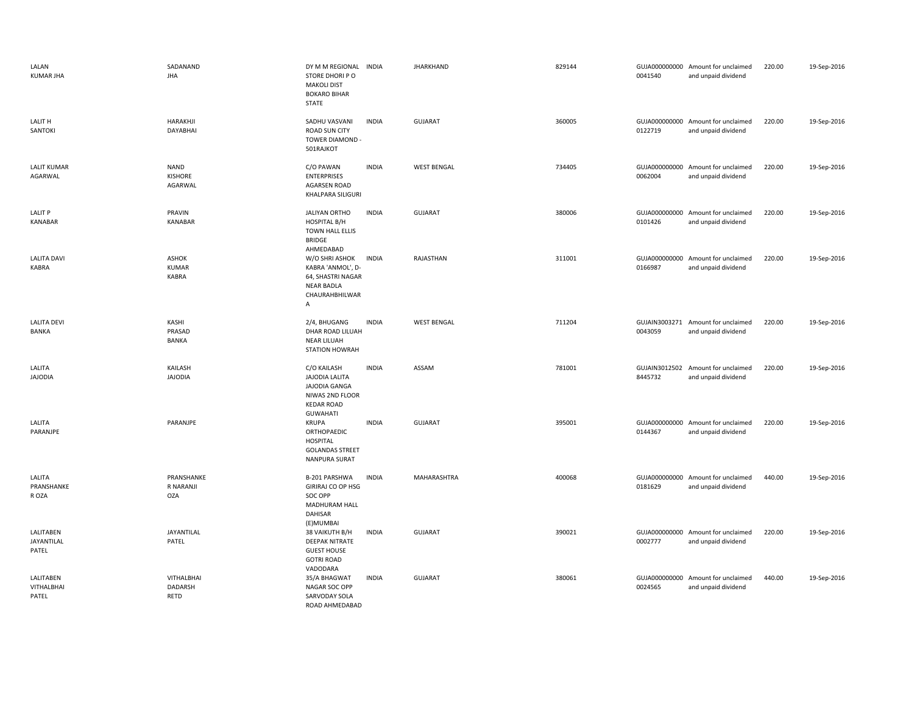| | | | | | | | | | |
|---|---|---|---|---|---|---|---|---|---|
| LALAN KUMAR JHA | SADANAND JHA | DY M M REGIONAL STORE DHORI P O MAKOLI DIST BOKARO BIHAR STATE | INDIA | JHARKHAND | 829144 | GUJA000000000 0041540 | Amount for unclaimed and unpaid dividend | 220.00 | 19-Sep-2016 |
| LALIT H SANTOKI | HARAKHJI DAYABHAI | SADHU VASVANI ROAD SUN CITY TOWER DIAMOND - 501RAJKOT | INDIA | GUJARAT | 360005 | GUJA000000000 0122719 | Amount for unclaimed and unpaid dividend | 220.00 | 19-Sep-2016 |
| LALIT KUMAR AGARWAL | NAND KISHORE AGARWAL | C/O PAWAN ENTERPRISES AGARSEN ROAD KHALPARA SILIGURI | INDIA | WEST BENGAL | 734405 | GUJA000000000 0062004 | Amount for unclaimed and unpaid dividend | 220.00 | 19-Sep-2016 |
| LALIT P KANABAR | PRAVIN KANABAR | JALIYAN ORTHO HOSPITAL B/H TOWN HALL ELLIS BRIDGE AHMEDABAD | INDIA | GUJARAT | 380006 | GUJA000000000 0101426 | Amount for unclaimed and unpaid dividend | 220.00 | 19-Sep-2016 |
| LALITA DAVI KABRA | ASHOK KUMAR KABRA | W/O SHRI ASHOK KABRA 'ANMOL', D-64, SHASTRI NAGAR NEAR BADLA CHAURAHBHILWAR A | INDIA | RAJASTHAN | 311001 | GUJA000000000 0166987 | Amount for unclaimed and unpaid dividend | 220.00 | 19-Sep-2016 |
| LALITA DEVI BANKA | KASHI PRASAD BANKA | 2/4, BHUGANG DHAR ROAD LILUAH NEAR LILUAH STATION HOWRAH | INDIA | WEST BENGAL | 711204 | GUJAIN3003271 0043059 | Amount for unclaimed and unpaid dividend | 220.00 | 19-Sep-2016 |
| LALITA JAJODIA | KAILASH JAJODIA | C/O KAILASH JAJODIA LALITA JAJODIA GANGA NIWAS 2ND FLOOR KEDAR ROAD GUWAHATI | INDIA | ASSAM | 781001 | GUJAIN3012502 8445732 | Amount for unclaimed and unpaid dividend | 220.00 | 19-Sep-2016 |
| LALITA PARANJPE | PARANJPE | KRUPA ORTHOPAEDIC HOSPITAL GOLANDAS STREET NANPURA SURAT | INDIA | GUJARAT | 395001 | GUJA000000000 0144367 | Amount for unclaimed and unpaid dividend | 220.00 | 19-Sep-2016 |
| LALITA PRANSHANKE R OZA | PRANSHANKE R NARANJI OZA | B-201 PARSHWA GIRIRAJ CO OP HSG SOC OPP MADHURAM HALL DAHISAR (E)MUMBAI | INDIA | MAHARASHTRA | 400068 | GUJA000000000 0181629 | Amount for unclaimed and unpaid dividend | 440.00 | 19-Sep-2016 |
| LALITABEN JAYANTILAL PATEL | JAYANTILAL PATEL | 38 VAIKUTH B/H DEEPAK NITRATE GUEST HOUSE GOTRI ROAD VADODARA | INDIA | GUJARAT | 390021 | GUJA000000000 0002777 | Amount for unclaimed and unpaid dividend | 220.00 | 19-Sep-2016 |
| LALITABEN VITHALBHAI PATEL | VITHALBHAI DADARSH RETD | 35/A BHAGWAT NAGAR SOC OPP SARVODAY SOLA ROAD AHMEDABAD | INDIA | GUJARAT | 380061 | GUJA000000000 0024565 | Amount for unclaimed and unpaid dividend | 440.00 | 19-Sep-2016 |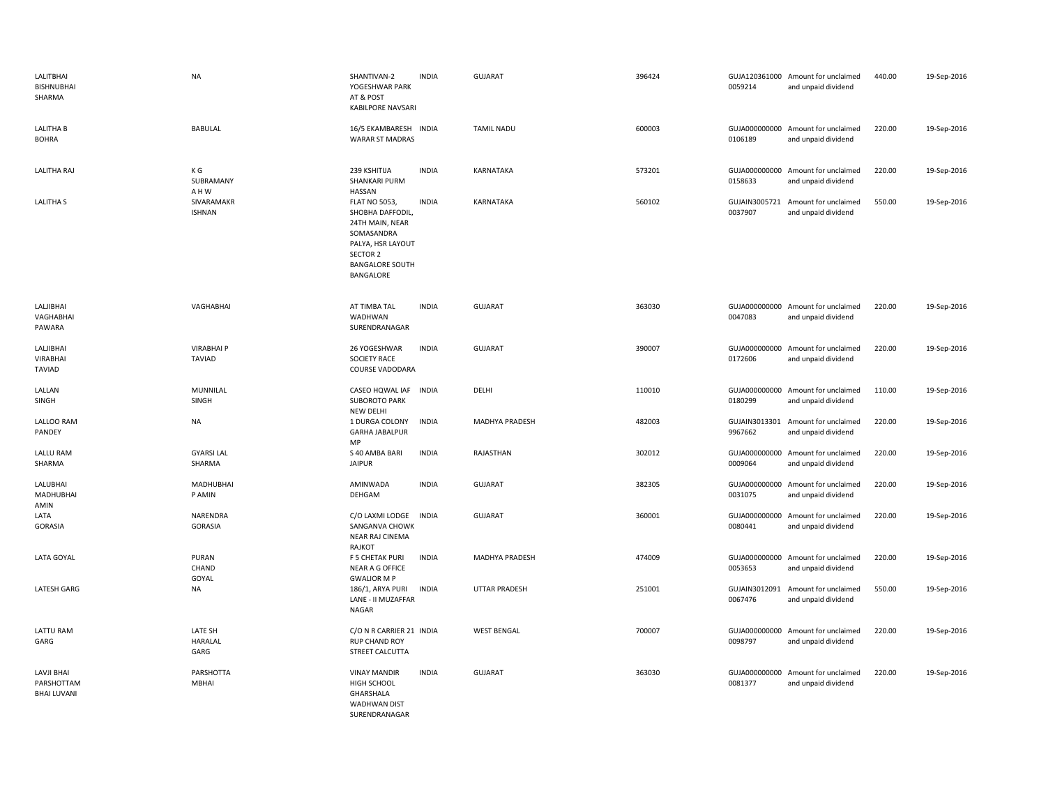| | | | | | | | | | |
|---|---|---|---|---|---|---|---|---|---|
| LALITBHAI BISHNUBHAI SHARMA | NA | SHANTIVAN-2 YOGESHWAR PARK AT & POST KABILPORE NAVSARI | INDIA | GUJARAT | 396424 | GUJA120361000 0059214 | Amount for unclaimed and unpaid dividend | 440.00 | 19-Sep-2016 |
| LALITHA B BOHRA | BABULAL | 16/5 EKAMBARESH WARAR ST MADRAS | INDIA | TAMIL NADU | 600003 | GUJA000000000 0106189 | Amount for unclaimed and unpaid dividend | 220.00 | 19-Sep-2016 |
| LALITHA RAJ | K G SUBRAMANY A H W | 239 KSHITIJA SHANKARI PURM HASSAN | INDIA | KARNATAKA | 573201 | GUJA000000000 0158633 | Amount for unclaimed and unpaid dividend | 220.00 | 19-Sep-2016 |
| LALITHA S | SIVARAMAKR ISHNAN | FLAT NO 5053, SHOBHA DAFFODIL, 24TH MAIN, NEAR SOMASANDRA PALYA, HSR LAYOUT SECTOR 2 BANGALORE SOUTH BANGALORE | INDIA | KARNATAKA | 560102 | GUJAIN3005721 0037907 | Amount for unclaimed and unpaid dividend | 550.00 | 19-Sep-2016 |
| LALJIBHAI VAGHABHAI PAWARA | VAGHABHAI | AT TIMBA TAL WADHWAN SURENDRANAGAR | INDIA | GUJARAT | 363030 | GUJA000000000 0047083 | Amount for unclaimed and unpaid dividend | 220.00 | 19-Sep-2016 |
| LALJIBHAI VIRABHAI TAVIAD | VIRABHAI P TAVIAD | 26 YOGESHWAR SOCIETY RACE COURSE VADODARA | INDIA | GUJARAT | 390007 | GUJA000000000 0172606 | Amount for unclaimed and unpaid dividend | 220.00 | 19-Sep-2016 |
| LALLAN SINGH | MUNNILAL SINGH | CASEO HQWAL IAF SUBOROTO PARK NEW DELHI | INDIA | DELHI | 110010 | GUJA000000000 0180299 | Amount for unclaimed and unpaid dividend | 110.00 | 19-Sep-2016 |
| LALLOO RAM PANDEY | NA | 1 DURGA COLONY GARHA JABALPUR MP | INDIA | MADHYA PRADESH | 482003 | GUJAIN3013301 9967662 | Amount for unclaimed and unpaid dividend | 220.00 | 19-Sep-2016 |
| LALLU RAM SHARMA | GYARSI LAL SHARMA | S 40 AMBA BARI JAIPUR | INDIA | RAJASTHAN | 302012 | GUJA000000000 0009064 | Amount for unclaimed and unpaid dividend | 220.00 | 19-Sep-2016 |
| LALUBHAI MADHUBHAI AMIN | MADHUBHAI P AMIN | AMINWADA DEHGAM | INDIA | GUJARAT | 382305 | GUJA000000000 0031075 | Amount for unclaimed and unpaid dividend | 220.00 | 19-Sep-2016 |
| LATA GORASIA | NARENDRA GORASIA | C/O LAXMI LODGE SANGANVA CHOWK NEAR RAJ CINEMA RAJKOT | INDIA | GUJARAT | 360001 | GUJA000000000 0080441 | Amount for unclaimed and unpaid dividend | 220.00 | 19-Sep-2016 |
| LATA GOYAL | PURAN CHAND GOYAL | F 5 CHETAK PURI NEAR A G OFFICE GWALIOR M P | INDIA | MADHYA PRADESH | 474009 | GUJA000000000 0053653 | Amount for unclaimed and unpaid dividend | 220.00 | 19-Sep-2016 |
| LATESH GARG | NA | 186/1, ARYA PURI LANE - II MUZAFFAR NAGAR | INDIA | UTTAR PRADESH | 251001 | GUJAIN3012091 0067476 | Amount for unclaimed and unpaid dividend | 550.00 | 19-Sep-2016 |
| LATTU RAM GARG | LATE SH HARALAL GARG | C/O N R CARRIER 21 RUP CHAND ROY STREET CALCUTTA | INDIA | WEST BENGAL | 700007 | GUJA000000000 0098797 | Amount for unclaimed and unpaid dividend | 220.00 | 19-Sep-2016 |
| LAVJI BHAI PARSHOTTAM BHAI LUVANI | PARSHOTTA MBHAI | VINAY MANDIR HIGH SCHOOL GHARSHALA WADHWAN DIST SURENDRANAGAR | INDIA | GUJARAT | 363030 | GUJA000000000 0081377 | Amount for unclaimed and unpaid dividend | 220.00 | 19-Sep-2016 |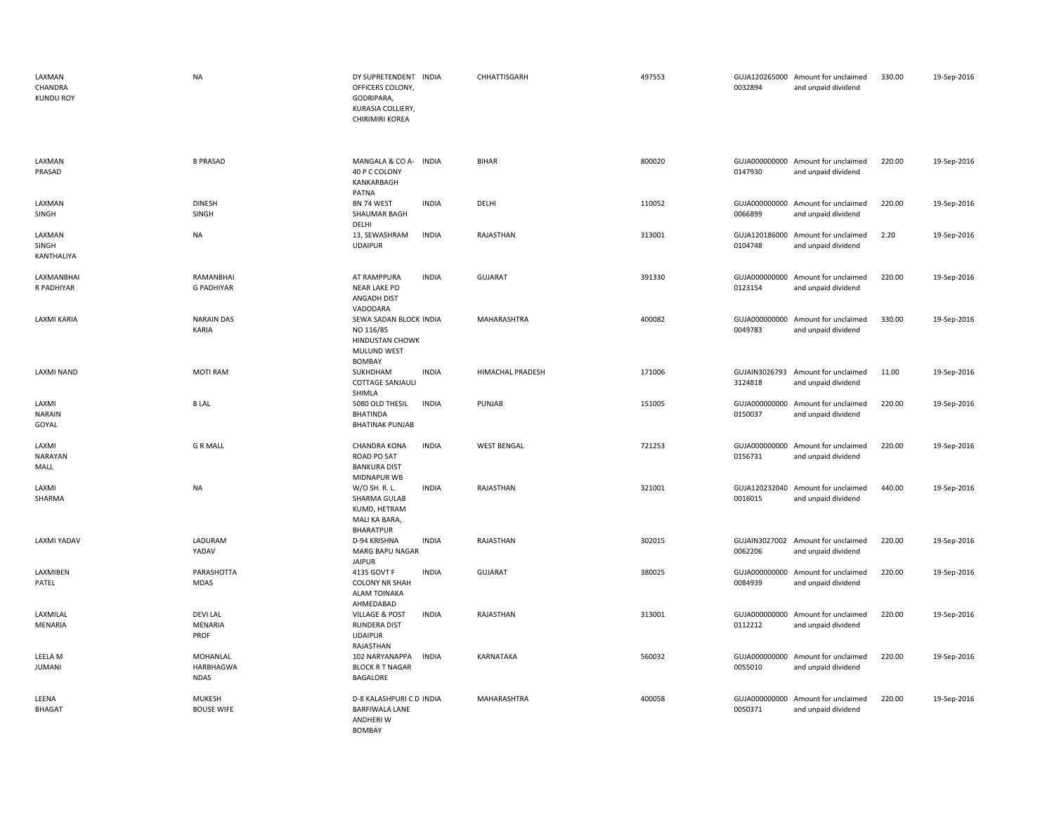| | | | | | | | | | |
|---|---|---|---|---|---|---|---|---|---|
| LAXMAN CHANDRA KUNDU ROY | NA | DY SUPRETENDENT OFFICERS COLONY, GODRIPARA, KURASIA COLLIERY, CHIRIMIRI KOREA | INDIA | CHHATTISGARH | 497553 | GUJA120265000 0032894 | Amount for unclaimed and unpaid dividend | 330.00 | 19-Sep-2016 |
| LAXMAN PRASAD | B PRASAD | MANGALA & CO A-40 P C COLONY KANKARBAGH PATNA | INDIA | BIHAR | 800020 | GUJA000000000 0147930 | Amount for unclaimed and unpaid dividend | 220.00 | 19-Sep-2016 |
| LAXMAN SINGH | DINESH SINGH | BN 74 WEST SHAUMAR BAGH DELHI | INDIA | DELHI | 110052 | GUJA000000000 0066899 | Amount for unclaimed and unpaid dividend | 220.00 | 19-Sep-2016 |
| LAXMAN SINGH KANTHALIYA | NA | 13, SEWASHRAM UDAIPUR | INDIA | RAJASTHAN | 313001 | GUJA120186000 0104748 | Amount for unclaimed and unpaid dividend | 2.20 | 19-Sep-2016 |
| LAXMANBHAI R PADHIYAR | RAMANBHAI G PADHIYAR | AT RAMPPURA NEAR LAKE PO ANGADH DIST VADODARA | INDIA | GUJARAT | 391330 | GUJA000000000 0123154 | Amount for unclaimed and unpaid dividend | 220.00 | 19-Sep-2016 |
| LAXMI KARIA | NARAIN DAS KARIA | SEWA SADAN BLOCK NO 116/85 HINDUSTAN CHOWK MULUND WEST BOMBAY | INDIA | MAHARASHTRA | 400082 | GUJA000000000 0049783 | Amount for unclaimed and unpaid dividend | 330.00 | 19-Sep-2016 |
| LAXMI NAND | MOTI RAM | SUKHDHAM COTTAGE SANJAULI SHIMLA | INDIA | HIMACHAL PRADESH | 171006 | GUJAIN3026793 3124818 | Amount for unclaimed and unpaid dividend | 11.00 | 19-Sep-2016 |
| LAXMI NARAIN GOYAL | B LAL | 5080 OLD THESIL BHATINDA BHATINAK PUNJAB | INDIA | PUNJAB | 151005 | GUJA000000000 0150037 | Amount for unclaimed and unpaid dividend | 220.00 | 19-Sep-2016 |
| LAXMI NARAYAN MALL | G R MALL | CHANDRA KONA ROAD PO SAT BANKURA DIST MIDNAPUR WB | INDIA | WEST BENGAL | 721253 | GUJA000000000 0156731 | Amount for unclaimed and unpaid dividend | 220.00 | 19-Sep-2016 |
| LAXMI SHARMA | NA | W/O SH. R. L. SHARMA GULAB KUMD, HETRAM MALI KA BARA, BHARATPUR | INDIA | RAJASTHAN | 321001 | GUJA120232040 0016015 | Amount for unclaimed and unpaid dividend | 440.00 | 19-Sep-2016 |
| LAXMI YADAV | LADURAM YADAV | D-94 KRISHNA MARG BAPU NAGAR JAIPUR | INDIA | RAJASTHAN | 302015 | GUJAIN3027002 0062206 | Amount for unclaimed and unpaid dividend | 220.00 | 19-Sep-2016 |
| LAXMIBEN PATEL | PARASHOTTA MDAS | 4135 GOVT F COLONY NR SHAH ALAM TOINAKA AHMEDABAD | INDIA | GUJARAT | 380025 | GUJA000000000 0084939 | Amount for unclaimed and unpaid dividend | 220.00 | 19-Sep-2016 |
| LAXMILAL MENARIA | DEVI LAL MENARIA PROF | VILLAGE & POST RUNDERA DIST UDAIPUR RAJASTHAN | INDIA | RAJASTHAN | 313001 | GUJA000000000 0112212 | Amount for unclaimed and unpaid dividend | 220.00 | 19-Sep-2016 |
| LEELA M JUMANI | MOHANLAL HARBHAGWA NDAS | 102 NARYANAPPA BLOCK R T NAGAR BAGALORE | INDIA | KARNATAKA | 560032 | GUJA000000000 0055010 | Amount for unclaimed and unpaid dividend | 220.00 | 19-Sep-2016 |
| LEENA BHAGAT | MUKESH BOUSE WIFE | D-8 KALASHPURI C D BARFIWALA LANE ANDHERI W BOMBAY | INDIA | MAHARASHTRA | 400058 | GUJA000000000 0050371 | Amount for unclaimed and unpaid dividend | 220.00 | 19-Sep-2016 |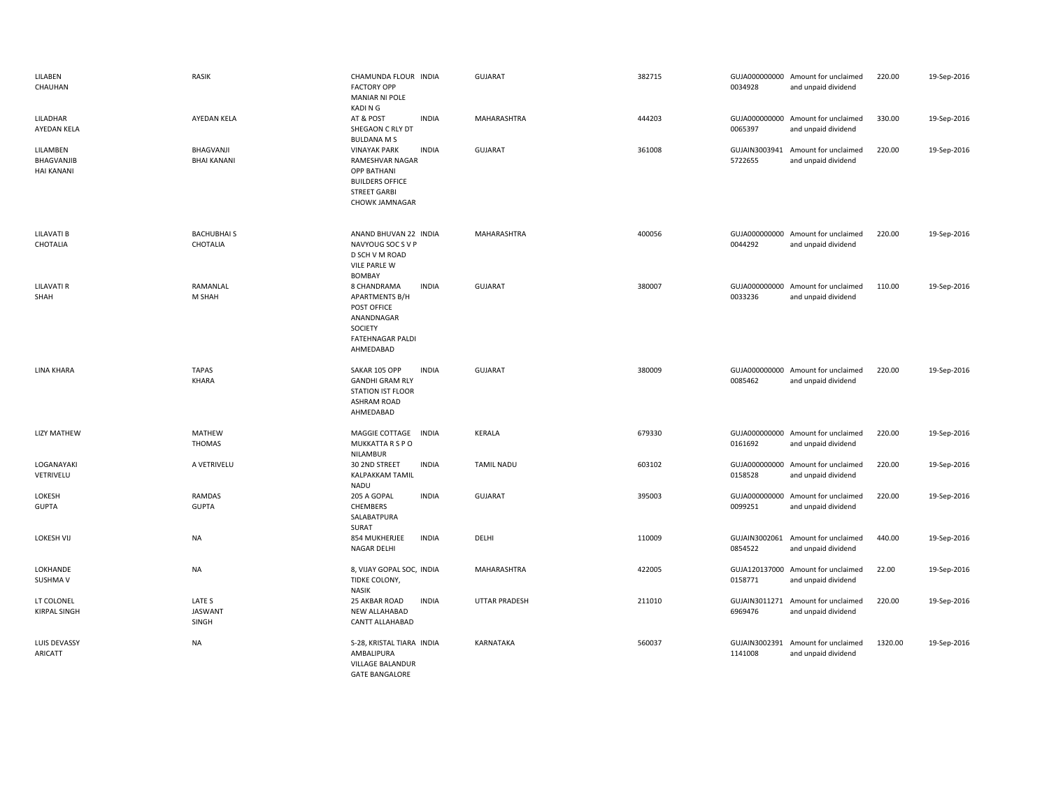| | | | | | | | | | |
|---|---|---|---|---|---|---|---|---|---|
| LILABEN CHAUHAN | RASIK | CHAMUNDA FLOUR FACTORY OPP MANIAR NI POLE KADI N G | INDIA | GUJARAT | 382715 | GUJA000000000 0034928 | Amount for unclaimed and unpaid dividend | 220.00 | 19-Sep-2016 |
| LILADHAR AYEDAN KELA | AYEDAN KELA | AT & POST SHEGAON C RLY DT BULDANA M S | INDIA | MAHARASHTRA | 444203 | GUJA000000000 0065397 | Amount for unclaimed and unpaid dividend | 330.00 | 19-Sep-2016 |
| LILAMBEN BHAGVANJIB HAI KANANI | BHAGVANJI BHAI KANANI | VINAYAK PARK RAMESHVAR NAGAR OPP BATHANI BUILDERS OFFICE STREET GARBI CHOWK JAMNAGAR | INDIA | GUJARAT | 361008 | GUJAIN3003941 5722655 | Amount for unclaimed and unpaid dividend | 220.00 | 19-Sep-2016 |
| LILAVATI B CHOTALIA | BACHUBHAI S CHOTALIA | ANAND BHUVAN 22 NAVYOUG SOC S V P D SCH V M ROAD VILE PARLE W BOMBAY | INDIA | MAHARASHTRA | 400056 | GUJA000000000 0044292 | Amount for unclaimed and unpaid dividend | 220.00 | 19-Sep-2016 |
| LILAVATI R SHAH | RAMANLAL M SHAH | 8 CHANDRAMA APARTMENTS B/H POST OFFICE ANANDNAGAR SOCIETY FATEHNAGAR PALDI AHMEDABAD | INDIA | GUJARAT | 380007 | GUJA000000000 0033236 | Amount for unclaimed and unpaid dividend | 110.00 | 19-Sep-2016 |
| LINA KHARA | TAPAS KHARA | SAKAR 105 OPP GANDHI GRAM RLY STATION IST FLOOR ASHRAM ROAD AHMEDABAD | INDIA | GUJARAT | 380009 | GUJA000000000 0085462 | Amount for unclaimed and unpaid dividend | 220.00 | 19-Sep-2016 |
| LIZY MATHEW | MATHEW THOMAS | MAGGIE COTTAGE MUKKATTA R S P O NILAMBUR | INDIA | KERALA | 679330 | GUJA000000000 0161692 | Amount for unclaimed and unpaid dividend | 220.00 | 19-Sep-2016 |
| LOGANAYAKI VETRIVELU | A VETRIVELU | 30 2ND STREET KALPAKKAM TAMIL NADU | INDIA | TAMIL NADU | 603102 | GUJA000000000 0158528 | Amount for unclaimed and unpaid dividend | 220.00 | 19-Sep-2016 |
| LOKESH GUPTA | RAMDAS GUPTA | 205 A GOPAL CHEMBERS SALABATPURA SURAT | INDIA | GUJARAT | 395003 | GUJA000000000 0099251 | Amount for unclaimed and unpaid dividend | 220.00 | 19-Sep-2016 |
| LOKESH VIJ | NA | 854 MUKHERJEE NAGAR DELHI | INDIA | DELHI | 110009 | GUJAIN3002061 0854522 | Amount for unclaimed and unpaid dividend | 440.00 | 19-Sep-2016 |
| LOKHANDE SUSHMA V | NA | 8, VIJAY GOPAL SOC, TIDKE COLONY, NASIK | INDIA | MAHARASHTRA | 422005 | GUJA120137000 0158771 | Amount for unclaimed and unpaid dividend | 22.00 | 19-Sep-2016 |
| LT COLONEL KIRPAL SINGH | LATE S JASWANT SINGH | 25 AKBAR ROAD NEW ALLAHABAD CANTT ALLAHABAD | INDIA | UTTAR PRADESH | 211010 | GUJAIN3011271 6969476 | Amount for unclaimed and unpaid dividend | 220.00 | 19-Sep-2016 |
| LUIS DEVASSY ARICATT | NA | S-28, KRISTAL TIARA AMBALIPURA VILLAGE BALANDUR GATE BANGALORE | INDIA | KARNATAKA | 560037 | GUJAIN3002391 1141008 | Amount for unclaimed and unpaid dividend | 1320.00 | 19-Sep-2016 |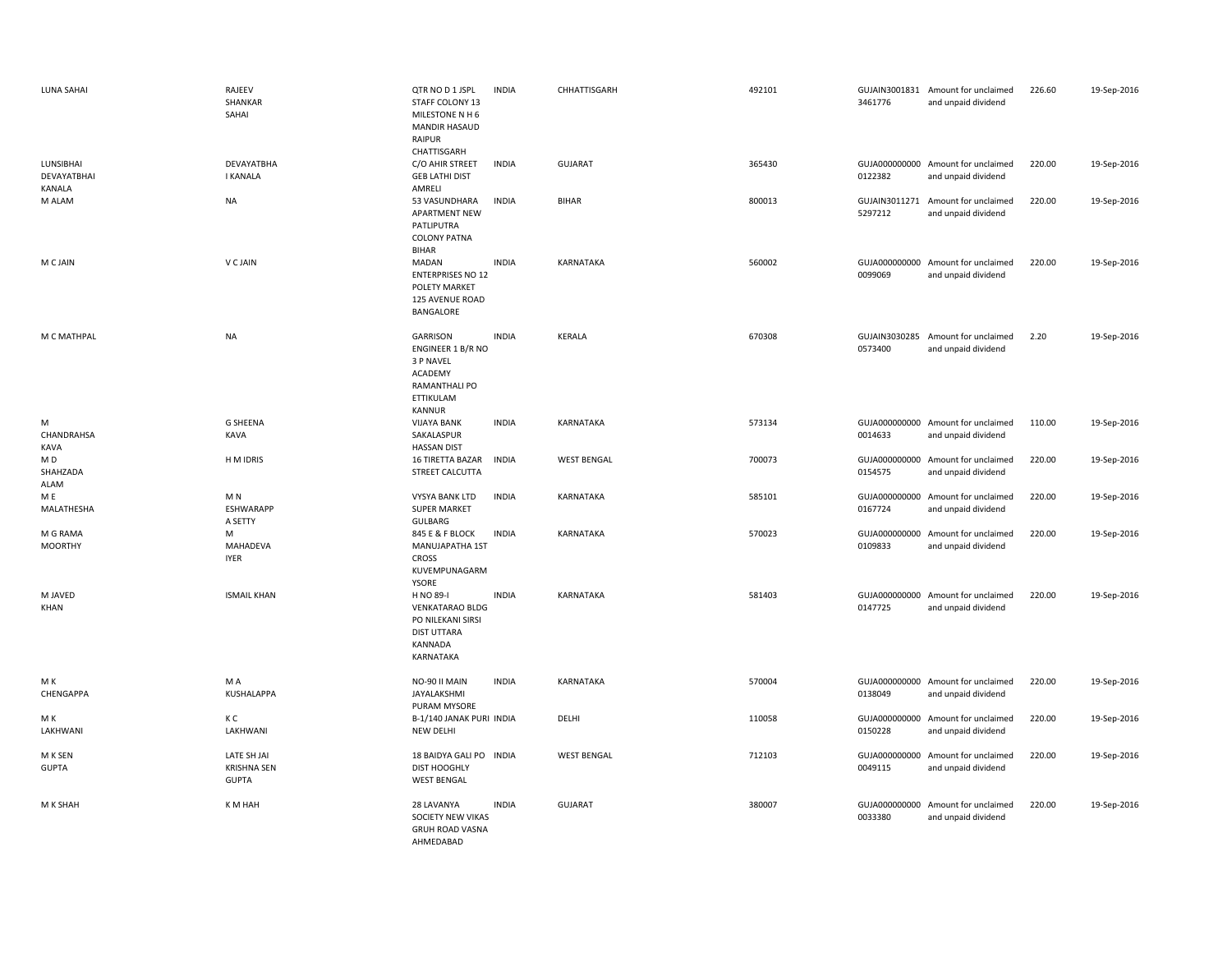| | | | | | | | | | |
|---|---|---|---|---|---|---|---|---|---|
| LUNA SAHAI | RAJEEV SHANKAR SAHAI | QTR NO D 1 JSPL STAFF COLONY 13 MILESTONE N H 6 MANDIR HASAUD RAIPUR CHATTISGARH | INDIA | CHHATTISGARH | 492101 | GUJAIN30018313461776 | Amount for unclaimed and unpaid dividend | 226.60 | 19-Sep-2016 |
| LUNSIBHAI DEVAYATBHAI KANALA | DEVAYATBHA I KANALA | C/O AHIR STREET GEB LATHI DIST AMRELI | INDIA | GUJARAT | 365430 | GUJA0000000000122382 | Amount for unclaimed and unpaid dividend | 220.00 | 19-Sep-2016 |
| M ALAM | NA | 53 VASUNDHARA APARTMENT NEW PATLIPUTRA COLONY PATNA BIHAR | INDIA | BIHAR | 800013 | GUJAIN30112715297212 | Amount for unclaimed and unpaid dividend | 220.00 | 19-Sep-2016 |
| M C JAIN | V C JAIN | MADAN ENTERPRISES NO 12 POLETY MARKET 125 AVENUE ROAD BANGALORE | INDIA | KARNATAKA | 560002 | GUJA0000000000099069 | Amount for unclaimed and unpaid dividend | 220.00 | 19-Sep-2016 |
| M C MATHPAL | NA | GARRISON ENGINEER 1 B/R NO 3 P NAVEL ACADEMY RAMANTHALI PO ETTIKULAM KANNUR | INDIA | KERALA | 670308 | GUJAIN30302850573400 | Amount for unclaimed and unpaid dividend | 2.20 | 19-Sep-2016 |
| M CHANDRAHSA KAVA | G SHEENA KAVA | VIJAYA BANK SAKALASPUR HASSAN DIST | INDIA | KARNATAKA | 573134 | GUJA0000000000014633 | Amount for unclaimed and unpaid dividend | 110.00 | 19-Sep-2016 |
| M D SHAHZADA ALAM | H M IDRIS | 16 TIRETTA BAZAR STREET CALCUTTA | INDIA | WEST BENGAL | 700073 | GUJA0000000000154575 | Amount for unclaimed and unpaid dividend | 220.00 | 19-Sep-2016 |
| M E MALATHESHA | M N ESHWARAPP A SETTY | VYSYA BANK LTD SUPER MARKET GULBARG | INDIA | KARNATAKA | 585101 | GUJA0000000000167724 | Amount for unclaimed and unpaid dividend | 220.00 | 19-Sep-2016 |
| M G RAMA MOORTHY | M MAHADEVA IYER | 845 E & F BLOCK MANUJAPATHA 1ST CROSS KUVEMPUNAGARM YSORE | INDIA | KARNATAKA | 570023 | GUJA0000000000109833 | Amount for unclaimed and unpaid dividend | 220.00 | 19-Sep-2016 |
| M JAVED KHAN | ISMAIL KHAN | H NO 89-I VENKATARAO BLDG PO NILEKANI SIRSI DIST UTTARA KANNADA KARNATAKA | INDIA | KARNATAKA | 581403 | GUJA0000000000147725 | Amount for unclaimed and unpaid dividend | 220.00 | 19-Sep-2016 |
| M K CHENGAPPA | M A KUSHALAPPA | NO-90 II MAIN JAYALAKSHMI PURAM MYSORE | INDIA | KARNATAKA | 570004 | GUJA0000000000138049 | Amount for unclaimed and unpaid dividend | 220.00 | 19-Sep-2016 |
| M K LAKHWANI | K C LAKHWANI | B-1/140 JANAK PURI NEW DELHI | INDIA | DELHI | 110058 | GUJA0000000000150228 | Amount for unclaimed and unpaid dividend | 220.00 | 19-Sep-2016 |
| M K SEN GUPTA | LATE SH JAI KRISHNA SEN GUPTA | 18 BAIDYA GALI PO DIST HOOGHLY WEST BENGAL | INDIA | WEST BENGAL | 712103 | GUJA0000000000049115 | Amount for unclaimed and unpaid dividend | 220.00 | 19-Sep-2016 |
| M K SHAH | K M HAH | 28 LAVANYA SOCIETY NEW VIKAS GRUH ROAD VASNA AHMEDABAD | INDIA | GUJARAT | 380007 | GUJA0000000000033380 | Amount for unclaimed and unpaid dividend | 220.00 | 19-Sep-2016 |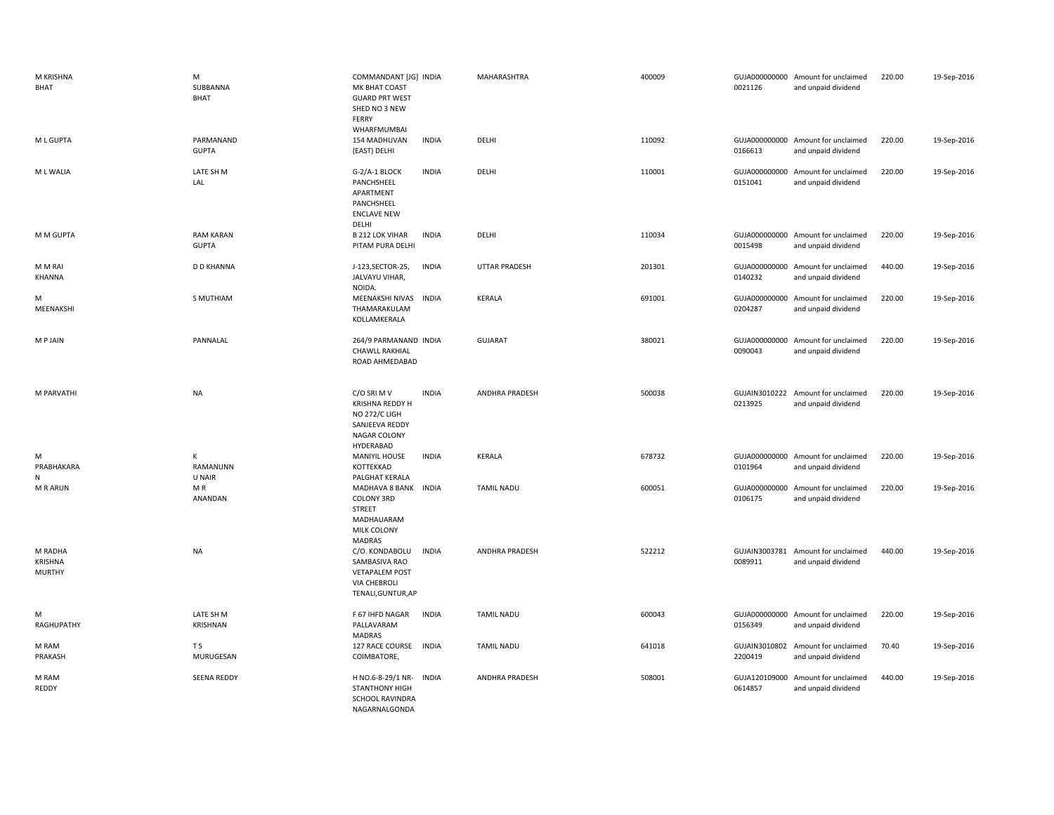| | | | | | | | | | |
|---|---|---|---|---|---|---|---|---|---|
| M KRISHNA BHAT | M SUBBANNA BHAT | COMMANDANT [JG] MK BHAT COAST GUARD PRT WEST SHED NO 3 NEW FERRY WHARFMUMBAI | INDIA | MAHARASHTRA | 400009 | GUJA0000000000021126 | Amount for unclaimed and unpaid dividend | 220.00 | 19-Sep-2016 |
| M L GUPTA | PARMANAND GUPTA | 154 MADHUVAN (EAST) DELHI | INDIA | DELHI | 110092 | GUJA0000000000166613 | Amount for unclaimed and unpaid dividend | 220.00 | 19-Sep-2016 |
| M L WALIA | LATE SH M LAL | G-2/A-1 BLOCK PANCHSHEEL APARTMENT PANCHSHEEL ENCLAVE NEW DELHI | INDIA | DELHI | 110001 | GUJA0000000000151041 | Amount for unclaimed and unpaid dividend | 220.00 | 19-Sep-2016 |
| M M GUPTA | RAM KARAN GUPTA | B 212 LOK VIHAR PITAM PURA DELHI | INDIA | DELHI | 110034 | GUJA0000000000015498 | Amount for unclaimed and unpaid dividend | 220.00 | 19-Sep-2016 |
| M M RAI KHANNA | D D KHANNA | J-123,SECTOR-25, JALVAYU VIHAR, NOIDA. | INDIA | UTTAR PRADESH | 201301 | GUJA0000000000140232 | Amount for unclaimed and unpaid dividend | 440.00 | 19-Sep-2016 |
| M MEENAKSHI | S MUTHIAM | MEENAKSHI NIVAS THAMARAKULAM KOLLAMKERALA | INDIA | KERALA | 691001 | GUJA0000000000204287 | Amount for unclaimed and unpaid dividend | 220.00 | 19-Sep-2016 |
| M P JAIN | PANNALAL | 264/9 PARMANAND CHAWLL RAKHIAL ROAD AHMEDABAD | INDIA | GUJARAT | 380021 | GUJA0000000000090043 | Amount for unclaimed and unpaid dividend | 220.00 | 19-Sep-2016 |
| M PARVATHI | NA | C/O SRI M V KRISHNA REDDY H NO 272/C LIGH SANJEEVA REDDY NAGAR COLONY HYDERABAD | INDIA | ANDHRA PRADESH | 500038 | GUJAIN30102220213925 | Amount for unclaimed and unpaid dividend | 220.00 | 19-Sep-2016 |
| M PRABHAKARA N | K RAMANUNN U NAIR | MANIYIL HOUSE KOTTEKKAD PALGHAT KERALA | INDIA | KERALA | 678732 | GUJA0000000000101964 | Amount for unclaimed and unpaid dividend | 220.00 | 19-Sep-2016 |
| M R ARUN | M R ANANDAN | MADHAVA 8 BANK COLONY 3RD STREET MADHAUARAM MILK COLONY MADRAS | INDIA | TAMIL NADU | 600051 | GUJA0000000000106175 | Amount for unclaimed and unpaid dividend | 220.00 | 19-Sep-2016 |
| M RADHA KRISHNA MURTHY | NA | C/O. KONDABOLU SAMBASIVA RAO VETAPALEM POST VIA CHEBROLI TENALI,GUNTUR,AP | INDIA | ANDHRA PRADESH | 522212 | GUJAIN30037810089911 | Amount for unclaimed and unpaid dividend | 440.00 | 19-Sep-2016 |
| M RAGHUPATHY | LATE SH M KRISHNAN | F 67 IHFD NAGAR PALLAVARAM MADRAS | INDIA | TAMIL NADU | 600043 | GUJA0000000000156349 | Amount for unclaimed and unpaid dividend | 220.00 | 19-Sep-2016 |
| M RAM PRAKASH | T S MURUGESAN | 127 RACE COURSE COIMBATORE, | INDIA | TAMIL NADU | 641018 | GUJAIN30108022200419 | Amount for unclaimed and unpaid dividend | 70.40 | 19-Sep-2016 |
| M RAM REDDY | SEENA REDDY | H NO.6-8-29/1 NR-STANTHONY HIGH SCHOOL RAVINDRA NAGARNALGONDA | INDIA | ANDHRA PRADESH | 508001 | GUJA1201090000614857 | Amount for unclaimed and unpaid dividend | 440.00 | 19-Sep-2016 |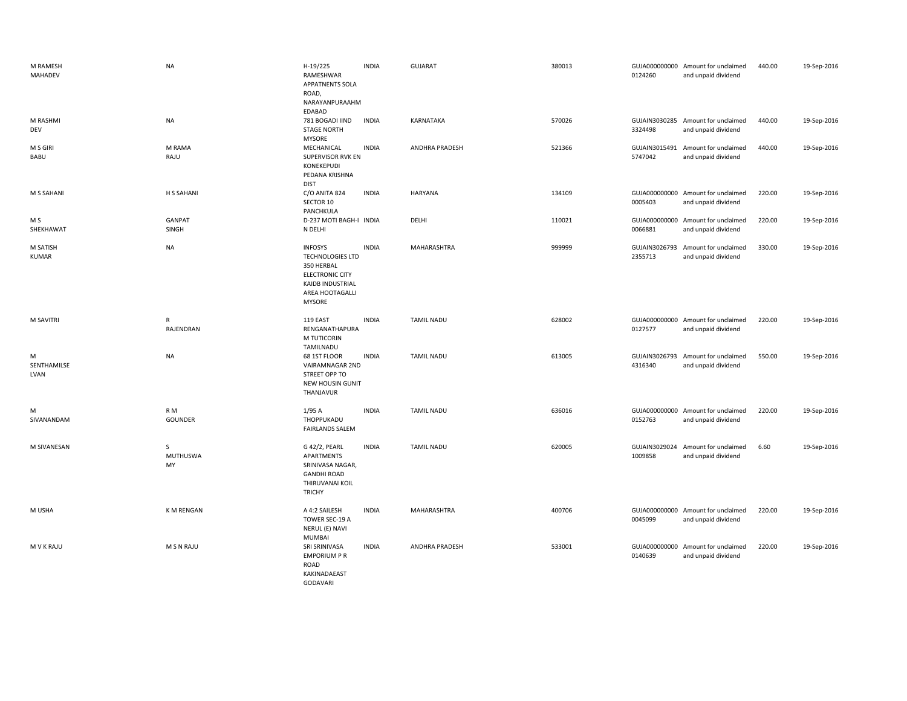| | | | | | | | | | |
|---|---|---|---|---|---|---|---|---|---|
| M RAMESH MAHADEV | NA | H-19/225 RAMESHWAR APPATNENTS SOLA ROAD, NARAYANPURAAHMEDABAD | INDIA | GUJARAT | 380013 | GUJA0000000000124260 | Amount for unclaimed and unpaid dividend | 440.00 | 19-Sep-2016 |
| M RASHMI DEV | NA | 781 BOGADI IIND STAGE NORTH MYSORE | INDIA | KARNATAKA | 570026 | GUJAIN30302853324498 | Amount for unclaimed and unpaid dividend | 440.00 | 19-Sep-2016 |
| M S GIRI BABU | M RAMA RAJU | MECHANICAL SUPERVISOR RVK EN KONEKEPUDI PEDANA KRISHNA DIST | INDIA | ANDHRA PRADESH | 521366 | GUJAIN30154915747042 | Amount for unclaimed and unpaid dividend | 440.00 | 19-Sep-2016 |
| M S SAHANI | H S SAHANI | C/O ANITA 824 SECTOR 10 PANCHKULA | INDIA | HARYANA | 134109 | GUJA0000000000005403 | Amount for unclaimed and unpaid dividend | 220.00 | 19-Sep-2016 |
| M S SHEKHAWAT | GANPAT SINGH | D-237 MOTI BAGH-I N DELHI | INDIA | DELHI | 110021 | GUJA0000000000066881 | Amount for unclaimed and unpaid dividend | 220.00 | 19-Sep-2016 |
| M SATISH KUMAR | NA | INFOSYS TECHNOLOGIES LTD 350 HERBAL ELECTRONIC CITY KAIDB INDUSTRIAL AREA HOOTAGALLI MYSORE | INDIA | MAHARASHTRA | 999999 | GUJAIN30267932355713 | Amount for unclaimed and unpaid dividend | 330.00 | 19-Sep-2016 |
| M SAVITRI | R RAJENDRAN | 119 EAST RENGANATHAPURAM TUTICORIN TAMILNADU | INDIA | TAMIL NADU | 628002 | GUJA0000000000127577 | Amount for unclaimed and unpaid dividend | 220.00 | 19-Sep-2016 |
| M SENTHAMILSELVAN | NA | 68 1ST FLOOR VAIRAMNAGAR 2ND STREET OPP TO NEW HOUSIN GUNIT THANJAVUR | INDIA | TAMIL NADU | 613005 | GUJAIN30267934316340 | Amount for unclaimed and unpaid dividend | 550.00 | 19-Sep-2016 |
| M SIVANANDAM | R M GOUNDER | 1/95 A THOPPUKADU FAIRLANDS SALEM | INDIA | TAMIL NADU | 636016 | GUJA0000000000152763 | Amount for unclaimed and unpaid dividend | 220.00 | 19-Sep-2016 |
| M SIVANESAN | S MUTHUSWAMY | G 42/2, PEARL APARTMENTS SRINIVASA NAGAR, GANDHI ROAD THIRUVANAI KOIL TRICHY | INDIA | TAMIL NADU | 620005 | GUJAIN30290241009858 | Amount for unclaimed and unpaid dividend | 6.60 | 19-Sep-2016 |
| M USHA | K M RENGAN | A 4:2 SAILESH TOWER SEC-19 A NERUL (E) NAVI MUMBAI | INDIA | MAHARASHTRA | 400706 | GUJA0000000000045099 | Amount for unclaimed and unpaid dividend | 220.00 | 19-Sep-2016 |
| M V K RAJU | M S N RAJU | SRI SRINIVASA EMPORIUM P R ROAD KAKINADAEAST GODAVARI | INDIA | ANDHRA PRADESH | 533001 | GUJA0000000000140639 | Amount for unclaimed and unpaid dividend | 220.00 | 19-Sep-2016 |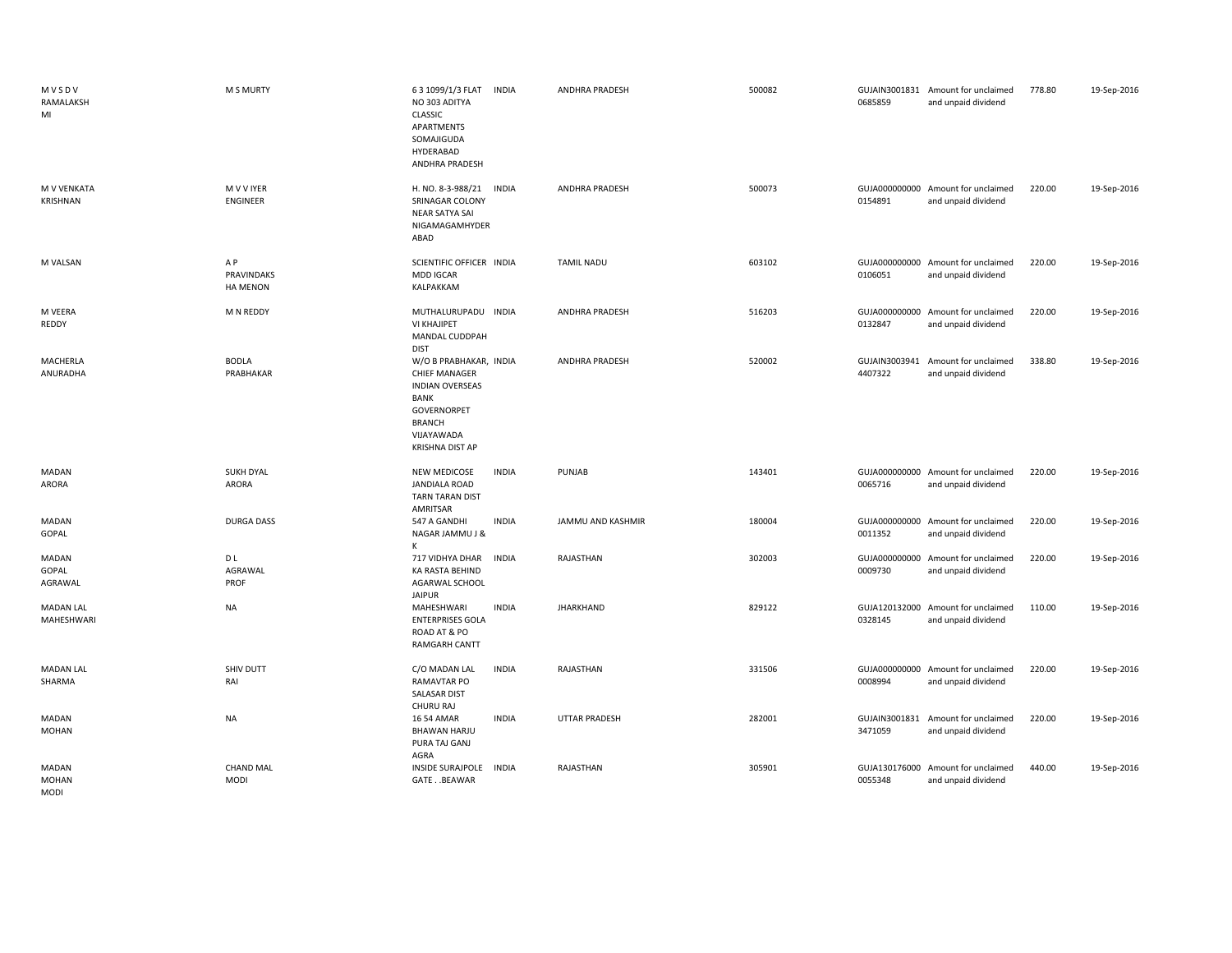| | | | | | | | | | |
|---|---|---|---|---|---|---|---|---|---|
| M V S D V RAMALAKSHMI | M S MURTY | 6 3 1099/1/3 FLAT NO 303 ADITYA CLASSIC APARTMENTS SOMAJIGUDA HYDERABAD ANDHRA PRADESH | INDIA | ANDHRA PRADESH | 500082 | GUJAIN30018310685859 | Amount for unclaimed and unpaid dividend | 778.80 | 19-Sep-2016 |
| M V VENKATA KRISHNAN | M V V IYER ENGINEER | H. NO. 8-3-988/21 SRINAGAR COLONY NEAR SATYA SAI NIGAMAGAMHYDERABAD | INDIA | ANDHRA PRADESH | 500073 | GUJA0000000000154891 | Amount for unclaimed and unpaid dividend | 220.00 | 19-Sep-2016 |
| M VALSAN | A P PRAVINDAKS HA MENON | SCIENTIFIC OFFICER MDD IGCAR KALPAKKAM | INDIA | TAMIL NADU | 603102 | GUJA0000000000106051 | Amount for unclaimed and unpaid dividend | 220.00 | 19-Sep-2016 |
| M VEERA REDDY | M N REDDY | MUTHALURUPADU VI KHAJIPET MANDAL CUDDPAH DIST | INDIA | ANDHRA PRADESH | 516203 | GUJA0000000000132847 | Amount for unclaimed and unpaid dividend | 220.00 | 19-Sep-2016 |
| MACHERLA ANURADHA | BODLA PRABHAKAR | W/O B PRABHAKAR, CHIEF MANAGER INDIAN OVERSEAS BANK GOVERNORPET BRANCH VIJAYAWADA KRISHNA DIST AP | INDIA | ANDHRA PRADESH | 520002 | GUJAIN30039414407322 | Amount for unclaimed and unpaid dividend | 338.80 | 19-Sep-2016 |
| MADAN ARORA | SUKH DYAL ARORA | NEW MEDICOSE JANDIALA ROAD TARN TARAN DIST AMRITSAR | INDIA | PUNJAB | 143401 | GUJA0000000000065716 | Amount for unclaimed and unpaid dividend | 220.00 | 19-Sep-2016 |
| MADAN GOPAL | DURGA DASS | 547 A GANDHI NAGAR JAMMU J & K | INDIA | JAMMU AND KASHMIR | 180004 | GUJA0000000000011352 | Amount for unclaimed and unpaid dividend | 220.00 | 19-Sep-2016 |
| MADAN GOPAL AGRAWAL | D L AGRAWAL PROF | 717 VIDHYA DHAR KA RASTA BEHIND AGARWAL SCHOOL JAIPUR | INDIA | RAJASTHAN | 302003 | GUJA0000000000009730 | Amount for unclaimed and unpaid dividend | 220.00 | 19-Sep-2016 |
| MADAN LAL MAHESHWARI | NA | MAHESHWARI ENTERPRISES GOLA ROAD AT & PO RAMGARH CANTT | INDIA | JHARKHAND | 829122 | GUJA1201320000328145 | Amount for unclaimed and unpaid dividend | 110.00 | 19-Sep-2016 |
| MADAN LAL SHARMA | SHIV DUTT RAI | C/O MADAN LAL RAMAVTAR PO SALASAR DIST CHURU RAJ | INDIA | RAJASTHAN | 331506 | GUJA0000000000008994 | Amount for unclaimed and unpaid dividend | 220.00 | 19-Sep-2016 |
| MADAN MOHAN | NA | 16 54 AMAR BHAWAN HARJU PURA TAJ GANJ AGRA | INDIA | UTTAR PRADESH | 282001 | GUJAIN30018313471059 | Amount for unclaimed and unpaid dividend | 220.00 | 19-Sep-2016 |
| MADAN MOHAN MODI | CHAND MAL MODI | INSIDE SURAJPOLE GATE . .BEAWAR | INDIA | RAJASTHAN | 305901 | GUJA1301760000055348 | Amount for unclaimed and unpaid dividend | 440.00 | 19-Sep-2016 |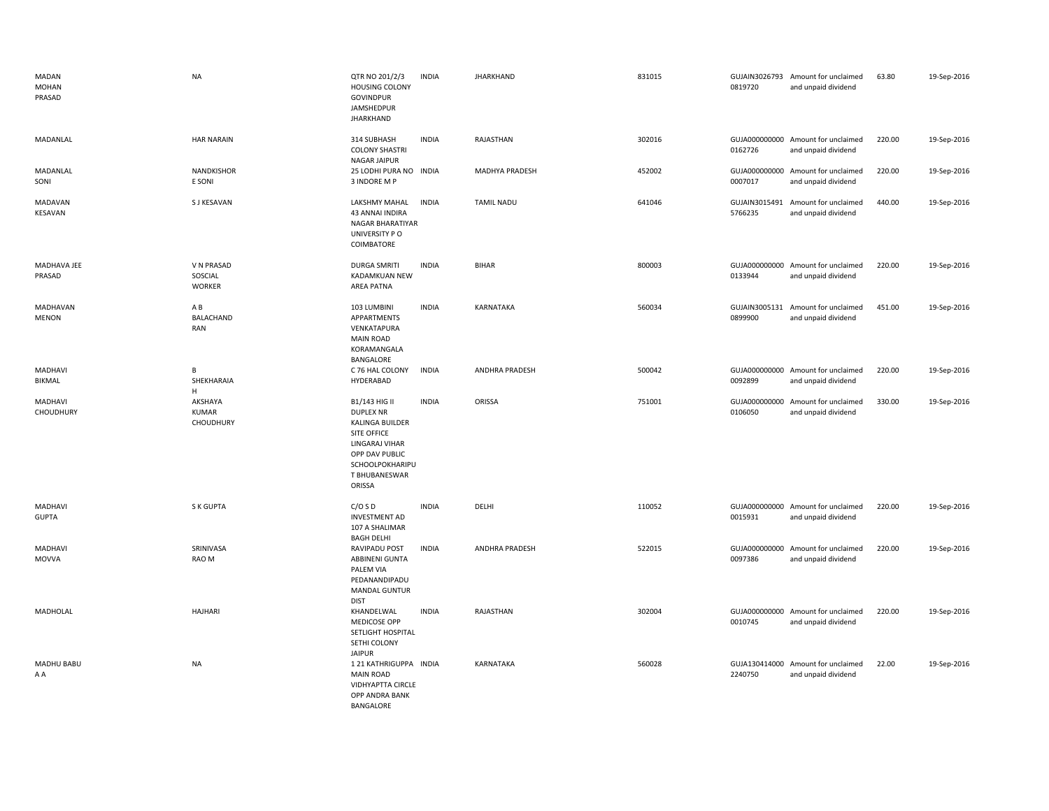| | | | | | | | | | |
|---|---|---|---|---|---|---|---|---|---|
| MADAN MOHAN PRASAD | NA | QTR NO 201/2/3 HOUSING COLONY GOVINDPUR JAMSHEDPUR JHARKHAND | INDIA | JHARKHAND | 831015 | GUJAIN30267930819720 | Amount for unclaimed and unpaid dividend | 63.80 | 19-Sep-2016 |
| MADANLAL | HAR NARAIN | 314 SUBHASH COLONY SHASTRI NAGAR JAIPUR | INDIA | RAJASTHAN | 302016 | GUJA0000000000162726 | Amount for unclaimed and unpaid dividend | 220.00 | 19-Sep-2016 |
| MADANLAL SONI | NANDKISHOR E SONI | 25 LODHI PURA NO 3 INDORE M P | INDIA | MADHYA PRADESH | 452002 | GUJA0000000000007017 | Amount for unclaimed and unpaid dividend | 220.00 | 19-Sep-2016 |
| MADAVAN KESAVAN | S J KESAVAN | LAKSHMY MAHAL 43 ANNAI INDIRA NAGAR BHARATIYAR UNIVERSITY P O COIMBATORE | INDIA | TAMIL NADU | 641046 | GUJAIN30154915766235 | Amount for unclaimed and unpaid dividend | 440.00 | 19-Sep-2016 |
| MADHAVA JEE PRASAD | V N PRASAD SOSCIAL WORKER | DURGA SMRITI KADAMKUAN NEW AREA PATNA | INDIA | BIHAR | 800003 | GUJA0000000000133944 | Amount for unclaimed and unpaid dividend | 220.00 | 19-Sep-2016 |
| MADHAVAN MENON | A B BALACHAND RAN | 103 LUMBINI APPARTMENTS VENKATAPURA MAIN ROAD KORAMANGALA BANGALORE | INDIA | KARNATAKA | 560034 | GUJAIN30051310899900 | Amount for unclaimed and unpaid dividend | 451.00 | 19-Sep-2016 |
| MADHAVI BIKMAL | B SHEKHARAIA H | C 76 HAL COLONY HYDERABAD | INDIA | ANDHRA PRADESH | 500042 | GUJA0000000000092899 | Amount for unclaimed and unpaid dividend | 220.00 | 19-Sep-2016 |
| MADHAVI CHOUDHURY | AKSHAYA KUMAR CHOUDHURY | B1/143 HIG II DUPLEX NR KALINGA BUILDER SITE OFFICE LINGARAJ VIHAR OPP DAV PUBLIC SCHOOLPOKHARIPU T BHUBANESWAR ORISSA | INDIA | ORISSA | 751001 | GUJA0000000000106050 | Amount for unclaimed and unpaid dividend | 330.00 | 19-Sep-2016 |
| MADHAVI GUPTA | S K GUPTA | C/O S D INVESTMENT AD 107 A SHALIMAR BAGH DELHI | INDIA | DELHI | 110052 | GUJA0000000000015931 | Amount for unclaimed and unpaid dividend | 220.00 | 19-Sep-2016 |
| MADHAVI MOVVA | SRINIVASA RAO M | RAVIPADU POST ABBINENI GUNTA PALEM VIA PEDANANDIPADU MANDAL GUNTUR DIST | INDIA | ANDHRA PRADESH | 522015 | GUJA0000000000097386 | Amount for unclaimed and unpaid dividend | 220.00 | 19-Sep-2016 |
| MADHOLAL | HAJHARI | KHANDELWAL MEDICOSE OPP SETLIGHT HOSPITAL SETHI COLONY JAIPUR | INDIA | RAJASTHAN | 302004 | GUJA0000000000010745 | Amount for unclaimed and unpaid dividend | 220.00 | 19-Sep-2016 |
| MADHU BABU A A | NA | 1 21 KATHRIGUPPA MAIN ROAD VIDHYAPTTA CIRCLE OPP ANDRA BANK BANGALORE | INDIA | KARNATAKA | 560028 | GUJA1304140002240750 | Amount for unclaimed and unpaid dividend | 22.00 | 19-Sep-2016 |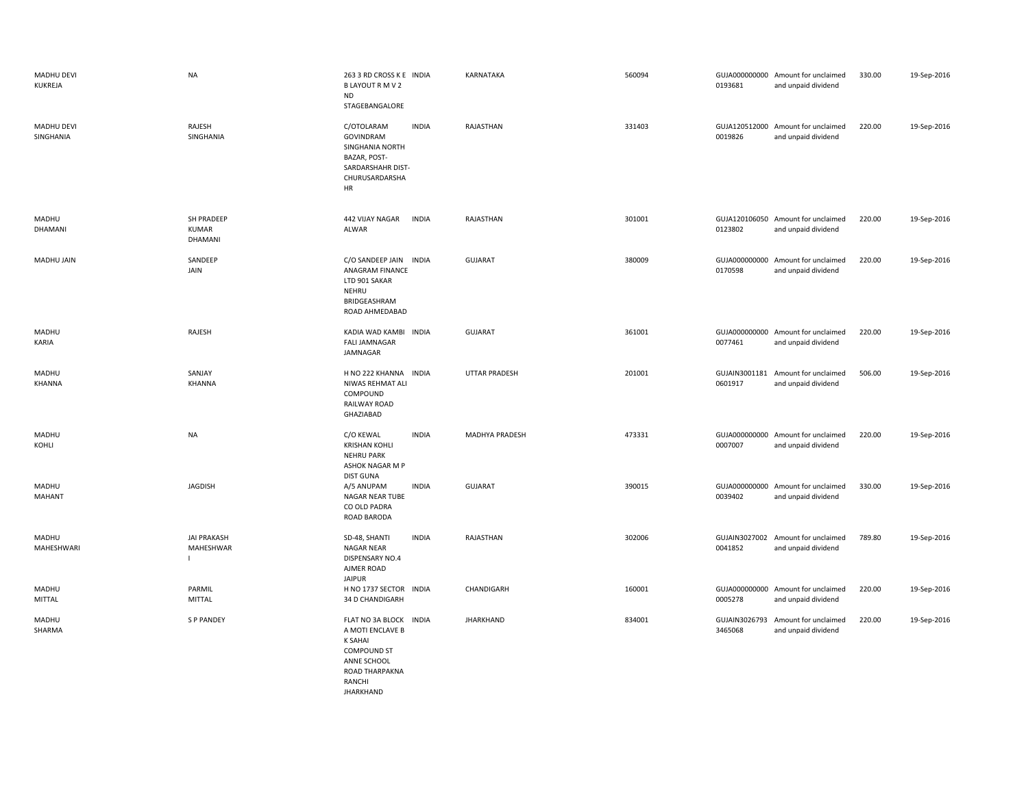| | | | | | | | | | |
|---|---|---|---|---|---|---|---|---|---|
| MADHU DEVI KUKREJA | NA | 263 3 RD CROSS K E B LAYOUT R M V 2 ND STAGEBANGALORE | INDIA | KARNATAKA | 560094 | GUJA000000000 0193681 | Amount for unclaimed and unpaid dividend | 330.00 | 19-Sep-2016 |
| MADHU DEVI SINGHANIA | RAJESH SINGHANIA | C/OTOLARAM GOVINDRAM SINGHANIA NORTH BAZAR, POST- SARDARSHAHR DIST- CHURUSARDARSHA HR | INDIA | RAJASTHAN | 331403 | GUJA120512000 0019826 | Amount for unclaimed and unpaid dividend | 220.00 | 19-Sep-2016 |
| MADHU DHAMANI | SH PRADEEP KUMAR DHAMANI | 442 VIJAY NAGAR ALWAR | INDIA | RAJASTHAN | 301001 | GUJA120106050 0123802 | Amount for unclaimed and unpaid dividend | 220.00 | 19-Sep-2016 |
| MADHU JAIN | SANDEEP JAIN | C/O SANDEEP JAIN ANAGRAM FINANCE LTD 901 SAKAR NEHRU BRIDGEASHRAM ROAD AHMEDABAD | INDIA | GUJARAT | 380009 | GUJA000000000 0170598 | Amount for unclaimed and unpaid dividend | 220.00 | 19-Sep-2016 |
| MADHU KARIA | RAJESH | KADIA WAD KAMBI FALI JAMNAGAR JAMNAGAR | INDIA | GUJARAT | 361001 | GUJA000000000 0077461 | Amount for unclaimed and unpaid dividend | 220.00 | 19-Sep-2016 |
| MADHU KHANNA | SANJAY KHANNA | H NO 222 KHANNA NIWAS REHMAT ALI COMPOUND RAILWAY ROAD GHAZIABAD | INDIA | UTTAR PRADESH | 201001 | GUJAIN3001181 0601917 | Amount for unclaimed and unpaid dividend | 506.00 | 19-Sep-2016 |
| MADHU KOHLI | NA | C/O KEWAL KRISHAN KOHLI NEHRU PARK ASHOK NAGAR M P DIST GUNA | INDIA | MADHYA PRADESH | 473331 | GUJA000000000 0007007 | Amount for unclaimed and unpaid dividend | 220.00 | 19-Sep-2016 |
| MADHU MAHANT | JAGDISH | A/5 ANUPAM NAGAR NEAR TUBE CO OLD PADRA ROAD BARODA | INDIA | GUJARAT | 390015 | GUJA000000000 0039402 | Amount for unclaimed and unpaid dividend | 330.00 | 19-Sep-2016 |
| MADHU MAHESHWARI | JAI PRAKASH MAHESHWAR I | SD-48, SHANTI NAGAR NEAR DISPENSARY NO.4 AJMER ROAD JAIPUR | INDIA | RAJASTHAN | 302006 | GUJAIN3027002 0041852 | Amount for unclaimed and unpaid dividend | 789.80 | 19-Sep-2016 |
| MADHU MITTAL | PARMIL MITTAL | H NO 1737 SECTOR 34 D CHANDIGARH | INDIA | CHANDIGARH | 160001 | GUJA000000000 0005278 | Amount for unclaimed and unpaid dividend | 220.00 | 19-Sep-2016 |
| MADHU SHARMA | S P PANDEY | FLAT NO 3A BLOCK A MOTI ENCLAVE B K SAHAI COMPOUND ST ANNE SCHOOL ROAD THARPAKNA RANCHI JHARKHAND | INDIA | JHARKHAND | 834001 | GUJAIN3026793 3465068 | Amount for unclaimed and unpaid dividend | 220.00 | 19-Sep-2016 |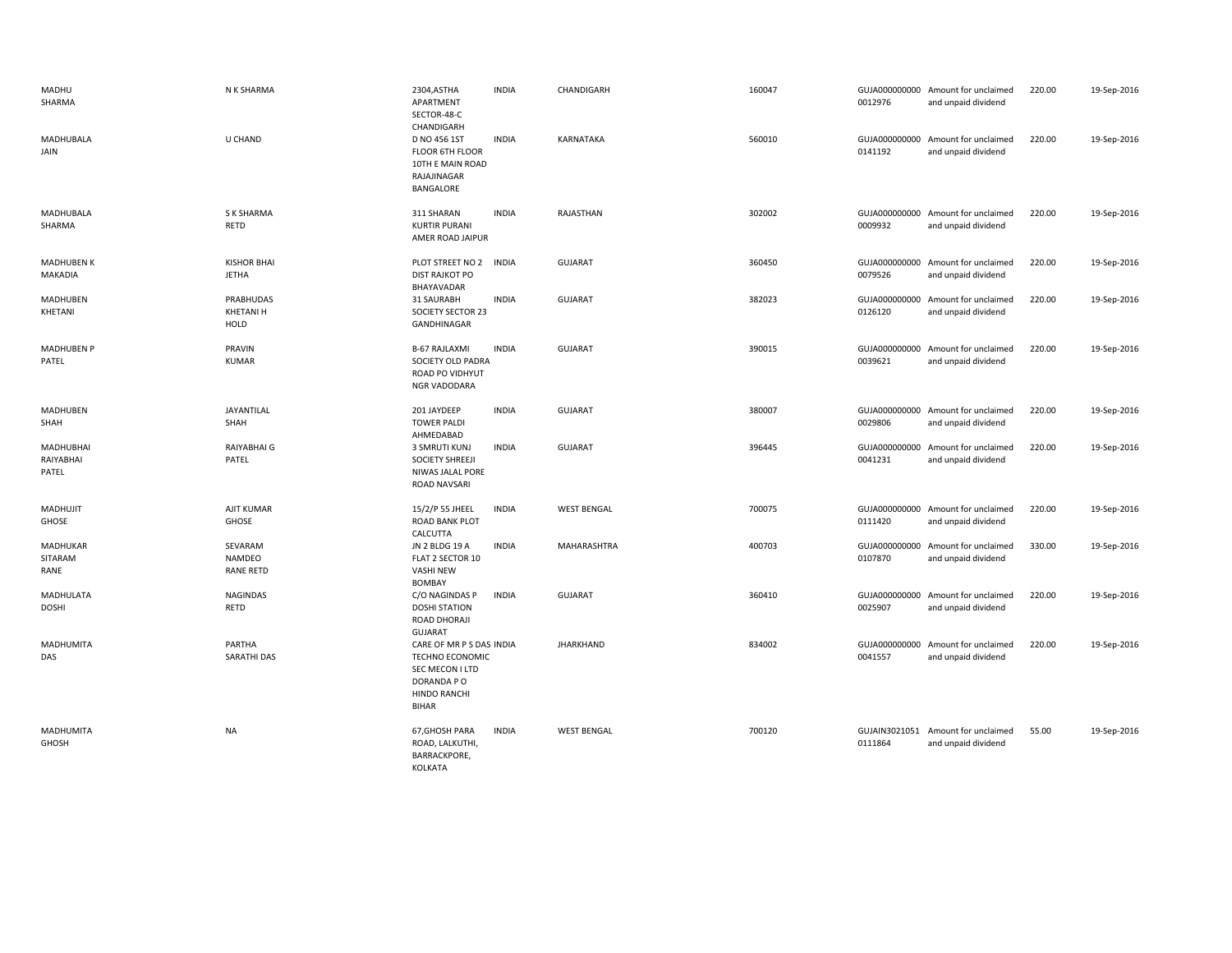| | | | | | | | | | |
|---|---|---|---|---|---|---|---|---|---|
| MADHU SHARMA | N K SHARMA | 2304,ASTHA APARTMENT SECTOR-48-C CHANDIGARH | INDIA | CHANDIGARH | 160047 | GUJA000000000 0012976 | Amount for unclaimed and unpaid dividend | 220.00 | 19-Sep-2016 |
| MADHUBALA JAIN | U CHAND | D NO 456 1ST FLOOR 6TH FLOOR 10TH E MAIN ROAD RAJAJINAGAR BANGALORE | INDIA | KARNATAKA | 560010 | GUJA000000000 0141192 | Amount for unclaimed and unpaid dividend | 220.00 | 19-Sep-2016 |
| MADHUBALA SHARMA | S K SHARMA RETD | 311 SHARAN KURTIR PURANI AMER ROAD JAIPUR | INDIA | RAJASTHAN | 302002 | GUJA000000000 0009932 | Amount for unclaimed and unpaid dividend | 220.00 | 19-Sep-2016 |
| MADHUBEN K MAKADIA | KISHOR BHAI JETHA | PLOT STREET NO 2 DIST RAJKOT PO BHAYAVADAR | INDIA | GUJARAT | 360450 | GUJA000000000 0079526 | Amount for unclaimed and unpaid dividend | 220.00 | 19-Sep-2016 |
| MADHUBEN KHETANI | PRABHUDAS KHETANI H HOLD | 31 SAURABH SOCIETY SECTOR 23 GANDHINAGAR | INDIA | GUJARAT | 382023 | GUJA000000000 0126120 | Amount for unclaimed and unpaid dividend | 220.00 | 19-Sep-2016 |
| MADHUBEN P PATEL | PRAVIN KUMAR | B-67 RAJLAXMI SOCIETY OLD PADRA ROAD PO VIDHYUT NGR VADODARA | INDIA | GUJARAT | 390015 | GUJA000000000 0039621 | Amount for unclaimed and unpaid dividend | 220.00 | 19-Sep-2016 |
| MADHUBEN SHAH | JAYANTILAL SHAH | 201 JAYDEEP TOWER PALDI AHMEDABAD | INDIA | GUJARAT | 380007 | GUJA000000000 0029806 | Amount for unclaimed and unpaid dividend | 220.00 | 19-Sep-2016 |
| MADHUBHAI RAIYABHAI PATEL | RAIYABHAI G PATEL | 3 SMRUTI KUNJ SOCIETY SHREEJI NIWAS JALAL PORE ROAD NAVSARI | INDIA | GUJARAT | 396445 | GUJA000000000 0041231 | Amount for unclaimed and unpaid dividend | 220.00 | 19-Sep-2016 |
| MADHUJIT GHOSE | AJIT KUMAR GHOSE | 15/2/P 55 JHEEL ROAD BANK PLOT CALCUTTA | INDIA | WEST BENGAL | 700075 | GUJA000000000 0111420 | Amount for unclaimed and unpaid dividend | 220.00 | 19-Sep-2016 |
| MADHUKAR SITARAM RANE | SEVARAM NAMDEO RANE RETD | JN 2 BLDG 19 A FLAT 2 SECTOR 10 VASHI NEW BOMBAY | INDIA | MAHARASHTRA | 400703 | GUJA000000000 0107870 | Amount for unclaimed and unpaid dividend | 330.00 | 19-Sep-2016 |
| MADHULATA DOSHI | NAGINDAS RETD | C/O NAGINDAS P DOSHI STATION ROAD DHORAJI GUJARAT | INDIA | GUJARAT | 360410 | GUJA000000000 0025907 | Amount for unclaimed and unpaid dividend | 220.00 | 19-Sep-2016 |
| MADHUMITA DAS | PARTHA SARATHI DAS | CARE OF MR P S DAS TECHNO ECONOMIC SEC MECON I LTD DORANDA P O HINDO RANCHI BIHAR | INDIA | JHARKHAND | 834002 | GUJA000000000 0041557 | Amount for unclaimed and unpaid dividend | 220.00 | 19-Sep-2016 |
| MADHUMITA GHOSH | NA | 67,GHOSH PARA ROAD, LALKUTHI, BARRACKPORE, KOLKATA | INDIA | WEST BENGAL | 700120 | GUJAIN3021051 0111864 | Amount for unclaimed and unpaid dividend | 55.00 | 19-Sep-2016 |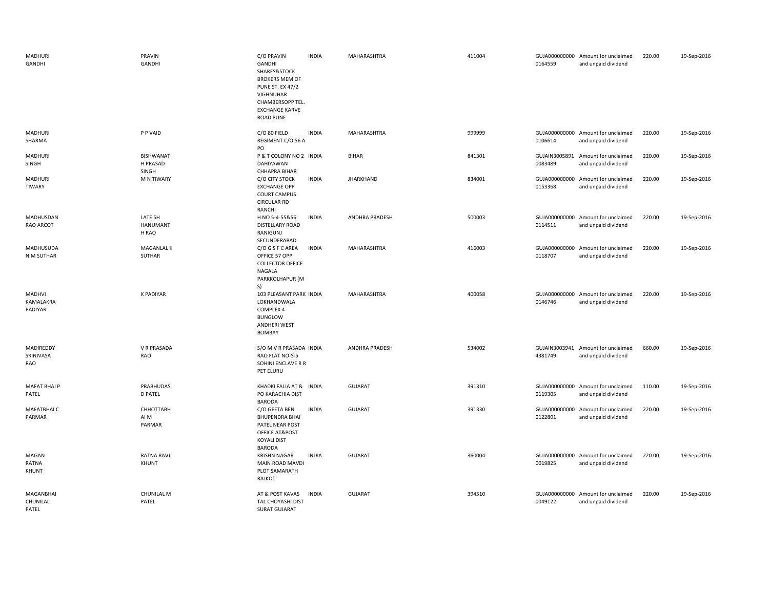| | | | | | | | | | |
|---|---|---|---|---|---|---|---|---|---|
| MADHURI GANDHI | PRAVIN GANDHI | C/O PRAVIN GANDHI SHARES&STOCK BROKERS MEM OF PUNE ST. EX 47/2 VIGHNUHAR CHAMBERSOPP TEL. EXCHANGE KARVE ROAD PUNE | INDIA | MAHARASHTRA | 411004 | GUJA000000000 0164559 | Amount for unclaimed and unpaid dividend | 220.00 | 19-Sep-2016 |
| MADHURI SHARMA | P P VAID | C/O 80 FIELD REGIMENT C/O 56 A PO | INDIA | MAHARASHTRA | 999999 | GUJA000000000 0106614 | Amount for unclaimed and unpaid dividend | 220.00 | 19-Sep-2016 |
| MADHURI SINGH | BISHWANAT H PRASAD SINGH | P & T COLONY NO 2 DAHIYAWAN CHHAPRA BIHAR | INDIA | BIHAR | 841301 | GUJAIN3005891 0083489 | Amount for unclaimed and unpaid dividend | 220.00 | 19-Sep-2016 |
| MADHURI TIWARY | M N TIWARY | C/O CITY STOCK EXCHANGE OPP COURT CAMPUS CIRCULAR RD RANCHI | INDIA | JHARKHAND | 834001 | GUJA000000000 0153368 | Amount for unclaimed and unpaid dividend | 220.00 | 19-Sep-2016 |
| MADHUSDAN RAO ARCOT | LATE SH HANUMANT H RAO | H NO 5-4-55&56 DISTELLARY ROAD RANIGUNJ SECUNDERABAD | INDIA | ANDHRA PRADESH | 500003 | GUJA000000000 0114511 | Amount for unclaimed and unpaid dividend | 220.00 | 19-Sep-2016 |
| MADHUSUDA N M SUTHAR | MAGANLAL K SUTHAR | C/O G S F C AREA OFFICE 57 OPP COLLECTOR OFFICE NAGALA PARKKOLHAPUR (M S) | INDIA | MAHARASHTRA | 416003 | GUJA000000000 0118707 | Amount for unclaimed and unpaid dividend | 220.00 | 19-Sep-2016 |
| MADHVI KAMALAKRA PADIYAR | K PADIYAR | 103 PLEASANT PARK LOKHANDWALA COMPLEX 4 BUNGLOW ANDHERI WEST BOMBAY | INDIA | MAHARASHTRA | 400058 | GUJA000000000 0146746 | Amount for unclaimed and unpaid dividend | 220.00 | 19-Sep-2016 |
| MADIREDDY SRINIVASA RAO | V R PRASADA RAO | S/O M V R PRASADA RAO FLAT NO-S-5 SOHINI ENCLAVE R R PET ELURU | INDIA | ANDHRA PRADESH | 534002 | GUJAIN3003941 4381749 | Amount for unclaimed and unpaid dividend | 660.00 | 19-Sep-2016 |
| MAFAT BHAI P PATEL | PRABHUDAS D PATEL | KHADKI FALIA AT & PO KARACHIA DIST BARODA | INDIA | GUJARAT | 391310 | GUJA000000000 0119305 | Amount for unclaimed and unpaid dividend | 110.00 | 19-Sep-2016 |
| MAFATBHAI C PARMAR | CHHOTTABH AI M PARMAR | C/O GEETA BEN BHUPENDRA BHAI PATEL NEAR POST OFFICE AT&POST KOYALI DIST BARODA | INDIA | GUJARAT | 391330 | GUJA000000000 0122801 | Amount for unclaimed and unpaid dividend | 220.00 | 19-Sep-2016 |
| MAGAN RATNA KHUNT | RATNA RAVJI KHUNT | KRISHN NAGAR MAIN ROAD MAVDI PLOT SAMARATH RAJKOT | INDIA | GUJARAT | 360004 | GUJA000000000 0019825 | Amount for unclaimed and unpaid dividend | 220.00 | 19-Sep-2016 |
| MAGANBHAI CHUNILAL PATEL | CHUNILAL M PATEL | AT & POST KAVAS TAL CHOYASHI DIST SURAT GUJARAT | INDIA | GUJARAT | 394510 | GUJA000000000 0049122 | Amount for unclaimed and unpaid dividend | 220.00 | 19-Sep-2016 |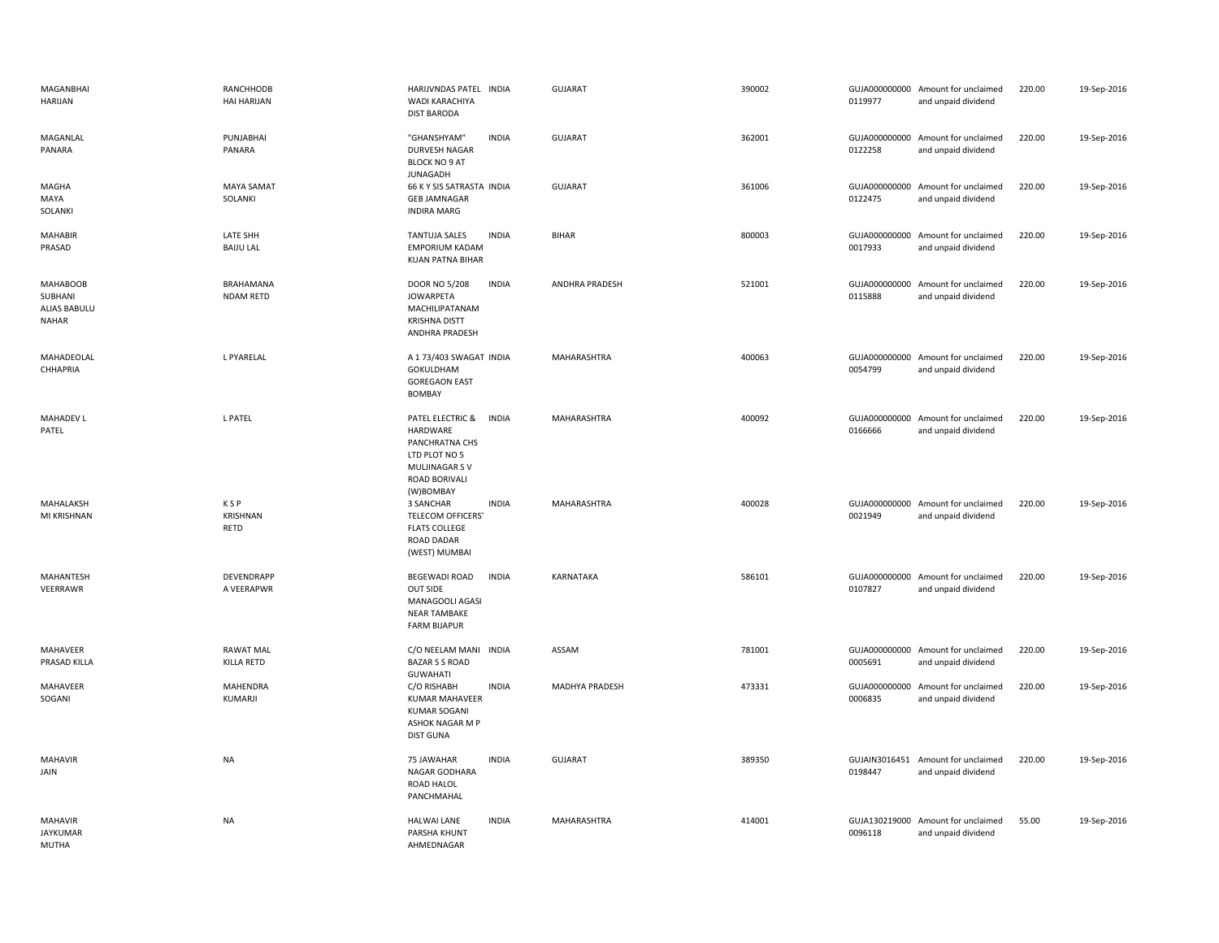| | | | | | | | | | |
|---|---|---|---|---|---|---|---|---|---|
| MAGANBHAI HARIJAN | RANCHHODB HAI HARIJAN | HARIJVNDAS PATEL WADI KARACHIYA DIST BARODA | INDIA | GUJARAT | 390002 | GUJA000000000 0119977 | Amount for unclaimed and unpaid dividend | 220.00 | 19-Sep-2016 |
| MAGANLAL PANARA | PUNJABHAI PANARA | "GHANSHYAM" DURVESH NAGAR BLOCK NO 9 AT JUNAGADH | INDIA | GUJARAT | 362001 | GUJA000000000 0122258 | Amount for unclaimed and unpaid dividend | 220.00 | 19-Sep-2016 |
| MAGHA MAYA SOLANKI | MAYA SAMAT SOLANKI | 66 K Y SIS SATRASTA GEB JAMNAGAR INDIRA MARG | INDIA | GUJARAT | 361006 | GUJA000000000 0122475 | Amount for unclaimed and unpaid dividend | 220.00 | 19-Sep-2016 |
| MAHABIR PRASAD | LATE SHH BAIJU LAL | TANTUJA SALES EMPORIUM KADAM KUAN PATNA BIHAR | INDIA | BIHAR | 800003 | GUJA000000000 0017933 | Amount for unclaimed and unpaid dividend | 220.00 | 19-Sep-2016 |
| MAHABOOB SUBHANI ALIAS BABULU NAHAR | BRAHAMANA NDAM RETD | DOOR NO 5/208 JOWARPETA MACHILIPATANAM KRISHNA DISTT ANDHRA PRADESH | INDIA | ANDHRA PRADESH | 521001 | GUJA000000000 0115888 | Amount for unclaimed and unpaid dividend | 220.00 | 19-Sep-2016 |
| MAHADEOLAL CHHAPRIA | L PYARELAL | A 1 73/403 SWAGAT GOKULDHAM GOREGAON EAST BOMBAY | INDIA | MAHARASHTRA | 400063 | GUJA000000000 0054799 | Amount for unclaimed and unpaid dividend | 220.00 | 19-Sep-2016 |
| MAHADEV L PATEL | L PATEL | PATEL ELECTRIC & HARDWARE PANCHRATNA CHS LTD PLOT NO 5 MULJINAGAR S V ROAD BORIVALI (W)BOMBAY | INDIA | MAHARASHTRA | 400092 | GUJA000000000 0166666 | Amount for unclaimed and unpaid dividend | 220.00 | 19-Sep-2016 |
| MAHALAKSH MI KRISHNAN | K S P KRISHNAN RETD | 3 SANCHAR TELECOM OFFICERS' FLATS COLLEGE ROAD DADAR (WEST) MUMBAI | INDIA | MAHARASHTRA | 400028 | GUJA000000000 0021949 | Amount for unclaimed and unpaid dividend | 220.00 | 19-Sep-2016 |
| MAHANTESH VEERRAWR | DEVENDRAPP A VEERAPWR | BEGEWADI ROAD OUT SIDE MANAGOOLI AGASI NEAR TAMBAKE FARM BIJAPUR | INDIA | KARNATAKA | 586101 | GUJA000000000 0107827 | Amount for unclaimed and unpaid dividend | 220.00 | 19-Sep-2016 |
| MAHAVEER PRASAD KILLA | RAWAT MAL KILLA RETD | C/O NEELAM MANI BAZAR S S ROAD GUWAHATI | INDIA | ASSAM | 781001 | GUJA000000000 0005691 | Amount for unclaimed and unpaid dividend | 220.00 | 19-Sep-2016 |
| MAHAVEER SOGANI | MAHENDRA KUMARJI | C/O RISHABH KUMAR MAHAVEER KUMAR SOGANI ASHOK NAGAR M P DIST GUNA | INDIA | MADHYA PRADESH | 473331 | GUJA000000000 0006835 | Amount for unclaimed and unpaid dividend | 220.00 | 19-Sep-2016 |
| MAHAVIR JAIN | NA | 75 JAWAHAR NAGAR GODHARA ROAD HALOL PANCHMAHAL | INDIA | GUJARAT | 389350 | GUJAIN3016451 0198447 | Amount for unclaimed and unpaid dividend | 220.00 | 19-Sep-2016 |
| MAHAVIR JAYKUMAR MUTHA | NA | HALWAI LANE PARSHA KHUNT AHMEDNAGAR | INDIA | MAHARASHTRA | 414001 | GUJA130219000 0096118 | Amount for unclaimed and unpaid dividend | 55.00 | 19-Sep-2016 |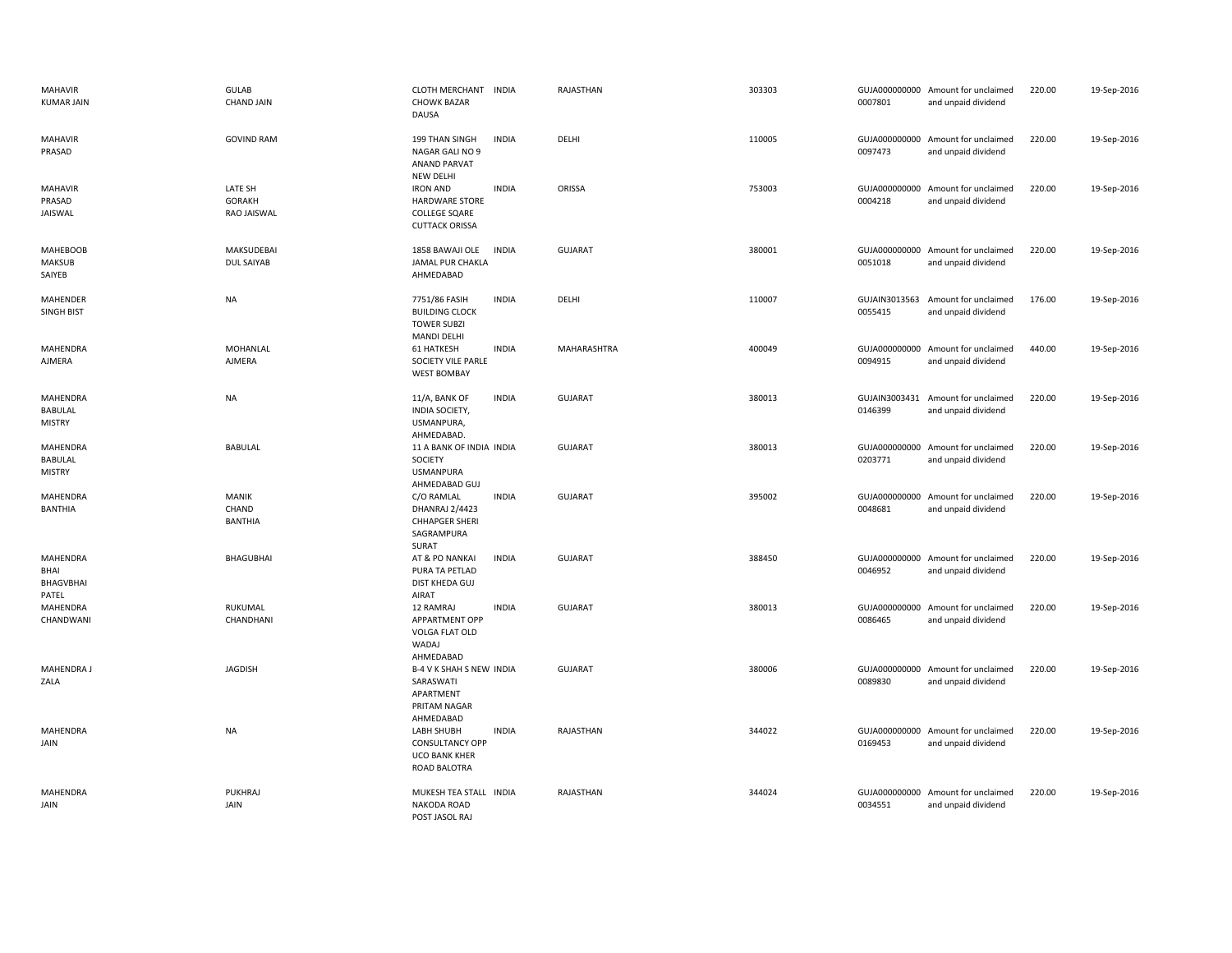| | | | | | | | | | |
|---|---|---|---|---|---|---|---|---|---|
| MAHAVIR KUMAR JAIN | GULAB CHAND JAIN | CLOTH MERCHANT CHOWK BAZAR DAUSA | INDIA | RAJASTHAN | 303303 | GUJA000000000 0007801 | Amount for unclaimed and unpaid dividend | 220.00 | 19-Sep-2016 |
| MAHAVIR PRASAD | GOVIND RAM | 199 THAN SINGH NAGAR GALI NO 9 ANAND PARVAT NEW DELHI | INDIA | DELHI | 110005 | GUJA000000000 0097473 | Amount for unclaimed and unpaid dividend | 220.00 | 19-Sep-2016 |
| MAHAVIR PRASAD JAISWAL | LATE SH GORAKH RAO JAISWAL | IRON AND HARDWARE STORE COLLEGE SQARE CUTTACK ORISSA | INDIA | ORISSA | 753003 | GUJA000000000 0004218 | Amount for unclaimed and unpaid dividend | 220.00 | 19-Sep-2016 |
| MAHEBOOB MAKSUB SAIYEB | MAKSUDEBAI DUL SAIYAB | 1858 BAWAJI OLE JAMAL PUR CHAKLA AHMEDABAD | INDIA | GUJARAT | 380001 | GUJA000000000 0051018 | Amount for unclaimed and unpaid dividend | 220.00 | 19-Sep-2016 |
| MAHENDER SINGH BIST | NA | 7751/86 FASIH BUILDING CLOCK TOWER SUBZI MANDI DELHI | INDIA | DELHI | 110007 | GUJAIN3013563 0055415 | Amount for unclaimed and unpaid dividend | 176.00 | 19-Sep-2016 |
| MAHENDRA AJMERA | MOHANLAL AJMERA | 61 HATKESH SOCIETY VILE PARLE WEST BOMBAY | INDIA | MAHARASHTRA | 400049 | GUJA000000000 0094915 | Amount for unclaimed and unpaid dividend | 440.00 | 19-Sep-2016 |
| MAHENDRA BABULAL MISTRY | NA | 11/A, BANK OF INDIA SOCIETY, USMANPURA, AHMEDABAD. | INDIA | GUJARAT | 380013 | GUJAIN3003431 0146399 | Amount for unclaimed and unpaid dividend | 220.00 | 19-Sep-2016 |
| MAHENDRA BABULAL MISTRY | BABULAL | 11 A BANK OF INDIA SOCIETY USMANPURA AHMEDABAD GUJ | INDIA | GUJARAT | 380013 | GUJA000000000 0203771 | Amount for unclaimed and unpaid dividend | 220.00 | 19-Sep-2016 |
| MAHENDRA BANTHIA | MANIK CHAND BANTHIA | C/O RAMLAL DHANRAJ 2/4423 CHHAPGER SHERI SAGRAMPURA SURAT | INDIA | GUJARAT | 395002 | GUJA000000000 0048681 | Amount for unclaimed and unpaid dividend | 220.00 | 19-Sep-2016 |
| MAHENDRA BHAI BHAGVBHAI PATEL | BHAGUBHAI | AT & PO NANKAI PURA TA PETLAD DIST KHEDA GUJ AIRAT | INDIA | GUJARAT | 388450 | GUJA000000000 0046952 | Amount for unclaimed and unpaid dividend | 220.00 | 19-Sep-2016 |
| MAHENDRA CHANDWANI | RUKUMAL CHANDHANI | 12 RAMRAJ APPARTMENT OPP VOLGA FLAT OLD WADAJ AHMEDABAD | INDIA | GUJARAT | 380013 | GUJA000000000 0086465 | Amount for unclaimed and unpaid dividend | 220.00 | 19-Sep-2016 |
| MAHENDRA J ZALA | JAGDISH | B-4 V K SHAH S NEW SARASWATI APARTMENT PRITAM NAGAR AHMEDABAD | INDIA | GUJARAT | 380006 | GUJA000000000 0089830 | Amount for unclaimed and unpaid dividend | 220.00 | 19-Sep-2016 |
| MAHENDRA JAIN | NA | LABH SHUBH CONSULTANCY OPP UCO BANK KHER ROAD BALOTRA | INDIA | RAJASTHAN | 344022 | GUJA000000000 0169453 | Amount for unclaimed and unpaid dividend | 220.00 | 19-Sep-2016 |
| MAHENDRA JAIN | PUKHRAJ JAIN | MUKESH TEA STALL NAKODA ROAD POST JASOL RAJ | INDIA | RAJASTHAN | 344024 | GUJA000000000 0034551 | Amount for unclaimed and unpaid dividend | 220.00 | 19-Sep-2016 |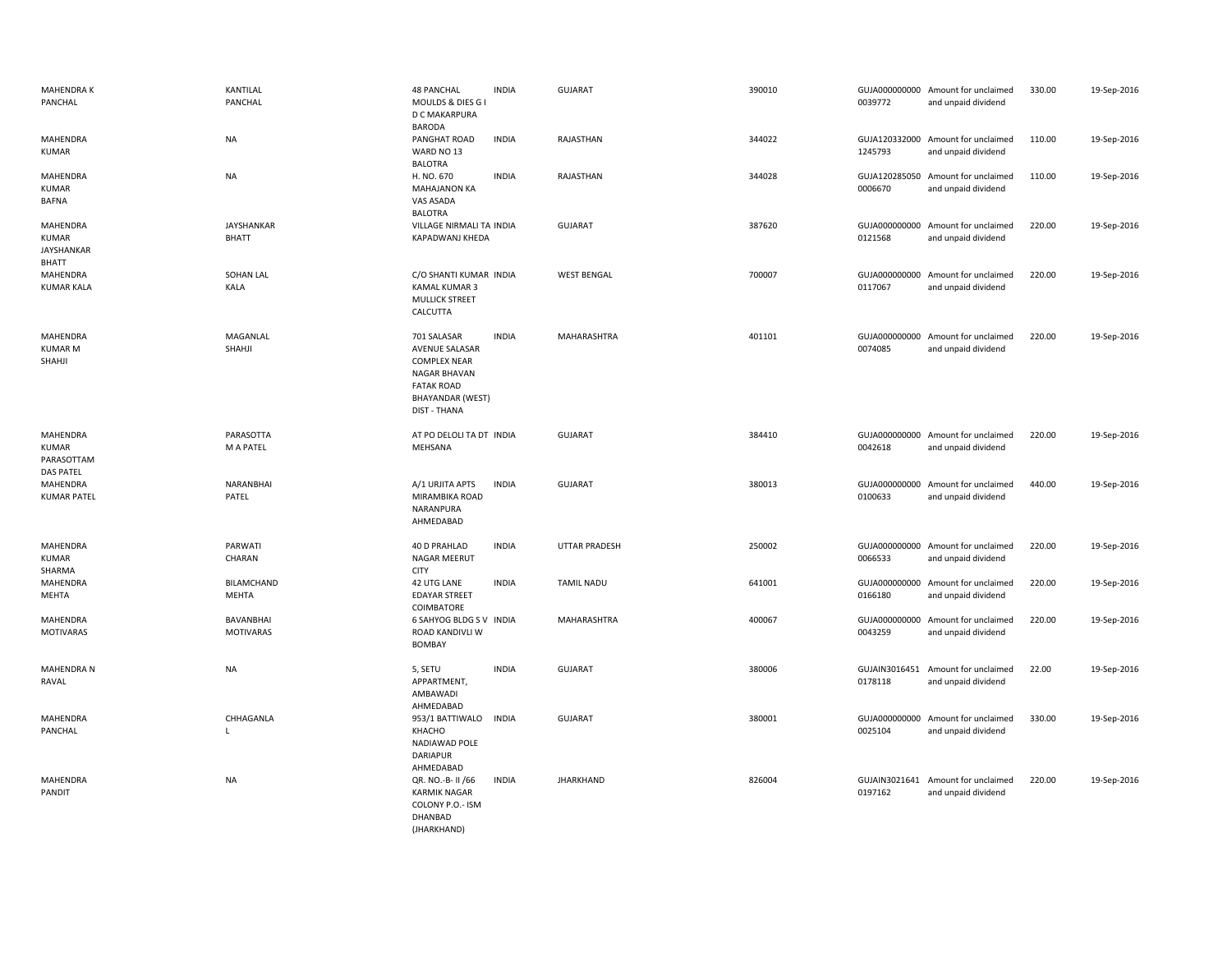| | | | | | | | | | |
|---|---|---|---|---|---|---|---|---|---|
| MAHENDRA K PANCHAL | KANTILAL PANCHAL | 48 PANCHAL MOULDS & DIES G I D C MAKARPURA BARODA | INDIA | GUJARAT | 390010 | GUJA000000000 0039772 | Amount for unclaimed and unpaid dividend | 330.00 | 19-Sep-2016 |
| MAHENDRA KUMAR | NA | PANGHAT ROAD WARD NO 13 BALOTRA | INDIA | RAJASTHAN | 344022 | GUJA120332000 1245793 | Amount for unclaimed and unpaid dividend | 110.00 | 19-Sep-2016 |
| MAHENDRA KUMAR BAFNA | NA | H. NO. 670 MAHAJANON KA VAS ASADA BALOTRA | INDIA | RAJASTHAN | 344028 | GUJA120285050 0006670 | Amount for unclaimed and unpaid dividend | 110.00 | 19-Sep-2016 |
| MAHENDRA KUMAR JAYSHANKAR BHATT | JAYSHANKAR BHATT | VILLAGE NIRMALI TA KAPADWANJ KHEDA | INDIA | GUJARAT | 387620 | GUJA000000000 0121568 | Amount for unclaimed and unpaid dividend | 220.00 | 19-Sep-2016 |
| MAHENDRA KUMAR KALA | SOHAN LAL KALA | C/O SHANTI KUMAR KAMAL KUMAR 3 MULLICK STREET CALCUTTA | INDIA | WEST BENGAL | 700007 | GUJA000000000 0117067 | Amount for unclaimed and unpaid dividend | 220.00 | 19-Sep-2016 |
| MAHENDRA KUMAR M SHAHJI | MAGANLAL SHAHJI | 701 SALASAR AVENUE SALASAR COMPLEX NEAR NAGAR BHAVAN FATAK ROAD BHAYANDAR (WEST) DIST - THANA | INDIA | MAHARASHTRA | 401101 | GUJA000000000 0074085 | Amount for unclaimed and unpaid dividend | 220.00 | 19-Sep-2016 |
| MAHENDRA KUMAR PARASOTTAM DAS PATEL | PARASOTTA M A PATEL | AT PO DELOLI TA DT MEHSANA | INDIA | GUJARAT | 384410 | GUJA000000000 0042618 | Amount for unclaimed and unpaid dividend | 220.00 | 19-Sep-2016 |
| MAHENDRA KUMAR PATEL | NARANBHAI PATEL | A/1 URJITA APTS MIRAMBIKA ROAD NARANPURA AHMEDABAD | INDIA | GUJARAT | 380013 | GUJA000000000 0100633 | Amount for unclaimed and unpaid dividend | 440.00 | 19-Sep-2016 |
| MAHENDRA KUMAR SHARMA | PARWATI CHARAN | 40 D PRAHLAD NAGAR MEERUT CITY | INDIA | UTTAR PRADESH | 250002 | GUJA000000000 0066533 | Amount for unclaimed and unpaid dividend | 220.00 | 19-Sep-2016 |
| MAHENDRA MEHTA | BILAMCHAND MEHTA | 42 UTG LANE EDAYAR STREET COIMBATORE | INDIA | TAMIL NADU | 641001 | GUJA000000000 0166180 | Amount for unclaimed and unpaid dividend | 220.00 | 19-Sep-2016 |
| MAHENDRA MOTIVARAS | BAVANBHAI MOTIVARAS | 6 SAHYOG BLDG S V ROAD KANDIVLI W BOMBAY | INDIA | MAHARASHTRA | 400067 | GUJA000000000 0043259 | Amount for unclaimed and unpaid dividend | 220.00 | 19-Sep-2016 |
| MAHENDRA N RAVAL | NA | 5, SETU APPARTMENT, AMBAWADI AHMEDABAD | INDIA | GUJARAT | 380006 | GUJAIN3016451 0178118 | Amount for unclaimed and unpaid dividend | 22.00 | 19-Sep-2016 |
| MAHENDRA PANCHAL | CHHAGANLA L | 953/1 BATTIWALO KHACHO NADIAWAD POLE DARIAPUR AHMEDABAD | INDIA | GUJARAT | 380001 | GUJA000000000 0025104 | Amount for unclaimed and unpaid dividend | 330.00 | 19-Sep-2016 |
| MAHENDRA PANDIT | NA | QR. NO.-B- II /66 KARMIK NAGAR COLONY P.O.- ISM DHANBAD (JHARKHAND) | INDIA | JHARKHAND | 826004 | GUJAIN3021641 0197162 | Amount for unclaimed and unpaid dividend | 220.00 | 19-Sep-2016 |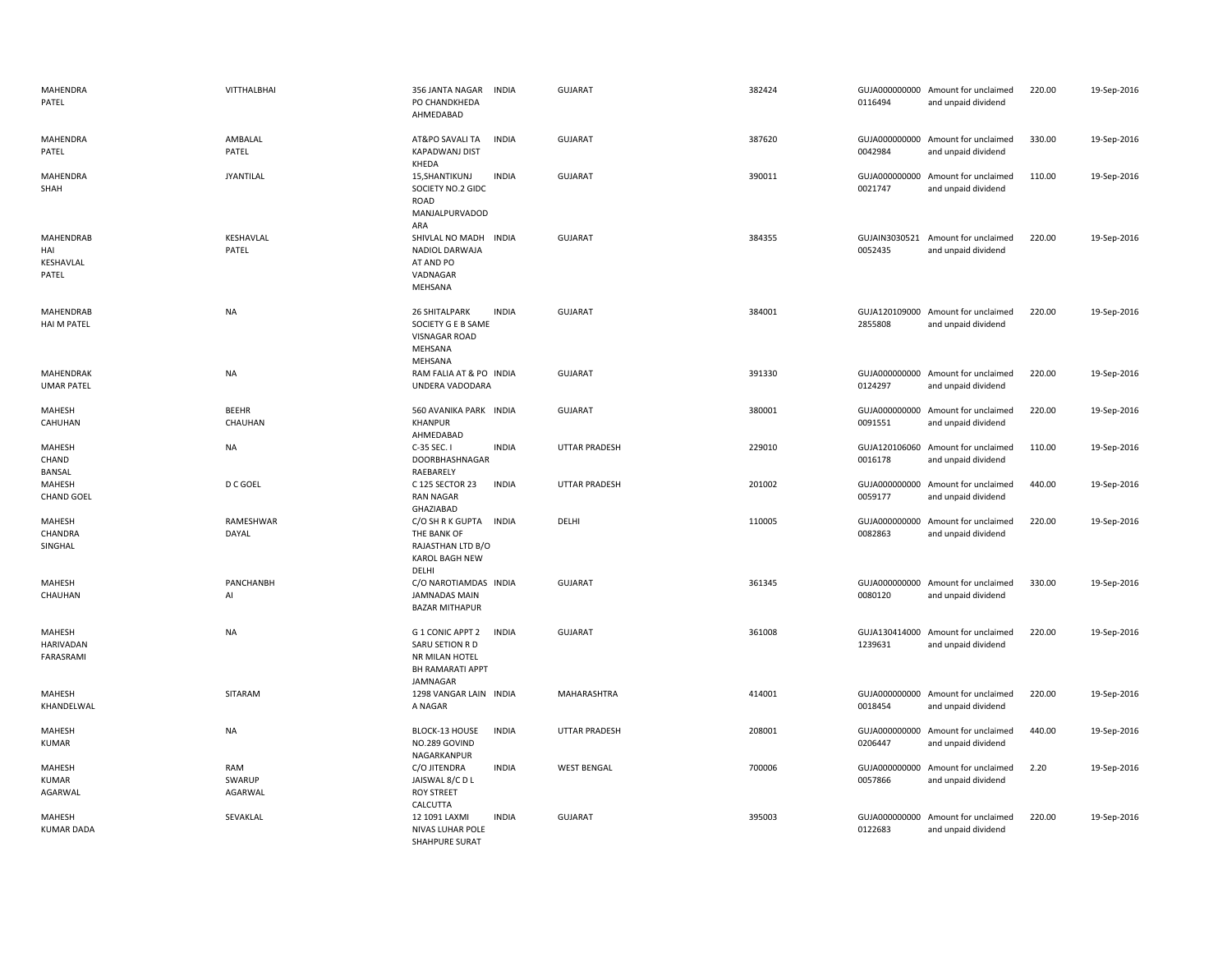| | | | | | | | | | |
|---|---|---|---|---|---|---|---|---|---|
| MAHENDRA PATEL | VITTHALBHAI | 356 JANTA NAGAR PO CHANDKHEDA AHMEDABAD | INDIA | GUJARAT | 382424 | GUJA000000000 0116494 | Amount for unclaimed and unpaid dividend | 220.00 | 19-Sep-2016 |
| MAHENDRA PATEL | AMBALAL PATEL | AT&PO SAVALI TA KAPADWANJ DIST KHEDA | INDIA | GUJARAT | 387620 | GUJA000000000 0042984 | Amount for unclaimed and unpaid dividend | 330.00 | 19-Sep-2016 |
| MAHENDRA SHAH | JYANTILAL | 15,SHANTIKUNJ SOCIETY NO.2 GIDC ROAD MANJALPURVADOD ARA | INDIA | GUJARAT | 390011 | GUJA000000000 0021747 | Amount for unclaimed and unpaid dividend | 110.00 | 19-Sep-2016 |
| MAHENDRAB HAI KESHAVLAL PATEL | KESHAVLAL PATEL | SHIVLAL NO MADH NADIOL DARWAJA AT AND PO VADNAGAR MEHSANA | INDIA | GUJARAT | 384355 | GUJAIN3030521 0052435 | Amount for unclaimed and unpaid dividend | 220.00 | 19-Sep-2016 |
| MAHENDRAB HAI M PATEL | NA | 26 SHITALPARK SOCIETY G E B SAME VISNAGAR ROAD MEHSANA MEHSANA | INDIA | GUJARAT | 384001 | GUJA120109000 2855808 | Amount for unclaimed and unpaid dividend | 220.00 | 19-Sep-2016 |
| MAHENDRAK UMAR PATEL | NA | RAM FALIA AT & PO UNDERA VADODARA | INDIA | GUJARAT | 391330 | GUJA000000000 0124297 | Amount for unclaimed and unpaid dividend | 220.00 | 19-Sep-2016 |
| MAHESH CAHUHAN | BEEHR CHAUHAN | 560 AVANIKA PARK KHANPUR AHMEDABAD | INDIA | GUJARAT | 380001 | GUJA000000000 0091551 | Amount for unclaimed and unpaid dividend | 220.00 | 19-Sep-2016 |
| MAHESH CHAND BANSAL | NA | C-35 SEC. I DOORBHASHNAGAR RAEBARELY | INDIA | UTTAR PRADESH | 229010 | GUJA120106060 0016178 | Amount for unclaimed and unpaid dividend | 110.00 | 19-Sep-2016 |
| MAHESH CHAND GOEL | D C GOEL | C 125 SECTOR 23 RAN NAGAR GHAZIABAD | INDIA | UTTAR PRADESH | 201002 | GUJA000000000 0059177 | Amount for unclaimed and unpaid dividend | 440.00 | 19-Sep-2016 |
| MAHESH CHANDRA SINGHAL | RAMESHWAR DAYAL | C/O SH R K GUPTA THE BANK OF RAJASTHAN LTD B/O KAROL BAGH NEW DELHI | INDIA | DELHI | 110005 | GUJA000000000 0082863 | Amount for unclaimed and unpaid dividend | 220.00 | 19-Sep-2016 |
| MAHESH CHAUHAN | PANCHANBH AI | C/O NAROTIAMDAS JAMNADAS MAIN BAZAR MITHAPUR | INDIA | GUJARAT | 361345 | GUJA000000000 0080120 | Amount for unclaimed and unpaid dividend | 330.00 | 19-Sep-2016 |
| MAHESH HARIVADAN FARASRAMI | NA | G 1 CONIC APPT 2 SARU SETION R D NR MILAN HOTEL BH RAMARATI APPT JAMNAGAR | INDIA | GUJARAT | 361008 | GUJA130414000 1239631 | Amount for unclaimed and unpaid dividend | 220.00 | 19-Sep-2016 |
| MAHESH KHANDELWAL | SITARAM | 1298 VANGAR LAIN A NAGAR | INDIA | MAHARASHTRA | 414001 | GUJA000000000 0018454 | Amount for unclaimed and unpaid dividend | 220.00 | 19-Sep-2016 |
| MAHESH KUMAR | NA | BLOCK-13 HOUSE NO.289 GOVIND NAGARKANPUR | INDIA | UTTAR PRADESH | 208001 | GUJA000000000 0206447 | Amount for unclaimed and unpaid dividend | 440.00 | 19-Sep-2016 |
| MAHESH KUMAR AGARWAL | RAM SWARUP AGARWAL | C/O JITENDRA JAISWAL 8/C D L ROY STREET CALCUTTA | INDIA | WEST BENGAL | 700006 | GUJA000000000 0057866 | Amount for unclaimed and unpaid dividend | 2.20 | 19-Sep-2016 |
| MAHESH KUMAR DADA | SEVAKLAL | 12 1091 LAXMI NIVAS LUHAR POLE SHAHPURE SURAT | INDIA | GUJARAT | 395003 | GUJA000000000 0122683 | Amount for unclaimed and unpaid dividend | 220.00 | 19-Sep-2016 |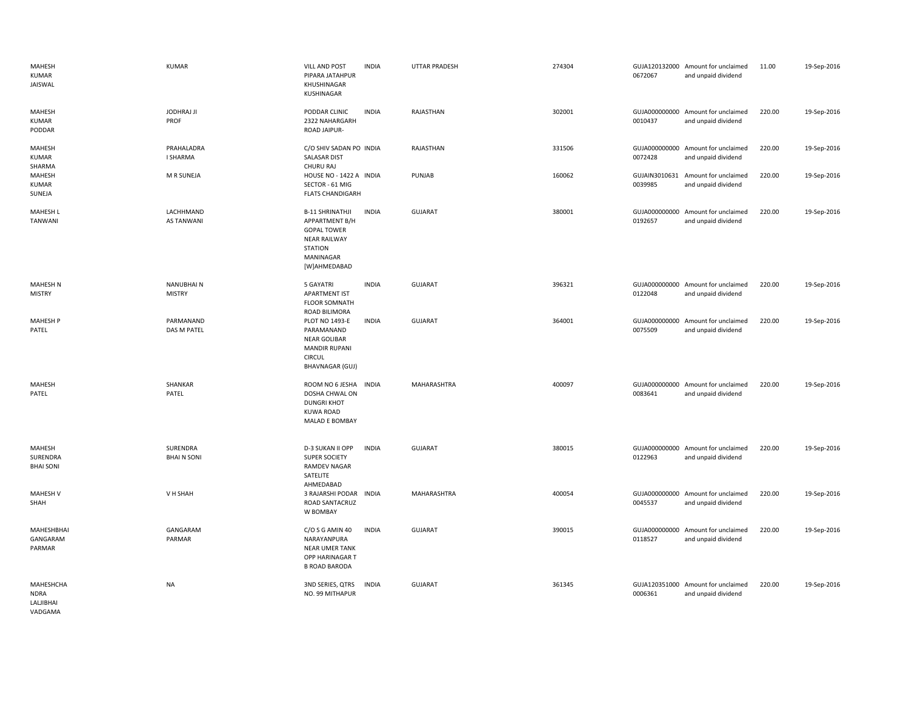| | | | | | | | | | |
|---|---|---|---|---|---|---|---|---|---|
| MAHESH KUMAR JAISWAL | KUMAR | VILL AND POST PIPARA JATAHPUR KHUSHINAGAR KUSHINAGAR | INDIA | UTTAR PRADESH | 274304 | GUJA1201320000672067 | Amount for unclaimed and unpaid dividend | 11.00 | 19-Sep-2016 |
| MAHESH KUMAR PODDAR | JODHRAJ JI PROF | PODDAR CLINIC 2322 NAHARGARH ROAD JAIPUR- | INDIA | RAJASTHAN | 302001 | GUJA0000000000010437 | Amount for unclaimed and unpaid dividend | 220.00 | 19-Sep-2016 |
| MAHESH KUMAR SHARMA | PRAHALADRA I SHARMA | C/O SHIV SADAN PO SALASAR DIST CHURU RAJ | INDIA | RAJASTHAN | 331506 | GUJA0000000000072428 | Amount for unclaimed and unpaid dividend | 220.00 | 19-Sep-2016 |
| MAHESH KUMAR SUNEJA | M R SUNEJA | HOUSE NO - 1422 A SECTOR - 61 MIG FLATS CHANDIGARH | INDIA | PUNJAB | 160062 | GUJAIN30106310039985 | Amount for unclaimed and unpaid dividend | 220.00 | 19-Sep-2016 |
| MAHESH L TANWANI | LACHHMAND AS TANWANI | B-11 SHRINATHJI APPARTMENT B/H GOPAL TOWER NEAR RAILWAY STATION MANINAGAR [W]AHMEDABAD | INDIA | GUJARAT | 380001 | GUJA0000000000192657 | Amount for unclaimed and unpaid dividend | 220.00 | 19-Sep-2016 |
| MAHESH N MISTRY | NANUBHAI N MISTRY | 5 GAYATRI APARTMENT IST FLOOR SOMNATH ROAD BILIMORA | INDIA | GUJARAT | 396321 | GUJA0000000000122048 | Amount for unclaimed and unpaid dividend | 220.00 | 19-Sep-2016 |
| MAHESH P PATEL | PARMANAND DAS M PATEL | PLOT NO 1493-E PARAMANAND NEAR GOLIBAR MANDIR RUPANI CIRCUL BHAVNAGAR (GUJ) | INDIA | GUJARAT | 364001 | GUJA0000000000075509 | Amount for unclaimed and unpaid dividend | 220.00 | 19-Sep-2016 |
| MAHESH PATEL | SHANKAR PATEL | ROOM NO 6 JESHA DOSHA CHWAL ON DUNGRI KHOT KUWA ROAD MALAD E BOMBAY | INDIA | MAHARASHTRA | 400097 | GUJA0000000000083641 | Amount for unclaimed and unpaid dividend | 220.00 | 19-Sep-2016 |
| MAHESH SURENDRA BHAI SONI | SURENDRA BHAI N SONI | D-3 SUKAN II OPP SUPER SOCIETY RAMDEV NAGAR SATELITE AHMEDABAD | INDIA | GUJARAT | 380015 | GUJA0000000000122963 | Amount for unclaimed and unpaid dividend | 220.00 | 19-Sep-2016 |
| MAHESH V SHAH | V H SHAH | 3 RAJARSHI PODAR ROAD SANTACRUZ W BOMBAY | INDIA | MAHARASHTRA | 400054 | GUJA0000000000045537 | Amount for unclaimed and unpaid dividend | 220.00 | 19-Sep-2016 |
| MAHESHBHAI GANGARAM PARMAR | GANGARAM PARMAR | C/O S G AMIN 40 NARAYANPURA NEAR UMER TANK OPP HARINAGAR T B ROAD BARODA | INDIA | GUJARAT | 390015 | GUJA0000000000118527 | Amount for unclaimed and unpaid dividend | 220.00 | 19-Sep-2016 |
| MAHESHCHANDRA LALJIBHAI VADGAMA | NA | 3ND SERIES, QTRS NO. 99 MITHAPUR | INDIA | GUJARAT | 361345 | GUJA1203510000006361 | Amount for unclaimed and unpaid dividend | 220.00 | 19-Sep-2016 |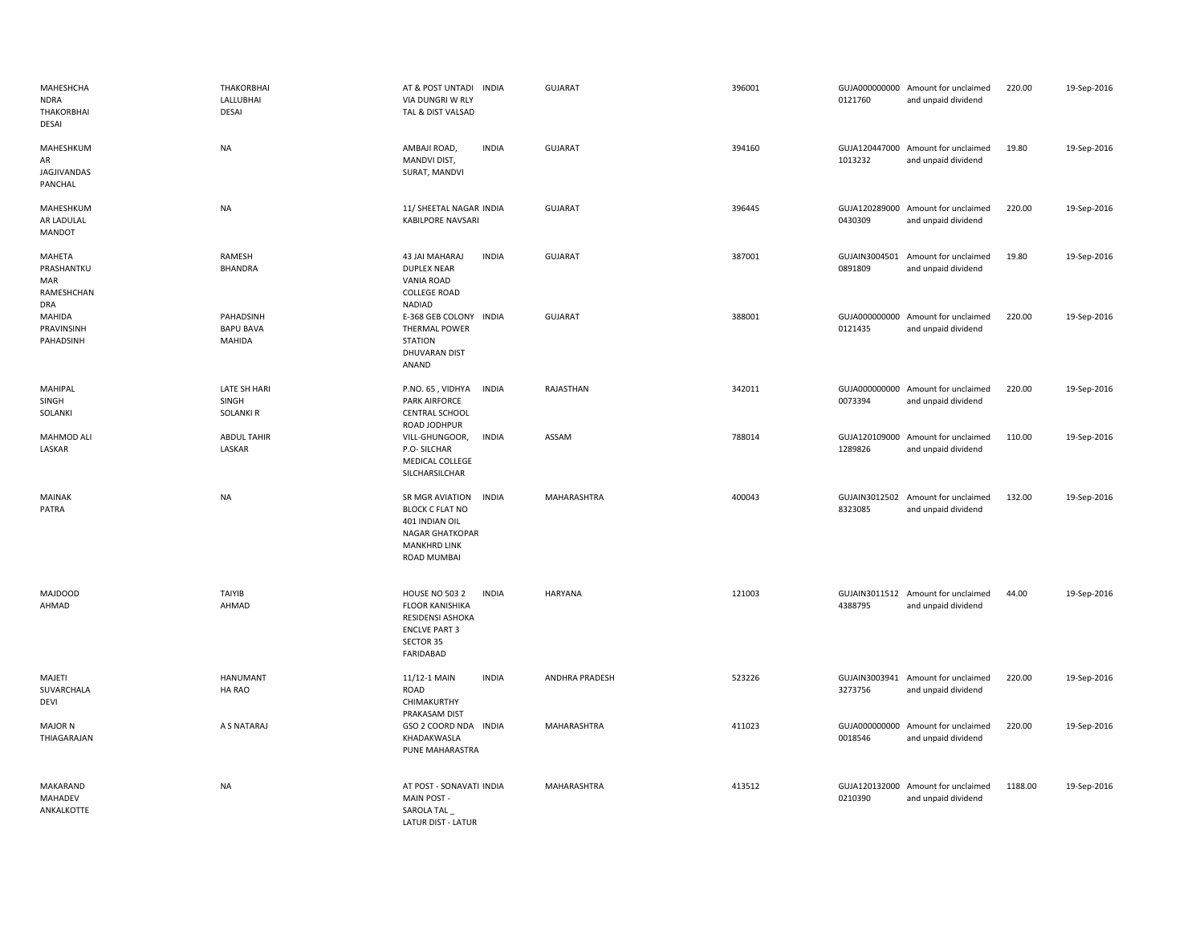| | | | | | | | | | |
|---|---|---|---|---|---|---|---|---|---|
| MAHESHCHANDRA THAKORBHAI DESAI | THAKORBHAI LALLUBHAI DESAI | AT & POST UNTADI VIA DUNGRI W RLY TAL & DIST VALSAD | INDIA | GUJARAT | 396001 | GUJA0000000000121760 | Amount for unclaimed and unpaid dividend | 220.00 | 19-Sep-2016 |
| MAHESHKUMAR JAGJIVANDAS PANCHAL | NA | AMBAJI ROAD, MANDVI DIST, SURAT, MANDVI | INDIA | GUJARAT | 394160 | GUJA1204470001013232 | Amount for unclaimed and unpaid dividend | 19.80 | 19-Sep-2016 |
| MAHESHKUMAR LADULAL MANDOT | NA | 11/ SHEETAL NAGAR KABILPORE NAVSARI | INDIA | GUJARAT | 396445 | GUJA1202890000430309 | Amount for unclaimed and unpaid dividend | 220.00 | 19-Sep-2016 |
| MAHETA PRASHANTKUMAR RAMESHCHANDRA | RAMESH BHANDRA | 43 JAI MAHARAJ DUPLEX NEAR VANIA ROAD COLLEGE ROAD NADIAD | INDIA | GUJARAT | 387001 | GUJAIN30045010891809 | Amount for unclaimed and unpaid dividend | 19.80 | 19-Sep-2016 |
| MAHIDA PRAVINSINH PAHADSINH | PAHADSINH BAPU BAVA MAHIDA | E-368 GEB COLONY THERMAL POWER STATION DHUVARAN DIST ANAND | INDIA | GUJARAT | 388001 | GUJA0000000000121435 | Amount for unclaimed and unpaid dividend | 220.00 | 19-Sep-2016 |
| MAHIPAL SINGH SOLANKI | LATE SH HARI SINGH SOLANKI R | P.NO. 65 , VIDHYA PARK AIRFORCE CENTRAL SCHOOL ROAD JODHPUR | INDIA | RAJASTHAN | 342011 | GUJA0000000000073394 | Amount for unclaimed and unpaid dividend | 220.00 | 19-Sep-2016 |
| MAHMOD ALI LASKAR | ABDUL TAHIR LASKAR | VILL-GHUNGOOR, P.O- SILCHAR MEDICAL COLLEGE SILCHARSILCHAR | INDIA | ASSAM | 788014 | GUJA1201090001289826 | Amount for unclaimed and unpaid dividend | 110.00 | 19-Sep-2016 |
| MAINAK PATRA | NA | SR MGR AVIATION BLOCK C FLAT NO 401 INDIAN OIL NAGAR GHATKOPAR MANKHRD LINK ROAD MUMBAI | INDIA | MAHARASHTRA | 400043 | GUJAIN30125028323085 | Amount for unclaimed and unpaid dividend | 132.00 | 19-Sep-2016 |
| MAJDOOD AHMAD | TAIYIB AHMAD | HOUSE NO 503 2 FLOOR KANISHIKA RESIDENSI ASHOKA ENCLVE PART 3 SECTOR 35 FARIDABAD | INDIA | HARYANA | 121003 | GUJAIN30115124388795 | Amount for unclaimed and unpaid dividend | 44.00 | 19-Sep-2016 |
| MAJETI SUVARCHALA DEVI | HANUMANTHA RAO | 11/12-1 MAIN ROAD CHIMAKURTHY PRAKASAM DIST | INDIA | ANDHRA PRADESH | 523226 | GUJAIN30039413273756 | Amount for unclaimed and unpaid dividend | 220.00 | 19-Sep-2016 |
| MAJOR N THIAGARAJAN | A S NATARAJ | GSO 2 COORD NDA KHADAKWASLA PUNE MAHARASTRA | INDIA | MAHARASHTRA | 411023 | GUJA0000000000018546 | Amount for unclaimed and unpaid dividend | 220.00 | 19-Sep-2016 |
| MAKARAND MAHADEV ANKALKOTTE | NA | AT POST - SONAVATI MAIN POST - SAROLA TAL _ LATUR DIST - LATUR | INDIA | MAHARASHTRA | 413512 | GUJA1201320000210390 | Amount for unclaimed and unpaid dividend | 1188.00 | 19-Sep-2016 |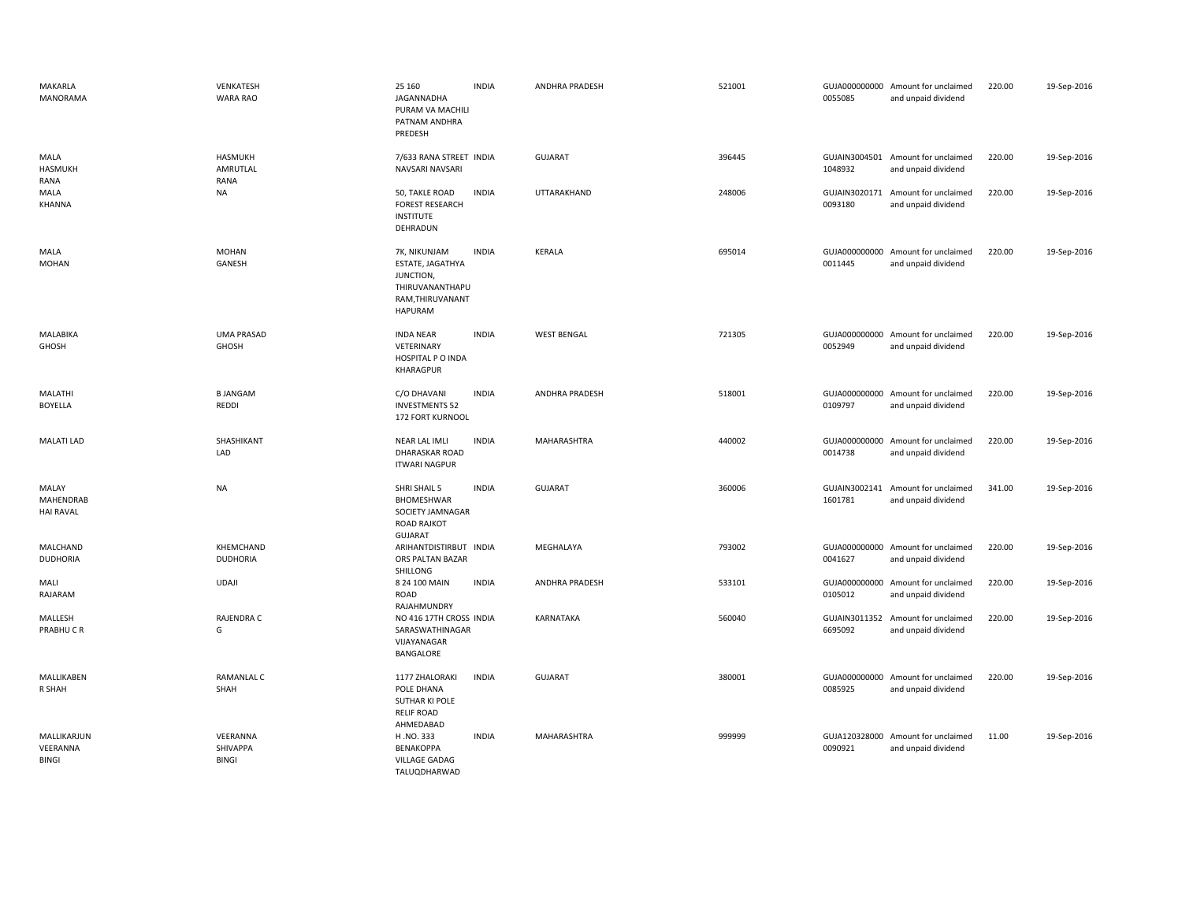| | | | | | | | | | |
|---|---|---|---|---|---|---|---|---|---|
| MAKARLA MANORAMA | VENKATESH WARA RAO | 25 160 JAGANNADHA PURAM VA MACHILI PATNAM ANDHRA PREDESH | INDIA | ANDHRA PRADESH | 521001 | GUJA0000000000055085 | Amount for unclaimed and unpaid dividend | 220.00 | 19-Sep-2016 |
| MALA HASMUKH RANA | HASMUKH AMRUTLAL RANA | 7/633 RANA STREET NAVSARI NAVSARI | INDIA | GUJARAT | 396445 | GUJAIN30045011048932 | Amount for unclaimed and unpaid dividend | 220.00 | 19-Sep-2016 |
| MALA KHANNA | NA | 50, TAKLE ROAD FOREST RESEARCH INSTITUTE DEHRADUN | INDIA | UTTARAKHAND | 248006 | GUJAIN30201710093180 | Amount for unclaimed and unpaid dividend | 220.00 | 19-Sep-2016 |
| MALA MOHAN | MOHAN GANESH | 7K, NIKUNJAM ESTATE, JAGATHYA JUNCTION, THIRUVANANTHAPURAM,THIRUVANANTHAPURAM | INDIA | KERALA | 695014 | GUJA0000000000011445 | Amount for unclaimed and unpaid dividend | 220.00 | 19-Sep-2016 |
| MALABIKA GHOSH | UMA PRASAD GHOSH | INDA NEAR VETERINARY HOSPITAL P O INDA KHARAGPUR | INDIA | WEST BENGAL | 721305 | GUJA0000000000052949 | Amount for unclaimed and unpaid dividend | 220.00 | 19-Sep-2016 |
| MALATHI BOYELLA | B JANGAM REDDI | C/O DHAVANI INVESTMENTS 52 172 FORT KURNOOL | INDIA | ANDHRA PRADESH | 518001 | GUJA0000000000109797 | Amount for unclaimed and unpaid dividend | 220.00 | 19-Sep-2016 |
| MALATI LAD | SHASHIKANT LAD | NEAR LAL IMLI DHARASKAR ROAD ITWARI NAGPUR | INDIA | MAHARASHTRA | 440002 | GUJA0000000000014738 | Amount for unclaimed and unpaid dividend | 220.00 | 19-Sep-2016 |
| MALAY MAHENDRAB HAI RAVAL | NA | SHRI SHAIL 5 BHOMESHWAR SOCIETY JAMNAGAR ROAD RAJKOT GUJARAT | INDIA | GUJARAT | 360006 | GUJAIN30021411601781 | Amount for unclaimed and unpaid dividend | 341.00 | 19-Sep-2016 |
| MALCHAND DUDHORIA | KHEMCHAND DUDHORIA | ARIHANTDISTIRBUTORS PALTAN BAZAR SHILLONG | INDIA | MEGHALAYA | 793002 | GUJA0000000000041627 | Amount for unclaimed and unpaid dividend | 220.00 | 19-Sep-2016 |
| MALI RAJARAM | UDAJI | 8 24 100 MAIN ROAD RAJAHMUNDRY | INDIA | ANDHRA PRADESH | 533101 | GUJA0000000000105012 | Amount for unclaimed and unpaid dividend | 220.00 | 19-Sep-2016 |
| MALLESH PRABHU C R | RAJENDRA C G | NO 416 17TH CROSS SARASWATHINAGAR VIJAYANAGAR BANGALORE | INDIA | KARNATAKA | 560040 | GUJAIN30113526695092 | Amount for unclaimed and unpaid dividend | 220.00 | 19-Sep-2016 |
| MALLIKABEN R SHAH | RAMANLAL C SHAH | 1177 ZHALORAKI POLE DHANA SUTHAR KI POLE RELIF ROAD AHMEDABAD | INDIA | GUJARAT | 380001 | GUJA0000000000085925 | Amount for unclaimed and unpaid dividend | 220.00 | 19-Sep-2016 |
| MALLIKARJUN VEERANNA BINGI | VEERANNA SHIVAPPA BINGI | H .NO. 333 BENAKOPPA VILLAGE GADAG TALUQDHARWAD | INDIA | MAHARASHTRA | 999999 | GUJA1203280000090921 | Amount for unclaimed and unpaid dividend | 11.00 | 19-Sep-2016 |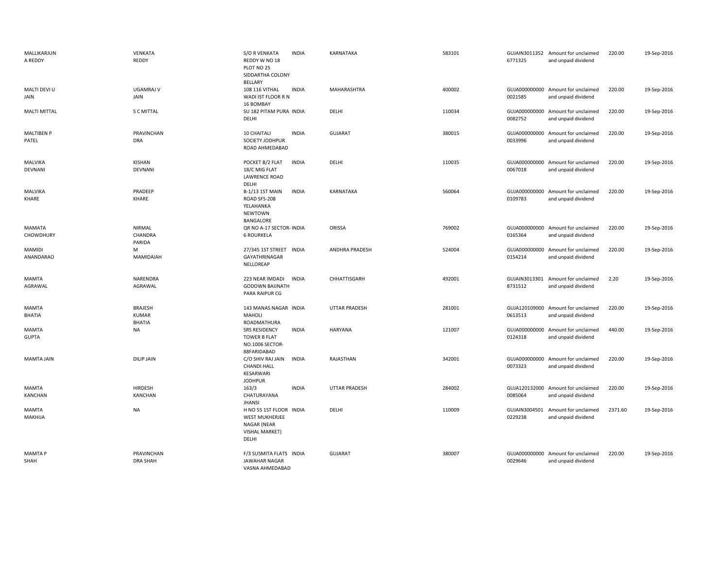| | | | | | | | | | |
|---|---|---|---|---|---|---|---|---|---|
| MALLIKARJUN A REDDY | VENKATA REDDY | S/O R VENKATA REDDY W NO 18 PLOT NO 25 SIDDARTHA COLONY BELLARY | INDIA | KARNATAKA | 583101 | GUJAIN30113526771325 | Amount for unclaimed and unpaid dividend | 220.00 | 19-Sep-2016 |
| MALTI DEVI U JAIN | UGAMRAJ V JAIN | 108 116 VITHAL WADI IST FLOOR R N 16 BOMBAY | INDIA | MAHARASHTRA | 400002 | GUJA0000000000021585 | Amount for unclaimed and unpaid dividend | 220.00 | 19-Sep-2016 |
| MALTI MITTAL | S C MITTAL | SU 182 PITAM PURA DELHI | INDIA | DELHI | 110034 | GUJA0000000000082752 | Amount for unclaimed and unpaid dividend | 220.00 | 19-Sep-2016 |
| MALTIBEN P PATEL | PRAVINCHAN DRA | 10 CHAITALI SOCIETY JODHPUR ROAD AHMEDABAD | INDIA | GUJARAT | 380015 | GUJA0000000000033996 | Amount for unclaimed and unpaid dividend | 220.00 | 19-Sep-2016 |
| MALVIKA DEVNANI | KISHAN DEVNANI | POCKET B/2 FLAT 18/C MIG FLAT LAWRENCE ROAD DELHI | INDIA | DELHI | 110035 | GUJA0000000000067018 | Amount for unclaimed and unpaid dividend | 220.00 | 19-Sep-2016 |
| MALVIKA KHARE | PRADEEP KHARE | B-1/13 1ST MAIN ROAD SFS-208 YELAHANKA NEWTOWN BANGALORE | INDIA | KARNATAKA | 560064 | GUJA0000000000109783 | Amount for unclaimed and unpaid dividend | 220.00 | 19-Sep-2016 |
| MAMATA CHOWDHURY | NIRMAL CHANDRA PARIDA | QR NO A-17 SECTOR-6 ROURKELA | INDIA | ORISSA | 769002 | GUJA0000000000165364 | Amount for unclaimed and unpaid dividend | 220.00 | 19-Sep-2016 |
| MAMIDI ANANDARAO | M MAMIDAIAH | 27/345 1ST STREET GAYATHRINAGAR NELLOREAP | INDIA | ANDHRA PRADESH | 524004 | GUJA0000000000154214 | Amount for unclaimed and unpaid dividend | 220.00 | 19-Sep-2016 |
| MAMTA AGRAWAL | NARENDRA AGRAWAL | 223 NEAR IMDADI GODOWN BAIJNATH PARA RAIPUR CG | INDIA | CHHATTISGARH | 492001 | GUJAIN30133018731512 | Amount for unclaimed and unpaid dividend | 2.20 | 19-Sep-2016 |
| MAMTA BHATIA | BRAJESH KUMAR BHATIA | 143 MANAS NAGAR MAHOLI ROADMATHURA | INDIA | UTTAR PRADESH | 281001 | GUJA1201090000613513 | Amount for unclaimed and unpaid dividend | 220.00 | 19-Sep-2016 |
| MAMTA GUPTA | NA | SRS RESIDENCY TOWER B FLAT NO.1006 SECTOR-88FARIDABAD | INDIA | HARYANA | 121007 | GUJA0000000000124318 | Amount for unclaimed and unpaid dividend | 440.00 | 19-Sep-2016 |
| MAMTA JAIN | DILIP JAIN | C/O SHIV RAJ JAIN CHANDI HALL KESARWARI JODHPUR | INDIA | RAJASTHAN | 342001 | GUJA0000000000073323 | Amount for unclaimed and unpaid dividend | 220.00 | 19-Sep-2016 |
| MAMTA KANCHAN | HIRDESH KANCHAN | 163/3 CHATURAYANA JHANSI | INDIA | UTTAR PRADESH | 284002 | GUJA1201320000085064 | Amount for unclaimed and unpaid dividend | 220.00 | 19-Sep-2016 |
| MAMTA MAKHIJA | NA | H NO 55 1ST FLOOR WEST MUKHERJEE NAGAR (NEAR VISHAL MARKET) DELHI | INDIA | DELHI | 110009 | GUJAIN30045010229238 | Amount for unclaimed and unpaid dividend | 2371.60 | 19-Sep-2016 |
| MAMTA P SHAH | PRAVINCHAN DRA SHAH | F/3 SUSMITA FLATS JAWAHAR NAGAR VASNA AHMEDABAD | INDIA | GUJARAT | 380007 | GUJA0000000000029646 | Amount for unclaimed and unpaid dividend | 220.00 | 19-Sep-2016 |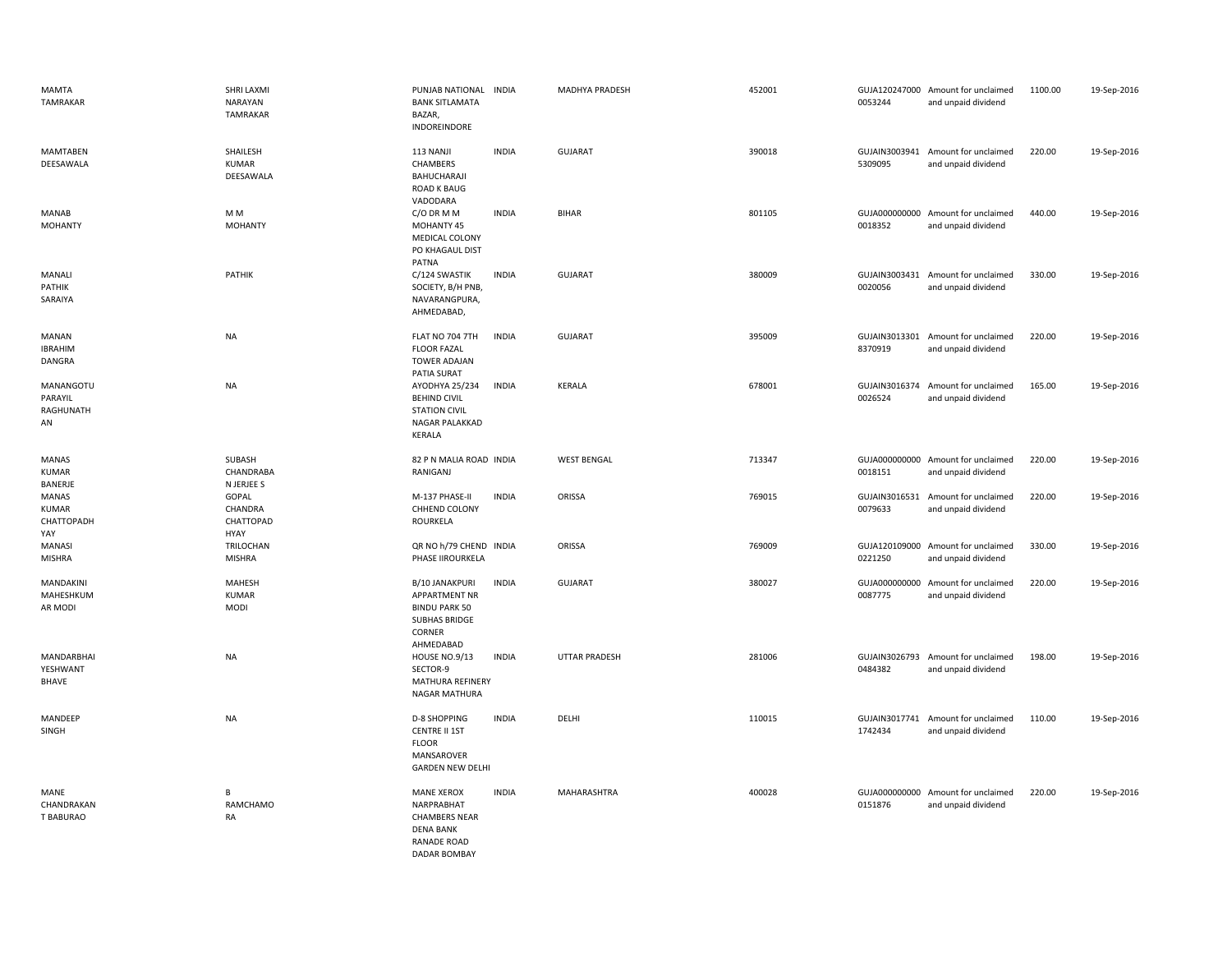| MAMTA TAMRAKAR | SHRI LAXMI NARAYAN TAMRAKAR | PUNJAB NATIONAL BANK SITLAMATA BAZAR, INDOREINDORE | INDIA | MADHYA PRADESH | 452001 | GUJA120247000 0053244 | Amount for unclaimed and unpaid dividend | 1100.00 | 19-Sep-2016 |
|---|---|---|---|---|---|---|---|---|---|
| MAMTABEN DEESAWALA | SHAILESH KUMAR DEESAWALA | 113 NANJI CHAMBERS BAHUCHARAJI ROAD K BAUG VADODARA | INDIA | GUJARAT | 390018 | GUJAIN3003941 5309095 | Amount for unclaimed and unpaid dividend | 220.00 | 19-Sep-2016 |
| MANAB MOHANTY | M M MOHANTY | C/O DR M M MOHANTY 45 MEDICAL COLONY PO KHAGAUL DIST PATNA | INDIA | BIHAR | 801105 | GUJA000000000 0018352 | Amount for unclaimed and unpaid dividend | 440.00 | 19-Sep-2016 |
| MANALI PATHIK SARAIYA | PATHIK | C/124 SWASTIK SOCIETY, B/H PNB, NAVARANGPURA, AHMEDABAD, | INDIA | GUJARAT | 380009 | GUJAIN3003431 0020056 | Amount for unclaimed and unpaid dividend | 330.00 | 19-Sep-2016 |
| MANAN IBRAHIM DANGRA | NA | FLAT NO 704 7TH FLOOR FAZAL TOWER ADAJAN PATIA SURAT | INDIA | GUJARAT | 395009 | GUJAIN3013301 8370919 | Amount for unclaimed and unpaid dividend | 220.00 | 19-Sep-2016 |
| MANANGOTU PARAYIL RAGHUNATH AN | NA | AYODHYA 25/234 BEHIND CIVIL STATION CIVIL NAGAR PALAKKAD KERALA | INDIA | KERALA | 678001 | GUJAIN3016374 0026524 | Amount for unclaimed and unpaid dividend | 165.00 | 19-Sep-2016 |
| MANAS KUMAR BANERJE | SUBASH CHANDRABA N JERJEE S | 82 P N MALIA ROAD RANIGANJ | INDIA | WEST BENGAL | 713347 | GUJA000000000 0018151 | Amount for unclaimed and unpaid dividend | 220.00 | 19-Sep-2016 |
| MANAS KUMAR CHATTOPADH YAY | GOPAL CHANDRA CHATTOPAD HYAY | M-137 PHASE-II CHHEND COLONY ROURKELA | INDIA | ORISSA | 769015 | GUJAIN3016531 0079633 | Amount for unclaimed and unpaid dividend | 220.00 | 19-Sep-2016 |
| MANASI MISHRA | TRILOCHAN MISHRA | QR NO h/79 CHEND PHASE IIROURKELA | INDIA | ORISSA | 769009 | GUJA120109000 0221250 | Amount for unclaimed and unpaid dividend | 330.00 | 19-Sep-2016 |
| MANDAKINI MAHESHKUM AR MODI | MAHESH KUMAR MODI | B/10 JANAKPURI APPARTMENT NR BINDU PARK 50 SUBHAS BRIDGE CORNER AHMEDABAD | INDIA | GUJARAT | 380027 | GUJA000000000 0087775 | Amount for unclaimed and unpaid dividend | 220.00 | 19-Sep-2016 |
| MANDARBHAI YESHWANT BHAVE | NA | HOUSE NO.9/13 SECTOR-9 MATHURA REFINERY NAGAR MATHURA | INDIA | UTTAR PRADESH | 281006 | GUJAIN3026793 0484382 | Amount for unclaimed and unpaid dividend | 198.00 | 19-Sep-2016 |
| MANDEEP SINGH | NA | D-8 SHOPPING CENTRE II 1ST FLOOR MANSAROVER GARDEN NEW DELHI | INDIA | DELHI | 110015 | GUJAIN3017741 1742434 | Amount for unclaimed and unpaid dividend | 110.00 | 19-Sep-2016 |
| MANE CHANDRAKAN T BABURAO | B RAMCHAMO RA | MANE XEROX NARPRABHAT CHAMBERS NEAR DENA BANK RANADE ROAD DADAR BOMBAY | INDIA | MAHARASHTRA | 400028 | GUJA000000000 0151876 | Amount for unclaimed and unpaid dividend | 220.00 | 19-Sep-2016 |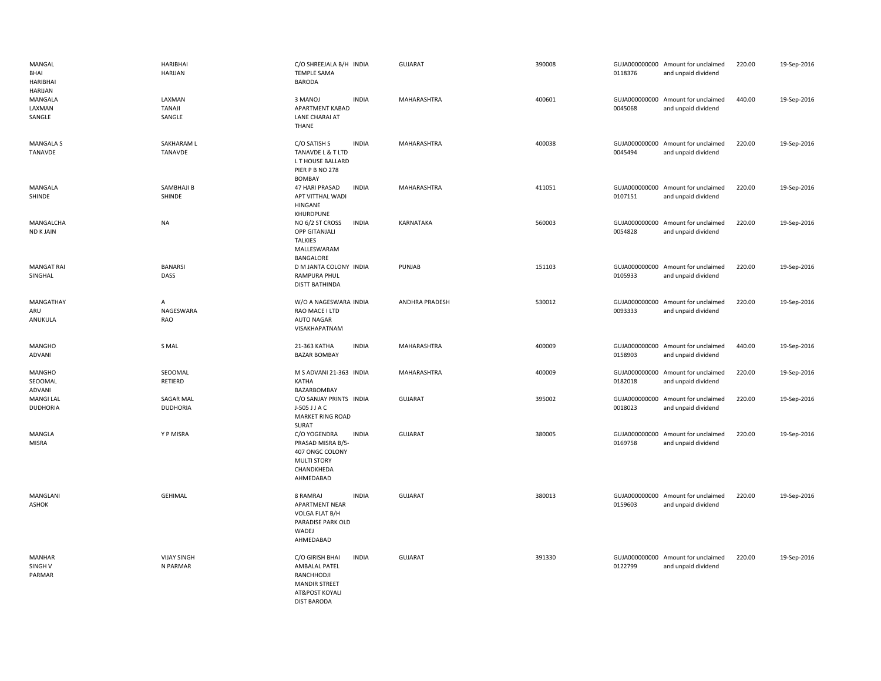| | | | | | | | | | |
|---|---|---|---|---|---|---|---|---|---|
| MANGAL BHAI HARIBHAI HARIJAN | HARIBHAI HARIJAN | C/O SHREEJALA B/H TEMPLE SAMA BARODA | INDIA | GUJARAT | 390008 | GUJA000000000 0118376 | Amount for unclaimed and unpaid dividend | 220.00 | 19-Sep-2016 |
| MANGALA LAXMAN SANGLE | LAXMAN TANAJI SANGLE | 3 MANOJ APARTMENT KABAD LANE CHARAI AT THANE | INDIA | MAHARASHTRA | 400601 | GUJA000000000 0045068 | Amount for unclaimed and unpaid dividend | 440.00 | 19-Sep-2016 |
| MANGALA S TANAVDE | SAKHARAM L TANAVDE | C/O SATISH S TANAVDE L & T LTD L T HOUSE BALLARD PIER P B NO 278 BOMBAY | INDIA | MAHARASHTRA | 400038 | GUJA000000000 0045494 | Amount for unclaimed and unpaid dividend | 220.00 | 19-Sep-2016 |
| MANGALA SHINDE | SAMBHAJI B SHINDE | 47 HARI PRASAD APT VITTHAL WADI HINGANE KHURDPUNE | INDIA | MAHARASHTRA | 411051 | GUJA000000000 0107151 | Amount for unclaimed and unpaid dividend | 220.00 | 19-Sep-2016 |
| MANGALCHA ND K JAIN | NA | NO 6/2 ST CROSS OPP GITANJALI TALKIES MALLESWARAM BANGALORE | INDIA | KARNATAKA | 560003 | GUJA000000000 0054828 | Amount for unclaimed and unpaid dividend | 220.00 | 19-Sep-2016 |
| MANGAT RAI SINGHAL | BANARSI DASS | D M JANTA COLONY RAMPURA PHUL DISTT BATHINDA | INDIA | PUNJAB | 151103 | GUJA000000000 0105933 | Amount for unclaimed and unpaid dividend | 220.00 | 19-Sep-2016 |
| MANGATHAY ARU ANUKULA | A NAGESWARA RAO | W/O A NAGESWARA RAO MACE I LTD AUTO NAGAR VISAKHAPATNAM | INDIA | ANDHRA PRADESH | 530012 | GUJA000000000 0093333 | Amount for unclaimed and unpaid dividend | 220.00 | 19-Sep-2016 |
| MANGHO ADVANI | S MAL | 21-363 KATHA BAZAR BOMBAY | INDIA | MAHARASHTRA | 400009 | GUJA000000000 0158903 | Amount for unclaimed and unpaid dividend | 440.00 | 19-Sep-2016 |
| MANGHO SEOOMAL ADVANI | SEOOMAL RETIERD | M S ADVANI 21-363 KATHA BAZARBOMBAY | INDIA | MAHARASHTRA | 400009 | GUJA000000000 0182018 | Amount for unclaimed and unpaid dividend | 220.00 | 19-Sep-2016 |
| MANGI LAL DUDHORIA | SAGAR MAL DUDHORIA | C/O SANJAY PRINTS J-505 J J A C MARKET RING ROAD SURAT | INDIA | GUJARAT | 395002 | GUJA000000000 0018023 | Amount for unclaimed and unpaid dividend | 220.00 | 19-Sep-2016 |
| MANGLA MISRA | Y P MISRA | C/O YOGENDRA PRASAD MISRA B/5-407 ONGC COLONY MULTI STORY CHANDKHEDA AHMEDABAD | INDIA | GUJARAT | 380005 | GUJA000000000 0169758 | Amount for unclaimed and unpaid dividend | 220.00 | 19-Sep-2016 |
| MANGLANI ASHOK | GEHIMAL | 8 RAMRAJ APARTMENT NEAR VOLGA FLAT B/H PARADISE PARK OLD WADEJ AHMEDABAD | INDIA | GUJARAT | 380013 | GUJA000000000 0159603 | Amount for unclaimed and unpaid dividend | 220.00 | 19-Sep-2016 |
| MANHAR SINGH V PARMAR | VIJAY SINGH N PARMAR | C/O GIRISH BHAI AMBALAL PATEL RANCHHODJI MANDIR STREET AT&POST KOYALI DIST BARODA | INDIA | GUJARAT | 391330 | GUJA000000000 0122799 | Amount for unclaimed and unpaid dividend | 220.00 | 19-Sep-2016 |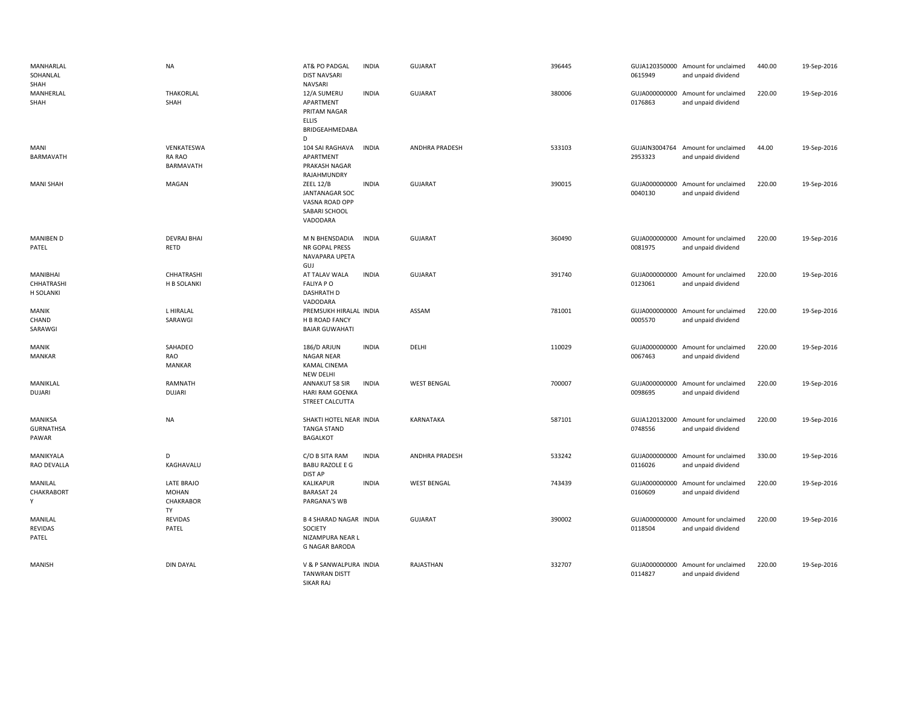| | | | | | | | | | |
|---|---|---|---|---|---|---|---|---|---|
| MANHARLAL SOHANLAL SHAH | NA | AT& PO PADGAL DIST NAVSARI NAVSARI | INDIA | GUJARAT | 396445 | GUJA120350000 0615949 | Amount for unclaimed and unpaid dividend | 440.00 | 19-Sep-2016 |
| MANHERLAL SHAH | THAKORLAL SHAH | 12/A SUMERU APARTMENT PRITAM NAGAR ELLIS BRIDGEAHMEDABA D | INDIA | GUJARAT | 380006 | GUJA000000000 0176863 | Amount for unclaimed and unpaid dividend | 220.00 | 19-Sep-2016 |
| MANI BARMAVATH | VENKATESWA RA RAO BARMAVATH | 104 SAI RAGHAVA APARTMENT PRAKASH NAGAR RAJAHMUNDRY | INDIA | ANDHRA PRADESH | 533103 | GUJAIN3004764 2953323 | Amount for unclaimed and unpaid dividend | 44.00 | 19-Sep-2016 |
| MANI SHAH | MAGAN | ZEEL 12/B JANTANAGAR SOC VASNA ROAD OPP SABARI SCHOOL VADODARA | INDIA | GUJARAT | 390015 | GUJA000000000 0040130 | Amount for unclaimed and unpaid dividend | 220.00 | 19-Sep-2016 |
| MANIBEN D PATEL | DEVRAJ BHAI RETD | M N BHENSDADIA NR GOPAL PRESS NAVAPARA UPETA GUJ | INDIA | GUJARAT | 360490 | GUJA000000000 0081975 | Amount for unclaimed and unpaid dividend | 220.00 | 19-Sep-2016 |
| MANIBHAI CHHATRASHI H SOLANKI | CHHATRASHI H B SOLANKI | AT TALAV WALA FALIYA P O DASHRATH D VADODARA | INDIA | GUJARAT | 391740 | GUJA000000000 0123061 | Amount for unclaimed and unpaid dividend | 220.00 | 19-Sep-2016 |
| MANIK CHAND SARAWGI | L HIRALAL SARAWGI | PREMSUKH HIRALAL H B ROAD FANCY BAIAR GUWAHATI | INDIA | ASSAM | 781001 | GUJA000000000 0005570 | Amount for unclaimed and unpaid dividend | 220.00 | 19-Sep-2016 |
| MANIK MANKAR | SAHADEO RAO MANKAR | 186/D ARJUN NAGAR NEAR KAMAL CINEMA NEW DELHI | INDIA | DELHI | 110029 | GUJA000000000 0067463 | Amount for unclaimed and unpaid dividend | 220.00 | 19-Sep-2016 |
| MANIKLAL DUJARI | RAMNATH DUJARI | ANNAKUT 58 SIR HARI RAM GOENKA STREET CALCUTTA | INDIA | WEST BENGAL | 700007 | GUJA000000000 0098695 | Amount for unclaimed and unpaid dividend | 220.00 | 19-Sep-2016 |
| MANIKSA GURNATHSA PAWAR | NA | SHAKTI HOTEL NEAR TANGA STAND BAGALKOT | INDIA | KARNATAKA | 587101 | GUJA120132000 0748556 | Amount for unclaimed and unpaid dividend | 220.00 | 19-Sep-2016 |
| MANIKYALA RAO DEVALLA | D KAGHAVALU | C/O B SITA RAM BABU RAZOLE E G DIST AP | INDIA | ANDHRA PRADESH | 533242 | GUJA000000000 0116026 | Amount for unclaimed and unpaid dividend | 330.00 | 19-Sep-2016 |
| MANILAL CHAKRABORT Y | LATE BRAJO MOHAN CHAKRABOR TY | KALIKAPUR BARASAT 24 PARGANA'S WB | INDIA | WEST BENGAL | 743439 | GUJA000000000 0160609 | Amount for unclaimed and unpaid dividend | 220.00 | 19-Sep-2016 |
| MANILAL REVIDAS PATEL | REVIDAS PATEL | B 4 SHARAD NAGAR SOCIETY NIZAMPURA NEAR L G NAGAR BARODA | INDIA | GUJARAT | 390002 | GUJA000000000 0118504 | Amount for unclaimed and unpaid dividend | 220.00 | 19-Sep-2016 |
| MANISH | DIN DAYAL | V & P SANWALPURA TANWRAN DISTT SIKAR RAJ | INDIA | RAJASTHAN | 332707 | GUJA000000000 0114827 | Amount for unclaimed and unpaid dividend | 220.00 | 19-Sep-2016 |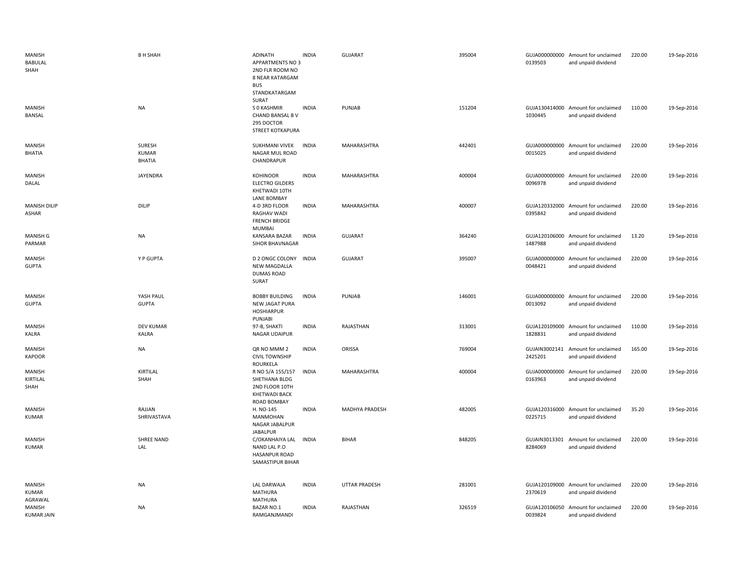| | | | | | | | | | |
|---|---|---|---|---|---|---|---|---|---|
| MANISH BABULAL SHAH | B H SHAH | ADINATH APPARTMENTS NO 3 2ND FLR ROOM NO 8 NEAR KATARGAM BUS STANDKATARGAM SURAT | INDIA | GUJARAT | 395004 | GUJA000000000 0139503 | Amount for unclaimed and unpaid dividend | 220.00 | 19-Sep-2016 |
| MANISH BANSAL | NA | S 0 KASHMIR CHAND BANSAL B V 295 DOCTOR STREET KOTKAPURA | INDIA | PUNJAB | 151204 | GUJA130414000 1030445 | Amount for unclaimed and unpaid dividend | 110.00 | 19-Sep-2016 |
| MANISH BHATIA | SURESH KUMAR BHATIA | SUKHMANI VIVEK NAGAR MUL ROAD CHANDRAPUR | INDIA | MAHARASHTRA | 442401 | GUJA000000000 0015025 | Amount for unclaimed and unpaid dividend | 220.00 | 19-Sep-2016 |
| MANISH DALAL | JAYENDRA | KOHINOOR ELECTRO GILDERS KHETWADI 10TH LANE BOMBAY | INDIA | MAHARASHTRA | 400004 | GUJA000000000 0096978 | Amount for unclaimed and unpaid dividend | 220.00 | 19-Sep-2016 |
| MANISH DILIP ASHAR | DILIP | 4-D 3RD FLOOR RAGHAV WADI FRENCH BRIDGE MUMBAI | INDIA | MAHARASHTRA | 400007 | GUJA120332000 0395842 | Amount for unclaimed and unpaid dividend | 220.00 | 19-Sep-2016 |
| MANISH G PARMAR | NA | KANSARA BAZAR SIHOR BHAVNAGAR | INDIA | GUJARAT | 364240 | GUJA120106000 1487988 | Amount for unclaimed and unpaid dividend | 13.20 | 19-Sep-2016 |
| MANISH GUPTA | Y P GUPTA | D 2 ONGC COLONY NEW MAGDALLA DUMAS ROAD SURAT | INDIA | GUJARAT | 395007 | GUJA000000000 0048421 | Amount for unclaimed and unpaid dividend | 220.00 | 19-Sep-2016 |
| MANISH GUPTA | YASH PAUL GUPTA | BOBBY BUILDING NEW JAGAT PURA HOSHIARPUR PUNJABI | INDIA | PUNJAB | 146001 | GUJA000000000 0013092 | Amount for unclaimed and unpaid dividend | 220.00 | 19-Sep-2016 |
| MANISH KALRA | DEV KUMAR KALRA | 97-B, SHAKTI NAGAR UDAIPUR | INDIA | RAJASTHAN | 313001 | GUJA120109000 1828831 | Amount for unclaimed and unpaid dividend | 110.00 | 19-Sep-2016 |
| MANISH KAPOOR | NA | QR NO MMM 2 CIVIL TOWNSHIP ROURKELA | INDIA | ORISSA | 769004 | GUJAIN3002141 2425201 | Amount for unclaimed and unpaid dividend | 165.00 | 19-Sep-2016 |
| MANISH KIRTILAL SHAH | KIRTILAL SHAH | R NO 5/A 155/157 SHETHANA BLDG 2ND FLOOR 10TH KHETWADI BACK ROAD BOMBAY | INDIA | MAHARASHTRA | 400004 | GUJA000000000 0163963 | Amount for unclaimed and unpaid dividend | 220.00 | 19-Sep-2016 |
| MANISH KUMAR | RAJJAN SHRIVASTAVA | H. NO-145 MANMOHAN NAGAR JABALPUR JABALPUR | INDIA | MADHYA PRADESH | 482005 | GUJA120316000 0225715 | Amount for unclaimed and unpaid dividend | 35.20 | 19-Sep-2016 |
| MANISH KUMAR | SHREE NAND LAL | C/OKANHAIYA LAL NAND LAL P.O HASANPUR ROAD SAMASTIPUR BIHAR | INDIA | BIHAR | 848205 | GUJAIN3013301 8284069 | Amount for unclaimed and unpaid dividend | 220.00 | 19-Sep-2016 |
| MANISH KUMAR AGRAWAL | NA | LAL DARWAJA MATHURA MATHURA | INDIA | UTTAR PRADESH | 281001 | GUJA120109000 2370619 | Amount for unclaimed and unpaid dividend | 220.00 | 19-Sep-2016 |
| MANISH KUMAR JAIN | NA | BAZAR NO.1 RAMGANJMANDI | INDIA | RAJASTHAN | 326519 | GUJA120106050 0039824 | Amount for unclaimed and unpaid dividend | 220.00 | 19-Sep-2016 |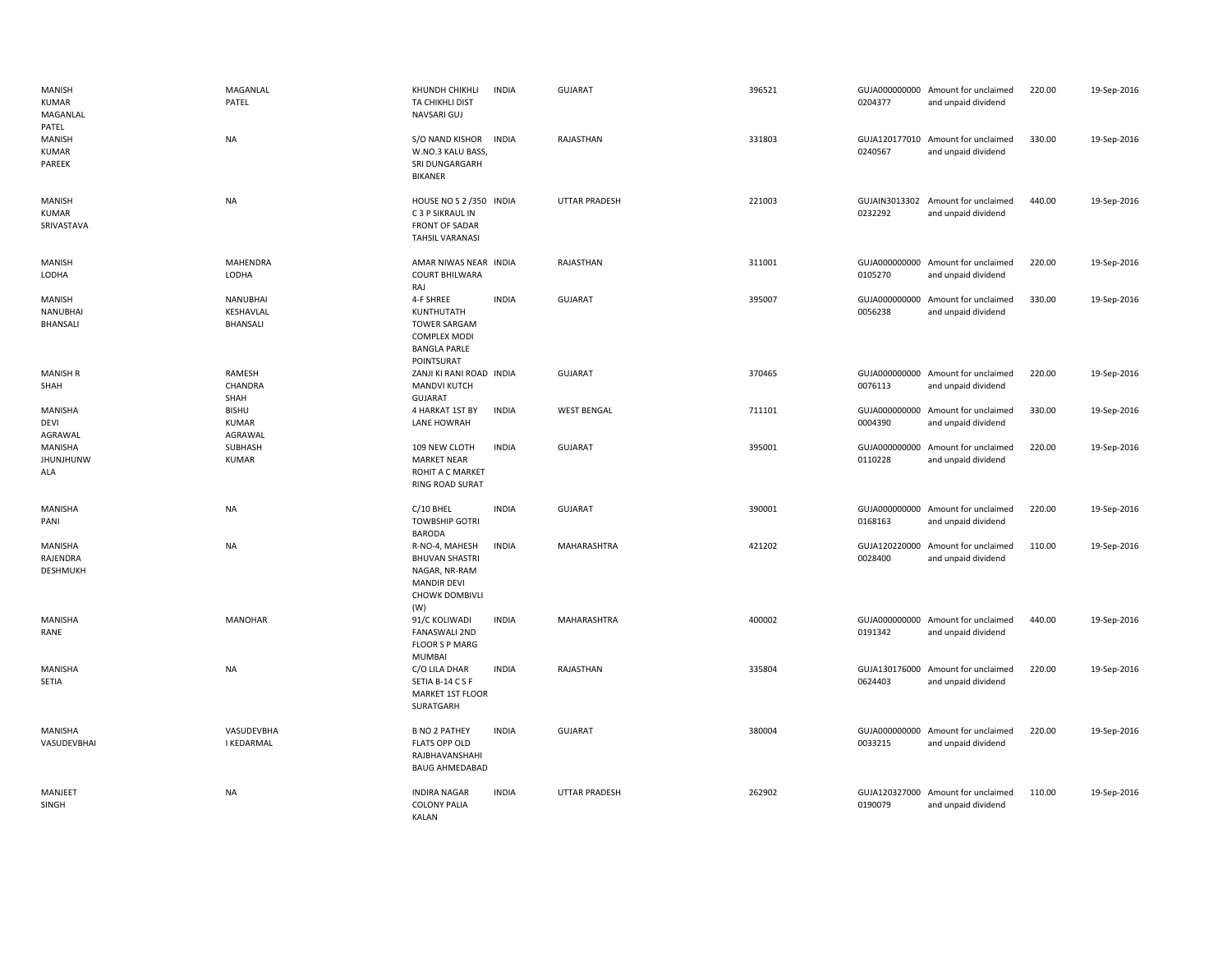| | | | | | | | | | |
|---|---|---|---|---|---|---|---|---|---|
| MANISH KUMAR MAGANLAL PATEL | MAGANLAL PATEL | KHUNDH CHIKHLI TA CHIKHLI DIST NAVSARI GUJ | INDIA | GUJARAT | 396521 | GUJA000000000 0204377 | Amount for unclaimed and unpaid dividend | 220.00 | 19-Sep-2016 |
| MANISH KUMAR PAREEK | NA | S/O NAND KISHOR W.NO.3 KALU BASS, SRI DUNGARGARH BIKANER | INDIA | RAJASTHAN | 331803 | GUJA120177010 0240567 | Amount for unclaimed and unpaid dividend | 330.00 | 19-Sep-2016 |
| MANISH KUMAR SRIVASTAVA | NA | HOUSE NO S 2 /350 C 3 P SIKRAUL IN FRONT OF SADAR TAHSIL VARANASI | INDIA | UTTAR PRADESH | 221003 | GUJAIN3013302 0232292 | Amount for unclaimed and unpaid dividend | 440.00 | 19-Sep-2016 |
| MANISH LODHA | MAHENDRA LODHA | AMAR NIWAS NEAR COURT BHILWARA RAJ | INDIA | RAJASTHAN | 311001 | GUJA000000000 0105270 | Amount for unclaimed and unpaid dividend | 220.00 | 19-Sep-2016 |
| MANISH NANUBHAI BHANSALI | NANUBHAI KESHAVLAL BHANSALI | 4-F SHREE KUNTHUTATH TOWER SARGAM COMPLEX MODI BANGLA PARLE POINTSURAT | INDIA | GUJARAT | 395007 | GUJA000000000 0056238 | Amount for unclaimed and unpaid dividend | 330.00 | 19-Sep-2016 |
| MANISH R SHAH | RAMESH CHANDRA SHAH | ZANJI KI RANI ROAD MANDVI KUTCH GUJARAT | INDIA | GUJARAT | 370465 | GUJA000000000 0076113 | Amount for unclaimed and unpaid dividend | 220.00 | 19-Sep-2016 |
| MANISHA DEVI AGRAWAL | BISHU KUMAR AGRAWAL | 4 HARKAT 1ST BY LANE HOWRAH | INDIA | WEST BENGAL | 711101 | GUJA000000000 0004390 | Amount for unclaimed and unpaid dividend | 330.00 | 19-Sep-2016 |
| MANISHA JHUNJHUNW ALA | SUBHASH KUMAR | 109 NEW CLOTH MARKET NEAR ROHIT A C MARKET RING ROAD SURAT | INDIA | GUJARAT | 395001 | GUJA000000000 0110228 | Amount for unclaimed and unpaid dividend | 220.00 | 19-Sep-2016 |
| MANISHA PANI | NA | C/10 BHEL TOWBSHIP GOTRI BARODA | INDIA | GUJARAT | 390001 | GUJA000000000 0168163 | Amount for unclaimed and unpaid dividend | 220.00 | 19-Sep-2016 |
| MANISHA RAJENDRA DESHMUKH | NA | R-NO-4, MAHESH BHUVAN SHASTRI NAGAR, NR-RAM MANDIR DEVI CHOWK DOMBIVLI (W) | INDIA | MAHARASHTRA | 421202 | GUJA120220000 0028400 | Amount for unclaimed and unpaid dividend | 110.00 | 19-Sep-2016 |
| MANISHA RANE | MANOHAR | 91/C KOLIWADI FANASWALI 2ND FLOOR S P MARG MUMBAI | INDIA | MAHARASHTRA | 400002 | GUJA000000000 0191342 | Amount for unclaimed and unpaid dividend | 440.00 | 19-Sep-2016 |
| MANISHA SETIA | NA | C/O LILA DHAR SETIA B-14 C S F MARKET 1ST FLOOR SURATGARH | INDIA | RAJASTHAN | 335804 | GUJA130176000 0624403 | Amount for unclaimed and unpaid dividend | 220.00 | 19-Sep-2016 |
| MANISHA VASUDEVBHAI | VASUDEVBHA I KEDARMAL | B NO 2 PATHEY FLATS OPP OLD RAJBHAVANSHAHI BAUG AHMEDABAD | INDIA | GUJARAT | 380004 | GUJA000000000 0033215 | Amount for unclaimed and unpaid dividend | 220.00 | 19-Sep-2016 |
| MANJEET SINGH | NA | INDIRA NAGAR COLONY PALIA KALAN | INDIA | UTTAR PRADESH | 262902 | GUJA120327000 0190079 | Amount for unclaimed and unpaid dividend | 110.00 | 19-Sep-2016 |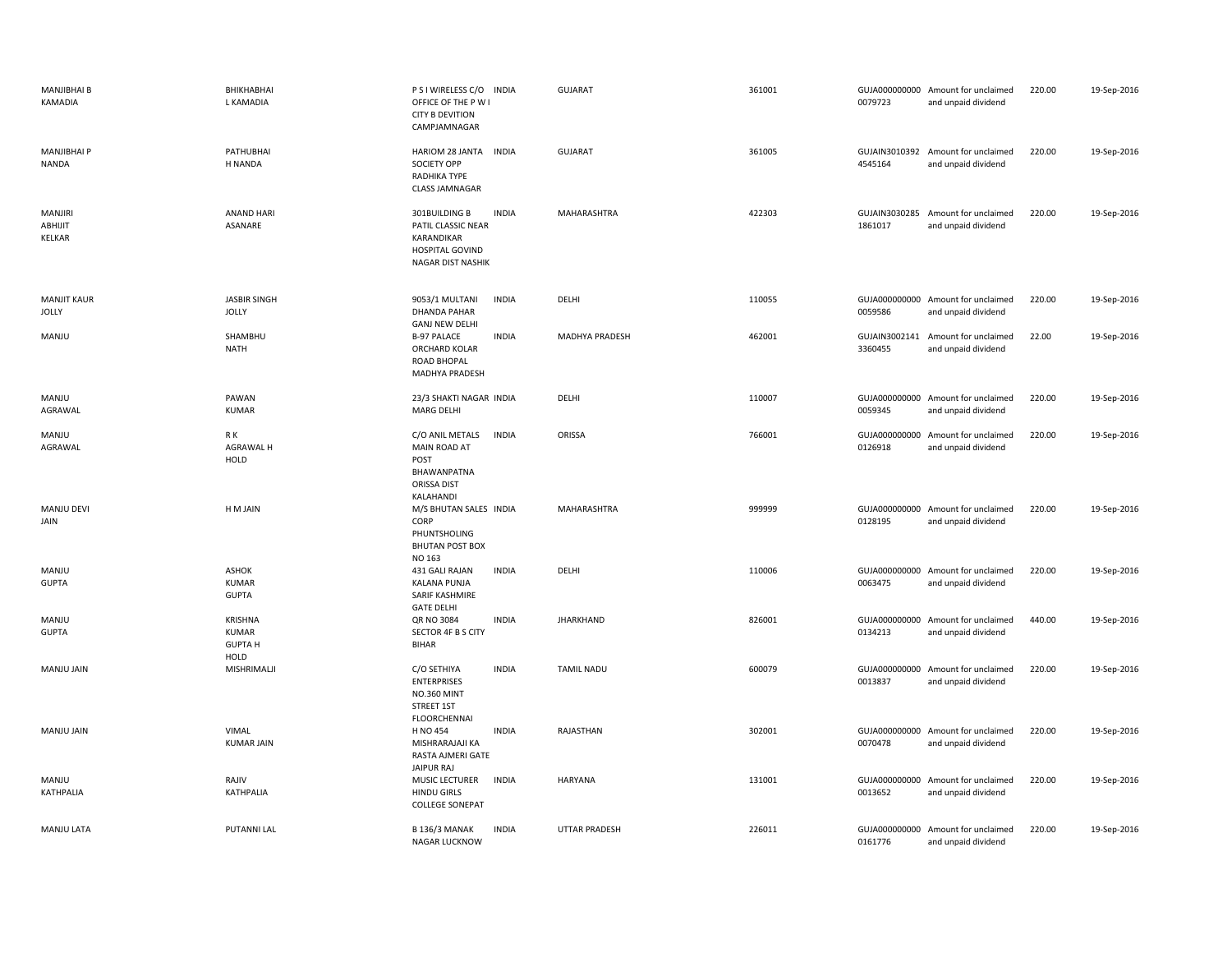| | | | | | | | | | |
|---|---|---|---|---|---|---|---|---|---|
| MANJIBHAI B KAMADIA | BHIKHABHAI L KAMADIA | P S I WIRELESS C/O OFFICE OF THE P W I CITY B DEVITION CAMPJAMNAGAR | INDIA | GUJARAT | 361001 | GUJA000000000 0079723 | Amount for unclaimed and unpaid dividend | 220.00 | 19-Sep-2016 |
| MANJIBHAI P NANDA | PATHUBHAI H NANDA | HARIOM 28 JANTA SOCIETY OPP RADHIKA TYPE CLASS JAMNAGAR | INDIA | GUJARAT | 361005 | GUJAIN3010392 4545164 | Amount for unclaimed and unpaid dividend | 220.00 | 19-Sep-2016 |
| MANJIRI ABHIJIT KELKAR | ANAND HARI ASANARE | 301BUILDING B PATIL CLASSIC NEAR KARANDIKAR HOSPITAL GOVIND NAGAR DIST NASHIK | INDIA | MAHARASHTRA | 422303 | GUJAIN3030285 1861017 | Amount for unclaimed and unpaid dividend | 220.00 | 19-Sep-2016 |
| MANJIT KAUR JOLLY | JASBIR SINGH JOLLY | 9053/1 MULTANI DHANDA PAHAR GANJ NEW DELHI | INDIA | DELHI | 110055 | GUJA000000000 0059586 | Amount for unclaimed and unpaid dividend | 220.00 | 19-Sep-2016 |
| MANJU | SHAMBHU NATH | B-97 PALACE ORCHARD KOLAR ROAD BHOPAL MADHYA PRADESH | INDIA | MADHYA PRADESH | 462001 | GUJAIN3002141 3360455 | Amount for unclaimed and unpaid dividend | 22.00 | 19-Sep-2016 |
| MANJU AGRAWAL | PAWAN KUMAR | 23/3 SHAKTI NAGAR MARG DELHI | INDIA | DELHI | 110007 | GUJA000000000 0059345 | Amount for unclaimed and unpaid dividend | 220.00 | 19-Sep-2016 |
| MANJU AGRAWAL | R K AGRAWAL H HOLD | C/O ANIL METALS MAIN ROAD AT POST BHAWANPATNA ORISSA DIST KALAHANDI | INDIA | ORISSA | 766001 | GUJA000000000 0126918 | Amount for unclaimed and unpaid dividend | 220.00 | 19-Sep-2016 |
| MANJU DEVI JAIN | H M JAIN | M/S BHUTAN SALES CORP PHUNTSHOLING BHUTAN POST BOX NO 163 | INDIA | MAHARASHTRA | 999999 | GUJA000000000 0128195 | Amount for unclaimed and unpaid dividend | 220.00 | 19-Sep-2016 |
| MANJU GUPTA | ASHOK KUMAR GUPTA | 431 GALI RAJAN KALANA PUNJA SARIF KASHMIRE GATE DELHI | INDIA | DELHI | 110006 | GUJA000000000 0063475 | Amount for unclaimed and unpaid dividend | 220.00 | 19-Sep-2016 |
| MANJU GUPTA | KRISHNA KUMAR GUPTA H HOLD | QR NO 3084 SECTOR 4F B S CITY BIHAR | INDIA | JHARKHAND | 826001 | GUJA000000000 0134213 | Amount for unclaimed and unpaid dividend | 440.00 | 19-Sep-2016 |
| MANJU JAIN | MISHRIMALJI | C/O SETHIYA ENTERPRISES NO.360 MINT STREET 1ST FLOORCHENNAI | INDIA | TAMIL NADU | 600079 | GUJA000000000 0013837 | Amount for unclaimed and unpaid dividend | 220.00 | 19-Sep-2016 |
| MANJU JAIN | VIMAL KUMAR JAIN | H NO 454 MISHRARAJAJI KA RASTA AJMERI GATE JAIPUR RAJ | INDIA | RAJASTHAN | 302001 | GUJA000000000 0070478 | Amount for unclaimed and unpaid dividend | 220.00 | 19-Sep-2016 |
| MANJU KATHPALIA | RAJIV KATHPALIA | MUSIC LECTURER HINDU GIRLS COLLEGE SONEPAT | INDIA | HARYANA | 131001 | GUJA000000000 0013652 | Amount for unclaimed and unpaid dividend | 220.00 | 19-Sep-2016 |
| MANJU LATA | PUTANNI LAL | B 136/3 MANAK NAGAR LUCKNOW | INDIA | UTTAR PRADESH | 226011 | GUJA000000000 0161776 | Amount for unclaimed and unpaid dividend | 220.00 | 19-Sep-2016 |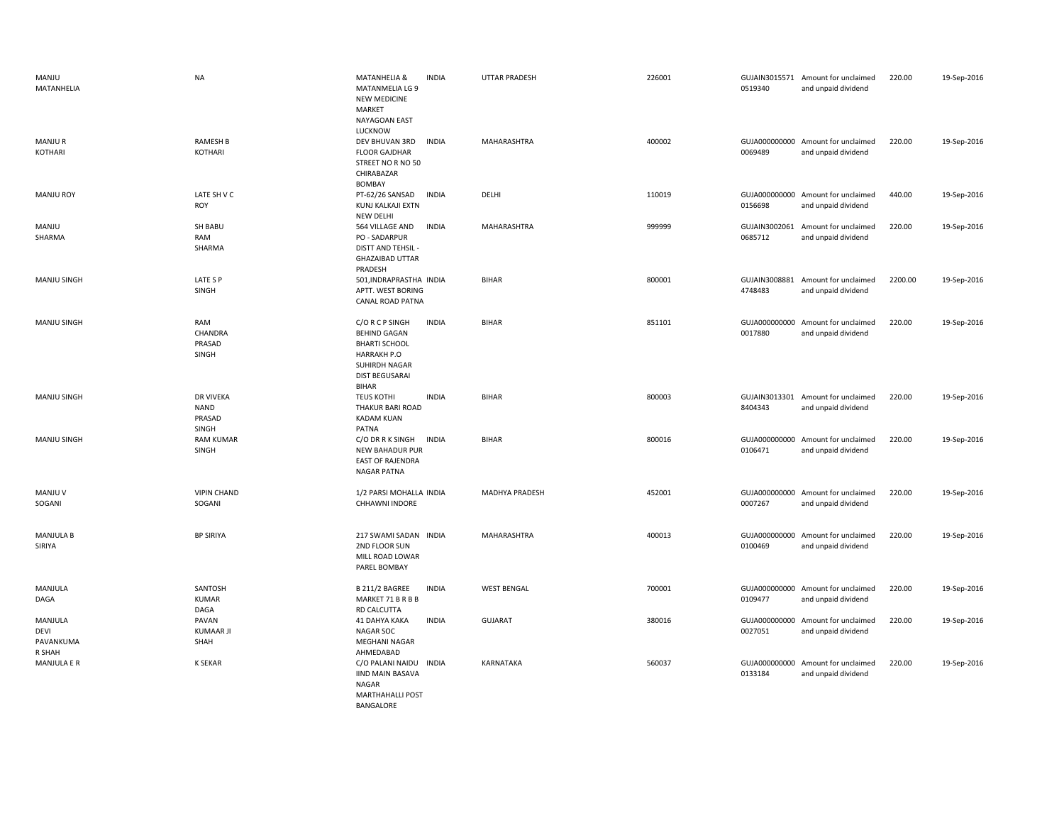| | | | | | | | | | |
|---|---|---|---|---|---|---|---|---|---|
| MANJU MATANHELIA | NA | MATANHELIA & MATANMELIA LG 9 NEW MEDICINE MARKET NAYAGOAN EAST LUCKNOW | INDIA | UTTAR PRADESH | 226001 | GUJAIN30155710519340 | Amount for unclaimed and unpaid dividend | 220.00 | 19-Sep-2016 |
| MANJU R KOTHARI | RAMESH B KOTHARI | DEV BHUVAN 3RD FLOOR GAJDHAR STREET NO R NO 50 CHIRABAZAR BOMBAY | INDIA | MAHARASHTRA | 400002 | GUJA0000000000069489 | Amount for unclaimed and unpaid dividend | 220.00 | 19-Sep-2016 |
| MANJU ROY | LATE SH V C ROY | PT-62/26 SANSAD KUNJ KALKAJI EXTN NEW DELHI | INDIA | DELHI | 110019 | GUJA0000000000156698 | Amount for unclaimed and unpaid dividend | 440.00 | 19-Sep-2016 |
| MANJU SHARMA | SH BABU RAM SHARMA | 564 VILLAGE AND PO - SADARPUR DISTT AND TEHSIL - GHAZAIBAD UTTAR PRADESH | INDIA | MAHARASHTRA | 999999 | GUJAIN30020610685712 | Amount for unclaimed and unpaid dividend | 220.00 | 19-Sep-2016 |
| MANJU SINGH | LATE S P SINGH | 501,INDRAPRASTHA APTT. WEST BORING CANAL ROAD PATNA | INDIA | BIHAR | 800001 | GUJAIN30088814748483 | Amount for unclaimed and unpaid dividend | 2200.00 | 19-Sep-2016 |
| MANJU SINGH | RAM CHANDRA PRASAD SINGH | C/O R C P SINGH BEHIND GAGAN BHARTI SCHOOL HARRAKH P.O SUHIRDH NAGAR DIST BEGUSARAI BIHAR | INDIA | BIHAR | 851101 | GUJA0000000000017880 | Amount for unclaimed and unpaid dividend | 220.00 | 19-Sep-2016 |
| MANJU SINGH | DR VIVEKA NAND PRASAD SINGH | TEUS KOTHI THAKUR BARI ROAD KADAM KUAN PATNA | INDIA | BIHAR | 800003 | GUJAIN30133018404343 | Amount for unclaimed and unpaid dividend | 220.00 | 19-Sep-2016 |
| MANJU SINGH | RAM KUMAR SINGH | C/O DR R K SINGH NEW BAHADUR PUR EAST OF RAJENDRA NAGAR PATNA | INDIA | BIHAR | 800016 | GUJA0000000000106471 | Amount for unclaimed and unpaid dividend | 220.00 | 19-Sep-2016 |
| MANJU V SOGANI | VIPIN CHAND SOGANI | 1/2 PARSI MOHALLA CHHAWNI INDORE | INDIA | MADHYA PRADESH | 452001 | GUJA0000000000007267 | Amount for unclaimed and unpaid dividend | 220.00 | 19-Sep-2016 |
| MANJULA B SIRIYA | BP SIRIYA | 217 SWAMI SADAN 2ND FLOOR SUN MILL ROAD LOWAR PAREL BOMBAY | INDIA | MAHARASHTRA | 400013 | GUJA0000000000100469 | Amount for unclaimed and unpaid dividend | 220.00 | 19-Sep-2016 |
| MANJULA DAGA | SANTOSH KUMAR DAGA | B 211/2 BAGREE MARKET 71 B R B B RD CALCUTTA | INDIA | WEST BENGAL | 700001 | GUJA0000000000109477 | Amount for unclaimed and unpaid dividend | 220.00 | 19-Sep-2016 |
| MANJULA DEVI PAVANKUMA R SHAH | PAVAN KUMAAR JI SHAH | 41 DAHYA KAKA NAGAR SOC MEGHANI NAGAR AHMEDABAD | INDIA | GUJARAT | 380016 | GUJA0000000000027051 | Amount for unclaimed and unpaid dividend | 220.00 | 19-Sep-2016 |
| MANJULA E R | K SEKAR | C/O PALANI NAIDU IIND MAIN BASAVA NAGAR MARTHAHALLI POST BANGALORE | INDIA | KARNATAKA | 560037 | GUJA0000000000133184 | Amount for unclaimed and unpaid dividend | 220.00 | 19-Sep-2016 |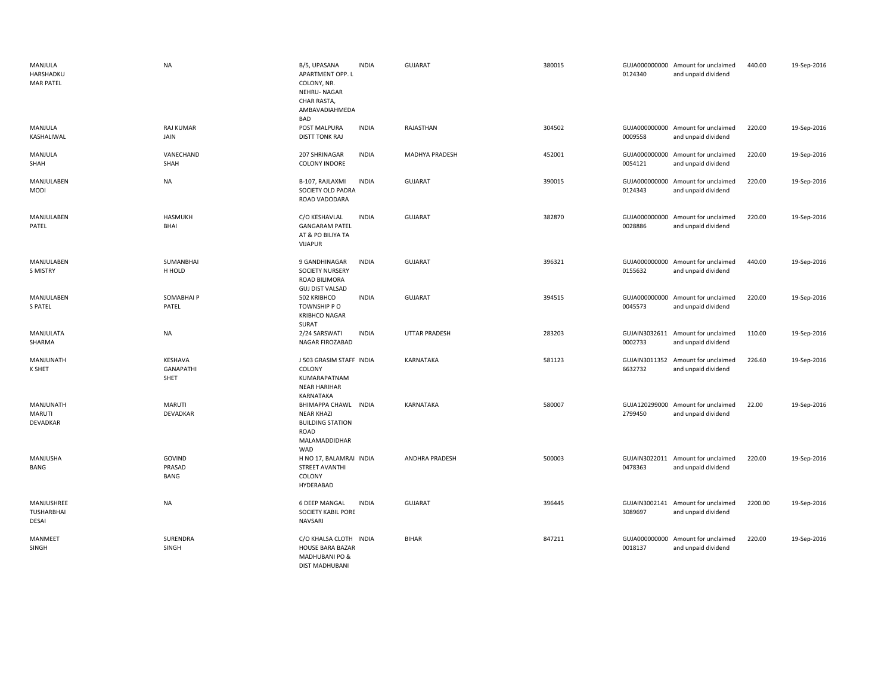| | | | | | | | | | |
|---|---|---|---|---|---|---|---|---|---|
| MANJULA HARSHADKU MAR PATEL | NA | B/5, UPASANA APARTMENT OPP. L COLONY, NR. NEHRU- NAGAR CHAR RASTA, AMBAVADIAHMEDA BAD | INDIA | GUJARAT | 380015 | GUJA000000000 0124340 | Amount for unclaimed and unpaid dividend | 440.00 | 19-Sep-2016 |
| MANJULA KASHALIWAL | RAJ KUMAR JAIN | POST MALPURA DISTT TONK RAJ | INDIA | RAJASTHAN | 304502 | GUJA000000000 0009558 | Amount for unclaimed and unpaid dividend | 220.00 | 19-Sep-2016 |
| MANJULA SHAH | VANECHAND SHAH | 207 SHRINAGAR COLONY INDORE | INDIA | MADHYA PRADESH | 452001 | GUJA000000000 0054121 | Amount for unclaimed and unpaid dividend | 220.00 | 19-Sep-2016 |
| MANJULABEN MODI | NA | B-107, RAJLAXMI SOCIETY OLD PADRA ROAD VADODARA | INDIA | GUJARAT | 390015 | GUJA000000000 0124343 | Amount for unclaimed and unpaid dividend | 220.00 | 19-Sep-2016 |
| MANJULABEN PATEL | HASMUKH BHAI | C/O KESHAVLAL GANGARAM PATEL AT & PO BILIYA TA VIJAPUR | INDIA | GUJARAT | 382870 | GUJA000000000 0028886 | Amount for unclaimed and unpaid dividend | 220.00 | 19-Sep-2016 |
| MANJULABEN S MISTRY | SUMANBHAI H HOLD | 9 GANDHINAGAR SOCIETY NURSERY ROAD BILIMORA GUJ DIST VALSAD | INDIA | GUJARAT | 396321 | GUJA000000000 0155632 | Amount for unclaimed and unpaid dividend | 440.00 | 19-Sep-2016 |
| MANJULABEN S PATEL | SOMABHAI P PATEL | 502 KRIBHCO TOWNSHIP P O KRIBHCO NAGAR SURAT | INDIA | GUJARAT | 394515 | GUJA000000000 0045573 | Amount for unclaimed and unpaid dividend | 220.00 | 19-Sep-2016 |
| MANJULATA SHARMA | NA | 2/24 SARSWATI NAGAR FIROZABAD | INDIA | UTTAR PRADESH | 283203 | GUJAIN3032611 0002733 | Amount for unclaimed and unpaid dividend | 110.00 | 19-Sep-2016 |
| MANJUNATH K SHET | KESHAVA GANAPATHI SHET | J 503 GRASIM STAFF COLONY KUMARAPATNAM NEAR HARIHAR KARNATAKA | INDIA | KARNATAKA | 581123 | GUJAIN3011352 6632732 | Amount for unclaimed and unpaid dividend | 226.60 | 19-Sep-2016 |
| MANJUNATH MARUTI DEVADKAR | MARUTI DEVADKAR | BHIMAPPA CHAWL NEAR KHAZI BUILDING STATION ROAD MALAMADDIDHAR WAD | INDIA | KARNATAKA | 580007 | GUJA120299000 2799450 | Amount for unclaimed and unpaid dividend | 22.00 | 19-Sep-2016 |
| MANJUSHA BANG | GOVIND PRASAD BANG | H NO 17, BALAMRAI STREET AVANTHI COLONY HYDERABAD | INDIA | ANDHRA PRADESH | 500003 | GUJAIN3022011 0478363 | Amount for unclaimed and unpaid dividend | 220.00 | 19-Sep-2016 |
| MANJUSHREE TUSHARBHAI DESAI | NA | 6 DEEP MANGAL SOCIETY KABIL PORE NAVSARI | INDIA | GUJARAT | 396445 | GUJAIN3002141 3089697 | Amount for unclaimed and unpaid dividend | 2200.00 | 19-Sep-2016 |
| MANMEET SINGH | SURENDRA SINGH | C/O KHALSA CLOTH HOUSE BARA BAZAR MADHUBANI PO & DIST MADHUBANI | INDIA | BIHAR | 847211 | GUJA000000000 0018137 | Amount for unclaimed and unpaid dividend | 220.00 | 19-Sep-2016 |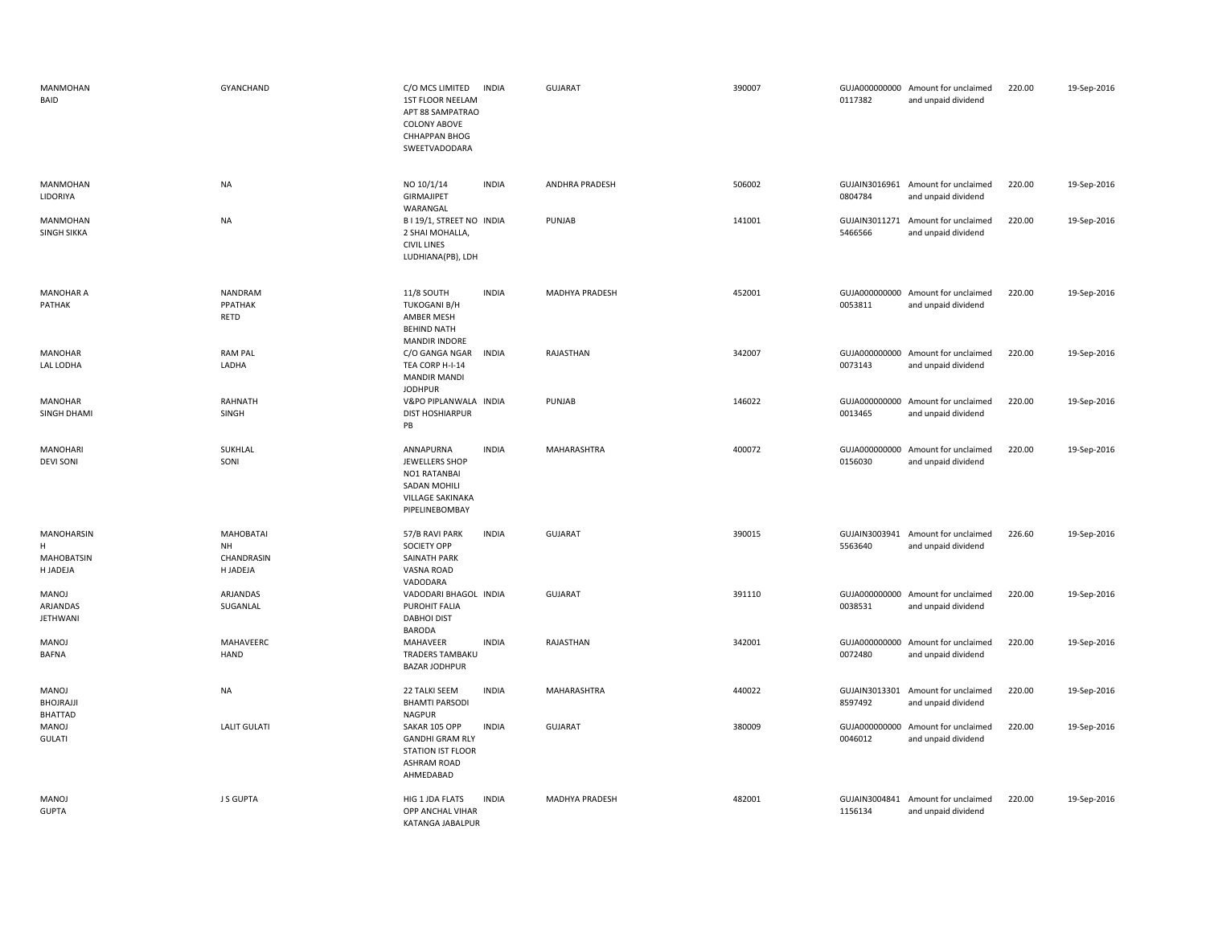| | | | | | | | | | |
|---|---|---|---|---|---|---|---|---|---|
| MANMOHAN BAID | GYANCHAND | C/O MCS LIMITED 1ST FLOOR NEELAM APT 88 SAMPATRAO COLONY ABOVE CHHAPPAN BHOG SWEETVADODARA | INDIA | GUJARAT | 390007 | GUJA000000000 0117382 | Amount for unclaimed and unpaid dividend | 220.00 | 19-Sep-2016 |
| MANMOHAN LIDORIYA | NA | NO 10/1/14 GIRMAJIPET WARANGAL | INDIA | ANDHRA PRADESH | 506002 | GUJAIN3016961 0804784 | Amount for unclaimed and unpaid dividend | 220.00 | 19-Sep-2016 |
| MANMOHAN SINGH SIKKA | NA | B I 19/1, STREET NO 2 SHAI MOHALLA, CIVIL LINES LUDHIANA(PB), LDH | INDIA | PUNJAB | 141001 | GUJAIN3011271 5466566 | Amount for unclaimed and unpaid dividend | 220.00 | 19-Sep-2016 |
| MANOHAR A PATHAK | NANDRAM PPATHAK RETD | 11/8 SOUTH TUKOGANI B/H AMBER MESH BEHIND NATH MANDIR INDORE | INDIA | MADHYA PRADESH | 452001 | GUJA000000000 0053811 | Amount for unclaimed and unpaid dividend | 220.00 | 19-Sep-2016 |
| MANOHAR LAL LODHA | RAM PAL LADHA | C/O GANGA NAGAR TEA CORP H-I-14 MANDIR MANDI JODHPUR | INDIA | RAJASTHAN | 342007 | GUJA000000000 0073143 | Amount for unclaimed and unpaid dividend | 220.00 | 19-Sep-2016 |
| MANOHAR SINGH DHAMI | RAHNATH SINGH | V&PO PIPLANWALA DIST HOSHIARPUR PB | INDIA | PUNJAB | 146022 | GUJA000000000 0013465 | Amount for unclaimed and unpaid dividend | 220.00 | 19-Sep-2016 |
| MANOHARI DEVI SONI | SUKHLAL SONI | ANNAPURNA JEWELLERS SHOP NO1 RATANBAI SADAN MOHILI VILLAGE SAKINAKA PIPELINEBOMBAY | INDIA | MAHARASHTRA | 400072 | GUJA000000000 0156030 | Amount for unclaimed and unpaid dividend | 220.00 | 19-Sep-2016 |
| MANOHARSIN H MAHOBATSIN H JADEJA | MAHOBATAI NH CHANDRASIN H JADEJA | 57/B RAVI PARK SOCIETY OPP SAINATH PARK VASNA ROAD VADODARA | INDIA | GUJARAT | 390015 | GUJAIN3003941 5563640 | Amount for unclaimed and unpaid dividend | 226.60 | 19-Sep-2016 |
| MANOJ ARJANDAS JETHWANI | ARJANDAS SUGANLAL | VADODARI BHAGOL PUROHIT FALIA DABHOI DIST BARODA | INDIA | GUJARAT | 391110 | GUJA000000000 0038531 | Amount for unclaimed and unpaid dividend | 220.00 | 19-Sep-2016 |
| MANOJ BAFNA | MAHAVEERC HAND | MAHAVEER TRADERS TAMBAKU BAZAR JODHPUR | INDIA | RAJASTHAN | 342001 | GUJA000000000 0072480 | Amount for unclaimed and unpaid dividend | 220.00 | 19-Sep-2016 |
| MANOJ BHOJRAJJI BHATTAD | NA | 22 TALKI SEEM BHAMTI PARSODI NAGPUR | INDIA | MAHARASHTRA | 440022 | GUJAIN3013301 8597492 | Amount for unclaimed and unpaid dividend | 220.00 | 19-Sep-2016 |
| MANOJ GULATI | LALIT GULATI | SAKAR 105 OPP GANDHI GRAM RLY STATION IST FLOOR ASHRAM ROAD AHMEDABAD | INDIA | GUJARAT | 380009 | GUJA000000000 0046012 | Amount for unclaimed and unpaid dividend | 220.00 | 19-Sep-2016 |
| MANOJ GUPTA | J S GUPTA | HIG 1 JDA FLATS OPP ANCHAL VIHAR KATANGA JABALPUR | INDIA | MADHYA PRADESH | 482001 | GUJAIN3004841 1156134 | Amount for unclaimed and unpaid dividend | 220.00 | 19-Sep-2016 |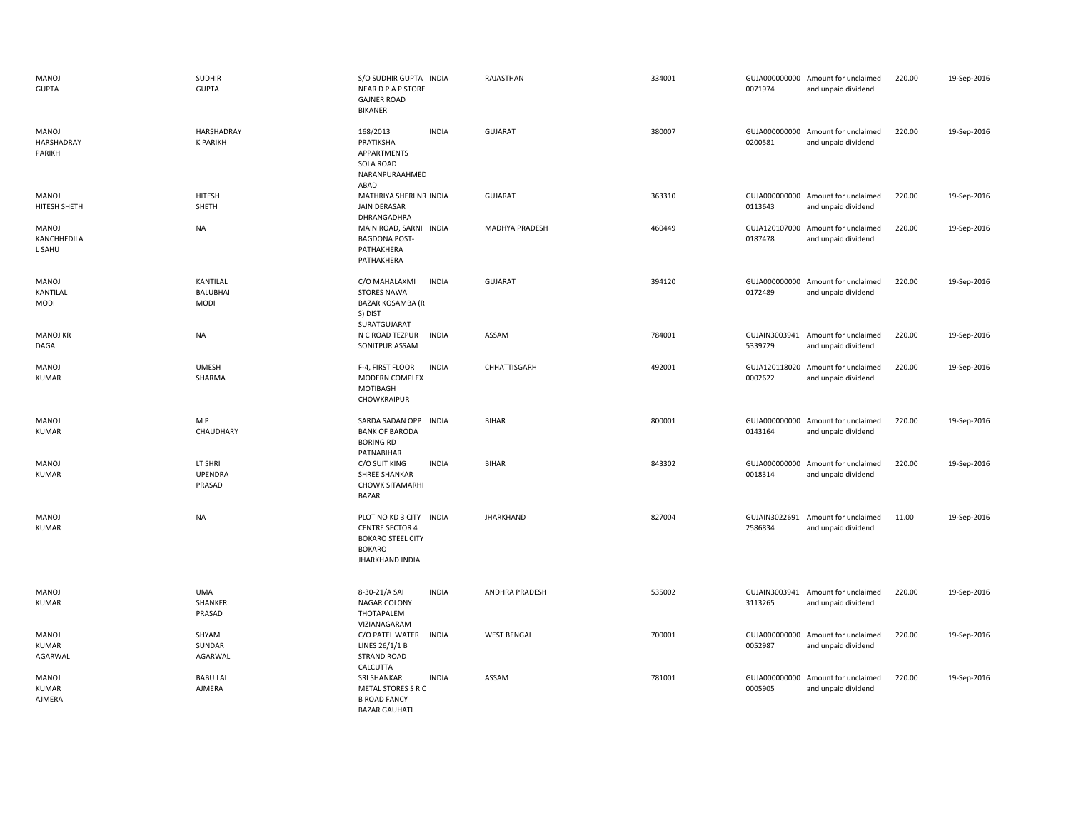| | | | | | | | | | |
|---|---|---|---|---|---|---|---|---|---|
| MANOJ GUPTA | SUDHIR GUPTA | S/O SUDHIR GUPTA NEAR D P A P STORE GAJNER ROAD BIKANER | INDIA | RAJASTHAN | 334001 | GUJA000000000 0071974 | Amount for unclaimed and unpaid dividend | 220.00 | 19-Sep-2016 |
| MANOJ HARSHADRAY PARIKH | HARSHADRAY K PARIKH | 168/2013 PRATIKSHA APPARTMENTS SOLA ROAD NARANPURAAHMED ABAD | INDIA | GUJARAT | 380007 | GUJA000000000 0200581 | Amount for unclaimed and unpaid dividend | 220.00 | 19-Sep-2016 |
| MANOJ HITESH SHETH | HITESH SHETH | MATHRIYA SHERI NR JAIN DERASAR DHRANGADHRA | INDIA | GUJARAT | 363310 | GUJA000000000 0113643 | Amount for unclaimed and unpaid dividend | 220.00 | 19-Sep-2016 |
| MANOJ KANCHHEDILA L SAHU | NA | MAIN ROAD, SARNI BAGDONA POST-PATHAKHERA PATHAKHERA | INDIA | MADHYA PRADESH | 460449 | GUJA120107000 0187478 | Amount for unclaimed and unpaid dividend | 220.00 | 19-Sep-2016 |
| MANOJ KANTILAL MODI | KANTILAL BALUBHAI MODI | C/O MAHALAXMI STORES NAWA BAZAR KOSAMBA (R S) DIST SURATGUJARAT | INDIA | GUJARAT | 394120 | GUJA000000000 0172489 | Amount for unclaimed and unpaid dividend | 220.00 | 19-Sep-2016 |
| MANOJ KR DAGA | NA | N C ROAD TEZPUR SONITPUR ASSAM | INDIA | ASSAM | 784001 | GUJAIN3003941 5339729 | Amount for unclaimed and unpaid dividend | 220.00 | 19-Sep-2016 |
| MANOJ KUMAR | UMESH SHARMA | F-4, FIRST FLOOR MODERN COMPLEX MOTIBAGH CHOWKRAIPUR | INDIA | CHHATTISGARH | 492001 | GUJA120118020 0002622 | Amount for unclaimed and unpaid dividend | 220.00 | 19-Sep-2016 |
| MANOJ KUMAR | M P CHAUDHARY | SARDA SADAN OPP BANK OF BARODA BORING RD PATNABIHAR | INDIA | BIHAR | 800001 | GUJA000000000 0143164 | Amount for unclaimed and unpaid dividend | 220.00 | 19-Sep-2016 |
| MANOJ KUMAR | LT SHRI UPENDRA PRASAD | C/O SUIT KING SHREE SHANKAR CHOWK SITAMARHI BAZAR | INDIA | BIHAR | 843302 | GUJA000000000 0018314 | Amount for unclaimed and unpaid dividend | 220.00 | 19-Sep-2016 |
| MANOJ KUMAR | NA | PLOT NO KD 3 CITY CENTRE SECTOR 4 BOKARO STEEL CITY BOKARO JHARKHAND INDIA | INDIA | JHARKHAND | 827004 | GUJAIN3022691 2586834 | Amount for unclaimed and unpaid dividend | 11.00 | 19-Sep-2016 |
| MANOJ KUMAR | UMA SHANKER PRASAD | 8-30-21/A SAI NAGAR COLONY THOTAPALEM VIZIANAGARAM | INDIA | ANDHRA PRADESH | 535002 | GUJAIN3003941 3113265 | Amount for unclaimed and unpaid dividend | 220.00 | 19-Sep-2016 |
| MANOJ KUMAR AGARWAL | SHYAM SUNDAR AGARWAL | C/O PATEL WATER LINES 26/1/1 B STRAND ROAD CALCUTTA | INDIA | WEST BENGAL | 700001 | GUJA000000000 0052987 | Amount for unclaimed and unpaid dividend | 220.00 | 19-Sep-2016 |
| MANOJ KUMAR AJMERA | BABU LAL AJMERA | SRI SHANKAR METAL STORES S R C B ROAD FANCY BAZAR GAUHATI | INDIA | ASSAM | 781001 | GUJA000000000 0005905 | Amount for unclaimed and unpaid dividend | 220.00 | 19-Sep-2016 |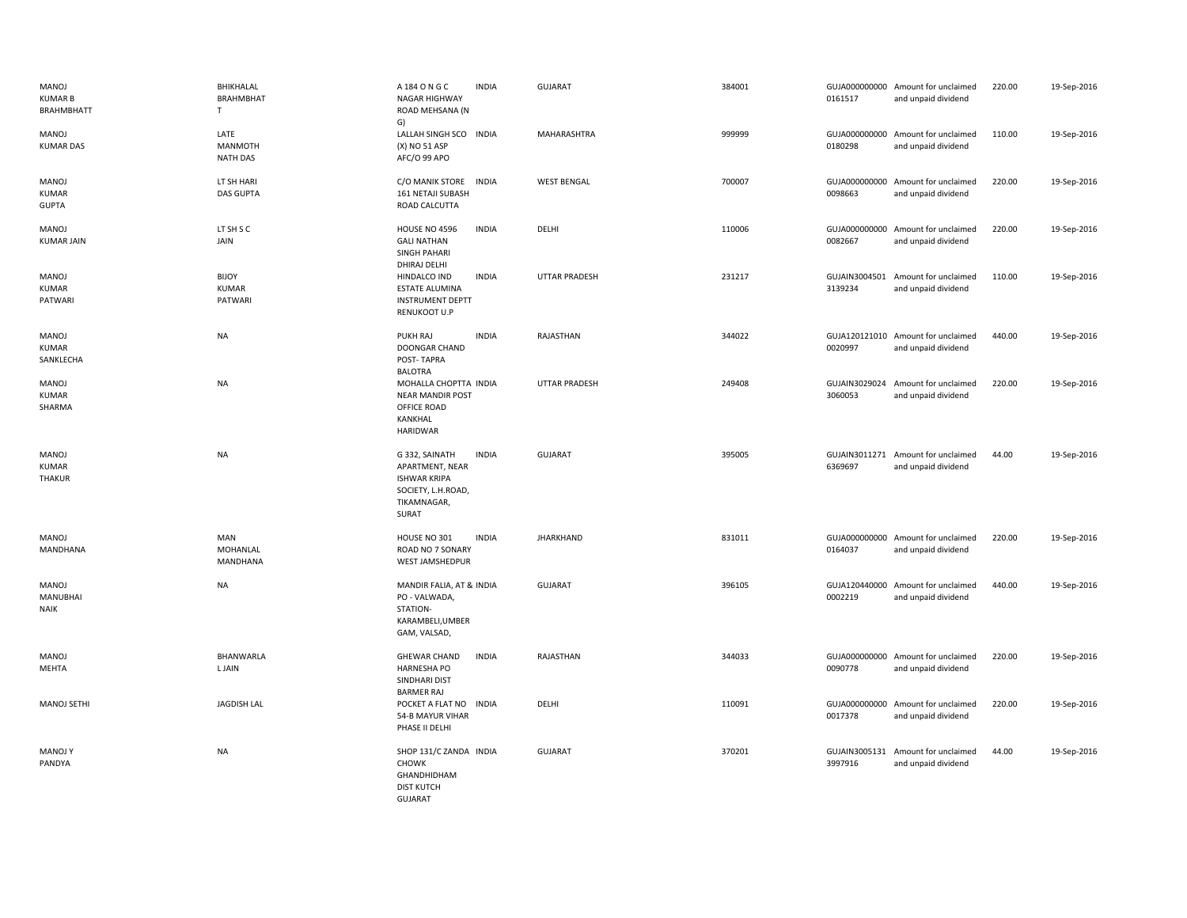| | | | | | | | | | |
|---|---|---|---|---|---|---|---|---|---|
| MANOJ KUMAR B BRAHMBHATT | BHIKHALAL BRAHMBHAT T | A 184 O N G C NAGAR HIGHWAY ROAD MEHSANA (N G) | INDIA | GUJARAT | 384001 | GUJA000000000 0161517 | Amount for unclaimed and unpaid dividend | 220.00 | 19-Sep-2016 |
| MANOJ KUMAR DAS | LATE MANMOTH NATH DAS | LALLAH SINGH SCO (X) NO 51 ASP AFC/O 99 APO | INDIA | MAHARASHTRA | 999999 | GUJA000000000 0180298 | Amount for unclaimed and unpaid dividend | 110.00 | 19-Sep-2016 |
| MANOJ KUMAR GUPTA | LT SH HARI DAS GUPTA | C/O MANIK STORE 161 NETAJI SUBASH ROAD CALCUTTA | INDIA | WEST BENGAL | 700007 | GUJA000000000 0098663 | Amount for unclaimed and unpaid dividend | 220.00 | 19-Sep-2016 |
| MANOJ KUMAR JAIN | LT SH S C JAIN | HOUSE NO 4596 GALI NATHAN SINGH PAHARI DHIRAJ DELHI | INDIA | DELHI | 110006 | GUJA000000000 0082667 | Amount for unclaimed and unpaid dividend | 220.00 | 19-Sep-2016 |
| MANOJ KUMAR PATWARI | BIJOY KUMAR PATWARI | HINDALCO IND ESTATE ALUMINA INSTRUMENT DEPTT RENUKOOT U.P | INDIA | UTTAR PRADESH | 231217 | GUJAIN3004501 3139234 | Amount for unclaimed and unpaid dividend | 110.00 | 19-Sep-2016 |
| MANOJ KUMAR SANKLECHA | NA | PUKH RAJ DOONGAR CHAND POST- TAPRA BALOTRA | INDIA | RAJASTHAN | 344022 | GUJA120121010 0020997 | Amount for unclaimed and unpaid dividend | 440.00 | 19-Sep-2016 |
| MANOJ KUMAR SHARMA | NA | MOHALLA CHOPTTA NEAR MANDIR POST OFFICE ROAD KANKHAL HARIDWAR | INDIA | UTTAR PRADESH | 249408 | GUJAIN3029024 3060053 | Amount for unclaimed and unpaid dividend | 220.00 | 19-Sep-2016 |
| MANOJ KUMAR THAKUR | NA | G 332, SAINATH APARTMENT, NEAR ISHWAR KRIPA SOCIETY, L.H.ROAD, TIKAMNAGAR, SURAT | INDIA | GUJARAT | 395005 | GUJAIN3011271 6369697 | Amount for unclaimed and unpaid dividend | 44.00 | 19-Sep-2016 |
| MANOJ MANDHANA | MAN MOHANLAL MANDHANA | HOUSE NO 301 ROAD NO 7 SONARY WEST JAMSHEDPUR | INDIA | JHARKHAND | 831011 | GUJA000000000 0164037 | Amount for unclaimed and unpaid dividend | 220.00 | 19-Sep-2016 |
| MANOJ MANUBHAI NAIK | NA | MANDIR FALIA, AT & PO - VALWADA, STATION- KARAMBELI,UMBER GAM, VALSAD, | INDIA | GUJARAT | 396105 | GUJA120440000 0002219 | Amount for unclaimed and unpaid dividend | 440.00 | 19-Sep-2016 |
| MANOJ MEHTA | BHANWARLA L JAIN | GHEWAR CHAND HARNESHA PO SINDHARI DIST BARMER RAJ | INDIA | RAJASTHAN | 344033 | GUJA000000000 0090778 | Amount for unclaimed and unpaid dividend | 220.00 | 19-Sep-2016 |
| MANOJ SETHI | JAGDISH LAL | POCKET A FLAT NO 54-B MAYUR VIHAR PHASE II DELHI | INDIA | DELHI | 110091 | GUJA000000000 0017378 | Amount for unclaimed and unpaid dividend | 220.00 | 19-Sep-2016 |
| MANOJ Y PANDYA | NA | SHOP 131/C ZANDA CHOWK GHANDHIDHAM DIST KUTCH GUJARAT | INDIA | GUJARAT | 370201 | GUJAIN3005131 3997916 | Amount for unclaimed and unpaid dividend | 44.00 | 19-Sep-2016 |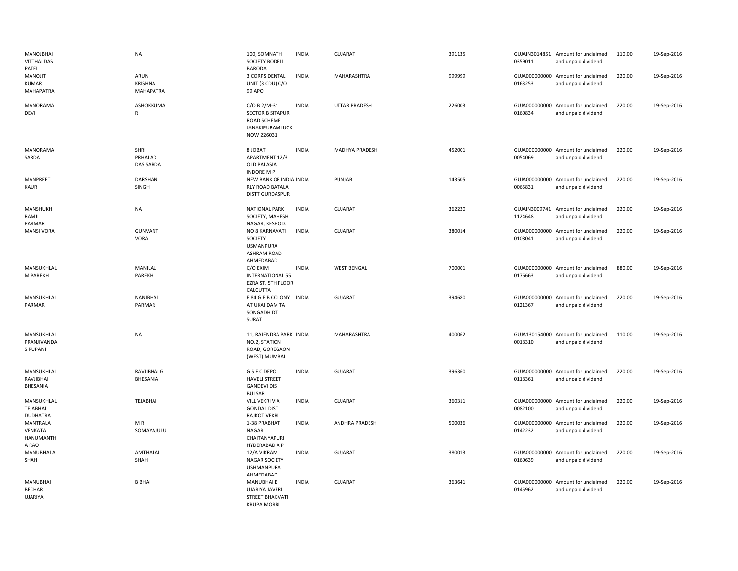| | | | | | | | | | |
|---|---|---|---|---|---|---|---|---|---|
| MANOJBHAI VITTHALDAS PATEL | NA | 100, SOMNATH SOCIETY BODELI BARODA | INDIA | GUJARAT | 391135 | GUJAIN3014851 0359011 | Amount for unclaimed and unpaid dividend | 110.00 | 19-Sep-2016 |
| MANOJIT KUMAR MAHAPATRA | ARUN KRISHNA MAHAPATRA | 3 CORPS DENTAL UNIT (3 CDU) C/O 99 APO | INDIA | MAHARASHTRA | 999999 | GUJA000000000 0163253 | Amount for unclaimed and unpaid dividend | 220.00 | 19-Sep-2016 |
| MANORAMA DEVI | ASHOKKUMA R | C/O B 2/M-31 SECTOR B SITAPUR ROAD SCHEME JANAKIPURAMLUCK NOW 226031 | INDIA | UTTAR PRADESH | 226003 | GUJA000000000 0160834 | Amount for unclaimed and unpaid dividend | 220.00 | 19-Sep-2016 |
| MANORAMA SARDA | SHRI PRHALAD DAS SARDA | 8 JOBAT APARTMENT 12/3 OLD PALASIA INDORE M P | INDIA | MADHYA PRADESH | 452001 | GUJA000000000 0054069 | Amount for unclaimed and unpaid dividend | 220.00 | 19-Sep-2016 |
| MANPREET KAUR | DARSHAN SINGH | NEW BANK OF INDIA RLY ROAD BATALA DISTT GURDASPUR | INDIA | PUNJAB | 143505 | GUJA000000000 0065831 | Amount for unclaimed and unpaid dividend | 220.00 | 19-Sep-2016 |
| MANSHUKH RAMJI PARMAR | NA | NATIONAL PARK SOCIETY, MAHESH NAGAR, KESHOD. | INDIA | GUJARAT | 362220 | GUJAIN3009741 1124648 | Amount for unclaimed and unpaid dividend | 220.00 | 19-Sep-2016 |
| MANSI VORA | GUNVANT VORA | NO 8 KARNAVATI SOCIETY USMANPURA ASHRAM ROAD AHMEDABAD | INDIA | GUJARAT | 380014 | GUJA000000000 0108041 | Amount for unclaimed and unpaid dividend | 220.00 | 19-Sep-2016 |
| MANSUKHLAL M PAREKH | MANILAL PAREKH | C/O EXIM INTERNATIONAL 55 EZRA ST, 5TH FLOOR CALCUTTA | INDIA | WEST BENGAL | 700001 | GUJA000000000 0176663 | Amount for unclaimed and unpaid dividend | 880.00 | 19-Sep-2016 |
| MANSUKHLAL PARMAR | NANIBHAI PARMAR | E 84 G E B COLONY AT UKAI DAM TA SONGADH DT SURAT | INDIA | GUJARAT | 394680 | GUJA000000000 0121367 | Amount for unclaimed and unpaid dividend | 220.00 | 19-Sep-2016 |
| MANSUKHLAL PRANJIVANDA S RUPANI | NA | 11, RAJENDRA PARK NO.2, STATION ROAD, GOREGAON (WEST) MUMBAI | INDIA | MAHARASHTRA | 400062 | GUJA130154000 0018310 | Amount for unclaimed and unpaid dividend | 110.00 | 19-Sep-2016 |
| MANSUKHLAL RAVJIBHAI BHESANIA | RAVJIBHAI G BHESANIA | G S F C DEPO HAVELI STREET GANDEVI DIS BULSAR | INDIA | GUJARAT | 396360 | GUJA000000000 0118361 | Amount for unclaimed and unpaid dividend | 220.00 | 19-Sep-2016 |
| MANSUKHLAL TEJABHAI DUDHATRA | TEJABHAI | VILL VEKRI VIA GONDAL DIST RAJKOT VEKRI | INDIA | GUJARAT | 360311 | GUJA000000000 0082100 | Amount for unclaimed and unpaid dividend | 220.00 | 19-Sep-2016 |
| MANTRALA VENKATA HANUMANTH A RAO | M R SOMAYAJULU | 1-38 PRABHAT NAGAR CHAITANYAPURI HYDERABAD A P | INDIA | ANDHRA PRADESH | 500036 | GUJA000000000 0142232 | Amount for unclaimed and unpaid dividend | 220.00 | 19-Sep-2016 |
| MANUBHAI A SHAH | AMTHALAL SHAH | 12/A VIKRAM NAGAR SOCIETY USHMANPURA AHMEDABAD | INDIA | GUJARAT | 380013 | GUJA000000000 0160639 | Amount for unclaimed and unpaid dividend | 220.00 | 19-Sep-2016 |
| MANUBHAI BECHAR UJARIYA | B BHAI | MANUBHAI B UJARIYA JAVERI STREET BHAGVATI KRUPA MORBI | INDIA | GUJARAT | 363641 | GUJA000000000 0145962 | Amount for unclaimed and unpaid dividend | 220.00 | 19-Sep-2016 |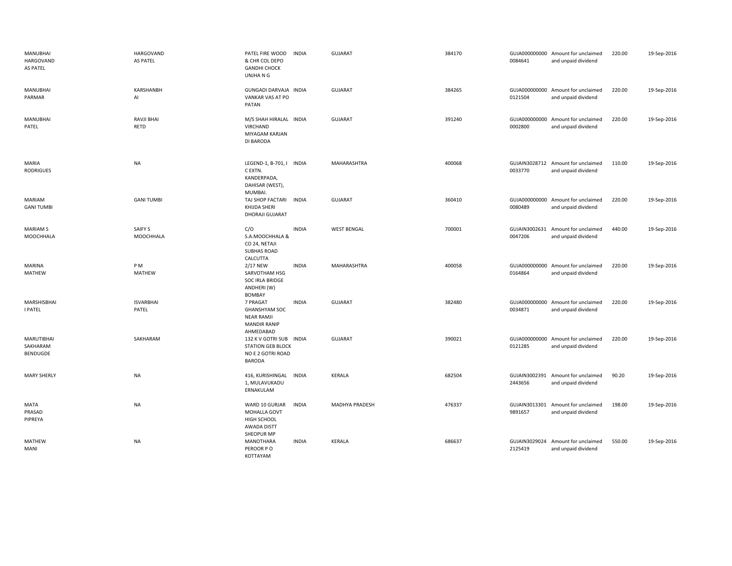| | | | | | | | | | |
|---|---|---|---|---|---|---|---|---|---|
| MANUBHAI HARGOVAND AS PATEL | HARGOVAND AS PATEL | PATEL FIRE WOOD & CHR COL DEPO GANDHI CHOCK UNJHA N G | INDIA | GUJARAT | 384170 | GUJA000000000 0084641 | Amount for unclaimed and unpaid dividend | 220.00 | 19-Sep-2016 |
| MANUBHAI PARMAR | KARSHANBH AI | GUNGADI DARVAJA VANKAR VAS AT PO PATAN | INDIA | GUJARAT | 384265 | GUJA000000000 0121504 | Amount for unclaimed and unpaid dividend | 220.00 | 19-Sep-2016 |
| MANUBHAI PATEL | RAVJI BHAI RETD | M/S SHAH HIRALAL VIRCHAND MIYAGAM KARJAN DI BARODA | INDIA | GUJARAT | 391240 | GUJA000000000 0002800 | Amount for unclaimed and unpaid dividend | 220.00 | 19-Sep-2016 |
| MARIA RODRIGUES | NA | LEGEND-1, B-701, I C EXTN. KANDERPADA, DAHISAR (WEST), MUMBAI. | INDIA | MAHARASHTRA | 400068 | GUJAIN3028712 0033770 | Amount for unclaimed and unpaid dividend | 110.00 | 19-Sep-2016 |
| MARIAM GANI TUMBI | GANI TUMBI | TAJ SHOP FACTARI KHIJDA SHERI DHORAJI GUJARAT | INDIA | GUJARAT | 360410 | GUJA000000000 0080489 | Amount for unclaimed and unpaid dividend | 220.00 | 19-Sep-2016 |
| MARIAM S MOOCHHALA | SAIFY S MOOCHHALA | C/O S.A.MOOCHHALA & CO 24, NETAJI SUBHAS ROAD CALCUTTA | INDIA | WEST BENGAL | 700001 | GUJAIN3002631 0047206 | Amount for unclaimed and unpaid dividend | 440.00 | 19-Sep-2016 |
| MARINA MATHEW | P M MATHEW | 2/17 NEW SARVOTHAM HSG SOC IRLA BRIDGE ANDHERI (W) BOMBAY | INDIA | MAHARASHTRA | 400058 | GUJA000000000 0164864 | Amount for unclaimed and unpaid dividend | 220.00 | 19-Sep-2016 |
| MARSHISBHAI I PATEL | ISVARBHAI PATEL | 7 PRAGAT GHANSHYAM SOC NEAR RAMJI MANDIR RANIP AHMEDABAD | INDIA | GUJARAT | 382480 | GUJA000000000 0034871 | Amount for unclaimed and unpaid dividend | 220.00 | 19-Sep-2016 |
| MARUTIBHAI SAKHARAM BENDUGDE | SAKHARAM | 132 K V GOTRI SUB STATION GEB BLOCK NO E 2 GOTRI ROAD BARODA | INDIA | GUJARAT | 390021 | GUJA000000000 0121285 | Amount for unclaimed and unpaid dividend | 220.00 | 19-Sep-2016 |
| MARY SHERLY | NA | 416, KURISHINGAL 1, MULAVUKADU ERNAKULAM | INDIA | KERALA | 682504 | GUJAIN3002391 2443656 | Amount for unclaimed and unpaid dividend | 90.20 | 19-Sep-2016 |
| MATA PRASAD PIPREYA | NA | WARD 10 GURJAR MOHALLA GOVT HIGH SCHOOL AWADA DISTT SHEOPUR MP | INDIA | MADHYA PRADESH | 476337 | GUJAIN3013301 9891657 | Amount for unclaimed and unpaid dividend | 198.00 | 19-Sep-2016 |
| MATHEW MANI | NA | MANOTHARA PEROOR P O KOTTAYAM | INDIA | KERALA | 686637 | GUJAIN3029024 2125419 | Amount for unclaimed and unpaid dividend | 550.00 | 19-Sep-2016 |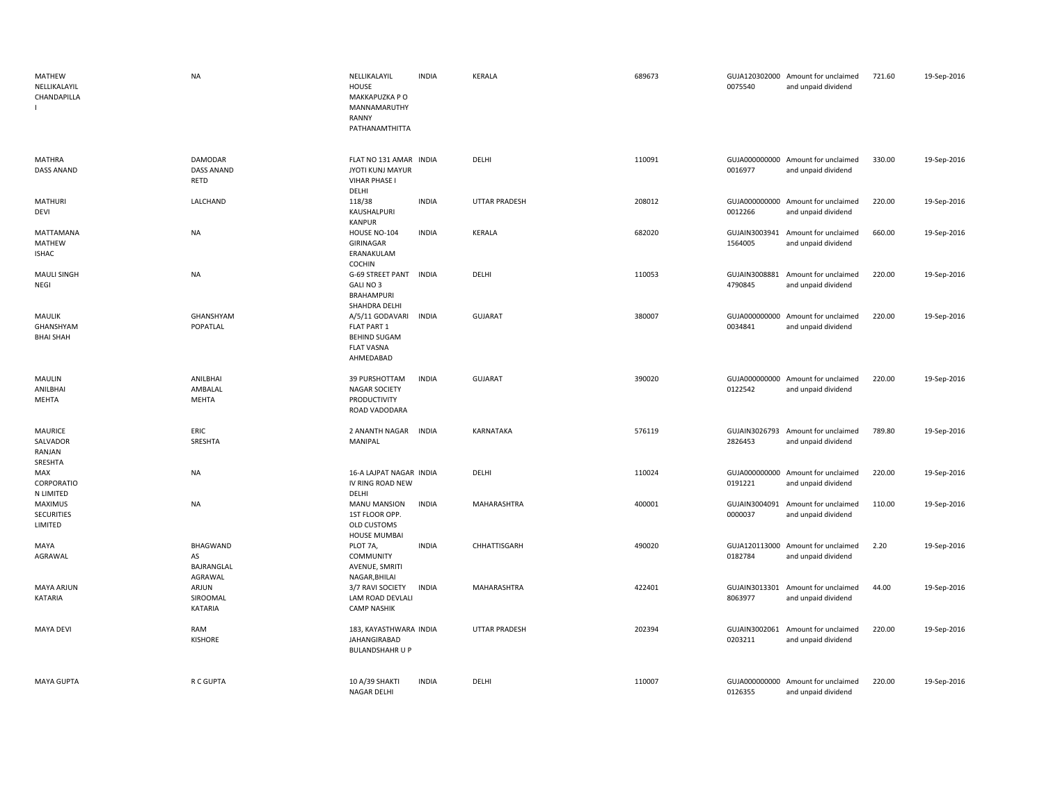| | | | | | | | | | |
|---|---|---|---|---|---|---|---|---|---|
| MATHEW NELLIKALAYIL CHANDAPILLA I | NA | NELLIKALAYIL HOUSE MAKKAPUZKA P O MANNAMARUTHY RANNY PATHANAMTHITTA | INDIA | KERALA | 689673 | GUJA120302000 0075540 | Amount for unclaimed and unpaid dividend | 721.60 | 19-Sep-2016 |
| MATHRA DASS ANAND | DAMODAR DASS ANAND RETD | FLAT NO 131 AMAR JYOTI KUNJ MAYUR VIHAR PHASE I DELHI | INDIA | DELHI | 110091 | GUJA000000000 0016977 | Amount for unclaimed and unpaid dividend | 330.00 | 19-Sep-2016 |
| MATHURI DEVI | LALCHAND | 118/38 KAUSHALPURI KANPUR | INDIA | UTTAR PRADESH | 208012 | GUJA000000000 0012266 | Amount for unclaimed and unpaid dividend | 220.00 | 19-Sep-2016 |
| MATTAMANA MATHEW ISHAC | NA | HOUSE NO-104 GIRINAGAR ERANAKULAM COCHIN | INDIA | KERALA | 682020 | GUJAIN3003941 1564005 | Amount for unclaimed and unpaid dividend | 660.00 | 19-Sep-2016 |
| MAULI SINGH NEGI | NA | G-69 STREET PANT GALI NO 3 BRAHAMPURI SHAHDRA DELHI | INDIA | DELHI | 110053 | GUJAIN3008881 4790845 | Amount for unclaimed and unpaid dividend | 220.00 | 19-Sep-2016 |
| MAULIK GHANSHYAM BHAI SHAH | GHANSHYAM POPATLAL | A/5/11 GODAVARI FLAT PART 1 BEHIND SUGAM FLAT VASNA AHMEDABAD | INDIA | GUJARAT | 380007 | GUJA000000000 0034841 | Amount for unclaimed and unpaid dividend | 220.00 | 19-Sep-2016 |
| MAULIN ANILBHAI MEHTA | ANILBHAI AMBALAL MEHTA | 39 PURSHOTTAM NAGAR SOCIETY PRODUCTIVITY ROAD VADODARA | INDIA | GUJARAT | 390020 | GUJA000000000 0122542 | Amount for unclaimed and unpaid dividend | 220.00 | 19-Sep-2016 |
| MAURICE SALVADOR RANJAN SRESHTA | ERIC SRESHTA | 2 ANANTH NAGAR MANIPAL | INDIA | KARNATAKA | 576119 | GUJAIN3026793 2826453 | Amount for unclaimed and unpaid dividend | 789.80 | 19-Sep-2016 |
| MAX CORPORATIO N LIMITED | NA | 16-A LAJPAT NAGAR IV RING ROAD NEW DELHI | INDIA | DELHI | 110024 | GUJA000000000 0191221 | Amount for unclaimed and unpaid dividend | 220.00 | 19-Sep-2016 |
| MAXIMUS SECURITIES LIMITED | NA | MANU MANSION 1ST FLOOR OPP. OLD CUSTOMS HOUSE MUMBAI | INDIA | MAHARASHTRA | 400001 | GUJAIN3004091 0000037 | Amount for unclaimed and unpaid dividend | 110.00 | 19-Sep-2016 |
| MAYA AGRAWAL | BHAGWAND AS BAJRANGLAL AGRAWAL | PLOT 7A, COMMUNITY AVENUE, SMRITI NAGAR,BHILAI | INDIA | CHHATTISGARH | 490020 | GUJA120113000 0182784 | Amount for unclaimed and unpaid dividend | 2.20 | 19-Sep-2016 |
| MAYA ARJUN KATARIA | ARJUN SIROOMAL KATARIA | 3/7 RAVI SOCIETY LAM ROAD DEVLALI CAMP NASHIK | INDIA | MAHARASHTRA | 422401 | GUJAIN3013301 8063977 | Amount for unclaimed and unpaid dividend | 44.00 | 19-Sep-2016 |
| MAYA DEVI | RAM KISHORE | 183, KAYASTHWARA JAHANGIRABAD BULANDSHAHR U P | INDIA | UTTAR PRADESH | 202394 | GUJAIN3002061 0203211 | Amount for unclaimed and unpaid dividend | 220.00 | 19-Sep-2016 |
| MAYA GUPTA | R C GUPTA | 10 A/39 SHAKTI NAGAR DELHI | INDIA | DELHI | 110007 | GUJA000000000 0126355 | Amount for unclaimed and unpaid dividend | 220.00 | 19-Sep-2016 |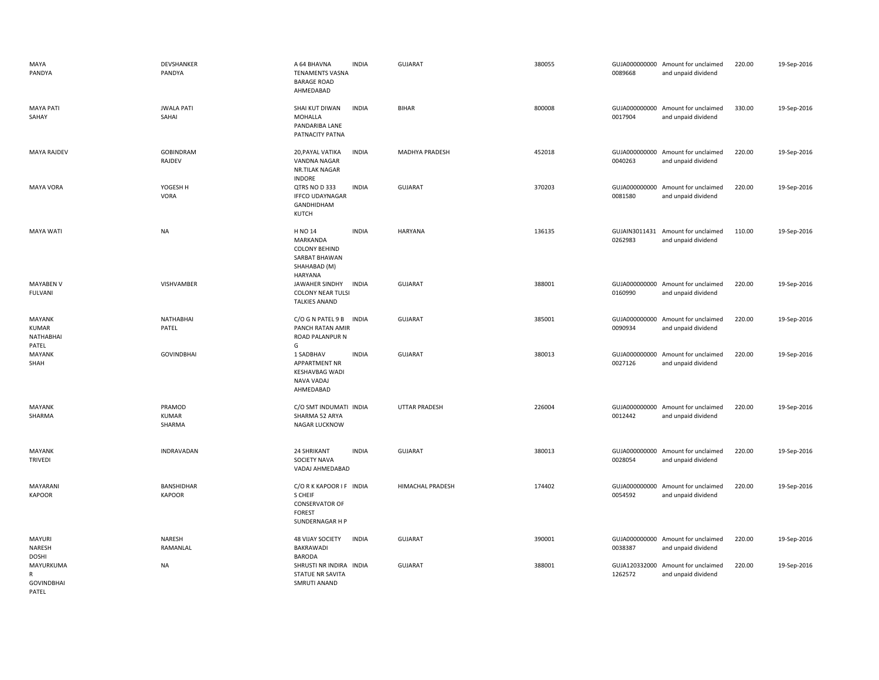| | | | | | | | | | |
|---|---|---|---|---|---|---|---|---|---|
| MAYA PANDYA | DEVSHANKER PANDYA | A 64 BHAVNA TENAMENTS VASNA BARAGE ROAD AHMEDABAD | INDIA | GUJARAT | 380055 | GUJA000000000 0089668 | Amount for unclaimed and unpaid dividend | 220.00 | 19-Sep-2016 |
| MAYA PATI SAHAY | JWALA PATI SAHAI | SHAI KUT DIWAN MOHALLA PANDARIBA LANE PATNACITY PATNA | INDIA | BIHAR | 800008 | GUJA000000000 0017904 | Amount for unclaimed and unpaid dividend | 330.00 | 19-Sep-2016 |
| MAYA RAJDEV | GOBINDRAM RAJDEV | 20,PAYAL VATIKA VANDNA NAGAR NR.TILAK NAGAR INDORE | INDIA | MADHYA PRADESH | 452018 | GUJA000000000 0040263 | Amount for unclaimed and unpaid dividend | 220.00 | 19-Sep-2016 |
| MAYA VORA | YOGESH H VORA | QTRS NO D 333 IFFCO UDAYNAGAR GANDHIDHAM KUTCH | INDIA | GUJARAT | 370203 | GUJA000000000 0081580 | Amount for unclaimed and unpaid dividend | 220.00 | 19-Sep-2016 |
| MAYA WATI | NA | H NO 14 MARKANDA COLONY BEHIND SARBAT BHAWAN SHAHABAD (M) HARYANA | INDIA | HARYANA | 136135 | GUJAIN3011431 0262983 | Amount for unclaimed and unpaid dividend | 110.00 | 19-Sep-2016 |
| MAYABEN V FULVANI | VISHVAMBER | JAWAHER SINDHY COLONY NEAR TULSI TALKIES ANAND | INDIA | GUJARAT | 388001 | GUJA000000000 0160990 | Amount for unclaimed and unpaid dividend | 220.00 | 19-Sep-2016 |
| MAYANK KUMAR NATHABHAI PATEL | NATHABHAI PATEL | C/O G N PATEL 9 B PANCH RATAN AMIR ROAD PALANPUR N G | INDIA | GUJARAT | 385001 | GUJA000000000 0090934 | Amount for unclaimed and unpaid dividend | 220.00 | 19-Sep-2016 |
| MAYANK SHAH | GOVINDBHAI | 1 SADBHAV APPARTMENT NR KESHAVBAG WADI NAVA VADAJ AHMEDABAD | INDIA | GUJARAT | 380013 | GUJA000000000 0027126 | Amount for unclaimed and unpaid dividend | 220.00 | 19-Sep-2016 |
| MAYANK SHARMA | PRAMOD KUMAR SHARMA | C/O SMT INDUMATI SHARMA 52 ARYA NAGAR LUCKNOW | INDIA | UTTAR PRADESH | 226004 | GUJA000000000 0012442 | Amount for unclaimed and unpaid dividend | 220.00 | 19-Sep-2016 |
| MAYANK TRIVEDI | INDRAVADAN | 24 SHRIKANT SOCIETY NAVA VADAJ AHMEDABAD | INDIA | GUJARAT | 380013 | GUJA000000000 0028054 | Amount for unclaimed and unpaid dividend | 220.00 | 19-Sep-2016 |
| MAYARANI KAPOOR | BANSHIDHAR KAPOOR | C/O R K KAPOOR I F S CHEIF CONSERVATOR OF FOREST SUNDERNAGAR H P | INDIA | HIMACHAL PRADESH | 174402 | GUJA000000000 0054592 | Amount for unclaimed and unpaid dividend | 220.00 | 19-Sep-2016 |
| MAYURI NARESH DOSHI | NARESH RAMANLAL | 48 VIJAY SOCIETY BAKRAWADI BARODA | INDIA | GUJARAT | 390001 | GUJA000000000 0038387 | Amount for unclaimed and unpaid dividend | 220.00 | 19-Sep-2016 |
| MAYURKUMAR GOVINDBHAI PATEL | NA | SHRUSTI NR INDIRA STATUE NR SAVITA SMRUTI ANAND | INDIA | GUJARAT | 388001 | GUJA120332000 1262572 | Amount for unclaimed and unpaid dividend | 220.00 | 19-Sep-2016 |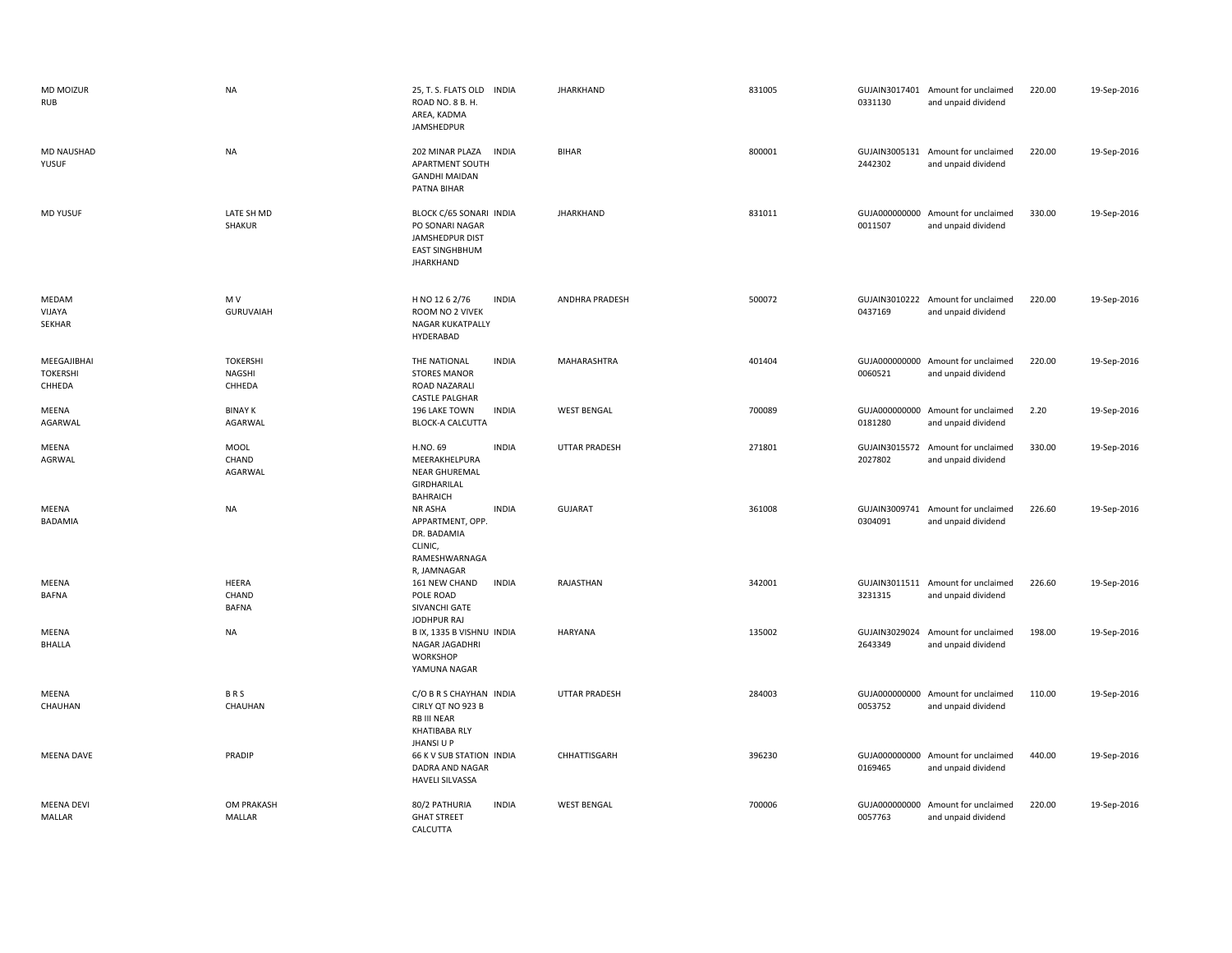| | | | | | | | | | |
|---|---|---|---|---|---|---|---|---|---|
| MD MOIZUR RUB | NA | 25, T. S. FLATS OLD ROAD NO. 8 B. H. AREA, KADMA JAMSHEDPUR | INDIA | JHARKHAND | 831005 | GUJAIN3017401 0331130 | Amount for unclaimed and unpaid dividend | 220.00 | 19-Sep-2016 |
| MD NAUSHAD YUSUF | NA | 202 MINAR PLAZA APARTMENT SOUTH GANDHI MAIDAN PATNA BIHAR | INDIA | BIHAR | 800001 | GUJAIN3005131 2442302 | Amount for unclaimed and unpaid dividend | 220.00 | 19-Sep-2016 |
| MD YUSUF | LATE SH MD SHAKUR | BLOCK C/65 SONARI PO SONARI NAGAR JAMSHEDPUR DIST EAST SINGHBHUM JHARKHAND | INDIA | JHARKHAND | 831011 | GUJA000000000 0011507 | Amount for unclaimed and unpaid dividend | 330.00 | 19-Sep-2016 |
| MEDAM VIJAYA SEKHAR | M V GURUVAIAH | H NO 12 6 2/76 ROOM NO 2 VIVEK NAGAR KUKATPALLY HYDERABAD | INDIA | ANDHRA PRADESH | 500072 | GUJAIN3010222 0437169 | Amount for unclaimed and unpaid dividend | 220.00 | 19-Sep-2016 |
| MEEGAJIBHAI TOKERSHI CHHEDA | TOKERSHI NAGSHI CHHEDA | THE NATIONAL STORES MANOR ROAD NAZARALI CASTLE PALGHAR | INDIA | MAHARASHTRA | 401404 | GUJA000000000 0060521 | Amount for unclaimed and unpaid dividend | 220.00 | 19-Sep-2016 |
| MEENA AGARWAL | BINAY K AGARWAL | 196 LAKE TOWN BLOCK-A CALCUTTA | INDIA | WEST BENGAL | 700089 | GUJA000000000 0181280 | Amount for unclaimed and unpaid dividend | 2.20 | 19-Sep-2016 |
| MEENA AGRWAL | MOOL CHAND AGARWAL | H.NO. 69 MEERAKHELPURA NEAR GHUREMAL GIRDHARILAL BAHRAICH | INDIA | UTTAR PRADESH | 271801 | GUJAIN3015572 2027802 | Amount for unclaimed and unpaid dividend | 330.00 | 19-Sep-2016 |
| MEENA BADAMIA | NA | NR ASHA APPARTMENT, OPP. DR. BADAMIA CLINIC, RAMESHWARNAGA R, JAMNAGAR | INDIA | GUJARAT | 361008 | GUJAIN3009741 0304091 | Amount for unclaimed and unpaid dividend | 226.60 | 19-Sep-2016 |
| MEENA BAFNA | HEERA CHAND BAFNA | 161 NEW CHAND POLE ROAD SIVANCHI GATE JODHPUR RAJ | INDIA | RAJASTHAN | 342001 | GUJAIN3011511 3231315 | Amount for unclaimed and unpaid dividend | 226.60 | 19-Sep-2016 |
| MEENA BHALLA | NA | B IX, 1335 B VISHNU NAGAR JAGADHRI WORKSHOP YAMUNA NAGAR | INDIA | HARYANA | 135002 | GUJAIN3029024 2643349 | Amount for unclaimed and unpaid dividend | 198.00 | 19-Sep-2016 |
| MEENA CHAUHAN | B R S CHAUHAN | C/O B R S CHAYHAN CIRLY QT NO 923 B RB III NEAR KHATIBABA RLY JHANSI U P | INDIA | UTTAR PRADESH | 284003 | GUJA000000000 0053752 | Amount for unclaimed and unpaid dividend | 110.00 | 19-Sep-2016 |
| MEENA DAVE | PRADIP | 66 K V SUB STATION DADRA AND NAGAR HAVELI SILVASSA | INDIA | CHHATTISGARH | 396230 | GUJA000000000 0169465 | Amount for unclaimed and unpaid dividend | 440.00 | 19-Sep-2016 |
| MEENA DEVI MALLAR | OM PRAKASH MALLAR | 80/2 PATHURIA GHAT STREET CALCUTTA | INDIA | WEST BENGAL | 700006 | GUJA000000000 0057763 | Amount for unclaimed and unpaid dividend | 220.00 | 19-Sep-2016 |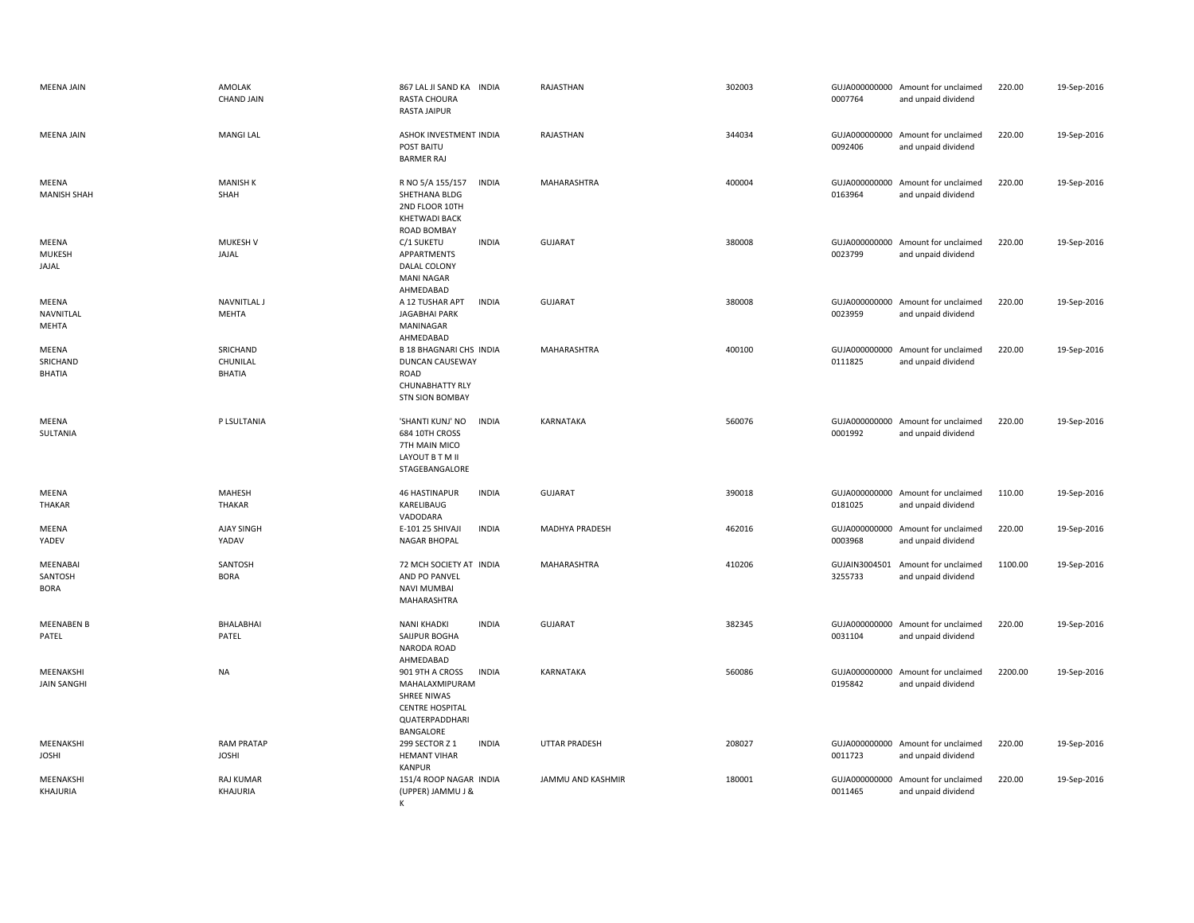| | | | | | | | | | |
|---|---|---|---|---|---|---|---|---|---|
| MEENA JAIN | AMOLAK CHAND JAIN | 867 LAL JI SAND KA RASTA CHOURA RASTA JAIPUR | INDIA | RAJASTHAN | 302003 | GUJA0000000000007764 | Amount for unclaimed and unpaid dividend | 220.00 | 19-Sep-2016 |
| MEENA JAIN | MANGI LAL | ASHOK INVESTMENT POST BAITU BARMER RAJ | INDIA | RAJASTHAN | 344034 | GUJA0000000000092406 | Amount for unclaimed and unpaid dividend | 220.00 | 19-Sep-2016 |
| MEENA MANISH SHAH | MANISH K SHAH | R NO 5/A 155/157 SHETHANA BLDG 2ND FLOOR 10TH KHETWADI BACK ROAD BOMBAY | INDIA | MAHARASHTRA | 400004 | GUJA0000000000163964 | Amount for unclaimed and unpaid dividend | 220.00 | 19-Sep-2016 |
| MEENA MUKESH JAJAL | MUKESH V JAJAL | C/1 SUKETU APPARTMENTS DALAL COLONY MANI NAGAR AHMEDABAD | INDIA | GUJARAT | 380008 | GUJA0000000000023799 | Amount for unclaimed and unpaid dividend | 220.00 | 19-Sep-2016 |
| MEENA NAVNITLAL MEHTA | NAVNITLAL J MEHTA | A 12 TUSHAR APT JAGABHAI PARK MANINAGAR AHMEDABAD | INDIA | GUJARAT | 380008 | GUJA0000000000023959 | Amount for unclaimed and unpaid dividend | 220.00 | 19-Sep-2016 |
| MEENA SRICHAND BHATIA | SRICHAND CHUNILAL BHATIA | B 18 BHAGNARI CHS DUNCAN CAUSEWAY ROAD CHUNABHATTY RLY STN SION BOMBAY | INDIA | MAHARASHTRA | 400100 | GUJA0000000000111825 | Amount for unclaimed and unpaid dividend | 220.00 | 19-Sep-2016 |
| MEENA SULTANIA | P LSULTANIA | 'SHANTI KUNJ' NO 684 10TH CROSS 7TH MAIN MICO LAYOUT B T M II STAGEBANGALORE | INDIA | KARNATAKA | 560076 | GUJA0000000000001992 | Amount for unclaimed and unpaid dividend | 220.00 | 19-Sep-2016 |
| MEENA THAKAR | MAHESH THAKAR | 46 HASTINAPUR KARELIBAUG VADODARA | INDIA | GUJARAT | 390018 | GUJA0000000000181025 | Amount for unclaimed and unpaid dividend | 110.00 | 19-Sep-2016 |
| MEENA YADEV | AJAY SINGH YADAV | E-101 25 SHIVAJI NAGAR BHOPAL | INDIA | MADHYA PRADESH | 462016 | GUJA0000000000003968 | Amount for unclaimed and unpaid dividend | 220.00 | 19-Sep-2016 |
| MEENABAI SANTOSH BORA | SANTOSH BORA | 72 MCH SOCIETY AT AND PO PANVEL NAVI MUMBAI MAHARASHTRA | INDIA | MAHARASHTRA | 410206 | GUJAIN30045013255733 | Amount for unclaimed and unpaid dividend | 1100.00 | 19-Sep-2016 |
| MEENABEN B PATEL | BHALABHAI PATEL | NANI KHADKI SAIJPUR BOGHA NARODA ROAD AHMEDABAD | INDIA | GUJARAT | 382345 | GUJA0000000000031104 | Amount for unclaimed and unpaid dividend | 220.00 | 19-Sep-2016 |
| MEENAKSHI JAIN SANGHI | NA | 901 9TH A CROSS MAHALAXMIPURAM SHREE NIWAS CENTRE HOSPITAL QUATERPADDHARI BANGALORE | INDIA | KARNATAKA | 560086 | GUJA0000000000195842 | Amount for unclaimed and unpaid dividend | 2200.00 | 19-Sep-2016 |
| MEENAKSHI JOSHI | RAM PRATAP JOSHI | 299 SECTOR Z 1 HEMANT VIHAR KANPUR | INDIA | UTTAR PRADESH | 208027 | GUJA0000000000011723 | Amount for unclaimed and unpaid dividend | 220.00 | 19-Sep-2016 |
| MEENAKSHI KHAJURIA | RAJ KUMAR KHAJURIA | 151/4 ROOP NAGAR (UPPER) JAMMU J & K | INDIA | JAMMU AND KASHMIR | 180001 | GUJA0000000000011465 | Amount for unclaimed and unpaid dividend | 220.00 | 19-Sep-2016 |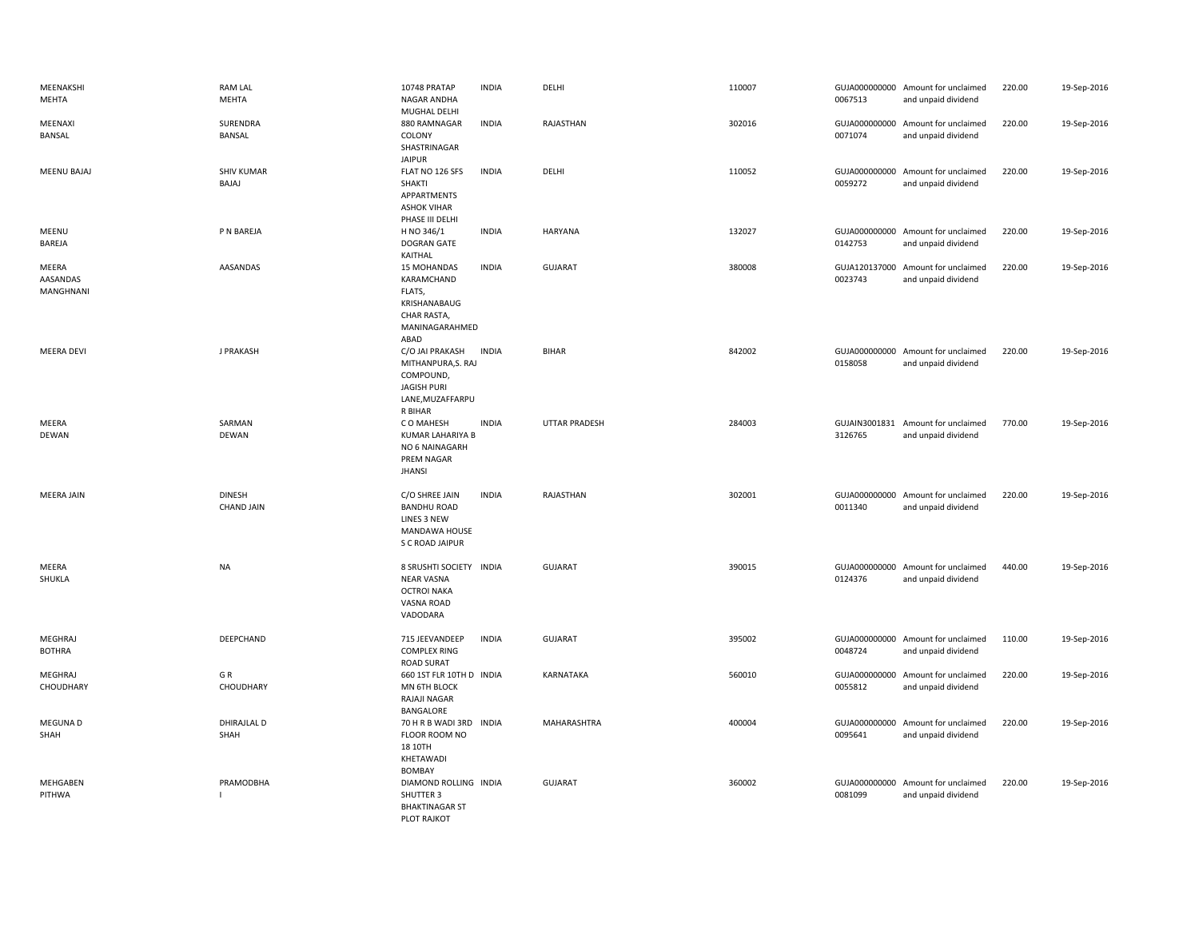| | | | | | | | | | |
|---|---|---|---|---|---|---|---|---|---|
| MEENAKSHI MEHTA | RAM LAL MEHTA | 10748 PRATAP NAGAR ANDHA MUGHAL DELHI | INDIA | DELHI | 110007 | GUJA000000000 0067513 | Amount for unclaimed and unpaid dividend | 220.00 | 19-Sep-2016 |
| MEENAXI BANSAL | SURENDRA BANSAL | 880 RAMNAGAR COLONY SHASTRINAGAR JAIPUR | INDIA | RAJASTHAN | 302016 | GUJA000000000 0071074 | Amount for unclaimed and unpaid dividend | 220.00 | 19-Sep-2016 |
| MEENU BAJAJ | SHIV KUMAR BAJAJ | FLAT NO 126 SFS SHAKTI APPARTMENTS ASHOK VIHAR PHASE III DELHI | INDIA | DELHI | 110052 | GUJA000000000 0059272 | Amount for unclaimed and unpaid dividend | 220.00 | 19-Sep-2016 |
| MEENU BAREJA | P N BAREJA | H NO 346/1 DOGRAN GATE KAITHAL | INDIA | HARYANA | 132027 | GUJA000000000 0142753 | Amount for unclaimed and unpaid dividend | 220.00 | 19-Sep-2016 |
| MEERA AASANDAS MANGHNANI | AASANDAS | 15 MOHANDAS KARAMCHAND FLATS, KRISHANABAUG CHAR RASTA, MANINAGARAHMED ABAD | INDIA | GUJARAT | 380008 | GUJA120137000 0023743 | Amount for unclaimed and unpaid dividend | 220.00 | 19-Sep-2016 |
| MEERA DEVI | J PRAKASH | C/O JAI PRAKASH MITHANPURA,S. RAJ COMPOUND, JAGISH PURI LANE,MUZAFFARPU R BIHAR | INDIA | BIHAR | 842002 | GUJA000000000 0158058 | Amount for unclaimed and unpaid dividend | 220.00 | 19-Sep-2016 |
| MEERA DEWAN | SARMAN DEWAN | C O MAHESH KUMAR LAHARIYA B NO 6 NAINAGARH PREM NAGAR JHANSI | INDIA | UTTAR PRADESH | 284003 | GUJAIN3001831 3126765 | Amount for unclaimed and unpaid dividend | 770.00 | 19-Sep-2016 |
| MEERA JAIN | DINESH CHAND JAIN | C/O SHREE JAIN BANDHU ROAD LINES 3 NEW MANDAWA HOUSE S C ROAD JAIPUR | INDIA | RAJASTHAN | 302001 | GUJA000000000 0011340 | Amount for unclaimed and unpaid dividend | 220.00 | 19-Sep-2016 |
| MEERA SHUKLA | NA | 8 SRUSHTI SOCIETY NEAR VASNA OCTROI NAKA VASNA ROAD VADODARA | INDIA | GUJARAT | 390015 | GUJA000000000 0124376 | Amount for unclaimed and unpaid dividend | 440.00 | 19-Sep-2016 |
| MEGHRAJ BOTHRA | DEEPCHAND | 715 JEEVANDEEP COMPLEX RING ROAD SURAT | INDIA | GUJARAT | 395002 | GUJA000000000 0048724 | Amount for unclaimed and unpaid dividend | 110.00 | 19-Sep-2016 |
| MEGHRAJ CHOUDHARY | G R CHOUDHARY | 660 1ST FLR 10TH D MN 6TH BLOCK RAJAJI NAGAR BANGALORE | INDIA | KARNATAKA | 560010 | GUJA000000000 0055812 | Amount for unclaimed and unpaid dividend | 220.00 | 19-Sep-2016 |
| MEGUNA D SHAH | DHIRAJLAL D SHAH | 70 H R B WADI 3RD FLOOR ROOM NO 18 10TH KHETAWADI BOMBAY | INDIA | MAHARASHTRA | 400004 | GUJA000000000 0095641 | Amount for unclaimed and unpaid dividend | 220.00 | 19-Sep-2016 |
| MEHGABEN PITHWA | PRAMODBHA I | DIAMOND ROLLING SHUTTER 3 BHAKTINAGAR ST PLOT RAJKOT | INDIA | GUJARAT | 360002 | GUJA000000000 0081099 | Amount for unclaimed and unpaid dividend | 220.00 | 19-Sep-2016 |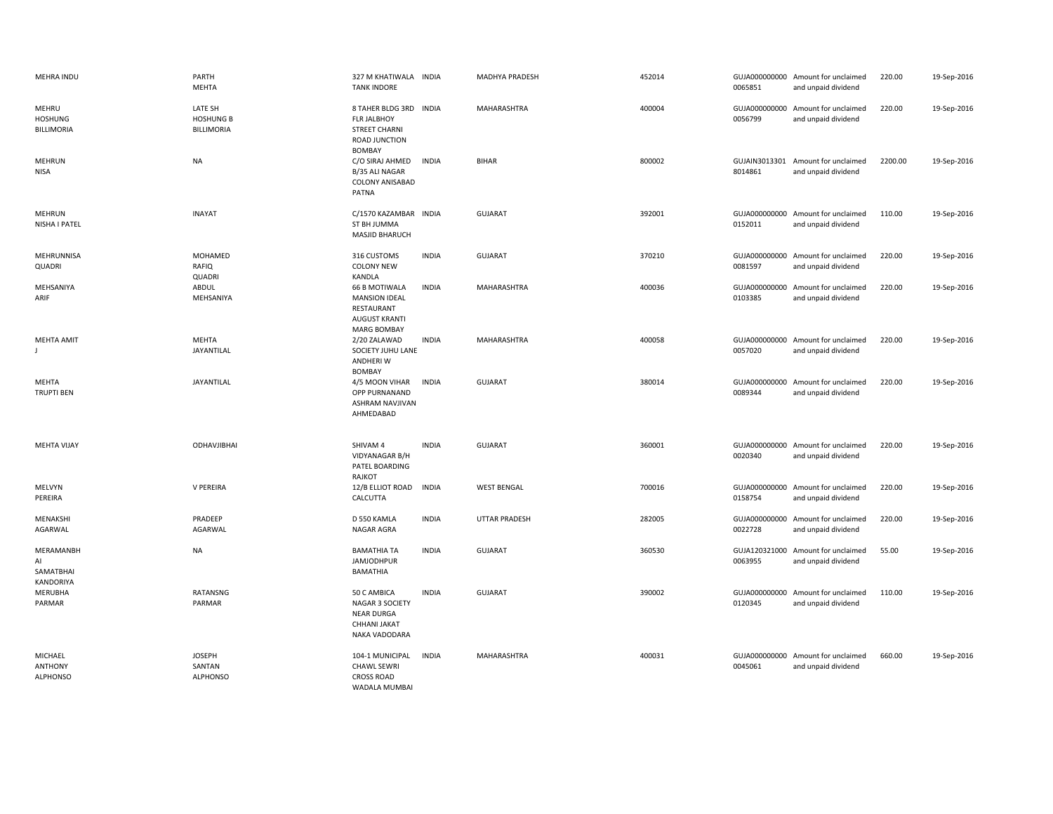| | | | | | | | | | |
|---|---|---|---|---|---|---|---|---|---|
| MEHRA INDU | PARTH MEHTA | 327 M KHATIWALA TANK INDORE | INDIA | MADHYA PRADESH | 452014 | GUJA0000000000065851 | Amount for unclaimed and unpaid dividend | 220.00 | 19-Sep-2016 |
| MEHRU HOSHUNG BILLIMORIA | LATE SH HOSHUNG B BILLIMORIA | 8 TAHER BLDG 3RD FLR JALBHOY STREET CHARNI ROAD JUNCTION BOMBAY | INDIA | MAHARASHTRA | 400004 | GUJA0000000000056799 | Amount for unclaimed and unpaid dividend | 220.00 | 19-Sep-2016 |
| MEHRUN NISA | NA | C/O SIRAJ AHMED B/35 ALI NAGAR COLONY ANISABAD PATNA | INDIA | BIHAR | 800002 | GUJAIN30133018014861 | Amount for unclaimed and unpaid dividend | 2200.00 | 19-Sep-2016 |
| MEHRUN NISHA I PATEL | INAYAT | C/1570 KAZAMBAR ST BH JUMMA MASJID BHARUCH | INDIA | GUJARAT | 392001 | GUJA0000000000152011 | Amount for unclaimed and unpaid dividend | 110.00 | 19-Sep-2016 |
| MEHRUNNISA QUADRI | MOHAMED RAFIQ QUADRI | 316 CUSTOMS COLONY NEW KANDLA | INDIA | GUJARAT | 370210 | GUJA0000000000081597 | Amount for unclaimed and unpaid dividend | 220.00 | 19-Sep-2016 |
| MEHSANIYA ARIF | ABDUL MEHSANIYA | 66 B MOTIWALA MANSION IDEAL RESTAURANT AUGUST KRANTI MARG BOMBAY | INDIA | MAHARASHTRA | 400036 | GUJA0000000000103385 | Amount for unclaimed and unpaid dividend | 220.00 | 19-Sep-2016 |
| MEHTA AMIT J | MEHTA JAYANTILAL | 2/20 ZALAWAD SOCIETY JUHU LANE ANDHERI W BOMBAY | INDIA | MAHARASHTRA | 400058 | GUJA0000000000057020 | Amount for unclaimed and unpaid dividend | 220.00 | 19-Sep-2016 |
| MEHTA TRUPTI BEN | JAYANTILAL | 4/5 MOON VIHAR OPP PURNANAND ASHRAM NAVJIVAN AHMEDABAD | INDIA | GUJARAT | 380014 | GUJA0000000000089344 | Amount for unclaimed and unpaid dividend | 220.00 | 19-Sep-2016 |
| MEHTA VIJAY | ODHAVJIBHAI | SHIVAM 4 VIDYANAGAR B/H PATEL BOARDING RAJKOT | INDIA | GUJARAT | 360001 | GUJA0000000000020340 | Amount for unclaimed and unpaid dividend | 220.00 | 19-Sep-2016 |
| MELVYN PEREIRA | V PEREIRA | 12/B ELLIOT ROAD CALCUTTA | INDIA | WEST BENGAL | 700016 | GUJA0000000000158754 | Amount for unclaimed and unpaid dividend | 220.00 | 19-Sep-2016 |
| MENAKSHI AGARWAL | PRADEEP AGARWAL | D 550 KAMLA NAGAR AGRA | INDIA | UTTAR PRADESH | 282005 | GUJA0000000000022728 | Amount for unclaimed and unpaid dividend | 220.00 | 19-Sep-2016 |
| MERAMANBHAI SAMATBHAI KANDORIYA | NA | BAMATHIA TA JAMJODHPUR BAMATHIA | INDIA | GUJARAT | 360530 | GUJA1203210000063955 | Amount for unclaimed and unpaid dividend | 55.00 | 19-Sep-2016 |
| MERUBHA PARMAR | RATANSNG PARMAR | 50 C AMBICA NAGAR 3 SOCIETY NEAR DURGA CHHANI JAKAT NAKA VADODARA | INDIA | GUJARAT | 390002 | GUJA0000000000120345 | Amount for unclaimed and unpaid dividend | 110.00 | 19-Sep-2016 |
| MICHAEL ANTHONY ALPHONSO | JOSEPH SANTAN ALPHONSO | 104-1 MUNICIPAL CHAWL SEWRI CROSS ROAD WADALA MUMBAI | INDIA | MAHARASHTRA | 400031 | GUJA0000000000045061 | Amount for unclaimed and unpaid dividend | 660.00 | 19-Sep-2016 |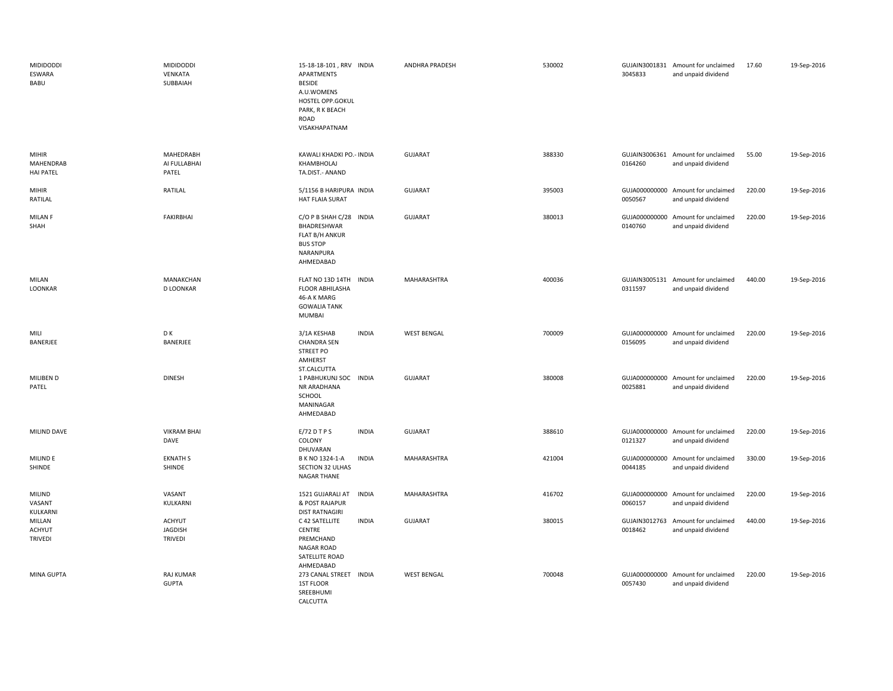| | | | | | | | | | |
|---|---|---|---|---|---|---|---|---|---|
| MIDIDODDI ESWARA BABU | MIDIDODDI VENKATA SUBBAIAH | 15-18-18-101 , RRV APARTMENTS BESIDE A.U.WOMENS HOSTEL OPP.GOKUL PARK, R K BEACH ROAD VISAKHAPATNAM | INDIA | ANDHRA PRADESH | 530002 | GUJAIN3001831 3045833 | Amount for unclaimed and unpaid dividend | 17.60 | 19-Sep-2016 |
| MIHIR MAHENDRAB HAI PATEL | MAHEDRABH AI FULLABHAI PATEL | KAWALI KHADKI PO.- KHAMBHOLAJ TA.DIST.- ANAND | INDIA | GUJARAT | 388330 | GUJAIN3006361 0164260 | Amount for unclaimed and unpaid dividend | 55.00 | 19-Sep-2016 |
| MIHIR RATILAL | RATILAL | 5/1156 B HARIPURA HAT FLAIA SURAT | INDIA | GUJARAT | 395003 | GUJA000000000 0050567 | Amount for unclaimed and unpaid dividend | 220.00 | 19-Sep-2016 |
| MILAN F SHAH | FAKIRBHAI | C/O P B SHAH C/28 BHADRESHWAR FLAT B/H ANKUR BUS STOP NARANPURA AHMEDABAD | INDIA | GUJARAT | 380013 | GUJA000000000 0140760 | Amount for unclaimed and unpaid dividend | 220.00 | 19-Sep-2016 |
| MILAN LOONKAR | MANAKCHAN D LOONKAR | FLAT NO 13D 14TH FLOOR ABHILASHA 46-A K MARG GOWALIA TANK MUMBAI | INDIA | MAHARASHTRA | 400036 | GUJAIN3005131 0311597 | Amount for unclaimed and unpaid dividend | 440.00 | 19-Sep-2016 |
| MILI BANERJEE | D K BANERJEE | 3/1A KESHAB CHANDRA SEN STREET PO AMHERST ST.CALCUTTA | INDIA | WEST BENGAL | 700009 | GUJA000000000 0156095 | Amount for unclaimed and unpaid dividend | 220.00 | 19-Sep-2016 |
| MILIBEN D PATEL | DINESH | 1 PABHUKUNJ SOC NR ARADHANA SCHOOL MANINAGAR AHMEDABAD | INDIA | GUJARAT | 380008 | GUJA000000000 0025881 | Amount for unclaimed and unpaid dividend | 220.00 | 19-Sep-2016 |
| MILIND DAVE | VIKRAM BHAI DAVE | E/72 D T P S COLONY DHUVARAN | INDIA | GUJARAT | 388610 | GUJA000000000 0121327 | Amount for unclaimed and unpaid dividend | 220.00 | 19-Sep-2016 |
| MILIND E SHINDE | EKNATH S SHINDE | B K NO 1324-1-A SECTION 32 ULHAS NAGAR THANE | INDIA | MAHARASHTRA | 421004 | GUJA000000000 0044185 | Amount for unclaimed and unpaid dividend | 330.00 | 19-Sep-2016 |
| MILIND VASANT KULKARNI | VASANT KULKARNI | 1521 GUJARALI AT & POST RAJAPUR DIST RATNAGIRI | INDIA | MAHARASHTRA | 416702 | GUJA000000000 0060157 | Amount for unclaimed and unpaid dividend | 220.00 | 19-Sep-2016 |
| MILLAN ACHYUT TRIVEDI | ACHYUT JAGDISH TRIVEDI | C 42 SATELLITE CENTRE PREMCHAND NAGAR ROAD SATELLITE ROAD AHMEDABAD | INDIA | GUJARAT | 380015 | GUJAIN3012763 0018462 | Amount for unclaimed and unpaid dividend | 440.00 | 19-Sep-2016 |
| MINA GUPTA | RAJ KUMAR GUPTA | 273 CANAL STREET 1ST FLOOR SREEBHUMI CALCUTTA | INDIA | WEST BENGAL | 700048 | GUJA000000000 0057430 | Amount for unclaimed and unpaid dividend | 220.00 | 19-Sep-2016 |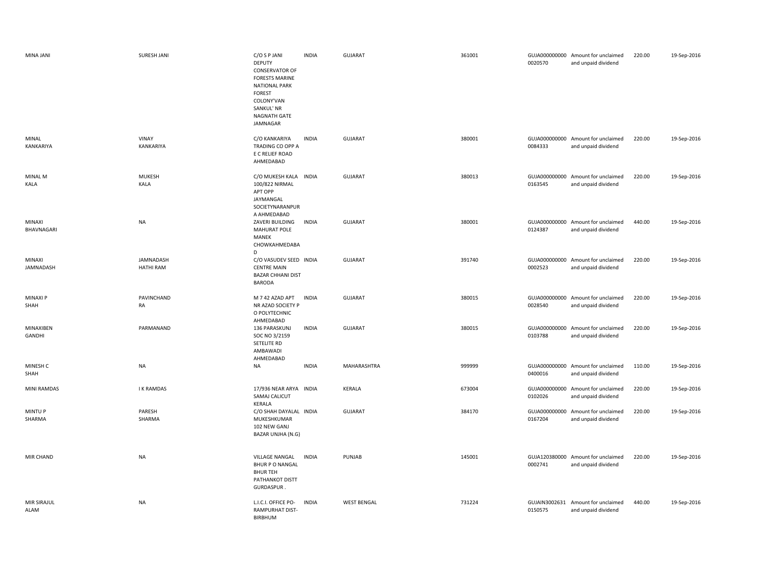| | | | | | | | | | |
|---|---|---|---|---|---|---|---|---|---|
| MINA JANI | SURESH JANI | C/O S P JANI DEPUTY CONSERVATOR OF FORESTS MARINE NATIONAL PARK FOREST COLONY'VAN SANKUL' NR NAGNATH GATE JAMNAGAR | INDIA | GUJARAT | 361001 | GUJA000000000 0020570 | Amount for unclaimed and unpaid dividend | 220.00 | 19-Sep-2016 |
| MINAL KANKARIYA | VINAY KANKARIYA | C/O KANKARIYA TRADING CO OPP A E C RELIEF ROAD AHMEDABAD | INDIA | GUJARAT | 380001 | GUJA000000000 0084333 | Amount for unclaimed and unpaid dividend | 220.00 | 19-Sep-2016 |
| MINAL M KALA | MUKESH KALA | C/O MUKESH KALA 100/822 NIRMAL APT OPP JAYMANGAL SOCIETYNARANPUR A AHMEDABAD | INDIA | GUJARAT | 380013 | GUJA000000000 0163545 | Amount for unclaimed and unpaid dividend | 220.00 | 19-Sep-2016 |
| MINAXI BHAVNAGARI | NA | ZAVERI BUILDING MAHURAT POLE MANEK CHOWKAHMEDABA D | INDIA | GUJARAT | 380001 | GUJA000000000 0124387 | Amount for unclaimed and unpaid dividend | 440.00 | 19-Sep-2016 |
| MINAXI JAMNADASH | JAMNADASH HATHI RAM | C/O VASUDEV SEED CENTRE MAIN BAZAR CHHANI DIST BARODA | INDIA | GUJARAT | 391740 | GUJA000000000 0002523 | Amount for unclaimed and unpaid dividend | 220.00 | 19-Sep-2016 |
| MINAXI P SHAH | PAVINCHAND RA | M 7 42 AZAD APT NR AZAD SOCIETY P O POLYTECHNIC AHMEDABAD | INDIA | GUJARAT | 380015 | GUJA000000000 0028540 | Amount for unclaimed and unpaid dividend | 220.00 | 19-Sep-2016 |
| MINAXIBEN GANDHI | PARMANAND | 136 PARASKUNJ SOC NO 3/2159 SETELITE RD AMBAWADI AHMEDABAD | INDIA | GUJARAT | 380015 | GUJA000000000 0103788 | Amount for unclaimed and unpaid dividend | 220.00 | 19-Sep-2016 |
| MINESH C SHAH | NA | NA | INDIA | MAHARASHTRA | 999999 | GUJA000000000 0400016 | Amount for unclaimed and unpaid dividend | 110.00 | 19-Sep-2016 |
| MINI RAMDAS | I K RAMDAS | 17/936 NEAR ARYA SAMAJ CALICUT KERALA | INDIA | KERALA | 673004 | GUJA000000000 0102026 | Amount for unclaimed and unpaid dividend | 220.00 | 19-Sep-2016 |
| MINTU P SHARMA | PARESH SHARMA | C/O SHAH DAYALAL MUKESHKUMAR 102 NEW GANJ BAZAR UNJHA (N.G) | INDIA | GUJARAT | 384170 | GUJA000000000 0167204 | Amount for unclaimed and unpaid dividend | 220.00 | 19-Sep-2016 |
| MIR CHAND | NA | VILLAGE NANGAL BHUR P O NANGAL BHUR TEH PATHANKOT DISTT GURDASPUR . | INDIA | PUNJAB | 145001 | GUJA120380000 0002741 | Amount for unclaimed and unpaid dividend | 220.00 | 19-Sep-2016 |
| MIR SIRAJUL ALAM | NA | L.I.C.I. OFFICE PO-RAMPURHAT DIST-BIRBHUM | INDIA | WEST BENGAL | 731224 | GUJAIN3002631 0150575 | Amount for unclaimed and unpaid dividend | 440.00 | 19-Sep-2016 |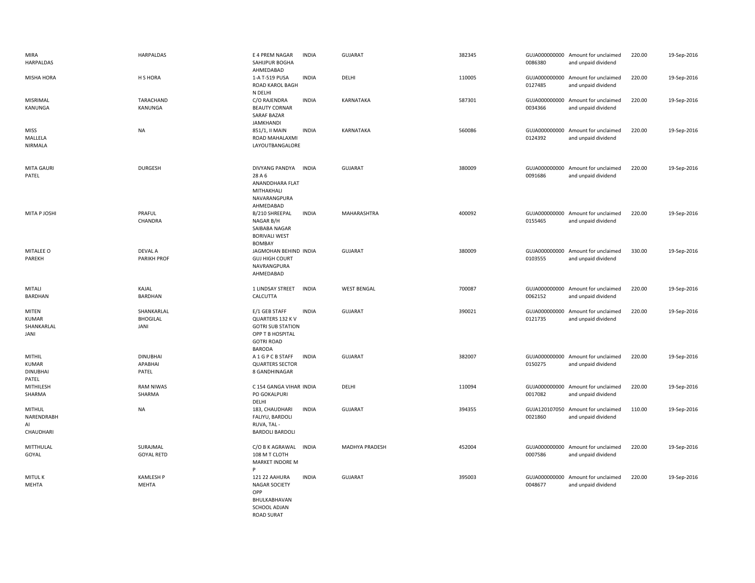| | | | | | | | | | |
|---|---|---|---|---|---|---|---|---|---|
| MIRA HARPALDAS | HARPALDAS | E 4 PREM NAGAR SAHIJPUR BOGHA AHMEDABAD | INDIA | GUJARAT | 382345 | GUJA000000000 0086380 | Amount for unclaimed and unpaid dividend | 220.00 | 19-Sep-2016 |
| MISHA HORA | H S HORA | 1-A T-519 PUSA ROAD KAROL BAGH N DELHI | INDIA | DELHI | 110005 | GUJA000000000 0127485 | Amount for unclaimed and unpaid dividend | 220.00 | 19-Sep-2016 |
| MISRIMAL KANUNGA | TARACHAND KANUNGA | C/O RAJENDRA BEAUTY CORNAR SARAF BAZAR JAMKHANDI | INDIA | KARNATAKA | 587301 | GUJA000000000 0034366 | Amount for unclaimed and unpaid dividend | 220.00 | 19-Sep-2016 |
| MISS MALLELA NIRMALA | NA | 851/1, II MAIN ROAD MAHALAXMI LAYOUTBANGALORE | INDIA | KARNATAKA | 560086 | GUJA000000000 0124392 | Amount for unclaimed and unpaid dividend | 220.00 | 19-Sep-2016 |
| MITA GAURI PATEL | DURGESH | DIVYANG PANDYA 28 A 6 ANANDDHARA FLAT MITHAKHALI NAVARANGPURA AHMEDABAD | INDIA | GUJARAT | 380009 | GUJA000000000 0091686 | Amount for unclaimed and unpaid dividend | 220.00 | 19-Sep-2016 |
| MITA P JOSHI | PRAFUL CHANDRA | B/210 SHREEPAL NAGAR B/H SAIBABA NAGAR BORIVALI WEST BOMBAY | INDIA | MAHARASHTRA | 400092 | GUJA000000000 0155465 | Amount for unclaimed and unpaid dividend | 220.00 | 19-Sep-2016 |
| MITALEE O PAREKH | DEVAL A PARIKH PROF | JAGMOHAN BEHIND GUJ HIGH COURT NAVRANGPURA AHMEDABAD | INDIA | GUJARAT | 380009 | GUJA000000000 0103555 | Amount for unclaimed and unpaid dividend | 330.00 | 19-Sep-2016 |
| MITALI BARDHAN | KAJAL BARDHAN | 1 LINDSAY STREET CALCUTTA | INDIA | WEST BENGAL | 700087 | GUJA000000000 0062152 | Amount for unclaimed and unpaid dividend | 220.00 | 19-Sep-2016 |
| MITEN KUMAR SHANKARLAL JANI | SHANKARLAL BHOGILAL JANI | E/1 GEB STAFF QUARTERS 132 K V GOTRI SUB STATION OPP T B HOSPITAL GOTRI ROAD BARODA | INDIA | GUJARAT | 390021 | GUJA000000000 0121735 | Amount for unclaimed and unpaid dividend | 220.00 | 19-Sep-2016 |
| MITHIL KUMAR DINUBHAI PATEL | DINUBHAI APABHAI PATEL | A 1 G P C B STAFF QUARTERS SECTOR 8 GANDHINAGAR | INDIA | GUJARAT | 382007 | GUJA000000000 0150275 | Amount for unclaimed and unpaid dividend | 220.00 | 19-Sep-2016 |
| MITHILESH SHARMA | RAM NIWAS SHARMA | C 154 GANGA VIHAR PO GOKALPURI DELHI | INDIA | DELHI | 110094 | GUJA000000000 0017082 | Amount for unclaimed and unpaid dividend | 220.00 | 19-Sep-2016 |
| MITHUL NARENDRABH AI CHAUDHARI | NA | 183, CHAUDHARI FALIYU, BARDOLI RUVA, TAL - BARDOLI BARDOLI | INDIA | GUJARAT | 394355 | GUJA120107050 0021860 | Amount for unclaimed and unpaid dividend | 110.00 | 19-Sep-2016 |
| MITTHULAL GOYAL | SURAJMAL GOYAL RETD | C/O B K AGRAWAL 108 M T CLOTH MARKET INDORE M P | INDIA | MADHYA PRADESH | 452004 | GUJA000000000 0007586 | Amount for unclaimed and unpaid dividend | 220.00 | 19-Sep-2016 |
| MITUL K MEHTA | KAMLESH P MEHTA | 121 22 AAHURA NAGAR SOCIETY OPP BHULKABHAVAN SCHOOL ADJAN ROAD SURAT | INDIA | GUJARAT | 395003 | GUJA000000000 0048677 | Amount for unclaimed and unpaid dividend | 220.00 | 19-Sep-2016 |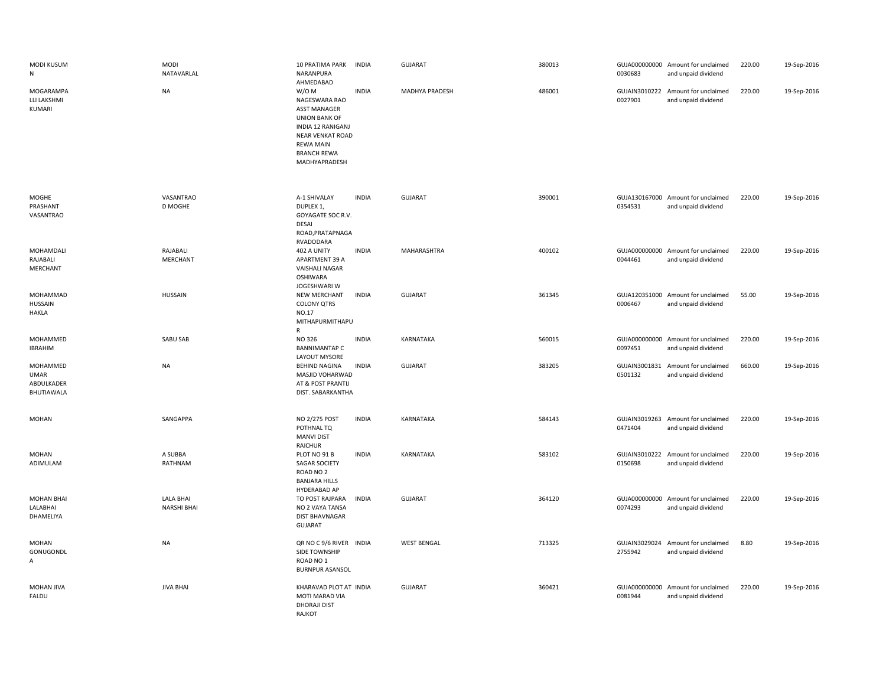| MODI KUSUM N | MODI NATAVARLAL | 10 PRATIMA PARK NARANPURA AHMEDABAD | INDIA | GUJARAT | 380013 | GUJA000000000 0030683 | Amount for unclaimed and unpaid dividend | 220.00 | 19-Sep-2016 |
|---|---|---|---|---|---|---|---|---|---|
| MOGARAMPA LLI LAKSHMI KUMARI | NA | W/O M NAGESWARA RAO ASST MANAGER UNION BANK OF INDIA 12 RANIGANJ NEAR VENKAT ROAD REWA MAIN BRANCH REWA MADHYAPRADESH | INDIA | MADHYA PRADESH | 486001 | GUJAIN3010222 0027901 | Amount for unclaimed and unpaid dividend | 220.00 | 19-Sep-2016 |
| MOGHE PRASHANT VASANTRAO | VASANTRAO D MOGHE | A-1 SHIVALAY DUPLEX 1, GOYAGATE SOC R.V. DESAI ROAD,PRATAPNAGA RVADODARA | INDIA | GUJARAT | 390001 | GUJA130167000 0354531 | Amount for unclaimed and unpaid dividend | 220.00 | 19-Sep-2016 |
| MOHAMDALI RAJABALI MERCHANT | RAJABALI MERCHANT | 402 A UNITY APARTMENT 39 A VAISHALI NAGAR OSHIWARA JOGESHWARI W | INDIA | MAHARASHTRA | 400102 | GUJA000000000 0044461 | Amount for unclaimed and unpaid dividend | 220.00 | 19-Sep-2016 |
| MOHAMMAD HUSSAIN HAKLA | HUSSAIN | NEW MERCHANT COLONY QTRS NO.17 MITHAPURMITHAPU R | INDIA | GUJARAT | 361345 | GUJA120351000 0006467 | Amount for unclaimed and unpaid dividend | 55.00 | 19-Sep-2016 |
| MOHAMMED IBRAHIM | SABU SAB | NO 326 BANNIMANTAP C LAYOUT MYSORE | INDIA | KARNATAKA | 560015 | GUJA000000000 0097451 | Amount for unclaimed and unpaid dividend | 220.00 | 19-Sep-2016 |
| MOHAMMED UMAR ABDULKADER BHUTIAWALA | NA | BEHIND NAGINA MASJID VOHARWAD AT & POST PRANTIJ DIST. SABARKANTHA | INDIA | GUJARAT | 383205 | GUJAIN3001831 0501132 | Amount for unclaimed and unpaid dividend | 660.00 | 19-Sep-2016 |
| MOHAN | SANGAPPA | NO 2/275 POST POTHNAL TQ MANVI DIST RAICHUR | INDIA | KARNATAKA | 584143 | GUJAIN3019263 0471404 | Amount for unclaimed and unpaid dividend | 220.00 | 19-Sep-2016 |
| MOHAN ADIMULAM | A SUBBA RATHNAM | PLOT NO 91 B SAGAR SOCIETY ROAD NO 2 BANJARA HILLS HYDERABAD AP | INDIA | KARNATAKA | 583102 | GUJAIN3010222 0150698 | Amount for unclaimed and unpaid dividend | 220.00 | 19-Sep-2016 |
| MOHAN BHAI LALABHAI DHAMELIYA | LALA BHAI NARSHI BHAI | TO POST RAJPARA NO 2 VAYA TANSA DIST BHAVNAGAR GUJARAT | INDIA | GUJARAT | 364120 | GUJA000000000 0074293 | Amount for unclaimed and unpaid dividend | 220.00 | 19-Sep-2016 |
| MOHAN GONUGONDL A | NA | QR NO C 9/6 RIVER SIDE TOWNSHIP ROAD NO 1 BURNPUR ASANSOL | INDIA | WEST BENGAL | 713325 | GUJAIN3029024 2755942 | Amount for unclaimed and unpaid dividend | 8.80 | 19-Sep-2016 |
| MOHAN JIVA FALDU | JIVA BHAI | KHARAVAD PLOT AT MOTI MARAD VIA DHORAJI DIST RAJKOT | INDIA | GUJARAT | 360421 | GUJA000000000 0081944 | Amount for unclaimed and unpaid dividend | 220.00 | 19-Sep-2016 |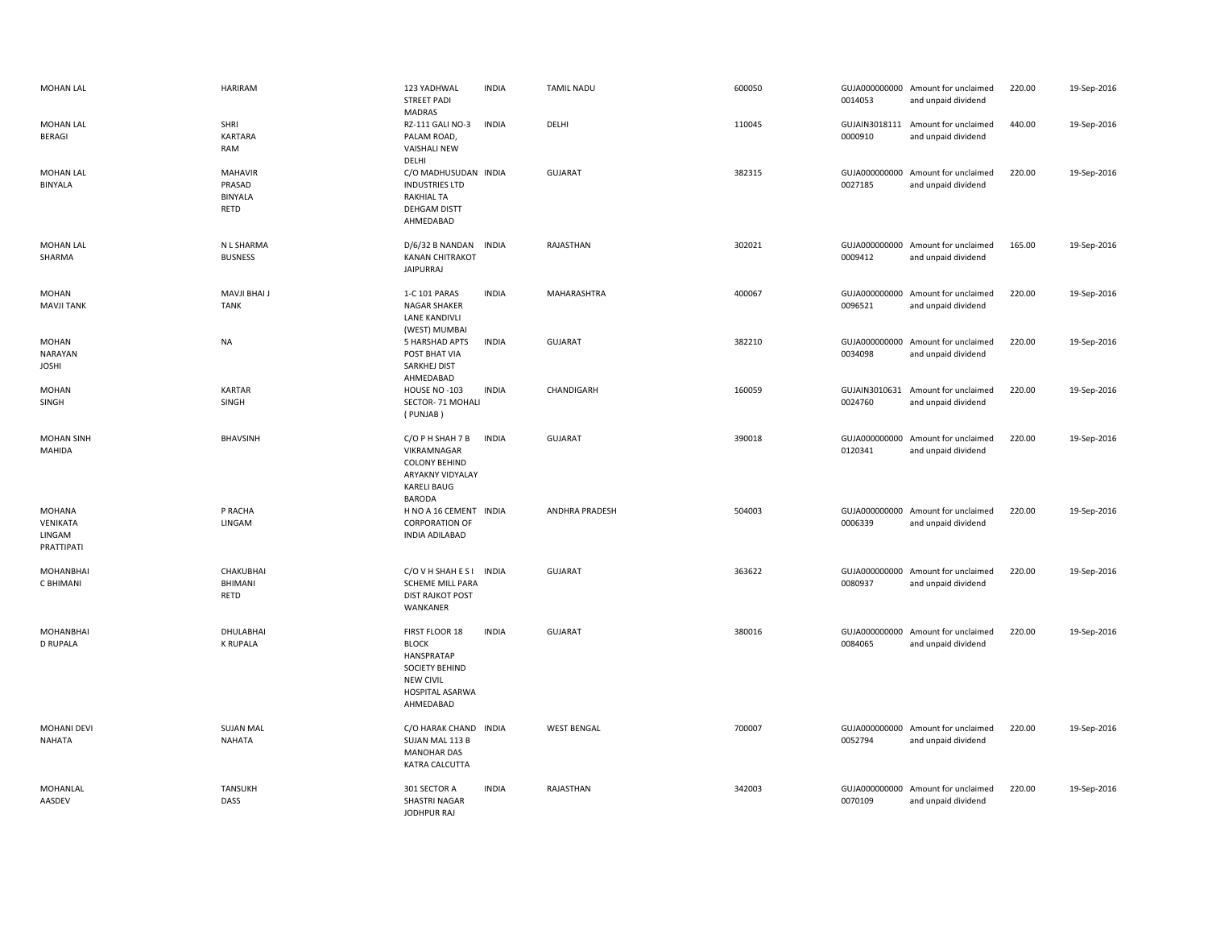| | | | | | | | | | |
|---|---|---|---|---|---|---|---|---|---|
| MOHAN LAL | HARIRAM | 123 YADHWAL STREET PADI MADRAS | INDIA | TAMIL NADU | 600050 | GUJA000000000 0014053 | Amount for unclaimed and unpaid dividend | 220.00 | 19-Sep-2016 |
| MOHAN LAL BERAGI | SHRI KARTARA RAM | RZ-111 GALI NO-3 PALAM ROAD, VAISHALI NEW DELHI | INDIA | DELHI | 110045 | GUJAIN3018111 0000910 | Amount for unclaimed and unpaid dividend | 440.00 | 19-Sep-2016 |
| MOHAN LAL BINYALA | MAHAVIR PRASAD BINYALA RETD | C/O MADHUSUDAN INDUSTRIES LTD RAKHIAL TA DEHGAM DISTT AHMEDABAD | INDIA | GUJARAT | 382315 | GUJA000000000 0027185 | Amount for unclaimed and unpaid dividend | 220.00 | 19-Sep-2016 |
| MOHAN LAL SHARMA | N L SHARMA BUSNESS | D/6/32 B NANDAN KANAN CHITRAKOT JAIPURRAJ | INDIA | RAJASTHAN | 302021 | GUJA000000000 0009412 | Amount for unclaimed and unpaid dividend | 165.00 | 19-Sep-2016 |
| MOHAN MAVJI TANK | MAVJI BHAI J TANK | 1-C 101 PARAS NAGAR SHAKER LANE KANDIVLI (WEST) MUMBAI | INDIA | MAHARASHTRA | 400067 | GUJA000000000 0096521 | Amount for unclaimed and unpaid dividend | 220.00 | 19-Sep-2016 |
| MOHAN NARAYAN JOSHI | NA | 5 HARSHAD APTS POST BHAT VIA SARKHEJ DIST AHMEDABAD | INDIA | GUJARAT | 382210 | GUJA000000000 0034098 | Amount for unclaimed and unpaid dividend | 220.00 | 19-Sep-2016 |
| MOHAN SINGH | KARTAR SINGH | HOUSE NO -103 SECTOR- 71 MOHALI ( PUNJAB ) | INDIA | CHANDIGARH | 160059 | GUJAIN3010631 0024760 | Amount for unclaimed and unpaid dividend | 220.00 | 19-Sep-2016 |
| MOHAN SINH MAHIDA | BHAVSINH | C/O P H SHAH 7 B VIKRAMNAGAR COLONY BEHIND ARYAKNY VIDYALAY KARELI BAUG BARODA | INDIA | GUJARAT | 390018 | GUJA000000000 0120341 | Amount for unclaimed and unpaid dividend | 220.00 | 19-Sep-2016 |
| MOHANA VENIKATA LINGAM PRATTIPATI | P RACHA LINGAM | H NO A 16 CEMENT CORPORATION OF INDIA ADILABAD | INDIA | ANDHRA PRADESH | 504003 | GUJA000000000 0006339 | Amount for unclaimed and unpaid dividend | 220.00 | 19-Sep-2016 |
| MOHANBHAI C BHIMANI | CHAKUBHAI BHIMANI RETD | C/O V H SHAH E S I SCHEME MILL PARA DIST RAJKOT POST WANKANER | INDIA | GUJARAT | 363622 | GUJA000000000 0080937 | Amount for unclaimed and unpaid dividend | 220.00 | 19-Sep-2016 |
| MOHANBHAI D RUPALA | DHULABHAI K RUPALA | FIRST FLOOR 18 BLOCK HANSPRATAP SOCIETY BEHIND NEW CIVIL HOSPITAL ASARWA AHMEDABAD | INDIA | GUJARAT | 380016 | GUJA000000000 0084065 | Amount for unclaimed and unpaid dividend | 220.00 | 19-Sep-2016 |
| MOHANI DEVI NAHATA | SUJAN MAL NAHATA | C/O HARAK CHAND SUJAN MAL 113 B MANOHAR DAS KATRA CALCUTTA | INDIA | WEST BENGAL | 700007 | GUJA000000000 0052794 | Amount for unclaimed and unpaid dividend | 220.00 | 19-Sep-2016 |
| MOHANLAL AASDEV | TANSUKH DASS | 301 SECTOR A SHASTRI NAGAR JODHPUR RAJ | INDIA | RAJASTHAN | 342003 | GUJA000000000 0070109 | Amount for unclaimed and unpaid dividend | 220.00 | 19-Sep-2016 |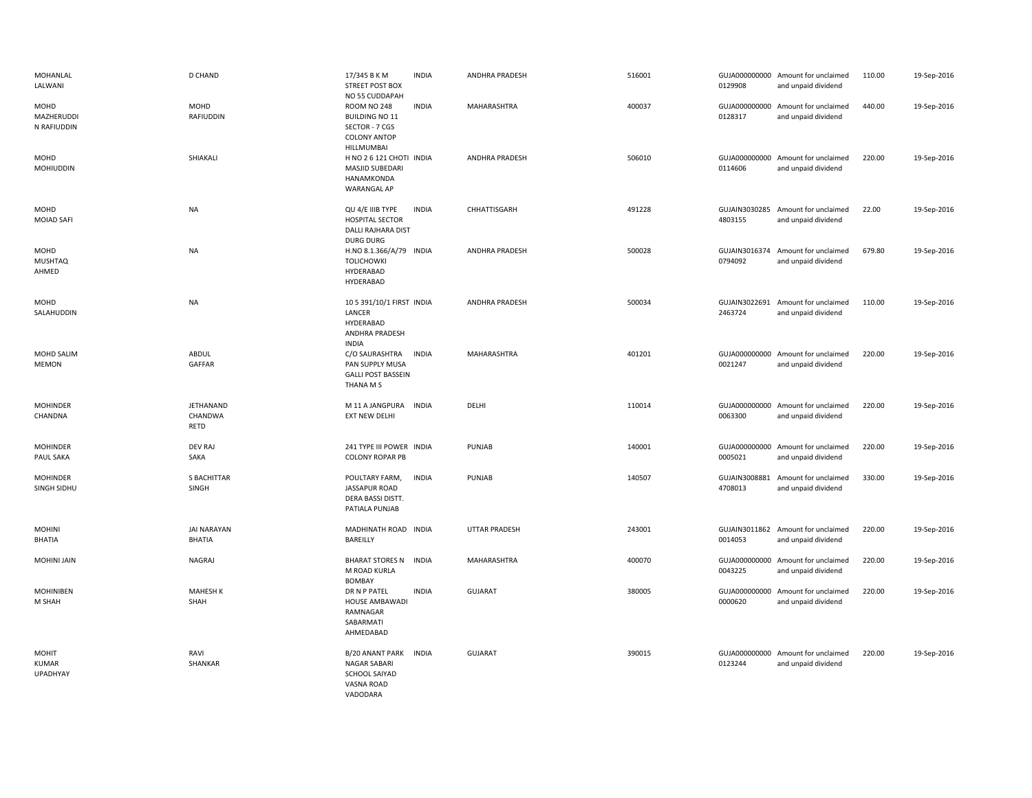| | | | | | | | | | |
|---|---|---|---|---|---|---|---|---|---|
| MOHANLAL LALWANI | D CHAND | 17/345 B K M STREET POST BOX NO 55 CUDDAPAH | INDIA | ANDHRA PRADESH | 516001 | GUJA0000000000129908 | Amount for unclaimed and unpaid dividend | 110.00 | 19-Sep-2016 |
| MOHD MAZHERUDDIN RAFIUDDIN | MOHD RAFIUDDIN | ROOM NO 248 BUILDING NO 11 SECTOR - 7 CGS COLONY ANTOP HILLMUMBAI | INDIA | MAHARASHTRA | 400037 | GUJA0000000000128317 | Amount for unclaimed and unpaid dividend | 440.00 | 19-Sep-2016 |
| MOHD MOHIUDDIN | SHIAKALI | H NO 2 6 121 CHOTI MASJID SUBEDARI HANAMKONDA WARANGAL AP | INDIA | ANDHRA PRADESH | 506010 | GUJA0000000000114606 | Amount for unclaimed and unpaid dividend | 220.00 | 19-Sep-2016 |
| MOHD MOIAD SAFI | NA | QU 4/E IIIB TYPE HOSPITAL SECTOR DALLI RAJHARA DIST DURG DURG | INDIA | CHHATTISGARH | 491228 | GUJAIN30302854803155 | Amount for unclaimed and unpaid dividend | 22.00 | 19-Sep-2016 |
| MOHD MUSHTAQ AHMED | NA | H.NO 8.1.366/A/79 TOLICHOWKI HYDERABAD HYDERABAD | INDIA | ANDHRA PRADESH | 500028 | GUJAIN30163740794092 | Amount for unclaimed and unpaid dividend | 679.80 | 19-Sep-2016 |
| MOHD SALAHUDDIN | NA | 10 5 391/10/1 FIRST LANCER HYDERABAD ANDHRA PRADESH INDIA | INDIA | ANDHRA PRADESH | 500034 | GUJAIN30226912463724 | Amount for unclaimed and unpaid dividend | 110.00 | 19-Sep-2016 |
| MOHD SALIM MEMON | ABDUL GAFFAR | C/O SAURASHTRA PAN SUPPLY MUSA GALLI POST BASSEIN THANA M S | INDIA | MAHARASHTRA | 401201 | GUJA0000000000021247 | Amount for unclaimed and unpaid dividend | 220.00 | 19-Sep-2016 |
| MOHINDER CHANDNA | JETHANAND CHANDWA RETD | M 11 A JANGPURA EXT NEW DELHI | INDIA | DELHI | 110014 | GUJA0000000000063300 | Amount for unclaimed and unpaid dividend | 220.00 | 19-Sep-2016 |
| MOHINDER PAUL SAKA | DEV RAJ SAKA | 241 TYPE III POWER COLONY ROPAR PB | INDIA | PUNJAB | 140001 | GUJA0000000000005021 | Amount for unclaimed and unpaid dividend | 220.00 | 19-Sep-2016 |
| MOHINDER SINGH SIDHU | S BACHITTAR SINGH | POULTARY FARM, JASSAPUR ROAD DERA BASSI DISTT. PATIALA PUNJAB | INDIA | PUNJAB | 140507 | GUJAIN30088814708013 | Amount for unclaimed and unpaid dividend | 330.00 | 19-Sep-2016 |
| MOHINI BHATIA | JAI NARAYAN BHATIA | MADHINATH ROAD BAREILLY | INDIA | UTTAR PRADESH | 243001 | GUJAIN30118620014053 | Amount for unclaimed and unpaid dividend | 220.00 | 19-Sep-2016 |
| MOHINI JAIN | NAGRAJ | BHARAT STORES N M ROAD KURLA BOMBAY | INDIA | MAHARASHTRA | 400070 | GUJA0000000000043225 | Amount for unclaimed and unpaid dividend | 220.00 | 19-Sep-2016 |
| MOHINIBEN M SHAH | MAHESH K SHAH | DR N P PATEL HOUSE AMBAWADI RAMNAGAR SABARMATI AHMEDABAD | INDIA | GUJARAT | 380005 | GUJA0000000000000620 | Amount for unclaimed and unpaid dividend | 220.00 | 19-Sep-2016 |
| MOHIT KUMAR UPADHYAY | RAVI SHANKAR | B/20 ANANT PARK NAGAR SABARI SCHOOL SAIYAD VASNA ROAD VADODARA | INDIA | GUJARAT | 390015 | GUJA0000000000123244 | Amount for unclaimed and unpaid dividend | 220.00 | 19-Sep-2016 |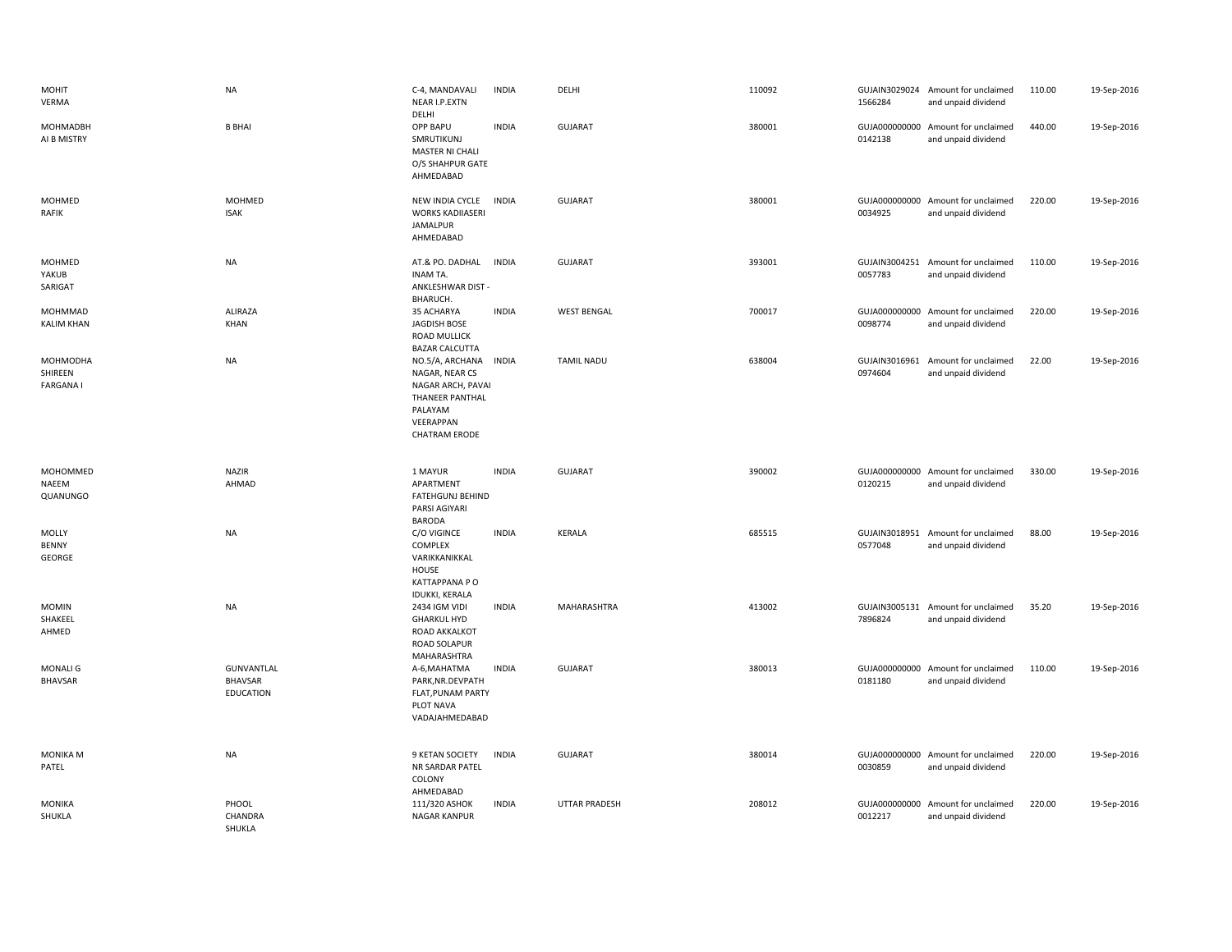| | | | | | | | | | |
|---|---|---|---|---|---|---|---|---|---|
| MOHIT VERMA | NA | C-4, MANDAVALI NEAR I.P.EXTN DELHI | INDIA | DELHI | 110092 | GUJAIN3029024 1566284 | Amount for unclaimed and unpaid dividend | 110.00 | 19-Sep-2016 |
| MOHMADBH AI B MISTRY | B BHAI | OPP BAPU SMRUTIKUNJ MASTER NI CHALI O/S SHAHPUR GATE AHMEDABAD | INDIA | GUJARAT | 380001 | GUJA000000000 0142138 | Amount for unclaimed and unpaid dividend | 440.00 | 19-Sep-2016 |
| MOHMED RAFIK | MOHMED ISAK | NEW INDIA CYCLE WORKS KADIIASERI JAMALPUR AHMEDABAD | INDIA | GUJARAT | 380001 | GUJA000000000 0034925 | Amount for unclaimed and unpaid dividend | 220.00 | 19-Sep-2016 |
| MOHMED YAKUB SARIGAT | NA | AT.& PO. DADHAL INAM TA. ANKLESHWAR DIST - BHARUCH. | INDIA | GUJARAT | 393001 | GUJAIN3004251 0057783 | Amount for unclaimed and unpaid dividend | 110.00 | 19-Sep-2016 |
| MOHMMAD KALIM KHAN | ALIRAZA KHAN | 35 ACHARYA JAGDISH BOSE ROAD MULLICK BAZAR CALCUTTA | INDIA | WEST BENGAL | 700017 | GUJA000000000 0098774 | Amount for unclaimed and unpaid dividend | 220.00 | 19-Sep-2016 |
| MOHMODHA SHIREEN FARGANA I | NA | NO.5/A, ARCHANA NAGAR, NEAR CS NAGAR ARCH, PAVAI THANEER PANTHAL PALAYAM VEERAPPAN CHATRAM ERODE | INDIA | TAMIL NADU | 638004 | GUJAIN3016961 0974604 | Amount for unclaimed and unpaid dividend | 22.00 | 19-Sep-2016 |
| MOHOMMED NAEEM QUANUNGO | NAZIR AHMAD | 1 MAYUR APARTMENT FATEHGUNJ BEHIND PARSI AGIYARI BARODA | INDIA | GUJARAT | 390002 | GUJA000000000 0120215 | Amount for unclaimed and unpaid dividend | 330.00 | 19-Sep-2016 |
| MOLLY BENNY GEORGE | NA | C/O VIGINCE COMPLEX VARIKKANIKKAL HOUSE KATTAPPANA P O IDUKKI, KERALA | INDIA | KERALA | 685515 | GUJAIN3018951 0577048 | Amount for unclaimed and unpaid dividend | 88.00 | 19-Sep-2016 |
| MOMIN SHAKEEL AHMED | NA | 2434 IGM VIDI GHARKUL HYD ROAD AKKALKOT ROAD SOLAPUR MAHARASHTRA | INDIA | MAHARASHTRA | 413002 | GUJAIN3005131 7896824 | Amount for unclaimed and unpaid dividend | 35.20 | 19-Sep-2016 |
| MONALI G BHAVSAR | GUNVANTLAL BHAVSAR EDUCATION | A-6,MAHATMA PARK,NR.DEVPATH FLAT,PUNAM PARTY PLOT NAVA VADAJAHMEDABAD | INDIA | GUJARAT | 380013 | GUJA000000000 0181180 | Amount for unclaimed and unpaid dividend | 110.00 | 19-Sep-2016 |
| MONIKA M PATEL | NA | 9 KETAN SOCIETY NR SARDAR PATEL COLONY AHMEDABAD | INDIA | GUJARAT | 380014 | GUJA000000000 0030859 | Amount for unclaimed and unpaid dividend | 220.00 | 19-Sep-2016 |
| MONIKA SHUKLA | PHOOL CHANDRA SHUKLA | 111/320 ASHOK NAGAR KANPUR | INDIA | UTTAR PRADESH | 208012 | GUJA000000000 0012217 | Amount for unclaimed and unpaid dividend | 220.00 | 19-Sep-2016 |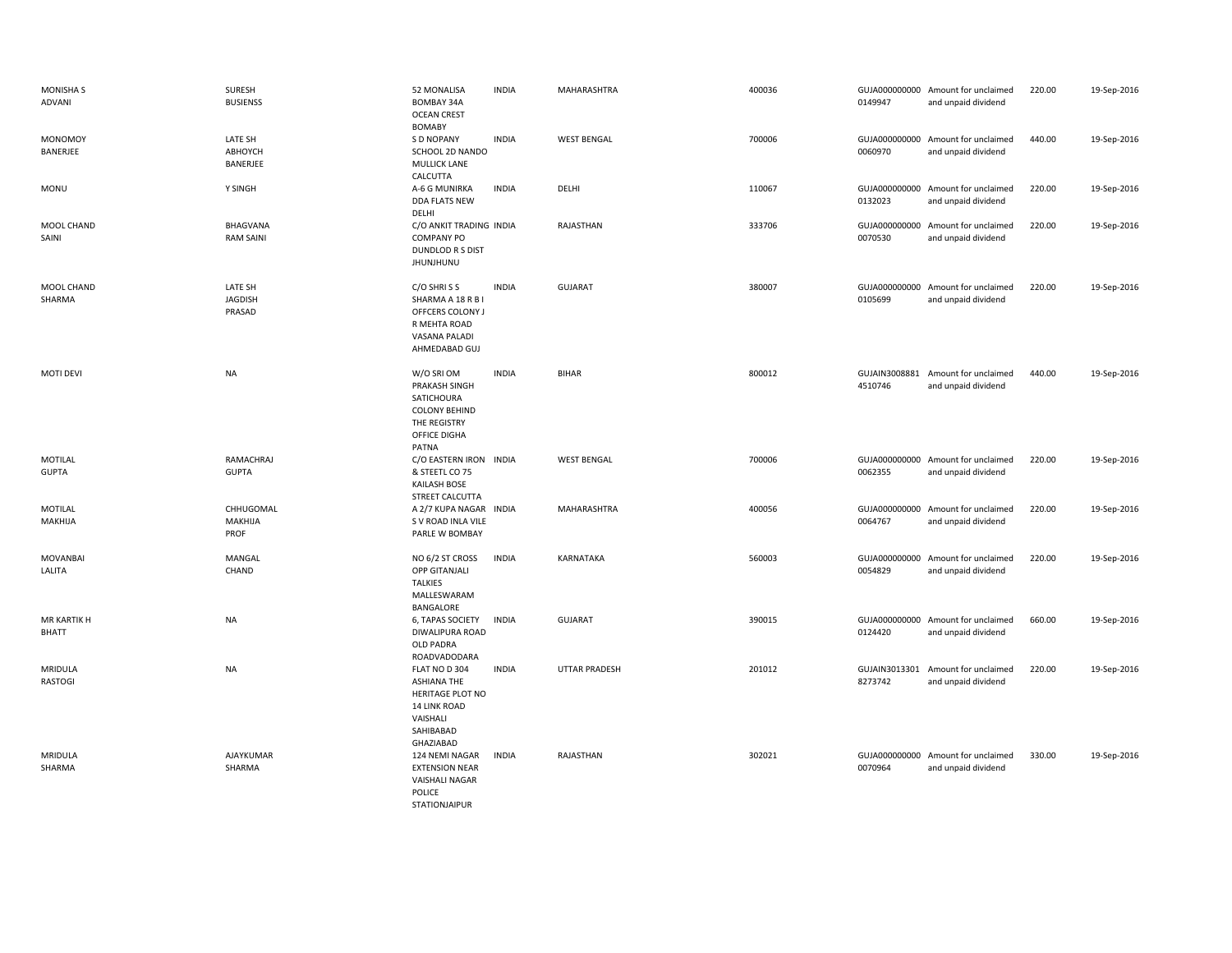| | | | | | | | | | |
|---|---|---|---|---|---|---|---|---|---|
| MONISHA S ADVANI | SURESH BUSIENSS | 52 MONALISA BOMBAY 34A OCEAN CREST BOMABY | INDIA | MAHARASHTRA | 400036 | GUJA000000000 0149947 | Amount for unclaimed and unpaid dividend | 220.00 | 19-Sep-2016 |
| MONOMOY BANERJEE | LATE SH ABHOYCH BANERJEE | S D NOPANY SCHOOL 2D NANDO MULLICK LANE CALCUTTA | INDIA | WEST BENGAL | 700006 | GUJA000000000 0060970 | Amount for unclaimed and unpaid dividend | 440.00 | 19-Sep-2016 |
| MONU | Y SINGH | A-6 G MUNIRKA DDA FLATS NEW DELHI | INDIA | DELHI | 110067 | GUJA000000000 0132023 | Amount for unclaimed and unpaid dividend | 220.00 | 19-Sep-2016 |
| MOOL CHAND SAINI | BHAGVANA RAM SAINI | C/O ANKIT TRADING COMPANY PO DUNDLOD R S DIST JHUNJHUNU | INDIA | RAJASTHAN | 333706 | GUJA000000000 0070530 | Amount for unclaimed and unpaid dividend | 220.00 | 19-Sep-2016 |
| MOOL CHAND SHARMA | LATE SH JAGDISH PRASAD | C/O SHRI S S SHARMA A 18 R B I OFFCERS COLONY J R MEHTA ROAD VASANA PALADI AHMEDABAD GUJ | INDIA | GUJARAT | 380007 | GUJA000000000 0105699 | Amount for unclaimed and unpaid dividend | 220.00 | 19-Sep-2016 |
| MOTI DEVI | NA | W/O SRI OM PRAKASH SINGH SATICHOURA COLONY BEHIND THE REGISTRY OFFICE DIGHA PATNA | INDIA | BIHAR | 800012 | GUJAIN3008881 4510746 | Amount for unclaimed and unpaid dividend | 440.00 | 19-Sep-2016 |
| MOTILAL GUPTA | RAMACHRAJ GUPTA | C/O EASTERN IRON & STEETL CO 75 KAILASH BOSE STREET CALCUTTA | INDIA | WEST BENGAL | 700006 | GUJA000000000 0062355 | Amount for unclaimed and unpaid dividend | 220.00 | 19-Sep-2016 |
| MOTILAL MAKHIJA | CHHUGOMAL MAKHIJA PROF | A 2/7 KUPA NAGAR S V ROAD INLA VILE PARLE W BOMBAY | INDIA | MAHARASHTRA | 400056 | GUJA000000000 0064767 | Amount for unclaimed and unpaid dividend | 220.00 | 19-Sep-2016 |
| MOVANBAI LALITA | MANGAL CHAND | NO 6/2 ST CROSS OPP GITANJALI TALKIES MALLESWARAM BANGALORE | INDIA | KARNATAKA | 560003 | GUJA000000000 0054829 | Amount for unclaimed and unpaid dividend | 220.00 | 19-Sep-2016 |
| MR KARTIK H BHATT | NA | 6, TAPAS SOCIETY DIWALIPURA ROAD OLD PADRA ROADVADODARA | INDIA | GUJARAT | 390015 | GUJA000000000 0124420 | Amount for unclaimed and unpaid dividend | 660.00 | 19-Sep-2016 |
| MRIDULA RASTOGI | NA | FLAT NO D 304 ASHIANA THE HERITAGE PLOT NO 14 LINK ROAD VAISHALI SAHIBABAD GHAZIABAD | INDIA | UTTAR PRADESH | 201012 | GUJAIN3013301 8273742 | Amount for unclaimed and unpaid dividend | 220.00 | 19-Sep-2016 |
| MRIDULA SHARMA | AJAYKUMAR SHARMA | 124 NEMI NAGAR EXTENSION NEAR VAISHALI NAGAR POLICE STATIONJAIPUR | INDIA | RAJASTHAN | 302021 | GUJA000000000 0070964 | Amount for unclaimed and unpaid dividend | 330.00 | 19-Sep-2016 |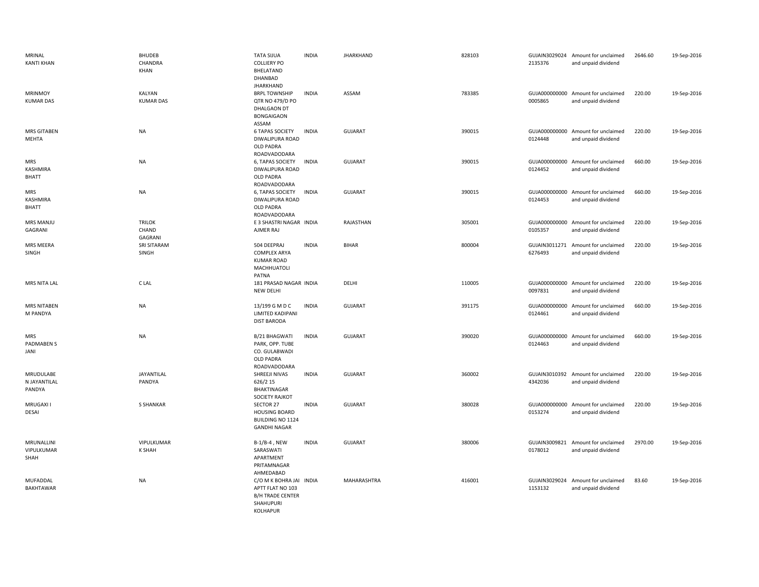| | | | | | | | | | |
|---|---|---|---|---|---|---|---|---|---|
| MRINAL KANTI KHAN | BHUDEB CHANDRA KHAN | TATA SIJUA COLLIERY PO BHELATAND DHANBAD JHARKHAND | INDIA | JHARKHAND | 828103 | GUJAIN3029024 2135376 | Amount for unclaimed and unpaid dividend | 2646.60 | 19-Sep-2016 |
| MRINMOY KUMAR DAS | KALYAN KUMAR DAS | BRPL TOWNSHIP QTR NO 479/D PO DHALGAON DT BONGAIGAON ASSAM | INDIA | ASSAM | 783385 | GUJA000000000 0005865 | Amount for unclaimed and unpaid dividend | 220.00 | 19-Sep-2016 |
| MRS GITABEN MEHTA | NA | 6 TAPAS SOCIETY DIWALIPURA ROAD OLD PADRA ROADVADODARA | INDIA | GUJARAT | 390015 | GUJA000000000 0124448 | Amount for unclaimed and unpaid dividend | 220.00 | 19-Sep-2016 |
| MRS KASHMIRA BHATT | NA | 6, TAPAS SOCIETY DIWALIPURA ROAD OLD PADRA ROADVADODARA | INDIA | GUJARAT | 390015 | GUJA000000000 0124452 | Amount for unclaimed and unpaid dividend | 660.00 | 19-Sep-2016 |
| MRS KASHMIRA BHATT | NA | 6, TAPAS SOCIETY DIWALIPURA ROAD OLD PADRA ROADVADODARA | INDIA | GUJARAT | 390015 | GUJA000000000 0124453 | Amount for unclaimed and unpaid dividend | 660.00 | 19-Sep-2016 |
| MRS MANJU GAGRANI | TRILOK CHAND GAGRANI | E 3 SHASTRI NAGAR AJMER RAJ | INDIA | RAJASTHAN | 305001 | GUJA000000000 0105357 | Amount for unclaimed and unpaid dividend | 220.00 | 19-Sep-2016 |
| MRS MEERA SINGH | SRI SITARAM SINGH | 504 DEEPRAJ COMPLEX ARYA KUMAR ROAD MACHHUATOLI PATNA | INDIA | BIHAR | 800004 | GUJAIN3011271 6276493 | Amount for unclaimed and unpaid dividend | 220.00 | 19-Sep-2016 |
| MRS NITA LAL | C LAL | 181 PRASAD NAGAR NEW DELHI | INDIA | DELHI | 110005 | GUJA000000000 0097831 | Amount for unclaimed and unpaid dividend | 220.00 | 19-Sep-2016 |
| MRS NITABEN M PANDYA | NA | 13/199 G M D C LIMITED KADIPANI DIST BARODA | INDIA | GUJARAT | 391175 | GUJA000000000 0124461 | Amount for unclaimed and unpaid dividend | 660.00 | 19-Sep-2016 |
| MRS PADMABEN S JANI | NA | B/21 BHAGWATI PARK, OPP. TUBE CO. GULABWADI OLD PADRA ROADVADODARA | INDIA | GUJARAT | 390020 | GUJA000000000 0124463 | Amount for unclaimed and unpaid dividend | 660.00 | 19-Sep-2016 |
| MRUDULABE N JAYANTILAL PANDYA | JAYANTILAL PANDYA | SHREEJI NIVAS 626/2 15 BHAKTINAGAR SOCIETY RAJKOT | INDIA | GUJARAT | 360002 | GUJAIN3010392 4342036 | Amount for unclaimed and unpaid dividend | 220.00 | 19-Sep-2016 |
| MRUGAXI I DESAI | S SHANKAR | SECTOR 27 HOUSING BOARD BUILDING NO 1124 GANDHI NAGAR | INDIA | GUJARAT | 380028 | GUJA000000000 0153274 | Amount for unclaimed and unpaid dividend | 220.00 | 19-Sep-2016 |
| MRUNALLINI VIPULKUMAR SHAH | VIPULKUMAR K SHAH | B-1/B-4 , NEW SARASWATI APARTMENT PRITAMNAGAR AHMEDABAD | INDIA | GUJARAT | 380006 | GUJAIN3009821 0178012 | Amount for unclaimed and unpaid dividend | 2970.00 | 19-Sep-2016 |
| MUFADDAL BAKHTAWAR | NA | C/O M K BOHRA JAI APTT FLAT NO 103 B/H TRADE CENTER SHAHUPURI KOLHAPUR | INDIA | MAHARASHTRA | 416001 | GUJAIN3029024 1153132 | Amount for unclaimed and unpaid dividend | 83.60 | 19-Sep-2016 |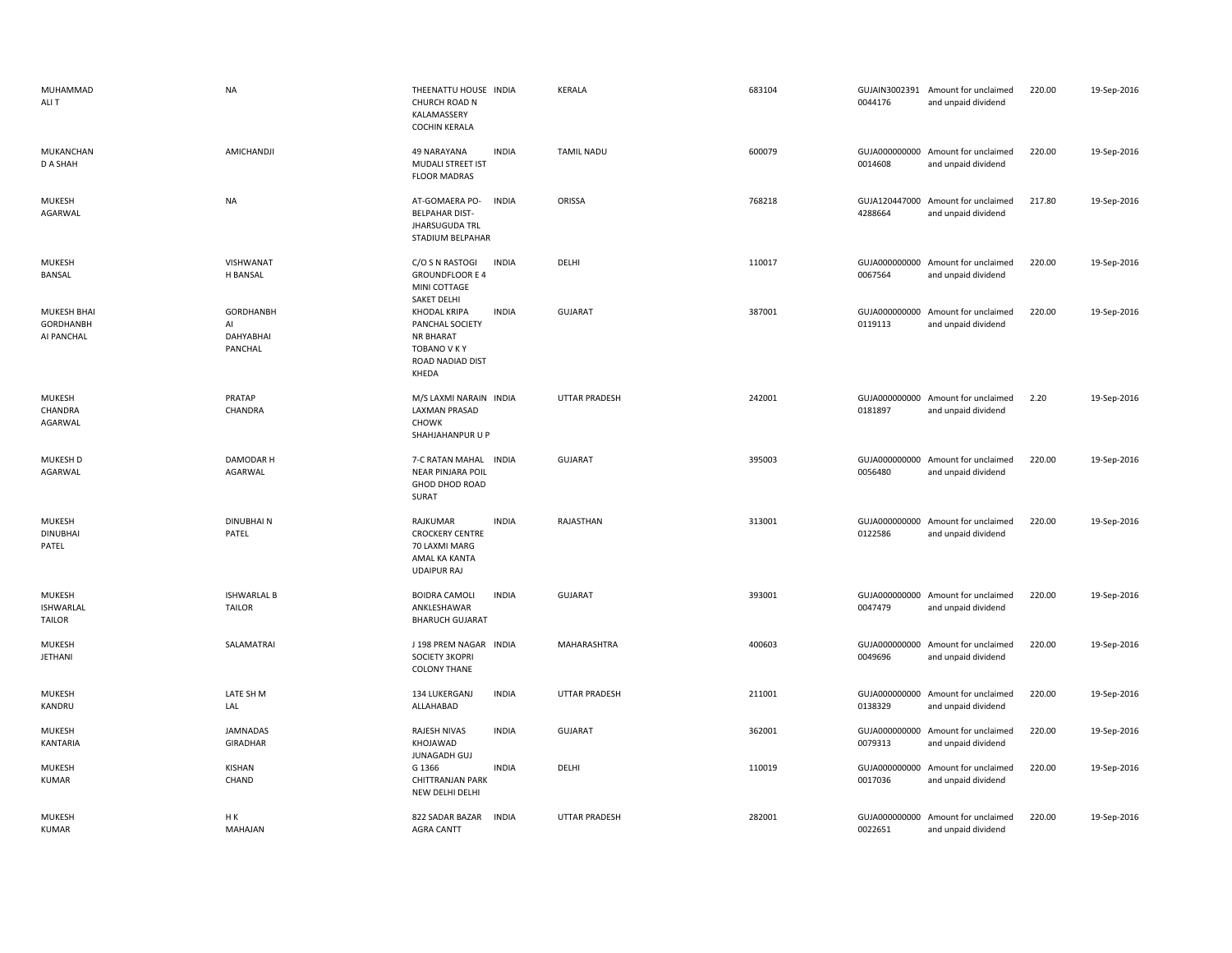| | | | | | | | | | |
|---|---|---|---|---|---|---|---|---|---|
| MUHAMMAD ALI T | NA | THEENATTU HOUSE CHURCH ROAD N KALAMASSERY COCHIN KERALA | INDIA | KERALA | 683104 | GUJAIN3002391 0044176 | Amount for unclaimed and unpaid dividend | 220.00 | 19-Sep-2016 |
| MUKANCHAN D A SHAH | AMICHANDJI | 49 NARAYANA MUDALI STREET IST FLOOR MADRAS | INDIA | TAMIL NADU | 600079 | GUJA000000000 0014608 | Amount for unclaimed and unpaid dividend | 220.00 | 19-Sep-2016 |
| MUKESH AGARWAL | NA | AT-GOMAERA PO-BELPAHAR DIST-JHARSUGUDA TRL STADIUM BELPAHAR | INDIA | ORISSA | 768218 | GUJA120447000 4288664 | Amount for unclaimed and unpaid dividend | 217.80 | 19-Sep-2016 |
| MUKESH BANSAL | VISHWANAT H BANSAL | C/O S N RASTOGI GROUNDFLOOR E 4 MINI COTTAGE SAKET DELHI | INDIA | DELHI | 110017 | GUJA000000000 0067564 | Amount for unclaimed and unpaid dividend | 220.00 | 19-Sep-2016 |
| MUKESH BHAI GORDHANBH AI PANCHAL | GORDHANBH AI DAHYABHAI PANCHAL | KHODAL KRIPA PANCHAL SOCIETY NR BHARAT TOBANO V K Y ROAD NADIAD DIST KHEDA | INDIA | GUJARAT | 387001 | GUJA000000000 0119113 | Amount for unclaimed and unpaid dividend | 220.00 | 19-Sep-2016 |
| MUKESH CHANDRA AGARWAL | PRATAP CHANDRA | M/S LAXMI NARAIN LAXMAN PRASAD CHOWK SHAHJAHANPUR U P | INDIA | UTTAR PRADESH | 242001 | GUJA000000000 0181897 | Amount for unclaimed and unpaid dividend | 2.20 | 19-Sep-2016 |
| MUKESH D AGARWAL | DAMODAR H AGARWAL | 7-C RATAN MAHAL NEAR PINJARA POIL GHOD DHOD ROAD SURAT | INDIA | GUJARAT | 395003 | GUJA000000000 0056480 | Amount for unclaimed and unpaid dividend | 220.00 | 19-Sep-2016 |
| MUKESH DINUBHAI PATEL | DINUBHAI N PATEL | RAJKUMAR CROCKERY CENTRE 70 LAXMI MARG AMAL KA KANTA UDAIPUR RAJ | INDIA | RAJASTHAN | 313001 | GUJA000000000 0122586 | Amount for unclaimed and unpaid dividend | 220.00 | 19-Sep-2016 |
| MUKESH ISHWARLAL TAILOR | ISHWARLAL B TAILOR | BOIDRA CAMOLI ANKLESHAWAR BHARUCH GUJARAT | INDIA | GUJARAT | 393001 | GUJA000000000 0047479 | Amount for unclaimed and unpaid dividend | 220.00 | 19-Sep-2016 |
| MUKESH JETHANI | SALAMATRAI | J 198 PREM NAGAR SOCIETY 3KOPRI COLONY THANE | INDIA | MAHARASHTRA | 400603 | GUJA000000000 0049696 | Amount for unclaimed and unpaid dividend | 220.00 | 19-Sep-2016 |
| MUKESH KANDRU | LATE SH M LAL | 134 LUKERGANJ ALLAHABAD | INDIA | UTTAR PRADESH | 211001 | GUJA000000000 0138329 | Amount for unclaimed and unpaid dividend | 220.00 | 19-Sep-2016 |
| MUKESH KANTARIA | JAMNADAS GIRADHAR | RAJESH NIVAS KHOJAWAD JUNAGADH GUJ | INDIA | GUJARAT | 362001 | GUJA000000000 0079313 | Amount for unclaimed and unpaid dividend | 220.00 | 19-Sep-2016 |
| MUKESH KUMAR | KISHAN CHAND | G 1366 CHITTRANJAN PARK NEW DELHI DELHI | INDIA | DELHI | 110019 | GUJA000000000 0017036 | Amount for unclaimed and unpaid dividend | 220.00 | 19-Sep-2016 |
| MUKESH KUMAR | H K MAHAJAN | 822 SADAR BAZAR AGRA CANTT | INDIA | UTTAR PRADESH | 282001 | GUJA000000000 0022651 | Amount for unclaimed and unpaid dividend | 220.00 | 19-Sep-2016 |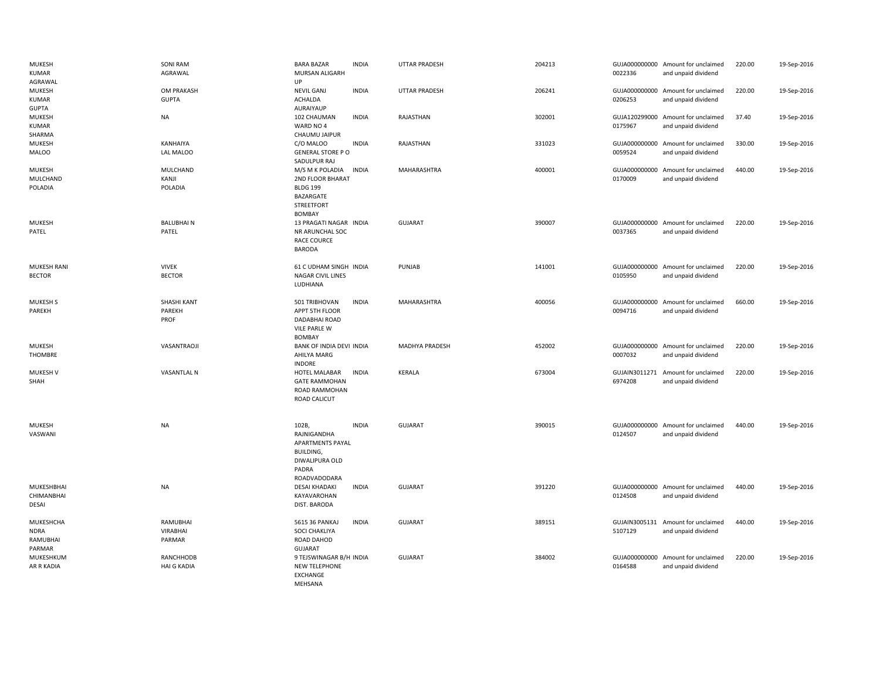| | | | | | | | | | |
|---|---|---|---|---|---|---|---|---|---|
| MUKESH KUMAR AGRAWAL | SONI RAM AGRAWAL | BARA BAZAR MURSAN ALIGARH UP | INDIA | UTTAR PRADESH | 204213 | GUJA000000000 0022336 | Amount for unclaimed and unpaid dividend | 220.00 | 19-Sep-2016 |
| MUKESH KUMAR GUPTA | OM PRAKASH GUPTA | NEVIL GANJ ACHALDA AURAIYAUP | INDIA | UTTAR PRADESH | 206241 | GUJA000000000 0206253 | Amount for unclaimed and unpaid dividend | 220.00 | 19-Sep-2016 |
| MUKESH KUMAR SHARMA | NA | 102 CHAUMAN WARD NO 4 CHAUMU JAIPUR | INDIA | RAJASTHAN | 302001 | GUJA120299000 0175967 | Amount for unclaimed and unpaid dividend | 37.40 | 19-Sep-2016 |
| MUKESH MALOO | KANHAIYA LAL MALOO | C/O MALOO GENERAL STORE P O SADULPUR RAJ | INDIA | RAJASTHAN | 331023 | GUJA000000000 0059524 | Amount for unclaimed and unpaid dividend | 330.00 | 19-Sep-2016 |
| MUKESH MULCHAND POLADIA | MULCHAND KANJI POLADIA | M/S M K POLADIA 2ND FLOOR BHARAT BLDG 199 BAZARGATE STREETFORT BOMBAY | INDIA | MAHARASHTRA | 400001 | GUJA000000000 0170009 | Amount for unclaimed and unpaid dividend | 440.00 | 19-Sep-2016 |
| MUKESH PATEL | BALUBHAI N PATEL | 13 PRAGATI NAGAR NR ARUNCHAL SOC RACE COURCE BARODA | INDIA | GUJARAT | 390007 | GUJA000000000 0037365 | Amount for unclaimed and unpaid dividend | 220.00 | 19-Sep-2016 |
| MUKESH RANI BECTOR | VIVEK BECTOR | 61 C UDHAM SINGH NAGAR CIVIL LINES LUDHIANA | INDIA | PUNJAB | 141001 | GUJA000000000 0105950 | Amount for unclaimed and unpaid dividend | 220.00 | 19-Sep-2016 |
| MUKESH S PAREKH | SHASHI KANT PAREKH PROF | 501 TRIBHOVAN APPT 5TH FLOOR DADABHAI ROAD VILE PARLE W BOMBAY | INDIA | MAHARASHTRA | 400056 | GUJA000000000 0094716 | Amount for unclaimed and unpaid dividend | 660.00 | 19-Sep-2016 |
| MUKESH THOMBRE | VASANTRAOJI | BANK OF INDIA DEVI AHILYA MARG INDORE | INDIA | MADHYA PRADESH | 452002 | GUJA000000000 0007032 | Amount for unclaimed and unpaid dividend | 220.00 | 19-Sep-2016 |
| MUKESH V SHAH | VASANTLAL N | HOTEL MALABAR GATE RAMMOHAN ROAD RAMMOHAN ROAD CALICUT | INDIA | KERALA | 673004 | GUJAIN3011271 6974208 | Amount for unclaimed and unpaid dividend | 220.00 | 19-Sep-2016 |
| MUKESH VASWANI | NA | 102B, RAJNIGANDHA APARTMENTS PAYAL BUILDING, DIWALIPURA OLD PADRA ROADVADODARA | INDIA | GUJARAT | 390015 | GUJA000000000 0124507 | Amount for unclaimed and unpaid dividend | 440.00 | 19-Sep-2016 |
| MUKESHBHAI CHIMANBHAI DESAI | NA | DESAI KHADAKI KAYAVAROHAN DIST. BARODA | INDIA | GUJARAT | 391220 | GUJA000000000 0124508 | Amount for unclaimed and unpaid dividend | 440.00 | 19-Sep-2016 |
| MUKESHCHA NDRA RAMUBHAI PARMAR | RAMUBHAI VIRABHAI PARMAR | 5615 36 PANKAJ SOCI CHAKLIYA ROAD DAHOD GUJARAT | INDIA | GUJARAT | 389151 | GUJAIN3005131 5107129 | Amount for unclaimed and unpaid dividend | 440.00 | 19-Sep-2016 |
| MUKESHKUM AR R KADIA | RANCHHODB HAI G KADIA | 9 TEJSWINAGAR B/H NEW TELEPHONE EXCHANGE MEHSANA | INDIA | GUJARAT | 384002 | GUJA000000000 0164588 | Amount for unclaimed and unpaid dividend | 220.00 | 19-Sep-2016 |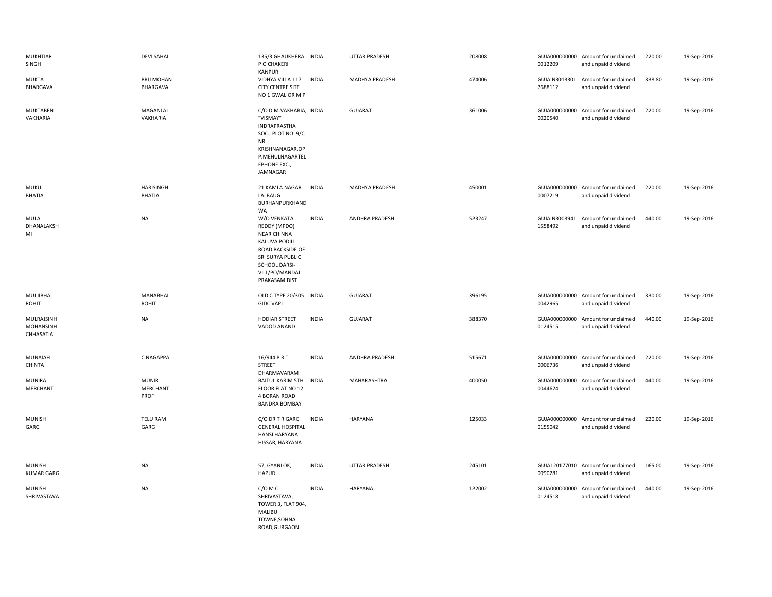| | | | | | | | | | |
|---|---|---|---|---|---|---|---|---|---|
| MUKHTIAR SINGH | DEVI SAHAI | 135/3 GHAUKHERA P O CHAKERI KANPUR | INDIA | UTTAR PRADESH | 208008 | GUJA000000000 0012209 | Amount for unclaimed and unpaid dividend | 220.00 | 19-Sep-2016 |
| MUKTA BHARGAVA | BRIJ MOHAN BHARGAVA | VIDHYA VILLA J 17 CITY CENTRE SITE NO 1 GWALIOR M P | INDIA | MADHYA PRADESH | 474006 | GUJAIN3013301 7688112 | Amount for unclaimed and unpaid dividend | 338.80 | 19-Sep-2016 |
| MUKTABEN VAKHARIA | MAGANLAL VAKHARIA | C/O D.M.VAKHARIA, "VISMAY" INDRAPRASTHA SOC., PLOT NO. 9/C NR. KRISHNANAGAR,OP P.MEHULNAGARTEL EPHONE EXC., JAMNAGAR | INDIA | GUJARAT | 361006 | GUJA000000000 0020540 | Amount for unclaimed and unpaid dividend | 220.00 | 19-Sep-2016 |
| MUKUL BHATIA | HARISINGH BHATIA | 21 KAMLA NAGAR LALBAUG BURHANPURKHAND WA | INDIA | MADHYA PRADESH | 450001 | GUJA000000000 0007219 | Amount for unclaimed and unpaid dividend | 220.00 | 19-Sep-2016 |
| MULA DHANALAKSH MI | NA | W/O VENKATA REDDY (MPDO) NEAR CHINNA KALUVA PODILI ROAD BACKSIDE OF SRI SURYA PUBLIC SCHOOL DARSI-VILL/PO/MANDAL PRAKASAM DIST | INDIA | ANDHRA PRADESH | 523247 | GUJAIN3003941 1558492 | Amount for unclaimed and unpaid dividend | 440.00 | 19-Sep-2016 |
| MULJIBHAI ROHIT | MANABHAI ROHIT | OLD C TYPE 20/305 GIDC VAPI | INDIA | GUJARAT | 396195 | GUJA000000000 0042965 | Amount for unclaimed and unpaid dividend | 330.00 | 19-Sep-2016 |
| MULRAJSINH MOHANSINH CHHASATIA | NA | HODIAR STREET VADOD ANAND | INDIA | GUJARAT | 388370 | GUJA000000000 0124515 | Amount for unclaimed and unpaid dividend | 440.00 | 19-Sep-2016 |
| MUNAIAH CHINTA | C NAGAPPA | 16/944 P R T STREET DHARMAVARAM | INDIA | ANDHRA PRADESH | 515671 | GUJA000000000 0006736 | Amount for unclaimed and unpaid dividend | 220.00 | 19-Sep-2016 |
| MUNIRA MERCHANT | MUNIR MERCHANT PROF | BAITUL KARIM 5TH FLOOR FLAT NO 12 4 BORAN ROAD BANDRA BOMBAY | INDIA | MAHARASHTRA | 400050 | GUJA000000000 0044624 | Amount for unclaimed and unpaid dividend | 440.00 | 19-Sep-2016 |
| MUNISH GARG | TELU RAM GARG | C/O DR T R GARG GENERAL HOSPITAL HANSI HARYANA HISSAR, HARYANA | INDIA | HARYANA | 125033 | GUJA000000000 0155042 | Amount for unclaimed and unpaid dividend | 220.00 | 19-Sep-2016 |
| MUNISH KUMAR GARG | NA | 57, GYANLOK, HAPUR | INDIA | UTTAR PRADESH | 245101 | GUJA120177010 0090281 | Amount for unclaimed and unpaid dividend | 165.00 | 19-Sep-2016 |
| MUNISH SHRIVASTAVA | NA | C/O M C SHRIVASTAVA, TOWER 3, FLAT 904, MALIBU TOWNE,SOHNA ROAD,GURGAON. | INDIA | HARYANA | 122002 | GUJA000000000 0124518 | Amount for unclaimed and unpaid dividend | 440.00 | 19-Sep-2016 |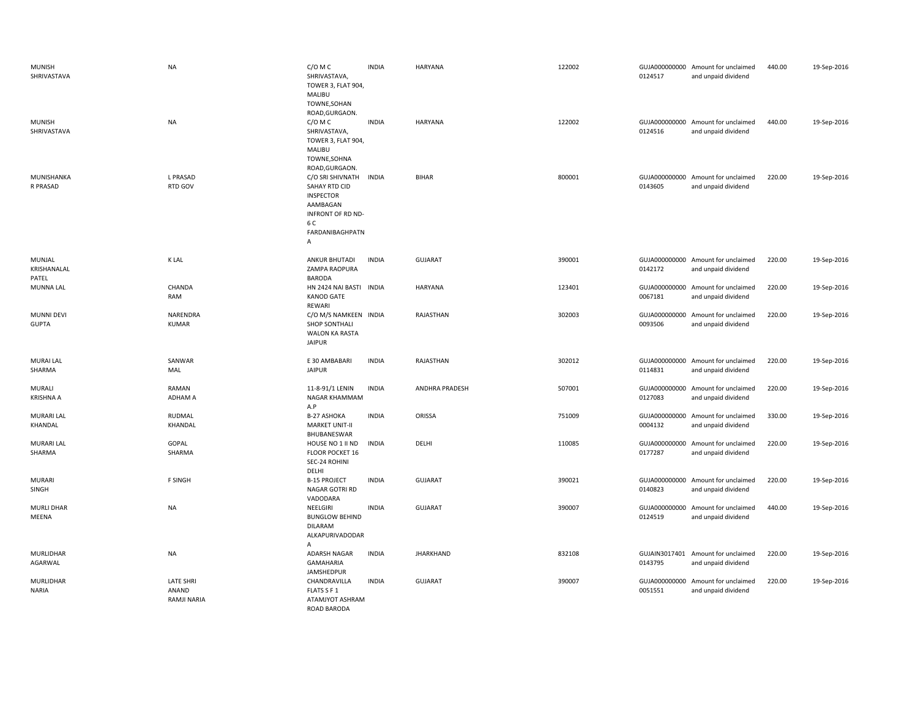| | | | | | | | | | |
|---|---|---|---|---|---|---|---|---|---|
| MUNISH SHRIVASTAVA | NA | C/O M C SHRIVASTAVA, TOWER 3, FLAT 904, MALIBU TOWNE,SOHAN ROAD,GURGAON. | INDIA | HARYANA | 122002 | GUJA000000000 0124517 | Amount for unclaimed and unpaid dividend | 440.00 | 19-Sep-2016 |
| MUNISH SHRIVASTAVA | NA | C/O M C SHRIVASTAVA, TOWER 3, FLAT 904, MALIBU TOWNE,SOHNA ROAD,GURGAON. | INDIA | HARYANA | 122002 | GUJA000000000 0124516 | Amount for unclaimed and unpaid dividend | 440.00 | 19-Sep-2016 |
| MUNISHANKA R PRASAD | L PRASAD RTD GOV | C/O SRI SHIVNATH SAHAY RTD CID INSPECTOR AAMBAGAN INFRONT OF RD ND-6 C FARDANIBAGHPATN A | INDIA | BIHAR | 800001 | GUJA000000000 0143605 | Amount for unclaimed and unpaid dividend | 220.00 | 19-Sep-2016 |
| MUNJAL KRISHANALAL PATEL | K LAL | ANKUR BHUTADI ZAMPA RAOPURA BARODA | INDIA | GUJARAT | 390001 | GUJA000000000 0142172 | Amount for unclaimed and unpaid dividend | 220.00 | 19-Sep-2016 |
| MUNNA LAL | CHANDA RAM | HN 2424 NAI BASTI KANOD GATE REWARI | INDIA | HARYANA | 123401 | GUJA000000000 0067181 | Amount for unclaimed and unpaid dividend | 220.00 | 19-Sep-2016 |
| MUNNI DEVI GUPTA | NARENDRA KUMAR | C/O M/S NAMKEEN SHOP SONTHALI WALON KA RASTA JAIPUR | INDIA | RAJASTHAN | 302003 | GUJA000000000 0093506 | Amount for unclaimed and unpaid dividend | 220.00 | 19-Sep-2016 |
| MURAI LAL SHARMA | SANWAR MAL | E 30 AMBABARI JAIPUR | INDIA | RAJASTHAN | 302012 | GUJA000000000 0114831 | Amount for unclaimed and unpaid dividend | 220.00 | 19-Sep-2016 |
| MURALI KRISHNA A | RAMAN ADHAM A | 11-8-91/1 LENIN NAGAR KHAMMAM A.P | INDIA | ANDHRA PRADESH | 507001 | GUJA000000000 0127083 | Amount for unclaimed and unpaid dividend | 220.00 | 19-Sep-2016 |
| MURARI LAL KHANDAL | RUDMAL KHANDAL | B-27 ASHOKA MARKET UNIT-II BHUBANESWAR | INDIA | ORISSA | 751009 | GUJA000000000 0004132 | Amount for unclaimed and unpaid dividend | 330.00 | 19-Sep-2016 |
| MURARI LAL SHARMA | GOPAL SHARMA | HOUSE NO 1 II ND FLOOR POCKET 16 SEC-24 ROHINI DELHI | INDIA | DELHI | 110085 | GUJA000000000 0177287 | Amount for unclaimed and unpaid dividend | 220.00 | 19-Sep-2016 |
| MURARI SINGH | F SINGH | B-15 PROJECT NAGAR GOTRI RD VADODARA | INDIA | GUJARAT | 390021 | GUJA000000000 0140823 | Amount for unclaimed and unpaid dividend | 220.00 | 19-Sep-2016 |
| MURLI DHAR MEENA | NA | NEELGIRI BUNGLOW BEHIND DILARAM ALKAPURIVADODAR A | INDIA | GUJARAT | 390007 | GUJA000000000 0124519 | Amount for unclaimed and unpaid dividend | 440.00 | 19-Sep-2016 |
| MURLIDHAR AGARWAL | NA | ADARSH NAGAR GAMAHARIA JAMSHEDPUR | INDIA | JHARKHAND | 832108 | GUJAIN3017401 0143795 | Amount for unclaimed and unpaid dividend | 220.00 | 19-Sep-2016 |
| MURLIDHAR NARIA | LATE SHRI ANAND RAMJI NARIA | CHANDRAVILLA FLATS S F 1 ATAMJYOT ASHRAM ROAD BARODA | INDIA | GUJARAT | 390007 | GUJA000000000 0051551 | Amount for unclaimed and unpaid dividend | 220.00 | 19-Sep-2016 |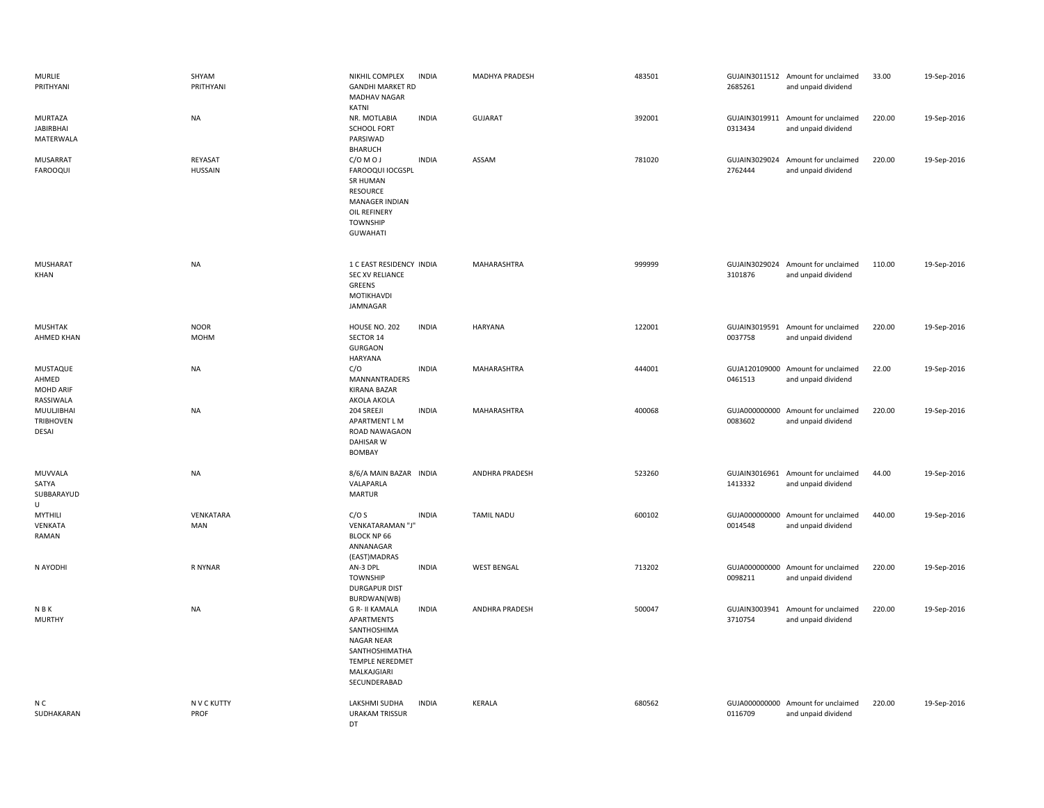| | | | | | | | | | |
|---|---|---|---|---|---|---|---|---|---|
| MURLIE PRITHYANI | SHYAM PRITHYANI | NIKHIL COMPLEX GANDHI MARKET RD MADHAV NAGAR KATNI | INDIA | MADHYA PRADESH | 483501 | GUJAIN3011512 2685261 | Amount for unclaimed and unpaid dividend | 33.00 | 19-Sep-2016 |
| MURTAZA JABIRBHAI MATERWALA | NA | NR. MOTLABIA SCHOOL FORT PARSIWAD BHARUCH | INDIA | GUJARAT | 392001 | GUJAIN3019911 0313434 | Amount for unclaimed and unpaid dividend | 220.00 | 19-Sep-2016 |
| MUSARRAT FAROOQUI | REYASAT HUSSAIN | C/O M O J FAROOQUI IOCGSPL SR HUMAN RESOURCE MANAGER INDIAN OIL REFINERY TOWNSHIP GUWAHATI | INDIA | ASSAM | 781020 | GUJAIN3029024 2762444 | Amount for unclaimed and unpaid dividend | 220.00 | 19-Sep-2016 |
| MUSHARAT KHAN | NA | 1 C EAST RESIDENCY SEC XV RELIANCE GREENS MOTIKHAVDI JAMNAGAR | INDIA | MAHARASHTRA | 999999 | GUJAIN3029024 3101876 | Amount for unclaimed and unpaid dividend | 110.00 | 19-Sep-2016 |
| MUSHTAK AHMED KHAN | NOOR MOHM | HOUSE NO. 202 SECTOR 14 GURGAON HARYANA | INDIA | HARYANA | 122001 | GUJAIN3019591 0037758 | Amount for unclaimed and unpaid dividend | 220.00 | 19-Sep-2016 |
| MUSTAQUE AHMED MOHD ARIF RASSIWALA | NA | C/O MANNANTRADERS KIRANA BAZAR AKOLA AKOLA | INDIA | MAHARASHTRA | 444001 | GUJA120109000 0461513 | Amount for unclaimed and unpaid dividend | 22.00 | 19-Sep-2016 |
| MUULJIBHAI TRIBHOVEN DESAI | NA | 204 SREEJI APARTMENT L M ROAD NAWAGAON DAHISAR W BOMBAY | INDIA | MAHARASHTRA | 400068 | GUJA000000000 0083602 | Amount for unclaimed and unpaid dividend | 220.00 | 19-Sep-2016 |
| MUVVALA SATYA SUBBARAYUD U | NA | 8/6/A MAIN BAZAR VALAPARLA MARTUR | INDIA | ANDHRA PRADESH | 523260 | GUJAIN3016961 1413332 | Amount for unclaimed and unpaid dividend | 44.00 | 19-Sep-2016 |
| MYTHILI VENKATA RAMAN | VENKATARA MAN | C/O S VENKATARAMAN "J" BLOCK NP 66 ANNANAGAR (EAST)MADRAS | INDIA | TAMIL NADU | 600102 | GUJA000000000 0014548 | Amount for unclaimed and unpaid dividend | 440.00 | 19-Sep-2016 |
| N AYODHI | R NYNAR | AN-3 DPL TOWNSHIP DURGAPUR DIST BURDWAN(WB) | INDIA | WEST BENGAL | 713202 | GUJA000000000 0098211 | Amount for unclaimed and unpaid dividend | 220.00 | 19-Sep-2016 |
| N B K MURTHY | NA | G R- II KAMALA APARTMENTS SANTHOSHIMA NAGAR NEAR SANTHOSHIMATHA TEMPLE NEREDMET MALKAJGIARI SECUNDERABAD | INDIA | ANDHRA PRADESH | 500047 | GUJAIN3003941 3710754 | Amount for unclaimed and unpaid dividend | 220.00 | 19-Sep-2016 |
| N C SUDHAKARAN | N V C KUTTY PROF | LAKSHMI SUDHA URAKAM TRISSUR DT | INDIA | KERALA | 680562 | GUJA000000000 0116709 | Amount for unclaimed and unpaid dividend | 220.00 | 19-Sep-2016 |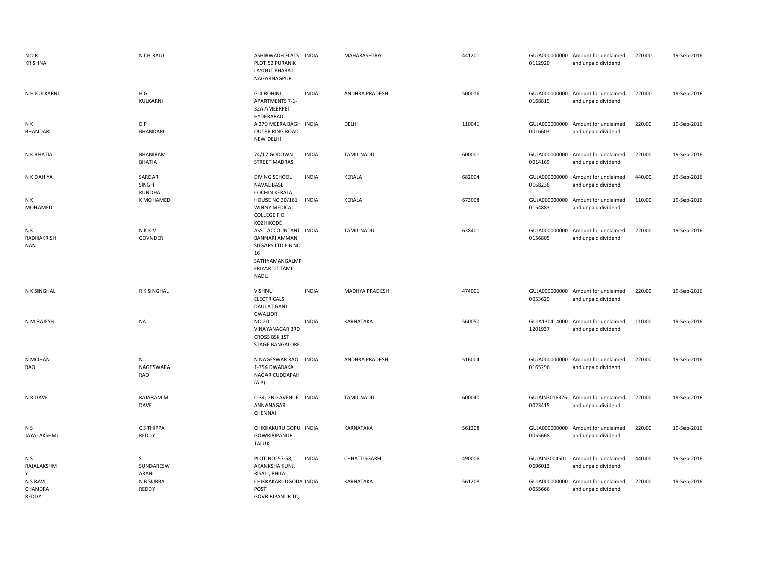| | | | | | | | | | |
|---|---|---|---|---|---|---|---|---|---|
| N D R KRISHNA | N CH RAJU | ASHIRWADH FLATS PLOT 52 PURANIK LAYOUT BHARAT NAGARNAGPUR | INDIA | MAHARASHTRA | 441201 | GUJA0000000000112920 | Amount for unclaimed and unpaid dividend | 220.00 | 19-Sep-2016 |
| N H KULKARNI | H G KULKARNI | G-4 ROHINI APARTMENTS 7-1-32A AMEERPET HYDERABAD | INDIA | ANDHRA PRADESH | 500016 | GUJA0000000000168819 | Amount for unclaimed and unpaid dividend | 220.00 | 19-Sep-2016 |
| N K BHANDARI | D P BHANDARI | A 279 MEERA BAGH OUTER RING ROAD NEW DELHI | INDIA | DELHI | 110041 | GUJA0000000000016603 | Amount for unclaimed and unpaid dividend | 220.00 | 19-Sep-2016 |
| N K BHATIA | BHANIRAM BHATIA | 74/17 GODOWN STREET MADRAS | INDIA | TAMIL NADU | 600001 | GUJA0000000000014169 | Amount for unclaimed and unpaid dividend | 220.00 | 19-Sep-2016 |
| N K DAHIYA | SARDAR SINGH RUNDHA | DIVING SCHOOL NAVAL BASE COCHIN KERALA | INDIA | KERALA | 682004 | GUJA0000000000168236 | Amount for unclaimed and unpaid dividend | 440.00 | 19-Sep-2016 |
| N K MOHAMED | K MOHAMED | HOUSE NO 30/161 WINNY MEDICAL COLLEGE P O KOZHIKODE | INDIA | KERALA | 673008 | GUJA0000000000154883 | Amount for unclaimed and unpaid dividend | 110.00 | 19-Sep-2016 |
| N K RADHAKRISH NAN | N K K V GOVNDER | ASST ACCOUNTANT BANNARI AMMAN SUGARS LTD P B NO 16 SATHYAMANGALMP ERIYAR DT TAMIL NADU | INDIA | TAMIL NADU | 638401 | GUJA0000000000156805 | Amount for unclaimed and unpaid dividend | 220.00 | 19-Sep-2016 |
| N K SINGHAL | R K SINGHAL | VISHNU ELECTRICALS DAULAT GANJ GWALIOR | INDIA | MADHYA PRADESH | 474001 | GUJA0000000000053629 | Amount for unclaimed and unpaid dividend | 220.00 | 19-Sep-2016 |
| N M RAJESH | NA | NO 20 1 VINAYANAGAR 3RD CROSS BSK 1ST STAGE BANGALORE | INDIA | KARNATAKA | 560050 | GUJA1304140001201937 | Amount for unclaimed and unpaid dividend | 110.00 | 19-Sep-2016 |
| N MOHAN RAO | N NAGESWARA RAO | N NAGESWAR RAO 1-754 DWARAKA NAGAR CUDDAPAH (A P) | INDIA | ANDHRA PRADESH | 516004 | GUJA0000000000165296 | Amount for unclaimed and unpaid dividend | 220.00 | 19-Sep-2016 |
| N R DAVE | RAJARAM M DAVE | C-34, 2ND AVENUE ANNANAGAR CHENNAI | INDIA | TAMIL NADU | 600040 | GUJAIN30163760023415 | Amount for unclaimed and unpaid dividend | 220.00 | 19-Sep-2016 |
| N S JAYALAKSHMI | C S THIPPA REDDY | CHIKKAKURU GOPU GOWRIBIPANUR TALUK | INDIA | KARNATAKA | 561208 | GUJA0000000000055668 | Amount for unclaimed and unpaid dividend | 220.00 | 19-Sep-2016 |
| N S RAJALAKSHM Y | S SUNDARESW ARAN | PLOT NO. 57-58, AKANKSHA KUNJ, RISALI, BHILAI | INDIA | CHHATTISGARH | 490006 | GUJAIN30045010696013 | Amount for unclaimed and unpaid dividend | 440.00 | 19-Sep-2016 |
| N S RAVI CHANDRA REDDY | N B SUBBA REDDY | CHIKKAKARUUGODA POST GOVRIBIPANUR TQ | INDIA | KARNATAKA | 561208 | GUJA0000000000055666 | Amount for unclaimed and unpaid dividend | 220.00 | 19-Sep-2016 |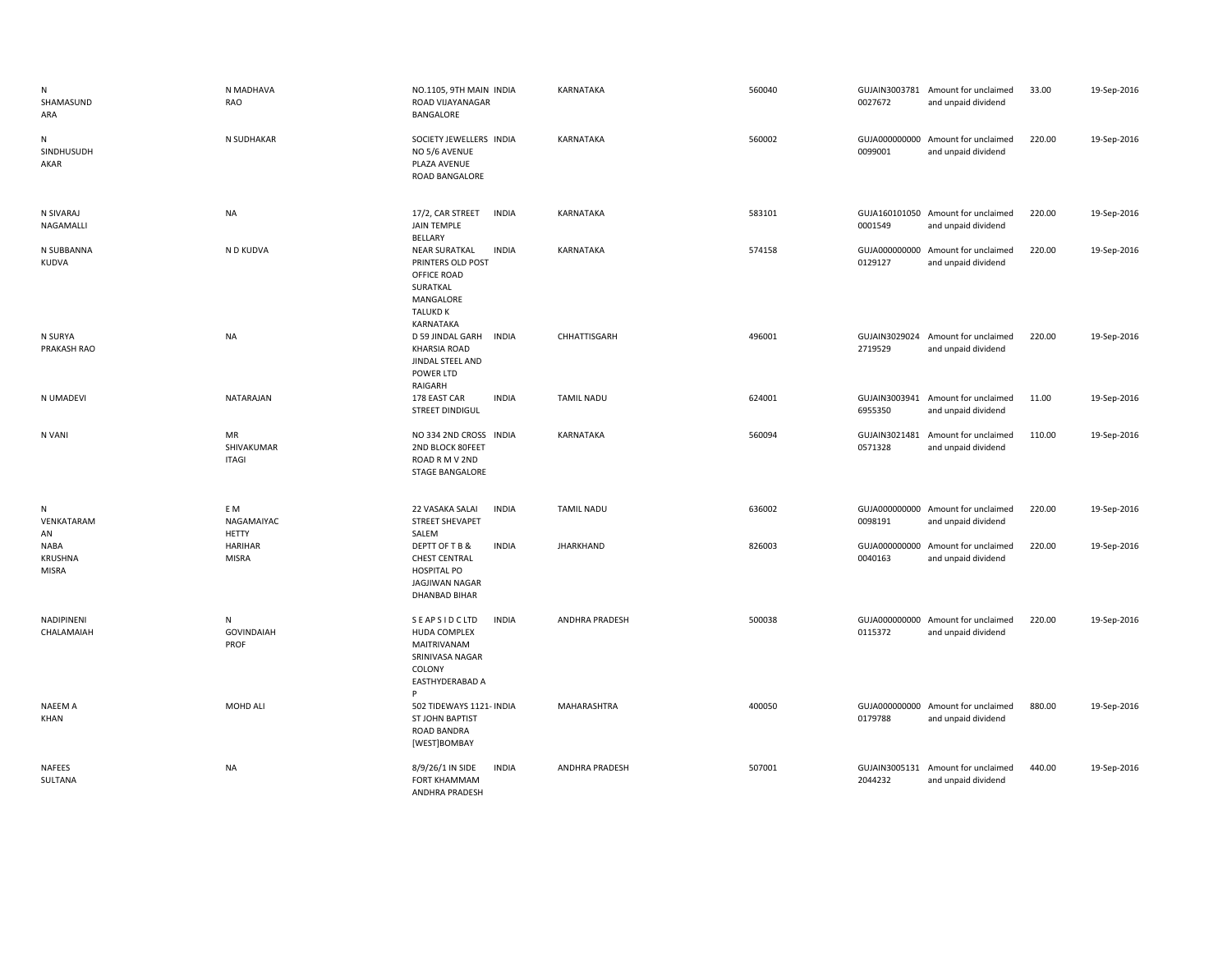| | | | | | | | | | |
|---|---|---|---|---|---|---|---|---|---|
| N SHAMASUNDARA | N MADHAVA RAO | NO.1105, 9TH MAIN ROAD VIJAYANAGAR BANGALORE | INDIA | KARNATAKA | 560040 | GUJAIN30037810027672 | Amount for unclaimed and unpaid dividend | 33.00 | 19-Sep-2016 |
| N SINDHUSUDHAKAR | N SUDHAKAR | SOCIETY JEWELLERS NO 5/6 AVENUE PLAZA AVENUE ROAD BANGALORE | INDIA | KARNATAKA | 560002 | GUJA0000000000099001 | Amount for unclaimed and unpaid dividend | 220.00 | 19-Sep-2016 |
| N SIVARAJ NAGAMALLI | NA | 17/2, CAR STREET JAIN TEMPLE BELLARY | INDIA | KARNATAKA | 583101 | GUJA1601010500001549 | Amount for unclaimed and unpaid dividend | 220.00 | 19-Sep-2016 |
| N SUBBANNA KUDVA | N D KUDVA | NEAR SURATKAL PRINTERS OLD POST OFFICE ROAD SURATKAL MANGALORE TALUKD K KARNATAKA | INDIA | KARNATAKA | 574158 | GUJA0000000000129127 | Amount for unclaimed and unpaid dividend | 220.00 | 19-Sep-2016 |
| N SURYA PRAKASH RAO | NA | D 59 JINDAL GARH KHARSIA ROAD JINDAL STEEL AND POWER LTD RAIGARH | INDIA | CHHATTISGARH | 496001 | GUJAIN30290242719529 | Amount for unclaimed and unpaid dividend | 220.00 | 19-Sep-2016 |
| N UMADEVI | NATARAJAN | 178 EAST CAR STREET DINDIGUL | INDIA | TAMIL NADU | 624001 | GUJAIN30039416955350 | Amount for unclaimed and unpaid dividend | 11.00 | 19-Sep-2016 |
| N VANI | MR SHIVAKUMAR ITAGI | NO 334 2ND CROSS 2ND BLOCK 80FEET ROAD R M V 2ND STAGE BANGALORE | INDIA | KARNATAKA | 560094 | GUJAIN30214810571328 | Amount for unclaimed and unpaid dividend | 110.00 | 19-Sep-2016 |
| N VENKATARAMAN | E M NAGAMAIYACHETTY | 22 VASAKA SALAI STREET SHEVAPET SALEM | INDIA | TAMIL NADU | 636002 | GUJA0000000000098191 | Amount for unclaimed and unpaid dividend | 220.00 | 19-Sep-2016 |
| NABA KRUSHNA MISRA | HARIHAR MISRA | DEPTT OF T B & CHEST CENTRAL HOSPITAL PO JAGJIWAN NAGAR DHANBAD BIHAR | INDIA | JHARKHAND | 826003 | GUJA0000000000040163 | Amount for unclaimed and unpaid dividend | 220.00 | 19-Sep-2016 |
| NADIPINENI CHALAMAIAH | N GOVINDAIAH PROF | S E A P S I D C LTD HUDA COMPLEX MAITRIVANAM SRINIVASA NAGAR COLONY EASTHYDERABAD A P | INDIA | ANDHRA PRADESH | 500038 | GUJA0000000000115372 | Amount for unclaimed and unpaid dividend | 220.00 | 19-Sep-2016 |
| NAEEM A KHAN | MOHD ALI | 502 TIDEWAYS 1121-ST JOHN BAPTIST ROAD BANDRA [WEST]BOMBAY | INDIA | MAHARASHTRA | 400050 | GUJA0000000000179788 | Amount for unclaimed and unpaid dividend | 880.00 | 19-Sep-2016 |
| NAFEES SULTANA | NA | 8/9/26/1 IN SIDE FORT KHAMMAM ANDHRA PRADESH | INDIA | ANDHRA PRADESH | 507001 | GUJAIN30051312044232 | Amount for unclaimed and unpaid dividend | 440.00 | 19-Sep-2016 |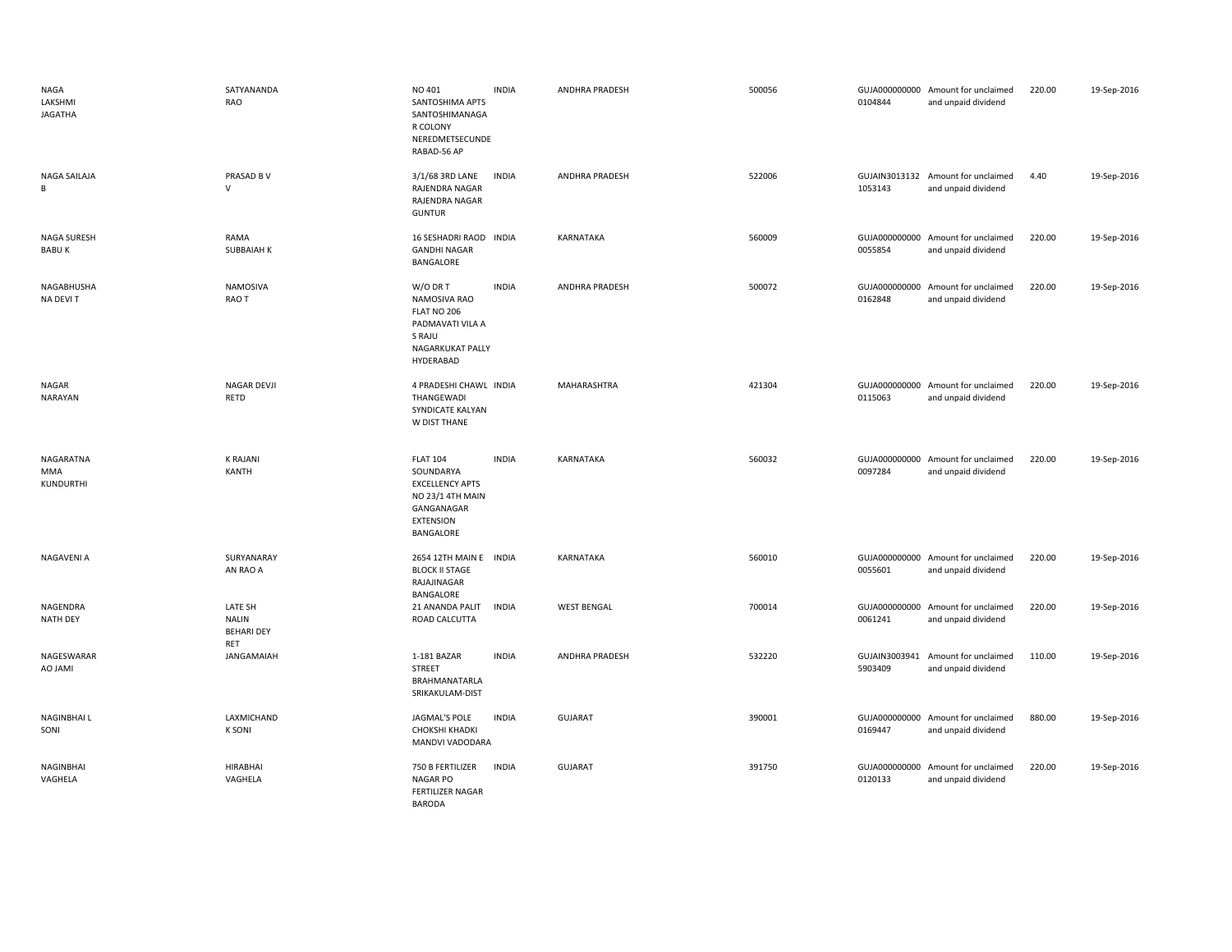| | | | | | | | | | |
|---|---|---|---|---|---|---|---|---|---|
| NAGA LAKSHMI JAGATHA | SATYANANDA RAO | NO 401 SANTOSHIMA APTS SANTOSHIMANAGAR COLONY NEREDMETSECUNDERABAD-56 AP | INDIA | ANDHRA PRADESH | 500056 | GUJA0000000000104844 | Amount for unclaimed and unpaid dividend | 220.00 | 19-Sep-2016 |
| NAGA SAILAJA B | PRASAD B V V | 3/1/68 3RD LANE RAJENDRA NAGAR RAJENDRA NAGAR GUNTUR | INDIA | ANDHRA PRADESH | 522006 | GUJAIN30131321053143 | Amount for unclaimed and unpaid dividend | 4.40 | 19-Sep-2016 |
| NAGA SURESH BABU K | RAMA SUBBAIAH K | 16 SESHADRI RAOD GANDHI NAGAR BANGALORE | INDIA | KARNATAKA | 560009 | GUJA0000000000055854 | Amount for unclaimed and unpaid dividend | 220.00 | 19-Sep-2016 |
| NAGABHUSHANA DEVI T | NAMOSIVA RAO T | W/O DR T NAMOSIVA RAO FLAT NO 206 PADMAVATI VILA A S RAJU NAGARKUKAT PALLY HYDERABAD | INDIA | ANDHRA PRADESH | 500072 | GUJA0000000000162848 | Amount for unclaimed and unpaid dividend | 220.00 | 19-Sep-2016 |
| NAGAR NARAYAN | NAGAR DEVJI RETD | 4 PRADESHI CHAWL THANGEWADI SYNDICATE KALYAN W DIST THANE | INDIA | MAHARASHTRA | 421304 | GUJA0000000000115063 | Amount for unclaimed and unpaid dividend | 220.00 | 19-Sep-2016 |
| NAGARATNAMMA KUNDURTHI | K RAJANI KANTH | FLAT 104 SOUNDARYA EXCELLENCY APTS NO 23/1 4TH MAIN GANGANAGAR EXTENSION BANGALORE | INDIA | KARNATAKA | 560032 | GUJA0000000000097284 | Amount for unclaimed and unpaid dividend | 220.00 | 19-Sep-2016 |
| NAGAVENI A | SURYANARAYAN RAO A | 2654 12TH MAIN E BLOCK II STAGE RAJAJINAGAR BANGALORE | INDIA | KARNATAKA | 560010 | GUJA0000000000055601 | Amount for unclaimed and unpaid dividend | 220.00 | 19-Sep-2016 |
| NAGENDRA NATH DEY | LATE SH NALIN BEHARI DEY RET | 21 ANANDA PALIT ROAD CALCUTTA | INDIA | WEST BENGAL | 700014 | GUJA0000000000061241 | Amount for unclaimed and unpaid dividend | 220.00 | 19-Sep-2016 |
| NAGESWARARAO JAMI | JANGAMAIAH | 1-181 BAZAR STREET BRAHMANATARLA SRIKAKULAM-DIST | INDIA | ANDHRA PRADESH | 532220 | GUJAIN30039415903409 | Amount for unclaimed and unpaid dividend | 110.00 | 19-Sep-2016 |
| NAGINBHAI L SONI | LAXMICHAND K SONI | JAGMAL'S POLE CHOKSHI KHADKI MANDVI VADODARA | INDIA | GUJARAT | 390001 | GUJA0000000000169447 | Amount for unclaimed and unpaid dividend | 880.00 | 19-Sep-2016 |
| NAGINBHAI VAGHELA | HIRABHAI VAGHELA | 750 B FERTILIZER NAGAR PO FERTILIZER NAGAR BARODA | INDIA | GUJARAT | 391750 | GUJA0000000000120133 | Amount for unclaimed and unpaid dividend | 220.00 | 19-Sep-2016 |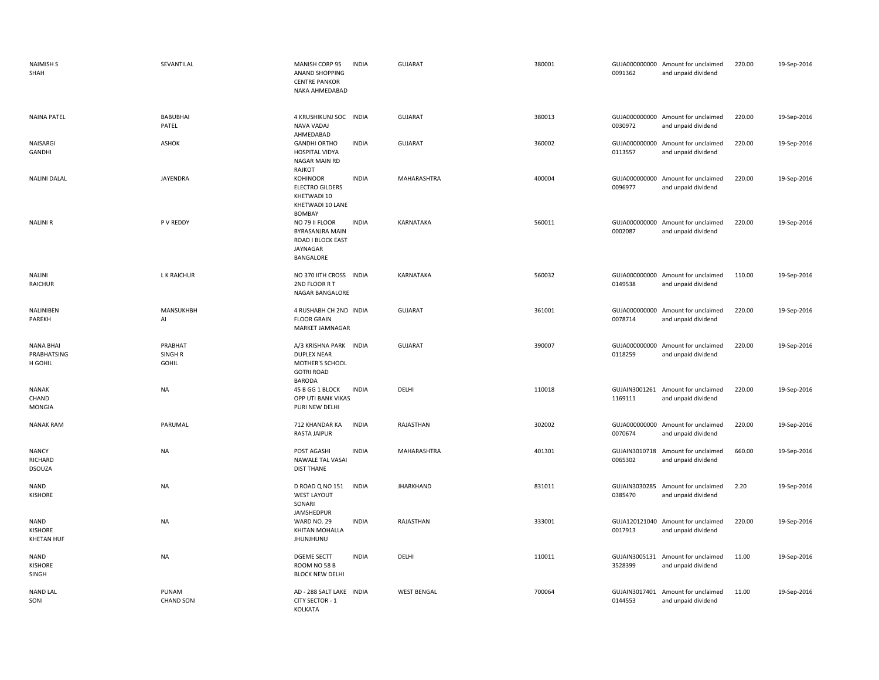| NAIMISH S SHAH | SEVANTILAL | MANISH CORP 95 ANAND SHOPPING CENTRE PANKOR NAKA AHMEDABAD | INDIA | GUJARAT | 380001 | GUJA000000000 0091362 | Amount for unclaimed and unpaid dividend | 220.00 | 19-Sep-2016 |
|---|---|---|---|---|---|---|---|---|---|
| NAINA PATEL | BABUBHAI PATEL | 4 KRUSHIKUNJ SOC NAVA VADAJ AHMEDABAD | INDIA | GUJARAT | 380013 | GUJA000000000 0030972 | Amount for unclaimed and unpaid dividend | 220.00 | 19-Sep-2016 |
| NAISARGI GANDHI | ASHOK | GANDHI ORTHO HOSPITAL VIDYA NAGAR MAIN RD RAJKOT | INDIA | GUJARAT | 360002 | GUJA000000000 0113557 | Amount for unclaimed and unpaid dividend | 220.00 | 19-Sep-2016 |
| NALINI DALAL | JAYENDRA | KOHINOOR ELECTRO GILDERS KHETWADI 10 KHETWADI 10 LANE BOMBAY | INDIA | MAHARASHTRA | 400004 | GUJA000000000 0096977 | Amount for unclaimed and unpaid dividend | 220.00 | 19-Sep-2016 |
| NALINI R | P V REDDY | NO 79 II FLOOR BYRASANJRA MAIN ROAD I BLOCK EAST JAYNAGAR BANGALORE | INDIA | KARNATAKA | 560011 | GUJA000000000 0002087 | Amount for unclaimed and unpaid dividend | 220.00 | 19-Sep-2016 |
| NALINI RAICHUR | L K RAICHUR | NO 370 IITH CROSS 2ND FLOOR R T NAGAR BANGALORE | INDIA | KARNATAKA | 560032 | GUJA000000000 0149538 | Amount for unclaimed and unpaid dividend | 110.00 | 19-Sep-2016 |
| NALINIBEN PAREKH | MANSUKHBH AI | 4 RUSHABH CH 2ND FLOOR GRAIN MARKET JAMNAGAR | INDIA | GUJARAT | 361001 | GUJA000000000 0078714 | Amount for unclaimed and unpaid dividend | 220.00 | 19-Sep-2016 |
| NANA BHAI PRABHATSING H GOHIL | PRABHAT SINGH R GOHIL | A/3 KRISHNA PARK DUPLEX NEAR MOTHER'S SCHOOL GOTRI ROAD BARODA | INDIA | GUJARAT | 390007 | GUJA000000000 0118259 | Amount for unclaimed and unpaid dividend | 220.00 | 19-Sep-2016 |
| NANAK CHAND MONGIA | NA | 45 B GG 1 BLOCK OPP UTI BANK VIKAS PURI NEW DELHI | INDIA | DELHI | 110018 | GUJAIN3001261 1169111 | Amount for unclaimed and unpaid dividend | 220.00 | 19-Sep-2016 |
| NANAK RAM | PARUMAL | 712 KHANDAR KA RASTA JAIPUR | INDIA | RAJASTHAN | 302002 | GUJA000000000 0070674 | Amount for unclaimed and unpaid dividend | 220.00 | 19-Sep-2016 |
| NANCY RICHARD DSOUZA | NA | POST AGASHI NAWALE TAL VASAI DIST THANE | INDIA | MAHARASHTRA | 401301 | GUJAIN3010718 0065302 | Amount for unclaimed and unpaid dividend | 660.00 | 19-Sep-2016 |
| NAND KISHORE | NA | D ROAD Q NO 151 WEST LAYOUT SONARI JAMSHEDPUR | INDIA | JHARKHAND | 831011 | GUJAIN3030285 0385470 | Amount for unclaimed and unpaid dividend | 2.20 | 19-Sep-2016 |
| NAND KISHORE KHETAN HUF | NA | WARD NO. 29 KHITAN MOHALLA JHUNJHUNU | INDIA | RAJASTHAN | 333001 | GUJA120121040 0017913 | Amount for unclaimed and unpaid dividend | 220.00 | 19-Sep-2016 |
| NAND KISHORE SINGH | NA | DGEME SECTT ROOM NO 58 B BLOCK NEW DELHI | INDIA | DELHI | 110011 | GUJAIN3005131 3528399 | Amount for unclaimed and unpaid dividend | 11.00 | 19-Sep-2016 |
| NAND LAL SONI | PUNAM CHAND SONI | AD - 288 SALT LAKE CITY SECTOR - 1 KOLKATA | INDIA | WEST BENGAL | 700064 | GUJAIN3017401 0144553 | Amount for unclaimed and unpaid dividend | 11.00 | 19-Sep-2016 |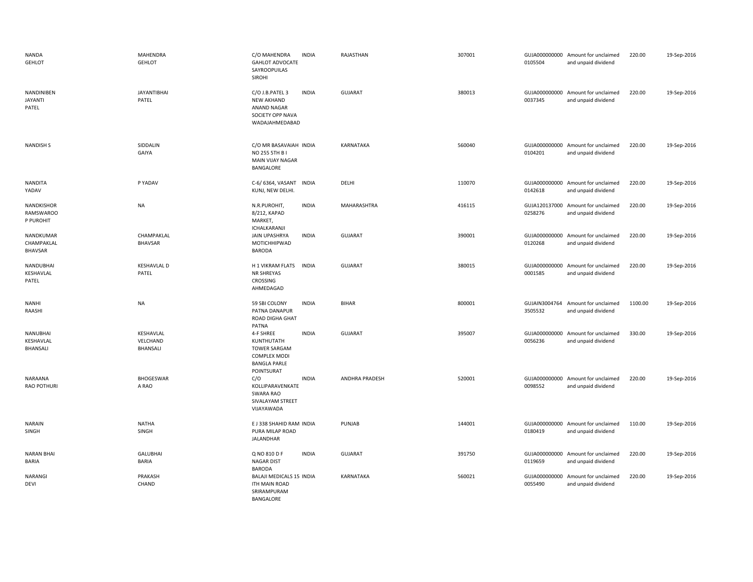| | | | | | | | | | |
|---|---|---|---|---|---|---|---|---|---|
| NANDA GEHLOT | MAHENDRA GEHLOT | C/O MAHENDRA GAHLOT ADVOCATE SAYROOPUILAS SIROHI | INDIA | RAJASTHAN | 307001 | GUJA000000000 0105504 | Amount for unclaimed and unpaid dividend | 220.00 | 19-Sep-2016 |
| NANDINIBEN JAYANTI PATEL | JAYANTIBHAI PATEL | C/O J.B.PATEL 3 NEW AKHAND ANAND NAGAR SOCIETY OPP NAVA WADAJAHMEDABAD | INDIA | GUJARAT | 380013 | GUJA000000000 0037345 | Amount for unclaimed and unpaid dividend | 220.00 | 19-Sep-2016 |
| NANDISH S | SIDDALIN GAIYA | C/O MR BASAVAIAH NO 255 5TH B I MAIN VIJAY NAGAR BANGALORE | INDIA | KARNATAKA | 560040 | GUJA000000000 0104201 | Amount for unclaimed and unpaid dividend | 220.00 | 19-Sep-2016 |
| NANDITA YADAV | P YADAV | C-6/ 6364, VASANT KUNJ, NEW DELHI. | INDIA | DELHI | 110070 | GUJA000000000 0142618 | Amount for unclaimed and unpaid dividend | 220.00 | 19-Sep-2016 |
| NANDKISHOR RAMSWAROO P PUROHIT | NA | N.R.PUROHIT, 8/212, KAPAD MARKET, ICHALKARANJI | INDIA | MAHARASHTRA | 416115 | GUJA120137000 0258276 | Amount for unclaimed and unpaid dividend | 220.00 | 19-Sep-2016 |
| NANDKUMAR CHAMPAKLAL BHAVSAR | CHAMPAKLAL BHAVSAR | JAIN UPASHRYA MOTICHHIPWAD BARODA | INDIA | GUJARAT | 390001 | GUJA000000000 0120268 | Amount for unclaimed and unpaid dividend | 220.00 | 19-Sep-2016 |
| NANDUBHAI KESHAVLAL PATEL | KESHAVLAL D PATEL | H 1 VIKRAM FLATS NR SHREYAS CROSSING AHMEDAGAD | INDIA | GUJARAT | 380015 | GUJA000000000 0001585 | Amount for unclaimed and unpaid dividend | 220.00 | 19-Sep-2016 |
| NANHI RAASHI | NA | 59 SBI COLONY PATNA DANAPUR ROAD DIGHA GHAT PATNA | INDIA | BIHAR | 800001 | GUJAIN3004764 3505532 | Amount for unclaimed and unpaid dividend | 1100.00 | 19-Sep-2016 |
| NANUBHAI KESHAVLAL BHANSALI | KESHAVLAL VELCHAND BHANSALI | 4-F SHREE KUNTHUTATH TOWER SARGAM COMPLEX MODI BANGLA PARLE POINTSURAT | INDIA | GUJARAT | 395007 | GUJA000000000 0056236 | Amount for unclaimed and unpaid dividend | 330.00 | 19-Sep-2016 |
| NARAANA RAO POTHURI | BHOGESWAR A RAO | C/O KOLLIPARAVENKATE SWARA RAO SIVALAYAM STREET VIJAYAWADA | INDIA | ANDHRA PRADESH | 520001 | GUJA000000000 0098552 | Amount for unclaimed and unpaid dividend | 220.00 | 19-Sep-2016 |
| NARAIN SINGH | NATHA SINGH | E J 338 SHAHID RAM PURA MILAP ROAD JALANDHAR | INDIA | PUNJAB | 144001 | GUJA000000000 0180419 | Amount for unclaimed and unpaid dividend | 110.00 | 19-Sep-2016 |
| NARAN BHAI BARIA | GALUBHAI BARIA | Q NO 810 D F NAGAR DIST BARODA | INDIA | GUJARAT | 391750 | GUJA000000000 0119659 | Amount for unclaimed and unpaid dividend | 220.00 | 19-Sep-2016 |
| NARANGI DEVI | PRAKASH CHAND | BALAJI MEDICALS 15 ITH MAIN ROAD SRIRAMPURAM BANGALORE | INDIA | KARNATAKA | 560021 | GUJA000000000 0055490 | Amount for unclaimed and unpaid dividend | 220.00 | 19-Sep-2016 |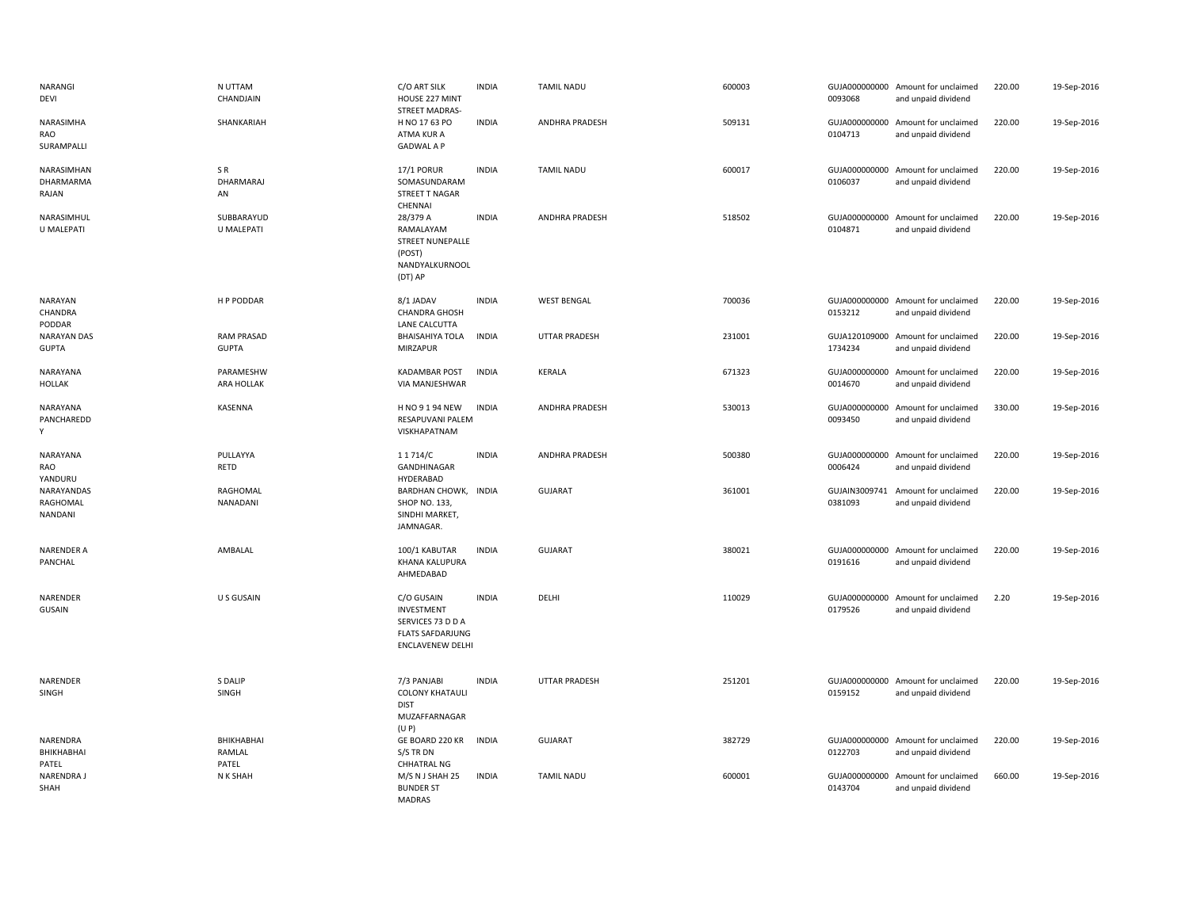| | | | | | | | | | |
|---|---|---|---|---|---|---|---|---|---|
| NARANGI DEVI | N UTTAM CHANDJAIN | C/O ART SILK HOUSE 227 MINT STREET MADRAS- | INDIA | TAMIL NADU | 600003 | GUJA000000000 0093068 | Amount for unclaimed and unpaid dividend | 220.00 | 19-Sep-2016 |
| NARASIMHA RAO SURAMPALLI | SHANKARIAH | H NO 17 63 PO ATMA KUR A GADWAL A P | INDIA | ANDHRA PRADESH | 509131 | GUJA000000000 0104713 | Amount for unclaimed and unpaid dividend | 220.00 | 19-Sep-2016 |
| NARASIMHAN DHARMARMA RAJAN | S R DHARMARAJ AN | 17/1 PORUR SOMASUNDARAM STREET T NAGAR CHENNAI | INDIA | TAMIL NADU | 600017 | GUJA000000000 0106037 | Amount for unclaimed and unpaid dividend | 220.00 | 19-Sep-2016 |
| NARASIMHUL U MALEPATI | SUBBARAYUD U MALEPATI | 28/379 A RAMALAYAM STREET NUNEPALLE (POST) NANDYALKURNOOL (DT) AP | INDIA | ANDHRA PRADESH | 518502 | GUJA000000000 0104871 | Amount for unclaimed and unpaid dividend | 220.00 | 19-Sep-2016 |
| NARAYAN CHANDRA PODDAR | H P PODDAR | 8/1 JADAV CHANDRA GHOSH LANE CALCUTTA | INDIA | WEST BENGAL | 700036 | GUJA000000000 0153212 | Amount for unclaimed and unpaid dividend | 220.00 | 19-Sep-2016 |
| NARAYAN DAS GUPTA | RAM PRASAD GUPTA | BHAISAHIYA TOLA MIRZAPUR | INDIA | UTTAR PRADESH | 231001 | GUJA120109000 1734234 | Amount for unclaimed and unpaid dividend | 220.00 | 19-Sep-2016 |
| NARAYANA HOLLAK | PARAMESHW ARA HOLLAK | KADAMBAR POST VIA MANJESHWAR | INDIA | KERALA | 671323 | GUJA000000000 0014670 | Amount for unclaimed and unpaid dividend | 220.00 | 19-Sep-2016 |
| NARAYANA PANCHAREDD Y | KASENNA | H NO 9 1 94 NEW RESAPUVANI PALEM VISKHAPATNAM | INDIA | ANDHRA PRADESH | 530013 | GUJA000000000 0093450 | Amount for unclaimed and unpaid dividend | 330.00 | 19-Sep-2016 |
| NARAYANA RAO YANDURU | PULLAYYA RETD | 1 1 714/C GANDHINAGAR HYDERABAD | INDIA | ANDHRA PRADESH | 500380 | GUJA000000000 0006424 | Amount for unclaimed and unpaid dividend | 220.00 | 19-Sep-2016 |
| NARAYANDAS RAGHOMAL NANDANI | RAGHOMAL NANADANI | BARDHAN CHOWK, SHOP NO. 133, SINDHI MARKET, JAMNAGAR. | INDIA | GUJARAT | 361001 | GUJAIN3009741 0381093 | Amount for unclaimed and unpaid dividend | 220.00 | 19-Sep-2016 |
| NARENDER A PANCHAL | AMBALAL | 100/1 KABUTAR KHANA KALUPURA AHMEDABAD | INDIA | GUJARAT | 380021 | GUJA000000000 0191616 | Amount for unclaimed and unpaid dividend | 220.00 | 19-Sep-2016 |
| NARENDER GUSAIN | U S GUSAIN | C/O GUSAIN INVESTMENT SERVICES 73 D D A FLATS SAFDARJUNG ENCLAVENEW DELHI | INDIA | DELHI | 110029 | GUJA000000000 0179526 | Amount for unclaimed and unpaid dividend | 2.20 | 19-Sep-2016 |
| NARENDER SINGH | S DALIP SINGH | 7/3 PANJABI COLONY KHATAULI DIST MUZAFFARNAGAR (U P) | INDIA | UTTAR PRADESH | 251201 | GUJA000000000 0159152 | Amount for unclaimed and unpaid dividend | 220.00 | 19-Sep-2016 |
| NARENDRA BHIKHABHAI PATEL | BHIKHABHAI RAMLAL PATEL | GE BOARD 220 KR S/S TR DN CHHATRAL NG | INDIA | GUJARAT | 382729 | GUJA000000000 0122703 | Amount for unclaimed and unpaid dividend | 220.00 | 19-Sep-2016 |
| NARENDRA J SHAH | N K SHAH | M/S N J SHAH 25 BUNDER ST MADRAS | INDIA | TAMIL NADU | 600001 | GUJA000000000 0143704 | Amount for unclaimed and unpaid dividend | 660.00 | 19-Sep-2016 |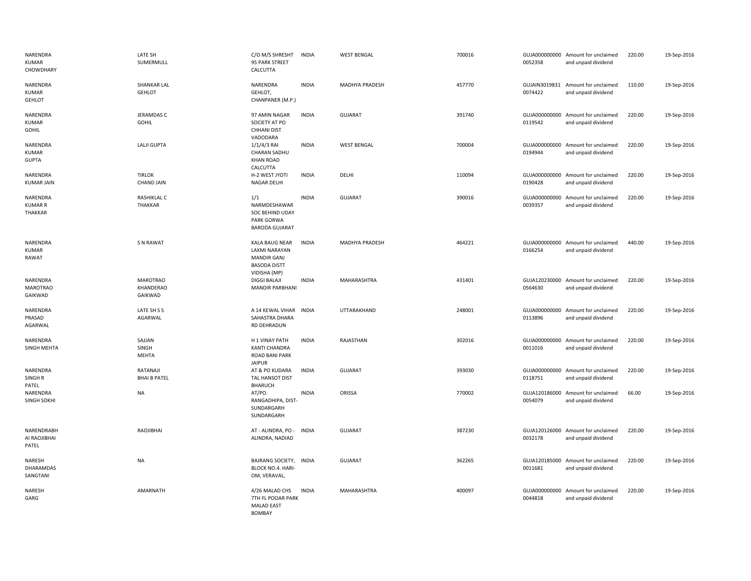| | | | | | | | | | |
|---|---|---|---|---|---|---|---|---|---|
| NARENDRA KUMAR CHOWDHARY | LATE SH SUMERMULL | C/O M/S SHRESHT 95 PARK STREET CALCUTTA | INDIA | WEST BENGAL | 700016 | GUJA000000000 0052358 | Amount for unclaimed and unpaid dividend | 220.00 | 19-Sep-2016 |
| NARENDRA KUMAR GEHLOT | SHANKAR LAL GEHLOT | NARENDRA GEHLOT, CHANPANER (M.P.) | INDIA | MADHYA PRADESH | 457770 | GUJAIN3019831 0074422 | Amount for unclaimed and unpaid dividend | 110.00 | 19-Sep-2016 |
| NARENDRA KUMAR GOHIL | JERAMDAS C GOHIL | 97 AMIN NAGAR SOCIETY AT PO CHHANI DIST VADODARA | INDIA | GUJARAT | 391740 | GUJA000000000 0119542 | Amount for unclaimed and unpaid dividend | 220.00 | 19-Sep-2016 |
| NARENDRA KUMAR GUPTA | LALJI GUPTA | 1/1/4/3 RAI CHARAN SADHU KHAN ROAD CALCUTTA | INDIA | WEST BENGAL | 700004 | GUJA000000000 0194944 | Amount for unclaimed and unpaid dividend | 220.00 | 19-Sep-2016 |
| NARENDRA KUMAR JAIN | TIRLOK CHAND JAIN | H-2 WEST JYOTI NAGAR DELHI | INDIA | DELHI | 110094 | GUJA000000000 0190428 | Amount for unclaimed and unpaid dividend | 220.00 | 19-Sep-2016 |
| NARENDRA KUMAR R THAKKAR | RASHIKLAL C THAKKAR | 1/1 NARMDESHAWAR SOC BEHIND UDAY PARK GORWA BARODA GUJARAT | INDIA | GUJARAT | 390016 | GUJA000000000 0039357 | Amount for unclaimed and unpaid dividend | 220.00 | 19-Sep-2016 |
| NARENDRA KUMAR RAWAT | S N RAWAT | KALA BAUG NEAR LAXMI NARAYAN MANDIR GANJ BASODA DISTT VIDISHA (MP) | INDIA | MADHYA PRADESH | 464221 | GUJA000000000 0166254 | Amount for unclaimed and unpaid dividend | 440.00 | 19-Sep-2016 |
| NARENDRA MAROTRAO GAIKWAD | MAROTRAO KHANDERAO GAIKWAD | DIGGI BALAJI MANDIR PARBHANI | INDIA | MAHARASHTRA | 431401 | GUJA120230000 0564630 | Amount for unclaimed and unpaid dividend | 220.00 | 19-Sep-2016 |
| NARENDRA PRASAD AGARWAL | LATE SH S S AGARWAL | A 14 KEWAL VIHAR SAHASTRA DHARA RD DEHRADUN | INDIA | UTTARAKHAND | 248001 | GUJA000000000 0113896 | Amount for unclaimed and unpaid dividend | 220.00 | 19-Sep-2016 |
| NARENDRA SINGH MEHTA | SAJJAN SINGH MEHTA | H 1 VINAY PATH KANTI CHANDRA ROAD BANI PARK JAIPUR | INDIA | RAJASTHAN | 302016 | GUJA000000000 0011016 | Amount for unclaimed and unpaid dividend | 220.00 | 19-Sep-2016 |
| NARENDRA SINGH R PATEL | RATANAJI BHAI B PATEL | AT & PO KUDARA TAL HANSOT DIST BHARUCH | INDIA | GUJARAT | 393030 | GUJA000000000 0118751 | Amount for unclaimed and unpaid dividend | 220.00 | 19-Sep-2016 |
| NARENDRA SINGH SOKHI | NA | AT/PO. RANGADHIPA, DIST-SUNDARGARH SUNDARGARH | INDIA | ORISSA | 770002 | GUJA120186000 0054079 | Amount for unclaimed and unpaid dividend | 66.00 | 19-Sep-2016 |
| NARENDRABH AI RAOJIBHAI PATEL | RAOJIBHAI | AT - ALINDRA, PO - ALINDRA, NADIAD | INDIA | GUJARAT | 387230 | GUJA120126000 0032178 | Amount for unclaimed and unpaid dividend | 220.00 | 19-Sep-2016 |
| NARESH DHARAMDAS SANGTANI | NA | BAJRANG SOCIETY, BLOCK NO.4. HARI-OM, VERAVAL, | INDIA | GUJARAT | 362265 | GUJA120185000 0011681 | Amount for unclaimed and unpaid dividend | 220.00 | 19-Sep-2016 |
| NARESH GARG | AMARNATH | 4/26 MALAD CHS 7TH FL POOAR PARK MALAD EAST BOMBAY | INDIA | MAHARASHTRA | 400097 | GUJA000000000 0044818 | Amount for unclaimed and unpaid dividend | 220.00 | 19-Sep-2016 |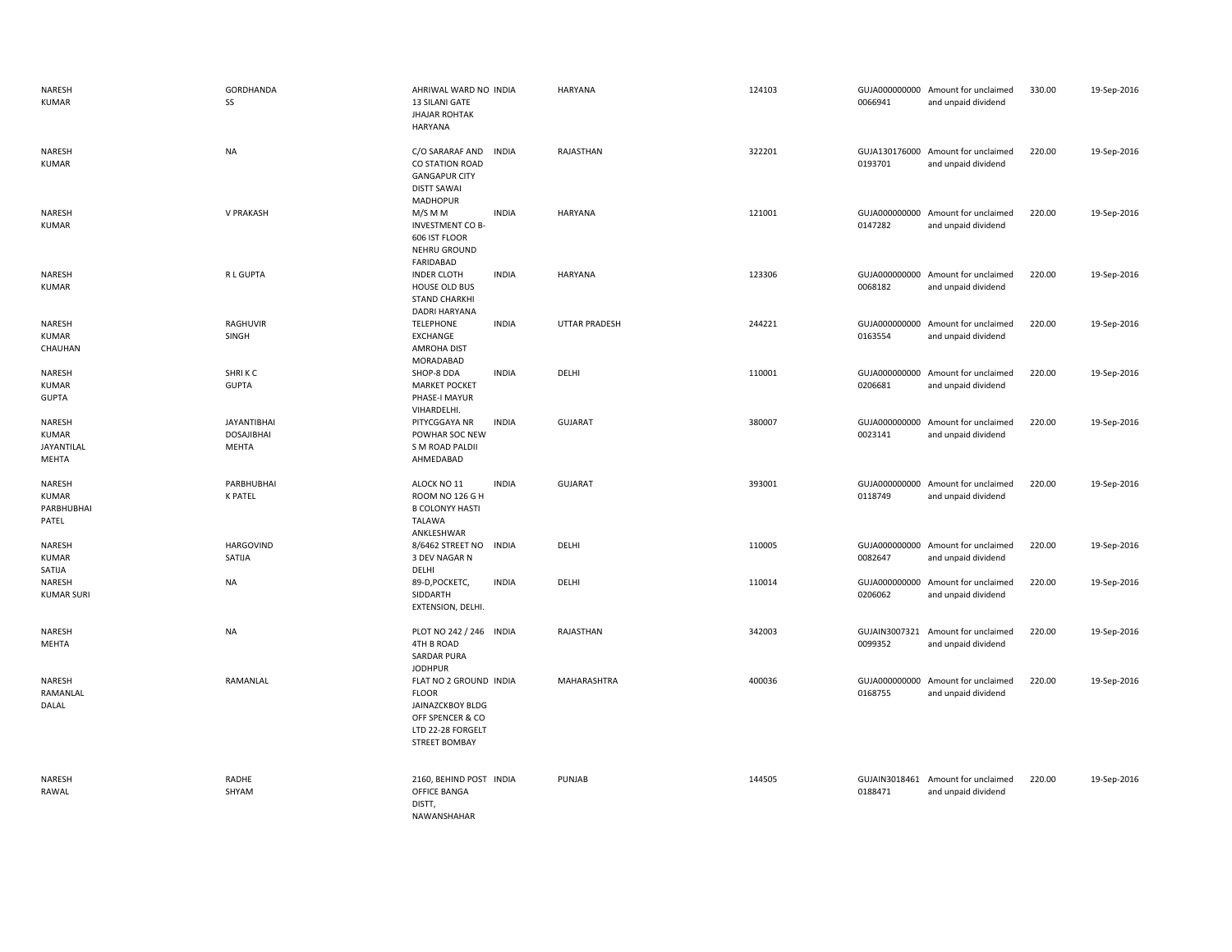| | | | | | | | | | |
|---|---|---|---|---|---|---|---|---|---|
| NARESH KUMAR | GORDHANDA SS | AHRIWAL WARD NO 13 SILANI GATE JHAJAR ROHTAK HARYANA | INDIA | HARYANA | 124103 | GUJA000000000 0066941 | Amount for unclaimed and unpaid dividend | 330.00 | 19-Sep-2016 |
| NARESH KUMAR | NA | C/O SARARAF AND CO STATION ROAD GANGAPUR CITY DISTT SAWAI MADHOPUR | INDIA | RAJASTHAN | 322201 | GUJA130176000 0193701 | Amount for unclaimed and unpaid dividend | 220.00 | 19-Sep-2016 |
| NARESH KUMAR | V PRAKASH | M/S M M INVESTMENT CO B-606 IST FLOOR NEHRU GROUND FARIDABAD | INDIA | HARYANA | 121001 | GUJA000000000 0147282 | Amount for unclaimed and unpaid dividend | 220.00 | 19-Sep-2016 |
| NARESH KUMAR | R L GUPTA | INDER CLOTH HOUSE OLD BUS STAND CHARKHI DADRI HARYANA | INDIA | HARYANA | 123306 | GUJA000000000 0068182 | Amount for unclaimed and unpaid dividend | 220.00 | 19-Sep-2016 |
| NARESH KUMAR CHAUHAN | RAGHUVIR SINGH | TELEPHONE EXCHANGE AMROHA DIST MORADABAD | INDIA | UTTAR PRADESH | 244221 | GUJA000000000 0163554 | Amount for unclaimed and unpaid dividend | 220.00 | 19-Sep-2016 |
| NARESH KUMAR GUPTA | SHRI K C GUPTA | SHOP-8 DDA MARKET POCKET PHASE-I MAYUR VIHARDELHI. | INDIA | DELHI | 110001 | GUJA000000000 0206681 | Amount for unclaimed and unpaid dividend | 220.00 | 19-Sep-2016 |
| NARESH KUMAR JAYANTILAL MEHTA | JAYANTIBHAI DOSAJIBHAI MEHTA | PITYCGGAYA NR POWHAR SOC NEW S M ROAD PALDII AHMEDABAD | INDIA | GUJARAT | 380007 | GUJA000000000 0023141 | Amount for unclaimed and unpaid dividend | 220.00 | 19-Sep-2016 |
| NARESH KUMAR PARBHUBHAI PATEL | PARBHUBHAI K PATEL | ALOCK NO 11 ROOM NO 126 G H B COLONYY HASTI TALAWA ANKLESHWAR | INDIA | GUJARAT | 393001 | GUJA000000000 0118749 | Amount for unclaimed and unpaid dividend | 220.00 | 19-Sep-2016 |
| NARESH KUMAR SATIJA | HARGOVIND SATIJA | 8/6462 STREET NO 3 DEV NAGAR N DELHI | INDIA | DELHI | 110005 | GUJA000000000 0082647 | Amount for unclaimed and unpaid dividend | 220.00 | 19-Sep-2016 |
| NARESH KUMAR SURI | NA | 89-D,POCKETC, SIDDARTH EXTENSION, DELHI. | INDIA | DELHI | 110014 | GUJA000000000 0206062 | Amount for unclaimed and unpaid dividend | 220.00 | 19-Sep-2016 |
| NARESH MEHTA | NA | PLOT NO 242 / 246 4TH B ROAD SARDAR PURA JODHPUR | INDIA | RAJASTHAN | 342003 | GUJAIN3007321 0099352 | Amount for unclaimed and unpaid dividend | 220.00 | 19-Sep-2016 |
| NARESH RAMANLAL DALAL | RAMANLAL | FLAT NO 2 GROUND FLOOR JAINAZCKBOY BLDG OFF SPENCER & CO LTD 22-28 FORGELT STREET BOMBAY | INDIA | MAHARASHTRA | 400036 | GUJA000000000 0168755 | Amount for unclaimed and unpaid dividend | 220.00 | 19-Sep-2016 |
| NARESH RAWAL | RADHE SHYAM | 2160, BEHIND POST OFFICE BANGA DISTT, NAWANSHAHAR | INDIA | PUNJAB | 144505 | GUJAIN3018461 0188471 | Amount for unclaimed and unpaid dividend | 220.00 | 19-Sep-2016 |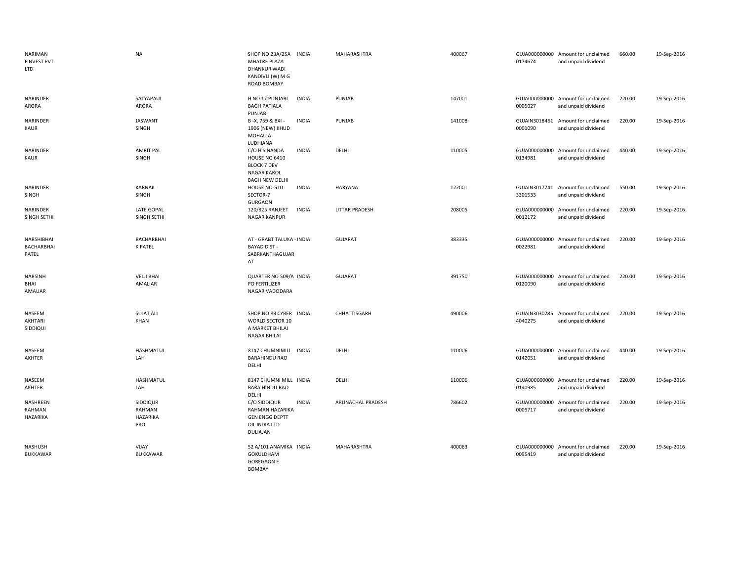| | | | | | | | | | |
|---|---|---|---|---|---|---|---|---|---|
| NARIMAN FINVEST PVT LTD | NA | SHOP NO 23A/25A MHATRE PLAZA DHANKUR WADI KANDIVLI (W) M G ROAD BOMBAY | INDIA | MAHARASHTRA | 400067 | GUJA000000000 0174674 | Amount for unclaimed and unpaid dividend | 660.00 | 19-Sep-2016 |
| NARINDER ARORA | SATYAPAUL ARORA | H NO 17 PUNJABI BAGH PATIALA PUNJAB | INDIA | PUNJAB | 147001 | GUJA000000000 0005027 | Amount for unclaimed and unpaid dividend | 220.00 | 19-Sep-2016 |
| NARINDER KAUR | JASWANT SINGH | B -X, 759 & BXI - 1906 (NEW) KHUD MOHALLA LUDHIANA | INDIA | PUNJAB | 141008 | GUJAIN3018461 0001090 | Amount for unclaimed and unpaid dividend | 220.00 | 19-Sep-2016 |
| NARINDER KAUR | AMRIT PAL SINGH | C/O H S NANDA HOUSE NO 6410 BLOCK 7 DEV NAGAR KAROL BAGH NEW DELHI | INDIA | DELHI | 110005 | GUJA000000000 0134981 | Amount for unclaimed and unpaid dividend | 440.00 | 19-Sep-2016 |
| NARINDER SINGH | KARNAIL SINGH | HOUSE NO-510 SECTOR-7 GURGAON | INDIA | HARYANA | 122001 | GUJAIN3017741 3301533 | Amount for unclaimed and unpaid dividend | 550.00 | 19-Sep-2016 |
| NARINDER SINGH SETHI | LATE GOPAL SINGH SETHI | 120/825 RANJEET NAGAR KANPUR | INDIA | UTTAR PRADESH | 208005 | GUJA000000000 0012172 | Amount for unclaimed and unpaid dividend | 220.00 | 19-Sep-2016 |
| NARSHIBHAI BACHARBHAI PATEL | BACHARBHAI K PATEL | AT - GRABT TALUKA - BAYAD DIST - SABRKANTHAGUJAR AT | INDIA | GUJARAT | 383335 | GUJA000000000 0022981 | Amount for unclaimed and unpaid dividend | 220.00 | 19-Sep-2016 |
| NARSINH BHAI AMAUAR | VELJI BHAI AMALIAR | QUARTER NO 509/A PO FERTILIZER NAGAR VADODARA | INDIA | GUJARAT | 391750 | GUJA000000000 0120090 | Amount for unclaimed and unpaid dividend | 220.00 | 19-Sep-2016 |
| NASEEM AKHTARI SIDDIQUI | SUJAT ALI KHAN | SHOP NO 89 CYBER WORLD SECTOR 10 A MARKET BHILAI NAGAR BHILAI | INDIA | CHHATTISGARH | 490006 | GUJAIN3030285 4040275 | Amount for unclaimed and unpaid dividend | 220.00 | 19-Sep-2016 |
| NASEEM AKHTER | HASHMATUL LAH | 8147 CHUMNIMILL BARAHINDU RAO DELHI | INDIA | DELHI | 110006 | GUJA000000000 0142051 | Amount for unclaimed and unpaid dividend | 440.00 | 19-Sep-2016 |
| NASEEM AKHTER | HASHMATUL LAH | 8147 CHUMNI MILL BARA HINDU RAO DELHI | INDIA | DELHI | 110006 | GUJA000000000 0140985 | Amount for unclaimed and unpaid dividend | 220.00 | 19-Sep-2016 |
| NASHREEN RAHMAN HAZARIKA | SIDDIQUR RAHMAN HAZARIKA PRO | C/O SIDDIQUR RAHMAN HAZARIKA GEN ENGG DEPTT OIL INDIA LTD DULIAJAN | INDIA | ARUNACHAL PRADESH | 786602 | GUJA000000000 0005717 | Amount for unclaimed and unpaid dividend | 220.00 | 19-Sep-2016 |
| NASHUSH BUKKAWAR | VIJAY BUKKAWAR | 52 A/101 ANAMIKA GOKULDHAM GOREGAON E BOMBAY | INDIA | MAHARASHTRA | 400063 | GUJA000000000 0095419 | Amount for unclaimed and unpaid dividend | 220.00 | 19-Sep-2016 |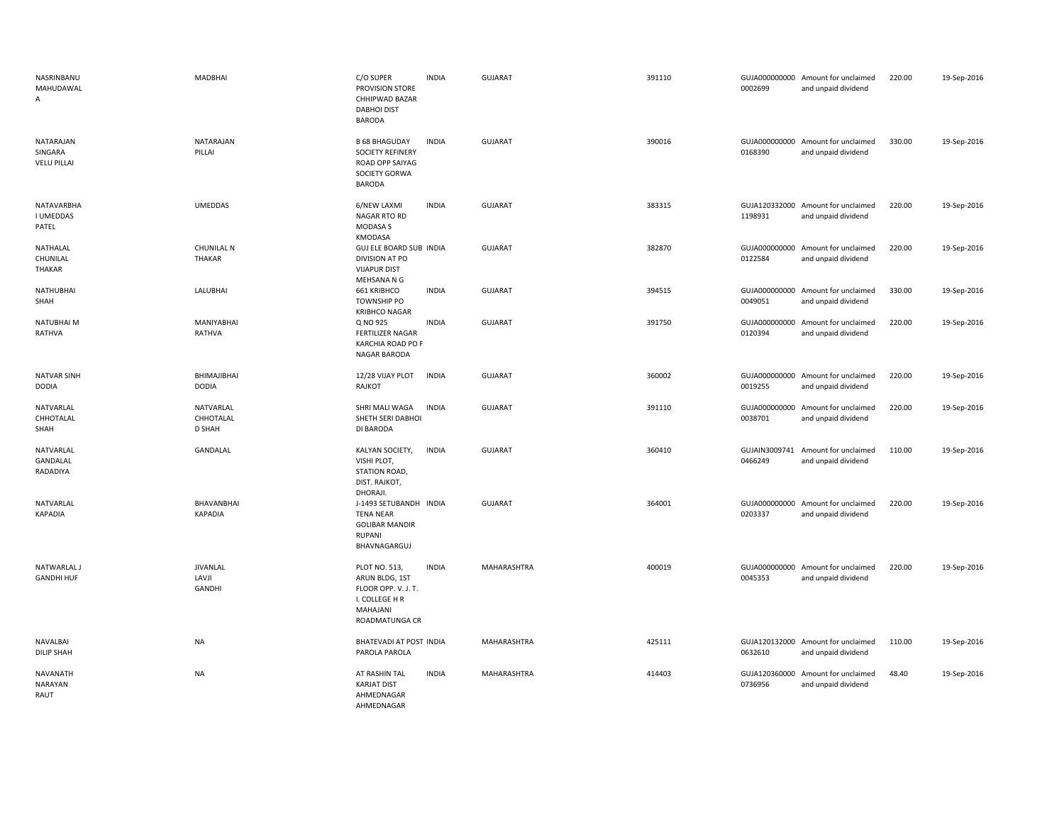| NASRINBANU MAHUDAWALA | MADBHAI | C/O SUPER PROVISION STORE CHHIPWAD BAZAR DABHOI DIST BARODA | INDIA | GUJARAT | 391110 | GUJA0000000000002699 | Amount for unclaimed and unpaid dividend | 220.00 | 19-Sep-2016 |
|---|---|---|---|---|---|---|---|---|---|
| NATARAJAN SINGARA VELU PILLAI | NATARAJAN PILLAI | B 68 BHAGUDAY SOCIETY REFINERY ROAD OPP SAIYAG SOCIETY GORWA BARODA | INDIA | GUJARAT | 390016 | GUJA0000000000168390 | Amount for unclaimed and unpaid dividend | 330.00 | 19-Sep-2016 |
| NATAVARBHAI UMEDDAS PATEL | UMEDDAS | 6/NEW LAXMI NAGAR RTO RD MODASA S KMODASA | INDIA | GUJARAT | 383315 | GUJA1203320001198931 | Amount for unclaimed and unpaid dividend | 220.00 | 19-Sep-2016 |
| NATHALAL CHUNILAL THAKAR | CHUNILAL N THAKAR | GUJ ELE BOARD SUB DIVISION AT PO VIJAPUR DIST MEHSANA N G | INDIA | GUJARAT | 382870 | GUJA0000000000122584 | Amount for unclaimed and unpaid dividend | 220.00 | 19-Sep-2016 |
| NATHUBHAI SHAH | LALUBHAI | 661 KRIBHCO TOWNSHIP PO KRIBHCO NAGAR | INDIA | GUJARAT | 394515 | GUJA0000000000049051 | Amount for unclaimed and unpaid dividend | 330.00 | 19-Sep-2016 |
| NATUBHAI M RATHVA | MANIYABHAI RATHVA | Q NO 925 FERTILIZER NAGAR KARCHIA ROAD PO F NAGAR BARODA | INDIA | GUJARAT | 391750 | GUJA0000000000120394 | Amount for unclaimed and unpaid dividend | 220.00 | 19-Sep-2016 |
| NATVAR SINH DODIA | BHIMAJIBHAI DODIA | 12/28 VIJAY PLOT RAJKOT | INDIA | GUJARAT | 360002 | GUJA0000000000019255 | Amount for unclaimed and unpaid dividend | 220.00 | 19-Sep-2016 |
| NATVARLAL CHHOTALAL SHAH | NATVARLAL CHHOTALAL D SHAH | SHRI MALI WAGA SHETH SERI DABHOI DI BARODA | INDIA | GUJARAT | 391110 | GUJA0000000000038701 | Amount for unclaimed and unpaid dividend | 220.00 | 19-Sep-2016 |
| NATVARLAL GANDALAL RADADIYA | GANDALAL | KALYAN SOCIETY, VISHI PLOT, STATION ROAD, DIST. RAJKOT, DHORAJI. | INDIA | GUJARAT | 360410 | GUJAIN30097410466249 | Amount for unclaimed and unpaid dividend | 110.00 | 19-Sep-2016 |
| NATVARLAL KAPADIA | BHAVANBHAI KAPADIA | J-1493 SETUBANDH TENA NEAR GOLIBAR MANDIR RUPANI BHAVNAGARGUJ | INDIA | GUJARAT | 364001 | GUJA0000000000203337 | Amount for unclaimed and unpaid dividend | 220.00 | 19-Sep-2016 |
| NATWARLAL J GANDHI HUF | JIVANLAL LAVJI GANDHI | PLOT NO. 513, ARUN BLDG, 1ST FLOOR OPP. V. J. T. I. COLLEGE H R MAHAJANI ROADMATUNGA CR | INDIA | MAHARASHTRA | 400019 | GUJA0000000000045353 | Amount for unclaimed and unpaid dividend | 220.00 | 19-Sep-2016 |
| NAVALBAI DILIP SHAH | NA | BHATEVADI AT POST PAROLA PAROLA | INDIA | MAHARASHTRA | 425111 | GUJA1201320000632610 | Amount for unclaimed and unpaid dividend | 110.00 | 19-Sep-2016 |
| NAVANATH NARAYAN RAUT | NA | AT RASHIN TAL KARJAT DIST AHMEDNAGAR AHMEDNAGAR | INDIA | MAHARASHTRA | 414403 | GUJA1203600000736956 | Amount for unclaimed and unpaid dividend | 48.40 | 19-Sep-2016 |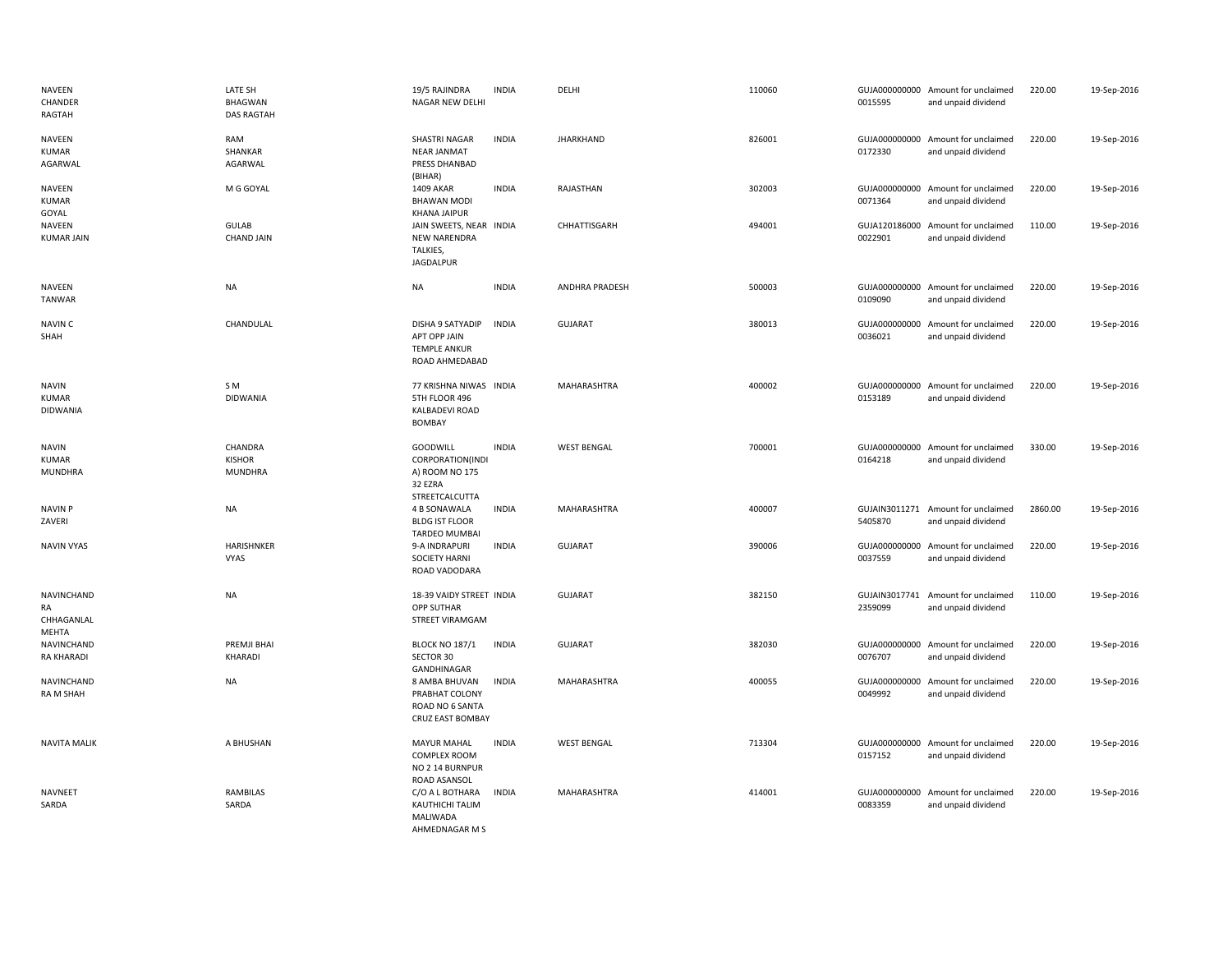| | | | | | | | | | |
|---|---|---|---|---|---|---|---|---|---|
| NAVEEN CHANDER RAGTAH | LATE SH BHAGWAN DAS RAGTAH | 19/5 RAJINDRA NAGAR NEW DELHI | INDIA | DELHI | 110060 | GUJA0000000000015595 | Amount for unclaimed and unpaid dividend | 220.00 | 19-Sep-2016 |
| NAVEEN KUMAR AGARWAL | RAM SHANKAR AGARWAL | SHASTRI NAGAR NEAR JANMAT PRESS DHANBAD (BIHAR) | INDIA | JHARKHAND | 826001 | GUJA0000000000172330 | Amount for unclaimed and unpaid dividend | 220.00 | 19-Sep-2016 |
| NAVEEN KUMAR GOYAL | M G GOYAL | 1409 AKAR BHAWAN MODI KHANA JAIPUR | INDIA | RAJASTHAN | 302003 | GUJA0000000000071364 | Amount for unclaimed and unpaid dividend | 220.00 | 19-Sep-2016 |
| NAVEEN KUMAR JAIN | GULAB CHAND JAIN | JAIN SWEETS, NEAR NEW NARENDRA TALKIES, JAGDALPUR | INDIA | CHHATTISGARH | 494001 | GUJA1201860000022901 | Amount for unclaimed and unpaid dividend | 110.00 | 19-Sep-2016 |
| NAVEEN TANWAR | NA | NA | INDIA | ANDHRA PRADESH | 500003 | GUJA0000000000109090 | Amount for unclaimed and unpaid dividend | 220.00 | 19-Sep-2016 |
| NAVIN C SHAH | CHANDULAL | DISHA 9 SATYADIP APT OPP JAIN TEMPLE ANKUR ROAD AHMEDABAD | INDIA | GUJARAT | 380013 | GUJA0000000000036021 | Amount for unclaimed and unpaid dividend | 220.00 | 19-Sep-2016 |
| NAVIN KUMAR DIDWANIA | S M DIDWANIA | 77 KRISHNA NIWAS 5TH FLOOR 496 KALBADEVI ROAD BOMBAY | INDIA | MAHARASHTRA | 400002 | GUJA0000000000153189 | Amount for unclaimed and unpaid dividend | 220.00 | 19-Sep-2016 |
| NAVIN KUMAR MUNDHRA | CHANDRA KISHOR MUNDHRA | GOODWILL CORPORATION(INDIA) ROOM NO 175 32 EZRA STREETCALCUTTA | INDIA | WEST BENGAL | 700001 | GUJA0000000000164218 | Amount for unclaimed and unpaid dividend | 330.00 | 19-Sep-2016 |
| NAVIN P ZAVERI | NA | 4 B SONAWALA BLDG IST FLOOR TARDEO MUMBAI | INDIA | MAHARASHTRA | 400007 | GUJAIN30112715405870 | Amount for unclaimed and unpaid dividend | 2860.00 | 19-Sep-2016 |
| NAVIN VYAS | HARISHNKER VYAS | 9-A INDRAPURI SOCIETY HARNI ROAD VADODARA | INDIA | GUJARAT | 390006 | GUJA0000000000037559 | Amount for unclaimed and unpaid dividend | 220.00 | 19-Sep-2016 |
| NAVINCHANDRA CHHAGANLAL MEHTA | NA | 18-39 VAIDY STREET OPP SUTHAR STREET VIRAMGAM | INDIA | GUJARAT | 382150 | GUJAIN30177412359099 | Amount for unclaimed and unpaid dividend | 110.00 | 19-Sep-2016 |
| NAVINCHANDRA KHARADI | PREMJI BHAI KHARADI | BLOCK NO 187/1 SECTOR 30 GANDHINAGAR | INDIA | GUJARAT | 382030 | GUJA0000000000076707 | Amount for unclaimed and unpaid dividend | 220.00 | 19-Sep-2016 |
| NAVINCHANDRA M SHAH | NA | 8 AMBA BHUVAN PRABHAT COLONY ROAD NO 6 SANTA CRUZ EAST BOMBAY | INDIA | MAHARASHTRA | 400055 | GUJA0000000000049992 | Amount for unclaimed and unpaid dividend | 220.00 | 19-Sep-2016 |
| NAVITA MALIK | A BHUSHAN | MAYUR MAHAL COMPLEX ROOM NO 2 14 BURNPUR ROAD ASANSOL | INDIA | WEST BENGAL | 713304 | GUJA0000000000157152 | Amount for unclaimed and unpaid dividend | 220.00 | 19-Sep-2016 |
| NAVNEET SARDA | RAMBILAS SARDA | C/O A L BOTHARA KAUTHICHI TALIM MALIWADA AHMEDNAGAR M S | INDIA | MAHARASHTRA | 414001 | GUJA0000000000083359 | Amount for unclaimed and unpaid dividend | 220.00 | 19-Sep-2016 |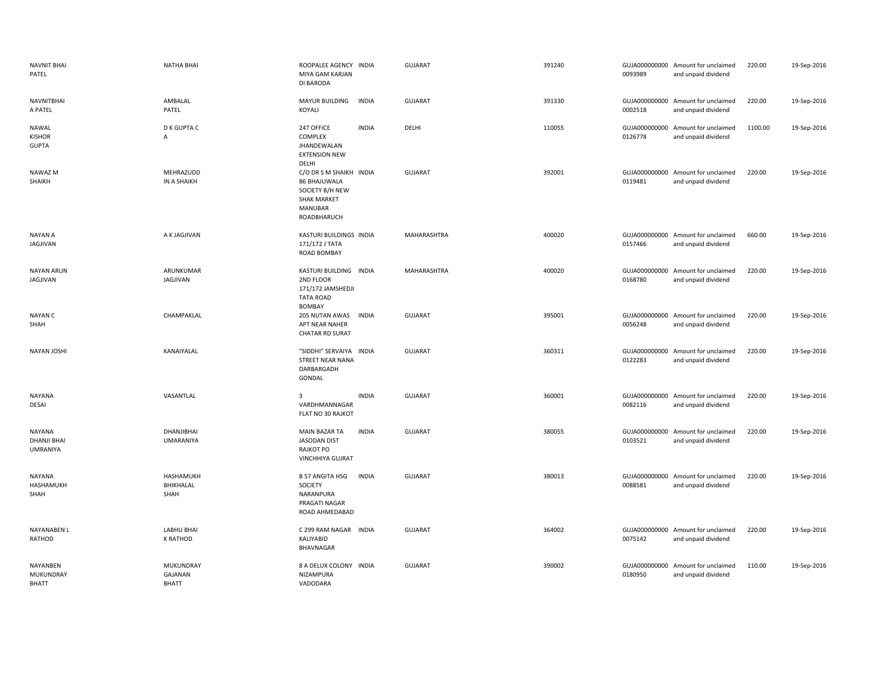| | | | | | | | | | |
|---|---|---|---|---|---|---|---|---|---|
| NAVNIT BHAI PATEL | NATHA BHAI | ROOPALEE AGENCY MIYA GAM KARJAN DI BARODA | INDIA | GUJARAT | 391240 | GUJA000000000 0093989 | Amount for unclaimed and unpaid dividend | 220.00 | 19-Sep-2016 |
| NAVNITBHAI A PATEL | AMBALAL PATEL | MAYUR BUILDING KOYALI | INDIA | GUJARAT | 391330 | GUJA000000000 0002518 | Amount for unclaimed and unpaid dividend | 220.00 | 19-Sep-2016 |
| NAWAL KISHOR GUPTA | D K GUPTA C A | 247 OFFICE COMPLEX JHANDEWALAN EXTENSION NEW DELHI | INDIA | DELHI | 110055 | GUJA000000000 0126778 | Amount for unclaimed and unpaid dividend | 1100.00 | 19-Sep-2016 |
| NAWAZ M SHAIKH | MEHRAZUDD IN A SHAIKH | C/O DR S M SHAIKH B6 BHAJUWALA SOCIETY B/H NEW SHAK MARKET MANUBAR ROADBHARUCH | INDIA | GUJARAT | 392001 | GUJA000000000 0119481 | Amount for unclaimed and unpaid dividend | 220.00 | 19-Sep-2016 |
| NAYAN A JAGJIVAN | A K JAGJIVAN | KASTURI BUILDINGS 171/172 J TATA ROAD BOMBAY | INDIA | MAHARASHTRA | 400020 | GUJA000000000 0157466 | Amount for unclaimed and unpaid dividend | 660.00 | 19-Sep-2016 |
| NAYAN ARUN JAGJIVAN | ARUNKUMAR JAGJIVAN | KASTURI BUILDING 2ND FLOOR 171/172 JAMSHEDJI TATA ROAD BOMBAY | INDIA | MAHARASHTRA | 400020 | GUJA000000000 0168780 | Amount for unclaimed and unpaid dividend | 220.00 | 19-Sep-2016 |
| NAYAN C SHAH | CHAMPAKLAL | 205 NUTAN AWAS APT NEAR NAHER CHATAR RD SURAT | INDIA | GUJARAT | 395001 | GUJA000000000 0056248 | Amount for unclaimed and unpaid dividend | 220.00 | 19-Sep-2016 |
| NAYAN JOSHI | KANAIYALAL | "SIDDHI" SERVAIYA STREET NEAR NANA DARBARGADH GONDAL | INDIA | GUJARAT | 360311 | GUJA000000000 0122283 | Amount for unclaimed and unpaid dividend | 220.00 | 19-Sep-2016 |
| NAYANA DESAI | VASANTLAL | 3 VARDHMANNAGAR FLAT NO 30 RAJKOT | INDIA | GUJARAT | 360001 | GUJA000000000 0082116 | Amount for unclaimed and unpaid dividend | 220.00 | 19-Sep-2016 |
| NAYANA DHANJI BHAI UMRANIYA | DHANJIBHAI UMARANIYA | MAIN BAZAR TA JASODAN DIST RAJKOT PO VINCHHIYA GUJRAT | INDIA | GUJARAT | 380055 | GUJA000000000 0103521 | Amount for unclaimed and unpaid dividend | 220.00 | 19-Sep-2016 |
| NAYANA HASHAMUKH SHAH | HASHAMUKH BHIKHALAL SHAH | B 57 ANGITA HSG SOCIETY NARANPURA PRAGATI NAGAR ROAD AHMEDABAD | INDIA | GUJARAT | 380013 | GUJA000000000 0088581 | Amount for unclaimed and unpaid dividend | 220.00 | 19-Sep-2016 |
| NAYANABEN L RATHOD | LABHU BHAI K RATHOD | C 299 RAM NAGAR KALIYABID BHAVNAGAR | INDIA | GUJARAT | 364002 | GUJA000000000 0075142 | Amount for unclaimed and unpaid dividend | 220.00 | 19-Sep-2016 |
| NAYANBEN MUKUNDRAY BHATT | MUKUNDRAY GAJANAN BHATT | 8 A DELUX COLONY NIZAMPURA VADODARA | INDIA | GUJARAT | 390002 | GUJA000000000 0180950 | Amount for unclaimed and unpaid dividend | 110.00 | 19-Sep-2016 |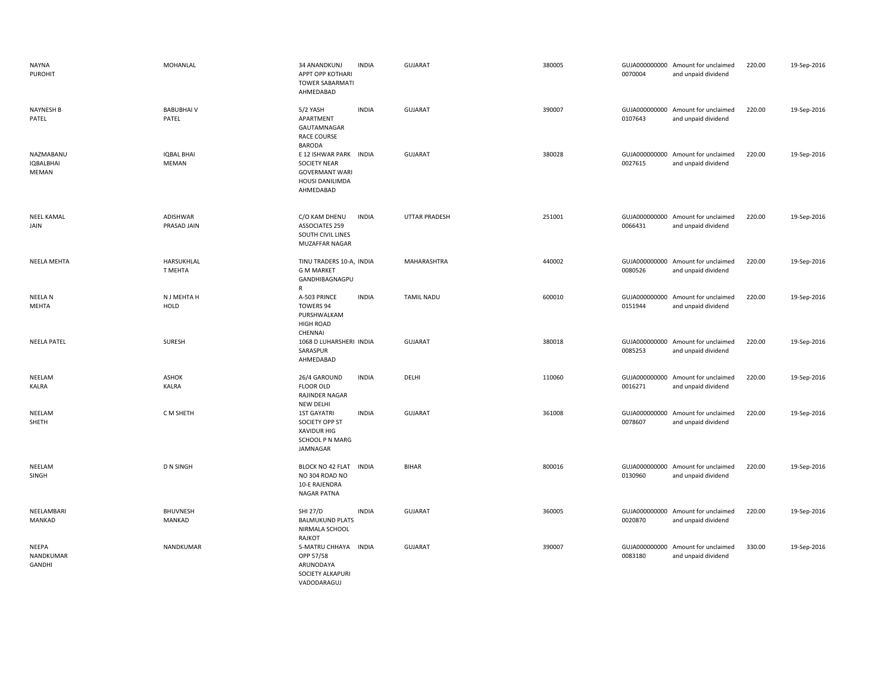| | | | | | | | | | |
|---|---|---|---|---|---|---|---|---|---|
| NAYNA PUROHIT | MOHANLAL | 34 ANANDKUNJ APPT OPP KOTHARI TOWER SABARMATI AHMEDABAD | INDIA | GUJARAT | 380005 | GUJA000000000 0070004 | Amount for unclaimed and unpaid dividend | 220.00 | 19-Sep-2016 |
| NAYNESH B PATEL | BABUBHAI V PATEL | 5/2 YASH APARTMENT GAUTAMNAGAR RACE COURSE BARODA | INDIA | GUJARAT | 390007 | GUJA000000000 0107643 | Amount for unclaimed and unpaid dividend | 220.00 | 19-Sep-2016 |
| NAZMABANU IQBALBHAI MEMAN | IQBAL BHAI MEMAN | E 12 ISHWAR PARK SOCIETY NEAR GOVERMANT WARI HOUSI DANILIMDA AHMEDABAD | INDIA | GUJARAT | 380028 | GUJA000000000 0027615 | Amount for unclaimed and unpaid dividend | 220.00 | 19-Sep-2016 |
| NEEL KAMAL JAIN | ADISHWAR PRASAD JAIN | C/O KAM DHENU ASSOCIATES 259 SOUTH CIVIL LINES MUZAFFAR NAGAR | INDIA | UTTAR PRADESH | 251001 | GUJA000000000 0066431 | Amount for unclaimed and unpaid dividend | 220.00 | 19-Sep-2016 |
| NEELA MEHTA | HARSUKHLAL T MEHTA | TINU TRADERS 10-A, G M MARKET GANDHIBAGNAGPUR | INDIA | MAHARASHTRA | 440002 | GUJA000000000 0080526 | Amount for unclaimed and unpaid dividend | 220.00 | 19-Sep-2016 |
| NEELA N MEHTA | N J MEHTA H HOLD | A-503 PRINCE TOWERS 94 PURSHWALKAM HIGH ROAD CHENNAI | INDIA | TAMIL NADU | 600010 | GUJA000000000 0151944 | Amount for unclaimed and unpaid dividend | 220.00 | 19-Sep-2016 |
| NEELA PATEL | SURESH | 1068 D LUHARSHERI SARASPUR AHMEDABAD | INDIA | GUJARAT | 380018 | GUJA000000000 0085253 | Amount for unclaimed and unpaid dividend | 220.00 | 19-Sep-2016 |
| NEELAM KALRA | ASHOK KALRA | 26/4 GAROUND FLOOR OLD RAJINDER NAGAR NEW DELHI | INDIA | DELHI | 110060 | GUJA000000000 0016271 | Amount for unclaimed and unpaid dividend | 220.00 | 19-Sep-2016 |
| NEELAM SHETH | C M SHETH | 1ST GAYATRI SOCIETY OPP ST XAVIDUR HIG SCHOOL P N MARG JAMNAGAR | INDIA | GUJARAT | 361008 | GUJA000000000 0078607 | Amount for unclaimed and unpaid dividend | 220.00 | 19-Sep-2016 |
| NEELAM SINGH | D N SINGH | BLOCK NO 42 FLAT NO 304 ROAD NO 10-E RAJENDRA NAGAR PATNA | INDIA | BIHAR | 800016 | GUJA000000000 0130960 | Amount for unclaimed and unpaid dividend | 220.00 | 19-Sep-2016 |
| NEELAMBARI MANKAD | BHUVNESH MANKAD | SHI 27/D BALMUKUND PLATS NIRMALA SCHOOL RAJKOT | INDIA | GUJARAT | 360005 | GUJA000000000 0020870 | Amount for unclaimed and unpaid dividend | 220.00 | 19-Sep-2016 |
| NEEPA NANDKUMAR GANDHI | NANDKUMAR | 5-MATRU CHHAYA OPP 57/58 ARUNODAYA SOCIETY ALKAPURI VADODARAGUJ | INDIA | GUJARAT | 390007 | GUJA000000000 0083180 | Amount for unclaimed and unpaid dividend | 330.00 | 19-Sep-2016 |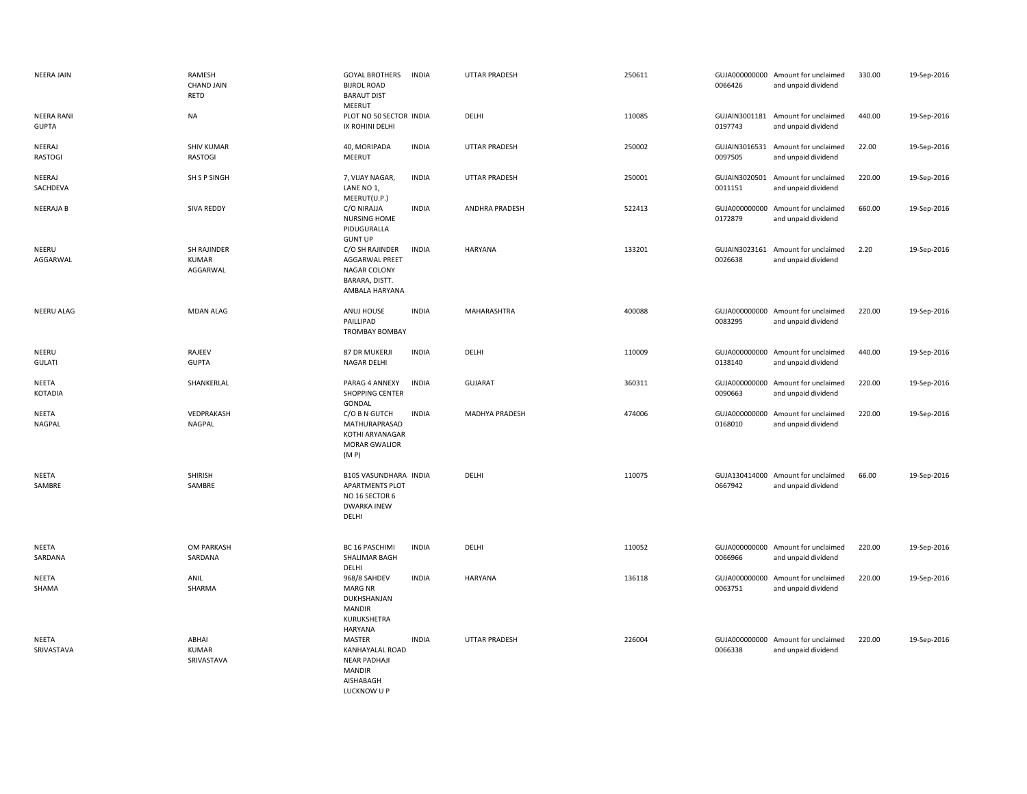| | | | | | | | | | |
|---|---|---|---|---|---|---|---|---|---|
| NEERA JAIN | RAMESH CHAND JAIN RETD | GOYAL BROTHERS BIJROL ROAD BARAUT DIST MEERUT | INDIA | UTTAR PRADESH | 250611 | GUJA000000000 0066426 | Amount for unclaimed and unpaid dividend | 330.00 | 19-Sep-2016 |
| NEERA RANI GUPTA | NA | PLOT NO 50 SECTOR IX ROHINI DELHI | INDIA | DELHI | 110085 | GUJAIN3001181 0197743 | Amount for unclaimed and unpaid dividend | 440.00 | 19-Sep-2016 |
| NEERAJ RASTOGI | SHIV KUMAR RASTOGI | 40, MORIPADA MEERUT | INDIA | UTTAR PRADESH | 250002 | GUJAIN3016531 0097505 | Amount for unclaimed and unpaid dividend | 22.00 | 19-Sep-2016 |
| NEERAJ SACHDEVA | SH S P SINGH | 7, VIJAY NAGAR, LANE NO 1, MEERUT(U.P.) | INDIA | UTTAR PRADESH | 250001 | GUJAIN3020501 0011151 | Amount for unclaimed and unpaid dividend | 220.00 | 19-Sep-2016 |
| NEERAJA B | SIVA REDDY | C/O NIRAJJA NURSING HOME PIDUGURALLA GUNT UP | INDIA | ANDHRA PRADESH | 522413 | GUJA000000000 0172879 | Amount for unclaimed and unpaid dividend | 660.00 | 19-Sep-2016 |
| NEERU AGGARWAL | SH RAJINDER KUMAR AGGARWAL | C/O SH RAJINDER AGGARWAL PREET NAGAR COLONY BARARA, DISTT. AMBALA HARYANA | INDIA | HARYANA | 133201 | GUJAIN3023161 0026638 | Amount for unclaimed and unpaid dividend | 2.20 | 19-Sep-2016 |
| NEERU ALAG | MDAN ALAG | ANUJ HOUSE PAILLIPAD TROMBAY BOMBAY | INDIA | MAHARASHTRA | 400088 | GUJA000000000 0083295 | Amount for unclaimed and unpaid dividend | 220.00 | 19-Sep-2016 |
| NEERU GULATI | RAJEEV GUPTA | 87 DR MUKERJI NAGAR DELHI | INDIA | DELHI | 110009 | GUJA000000000 0138140 | Amount for unclaimed and unpaid dividend | 440.00 | 19-Sep-2016 |
| NEETA KOTADIA | SHANKERLAL | PARAG 4 ANNEXY SHOPPING CENTER GONDAL | INDIA | GUJARAT | 360311 | GUJA000000000 0090663 | Amount for unclaimed and unpaid dividend | 220.00 | 19-Sep-2016 |
| NEETA NAGPAL | VEDPRAKASH NAGPAL | C/O B N GUTCH MATHURAPRASAD KOTHI ARYANAGAR MORAR GWALIOR (M P) | INDIA | MADHYA PRADESH | 474006 | GUJA000000000 0168010 | Amount for unclaimed and unpaid dividend | 220.00 | 19-Sep-2016 |
| NEETA SAMBRE | SHIRISH SAMBRE | B105 VASUNDHARA APARTMENTS PLOT NO 16 SECTOR 6 DWARKA INEW DELHI | INDIA | DELHI | 110075 | GUJA130414000 0667942 | Amount for unclaimed and unpaid dividend | 66.00 | 19-Sep-2016 |
| NEETA SARDANA | OM PARKASH SARDANA | BC 16 PASCHIMI SHALIMAR BAGH DELHI | INDIA | DELHI | 110052 | GUJA000000000 0066966 | Amount for unclaimed and unpaid dividend | 220.00 | 19-Sep-2016 |
| NEETA SHAMA | ANIL SHARMA | 968/8 SAHDEV MARG NR DUKHSHANJAN MANDIR KURUKSHETRA HARYANA | INDIA | HARYANA | 136118 | GUJA000000000 0063751 | Amount for unclaimed and unpaid dividend | 220.00 | 19-Sep-2016 |
| NEETA SRIVASTAVA | ABHAI KUMAR SRIVASTAVA | MASTER KANHAYALAL ROAD NEAR PADHAJI MANDIR AISHABAGH LUCKNOW U P | INDIA | UTTAR PRADESH | 226004 | GUJA000000000 0066338 | Amount for unclaimed and unpaid dividend | 220.00 | 19-Sep-2016 |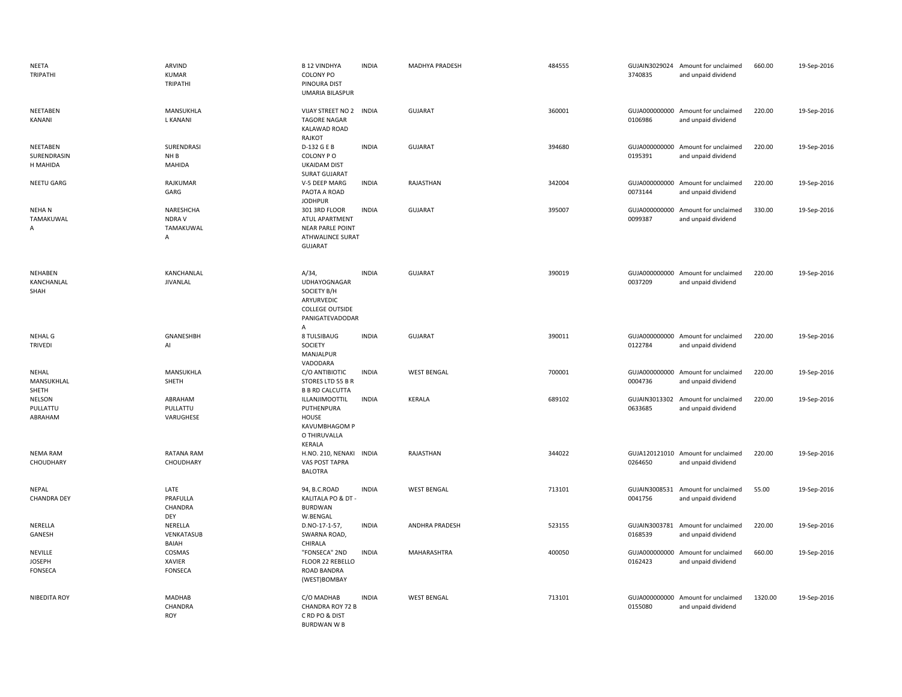| | | | | | | | | | |
|---|---|---|---|---|---|---|---|---|---|
| NEETA TRIPATHI | ARVIND KUMAR TRIPATHI | B 12 VINDHYA COLONY PO PINOURA DIST UMARIA BILASPUR | INDIA | MADHYA PRADESH | 484555 | GUJAIN30290243740835 | Amount for unclaimed and unpaid dividend | 660.00 | 19-Sep-2016 |
| NEETABEN KANANI | MANSUKHLAL KANANI | VIJAY STREET NO 2 TAGORE NAGAR KALAWAD ROAD RAJKOT | INDIA | GUJARAT | 360001 | GUJA0000000000106986 | Amount for unclaimed and unpaid dividend | 220.00 | 19-Sep-2016 |
| NEETABEN SURENDRASINH MAHIDA | SURENDRASINH B MAHIDA | D-132 G E B COLONY P O UKAIDAM DIST SURAT GUJARAT | INDIA | GUJARAT | 394680 | GUJA0000000000195391 | Amount for unclaimed and unpaid dividend | 220.00 | 19-Sep-2016 |
| NEETU GARG | RAJKUMAR GARG | V-5 DEEP MARG PAOTA A ROAD JODHPUR | INDIA | RAJASTHAN | 342004 | GUJA0000000000073144 | Amount for unclaimed and unpaid dividend | 220.00 | 19-Sep-2016 |
| NEHA N TAMAKUWALA | NARESHCHANDRA V TAMAKUWALA | 301 3RD FLOOR ATUL APARTMENT NEAR PARLE POINT ATHWALINCE SURAT GUJARAT | INDIA | GUJARAT | 395007 | GUJA0000000000099387 | Amount for unclaimed and unpaid dividend | 330.00 | 19-Sep-2016 |
| NEHABEN KANCHANLAL SHAH | KANCHANLAL JIVANLAL | A/34, UDHAYOGNAGAR SOCIETY B/H ARYURVEDIC COLLEGE OUTSIDE PANIGATEVADODARA | INDIA | GUJARAT | 390019 | GUJA0000000000037209 | Amount for unclaimed and unpaid dividend | 220.00 | 19-Sep-2016 |
| NEHAL G TRIVEDI | GNANESHBHAI | 8 TULSIBAUG SOCIETY MANJALPUR VADODARA | INDIA | GUJARAT | 390011 | GUJA0000000000122784 | Amount for unclaimed and unpaid dividend | 220.00 | 19-Sep-2016 |
| NEHAL MANSUKHLAL SHETH | MANSUKHLAL SHETH | C/O ANTIBIOTIC STORES LTD 55 B R B B RD CALCUTTA | INDIA | WEST BENGAL | 700001 | GUJA0000000000004736 | Amount for unclaimed and unpaid dividend | 220.00 | 19-Sep-2016 |
| NELSON PULLATTU ABRAHAM | ABRAHAM PULLATTU VARUGHESE | ILLANJIMOOTTIL PUTHENPURA HOUSE KAVUMBHAGOM P O THIRUVALLA KERALA | INDIA | KERALA | 689102 | GUJAIN30133020633685 | Amount for unclaimed and unpaid dividend | 220.00 | 19-Sep-2016 |
| NEMA RAM CHOUDHARY | RATANA RAM CHOUDHARY | H.NO. 210, NENAKI VAS POST TAPRA BALOTRA | INDIA | RAJASTHAN | 344022 | GUJA1201210100264650 | Amount for unclaimed and unpaid dividend | 220.00 | 19-Sep-2016 |
| NEPAL CHANDRA DEY | LATE PRAFULLA CHANDRA DEY | 94, B.C.ROAD KALITALA PO & DT - BURDWAN W.BENGAL | INDIA | WEST BENGAL | 713101 | GUJAIN30085310041756 | Amount for unclaimed and unpaid dividend | 55.00 | 19-Sep-2016 |
| NERELLA GANESH | NERELLA VENKATASUBBAIAH | D.NO-17-1-57, SWARNA ROAD, CHIRALA | INDIA | ANDHRA PRADESH | 523155 | GUJAIN30037810168539 | Amount for unclaimed and unpaid dividend | 220.00 | 19-Sep-2016 |
| NEVILLE JOSEPH FONSECA | COSMAS XAVIER FONSECA | "FONSECA" 2ND FLOOR 22 REBELLO ROAD BANDRA (WEST)BOMBAY | INDIA | MAHARASHTRA | 400050 | GUJA0000000000162423 | Amount for unclaimed and unpaid dividend | 660.00 | 19-Sep-2016 |
| NIBEDITA ROY | MADHAB CHANDRA ROY | C/O MADHAB CHANDRA ROY 72 B C RD PO & DIST BURDWAN W B | INDIA | WEST BENGAL | 713101 | GUJA0000000000155080 | Amount for unclaimed and unpaid dividend | 1320.00 | 19-Sep-2016 |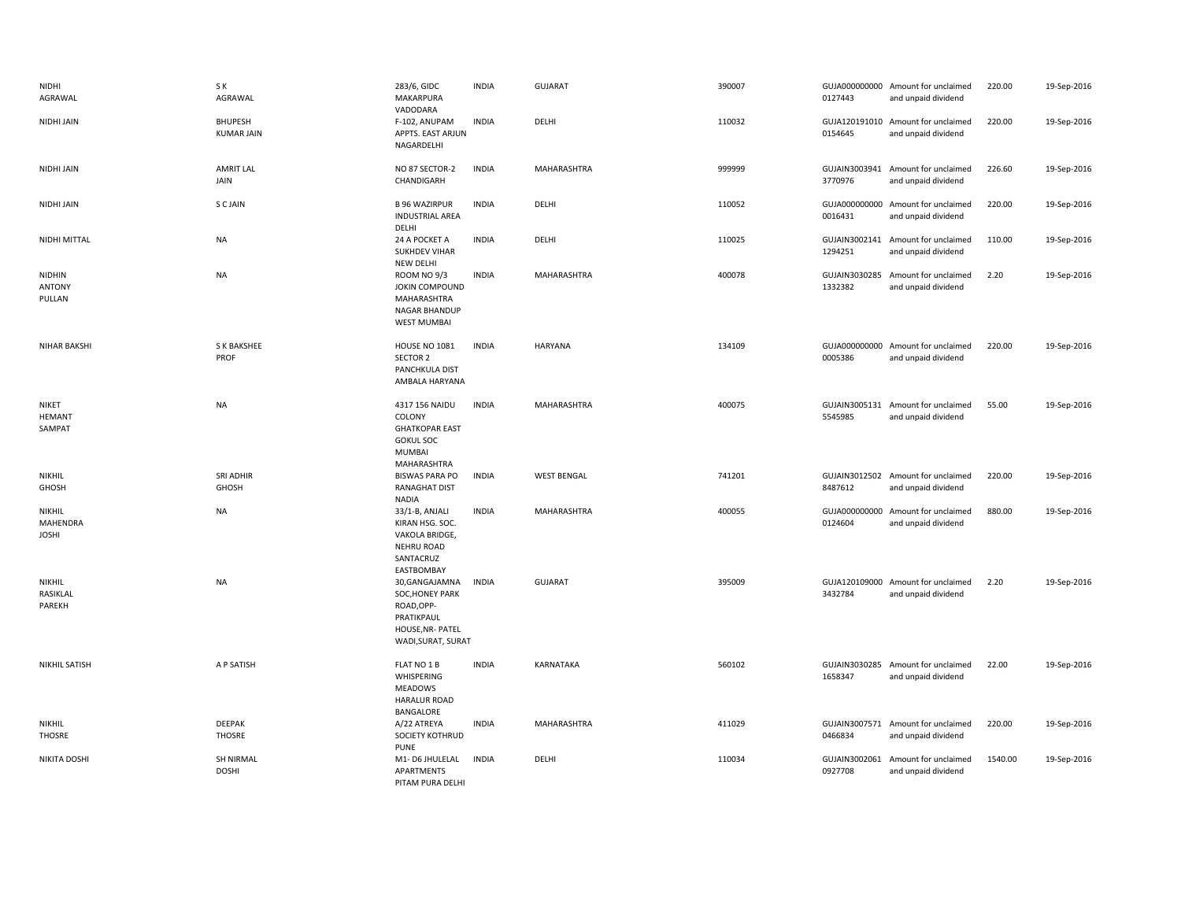| | | | | | | | | | |
|---|---|---|---|---|---|---|---|---|---|
| NIDHI AGRAWAL | S K AGRAWAL | 283/6, GIDC MAKARPURA VADODARA | INDIA | GUJARAT | 390007 | GUJA000000000 0127443 | Amount for unclaimed and unpaid dividend | 220.00 | 19-Sep-2016 |
| NIDHI JAIN | BHUPESH KUMAR JAIN | F-102, ANUPAM APPTS. EAST ARJUN NAGARDELHI | INDIA | DELHI | 110032 | GUJA120191010 0154645 | Amount for unclaimed and unpaid dividend | 220.00 | 19-Sep-2016 |
| NIDHI JAIN | AMRIT LAL JAIN | NO 87 SECTOR-2 CHANDIGARH | INDIA | MAHARASHTRA | 999999 | GUJAIN3003941 3770976 | Amount for unclaimed and unpaid dividend | 226.60 | 19-Sep-2016 |
| NIDHI JAIN | S C JAIN | B 96 WAZIRPUR INDUSTRIAL AREA DELHI | INDIA | DELHI | 110052 | GUJA000000000 0016431 | Amount for unclaimed and unpaid dividend | 220.00 | 19-Sep-2016 |
| NIDHI MITTAL | NA | 24 A POCKET A SUKHDEV VIHAR NEW DELHI | INDIA | DELHI | 110025 | GUJAIN3002141 1294251 | Amount for unclaimed and unpaid dividend | 110.00 | 19-Sep-2016 |
| NIDHIN ANTONY PULLAN | NA | ROOM NO 9/3 JOKIN COMPOUND MAHARASHTRA NAGAR BHANDUP WEST MUMBAI | INDIA | MAHARASHTRA | 400078 | GUJAIN3030285 1332382 | Amount for unclaimed and unpaid dividend | 2.20 | 19-Sep-2016 |
| NIHAR BAKSHI | S K BAKSHEE PROF | HOUSE NO 1081 SECTOR 2 PANCHKULA DIST AMBALA HARYANA | INDIA | HARYANA | 134109 | GUJA000000000 0005386 | Amount for unclaimed and unpaid dividend | 220.00 | 19-Sep-2016 |
| NIKET HEMANT SAMPAT | NA | 4317 156 NAIDU COLONY GHATKOPAR EAST GOKUL SOC MUMBAI MAHARASHTRA | INDIA | MAHARASHTRA | 400075 | GUJAIN3005131 5545985 | Amount for unclaimed and unpaid dividend | 55.00 | 19-Sep-2016 |
| NIKHIL GHOSH | SRI ADHIR GHOSH | BISWAS PARA PO RANAGHAT DIST NADIA | INDIA | WEST BENGAL | 741201 | GUJAIN3012502 8487612 | Amount for unclaimed and unpaid dividend | 220.00 | 19-Sep-2016 |
| NIKHIL MAHENDRA JOSHI | NA | 33/1-B, ANJALI KIRAN HSG. SOC. VAKOLA BRIDGE, NEHRU ROAD SANTACRUZ EASTBOMBAY | INDIA | MAHARASHTRA | 400055 | GUJA000000000 0124604 | Amount for unclaimed and unpaid dividend | 880.00 | 19-Sep-2016 |
| NIKHIL RASIKLAL PAREKH | NA | 30,GANGAJAMNA SOC,HONEY PARK ROAD,OPP-PRATIKPAUL HOUSE,NR- PATEL WADI,SURAT, SURAT | INDIA | GUJARAT | 395009 | GUJA120109000 3432784 | Amount for unclaimed and unpaid dividend | 2.20 | 19-Sep-2016 |
| NIKHIL SATISH | A P SATISH | FLAT NO 1 B WHISPERING MEADOWS HARALUR ROAD BANGALORE | INDIA | KARNATAKA | 560102 | GUJAIN3030285 1658347 | Amount for unclaimed and unpaid dividend | 22.00 | 19-Sep-2016 |
| NIKHIL THOSRE | DEEPAK THOSRE | A/22 ATREYA SOCIETY KOTHRUD PUNE | INDIA | MAHARASHTRA | 411029 | GUJAIN3007571 0466834 | Amount for unclaimed and unpaid dividend | 220.00 | 19-Sep-2016 |
| NIKITA DOSHI | SH NIRMAL DOSHI | M1- D6 JHULELAL APARTMENTS PITAM PURA DELHI | INDIA | DELHI | 110034 | GUJAIN3002061 0927708 | Amount for unclaimed and unpaid dividend | 1540.00 | 19-Sep-2016 |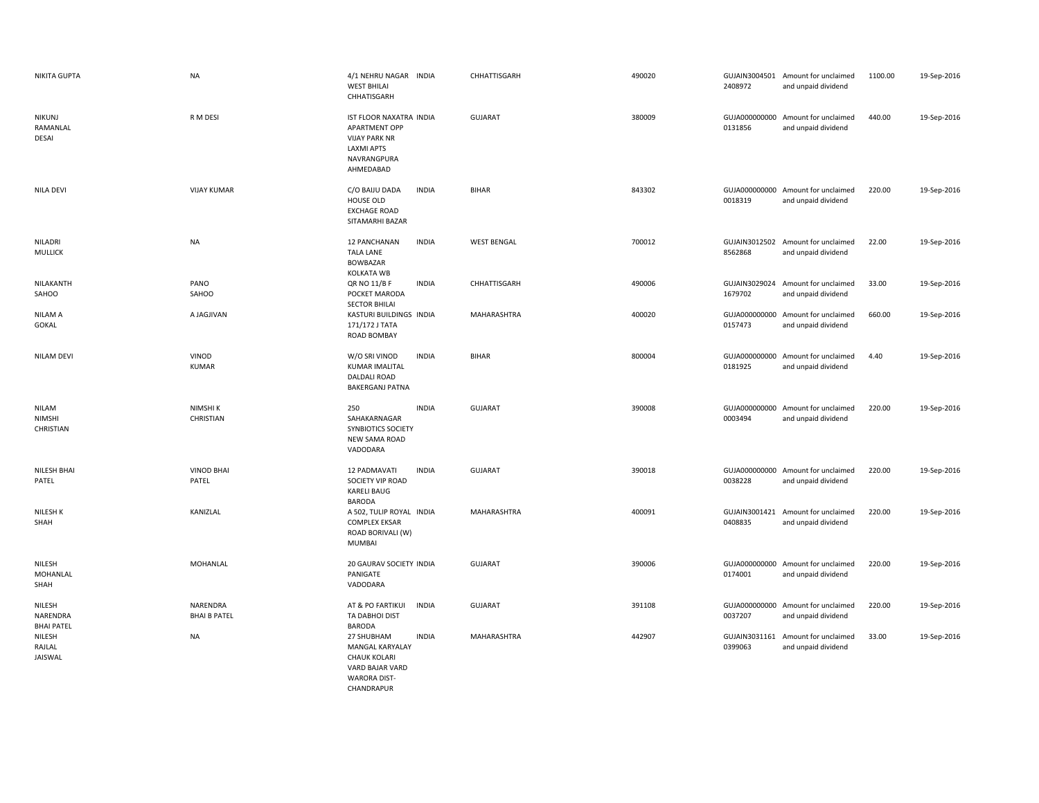| | | | | | | | | | |
|---|---|---|---|---|---|---|---|---|---|
| NIKITA GUPTA | NA | 4/1 NEHRU NAGAR WEST BHILAI CHHATISGARH | INDIA | CHHATTISGARH | 490020 | GUJAIN30045012408972 | Amount for unclaimed and unpaid dividend | 1100.00 | 19-Sep-2016 |
| NIKUNJ RAMANLAL DESAI | R M DESI | IST FLOOR NAXATRA APARTMENT OPP VIJAY PARK NR LAXMI APTS NAVRANGPURA AHMEDABAD | INDIA | GUJARAT | 380009 | GUJA0000000000131856 | Amount for unclaimed and unpaid dividend | 440.00 | 19-Sep-2016 |
| NILA DEVI | VIJAY KUMAR | C/O BAIJU DADA HOUSE OLD EXCHAGE ROAD SITAMARHI BAZAR | INDIA | BIHAR | 843302 | GUJA0000000000018319 | Amount for unclaimed and unpaid dividend | 220.00 | 19-Sep-2016 |
| NILADRI MULLICK | NA | 12 PANCHANAN TALA LANE BOWBAZAR KOLKATA WB | INDIA | WEST BENGAL | 700012 | GUJAIN30125028562868 | Amount for unclaimed and unpaid dividend | 22.00 | 19-Sep-2016 |
| NILAKANTH SAHOO | PANO SAHOO | QR NO 11/B F POCKET MARODA SECTOR BHILAI | INDIA | CHHATTISGARH | 490006 | GUJAIN30290241679702 | Amount for unclaimed and unpaid dividend | 33.00 | 19-Sep-2016 |
| NILAM A GOKAL | A JAGJIVAN | KASTURI BUILDINGS 171/172 J TATA ROAD BOMBAY | INDIA | MAHARASHTRA | 400020 | GUJA0000000000157473 | Amount for unclaimed and unpaid dividend | 660.00 | 19-Sep-2016 |
| NILAM DEVI | VINOD KUMAR | W/O SRI VINOD KUMAR IMALITAL DALDALI ROAD BAKERGANJ PATNA | INDIA | BIHAR | 800004 | GUJA0000000000181925 | Amount for unclaimed and unpaid dividend | 4.40 | 19-Sep-2016 |
| NILAM NIMSHI CHRISTIAN | NIMSHI K CHRISTIAN | 250 SAHAKARNAGAR SYNBIOTICS SOCIETY NEW SAMA ROAD VADODARA | INDIA | GUJARAT | 390008 | GUJA0000000000003494 | Amount for unclaimed and unpaid dividend | 220.00 | 19-Sep-2016 |
| NILESH BHAI PATEL | VINOD BHAI PATEL | 12 PADMAVATI SOCIETY VIP ROAD KARELI BAUG BARODA | INDIA | GUJARAT | 390018 | GUJA0000000000038228 | Amount for unclaimed and unpaid dividend | 220.00 | 19-Sep-2016 |
| NILESH K SHAH | KANIZLAL | A 502, TULIP ROYAL COMPLEX EKSAR ROAD BORIVALI (W) MUMBAI | INDIA | MAHARASHTRA | 400091 | GUJAIN30014210408835 | Amount for unclaimed and unpaid dividend | 220.00 | 19-Sep-2016 |
| NILESH MOHANLAL SHAH | MOHANLAL | 20 GAURAV SOCIETY PANIGATE VADODARA | INDIA | GUJARAT | 390006 | GUJA0000000000174001 | Amount for unclaimed and unpaid dividend | 220.00 | 19-Sep-2016 |
| NILESH NARENDRA BHAI PATEL | NARENDRA BHAI B PATEL | AT & PO FARTIKUI TA DABHOI DIST BARODA | INDIA | GUJARAT | 391108 | GUJA0000000000037207 | Amount for unclaimed and unpaid dividend | 220.00 | 19-Sep-2016 |
| NILESH RAJLAL JAISWAL | NA | 27 SHUBHAM MANGAL KARYALAY CHAUK KOLARI VARD BAJAR VARD WARORA DIST-CHANDRAPUR | INDIA | MAHARASHTRA | 442907 | GUJAIN30311610399063 | Amount for unclaimed and unpaid dividend | 33.00 | 19-Sep-2016 |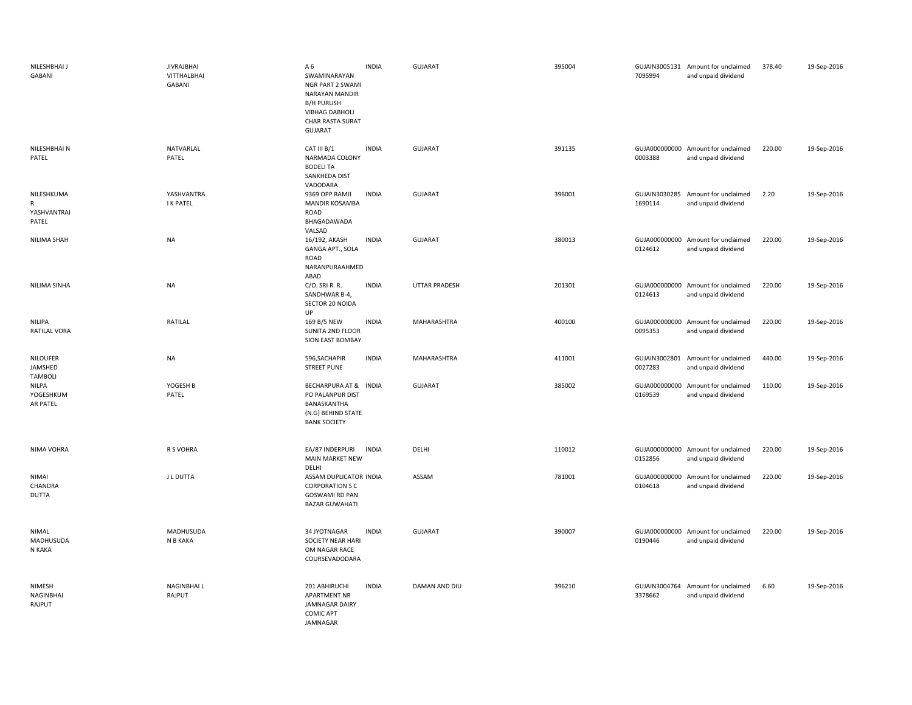| | | | | | | | | | |
|---|---|---|---|---|---|---|---|---|---|
| NILESHBHAI J GABANI | JIVRAJBHAI VITTHALBHAI GABANI | A 6 SWAMINARAYAN NGR PART 2 SWAMI NARAYAN MANDIR B/H PURUSH VIBHAG DABHOLI CHAR RASTA SURAT GUJARAT | INDIA | GUJARAT | 395004 | GUJAIN30051317095994 | Amount for unclaimed and unpaid dividend | 378.40 | 19-Sep-2016 |
| NILESHBHAI N PATEL | NATVARLAL PATEL | CAT III B/1 NARMADA COLONY BODELI TA SANKHEDA DIST VADODARA | INDIA | GUJARAT | 391135 | GUJA0000000000003388 | Amount for unclaimed and unpaid dividend | 220.00 | 19-Sep-2016 |
| NILESHKUMAR YASHVANTRAI PATEL | YASHVANTRAI K PATEL | 9369 OPP RAMJI MANDIR KOSAMBA ROAD BHAGADAWADA VALSAD | INDIA | GUJARAT | 396001 | GUJAIN30302851690114 | Amount for unclaimed and unpaid dividend | 2.20 | 19-Sep-2016 |
| NILIMA SHAH | NA | 16/192, AKASH GANGA APT., SOLA ROAD NARANPURAAHMEDABAD | INDIA | GUJARAT | 380013 | GUJA0000000000124612 | Amount for unclaimed and unpaid dividend | 220.00 | 19-Sep-2016 |
| NILIMA SINHA | NA | C/O. SRI R. R. SANDHWAR B-4, SECTOR 20 NOIDA UP | INDIA | UTTAR PRADESH | 201301 | GUJA0000000000124613 | Amount for unclaimed and unpaid dividend | 220.00 | 19-Sep-2016 |
| NILIPA RATILAL VORA | RATILAL | 169 B/5 NEW SUNITA 2ND FLOOR SION EAST BOMBAY | INDIA | MAHARASHTRA | 400100 | GUJA0000000000095353 | Amount for unclaimed and unpaid dividend | 220.00 | 19-Sep-2016 |
| NILOUFER JAMSHED TAMBOLI | NA | 596,SACHAPIR STREET PUNE | INDIA | MAHARASHTRA | 411001 | GUJAIN30028010027283 | Amount for unclaimed and unpaid dividend | 440.00 | 19-Sep-2016 |
| NILPA YOGESHKUMAR PATEL | YOGESH B PATEL | BECHARPURA AT & PO PALANPUR DIST BANASKANTHA (N.G) BEHIND STATE BANK SOCIETY | INDIA | GUJARAT | 385002 | GUJA0000000000169539 | Amount for unclaimed and unpaid dividend | 110.00 | 19-Sep-2016 |
| NIMA VOHRA | R S VOHRA | EA/87 INDERPURI MAIN MARKET NEW DELHI | INDIA | DELHI | 110012 | GUJA0000000000152856 | Amount for unclaimed and unpaid dividend | 220.00 | 19-Sep-2016 |
| NIMAI CHANDRA DUTTA | J L DUTTA | ASSAM DUPLICATOR CORPORATION S C GOSWAMI RD PAN BAZAR GUWAHATI | INDIA | ASSAM | 781001 | GUJA0000000000104618 | Amount for unclaimed and unpaid dividend | 220.00 | 19-Sep-2016 |
| NIMAL MADHUSUDAN KAKA | MADHUSUDAN B KAKA | 34 JYOTNAGAR SOCIETY NEAR HARI OM NAGAR RACE COURSEVADODARA | INDIA | GUJARAT | 390007 | GUJA0000000000190446 | Amount for unclaimed and unpaid dividend | 220.00 | 19-Sep-2016 |
| NIMESH NAGINBHAI RAJPUT | NAGINBHAI L RAJPUT | 201 ABHIRUCHI APARTMENT NR JAMNAGAR DAIRY COMIC APT JAMNAGAR | INDIA | DAMAN AND DIU | 396210 | GUJAIN30047643378662 | Amount for unclaimed and unpaid dividend | 6.60 | 19-Sep-2016 |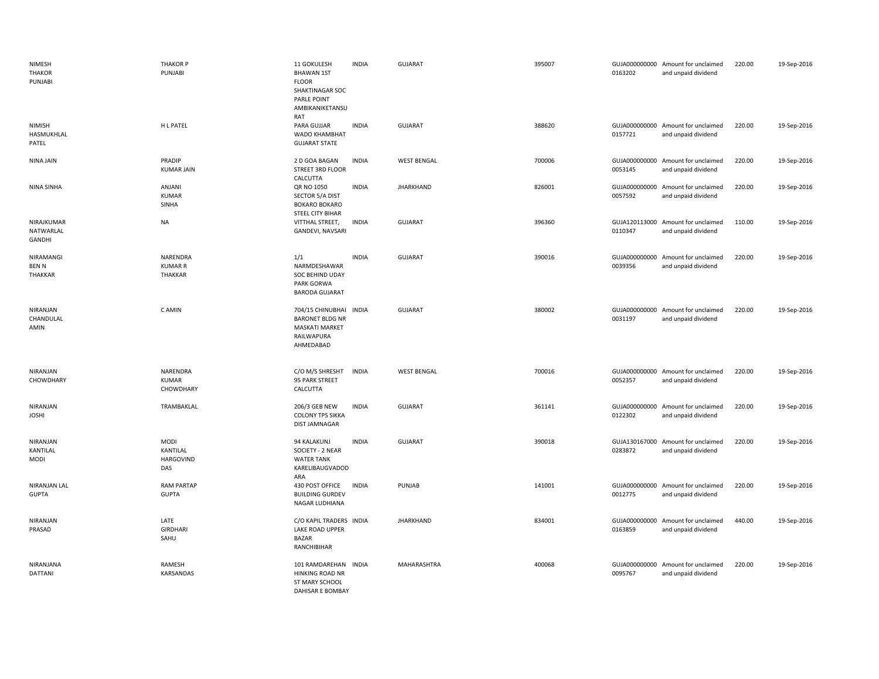| | | | | | | | | | |
|---|---|---|---|---|---|---|---|---|---|
| NIMESH THAKOR PUNJABI | THAKOR P PUNJABI | 11 GOKULESH BHAWAN 1ST FLOOR SHAKTINAGAR SOC PARLE POINT AMBIKANIKETANSURAT | INDIA | GUJARAT | 395007 | GUJA0000000000163202 | Amount for unclaimed and unpaid dividend | 220.00 | 19-Sep-2016 |
| NIMISH HASMUKHLAL PATEL | H L PATEL | PARA GUJJAR WADO KHAMBHAT GUJARAT STATE | INDIA | GUJARAT | 388620 | GUJA0000000000157721 | Amount for unclaimed and unpaid dividend | 220.00 | 19-Sep-2016 |
| NINA JAIN | PRADIP KUMAR JAIN | 2 D GOA BAGAN STREET 3RD FLOOR CALCUTTA | INDIA | WEST BENGAL | 700006 | GUJA0000000000053145 | Amount for unclaimed and unpaid dividend | 220.00 | 19-Sep-2016 |
| NINA SINHA | ANJANI KUMAR SINHA | QR NO 1050 SECTOR 5/A DIST BOKARO BOKARO STEEL CITY BIHAR | INDIA | JHARKHAND | 826001 | GUJA0000000000057592 | Amount for unclaimed and unpaid dividend | 220.00 | 19-Sep-2016 |
| NIRAJKUMAR NATWARLAL GANDHI | NA | VITTHAL STREET, GANDEVI, NAVSARI | INDIA | GUJARAT | 396360 | GUJA1201130000110347 | Amount for unclaimed and unpaid dividend | 110.00 | 19-Sep-2016 |
| NIRAMANGI BEN N THAKKAR | NARENDRA KUMAR R THAKKAR | 1/1 NARMDESHAWAR SOC BEHIND UDAY PARK GORWA BARODA GUJARAT | INDIA | GUJARAT | 390016 | GUJA0000000000039356 | Amount for unclaimed and unpaid dividend | 220.00 | 19-Sep-2016 |
| NIRANJAN CHANDULAL AMIN | C AMIN | 704/15 CHINUBHAI BARONET BLDG NR MASKATI MARKET RAILWAPURA AHMEDABAD | INDIA | GUJARAT | 380002 | GUJA0000000000031197 | Amount for unclaimed and unpaid dividend | 220.00 | 19-Sep-2016 |
| NIRANJAN CHOWDHARY | NARENDRA KUMAR CHOWDHARY | C/O M/S SHRESHT 95 PARK STREET CALCUTTA | INDIA | WEST BENGAL | 700016 | GUJA0000000000052357 | Amount for unclaimed and unpaid dividend | 220.00 | 19-Sep-2016 |
| NIRANJAN JOSHI | TRAMBAKLAL | 206/3 GEB NEW COLONY TPS SIKKA DIST JAMNAGAR | INDIA | GUJARAT | 361141 | GUJA0000000000122302 | Amount for unclaimed and unpaid dividend | 220.00 | 19-Sep-2016 |
| NIRANJAN KANTILAL MODI | MODI KANTILAL HARGOVIND DAS | 94 KALAKUNJ SOCIETY - 2 NEAR WATER TANK KARELIBAUGVADODARA | INDIA | GUJARAT | 390018 | GUJA1301670000283872 | Amount for unclaimed and unpaid dividend | 220.00 | 19-Sep-2016 |
| NIRANJAN LAL GUPTA | RAM PARTAP GUPTA | 430 POST OFFICE BUILDING GURDEV NAGAR LUDHIANA | INDIA | PUNJAB | 141001 | GUJA0000000000012775 | Amount for unclaimed and unpaid dividend | 220.00 | 19-Sep-2016 |
| NIRANJAN PRASAD | LATE GIRDHARI SAHU | C/O KAPIL TRADERS LAKE ROAD UPPER BAZAR RANCHIBIHAR | INDIA | JHARKHAND | 834001 | GUJA0000000000163859 | Amount for unclaimed and unpaid dividend | 440.00 | 19-Sep-2016 |
| NIRANJANA DATTANI | RAMESH KARSANDAS | 101 RAMDAREHAN HINKING ROAD NR ST MARY SCHOOL DAHISAR E BOMBAY | INDIA | MAHARASHTRA | 400068 | GUJA0000000000095767 | Amount for unclaimed and unpaid dividend | 220.00 | 19-Sep-2016 |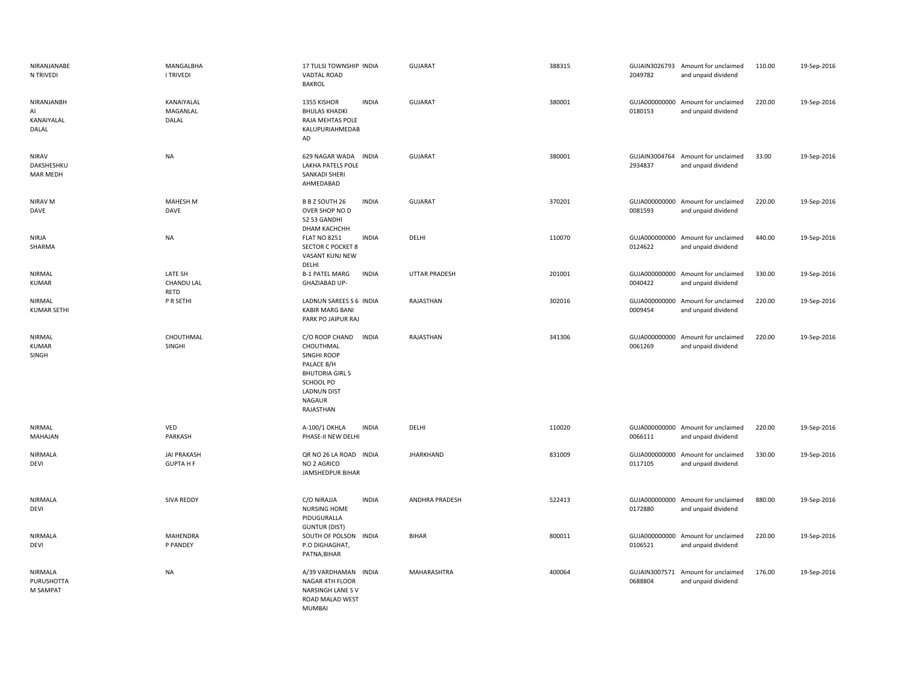| | | | | | | | | | |
|---|---|---|---|---|---|---|---|---|---|
| NIRANJANABEN TRIVEDI | MANGALBHAI TRIVEDI | 17 TULSI TOWNSHIP VADTAL ROAD BAKROL | INDIA | GUJARAT | 388315 | GUJAIN30267932049782 | Amount for unclaimed and unpaid dividend | 110.00 | 19-Sep-2016 |
| NIRANJANBHAI KANAIYALAL DALAL | KANAIYALAL MAGANLAL DALAL | 1355 KISHOR BHULAS KHADKI RAJA MEHTAS POLE KALUPURIAHMEDABAD | INDIA | GUJARAT | 380001 | GUJA0000000000180153 | Amount for unclaimed and unpaid dividend | 220.00 | 19-Sep-2016 |
| NIRAV DAKSHESHKUMAR MEDH | NA | 629 NAGAR WADA LAKHA PATELS POLE SANKADI SHERI AHMEDABAD | INDIA | GUJARAT | 380001 | GUJAIN30047642934837 | Amount for unclaimed and unpaid dividend | 33.00 | 19-Sep-2016 |
| NIRAV M DAVE | MAHESH M DAVE | B B Z SOUTH 26 OVER SHOP NO D 52 53 GANDHI DHAM KACHCHH | INDIA | GUJARAT | 370201 | GUJA0000000000081593 | Amount for unclaimed and unpaid dividend | 220.00 | 19-Sep-2016 |
| NIRJA SHARMA | NA | FLAT NO 8251 SECTOR C POCKET 8 VASANT KUNJ NEW DELHI | INDIA | DELHI | 110070 | GUJA0000000000124622 | Amount for unclaimed and unpaid dividend | 440.00 | 19-Sep-2016 |
| NIRMAL KUMAR | LATE SH CHANDU LAL RETD | B-1 PATEL MARG GHAZIABAD UP- | INDIA | UTTAR PRADESH | 201001 | GUJA0000000000040422 | Amount for unclaimed and unpaid dividend | 330.00 | 19-Sep-2016 |
| NIRMAL KUMAR SETHI | P R SETHI | LADNUN SAREES S 6 KABIR MARG BANI PARK PO JAIPUR RAJ | INDIA | RAJASTHAN | 302016 | GUJA0000000000009454 | Amount for unclaimed and unpaid dividend | 220.00 | 19-Sep-2016 |
| NIRMAL KUMAR SINGH | CHOUTHMAL SINGHI | C/O ROOP CHAND CHOUTHMAL SINGHI ROOP PALACE B/H BHUTORIA GIRL S SCHOOL PO LADNUN DIST NAGAUR RAJASTHAN | INDIA | RAJASTHAN | 341306 | GUJA0000000000061269 | Amount for unclaimed and unpaid dividend | 220.00 | 19-Sep-2016 |
| NIRMAL MAHAJAN | VED PARKASH | A-100/1 OKHLA PHASE-II NEW DELHI | INDIA | DELHI | 110020 | GUJA0000000000066111 | Amount for unclaimed and unpaid dividend | 220.00 | 19-Sep-2016 |
| NIRMALA DEVI | JAI PRAKASH GUPTA H F | QR NO 26 LA ROAD NO 2 AGRICO JAMSHEDPUR BIHAR | INDIA | JHARKHAND | 831009 | GUJA0000000000117105 | Amount for unclaimed and unpaid dividend | 330.00 | 19-Sep-2016 |
| NIRMALA DEVI | SIVA REDDY | C/O NIRAJJA NURSING HOME PIDUGURALLA GUNTUR (DIST) | INDIA | ANDHRA PRADESH | 522413 | GUJA0000000000172880 | Amount for unclaimed and unpaid dividend | 880.00 | 19-Sep-2016 |
| NIRMALA DEVI | MAHENDRA P PANDEY | SOUTH OF POLSON P.O DIGHAGHAT, PATNA,BIHAR | INDIA | BIHAR | 800011 | GUJA0000000000106521 | Amount for unclaimed and unpaid dividend | 220.00 | 19-Sep-2016 |
| NIRMALA PURUSHOTTAM SAMPAT | NA | A/39 VARDHAMAN NAGAR 4TH FLOOR NARSINGH LANE S V ROAD MALAD WEST MUMBAI | INDIA | MAHARASHTRA | 400064 | GUJAIN30075710688804 | Amount for unclaimed and unpaid dividend | 176.00 | 19-Sep-2016 |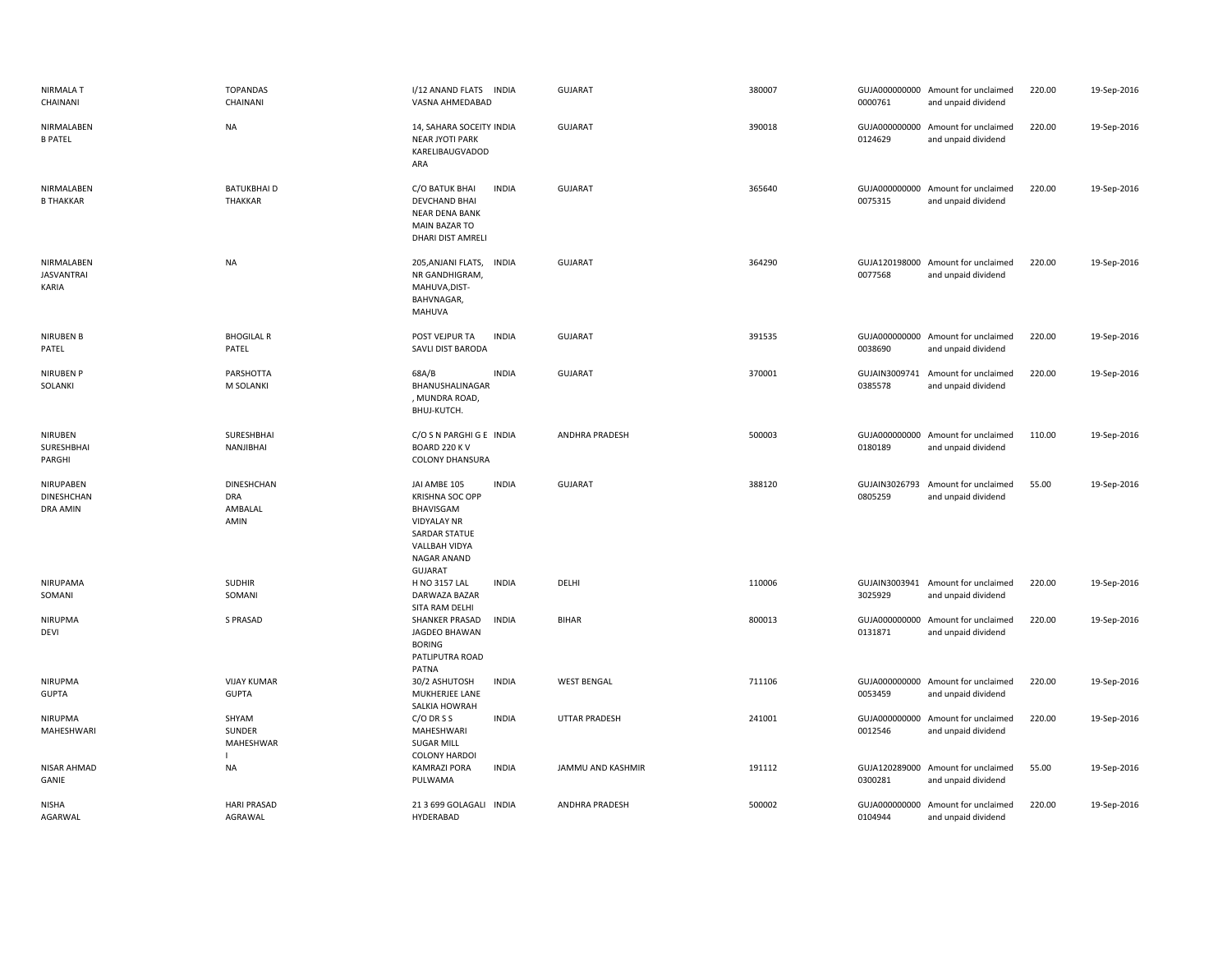| | | | | | | | | | |
|---|---|---|---|---|---|---|---|---|---|
| NIRMALA T CHAINANI | TOPANDAS CHAINANI | I/12 ANAND FLATS VASNA AHMEDABAD | INDIA | GUJARAT | 380007 | GUJA000000000 0000761 | Amount for unclaimed and unpaid dividend | 220.00 | 19-Sep-2016 |
| NIRMALABEN B PATEL | NA | 14, SAHARA SOCEITY NEAR JYOTI PARK KARELIBAUGVADOD ARA | INDIA | GUJARAT | 390018 | GUJA000000000 0124629 | Amount for unclaimed and unpaid dividend | 220.00 | 19-Sep-2016 |
| NIRMALABEN B THAKKAR | BATUKBHAI D THAKKAR | C/O BATUK BHAI DEVCHAND BHAI NEAR DENA BANK MAIN BAZAR TO DHARI DIST AMRELI | INDIA | GUJARAT | 365640 | GUJA000000000 0075315 | Amount for unclaimed and unpaid dividend | 220.00 | 19-Sep-2016 |
| NIRMALABEN JASVANTRAI KARIA | NA | 205,ANJANI FLATS, NR GANDHIGRAM, MAHUVA,DIST-BAHVNAGAR, MAHUVA | INDIA | GUJARAT | 364290 | GUJA120198000 0077568 | Amount for unclaimed and unpaid dividend | 220.00 | 19-Sep-2016 |
| NIRUBEN B PATEL | BHOGILAL R PATEL | POST VEJPUR TA SAVLI DIST BARODA | INDIA | GUJARAT | 391535 | GUJA000000000 0038690 | Amount for unclaimed and unpaid dividend | 220.00 | 19-Sep-2016 |
| NIRUBEN P SOLANKI | PARSHOTTA M SOLANKI | 68A/B BHANUSHALINAGAR , MUNDRA ROAD, BHUJ-KUTCH. | INDIA | GUJARAT | 370001 | GUJAIN3009741 0385578 | Amount for unclaimed and unpaid dividend | 220.00 | 19-Sep-2016 |
| NIRUBEN SURESHBHAI PARGHI | SURESHBHAI NANJIBHAI | C/O S N PARGHI G E BOARD 220 K V COLONY DHANSURA | INDIA | ANDHRA PRADESH | 500003 | GUJA000000000 0180189 | Amount for unclaimed and unpaid dividend | 110.00 | 19-Sep-2016 |
| NIRUPABEN DINESHCHAN DRA AMIN | DINESHCHAN DRA AMBALAL AMIN | JAI AMBE 105 KRISHNA SOC OPP BHAVISGAM VIDYALAY NR SARDAR STATUE VALLBAH VIDYA NAGAR ANAND GUJARAT | INDIA | GUJARAT | 388120 | GUJAIN3026793 0805259 | Amount for unclaimed and unpaid dividend | 55.00 | 19-Sep-2016 |
| NIRUPAMA SOMANI | SUDHIR SOMANI | H NO 3157 LAL DARWAZA BAZAR SITA RAM DELHI | INDIA | DELHI | 110006 | GUJAIN3003941 3025929 | Amount for unclaimed and unpaid dividend | 220.00 | 19-Sep-2016 |
| NIRUPMA DEVI | S PRASAD | SHANKER PRASAD JAGDEO BHAWAN BORING PATLIPUTRA ROAD PATNA | INDIA | BIHAR | 800013 | GUJA000000000 0131871 | Amount for unclaimed and unpaid dividend | 220.00 | 19-Sep-2016 |
| NIRUPMA GUPTA | VIJAY KUMAR GUPTA | 30/2 ASHUTOSH MUKHERJEE LANE SALKIA HOWRAH | INDIA | WEST BENGAL | 711106 | GUJA000000000 0053459 | Amount for unclaimed and unpaid dividend | 220.00 | 19-Sep-2016 |
| NIRUPMA MAHESHWARI | SHYAM SUNDER MAHESHWAR I | C/O DR S S MAHESHWARI SUGAR MILL COLONY HARDOI | INDIA | UTTAR PRADESH | 241001 | GUJA000000000 0012546 | Amount for unclaimed and unpaid dividend | 220.00 | 19-Sep-2016 |
| NISAR AHMAD GANIE | NA | KAMRAZI PORA PULWAMA | INDIA | JAMMU AND KASHMIR | 191112 | GUJA120289000 0300281 | Amount for unclaimed and unpaid dividend | 55.00 | 19-Sep-2016 |
| NISHA AGARWAL | HARI PRASAD AGRAWAL | 21 3 699 GOLAGALI HYDERABAD | INDIA | ANDHRA PRADESH | 500002 | GUJA000000000 0104944 | Amount for unclaimed and unpaid dividend | 220.00 | 19-Sep-2016 |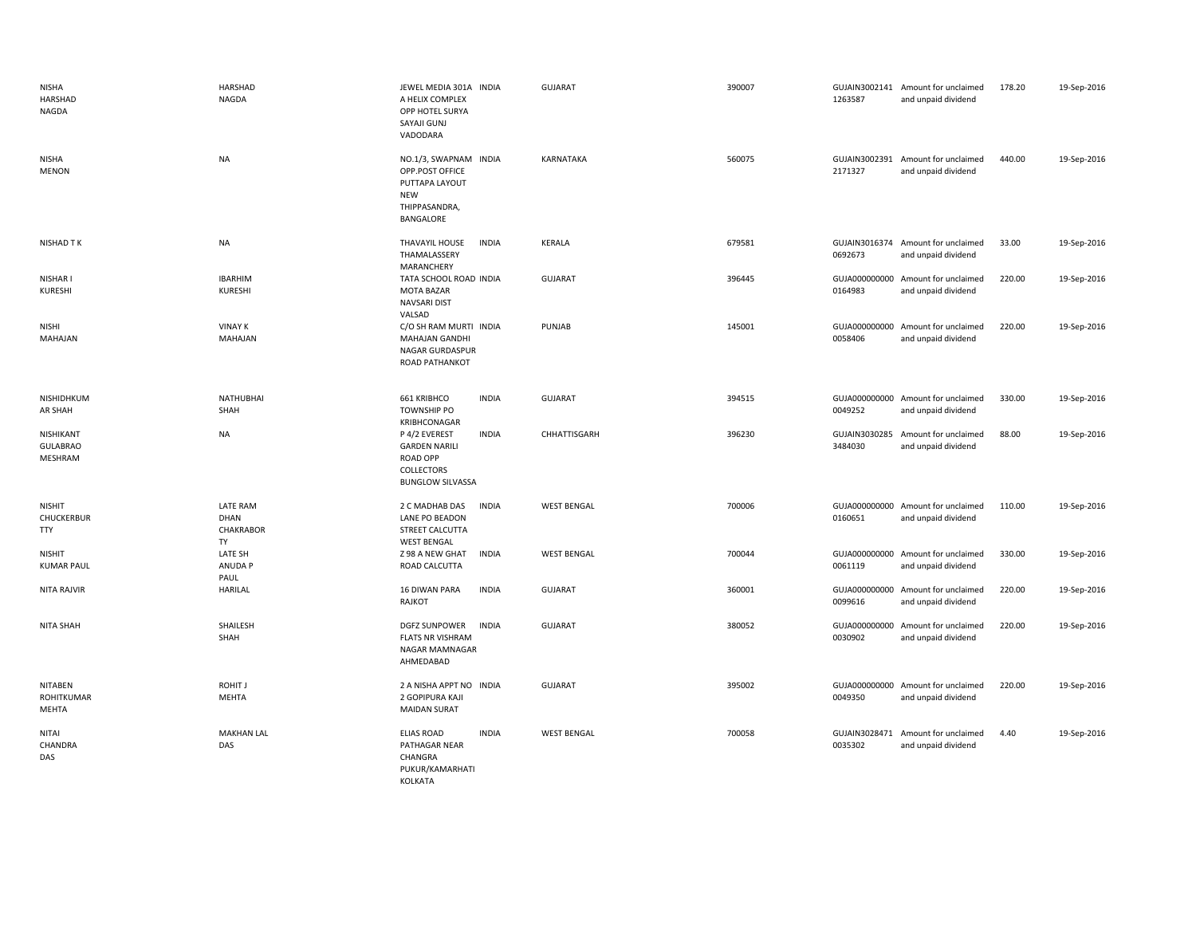| | | | | | | | | | |
|---|---|---|---|---|---|---|---|---|---|
| NISHA HARSHAD NAGDA | HARSHAD NAGDA | JEWEL MEDIA 301A A HELIX COMPLEX OPP HOTEL SURYA SAYAJI GUNJ VADODARA | INDIA | GUJARAT | 390007 | GUJAIN30021411263587 | Amount for unclaimed and unpaid dividend | 178.20 | 19-Sep-2016 |
| NISHA MENON | NA | NO.1/3, SWAPNAM OPP.POST OFFICE PUTTAPA LAYOUT NEW THIPPASANDRA, BANGALORE | INDIA | KARNATAKA | 560075 | GUJAIN30023912171327 | Amount for unclaimed and unpaid dividend | 440.00 | 19-Sep-2016 |
| NISHAD T K | NA | THAVAYIL HOUSE THAMALASSERY MARANCHERY | INDIA | KERALA | 679581 | GUJAIN30163740692673 | Amount for unclaimed and unpaid dividend | 33.00 | 19-Sep-2016 |
| NISHAR I KURESHI | IBARHIM KURESHI | TATA SCHOOL ROAD MOTA BAZAR NAVSARI DIST VALSAD | INDIA | GUJARAT | 396445 | GUJA0000000000164983 | Amount for unclaimed and unpaid dividend | 220.00 | 19-Sep-2016 |
| NISHI MAHAJAN | VINAY K MAHAJAN | C/O SH RAM MURTI MAHAJAN GANDHI NAGAR GURDASPUR ROAD PATHANKOT | INDIA | PUNJAB | 145001 | GUJA0000000000058406 | Amount for unclaimed and unpaid dividend | 220.00 | 19-Sep-2016 |
| NISHIDHKUMAR SHAH | NATHUBHAI SHAH | 661 KRIBHCO TOWNSHIP PO KRIBHCONAGAR | INDIA | GUJARAT | 394515 | GUJA0000000000049252 | Amount for unclaimed and unpaid dividend | 330.00 | 19-Sep-2016 |
| NISHIKANT GULABRAO MESHRAM | NA | P 4/2 EVEREST GARDEN NARILI ROAD OPP COLLECTORS BUNGLOW SILVASSA | INDIA | CHHATTISGARH | 396230 | GUJAIN30302853484030 | Amount for unclaimed and unpaid dividend | 88.00 | 19-Sep-2016 |
| NISHIT CHUCKERBURTTY | LATE RAM DHAN CHAKRABORTY | 2 C MADHAB DAS LANE PO BEADON STREET CALCUTTA WEST BENGAL | INDIA | WEST BENGAL | 700006 | GUJA0000000000160651 | Amount for unclaimed and unpaid dividend | 110.00 | 19-Sep-2016 |
| NISHIT KUMAR PAUL | LATE SH ANUDA P PAUL | Z 98 A NEW GHAT ROAD CALCUTTA | INDIA | WEST BENGAL | 700044 | GUJA0000000000061119 | Amount for unclaimed and unpaid dividend | 330.00 | 19-Sep-2016 |
| NITA RAJVIR | HARILAL | 16 DIWAN PARA RAJKOT | INDIA | GUJARAT | 360001 | GUJA0000000000099616 | Amount for unclaimed and unpaid dividend | 220.00 | 19-Sep-2016 |
| NITA SHAH | SHAILESH SHAH | DGFZ SUNPOWER FLATS NR VISHRAM NAGAR MAMNAGAR AHMEDABAD | INDIA | GUJARAT | 380052 | GUJA0000000000030902 | Amount for unclaimed and unpaid dividend | 220.00 | 19-Sep-2016 |
| NITABEN ROHITKUMAR MEHTA | ROHIT J MEHTA | 2 A NISHA APPT NO 2 GOPIPURA KAJI MAIDAN SURAT | INDIA | GUJARAT | 395002 | GUJA0000000000049350 | Amount for unclaimed and unpaid dividend | 220.00 | 19-Sep-2016 |
| NITAI CHANDRA DAS | MAKHAN LAL DAS | ELIAS ROAD PATHAGAR NEAR CHANGRA PUKUR/KAMARHATI KOLKATA | INDIA | WEST BENGAL | 700058 | GUJAIN30284710035302 | Amount for unclaimed and unpaid dividend | 4.40 | 19-Sep-2016 |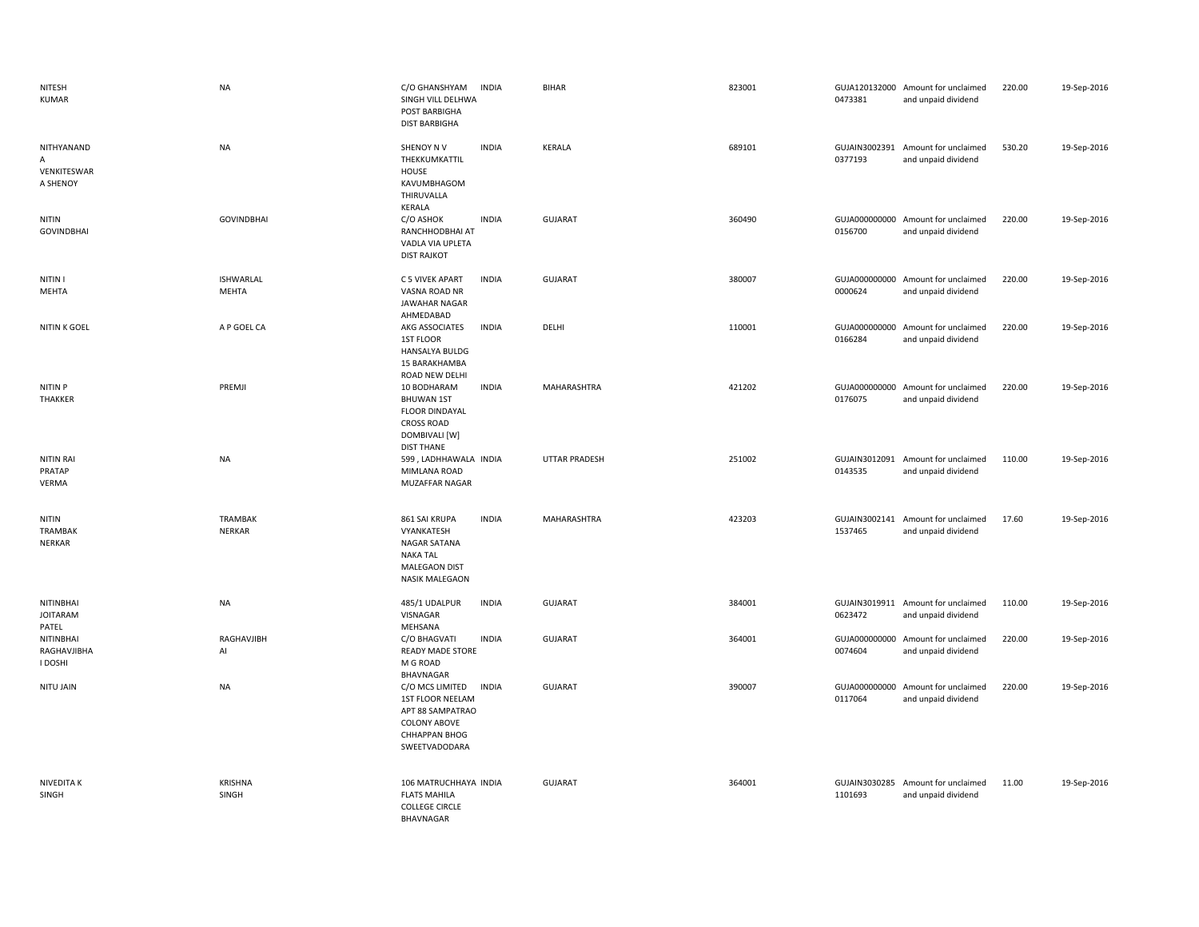| | | | | | | | | | |
|---|---|---|---|---|---|---|---|---|---|
| NITESH KUMAR | NA | C/O GHANSHYAM SINGH VILL DELHWA POST BARBIGHA DIST BARBIGHA | INDIA | BIHAR | 823001 | GUJA1201320000473381 | Amount for unclaimed and unpaid dividend | 220.00 | 19-Sep-2016 |
| NITHYANAND A VENKITESWAR A SHENOY | NA | SHENOY N V THEKKUMKATTIL HOUSE KAVUMBHAGOM THIRUVALLA KERALA | INDIA | KERALA | 689101 | GUJAIN30023910377193 | Amount for unclaimed and unpaid dividend | 530.20 | 19-Sep-2016 |
| NITIN GOVINDBHAI | GOVINDBHAI | C/O ASHOK RANCHHODBHAI AT VADLA VIA UPLETA DIST RAJKOT | INDIA | GUJARAT | 360490 | GUJA0000000000156700 | Amount for unclaimed and unpaid dividend | 220.00 | 19-Sep-2016 |
| NITIN I MEHTA | ISHWARLAL MEHTA | C 5 VIVEK APART VASNA ROAD NR JAWAHAR NAGAR AHMEDABAD | INDIA | GUJARAT | 380007 | GUJA0000000000000624 | Amount for unclaimed and unpaid dividend | 220.00 | 19-Sep-2016 |
| NITIN K GOEL | A P GOEL CA | AKG ASSOCIATES 1ST FLOOR HANSALYA BULDG 15 BARAKHAMBA ROAD NEW DELHI | INDIA | DELHI | 110001 | GUJA0000000000166284 | Amount for unclaimed and unpaid dividend | 220.00 | 19-Sep-2016 |
| NITIN P THAKKER | PREMJI | 10 BODHARAM BHUWAN 1ST FLOOR DINDAYAL CROSS ROAD DOMBIVALI [W] DIST THANE | INDIA | MAHARASHTRA | 421202 | GUJA0000000000176075 | Amount for unclaimed and unpaid dividend | 220.00 | 19-Sep-2016 |
| NITIN RAI PRATAP VERMA | NA | 599 , LADHHAWALA MIMLANA ROAD MUZAFFAR NAGAR | INDIA | UTTAR PRADESH | 251002 | GUJAIN30120910143535 | Amount for unclaimed and unpaid dividend | 110.00 | 19-Sep-2016 |
| NITIN TRAMBAK NERKAR | TRAMBAK NERKAR | 861 SAI KRUPA VYANKATESH NAGAR SATANA NAKA TAL MALEGAON DIST NASIK MALEGAON | INDIA | MAHARASHTRA | 423203 | GUJAIN30021411537465 | Amount for unclaimed and unpaid dividend | 17.60 | 19-Sep-2016 |
| NITINBHAI JOITARAM PATEL | NA | 485/1 UDALPUR VISNAGAR MEHSANA | INDIA | GUJARAT | 384001 | GUJAIN30199110623472 | Amount for unclaimed and unpaid dividend | 110.00 | 19-Sep-2016 |
| NITINBHAI RAGHAVJIBHA I DOSHI | RAGHAVJIBH AI | C/O BHAGVATI READY MADE STORE M G ROAD BHAVNAGAR | INDIA | GUJARAT | 364001 | GUJA0000000000074604 | Amount for unclaimed and unpaid dividend | 220.00 | 19-Sep-2016 |
| NITU JAIN | NA | C/O MCS LIMITED 1ST FLOOR NEELAM APT 88 SAMPATRAO COLONY ABOVE CHHAPPAN BHOG SWEETVADODARA | INDIA | GUJARAT | 390007 | GUJA0000000000117064 | Amount for unclaimed and unpaid dividend | 220.00 | 19-Sep-2016 |
| NIVEDITA K SINGH | KRISHNA SINGH | 106 MATRUCHHAYA FLATS MAHILA COLLEGE CIRCLE BHAVNAGAR | INDIA | GUJARAT | 364001 | GUJAIN30302851101693 | Amount for unclaimed and unpaid dividend | 11.00 | 19-Sep-2016 |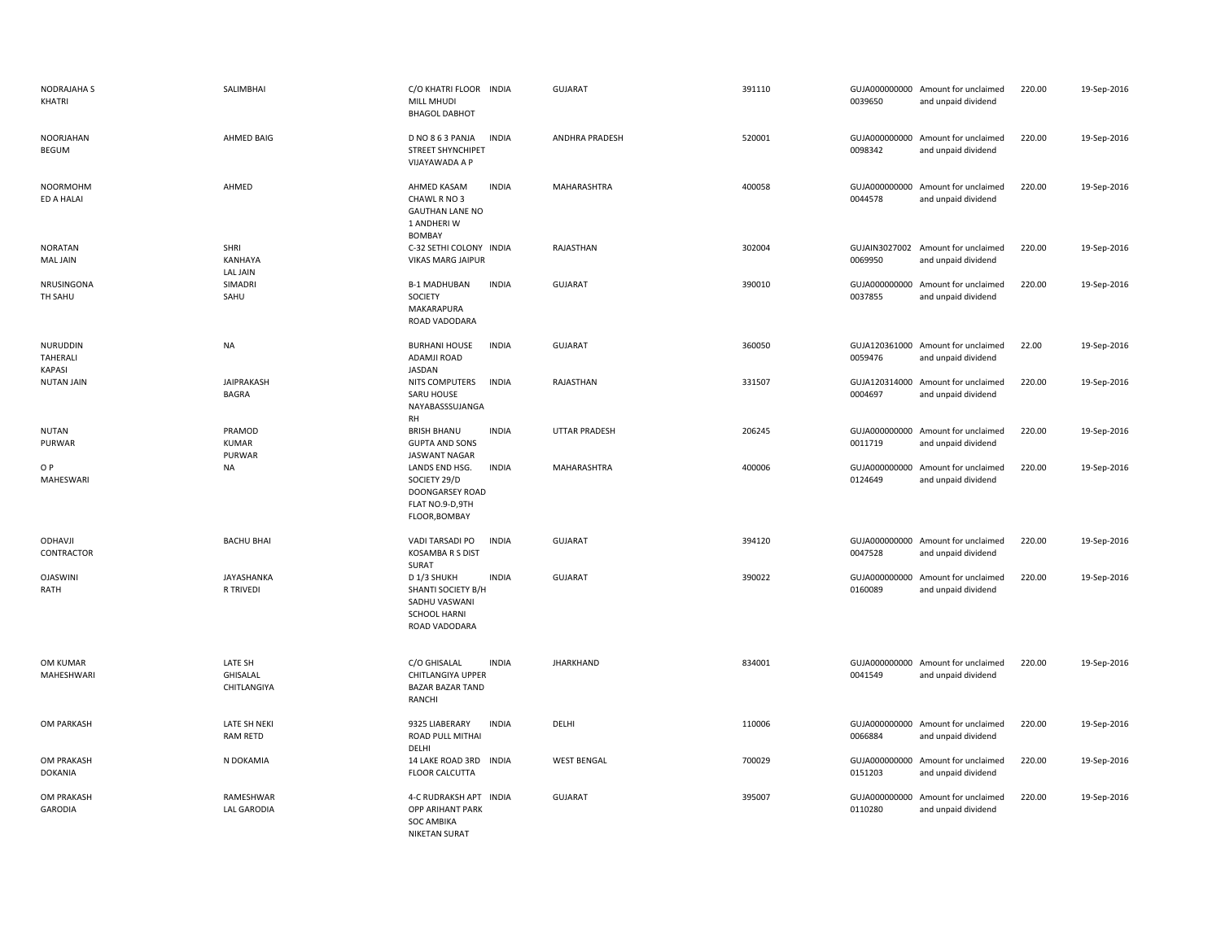| | | | | | | | | | |
|---|---|---|---|---|---|---|---|---|---|
| NODRAJAHA S KHATRI | SALIMBHAI | C/O KHATRI FLOOR MILL MHUDI BHAGOL DABHOT | INDIA | GUJARAT | 391110 | GUJA000000000 0039650 | Amount for unclaimed and unpaid dividend | 220.00 | 19-Sep-2016 |
| NOORJAHAN BEGUM | AHMED BAIG | D NO 8 6 3 PANJA STREET SHYNCHIPET VIJAYAWADA A P | INDIA | ANDHRA PRADESH | 520001 | GUJA000000000 0098342 | Amount for unclaimed and unpaid dividend | 220.00 | 19-Sep-2016 |
| NOORMOHM ED A HALAI | AHMED | AHMED KASAM CHAWL R NO 3 GAUTHAN LANE NO 1 ANDHERI W BOMBAY | INDIA | MAHARASHTRA | 400058 | GUJA000000000 0044578 | Amount for unclaimed and unpaid dividend | 220.00 | 19-Sep-2016 |
| NORATAN MAL JAIN | SHRI KANHAYA LAL JAIN | C-32 SETHI COLONY VIKAS MARG JAIPUR | INDIA | RAJASTHAN | 302004 | GUJAIN3027002 0069950 | Amount for unclaimed and unpaid dividend | 220.00 | 19-Sep-2016 |
| NRUSINGONA TH SAHU | SIMADRI SAHU | B-1 MADHUBAN SOCIETY MAKARAPURA ROAD VADODARA | INDIA | GUJARAT | 390010 | GUJA000000000 0037855 | Amount for unclaimed and unpaid dividend | 220.00 | 19-Sep-2016 |
| NURUDDIN TAHERALI KAPASI | NA | BURHANI HOUSE ADAMJI ROAD JASDAN | INDIA | GUJARAT | 360050 | GUJA120361000 0059476 | Amount for unclaimed and unpaid dividend | 22.00 | 19-Sep-2016 |
| NUTAN JAIN | JAIPRAKASH BAGRA | NITS COMPUTERS SARU HOUSE NAYABASSSUJANGA RH | INDIA | RAJASTHAN | 331507 | GUJA120314000 0004697 | Amount for unclaimed and unpaid dividend | 220.00 | 19-Sep-2016 |
| NUTAN PURWAR | PRAMOD KUMAR PURWAR | BRISH BHANU GUPTA AND SONS JASWANT NAGAR | INDIA | UTTAR PRADESH | 206245 | GUJA000000000 0011719 | Amount for unclaimed and unpaid dividend | 220.00 | 19-Sep-2016 |
| O P MAHESWARI | NA | LANDS END HSG. SOCIETY 29/D DOONGARSEY ROAD FLAT NO.9-D,9TH FLOOR,BOMBAY | INDIA | MAHARASHTRA | 400006 | GUJA000000000 0124649 | Amount for unclaimed and unpaid dividend | 220.00 | 19-Sep-2016 |
| ODHAVJI CONTRACTOR | BACHU BHAI | VADI TARSADI PO KOSAMBA R S DIST SURAT | INDIA | GUJARAT | 394120 | GUJA000000000 0047528 | Amount for unclaimed and unpaid dividend | 220.00 | 19-Sep-2016 |
| OJASWINI RATH | JAYASHANKA R TRIVEDI | D 1/3 SHUKH SHANTI SOCIETY B/H SADHU VASWANI SCHOOL HARNI ROAD VADODARA | INDIA | GUJARAT | 390022 | GUJA000000000 0160089 | Amount for unclaimed and unpaid dividend | 220.00 | 19-Sep-2016 |
| OM KUMAR MAHESHWARI | LATE SH GHISALAL CHITLANGIYA | C/O GHISALAL CHITLANGIYA UPPER BAZAR BAZAR TAND RANCHI | INDIA | JHARKHAND | 834001 | GUJA000000000 0041549 | Amount for unclaimed and unpaid dividend | 220.00 | 19-Sep-2016 |
| OM PARKASH | LATE SH NEKI RAM RETD | 9325 LIABERARY ROAD PULL MITHAI DELHI | INDIA | DELHI | 110006 | GUJA000000000 0066884 | Amount for unclaimed and unpaid dividend | 220.00 | 19-Sep-2016 |
| OM PRAKASH DOKANIA | N DOKAMIA | 14 LAKE ROAD 3RD FLOOR CALCUTTA | INDIA | WEST BENGAL | 700029 | GUJA000000000 0151203 | Amount for unclaimed and unpaid dividend | 220.00 | 19-Sep-2016 |
| OM PRAKASH GARODIA | RAMESHWAR LAL GARODIA | 4-C RUDRAKSH APT OPP ARIHANT PARK SOC AMBIKA NIKETAN SURAT | INDIA | GUJARAT | 395007 | GUJA000000000 0110280 | Amount for unclaimed and unpaid dividend | 220.00 | 19-Sep-2016 |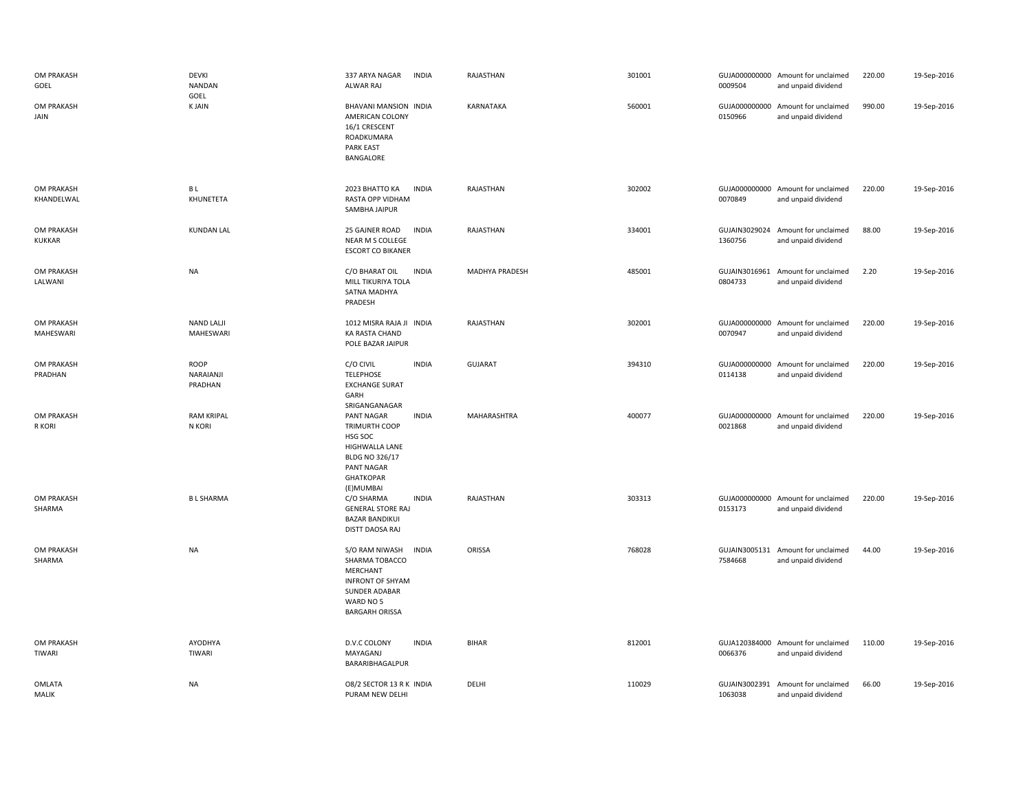| | | | | | | | | | |
|---|---|---|---|---|---|---|---|---|---|
| OM PRAKASH GOEL | DEVKI NANDAN GOEL | 337 ARYA NAGAR ALWAR RAJ | INDIA | RAJASTHAN | 301001 | GUJA000000000 0009504 | Amount for unclaimed and unpaid dividend | 220.00 | 19-Sep-2016 |
| OM PRAKASH JAIN | K JAIN | BHAVANI MANSION AMERICAN COLONY 16/1 CRESCENT ROADKUMARA PARK EAST BANGALORE | INDIA | KARNATAKA | 560001 | GUJA000000000 0150966 | Amount for unclaimed and unpaid dividend | 990.00 | 19-Sep-2016 |
| OM PRAKASH KHANDELWAL | B L KHUNETETA | 2023 BHATTO KA RASTA OPP VIDHAM SAMBHA JAIPUR | INDIA | RAJASTHAN | 302002 | GUJA000000000 0070849 | Amount for unclaimed and unpaid dividend | 220.00 | 19-Sep-2016 |
| OM PRAKASH KUKKAR | KUNDAN LAL | 25 GAJNER ROAD NEAR M S COLLEGE ESCORT CO BIKANER | INDIA | RAJASTHAN | 334001 | GUJAIN3029024 1360756 | Amount for unclaimed and unpaid dividend | 88.00 | 19-Sep-2016 |
| OM PRAKASH LALWANI | NA | C/O BHARAT OIL MILL TIKURIYA TOLA SATNA MADHYA PRADESH | INDIA | MADHYA PRADESH | 485001 | GUJAIN3016961 0804733 | Amount for unclaimed and unpaid dividend | 2.20 | 19-Sep-2016 |
| OM PRAKASH MAHESWARI | NAND LALJI MAHESWARI | 1012 MISRA RAJA JI KA RASTA CHAND POLE BAZAR JAIPUR | INDIA | RAJASTHAN | 302001 | GUJA000000000 0070947 | Amount for unclaimed and unpaid dividend | 220.00 | 19-Sep-2016 |
| OM PRAKASH PRADHAN | ROOP NARAIANJI PRADHAN | C/O CIVIL TELEPHOSE EXCHANGE SURAT GARH SRIGANGANAGAR | INDIA | GUJARAT | 394310 | GUJA000000000 0114138 | Amount for unclaimed and unpaid dividend | 220.00 | 19-Sep-2016 |
| OM PRAKASH R KORI | RAM KRIPAL N KORI | PANT NAGAR TRIMURTH COOP HSG SOC HIGHWALLA LANE BLDG NO 326/17 PANT NAGAR GHATKOPAR (E)MUMBAI | INDIA | MAHARASHTRA | 400077 | GUJA000000000 0021868 | Amount for unclaimed and unpaid dividend | 220.00 | 19-Sep-2016 |
| OM PRAKASH SHARMA | B L SHARMA | C/O SHARMA GENERAL STORE RAJ BAZAR BANDIKUI DISTT DAOSA RAJ | INDIA | RAJASTHAN | 303313 | GUJA000000000 0153173 | Amount for unclaimed and unpaid dividend | 220.00 | 19-Sep-2016 |
| OM PRAKASH SHARMA | NA | S/O RAM NIWASH SHARMA TOBACCO MERCHANT INFRONT OF SHYAM SUNDER ADABAR WARD NO 5 BARGARH ORISSA | INDIA | ORISSA | 768028 | GUJAIN3005131 7584668 | Amount for unclaimed and unpaid dividend | 44.00 | 19-Sep-2016 |
| OM PRAKASH TIWARI | AYODHYA TIWARI | D.V.C COLONY MAYAGANJ BARARIBHAGALPUR | INDIA | BIHAR | 812001 | GUJA120384000 0066376 | Amount for unclaimed and unpaid dividend | 110.00 | 19-Sep-2016 |
| OMLATA MALIK | NA | O8/2 SECTOR 13 R K PURAM NEW DELHI | INDIA | DELHI | 110029 | GUJAIN3002391 1063038 | Amount for unclaimed and unpaid dividend | 66.00 | 19-Sep-2016 |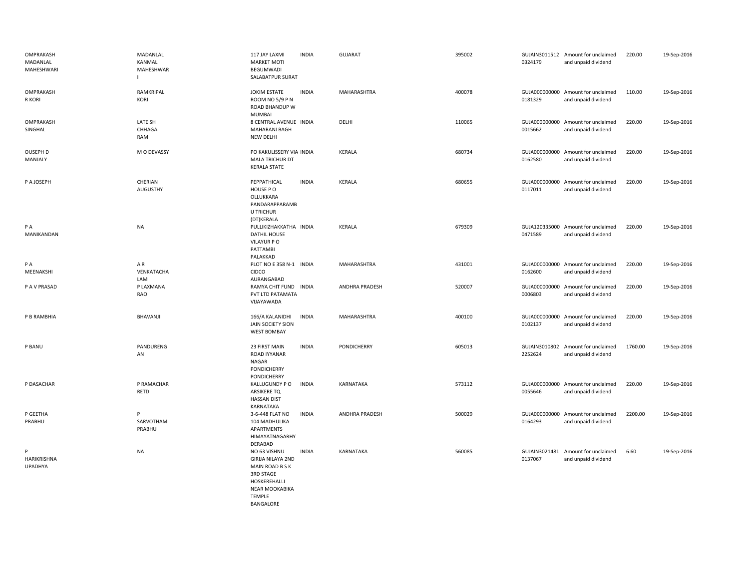| | | | | | | | | | |
|---|---|---|---|---|---|---|---|---|---|
| OMPRAKASH MADANLAL MAHESHWARI | MADANLAL KANMAL MAHESHWAR I | 117 JAY LAXMI MARKET MOTI BEGUMWADI SALABATPUR SURAT | INDIA | GUJARAT | 395002 | GUJAIN3011512 0324179 | Amount for unclaimed and unpaid dividend | 220.00 | 19-Sep-2016 |
| OMPRAKASH R KORI | RAMKRIPAL KORI | JOKIM ESTATE ROOM NO 5/9 P N ROAD BHANDUP W MUMBAI | INDIA | MAHARASHTRA | 400078 | GUJA000000000 0181329 | Amount for unclaimed and unpaid dividend | 110.00 | 19-Sep-2016 |
| OMPRAKASH SINGHAL | LATE SH CHHAGA RAM | 8 CENTRAL AVENUE MAHARANI BAGH NEW DELHI | INDIA | DELHI | 110065 | GUJA000000000 0015662 | Amount for unclaimed and unpaid dividend | 220.00 | 19-Sep-2016 |
| OUSEPH D MANJALY | M O DEVASSY | PO KAKULISSERY VIA MALA TRICHUR DT KERALA STATE | INDIA | KERALA | 680734 | GUJA000000000 0162580 | Amount for unclaimed and unpaid dividend | 220.00 | 19-Sep-2016 |
| P A JOSEPH | CHERIAN AUGUSTHY | PEPPATHICAL HOUSE P O OLLUKKARA PANDARAPPARAMB U TRICHUR (DT)KERALA | INDIA | KERALA | 680655 | GUJA000000000 0117011 | Amount for unclaimed and unpaid dividend | 220.00 | 19-Sep-2016 |
| P A MANIKANDAN | NA | PULLIKIZHAKKATHA DATHIL HOUSE VILAYUR P O PATTAMBI PALAKKAD | INDIA | KERALA | 679309 | GUJA120335000 0471589 | Amount for unclaimed and unpaid dividend | 220.00 | 19-Sep-2016 |
| P A MEENAKSHI | A R VENKATACHA LAM | PLOT NO E 358 N-1 CIDCO AURANGABAD | INDIA | MAHARASHTRA | 431001 | GUJA000000000 0162600 | Amount for unclaimed and unpaid dividend | 220.00 | 19-Sep-2016 |
| P A V PRASAD | P LAXMANA RAO | RAMYA CHIT FUND PVT LTD PATAMATA VIJAYAWADA | INDIA | ANDHRA PRADESH | 520007 | GUJA000000000 0006803 | Amount for unclaimed and unpaid dividend | 220.00 | 19-Sep-2016 |
| P B RAMBHIA | BHAVANJI | 166/A KALANIDHI JAIN SOCIETY SION WEST BOMBAY | INDIA | MAHARASHTRA | 400100 | GUJA000000000 0102137 | Amount for unclaimed and unpaid dividend | 220.00 | 19-Sep-2016 |
| P BANU | PANDURENG AN | 23 FIRST MAIN ROAD IYYANAR NAGAR PONDICHERRY PONDICHERRY | INDIA | PONDICHERRY | 605013 | GUJAIN3010802 2252624 | Amount for unclaimed and unpaid dividend | 1760.00 | 19-Sep-2016 |
| P DASACHAR | P RAMACHAR RETD | KALLUGUNDY P O ARSIKERE TQ HASSAN DIST KARNATAKA | INDIA | KARNATAKA | 573112 | GUJA000000000 0055646 | Amount for unclaimed and unpaid dividend | 220.00 | 19-Sep-2016 |
| P GEETHA PRABHU | P SARVOTHAM PRABHU | 3-6-448 FLAT NO 104 MADHULIKA APARTMENTS HIMAYATNAGARHY DERABAD | INDIA | ANDHRA PRADESH | 500029 | GUJA000000000 0164293 | Amount for unclaimed and unpaid dividend | 2200.00 | 19-Sep-2016 |
| P HARIKRISHNA UPADHYA | NA | NO 63 VISHNU GIRIJA NILAYA 2ND MAIN ROAD B S K 3RD STAGE HOSKEREHALLI NEAR MOOKABIKA TEMPLE BANGALORE | INDIA | KARNATAKA | 560085 | GUJAIN3021481 0137067 | Amount for unclaimed and unpaid dividend | 6.60 | 19-Sep-2016 |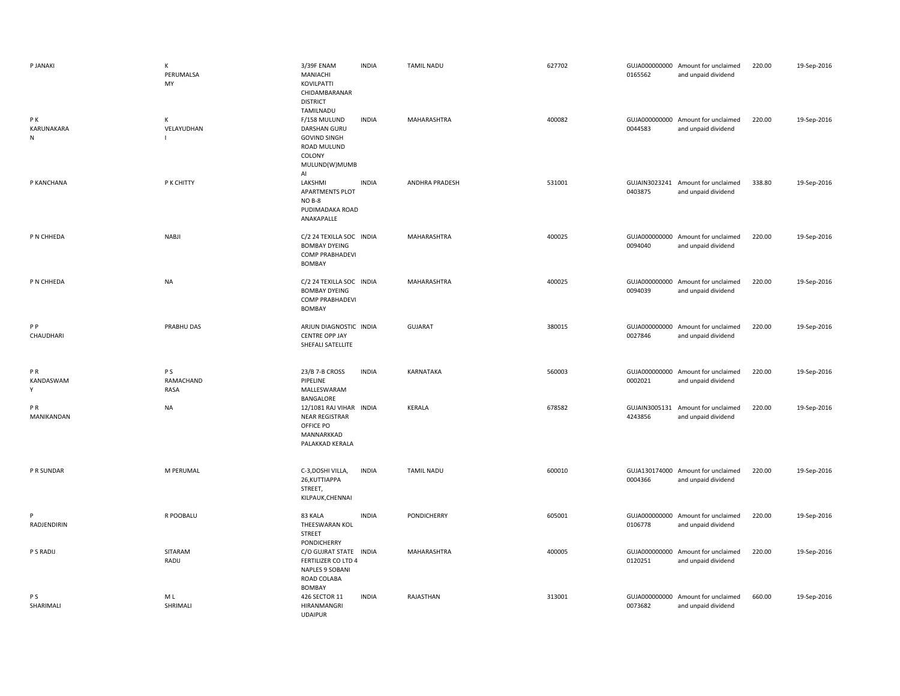| | | | | | | | | | |
|---|---|---|---|---|---|---|---|---|---|
| P JANAKI | K PERUMALSA MY | 3/39F ENAM MANIACHI KOVILPATTI CHIDAMBARANAR DISTRICT TAMILNADU | INDIA | TAMIL NADU | 627702 | GUJA000000000 0165562 | Amount for unclaimed and unpaid dividend | 220.00 | 19-Sep-2016 |
| P K KARUNAKARA N | K VELAYUDHAN I | F/158 MULUND DARSHAN GURU GOVIND SINGH ROAD MULUND COLONY MULUND(W)MUMB AI | INDIA | MAHARASHTRA | 400082 | GUJA000000000 0044583 | Amount for unclaimed and unpaid dividend | 220.00 | 19-Sep-2016 |
| P KANCHANA | P K CHITTY | LAKSHMI APARTMENTS PLOT NO B-8 PUDIMADAKA ROAD ANAKAPALLE | INDIA | ANDHRA PRADESH | 531001 | GUJAIN3023241 0403875 | Amount for unclaimed and unpaid dividend | 338.80 | 19-Sep-2016 |
| P N CHHEDA | NABJI | C/2 24 TEXILLA SOC BOMBAY DYEING COMP PRABHADEVI BOMBAY | INDIA | MAHARASHTRA | 400025 | GUJA000000000 0094040 | Amount for unclaimed and unpaid dividend | 220.00 | 19-Sep-2016 |
| P N CHHEDA | NA | C/2 24 TEXILLA SOC BOMBAY DYEING COMP PRABHADEVI BOMBAY | INDIA | MAHARASHTRA | 400025 | GUJA000000000 0094039 | Amount for unclaimed and unpaid dividend | 220.00 | 19-Sep-2016 |
| P P CHAUDHARI | PRABHU DAS | ARJUN DIAGNOSTIC CENTRE OPP JAY SHEFALI SATELLITE | INDIA | GUJARAT | 380015 | GUJA000000000 0027846 | Amount for unclaimed and unpaid dividend | 220.00 | 19-Sep-2016 |
| P R KANDASWAM Y | P S RAMACHAND RASA | 23/B 7-B CROSS PIPELINE MALLESWARAM BANGALORE | INDIA | KARNATAKA | 560003 | GUJA000000000 0002021 | Amount for unclaimed and unpaid dividend | 220.00 | 19-Sep-2016 |
| P R MANIKANDAN | NA | 12/1081 RAJ VIHAR NEAR REGISTRAR OFFICE PO MANNARKKAD PALAKKAD KERALA | INDIA | KERALA | 678582 | GUJAIN3005131 4243856 | Amount for unclaimed and unpaid dividend | 220.00 | 19-Sep-2016 |
| P R SUNDAR | M PERUMAL | C-3,DOSHI VILLA, 26,KUTTIAPPA STREET, KILPAUK,CHENNAI | INDIA | TAMIL NADU | 600010 | GUJA130174000 0004366 | Amount for unclaimed and unpaid dividend | 220.00 | 19-Sep-2016 |
| P RADJENDIRIN | R POOBALU | 83 KALA THEESWARAN KOL STREET PONDICHERRY | INDIA | PONDICHERRY | 605001 | GUJA000000000 0106778 | Amount for unclaimed and unpaid dividend | 220.00 | 19-Sep-2016 |
| P S RADIJ | SITARAM RADIJ | C/O GUJRAT STATE FERTILIZER CO LTD 4 NAPLES 9 SOBANI ROAD COLABA BOMBAY | INDIA | MAHARASHTRA | 400005 | GUJA000000000 0120251 | Amount for unclaimed and unpaid dividend | 220.00 | 19-Sep-2016 |
| P S SHARIMALI | M L SHRIMALI | 426 SECTOR 11 HIRANMANGRI UDAIPUR | INDIA | RAJASTHAN | 313001 | GUJA000000000 0073682 | Amount for unclaimed and unpaid dividend | 660.00 | 19-Sep-2016 |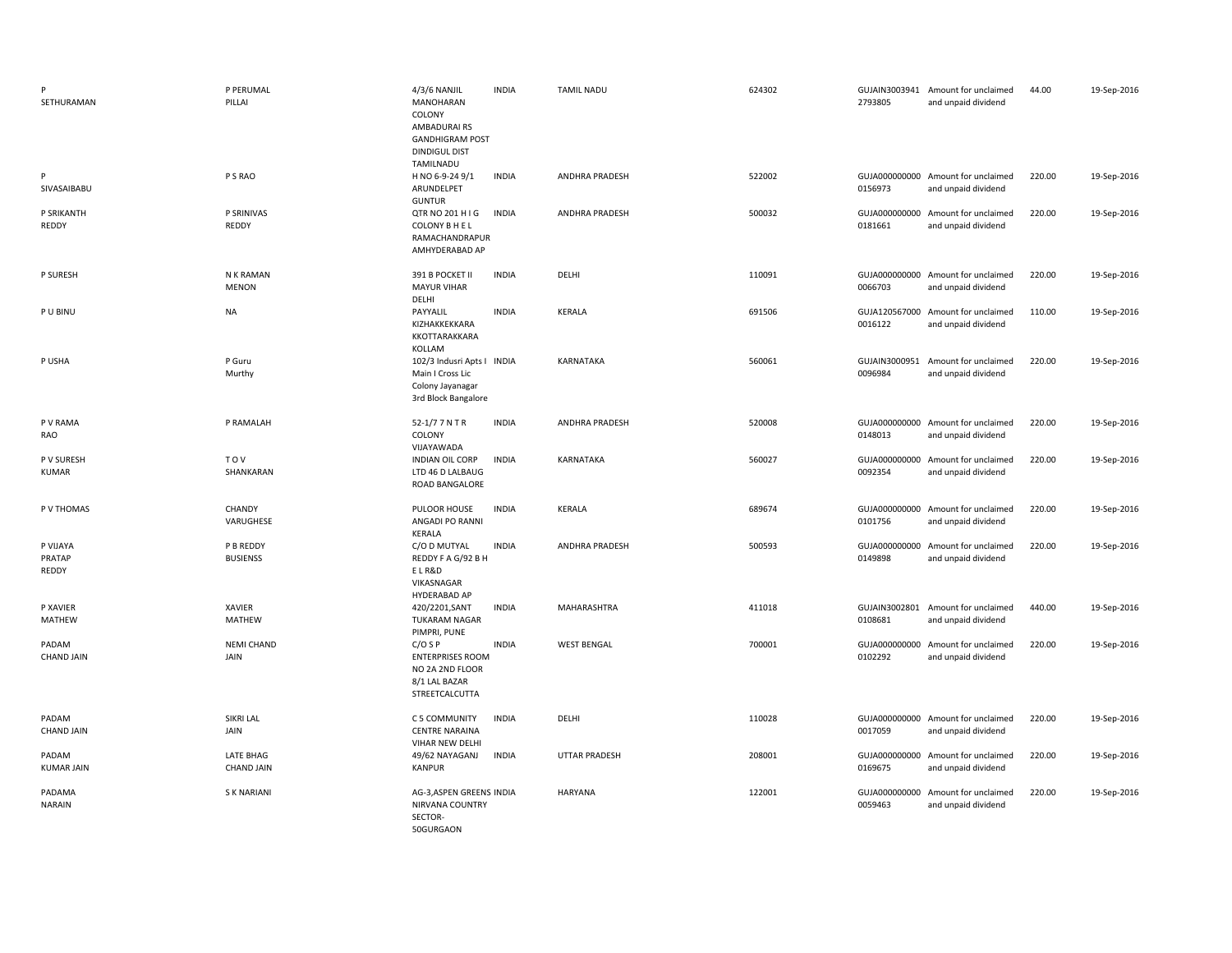| | | | | | | | | | |
|---|---|---|---|---|---|---|---|---|---|
| P SETHURAMAN | P PERUMAL PILLAI | 4/3/6 NANJIL MANOHARAN COLONY AMBADURAI RS GANDHIGRAM POST DINDIGUL DIST TAMILNADU | INDIA | TAMIL NADU | 624302 | GUJAIN3003941 2793805 | Amount for unclaimed and unpaid dividend | 44.00 | 19-Sep-2016 |
| P SIVASAIBABU | P S RAO | H NO 6-9-24 9/1 ARUNDELPET GUNTUR | INDIA | ANDHRA PRADESH | 522002 | GUJA000000000 0156973 | Amount for unclaimed and unpaid dividend | 220.00 | 19-Sep-2016 |
| P SRIKANTH REDDY | P SRINIVAS REDDY | QTR NO 201 H I G COLONY B H E L RAMACHANDRAPUR AMHYDERABAD AP | INDIA | ANDHRA PRADESH | 500032 | GUJA000000000 0181661 | Amount for unclaimed and unpaid dividend | 220.00 | 19-Sep-2016 |
| P SURESH | N K RAMAN MENON | 391 B POCKET II MAYUR VIHAR DELHI | INDIA | DELHI | 110091 | GUJA000000000 0066703 | Amount for unclaimed and unpaid dividend | 220.00 | 19-Sep-2016 |
| P U BINU | NA | PAYYALIL KIZHAKKEKKARA KKOTTARAKKARA KOLLAM | INDIA | KERALA | 691506 | GUJA120567000 0016122 | Amount for unclaimed and unpaid dividend | 110.00 | 19-Sep-2016 |
| P USHA | P Guru Murthy | 102/3 Indusri Apts I Main I Cross Lic Colony Jayanagar 3rd Block Bangalore | INDIA | KARNATAKA | 560061 | GUJAIN3000951 0096984 | Amount for unclaimed and unpaid dividend | 220.00 | 19-Sep-2016 |
| P V RAMA RAO | P RAMALAH | 52-1/7 7 N T R COLONY VIJAYAWADA | INDIA | ANDHRA PRADESH | 520008 | GUJA000000000 0148013 | Amount for unclaimed and unpaid dividend | 220.00 | 19-Sep-2016 |
| P V SURESH KUMAR | T O V SHANKARAN | INDIAN OIL CORP LTD 46 D LALBAUG ROAD BANGALORE | INDIA | KARNATAKA | 560027 | GUJA000000000 0092354 | Amount for unclaimed and unpaid dividend | 220.00 | 19-Sep-2016 |
| P V THOMAS | CHANDY VARUGHESE | PULOOR HOUSE ANGADI PO RANNI KERALA | INDIA | KERALA | 689674 | GUJA000000000 0101756 | Amount for unclaimed and unpaid dividend | 220.00 | 19-Sep-2016 |
| P VIJAYA PRATAP REDDY | P B REDDY BUSIENSS | C/O D MUTYAL REDDY F A G/92 B H E L R&D VIKASNAGAR HYDERABAD AP | INDIA | ANDHRA PRADESH | 500593 | GUJA000000000 0149898 | Amount for unclaimed and unpaid dividend | 220.00 | 19-Sep-2016 |
| P XAVIER MATHEW | XAVIER MATHEW | 420/2201,SANT TUKARAM NAGAR PIMPRI, PUNE | INDIA | MAHARASHTRA | 411018 | GUJAIN3002801 0108681 | Amount for unclaimed and unpaid dividend | 440.00 | 19-Sep-2016 |
| PADAM CHAND JAIN | NEMI CHAND JAIN | C/O S P ENTERPRISES ROOM NO 2A 2ND FLOOR 8/1 LAL BAZAR STREETCALCUTTA | INDIA | WEST BENGAL | 700001 | GUJA000000000 0102292 | Amount for unclaimed and unpaid dividend | 220.00 | 19-Sep-2016 |
| PADAM CHAND JAIN | SIKRI LAL JAIN | C 5 COMMUNITY CENTRE NARAINA VIHAR NEW DELHI | INDIA | DELHI | 110028 | GUJA000000000 0017059 | Amount for unclaimed and unpaid dividend | 220.00 | 19-Sep-2016 |
| PADAM KUMAR JAIN | LATE BHAG CHAND JAIN | 49/62 NAYAGANJ KANPUR | INDIA | UTTAR PRADESH | 208001 | GUJA000000000 0169675 | Amount for unclaimed and unpaid dividend | 220.00 | 19-Sep-2016 |
| PADAMA NARAIN | S K NARIANI | AG-3,ASPEN GREENS NIRVANA COUNTRY SECTOR-50GURGAON | INDIA | HARYANA | 122001 | GUJA000000000 0059463 | Amount for unclaimed and unpaid dividend | 220.00 | 19-Sep-2016 |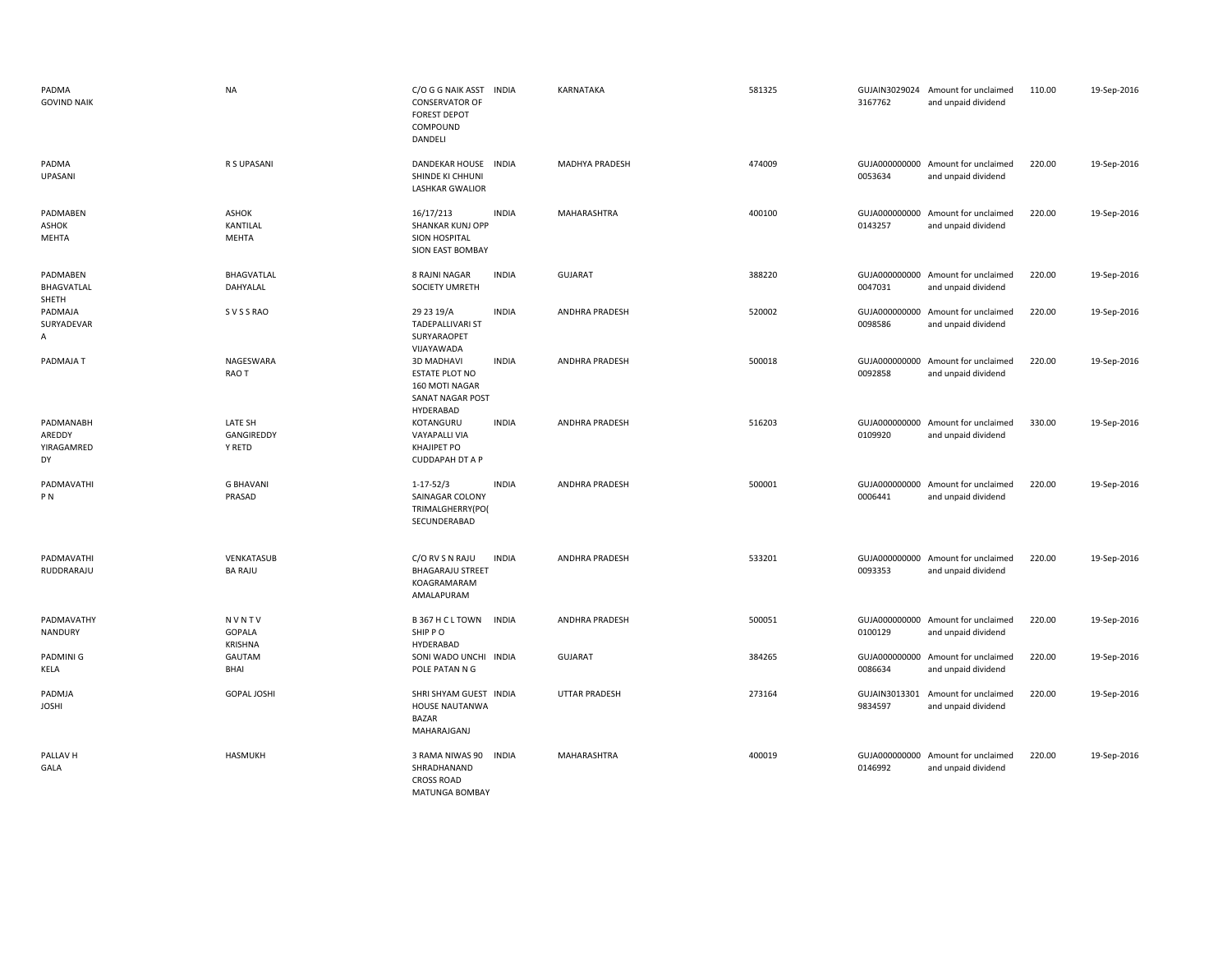| | | | | | | | | | |
|---|---|---|---|---|---|---|---|---|---|
| PADMA GOVIND NAIK | NA | C/O G G NAIK ASST CONSERVATOR OF FOREST DEPOT COMPOUND DANDELI | INDIA | KARNATAKA | 581325 | GUJAIN30290243167762 | Amount for unclaimed and unpaid dividend | 110.00 | 19-Sep-2016 |
| PADMA UPASANI | R S UPASANI | DANDEKAR HOUSE SHINDE KI CHHUNI LASHKAR GWALIOR | INDIA | MADHYA PRADESH | 474009 | GUJA0000000000053634 | Amount for unclaimed and unpaid dividend | 220.00 | 19-Sep-2016 |
| PADMABEN ASHOK MEHTA | ASHOK KANTILAL MEHTA | 16/17/213 SHANKAR KUNJ OPP SION HOSPITAL SION EAST BOMBAY | INDIA | MAHARASHTRA | 400100 | GUJA0000000000143257 | Amount for unclaimed and unpaid dividend | 220.00 | 19-Sep-2016 |
| PADMABEN BHAGVATLAL SHETH | BHAGVATLAL DAHYALAL | 8 RAJNI NAGAR SOCIETY UMRETH | INDIA | GUJARAT | 388220 | GUJA0000000000047031 | Amount for unclaimed and unpaid dividend | 220.00 | 19-Sep-2016 |
| PADMAJA SURYADEVAR A | S V S S RAO | 29 23 19/A TADEPALLIVARI ST SURYARAOPET VIJAYAWADA | INDIA | ANDHRA PRADESH | 520002 | GUJA0000000000098586 | Amount for unclaimed and unpaid dividend | 220.00 | 19-Sep-2016 |
| PADMAJA T | NAGESWARA RAO T | 3D MADHAVI ESTATE PLOT NO 160 MOTI NAGAR SANAT NAGAR POST HYDERABAD | INDIA | ANDHRA PRADESH | 500018 | GUJA0000000000092858 | Amount for unclaimed and unpaid dividend | 220.00 | 19-Sep-2016 |
| PADMANABH AREDDY YIRAGAMRED DY | LATE SH GANGIREDDY Y RETD | KOTANGURU VAYAPALLI VIA KHAJIPET PO CUDDAPAH DT A P | INDIA | ANDHRA PRADESH | 516203 | GUJA0000000000109920 | Amount for unclaimed and unpaid dividend | 330.00 | 19-Sep-2016 |
| PADMAVATHI P N | G BHAVANI PRASAD | 1-17-52/3 SAINAGAR COLONY TRIMALGHERRY(PO( SECUNDERABAD | INDIA | ANDHRA PRADESH | 500001 | GUJA0000000000006441 | Amount for unclaimed and unpaid dividend | 220.00 | 19-Sep-2016 |
| PADMAVATHI RUDDRARAJU | VENKATASUB BA RAJU | C/O RV S N RAJU BHAGARAJU STREET KOAGRAMARAM AMALAPURAM | INDIA | ANDHRA PRADESH | 533201 | GUJA0000000000093353 | Amount for unclaimed and unpaid dividend | 220.00 | 19-Sep-2016 |
| PADMAVATHY NANDURY | N V N T V GOPALA KRISHNA | B 367 H C L TOWN SHIP P O HYDERABAD | INDIA | ANDHRA PRADESH | 500051 | GUJA0000000000100129 | Amount for unclaimed and unpaid dividend | 220.00 | 19-Sep-2016 |
| PADMINI G KELA | GAUTAM BHAI | SONI WADO UNCHI POLE PATAN N G | INDIA | GUJARAT | 384265 | GUJA0000000000086634 | Amount for unclaimed and unpaid dividend | 220.00 | 19-Sep-2016 |
| PADMJA JOSHI | GOPAL JOSHI | SHRI SHYAM GUEST HOUSE NAUTANWA BAZAR MAHARAJGANJ | INDIA | UTTAR PRADESH | 273164 | GUJAIN30133019834597 | Amount for unclaimed and unpaid dividend | 220.00 | 19-Sep-2016 |
| PALLAV H GALA | HASMUKH | 3 RAMA NIWAS 90 SHRADHANAND CROSS ROAD MATUNGA BOMBAY | INDIA | MAHARASHTRA | 400019 | GUJA0000000000146992 | Amount for unclaimed and unpaid dividend | 220.00 | 19-Sep-2016 |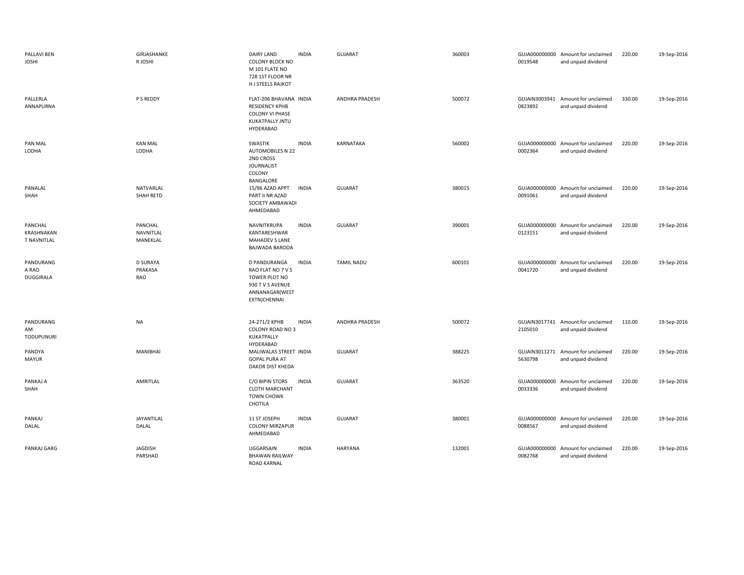| | | | | | | | | | |
|---|---|---|---|---|---|---|---|---|---|
| PALLAVI BEN JOSHI | GIRJASHANKE R JOSHI | DAIRY LAND COLONY BLOCK NO M 101 FLATE NO 728 1ST FLOOR NR H J STEELS RAJKOT | INDIA | GUJARAT | 360003 | GUJA000000000 0019548 | Amount for unclaimed and unpaid dividend | 220.00 | 19-Sep-2016 |
| PALLERLA ANNAPURNA | P S REDDY | FLAT-206 BHAVANA RESIDENCY KPHB COLONY VI PHASE KUKATPALLY JNTU HYDERABAD | INDIA | ANDHRA PRADESH | 500072 | GUJAIN3003941 0823892 | Amount for unclaimed and unpaid dividend | 330.00 | 19-Sep-2016 |
| PAN MAL LODHA | KAN MAL LODHA | SWASTIK AUTOMOBILES N 22 2ND CROSS JOURNALIST COLONY BANGALORE | INDIA | KARNATAKA | 560002 | GUJA000000000 0002364 | Amount for unclaimed and unpaid dividend | 220.00 | 19-Sep-2016 |
| PANALAL SHAH | NATVARLAL SHAH RETD | 15/96 AZAD APPT PART II NR AZAD SOCIETY AMBAWADI AHMEDABAD | INDIA | GUJARAT | 380015 | GUJA000000000 0091061 | Amount for unclaimed and unpaid dividend | 220.00 | 19-Sep-2016 |
| PANCHAL KRASHNAKAN T NAVNITLAL | PANCHAL NAVNITLAL MANEKLAL | NAVNITKRUPA KANTARESHWAR MAHADEV S LANE BAJWADA BARODA | INDIA | GUJARAT | 390001 | GUJA000000000 0123151 | Amount for unclaimed and unpaid dividend | 220.00 | 19-Sep-2016 |
| PANDURANG A RAO DUGGIRALA | D SURAYA PRAKASA RAO | D PANDURANGA RAO FLAT NO 7 V S TOWER PLOT NO 930 T V S AVENUE ANNANAGAR(WEST EXTN)CHENNAI | INDIA | TAMIL NADU | 600101 | GUJA000000000 0041720 | Amount for unclaimed and unpaid dividend | 220.00 | 19-Sep-2016 |
| PANDURANG AM TODUPUNURI | NA | 24-271/2 KPHB COLONY ROAD NO 3 KUKATPALLY HYDERABAD | INDIA | ANDHRA PRADESH | 500072 | GUJAIN3017741 2105010 | Amount for unclaimed and unpaid dividend | 110.00 | 19-Sep-2016 |
| PANDYA MAYUR | MANIBHAI | MALIWALAS STREET GOPAL PURA AT DAKOR DIST KHEDA | INDIA | GUJARAT | 388225 | GUJAIN3011271 5630798 | Amount for unclaimed and unpaid dividend | 220.00 | 19-Sep-2016 |
| PANKAJ A SHAH | AMRITLAL | C/O BIPIN STORS CLOTH MARCHANT TOWN CHOWK CHOTILA | INDIA | GUJARAT | 363520 | GUJA000000000 0033336 | Amount for unclaimed and unpaid dividend | 220.00 | 19-Sep-2016 |
| PANKAJ DALAL | JAYANTILAL DALAL | 11 ST JOSEPH COLONY MIRZAPUR AHMEDABAD | INDIA | GUJARAT | 380001 | GUJA000000000 0088567 | Amount for unclaimed and unpaid dividend | 220.00 | 19-Sep-2016 |
| PANKAJ GARG | JAGDISH PARSHAD | UGGARSAIN BHAWAN RAILWAY ROAD KARNAL | INDIA | HARYANA | 132001 | GUJA000000000 0082768 | Amount for unclaimed and unpaid dividend | 220.00 | 19-Sep-2016 |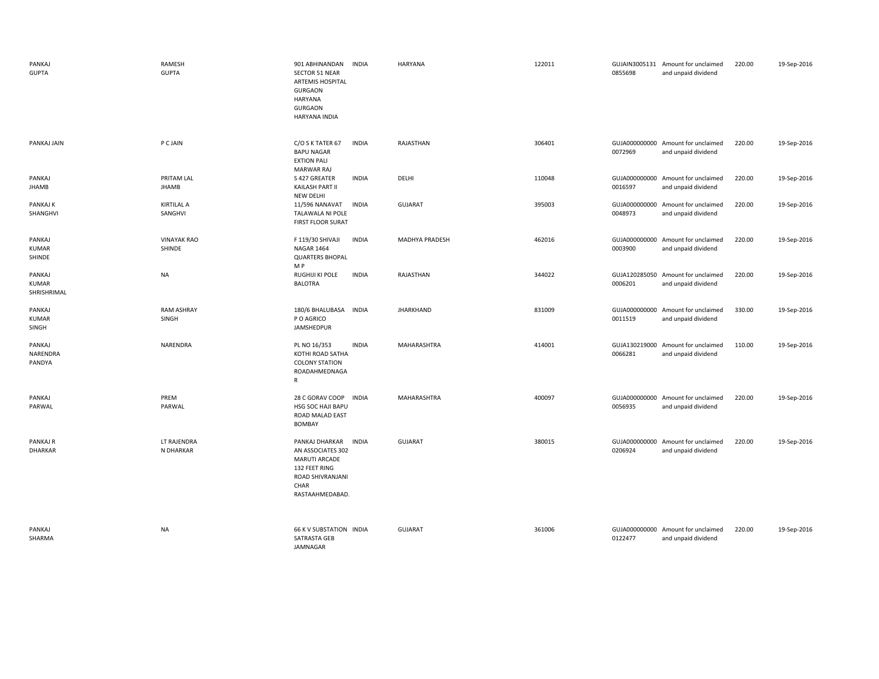| | | | | | | | | | |
|---|---|---|---|---|---|---|---|---|---|
| PANKAJ GUPTA | RAMESH GUPTA | 901 ABHINANDAN SECTOR 51 NEAR ARTEMIS HOSPITAL GURGAON HARYANA GURGAON HARYANA INDIA | INDIA | HARYANA | 122011 | GUJAIN3005131 0855698 | Amount for unclaimed and unpaid dividend | 220.00 | 19-Sep-2016 |
| PANKAJ JAIN | P C JAIN | C/O S K TATER 67 BAPU NAGAR EXTION PALI MARWAR RAJ | INDIA | RAJASTHAN | 306401 | GUJA000000000 0072969 | Amount for unclaimed and unpaid dividend | 220.00 | 19-Sep-2016 |
| PANKAJ JHAMB | PRITAM LAL JHAMB | S 427 GREATER KAILASH PART II NEW DELHI | INDIA | DELHI | 110048 | GUJA000000000 0016597 | Amount for unclaimed and unpaid dividend | 220.00 | 19-Sep-2016 |
| PANKAJ K SHANGHVI | KIRTILAL A SANGHVI | 11/596 NANAVAT TALAWALA NI POLE FIRST FLOOR SURAT | INDIA | GUJARAT | 395003 | GUJA000000000 0048973 | Amount for unclaimed and unpaid dividend | 220.00 | 19-Sep-2016 |
| PANKAJ KUMAR SHINDE | VINAYAK RAO SHINDE | F 119/30 SHIVAJI NAGAR 1464 QUARTERS BHOPAL M P | INDIA | MADHYA PRADESH | 462016 | GUJA000000000 0003900 | Amount for unclaimed and unpaid dividend | 220.00 | 19-Sep-2016 |
| PANKAJ KUMAR SHRISHRIMAL | NA | RUGHIJI KI POLE BALOTRA | INDIA | RAJASTHAN | 344022 | GUJA120285050 0006201 | Amount for unclaimed and unpaid dividend | 220.00 | 19-Sep-2016 |
| PANKAJ KUMAR SINGH | RAM ASHRAY SINGH | 180/6 BHALUBASA P O AGRICO JAMSHEDPUR | INDIA | JHARKHAND | 831009 | GUJA000000000 0011519 | Amount for unclaimed and unpaid dividend | 330.00 | 19-Sep-2016 |
| PANKAJ NARENDRA PANDYA | NARENDRA | PL NO 16/353 KOTHI ROAD SATHA COLONY STATION ROADAHMEDNAGA R | INDIA | MAHARASHTRA | 414001 | GUJA130219000 0066281 | Amount for unclaimed and unpaid dividend | 110.00 | 19-Sep-2016 |
| PANKAJ PARWAL | PREM PARWAL | 28 C GORAV COOP HSG SOC HAJI BAPU ROAD MALAD EAST BOMBAY | INDIA | MAHARASHTRA | 400097 | GUJA000000000 0056935 | Amount for unclaimed and unpaid dividend | 220.00 | 19-Sep-2016 |
| PANKAJ R DHARKAR | LT RAJENDRA N DHARKAR | PANKAJ DHARKAR AN ASSOCIATES 302 MARUTI ARCADE 132 FEET RING ROAD SHIVRANJANI CHAR RASTAAHMEDABAD. | INDIA | GUJARAT | 380015 | GUJA000000000 0206924 | Amount for unclaimed and unpaid dividend | 220.00 | 19-Sep-2016 |
| PANKAJ SHARMA | NA | 66 K V SUBSTATION SATRASTA GEB JAMNAGAR | INDIA | GUJARAT | 361006 | GUJA000000000 0122477 | Amount for unclaimed and unpaid dividend | 220.00 | 19-Sep-2016 |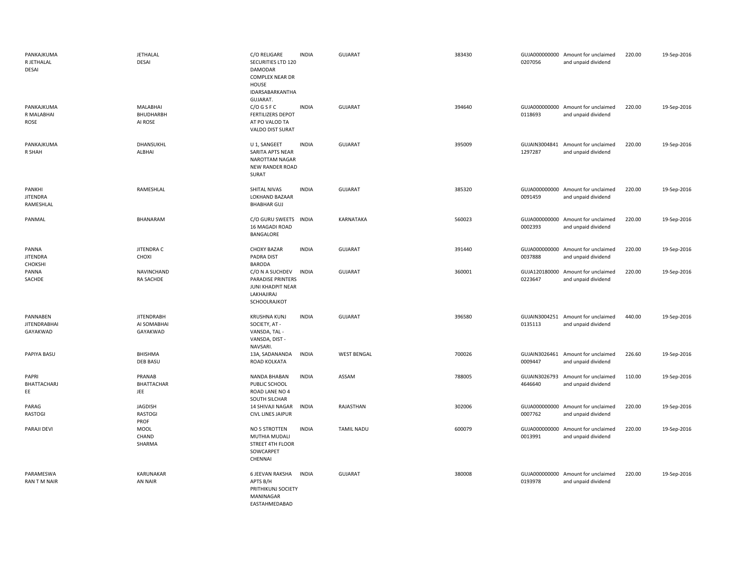| | | | | | | | | | |
|---|---|---|---|---|---|---|---|---|---|
| PANKAJKUMAR JETHALAL DESAI | JETHALAL DESAI | C/O RELIGARE SECURITIES LTD 120 DAMODAR COMPLEX NEAR DR HOUSE IDARSABARKANTHA GUJARAT. | INDIA | GUJARAT | 383430 | GUJA0000000000207056 | Amount for unclaimed and unpaid dividend | 220.00 | 19-Sep-2016 |
| PANKAJKUMAR MALABHAI ROSE | MALABHAI BHUDHARBHAI ROSE | C/O G S F C FERTILIZERS DEPOT AT PO VALOD TA VALDO DIST SURAT | INDIA | GUJARAT | 394640 | GUJA0000000000118693 | Amount for unclaimed and unpaid dividend | 220.00 | 19-Sep-2016 |
| PANKAJKUMAR SHAH | DHANSUKHLALBHAI | U 1, SANGEET SARITA APTS NEAR NAROTTAM NAGAR NEW RANDER ROAD SURAT | INDIA | GUJARAT | 395009 | GUJAIN30048411297287 | Amount for unclaimed and unpaid dividend | 220.00 | 19-Sep-2016 |
| PANKHI JITENDRA RAMESHLAL | RAMESHLAL | SHITAL NIVAS LOKHAND BAZAAR BHABHAR GUJ | INDIA | GUJARAT | 385320 | GUJA0000000000091459 | Amount for unclaimed and unpaid dividend | 220.00 | 19-Sep-2016 |
| PANMAL | BHANARAM | C/O GURU SWEETS 16 MAGADI ROAD BANGALORE | INDIA | KARNATAKA | 560023 | GUJA0000000000002393 | Amount for unclaimed and unpaid dividend | 220.00 | 19-Sep-2016 |
| PANNA JITENDRA CHOKSHI | JITENDRA C CHOXI | CHOXY BAZAR PADRA DIST BARODA | INDIA | GUJARAT | 391440 | GUJA0000000000037888 | Amount for unclaimed and unpaid dividend | 220.00 | 19-Sep-2016 |
| PANNA SACHDE | NAVINCHANDRA SACHDE | C/O N A SUCHDEV PARADISE PRINTERS JUNI KHADPIT NEAR LAKHAJIRAJ SCHOOLRAJKOT | INDIA | GUJARAT | 360001 | GUJA1201800000223647 | Amount for unclaimed and unpaid dividend | 220.00 | 19-Sep-2016 |
| PANNABEN JITENDRABHAI GAYAKWAD | JITENDRABHAI SOMABHAI GAYAKWAD | KRUSHNA KUNJ SOCIETY, AT - VANSDA, TAL - VANSDA, DIST - NAVSARI. | INDIA | GUJARAT | 396580 | GUJAIN30042510135113 | Amount for unclaimed and unpaid dividend | 440.00 | 19-Sep-2016 |
| PAPIYA BASU | BHISHMA DEB BASU | 13A, SADANANDA ROAD KOLKATA | INDIA | WEST BENGAL | 700026 | GUJAIN30264610009447 | Amount for unclaimed and unpaid dividend | 226.60 | 19-Sep-2016 |
| PAPRI BHATTACHARJEE | PRANAB BHATTACHARJEE | NANDA BHABAN PUBLIC SCHOOL ROAD LANE NO 4 SOUTH SILCHAR | INDIA | ASSAM | 788005 | GUJAIN30267934646640 | Amount for unclaimed and unpaid dividend | 110.00 | 19-Sep-2016 |
| PARAG RASTOGI | JAGDISH RASTOGI PROF | 14 SHIVAJI NAGAR CIVL LINES JAIPUR | INDIA | RAJASTHAN | 302006 | GUJA0000000000007762 | Amount for unclaimed and unpaid dividend | 220.00 | 19-Sep-2016 |
| PARAJI DEVI | MOOL CHAND SHARMA | NO 5 STROTTEN MUTHIA MUDALI STREET 4TH FLOOR SOWCARPET CHENNAI | INDIA | TAMIL NADU | 600079 | GUJA0000000000013991 | Amount for unclaimed and unpaid dividend | 220.00 | 19-Sep-2016 |
| PARAMESWARAN T M NAIR | KARUNAKARAN NAIR | 6 JEEVAN RAKSHA APTS B/H PRITHIKUNJ SOCIETY MANINAGAR EASTAHMEDABAD | INDIA | GUJARAT | 380008 | GUJA0000000000193978 | Amount for unclaimed and unpaid dividend | 220.00 | 19-Sep-2016 |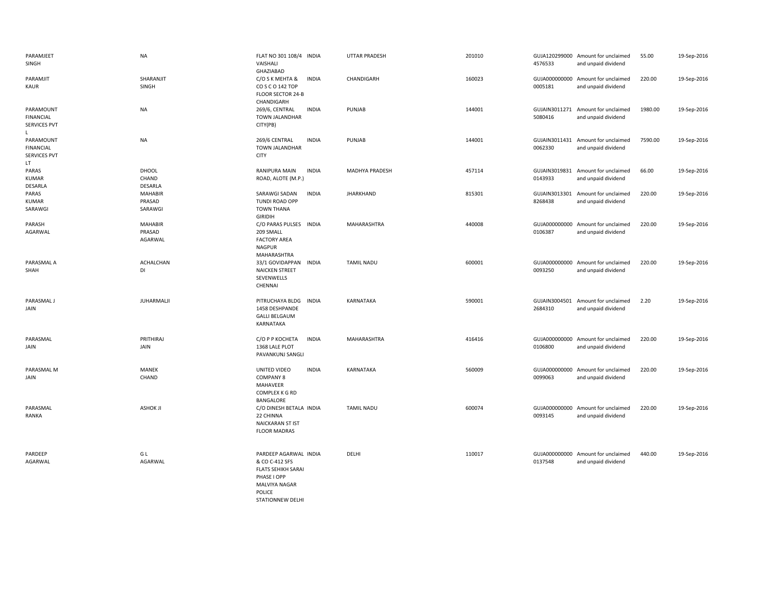| | | | | | | | | | |
|---|---|---|---|---|---|---|---|---|---|
| PARAMJEET SINGH | NA | FLAT NO 301 108/4 VAISHALI GHAZIABAD | INDIA | UTTAR PRADESH | 201010 | GUJA120299000 4576533 | Amount for unclaimed and unpaid dividend | 55.00 | 19-Sep-2016 |
| PARAMJIT KAUR | SHARANJIT SINGH | C/O S K MEHTA & CO S C O 142 TOP FLOOR SECTOR 24-B CHANDIGARH | INDIA | CHANDIGARH | 160023 | GUJA000000000 0005181 | Amount for unclaimed and unpaid dividend | 220.00 | 19-Sep-2016 |
| PARAMOUNT FINANCIAL SERVICES PVT L | NA | 269/6, CENTRAL TOWN JALANDHAR CITY(PB) | INDIA | PUNJAB | 144001 | GUJAIN3011271 5080416 | Amount for unclaimed and unpaid dividend | 1980.00 | 19-Sep-2016 |
| PARAMOUNT FINANCIAL SERVICES PVT LT | NA | 269/6 CENTRAL TOWN JALANDHAR CITY | INDIA | PUNJAB | 144001 | GUJAIN3011431 0062330 | Amount for unclaimed and unpaid dividend | 7590.00 | 19-Sep-2016 |
| PARAS KUMAR DESARLA | DHOOL CHAND DESARLA | RANIPURA MAIN ROAD, ALOTE (M.P.) | INDIA | MADHYA PRADESH | 457114 | GUJAIN3019831 0143933 | Amount for unclaimed and unpaid dividend | 66.00 | 19-Sep-2016 |
| PARAS KUMAR SARAWGI | MAHABIR PRASAD SARAWGI | SARAWGI SADAN TUNDI ROAD OPP TOWN THANA GIRIDIH | INDIA | JHARKHAND | 815301 | GUJAIN3013301 8268438 | Amount for unclaimed and unpaid dividend | 220.00 | 19-Sep-2016 |
| PARASH AGARWAL | MAHABIR PRASAD AGARWAL | C/O PARAS PULSES 209 SMALL FACTORY AREA NAGPUR MAHARASHTRA | INDIA | MAHARASHTRA | 440008 | GUJA000000000 0106387 | Amount for unclaimed and unpaid dividend | 220.00 | 19-Sep-2016 |
| PARASMAL A SHAH | ACHALCHAN DI | 33/1 GOVIDAPPAN NAICKEN STREET SEVENWELLS CHENNAI | INDIA | TAMIL NADU | 600001 | GUJA000000000 0093250 | Amount for unclaimed and unpaid dividend | 220.00 | 19-Sep-2016 |
| PARASMAL J JAIN | JUHARMALJI | PITRUCHAYA BLDG 1458 DESHPANDE GALLI BELGAUM KARNATAKA | INDIA | KARNATAKA | 590001 | GUJAIN3004501 2684310 | Amount for unclaimed and unpaid dividend | 2.20 | 19-Sep-2016 |
| PARASMAL JAIN | PRITHIRAJ JAIN | C/O P P KOCHETA 1368 LALE PLOT PAVANKUNJ SANGLI | INDIA | MAHARASHTRA | 416416 | GUJA000000000 0106800 | Amount for unclaimed and unpaid dividend | 220.00 | 19-Sep-2016 |
| PARASMAL M JAIN | MANEK CHAND | UNITED VIDEO COMPANY 8 MAHAVEER COMPLEX K G RD BANGALORE | INDIA | KARNATAKA | 560009 | GUJA000000000 0099063 | Amount for unclaimed and unpaid dividend | 220.00 | 19-Sep-2016 |
| PARASMAL RANKA | ASHOK JI | C/O DINESH BETALA 22 CHINNA NAICKARAN ST IST FLOOR MADRAS | INDIA | TAMIL NADU | 600074 | GUJA000000000 0093145 | Amount for unclaimed and unpaid dividend | 220.00 | 19-Sep-2016 |
| PARDEEP AGARWAL | G L AGARWAL | PARDEEP AGARWAL & CO C-412 SFS FLATS SEHIKH SARAI PHASE I OPP MALVIYA NAGAR POLICE STATIONNEW DELHI | INDIA | DELHI | 110017 | GUJA000000000 0137548 | Amount for unclaimed and unpaid dividend | 440.00 | 19-Sep-2016 |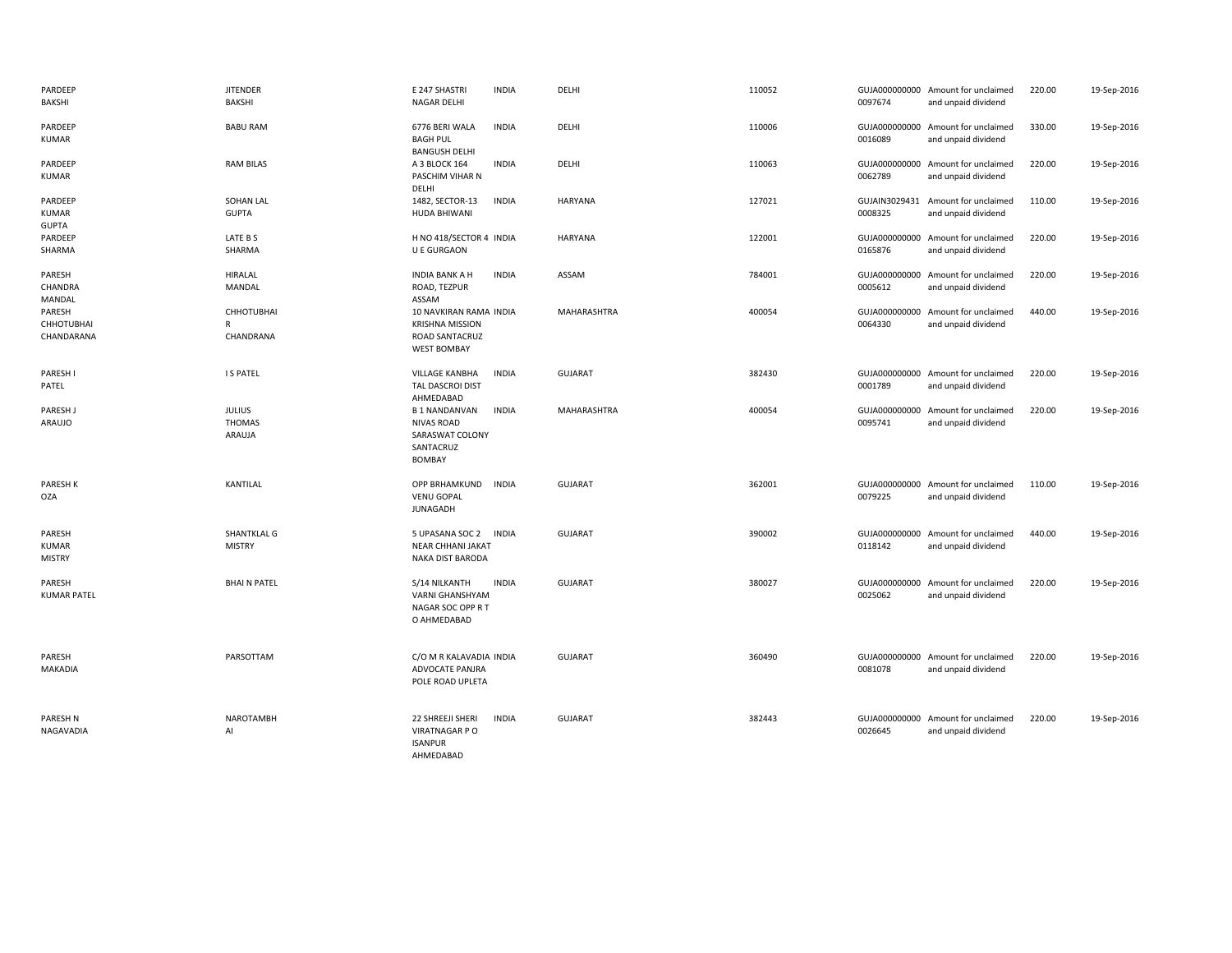| | | | | | | | | | |
|---|---|---|---|---|---|---|---|---|---|
| PARDEEP BAKSHI | JITENDER BAKSHI | E 247 SHASTRI NAGAR DELHI | INDIA | DELHI | 110052 | GUJA000000000 0097674 | Amount for unclaimed and unpaid dividend | 220.00 | 19-Sep-2016 |
| PARDEEP KUMAR | BABU RAM | 6776 BERI WALA BAGH PUL BANGUSH DELHI | INDIA | DELHI | 110006 | GUJA000000000 0016089 | Amount for unclaimed and unpaid dividend | 330.00 | 19-Sep-2016 |
| PARDEEP KUMAR | RAM BILAS | A 3 BLOCK 164 PASCHIM VIHAR N DELHI | INDIA | DELHI | 110063 | GUJA000000000 0062789 | Amount for unclaimed and unpaid dividend | 220.00 | 19-Sep-2016 |
| PARDEEP KUMAR GUPTA | SOHAN LAL GUPTA | 1482, SECTOR-13 HUDA BHIWANI | INDIA | HARYANA | 127021 | GUJAIN3029431 0008325 | Amount for unclaimed and unpaid dividend | 110.00 | 19-Sep-2016 |
| PARDEEP SHARMA | LATE B S SHARMA | H NO 418/SECTOR 4 U E GURGAON | INDIA | HARYANA | 122001 | GUJA000000000 0165876 | Amount for unclaimed and unpaid dividend | 220.00 | 19-Sep-2016 |
| PARESH CHANDRA MANDAL | HIRALAL MANDAL | INDIA BANK A H ROAD, TEZPUR ASSAM | INDIA | ASSAM | 784001 | GUJA000000000 0005612 | Amount for unclaimed and unpaid dividend | 220.00 | 19-Sep-2016 |
| PARESH CHHOTUBHAI CHANDARANA | CHHOTUBHAI R CHANDRANA | 10 NAVKIRAN RAMA KRISHNA MISSION ROAD SANTACRUZ WEST BOMBAY | INDIA | MAHARASHTRA | 400054 | GUJA000000000 0064330 | Amount for unclaimed and unpaid dividend | 440.00 | 19-Sep-2016 |
| PARESH I PATEL | I S PATEL | VILLAGE KANBHA TAL DASCROI DIST AHMEDABAD | INDIA | GUJARAT | 382430 | GUJA000000000 0001789 | Amount for unclaimed and unpaid dividend | 220.00 | 19-Sep-2016 |
| PARESH J ARAUJO | JULIUS THOMAS ARAUJA | B 1 NANDANVAN NIVAS ROAD SARASWAT COLONY SANTACRUZ BOMBAY | INDIA | MAHARASHTRA | 400054 | GUJA000000000 0095741 | Amount for unclaimed and unpaid dividend | 220.00 | 19-Sep-2016 |
| PARESH K OZA | KANTILAL | OPP BRHAMKUND VENU GOPAL JUNAGADH | INDIA | GUJARAT | 362001 | GUJA000000000 0079225 | Amount for unclaimed and unpaid dividend | 110.00 | 19-Sep-2016 |
| PARESH KUMAR MISTRY | SHANTKLAL G MISTRY | 5 UPASANA SOC 2 NEAR CHHANI JAKAT NAKA DIST BARODA | INDIA | GUJARAT | 390002 | GUJA000000000 0118142 | Amount for unclaimed and unpaid dividend | 440.00 | 19-Sep-2016 |
| PARESH KUMAR PATEL | BHAI N PATEL | S/14 NILKANTH VARNI GHANSHYAM NAGAR SOC OPP R T O AHMEDABAD | INDIA | GUJARAT | 380027 | GUJA000000000 0025062 | Amount for unclaimed and unpaid dividend | 220.00 | 19-Sep-2016 |
| PARESH MAKADIA | PARSOTTAM | C/O M R KALAVADIA ADVOCATE PANJRA POLE ROAD UPLETA | INDIA | GUJARAT | 360490 | GUJA000000000 0081078 | Amount for unclaimed and unpaid dividend | 220.00 | 19-Sep-2016 |
| PARESH N NAGAVADIA | NAROTAMBH AI | 22 SHREEJI SHERI VIRATNAGAR P O ISANPUR AHMEDABAD | INDIA | GUJARAT | 382443 | GUJA000000000 0026645 | Amount for unclaimed and unpaid dividend | 220.00 | 19-Sep-2016 |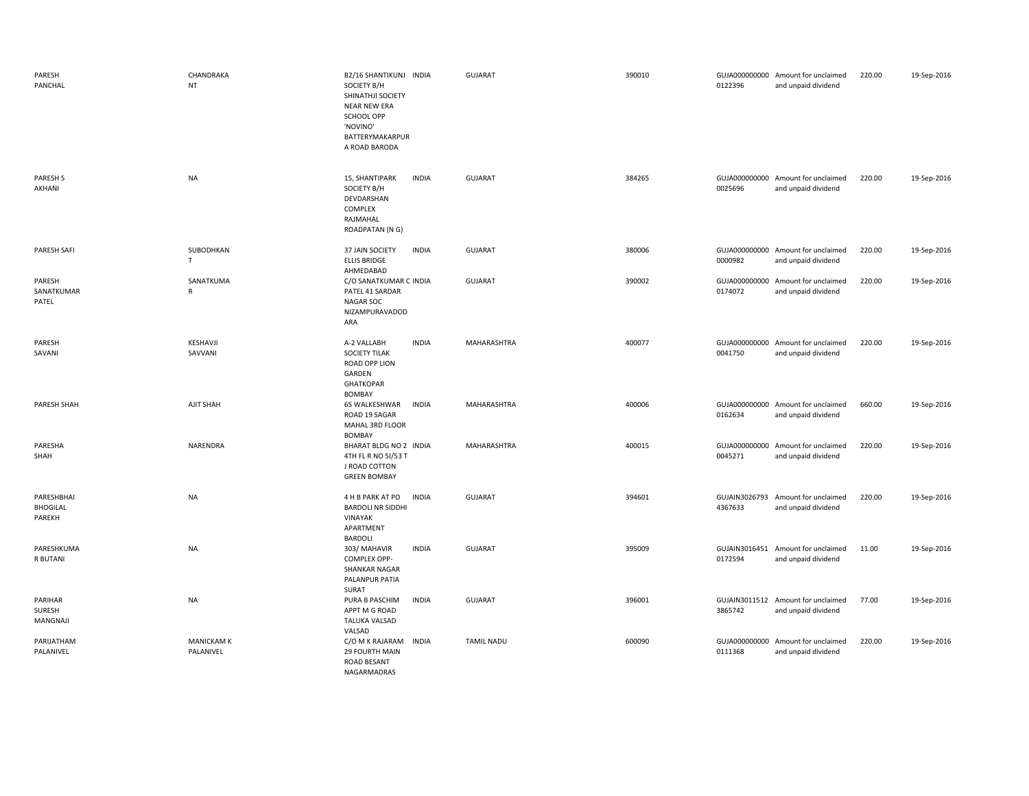| | | | | | | | | | |
|---|---|---|---|---|---|---|---|---|---|
| PARESH PANCHAL | CHANDRAKANT | B2/16 SHANTIKUNJ SOCIETY B/H SHINATHJI SOCIETY NEAR NEW ERA SCHOOL OPP 'NOVINO' BATTERYMAKARPURA ROAD BARODA | INDIA | GUJARAT | 390010 | GUJA0000000000122396 | Amount for unclaimed and unpaid dividend | 220.00 | 19-Sep-2016 |
| PARESH S AKHANI | NA | 15, SHANTIPARK SOCIETY B/H DEVDARSHAN COMPLEX RAJMAHAL ROADPATAN (N G) | INDIA | GUJARAT | 384265 | GUJA0000000000025696 | Amount for unclaimed and unpaid dividend | 220.00 | 19-Sep-2016 |
| PARESH SAFI | SUBODHKANT | 37 JAIN SOCIETY ELLIS BRIDGE AHMEDABAD | INDIA | GUJARAT | 380006 | GUJA0000000000000982 | Amount for unclaimed and unpaid dividend | 220.00 | 19-Sep-2016 |
| PARESH SANATKUMAR PATEL | SANATKUMAR | C/O SANATKUMAR C PATEL 41 SARDAR NAGAR SOC NIZAMPURAVADODARA | INDIA | GUJARAT | 390002 | GUJA0000000000174072 | Amount for unclaimed and unpaid dividend | 220.00 | 19-Sep-2016 |
| PARESH SAVANI | KESHAVJI SAVVANI | A-2 VALLABH SOCIETY TILAK ROAD OPP LION GARDEN GHATKOPAR BOMBAY | INDIA | MAHARASHTRA | 400077 | GUJA0000000000041750 | Amount for unclaimed and unpaid dividend | 220.00 | 19-Sep-2016 |
| PARESH SHAH | AJIT SHAH | 65 WALKESHWAR ROAD 19 SAGAR MAHAL 3RD FLOOR BOMBAY | INDIA | MAHARASHTRA | 400006 | GUJA0000000000162634 | Amount for unclaimed and unpaid dividend | 660.00 | 19-Sep-2016 |
| PARESHA SHAH | NARENDRA | BHARAT BLDG NO 2 4TH FL R NO 5I/53 T J ROAD COTTON GREEN BOMBAY | INDIA | MAHARASHTRA | 400015 | GUJA0000000000045271 | Amount for unclaimed and unpaid dividend | 220.00 | 19-Sep-2016 |
| PARESHBHAI BHOGILAL PAREKH | NA | 4 H B PARK AT PO BARDOLI NR SIDDHI VINAYAK APARTMENT BARDOLI | INDIA | GUJARAT | 394601 | GUJAIN30267934367633 | Amount for unclaimed and unpaid dividend | 220.00 | 19-Sep-2016 |
| PARESHKUMAR BUTANI | NA | 303/ MAHAVIR COMPLEX OPP-SHANKAR NAGAR PALANPUR PATIA SURAT | INDIA | GUJARAT | 395009 | GUJAIN30164510172594 | Amount for unclaimed and unpaid dividend | 11.00 | 19-Sep-2016 |
| PARIHAR SURESH MANGNAJI | NA | PURA B PASCHIM APPT M G ROAD TALUKA VALSAD VALSAD | INDIA | GUJARAT | 396001 | GUJAIN30115123865742 | Amount for unclaimed and unpaid dividend | 77.00 | 19-Sep-2016 |
| PARIJATHAM PALANIVEL | MANICKAM K PALANIVEL | C/O M K RAJARAM 29 FOURTH MAIN ROAD BESANT NAGARMADRAS | INDIA | TAMIL NADU | 600090 | GUJA0000000000111368 | Amount for unclaimed and unpaid dividend | 220.00 | 19-Sep-2016 |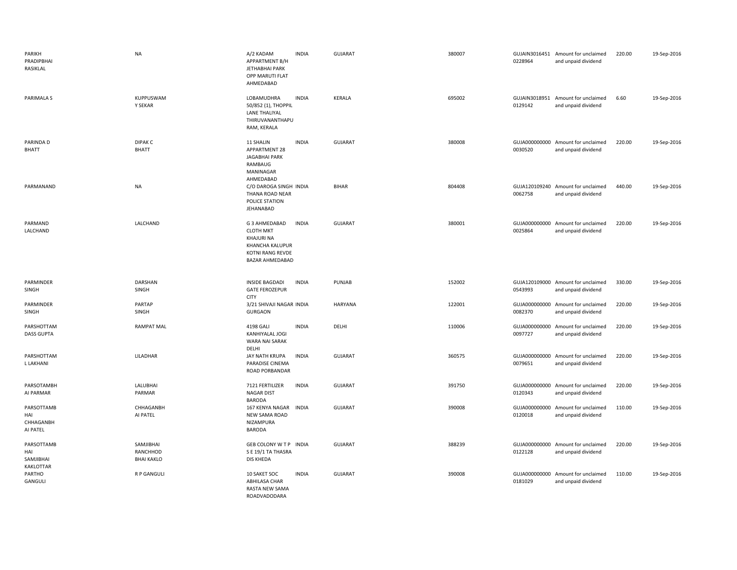| | | | | | | | | | |
|---|---|---|---|---|---|---|---|---|---|
| PARIKH PRADIPBHAI RASIKLAL | NA | A/2 KADAM APPARTMENT B/H JETHABHAI PARK OPP MARUTI FLAT AHMEDABAD | INDIA | GUJARAT | 380007 | GUJAIN3016451 0228964 | Amount for unclaimed and unpaid dividend | 220.00 | 19-Sep-2016 |
| PARIMALA S | KUPPUSWAM Y SEKAR | LOBAMUDHRA 50/852 (1), THOPPIL LANE THALIYAL THIRUVANANTHAPU RAM, KERALA | INDIA | KERALA | 695002 | GUJAIN3018951 0129142 | Amount for unclaimed and unpaid dividend | 6.60 | 19-Sep-2016 |
| PARINDA D BHATT | DIPAK C BHATT | 11 SHALIN APPARTMENT 28 JAGABHAI PARK RAMBAUG MANINAGAR AHMEDABAD | INDIA | GUJARAT | 380008 | GUJA000000000 0030520 | Amount for unclaimed and unpaid dividend | 220.00 | 19-Sep-2016 |
| PARMANAND | NA | C/O DAROGA SINGH THANA ROAD NEAR POLICE STATION JEHANABAD | INDIA | BIHAR | 804408 | GUJA120109240 0062758 | Amount for unclaimed and unpaid dividend | 440.00 | 19-Sep-2016 |
| PARMAND LALCHAND | LALCHAND | G 3 AHMEDABAD CLOTH MKT KHAJURI NA KHANCHA KALUPUR KOTNI RANG REVDE BAZAR AHMEDABAD | INDIA | GUJARAT | 380001 | GUJA000000000 0025864 | Amount for unclaimed and unpaid dividend | 220.00 | 19-Sep-2016 |
| PARMINDER SINGH | DARSHAN SINGH | INSIDE BAGDADI GATE FEROZEPUR CITY | INDIA | PUNJAB | 152002 | GUJA120109000 0543993 | Amount for unclaimed and unpaid dividend | 330.00 | 19-Sep-2016 |
| PARMINDER SINGH | PARTAP SINGH | 3/21 SHIVAJI NAGAR GURGAON | INDIA | HARYANA | 122001 | GUJA000000000 0082370 | Amount for unclaimed and unpaid dividend | 220.00 | 19-Sep-2016 |
| PARSHOTTAM DASS GUPTA | RAMPAT MAL | 4198 GALI KANHIYALAL JOGI WARA NAI SARAK DELHI | INDIA | DELHI | 110006 | GUJA000000000 0097727 | Amount for unclaimed and unpaid dividend | 220.00 | 19-Sep-2016 |
| PARSHOTTAM L LAKHANI | LILADHAR | JAY NATH KRUPA PARADISE CINEMA ROAD PORBANDAR | INDIA | GUJARAT | 360575 | GUJA000000000 0079651 | Amount for unclaimed and unpaid dividend | 220.00 | 19-Sep-2016 |
| PARSOTAMBH AI PARMAR | LALUBHAI PARMAR | 7121 FERTILIZER NAGAR DIST BARODA | INDIA | GUJARAT | 391750 | GUJA000000000 0120343 | Amount for unclaimed and unpaid dividend | 220.00 | 19-Sep-2016 |
| PARSOTTAMB HAI CHHAGANBH AI PATEL | CHHAGANBH AI PATEL | 167 KENYA NAGAR NEW SAMA ROAD NIZAMPURA BARODA | INDIA | GUJARAT | 390008 | GUJA000000000 0120018 | Amount for unclaimed and unpaid dividend | 110.00 | 19-Sep-2016 |
| PARSOTTAMB HAI SAMJIBHAI KAKLOTTAR | SAMJIBHAI RANCHHOD BHAI KAKLO | GEB COLONY W T P S E 19/1 TA THASRA DIS KHEDA | INDIA | GUJARAT | 388239 | GUJA000000000 0122128 | Amount for unclaimed and unpaid dividend | 220.00 | 19-Sep-2016 |
| PARTHO GANGULI | R P GANGULI | 10 SAKET SOC ABHILASA CHAR RASTA NEW SAMA ROADVADODARA | INDIA | GUJARAT | 390008 | GUJA000000000 0181029 | Amount for unclaimed and unpaid dividend | 110.00 | 19-Sep-2016 |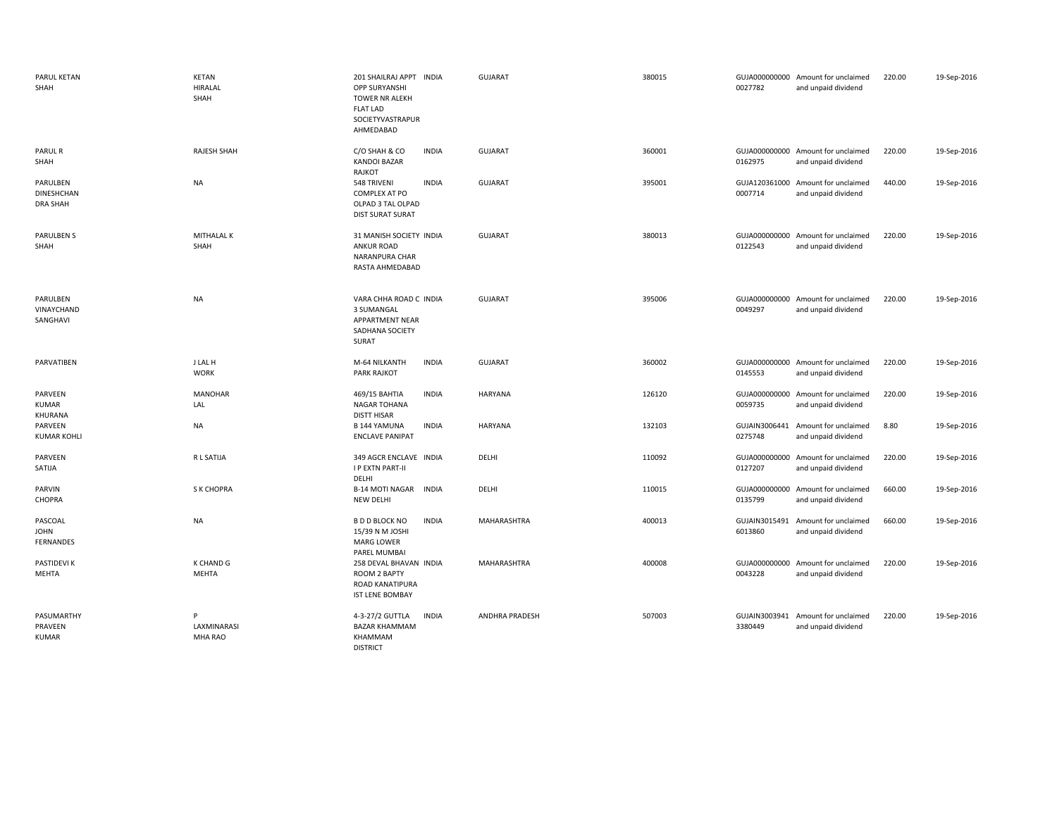| | | | | | | | | | |
|---|---|---|---|---|---|---|---|---|---|
| PARUL KETAN SHAH | KETAN HIRALAL SHAH | 201 SHAILRAJ APPT OPP SURYANSHI TOWER NR ALEKH FLAT LAD SOCIETYVASTRAPUR AHMEDABAD | INDIA | GUJARAT | 380015 | GUJA000000000 0027782 | Amount for unclaimed and unpaid dividend | 220.00 | 19-Sep-2016 |
| PARUL R SHAH | RAJESH SHAH | C/O SHAH & CO KANDOI BAZAR RAJKOT | INDIA | GUJARAT | 360001 | GUJA000000000 0162975 | Amount for unclaimed and unpaid dividend | 220.00 | 19-Sep-2016 |
| PARULBEN DINESHCHAN DRA SHAH | NA | 548 TRIVENI COMPLEX AT PO OLPAD 3 TAL OLPAD DIST SURAT SURAT | INDIA | GUJARAT | 395001 | GUJA120361000 0007714 | Amount for unclaimed and unpaid dividend | 440.00 | 19-Sep-2016 |
| PARULBEN S SHAH | MITHALAL K SHAH | 31 MANISH SOCIETY ANKUR ROAD NARANPURA CHAR RASTA AHMEDABAD | INDIA | GUJARAT | 380013 | GUJA000000000 0122543 | Amount for unclaimed and unpaid dividend | 220.00 | 19-Sep-2016 |
| PARULBEN VINAYCHAND SANGHAVI | NA | VARA CHHA ROAD C 3 SUMANGAL APPARTMENT NEAR SADHANA SOCIETY SURAT | INDIA | GUJARAT | 395006 | GUJA000000000 0049297 | Amount for unclaimed and unpaid dividend | 220.00 | 19-Sep-2016 |
| PARVATIBEN | J LAL H WORK | M-64 NILKANTH PARK RAJKOT | INDIA | GUJARAT | 360002 | GUJA000000000 0145553 | Amount for unclaimed and unpaid dividend | 220.00 | 19-Sep-2016 |
| PARVEEN KUMAR KHURANA | MANOHAR LAL | 469/15 BAHTIA NAGAR TOHANA DISTT HISAR | INDIA | HARYANA | 126120 | GUJA000000000 0059735 | Amount for unclaimed and unpaid dividend | 220.00 | 19-Sep-2016 |
| PARVEEN KUMAR KOHLI | NA | B 144 YAMUNA ENCLAVE PANIPAT | INDIA | HARYANA | 132103 | GUJAIN3006441 0275748 | Amount for unclaimed and unpaid dividend | 8.80 | 19-Sep-2016 |
| PARVEEN SATIJA | R L SATIJA | 349 AGCR ENCLAVE I P EXTN PART-II DELHI | INDIA | DELHI | 110092 | GUJA000000000 0127207 | Amount for unclaimed and unpaid dividend | 220.00 | 19-Sep-2016 |
| PARVIN CHOPRA | S K CHOPRA | B-14 MOTI NAGAR NEW DELHI | INDIA | DELHI | 110015 | GUJA000000000 0135799 | Amount for unclaimed and unpaid dividend | 660.00 | 19-Sep-2016 |
| PASCOAL JOHN FERNANDES | NA | B D D BLOCK NO 15/39 N M JOSHI MARG LOWER PAREL MUMBAI | INDIA | MAHARASHTRA | 400013 | GUJAIN3015491 6013860 | Amount for unclaimed and unpaid dividend | 660.00 | 19-Sep-2016 |
| PASTIDEVI K MEHTA | K CHAND G MEHTA | 258 DEVAL BHAVAN ROOM 2 BAPTY ROAD KANATIPURA IST LENE BOMBAY | INDIA | MAHARASHTRA | 400008 | GUJA000000000 0043228 | Amount for unclaimed and unpaid dividend | 220.00 | 19-Sep-2016 |
| PASUMARTHY PRAVEEN KUMAR | P LAXMINARASI MHA RAO | 4-3-27/2 GUTTLA BAZAR KHAMMAM KHAMMAM DISTRICT | INDIA | ANDHRA PRADESH | 507003 | GUJAIN3003941 3380449 | Amount for unclaimed and unpaid dividend | 220.00 | 19-Sep-2016 |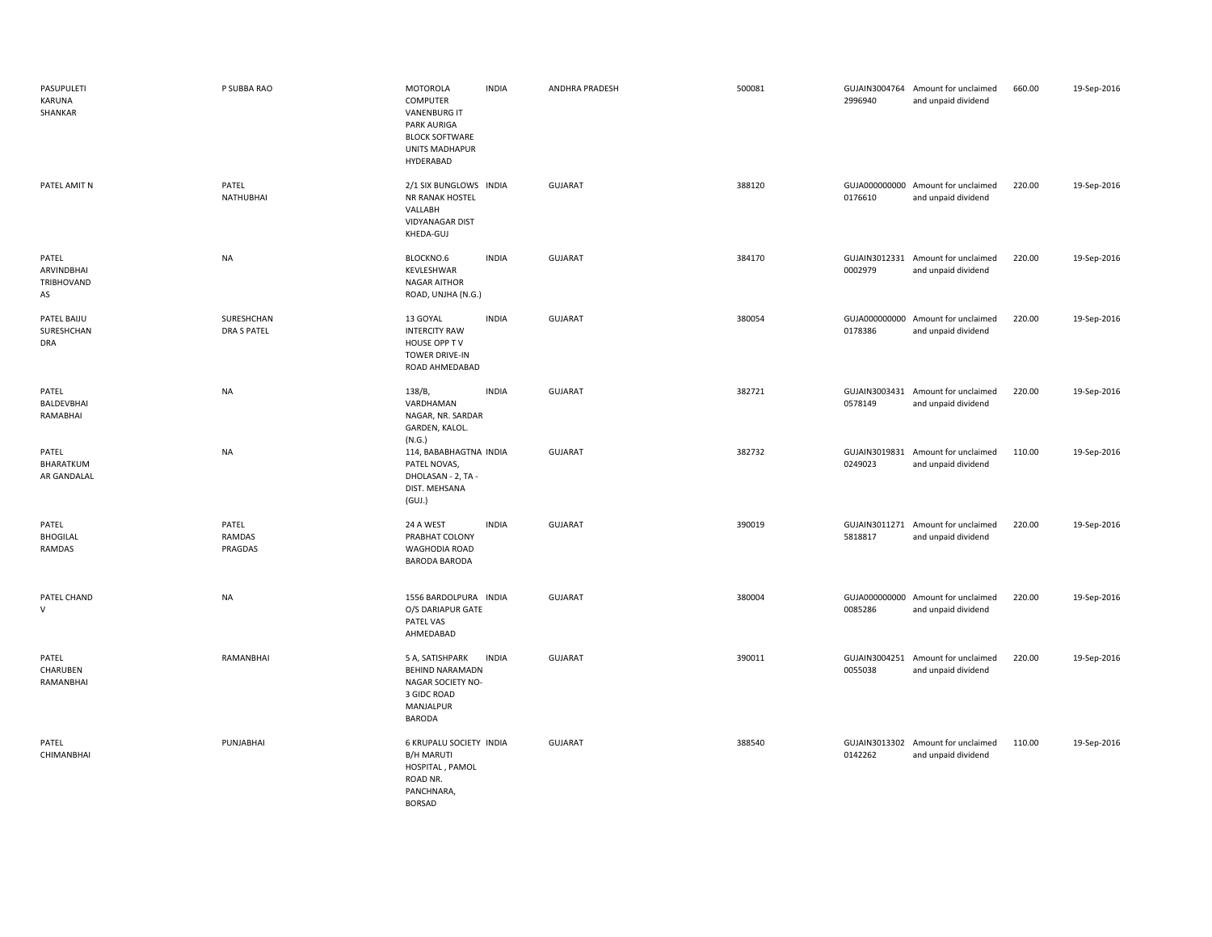| | | | | | | | | | |
|---|---|---|---|---|---|---|---|---|---|
| PASUPULETI KARUNA SHANKAR | P SUBBA RAO | MOTOROLA COMPUTER VANENBURG IT PARK AURIGA BLOCK SOFTWARE UNITS MADHAPUR HYDERABAD | INDIA | ANDHRA PRADESH | 500081 | GUJAIN30047642996940 | Amount for unclaimed and unpaid dividend | 660.00 | 19-Sep-2016 |
| PATEL AMIT N | PATEL NATHUBHAI | 2/1 SIX BUNGLOWS NR RANAK HOSTEL VALLABH VIDYANAGAR DIST KHEDA-GUJ | INDIA | GUJARAT | 388120 | GUJA0000000000176610 | Amount for unclaimed and unpaid dividend | 220.00 | 19-Sep-2016 |
| PATEL ARVINDBHAI TRIBHOVANDAS | NA | BLOCKNO.6 KEVLESHWAR NAGAR AITHOR ROAD, UNJHA (N.G.) | INDIA | GUJARAT | 384170 | GUJAIN30123310002979 | Amount for unclaimed and unpaid dividend | 220.00 | 19-Sep-2016 |
| PATEL BAIJU SURESHCHANDRA | SURESHCHANDRA S PATEL | 13 GOYAL INTERCITY RAW HOUSE OPP T V TOWER DRIVE-IN ROAD AHMEDABAD | INDIA | GUJARAT | 380054 | GUJA0000000000178386 | Amount for unclaimed and unpaid dividend | 220.00 | 19-Sep-2016 |
| PATEL BALDEVBHAI RAMABHAI | NA | 138/B, VARDHAMAN NAGAR, NR. SARDAR GARDEN, KALOL. (N.G.) | INDIA | GUJARAT | 382721 | GUJAIN30034310578149 | Amount for unclaimed and unpaid dividend | 220.00 | 19-Sep-2016 |
| PATEL BHARATKUMAR GANDALAL | NA | 114, BABABHAGTNA PATEL NOVAS, DHOLASAN - 2, TA - DIST. MEHSANA (GUJ.) | INDIA | GUJARAT | 382732 | GUJAIN30198310249023 | Amount for unclaimed and unpaid dividend | 110.00 | 19-Sep-2016 |
| PATEL BHOGILAL RAMDAS | PATEL RAMDAS PRAGDAS | 24 A WEST PRABHAT COLONY WAGHODIA ROAD BARODA BARODA | INDIA | GUJARAT | 390019 | GUJAIN30112715818817 | Amount for unclaimed and unpaid dividend | 220.00 | 19-Sep-2016 |
| PATEL CHAND V | NA | 1556 BARDOLPURA O/S DARIAPUR GATE PATEL VAS AHMEDABAD | INDIA | GUJARAT | 380004 | GUJA0000000000085286 | Amount for unclaimed and unpaid dividend | 220.00 | 19-Sep-2016 |
| PATEL CHARUBEN RAMANBHAI | RAMANBHAI | 5 A, SATISHPARK BEHIND NARAMADN NAGAR SOCIETY NO-3 GIDC ROAD MANJALPUR BARODA | INDIA | GUJARAT | 390011 | GUJAIN30042510055038 | Amount for unclaimed and unpaid dividend | 220.00 | 19-Sep-2016 |
| PATEL CHIMANBHAI | PUNJABHAI | 6 KRUPALU SOCIETY B/H MARUTI HOSPITAL , PAMOL ROAD NR. PANCHNARA, BORSAD | INDIA | GUJARAT | 388540 | GUJAIN30133020142262 | Amount for unclaimed and unpaid dividend | 110.00 | 19-Sep-2016 |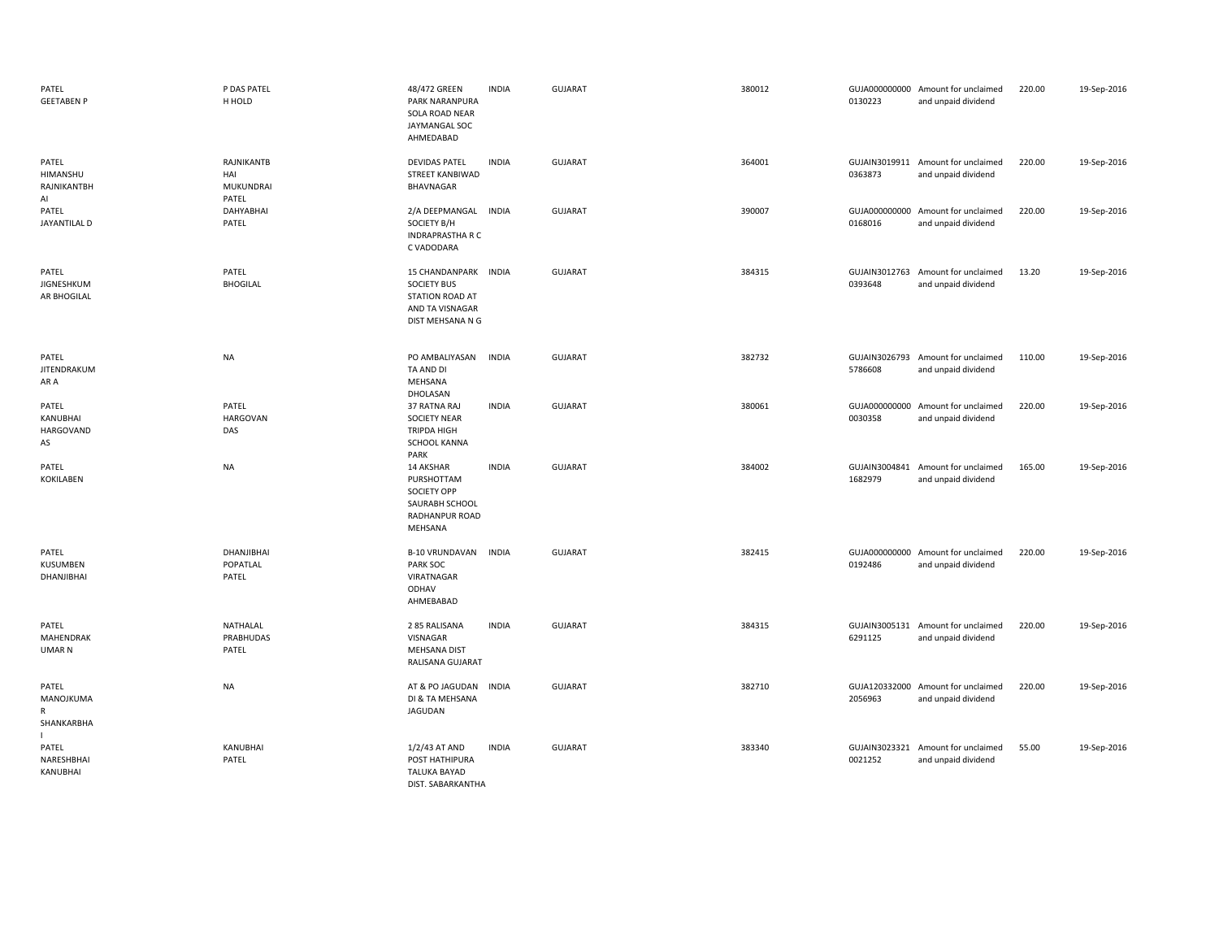| | | | | | | | | | |
|---|---|---|---|---|---|---|---|---|---|
| PATEL GEETABEN P | P DAS PATEL H HOLD | 48/472 GREEN PARK NARANPURA SOLA ROAD NEAR JAYMANGAL SOC AHMEDABAD | INDIA | GUJARAT | 380012 | GUJA0000000000130223 | Amount for unclaimed and unpaid dividend | 220.00 | 19-Sep-2016 |
| PATEL HIMANSHU RAJNIKANTBHAI | RAJNIKANTBHAI MUKUNDRAI PATEL | DEVIDAS PATEL STREET KANBIWAD BHAVNAGAR | INDIA | GUJARAT | 364001 | GUJAIN30199110363873 | Amount for unclaimed and unpaid dividend | 220.00 | 19-Sep-2016 |
| PATEL JAYANTILAL D | DAHYABHAI PATEL | 2/A DEEPMANGAL SOCIETY B/H INDRAPRASTHA R C C VADODARA | INDIA | GUJARAT | 390007 | GUJA0000000000168016 | Amount for unclaimed and unpaid dividend | 220.00 | 19-Sep-2016 |
| PATEL JIGNESHKUMAR BHOGILAL | PATEL BHOGILAL | 15 CHANDANPARK SOCIETY BUS STATION ROAD AT AND TA VISNAGAR DIST MEHSANA N G | INDIA | GUJARAT | 384315 | GUJAIN30127630393648 | Amount for unclaimed and unpaid dividend | 13.20 | 19-Sep-2016 |
| PATEL JITENDRAKUMAR A | NA | PO AMBALIYASAN TA AND DI MEHSANA DHOLASAN | INDIA | GUJARAT | 382732 | GUJAIN30267935786608 | Amount for unclaimed and unpaid dividend | 110.00 | 19-Sep-2016 |
| PATEL KANUBHAI HARGOVANDAS | PATEL HARGOVAN DAS | 37 RATNA RAJ SOCIETY NEAR TRIPDA HIGH SCHOOL KANNA PARK | INDIA | GUJARAT | 380061 | GUJA0000000000030358 | Amount for unclaimed and unpaid dividend | 220.00 | 19-Sep-2016 |
| PATEL KOKILABEN | NA | 14 AKSHAR PURSHOTTAM SOCIETY OPP SAURABH SCHOOL RADHANPUR ROAD MEHSANA | INDIA | GUJARAT | 384002 | GUJAIN30048411682979 | Amount for unclaimed and unpaid dividend | 165.00 | 19-Sep-2016 |
| PATEL KUSUMBEN DHANJIBHAI | DHANJIBHAI POPATLAL PATEL | B-10 VRUNDAVAN PARK SOC VIRATNAGAR ODHAV AHMEBABAD | INDIA | GUJARAT | 382415 | GUJA0000000000192486 | Amount for unclaimed and unpaid dividend | 220.00 | 19-Sep-2016 |
| PATEL MAHENDRAKUMAR N | NATHALAL PRABHUDAS PATEL | 2 85 RALISANA VISNAGAR MEHSANA DIST RALISANA GUJARAT | INDIA | GUJARAT | 384315 | GUJAIN30051316291125 | Amount for unclaimed and unpaid dividend | 220.00 | 19-Sep-2016 |
| PATEL MANOJKUMAR SHANKARBHAI | NA | AT & PO JAGUDAN DI & TA MEHSANA JAGUDAN | INDIA | GUJARAT | 382710 | GUJA1203320002056963 | Amount for unclaimed and unpaid dividend | 220.00 | 19-Sep-2016 |
| PATEL NARESHBHAI KANUBHAI | KANUBHAI PATEL | 1/2/43 AT AND POST HATHIPURA TALUKA BAYAD DIST. SABARKANTHA | INDIA | GUJARAT | 383340 | GUJAIN30233210021252 | Amount for unclaimed and unpaid dividend | 55.00 | 19-Sep-2016 |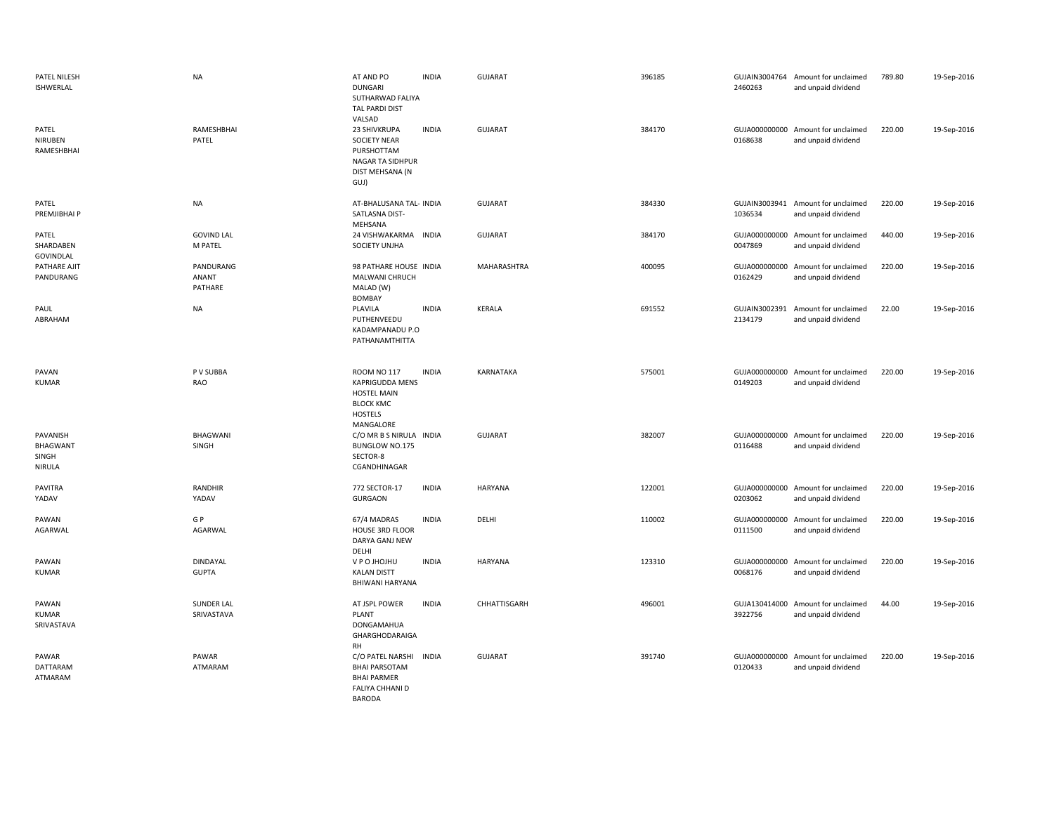| | | | | | | | | | |
|---|---|---|---|---|---|---|---|---|---|
| PATEL NILESH ISHWERLAL | NA | AT AND PO DUNGARI SUTHARWAD FALIYA TAL PARDI DIST VALSAD | INDIA | GUJARAT | 396185 | GUJAIN3004764 2460263 | Amount for unclaimed and unpaid dividend | 789.80 | 19-Sep-2016 |
| PATEL NIRUBEN RAMESHBHAI | RAMESHBHAI PATEL | 23 SHIVKRUPA SOCIETY NEAR PURSHOTTAM NAGAR TA SIDHPUR DIST MEHSANA (N GUJ) | INDIA | GUJARAT | 384170 | GUJA000000000 0168638 | Amount for unclaimed and unpaid dividend | 220.00 | 19-Sep-2016 |
| PATEL PREMJIBHAI P | NA | AT-BHALUSANA TAL-SATLASNA DIST-MEHSANA | INDIA | GUJARAT | 384330 | GUJAIN3003941 1036534 | Amount for unclaimed and unpaid dividend | 220.00 | 19-Sep-2016 |
| PATEL SHARDABEN GOVINDLAL | GOVIND LAL M PATEL | 24 VISHWAKARMA SOCIETY UNJHA | INDIA | GUJARAT | 384170 | GUJA000000000 0047869 | Amount for unclaimed and unpaid dividend | 440.00 | 19-Sep-2016 |
| PATHARE AJIT PANDURANG | PANDURANG ANANT PATHARE | 98 PATHARE HOUSE MALWANI CHRUCH MALAD (W) BOMBAY | INDIA | MAHARASHTRA | 400095 | GUJA000000000 0162429 | Amount for unclaimed and unpaid dividend | 220.00 | 19-Sep-2016 |
| PAUL ABRAHAM | NA | PLAVILA PUTHENVEEDU KADAMPANADU P.O PATHANAMTHITTA | INDIA | KERALA | 691552 | GUJAIN3002391 2134179 | Amount for unclaimed and unpaid dividend | 22.00 | 19-Sep-2016 |
| PAVAN KUMAR | P V SUBBA RAO | ROOM NO 117 KAPRIGUDDA MENS HOSTEL MAIN BLOCK KMC HOSTELS MANGALORE | INDIA | KARNATAKA | 575001 | GUJA000000000 0149203 | Amount for unclaimed and unpaid dividend | 220.00 | 19-Sep-2016 |
| PAVANISH BHAGWANT SINGH NIRULA | BHAGWANI SINGH | C/O MR B S NIRULA BUNGLOW NO.175 SECTOR-8 CGANDHINAGAR | INDIA | GUJARAT | 382007 | GUJA000000000 0116488 | Amount for unclaimed and unpaid dividend | 220.00 | 19-Sep-2016 |
| PAVITRA YADAV | RANDHIR YADAV | 772 SECTOR-17 GURGAON | INDIA | HARYANA | 122001 | GUJA000000000 0203062 | Amount for unclaimed and unpaid dividend | 220.00 | 19-Sep-2016 |
| PAWAN AGARWAL | G P AGARWAL | 67/4 MADRAS HOUSE 3RD FLOOR DARYA GANJ NEW DELHI | INDIA | DELHI | 110002 | GUJA000000000 0111500 | Amount for unclaimed and unpaid dividend | 220.00 | 19-Sep-2016 |
| PAWAN KUMAR | DINDAYAL GUPTA | V P O JHOJHU KALAN DISTT BHIWANI HARYANA | INDIA | HARYANA | 123310 | GUJA000000000 0068176 | Amount for unclaimed and unpaid dividend | 220.00 | 19-Sep-2016 |
| PAWAN KUMAR SRIVASTAVA | SUNDER LAL SRIVASTAVA | AT JSPL POWER PLANT DONGAMAHUA GHARGHODARAIGA RH | INDIA | CHHATTISGARH | 496001 | GUJA130414000 3922756 | Amount for unclaimed and unpaid dividend | 44.00 | 19-Sep-2016 |
| PAWAR DATTARAM ATMARAM | PAWAR ATMARAM | C/O PATEL NARSHI BHAI PARSOTAM BHAI PARMER FALIYA CHHANI D BARODA | INDIA | GUJARAT | 391740 | GUJA000000000 0120433 | Amount for unclaimed and unpaid dividend | 220.00 | 19-Sep-2016 |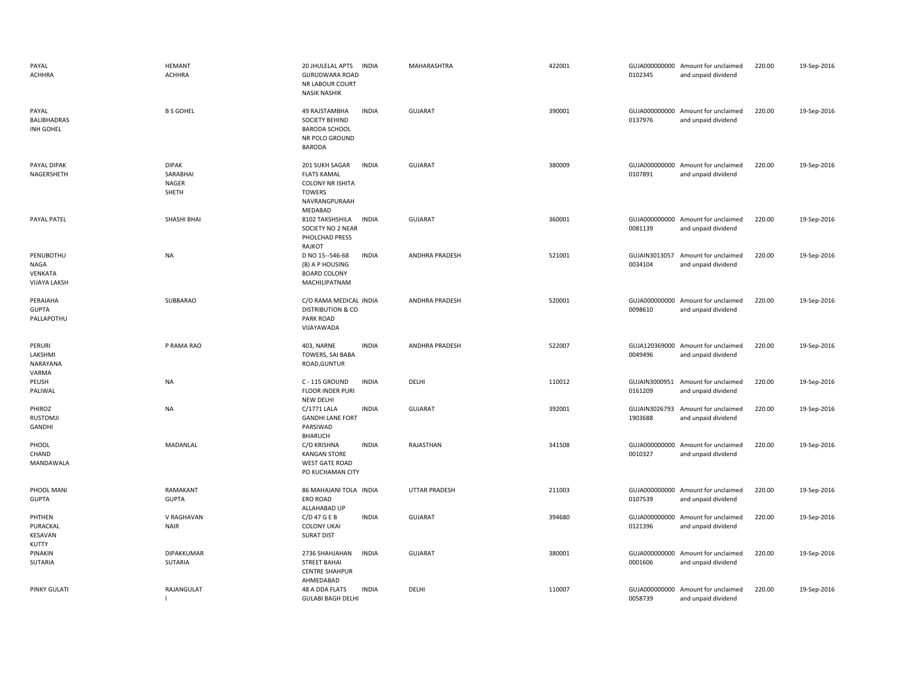| | | | | | | | | | |
|---|---|---|---|---|---|---|---|---|---|
| PAYAL ACHHRA | HEMANT ACHHRA | 20 JHULELAL APTS GURUDWARA ROAD NR LABOUR COURT NASIK NASHIK | INDIA | MAHARASHTRA | 422001 | GUJA0000000000102345 | Amount for unclaimed and unpaid dividend | 220.00 | 19-Sep-2016 |
| PAYAL BALIBHADRASINH GOHEL | B S GOHEL | 49 RAJSTAMBHA SOCIETY BEHIND BARODA SCHOOL NR POLO GROUND BARODA | INDIA | GUJARAT | 390001 | GUJA0000000000137976 | Amount for unclaimed and unpaid dividend | 220.00 | 19-Sep-2016 |
| PAYAL DIPAK NAGERSHETH | DIPAK SARABHAI NAGER SHETH | 201 SUKH SAGAR FLATS KAMAL COLONY NR ISHITA TOWERS NAVRANGPURAAH MEDABAD | INDIA | GUJARAT | 380009 | GUJA0000000000107891 | Amount for unclaimed and unpaid dividend | 220.00 | 19-Sep-2016 |
| PAYAL PATEL | SHASHI BHAI | 8102 TAKSHSHILA SOCIETY NO 2 NEAR PHOLCHAD PRESS RAJKOT | INDIA | GUJARAT | 360001 | GUJA0000000000081139 | Amount for unclaimed and unpaid dividend | 220.00 | 19-Sep-2016 |
| PENUBOTHU NAGA VENKATA VIJAYA LAKSH | NA | D NO 15--546-68 (B) A P HOUSING BOARD COLONY MACHILIPATNAM | INDIA | ANDHRA PRADESH | 521001 | GUJAIN30130570034104 | Amount for unclaimed and unpaid dividend | 220.00 | 19-Sep-2016 |
| PERAIAHA GUPTA PALLAPOTHU | SUBBARAO | C/O RAMA MEDICAL DISTRIBUTION & CO PARK ROAD VIJAYAWADA | INDIA | ANDHRA PRADESH | 520001 | GUJA0000000000098610 | Amount for unclaimed and unpaid dividend | 220.00 | 19-Sep-2016 |
| PERURI LAKSHMI NARAYANA VARMA | P RAMA RAO | 403, NARNE TOWERS, SAI BABA ROAD,GUNTUR | INDIA | ANDHRA PRADESH | 522007 | GUJA1203690000049496 | Amount for unclaimed and unpaid dividend | 220.00 | 19-Sep-2016 |
| PEUSH PALIWAL | NA | C - 115 GROUND FLOOR INDER PURI NEW DELHI | INDIA | DELHI | 110012 | GUJAIN30009510161209 | Amount for unclaimed and unpaid dividend | 220.00 | 19-Sep-2016 |
| PHIROZ RUSTOMJI GANDHI | NA | C/1771 LALA GANDHI LANE FORT PARSIWAD BHARUCH | INDIA | GUJARAT | 392001 | GUJAIN30267931903688 | Amount for unclaimed and unpaid dividend | 220.00 | 19-Sep-2016 |
| PHOOL CHAND MANDAWALA | MADANLAL | C/O KRISHNA KANGAN STORE WEST GATE ROAD PO KUCHAMAN CITY | INDIA | RAJASTHAN | 341508 | GUJA0000000000010327 | Amount for unclaimed and unpaid dividend | 220.00 | 19-Sep-2016 |
| PHOOL MANI GUPTA | RAMAKANT GUPTA | 86 MAHAJANI TOLA ERO ROAD ALLAHABAD UP | INDIA | UTTAR PRADESH | 211003 | GUJA0000000000107539 | Amount for unclaimed and unpaid dividend | 220.00 | 19-Sep-2016 |
| PHTHEN PURACKAL KESAVAN KUTTY | V RAGHAVAN NAIR | C/D 47 G E B COLONY UKAI SURAT DIST | INDIA | GUJARAT | 394680 | GUJA0000000000121396 | Amount for unclaimed and unpaid dividend | 220.00 | 19-Sep-2016 |
| PINAKIN SUTARIA | DIPAKKUMAR SUTARIA | 2736 SHAHJAHAN STREET BAHAI CENTRE SHAHPUR AHMEDABAD | INDIA | GUJARAT | 380001 | GUJA0000000000001606 | Amount for unclaimed and unpaid dividend | 220.00 | 19-Sep-2016 |
| PINKY GULATI | RAJANGULATI | 48 A DDA FLATS GULABI BAGH DELHI | INDIA | DELHI | 110007 | GUJA0000000000058739 | Amount for unclaimed and unpaid dividend | 220.00 | 19-Sep-2016 |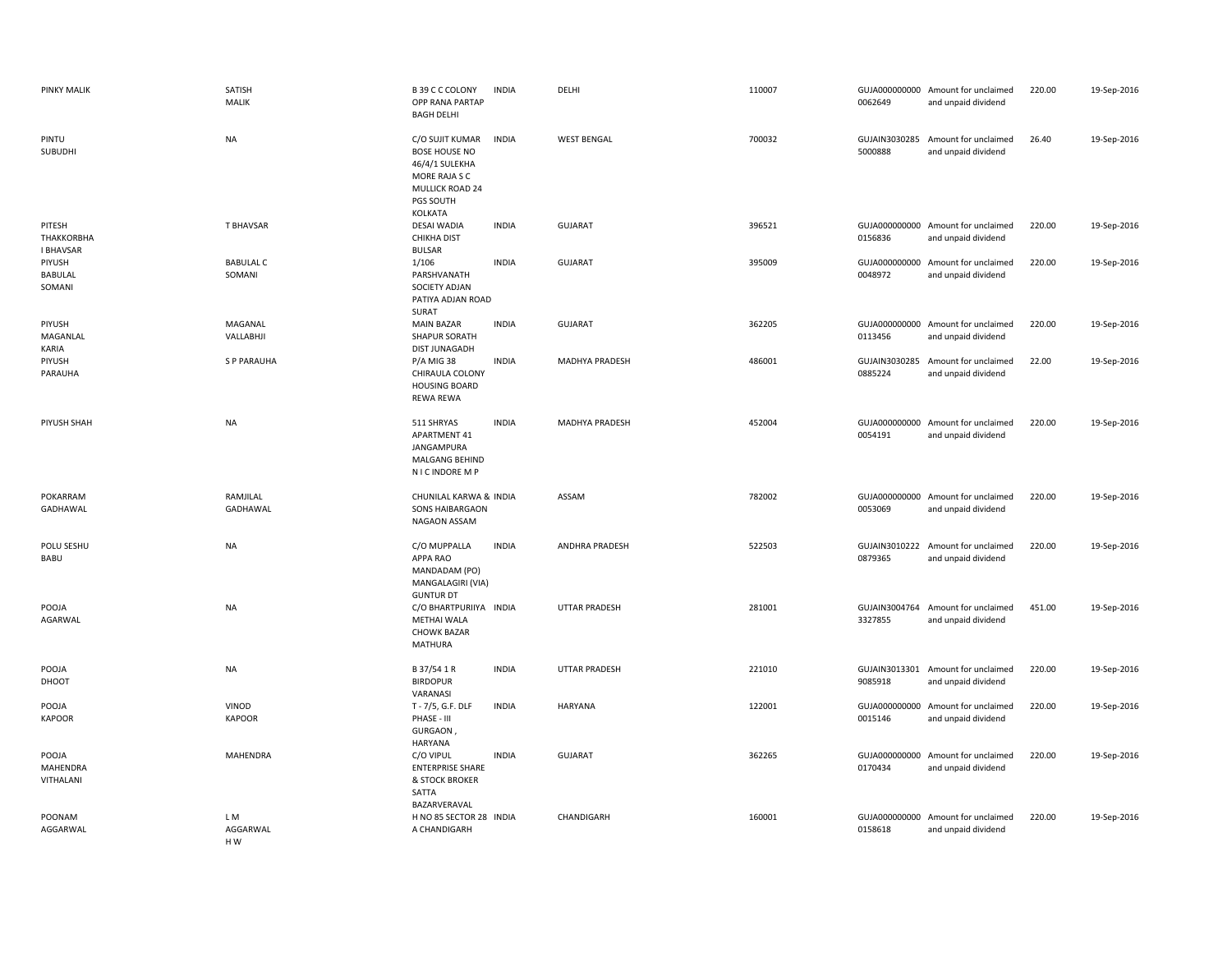| | | | | | | | | | |
|---|---|---|---|---|---|---|---|---|---|
| PINKY MALIK | SATISH MALIK | B 39 C C COLONY OPP RANA PARTAP BAGH DELHI | INDIA | DELHI | 110007 | GUJA000000000 0062649 | Amount for unclaimed and unpaid dividend | 220.00 | 19-Sep-2016 |
| PINTU SUBUDHI | NA | C/O SUJIT KUMAR BOSE HOUSE NO 46/4/1 SULEKHA MORE RAJA S C MULLICK ROAD 24 PGS SOUTH KOLKATA | INDIA | WEST BENGAL | 700032 | GUJAIN3030285 5000888 | Amount for unclaimed and unpaid dividend | 26.40 | 19-Sep-2016 |
| PITESH THAKKORBHA I BHAVSAR | T BHAVSAR | DESAI WADIA CHIKHA DIST BULSAR | INDIA | GUJARAT | 396521 | GUJA000000000 0156836 | Amount for unclaimed and unpaid dividend | 220.00 | 19-Sep-2016 |
| PIYUSH BABULAL SOMANI | BABULAL C SOMANI | 1/106 PARSHVANATH SOCIETY ADJAN PATIYA ADJAN ROAD SURAT | INDIA | GUJARAT | 395009 | GUJA000000000 0048972 | Amount for unclaimed and unpaid dividend | 220.00 | 19-Sep-2016 |
| PIYUSH MAGANLAL KARIA | MAGANAL VALLABHJI | MAIN BAZAR SHAPUR SORATH DIST JUNAGADH | INDIA | GUJARAT | 362205 | GUJA000000000 0113456 | Amount for unclaimed and unpaid dividend | 220.00 | 19-Sep-2016 |
| PIYUSH PARAUHA | S P PARAUHA | P/A MIG 38 CHIRAULA COLONY HOUSING BOARD REWA REWA | INDIA | MADHYA PRADESH | 486001 | GUJAIN3030285 0885224 | Amount for unclaimed and unpaid dividend | 22.00 | 19-Sep-2016 |
| PIYUSH SHAH | NA | 511 SHRYAS APARTMENT 41 JANGAMPURA MALGANG BEHIND N I C INDORE M P | INDIA | MADHYA PRADESH | 452004 | GUJA000000000 0054191 | Amount for unclaimed and unpaid dividend | 220.00 | 19-Sep-2016 |
| POKARRAM GADHAWAL | RAMJILAL GADHAWAL | CHUNILAL KARWA & SONS HAIBARGAON NAGAON ASSAM | INDIA | ASSAM | 782002 | GUJA000000000 0053069 | Amount for unclaimed and unpaid dividend | 220.00 | 19-Sep-2016 |
| POLU SESHU BABU | NA | C/O MUPPALLA APPA RAO MANDADAM (PO) MANGALAGIRI (VIA) GUNTUR DT | INDIA | ANDHRA PRADESH | 522503 | GUJAIN3010222 0879365 | Amount for unclaimed and unpaid dividend | 220.00 | 19-Sep-2016 |
| POOJA AGARWAL | NA | C/O BHARTPURIIYA METHAI WALA CHOWK BAZAR MATHURA | INDIA | UTTAR PRADESH | 281001 | GUJAIN3004764 3327855 | Amount for unclaimed and unpaid dividend | 451.00 | 19-Sep-2016 |
| POOJA DHOOT | NA | B 37/54 1 R BIRDOPUR VARANASI | INDIA | UTTAR PRADESH | 221010 | GUJAIN3013301 9085918 | Amount for unclaimed and unpaid dividend | 220.00 | 19-Sep-2016 |
| POOJA KAPOOR | VINOD KAPOOR | T - 7/5, G.F. DLF PHASE - III GURGAON , HARYANA | INDIA | HARYANA | 122001 | GUJA000000000 0015146 | Amount for unclaimed and unpaid dividend | 220.00 | 19-Sep-2016 |
| POOJA MAHENDRA VITHALANI | MAHENDRA | C/O VIPUL ENTERPRISE SHARE & STOCK BROKER SATTA BAZARVERAVAL | INDIA | GUJARAT | 362265 | GUJA000000000 0170434 | Amount for unclaimed and unpaid dividend | 220.00 | 19-Sep-2016 |
| POONAM AGGARWAL | L M AGGARWAL H W | H NO 85 SECTOR 28 A CHANDIGARH | INDIA | CHANDIGARH | 160001 | GUJA000000000 0158618 | Amount for unclaimed and unpaid dividend | 220.00 | 19-Sep-2016 |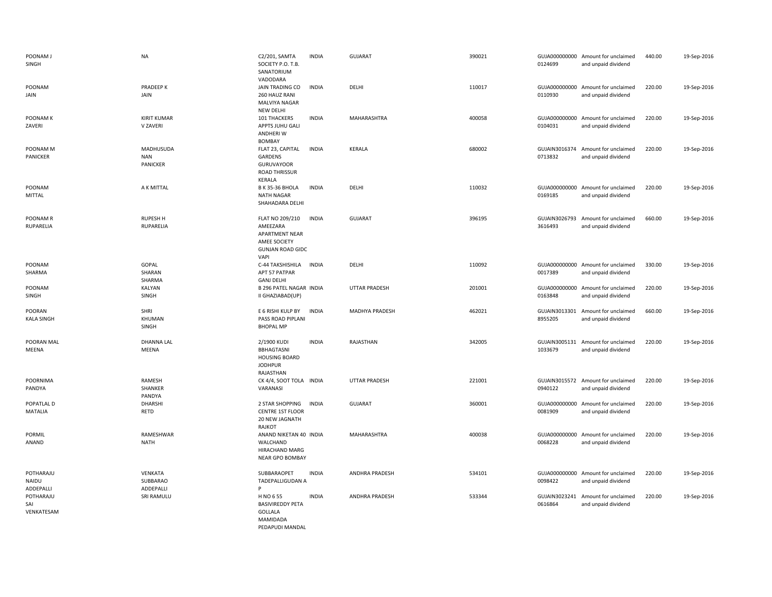| | | | | | | | | | |
|---|---|---|---|---|---|---|---|---|---|
| POONAM J SINGH | NA | C2/201, SAMTA SOCIETY P.O. T.B. SANATORIUM VADODARA | INDIA | GUJARAT | 390021 | GUJA000000000 0124699 | Amount for unclaimed and unpaid dividend | 440.00 | 19-Sep-2016 |
| POONAM JAIN | PRADEEP K JAIN | JAIN TRADING CO 260 HAUZ RANI MALVIYA NAGAR NEW DELHI | INDIA | DELHI | 110017 | GUJA000000000 0110930 | Amount for unclaimed and unpaid dividend | 220.00 | 19-Sep-2016 |
| POONAM K ZAVERI | KIRIT KUMAR V ZAVERI | 101 THACKERS APPTS JUHU GALI ANDHERI W BOMBAY | INDIA | MAHARASHTRA | 400058 | GUJA000000000 0104031 | Amount for unclaimed and unpaid dividend | 220.00 | 19-Sep-2016 |
| POONAM M PANICKER | MADHUSUDA NAN PANICKER | FLAT 23, CAPITAL GARDENS GURUVAYOOR ROAD THRISSUR KERALA | INDIA | KERALA | 680002 | GUJAIN3016374 0713832 | Amount for unclaimed and unpaid dividend | 220.00 | 19-Sep-2016 |
| POONAM MITTAL | A K MITTAL | B K 35-36 BHOLA NATH NAGAR SHAHADARA DELHI | INDIA | DELHI | 110032 | GUJA000000000 0169185 | Amount for unclaimed and unpaid dividend | 220.00 | 19-Sep-2016 |
| POONAM R RUPARELIA | RUPESH H RUPARELIA | FLAT NO 209/210 AMEEZARA APARTMENT NEAR AMEE SOCIETY GUNJAN ROAD GIDC VAPI | INDIA | GUJARAT | 396195 | GUJAIN3026793 3616493 | Amount for unclaimed and unpaid dividend | 660.00 | 19-Sep-2016 |
| POONAM SHARMA | GOPAL SHARAN SHARMA | C-44 TAKSHISHILA APT 57 PATPAR GANJ DELHI | INDIA | DELHI | 110092 | GUJA000000000 0017389 | Amount for unclaimed and unpaid dividend | 330.00 | 19-Sep-2016 |
| POONAM SINGH | KALYAN SINGH | B 296 PATEL NAGAR II GHAZIABAD(UP) | INDIA | UTTAR PRADESH | 201001 | GUJA000000000 0163848 | Amount for unclaimed and unpaid dividend | 220.00 | 19-Sep-2016 |
| POORAN KALA SINGH | SHRI KHUMAN SINGH | E 6 RISHI KULP BY PASS ROAD PIPLANI BHOPAL MP | INDIA | MADHYA PRADESH | 462021 | GUJAIN3013301 8955205 | Amount for unclaimed and unpaid dividend | 660.00 | 19-Sep-2016 |
| POORAN MAL MEENA | DHANNA LAL MEENA | 2/1900 KUDI BBHAGTASNI HOUSING BOARD JODHPUR RAJASTHAN | INDIA | RAJASTHAN | 342005 | GUJAIN3005131 1033679 | Amount for unclaimed and unpaid dividend | 220.00 | 19-Sep-2016 |
| POORNIMA PANDYA | RAMESH SHANKER PANDYA | CK 4/4, SOOT TOLA VARANASI | INDIA | UTTAR PRADESH | 221001 | GUJAIN3015572 0940122 | Amount for unclaimed and unpaid dividend | 220.00 | 19-Sep-2016 |
| POPATLAL D MATALIA | DHARSHI RETD | 2 STAR SHOPPING CENTRE 1ST FLOOR 20 NEW JAGNATH RAJKOT | INDIA | GUJARAT | 360001 | GUJA000000000 0081909 | Amount for unclaimed and unpaid dividend | 220.00 | 19-Sep-2016 |
| PORMIL ANAND | RAMESHWAR NATH | ANAND NIKETAN 40 WALCHAND HIRACHAND MARG NEAR GPO BOMBAY | INDIA | MAHARASHTRA | 400038 | GUJA000000000 0068228 | Amount for unclaimed and unpaid dividend | 220.00 | 19-Sep-2016 |
| POTHARAJU NAIDU ADDEPALLI | VENKATA SUBBARAO ADDEPALLI | SUBBARAOPET TADEPALLIGUDAN A P | INDIA | ANDHRA PRADESH | 534101 | GUJA000000000 0098422 | Amount for unclaimed and unpaid dividend | 220.00 | 19-Sep-2016 |
| POTHARAJU SAI VENKATESAM | SRI RAMULU | H NO 6 55 BASIVIREDDY PETA GOLLALA MAMIDADA PEDAPUDI MANDAL | INDIA | ANDHRA PRADESH | 533344 | GUJAIN3023241 0616864 | Amount for unclaimed and unpaid dividend | 220.00 | 19-Sep-2016 |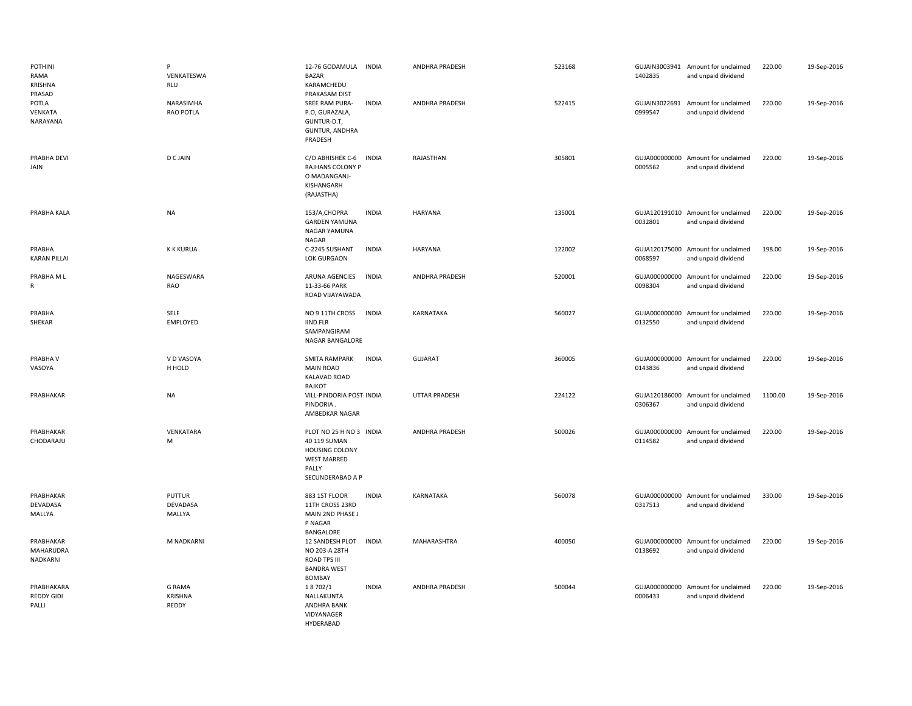| | | | | | | | | | |
|---|---|---|---|---|---|---|---|---|---|
| POTHINI RAMA KRISHNA PRASAD | P VENKATESWA RLU | 12-76 GODAMULA BAZAR KARAMCHEDU PRAKASAM DIST | INDIA | ANDHRA PRADESH | 523168 | GUJAIN3003941 1402835 | Amount for unclaimed and unpaid dividend | 220.00 | 19-Sep-2016 |
| POTLA VENKATA NARAYANA | NARASIMHA RAO POTLA | SREE RAM PURA-P.O, GURAZALA, GUNTUR-D.T, GUNTUR, ANDHRA PRADESH | INDIA | ANDHRA PRADESH | 522415 | GUJAIN3022691 0999547 | Amount for unclaimed and unpaid dividend | 220.00 | 19-Sep-2016 |
| PRABHA DEVI JAIN | D C JAIN | C/O ABHISHEK C-6 RAJHANS COLONY P O MADANGANJ-KISHANGARH (RAJASTHA) | INDIA | RAJASTHAN | 305801 | GUJA000000000 0005562 | Amount for unclaimed and unpaid dividend | 220.00 | 19-Sep-2016 |
| PRABHA KALA | NA | 153/A,CHOPRA GARDEN YAMUNA NAGAR YAMUNA NAGAR | INDIA | HARYANA | 135001 | GUJA120191010 0032801 | Amount for unclaimed and unpaid dividend | 220.00 | 19-Sep-2016 |
| PRABHA KARAN PILLAI | K K KURUA | C-2245 SUSHANT LOK GURGAON | INDIA | HARYANA | 122002 | GUJA120175000 0068597 | Amount for unclaimed and unpaid dividend | 198.00 | 19-Sep-2016 |
| PRABHA M L R | NAGESWARA RAO | ARUNA AGENCIES 11-33-66 PARK ROAD VIJAYAWADA | INDIA | ANDHRA PRADESH | 520001 | GUJA000000000 0098304 | Amount for unclaimed and unpaid dividend | 220.00 | 19-Sep-2016 |
| PRABHA SHEKAR | SELF EMPLOYED | NO 9 11TH CROSS IIND FLR SAMPANGIRAM NAGAR BANGALORE | INDIA | KARNATAKA | 560027 | GUJA000000000 0132550 | Amount for unclaimed and unpaid dividend | 220.00 | 19-Sep-2016 |
| PRABHA V VASOYA | V D VASOYA H HOLD | SMITA RAMPARK MAIN ROAD KALAVAD ROAD RAJKOT | INDIA | GUJARAT | 360005 | GUJA000000000 0143836 | Amount for unclaimed and unpaid dividend | 220.00 | 19-Sep-2016 |
| PRABHAKAR | NA | VILL-PINDORIA POST- PINDORIA . AMBEDKAR NAGAR | INDIA | UTTAR PRADESH | 224122 | GUJA120186000 0306367 | Amount for unclaimed and unpaid dividend | 1100.00 | 19-Sep-2016 |
| PRABHAKAR CHODARAJU | VENKATARA M | PLOT NO 25 H NO 3 40 119 SUMAN HOUSING COLONY WEST MARRED PALLY SECUNDERABAD A P | INDIA | ANDHRA PRADESH | 500026 | GUJA000000000 0114582 | Amount for unclaimed and unpaid dividend | 220.00 | 19-Sep-2016 |
| PRABHAKAR DEVADASA MALLYA | PUTTUR DEVADASA MALLYA | 883 1ST FLOOR 11TH CROSS 23RD MAIN 2ND PHASE J P NAGAR BANGALORE | INDIA | KARNATAKA | 560078 | GUJA000000000 0317513 | Amount for unclaimed and unpaid dividend | 330.00 | 19-Sep-2016 |
| PRABHAKAR MAHARUDRA NADKARNI | M NADKARNI | 12 SANDESH PLOT NO 203-A 28TH ROAD TPS III BANDRA WEST BOMBAY | INDIA | MAHARASHTRA | 400050 | GUJA000000000 0138692 | Amount for unclaimed and unpaid dividend | 220.00 | 19-Sep-2016 |
| PRABHAKARA REDDY GIDI PALLI | G RAMA KRISHNA REDDY | 1 8 702/1 NALLAKUNTA ANDHRA BANK VIDYANAGER HYDERABAD | INDIA | ANDHRA PRADESH | 500044 | GUJA000000000 0006433 | Amount for unclaimed and unpaid dividend | 220.00 | 19-Sep-2016 |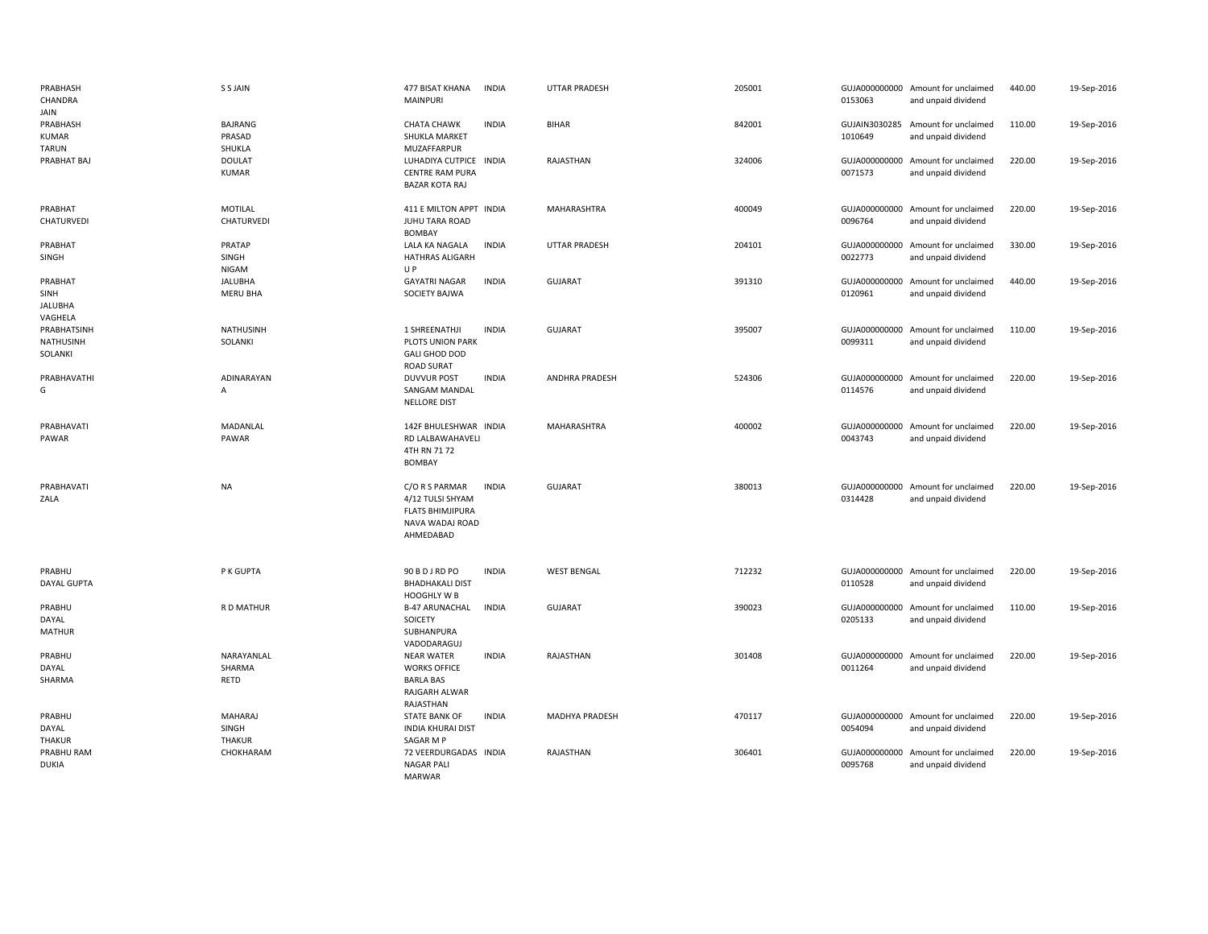| | | | | | | | | | |
|---|---|---|---|---|---|---|---|---|---|
| PRABHASH CHANDRA JAIN | S S JAIN | 477 BISAT KHANA MAINPURI | INDIA | UTTAR PRADESH | 205001 | GUJA000000000 0153063 | Amount for unclaimed and unpaid dividend | 440.00 | 19-Sep-2016 |
| PRABHASH KUMAR TARUN | BAJRANG PRASAD SHUKLA | CHATA CHAWK SHUKLA MARKET MUZAFFARPUR | INDIA | BIHAR | 842001 | GUJAIN3030285 1010649 | Amount for unclaimed and unpaid dividend | 110.00 | 19-Sep-2016 |
| PRABHAT BAJ | DOULAT KUMAR | LUHADIYA CUTPICE CENTRE RAM PURA BAZAR KOTA RAJ | INDIA | RAJASTHAN | 324006 | GUJA000000000 0071573 | Amount for unclaimed and unpaid dividend | 220.00 | 19-Sep-2016 |
| PRABHAT CHATURVEDI | MOTILAL CHATURVEDI | 411 E MILTON APPT JUHU TARA ROAD BOMBAY | INDIA | MAHARASHTRA | 400049 | GUJA000000000 0096764 | Amount for unclaimed and unpaid dividend | 220.00 | 19-Sep-2016 |
| PRABHAT SINGH | PRATAP SINGH NIGAM | LALA KA NAGALA HATHRAS ALIGARH U P | INDIA | UTTAR PRADESH | 204101 | GUJA000000000 0022773 | Amount for unclaimed and unpaid dividend | 330.00 | 19-Sep-2016 |
| PRABHAT SINH JALUBHA VAGHELA | JALUBHA MERU BHA | GAYATRI NAGAR SOCIETY BAJWA | INDIA | GUJARAT | 391310 | GUJA000000000 0120961 | Amount for unclaimed and unpaid dividend | 440.00 | 19-Sep-2016 |
| PRABHATSINH NATHUSINH SOLANKI | NATHUSINH SOLANKI | 1 SHREENATHJI PLOTS UNION PARK GALI GHOD DOD ROAD SURAT | INDIA | GUJARAT | 395007 | GUJA000000000 0099311 | Amount for unclaimed and unpaid dividend | 110.00 | 19-Sep-2016 |
| PRABHAVATHI G | ADINARAYAN A | DUVVUR POST SANGAM MANDAL NELLORE DIST | INDIA | ANDHRA PRADESH | 524306 | GUJA000000000 0114576 | Amount for unclaimed and unpaid dividend | 220.00 | 19-Sep-2016 |
| PRABHAVATI PAWAR | MADANLAL PAWAR | 142F BHULESHWAR RD LALBAWAHAVELI 4TH RN 71 72 BOMBAY | INDIA | MAHARASHTRA | 400002 | GUJA000000000 0043743 | Amount for unclaimed and unpaid dividend | 220.00 | 19-Sep-2016 |
| PRABHAVATI ZALA | NA | C/O R S PARMAR 4/12 TULSI SHYAM FLATS BHIMJIPURA NAVA WADAJ ROAD AHMEDABAD | INDIA | GUJARAT | 380013 | GUJA000000000 0314428 | Amount for unclaimed and unpaid dividend | 220.00 | 19-Sep-2016 |
| PRABHU DAYAL GUPTA | P K GUPTA | 90 B D J RD PO BHADHAKALI DIST HOOGHLY W B | INDIA | WEST BENGAL | 712232 | GUJA000000000 0110528 | Amount for unclaimed and unpaid dividend | 220.00 | 19-Sep-2016 |
| PRABHU DAYAL MATHUR | R D MATHUR | B-47 ARUNACHAL SOICETY SUBHANPURA VADODARAGUJ | INDIA | GUJARAT | 390023 | GUJA000000000 0205133 | Amount for unclaimed and unpaid dividend | 110.00 | 19-Sep-2016 |
| PRABHU DAYAL SHARMA | NARAYANLAL SHARMA RETD | NEAR WATER WORKS OFFICE BARLA BAS RAJGARH ALWAR RAJASTHAN | INDIA | RAJASTHAN | 301408 | GUJA000000000 0011264 | Amount for unclaimed and unpaid dividend | 220.00 | 19-Sep-2016 |
| PRABHU DAYAL THAKUR | MAHARAJ SINGH THAKUR | STATE BANK OF INDIA KHURAI DIST SAGAR M P | INDIA | MADHYA PRADESH | 470117 | GUJA000000000 0054094 | Amount for unclaimed and unpaid dividend | 220.00 | 19-Sep-2016 |
| PRABHU RAM DUKIA | CHOKHARAM | 72 VEERDURGADAS NAGAR PALI MARWAR | INDIA | RAJASTHAN | 306401 | GUJA000000000 0095768 | Amount for unclaimed and unpaid dividend | 220.00 | 19-Sep-2016 |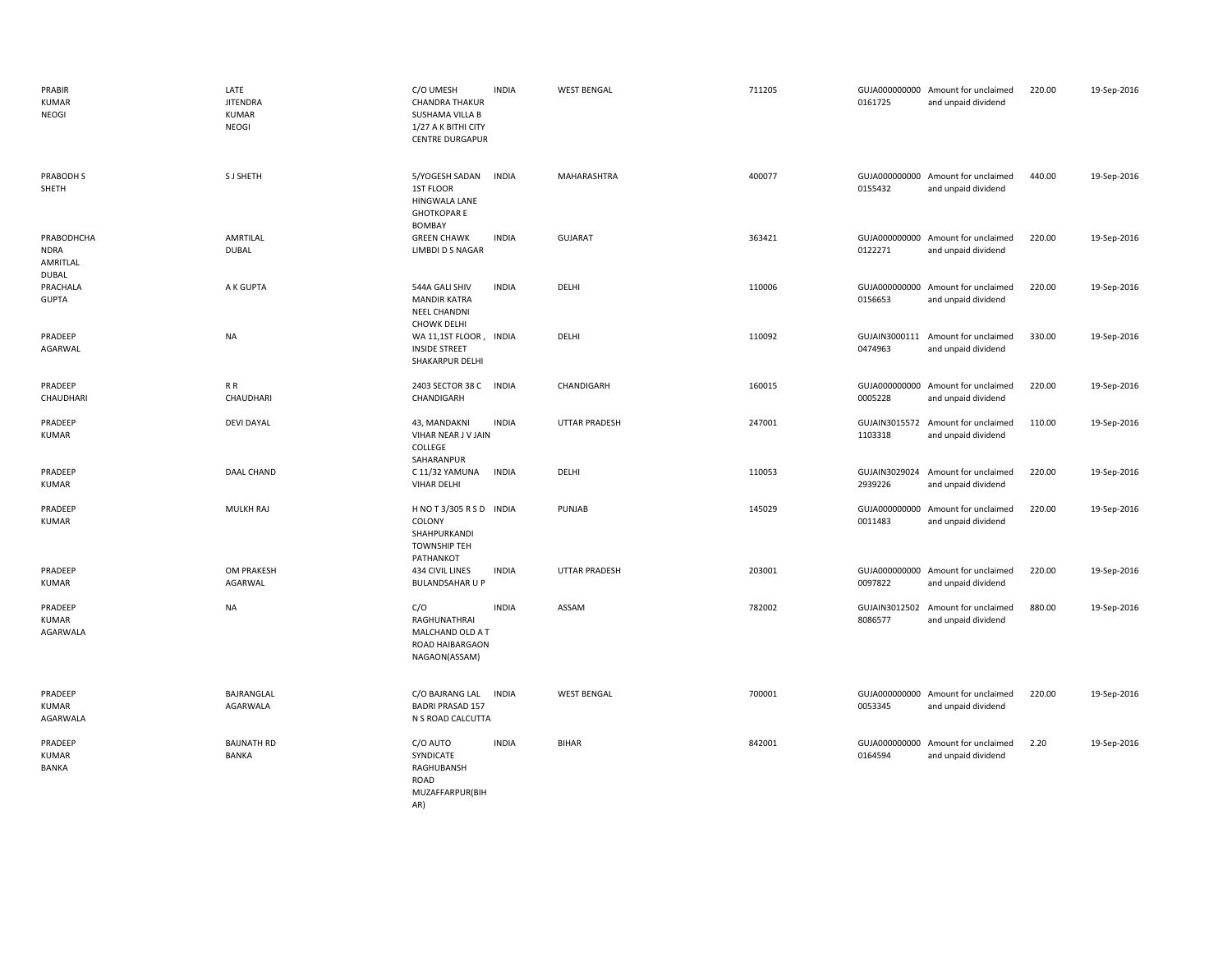| | | | | | | | | | |
|---|---|---|---|---|---|---|---|---|---|
| PRABIR KUMAR NEOGI | LATE JITENDRA KUMAR NEOGI | C/O UMESH CHANDRA THAKUR SUSHAMA VILLA B 1/27 A K BITHI CITY CENTRE DURGAPUR | INDIA | WEST BENGAL | 711205 | GUJA0000000000161725 | Amount for unclaimed and unpaid dividend | 220.00 | 19-Sep-2016 |
| PRABODH S SHETH | S J SHETH | 5/YOGESH SADAN 1ST FLOOR HINGWALA LANE GHOTKOPAR E BOMBAY | INDIA | MAHARASHTRA | 400077 | GUJA0000000000155432 | Amount for unclaimed and unpaid dividend | 440.00 | 19-Sep-2016 |
| PRABODHCHANDRA AMRTILAL DUBAL | AMRTILAL DUBAL | GREEN CHAWK LIMBDI D S NAGAR | INDIA | GUJARAT | 363421 | GUJA0000000000122271 | Amount for unclaimed and unpaid dividend | 220.00 | 19-Sep-2016 |
| PRACHALA GUPTA | A K GUPTA | 544A GALI SHIV MANDIR KATRA NEEL CHANDNI CHOWK DELHI | INDIA | DELHI | 110006 | GUJA0000000000156653 | Amount for unclaimed and unpaid dividend | 220.00 | 19-Sep-2016 |
| PRADEEP AGARWAL | NA | WA 11,1ST FLOOR , INSIDE STREET SHAKARPUR DELHI | INDIA | DELHI | 110092 | GUJAIN30001110474963 | Amount for unclaimed and unpaid dividend | 330.00 | 19-Sep-2016 |
| PRADEEP CHAUDHARI | R R CHAUDHARI | 2403 SECTOR 38 C CHANDIGARH | INDIA | CHANDIGARH | 160015 | GUJA0000000000005228 | Amount for unclaimed and unpaid dividend | 220.00 | 19-Sep-2016 |
| PRADEEP KUMAR | DEVI DAYAL | 43, MANDAKNI VIHAR NEAR J V JAIN COLLEGE SAHARANPUR | INDIA | UTTAR PRADESH | 247001 | GUJAIN30155721103318 | Amount for unclaimed and unpaid dividend | 110.00 | 19-Sep-2016 |
| PRADEEP KUMAR | DAAL CHAND | C 11/32 YAMUNA VIHAR DELHI | INDIA | DELHI | 110053 | GUJAIN30290242939226 | Amount for unclaimed and unpaid dividend | 220.00 | 19-Sep-2016 |
| PRADEEP KUMAR | MULKH RAJ | H NO T 3/305 R S D COLONY SHAHPURKANDI TOWNSHIP TEH PATHANKOT | INDIA | PUNJAB | 145029 | GUJA0000000000011483 | Amount for unclaimed and unpaid dividend | 220.00 | 19-Sep-2016 |
| PRADEEP KUMAR | OM PRAKESH AGARWAL | 434 CIVIL LINES BULANDSAHAR U P | INDIA | UTTAR PRADESH | 203001 | GUJA0000000000097822 | Amount for unclaimed and unpaid dividend | 220.00 | 19-Sep-2016 |
| PRADEEP KUMAR AGARWALA | NA | C/O RAGHUNATHRAI MALCHAND OLD A T ROAD HAIBARGAON NAGAON(ASSAM) | INDIA | ASSAM | 782002 | GUJAIN30125028086577 | Amount for unclaimed and unpaid dividend | 880.00 | 19-Sep-2016 |
| PRADEEP KUMAR AGARWALA | BAJRANGLAL AGARWALA | C/O BAJRANG LAL BADRI PRASAD 157 N S ROAD CALCUTTA | INDIA | WEST BENGAL | 700001 | GUJA0000000000053345 | Amount for unclaimed and unpaid dividend | 220.00 | 19-Sep-2016 |
| PRADEEP KUMAR BANKA | BAIJNATH RD BANKA | C/O AUTO SYNDICATE RAGHUBANSH ROAD MUZAFFARPUR(BIHAR) | INDIA | BIHAR | 842001 | GUJA0000000000164594 | Amount for unclaimed and unpaid dividend | 2.20 | 19-Sep-2016 |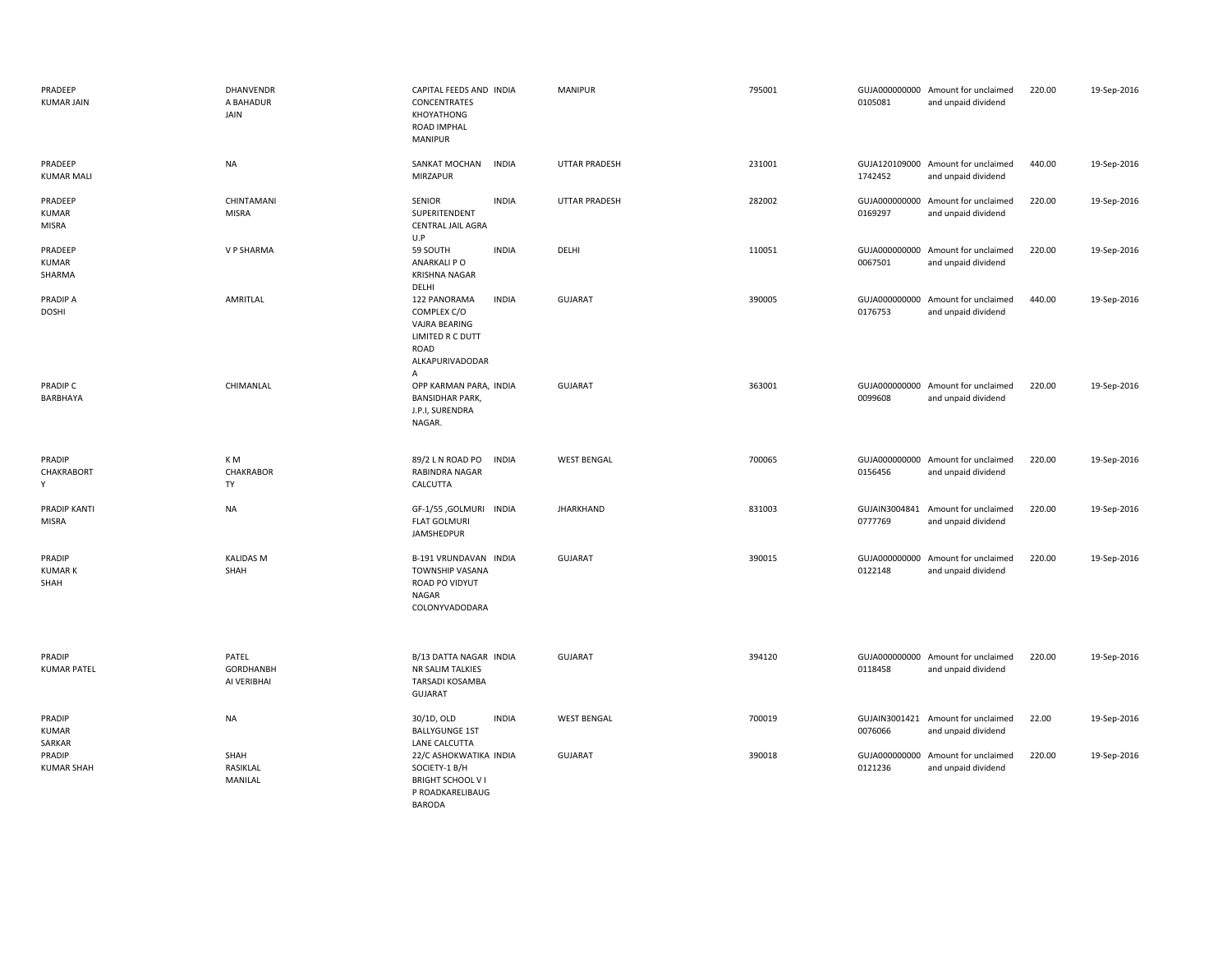| | | | | | | | | | |
|---|---|---|---|---|---|---|---|---|---|
| PRADEEP KUMAR JAIN | DHANVENDR A BAHADUR JAIN | CAPITAL FEEDS AND CONCENTRATES KHOYATHONG ROAD IMPHAL MANIPUR | INDIA | MANIPUR | 795001 | GUJA000000000 0105081 | Amount for unclaimed and unpaid dividend | 220.00 | 19-Sep-2016 |
| PRADEEP KUMAR MALI | NA | SANKAT MOCHAN MIRZAPUR | INDIA | UTTAR PRADESH | 231001 | GUJA120109000 1742452 | Amount for unclaimed and unpaid dividend | 440.00 | 19-Sep-2016 |
| PRADEEP KUMAR MISRA | CHINTAMANI MISRA | SENIOR SUPERITENDENT CENTRAL JAIL AGRA U.P | INDIA | UTTAR PRADESH | 282002 | GUJA000000000 0169297 | Amount for unclaimed and unpaid dividend | 220.00 | 19-Sep-2016 |
| PRADEEP KUMAR SHARMA | V P SHARMA | 59 SOUTH ANARKALI P O KRISHNA NAGAR DELHI | INDIA | DELHI | 110051 | GUJA000000000 0067501 | Amount for unclaimed and unpaid dividend | 220.00 | 19-Sep-2016 |
| PRADIP A DOSHI | AMRITLAL | 122 PANORAMA COMPLEX C/O VAJRA BEARING LIMITED R C DUTT ROAD ALKAPURIVADODAR A | INDIA | GUJARAT | 390005 | GUJA000000000 0176753 | Amount for unclaimed and unpaid dividend | 440.00 | 19-Sep-2016 |
| PRADIP C BARBHAYA | CHIMANLAL | OPP KARMAN PARA, BANSIDHAR PARK, J.P.I, SURENDRA NAGAR. | INDIA | GUJARAT | 363001 | GUJA000000000 0099608 | Amount for unclaimed and unpaid dividend | 220.00 | 19-Sep-2016 |
| PRADIP CHAKRABORT Y | K M CHAKRABOR TY | 89/2 L N ROAD PO RABINDRA NAGAR CALCUTTA | INDIA | WEST BENGAL | 700065 | GUJA000000000 0156456 | Amount for unclaimed and unpaid dividend | 220.00 | 19-Sep-2016 |
| PRADIP KANTI MISRA | NA | GF-1/55 ,GOLMURI FLAT GOLMURI JAMSHEDPUR | INDIA | JHARKHAND | 831003 | GUJAIN3004841 0777769 | Amount for unclaimed and unpaid dividend | 220.00 | 19-Sep-2016 |
| PRADIP KUMAR K SHAH | KALIDAS M SHAH | B-191 VRUNDAVAN TOWNSHIP VASANA ROAD PO VIDYUT NAGAR COLONYVADODARA | INDIA | GUJARAT | 390015 | GUJA000000000 0122148 | Amount for unclaimed and unpaid dividend | 220.00 | 19-Sep-2016 |
| PRADIP KUMAR PATEL | PATEL GORDHANBH AI VERIBHAI | B/13 DATTA NAGAR NR SALIM TALKIES TARSADI KOSAMBA GUJARAT | INDIA | GUJARAT | 394120 | GUJA000000000 0118458 | Amount for unclaimed and unpaid dividend | 220.00 | 19-Sep-2016 |
| PRADIP KUMAR SARKAR | NA | 30/1D, OLD BALLYGUNGE 1ST LANE CALCUTTA | INDIA | WEST BENGAL | 700019 | GUJAIN3001421 0076066 | Amount for unclaimed and unpaid dividend | 22.00 | 19-Sep-2016 |
| PRADIP KUMAR SHAH | SHAH RASIKLAL MANILAL | 22/C ASHOKWATIKA SOCIETY-1 B/H BRIGHT SCHOOL V I P ROADKARELIBAUG BARODA | INDIA | GUJARAT | 390018 | GUJA000000000 0121236 | Amount for unclaimed and unpaid dividend | 220.00 | 19-Sep-2016 |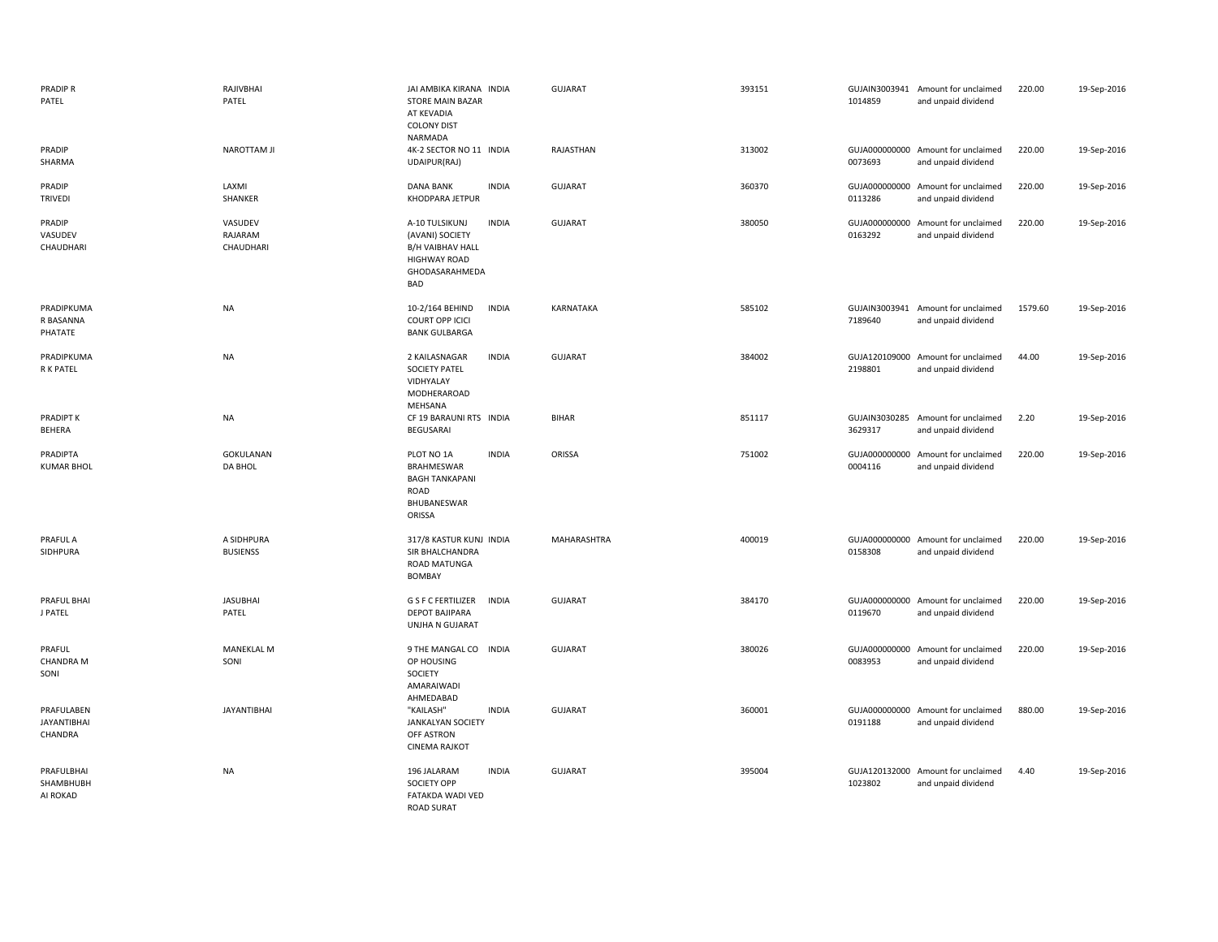| | | | | | | | | | |
|---|---|---|---|---|---|---|---|---|---|
| PRADIP R PATEL | RAJIVBHAI PATEL | JAI AMBIKA KIRANA STORE MAIN BAZAR AT KEVADIA COLONY DIST NARMADA | INDIA | GUJARAT | 393151 | GUJAIN30039411014859 | Amount for unclaimed and unpaid dividend | 220.00 | 19-Sep-2016 |
| PRADIP SHARMA | NAROTTAM JI | 4K-2 SECTOR NO 11 UDAIPUR(RAJ) | INDIA | RAJASTHAN | 313002 | GUJA0000000000073693 | Amount for unclaimed and unpaid dividend | 220.00 | 19-Sep-2016 |
| PRADIP TRIVEDI | LAXMI SHANKER | DANA BANK KHODPARA JETPUR | INDIA | GUJARAT | 360370 | GUJA0000000000113286 | Amount for unclaimed and unpaid dividend | 220.00 | 19-Sep-2016 |
| PRADIP VASUDEV CHAUDHARI | VASUDEV RAJARAM CHAUDHARI | A-10 TULSIKUNJ (AVANI) SOCIETY B/H VAIBHAV HALL HIGHWAY ROAD GHODASARAHMEDABAD | INDIA | GUJARAT | 380050 | GUJA0000000000163292 | Amount for unclaimed and unpaid dividend | 220.00 | 19-Sep-2016 |
| PRADIPKUMAR BASANNA PHATATE | NA | 10-2/164 BEHIND COURT OPP ICICI BANK GULBARGA | INDIA | KARNATAKA | 585102 | GUJAIN30039417189640 | Amount for unclaimed and unpaid dividend | 1579.60 | 19-Sep-2016 |
| PRADIPKUMAR K PATEL | NA | 2 KAILASNAGAR SOCIETY PATEL VIDHYALAY MODHERAROAD MEHSANA | INDIA | GUJARAT | 384002 | GUJA1201090002198801 | Amount for unclaimed and unpaid dividend | 44.00 | 19-Sep-2016 |
| PRADIPT K BEHERA | NA | CF 19 BARAUNI RTS BEGUSARAI | INDIA | BIHAR | 851117 | GUJAIN30302853629317 | Amount for unclaimed and unpaid dividend | 2.20 | 19-Sep-2016 |
| PRADIPTA KUMAR BHOL | GOKULANANDA BHOL | PLOT NO 1A BRAHMESWAR BAGH TANKAPANI ROAD BHUBANESWAR ORISSA | INDIA | ORISSA | 751002 | GUJA0000000000004116 | Amount for unclaimed and unpaid dividend | 220.00 | 19-Sep-2016 |
| PRAFUL A SIDHPURA | A SIDHPURA BUSIENSS | 317/8 KASTUR KUNJ SIR BHALCHANDRA ROAD MATUNGA BOMBAY | INDIA | MAHARASHTRA | 400019 | GUJA0000000000158308 | Amount for unclaimed and unpaid dividend | 220.00 | 19-Sep-2016 |
| PRAFUL BHAI J PATEL | JASUBHAI PATEL | G S F C FERTILIZER DEPOT BAJIPARA UNJHA N GUJARAT | INDIA | GUJARAT | 384170 | GUJA0000000000119670 | Amount for unclaimed and unpaid dividend | 220.00 | 19-Sep-2016 |
| PRAFUL CHANDRA M SONI | MANEKLAL M SONI | 9 THE MANGAL CO OP HOUSING SOCIETY AMARAIWADI AHMEDABAD | INDIA | GUJARAT | 380026 | GUJA0000000000083953 | Amount for unclaimed and unpaid dividend | 220.00 | 19-Sep-2016 |
| PRAFULABEN JAYANTIBHAI CHANDRA | JAYANTIBHAI | "KAILASH" JANKALYAN SOCIETY OFF ASTRON CINEMA RAJKOT | INDIA | GUJARAT | 360001 | GUJA0000000000191188 | Amount for unclaimed and unpaid dividend | 880.00 | 19-Sep-2016 |
| PRAFULBHAI SHAMBHUBHAI ROKAD | NA | 196 JALARAM SOCIETY OPP FATAKDA WADI VED ROAD SURAT | INDIA | GUJARAT | 395004 | GUJA1201320001023802 | Amount for unclaimed and unpaid dividend | 4.40 | 19-Sep-2016 |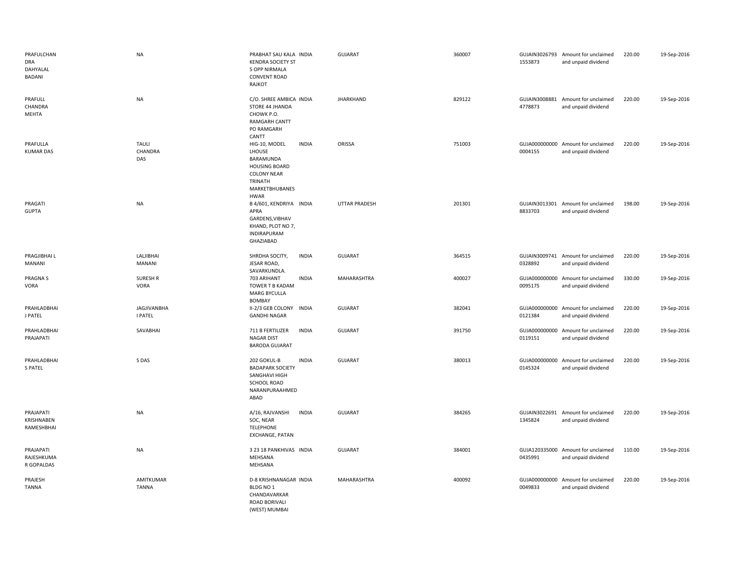| | | | | | | | | | |
|---|---|---|---|---|---|---|---|---|---|
| PRAFULCHANDRA DAHYALAL BADANI | NA | PRABHAT SAU KALA KENDRA SOCIETY ST 5 OPP NIRMALA CONVENT ROAD RAJKOT | INDIA | GUJARAT | 360007 | GUJAIN30267931553873 | Amount for unclaimed and unpaid dividend | 220.00 | 19-Sep-2016 |
| PRAFULL CHANDRA MEHTA | NA | C/O. SHREE AMBICA STORE 44 JHANDA CHOWK P.O. RAMGARH CANTT PO RAMGARH CANTT | INDIA | JHARKHAND | 829122 | GUJAIN30088814778873 | Amount for unclaimed and unpaid dividend | 220.00 | 19-Sep-2016 |
| PRAFULLA KUMAR DAS | TAULI CHANDRA DAS | HIG-10, MODEL LHOUSE BARAMUNDA HOUSING BOARD COLONY NEAR TRINATH MARKETBHUBANESHWAR | INDIA | ORISSA | 751003 | GUJA0000000000004155 | Amount for unclaimed and unpaid dividend | 220.00 | 19-Sep-2016 |
| PRAGATI GUPTA | NA | B 4/601, KENDRIYA APRA GARDENS,VIBHAV KHAND, PLOT NO 7, INDIRAPURAM GHAZIABAD | INDIA | UTTAR PRADESH | 201301 | GUJAIN30133018833703 | Amount for unclaimed and unpaid dividend | 198.00 | 19-Sep-2016 |
| PRAGJIBHAI L MANANI | LALJIBHAI MANANI | SHRDHA SOCITY, JESAR ROAD, SAVARKUNDLA. | INDIA | GUJARAT | 364515 | GUJAIN30097410328892 | Amount for unclaimed and unpaid dividend | 220.00 | 19-Sep-2016 |
| PRAGNA S VORA | SURESH R VORA | 703 ARIHANT TOWER T B KADAM MARG BYCULLA BOMBAY | INDIA | MAHARASHTRA | 400027 | GUJA0000000000095175 | Amount for unclaimed and unpaid dividend | 330.00 | 19-Sep-2016 |
| PRAHLADBHAI J PATEL | JAGJIVANBHAI PATEL | II-2/3 GEB COLONY GANDHI NAGAR | INDIA | GUJARAT | 382041 | GUJA0000000000121384 | Amount for unclaimed and unpaid dividend | 220.00 | 19-Sep-2016 |
| PRAHLADBHAI PRAJAPATI | SAVABHAI | 711 B FERTILIZER NAGAR DIST BARODA GUJARAT | INDIA | GUJARAT | 391750 | GUJA0000000000119151 | Amount for unclaimed and unpaid dividend | 220.00 | 19-Sep-2016 |
| PRAHLADBHAI S PATEL | S DAS | 202 GOKUL-B BADAPARK SOCIETY SANGHAVI HIGH SCHOOL ROAD NARANPURAAHMEDABAD | INDIA | GUJARAT | 380013 | GUJA0000000000145324 | Amount for unclaimed and unpaid dividend | 220.00 | 19-Sep-2016 |
| PRAJAPATI KRISHNABEN RAMESHBHAI | NA | A/16, RAJVANSHI SOC, NEAR TELEPHONE EXCHANGE, PATAN | INDIA | GUJARAT | 384265 | GUJAIN30226911345824 | Amount for unclaimed and unpaid dividend | 220.00 | 19-Sep-2016 |
| PRAJAPATI RAJESHKUMAR GOPALDAS | NA | 3 23 18 PANKHIVAS MEHSANA MEHSANA | INDIA | GUJARAT | 384001 | GUJA1203350000435991 | Amount for unclaimed and unpaid dividend | 110.00 | 19-Sep-2016 |
| PRAJESH TANNA | AMITKUMAR TANNA | D-8 KRISHNANAGAR BLDG NO 1 CHANDAVARKAR ROAD BORIVALI (WEST) MUMBAI | INDIA | MAHARASHTRA | 400092 | GUJA0000000000049833 | Amount for unclaimed and unpaid dividend | 220.00 | 19-Sep-2016 |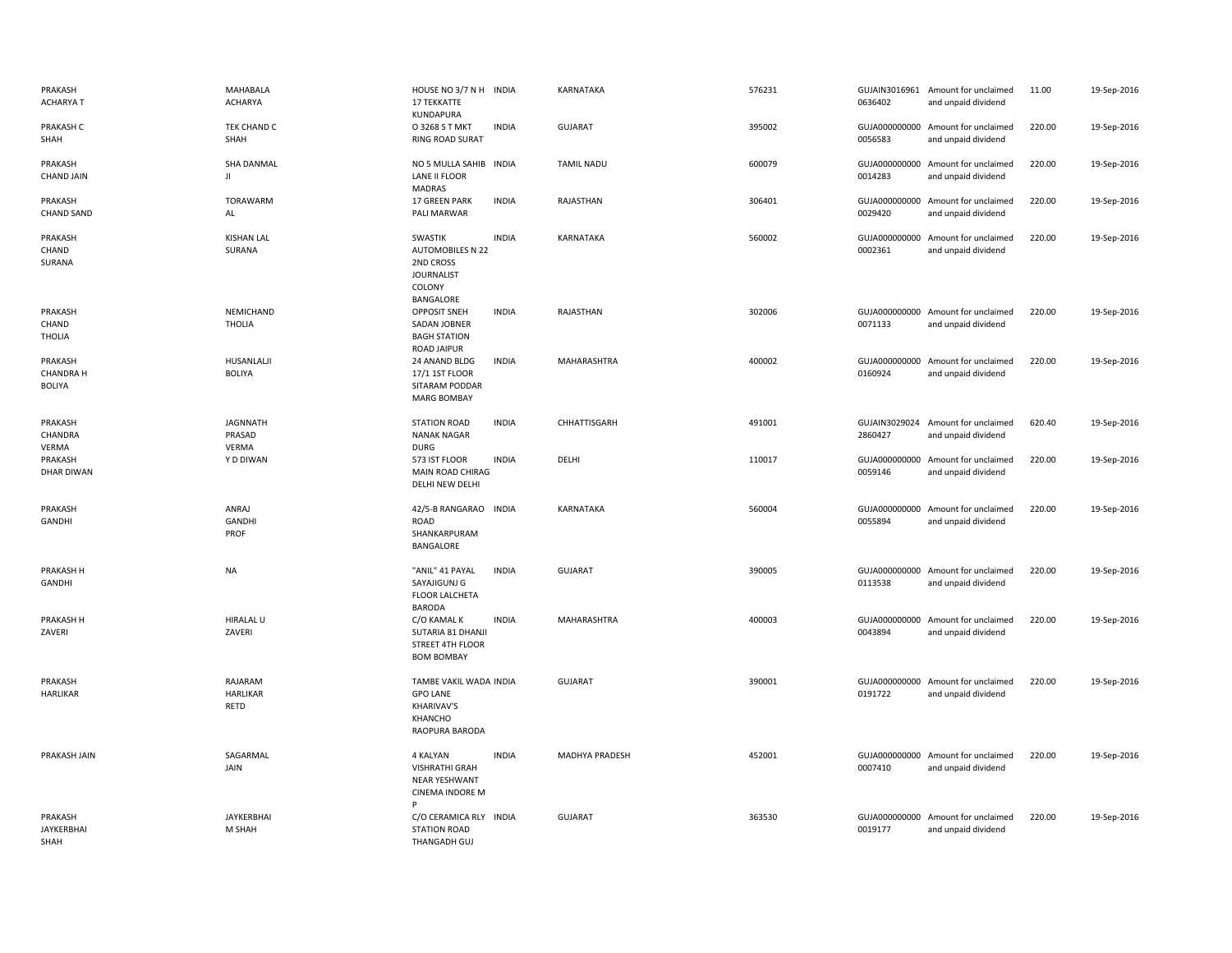| | | | | | | | | | |
|---|---|---|---|---|---|---|---|---|---|
| PRAKASH ACHARYA T | MAHABALA ACHARYA | HOUSE NO 3/7 N H 17 TEKKATTE KUNDAPURA | INDIA | KARNATAKA | 576231 | GUJAIN3016961 0636402 | Amount for unclaimed and unpaid dividend | 11.00 | 19-Sep-2016 |
| PRAKASH C SHAH | TEK CHAND C SHAH | O 3268 S T MKT RING ROAD SURAT | INDIA | GUJARAT | 395002 | GUJA000000000 0056583 | Amount for unclaimed and unpaid dividend | 220.00 | 19-Sep-2016 |
| PRAKASH CHAND JAIN | SHA DANMAL JI | NO 5 MULLA SAHIB LANE II FLOOR MADRAS | INDIA | TAMIL NADU | 600079 | GUJA000000000 0014283 | Amount for unclaimed and unpaid dividend | 220.00 | 19-Sep-2016 |
| PRAKASH CHAND SAND | TORAWARM AL | 17 GREEN PARK PALI MARWAR | INDIA | RAJASTHAN | 306401 | GUJA000000000 0029420 | Amount for unclaimed and unpaid dividend | 220.00 | 19-Sep-2016 |
| PRAKASH CHAND SURANA | KISHAN LAL SURANA | SWASTIK AUTOMOBILES N 22 2ND CROSS JOURNALIST COLONY BANGALORE | INDIA | KARNATAKA | 560002 | GUJA000000000 0002361 | Amount for unclaimed and unpaid dividend | 220.00 | 19-Sep-2016 |
| PRAKASH CHAND THOLIA | NEMICHAND THOLIA | OPPOSIT SNEH SADAN JOBNER BAGH STATION ROAD JAIPUR | INDIA | RAJASTHAN | 302006 | GUJA000000000 0071133 | Amount for unclaimed and unpaid dividend | 220.00 | 19-Sep-2016 |
| PRAKASH CHANDRA H BOLIYA | HUSANLALJI BOLIYA | 24 ANAND BLDG 17/1 1ST FLOOR SITARAM PODDAR MARG BOMBAY | INDIA | MAHARASHTRA | 400002 | GUJA000000000 0160924 | Amount for unclaimed and unpaid dividend | 220.00 | 19-Sep-2016 |
| PRAKASH CHANDRA VERMA | JAGNNATH PRASAD VERMA | STATION ROAD NANAK NAGAR DURG | INDIA | CHHATTISGARH | 491001 | GUJAIN3029024 2860427 | Amount for unclaimed and unpaid dividend | 620.40 | 19-Sep-2016 |
| PRAKASH DHAR DIWAN | Y D DIWAN | 573 IST FLOOR MAIN ROAD CHIRAG DELHI NEW DELHI | INDIA | DELHI | 110017 | GUJA000000000 0059146 | Amount for unclaimed and unpaid dividend | 220.00 | 19-Sep-2016 |
| PRAKASH GANDHI | ANRAJ GANDHI PROF | 42/5-B RANGARAO ROAD SHANKARPURAM BANGALORE | INDIA | KARNATAKA | 560004 | GUJA000000000 0055894 | Amount for unclaimed and unpaid dividend | 220.00 | 19-Sep-2016 |
| PRAKASH H GANDHI | NA | "ANIL" 41 PAYAL SAYAJIGUNJ G FLOOR LALCHETA BARODA | INDIA | GUJARAT | 390005 | GUJA000000000 0113538 | Amount for unclaimed and unpaid dividend | 220.00 | 19-Sep-2016 |
| PRAKASH H ZAVERI | HIRALAL U ZAVERI | C/O KAMAL K SUTARIA 81 DHANJI STREET 4TH FLOOR BOM BOMBAY | INDIA | MAHARASHTRA | 400003 | GUJA000000000 0043894 | Amount for unclaimed and unpaid dividend | 220.00 | 19-Sep-2016 |
| PRAKASH HARLIKAR | RAJARAM HARLIKAR RETD | TAMBE VAKIL WADA GPO LANE KHARIVAV'S KHANCHO RAOPURA BARODA | INDIA | GUJARAT | 390001 | GUJA000000000 0191722 | Amount for unclaimed and unpaid dividend | 220.00 | 19-Sep-2016 |
| PRAKASH JAIN | SAGARMAL JAIN | 4 KALYAN VISHRATHI GRAH NEAR YESHWANT CINEMA INDORE M P | INDIA | MADHYA PRADESH | 452001 | GUJA000000000 0007410 | Amount for unclaimed and unpaid dividend | 220.00 | 19-Sep-2016 |
| PRAKASH JAYKERBHAI SHAH | JAYKERBHAI M SHAH | C/O CERAMICA RLY STATION ROAD THANGADH GUJ | INDIA | GUJARAT | 363530 | GUJA000000000 0019177 | Amount for unclaimed and unpaid dividend | 220.00 | 19-Sep-2016 |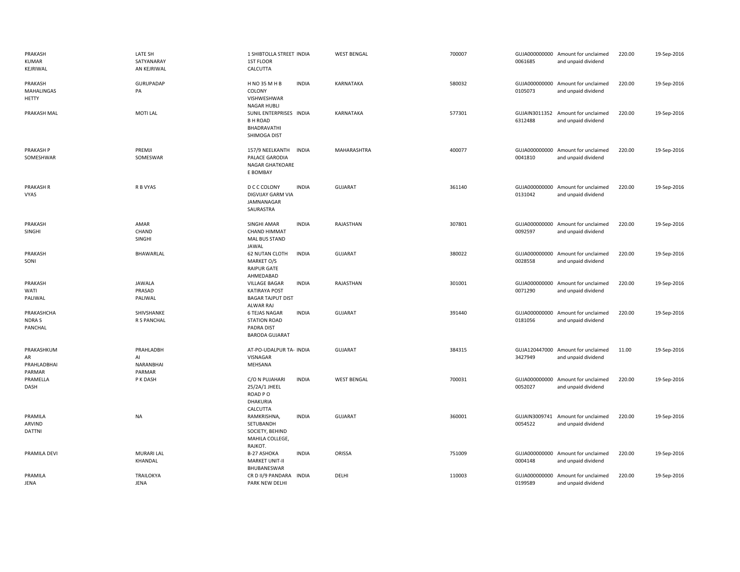| | | | | | | | | | |
|---|---|---|---|---|---|---|---|---|---|
| PRAKASH KUMAR KEJRIWAL | LATE SH SATYANARAYAN KEJRIWAL | 1 SHIBTOLLA STREET 1ST FLOOR CALCUTTA | INDIA | WEST BENGAL | 700007 | GUJA0000000000061685 | Amount for unclaimed and unpaid dividend | 220.00 | 19-Sep-2016 |
| PRAKASH MAHALINGASHETTY | GURUPADAPPA | H NO 35 M H B COLONY VISHWESHWAR NAGAR HUBLI | INDIA | KARNATAKA | 580032 | GUJA0000000000105073 | Amount for unclaimed and unpaid dividend | 220.00 | 19-Sep-2016 |
| PRAKASH MAL | MOTI LAL | SUNIL ENTERPRISES B H ROAD BHADRAVATHI SHIMOGA DIST | INDIA | KARNATAKA | 577301 | GUJAIN30113526312488 | Amount for unclaimed and unpaid dividend | 220.00 | 19-Sep-2016 |
| PRAKASH P SOMESHWAR | PREMJI SOMESWAR | 157/9 NEELKANTH PALACE GARODIA NAGAR GHATKOARE E BOMBAY | INDIA | MAHARASHTRA | 400077 | GUJA0000000000041810 | Amount for unclaimed and unpaid dividend | 220.00 | 19-Sep-2016 |
| PRAKASH R VYAS | R B VYAS | D C C COLONY DIGVIJAY GARM VIA JAMNANAGAR SAURASTRA | INDIA | GUJARAT | 361140 | GUJA0000000000131042 | Amount for unclaimed and unpaid dividend | 220.00 | 19-Sep-2016 |
| PRAKASH SINGHI | AMAR CHAND SINGHI | SINGHI AMAR CHAND HIMMAT MAL BUS STAND JAWAL | INDIA | RAJASTHAN | 307801 | GUJA0000000000092597 | Amount for unclaimed and unpaid dividend | 220.00 | 19-Sep-2016 |
| PRAKASH SONI | BHAWARLAL | 62 NUTAN CLOTH MARKET O/S RAIPUR GATE AHMEDABAD | INDIA | GUJARAT | 380022 | GUJA0000000000028558 | Amount for unclaimed and unpaid dividend | 220.00 | 19-Sep-2016 |
| PRAKASH WATI PALIWAL | JAWALA PRASAD PALIWAL | VILLAGE BAGAR KATIRAYA POST BAGAR TAJPUT DIST ALWAR RAJ | INDIA | RAJASTHAN | 301001 | GUJA0000000000071290 | Amount for unclaimed and unpaid dividend | 220.00 | 19-Sep-2016 |
| PRAKASHCHANDRA S PANCHAL | SHIVSHANKER S PANCHAL | 6 TEJAS NAGAR STATION ROAD PADRA DIST BARODA GUJARAT | INDIA | GUJARAT | 391440 | GUJA0000000000181056 | Amount for unclaimed and unpaid dividend | 220.00 | 19-Sep-2016 |
| PRAKASHKUMAR PRAHLADBHAI PARMAR | PRAHLADBHAI NARANBHAI PARMAR | AT-PO-UDALPUR TA-VISNAGAR MEHSANA | INDIA | GUJARAT | 384315 | GUJA1204470003427949 | Amount for unclaimed and unpaid dividend | 11.00 | 19-Sep-2016 |
| PRAMELLA DASH | P K DASH | C/O N PUJAHARI 25/2A/1 JHEEL ROAD P O DHAKURIA CALCUTTA | INDIA | WEST BENGAL | 700031 | GUJA0000000000052027 | Amount for unclaimed and unpaid dividend | 220.00 | 19-Sep-2016 |
| PRAMILA ARVIND DATTNI | NA | RAMKRISHNA, SETUBANDH SOCIETY, BEHIND MAHILA COLLEGE, RAJKOT. | INDIA | GUJARAT | 360001 | GUJAIN30097410054522 | Amount for unclaimed and unpaid dividend | 220.00 | 19-Sep-2016 |
| PRAMILA DEVI | MURARI LAL KHANDAL | B-27 ASHOKA MARKET UNIT-II BHUBANESWAR | INDIA | ORISSA | 751009 | GUJA0000000000004148 | Amount for unclaimed and unpaid dividend | 220.00 | 19-Sep-2016 |
| PRAMILA JENA | TRAILOKYA JENA | CR D II/9 PANDARA PARK NEW DELHI | INDIA | DELHI | 110003 | GUJA0000000000199589 | Amount for unclaimed and unpaid dividend | 220.00 | 19-Sep-2016 |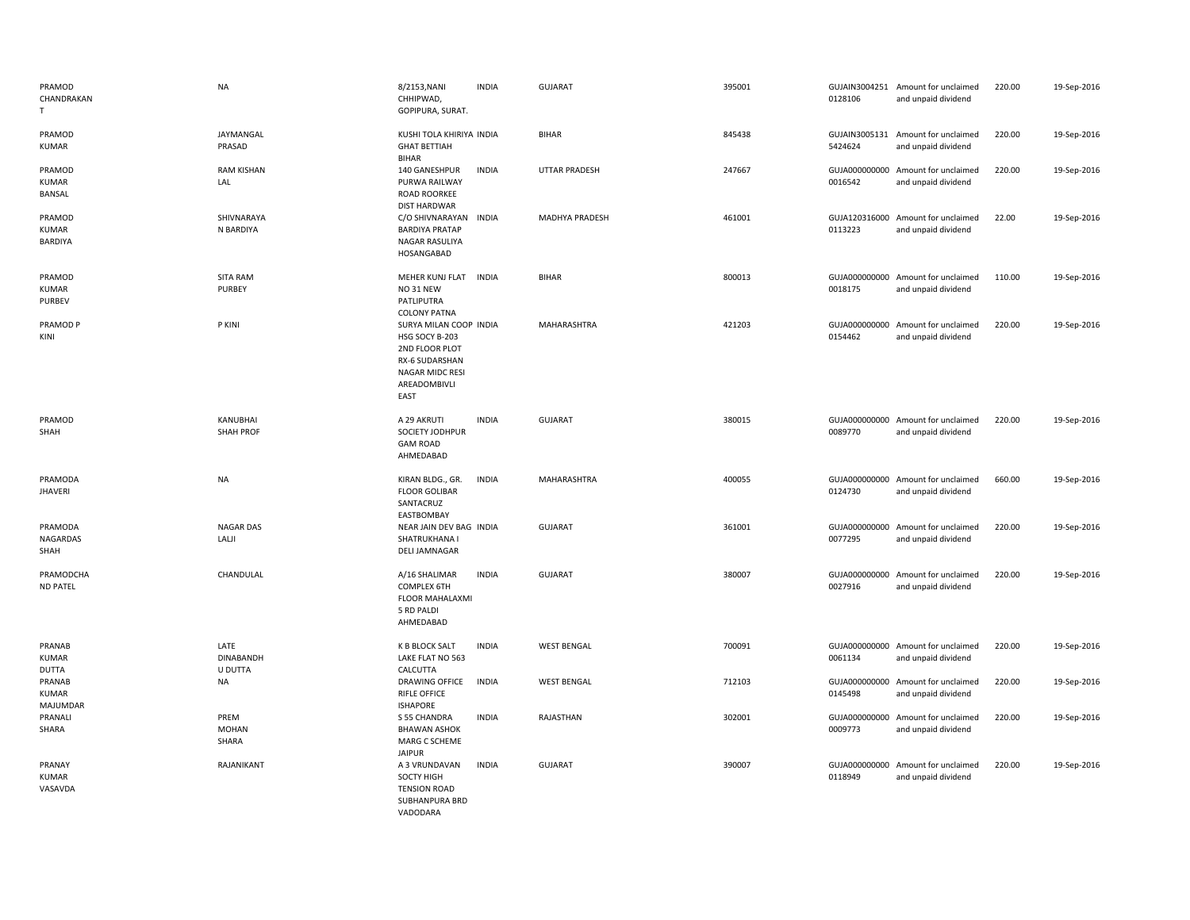| | | | | | | | | | |
|---|---|---|---|---|---|---|---|---|---|
| PRAMOD CHANDRAKAN T | NA | 8/2153,NANI CHHIPWAD, GOPIPURA, SURAT. | INDIA | GUJARAT | 395001 | GUJAIN3004251 0128106 | Amount for unclaimed and unpaid dividend | 220.00 | 19-Sep-2016 |
| PRAMOD KUMAR | JAYMANGAL PRASAD | KUSHI TOLA KHIRIYA GHAT BETTIAH BIHAR | INDIA | BIHAR | 845438 | GUJAIN3005131 5424624 | Amount for unclaimed and unpaid dividend | 220.00 | 19-Sep-2016 |
| PRAMOD KUMAR BANSAL | RAM KISHAN LAL | 140 GANESHPUR PURWA RAILWAY ROAD ROORKEE DIST HARDWAR | INDIA | UTTAR PRADESH | 247667 | GUJA000000000 0016542 | Amount for unclaimed and unpaid dividend | 220.00 | 19-Sep-2016 |
| PRAMOD KUMAR BARDIYA | SHIVNARAYA N BARDIYA | C/O SHIVNARAYAN BARDIYA PRATAP NAGAR RASULIYA HOSANGABAD | INDIA | MADHYA PRADESH | 461001 | GUJA120316000 0113223 | Amount for unclaimed and unpaid dividend | 22.00 | 19-Sep-2016 |
| PRAMOD KUMAR PURBEV | SITA RAM PURBEY | MEHER KUNJ FLAT NO 31 NEW PATLIPUTRA COLONY PATNA | INDIA | BIHAR | 800013 | GUJA000000000 0018175 | Amount for unclaimed and unpaid dividend | 110.00 | 19-Sep-2016 |
| PRAMOD P KINI | P KINI | SURYA MILAN COOP HSG SOCY B-203 2ND FLOOR PLOT RX-6 SUDARSHAN NAGAR MIDC RESI AREADOMBIVLI EAST | INDIA | MAHARASHTRA | 421203 | GUJA000000000 0154462 | Amount for unclaimed and unpaid dividend | 220.00 | 19-Sep-2016 |
| PRAMOD SHAH | KANUBHAI SHAH PROF | A 29 AKRUTI SOCIETY JODHPUR GAM ROAD AHMEDABAD | INDIA | GUJARAT | 380015 | GUJA000000000 0089770 | Amount for unclaimed and unpaid dividend | 220.00 | 19-Sep-2016 |
| PRAMODA JHAVERI | NA | KIRAN BLDG., GR. FLOOR GOLIBAR SANTACRUZ EASTBOMBAY | INDIA | MAHARASHTRA | 400055 | GUJA000000000 0124730 | Amount for unclaimed and unpaid dividend | 660.00 | 19-Sep-2016 |
| PRAMODA NAGARDAS SHAH | NAGAR DAS LALJI | NEAR JAIN DEV BAG SHATRUKHANA I DELI JAMNAGAR | INDIA | GUJARAT | 361001 | GUJA000000000 0077295 | Amount for unclaimed and unpaid dividend | 220.00 | 19-Sep-2016 |
| PRAMODCHA ND PATEL | CHANDULAL | A/16 SHALIMAR COMPLEX 6TH FLOOR MAHALAXMI 5 RD PALDI AHMEDABAD | INDIA | GUJARAT | 380007 | GUJA000000000 0027916 | Amount for unclaimed and unpaid dividend | 220.00 | 19-Sep-2016 |
| PRANAB KUMAR DUTTA | LATE DINABANDH U DUTTA | K B BLOCK SALT LAKE FLAT NO 563 CALCUTTA | INDIA | WEST BENGAL | 700091 | GUJA000000000 0061134 | Amount for unclaimed and unpaid dividend | 220.00 | 19-Sep-2016 |
| PRANAB KUMAR MAJUMDAR | NA | DRAWING OFFICE RIFLE OFFICE ISHAPORE | INDIA | WEST BENGAL | 712103 | GUJA000000000 0145498 | Amount for unclaimed and unpaid dividend | 220.00 | 19-Sep-2016 |
| PRANALI SHARA | PREM MOHAN SHARA | S 55 CHANDRA BHAWAN ASHOK MARG C SCHEME JAIPUR | INDIA | RAJASTHAN | 302001 | GUJA000000000 0009773 | Amount for unclaimed and unpaid dividend | 220.00 | 19-Sep-2016 |
| PRANAY KUMAR VASAVDA | RAJANIKANT | A 3 VRUNDAVAN SOCTY HIGH TENSION ROAD SUBHANPURA BRD VADODARA | INDIA | GUJARAT | 390007 | GUJA000000000 0118949 | Amount for unclaimed and unpaid dividend | 220.00 | 19-Sep-2016 |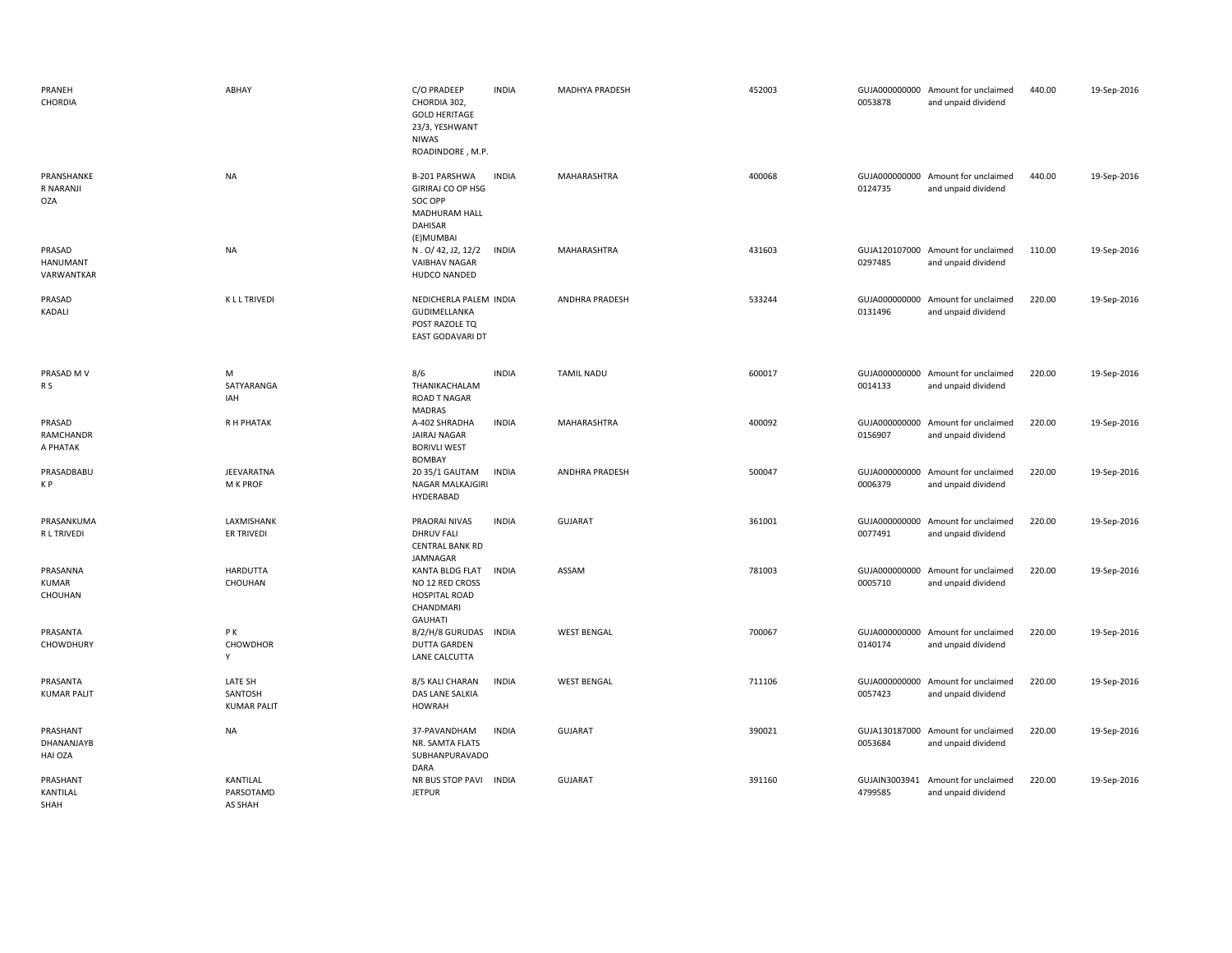| | | | | | | | | | |
|---|---|---|---|---|---|---|---|---|---|
| PRANEH CHORDIA | ABHAY | C/O PRADEEP CHORDIA 302, GOLD HERITAGE 23/3, YESHWANT NIWAS ROADINDORE , M.P. | INDIA | MADHYA PRADESH | 452003 | GUJA000000000 0053878 | Amount for unclaimed and unpaid dividend | 440.00 | 19-Sep-2016 |
| PRANSHANKE R NARANJI OZA | NA | B-201 PARSHWA GIRIRAJ CO OP HSG SOC OPP MADHURAM HALL DAHISAR (E)MUMBAI | INDIA | MAHARASHTRA | 400068 | GUJA000000000 0124735 | Amount for unclaimed and unpaid dividend | 440.00 | 19-Sep-2016 |
| PRASAD HANUMANT VARWANTKAR | NA | N . O/ 42, J2, 12/2 VAIBHAV NAGAR HUDCO NANDED | INDIA | MAHARASHTRA | 431603 | GUJA120107000 0297485 | Amount for unclaimed and unpaid dividend | 110.00 | 19-Sep-2016 |
| PRASAD KADALI | K L L TRIVEDI | NEDICHERLA PALEM GUDIMELLANKA POST RAZOLE TQ EAST GODAVARI DT | INDIA | ANDHRA PRADESH | 533244 | GUJA000000000 0131496 | Amount for unclaimed and unpaid dividend | 220.00 | 19-Sep-2016 |
| PRASAD M V R S | M SATYARANGA IAH | 8/6 THANIKACHALAM ROAD T NAGAR MADRAS | INDIA | TAMIL NADU | 600017 | GUJA000000000 0014133 | Amount for unclaimed and unpaid dividend | 220.00 | 19-Sep-2016 |
| PRASAD RAMCHANDR A PHATAK | R H PHATAK | A-402 SHRADHA JAIRAJ NAGAR BORIVLI WEST BOMBAY | INDIA | MAHARASHTRA | 400092 | GUJA000000000 0156907 | Amount for unclaimed and unpaid dividend | 220.00 | 19-Sep-2016 |
| PRASADBABU K P | JEEVARATNA M K PROF | 20 35/1 GAUTAM NAGAR MALKAJGIRI HYDERABAD | INDIA | ANDHRA PRADESH | 500047 | GUJA000000000 0006379 | Amount for unclaimed and unpaid dividend | 220.00 | 19-Sep-2016 |
| PRASANKUMA R L TRIVEDI | LAXMISHANK ER TRIVEDI | PRAORAI NIVAS DHRUV FALI CENTRAL BANK RD JAMNAGAR | INDIA | GUJARAT | 361001 | GUJA000000000 0077491 | Amount for unclaimed and unpaid dividend | 220.00 | 19-Sep-2016 |
| PRASANNA KUMAR CHOUHAN | HARDUTTA CHOUHAN | KANTA BLDG FLAT NO 12 RED CROSS HOSPITAL ROAD CHANDMARI GAUHATI | INDIA | ASSAM | 781003 | GUJA000000000 0005710 | Amount for unclaimed and unpaid dividend | 220.00 | 19-Sep-2016 |
| PRASANTA CHOWDHURY | P K CHOWDHOR Y | 8/2/H/8 GURUDAS DUTTA GARDEN LANE CALCUTTA | INDIA | WEST BENGAL | 700067 | GUJA000000000 0140174 | Amount for unclaimed and unpaid dividend | 220.00 | 19-Sep-2016 |
| PRASANTA KUMAR PALIT | LATE SH SANTOSH KUMAR PALIT | 8/5 KALI CHARAN DAS LANE SALKIA HOWRAH | INDIA | WEST BENGAL | 711106 | GUJA000000000 0057423 | Amount for unclaimed and unpaid dividend | 220.00 | 19-Sep-2016 |
| PRASHANT DHANANJAYB HAI OZA | NA | 37-PAVANDHAM NR. SAMTA FLATS SUBHANPURAVADO DARA | INDIA | GUJARAT | 390021 | GUJA130187000 0053684 | Amount for unclaimed and unpaid dividend | 220.00 | 19-Sep-2016 |
| PRASHANT KANTILAL SHAH | KANTILAL PARSOTAMD AS SHAH | NR BUS STOP PAVI JETPUR | INDIA | GUJARAT | 391160 | GUJAIN3003941 4799585 | Amount for unclaimed and unpaid dividend | 220.00 | 19-Sep-2016 |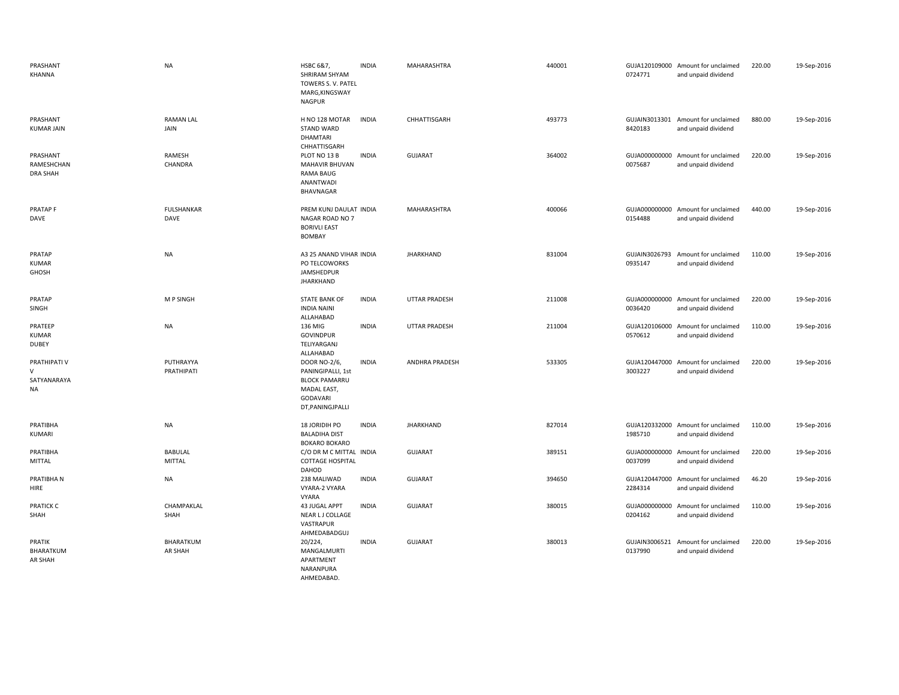| | | | | | | | | | |
|---|---|---|---|---|---|---|---|---|---|
| PRASHANT KHANNA | NA | HSBC 6&7, SHRIRAM SHYAM TOWERS S. V. PATEL MARG,KINGSWAY NAGPUR | INDIA | MAHARASHTRA | 440001 | GUJA120109000 0724771 | Amount for unclaimed and unpaid dividend | 220.00 | 19-Sep-2016 |
| PRASHANT KUMAR JAIN | RAMAN LAL JAIN | H NO 128 MOTAR STAND WARD DHAMTARI CHHATTISGARH | INDIA | CHHATTISGARH | 493773 | GUJAIN3013301 8420183 | Amount for unclaimed and unpaid dividend | 880.00 | 19-Sep-2016 |
| PRASHANT RAMESHCHAN DRA SHAH | RAMESH CHANDRA | PLOT NO 13 B MAHAVIR BHUVAN RAMA BAUG ANANTWADI BHAVNAGAR | INDIA | GUJARAT | 364002 | GUJA000000000 0075687 | Amount for unclaimed and unpaid dividend | 220.00 | 19-Sep-2016 |
| PRATAP F DAVE | FULSHANKAR DAVE | PREM KUNJ DAULAT NAGAR ROAD NO 7 BORIVLI EAST BOMBAY | INDIA | MAHARASHTRA | 400066 | GUJA000000000 0154488 | Amount for unclaimed and unpaid dividend | 440.00 | 19-Sep-2016 |
| PRATAP KUMAR GHOSH | NA | A3 25 ANAND VIHAR PO TELCOWORKS JAMSHEDPUR JHARKHAND | INDIA | JHARKHAND | 831004 | GUJAIN3026793 0935147 | Amount for unclaimed and unpaid dividend | 110.00 | 19-Sep-2016 |
| PRATAP SINGH | M P SINGH | STATE BANK OF INDIA NAINI ALLAHABAD | INDIA | UTTAR PRADESH | 211008 | GUJA000000000 0036420 | Amount for unclaimed and unpaid dividend | 220.00 | 19-Sep-2016 |
| PRATEEP KUMAR DUBEY | NA | 136 MIG GOVINDPUR TELIYARGANJ ALLAHABAD | INDIA | UTTAR PRADESH | 211004 | GUJA120106000 0570612 | Amount for unclaimed and unpaid dividend | 110.00 | 19-Sep-2016 |
| PRATHIPATI V V SATYANARAYA NA | PUTHRAYYA PRATHIPATI | DOOR NO-2/6, PANINGIPALLI, 1st BLOCK PAMARRU MADAL EAST, GODAVARI DT,PANINGIPALLI | INDIA | ANDHRA PRADESH | 533305 | GUJA120447000 3003227 | Amount for unclaimed and unpaid dividend | 220.00 | 19-Sep-2016 |
| PRATIBHA KUMARI | NA | 18 JORIDIH PO BALADIHA DIST BOKARO BOKARO | INDIA | JHARKHAND | 827014 | GUJA120332000 1985710 | Amount for unclaimed and unpaid dividend | 110.00 | 19-Sep-2016 |
| PRATIBHA MITTAL | BABULAL MITTAL | C/O DR M C MITTAL COTTAGE HOSPITAL DAHOD | INDIA | GUJARAT | 389151 | GUJA000000000 0037099 | Amount for unclaimed and unpaid dividend | 220.00 | 19-Sep-2016 |
| PRATIBHA N HIRE | NA | 238 MALIWAD VYARA-2 VYARA VYARA | INDIA | GUJARAT | 394650 | GUJA120447000 2284314 | Amount for unclaimed and unpaid dividend | 46.20 | 19-Sep-2016 |
| PRATICK C SHAH | CHAMPAKLAL SHAH | 43 JUGAL APPT NEAR L J COLLAGE VASTRAPUR AHMEDABADGUJ | INDIA | GUJARAT | 380015 | GUJA000000000 0204162 | Amount for unclaimed and unpaid dividend | 110.00 | 19-Sep-2016 |
| PRATIK BHARATKUM AR SHAH | BHARATKUM AR SHAH | 20/224, MANGALMURTI APARTMENT NARANPURA AHMEDABAD. | INDIA | GUJARAT | 380013 | GUJAIN3006521 0137990 | Amount for unclaimed and unpaid dividend | 220.00 | 19-Sep-2016 |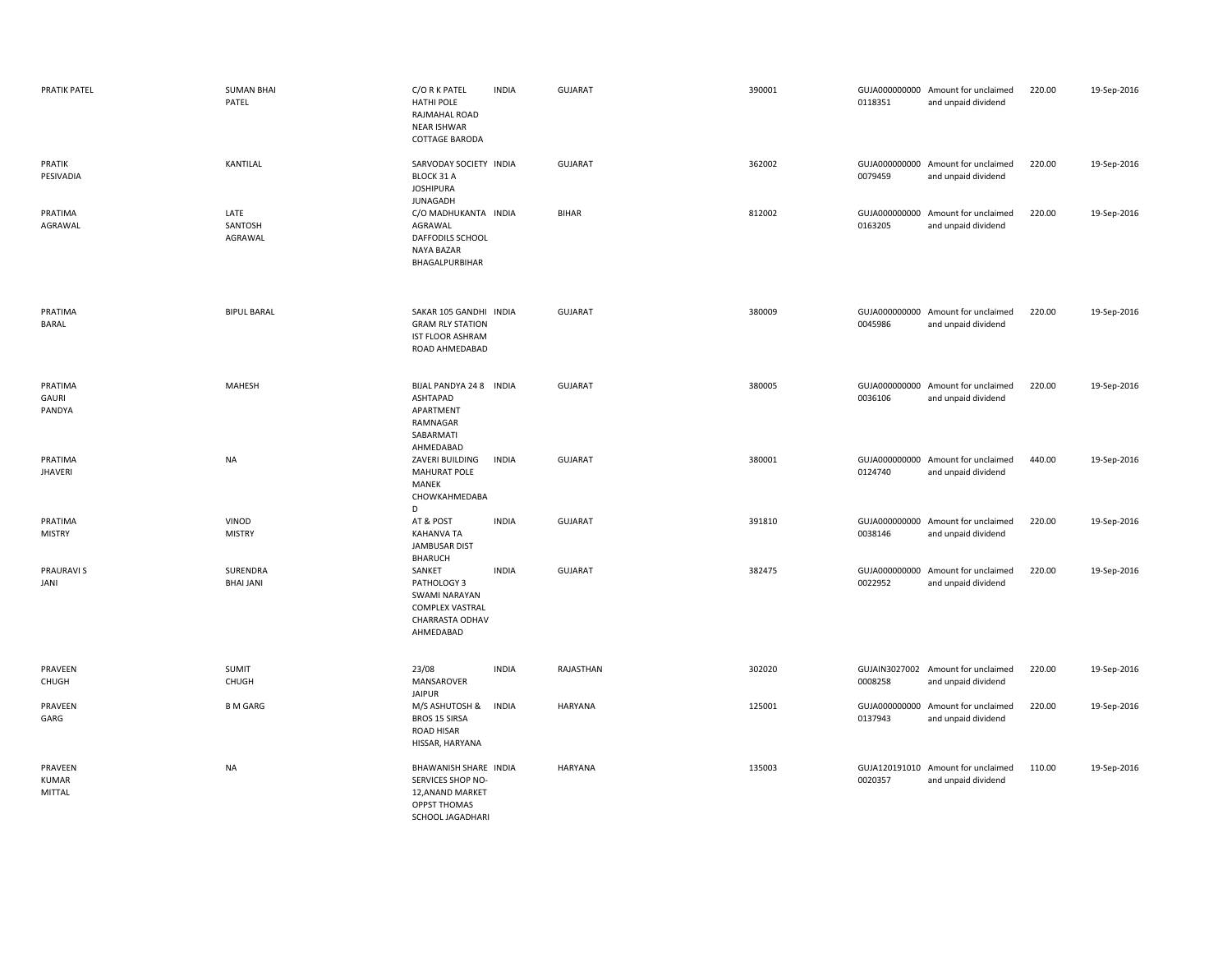| | | | | | | | | | |
|---|---|---|---|---|---|---|---|---|---|
| PRATIK PATEL | SUMAN BHAI PATEL | C/O R K PATEL HATHI POLE RAJMAHAL ROAD NEAR ISHWAR COTTAGE BARODA | INDIA | GUJARAT | 390001 | GUJA000000000 0118351 | Amount for unclaimed and unpaid dividend | 220.00 | 19-Sep-2016 |
| PRATIK PESIVADIA | KANTILAL | SARVODAY SOCIETY BLOCK 31 A JOSHIPURA JUNAGADH | INDIA | GUJARAT | 362002 | GUJA000000000 0079459 | Amount for unclaimed and unpaid dividend | 220.00 | 19-Sep-2016 |
| PRATIMA AGRAWAL | LATE SANTOSH AGRAWAL | C/O MADHUKANTA AGRAWAL DAFFODILS SCHOOL NAYA BAZAR BHAGALPURBIHAR | INDIA | BIHAR | 812002 | GUJA000000000 0163205 | Amount for unclaimed and unpaid dividend | 220.00 | 19-Sep-2016 |
| PRATIMA BARAL | BIPUL BARAL | SAKAR 105 GANDHI GRAM RLY STATION IST FLOOR ASHRAM ROAD AHMEDABAD | INDIA | GUJARAT | 380009 | GUJA000000000 0045986 | Amount for unclaimed and unpaid dividend | 220.00 | 19-Sep-2016 |
| PRATIMA GAURI PANDYA | MAHESH | BIJAL PANDYA 24 8 ASHTAPAD APARTMENT RAMNAGAR SABARMATI AHMEDABAD | INDIA | GUJARAT | 380005 | GUJA000000000 0036106 | Amount for unclaimed and unpaid dividend | 220.00 | 19-Sep-2016 |
| PRATIMA JHAVERI | NA | ZAVERI BUILDING MAHURAT POLE MANEK CHOWKAHMEDABA D | INDIA | GUJARAT | 380001 | GUJA000000000 0124740 | Amount for unclaimed and unpaid dividend | 440.00 | 19-Sep-2016 |
| PRATIMA MISTRY | VINOD MISTRY | AT & POST KAHANVA TA JAMBUSAR DIST BHARUCH | INDIA | GUJARAT | 391810 | GUJA000000000 0038146 | Amount for unclaimed and unpaid dividend | 220.00 | 19-Sep-2016 |
| PRAURAVI S JANI | SURENDRA BHAI JANI | SANKET PATHOLOGY 3 SWAMI NARAYAN COMPLEX VASTRAL CHARRASTA ODHAV AHMEDABAD | INDIA | GUJARAT | 382475 | GUJA000000000 0022952 | Amount for unclaimed and unpaid dividend | 220.00 | 19-Sep-2016 |
| PRAVEEN CHUGH | SUMIT CHUGH | 23/08 MANSAROVER JAIPUR | INDIA | RAJASTHAN | 302020 | GUJAIN3027002 0008258 | Amount for unclaimed and unpaid dividend | 220.00 | 19-Sep-2016 |
| PRAVEEN GARG | B M GARG | M/S ASHUTOSH & BROS 15 SIRSA ROAD HISAR HISSAR, HARYANA | INDIA | HARYANA | 125001 | GUJA000000000 0137943 | Amount for unclaimed and unpaid dividend | 220.00 | 19-Sep-2016 |
| PRAVEEN KUMAR MITTAL | NA | BHAWANISH SHARE SERVICES SHOP NO-12,ANAND MARKET OPPST THOMAS SCHOOL JAGADHARI | INDIA | HARYANA | 135003 | GUJA120191010 0020357 | Amount for unclaimed and unpaid dividend | 110.00 | 19-Sep-2016 |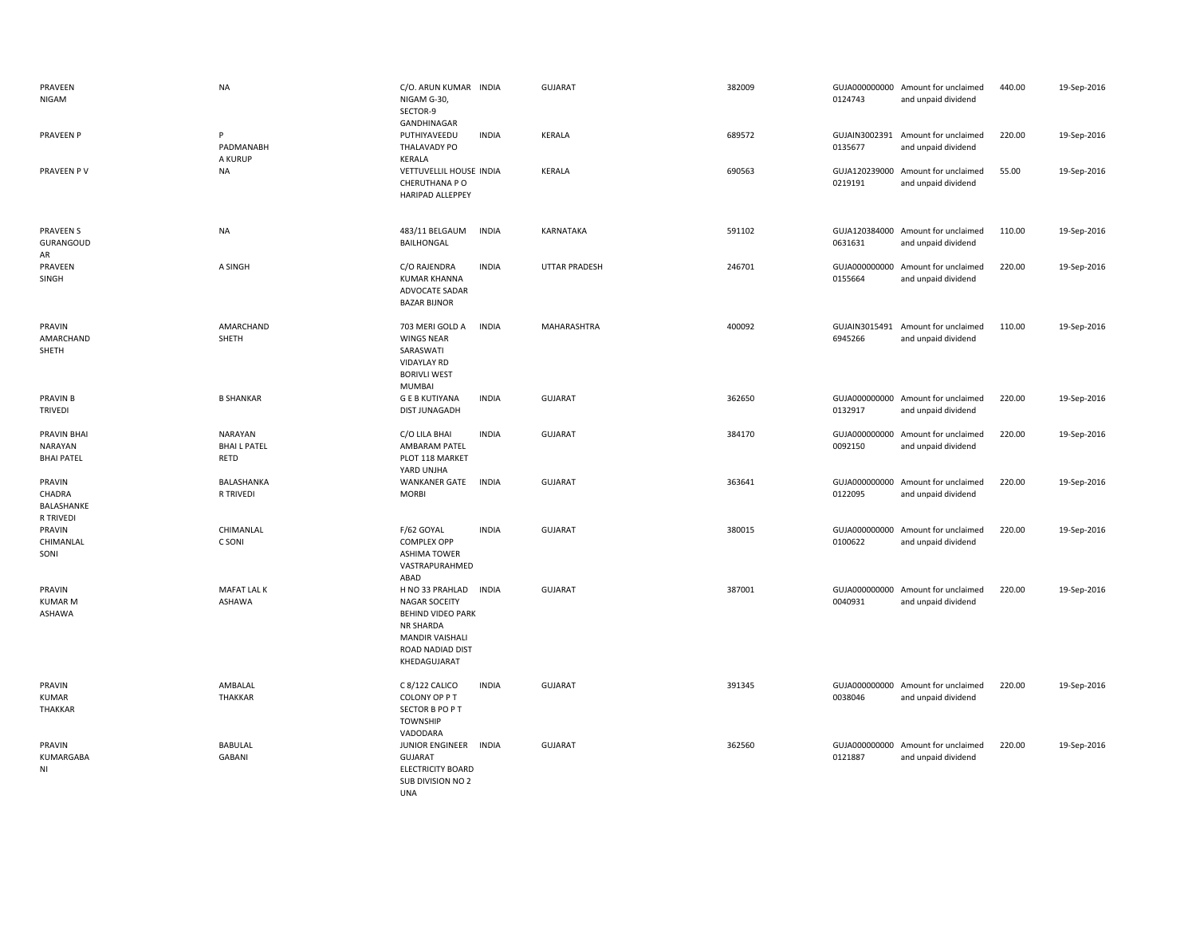| | | | | | | | | | |
|---|---|---|---|---|---|---|---|---|---|
| PRAVEEN NIGAM | NA | C/O. ARUN KUMAR NIGAM G-30, SECTOR-9 GANDHINAGAR | INDIA | GUJARAT | 382009 | GUJA000000000 0124743 | Amount for unclaimed and unpaid dividend | 440.00 | 19-Sep-2016 |
| PRAVEEN P | P PADMANABH A KURUP | PUTHIYAVEEDU THALAVADY PO KERALA | INDIA | KERALA | 689572 | GUJAIN3002391 0135677 | Amount for unclaimed and unpaid dividend | 220.00 | 19-Sep-2016 |
| PRAVEEN P V | NA | VETTUVELLIL HOUSE CHERUTHANA P O HARIPAD ALLEPPEY | INDIA | KERALA | 690563 | GUJA120239000 0219191 | Amount for unclaimed and unpaid dividend | 55.00 | 19-Sep-2016 |
| PRAVEEN S GURANGOUD AR | NA | 483/11 BELGAUM BAILHONGAL | INDIA | KARNATAKA | 591102 | GUJA120384000 0631631 | Amount for unclaimed and unpaid dividend | 110.00 | 19-Sep-2016 |
| PRAVEEN SINGH | A SINGH | C/O RAJENDRA KUMAR KHANNA ADVOCATE SADAR BAZAR BIJNOR | INDIA | UTTAR PRADESH | 246701 | GUJA000000000 0155664 | Amount for unclaimed and unpaid dividend | 220.00 | 19-Sep-2016 |
| PRAVIN AMARCHAND SHETH | AMARCHAND SHETH | 703 MERI GOLD A WINGS NEAR SARASWATI VIDAYLAY RD BORIVLI WEST MUMBAI | INDIA | MAHARASHTRA | 400092 | GUJAIN3015491 6945266 | Amount for unclaimed and unpaid dividend | 110.00 | 19-Sep-2016 |
| PRAVIN B TRIVEDI | B SHANKAR | G E B KUTIYANA DIST JUNAGADH | INDIA | GUJARAT | 362650 | GUJA000000000 0132917 | Amount for unclaimed and unpaid dividend | 220.00 | 19-Sep-2016 |
| PRAVIN BHAI NARAYAN BHAI PATEL | NARAYAN BHAI L PATEL RETD | C/O LILA BHAI AMBARAM PATEL PLOT 118 MARKET YARD UNJHA | INDIA | GUJARAT | 384170 | GUJA000000000 0092150 | Amount for unclaimed and unpaid dividend | 220.00 | 19-Sep-2016 |
| PRAVIN CHADRA BALASHANKE R TRIVEDI | BALASHANKA R TRIVEDI | WANKANER GATE MORBI | INDIA | GUJARAT | 363641 | GUJA000000000 0122095 | Amount for unclaimed and unpaid dividend | 220.00 | 19-Sep-2016 |
| PRAVIN CHIMANLAL SONI | CHIMANLAL C SONI | F/62 GOYAL COMPLEX OPP ASHIMA TOWER VASTRAPURAHMED ABAD | INDIA | GUJARAT | 380015 | GUJA000000000 0100622 | Amount for unclaimed and unpaid dividend | 220.00 | 19-Sep-2016 |
| PRAVIN KUMAR M ASHAWA | MAFAT LAL K ASHAWA | H NO 33 PRAHLAD NAGAR SOCEITY BEHIND VIDEO PARK NR SHARDA MANDIR VAISHALI ROAD NADIAD DIST KHEDAGUJARAT | INDIA | GUJARAT | 387001 | GUJA000000000 0040931 | Amount for unclaimed and unpaid dividend | 220.00 | 19-Sep-2016 |
| PRAVIN KUMAR THAKKAR | AMBALAL THAKKAR | C 8/122 CALICO COLONY OP P T SECTOR B PO P T TOWNSHIP VADODARA | INDIA | GUJARAT | 391345 | GUJA000000000 0038046 | Amount for unclaimed and unpaid dividend | 220.00 | 19-Sep-2016 |
| PRAVIN KUMARGABA NI | BABULAL GABANI | JUNIOR ENGINEER GUJARAT ELECTRICITY BOARD SUB DIVISION NO 2 UNA | INDIA | GUJARAT | 362560 | GUJA000000000 0121887 | Amount for unclaimed and unpaid dividend | 220.00 | 19-Sep-2016 |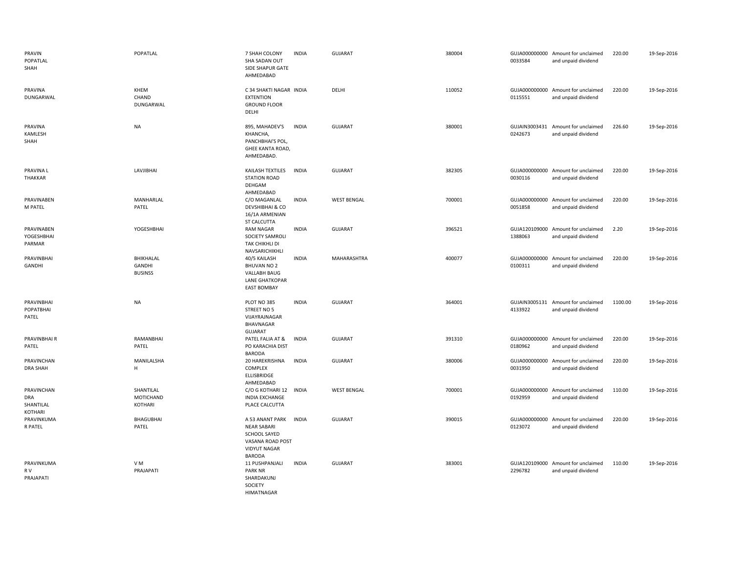| | | | | | | | | | |
|---|---|---|---|---|---|---|---|---|---|
| PRAVIN POPATLAL SHAH | POPATLAL | 7 SHAH COLONY SHA SADAN OUT SIDE SHAPUR GATE AHMEDABAD | INDIA | GUJARAT | 380004 | GUJA000000000 0033584 | Amount for unclaimed and unpaid dividend | 220.00 | 19-Sep-2016 |
| PRAVINA DUNGARWAL | KHEM CHAND DUNGARWAL | C 34 SHAKTI NAGAR EXTENTION GROUND FLOOR DELHI | INDIA | DELHI | 110052 | GUJA000000000 0115551 | Amount for unclaimed and unpaid dividend | 220.00 | 19-Sep-2016 |
| PRAVINA KAMLESH SHAH | NA | 895, MAHADEV'S KHANCHA, PANCHBHAI'S POL, GHEE KANTA ROAD, AHMEDABAD. | INDIA | GUJARAT | 380001 | GUJAIN3003431 0242673 | Amount for unclaimed and unpaid dividend | 226.60 | 19-Sep-2016 |
| PRAVINA L THAKKAR | LAVJIBHAI | KAILASH TEXTILES STATION ROAD DEHGAM AHMEDABAD | INDIA | GUJARAT | 382305 | GUJA000000000 0030116 | Amount for unclaimed and unpaid dividend | 220.00 | 19-Sep-2016 |
| PRAVINABEN M PATEL | MANHARLAL PATEL | C/O MAGANLAL DEVSHIBHAI & CO 16/1A ARMENIAN ST CALCUTTA | INDIA | WEST BENGAL | 700001 | GUJA000000000 0051858 | Amount for unclaimed and unpaid dividend | 220.00 | 19-Sep-2016 |
| PRAVINABEN YOGESHBHAI PARMAR | YOGESHBHAI | RAM NAGAR SOCIETY SAMROLI TAK CHIKHLI DI NAVSARICHIKHLI | INDIA | GUJARAT | 396521 | GUJA120109000 1388063 | Amount for unclaimed and unpaid dividend | 2.20 | 19-Sep-2016 |
| PRAVINBHAI GANDHI | BHIKHALAL GANDHI BUSINSS | 40/5 KAILASH BHUVAN NO 2 VALLABH BAUG LANE GHATKOPAR EAST BOMBAY | INDIA | MAHARASHTRA | 400077 | GUJA000000000 0100311 | Amount for unclaimed and unpaid dividend | 220.00 | 19-Sep-2016 |
| PRAVINBHAI POPATBHAI PATEL | NA | PLOT NO 385 STREET NO 5 VIJAYRAJNAGAR BHAVNAGAR GUJARAT | INDIA | GUJARAT | 364001 | GUJAIN3005131 4133922 | Amount for unclaimed and unpaid dividend | 1100.00 | 19-Sep-2016 |
| PRAVINBHAI R PATEL | RAMANBHAI PATEL | PATEL FALIA AT & PO KARACHIA DIST BARODA | INDIA | GUJARAT | 391310 | GUJA000000000 0180962 | Amount for unclaimed and unpaid dividend | 220.00 | 19-Sep-2016 |
| PRAVINCHAN DRA SHAH | MANILALSHA H | 20 HAREKRISHNA COMPLEX ELLISBRIDGE AHMEDABAD | INDIA | GUJARAT | 380006 | GUJA000000000 0031950 | Amount for unclaimed and unpaid dividend | 220.00 | 19-Sep-2016 |
| PRAVINCHAN DRA SHANTILAL KOTHARI | SHANTILAL MOTICHAND KOTHARI | C/O G KOTHARI 12 INDIA EXCHANGE PLACE CALCUTTA | INDIA | WEST BENGAL | 700001 | GUJA000000000 0192959 | Amount for unclaimed and unpaid dividend | 110.00 | 19-Sep-2016 |
| PRAVINKUMA R PATEL | BHAGUBHAI PATEL | A 53 ANANT PARK NEAR SABARI SCHOOL SAYED VASANA ROAD POST VIDYUT NAGAR BARODA | INDIA | GUJARAT | 390015 | GUJA000000000 0123072 | Amount for unclaimed and unpaid dividend | 220.00 | 19-Sep-2016 |
| PRAVINKUMA R V PRAJAPATI | V M PRAJAPATI | 11 PUSHPANJALI PARK NR SHARDAKUNJ SOCIETY HIMATNAGAR | INDIA | GUJARAT | 383001 | GUJA120109000 2296782 | Amount for unclaimed and unpaid dividend | 110.00 | 19-Sep-2016 |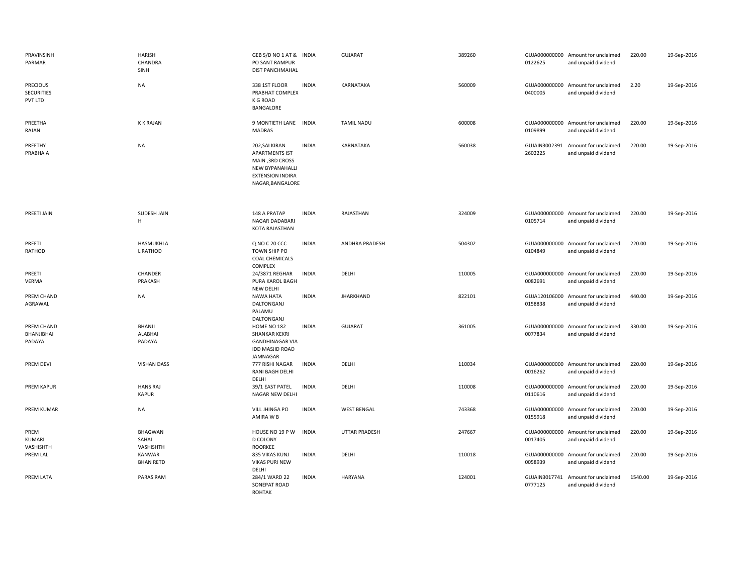| | | | | | | | | | |
|---|---|---|---|---|---|---|---|---|---|
| PRAVINSINH PARMAR | HARISH CHANDRA SINH | GEB S/D NO 1 AT & PO SANT RAMPUR DIST PANCHMAHAL | INDIA | GUJARAT | 389260 | GUJA000000000 0122625 | Amount for unclaimed and unpaid dividend | 220.00 | 19-Sep-2016 |
| PRECIOUS SECURITIES PVT LTD | NA | 338 1ST FLOOR PRABHAT COMPLEX K G ROAD BANGALORE | INDIA | KARNATAKA | 560009 | GUJA000000000 0400005 | Amount for unclaimed and unpaid dividend | 2.20 | 19-Sep-2016 |
| PREETHA RAJAN | K K RAJAN | 9 MONTIETH LANE MADRAS | INDIA | TAMIL NADU | 600008 | GUJA000000000 0109899 | Amount for unclaimed and unpaid dividend | 220.00 | 19-Sep-2016 |
| PREETHY PRABHA A | NA | 202,SAI KIRAN APARTMENTS IST MAIN ,3RD CROSS NEW BYPANAHALLI EXTENSION INDIRA NAGAR,BANGALORE | INDIA | KARNATAKA | 560038 | GUJAIN3002391 2602225 | Amount for unclaimed and unpaid dividend | 220.00 | 19-Sep-2016 |
| PREETI JAIN | SUDESH JAIN H | 148 A PRATAP NAGAR DADABARI KOTA RAJASTHAN | INDIA | RAJASTHAN | 324009 | GUJA000000000 0105714 | Amount for unclaimed and unpaid dividend | 220.00 | 19-Sep-2016 |
| PREETI RATHOD | HASMUKHLA L RATHOD | Q NO C 20 CCC TOWN SHIP PO COAL CHEMICALS COMPLEX | INDIA | ANDHRA PRADESH | 504302 | GUJA000000000 0104849 | Amount for unclaimed and unpaid dividend | 220.00 | 19-Sep-2016 |
| PREETI VERMA | CHANDER PRAKASH | 24/3871 REGHAR PURA KAROL BAGH NEW DELHI | INDIA | DELHI | 110005 | GUJA000000000 0082691 | Amount for unclaimed and unpaid dividend | 220.00 | 19-Sep-2016 |
| PREM CHAND AGRAWAL | NA | NAWA HATA DALTONGANJ PALAMU DALTONGANJ | INDIA | JHARKHAND | 822101 | GUJA120106000 0158838 | Amount for unclaimed and unpaid dividend | 440.00 | 19-Sep-2016 |
| PREM CHAND BHANJIBHAI PADAYA | BHANJI ALABHAI PADAYA | HOME NO 182 SHANKAR KEKRI GANDHINAGAR VIA IDD MASJID ROAD JAMNAGAR | INDIA | GUJARAT | 361005 | GUJA000000000 0077834 | Amount for unclaimed and unpaid dividend | 330.00 | 19-Sep-2016 |
| PREM DEVI | VISHAN DASS | 777 RISHI NAGAR RANI BAGH DELHI DELHI | INDIA | DELHI | 110034 | GUJA000000000 0016262 | Amount for unclaimed and unpaid dividend | 220.00 | 19-Sep-2016 |
| PREM KAPUR | HANS RAJ KAPUR | 39/1 EAST PATEL NAGAR NEW DELHI | INDIA | DELHI | 110008 | GUJA000000000 0110616 | Amount for unclaimed and unpaid dividend | 220.00 | 19-Sep-2016 |
| PREM KUMAR | NA | VILL JHINGA PO AMIRA W B | INDIA | WEST BENGAL | 743368 | GUJA000000000 0155918 | Amount for unclaimed and unpaid dividend | 220.00 | 19-Sep-2016 |
| PREM KUMARI VASHISHTH | BHAGWAN SAHAI VASHISHTH | HOUSE NO 19 P W D COLONY ROORKEE | INDIA | UTTAR PRADESH | 247667 | GUJA000000000 0017405 | Amount for unclaimed and unpaid dividend | 220.00 | 19-Sep-2016 |
| PREM LAL | KANWAR BHAN RETD | 835 VIKAS KUNJ VIKAS PURI NEW DELHI | INDIA | DELHI | 110018 | GUJA000000000 0058939 | Amount for unclaimed and unpaid dividend | 220.00 | 19-Sep-2016 |
| PREM LATA | PARAS RAM | 284/1 WARD 22 SONEPAT ROAD ROHTAK | INDIA | HARYANA | 124001 | GUJAIN3017741 0777125 | Amount for unclaimed and unpaid dividend | 1540.00 | 19-Sep-2016 |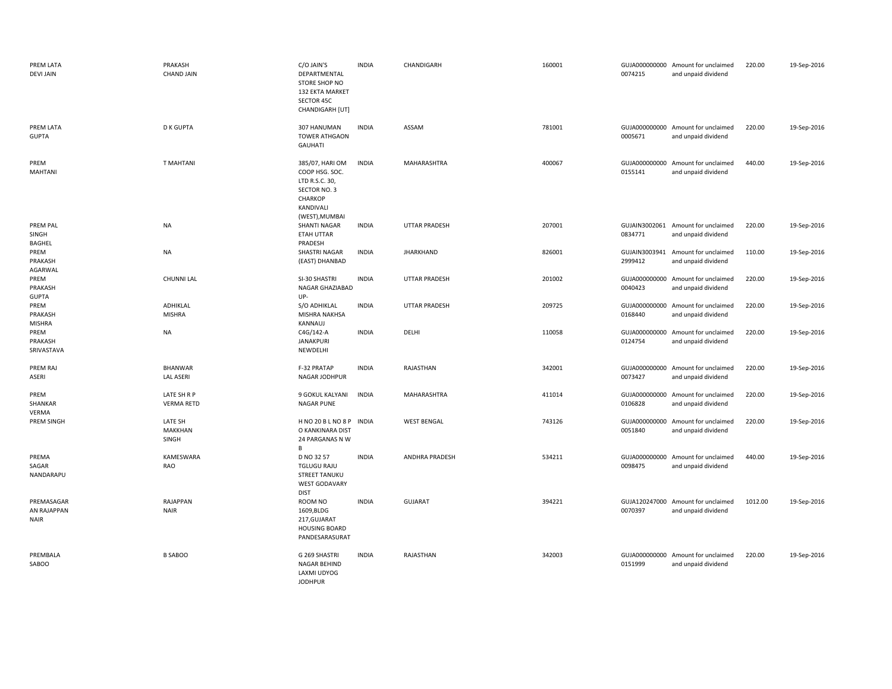| | | | | | | | | | |
|---|---|---|---|---|---|---|---|---|---|
| PREM LATA DEVI JAIN | PRAKASH CHAND JAIN | C/O JAIN'S DEPARTMENTAL STORE SHOP NO 132 EKTA MARKET SECTOR 45C CHANDIGARH [UT] | INDIA | CHANDIGARH | 160001 | GUJA0000000000074215 | Amount for unclaimed and unpaid dividend | 220.00 | 19-Sep-2016 |
| PREM LATA GUPTA | D K GUPTA | 307 HANUMAN TOWER ATHGAON GAUHATI | INDIA | ASSAM | 781001 | GUJA0000000000005671 | Amount for unclaimed and unpaid dividend | 220.00 | 19-Sep-2016 |
| PREM MAHTANI | T MAHTANI | 385/07, HARI OM COOP HSG. SOC. LTD R.S.C. 30, SECTOR NO. 3 CHARKOP KANDIVALI (WEST),MUMBAI | INDIA | MAHARASHTRA | 400067 | GUJA0000000000155141 | Amount for unclaimed and unpaid dividend | 440.00 | 19-Sep-2016 |
| PREM PAL SINGH BAGHEL | NA | SHANTI NAGAR ETAH UTTAR PRADESH | INDIA | UTTAR PRADESH | 207001 | GUJAIN30020610834771 | Amount for unclaimed and unpaid dividend | 220.00 | 19-Sep-2016 |
| PREM PRAKASH AGARWAL | NA | SHASTRI NAGAR (EAST) DHANBAD | INDIA | JHARKHAND | 826001 | GUJAIN30039412999412 | Amount for unclaimed and unpaid dividend | 110.00 | 19-Sep-2016 |
| PREM PRAKASH GUPTA | CHUNNI LAL | SI-30 SHASTRI NAGAR GHAZIABAD UP- | INDIA | UTTAR PRADESH | 201002 | GUJA0000000000040423 | Amount for unclaimed and unpaid dividend | 220.00 | 19-Sep-2016 |
| PREM PRAKASH MISHRA | ADHIKLAL MISHRA | S/O ADHIKLAL MISHRA NAKHSA KANNAUJ | INDIA | UTTAR PRADESH | 209725 | GUJA0000000000168440 | Amount for unclaimed and unpaid dividend | 220.00 | 19-Sep-2016 |
| PREM PRAKASH SRIVASTAVA | NA | C4G/142-A JANAKPURI NEWDELHI | INDIA | DELHI | 110058 | GUJA0000000000124754 | Amount for unclaimed and unpaid dividend | 220.00 | 19-Sep-2016 |
| PREM RAJ ASERI | BHANWAR LAL ASERI | F-32 PRATAP NAGAR JODHPUR | INDIA | RAJASTHAN | 342001 | GUJA0000000000073427 | Amount for unclaimed and unpaid dividend | 220.00 | 19-Sep-2016 |
| PREM SHANKAR VERMA | LATE SH R P VERMA RETD | 9 GOKUL KALYANI NAGAR PUNE | INDIA | MAHARASHTRA | 411014 | GUJA0000000000106828 | Amount for unclaimed and unpaid dividend | 220.00 | 19-Sep-2016 |
| PREM SINGH | LATE SH MAKKHAN SINGH | H NO 20 B L NO 8 P O KANKINARA DIST 24 PARGANAS N W B | INDIA | WEST BENGAL | 743126 | GUJA0000000000051840 | Amount for unclaimed and unpaid dividend | 220.00 | 19-Sep-2016 |
| PREMA SAGAR NANDARAPU | KAMESWARA RAO | D NO 32 57 TGLUGU RAJU STREET TANUKU WEST GODAVARY DIST | INDIA | ANDHRA PRADESH | 534211 | GUJA0000000000098475 | Amount for unclaimed and unpaid dividend | 440.00 | 19-Sep-2016 |
| PREMASAGAR AN RAJAPPAN NAIR | RAJAPPAN NAIR | ROOM NO 1609,BLDG 217,GUJARAT HOUSING BOARD PANDESARASURAT | INDIA | GUJARAT | 394221 | GUJA1202470000070397 | Amount for unclaimed and unpaid dividend | 1012.00 | 19-Sep-2016 |
| PREMBALA SABOO | B SABOO | G 269 SHASTRI NAGAR BEHIND LAXMI UDYOG JODHPUR | INDIA | RAJASTHAN | 342003 | GUJA0000000000151999 | Amount for unclaimed and unpaid dividend | 220.00 | 19-Sep-2016 |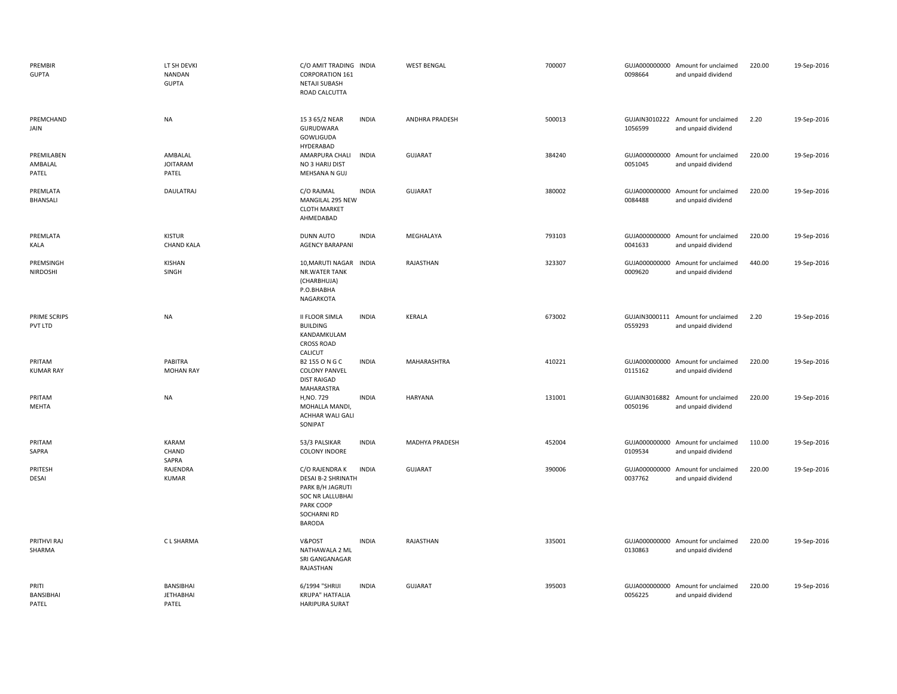| | | | | | | | | | |
|---|---|---|---|---|---|---|---|---|---|
| PREMBIR GUPTA | LT SH DEVKI NANDAN GUPTA | C/O AMIT TRADING CORPORATION 161 NETAJI SUBASH ROAD CALCUTTA | INDIA | WEST BENGAL | 700007 | GUJA000000000 0098664 | Amount for unclaimed and unpaid dividend | 220.00 | 19-Sep-2016 |
| PREMCHAND JAIN | NA | 15 3 65/2 NEAR GURUDWARA GOWLIGUDA HYDERABAD | INDIA | ANDHRA PRADESH | 500013 | GUJAIN3010222 1056599 | Amount for unclaimed and unpaid dividend | 2.20 | 19-Sep-2016 |
| PREMILABEN AMBALAL PATEL | AMBALAL JOITARAM PATEL | AMARPURA CHALI NO 3 HARIJ DIST MEHSANA N GUJ | INDIA | GUJARAT | 384240 | GUJA000000000 0051045 | Amount for unclaimed and unpaid dividend | 220.00 | 19-Sep-2016 |
| PREMLATA BHANSALI | DAULATRAJ | C/O RAJMAL MANGILAL 295 NEW CLOTH MARKET AHMEDABAD | INDIA | GUJARAT | 380002 | GUJA000000000 0084488 | Amount for unclaimed and unpaid dividend | 220.00 | 19-Sep-2016 |
| PREMLATA KALA | KISTUR CHAND KALA | DUNN AUTO AGENCY BARAPANI | INDIA | MEGHALAYA | 793103 | GUJA000000000 0041633 | Amount for unclaimed and unpaid dividend | 220.00 | 19-Sep-2016 |
| PREMSINGH NIRDOSHI | KISHAN SINGH | 10,MARUTI NAGAR NR.WATER TANK (CHARBHUJA) P.O.BHABHA NAGARKOTA | INDIA | RAJASTHAN | 323307 | GUJA000000000 0009620 | Amount for unclaimed and unpaid dividend | 440.00 | 19-Sep-2016 |
| PRIME SCRIPS PVT LTD | NA | II FLOOR SIMLA BUILDING KANDAMKULAM CROSS ROAD CALICUT | INDIA | KERALA | 673002 | GUJAIN3000111 0559293 | Amount for unclaimed and unpaid dividend | 2.20 | 19-Sep-2016 |
| PRITAM KUMAR RAY | PABITRA MOHAN RAY | B2 155 O N G C COLONY PANVEL DIST RAIGAD MAHARASTRA | INDIA | MAHARASHTRA | 410221 | GUJA000000000 0115162 | Amount for unclaimed and unpaid dividend | 220.00 | 19-Sep-2016 |
| PRITAM MEHTA | NA | H,NO. 729 MOHALLA MANDI, ACHHAR WALI GALI SONIPAT | INDIA | HARYANA | 131001 | GUJAIN3016882 0050196 | Amount for unclaimed and unpaid dividend | 220.00 | 19-Sep-2016 |
| PRITAM SAPRA | KARAM CHAND SAPRA | 53/3 PALSIKAR COLONY INDORE | INDIA | MADHYA PRADESH | 452004 | GUJA000000000 0109534 | Amount for unclaimed and unpaid dividend | 110.00 | 19-Sep-2016 |
| PRITESH DESAI | RAJENDRA KUMAR | C/O RAJENDRA K DESAI B-2 SHRINATH PARK B/H JAGRUTI SOC NR LALLUBHAI PARK COOP SOCHARNI RD BARODA | INDIA | GUJARAT | 390006 | GUJA000000000 0037762 | Amount for unclaimed and unpaid dividend | 220.00 | 19-Sep-2016 |
| PRITHVI RAJ SHARMA | C L SHARMA | V&POST NATHAWALA 2 ML SRI GANGANAGAR RAJASTHAN | INDIA | RAJASTHAN | 335001 | GUJA000000000 0130863 | Amount for unclaimed and unpaid dividend | 220.00 | 19-Sep-2016 |
| PRITI BANSIBHAI PATEL | BANSIBHAI JETHABHAI PATEL | 6/1994 "SHRIJI KRUPA" HATFALIA HARIPURA SURAT | INDIA | GUJARAT | 395003 | GUJA000000000 0056225 | Amount for unclaimed and unpaid dividend | 220.00 | 19-Sep-2016 |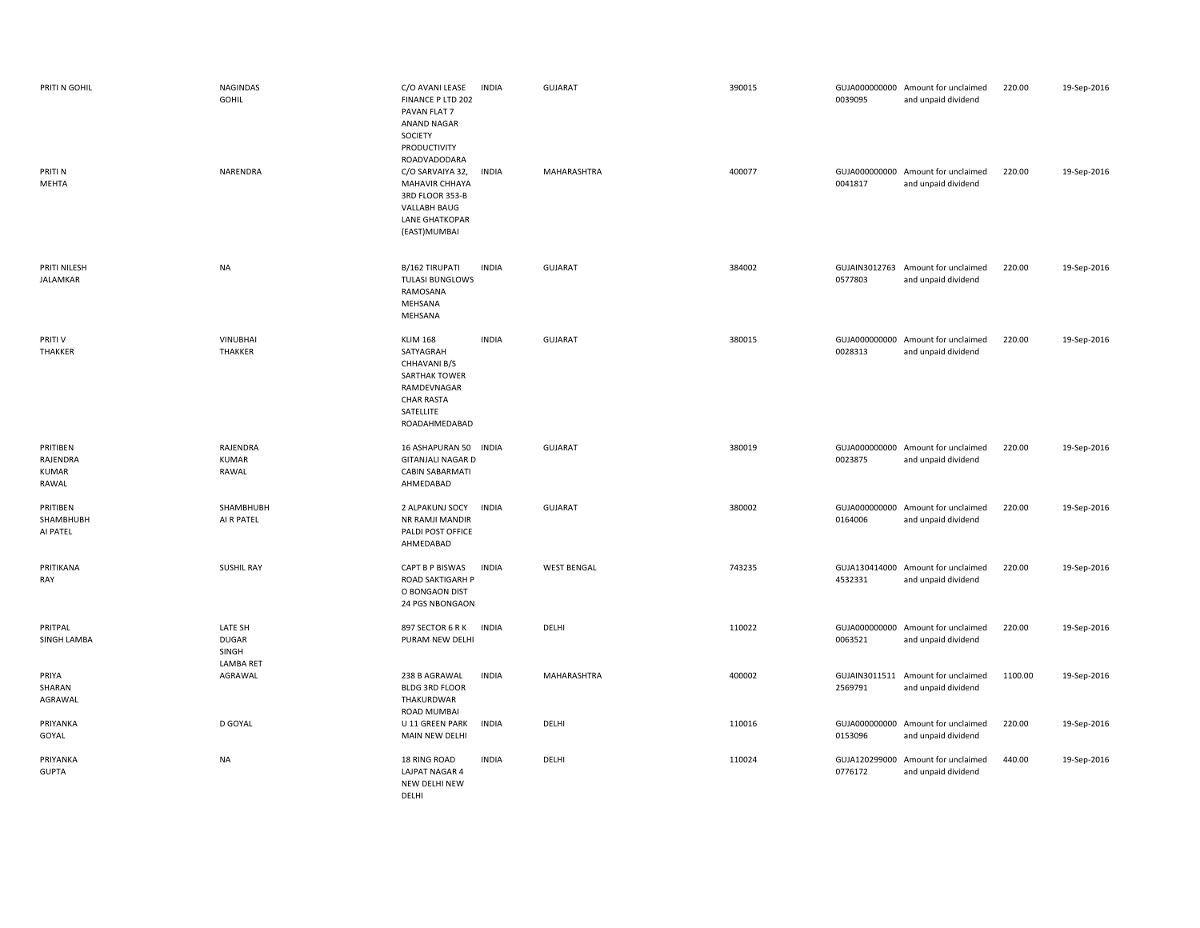| | | | | | | | | | |
|---|---|---|---|---|---|---|---|---|---|
| PRITI N GOHIL | NAGINDAS GOHIL | C/O AVANI LEASE FINANCE P LTD 202 PAVAN FLAT 7 ANAND NAGAR SOCIETY PRODUCTIVITY ROADVADODARA | INDIA | GUJARAT | 390015 | GUJA000000000 0039095 | Amount for unclaimed and unpaid dividend | 220.00 | 19-Sep-2016 |
| PRITI N MEHTA | NARENDRA | C/O SARVAIYA 32, MAHAVIR CHHAYA 3RD FLOOR 353-B VALLABH BAUG LANE GHATKOPAR (EAST)MUMBAI | INDIA | MAHARASHTRA | 400077 | GUJA000000000 0041817 | Amount for unclaimed and unpaid dividend | 220.00 | 19-Sep-2016 |
| PRITI NILESH JALAMKAR | NA | B/162 TIRUPATI TULASI BUNGLOWS RAMOSANA MEHSANA MEHSANA | INDIA | GUJARAT | 384002 | GUJAIN3012763 0577803 | Amount for unclaimed and unpaid dividend | 220.00 | 19-Sep-2016 |
| PRITI V THAKKER | VINUBHAI THAKKER | KLIM 168 SATYAGRAH CHHAVANI B/S SARTHAK TOWER RAMDEVNAGAR CHAR RASTA SATELLITE ROADAHMEDABAD | INDIA | GUJARAT | 380015 | GUJA000000000 0028313 | Amount for unclaimed and unpaid dividend | 220.00 | 19-Sep-2016 |
| PRITIBEN RAJENDRA KUMAR RAWAL | RAJENDRA KUMAR RAWAL | 16 ASHAPURAN 50 GITANJALI NAGAR D CABIN SABARMATI AHMEDABAD | INDIA | GUJARAT | 380019 | GUJA000000000 0023875 | Amount for unclaimed and unpaid dividend | 220.00 | 19-Sep-2016 |
| PRITIBEN SHAMBHUBH AI PATEL | SHAMBHUBH AI R PATEL | 2 ALPAKUNJ SOCY NR RAMJI MANDIR PALDI POST OFFICE AHMEDABAD | INDIA | GUJARAT | 380002 | GUJA000000000 0164006 | Amount for unclaimed and unpaid dividend | 220.00 | 19-Sep-2016 |
| PRITIKANA RAY | SUSHIL RAY | CAPT B P BISWAS ROAD SAKTIGARH P O BONGAON DIST 24 PGS NBONGAON | INDIA | WEST BENGAL | 743235 | GUJA130414000 4532331 | Amount for unclaimed and unpaid dividend | 220.00 | 19-Sep-2016 |
| PRITPAL SINGH LAMBA | LATE SH DUGAR SINGH LAMBA RET | 897 SECTOR 6 R K PURAM NEW DELHI | INDIA | DELHI | 110022 | GUJA000000000 0063521 | Amount for unclaimed and unpaid dividend | 220.00 | 19-Sep-2016 |
| PRIYA SHARAN AGRAWAL | AGRAWAL | 238 B AGRAWAL BLDG 3RD FLOOR THAKURDWAR ROAD MUMBAI | INDIA | MAHARASHTRA | 400002 | GUJAIN3011511 2569791 | Amount for unclaimed and unpaid dividend | 1100.00 | 19-Sep-2016 |
| PRIYANKA GOYAL | D GOYAL | U 11 GREEN PARK MAIN NEW DELHI | INDIA | DELHI | 110016 | GUJA000000000 0153096 | Amount for unclaimed and unpaid dividend | 220.00 | 19-Sep-2016 |
| PRIYANKA GUPTA | NA | 18 RING ROAD LAJPAT NAGAR 4 NEW DELHI NEW DELHI | INDIA | DELHI | 110024 | GUJA120299000 0776172 | Amount for unclaimed and unpaid dividend | 440.00 | 19-Sep-2016 |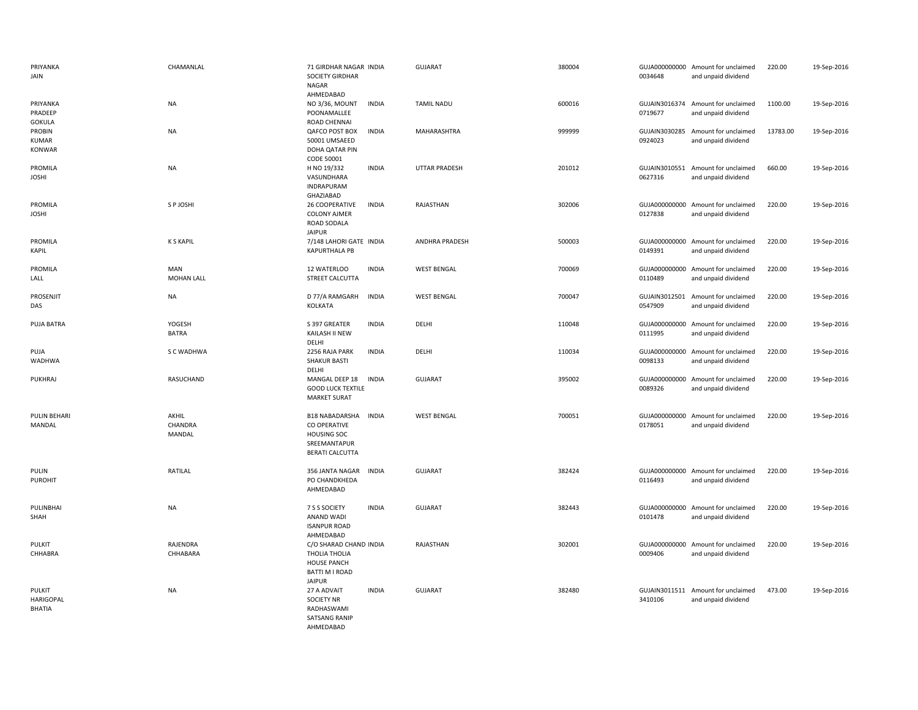| | | | | | | | | | |
|---|---|---|---|---|---|---|---|---|---|
| PRIYANKA JAIN | CHAMANLAL | 71 GIRDHAR NAGAR SOCIETY GIRDHAR NAGAR AHMEDABAD | INDIA | GUJARAT | 380004 | GUJA000000000 0034648 | Amount for unclaimed and unpaid dividend | 220.00 | 19-Sep-2016 |
| PRIYANKA PRADEEP GOKULA | NA | NO 3/36, MOUNT POONAMALLEE ROAD CHENNAI | INDIA | TAMIL NADU | 600016 | GUJAIN3016374 0719677 | Amount for unclaimed and unpaid dividend | 1100.00 | 19-Sep-2016 |
| PROBIN KUMAR KONWAR | NA | QAFCO POST BOX 50001 UMSAEED DOHA QATAR PIN CODE 50001 | INDIA | MAHARASHTRA | 999999 | GUJAIN3030285 0924023 | Amount for unclaimed and unpaid dividend | 13783.00 | 19-Sep-2016 |
| PROMILA JOSHI | NA | H NO 19/332 VASUNDHARA INDRAPURAM GHAZIABAD | INDIA | UTTAR PRADESH | 201012 | GUJAIN3010551 0627316 | Amount for unclaimed and unpaid dividend | 660.00 | 19-Sep-2016 |
| PROMILA JOSHI | S P JOSHI | 26 COOPERATIVE COLONY AJMER ROAD SODALA JAIPUR | INDIA | RAJASTHAN | 302006 | GUJA000000000 0127838 | Amount for unclaimed and unpaid dividend | 220.00 | 19-Sep-2016 |
| PROMILA KAPIL | K S KAPIL | 7/148 LAHORI GATE KAPURTHALA PB | INDIA | ANDHRA PRADESH | 500003 | GUJA000000000 0149391 | Amount for unclaimed and unpaid dividend | 220.00 | 19-Sep-2016 |
| PROMILA LALL | MAN MOHAN LALL | 12 WATERLOO STREET CALCUTTA | INDIA | WEST BENGAL | 700069 | GUJA000000000 0110489 | Amount for unclaimed and unpaid dividend | 220.00 | 19-Sep-2016 |
| PROSENJIT DAS | NA | D 77/A RAMGARH KOLKATA | INDIA | WEST BENGAL | 700047 | GUJAIN3012501 0547909 | Amount for unclaimed and unpaid dividend | 220.00 | 19-Sep-2016 |
| PUJA BATRA | YOGESH BATRA | S 397 GREATER KAILASH II NEW DELHI | INDIA | DELHI | 110048 | GUJA000000000 0111995 | Amount for unclaimed and unpaid dividend | 220.00 | 19-Sep-2016 |
| PUJA WADHWA | S C WADHWA | 2256 RAJA PARK SHAKUR BASTI DELHI | INDIA | DELHI | 110034 | GUJA000000000 0098133 | Amount for unclaimed and unpaid dividend | 220.00 | 19-Sep-2016 |
| PUKHRAJ | RASUCHAND | MANGAL DEEP 18 GOOD LUCK TEXTILE MARKET SURAT | INDIA | GUJARAT | 395002 | GUJA000000000 0089326 | Amount for unclaimed and unpaid dividend | 220.00 | 19-Sep-2016 |
| PULIN BEHARI MANDAL | AKHIL CHANDRA MANDAL | B18 NABADARSHA CO OPERATIVE HOUSING SOC SREEMANTAPUR BERATI CALCUTTA | INDIA | WEST BENGAL | 700051 | GUJA000000000 0178051 | Amount for unclaimed and unpaid dividend | 220.00 | 19-Sep-2016 |
| PULIN PUROHIT | RATILAL | 356 JANTA NAGAR PO CHANDKHEDA AHMEDABAD | INDIA | GUJARAT | 382424 | GUJA000000000 0116493 | Amount for unclaimed and unpaid dividend | 220.00 | 19-Sep-2016 |
| PULINBHAI SHAH | NA | 7 S S SOCIETY ANAND WADI ISANPUR ROAD AHMEDABAD | INDIA | GUJARAT | 382443 | GUJA000000000 0101478 | Amount for unclaimed and unpaid dividend | 220.00 | 19-Sep-2016 |
| PULKIT CHHABRA | RAJENDRA CHHABARA | C/O SHARAD CHAND THOLIA THOLIA HOUSE PANCH BATTI M I ROAD JAIPUR | INDIA | RAJASTHAN | 302001 | GUJA000000000 0009406 | Amount for unclaimed and unpaid dividend | 220.00 | 19-Sep-2016 |
| PULKIT HARIGOPAL BHATIA | NA | 27 A ADVAIT SOCIETY NR RADHASWAMI SATSANG RANIP AHMEDABAD | INDIA | GUJARAT | 382480 | GUJAIN3011511 3410106 | Amount for unclaimed and unpaid dividend | 473.00 | 19-Sep-2016 |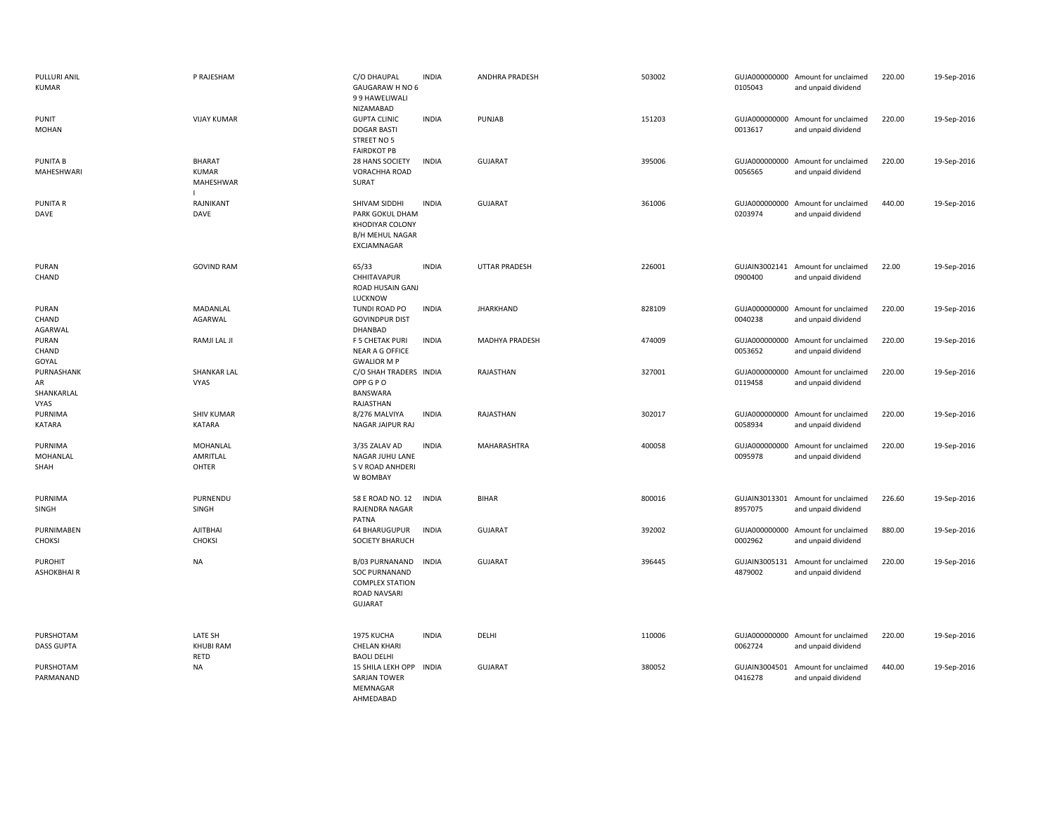| | | | | | | | | | |
|---|---|---|---|---|---|---|---|---|---|
| PULLURI ANIL KUMAR | P RAJESHAM | C/O DHAUPAL GAUGARAW H NO 6 9 9 HAWELIWALI NIZAMABAD | INDIA | ANDHRA PRADESH | 503002 | GUJA000000000 0105043 | Amount for unclaimed and unpaid dividend | 220.00 | 19-Sep-2016 |
| PUNIT MOHAN | VIJAY KUMAR | GUPTA CLINIC DOGAR BASTI STREET NO 5 FAIRDKOT PB | INDIA | PUNJAB | 151203 | GUJA000000000 0013617 | Amount for unclaimed and unpaid dividend | 220.00 | 19-Sep-2016 |
| PUNITA B MAHESHWARI | BHARAT KUMAR MAHESHWAR I | 28 HANS SOCIETY VORACHHA ROAD SURAT | INDIA | GUJARAT | 395006 | GUJA000000000 0056565 | Amount for unclaimed and unpaid dividend | 220.00 | 19-Sep-2016 |
| PUNITA R DAVE | RAJNIKANT DAVE | SHIVAM SIDDHI PARK GOKUL DHAM KHODIYAR COLONY B/H MEHUL NAGAR EXCJAMNAGAR | INDIA | GUJARAT | 361006 | GUJA000000000 0203974 | Amount for unclaimed and unpaid dividend | 440.00 | 19-Sep-2016 |
| PURAN CHAND | GOVIND RAM | 65/33 CHHITAVAPUR ROAD HUSAIN GANJ LUCKNOW | INDIA | UTTAR PRADESH | 226001 | GUJAIN3002141 0900400 | Amount for unclaimed and unpaid dividend | 22.00 | 19-Sep-2016 |
| PURAN CHAND AGARWAL | MADANLAL AGARWAL | TUNDI ROAD PO GOVINDPUR DIST DHANBAD | INDIA | JHARKHAND | 828109 | GUJA000000000 0040238 | Amount for unclaimed and unpaid dividend | 220.00 | 19-Sep-2016 |
| PURAN CHAND GOYAL | RAMJI LAL JI | F 5 CHETAK PURI NEAR A G OFFICE GWALIOR M P | INDIA | MADHYA PRADESH | 474009 | GUJA000000000 0053652 | Amount for unclaimed and unpaid dividend | 220.00 | 19-Sep-2016 |
| PURNASHANK AR SHANKARLAL VYAS | SHANKAR LAL VYAS | C/O SHAH TRADERS OPP G P O BANSWARA RAJASTHAN | INDIA | RAJASTHAN | 327001 | GUJA000000000 0119458 | Amount for unclaimed and unpaid dividend | 220.00 | 19-Sep-2016 |
| PURNIMA KATARA | SHIV KUMAR KATARA | 8/276 MALVIYA NAGAR JAIPUR RAJ | INDIA | RAJASTHAN | 302017 | GUJA000000000 0058934 | Amount for unclaimed and unpaid dividend | 220.00 | 19-Sep-2016 |
| PURNIMA MOHANLAL SHAH | MOHANLAL AMRITLAL OHTER | 3/35 ZALAV AD NAGAR JUHU LANE S V ROAD ANHDERI W BOMBAY | INDIA | MAHARASHTRA | 400058 | GUJA000000000 0095978 | Amount for unclaimed and unpaid dividend | 220.00 | 19-Sep-2016 |
| PURNIMA SINGH | PURNENDU SINGH | 58 E ROAD NO. 12 RAJENDRA NAGAR PATNA | INDIA | BIHAR | 800016 | GUJAIN3013301 8957075 | Amount for unclaimed and unpaid dividend | 226.60 | 19-Sep-2016 |
| PURNIMABEN CHOKSI | AJITBHAI CHOKSI | 64 BHARUGUPUR SOCIETY BHARUCH | INDIA | GUJARAT | 392002 | GUJA000000000 0002962 | Amount for unclaimed and unpaid dividend | 880.00 | 19-Sep-2016 |
| PUROHIT ASHOKBHAI R | NA | B/03 PURNANAND SOC PURNANAND COMPLEX STATION ROAD NAVSARI GUJARAT | INDIA | GUJARAT | 396445 | GUJAIN3005131 4879002 | Amount for unclaimed and unpaid dividend | 220.00 | 19-Sep-2016 |
| PURSHOTAM DASS GUPTA | LATE SH KHUBI RAM RETD | 1975 KUCHA CHELAN KHARI BAOLI DELHI | INDIA | DELHI | 110006 | GUJA000000000 0062724 | Amount for unclaimed and unpaid dividend | 220.00 | 19-Sep-2016 |
| PURSHOTAM PARMANAND | NA | 15 SHILA LEKH OPP SARJAN TOWER MEMNAGAR AHMEDABAD | INDIA | GUJARAT | 380052 | GUJAIN3004501 0416278 | Amount for unclaimed and unpaid dividend | 440.00 | 19-Sep-2016 |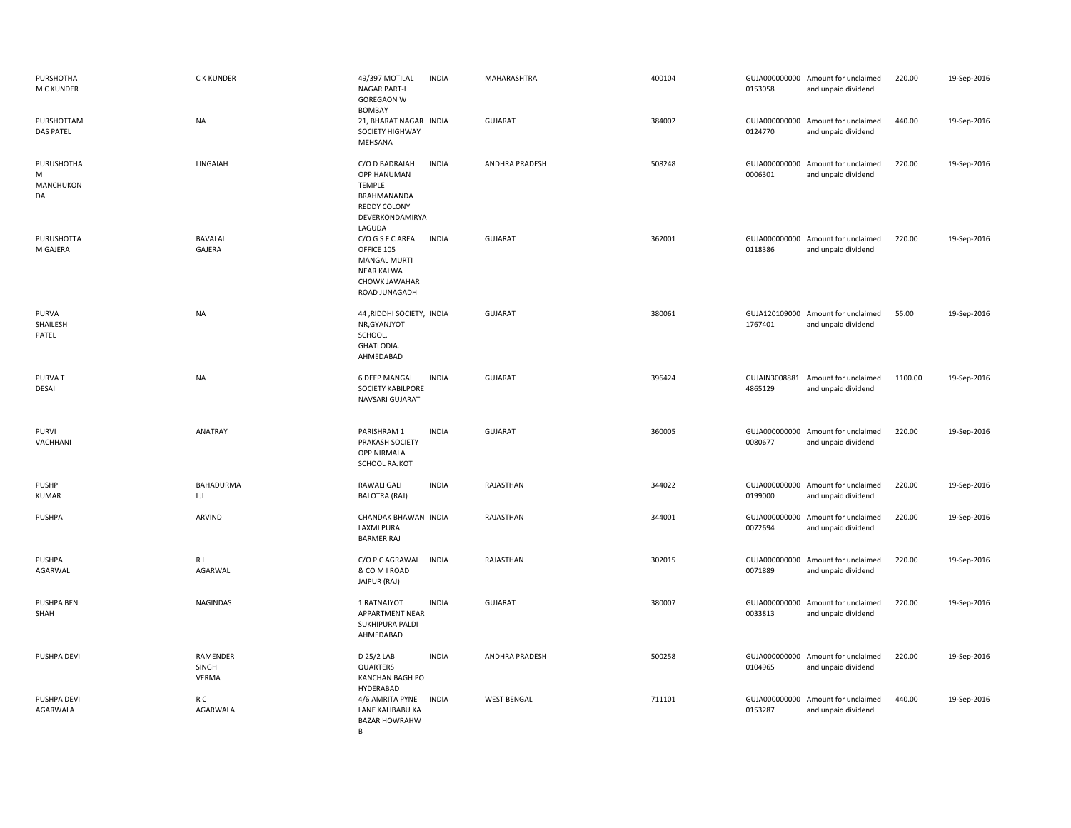| | | | | | | | | | |
|---|---|---|---|---|---|---|---|---|---|
| PURSHOTHA M C KUNDER | C K KUNDER | 49/397 MOTILAL NAGAR PART-I GOREGAON W BOMBAY | INDIA | MAHARASHTRA | 400104 | GUJA0000000000153058 | Amount for unclaimed and unpaid dividend | 220.00 | 19-Sep-2016 |
| PURSHOTTAM DAS PATEL | NA | 21, BHARAT NAGAR SOCIETY HIGHWAY MEHSANA | INDIA | GUJARAT | 384002 | GUJA0000000000124770 | Amount for unclaimed and unpaid dividend | 440.00 | 19-Sep-2016 |
| PURUSHOTHAM MANCHUKONDA | LINGAIAH | C/O D BADRAIAH OPP HANUMAN TEMPLE BRAHMANANDA REDDY COLONY DEVERKONDAMIRYALAGUDA | INDIA | ANDHRA PRADESH | 508248 | GUJA0000000000006301 | Amount for unclaimed and unpaid dividend | 220.00 | 19-Sep-2016 |
| PURUSHOTTAM GAJERA | BAVALAL GAJERA | C/O G S F C AREA OFFICE 105 MANGAL MURTI NEAR KALWA CHOWK JAWAHAR ROAD JUNAGADH | INDIA | GUJARAT | 362001 | GUJA0000000000118386 | Amount for unclaimed and unpaid dividend | 220.00 | 19-Sep-2016 |
| PURVA SHAILESH PATEL | NA | 44 ,RIDDHI SOCIETY, NR,GYANJYOT SCHOOL, GHATLODIA. AHMEDABAD | INDIA | GUJARAT | 380061 | GUJA1201090001767401 | Amount for unclaimed and unpaid dividend | 55.00 | 19-Sep-2016 |
| PURVA T DESAI | NA | 6 DEEP MANGAL SOCIETY KABILPORE NAVSARI GUJARAT | INDIA | GUJARAT | 396424 | GUJAIN30088814865129 | Amount for unclaimed and unpaid dividend | 1100.00 | 19-Sep-2016 |
| PURVI VACHHANI | ANATRAY | PARISHRAM 1 PRAKASH SOCIETY OPP NIRMALA SCHOOL RAJKOT | INDIA | GUJARAT | 360005 | GUJA0000000000080677 | Amount for unclaimed and unpaid dividend | 220.00 | 19-Sep-2016 |
| PUSHP KUMAR | BAHADURMA LJI | RAWALI GALI BALOTRA (RAJ) | INDIA | RAJASTHAN | 344022 | GUJA0000000000199000 | Amount for unclaimed and unpaid dividend | 220.00 | 19-Sep-2016 |
| PUSHPA | ARVIND | CHANDAK BHAWAN LAXMI PURA BARMER RAJ | INDIA | RAJASTHAN | 344001 | GUJA0000000000072694 | Amount for unclaimed and unpaid dividend | 220.00 | 19-Sep-2016 |
| PUSHPA AGARWAL | R L AGARWAL | C/O P C AGRAWAL & CO M I ROAD JAIPUR (RAJ) | INDIA | RAJASTHAN | 302015 | GUJA0000000000071889 | Amount for unclaimed and unpaid dividend | 220.00 | 19-Sep-2016 |
| PUSHPA BEN SHAH | NAGINDAS | 1 RATNAJYOT APPARTMENT NEAR SUKHIPURA PALDI AHMEDABAD | INDIA | GUJARAT | 380007 | GUJA0000000000033813 | Amount for unclaimed and unpaid dividend | 220.00 | 19-Sep-2016 |
| PUSHPA DEVI | RAMENDER SINGH VERMA | D 25/2 LAB QUARTERS KANCHAN BAGH PO HYDERABAD | INDIA | ANDHRA PRADESH | 500258 | GUJA0000000000104965 | Amount for unclaimed and unpaid dividend | 220.00 | 19-Sep-2016 |
| PUSHPA DEVI AGARWALA | R C AGARWALA | 4/6 AMRITA PYNE LANE KALIBABU KA BAZAR HOWRAHW B | INDIA | WEST BENGAL | 711101 | GUJA0000000000153287 | Amount for unclaimed and unpaid dividend | 440.00 | 19-Sep-2016 |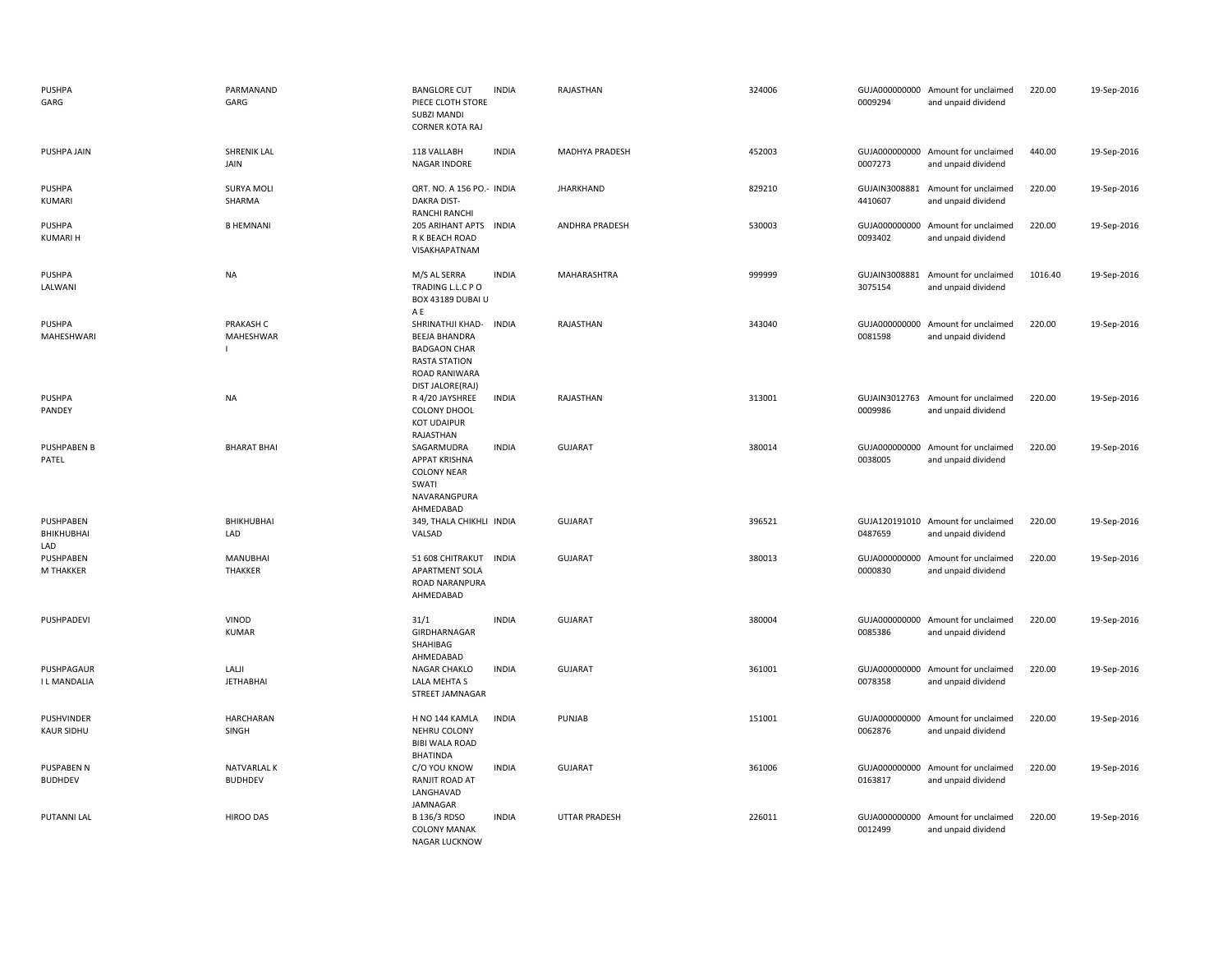| | | | | | | | | | |
|---|---|---|---|---|---|---|---|---|---|
| PUSHPA GARG | PARMANAND GARG | BANGLORE CUT PIECE CLOTH STORE SUBZI MANDI CORNER KOTA RAJ | INDIA | RAJASTHAN | 324006 | GUJA000000000 0009294 | Amount for unclaimed and unpaid dividend | 220.00 | 19-Sep-2016 |
| PUSHPA JAIN | SHRENIK LAL JAIN | 118 VALLABH NAGAR INDORE | INDIA | MADHYA PRADESH | 452003 | GUJA000000000 0007273 | Amount for unclaimed and unpaid dividend | 440.00 | 19-Sep-2016 |
| PUSHPA KUMARI | SURYA MOLI SHARMA | QRT. NO. A 156 PO.- DAKRA DIST- RANCHI RANCHI | INDIA | JHARKHAND | 829210 | GUJAIN3008881 4410607 | Amount for unclaimed and unpaid dividend | 220.00 | 19-Sep-2016 |
| PUSHPA KUMARI H | B HEMNANI | 205 ARIHANT APTS R K BEACH ROAD VISAKHAPATNAM | INDIA | ANDHRA PRADESH | 530003 | GUJA000000000 0093402 | Amount for unclaimed and unpaid dividend | 220.00 | 19-Sep-2016 |
| PUSHPA LALWANI | NA | M/S AL SERRA TRADING L.L.C P O BOX 43189 DUBAI U A E | INDIA | MAHARASHTRA | 999999 | GUJAIN3008881 3075154 | Amount for unclaimed and unpaid dividend | 1016.40 | 19-Sep-2016 |
| PUSHPA MAHESHWARI | PRAKASH C MAHESHWAR I | SHRINATHJI KHAD- BEEJA BHANDRA BADGAON CHAR RASTA STATION ROAD RANIWARA DIST JALORE(RAJ) | INDIA | RAJASTHAN | 343040 | GUJA000000000 0081598 | Amount for unclaimed and unpaid dividend | 220.00 | 19-Sep-2016 |
| PUSHPA PANDEY | NA | R 4/20 JAYSHREE COLONY DHOOL KOT UDAIPUR RAJASTHAN | INDIA | RAJASTHAN | 313001 | GUJAIN3012763 0009986 | Amount for unclaimed and unpaid dividend | 220.00 | 19-Sep-2016 |
| PUSHPABEN B PATEL | BHARAT BHAI | SAGARMUDRA APPAT KRISHNA COLONY NEAR SWATI NAVARANGPURA AHMEDABAD | INDIA | GUJARAT | 380014 | GUJA000000000 0038005 | Amount for unclaimed and unpaid dividend | 220.00 | 19-Sep-2016 |
| PUSHPABEN BHIKHUBHAI LAD | BHIKHUBHAI LAD | 349, THALA CHIKHLI VALSAD | INDIA | GUJARAT | 396521 | GUJA120191010 0487659 | Amount for unclaimed and unpaid dividend | 220.00 | 19-Sep-2016 |
| PUSHPABEN M THAKKER | MANUBHAI THAKKER | 51 608 CHITRAKUT APARTMENT SOLA ROAD NARANPURA AHMEDABAD | INDIA | GUJARAT | 380013 | GUJA000000000 0000830 | Amount for unclaimed and unpaid dividend | 220.00 | 19-Sep-2016 |
| PUSHPADEVI | VINOD KUMAR | 31/1 GIRDHARNAGAR SHAHIBAG AHMEDABAD | INDIA | GUJARAT | 380004 | GUJA000000000 0085386 | Amount for unclaimed and unpaid dividend | 220.00 | 19-Sep-2016 |
| PUSHPAGAUR I L MANDALIA | LALJI JETHABHAI | NAGAR CHAKLO LALA MEHTA S STREET JAMNAGAR | INDIA | GUJARAT | 361001 | GUJA000000000 0078358 | Amount for unclaimed and unpaid dividend | 220.00 | 19-Sep-2016 |
| PUSHVINDER KAUR SIDHU | HARCHARAN SINGH | H NO 144 KAMLA NEHRU COLONY BIBI WALA ROAD BHATINDA | INDIA | PUNJAB | 151001 | GUJA000000000 0062876 | Amount for unclaimed and unpaid dividend | 220.00 | 19-Sep-2016 |
| PUSPABEN N BUDHDEV | NATVARLAL K BUDHDEV | C/O YOU KNOW RANJIT ROAD AT LANGHAVAD JAMNAGAR | INDIA | GUJARAT | 361006 | GUJA000000000 0163817 | Amount for unclaimed and unpaid dividend | 220.00 | 19-Sep-2016 |
| PUTANNI LAL | HIROO DAS | B 136/3 RDSO COLONY MANAK NAGAR LUCKNOW | INDIA | UTTAR PRADESH | 226011 | GUJA000000000 0012499 | Amount for unclaimed and unpaid dividend | 220.00 | 19-Sep-2016 |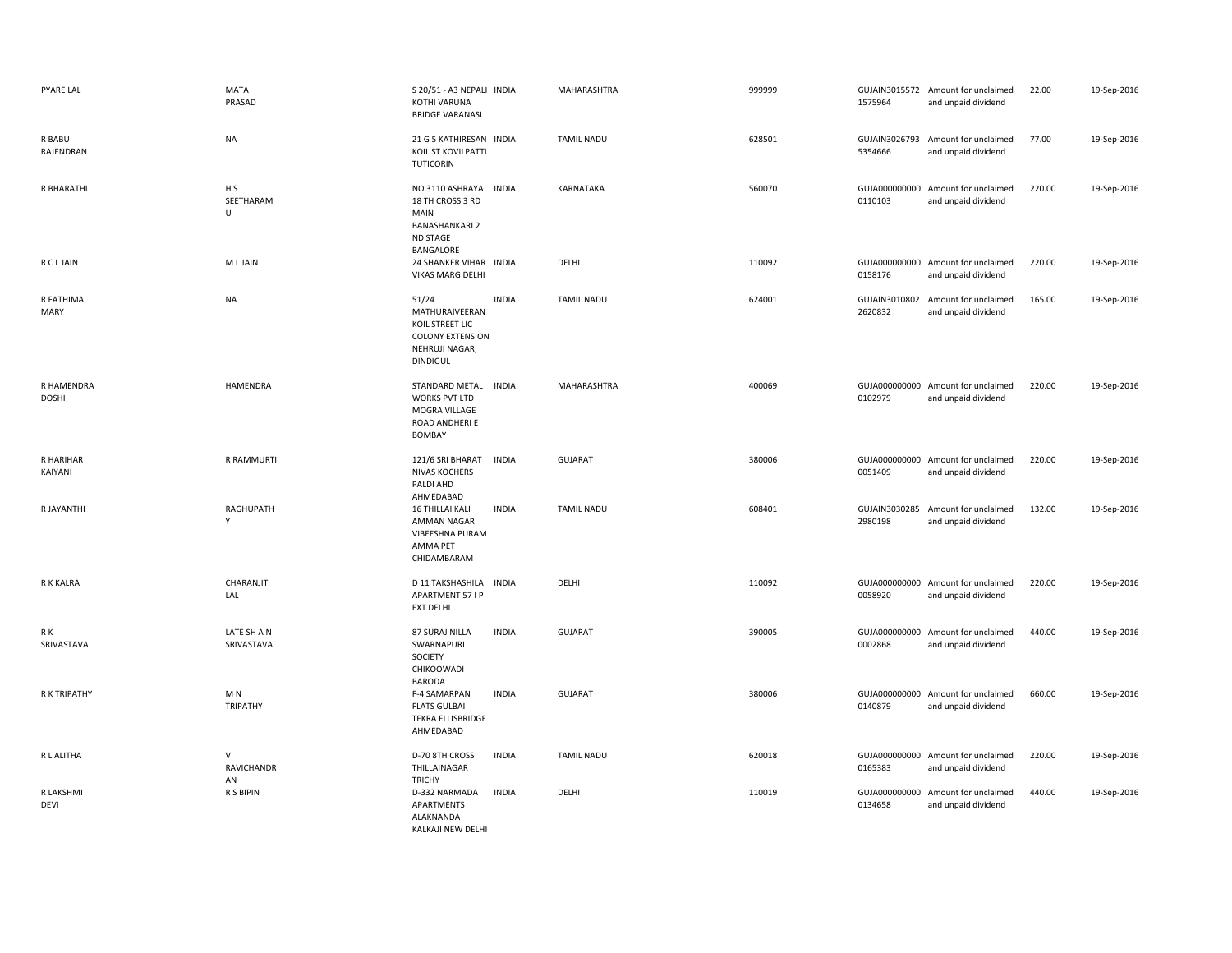| | | | | | | | | | |
|---|---|---|---|---|---|---|---|---|---|
| PYARE LAL | MATA PRASAD | S 20/51 - A3 NEPALI KOTHI VARUNA BRIDGE VARANASI | INDIA | MAHARASHTRA | 999999 | GUJAIN30155721575964 | Amount for unclaimed and unpaid dividend | 22.00 | 19-Sep-2016 |
| R BABU RAJENDRAN | NA | 21 G 5 KATHIRESAN KOIL ST KOVILPATTI TUTICORIN | INDIA | TAMIL NADU | 628501 | GUJAIN30267935354666 | Amount for unclaimed and unpaid dividend | 77.00 | 19-Sep-2016 |
| R BHARATHI | H S SEETHARAM U | NO 3110 ASHRAYA 18 TH CROSS 3 RD MAIN BANASHANKARI 2 ND STAGE BANGALORE | INDIA | KARNATAKA | 560070 | GUJA0000000000110103 | Amount for unclaimed and unpaid dividend | 220.00 | 19-Sep-2016 |
| R C L JAIN | M L JAIN | 24 SHANKER VIHAR VIKAS MARG DELHI | INDIA | DELHI | 110092 | GUJA0000000000158176 | Amount for unclaimed and unpaid dividend | 220.00 | 19-Sep-2016 |
| R FATHIMA MARY | NA | 51/24 MATHURAIVEERAN KOIL STREET LIC COLONY EXTENSION NEHRUJI NAGAR, DINDIGUL | INDIA | TAMIL NADU | 624001 | GUJAIN30108022620832 | Amount for unclaimed and unpaid dividend | 165.00 | 19-Sep-2016 |
| R HAMENDRA DOSHI | HAMENDRA | STANDARD METAL WORKS PVT LTD MOGRA VILLAGE ROAD ANDHERI E BOMBAY | INDIA | MAHARASHTRA | 400069 | GUJA0000000000102979 | Amount for unclaimed and unpaid dividend | 220.00 | 19-Sep-2016 |
| R HARIHAR KAIYANI | R RAMMURTI | 121/6 SRI BHARAT NIVAS KOCHERS PALDI AHD AHMEDABAD | INDIA | GUJARAT | 380006 | GUJA0000000000051409 | Amount for unclaimed and unpaid dividend | 220.00 | 19-Sep-2016 |
| R JAYANTHI | RAGHUPATH Y | 16 THILLAI KALI AMMAN NAGAR VIBEESHNA PURAM AMMA PET CHIDAMBARAM | INDIA | TAMIL NADU | 608401 | GUJAIN30302852980198 | Amount for unclaimed and unpaid dividend | 132.00 | 19-Sep-2016 |
| R K KALRA | CHARANJIT LAL | D 11 TAKSHASHILA APARTMENT 57 I P EXT DELHI | INDIA | DELHI | 110092 | GUJA0000000000058920 | Amount for unclaimed and unpaid dividend | 220.00 | 19-Sep-2016 |
| R K SRIVASTAVA | LATE SH A N SRIVASTAVA | 87 SURAJ NILLA SWARNAPURI SOCIETY CHIKOOWADI BARODA | INDIA | GUJARAT | 390005 | GUJA0000000000002868 | Amount for unclaimed and unpaid dividend | 440.00 | 19-Sep-2016 |
| R K TRIPATHY | M N TRIPATHY | F-4 SAMARPAN FLATS GULBAI TEKRA ELLISBRIDGE AHMEDABAD | INDIA | GUJARAT | 380006 | GUJA0000000000140879 | Amount for unclaimed and unpaid dividend | 660.00 | 19-Sep-2016 |
| R L ALITHA | V RAVICHANDR AN | D-70 8TH CROSS THILLAINAGAR TRICHY | INDIA | TAMIL NADU | 620018 | GUJA0000000000165383 | Amount for unclaimed and unpaid dividend | 220.00 | 19-Sep-2016 |
| R LAKSHMI DEVI | R S BIPIN | D-332 NARMADA APARTMENTS ALAKNANDA KALKAJI NEW DELHI | INDIA | DELHI | 110019 | GUJA0000000000134658 | Amount for unclaimed and unpaid dividend | 440.00 | 19-Sep-2016 |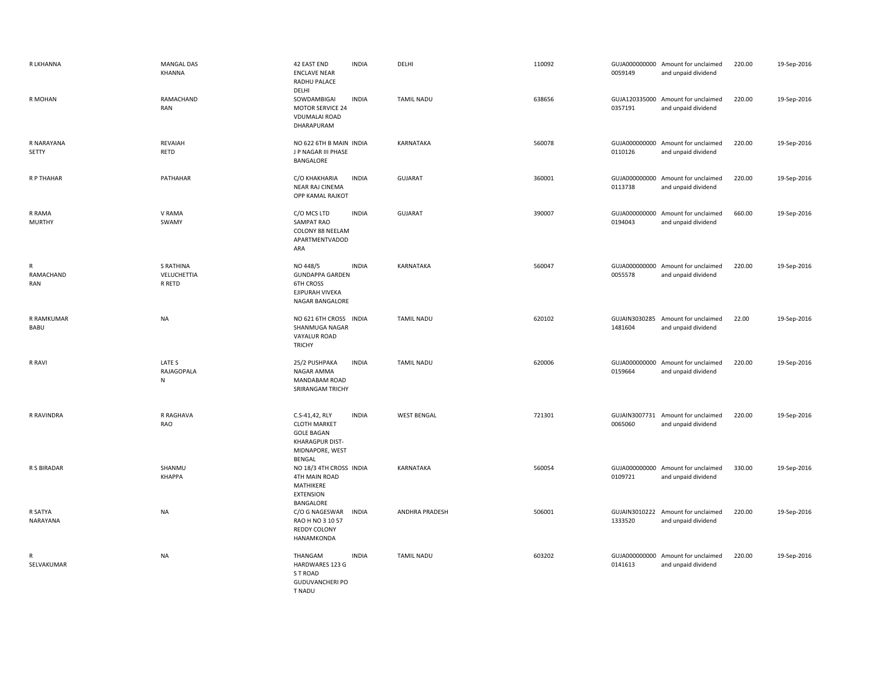| | | | | | | | | | |
|---|---|---|---|---|---|---|---|---|---|
| R LKHANNA | MANGAL DAS KHANNA | 42 EAST END ENCLAVE NEAR RADHU PALACE DELHI | INDIA | DELHI | 110092 | GUJA000000000 0059149 | Amount for unclaimed and unpaid dividend | 220.00 | 19-Sep-2016 |
| R MOHAN | RAMACHAND RAN | SOWDAMBIGAI MOTOR SERVICE 24 VDUMALAI ROAD DHARAPURAM | INDIA | TAMIL NADU | 638656 | GUJA120335000 0357191 | Amount for unclaimed and unpaid dividend | 220.00 | 19-Sep-2016 |
| R NARAYANA SETTY | REVAIAH RETD | NO 622 6TH B MAIN J P NAGAR III PHASE BANGALORE | INDIA | KARNATAKA | 560078 | GUJA000000000 0110126 | Amount for unclaimed and unpaid dividend | 220.00 | 19-Sep-2016 |
| R P THAHAR | PATHAHAR | C/O KHAKHARIA NEAR RAJ CINEMA OPP KAMAL RAJKOT | INDIA | GUJARAT | 360001 | GUJA000000000 0113738 | Amount for unclaimed and unpaid dividend | 220.00 | 19-Sep-2016 |
| R RAMA MURTHY | V RAMA SWAMY | C/O MCS LTD SAMPAT RAO COLONY 88 NEELAM APARTMENTVADOD ARA | INDIA | GUJARAT | 390007 | GUJA000000000 0194043 | Amount for unclaimed and unpaid dividend | 660.00 | 19-Sep-2016 |
| R RAMACHAND RAN | S RATHINA VELUCHETTIA R RETD | NO 448/5 GUNDAPPA GARDEN 6TH CROSS EJIPURAH VIVEKA NAGAR BANGALORE | INDIA | KARNATAKA | 560047 | GUJA000000000 0055578 | Amount for unclaimed and unpaid dividend | 220.00 | 19-Sep-2016 |
| R RAMKUMAR BABU | NA | NO 621 6TH CROSS SHANMUGA NAGAR VAYALUR ROAD TRICHY | INDIA | TAMIL NADU | 620102 | GUJAIN3030285 1481604 | Amount for unclaimed and unpaid dividend | 22.00 | 19-Sep-2016 |
| R RAVI | LATE S RAJAGOPALA N | 25/2 PUSHPAKA NAGAR AMMA MANDABAM ROAD SRIRANGAM TRICHY | INDIA | TAMIL NADU | 620006 | GUJA000000000 0159664 | Amount for unclaimed and unpaid dividend | 220.00 | 19-Sep-2016 |
| R RAVINDRA | R RAGHAVA RAO | C.S-41,42, RLY CLOTH MARKET GOLE BAGAN KHARAGPUR DIST- MIDNAPORE, WEST BENGAL | INDIA | WEST BENGAL | 721301 | GUJAIN3007731 0065060 | Amount for unclaimed and unpaid dividend | 220.00 | 19-Sep-2016 |
| R S BIRADAR | SHANMU KHAPPA | NO 18/3 4TH CROSS 4TH MAIN ROAD MATHIKERE EXTENSION BANGALORE | INDIA | KARNATAKA | 560054 | GUJA000000000 0109721 | Amount for unclaimed and unpaid dividend | 330.00 | 19-Sep-2016 |
| R SATYA NARAYANA | NA | C/O G NAGESWAR RAO H NO 3 10 57 REDDY COLONY HANAMKONDA | INDIA | ANDHRA PRADESH | 506001 | GUJAIN3010222 1333520 | Amount for unclaimed and unpaid dividend | 220.00 | 19-Sep-2016 |
| R SELVAKUMAR | NA | THANGAM HARDWARES 123 G S T ROAD GUDUVANCHERI PO T NADU | INDIA | TAMIL NADU | 603202 | GUJA000000000 0141613 | Amount for unclaimed and unpaid dividend | 220.00 | 19-Sep-2016 |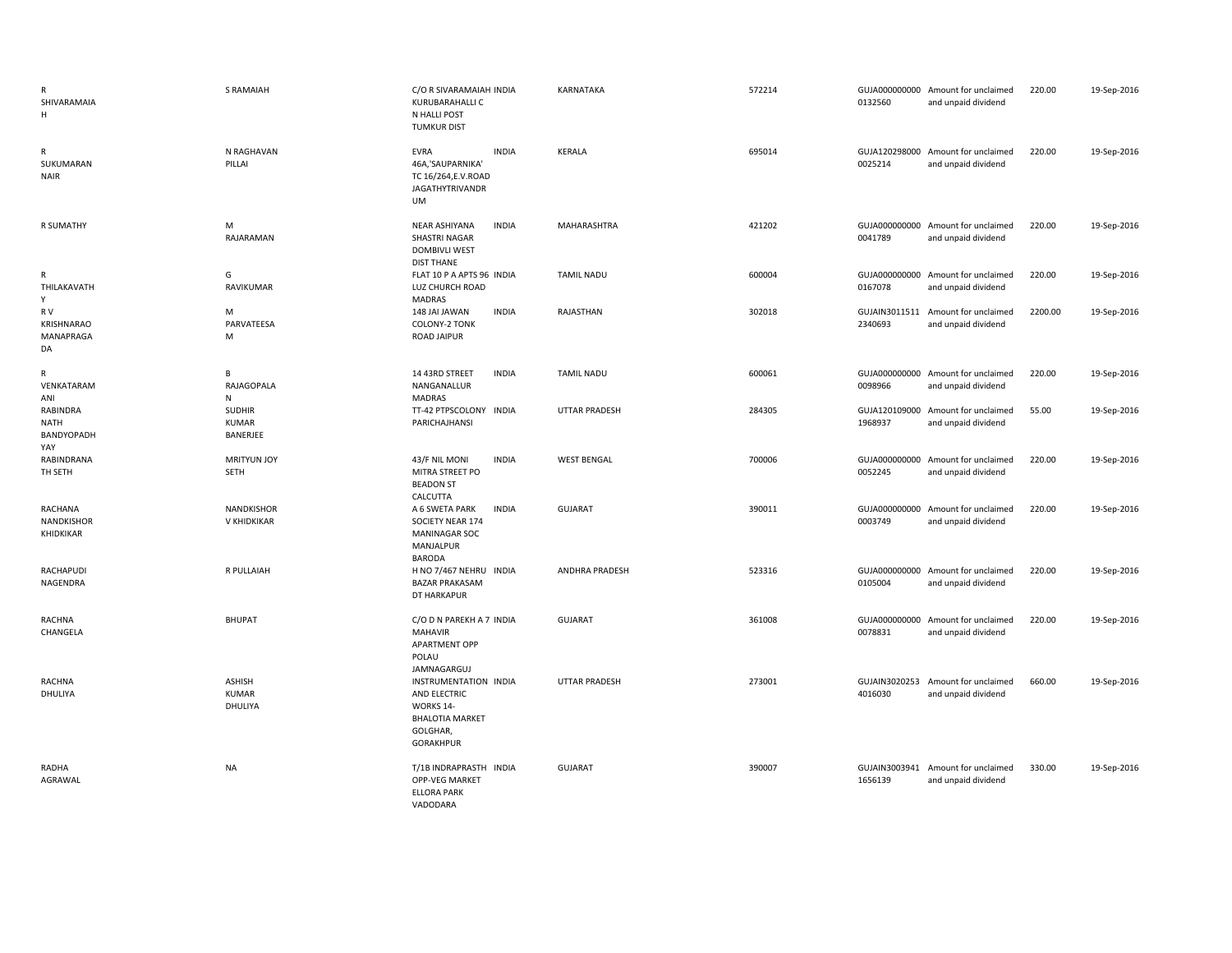| | | | | | | | | | |
|---|---|---|---|---|---|---|---|---|---|
| R SHIVARAMAIAH | S RAMAIAH | C/O R SIVARAMAIAH KURUBARAHALLI C N HALLI POST TUMKUR DIST | INDIA | KARNATAKA | 572214 | GUJA0000000000132560 | Amount for unclaimed and unpaid dividend | 220.00 | 19-Sep-2016 |
| R SUKUMARAN NAIR | N RAGHAVAN PILLAI | EVRA 46A,'SAUPARNIKA' TC 16/264,E.V.ROAD JAGATHYTRIVANDRUM | INDIA | KERALA | 695014 | GUJA1202980000025214 | Amount for unclaimed and unpaid dividend | 220.00 | 19-Sep-2016 |
| R SUMATHY | M RAJARAMAN | NEAR ASHIYANA SHASTRI NAGAR DOMBIVLI WEST DIST THANE | INDIA | MAHARASHTRA | 421202 | GUJA0000000000041789 | Amount for unclaimed and unpaid dividend | 220.00 | 19-Sep-2016 |
| R THILAKAVATHY | G RAVIKUMAR | FLAT 10 P A APTS 96 LUZ CHURCH ROAD MADRAS | INDIA | TAMIL NADU | 600004 | GUJA0000000000167078 | Amount for unclaimed and unpaid dividend | 220.00 | 19-Sep-2016 |
| R V KRISHNARAO MANAPRAGADA | M PARVATEESAM | 148 JAI JAWAN COLONY-2 TONK ROAD JAIPUR | INDIA | RAJASTHAN | 302018 | GUJAIN30115112340693 | Amount for unclaimed and unpaid dividend | 2200.00 | 19-Sep-2016 |
| R VENKATARAMANI | B RAJAGOPALAN | 14 43RD STREET NANGANALLUR MADRAS | INDIA | TAMIL NADU | 600061 | GUJA0000000000098966 | Amount for unclaimed and unpaid dividend | 220.00 | 19-Sep-2016 |
| RABINDRA NATH BANDYOPADHYAY | SUDHIR KUMAR BANERJEE | TT-42 PTPSCOLONY PARICHAJHANSI | INDIA | UTTAR PRADESH | 284305 | GUJA1201090001968937 | Amount for unclaimed and unpaid dividend | 55.00 | 19-Sep-2016 |
| RABINDRANATH SETH | MRITYUN JOY SETH | 43/F NIL MONI MITRA STREET PO BEADON ST CALCUTTA | INDIA | WEST BENGAL | 700006 | GUJA0000000000052245 | Amount for unclaimed and unpaid dividend | 220.00 | 19-Sep-2016 |
| RACHANA NANDKISHOR KHIDKIKAR | NANDKISHOR V KHIDKIKAR | A 6 SWETA PARK SOCIETY NEAR 174 MANINAGAR SOC MANJALPUR BARODA | INDIA | GUJARAT | 390011 | GUJA0000000000003749 | Amount for unclaimed and unpaid dividend | 220.00 | 19-Sep-2016 |
| RACHAPUDI NAGENDRA | R PULLAIAH | H NO 7/467 NEHRU BAZAR PRAKASAM DT HARKAPUR | INDIA | ANDHRA PRADESH | 523316 | GUJA0000000000105004 | Amount for unclaimed and unpaid dividend | 220.00 | 19-Sep-2016 |
| RACHNA CHANGELA | BHUPAT | C/O D N PAREKH A 7 MAHAVIR APARTMENT OPP POLAU JAMNAGARGUJ | INDIA | GUJARAT | 361008 | GUJA0000000000078831 | Amount for unclaimed and unpaid dividend | 220.00 | 19-Sep-2016 |
| RACHNA DHULIYA | ASHISH KUMAR DHULIYA | INSTRUMENTATION AND ELECTRIC WORKS 14-BHALOTIA MARKET GOLGHAR, GORAKHPUR | INDIA | UTTAR PRADESH | 273001 | GUJAIN30202534016030 | Amount for unclaimed and unpaid dividend | 660.00 | 19-Sep-2016 |
| RADHA AGRAWAL | NA | T/1B INDRAPRASTH OPP-VEG MARKET ELLORA PARK VADODARA | INDIA | GUJARAT | 390007 | GUJAIN30039411656139 | Amount for unclaimed and unpaid dividend | 330.00 | 19-Sep-2016 |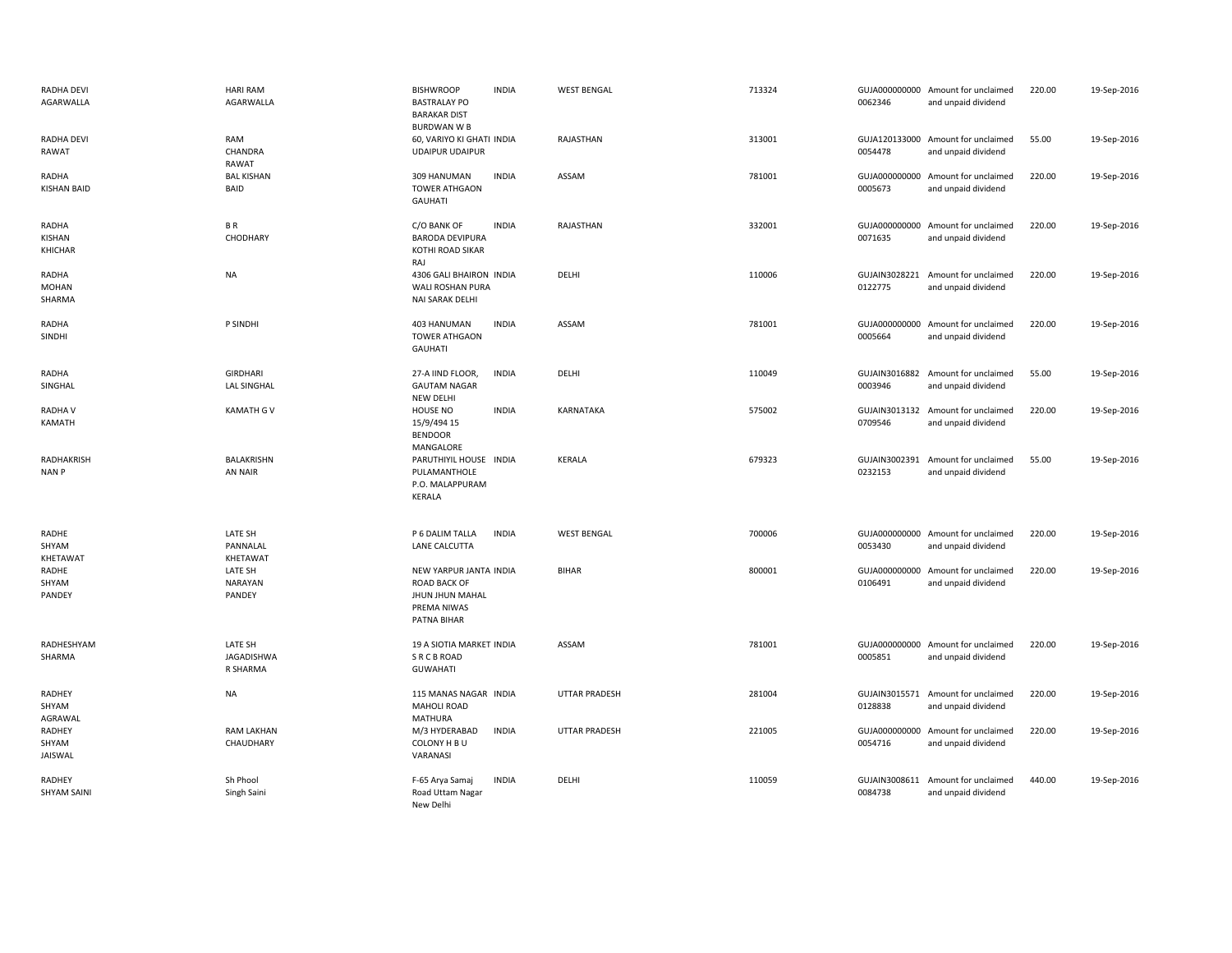| | | | | | | | | | |
|---|---|---|---|---|---|---|---|---|---|
| RADHA DEVI AGARWALLA | HARI RAM AGARWALLA | BISHWROOP BASTRALAY PO BARAKAR DIST BURDWAN W B | INDIA | WEST BENGAL | 713324 | GUJA000000000 0062346 | Amount for unclaimed and unpaid dividend | 220.00 | 19-Sep-2016 |
| RADHA DEVI RAWAT | RAM CHANDRA RAWAT | 60, VARIYO KI GHATI UDAIPUR UDAIPUR | INDIA | RAJASTHAN | 313001 | GUJA120133000 0054478 | Amount for unclaimed and unpaid dividend | 55.00 | 19-Sep-2016 |
| RADHA KISHAN BAID | BAL KISHAN BAID | 309 HANUMAN TOWER ATHGAON GAUHATI | INDIA | ASSAM | 781001 | GUJA000000000 0005673 | Amount for unclaimed and unpaid dividend | 220.00 | 19-Sep-2016 |
| RADHA KISHAN KHICHAR | B R CHODHARY | C/O BANK OF BARODA DEVIPURA KOTHI ROAD SIKAR RAJ | INDIA | RAJASTHAN | 332001 | GUJA000000000 0071635 | Amount for unclaimed and unpaid dividend | 220.00 | 19-Sep-2016 |
| RADHA MOHAN SHARMA | NA | 4306 GALI BHAIRON WALI ROSHAN PURA NAI SARAK DELHI | INDIA | DELHI | 110006 | GUJAIN3028221 0122775 | Amount for unclaimed and unpaid dividend | 220.00 | 19-Sep-2016 |
| RADHA SINDHI | P SINDHI | 403 HANUMAN TOWER ATHGAON GAUHATI | INDIA | ASSAM | 781001 | GUJA000000000 0005664 | Amount for unclaimed and unpaid dividend | 220.00 | 19-Sep-2016 |
| RADHA SINGHAL | GIRDHARI LAL SINGHAL | 27-A IIND FLOOR, GAUTAM NAGAR NEW DELHI | INDIA | DELHI | 110049 | GUJAIN3016882 0003946 | Amount for unclaimed and unpaid dividend | 55.00 | 19-Sep-2016 |
| RADHA V KAMATH | KAMATH G V | HOUSE NO 15/9/494 15 BENDOOR MANGALORE | INDIA | KARNATAKA | 575002 | GUJAIN3013132 0709546 | Amount for unclaimed and unpaid dividend | 220.00 | 19-Sep-2016 |
| RADHAKRISH NAN P | BALAKRISHN AN NAIR | PARUTHIYIL HOUSE PULAMANTHOLE P.O. MALAPPURAM KERALA | INDIA | KERALA | 679323 | GUJAIN3002391 0232153 | Amount for unclaimed and unpaid dividend | 55.00 | 19-Sep-2016 |
| RADHE SHYAM KHETAWAT | LATE SH PANNALAL KHETAWAT | P 6 DALIM TALLA LANE CALCUTTA | INDIA | WEST BENGAL | 700006 | GUJA000000000 0053430 | Amount for unclaimed and unpaid dividend | 220.00 | 19-Sep-2016 |
| RADHE SHYAM PANDEY | LATE SH NARAYAN PANDEY | NEW YARPUR JANTA ROAD BACK OF JHUN JHUN MAHAL PREMA NIWAS PATNA BIHAR | INDIA | BIHAR | 800001 | GUJA000000000 0106491 | Amount for unclaimed and unpaid dividend | 220.00 | 19-Sep-2016 |
| RADHESHYAM SHARMA | LATE SH JAGADISHWA R SHARMA | 19 A SIOTIA MARKET S R C B ROAD GUWAHATI | INDIA | ASSAM | 781001 | GUJA000000000 0005851 | Amount for unclaimed and unpaid dividend | 220.00 | 19-Sep-2016 |
| RADHEY SHYAM AGRAWAL | NA | 115 MANAS NAGAR MAHOLI ROAD MATHURA | INDIA | UTTAR PRADESH | 281004 | GUJAIN3015571 0128838 | Amount for unclaimed and unpaid dividend | 220.00 | 19-Sep-2016 |
| RADHEY SHYAM JAISWAL | RAM LAKHAN CHAUDHARY | M/3 HYDERABAD COLONY H B U VARANASI | INDIA | UTTAR PRADESH | 221005 | GUJA000000000 0054716 | Amount for unclaimed and unpaid dividend | 220.00 | 19-Sep-2016 |
| RADHEY SHYAM SAINI | Sh Phool Singh Saini | F-65 Arya Samaj Road Uttam Nagar New Delhi | INDIA | DELHI | 110059 | GUJAIN3008611 0084738 | Amount for unclaimed and unpaid dividend | 440.00 | 19-Sep-2016 |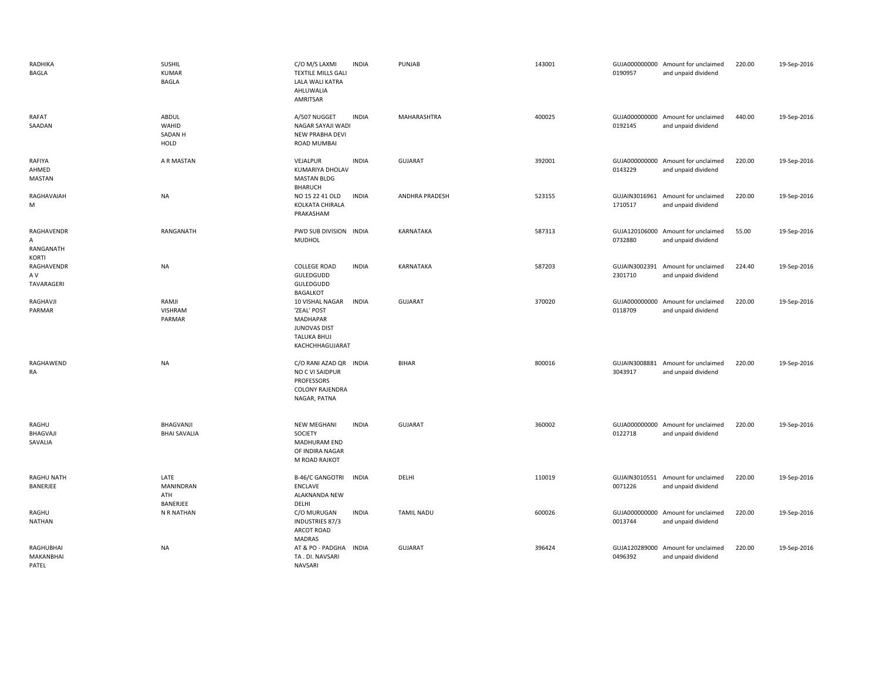| | | | | | | | | | |
|---|---|---|---|---|---|---|---|---|---|
| RADHIKA BAGLA | SUSHIL KUMAR BAGLA | C/O M/S LAXMI TEXTILE MILLS GALI LALA WALI KATRA AHLUWALIA AMRITSAR | INDIA | PUNJAB | 143001 | GUJA000000000 0190957 | Amount for unclaimed and unpaid dividend | 220.00 | 19-Sep-2016 |
| RAFAT SAADAN | ABDUL WAHID SADAN H HOLD | A/507 NUGGET NAGAR SAYAJI WADI NEW PRABHA DEVI ROAD MUMBAI | INDIA | MAHARASHTRA | 400025 | GUJA000000000 0192145 | Amount for unclaimed and unpaid dividend | 440.00 | 19-Sep-2016 |
| RAFIYA AHMED MASTAN | A R MASTAN | VEJALPUR KUMARIYA DHOLAV MASTAN BLDG BHARUCH | INDIA | GUJARAT | 392001 | GUJA000000000 0143229 | Amount for unclaimed and unpaid dividend | 220.00 | 19-Sep-2016 |
| RAGHAVAIAH M | NA | NO 15 22 41 OLD KOLKATA CHIRALA PRAKASHAM | INDIA | ANDHRA PRADESH | 523155 | GUJAIN3016961 1710517 | Amount for unclaimed and unpaid dividend | 220.00 | 19-Sep-2016 |
| RAGHAVENDR A RANGANATH KORTI | RANGANATH | PWD SUB DIVISION MUDHOL | INDIA | KARNATAKA | 587313 | GUJA120106000 0732880 | Amount for unclaimed and unpaid dividend | 55.00 | 19-Sep-2016 |
| RAGHAVENDR A V TAVARAGERI | NA | COLLEGE ROAD GULEDGUDD GULEDGUDD BAGALKOT | INDIA | KARNATAKA | 587203 | GUJAIN3002391 2301710 | Amount for unclaimed and unpaid dividend | 224.40 | 19-Sep-2016 |
| RAGHAVJI PARMAR | RAMJI VISHRAM PARMAR | 10 VISHAL NAGAR 'ZEAL' POST MADHAPAR JUNOVAS DIST TALUKA BHUJ KACHCHHAGUJARAT | INDIA | GUJARAT | 370020 | GUJA000000000 0118709 | Amount for unclaimed and unpaid dividend | 220.00 | 19-Sep-2016 |
| RAGHAWEND RA | NA | C/O RANI AZAD QR NO C VI SAIDPUR PROFESSORS COLONY RAJENDRA NAGAR, PATNA | INDIA | BIHAR | 800016 | GUJAIN3008881 3043917 | Amount for unclaimed and unpaid dividend | 220.00 | 19-Sep-2016 |
| RAGHU BHAGVAJI SAVALIA | BHAGVANJI BHAI SAVALIA | NEW MEGHANI SOCIETY MADHURAM END OF INDIRA NAGAR M ROAD RAJKOT | INDIA | GUJARAT | 360002 | GUJA000000000 0122718 | Amount for unclaimed and unpaid dividend | 220.00 | 19-Sep-2016 |
| RAGHU NATH BANERJEE | LATE MANINDRAN ATH BANERJEE | B-46/C GANGOTRI ENCLAVE ALAKNANDA NEW DELHI | INDIA | DELHI | 110019 | GUJAIN3010551 0071226 | Amount for unclaimed and unpaid dividend | 220.00 | 19-Sep-2016 |
| RAGHU NATHAN | N R NATHAN | C/O MURUGAN INDUSTRIES 87/3 ARCOT ROAD MADRAS | INDIA | TAMIL NADU | 600026 | GUJA000000000 0013744 | Amount for unclaimed and unpaid dividend | 220.00 | 19-Sep-2016 |
| RAGHUBHAI MAKANBHAI PATEL | NA | AT & PO - PADGHA TA . DI. NAVSARI NAVSARI | INDIA | GUJARAT | 396424 | GUJA120289000 0496392 | Amount for unclaimed and unpaid dividend | 220.00 | 19-Sep-2016 |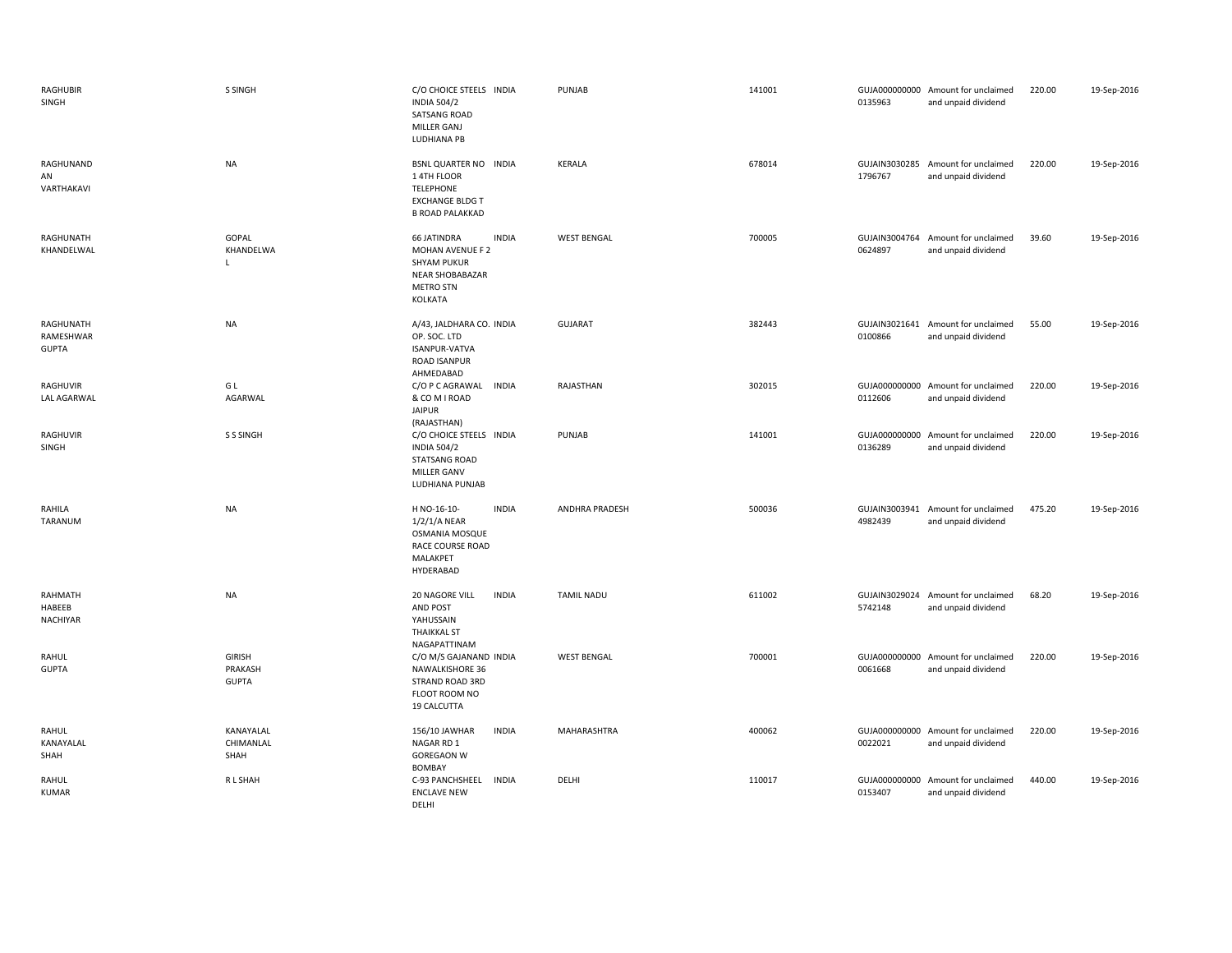| | | | | | | | | | |
|---|---|---|---|---|---|---|---|---|---|
| RAGHUBIR SINGH | S SINGH | C/O CHOICE STEELS INDIA 504/2 SATSANG ROAD MILLER GANJ LUDHIANA PB | INDIA | PUNJAB | 141001 | GUJA000000000 0135963 | Amount for unclaimed and unpaid dividend | 220.00 | 19-Sep-2016 |
| RAGHUNANDAN VARTHAKAVI | NA | BSNL QUARTER NO 1 4TH FLOOR TELEPHONE EXCHANGE BLDG T B ROAD PALAKKAD | INDIA | KERALA | 678014 | GUJAIN3030285 1796767 | Amount for unclaimed and unpaid dividend | 220.00 | 19-Sep-2016 |
| RAGHUNATH KHANDELWAL | GOPAL KHANDELWAL | 66 JATINDRA MOHAN AVENUE F 2 SHYAM PUKUR NEAR SHOBABAZAR METRO STN KOLKATA | INDIA | WEST BENGAL | 700005 | GUJAIN3004764 0624897 | Amount for unclaimed and unpaid dividend | 39.60 | 19-Sep-2016 |
| RAGHUNATH RAMESHWAR GUPTA | NA | A/43, JALDHARA CO. OP. SOC. LTD ISANPUR-VATVA ROAD ISANPUR AHMEDABAD | INDIA | GUJARAT | 382443 | GUJAIN3021641 0100866 | Amount for unclaimed and unpaid dividend | 55.00 | 19-Sep-2016 |
| RAGHUVIR LAL AGARWAL | G L AGARWAL | C/O P C AGRAWAL & CO M I ROAD JAIPUR (RAJASTHAN) | INDIA | RAJASTHAN | 302015 | GUJA000000000 0112606 | Amount for unclaimed and unpaid dividend | 220.00 | 19-Sep-2016 |
| RAGHUVIR SINGH | S S SINGH | C/O CHOICE STEELS INDIA 504/2 STATSANG ROAD MILLER GANV LUDHIANA PUNJAB | INDIA | PUNJAB | 141001 | GUJA000000000 0136289 | Amount for unclaimed and unpaid dividend | 220.00 | 19-Sep-2016 |
| RAHILA TARANUM | NA | H NO-16-10-1/2/1/A NEAR OSMANIA MOSQUE RACE COURSE ROAD MALAKPET HYDERABAD | INDIA | ANDHRA PRADESH | 500036 | GUJAIN3003941 4982439 | Amount for unclaimed and unpaid dividend | 475.20 | 19-Sep-2016 |
| RAHMATH HABEEB NACHIYAR | NA | 20 NAGORE VILL AND POST YAHUSSAIN THAIKKAL ST NAGAPATTINAM | INDIA | TAMIL NADU | 611002 | GUJAIN3029024 5742148 | Amount for unclaimed and unpaid dividend | 68.20 | 19-Sep-2016 |
| RAHUL GUPTA | GIRISH PRAKASH GUPTA | C/O M/S GAJANAND NAWALKISHORE 36 STRAND ROAD 3RD FLOOT ROOM NO 19 CALCUTTA | INDIA | WEST BENGAL | 700001 | GUJA000000000 0061668 | Amount for unclaimed and unpaid dividend | 220.00 | 19-Sep-2016 |
| RAHUL KANAYALAL SHAH | KANAYALAL CHIMANLAL SHAH | 156/10 JAWHAR NAGAR RD 1 GOREGAON W BOMBAY | INDIA | MAHARASHTRA | 400062 | GUJA000000000 0022021 | Amount for unclaimed and unpaid dividend | 220.00 | 19-Sep-2016 |
| RAHUL KUMAR | R L SHAH | C-93 PANCHSHEEL ENCLAVE NEW DELHI | INDIA | DELHI | 110017 | GUJA000000000 0153407 | Amount for unclaimed and unpaid dividend | 440.00 | 19-Sep-2016 |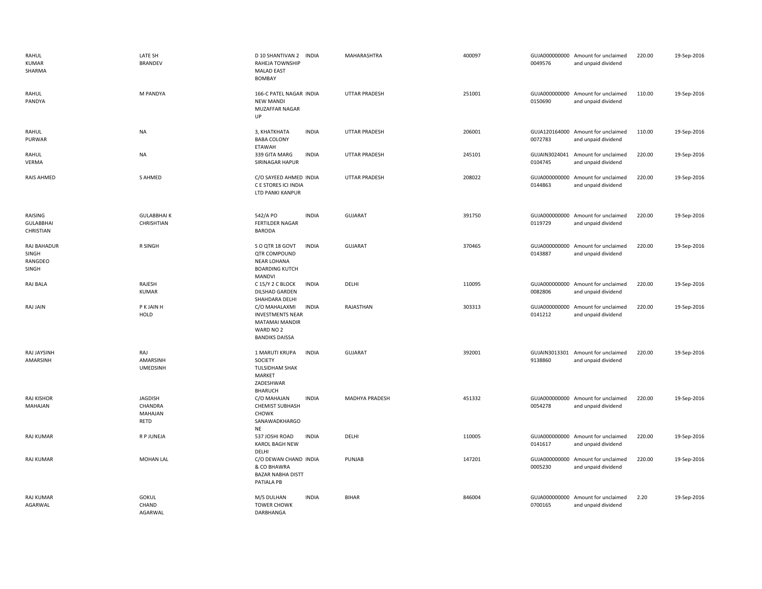| | | | | | | | | | |
|---|---|---|---|---|---|---|---|---|---|
| RAHUL KUMAR SHARMA | LATE SH BRANDEV | D 10 SHANTIVAN 2 RAHEJA TOWNSHIP MALAD EAST BOMBAY | INDIA | MAHARASHTRA | 400097 | GUJA000000000 0049576 | Amount for unclaimed and unpaid dividend | 220.00 | 19-Sep-2016 |
| RAHUL PANDYA | M PANDYA | 166-C PATEL NAGAR NEW MANDI MUZAFFAR NAGAR UP | INDIA | UTTAR PRADESH | 251001 | GUJA000000000 0150690 | Amount for unclaimed and unpaid dividend | 110.00 | 19-Sep-2016 |
| RAHUL PURWAR | NA | 3, KHATKHATA BABA COLONY ETAWAH | INDIA | UTTAR PRADESH | 206001 | GUJA120164000 0072783 | Amount for unclaimed and unpaid dividend | 110.00 | 19-Sep-2016 |
| RAHUL VERMA | NA | 339 GITA MARG SIRINAGAR HAPUR | INDIA | UTTAR PRADESH | 245101 | GUJAIN3024041 0104745 | Amount for unclaimed and unpaid dividend | 220.00 | 19-Sep-2016 |
| RAIS AHMED | S AHMED | C/O SAYEED AHMED C E STORES ICI INDIA LTD PANKI KANPUR | INDIA | UTTAR PRADESH | 208022 | GUJA000000000 0144863 | Amount for unclaimed and unpaid dividend | 220.00 | 19-Sep-2016 |
| RAISING GULABBHAI CHRISTIAN | GULABBHAI K CHRISHTIAN | 542/A PO FERTILDER NAGAR BARODA | INDIA | GUJARAT | 391750 | GUJA000000000 0119729 | Amount for unclaimed and unpaid dividend | 220.00 | 19-Sep-2016 |
| RAJ BAHADUR SINGH RANGDEO SINGH | R SINGH | S O QTR 18 GOVT QTR COMPOUND NEAR LOHANA BOARDING KUTCH MANDVI | INDIA | GUJARAT | 370465 | GUJA000000000 0143887 | Amount for unclaimed and unpaid dividend | 220.00 | 19-Sep-2016 |
| RAJ BALA | RAJESH KUMAR | C 15/Y 2 C BLOCK DILSHAD GARDEN SHAHDARA DELHI | INDIA | DELHI | 110095 | GUJA000000000 0082806 | Amount for unclaimed and unpaid dividend | 220.00 | 19-Sep-2016 |
| RAJ JAIN | P K JAIN H HOLD | C/O MAHALAXMI INVESTMENTS NEAR MATAMAI MANDIR WARD NO 2 BANDIKS DAISSA | INDIA | RAJASTHAN | 303313 | GUJA000000000 0141212 | Amount for unclaimed and unpaid dividend | 220.00 | 19-Sep-2016 |
| RAJ JAYSINH AMARSINH | RAJ AMARSINH UMEDSINH | 1 MARUTI KRUPA SOCIETY TULSIDHAM SHAK MARKET ZADESHWAR BHARUCH | INDIA | GUJARAT | 392001 | GUJAIN3013301 9138860 | Amount for unclaimed and unpaid dividend | 220.00 | 19-Sep-2016 |
| RAJ KISHOR MAHAJAN | JAGDISH CHANDRA MAHAJAN RETD | C/O MAHAJAN CHEMIST SUBHASH CHOWK SANAWADKHARGO NE | INDIA | MADHYA PRADESH | 451332 | GUJA000000000 0054278 | Amount for unclaimed and unpaid dividend | 220.00 | 19-Sep-2016 |
| RAJ KUMAR | R P JUNEJA | 537 JOSHI ROAD KAROL BAGH NEW DELHI | INDIA | DELHI | 110005 | GUJA000000000 0141617 | Amount for unclaimed and unpaid dividend | 220.00 | 19-Sep-2016 |
| RAJ KUMAR | MOHAN LAL | C/O DEWAN CHAND & CO BHAWRA BAZAR NABHA DISTT PATIALA PB | INDIA | PUNJAB | 147201 | GUJA000000000 0005230 | Amount for unclaimed and unpaid dividend | 220.00 | 19-Sep-2016 |
| RAJ KUMAR AGARWAL | GOKUL CHAND AGARWAL | M/S DULHAN TOWER CHOWK DARBHANGA | INDIA | BIHAR | 846004 | GUJA000000000 0700165 | Amount for unclaimed and unpaid dividend | 2.20 | 19-Sep-2016 |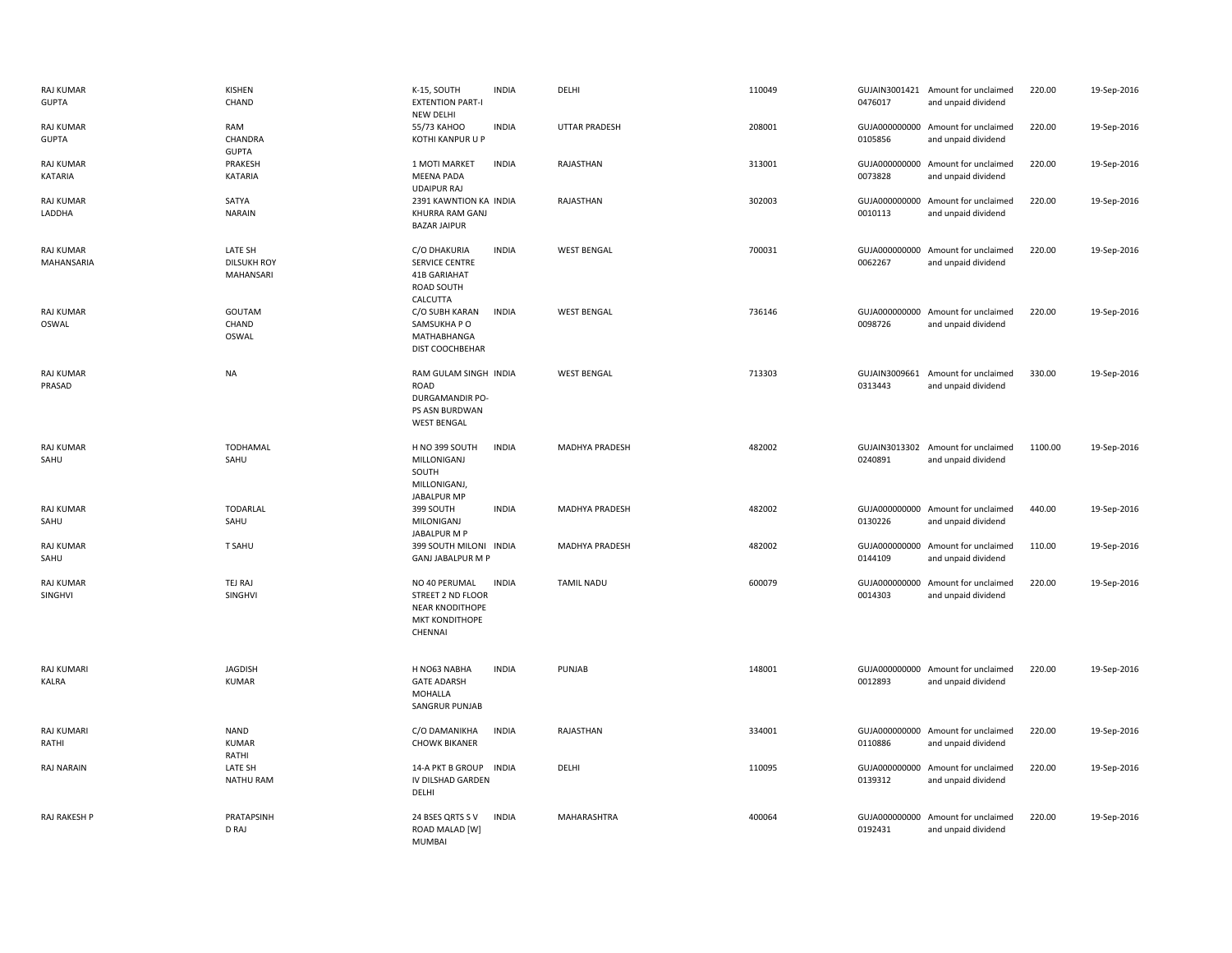| | | | | | | | | | |
|---|---|---|---|---|---|---|---|---|---|
| RAJ KUMAR GUPTA | KISHEN CHAND | K-15, SOUTH EXTENTION PART-I NEW DELHI | INDIA | DELHI | 110049 | GUJAIN3001421 0476017 | Amount for unclaimed and unpaid dividend | 220.00 | 19-Sep-2016 |
| RAJ KUMAR GUPTA | RAM CHANDRA GUPTA | 55/73 KAHOO KOTHI KANPUR U P | INDIA | UTTAR PRADESH | 208001 | GUJA000000000 0105856 | Amount for unclaimed and unpaid dividend | 220.00 | 19-Sep-2016 |
| RAJ KUMAR KATARIA | PRAKESH KATARIA | 1 MOTI MARKET MEENA PADA UDAIPUR RAJ | INDIA | RAJASTHAN | 313001 | GUJA000000000 0073828 | Amount for unclaimed and unpaid dividend | 220.00 | 19-Sep-2016 |
| RAJ KUMAR LADDHA | SATYA NARAIN | 2391 KAWNTION KA KHURRA RAM GANJ BAZAR JAIPUR | INDIA | RAJASTHAN | 302003 | GUJA000000000 0010113 | Amount for unclaimed and unpaid dividend | 220.00 | 19-Sep-2016 |
| RAJ KUMAR MAHANSARIA | LATE SH DILSUKH ROY MAHANSARI | C/O DHAKURIA SERVICE CENTRE 41B GARIAHAT ROAD SOUTH CALCUTTA | INDIA | WEST BENGAL | 700031 | GUJA000000000 0062267 | Amount for unclaimed and unpaid dividend | 220.00 | 19-Sep-2016 |
| RAJ KUMAR OSWAL | GOUTAM CHAND OSWAL | C/O SUBH KARAN SAMSUKHA P O MATHABHANGA DIST COOCHBEHAR | INDIA | WEST BENGAL | 736146 | GUJA000000000 0098726 | Amount for unclaimed and unpaid dividend | 220.00 | 19-Sep-2016 |
| RAJ KUMAR PRASAD | NA | RAM GULAM SINGH ROAD DURGAMANDIR PO-PS ASN BURDWAN WEST BENGAL | INDIA | WEST BENGAL | 713303 | GUJAIN3009661 0313443 | Amount for unclaimed and unpaid dividend | 330.00 | 19-Sep-2016 |
| RAJ KUMAR SAHU | TODHAMAL SAHU | H NO 399 SOUTH MILLONIGANJ SOUTH MILLONIGANJ, JABALPUR MP | INDIA | MADHYA PRADESH | 482002 | GUJAIN3013302 0240891 | Amount for unclaimed and unpaid dividend | 1100.00 | 19-Sep-2016 |
| RAJ KUMAR SAHU | TODARLAL SAHU | 399 SOUTH MILONIGANJ JABALPUR M P | INDIA | MADHYA PRADESH | 482002 | GUJA000000000 0130226 | Amount for unclaimed and unpaid dividend | 440.00 | 19-Sep-2016 |
| RAJ KUMAR SAHU | T SAHU | 399 SOUTH MILONI GANJ JABALPUR M P | INDIA | MADHYA PRADESH | 482002 | GUJA000000000 0144109 | Amount for unclaimed and unpaid dividend | 110.00 | 19-Sep-2016 |
| RAJ KUMAR SINGHVI | TEJ RAJ SINGHVI | NO 40 PERUMAL STREET 2 ND FLOOR NEAR KNODITHOPE MKT KONDITHOPE CHENNAI | INDIA | TAMIL NADU | 600079 | GUJA000000000 0014303 | Amount for unclaimed and unpaid dividend | 220.00 | 19-Sep-2016 |
| RAJ KUMARI KALRA | JAGDISH KUMAR | H NO63 NABHA GATE ADARSH MOHALLA SANGRUR PUNJAB | INDIA | PUNJAB | 148001 | GUJA000000000 0012893 | Amount for unclaimed and unpaid dividend | 220.00 | 19-Sep-2016 |
| RAJ KUMARI RATHI | NAND KUMAR RATHI | C/O DAMANIKHA CHOWK BIKANER | INDIA | RAJASTHAN | 334001 | GUJA000000000 0110886 | Amount for unclaimed and unpaid dividend | 220.00 | 19-Sep-2016 |
| RAJ NARAIN | LATE SH NATHU RAM | 14-A PKT B GROUP IV DILSHAD GARDEN DELHI | INDIA | DELHI | 110095 | GUJA000000000 0139312 | Amount for unclaimed and unpaid dividend | 220.00 | 19-Sep-2016 |
| RAJ RAKESH P | PRATAPSINH D RAJ | 24 BSES QRTS S V ROAD MALAD [W] MUMBAI | INDIA | MAHARASHTRA | 400064 | GUJA000000000 0192431 | Amount for unclaimed and unpaid dividend | 220.00 | 19-Sep-2016 |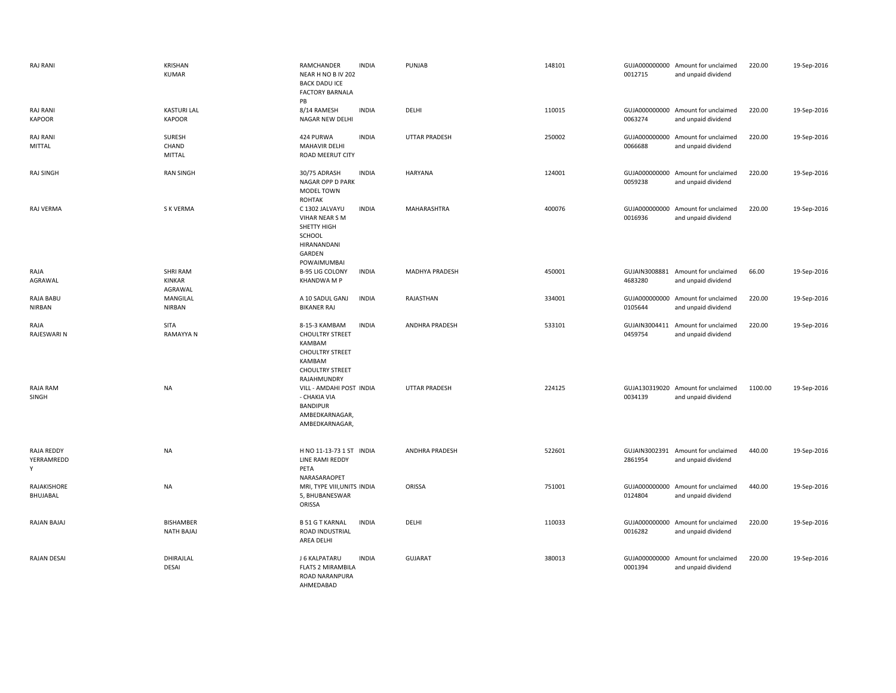| | | | | | | | | | |
|---|---|---|---|---|---|---|---|---|---|
| RAJ RANI | KRISHAN KUMAR | RAMCHANDER NEAR H NO B IV 202 BACK DADU ICE FACTORY BARNALA PB | INDIA | PUNJAB | 148101 | GUJA000000000 0012715 | Amount for unclaimed and unpaid dividend | 220.00 | 19-Sep-2016 |
| RAJ RANI KAPOOR | KASTURI LAL KAPOOR | 8/14 RAMESH NAGAR NEW DELHI | INDIA | DELHI | 110015 | GUJA000000000 0063274 | Amount for unclaimed and unpaid dividend | 220.00 | 19-Sep-2016 |
| RAJ RANI MITTAL | SURESH CHAND MITTAL | 424 PURWA MAHAVIR DELHI ROAD MEERUT CITY | INDIA | UTTAR PRADESH | 250002 | GUJA000000000 0066688 | Amount for unclaimed and unpaid dividend | 220.00 | 19-Sep-2016 |
| RAJ SINGH | RAN SINGH | 30/75 ADRASH NAGAR OPP D PARK MODEL TOWN ROHTAK | INDIA | HARYANA | 124001 | GUJA000000000 0059238 | Amount for unclaimed and unpaid dividend | 220.00 | 19-Sep-2016 |
| RAJ VERMA | S K VERMA | C 1302 JALVAYU VIHAR NEAR S M SHETTY HIGH SCHOOL HIRANANDANI GARDEN POWAIMUMBAI | INDIA | MAHARASHTRA | 400076 | GUJA000000000 0016936 | Amount for unclaimed and unpaid dividend | 220.00 | 19-Sep-2016 |
| RAJA AGRAWAL | SHRI RAM KINKAR AGRAWAL | B-95 LIG COLONY KHANDWA M P | INDIA | MADHYA PRADESH | 450001 | GUJAIN3008881 4683280 | Amount for unclaimed and unpaid dividend | 66.00 | 19-Sep-2016 |
| RAJA BABU NIRBAN | MANGILAL NIRBAN | A 10 SADUL GANJ BIKANER RAJ | INDIA | RAJASTHAN | 334001 | GUJA000000000 0105644 | Amount for unclaimed and unpaid dividend | 220.00 | 19-Sep-2016 |
| RAJA RAJESWARI N | SITA RAMAYYA N | 8-15-3 KAMBAM CHOULTRY STREET KAMBAM CHOULTRY STREET KAMBAM CHOULTRY STREET RAJAHMUNDRY | INDIA | ANDHRA PRADESH | 533101 | GUJAIN3004411 0459754 | Amount for unclaimed and unpaid dividend | 220.00 | 19-Sep-2016 |
| RAJA RAM SINGH | NA | VILL - AMDAHI POST - CHAKIA VIA BANDIPUR AMBEDKARNAGAR, AMBEDKARNAGAR, | INDIA | UTTAR PRADESH | 224125 | GUJA130319020 0034139 | Amount for unclaimed and unpaid dividend | 1100.00 | 19-Sep-2016 |
| RAJA REDDY YERRAMREDDY | NA | H NO 11-13-73 1 ST LINE RAMI REDDY PETA NARASARAOPET | INDIA | ANDHRA PRADESH | 522601 | GUJAIN3002391 2861954 | Amount for unclaimed and unpaid dividend | 440.00 | 19-Sep-2016 |
| RAJAKISHORE BHUJABAL | NA | MRI, TYPE VIII,UNITS 5, BHUBANESWAR ORISSA | INDIA | ORISSA | 751001 | GUJA000000000 0124804 | Amount for unclaimed and unpaid dividend | 440.00 | 19-Sep-2016 |
| RAJAN BAJAJ | BISHAMBER NATH BAJAJ | B 51 G T KARNAL ROAD INDUSTRIAL AREA DELHI | INDIA | DELHI | 110033 | GUJA000000000 0016282 | Amount for unclaimed and unpaid dividend | 220.00 | 19-Sep-2016 |
| RAJAN DESAI | DHIRAJLAL DESAI | J 6 KALPATARU FLATS 2 MIRAMBILA ROAD NARANPURA AHMEDABAD | INDIA | GUJARAT | 380013 | GUJA000000000 0001394 | Amount for unclaimed and unpaid dividend | 220.00 | 19-Sep-2016 |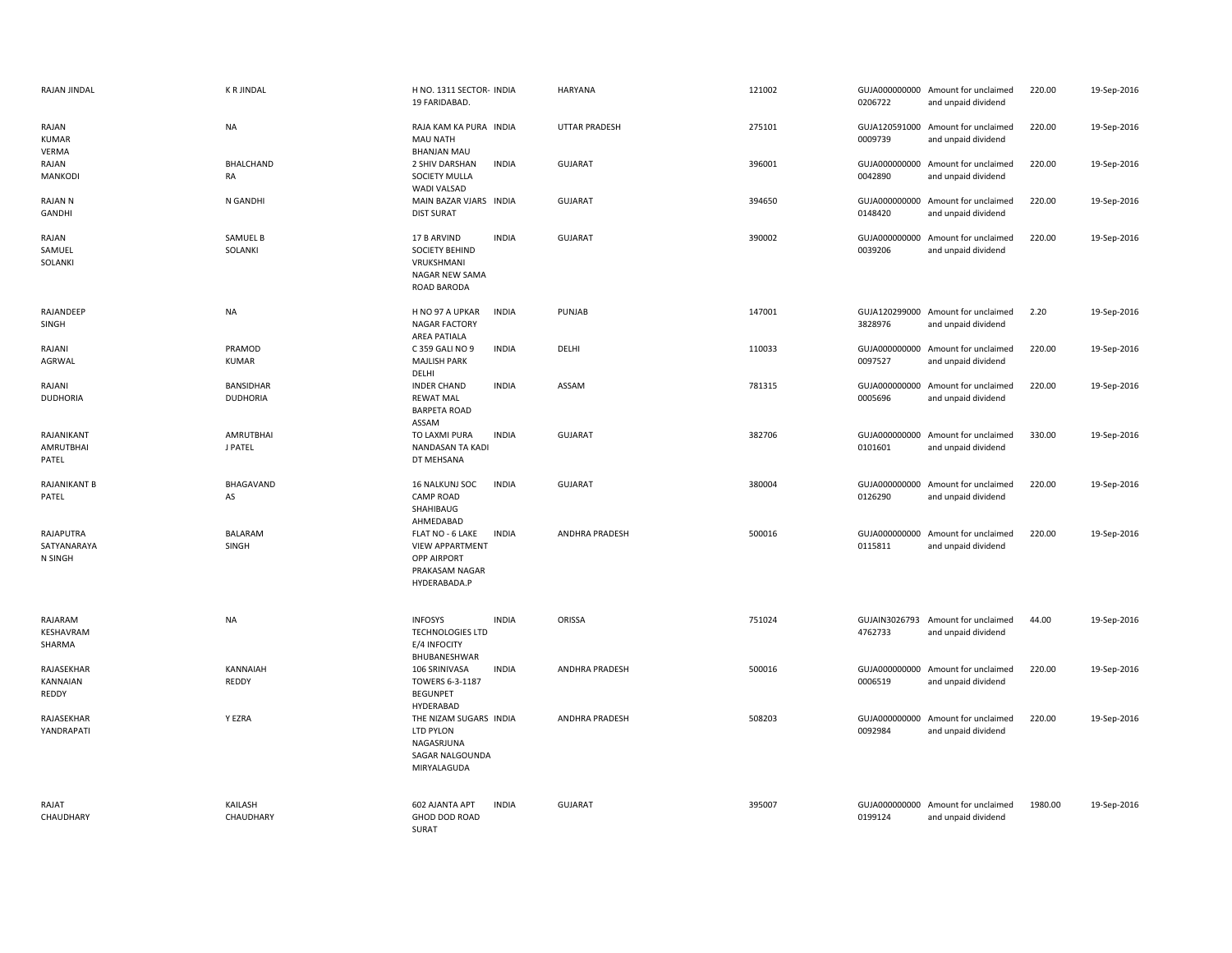| | | | | | | | | | |
|---|---|---|---|---|---|---|---|---|---|
| RAJAN JINDAL | K R JINDAL | H NO. 1311 SECTOR-19 FARIDABAD. | INDIA | HARYANA | 121002 | GUJA0000000000206722 | Amount for unclaimed and unpaid dividend | 220.00 | 19-Sep-2016 |
| RAJAN KUMAR VERMA | NA | RAJA KAM KA PURA MAU NATH BHANJAN MAU | INDIA | UTTAR PRADESH | 275101 | GUJA1205910000009739 | Amount for unclaimed and unpaid dividend | 220.00 | 19-Sep-2016 |
| RAJAN MANKODI | BHALCHAND RA | 2 SHIV DARSHAN SOCIETY MULLA WADI VALSAD | INDIA | GUJARAT | 396001 | GUJA0000000000042890 | Amount for unclaimed and unpaid dividend | 220.00 | 19-Sep-2016 |
| RAJAN N GANDHI | N GANDHI | MAIN BAZAR VJARS DIST SURAT | INDIA | GUJARAT | 394650 | GUJA0000000000148420 | Amount for unclaimed and unpaid dividend | 220.00 | 19-Sep-2016 |
| RAJAN SAMUEL SOLANKI | SAMUEL B SOLANKI | 17 B ARVIND SOCIETY BEHIND VRUKSHMANI NAGAR NEW SAMA ROAD BARODA | INDIA | GUJARAT | 390002 | GUJA0000000000039206 | Amount for unclaimed and unpaid dividend | 220.00 | 19-Sep-2016 |
| RAJANDEEP SINGH | NA | H NO 97 A UPKAR NAGAR FACTORY AREA PATIALA | INDIA | PUNJAB | 147001 | GUJA1202990003828976 | Amount for unclaimed and unpaid dividend | 2.20 | 19-Sep-2016 |
| RAJANI AGRWAL | PRAMOD KUMAR | C 359 GALI NO 9 MAJLISH PARK DELHI | INDIA | DELHI | 110033 | GUJA0000000000097527 | Amount for unclaimed and unpaid dividend | 220.00 | 19-Sep-2016 |
| RAJANI DUDHORIA | BANSIDHAR DUDHORIA | INDER CHAND REWAT MAL BARPETA ROAD ASSAM | INDIA | ASSAM | 781315 | GUJA0000000000005696 | Amount for unclaimed and unpaid dividend | 220.00 | 19-Sep-2016 |
| RAJANIKANT AMRUTBHAI PATEL | AMRUTBHAI J PATEL | TO LAXMI PURA NANDASAN TA KADI DT MEHSANA | INDIA | GUJARAT | 382706 | GUJA0000000000101601 | Amount for unclaimed and unpaid dividend | 330.00 | 19-Sep-2016 |
| RAJANIKANT B PATEL | BHAGAVAND AS | 16 NALKUNJ SOC CAMP ROAD SHAHIBAUG AHMEDABAD | INDIA | GUJARAT | 380004 | GUJA0000000000126290 | Amount for unclaimed and unpaid dividend | 220.00 | 19-Sep-2016 |
| RAJAPUTRA SATYANARAYA N SINGH | BALARAM SINGH | FLAT NO - 6 LAKE VIEW APPARTMENT OPP AIRPORT PRAKASAM NAGAR HYDERABADA.P | INDIA | ANDHRA PRADESH | 500016 | GUJA0000000000115811 | Amount for unclaimed and unpaid dividend | 220.00 | 19-Sep-2016 |
| RAJARAM KESHAVRAM SHARMA | NA | INFOSYS TECHNOLOGIES LTD E/4 INFOCITY BHUBANESHWAR | INDIA | ORISSA | 751024 | GUJAIN30267934762733 | Amount for unclaimed and unpaid dividend | 44.00 | 19-Sep-2016 |
| RAJASEKHAR KANNAIAN REDDY | KANNAIAH REDDY | 106 SRINIVASA TOWERS 6-3-1187 BEGUNPET HYDERABAD | INDIA | ANDHRA PRADESH | 500016 | GUJA0000000000006519 | Amount for unclaimed and unpaid dividend | 220.00 | 19-Sep-2016 |
| RAJASEKHAR YANDRAPATI | Y EZRA | THE NIZAM SUGARS LTD PYLON NAGASRJUNA SAGAR NALGOUNDA MIRYALAGUDA | INDIA | ANDHRA PRADESH | 508203 | GUJA0000000000092984 | Amount for unclaimed and unpaid dividend | 220.00 | 19-Sep-2016 |
| RAJAT CHAUDHARY | KAILASH CHAUDHARY | 602 AJANTA APT GHOD DOD ROAD SURAT | INDIA | GUJARAT | 395007 | GUJA0000000000199124 | Amount for unclaimed and unpaid dividend | 1980.00 | 19-Sep-2016 |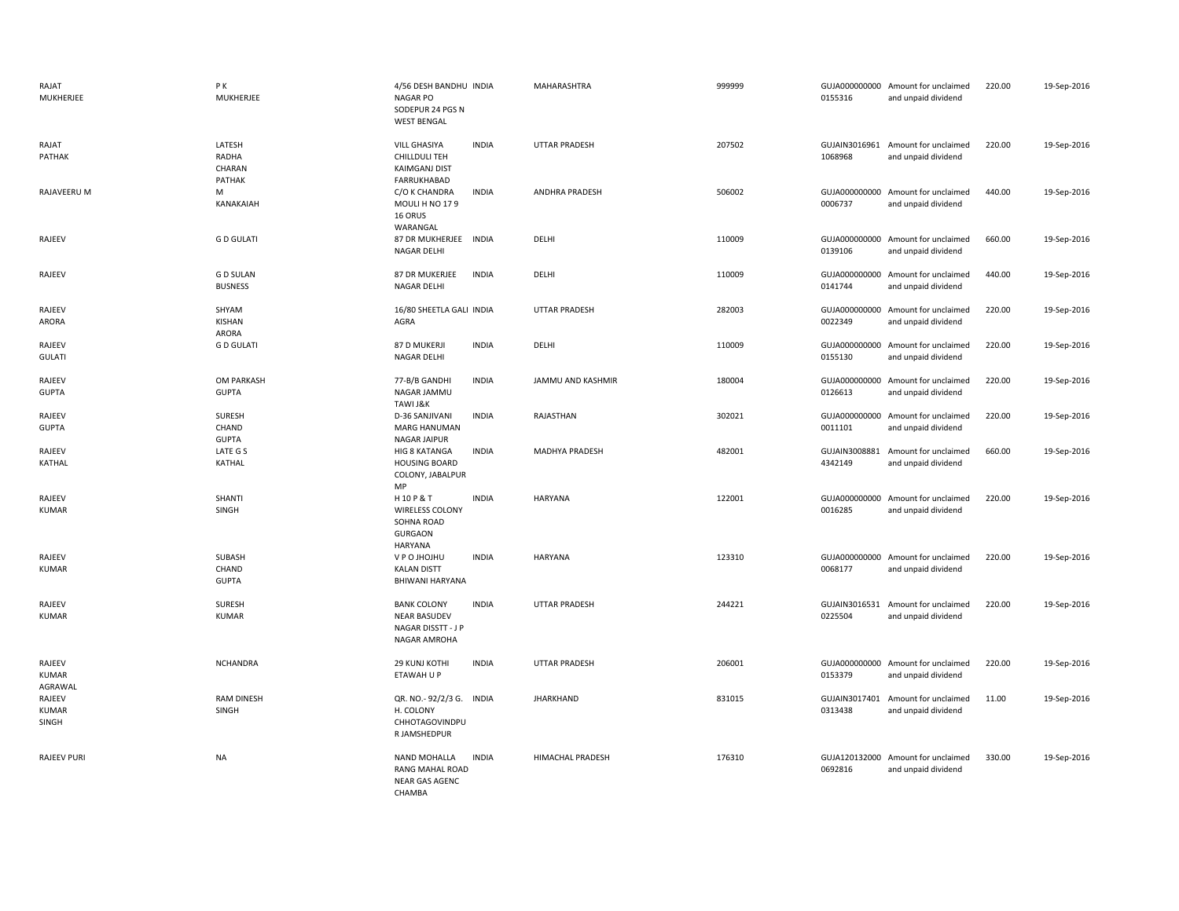| RAJAT MUKHERJEE | P K MUKHERJEE | 4/56 DESH BANDHU NAGAR PO SODEPUR 24 PGS N WEST BENGAL | INDIA | MAHARASHTRA | 999999 | GUJA000000000 0155316 | Amount for unclaimed and unpaid dividend | 220.00 | 19-Sep-2016 |
|---|---|---|---|---|---|---|---|---|---|
| RAJAT PATHAK | LATESH RADHA CHARAN PATHAK | VILL GHASIYA CHILLDULI TEH KAIMGANJ DIST FARRUKHABAD | INDIA | UTTAR PRADESH | 207502 | GUJAIN3016961 1068968 | Amount for unclaimed and unpaid dividend | 220.00 | 19-Sep-2016 |
| RAJAVEERU M | M KANAKAIAH | C/O K CHANDRA MOULI H NO 17 9 16 ORUS WARANGAL | INDIA | ANDHRA PRADESH | 506002 | GUJA000000000 0006737 | Amount for unclaimed and unpaid dividend | 440.00 | 19-Sep-2016 |
| RAJEEV | G D GULATI | 87 DR MUKHERJEE NAGAR DELHI | INDIA | DELHI | 110009 | GUJA000000000 0139106 | Amount for unclaimed and unpaid dividend | 660.00 | 19-Sep-2016 |
| RAJEEV | G D SULAN BUSNESS | 87 DR MUKERJEE NAGAR DELHI | INDIA | DELHI | 110009 | GUJA000000000 0141744 | Amount for unclaimed and unpaid dividend | 440.00 | 19-Sep-2016 |
| RAJEEV ARORA | SHYAM KISHAN ARORA | 16/80 SHEETLA GALI AGRA | INDIA | UTTAR PRADESH | 282003 | GUJA000000000 0022349 | Amount for unclaimed and unpaid dividend | 220.00 | 19-Sep-2016 |
| RAJEEV GULATI | G D GULATI | 87 D MUKERJI NAGAR DELHI | INDIA | DELHI | 110009 | GUJA000000000 0155130 | Amount for unclaimed and unpaid dividend | 220.00 | 19-Sep-2016 |
| RAJEEV GUPTA | OM PARKASH GUPTA | 77-B/B GANDHI NAGAR JAMMU TAWI J&K | INDIA | JAMMU AND KASHMIR | 180004 | GUJA000000000 0126613 | Amount for unclaimed and unpaid dividend | 220.00 | 19-Sep-2016 |
| RAJEEV GUPTA | SURESH CHAND GUPTA | D-36 SANJIVANI MARG HANUMAN NAGAR JAIPUR | INDIA | RAJASTHAN | 302021 | GUJA000000000 0011101 | Amount for unclaimed and unpaid dividend | 220.00 | 19-Sep-2016 |
| RAJEEV KATHAL | LATE G S KATHAL | HIG 8 KATANGA HOUSING BOARD COLONY, JABALPUR MP | INDIA | MADHYA PRADESH | 482001 | GUJAIN3008881 4342149 | Amount for unclaimed and unpaid dividend | 660.00 | 19-Sep-2016 |
| RAJEEV KUMAR | SHANTI SINGH | H 10 P & T WIRELESS COLONY SOHNA ROAD GURGAON HARYANA | INDIA | HARYANA | 122001 | GUJA000000000 0016285 | Amount for unclaimed and unpaid dividend | 220.00 | 19-Sep-2016 |
| RAJEEV KUMAR | SUBASH CHAND GUPTA | V P O JHOJHU KALAN DISTT BHIWANI HARYANA | INDIA | HARYANA | 123310 | GUJA000000000 0068177 | Amount for unclaimed and unpaid dividend | 220.00 | 19-Sep-2016 |
| RAJEEV KUMAR | SURESH KUMAR | BANK COLONY NEAR BASUDEV NAGAR DISSTT - J P NAGAR AMROHA | INDIA | UTTAR PRADESH | 244221 | GUJAIN3016531 0225504 | Amount for unclaimed and unpaid dividend | 220.00 | 19-Sep-2016 |
| RAJEEV KUMAR AGRAWAL | NCHANDRA | 29 KUNJ KOTHI ETAWAH U P | INDIA | UTTAR PRADESH | 206001 | GUJA000000000 0153379 | Amount for unclaimed and unpaid dividend | 220.00 | 19-Sep-2016 |
| RAJEEV KUMAR SINGH | RAM DINESH SINGH | QR. NO.- 92/2/3 G. H. COLONY CHHOTAGOVINDPUR JAMSHEDPUR | INDIA | JHARKHAND | 831015 | GUJAIN3017401 0313438 | Amount for unclaimed and unpaid dividend | 11.00 | 19-Sep-2016 |
| RAJEEV PURI | NA | NAND MOHALLA RANG MAHAL ROAD NEAR GAS AGENC CHAMBA | INDIA | HIMACHAL PRADESH | 176310 | GUJA120132000 0692816 | Amount for unclaimed and unpaid dividend | 330.00 | 19-Sep-2016 |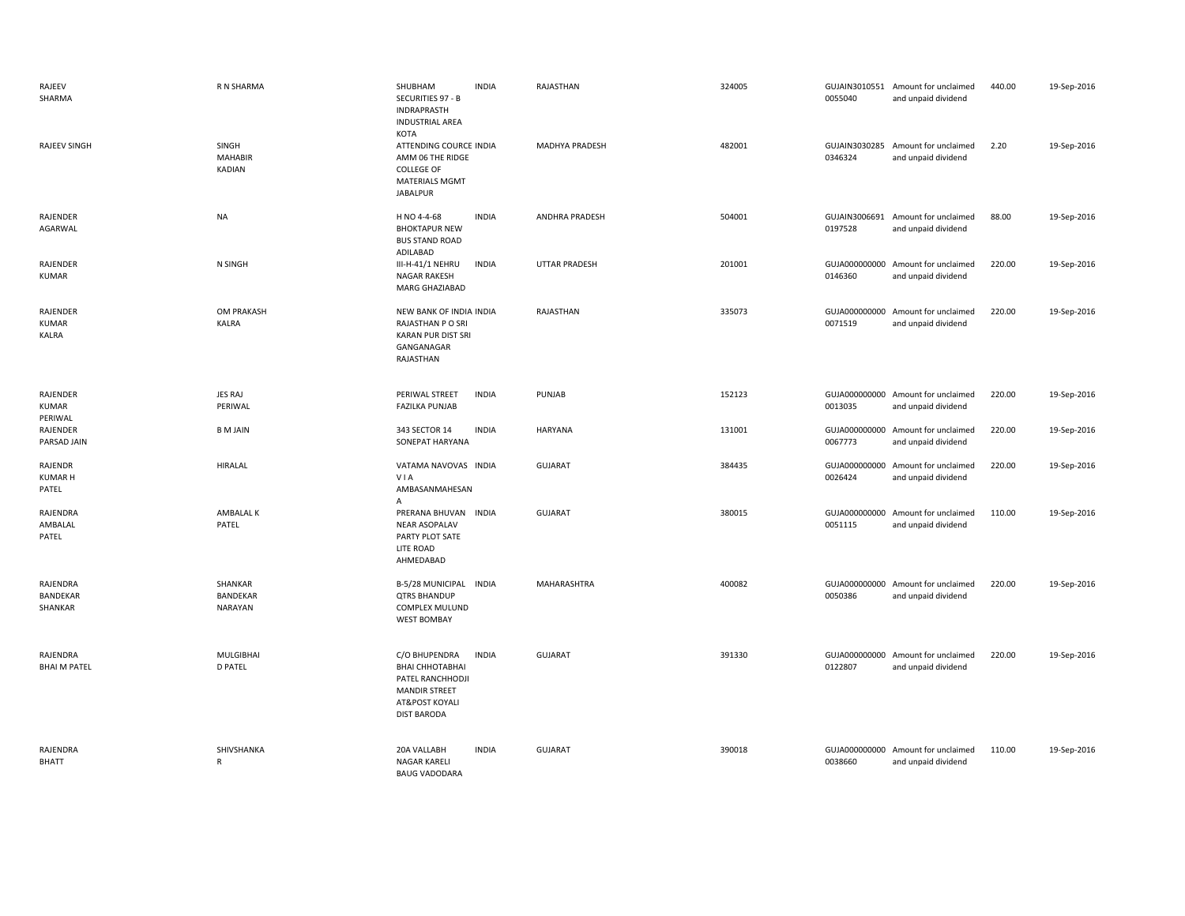| | | | | | | | | | |
|---|---|---|---|---|---|---|---|---|---|
| RAJEEV SHARMA | R N SHARMA | SHUBHAM SECURITIES 97 - B INDRAPRASTH INDUSTRIAL AREA KOTA | INDIA | RAJASTHAN | 324005 | GUJAIN30105510055040 | Amount for unclaimed and unpaid dividend | 440.00 | 19-Sep-2016 |
| RAJEEV SINGH | SINGH MAHABIR KADIAN | ATTENDING COURCE AMM 06 THE RIDGE COLLEGE OF MATERIALS MGMT JABALPUR | INDIA | MADHYA PRADESH | 482001 | GUJAIN30302850346324 | Amount for unclaimed and unpaid dividend | 2.20 | 19-Sep-2016 |
| RAJENDER AGARWAL | NA | H NO 4-4-68 BHOKTAPUR NEW BUS STAND ROAD ADILABAD | INDIA | ANDHRA PRADESH | 504001 | GUJAIN30066910197528 | Amount for unclaimed and unpaid dividend | 88.00 | 19-Sep-2016 |
| RAJENDER KUMAR | N SINGH | III-H-41/1 NEHRU NAGAR RAKESH MARG GHAZIABAD | INDIA | UTTAR PRADESH | 201001 | GUJA0000000000146360 | Amount for unclaimed and unpaid dividend | 220.00 | 19-Sep-2016 |
| RAJENDER KUMAR KALRA | OM PRAKASH KALRA | NEW BANK OF INDIA RAJASTHAN P O SRI KARAN PUR DIST SRI GANGANAGAR RAJASTHAN | INDIA | RAJASTHAN | 335073 | GUJA0000000000071519 | Amount for unclaimed and unpaid dividend | 220.00 | 19-Sep-2016 |
| RAJENDER KUMAR PERIWAL | JES RAJ PERIWAL | PERIWAL STREET FAZILKA PUNJAB | INDIA | PUNJAB | 152123 | GUJA0000000000013035 | Amount for unclaimed and unpaid dividend | 220.00 | 19-Sep-2016 |
| RAJENDER PARSAD JAIN | B M JAIN | 343 SECTOR 14 SONEPAT HARYANA | INDIA | HARYANA | 131001 | GUJA0000000000067773 | Amount for unclaimed and unpaid dividend | 220.00 | 19-Sep-2016 |
| RAJENDR KUMAR H PATEL | HIRALAL | VATAMA NAVOVAS V I A AMBASANMAHESAN A | INDIA | GUJARAT | 384435 | GUJA0000000000026424 | Amount for unclaimed and unpaid dividend | 220.00 | 19-Sep-2016 |
| RAJENDRA AMBALAL PATEL | AMBALAL K PATEL | PRERANA BHUVAN NEAR ASOPALAV PARTY PLOT SATE LITE ROAD AHMEDABAD | INDIA | GUJARAT | 380015 | GUJA0000000000051115 | Amount for unclaimed and unpaid dividend | 110.00 | 19-Sep-2016 |
| RAJENDRA BANDEKAR SHANKAR | SHANKAR BANDEKAR NARAYAN | B-5/28 MUNICIPAL QTRS BHANDUP COMPLEX MULUND WEST BOMBAY | INDIA | MAHARASHTRA | 400082 | GUJA0000000000050386 | Amount for unclaimed and unpaid dividend | 220.00 | 19-Sep-2016 |
| RAJENDRA BHAI M PATEL | MULGIBHAI D PATEL | C/O BHUPENDRA BHAI CHHOTABHAI PATEL RANCHHODJI MANDIR STREET AT&POST KOYALI DIST BARODA | INDIA | GUJARAT | 391330 | GUJA0000000000122807 | Amount for unclaimed and unpaid dividend | 220.00 | 19-Sep-2016 |
| RAJENDRA BHATT | SHIVSHANKA R | 20A VALLABH NAGAR KARELI BAUG VADODARA | INDIA | GUJARAT | 390018 | GUJA0000000000038660 | Amount for unclaimed and unpaid dividend | 110.00 | 19-Sep-2016 |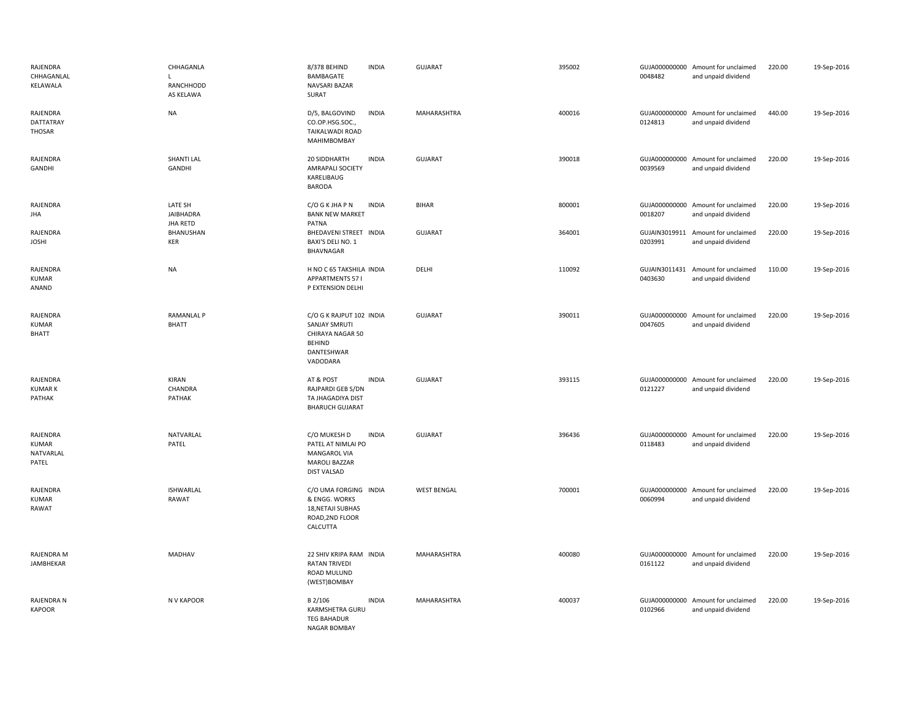| | | | | | | | | | |
|---|---|---|---|---|---|---|---|---|---|
| RAJENDRA CHHAGANLAL KELAWALA | CHHAGANLA L RANCHHODD AS KELAWA | 8/378 BEHIND BAMBAGATE NAVSARI BAZAR SURAT | INDIA | GUJARAT | 395002 | GUJA000000000 0048482 | Amount for unclaimed and unpaid dividend | 220.00 | 19-Sep-2016 |
| RAJENDRA DATTATRAY THOSAR | NA | D/5, BALGOVIND CO.OP.HSG.SOC., TAIKALWADI ROAD MAHIMBOMBAY | INDIA | MAHARASHTRA | 400016 | GUJA000000000 0124813 | Amount for unclaimed and unpaid dividend | 440.00 | 19-Sep-2016 |
| RAJENDRA GANDHI | SHANTI LAL GANDHI | 20 SIDDHARTH AMRAPALI SOCIETY KARELIBAUG BARODA | INDIA | GUJARAT | 390018 | GUJA000000000 0039569 | Amount for unclaimed and unpaid dividend | 220.00 | 19-Sep-2016 |
| RAJENDRA JHA | LATE SH JAIBHADRA JHA RETD | C/O G K JHA P N BANK NEW MARKET PATNA | INDIA | BIHAR | 800001 | GUJA000000000 0018207 | Amount for unclaimed and unpaid dividend | 220.00 | 19-Sep-2016 |
| RAJENDRA JOSHI | BHANUSHAN KER | BHEDAVENI STREET BAXI'S DELI NO. 1 BHAVNAGAR | INDIA | GUJARAT | 364001 | GUJAIN3019911 0203991 | Amount for unclaimed and unpaid dividend | 220.00 | 19-Sep-2016 |
| RAJENDRA KUMAR ANAND | NA | H NO C 65 TAKSHILA APPARTMENTS 57 I P EXTENSION DELHI | INDIA | DELHI | 110092 | GUJAIN3011431 0403630 | Amount for unclaimed and unpaid dividend | 110.00 | 19-Sep-2016 |
| RAJENDRA KUMAR BHATT | RAMANLAL P BHATT | C/O G K RAJPUT 102 SANJAY SMRUTI CHIRAYA NAGAR 50 BEHIND DANTESHWAR VADODARA | INDIA | GUJARAT | 390011 | GUJA000000000 0047605 | Amount for unclaimed and unpaid dividend | 220.00 | 19-Sep-2016 |
| RAJENDRA KUMAR K PATHAK | KIRAN CHANDRA PATHAK | AT & POST RAJPARDI GEB S/DN TA JHAGADIYA DIST BHARUCH GUJARAT | INDIA | GUJARAT | 393115 | GUJA000000000 0121227 | Amount for unclaimed and unpaid dividend | 220.00 | 19-Sep-2016 |
| RAJENDRA KUMAR NATVARLAL PATEL | NATVARLAL PATEL | C/O MUKESH D PATEL AT NIMLAI PO MANGAROL VIA MAROLI BAZZAR DIST VALSAD | INDIA | GUJARAT | 396436 | GUJA000000000 0118483 | Amount for unclaimed and unpaid dividend | 220.00 | 19-Sep-2016 |
| RAJENDRA KUMAR RAWAT | ISHWARLAL RAWAT | C/O UMA FORGING & ENGG. WORKS 18,NETAJI SUBHAS ROAD,2ND FLOOR CALCUTTA | INDIA | WEST BENGAL | 700001 | GUJA000000000 0060994 | Amount for unclaimed and unpaid dividend | 220.00 | 19-Sep-2016 |
| RAJENDRA M JAMBHEKAR | MADHAV | 22 SHIV KRIPA RAM RATAN TRIVEDI ROAD MULUND (WEST)BOMBAY | INDIA | MAHARASHTRA | 400080 | GUJA000000000 0161122 | Amount for unclaimed and unpaid dividend | 220.00 | 19-Sep-2016 |
| RAJENDRA N KAPOOR | N V KAPOOR | B 2/106 KARMSHETRA GURU TEG BAHADUR NAGAR BOMBAY | INDIA | MAHARASHTRA | 400037 | GUJA000000000 0102966 | Amount for unclaimed and unpaid dividend | 220.00 | 19-Sep-2016 |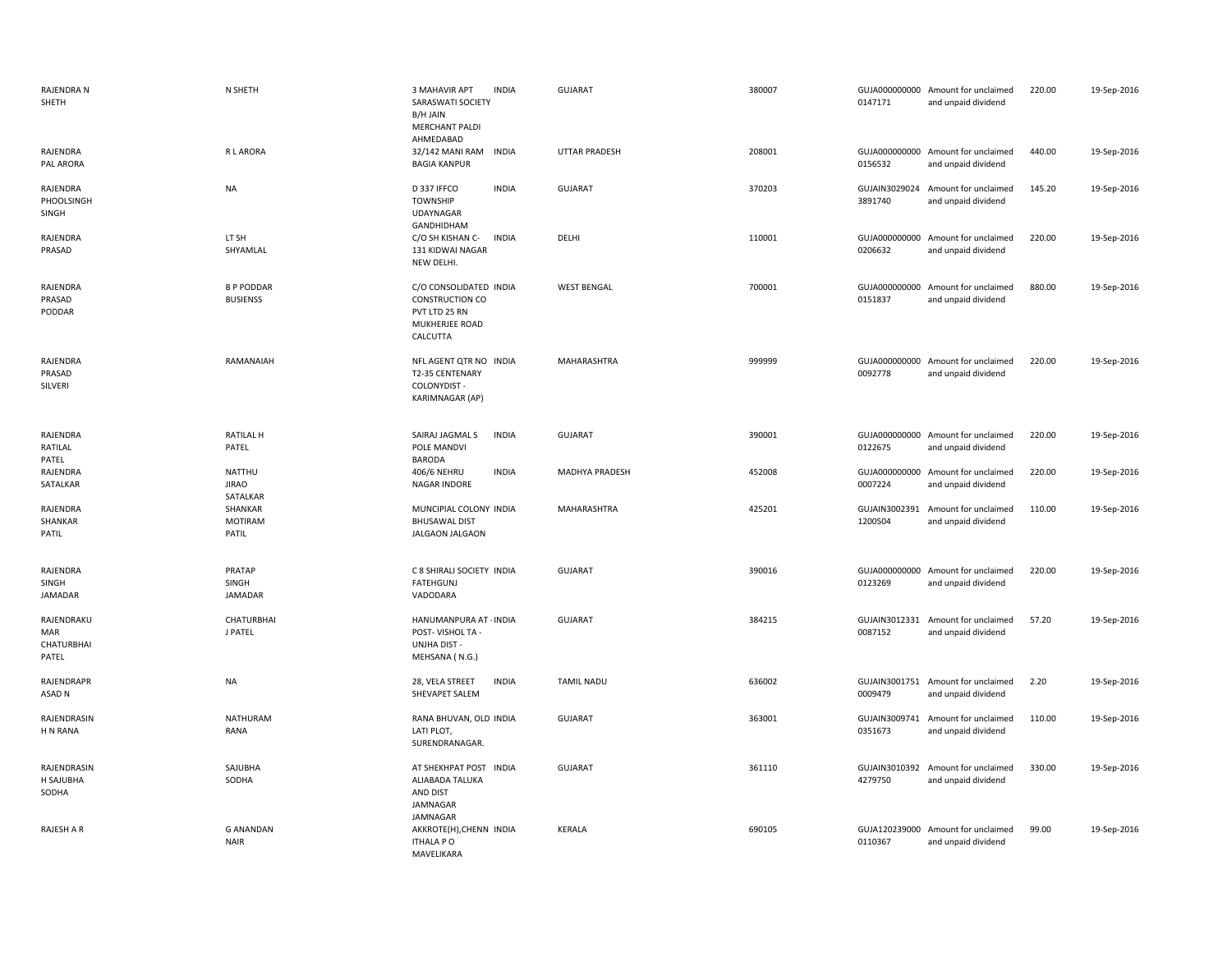| | | | | | | | | | |
|---|---|---|---|---|---|---|---|---|---|
| RAJENDRA N SHETH | N SHETH | 3 MAHAVIR APT SARASWATI SOCIETY B/H JAIN MERCHANT PALDI AHMEDABAD | INDIA | GUJARAT | 380007 | GUJA000000000 0147171 | Amount for unclaimed and unpaid dividend | 220.00 | 19-Sep-2016 |
| RAJENDRA PAL ARORA | R L ARORA | 32/142 MANI RAM BAGIA KANPUR | INDIA | UTTAR PRADESH | 208001 | GUJA000000000 0156532 | Amount for unclaimed and unpaid dividend | 440.00 | 19-Sep-2016 |
| RAJENDRA PHOOLSINGH SINGH | NA | D 337 IFFCO TOWNSHIP UDAYNAGAR GANDHIDHAM | INDIA | GUJARAT | 370203 | GUJAIN3029024 3891740 | Amount for unclaimed and unpaid dividend | 145.20 | 19-Sep-2016 |
| RAJENDRA PRASAD | LT SH SHYAMLAL | C/O SH KISHAN C-131 KIDWAI NAGAR NEW DELHI. | INDIA | DELHI | 110001 | GUJA000000000 0206632 | Amount for unclaimed and unpaid dividend | 220.00 | 19-Sep-2016 |
| RAJENDRA PRASAD PODDAR | B P PODDAR BUSIENSS | C/O CONSOLIDATED CONSTRUCTION CO PVT LTD 25 RN MUKHERJEE ROAD CALCUTTA | INDIA | WEST BENGAL | 700001 | GUJA000000000 0151837 | Amount for unclaimed and unpaid dividend | 880.00 | 19-Sep-2016 |
| RAJENDRA PRASAD SILVERI | RAMANAIAH | NFL AGENT QTR NO T2-35 CENTENARY COLONYDIST - KARIMNAGAR (AP) | INDIA | MAHARASHTRA | 999999 | GUJA000000000 0092778 | Amount for unclaimed and unpaid dividend | 220.00 | 19-Sep-2016 |
| RAJENDRA RATILAL PATEL | RATILAL H PATEL | SAIRAJ JAGMAL S POLE MANDVI BARODA | INDIA | GUJARAT | 390001 | GUJA000000000 0122675 | Amount for unclaimed and unpaid dividend | 220.00 | 19-Sep-2016 |
| RAJENDRA SATALKAR | NATTHU JIRAO SATALKAR | 406/6 NEHRU NAGAR INDORE | INDIA | MADHYA PRADESH | 452008 | GUJA000000000 0007224 | Amount for unclaimed and unpaid dividend | 220.00 | 19-Sep-2016 |
| RAJENDRA SHANKAR PATIL | SHANKAR MOTIRAM PATIL | MUNCIPIAL COLONY BHUSAWAL DIST JALGAON JALGAON | INDIA | MAHARASHTRA | 425201 | GUJAIN3002391 1200504 | Amount for unclaimed and unpaid dividend | 110.00 | 19-Sep-2016 |
| RAJENDRA SINGH JAMADAR | PRATAP SINGH JAMADAR | C 8 SHIRALI SOCIETY FATEHGUNJ VADODARA | INDIA | GUJARAT | 390016 | GUJA000000000 0123269 | Amount for unclaimed and unpaid dividend | 220.00 | 19-Sep-2016 |
| RAJENDRAKUMAR CHATURBHAI PATEL | CHATURBHAI J PATEL | HANUMANPURA AT - POST- VISHOL TA - UNJHA DIST - MEHSANA ( N.G.) | INDIA | GUJARAT | 384215 | GUJAIN3012331 0087152 | Amount for unclaimed and unpaid dividend | 57.20 | 19-Sep-2016 |
| RAJENDRAPRASAD N | NA | 28, VELA STREET SHEVAPET SALEM | INDIA | TAMIL NADU | 636002 | GUJAIN3001751 0009479 | Amount for unclaimed and unpaid dividend | 2.20 | 19-Sep-2016 |
| RAJENDRASINH N RANA | NATHURAM RANA | RANA BHUVAN, OLD LATI PLOT, SURENDRANAGAR. | INDIA | GUJARAT | 363001 | GUJAIN3009741 0351673 | Amount for unclaimed and unpaid dividend | 110.00 | 19-Sep-2016 |
| RAJENDRASINH SAJUBHA SODHA | SAJUBHA SODHA | AT SHEKHPAT POST ALIABADA TALUKA AND DIST JAMNAGAR JAMNAGAR | INDIA | GUJARAT | 361110 | GUJAIN3010392 4279750 | Amount for unclaimed and unpaid dividend | 330.00 | 19-Sep-2016 |
| RAJESH A R | G ANANDAN NAIR | AKKROTE(H),CHENN ITHALA P O MAVELIKARA | INDIA | KERALA | 690105 | GUJA120239000 0110367 | Amount for unclaimed and unpaid dividend | 99.00 | 19-Sep-2016 |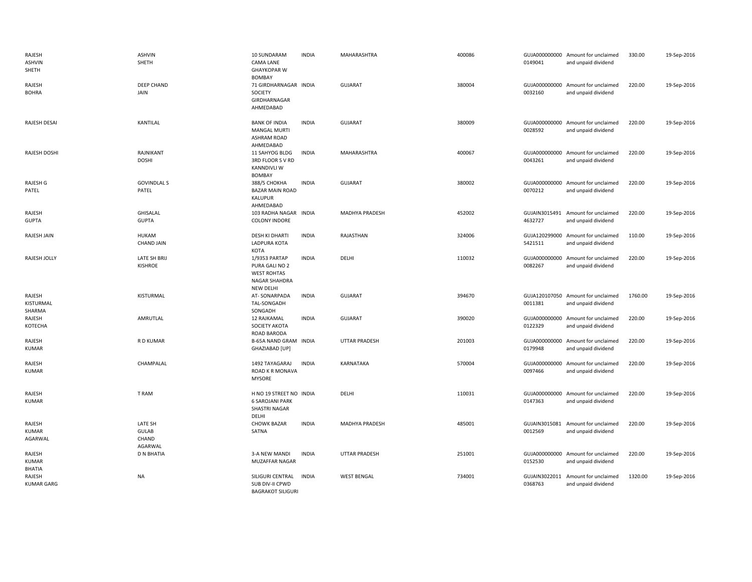| | | | | | | | | | |
|---|---|---|---|---|---|---|---|---|---|
| RAJESH ASHVIN SHETH | ASHVIN SHETH | 10 SUNDARAM CAMA LANE GHAYKOPAR W BOMBAY | INDIA | MAHARASHTRA | 400086 | GUJA000000000 0149041 | Amount for unclaimed and unpaid dividend | 330.00 | 19-Sep-2016 |
| RAJESH BOHRA | DEEP CHAND JAIN | 71 GIRDHARNAGAR SOCIETY GIRDHARNAGAR AHMEDABAD | INDIA | GUJARAT | 380004 | GUJA000000000 0032160 | Amount for unclaimed and unpaid dividend | 220.00 | 19-Sep-2016 |
| RAJESH DESAI | KANTILAL | BANK OF INDIA MANGAL MURTI ASHRAM ROAD AHMEDABAD | INDIA | GUJARAT | 380009 | GUJA000000000 0028592 | Amount for unclaimed and unpaid dividend | 220.00 | 19-Sep-2016 |
| RAJESH DOSHI | RAJNIKANT DOSHI | 11 SAHYOG BLDG 3RD FLOOR S V RD KANNDIVLI W BOMBAY | INDIA | MAHARASHTRA | 400067 | GUJA000000000 0043261 | Amount for unclaimed and unpaid dividend | 220.00 | 19-Sep-2016 |
| RAJESH G PATEL | GOVINDLAL S PATEL | 388/5 CHOKHA BAZAR MAIN ROAD KALUPUR AHMEDABAD | INDIA | GUJARAT | 380002 | GUJA000000000 0070212 | Amount for unclaimed and unpaid dividend | 220.00 | 19-Sep-2016 |
| RAJESH GUPTA | GHISALAL GUPTA | 103 RADHA NAGAR COLONY INDORE | INDIA | MADHYA PRADESH | 452002 | GUJAIN3015491 4632727 | Amount for unclaimed and unpaid dividend | 220.00 | 19-Sep-2016 |
| RAJESH JAIN | HUKAM CHAND JAIN | DESH KI DHARTI LADPURA KOTA KOTA | INDIA | RAJASTHAN | 324006 | GUJA120299000 5421511 | Amount for unclaimed and unpaid dividend | 110.00 | 19-Sep-2016 |
| RAJESH JOLLY | LATE SH BRIJ KISHROE | 1/9353 PARTAP PURA GALI NO 2 WEST ROHTAS NAGAR SHAHDRA NEW DELHI | INDIA | DELHI | 110032 | GUJA000000000 0082267 | Amount for unclaimed and unpaid dividend | 220.00 | 19-Sep-2016 |
| RAJESH KISTURMAL SHARMA | KISTURMAL | AT- SONARPADA TAL-SONGADH SONGADH | INDIA | GUJARAT | 394670 | GUJA120107050 0011381 | Amount for unclaimed and unpaid dividend | 1760.00 | 19-Sep-2016 |
| RAJESH KOTECHA | AMRUTLAL | 12 RAJKAMAL SOCIETY AKOTA ROAD BARODA | INDIA | GUJARAT | 390020 | GUJA000000000 0122329 | Amount for unclaimed and unpaid dividend | 220.00 | 19-Sep-2016 |
| RAJESH KUMAR | R D KUMAR | B-65A NAND GRAM GHAZIABAD [UP] | INDIA | UTTAR PRADESH | 201003 | GUJA000000000 0179948 | Amount for unclaimed and unpaid dividend | 220.00 | 19-Sep-2016 |
| RAJESH KUMAR | CHAMPALAL | 1492 TAYAGARAJ ROAD K R MONAVA MYSORE | INDIA | KARNATAKA | 570004 | GUJA000000000 0097466 | Amount for unclaimed and unpaid dividend | 220.00 | 19-Sep-2016 |
| RAJESH KUMAR | T RAM | H NO 19 STREET NO 6 SAROJANI PARK SHASTRI NAGAR DELHI | INDIA | DELHI | 110031 | GUJA000000000 0147363 | Amount for unclaimed and unpaid dividend | 220.00 | 19-Sep-2016 |
| RAJESH KUMAR AGARWAL | LATE SH GULAB CHAND AGARWAL | CHOWK BAZAR SATNA | INDIA | MADHYA PRADESH | 485001 | GUJAIN3015081 0012569 | Amount for unclaimed and unpaid dividend | 220.00 | 19-Sep-2016 |
| RAJESH KUMAR BHATIA | D N BHATIA | 3-A NEW MANDI MUZAFFAR NAGAR | INDIA | UTTAR PRADESH | 251001 | GUJA000000000 0152530 | Amount for unclaimed and unpaid dividend | 220.00 | 19-Sep-2016 |
| RAJESH KUMAR GARG | NA | SILIGURI CENTRAL SUB DIV-II CPWD BAGRAKOT SILIGURI | INDIA | WEST BENGAL | 734001 | GUJAIN3022011 0368763 | Amount for unclaimed and unpaid dividend | 1320.00 | 19-Sep-2016 |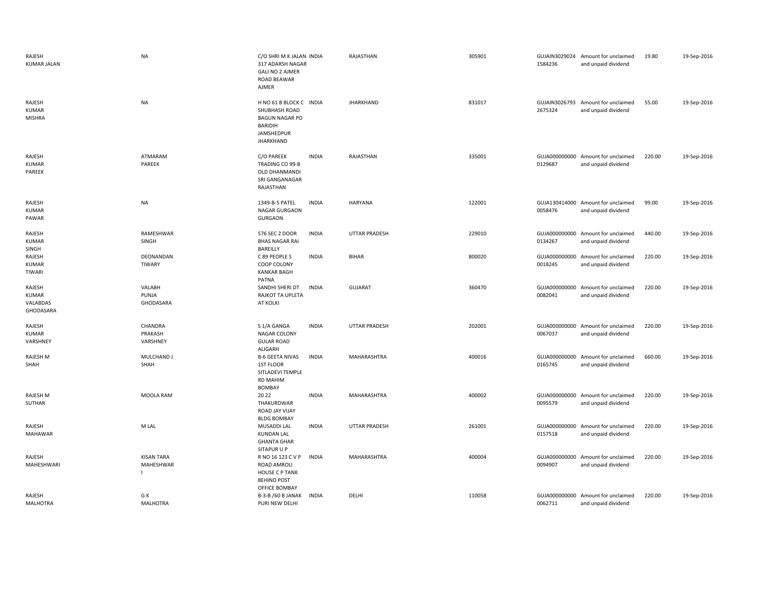| | | | | | | | | | |
|---|---|---|---|---|---|---|---|---|---|
| RAJESH KUMAR JALAN | NA | C/O SHRI M K JALAN 317 ADARSH NAGAR GALI NO 2 AJMER ROAD BEAWAR AJMER | INDIA | RAJASTHAN | 305901 | GUJAIN30290241584236 | Amount for unclaimed and unpaid dividend | 19.80 | 19-Sep-2016 |
| RAJESH KUMAR MISHRA | NA | H NO 61 B BLOCK C SHUBHASH ROAD BAGUN NAGAR PO BARIDIH JAMSHEDPUR JHARKHAND | INDIA | JHARKHAND | 831017 | GUJAIN30267932675324 | Amount for unclaimed and unpaid dividend | 55.00 | 19-Sep-2016 |
| RAJESH KUMAR PAREEK | ATMARAM PAREEK | C/O PAREEK TRADING CO 99-B OLD DHANMANDI SRI GANGANAGAR RAJASTHAN | INDIA | RAJASTHAN | 335001 | GUJA0000000000129687 | Amount for unclaimed and unpaid dividend | 220.00 | 19-Sep-2016 |
| RAJESH KUMAR PAWAR | NA | 1349-B-5 PATEL NAGAR GURGAON GURGAON | INDIA | HARYANA | 122001 | GUJA1304140000058476 | Amount for unclaimed and unpaid dividend | 99.00 | 19-Sep-2016 |
| RAJESH KUMAR SINGH | RAMESHWAR SINGH | 576 SEC 2 DOOR BHAS NAGAR RAI BAREILLY | INDIA | UTTAR PRADESH | 229010 | GUJA0000000000134267 | Amount for unclaimed and unpaid dividend | 440.00 | 19-Sep-2016 |
| RAJESH KUMAR TIWARI | DEONANDAN TIWARY | C 89 PEOPLE S COOP COLONY KANKAR BAGH PATNA | INDIA | BIHAR | 800020 | GUJA0000000000018245 | Amount for unclaimed and unpaid dividend | 220.00 | 19-Sep-2016 |
| RAJESH KUMAR VALABDAS GHODASARA | VALABH PUNJA GHODASARA | SANDHI SHERI DT RAJKOT TA UPLETA AT KOLKI | INDIA | GUJARAT | 360470 | GUJA0000000000082041 | Amount for unclaimed and unpaid dividend | 220.00 | 19-Sep-2016 |
| RAJESH KUMAR VARSHNEY | CHANDRA PRAKASH VARSHNEY | S 1/A GANGA NAGAR COLONY GULAR ROAD ALIGARH | INDIA | UTTAR PRADESH | 202001 | GUJA0000000000067037 | Amount for unclaimed and unpaid dividend | 220.00 | 19-Sep-2016 |
| RAJESH M SHAH | MULCHAND J SHAH | B-6 GEETA NIVAS 1ST FLOOR SITLADEVI TEMPLE RD MAHIM BOMBAY | INDIA | MAHARASHTRA | 400016 | GUJA0000000000165745 | Amount for unclaimed and unpaid dividend | 660.00 | 19-Sep-2016 |
| RAJESH M SUTHAR | MOOLA RAM | 20 22 THAKURDWAR ROAD JAY VIJAY BLDG BOMBAY | INDIA | MAHARASHTRA | 400002 | GUJA0000000000095579 | Amount for unclaimed and unpaid dividend | 220.00 | 19-Sep-2016 |
| RAJESH MAHAWAR | M LAL | MUSADDI LAL KUNDAN LAL GHANTA GHAR SITAPUR U P | INDIA | UTTAR PRADESH | 261001 | GUJA0000000000157518 | Amount for unclaimed and unpaid dividend | 220.00 | 19-Sep-2016 |
| RAJESH MAHESHWARI | KISAN TARA MAHESHWAR I | R NO 16 123 C V P ROAD AMROLI HOUSE C P TANK BEHIND POST OFFICE BOMBAY | INDIA | MAHARASHTRA | 400004 | GUJA0000000000094907 | Amount for unclaimed and unpaid dividend | 220.00 | 19-Sep-2016 |
| RAJESH MALHOTRA | G K MALHOTRA | B-3-B /60 B JANAK PURI NEW DELHI | INDIA | DELHI | 110058 | GUJA0000000000062711 | Amount for unclaimed and unpaid dividend | 220.00 | 19-Sep-2016 |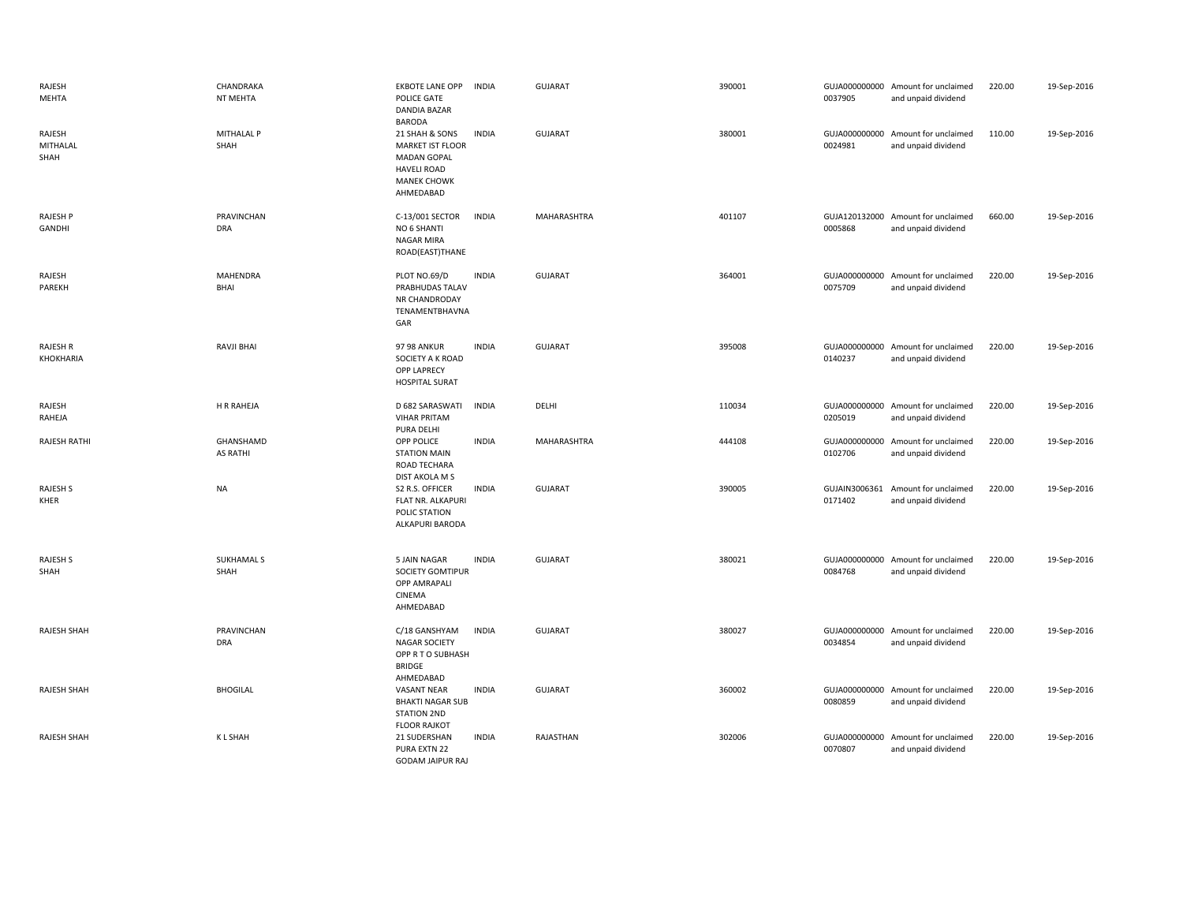| | | | | | | | | | |
|---|---|---|---|---|---|---|---|---|---|
| RAJESH MEHTA | CHANDRAKANT MEHTA | EKBOTE LANE OPP POLICE GATE DANDIA BAZAR BARODA | INDIA | GUJARAT | 390001 | GUJA0000000000037905 | Amount for unclaimed and unpaid dividend | 220.00 | 19-Sep-2016 |
| RAJESH MITHALAL SHAH | MITHALAL P SHAH | 21 SHAH & SONS MARKET IST FLOOR MADAN GOPAL HAVELI ROAD MANEK CHOWK AHMEDABAD | INDIA | GUJARAT | 380001 | GUJA0000000000024981 | Amount for unclaimed and unpaid dividend | 110.00 | 19-Sep-2016 |
| RAJESH P GANDHI | PRAVINCHANDRA | C-13/001 SECTOR NO 6 SHANTI NAGAR MIRA ROAD(EAST)THANE | INDIA | MAHARASHTRA | 401107 | GUJA1201320000005868 | Amount for unclaimed and unpaid dividend | 660.00 | 19-Sep-2016 |
| RAJESH PAREKH | MAHENDRA BHAI | PLOT NO.69/D PRABHUDAS TALAV NR CHANDRODAY TENAMENTBHAVNAGAR | INDIA | GUJARAT | 364001 | GUJA0000000000075709 | Amount for unclaimed and unpaid dividend | 220.00 | 19-Sep-2016 |
| RAJESH R KHOKHARIA | RAVJI BHAI | 97 98 ANKUR SOCIETY A K ROAD OPP LAPRECY HOSPITAL SURAT | INDIA | GUJARAT | 395008 | GUJA0000000000140237 | Amount for unclaimed and unpaid dividend | 220.00 | 19-Sep-2016 |
| RAJESH RAHEJA | H R RAHEJA | D 682 SARASWATI VIHAR PRITAM PURA DELHI | INDIA | DELHI | 110034 | GUJA0000000000205019 | Amount for unclaimed and unpaid dividend | 220.00 | 19-Sep-2016 |
| RAJESH RATHI | GHANSHAMD AS RATHI | OPP POLICE STATION MAIN ROAD TECHARA DIST AKOLA M S | INDIA | MAHARASHTRA | 444108 | GUJA0000000000102706 | Amount for unclaimed and unpaid dividend | 220.00 | 19-Sep-2016 |
| RAJESH S KHER | NA | S2 R.S. OFFICER FLAT NR. ALKAPURI POLIC STATION ALKAPURI BARODA | INDIA | GUJARAT | 390005 | GUJAIN30063610171402 | Amount for unclaimed and unpaid dividend | 220.00 | 19-Sep-2016 |
| RAJESH S SHAH | SUKHAMAL S SHAH | 5 JAIN NAGAR SOCIETY GOMTIPUR OPP AMRAPALI CINEMA AHMEDABAD | INDIA | GUJARAT | 380021 | GUJA0000000000084768 | Amount for unclaimed and unpaid dividend | 220.00 | 19-Sep-2016 |
| RAJESH SHAH | PRAVINCHANDRA | C/18 GANSHYAM NAGAR SOCIETY OPP R T O SUBHASH BRIDGE AHMEDABAD | INDIA | GUJARAT | 380027 | GUJA0000000000034854 | Amount for unclaimed and unpaid dividend | 220.00 | 19-Sep-2016 |
| RAJESH SHAH | BHOGILAL | VASANT NEAR BHAKTI NAGAR SUB STATION 2ND FLOOR RAJKOT | INDIA | GUJARAT | 360002 | GUJA0000000000080859 | Amount for unclaimed and unpaid dividend | 220.00 | 19-Sep-2016 |
| RAJESH SHAH | K L SHAH | 21 SUDERSHAN PURA EXTN 22 GODAM JAIPUR RAJ | INDIA | RAJASTHAN | 302006 | GUJA0000000000070807 | Amount for unclaimed and unpaid dividend | 220.00 | 19-Sep-2016 |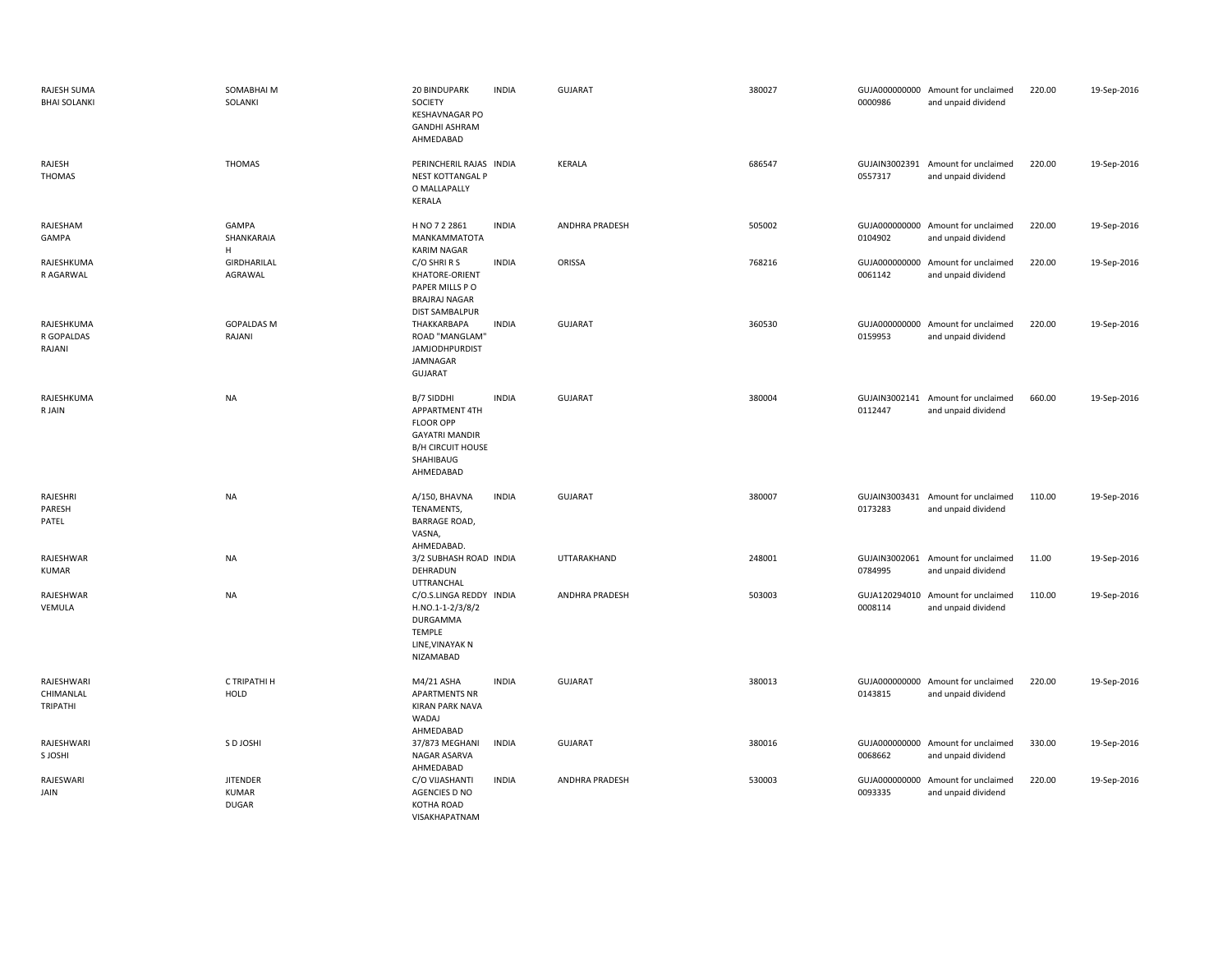| | | | | | | | | | |
|---|---|---|---|---|---|---|---|---|---|
| RAJESH SUMA BHAI SOLANKI | SOMABHAI M SOLANKI | 20 BINDUPARK SOCIETY KESHAVNAGAR PO GANDHI ASHRAM AHMEDABAD | INDIA | GUJARAT | 380027 | GUJA000000000 0000986 | Amount for unclaimed and unpaid dividend | 220.00 | 19-Sep-2016 |
| RAJESH THOMAS | THOMAS | PERINCHERIL RAJAS NEST KOTTANGAL P O MALLAPALLY KERALA | INDIA | KERALA | 686547 | GUJAIN3002391 0557317 | Amount for unclaimed and unpaid dividend | 220.00 | 19-Sep-2016 |
| RAJESHAM GAMPA | GAMPA SHANKARAIA H | H NO 7 2 2861 MANKAMMATOTA KARIM NAGAR | INDIA | ANDHRA PRADESH | 505002 | GUJA000000000 0104902 | Amount for unclaimed and unpaid dividend | 220.00 | 19-Sep-2016 |
| RAJESHKUMA R AGARWAL | GIRDHARILAL AGRAWAL | C/O SHRI R S KHATORE-ORIENT PAPER MILLS P O BRAJRAJ NAGAR DIST SAMBALPUR | INDIA | ORISSA | 768216 | GUJA000000000 0061142 | Amount for unclaimed and unpaid dividend | 220.00 | 19-Sep-2016 |
| RAJESHKUMA R GOPALDAS RAJANI | GOPALDAS M RAJANI | THAKKARBAPA ROAD "MANGLAM" JAMJODHPURDIST JAMNAGAR GUJARAT | INDIA | GUJARAT | 360530 | GUJA000000000 0159953 | Amount for unclaimed and unpaid dividend | 220.00 | 19-Sep-2016 |
| RAJESHKUMA R JAIN | NA | B/7 SIDDHI APPARTMENT 4TH FLOOR OPP GAYATRI MANDIR B/H CIRCUIT HOUSE SHAHIBAUG AHMEDABAD | INDIA | GUJARAT | 380004 | GUJAIN3002141 0112447 | Amount for unclaimed and unpaid dividend | 660.00 | 19-Sep-2016 |
| RAJESHRI PARESH PATEL | NA | A/150, BHAVNA TENAMENTS, BARRAGE ROAD, VASNA, AHMEDABAD. | INDIA | GUJARAT | 380007 | GUJAIN3003431 0173283 | Amount for unclaimed and unpaid dividend | 110.00 | 19-Sep-2016 |
| RAJESHWAR KUMAR | NA | 3/2 SUBHASH ROAD DEHRADUN UTTRANCHAL | INDIA | UTTARAKHAND | 248001 | GUJAIN3002061 0784995 | Amount for unclaimed and unpaid dividend | 11.00 | 19-Sep-2016 |
| RAJESHWAR VEMULA | NA | C/O.S.LINGA REDDY H.NO.1-1-2/3/8/2 DURGAMMA TEMPLE LINE,VINAYAK N NIZAMABAD | INDIA | ANDHRA PRADESH | 503003 | GUJA120294010 0008114 | Amount for unclaimed and unpaid dividend | 110.00 | 19-Sep-2016 |
| RAJESHWARI CHIMANLAL TRIPATHI | C TRIPATHI H HOLD | M4/21 ASHA APARTMENTS NR KIRAN PARK NAVA WADAJ AHMEDABAD | INDIA | GUJARAT | 380013 | GUJA000000000 0143815 | Amount for unclaimed and unpaid dividend | 220.00 | 19-Sep-2016 |
| RAJESHWARI S JOSHI | S D JOSHI | 37/873 MEGHANI NAGAR ASARVA AHMEDABAD | INDIA | GUJARAT | 380016 | GUJA000000000 0068662 | Amount for unclaimed and unpaid dividend | 330.00 | 19-Sep-2016 |
| RAJESWARI JAIN | JITENDER KUMAR DUGAR | C/O VIJASHANTI AGENCIES D NO KOTHA ROAD VISAKHAPATNAM | INDIA | ANDHRA PRADESH | 530003 | GUJA000000000 0093335 | Amount for unclaimed and unpaid dividend | 220.00 | 19-Sep-2016 |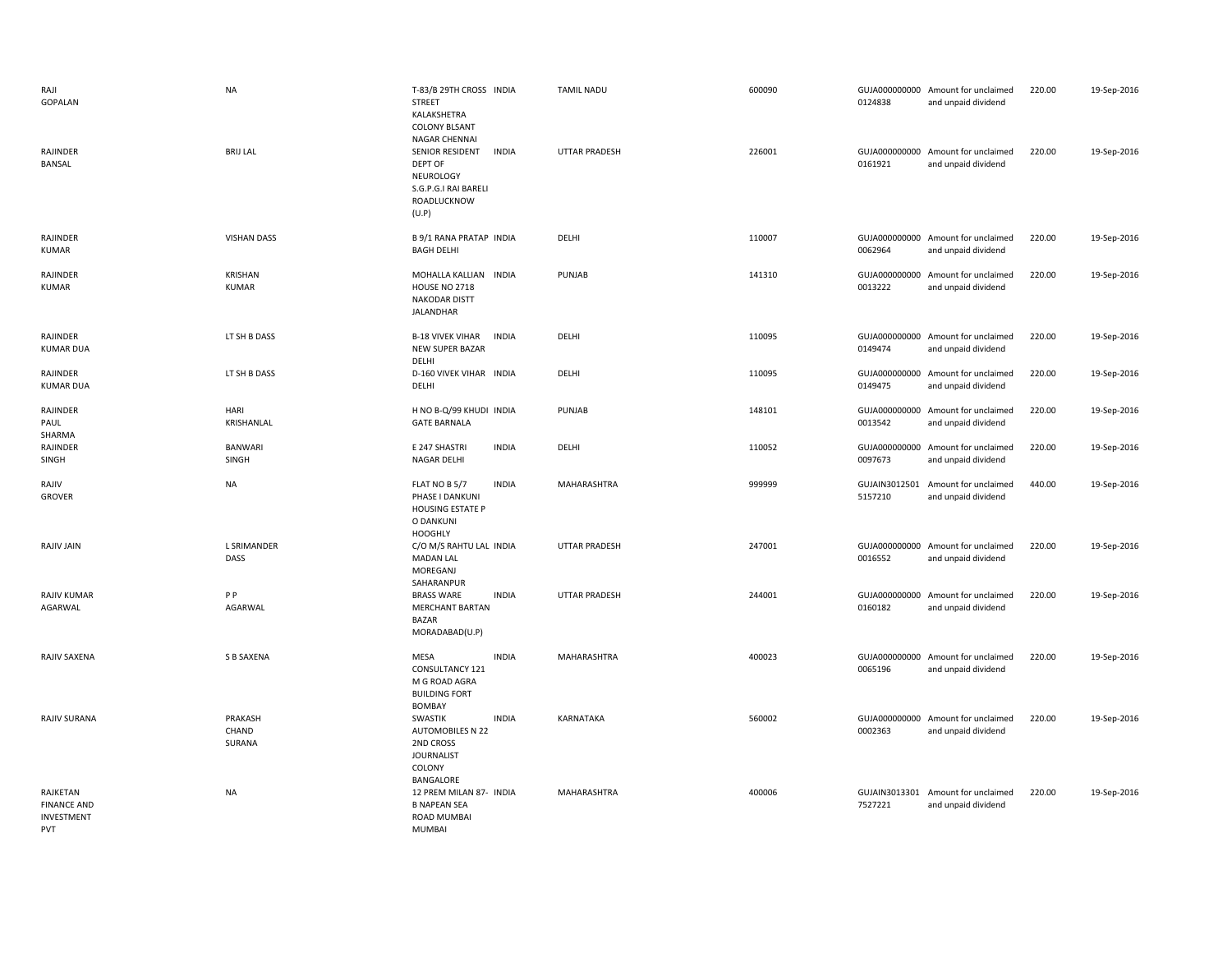| | | | | | | | | | |
|---|---|---|---|---|---|---|---|---|---|
| RAJI GOPALAN | NA | T-83/B 29TH CROSS STREET KALAKSHETRA COLONY BLSANT NAGAR CHENNAI | INDIA | TAMIL NADU | 600090 | GUJA0000000000124838 | Amount for unclaimed and unpaid dividend | 220.00 | 19-Sep-2016 |
| RAJINDER BANSAL | BRIJ LAL | SENIOR RESIDENT DEPT OF NEUROLOGY S.G.P.G.I RAI BARELI ROADLUCKNOW (U.P) | INDIA | UTTAR PRADESH | 226001 | GUJA0000000000161921 | Amount for unclaimed and unpaid dividend | 220.00 | 19-Sep-2016 |
| RAJINDER KUMAR | VISHAN DASS | B 9/1 RANA PRATAP BAGH DELHI | INDIA | DELHI | 110007 | GUJA0000000000062964 | Amount for unclaimed and unpaid dividend | 220.00 | 19-Sep-2016 |
| RAJINDER KUMAR | KRISHAN KUMAR | MOHALLA KALLIAN HOUSE NO 2718 NAKODAR DISTT JALANDHAR | INDIA | PUNJAB | 141310 | GUJA0000000000013222 | Amount for unclaimed and unpaid dividend | 220.00 | 19-Sep-2016 |
| RAJINDER KUMAR DUA | LT SH B DASS | B-18 VIVEK VIHAR NEW SUPER BAZAR DELHI | INDIA | DELHI | 110095 | GUJA0000000000149474 | Amount for unclaimed and unpaid dividend | 220.00 | 19-Sep-2016 |
| RAJINDER KUMAR DUA | LT SH B DASS | D-160 VIVEK VIHAR DELHI | INDIA | DELHI | 110095 | GUJA0000000000149475 | Amount for unclaimed and unpaid dividend | 220.00 | 19-Sep-2016 |
| RAJINDER PAUL SHARMA | HARI KRISHANLAL | H NO B-Q/99 KHUDI GATE BARNALA | INDIA | PUNJAB | 148101 | GUJA0000000000013542 | Amount for unclaimed and unpaid dividend | 220.00 | 19-Sep-2016 |
| RAJINDER SINGH | BANWARI SINGH | E 247 SHASTRI NAGAR DELHI | INDIA | DELHI | 110052 | GUJA0000000000097673 | Amount for unclaimed and unpaid dividend | 220.00 | 19-Sep-2016 |
| RAJIV GROVER | NA | FLAT NO B 5/7 PHASE I DANKUNI HOUSING ESTATE P O DANKUNI HOOGHLY | INDIA | MAHARASHTRA | 999999 | GUJAIN30125015157210 | Amount for unclaimed and unpaid dividend | 440.00 | 19-Sep-2016 |
| RAJIV JAIN | L SRIMANDER DASS | C/O M/S RAHTU LAL MADAN LAL MOREGANJ SAHARANPUR | INDIA | UTTAR PRADESH | 247001 | GUJA0000000000016552 | Amount for unclaimed and unpaid dividend | 220.00 | 19-Sep-2016 |
| RAJIV KUMAR AGARWAL | P P AGARWAL | BRASS WARE MERCHANT BARTAN BAZAR MORADABAD(U.P) | INDIA | UTTAR PRADESH | 244001 | GUJA0000000000160182 | Amount for unclaimed and unpaid dividend | 220.00 | 19-Sep-2016 |
| RAJIV SAXENA | S B SAXENA | MESA CONSULTANCY 121 M G ROAD AGRA BUILDING FORT BOMBAY | INDIA | MAHARASHTRA | 400023 | GUJA0000000000065196 | Amount for unclaimed and unpaid dividend | 220.00 | 19-Sep-2016 |
| RAJIV SURANA | PRAKASH CHAND SURANA | SWASTIK AUTOMOBILES N 22 2ND CROSS JOURNALIST COLONY BANGALORE | INDIA | KARNATAKA | 560002 | GUJA0000000000002363 | Amount for unclaimed and unpaid dividend | 220.00 | 19-Sep-2016 |
| RAJKETAN FINANCE AND INVESTMENT PVT | NA | 12 PREM MILAN 87-B NAPEAN SEA ROAD MUMBAI MUMBAI | INDIA | MAHARASHTRA | 400006 | GUJAIN30133017527221 | Amount for unclaimed and unpaid dividend | 220.00 | 19-Sep-2016 |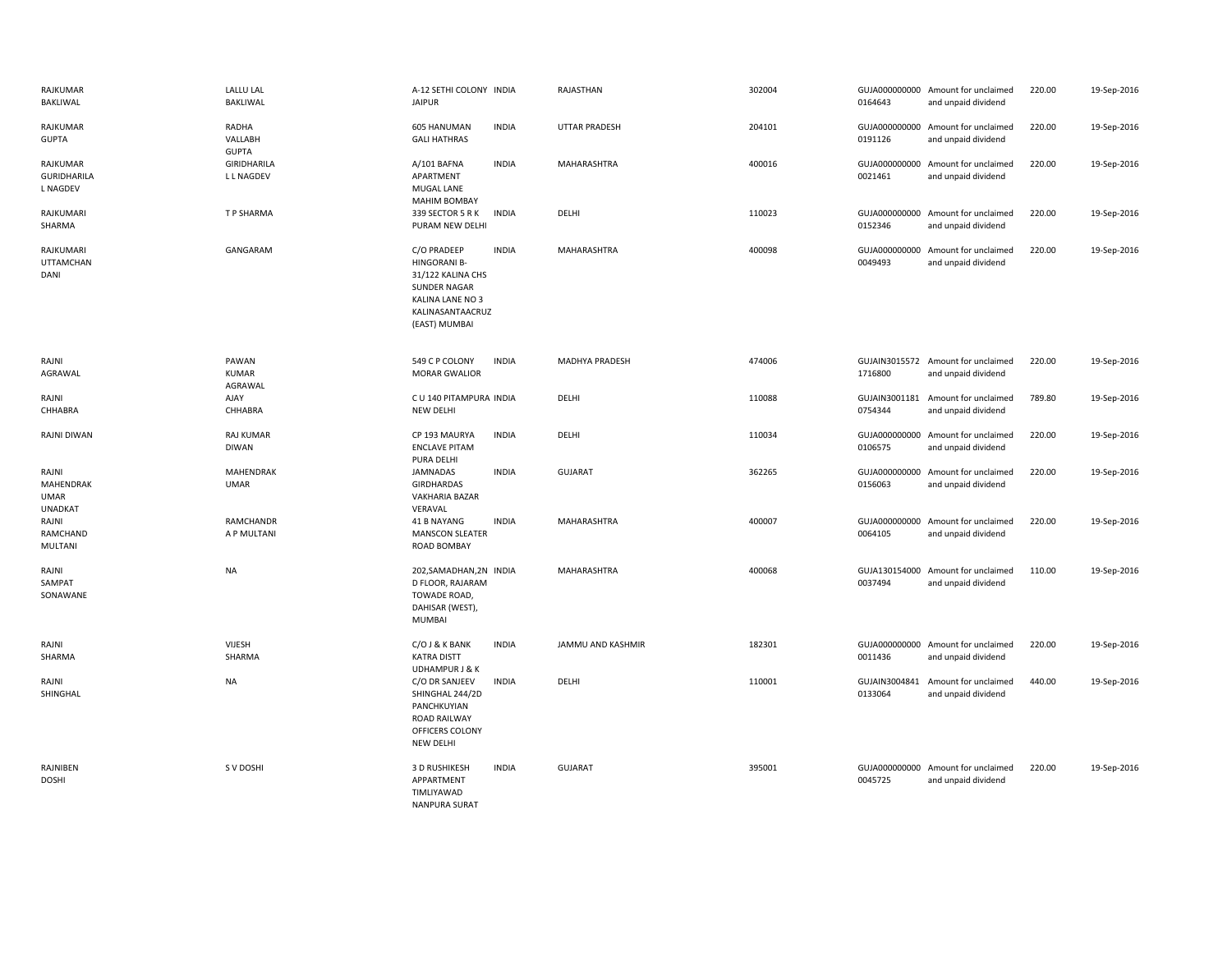| | | | | | | | | | |
|---|---|---|---|---|---|---|---|---|---|
| RAJKUMAR BAKLIWAL | LALLU LAL BAKLIWAL | A-12 SETHI COLONY JAIPUR | INDIA | RAJASTHAN | 302004 | GUJA000000000 0164643 | Amount for unclaimed and unpaid dividend | 220.00 | 19-Sep-2016 |
| RAJKUMAR GUPTA | RADHA VALLABH GUPTA | 605 HANUMAN GALI HATHRAS | INDIA | UTTAR PRADESH | 204101 | GUJA000000000 0191126 | Amount for unclaimed and unpaid dividend | 220.00 | 19-Sep-2016 |
| RAJKUMAR GURIDHARILA L NAGDEV | GIRIDHARILA L L NAGDEV | A/101 BAFNA APARTMENT MUGAL LANE MAHIM BOMBAY | INDIA | MAHARASHTRA | 400016 | GUJA000000000 0021461 | Amount for unclaimed and unpaid dividend | 220.00 | 19-Sep-2016 |
| RAJKUMARI SHARMA | T P SHARMA | 339 SECTOR 5 R K PURAM NEW DELHI | INDIA | DELHI | 110023 | GUJA000000000 0152346 | Amount for unclaimed and unpaid dividend | 220.00 | 19-Sep-2016 |
| RAJKUMARI UTTAMCHAN DANI | GANGARAM | C/O PRADEEP HINGORANI B-31/122 KALINA CHS SUNDER NAGAR KALINA LANE NO 3 KALINASANTAACRUZ (EAST) MUMBAI | INDIA | MAHARASHTRA | 400098 | GUJA000000000 0049493 | Amount for unclaimed and unpaid dividend | 220.00 | 19-Sep-2016 |
| RAJNI AGRAWAL | PAWAN KUMAR AGRAWAL | 549 C P COLONY MORAR GWALIOR | INDIA | MADHYA PRADESH | 474006 | GUJAIN3015572 1716800 | Amount for unclaimed and unpaid dividend | 220.00 | 19-Sep-2016 |
| RAJNI CHHABRA | AJAY CHHABRA | C U 140 PITAMPURA NEW DELHI | INDIA | DELHI | 110088 | GUJAIN3001181 0754344 | Amount for unclaimed and unpaid dividend | 789.80 | 19-Sep-2016 |
| RAJNI DIWAN | RAJ KUMAR DIWAN | CP 193 MAURYA ENCLAVE PITAM PURA DELHI | INDIA | DELHI | 110034 | GUJA000000000 0106575 | Amount for unclaimed and unpaid dividend | 220.00 | 19-Sep-2016 |
| RAJNI MAHENDRAK UMAR UNADKAT | MAHENDRAK UMAR | JAMNADAS GIRDHARDAS VAKHARIA BAZAR VERAVAL | INDIA | GUJARAT | 362265 | GUJA000000000 0156063 | Amount for unclaimed and unpaid dividend | 220.00 | 19-Sep-2016 |
| RAJNI RAMCHAND MULTANI | RAMCHANDR A P MULTANI | 41 B NAYANG MANSCON SLEATER ROAD BOMBAY | INDIA | MAHARASHTRA | 400007 | GUJA000000000 0064105 | Amount for unclaimed and unpaid dividend | 220.00 | 19-Sep-2016 |
| RAJNI SAMPAT SONAWANE | NA | 202,SAMADHAN,2N D FLOOR, RAJARAM TOWADE ROAD, DAHISAR (WEST), MUMBAI | INDIA | MAHARASHTRA | 400068 | GUJA130154000 0037494 | Amount for unclaimed and unpaid dividend | 110.00 | 19-Sep-2016 |
| RAJNI SHARMA | VIJESH SHARMA | C/O J & K BANK KATRA DISTT UDHAMPUR J & K | INDIA | JAMMU AND KASHMIR | 182301 | GUJA000000000 0011436 | Amount for unclaimed and unpaid dividend | 220.00 | 19-Sep-2016 |
| RAJNI SHINGHAL | NA | C/O DR SANJEEV SHINGHAL 244/2D PANCHKUYIAN ROAD RAILWAY OFFICERS COLONY NEW DELHI | INDIA | DELHI | 110001 | GUJAIN3004841 0133064 | Amount for unclaimed and unpaid dividend | 440.00 | 19-Sep-2016 |
| RAJNIBEN DOSHI | S V DOSHI | 3 D RUSHIKESH APPARTMENT TIMLIYAWAD NANPURA SURAT | INDIA | GUJARAT | 395001 | GUJA000000000 0045725 | Amount for unclaimed and unpaid dividend | 220.00 | 19-Sep-2016 |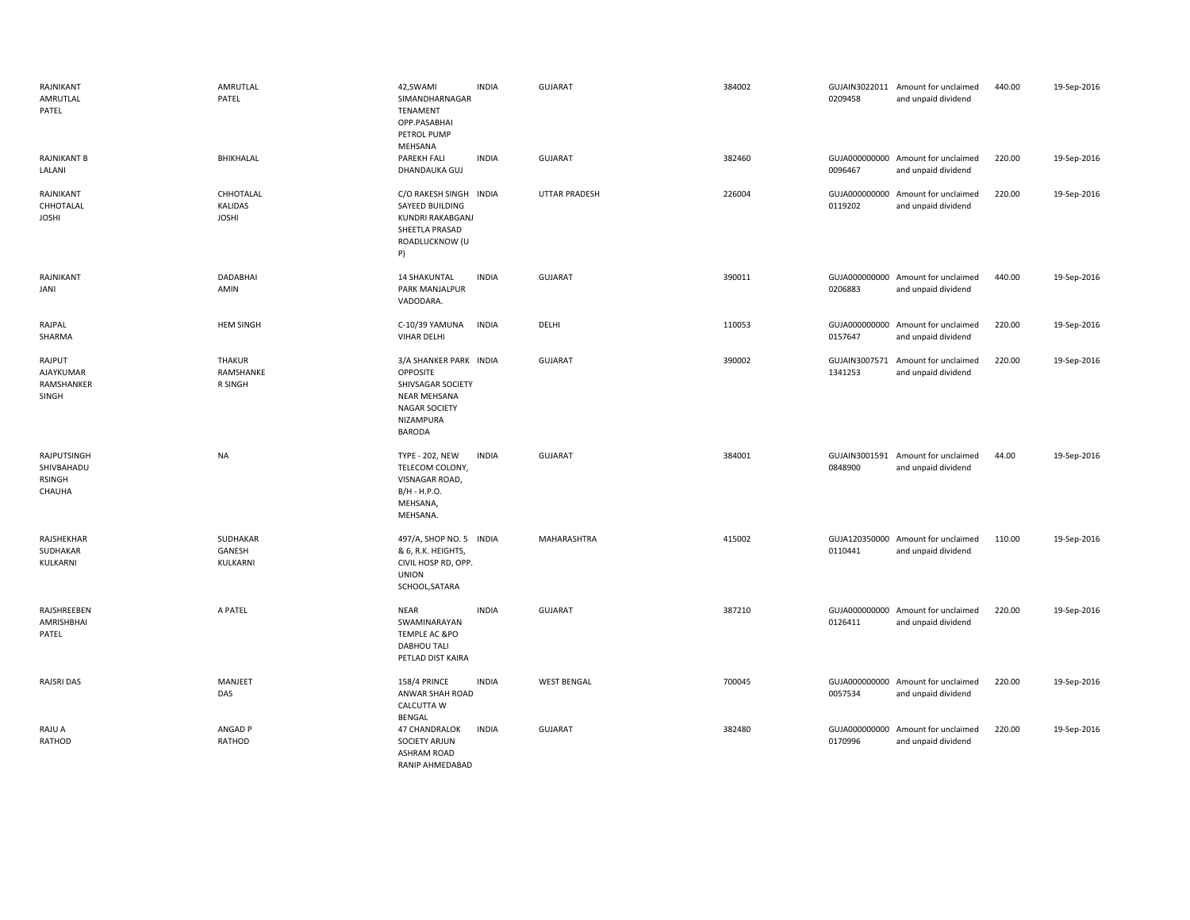| | | | | | | | | | |
|---|---|---|---|---|---|---|---|---|---|
| RAJNIKANT AMRUTLAL PATEL | AMRUTLAL PATEL | 42,SWAMI SIMANDHARNAGAR TENAMENT OPP.PASABHAI PETROL PUMP MEHSANA | INDIA | GUJARAT | 384002 | GUJAIN30220110209458 | Amount for unclaimed and unpaid dividend | 440.00 | 19-Sep-2016 |
| RAJNIKANT B LALANI | BHIKHALAL | PAREKH FALI DHANDAUKA GUJ | INDIA | GUJARAT | 382460 | GUJA0000000000096467 | Amount for unclaimed and unpaid dividend | 220.00 | 19-Sep-2016 |
| RAJNIKANT CHHOTALAL JOSHI | CHHOTALAL KALIDAS JOSHI | C/O RAKESH SINGH SAYEED BUILDING KUNDRI RAKABGANJ SHEETLA PRASAD ROADLUCKNOW (U P) | INDIA | UTTAR PRADESH | 226004 | GUJA0000000000119202 | Amount for unclaimed and unpaid dividend | 220.00 | 19-Sep-2016 |
| RAJNIKANT JANI | DADABHAI AMIN | 14 SHAKUNTAL PARK MANJALPUR VADODARA. | INDIA | GUJARAT | 390011 | GUJA0000000000206883 | Amount for unclaimed and unpaid dividend | 440.00 | 19-Sep-2016 |
| RAJPAL SHARMA | HEM SINGH | C-10/39 YAMUNA VIHAR DELHI | INDIA | DELHI | 110053 | GUJA0000000000157647 | Amount for unclaimed and unpaid dividend | 220.00 | 19-Sep-2016 |
| RAJPUT AJAYKUMAR RAMSHANKER SINGH | THAKUR RAMSHANKE R SINGH | 3/A SHANKER PARK OPPOSITE SHIVSAGAR SOCIETY NEAR MEHSANA NAGAR SOCIETY NIZAMPURA BARODA | INDIA | GUJARAT | 390002 | GUJAIN30075711341253 | Amount for unclaimed and unpaid dividend | 220.00 | 19-Sep-2016 |
| RAJPUTSINGH SHIVBAHADU RSINGH CHAUHA | NA | TYPE - 202, NEW TELECOM COLONY, VISNAGAR ROAD, B/H - H.P.O. MEHSANA, MEHSANA. | INDIA | GUJARAT | 384001 | GUJAIN30015910848900 | Amount for unclaimed and unpaid dividend | 44.00 | 19-Sep-2016 |
| RAJSHEKHAR SUDHAKAR KULKARNI | SUDHAKAR GANESH KULKARNI | 497/A, SHOP NO. 5 & 6, R.K. HEIGHTS, CIVIL HOSP RD, OPP. UNION SCHOOL,SATARA | INDIA | MAHARASHTRA | 415002 | GUJA1203500000110441 | Amount for unclaimed and unpaid dividend | 110.00 | 19-Sep-2016 |
| RAJSHREEBEN AMRISHBHAI PATEL | A PATEL | NEAR SWAMINARAYAN TEMPLE AC &PO DABHOU TALI PETLAD DIST KAIRA | INDIA | GUJARAT | 387210 | GUJA0000000000126411 | Amount for unclaimed and unpaid dividend | 220.00 | 19-Sep-2016 |
| RAJSRI DAS | MANJEET DAS | 158/4 PRINCE ANWAR SHAH ROAD CALCUTTA W BENGAL | INDIA | WEST BENGAL | 700045 | GUJA0000000000057534 | Amount for unclaimed and unpaid dividend | 220.00 | 19-Sep-2016 |
| RAJU A RATHOD | ANGAD P RATHOD | 47 CHANDRALOK SOCIETY ARJUN ASHRAM ROAD RANIP AHMEDABAD | INDIA | GUJARAT | 382480 | GUJA0000000000170996 | Amount for unclaimed and unpaid dividend | 220.00 | 19-Sep-2016 |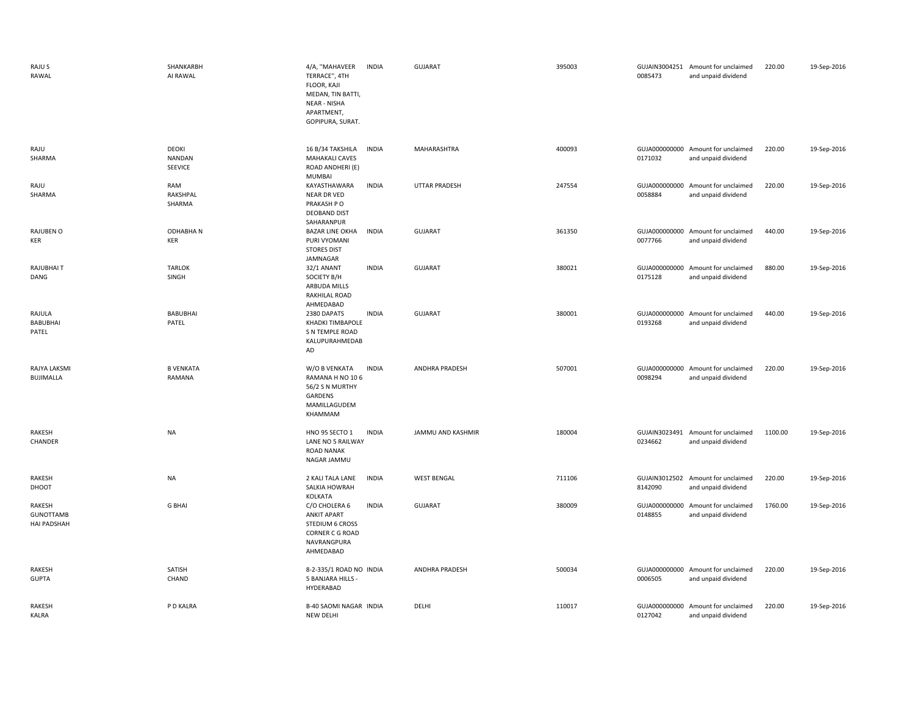| | | | | | | | | | |
|---|---|---|---|---|---|---|---|---|---|
| RAJU S RAWAL | SHANKARBHAI RAWAL | 4/A, "MAHAVEER TERRACE", 4TH FLOOR, KAJI MEDAN, TIN BATTI, NEAR - NISHA APARTMENT, GOPIPURA, SURAT. | INDIA | GUJARAT | 395003 | GUJAIN30042510085473 | Amount for unclaimed and unpaid dividend | 220.00 | 19-Sep-2016 |
| RAJU SHARMA | DEOKI NANDAN SEEVICE | 16 B/34 TAKSHILA MAHAKALI CAVES ROAD ANDHERI (E) MUMBAI | INDIA | MAHARASHTRA | 400093 | GUJA0000000000171032 | Amount for unclaimed and unpaid dividend | 220.00 | 19-Sep-2016 |
| RAJU SHARMA | RAM RAKSHPAL SHARMA | KAYASTHAWARA NEAR DR VED PRAKASH P O DEOBAND DIST SAHARANPUR | INDIA | UTTAR PRADESH | 247554 | GUJA0000000000058884 | Amount for unclaimed and unpaid dividend | 220.00 | 19-Sep-2016 |
| RAJUBEN O KER | ODHABHA N KER | BAZAR LINE OKHA PURI VYOMANI STORES DIST JAMNAGAR | INDIA | GUJARAT | 361350 | GUJA0000000000077766 | Amount for unclaimed and unpaid dividend | 440.00 | 19-Sep-2016 |
| RAJUBHAI T DANG | TARLOK SINGH | 32/1 ANANT SOCIETY B/H ARBUDA MILLS RAKHILAL ROAD AHMEDABAD | INDIA | GUJARAT | 380021 | GUJA0000000000175128 | Amount for unclaimed and unpaid dividend | 880.00 | 19-Sep-2016 |
| RAJULA BABUBHAI PATEL | BABUBHAI PATEL | 2380 DAPATS KHADKI TIMBAPOLE S N TEMPLE ROAD KALUPURAHMEDABAD | INDIA | GUJARAT | 380001 | GUJA0000000000193268 | Amount for unclaimed and unpaid dividend | 440.00 | 19-Sep-2016 |
| RAJYA LAKSMI BUJIMALLA | B VENKATA RAMANA | W/O B VENKATA RAMANA H NO 10 6 56/2 S N MURTHY GARDENS MAMILLAGUDEM KHAMMAM | INDIA | ANDHRA PRADESH | 507001 | GUJA0000000000098294 | Amount for unclaimed and unpaid dividend | 220.00 | 19-Sep-2016 |
| RAKESH CHANDER | NA | HNO 95 SECTO 1 LANE NO 5 RAILWAY ROAD NANAK NAGAR JAMMU | INDIA | JAMMU AND KASHMIR | 180004 | GUJAIN30234910234662 | Amount for unclaimed and unpaid dividend | 1100.00 | 19-Sep-2016 |
| RAKESH DHOOT | NA | 2 KALI TALA LANE SALKIA HOWRAH KOLKATA | INDIA | WEST BENGAL | 711106 | GUJAIN30125028142090 | Amount for unclaimed and unpaid dividend | 220.00 | 19-Sep-2016 |
| RAKESH GUNOTTAMBHAI PADSHAH | G BHAI | C/O CHOLERA 6 ANKIT APART STEDIUM 6 CROSS CORNER C G ROAD NAVRANGPURA AHMEDABAD | INDIA | GUJARAT | 380009 | GUJA0000000000148855 | Amount for unclaimed and unpaid dividend | 1760.00 | 19-Sep-2016 |
| RAKESH GUPTA | SATISH CHAND | 8-2-335/1 ROAD NO 5 BANJARA HILLS - HYDERABAD | INDIA | ANDHRA PRADESH | 500034 | GUJA0000000000006505 | Amount for unclaimed and unpaid dividend | 220.00 | 19-Sep-2016 |
| RAKESH KALRA | P D KALRA | B-40 SAOMI NAGAR NEW DELHI | INDIA | DELHI | 110017 | GUJA0000000000127042 | Amount for unclaimed and unpaid dividend | 220.00 | 19-Sep-2016 |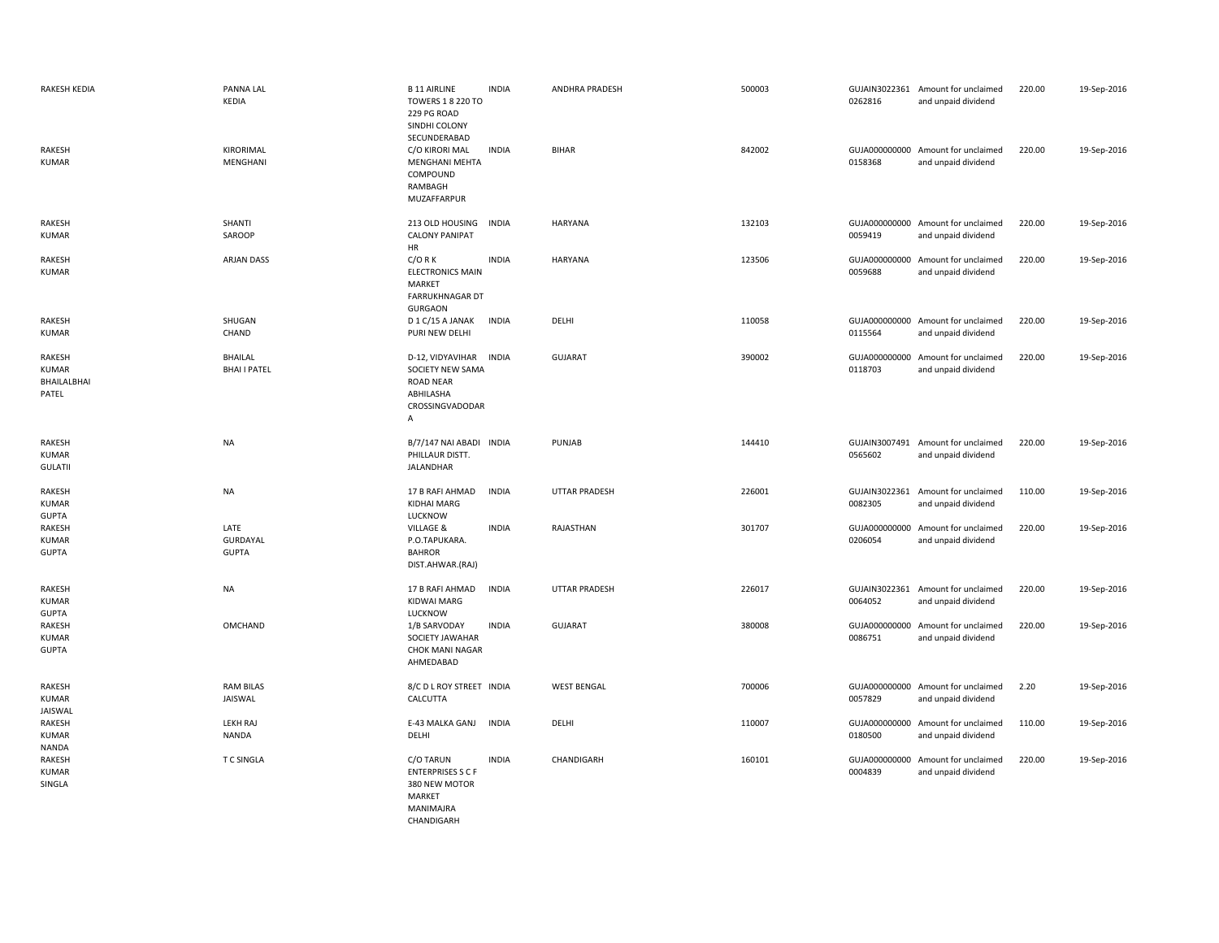| | | | | | | | | | |
|---|---|---|---|---|---|---|---|---|---|
| RAKESH KEDIA | PANNA LAL KEDIA | B 11 AIRLINE TOWERS 1 8 220 TO 229 PG ROAD SINDHI COLONY SECUNDERABAD | INDIA | ANDHRA PRADESH | 500003 | GUJAIN30223610262816 | Amount for unclaimed and unpaid dividend | 220.00 | 19-Sep-2016 |
| RAKESH KUMAR | KIRORIMAL MENGHANI | C/O KIRORI MAL MENGHANI MEHTA COMPOUND RAMBAGH MUZAFFARPUR | INDIA | BIHAR | 842002 | GUJA0000000000158368 | Amount for unclaimed and unpaid dividend | 220.00 | 19-Sep-2016 |
| RAKESH KUMAR | SHANTI SAROOP | 213 OLD HOUSING CALONY PANIPAT HR | INDIA | HARYANA | 132103 | GUJA0000000000059419 | Amount for unclaimed and unpaid dividend | 220.00 | 19-Sep-2016 |
| RAKESH KUMAR | ARJAN DASS | C/O R K ELECTRONICS MAIN MARKET FARRUKHNAGAR DT GURGAON | INDIA | HARYANA | 123506 | GUJA0000000000059688 | Amount for unclaimed and unpaid dividend | 220.00 | 19-Sep-2016 |
| RAKESH KUMAR | SHUGAN CHAND | D 1 C/15 A JANAK PURI NEW DELHI | INDIA | DELHI | 110058 | GUJA0000000000115564 | Amount for unclaimed and unpaid dividend | 220.00 | 19-Sep-2016 |
| RAKESH KUMAR BHAILALBHAI PATEL | BHAILAL BHAI I PATEL | D-12, VIDYAVIHAR SOCIETY NEW SAMA ROAD NEAR ABHILASHA CROSSINGVADODARA | INDIA | GUJARAT | 390002 | GUJA0000000000118703 | Amount for unclaimed and unpaid dividend | 220.00 | 19-Sep-2016 |
| RAKESH KUMAR GULATII | NA | B/7/147 NAI ABADI PHILLAUR DISTT. JALANDHAR | INDIA | PUNJAB | 144410 | GUJAIN30074910565602 | Amount for unclaimed and unpaid dividend | 220.00 | 19-Sep-2016 |
| RAKESH KUMAR GUPTA | NA | 17 B RAFI AHMAD KIDHAI MARG LUCKNOW | INDIA | UTTAR PRADESH | 226001 | GUJAIN30223610082305 | Amount for unclaimed and unpaid dividend | 110.00 | 19-Sep-2016 |
| RAKESH KUMAR GUPTA | LATE GURDAYAL GUPTA | VILLAGE & P.O.TAPUKARA. BAHROR DIST.AHWAR.(RAJ) | INDIA | RAJASTHAN | 301707 | GUJA0000000000206054 | Amount for unclaimed and unpaid dividend | 220.00 | 19-Sep-2016 |
| RAKESH KUMAR GUPTA | NA | 17 B RAFI AHMAD KIDWAI MARG LUCKNOW | INDIA | UTTAR PRADESH | 226017 | GUJAIN30223610064052 | Amount for unclaimed and unpaid dividend | 220.00 | 19-Sep-2016 |
| RAKESH KUMAR GUPTA | OMCHAND | 1/B SARVODAY SOCIETY JAWAHAR CHOK MANI NAGAR AHMEDABAD | INDIA | GUJARAT | 380008 | GUJA0000000000086751 | Amount for unclaimed and unpaid dividend | 220.00 | 19-Sep-2016 |
| RAKESH KUMAR JAISWAL | RAM BILAS JAISWAL | 8/C D L ROY STREET CALCUTTA | INDIA | WEST BENGAL | 700006 | GUJA0000000000057829 | Amount for unclaimed and unpaid dividend | 2.20 | 19-Sep-2016 |
| RAKESH KUMAR NANDA | LEKH RAJ NANDA | E-43 MALKA GANJ DELHI | INDIA | DELHI | 110007 | GUJA0000000000180500 | Amount for unclaimed and unpaid dividend | 110.00 | 19-Sep-2016 |
| RAKESH KUMAR SINGLA | T C SINGLA | C/O TARUN ENTERPRISES S C F 380 NEW MOTOR MARKET MANIMAJRA CHANDIGARH | INDIA | CHANDIGARH | 160101 | GUJA0000000000004839 | Amount for unclaimed and unpaid dividend | 220.00 | 19-Sep-2016 |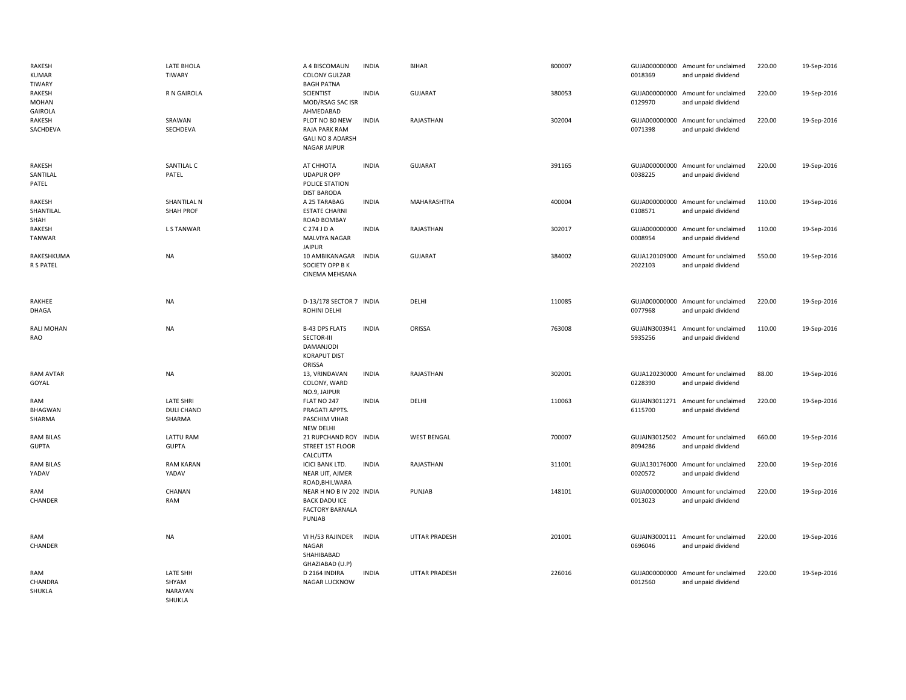| | | | | | | | | | |
|---|---|---|---|---|---|---|---|---|---|
| RAKESH KUMAR TIWARY | LATE BHOLA TIWARY | A 4 BISCOMAUN COLONY GULZAR BAGH PATNA | INDIA | BIHAR | 800007 | GUJA000000000 0018369 | Amount for unclaimed and unpaid dividend | 220.00 | 19-Sep-2016 |
| RAKESH MOHAN GAIROLA | R N GAIROLA | SCIENTIST MOD/RSAG SAC ISR AHMEDABAD | INDIA | GUJARAT | 380053 | GUJA000000000 0129970 | Amount for unclaimed and unpaid dividend | 220.00 | 19-Sep-2016 |
| RAKESH SACHDEVA | SRAWAN SECHDEVA | PLOT NO 80 NEW RAJA PARK RAM GALI NO 8 ADARSH NAGAR JAIPUR | INDIA | RAJASTHAN | 302004 | GUJA000000000 0071398 | Amount for unclaimed and unpaid dividend | 220.00 | 19-Sep-2016 |
| RAKESH SANTILAL PATEL | SANTILAL C PATEL | AT CHHOTA UDAPUR OPP POLICE STATION DIST BARODA | INDIA | GUJARAT | 391165 | GUJA000000000 0038225 | Amount for unclaimed and unpaid dividend | 220.00 | 19-Sep-2016 |
| RAKESH SHANTILAL SHAH | SHANTILAL N SHAH PROF | A 25 TARABAG ESTATE CHARNI ROAD BOMBAY | INDIA | MAHARASHTRA | 400004 | GUJA000000000 0108571 | Amount for unclaimed and unpaid dividend | 110.00 | 19-Sep-2016 |
| RAKESH TANWAR | L S TANWAR | C 274 J D A MALVIYA NAGAR JAIPUR | INDIA | RAJASTHAN | 302017 | GUJA000000000 0008954 | Amount for unclaimed and unpaid dividend | 110.00 | 19-Sep-2016 |
| RAKESHKUMA R S PATEL | NA | 10 AMBIKANAGAR SOCIETY OPP B K CINEMA MEHSANA | INDIA | GUJARAT | 384002 | GUJA120109000 2022103 | Amount for unclaimed and unpaid dividend | 550.00 | 19-Sep-2016 |
| RAKHEE DHAGA | NA | D-13/178 SECTOR 7 ROHINI DELHI | INDIA | DELHI | 110085 | GUJA000000000 0077968 | Amount for unclaimed and unpaid dividend | 220.00 | 19-Sep-2016 |
| RALI MOHAN RAO | NA | B-43 DPS FLATS SECTOR-III DAMANJODI KORAPUT DIST ORISSA | INDIA | ORISSA | 763008 | GUJAIN3003941 5935256 | Amount for unclaimed and unpaid dividend | 110.00 | 19-Sep-2016 |
| RAM AVTAR GOYAL | NA | 13, VRINDAVAN COLONY, WARD NO.9, JAIPUR | INDIA | RAJASTHAN | 302001 | GUJA120230000 0228390 | Amount for unclaimed and unpaid dividend | 88.00 | 19-Sep-2016 |
| RAM BHAGWAN SHARMA | LATE SHRI DULI CHAND SHARMA | FLAT NO 247 PRAGATI APPTS. PASCHIM VIHAR NEW DELHI | INDIA | DELHI | 110063 | GUJAIN3011271 6115700 | Amount for unclaimed and unpaid dividend | 220.00 | 19-Sep-2016 |
| RAM BILAS GUPTA | LATTU RAM GUPTA | 21 RUPCHAND ROY STREET 1ST FLOOR CALCUTTA | INDIA | WEST BENGAL | 700007 | GUJAIN3012502 8094286 | Amount for unclaimed and unpaid dividend | 660.00 | 19-Sep-2016 |
| RAM BILAS YADAV | RAM KARAN YADAV | ICICI BANK LTD. NEAR UIT, AJMER ROAD,BHILWARA | INDIA | RAJASTHAN | 311001 | GUJA130176000 0020572 | Amount for unclaimed and unpaid dividend | 220.00 | 19-Sep-2016 |
| RAM CHANDER | CHANAN RAM | NEAR H NO B IV 202 BACK DADU ICE FACTORY BARNALA PUNJAB | INDIA | PUNJAB | 148101 | GUJA000000000 0013023 | Amount for unclaimed and unpaid dividend | 220.00 | 19-Sep-2016 |
| RAM CHANDER | NA | VI H/53 RAJINDER NAGAR SHAHIBABAD GHAZIABAD (U.P) | INDIA | UTTAR PRADESH | 201001 | GUJAIN3000111 0696046 | Amount for unclaimed and unpaid dividend | 220.00 | 19-Sep-2016 |
| RAM CHANDRA SHUKLA | LATE SHH SHYAM NARAYAN SHUKLA | D 2164 INDIRA NAGAR LUCKNOW | INDIA | UTTAR PRADESH | 226016 | GUJA000000000 0012560 | Amount for unclaimed and unpaid dividend | 220.00 | 19-Sep-2016 |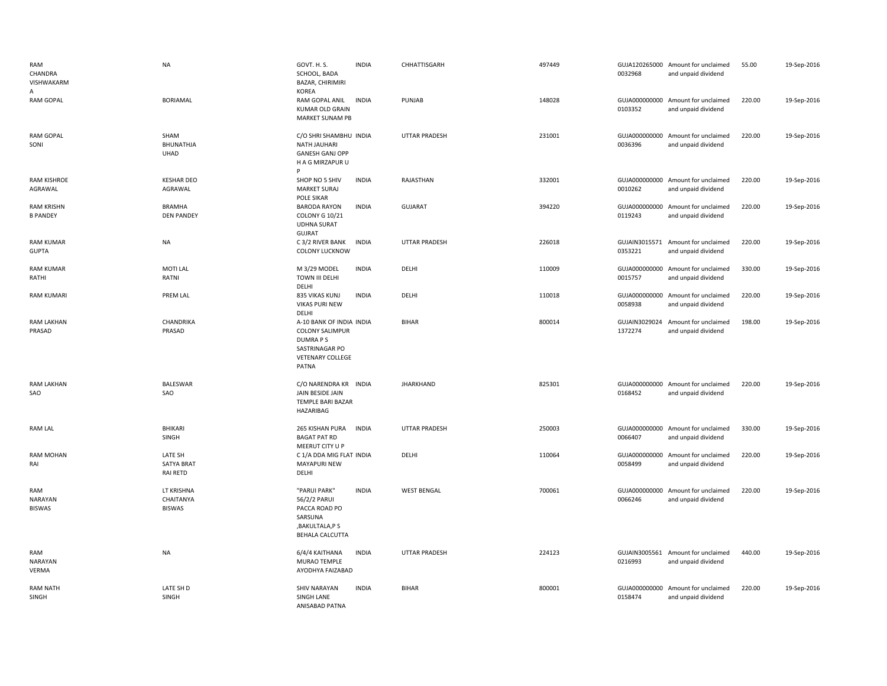| | | | | | | | | | |
|---|---|---|---|---|---|---|---|---|---|
| RAM CHANDRA VISHWAKARMA | NA | GOVT. H. S. SCHOOL, BADA BAZAR, CHIRIMIRI KOREA | INDIA | CHHATTISGARH | 497449 | GUJA120265000 0032968 | Amount for unclaimed and unpaid dividend | 55.00 | 19-Sep-2016 |
| RAM GOPAL | BORIAMAL | RAM GOPAL ANIL KUMAR OLD GRAIN MARKET SUNAM PB | INDIA | PUNJAB | 148028 | GUJA000000000 0103352 | Amount for unclaimed and unpaid dividend | 220.00 | 19-Sep-2016 |
| RAM GOPAL SONI | SHAM BHUNATHJA UHAD | C/O SHRI SHAMBHU NATH JAUHARI GANESH GANJ OPP H A G MIRZAPUR U P | INDIA | UTTAR PRADESH | 231001 | GUJA000000000 0036396 | Amount for unclaimed and unpaid dividend | 220.00 | 19-Sep-2016 |
| RAM KISHROE AGRAWAL | KESHAR DEO AGRAWAL | SHOP NO 5 SHIV MARKET SURAJ POLE SIKAR | INDIA | RAJASTHAN | 332001 | GUJA000000000 0010262 | Amount for unclaimed and unpaid dividend | 220.00 | 19-Sep-2016 |
| RAM KRISHN B PANDEY | BRAMHA DEN PANDEY | BARODA RAYON COLONY G 10/21 UDHNA SURAT GUJRAT | INDIA | GUJARAT | 394220 | GUJA000000000 0119243 | Amount for unclaimed and unpaid dividend | 220.00 | 19-Sep-2016 |
| RAM KUMAR GUPTA | NA | C 3/2 RIVER BANK COLONY LUCKNOW | INDIA | UTTAR PRADESH | 226018 | GUJAIN3015571 0353221 | Amount for unclaimed and unpaid dividend | 220.00 | 19-Sep-2016 |
| RAM KUMAR RATHI | MOTI LAL RATNI | M 3/29 MODEL TOWN III DELHI DELHI | INDIA | DELHI | 110009 | GUJA000000000 0015757 | Amount for unclaimed and unpaid dividend | 330.00 | 19-Sep-2016 |
| RAM KUMARI | PREM LAL | 835 VIKAS KUNJ VIKAS PURI NEW DELHI | INDIA | DELHI | 110018 | GUJA000000000 0058938 | Amount for unclaimed and unpaid dividend | 220.00 | 19-Sep-2016 |
| RAM LAKHAN PRASAD | CHANDRIKA PRASAD | A-10 BANK OF INDIA COLONY SALIMPUR DUMRA P S SASTRINAGAR PO VETENARY COLLEGE PATNA | INDIA | BIHAR | 800014 | GUJAIN3029024 1372274 | Amount for unclaimed and unpaid dividend | 198.00 | 19-Sep-2016 |
| RAM LAKHAN SAO | BALESWAR SAO | C/O NARENDRA KR JAIN BESIDE JAIN TEMPLE BARI BAZAR HAZARIBAG | INDIA | JHARKHAND | 825301 | GUJA000000000 0168452 | Amount for unclaimed and unpaid dividend | 220.00 | 19-Sep-2016 |
| RAM LAL | BHIKARI SINGH | 265 KISHAN PURA BAGAT PAT RD MEERUT CITY U P | INDIA | UTTAR PRADESH | 250003 | GUJA000000000 0066407 | Amount for unclaimed and unpaid dividend | 330.00 | 19-Sep-2016 |
| RAM MOHAN RAI | LATE SH SATYA BRAT RAI RETD | C 1/A DDA MIG FLAT MAYAPURI NEW DELHI | INDIA | DELHI | 110064 | GUJA000000000 0058499 | Amount for unclaimed and unpaid dividend | 220.00 | 19-Sep-2016 |
| RAM NARAYAN BISWAS | LT KRISHNA CHAITANYA BISWAS | "PARUI PARK" 56/2/2 PARUI PACCA ROAD PO SARSUNA ,BAKULTALA,P S BEHALA CALCUTTA | INDIA | WEST BENGAL | 700061 | GUJA000000000 0066246 | Amount for unclaimed and unpaid dividend | 220.00 | 19-Sep-2016 |
| RAM NARAYAN VERMA | NA | 6/4/4 KAITHANA MURAO TEMPLE AYODHYA FAIZABAD | INDIA | UTTAR PRADESH | 224123 | GUJAIN3005561 0216993 | Amount for unclaimed and unpaid dividend | 440.00 | 19-Sep-2016 |
| RAM NATH SINGH | LATE SH D SINGH | SHIV NARAYAN SINGH LANE ANISABAD PATNA | INDIA | BIHAR | 800001 | GUJA000000000 0158474 | Amount for unclaimed and unpaid dividend | 220.00 | 19-Sep-2016 |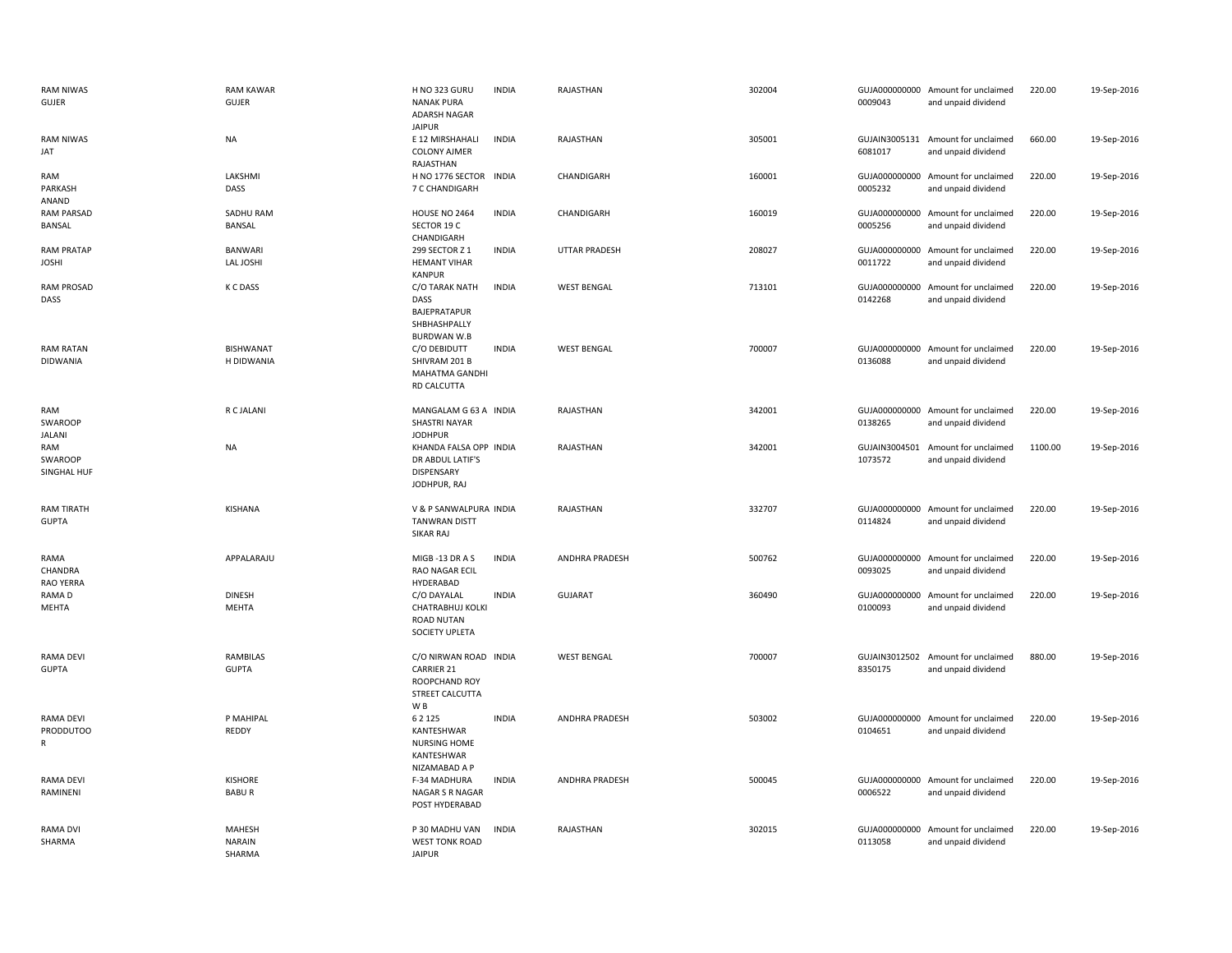| | | | | | | | | | |
|---|---|---|---|---|---|---|---|---|---|
| RAM NIWAS GUJER | RAM KAWAR GUJER | H NO 323 GURU NANAK PURA ADARSH NAGAR JAIPUR | INDIA | RAJASTHAN | 302004 | GUJA0000000000009043 | Amount for unclaimed and unpaid dividend | 220.00 | 19-Sep-2016 |
| RAM NIWAS JAT | NA | E 12 MIRSHAHALI COLONY AJMER RAJASTHAN | INDIA | RAJASTHAN | 305001 | GUJAIN30051316081017 | Amount for unclaimed and unpaid dividend | 660.00 | 19-Sep-2016 |
| RAM PARKASH ANAND | LAKSHMI DASS | H NO 1776 SECTOR 7 C CHANDIGARH | INDIA | CHANDIGARH | 160001 | GUJA0000000000005232 | Amount for unclaimed and unpaid dividend | 220.00 | 19-Sep-2016 |
| RAM PARSAD BANSAL | SADHU RAM BANSAL | HOUSE NO 2464 SECTOR 19 C CHANDIGARH | INDIA | CHANDIGARH | 160019 | GUJA0000000000005256 | Amount for unclaimed and unpaid dividend | 220.00 | 19-Sep-2016 |
| RAM PRATAP JOSHI | BANWARI LAL JOSHI | 299 SECTOR Z 1 HEMANT VIHAR KANPUR | INDIA | UTTAR PRADESH | 208027 | GUJA0000000000011722 | Amount for unclaimed and unpaid dividend | 220.00 | 19-Sep-2016 |
| RAM PROSAD DASS | K C DASS | C/O TARAK NATH DASS BAJEPRATAPUR SHBHASHPALLY BURDWAN W.B | INDIA | WEST BENGAL | 713101 | GUJA0000000000142268 | Amount for unclaimed and unpaid dividend | 220.00 | 19-Sep-2016 |
| RAM RATAN DIDWANIA | BISHWANAT H DIDWANIA | C/O DEBIDUTT SHIVRAM 201 B MAHATMA GANDHI RD CALCUTTA | INDIA | WEST BENGAL | 700007 | GUJA0000000000136088 | Amount for unclaimed and unpaid dividend | 220.00 | 19-Sep-2016 |
| RAM SWAROOP JALANI | R C JALANI | MANGALAM G 63 A SHASTRI NAYAR JODHPUR | INDIA | RAJASTHAN | 342001 | GUJA0000000000138265 | Amount for unclaimed and unpaid dividend | 220.00 | 19-Sep-2016 |
| RAM SWAROOP SINGHAL HUF | NA | KHANDA FALSA OPP DR ABDUL LATIF'S DISPENSARY JODHPUR, RAJ | INDIA | RAJASTHAN | 342001 | GUJAIN30045011073572 | Amount for unclaimed and unpaid dividend | 1100.00 | 19-Sep-2016 |
| RAM TIRATH GUPTA | KISHANA | V & P SANWALPURA TANWRAN DISTT SIKAR RAJ | INDIA | RAJASTHAN | 332707 | GUJA0000000000114824 | Amount for unclaimed and unpaid dividend | 220.00 | 19-Sep-2016 |
| RAMA CHANDRA RAO YERRA | APPALARAJU | MIGB -13 DR A S RAO NAGAR ECIL HYDERABAD | INDIA | ANDHRA PRADESH | 500762 | GUJA0000000000093025 | Amount for unclaimed and unpaid dividend | 220.00 | 19-Sep-2016 |
| RAMA D MEHTA | DINESH MEHTA | C/O DAYALAL CHATRABHUJ KOLKI ROAD NUTAN SOCIETY UPLETA | INDIA | GUJARAT | 360490 | GUJA0000000000100093 | Amount for unclaimed and unpaid dividend | 220.00 | 19-Sep-2016 |
| RAMA DEVI GUPTA | RAMBILAS GUPTA | C/O NIRWAN ROAD CARRIER 21 ROOPCHAND ROY STREET CALCUTTA W B | INDIA | WEST BENGAL | 700007 | GUJAIN30125028350175 | Amount for unclaimed and unpaid dividend | 880.00 | 19-Sep-2016 |
| RAMA DEVI PRODDUTOO R | P MAHIPAL REDDY | 6 2 125 KANTESHWAR NURSING HOME KANTESHWAR NIZAMABAD A P | INDIA | ANDHRA PRADESH | 503002 | GUJA0000000000104651 | Amount for unclaimed and unpaid dividend | 220.00 | 19-Sep-2016 |
| RAMA DEVI RAMINENI | KISHORE BABU R | F-34 MADHURA NAGAR S R NAGAR POST HYDERABAD | INDIA | ANDHRA PRADESH | 500045 | GUJA0000000000006522 | Amount for unclaimed and unpaid dividend | 220.00 | 19-Sep-2016 |
| RAMA DVI SHARMA | MAHESH NARAIN SHARMA | P 30 MADHU VAN WEST TONK ROAD JAIPUR | INDIA | RAJASTHAN | 302015 | GUJA0000000000113058 | Amount for unclaimed and unpaid dividend | 220.00 | 19-Sep-2016 |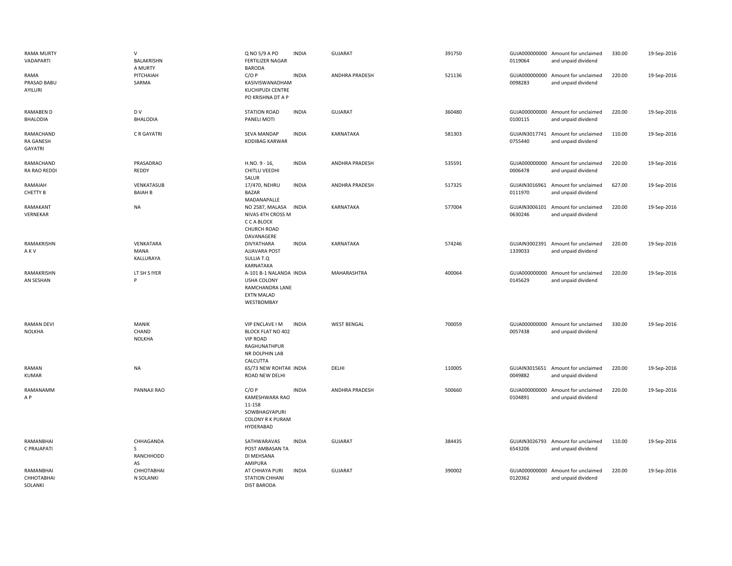| | | | | | | | | | |
|---|---|---|---|---|---|---|---|---|---|
| RAMA MURTY VADAPARTI | V BALAKRISHN A MURTY | Q NO 5/9 A PO FERTILIZER NAGAR BARODA | INDIA | GUJARAT | 391750 | GUJA000000000 0119064 | Amount for unclaimed and unpaid dividend | 330.00 | 19-Sep-2016 |
| RAMA PRASAD BABU AYILURI | PITCHAIAH SARMA | C/O P KASIVISWANADHAM KUCHIPUDI CENTRE PO KRISHNA DT A P | INDIA | ANDHRA PRADESH | 521136 | GUJA000000000 0098283 | Amount for unclaimed and unpaid dividend | 220.00 | 19-Sep-2016 |
| RAMABEN D BHALODIA | D V BHALODIA | STATION ROAD PANELI MOTI | INDIA | GUJARAT | 360480 | GUJA000000000 0100115 | Amount for unclaimed and unpaid dividend | 220.00 | 19-Sep-2016 |
| RAMACHAND RA GANESH GAYATRI | C R GAYATRI | SEVA MANDAP KODIBAG KARWAR | INDIA | KARNATAKA | 581303 | GUJAIN3017741 0755440 | Amount for unclaimed and unpaid dividend | 110.00 | 19-Sep-2016 |
| RAMACHAND RA RAO REDDI | PRASADRAO REDDY | H.NO. 9 - 16, CHITLU VEEDHI SALUR | INDIA | ANDHRA PRADESH | 535591 | GUJA000000000 0006478 | Amount for unclaimed and unpaid dividend | 220.00 | 19-Sep-2016 |
| RAMAIAH CHETTY B | VENKATASUB BAIAH B | 17/470, NEHRU BAZAR MADANAPALLE | INDIA | ANDHRA PRADESH | 517325 | GUJAIN3016961 0111970 | Amount for unclaimed and unpaid dividend | 627.00 | 19-Sep-2016 |
| RAMAKANT VERNEKAR | NA | NO 2587, MALASA NIVAS 4TH CROSS M C C A BLOCK CHURCH ROAD DAVANAGERE | INDIA | KARNATAKA | 577004 | GUJAIN3006101 0630246 | Amount for unclaimed and unpaid dividend | 220.00 | 19-Sep-2016 |
| RAMAKRISHN A K V | VENKATARA MANA KALLURAYA | DIVYATHARA AJJAVARA POST SULLIA T.Q KARNATAKA | INDIA | KARNATAKA | 574246 | GUJAIN3002391 1339033 | Amount for unclaimed and unpaid dividend | 220.00 | 19-Sep-2016 |
| RAMAKRISHN AN SESHAN | LT SH S IYER P | A-101 B-1 NALANDA USHA COLONY RAMCHANDRA LANE EXTN MALAD WESTBOMBAY | INDIA | MAHARASHTRA | 400064 | GUJA000000000 0145629 | Amount for unclaimed and unpaid dividend | 220.00 | 19-Sep-2016 |
| RAMAN DEVI NOLKHA | MANIK CHAND NOLKHA | VIP ENCLAVE I M BLOCK FLAT NO 402 VIP ROAD RAGHUNATHPUR NR DOLPHIN LAB CALCUTTA | INDIA | WEST BENGAL | 700059 | GUJA000000000 0057438 | Amount for unclaimed and unpaid dividend | 330.00 | 19-Sep-2016 |
| RAMAN KUMAR | NA | 65/73 NEW ROHTAK ROAD NEW DELHI | INDIA | DELHI | 110005 | GUJAIN3015651 0049882 | Amount for unclaimed and unpaid dividend | 220.00 | 19-Sep-2016 |
| RAMANAMM A P | PANNAJI RAO | C/O P KAMESHWARA RAO 11-158 SOWBHAGYAPURI COLONY R K PURAM HYDERABAD | INDIA | ANDHRA PRADESH | 500660 | GUJA000000000 0104891 | Amount for unclaimed and unpaid dividend | 220.00 | 19-Sep-2016 |
| RAMANBHAI C PRAJAPATI | CHHAGANDA S RANCHHODD AS | SATHWARAVAS POST AMBASAN TA DI MEHSANA AMIPURA | INDIA | GUJARAT | 384435 | GUJAIN3026793 6543206 | Amount for unclaimed and unpaid dividend | 110.00 | 19-Sep-2016 |
| RAMANBHAI CHHOTABHAI SOLANKI | CHHOTABHAI N SOLANKI | AT CHHAYA PURI STATION CHHANI DIST BARODA | INDIA | GUJARAT | 390002 | GUJA000000000 0120362 | Amount for unclaimed and unpaid dividend | 220.00 | 19-Sep-2016 |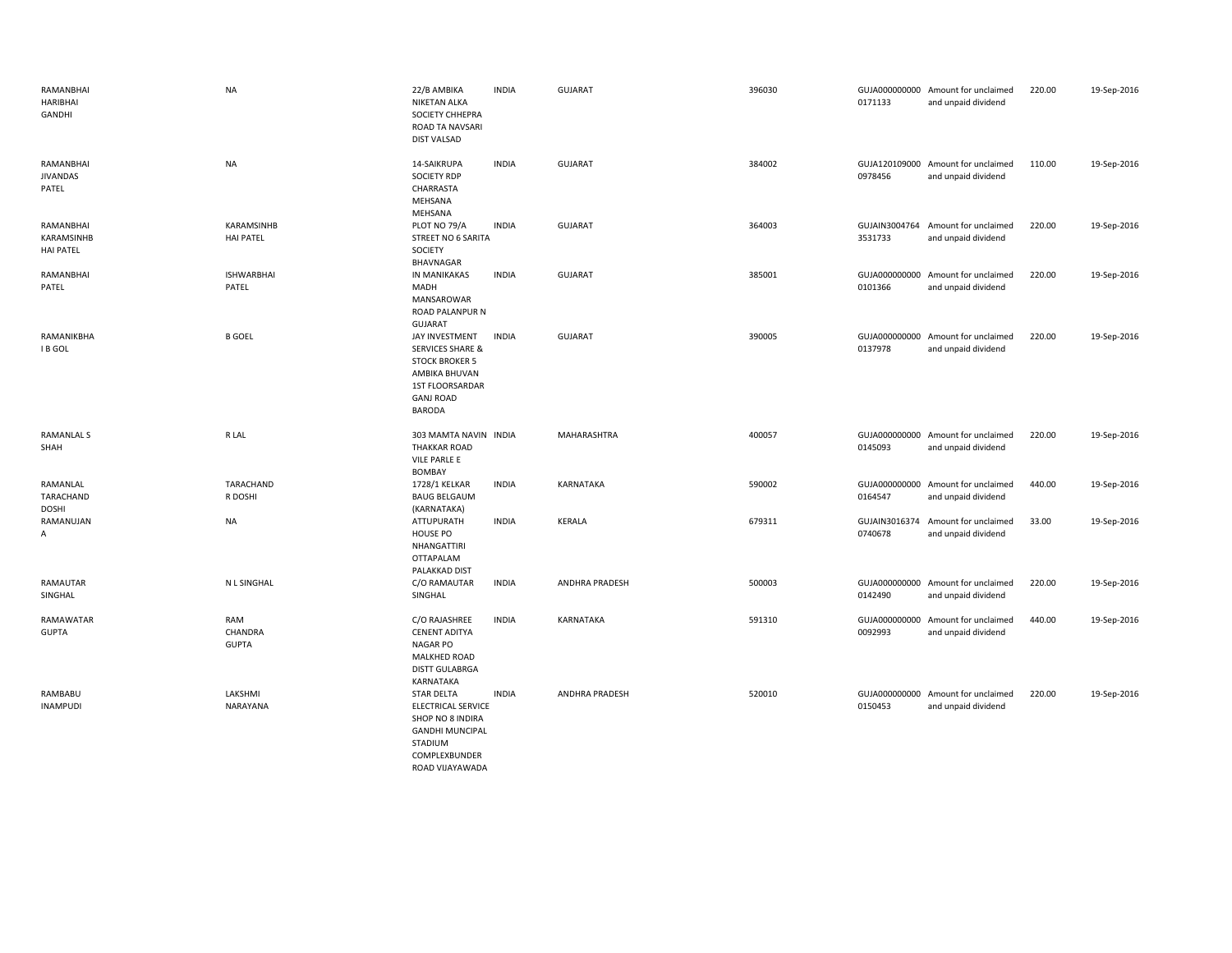| | | | | | | | | | |
|---|---|---|---|---|---|---|---|---|---|
| RAMANBHAI HARIBHAI GANDHI | NA | 22/B AMBIKA NIKETAN ALKA SOCIETY CHHEPRA ROAD TA NAVSARI DIST VALSAD | INDIA | GUJARAT | 396030 | GUJA000000000 0171133 | Amount for unclaimed and unpaid dividend | 220.00 | 19-Sep-2016 |
| RAMANBHAI JIVANDAS PATEL | NA | 14-SAIKRUPA SOCIETY RDP CHARRASTA MEHSANA MEHSANA | INDIA | GUJARAT | 384002 | GUJA120109000 0978456 | Amount for unclaimed and unpaid dividend | 110.00 | 19-Sep-2016 |
| RAMANBHAI KARAMSINHB HAI PATEL | KARAMSINHB HAI PATEL | PLOT NO 79/A STREET NO 6 SARITA SOCIETY BHAVNAGAR | INDIA | GUJARAT | 364003 | GUJAIN3004764 3531733 | Amount for unclaimed and unpaid dividend | 220.00 | 19-Sep-2016 |
| RAMANBHAI PATEL | ISHWARBHAI PATEL | IN MANIKAKAS MADH MANSAROWAR ROAD PALANPUR N GUJARAT | INDIA | GUJARAT | 385001 | GUJA000000000 0101366 | Amount for unclaimed and unpaid dividend | 220.00 | 19-Sep-2016 |
| RAMANIKBHA I B GOL | B GOEL | JAY INVESTMENT SERVICES SHARE & STOCK BROKER 5 AMBIKA BHUVAN 1ST FLOORSARDAR GANJ ROAD BARODA | INDIA | GUJARAT | 390005 | GUJA000000000 0137978 | Amount for unclaimed and unpaid dividend | 220.00 | 19-Sep-2016 |
| RAMANLAL S SHAH | R LAL | 303 MAMTA NAVIN THAKKAR ROAD VILE PARLE E BOMBAY | INDIA | MAHARASHTRA | 400057 | GUJA000000000 0145093 | Amount for unclaimed and unpaid dividend | 220.00 | 19-Sep-2016 |
| RAMANLAL TARACHAND DOSHI | TARACHAND R DOSHI | 1728/1 KELKAR BAUG BELGAUM (KARNATAKA) | INDIA | KARNATAKA | 590002 | GUJA000000000 0164547 | Amount for unclaimed and unpaid dividend | 440.00 | 19-Sep-2016 |
| RAMANUJAN A | NA | ATTUPURATH HOUSE PO NHANGATTIRI OTTAPALAM PALAKKAD DIST | INDIA | KERALA | 679311 | GUJAIN3016374 0740678 | Amount for unclaimed and unpaid dividend | 33.00 | 19-Sep-2016 |
| RAMAUTAR SINGHAL | N L SINGHAL | C/O RAMAUTAR SINGHAL | INDIA | ANDHRA PRADESH | 500003 | GUJA000000000 0142490 | Amount for unclaimed and unpaid dividend | 220.00 | 19-Sep-2016 |
| RAMAWATAR GUPTA | RAM CHANDRA GUPTA | C/O RAJASHREE CENENT ADITYA NAGAR PO MALKHED ROAD DISTT GULABRGA KARNATAKA | INDIA | KARNATAKA | 591310 | GUJA000000000 0092993 | Amount for unclaimed and unpaid dividend | 440.00 | 19-Sep-2016 |
| RAMBABU INAMPUDI | LAKSHMI NARAYANA | STAR DELTA ELECTRICAL SERVICE SHOP NO 8 INDIRA GANDHI MUNCIPAL STADIUM COMPLEXBUNDER ROAD VIJAYAWADA | INDIA | ANDHRA PRADESH | 520010 | GUJA000000000 0150453 | Amount for unclaimed and unpaid dividend | 220.00 | 19-Sep-2016 |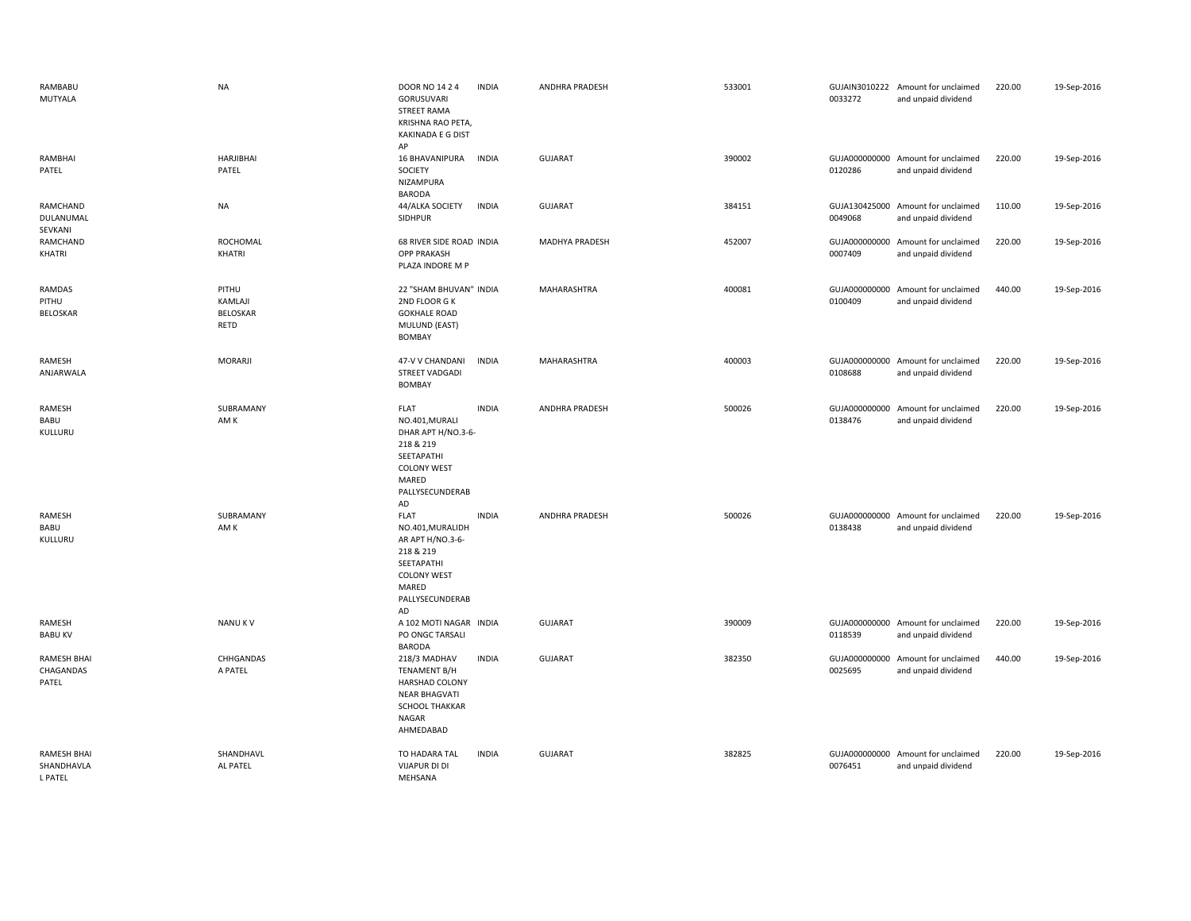| | | | | | | | | | |
|---|---|---|---|---|---|---|---|---|---|
| RAMBABU MUTYALA | NA | DOOR NO 14 2 4 GORUSUVARI STREET RAMA KRISHNA RAO PETA, KAKINADA E G DIST AP | INDIA | ANDHRA PRADESH | 533001 | GUJAIN3010222 0033272 | Amount for unclaimed and unpaid dividend | 220.00 | 19-Sep-2016 |
| RAMBHAI PATEL | HARJIBHAI PATEL | 16 BHAVANIPURA SOCIETY NIZAMPURA BARODA | INDIA | GUJARAT | 390002 | GUJA000000000 0120286 | Amount for unclaimed and unpaid dividend | 220.00 | 19-Sep-2016 |
| RAMCHAND DULANUMAL SEVKANI | NA | 44/ALKA SOCIETY SIDHPUR | INDIA | GUJARAT | 384151 | GUJA130425000 0049068 | Amount for unclaimed and unpaid dividend | 110.00 | 19-Sep-2016 |
| RAMCHAND KHATRI | ROCHOMAL KHATRI | 68 RIVER SIDE ROAD OPP PRAKASH PLAZA INDORE M P | INDIA | MADHYA PRADESH | 452007 | GUJA000000000 0007409 | Amount for unclaimed and unpaid dividend | 220.00 | 19-Sep-2016 |
| RAMDAS PITHU BELOSKAR | PITHU KAMLAJI BELOSKAR RETD | 22 "SHAM BHUVAN" 2ND FLOOR G K GOKHALE ROAD MULUND (EAST) BOMBAY | INDIA | MAHARASHTRA | 400081 | GUJA000000000 0100409 | Amount for unclaimed and unpaid dividend | 440.00 | 19-Sep-2016 |
| RAMESH ANJARWALA | MORARJI | 47-V V CHANDANI STREET VADGADI BOMBAY | INDIA | MAHARASHTRA | 400003 | GUJA000000000 0108688 | Amount for unclaimed and unpaid dividend | 220.00 | 19-Sep-2016 |
| RAMESH BABU KULLURU | SUBRAMANY AM K | FLAT NO.401,MURALI DHAR APT H/NO.3-6-218 & 219 SEETAPATHI COLONY WEST MARED PALLYSECUNDERAB AD | INDIA | ANDHRA PRADESH | 500026 | GUJA000000000 0138476 | Amount for unclaimed and unpaid dividend | 220.00 | 19-Sep-2016 |
| RAMESH BABU KULLURU | SUBRAMANY AM K | FLAT NO.401,MURALIDH AR APT H/NO.3-6-218 & 219 SEETAPATHI COLONY WEST MARED PALLYSECUNDERAB AD | INDIA | ANDHRA PRADESH | 500026 | GUJA000000000 0138438 | Amount for unclaimed and unpaid dividend | 220.00 | 19-Sep-2016 |
| RAMESH BABU KV | NANU K V | A 102 MOTI NAGAR PO ONGC TARSALI BARODA | INDIA | GUJARAT | 390009 | GUJA000000000 0118539 | Amount for unclaimed and unpaid dividend | 220.00 | 19-Sep-2016 |
| RAMESH BHAI CHAGANDAS PATEL | CHHGANDAS A PATEL | 218/3 MADHAV TENAMENT B/H HARSHAD COLONY NEAR BHAGVATI SCHOOL THAKKAR NAGAR AHMEDABAD | INDIA | GUJARAT | 382350 | GUJA000000000 0025695 | Amount for unclaimed and unpaid dividend | 440.00 | 19-Sep-2016 |
| RAMESH BHAI SHANDHAVLA L PATEL | SHANDHAVL AL PATEL | TO HADARA TAL VIJAPUR DI DI MEHSANA | INDIA | GUJARAT | 382825 | GUJA000000000 0076451 | Amount for unclaimed and unpaid dividend | 220.00 | 19-Sep-2016 |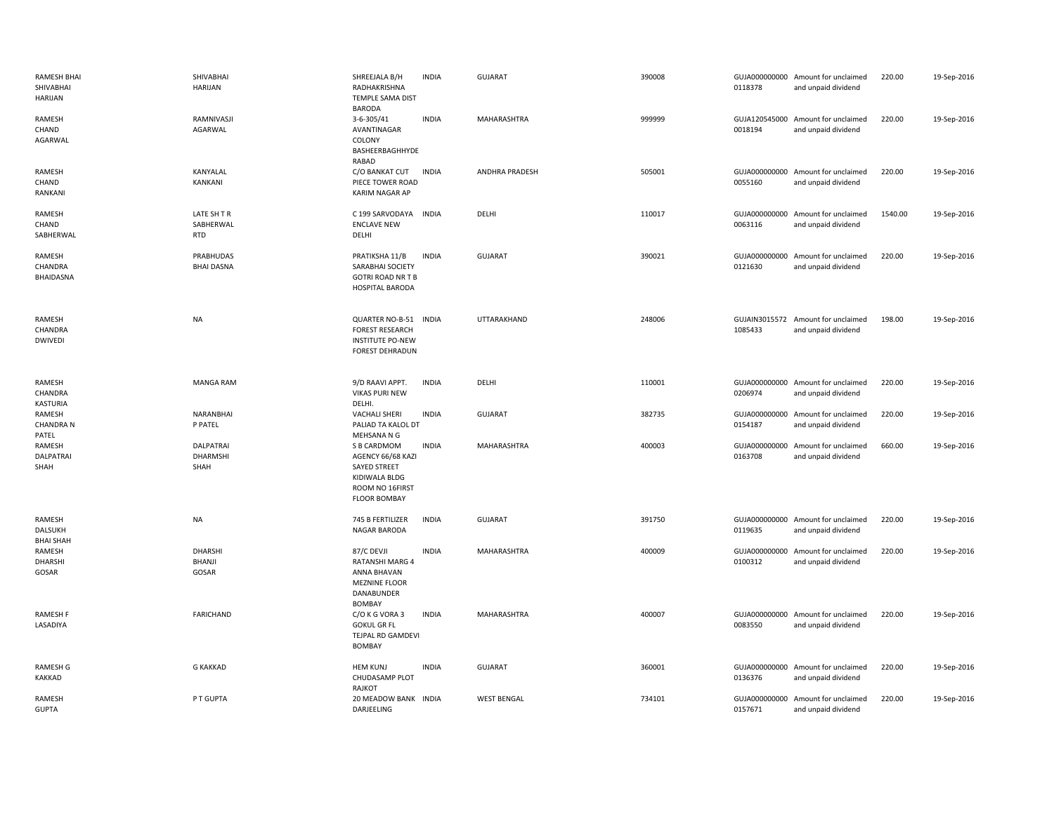| | | | | | | | | | |
|---|---|---|---|---|---|---|---|---|---|
| RAMESH BHAI SHIVABHAI HARIJAN | SHIVABHAI HARIJAN | SHREEJALA B/H RADHAKRISHNA TEMPLE SAMA DIST BARODA | INDIA | GUJARAT | 390008 | GUJA000000000 0118378 | Amount for unclaimed and unpaid dividend | 220.00 | 19-Sep-2016 |
| RAMESH CHAND AGARWAL | RAMNIVASJI AGARWAL | 3-6-305/41 AVANTINAGAR COLONY BASHEERBAGHHYDE RABAD | INDIA | MAHARASHTRA | 999999 | GUJA120545000 0018194 | Amount for unclaimed and unpaid dividend | 220.00 | 19-Sep-2016 |
| RAMESH CHAND RANKANI | KANYALAL KANKANI | C/O BANKAT CUT PIECE TOWER ROAD KARIM NAGAR AP | INDIA | ANDHRA PRADESH | 505001 | GUJA000000000 0055160 | Amount for unclaimed and unpaid dividend | 220.00 | 19-Sep-2016 |
| RAMESH CHAND SABHERWAL | LATE SH T R SABHERWAL RTD | C 199 SARVODAYA ENCLAVE NEW DELHI | INDIA | DELHI | 110017 | GUJA000000000 0063116 | Amount for unclaimed and unpaid dividend | 1540.00 | 19-Sep-2016 |
| RAMESH CHANDRA BHAIDASNA | PRABHUDAS BHAI DASNA | PRATIKSHA 11/B SARABHAI SOCIETY GOTRI ROAD NR T B HOSPITAL BARODA | INDIA | GUJARAT | 390021 | GUJA000000000 0121630 | Amount for unclaimed and unpaid dividend | 220.00 | 19-Sep-2016 |
| RAMESH CHANDRA DWIVEDI | NA | QUARTER NO-B-51 FOREST RESEARCH INSTITUTE PO-NEW FOREST DEHRADUN | INDIA | UTTARAKHAND | 248006 | GUJAIN3015572 1085433 | Amount for unclaimed and unpaid dividend | 198.00 | 19-Sep-2016 |
| RAMESH CHANDRA KASTURIA | MANGA RAM | 9/D RAAVI APPT. VIKAS PURI NEW DELHI. | INDIA | DELHI | 110001 | GUJA000000000 0206974 | Amount for unclaimed and unpaid dividend | 220.00 | 19-Sep-2016 |
| RAMESH CHANDRA N PATEL | NARANBHAI P PATEL | VACHALI SHERI PALIAD TA KALOL DT MEHSANA N G | INDIA | GUJARAT | 382735 | GUJA000000000 0154187 | Amount for unclaimed and unpaid dividend | 220.00 | 19-Sep-2016 |
| RAMESH DALPATRAI SHAH | DALPATRAI DHARMSHI SHAH | S B CARDMOM AGENCY 66/68 KAZI SAYED STREET KIDIWALA BLDG ROOM NO 16FIRST FLOOR BOMBAY | INDIA | MAHARASHTRA | 400003 | GUJA000000000 0163708 | Amount for unclaimed and unpaid dividend | 660.00 | 19-Sep-2016 |
| RAMESH DALSUKH BHAI SHAH | NA | 745 B FERTILIZER NAGAR BARODA | INDIA | GUJARAT | 391750 | GUJA000000000 0119635 | Amount for unclaimed and unpaid dividend | 220.00 | 19-Sep-2016 |
| RAMESH DHARSHI GOSAR | DHARSHI BHANJI GOSAR | 87/C DEVJI RATANSHI MARG 4 ANNA BHAVAN MEZNINE FLOOR DANABUNDER BOMBAY | INDIA | MAHARASHTRA | 400009 | GUJA000000000 0100312 | Amount for unclaimed and unpaid dividend | 220.00 | 19-Sep-2016 |
| RAMESH F LASADIYA | FARICHAND | C/O K G VORA 3 GOKUL GR FL TEJPAL RD GAMDEVI BOMBAY | INDIA | MAHARASHTRA | 400007 | GUJA000000000 0083550 | Amount for unclaimed and unpaid dividend | 220.00 | 19-Sep-2016 |
| RAMESH G KAKKAD | G KAKKAD | HEM KUNJ CHUDASAMP PLOT RAJKOT | INDIA | GUJARAT | 360001 | GUJA000000000 0136376 | Amount for unclaimed and unpaid dividend | 220.00 | 19-Sep-2016 |
| RAMESH GUPTA | P T GUPTA | 20 MEADOW BANK DARJEELING | INDIA | WEST BENGAL | 734101 | GUJA000000000 0157671 | Amount for unclaimed and unpaid dividend | 220.00 | 19-Sep-2016 |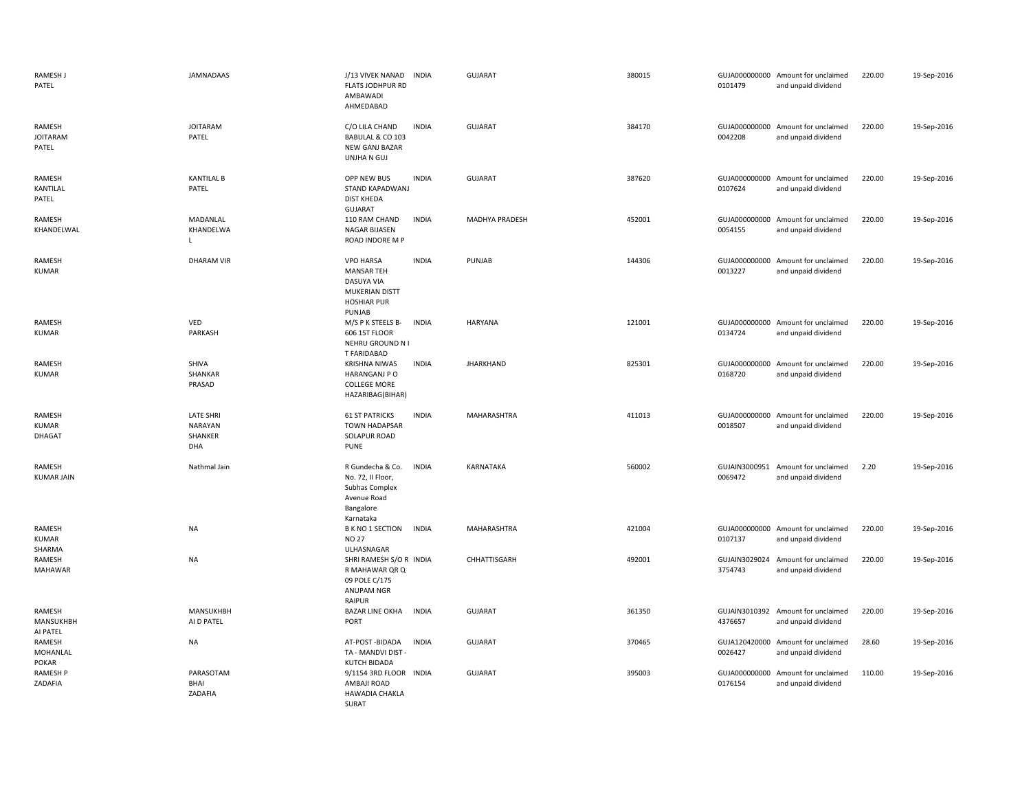| | | | | | | | | | |
|---|---|---|---|---|---|---|---|---|---|
| RAMESH J PATEL | JAMNADAAS | J/13 VIVEK NANAD FLATS JODHPUR RD AMBAWADI AHMEDABAD | INDIA | GUJARAT | 380015 | GUJA000000000 0101479 | Amount for unclaimed and unpaid dividend | 220.00 | 19-Sep-2016 |
| RAMESH JOITARAM PATEL | JOITARAM PATEL | C/O LILA CHAND BABULAL & CO 103 NEW GANJ BAZAR UNJHA N GUJ | INDIA | GUJARAT | 384170 | GUJA000000000 0042208 | Amount for unclaimed and unpaid dividend | 220.00 | 19-Sep-2016 |
| RAMESH KANTILAL PATEL | KANTILAL B PATEL | OPP NEW BUS STAND KAPADWANJ DIST KHEDA GUJARAT | INDIA | GUJARAT | 387620 | GUJA000000000 0107624 | Amount for unclaimed and unpaid dividend | 220.00 | 19-Sep-2016 |
| RAMESH KHANDELWAL | MADANLAL KHANDELWA L | 110 RAM CHAND NAGAR BIJASEN ROAD INDORE M P | INDIA | MADHYA PRADESH | 452001 | GUJA000000000 0054155 | Amount for unclaimed and unpaid dividend | 220.00 | 19-Sep-2016 |
| RAMESH KUMAR | DHARAM VIR | VPO HARSA MANSAR TEH DASUYA VIA MUKERIAN DISTT HOSHIAR PUR PUNJAB | INDIA | PUNJAB | 144306 | GUJA000000000 0013227 | Amount for unclaimed and unpaid dividend | 220.00 | 19-Sep-2016 |
| RAMESH KUMAR | VED PARKASH | M/S P K STEELS B-606 1ST FLOOR NEHRU GROUND N I T FARIDABAD | INDIA | HARYANA | 121001 | GUJA000000000 0134724 | Amount for unclaimed and unpaid dividend | 220.00 | 19-Sep-2016 |
| RAMESH KUMAR | SHIVA SHANKAR PRASAD | KRISHNA NIWAS HARANGANJ P O COLLEGE MORE HAZARIBAG(BIHAR) | INDIA | JHARKHAND | 825301 | GUJA000000000 0168720 | Amount for unclaimed and unpaid dividend | 220.00 | 19-Sep-2016 |
| RAMESH KUMAR DHAGAT | LATE SHRI NARAYAN SHANKER DHA | 61 ST PATRICKS TOWN HADAPSAR SOLAPUR ROAD PUNE | INDIA | MAHARASHTRA | 411013 | GUJA000000000 0018507 | Amount for unclaimed and unpaid dividend | 220.00 | 19-Sep-2016 |
| RAMESH KUMAR JAIN | Nathmal Jain | R Gundecha & Co. No. 72, II Floor, Subhas Complex Avenue Road Bangalore Karnataka | INDIA | KARNATAKA | 560002 | GUJAIN3000951 0069472 | Amount for unclaimed and unpaid dividend | 2.20 | 19-Sep-2016 |
| RAMESH KUMAR SHARMA | NA | B K NO 1 SECTION NO 27 ULHASNAGAR | INDIA | MAHARASHTRA | 421004 | GUJA000000000 0107137 | Amount for unclaimed and unpaid dividend | 220.00 | 19-Sep-2016 |
| RAMESH MAHAWAR | NA | SHRI RAMESH S/O R R MAHAWAR QR Q 09 POLE C/175 ANUPAM NGR RAIPUR | INDIA | CHHATTISGARH | 492001 | GUJAIN3029024 3754743 | Amount for unclaimed and unpaid dividend | 220.00 | 19-Sep-2016 |
| RAMESH MANSUKHBH AI PATEL | MANSUKHBH AI D PATEL | BAZAR LINE OKHA PORT | INDIA | GUJARAT | 361350 | GUJAIN3010392 4376657 | Amount for unclaimed and unpaid dividend | 220.00 | 19-Sep-2016 |
| RAMESH MOHANLAL POKAR | NA | AT-POST -BIDADA TA - MANDVI DIST - KUTCH BIDADA | INDIA | GUJARAT | 370465 | GUJA120420000 0026427 | Amount for unclaimed and unpaid dividend | 28.60 | 19-Sep-2016 |
| RAMESH P ZADAFIA | PARASOTAM BHAI ZADAFIA | 9/1154 3RD FLOOR AMBAJI ROAD HAWADIA CHAKLA SURAT | INDIA | GUJARAT | 395003 | GUJA000000000 0176154 | Amount for unclaimed and unpaid dividend | 110.00 | 19-Sep-2016 |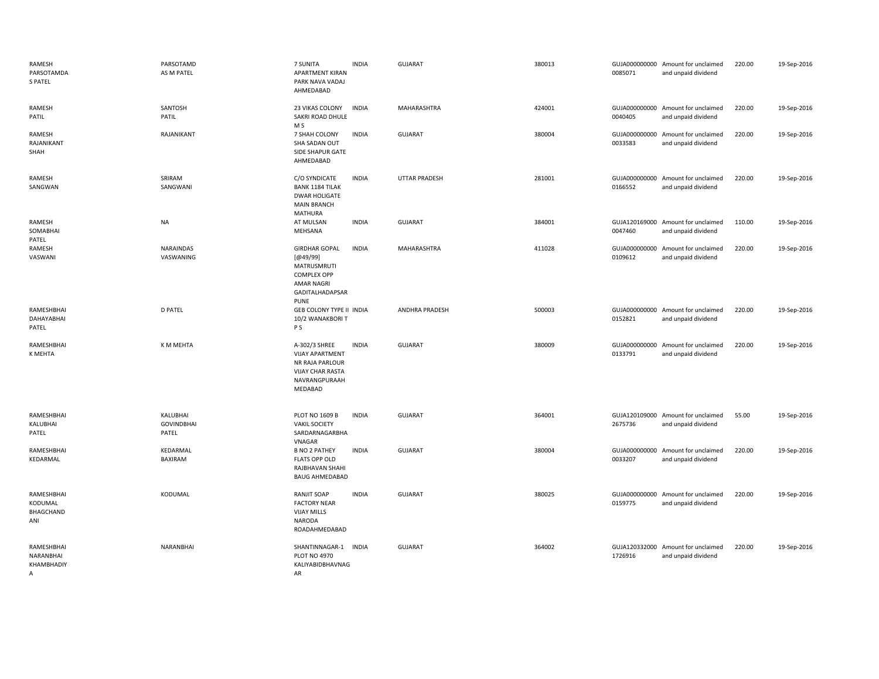| | | | | | | | | | |
|---|---|---|---|---|---|---|---|---|---|
| RAMESH PARSOTAMDA S PATEL | PARSOTAMD AS M PATEL | 7 SUNITA APARTMENT KIRAN PARK NAVA VADAJ AHMEDABAD | INDIA | GUJARAT | 380013 | GUJA000000000 0085071 | Amount for unclaimed and unpaid dividend | 220.00 | 19-Sep-2016 |
| RAMESH PATIL | SANTOSH PATIL | 23 VIKAS COLONY SAKRI ROAD DHULE M S | INDIA | MAHARASHTRA | 424001 | GUJA000000000 0040405 | Amount for unclaimed and unpaid dividend | 220.00 | 19-Sep-2016 |
| RAMESH RAJANIKANT SHAH | RAJANIKANT | 7 SHAH COLONY SHA SADAN OUT SIDE SHAPUR GATE AHMEDABAD | INDIA | GUJARAT | 380004 | GUJA000000000 0033583 | Amount for unclaimed and unpaid dividend | 220.00 | 19-Sep-2016 |
| RAMESH SANGWAN | SRIRAM SANGWANI | C/O SYNDICATE BANK 1184 TILAK DWAR HOLIGATE MAIN BRANCH MATHURA | INDIA | UTTAR PRADESH | 281001 | GUJA000000000 0166552 | Amount for unclaimed and unpaid dividend | 220.00 | 19-Sep-2016 |
| RAMESH SOMABHAI PATEL | NA | AT MULSAN MEHSANA | INDIA | GUJARAT | 384001 | GUJA120169000 0047460 | Amount for unclaimed and unpaid dividend | 110.00 | 19-Sep-2016 |
| RAMESH VASWANI | NARAINDAS VASWANING | GIRDHAR GOPAL [@49/99] MATRUSMRUTI COMPLEX OPP AMAR NAGRI GADITALHADAPSAR PUNE | INDIA | MAHARASHTRA | 411028 | GUJA000000000 0109612 | Amount for unclaimed and unpaid dividend | 220.00 | 19-Sep-2016 |
| RAMESHBHAI DAHAYABHAI PATEL | D PATEL | GEB COLONY TYPE II 10/2 WANAKBORI T P S | INDIA | ANDHRA PRADESH | 500003 | GUJA000000000 0152821 | Amount for unclaimed and unpaid dividend | 220.00 | 19-Sep-2016 |
| RAMESHBHAI K MEHTA | K M MEHTA | A-302/3 SHREE VIJAY APARTMENT NR RAJA PARLOUR VIJAY CHAR RASTA NAVRANGPURAAH MEDABAD | INDIA | GUJARAT | 380009 | GUJA000000000 0133791 | Amount for unclaimed and unpaid dividend | 220.00 | 19-Sep-2016 |
| RAMESHBHAI KALUBHAI PATEL | KALUBHAI GOVINDBHAI PATEL | PLOT NO 1609 B VAKIL SOCIETY SARDARNAGARBHA VNAGAR | INDIA | GUJARAT | 364001 | GUJA120109000 2675736 | Amount for unclaimed and unpaid dividend | 55.00 | 19-Sep-2016 |
| RAMESHBHAI KEDARMAL | KEDARMAL BAXIRAM | B NO 2 PATHEY FLATS OPP OLD RAJBHAVAN SHAHI BAUG AHMEDABAD | INDIA | GUJARAT | 380004 | GUJA000000000 0033207 | Amount for unclaimed and unpaid dividend | 220.00 | 19-Sep-2016 |
| RAMESHBHAI KODUMAL BHAGCHAND ANI | KODUMAL | RANJIT SOAP FACTORY NEAR VIJAY MILLS NARODA ROADAHMEDABAD | INDIA | GUJARAT | 380025 | GUJA000000000 0159775 | Amount for unclaimed and unpaid dividend | 220.00 | 19-Sep-2016 |
| RAMESHBHAI NARANBHAI KHAMBHADIY A | NARANBHAI | SHANTINNAGAR-1 PLOT NO 4970 KALIYABIDBHAVNAG AR | INDIA | GUJARAT | 364002 | GUJA120332000 1726916 | Amount for unclaimed and unpaid dividend | 220.00 | 19-Sep-2016 |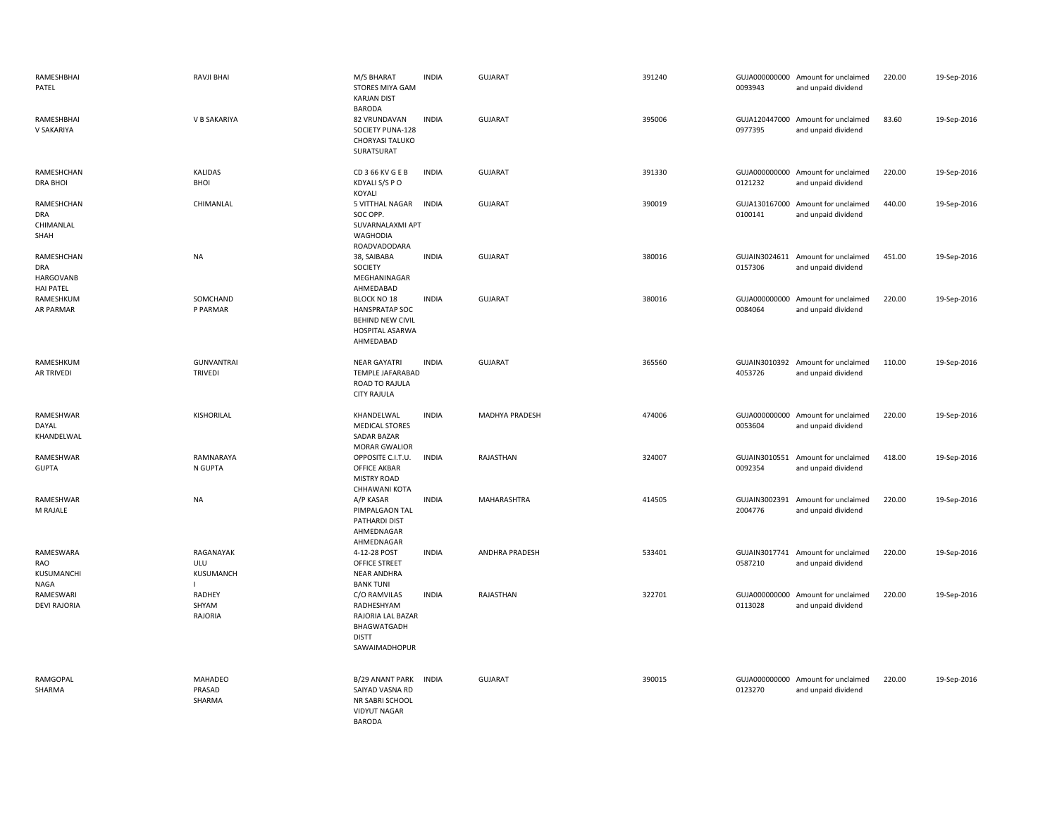| | | | | | | | | | |
|---|---|---|---|---|---|---|---|---|---|
| RAMESHBHAI PATEL | RAVJI BHAI | M/S BHARAT STORES MIYA GAM KARJAN DIST BARODA | INDIA | GUJARAT | 391240 | GUJA000000000 0093943 | Amount for unclaimed and unpaid dividend | 220.00 | 19-Sep-2016 |
| RAMESHBHAI V SAKARIYA | V B SAKARIYA | 82 VRUNDAVAN SOCIETY PUNA-128 CHORYASI TALUKO SURATSURAT | INDIA | GUJARAT | 395006 | GUJA120447000 0977395 | Amount for unclaimed and unpaid dividend | 83.60 | 19-Sep-2016 |
| RAMESHCHAN DRA BHOI | KALIDAS BHOI | CD 3 66 KV G E B KDYALI S/S P O KOYALI | INDIA | GUJARAT | 391330 | GUJA000000000 0121232 | Amount for unclaimed and unpaid dividend | 220.00 | 19-Sep-2016 |
| RAMESHCHAN DRA CHIMANLAL SHAH | CHIMANLAL | 5 VITTHAL NAGAR SOC OPP. SUVARNALAXMI APT WAGHODIA ROADVADODARA | INDIA | GUJARAT | 390019 | GUJA130167000 0100141 | Amount for unclaimed and unpaid dividend | 440.00 | 19-Sep-2016 |
| RAMESHCHAN DRA HARGOVANB HAI PATEL | NA | 38, SAIBABA SOCIETY MEGHANINAGAR AHMEDABAD | INDIA | GUJARAT | 380016 | GUJAIN3024611 0157306 | Amount for unclaimed and unpaid dividend | 451.00 | 19-Sep-2016 |
| RAMESHKUM AR PARMAR | SOMCHAND P PARMAR | BLOCK NO 18 HANSPRATAP SOC BEHIND NEW CIVIL HOSPITAL ASARWA AHMEDABAD | INDIA | GUJARAT | 380016 | GUJA000000000 0084064 | Amount for unclaimed and unpaid dividend | 220.00 | 19-Sep-2016 |
| RAMESHKUM AR TRIVEDI | GUNVANTRAI TRIVEDI | NEAR GAYATRI TEMPLE JAFARABAD ROAD TO RAJULA CITY RAJULA | INDIA | GUJARAT | 365560 | GUJAIN3010392 4053726 | Amount for unclaimed and unpaid dividend | 110.00 | 19-Sep-2016 |
| RAMESHWAR DAYAL KHANDELWAL | KISHORILAL | KHANDELWAL MEDICAL STORES SADAR BAZAR MORAR GWALIOR | INDIA | MADHYA PRADESH | 474006 | GUJA000000000 0053604 | Amount for unclaimed and unpaid dividend | 220.00 | 19-Sep-2016 |
| RAMESHWAR GUPTA | RAMNARAYA N GUPTA | OPPOSITE C.I.T.U. OFFICE AKBAR MISTRY ROAD CHHAWANI KOTA | INDIA | RAJASTHAN | 324007 | GUJAIN3010551 0092354 | Amount for unclaimed and unpaid dividend | 418.00 | 19-Sep-2016 |
| RAMESHWAR M RAJALE | NA | A/P KASAR PIMPALGAON TAL PATHARDI DIST AHMEDNAGAR AHMEDNAGAR | INDIA | MAHARASHTRA | 414505 | GUJAIN3002391 2004776 | Amount for unclaimed and unpaid dividend | 220.00 | 19-Sep-2016 |
| RAMESWARA RAO KUSUMANCHI NAGA | RAGANAYAK ULU KUSUMANCH I | 4-12-28 POST OFFICE STREET NEAR ANDHRA BANK TUNI | INDIA | ANDHRA PRADESH | 533401 | GUJAIN3017741 0587210 | Amount for unclaimed and unpaid dividend | 220.00 | 19-Sep-2016 |
| RAMESWARI DEVI RAJORIA | RADHEY SHYAM RAJORIA | C/O RAMVILAS RADHESHYAM RAJORIA LAL BAZAR BHAGWATGADH DISTT SAWAIMADHOPUR | INDIA | RAJASTHAN | 322701 | GUJA000000000 0113028 | Amount for unclaimed and unpaid dividend | 220.00 | 19-Sep-2016 |
| RAMGOPAL SHARMA | MAHADEO PRASAD SHARMA | B/29 ANANT PARK SAIYAD VASNA RD NR SABRI SCHOOL VIDYUT NAGAR BARODA | INDIA | GUJARAT | 390015 | GUJA000000000 0123270 | Amount for unclaimed and unpaid dividend | 220.00 | 19-Sep-2016 |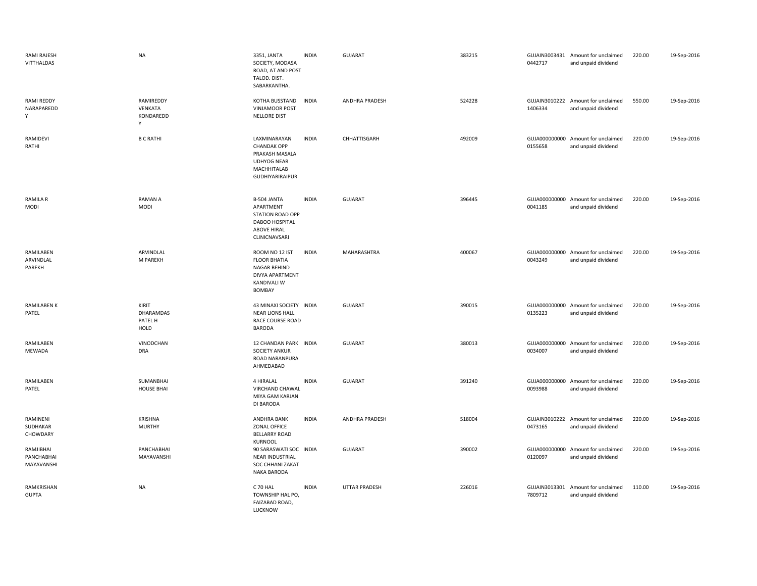| | | | | | | | | | |
|---|---|---|---|---|---|---|---|---|---|
| RAMI RAJESH VITTHALDAS | NA | 3351, JANTA SOCIETY, MODASA ROAD, AT AND POST TALOD. DIST. SABARKANTHA. | INDIA | GUJARAT | 383215 | GUJAIN3003431 0442717 | Amount for unclaimed and unpaid dividend | 220.00 | 19-Sep-2016 |
| RAMI REDDY NARAPAREDD Y | RAMIREDDY VENKATA KONDAREDD Y | KOTHA BUSSTAND VINJAMOOR POST NELLORE DIST | INDIA | ANDHRA PRADESH | 524228 | GUJAIN3010222 1406334 | Amount for unclaimed and unpaid dividend | 550.00 | 19-Sep-2016 |
| RAMIDEVI RATHI | B C RATHI | LAXMINARAYAN CHANDAK OPP PRAKASH MASALA UDHYOG NEAR MACHHITALAB GUDHIYARIRAIPUR | INDIA | CHHATTISGARH | 492009 | GUJA000000000 0155658 | Amount for unclaimed and unpaid dividend | 220.00 | 19-Sep-2016 |
| RAMILA R MODI | RAMAN A MODI | B-504 JANTA APARTMENT STATION ROAD OPP DABOO HOSPITAL ABOVE HIRAL CLINICNAVSARI | INDIA | GUJARAT | 396445 | GUJA000000000 0041185 | Amount for unclaimed and unpaid dividend | 220.00 | 19-Sep-2016 |
| RAMILABEN ARVINDLAL PAREKH | ARVINDLAL M PAREKH | ROOM NO 12 IST FLOOR BHATIA NAGAR BEHIND DIVYA APARTMENT KANDIVALI W BOMBAY | INDIA | MAHARASHTRA | 400067 | GUJA000000000 0043249 | Amount for unclaimed and unpaid dividend | 220.00 | 19-Sep-2016 |
| RAMILABEN K PATEL | KIRIT DHARAMDAS PATEL H HOLD | 43 MINAXI SOCIETY NEAR LIONS HALL RACE COURSE ROAD BARODA | INDIA | GUJARAT | 390015 | GUJA000000000 0135223 | Amount for unclaimed and unpaid dividend | 220.00 | 19-Sep-2016 |
| RAMILABEN MEWADA | VINODCHAN DRA | 12 CHANDAN PARK SOCIETY ANKUR ROAD NARANPURA AHMEDABAD | INDIA | GUJARAT | 380013 | GUJA000000000 0034007 | Amount for unclaimed and unpaid dividend | 220.00 | 19-Sep-2016 |
| RAMILABEN PATEL | SUMANBHAI HOUSE BHAI | 4 HIRALAL VIRCHAND CHAWAL MIYA GAM KARJAN DI BARODA | INDIA | GUJARAT | 391240 | GUJA000000000 0093988 | Amount for unclaimed and unpaid dividend | 220.00 | 19-Sep-2016 |
| RAMINENI SUDHAKAR CHOWDARY | KRISHNA MURTHY | ANDHRA BANK ZONAL OFFICE BELLARRY ROAD KURNOOL | INDIA | ANDHRA PRADESH | 518004 | GUJAIN3010222 0473165 | Amount for unclaimed and unpaid dividend | 220.00 | 19-Sep-2016 |
| RAMJIBHAI PANCHABHAI MAYAVANSHI | PANCHABHAI MAYAVANSHI | 90 SARASWATI SOC NEAR INDUSTRIAL SOC CHHANI ZAKAT NAKA BARODA | INDIA | GUJARAT | 390002 | GUJA000000000 0120097 | Amount for unclaimed and unpaid dividend | 220.00 | 19-Sep-2016 |
| RAMKRISHAN GUPTA | NA | C 70 HAL TOWNSHIP HAL PO, FAIZABAD ROAD, LUCKNOW | INDIA | UTTAR PRADESH | 226016 | GUJAIN3013301 7809712 | Amount for unclaimed and unpaid dividend | 110.00 | 19-Sep-2016 |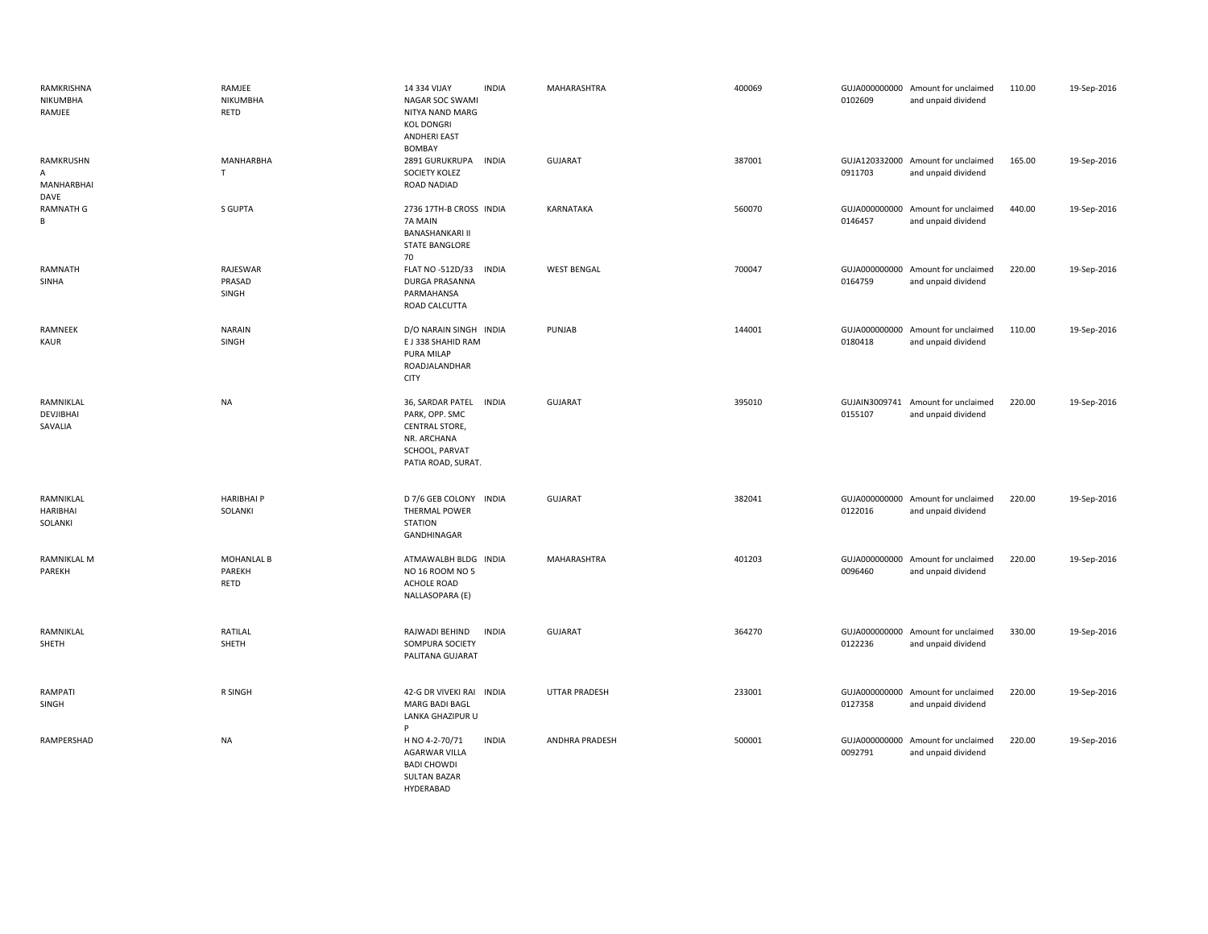| | | | | | | | | | |
|---|---|---|---|---|---|---|---|---|---|
| RAMKRISHNA NIKUMBHA RAMJEE | RAMJEE NIKUMBHA RETD | 14 334 VIJAY NAGAR SOC SWAMI NITYA NAND MARG KOL DONGRI ANDHERI EAST BOMBAY | INDIA | MAHARASHTRA | 400069 | GUJA000000000 0102609 | Amount for unclaimed and unpaid dividend | 110.00 | 19-Sep-2016 |
| RAMKRUSHN A MANHARBHAI DAVE | MANHARBHA T | 2891 GURUKRUPA SOCIETY KOLEZ ROAD NADIAD | INDIA | GUJARAT | 387001 | GUJA120332000 0911703 | Amount for unclaimed and unpaid dividend | 165.00 | 19-Sep-2016 |
| RAMNATH G B | S GUPTA | 2736 17TH-B CROSS 7A MAIN BANASHANKARI II STATE BANGLORE 70 | INDIA | KARNATAKA | 560070 | GUJA000000000 0146457 | Amount for unclaimed and unpaid dividend | 440.00 | 19-Sep-2016 |
| RAMNATH SINHA | RAJESWAR PRASAD SINGH | FLAT NO -512D/33 DURGA PRASANNA PARMAHANSA ROAD CALCUTTA | INDIA | WEST BENGAL | 700047 | GUJA000000000 0164759 | Amount for unclaimed and unpaid dividend | 220.00 | 19-Sep-2016 |
| RAMNEEK KAUR | NARAIN SINGH | D/O NARAIN SINGH E J 338 SHAHID RAM PURA MILAP ROADJALANDHAR CITY | INDIA | PUNJAB | 144001 | GUJA000000000 0180418 | Amount for unclaimed and unpaid dividend | 110.00 | 19-Sep-2016 |
| RAMNIKLAL DEVJIBHAI SAVALIA | NA | 36, SARDAR PATEL PARK, OPP. SMC CENTRAL STORE, NR. ARCHANA SCHOOL, PARVAT PATIA ROAD, SURAT. | INDIA | GUJARAT | 395010 | GUJAIN3009741 0155107 | Amount for unclaimed and unpaid dividend | 220.00 | 19-Sep-2016 |
| RAMNIKLAL HARIBHAI SOLANKI | HARIBHAI P SOLANKI | D 7/6 GEB COLONY THERMAL POWER STATION GANDHINAGAR | INDIA | GUJARAT | 382041 | GUJA000000000 0122016 | Amount for unclaimed and unpaid dividend | 220.00 | 19-Sep-2016 |
| RAMNIKLAL M PAREKH | MOHANLAL B PAREKH RETD | ATMAWALBH BLDG NO 16 ROOM NO 5 ACHOLE ROAD NALLASOPARA (E) | INDIA | MAHARASHTRA | 401203 | GUJA000000000 0096460 | Amount for unclaimed and unpaid dividend | 220.00 | 19-Sep-2016 |
| RAMNIKLAL SHETH | RATILAL SHETH | RAJWADI BEHIND SOMPURA SOCIETY PALITANA GUJARAT | INDIA | GUJARAT | 364270 | GUJA000000000 0122236 | Amount for unclaimed and unpaid dividend | 330.00 | 19-Sep-2016 |
| RAMPATI SINGH | R SINGH | 42-G DR VIVEKI RAI MARG BADI BAGL LANKA GHAZIPUR U P | INDIA | UTTAR PRADESH | 233001 | GUJA000000000 0127358 | Amount for unclaimed and unpaid dividend | 220.00 | 19-Sep-2016 |
| RAMPERSHAD | NA | H NO 4-2-70/71 AGARWAR VILLA BADI CHOWDI SULTAN BAZAR HYDERABAD | INDIA | ANDHRA PRADESH | 500001 | GUJA000000000 0092791 | Amount for unclaimed and unpaid dividend | 220.00 | 19-Sep-2016 |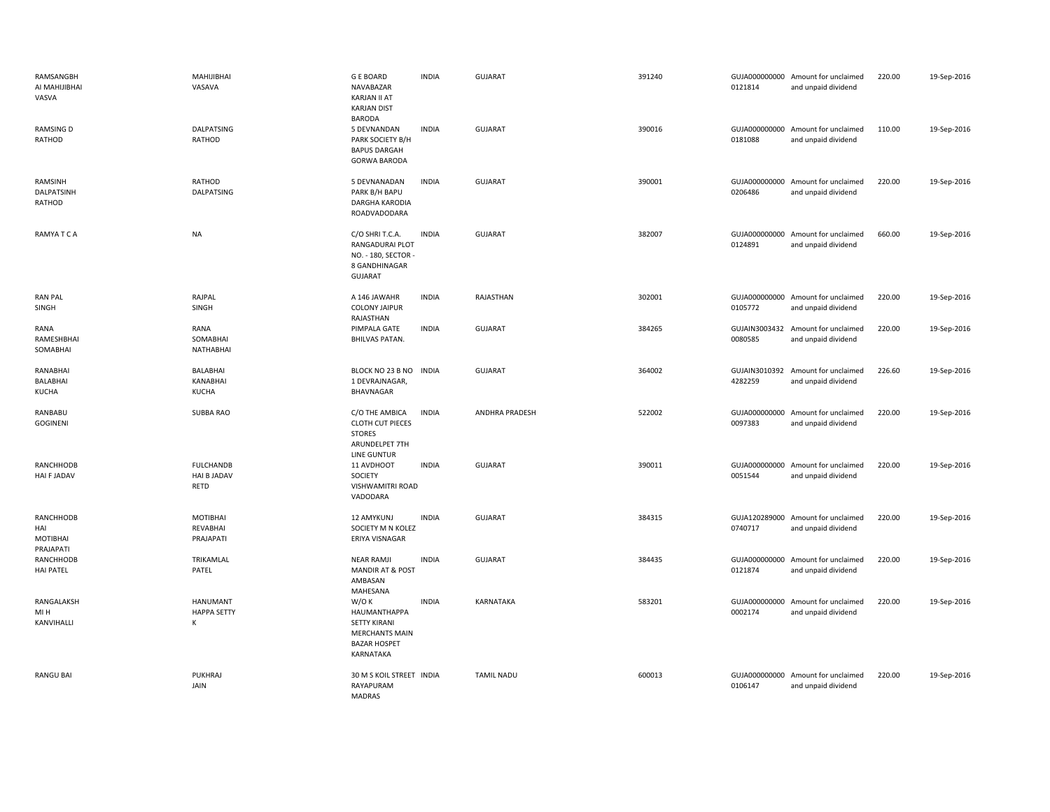| | | | | | | | | | |
|---|---|---|---|---|---|---|---|---|---|
| RAMSANGBH AI MAHIJIBHAI VASVA | MAHIJIBHAI VASAVA | G E BOARD NAVABAZAR KARJAN II AT KARJAN DIST BARODA | INDIA | GUJARAT | 391240 | GUJA000000000 0121814 | Amount for unclaimed and unpaid dividend | 220.00 | 19-Sep-2016 |
| RAMSING D RATHOD | DALPATSING RATHOD | 5 DEVNANDAN PARK SOCIETY B/H BAPUS DARGAH GORWA BARODA | INDIA | GUJARAT | 390016 | GUJA000000000 0181088 | Amount for unclaimed and unpaid dividend | 110.00 | 19-Sep-2016 |
| RAMSINH DALPATSINH RATHOD | RATHOD DALPATSING | 5 DEVNANADAN PARK B/H BAPU DARGHA KARODIA ROADVADODARA | INDIA | GUJARAT | 390001 | GUJA000000000 0206486 | Amount for unclaimed and unpaid dividend | 220.00 | 19-Sep-2016 |
| RAMYA T C A | NA | C/O SHRI T.C.A. RANGADURAI PLOT NO. - 180, SECTOR - 8 GANDHINAGAR GUJARAT | INDIA | GUJARAT | 382007 | GUJA000000000 0124891 | Amount for unclaimed and unpaid dividend | 660.00 | 19-Sep-2016 |
| RAN PAL SINGH | RAJPAL SINGH | A 146 JAWAHR COLONY JAIPUR RAJASTHAN | INDIA | RAJASTHAN | 302001 | GUJA000000000 0105772 | Amount for unclaimed and unpaid dividend | 220.00 | 19-Sep-2016 |
| RANA RAMESHBHAI SOMABHAI | RANA SOMABHAI NATHABHAI | PIMPALA GATE BHILVAS PATAN. | INDIA | GUJARAT | 384265 | GUJAIN3003432 0080585 | Amount for unclaimed and unpaid dividend | 220.00 | 19-Sep-2016 |
| RANABHAI BALABHAI KUCHA | BALABHAI KANABHAI KUCHA | BLOCK NO 23 B NO 1 DEVRAJNAGAR, BHAVNAGAR | INDIA | GUJARAT | 364002 | GUJAIN3010392 4282259 | Amount for unclaimed and unpaid dividend | 226.60 | 19-Sep-2016 |
| RANBABU GOGINENI | SUBBA RAO | C/O THE AMBICA CLOTH CUT PIECES STORES ARUNDELPET 7TH LINE GUNTUR | INDIA | ANDHRA PRADESH | 522002 | GUJA000000000 0097383 | Amount for unclaimed and unpaid dividend | 220.00 | 19-Sep-2016 |
| RANCHHODB HAI F JADAV | FULCHANDB HAI B JADAV RETD | 11 AVDHOOT SOCIETY VISHWAMITRI ROAD VADODARA | INDIA | GUJARAT | 390011 | GUJA000000000 0051544 | Amount for unclaimed and unpaid dividend | 220.00 | 19-Sep-2016 |
| RANCHHODB HAI MOTIBHAI PRAJAPATI | MOTIBHAI REVABHAI PRAJAPATI | 12 AMYKUNJ SOCIETY M N KOLEZ ERIYA VISNAGAR | INDIA | GUJARAT | 384315 | GUJA120289000 0740717 | Amount for unclaimed and unpaid dividend | 220.00 | 19-Sep-2016 |
| RANCHHODB HAI PATEL | TRIKAMLAL PATEL | NEAR RAMJI MANDIR AT & POST AMBASAN MAHESANA | INDIA | GUJARAT | 384435 | GUJA000000000 0121874 | Amount for unclaimed and unpaid dividend | 220.00 | 19-Sep-2016 |
| RANGALAKSH MI H KANVIHALLI | HANUMANT HAPPA SETTY K | W/O K HAUMANTHAPPA SETTY KIRANI MERCHANTS MAIN BAZAR HOSPET KARNATAKA | INDIA | KARNATAKA | 583201 | GUJA000000000 0002174 | Amount for unclaimed and unpaid dividend | 220.00 | 19-Sep-2016 |
| RANGU BAI | PUKHRAJ JAIN | 30 M S KOIL STREET RAYAPURAM MADRAS | INDIA | TAMIL NADU | 600013 | GUJA000000000 0106147 | Amount for unclaimed and unpaid dividend | 220.00 | 19-Sep-2016 |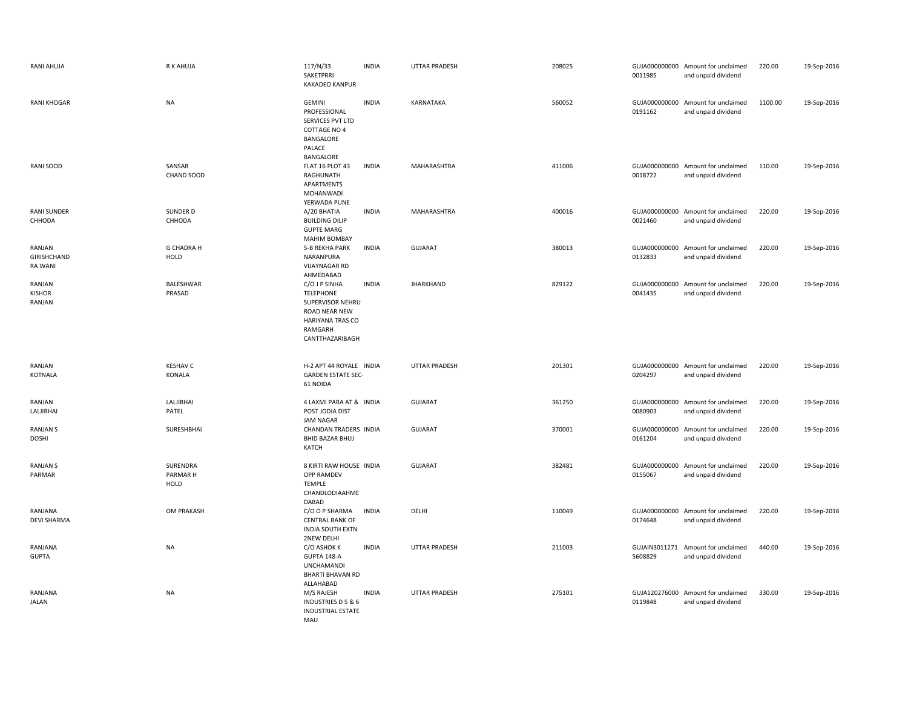| | | | | | | | | | |
|---|---|---|---|---|---|---|---|---|---|
| RANI AHUJA | R K AHUJA | 117/N/33 SAKETPRRI KAKADEO KANPUR | INDIA | UTTAR PRADESH | 208025 | GUJA000000000 0011985 | Amount for unclaimed and unpaid dividend | 220.00 | 19-Sep-2016 |
| RANI KHOGAR | NA | GEMINI PROFESSIONAL SERVICES PVT LTD COTTAGE NO 4 BANGALORE PALACE BANGALORE | INDIA | KARNATAKA | 560052 | GUJA000000000 0191162 | Amount for unclaimed and unpaid dividend | 1100.00 | 19-Sep-2016 |
| RANI SOOD | SANSAR CHAND SOOD | FLAT 16 PLOT 43 RAGHUNATH APARTMENTS MOHANWADI YERWADA PUNE | INDIA | MAHARASHTRA | 411006 | GUJA000000000 0018722 | Amount for unclaimed and unpaid dividend | 110.00 | 19-Sep-2016 |
| RANI SUNDER CHHODA | SUNDER D CHHODA | A/20 BHATIA BUILDING DILIP GUPTE MARG MAHIM BOMBAY | INDIA | MAHARASHTRA | 400016 | GUJA000000000 0021460 | Amount for unclaimed and unpaid dividend | 220.00 | 19-Sep-2016 |
| RANJAN GIRISHCHAND RA WANI | G CHADRA H HOLD | 5-B REKHA PARK NARANPURA VIJAYNAGAR RD AHMEDABAD | INDIA | GUJARAT | 380013 | GUJA000000000 0132833 | Amount for unclaimed and unpaid dividend | 220.00 | 19-Sep-2016 |
| RANJAN KISHOR RANJAN | BALESHWAR PRASAD | C/O J P SINHA TELEPHONE SUPERVISOR NEHRU ROAD NEAR NEW HARIYANA TRAS CO RAMGARH CANTTHAZARIBAGH | INDIA | JHARKHAND | 829122 | GUJA000000000 0041435 | Amount for unclaimed and unpaid dividend | 220.00 | 19-Sep-2016 |
| RANJAN KOTNALA | KESHAV C KONALA | H-2 APT 44 ROYALE GARDEN ESTATE SEC-61 NOIDA | INDIA | UTTAR PRADESH | 201301 | GUJA000000000 0204297 | Amount for unclaimed and unpaid dividend | 220.00 | 19-Sep-2016 |
| RANJAN LALJIBHAI | LALJIBHAI PATEL | 4 LAXMI PARA AT & POST JODIA DIST JAM NAGAR | INDIA | GUJARAT | 361250 | GUJA000000000 0080903 | Amount for unclaimed and unpaid dividend | 220.00 | 19-Sep-2016 |
| RANJAN S DOSHI | SURESHBHAI | CHANDAN TRADERS BHID BAZAR BHUJ KATCH | INDIA | GUJARAT | 370001 | GUJA000000000 0161204 | Amount for unclaimed and unpaid dividend | 220.00 | 19-Sep-2016 |
| RANJAN S PARMAR | SURENDRA PARMAR H HOLD | 8 KIRTI RAW HOUSE OPP RAMDEV TEMPLE CHANDLODIAAHME DABAD | INDIA | GUJARAT | 382481 | GUJA000000000 0155067 | Amount for unclaimed and unpaid dividend | 220.00 | 19-Sep-2016 |
| RANJANA DEVI SHARMA | OM PRAKASH | C/O O P SHARMA CENTRAL BANK OF INDIA SOUTH EXTN 2NEW DELHI | INDIA | DELHI | 110049 | GUJA000000000 0174648 | Amount for unclaimed and unpaid dividend | 220.00 | 19-Sep-2016 |
| RANJANA GUPTA | NA | C/O ASHOK K GUPTA 148-A UNCHAMANDI BHARTI BHAVAN RD ALLAHABAD | INDIA | UTTAR PRADESH | 211003 | GUJAIN3011271 5608829 | Amount for unclaimed and unpaid dividend | 440.00 | 19-Sep-2016 |
| RANJANA JALAN | NA | M/S RAJESH INDUSTRIES D 5 & 6 INDUSTRIAL ESTATE MAU | INDIA | UTTAR PRADESH | 275101 | GUJA120276000 0119848 | Amount for unclaimed and unpaid dividend | 330.00 | 19-Sep-2016 |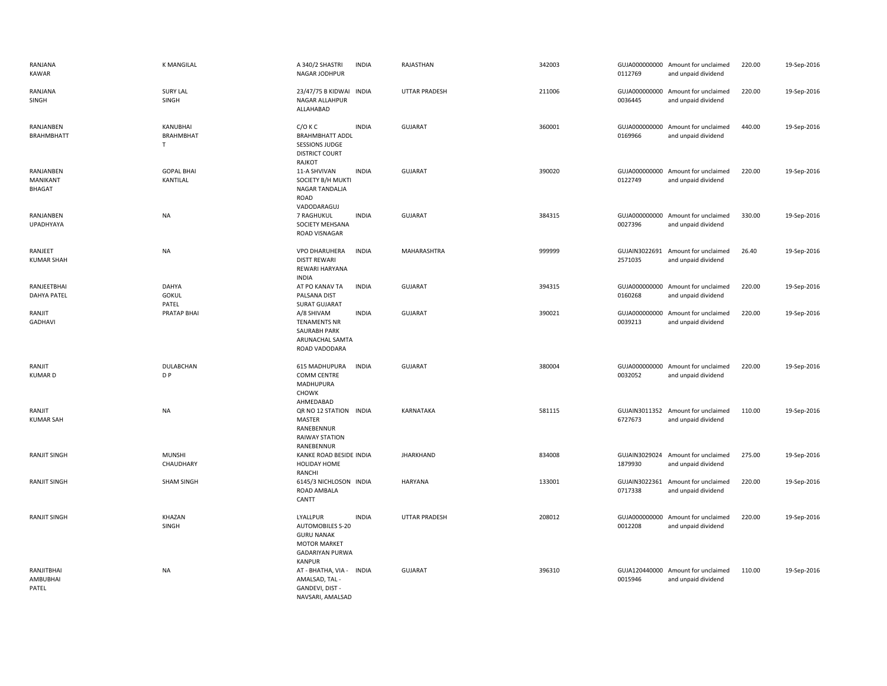| | | | | | | | | | |
|---|---|---|---|---|---|---|---|---|---|
| RANJANA KAWAR | K MANGILAL | A 340/2 SHASTRI NAGAR JODHPUR | INDIA | RAJASTHAN | 342003 | GUJA000000000 0112769 | Amount for unclaimed and unpaid dividend | 220.00 | 19-Sep-2016 |
| RANJANA SINGH | SURY LAL SINGH | 23/47/75 B KIDWAI NAGAR ALLAHPUR ALLAHABAD | INDIA | UTTAR PRADESH | 211006 | GUJA000000000 0036445 | Amount for unclaimed and unpaid dividend | 220.00 | 19-Sep-2016 |
| RANJANBEN BRAHMBHATT | KANUBHAI BRAHMBHAT T | C/O K C BRAHMBHATT ADDL SESSIONS JUDGE DISTRICT COURT RAJKOT | INDIA | GUJARAT | 360001 | GUJA000000000 0169966 | Amount for unclaimed and unpaid dividend | 440.00 | 19-Sep-2016 |
| RANJANBEN MANIKANT BHAGAT | GOPAL BHAI KANTILAL | 11-A SHVIVAN SOCIETY B/H MUKTI NAGAR TANDALJA ROAD VADODARAGUJ | INDIA | GUJARAT | 390020 | GUJA000000000 0122749 | Amount for unclaimed and unpaid dividend | 220.00 | 19-Sep-2016 |
| RANJANBEN UPADHYAYA | NA | 7 RAGHUKUL SOCIETY MEHSANA ROAD VISNAGAR | INDIA | GUJARAT | 384315 | GUJA000000000 0027396 | Amount for unclaimed and unpaid dividend | 330.00 | 19-Sep-2016 |
| RANJEET KUMAR SHAH | NA | VPO DHARUHERA DISTT REWARI REWARI HARYANA INDIA | INDIA | MAHARASHTRA | 999999 | GUJAIN3022691 2571035 | Amount for unclaimed and unpaid dividend | 26.40 | 19-Sep-2016 |
| RANJEETBHAI DAHYA PATEL | DAHYA GOKUL PATEL | AT PO KANAV TA PALSANA DIST SURAT GUJARAT | INDIA | GUJARAT | 394315 | GUJA000000000 0160268 | Amount for unclaimed and unpaid dividend | 220.00 | 19-Sep-2016 |
| RANJIT GADHAVI | PRATAP BHAI | A/8 SHIVAM TENAMENTS NR SAURABH PARK ARUNACHAL SAMTA ROAD VADODARA | INDIA | GUJARAT | 390021 | GUJA000000000 0039213 | Amount for unclaimed and unpaid dividend | 220.00 | 19-Sep-2016 |
| RANJIT KUMAR D | DULABCHAN D P | 615 MADHUPURA COMM CENTRE MADHUPURA CHOWK AHMEDABAD | INDIA | GUJARAT | 380004 | GUJA000000000 0032052 | Amount for unclaimed and unpaid dividend | 220.00 | 19-Sep-2016 |
| RANJIT KUMAR SAH | NA | QR NO 12 STATION MASTER RANEBENNUR RAIWAY STATION RANEBENNUR | INDIA | KARNATAKA | 581115 | GUJAIN3011352 6727673 | Amount for unclaimed and unpaid dividend | 110.00 | 19-Sep-2016 |
| RANJIT SINGH | MUNSHI CHAUDHARY | KANKE ROAD BESIDE HOLIDAY HOME RANCHI | INDIA | JHARKHAND | 834008 | GUJAIN3029024 1879930 | Amount for unclaimed and unpaid dividend | 275.00 | 19-Sep-2016 |
| RANJIT SINGH | SHAM SINGH | 6145/3 NICHLOSON ROAD AMBALA CANTT | INDIA | HARYANA | 133001 | GUJAIN3022361 0717338 | Amount for unclaimed and unpaid dividend | 220.00 | 19-Sep-2016 |
| RANJIT SINGH | KHAZAN SINGH | LYALLPUR AUTOMOBILES S-20 GURU NANAK MOTOR MARKET GADARIYAN PURWA KANPUR | INDIA | UTTAR PRADESH | 208012 | GUJA000000000 0012208 | Amount for unclaimed and unpaid dividend | 220.00 | 19-Sep-2016 |
| RANJITBHAI AMBUBHAI PATEL | NA | AT - BHATHA, VIA - AMALSAD, TAL - GANDEVI, DIST - NAVSARI, AMALSAD | INDIA | GUJARAT | 396310 | GUJA120440000 0015946 | Amount for unclaimed and unpaid dividend | 110.00 | 19-Sep-2016 |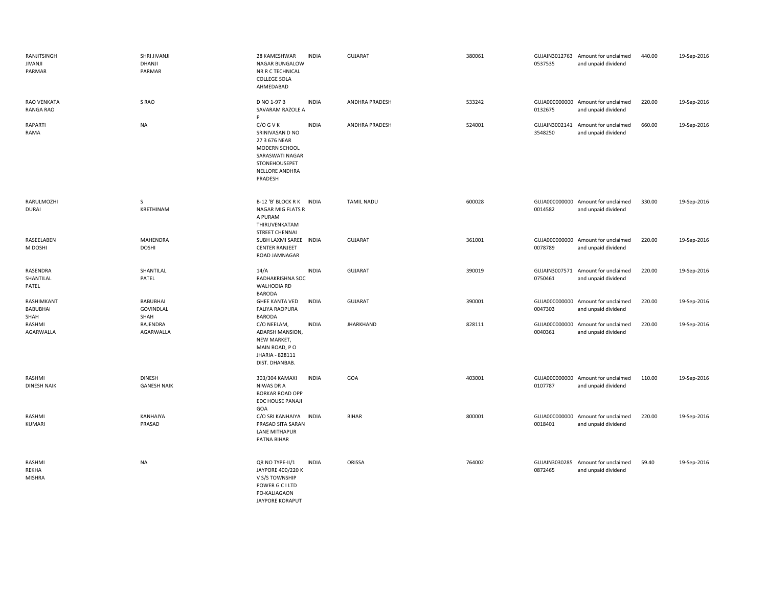| | | | | | | | | | |
|---|---|---|---|---|---|---|---|---|---|
| RANJITSINGH JIVANJI PARMAR | SHRI JIVANJI DHANJI PARMAR | 28 KAMESHWAR NAGAR BUNGALOW NR R C TECHNICAL COLLEGE SOLA AHMEDABAD | INDIA | GUJARAT | 380061 | GUJAIN3012763 0537535 | Amount for unclaimed and unpaid dividend | 440.00 | 19-Sep-2016 |
| RAO VENKATA RANGA RAO | S RAO | D NO 1-97 B SAVARAM RAZOLE A P | INDIA | ANDHRA PRADESH | 533242 | GUJA000000000 0132675 | Amount for unclaimed and unpaid dividend | 220.00 | 19-Sep-2016 |
| RAPARTI RAMA | NA | C/O G V K SRINIVASAN D NO 27 3 676 NEAR MODERN SCHOOL SARASWATI NAGAR STONEHOUSEPET NELLORE ANDHRA PRADESH | INDIA | ANDHRA PRADESH | 524001 | GUJAIN3002141 3548250 | Amount for unclaimed and unpaid dividend | 660.00 | 19-Sep-2016 |
| RARULMOZHI DURAI | S KRETHINAM | B-12 'B' BLOCK R K NAGAR MIG FLATS R A PURAM THIRUVENKATAM STREET CHENNAI | INDIA | TAMIL NADU | 600028 | GUJA000000000 0014582 | Amount for unclaimed and unpaid dividend | 330.00 | 19-Sep-2016 |
| RASEELABEN M DOSHI | MAHENDRA DOSHI | SUBH LAXMI SAREE CENTER RANJEET ROAD JAMNAGAR | INDIA | GUJARAT | 361001 | GUJA000000000 0078789 | Amount for unclaimed and unpaid dividend | 220.00 | 19-Sep-2016 |
| RASENDRA SHANTILAL PATEL | SHANTILAL PATEL | 14/A RADHAKRISHNA SOC WALHODIA RD BARODA | INDIA | GUJARAT | 390019 | GUJAIN3007571 0750461 | Amount for unclaimed and unpaid dividend | 220.00 | 19-Sep-2016 |
| RASHIMKANT BABUBHAI SHAH | BABUBHAI GOVINDLAL SHAH | GHEE KANTA VED FALIYA RAOPURA BARODA | INDIA | GUJARAT | 390001 | GUJA000000000 0047303 | Amount for unclaimed and unpaid dividend | 220.00 | 19-Sep-2016 |
| RASHMI AGARWALLA | RAJENDRA AGARWALLA | C/O NEELAM, ADARSH MANSION, NEW MARKET, MAIN ROAD, P O JHARIA - 828111 DIST. DHANBAB. | INDIA | JHARKHAND | 828111 | GUJA000000000 0040361 | Amount for unclaimed and unpaid dividend | 220.00 | 19-Sep-2016 |
| RASHMI DINESH NAIK | DINESH GANESH NAIK | 303/304 KAMAXI NIWAS DR A BORKAR ROAD OPP EDC HOUSE PANAJI GOA | INDIA | GOA | 403001 | GUJA000000000 0107787 | Amount for unclaimed and unpaid dividend | 110.00 | 19-Sep-2016 |
| RASHMI KUMARI | KANHAIYA PRASAD | C/O SRI KANHAIYA PRASAD SITA SARAN LANE MITHAPUR PATNA BIHAR | INDIA | BIHAR | 800001 | GUJA000000000 0018401 | Amount for unclaimed and unpaid dividend | 220.00 | 19-Sep-2016 |
| RASHMI REKHA MISHRA | NA | QR NO TYPE-II/1 JAYPORE 400/220 K V S/S TOWNSHIP POWER G C I LTD PO-KALIAGAON JAYPORE KORAPUT | INDIA | ORISSA | 764002 | GUJAIN3030285 0872465 | Amount for unclaimed and unpaid dividend | 59.40 | 19-Sep-2016 |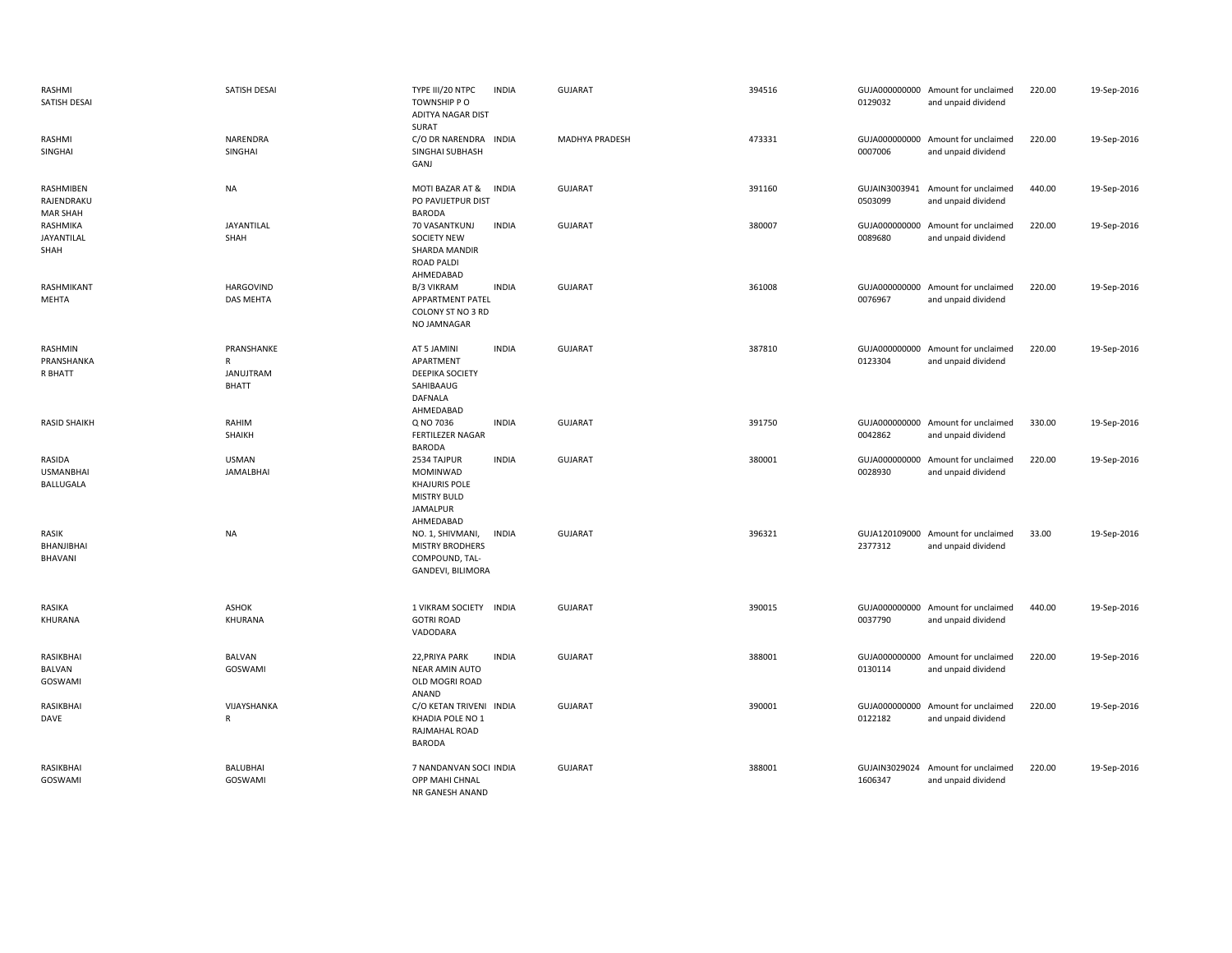| | | | | | | | | | |
|---|---|---|---|---|---|---|---|---|---|
| RASHMI SATISH DESAI | SATISH DESAI | TYPE III/20 NTPC TOWNSHIP P O ADITYA NAGAR DIST SURAT | INDIA | GUJARAT | 394516 | GUJA000000000 0129032 | Amount for unclaimed and unpaid dividend | 220.00 | 19-Sep-2016 |
| RASHMI SINGHAI | NARENDRA SINGHAI | C/O DR NARENDRA SINGHAI SUBHASH GANJ | INDIA | MADHYA PRADESH | 473331 | GUJA000000000 0007006 | Amount for unclaimed and unpaid dividend | 220.00 | 19-Sep-2016 |
| RASHMIBEN RAJENDRAKU MAR SHAH | NA | MOTI BAZAR AT & PO PAVIJETPUR DIST BARODA | INDIA | GUJARAT | 391160 | GUJAIN3003941 0503099 | Amount for unclaimed and unpaid dividend | 440.00 | 19-Sep-2016 |
| RASHMIKA JAYANTILAL SHAH | JAYANTILAL SHAH | 70 VASANTKUNJ SOCIETY NEW SHARDA MANDIR ROAD PALDI AHMEDABAD | INDIA | GUJARAT | 380007 | GUJA000000000 0089680 | Amount for unclaimed and unpaid dividend | 220.00 | 19-Sep-2016 |
| RASHMIKANT MEHTA | HARGOVIND DAS MEHTA | B/3 VIKRAM APPARTMENT PATEL COLONY ST NO 3 RD NO JAMNAGAR | INDIA | GUJARAT | 361008 | GUJA000000000 0076967 | Amount for unclaimed and unpaid dividend | 220.00 | 19-Sep-2016 |
| RASHMIN PRANSHANKA R BHATT | PRANSHANKE R JANUJTRAM BHATT | AT 5 JAMINI APARTMENT DEEPIKA SOCIETY SAHIBAAUG DAFNALA AHMEDABAD | INDIA | GUJARAT | 387810 | GUJA000000000 0123304 | Amount for unclaimed and unpaid dividend | 220.00 | 19-Sep-2016 |
| RASID SHAIKH | RAHIM SHAIKH | Q NO 7036 FERTILEZER NAGAR BARODA | INDIA | GUJARAT | 391750 | GUJA000000000 0042862 | Amount for unclaimed and unpaid dividend | 330.00 | 19-Sep-2016 |
| RASIDA USMANBHAI BALLUGALA | USMAN JAMALBHAI | 2534 TAJPUR MOMINWAD KHAJURIS POLE MISTRY BULD JAMALPUR AHMEDABAD | INDIA | GUJARAT | 380001 | GUJA000000000 0028930 | Amount for unclaimed and unpaid dividend | 220.00 | 19-Sep-2016 |
| RASIK BHANJIBHAI BHAVANI | NA | NO. 1, SHIVMANI, MISTRY BRODHERS COMPOUND, TAL-GANDEVI, BILIMORA | INDIA | GUJARAT | 396321 | GUJA120109000 2377312 | Amount for unclaimed and unpaid dividend | 33.00 | 19-Sep-2016 |
| RASIKA KHURANA | ASHOK KHURANA | 1 VIKRAM SOCIETY GOTRI ROAD VADODARA | INDIA | GUJARAT | 390015 | GUJA000000000 0037790 | Amount for unclaimed and unpaid dividend | 440.00 | 19-Sep-2016 |
| RASIKBHAI BALVAN GOSWAMI | BALVAN GOSWAMI | 22,PRIYA PARK NEAR AMIN AUTO OLD MOGRI ROAD ANAND | INDIA | GUJARAT | 388001 | GUJA000000000 0130114 | Amount for unclaimed and unpaid dividend | 220.00 | 19-Sep-2016 |
| RASIKBHAI DAVE | VIJAYSHANKA R | C/O KETAN TRIVENI KHADIA POLE NO 1 RAJMAHAL ROAD BARODA | INDIA | GUJARAT | 390001 | GUJA000000000 0122182 | Amount for unclaimed and unpaid dividend | 220.00 | 19-Sep-2016 |
| RASIKBHAI GOSWAMI | BALUBHAI GOSWAMI | 7 NANDANVAN SOCI OPP MAHI CHNAL NR GANESH ANAND | INDIA | GUJARAT | 388001 | GUJAIN3029024 1606347 | Amount for unclaimed and unpaid dividend | 220.00 | 19-Sep-2016 |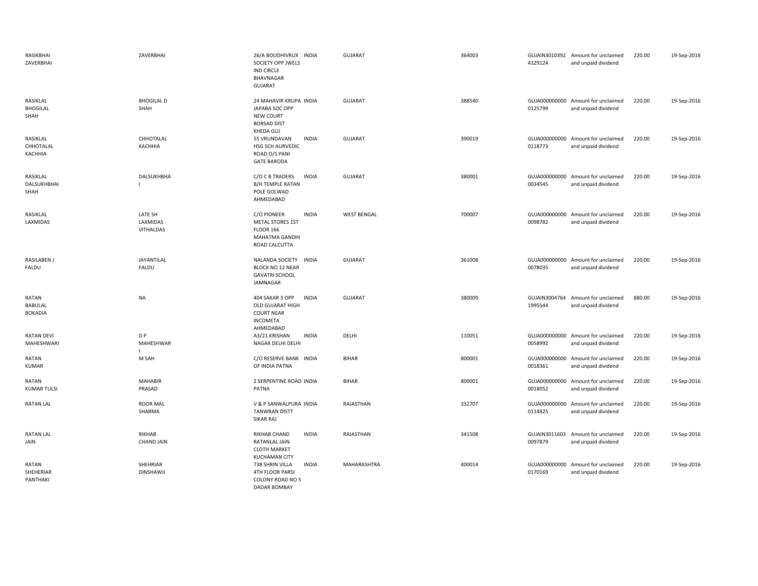| | | | | | | | | | |
|---|---|---|---|---|---|---|---|---|---|
| RASIKBHAI ZAVERBHAI | ZAVERBHAI | 26/A BOUDHIVRUX SOCIETY OPP JWELS IND CIRCLE BHAVNAGAR GUJARAT | INDIA | GUJARAT | 364003 | GUJAIN30103924329124 | Amount for unclaimed and unpaid dividend | 220.00 | 19-Sep-2016 |
| RASIKLAL BHOGILAL SHAH | BHOGILAL D SHAH | 24 MAHAVIR KRUPA JAPABA SOC OPP NEW COURT BORSAD DIST KHEDA GUJ | INDIA | GUJARAT | 388540 | GUJA0000000000125799 | Amount for unclaimed and unpaid dividend | 220.00 | 19-Sep-2016 |
| RASIKLAL CHHOTALAL KACHHIA | CHHOTALAL KACHHIA | 55 VRUNDAVAN HSG SCH AURVEDIC ROAD O/S PANI GATE BARODA | INDIA | GUJARAT | 390019 | GUJA0000000000118773 | Amount for unclaimed and unpaid dividend | 220.00 | 19-Sep-2016 |
| RASIKLAL DALSUKHBHAI SHAH | DALSUKHBHA I | C/O C B TRADERS B/H TEMPLE RATAN POLE GOLWAD AHMEDABAD | INDIA | GUJARAT | 380001 | GUJA0000000000034545 | Amount for unclaimed and unpaid dividend | 220.00 | 19-Sep-2016 |
| RASIKLAL LAXMIDAS | LATE SH LAXMIDAS VITHALDAS | C/O PIONEER METAL STORES 1ST FLOOR 166 MAHATMA GANDHI ROAD CALCUTTA | INDIA | WEST BENGAL | 700007 | GUJA0000000000098782 | Amount for unclaimed and unpaid dividend | 220.00 | 19-Sep-2016 |
| RASILABEN J FALDU | JAYANTILAL FALDU | NALANDA SOCIETY BLOCK NO 12 NEAR GAVATRI SCHOOL JAMNAGAR | INDIA | GUJARAT | 361008 | GUJA0000000000078035 | Amount for unclaimed and unpaid dividend | 220.00 | 19-Sep-2016 |
| RATAN BABULAL BOKADIA | NA | 404 SAKAR 3 OPP OLD GUJARAT HIGH COURT NEAR INCOMETA AHMEDABAD | INDIA | GUJARAT | 380009 | GUJAIN30047641995544 | Amount for unclaimed and unpaid dividend | 880.00 | 19-Sep-2016 |
| RATAN DEVI MAHESHWARI | D P MAHESHWAR I | A3/21 KRISHAN NAGAR DELHI DELHI | INDIA | DELHI | 110051 | GUJA0000000000058992 | Amount for unclaimed and unpaid dividend | 220.00 | 19-Sep-2016 |
| RATAN KUMAR | M SAH | C/O RESERVE BANK OF INDIA PATNA | INDIA | BIHAR | 800001 | GUJA0000000000018361 | Amount for unclaimed and unpaid dividend | 220.00 | 19-Sep-2016 |
| RATAN KUMAR TULSI | MAHABIR PRASAD | 2 SERPENTINE ROAD PATNA | INDIA | BIHAR | 800001 | GUJA0000000000018052 | Amount for unclaimed and unpaid dividend | 220.00 | 19-Sep-2016 |
| RATAN LAL | ROOR MAL SHARMA | V & P SANWALPURA TANWRAN DISTT SIKAR RAJ | INDIA | RAJASTHAN | 332707 | GUJA0000000000114825 | Amount for unclaimed and unpaid dividend | 220.00 | 19-Sep-2016 |
| RATAN LAL JAIN | RIKHAB CHAND JAIN | RIKHAB CHAND RATANLAL JAIN CLOTH MARKET KUCHAMAN CITY | INDIA | RAJASTHAN | 341508 | GUJAIN30116030097879 | Amount for unclaimed and unpaid dividend | 220.00 | 19-Sep-2016 |
| RATAN SHEHERIAR PANTHAKI | SHEHRIAR DINSHAWJI | 738 SHRIN VILLA 4TH FLOOR PARSI COLONY ROAD NO 5 DADAR BOMBAY | INDIA | MAHARASHTRA | 400014 | GUJA0000000000170169 | Amount for unclaimed and unpaid dividend | 220.00 | 19-Sep-2016 |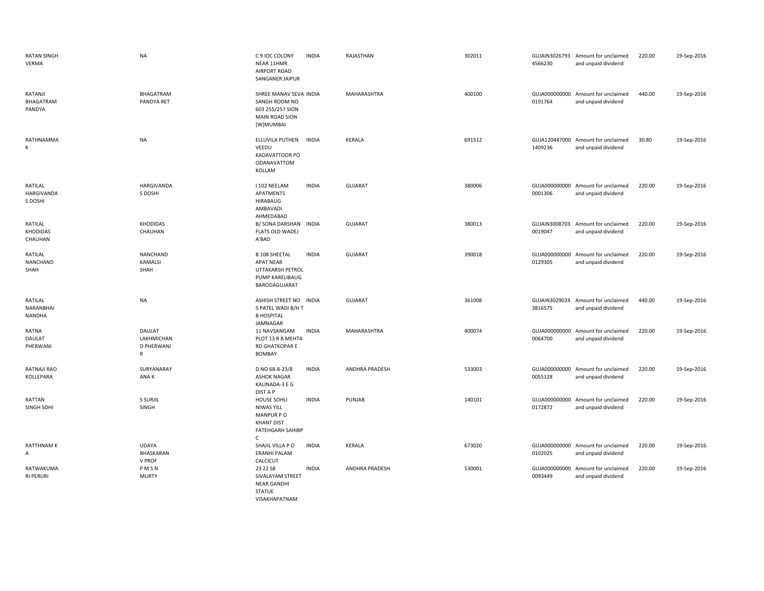| | | | | | | | | | |
|---|---|---|---|---|---|---|---|---|---|
| RATAN SINGH VERMA | NA | C 9 IOC COLONY NEAR 11HMR AIRPORT ROAD SANGANER JAIPUR | INDIA | RAJASTHAN | 302011 | GUJAIN30267934566230 | Amount for unclaimed and unpaid dividend | 220.00 | 19-Sep-2016 |
| RATANJI BHAGATRAM PANDYA | BHAGATRAM PANDYA RET | SHREE MANAV SEVA SANGH ROOM NO 603 255/257 SION MAIN ROAD SION [W]MUMBAI | INDIA | MAHARASHTRA | 400100 | GUJA0000000000191764 | Amount for unclaimed and unpaid dividend | 440.00 | 19-Sep-2016 |
| RATHNAMMA K | NA | ELLUVILA PUTHEN VEEDU KADAVATTOOR PO ODANAVATTOM KOLLAM | INDIA | KERALA | 691512 | GUJA1204470001409236 | Amount for unclaimed and unpaid dividend | 30.80 | 19-Sep-2016 |
| RATILAL HARGIVANDA S DOSHI | HARGIVANDA S DOSHI | I 102 NEELAM APATMENTS HIRABAUG AMBAVADI AHMEDABAD | INDIA | GUJARAT | 380006 | GUJA0000000000001306 | Amount for unclaimed and unpaid dividend | 220.00 | 19-Sep-2016 |
| RATILAL KHODIDAS CHAUHAN | KHODIDAS CHAUHAN | B/ SONA DARSHAN FLATS OLD WADEJ A'BAD | INDIA | GUJARAT | 380013 | GUJAIN30087030019047 | Amount for unclaimed and unpaid dividend | 220.00 | 19-Sep-2016 |
| RATILAL NANCHAND SHAH | NANCHAND KAMALSI SHAH | B 108 SHEETAL APAT NEAR UTTAKARSH PETROL PUMP KARELIBAUG BARODAGUJARAT | INDIA | GUJARAT | 390018 | GUJA0000000000129305 | Amount for unclaimed and unpaid dividend | 220.00 | 19-Sep-2016 |
| RATILAL NARANBHAI NANDHA | NA | ASHISH STREET NO 5 PATEL WADI B/H T B HOSPITAL JAMNAGAR | INDIA | GUJARAT | 361008 | GUJAIN30290243816575 | Amount for unclaimed and unpaid dividend | 440.00 | 19-Sep-2016 |
| RATNA DAULAT PHERWANI | DAULAT LAKHMICHAN D PHERWANI R | 11 NAVSANGAM PLOT 13 R B MEHTA RD GHATKOPAR E BOMBAY | INDIA | MAHARASHTRA | 400074 | GUJA0000000000064700 | Amount for unclaimed and unpaid dividend | 220.00 | 19-Sep-2016 |
| RATNAJI RAO KOLLEPARA | SURYANARAY ANA K | D NO 68-8-23/8 ASHOK NAGAR KALINADA-3 E G DIST A P | INDIA | ANDHRA PRADESH | 533003 | GUJA0000000000055128 | Amount for unclaimed and unpaid dividend | 220.00 | 19-Sep-2016 |
| RATTAN SINGH SOHI | S SURJIL SINGH | HOUSE SOHLI NIWAS YILL MANPUR P O KHANT DIST FATEHGARH SAHIBP C | INDIA | PUNJAB | 140101 | GUJA0000000000172872 | Amount for unclaimed and unpaid dividend | 220.00 | 19-Sep-2016 |
| RATTHNAM K A | UDAYA BHASKARAN V PROF | SHAJIL VILLA P O ERANHI PALAM CALCICUT | INDIA | KERALA | 673020 | GUJA0000000000102025 | Amount for unclaimed and unpaid dividend | 220.00 | 19-Sep-2016 |
| RATWAKUMA RI PERURI | P M S N MURTY | 23 22 S8 SIVALAYAM STREET NEAR GANDHI STATUE VISAKHAPATNAM | INDIA | ANDHRA PRADESH | 530001 | GUJA0000000000093449 | Amount for unclaimed and unpaid dividend | 220.00 | 19-Sep-2016 |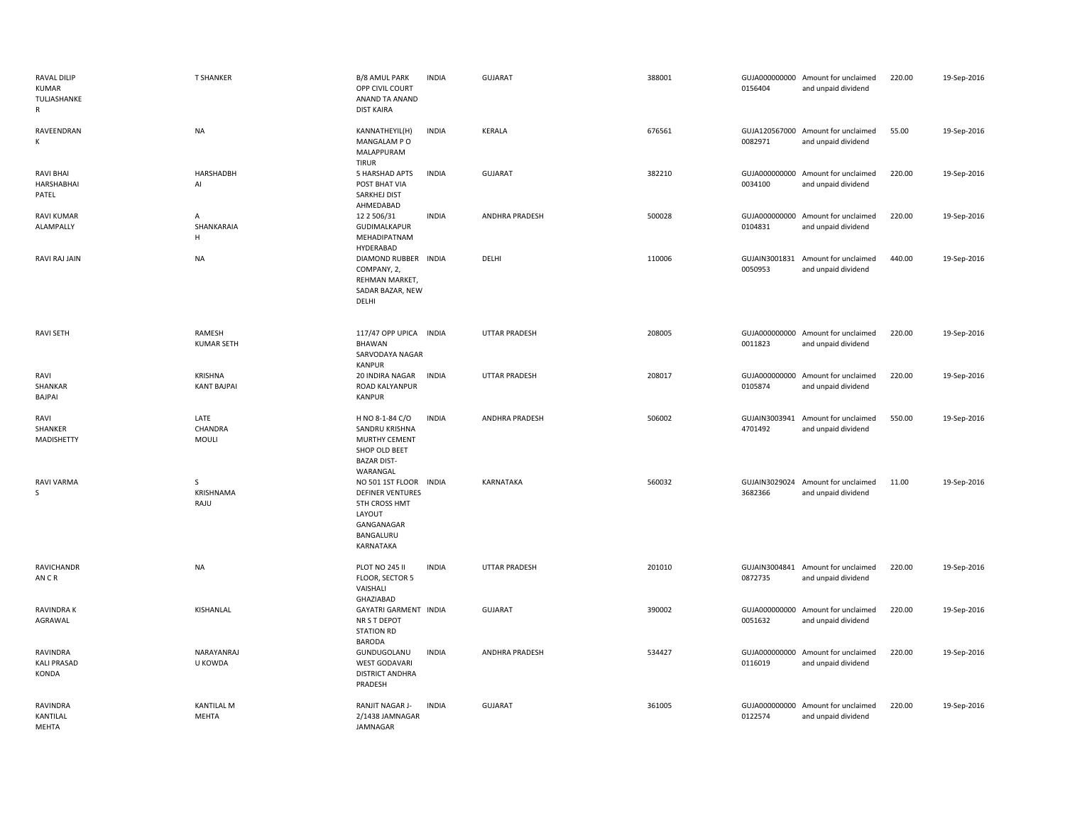| | | | | | | | | | |
|---|---|---|---|---|---|---|---|---|---|
| RAVAL DILIP KUMAR TULJASHANKER | T SHANKER | B/8 AMUL PARK OPP CIVIL COURT ANAND TA ANAND DIST KAIRA | INDIA | GUJARAT | 388001 | GUJA000000000 0156404 | Amount for unclaimed and unpaid dividend | 220.00 | 19-Sep-2016 |
| RAVEENDRAN K | NA | KANNATHEYIL(H) MANGALAM P O MALAPPURAM TIRUR | INDIA | KERALA | 676561 | GUJA120567000 0082971 | Amount for unclaimed and unpaid dividend | 55.00 | 19-Sep-2016 |
| RAVI BHAI HARSHABHAI PATEL | HARSHADBH AI | 5 HARSHAD APTS POST BHAT VIA SARKHEJ DIST AHMEDABAD | INDIA | GUJARAT | 382210 | GUJA000000000 0034100 | Amount for unclaimed and unpaid dividend | 220.00 | 19-Sep-2016 |
| RAVI KUMAR ALAMPALLY | A SHANKARAIA H | 12 2 506/31 GUDIMALKAPUR MEHADIPATNAM HYDERABAD | INDIA | ANDHRA PRADESH | 500028 | GUJA000000000 0104831 | Amount for unclaimed and unpaid dividend | 220.00 | 19-Sep-2016 |
| RAVI RAJ JAIN | NA | DIAMOND RUBBER COMPANY, 2, REHMAN MARKET, SADAR BAZAR, NEW DELHI | INDIA | DELHI | 110006 | GUJAIN3001831 0050953 | Amount for unclaimed and unpaid dividend | 440.00 | 19-Sep-2016 |
| RAVI SETH | RAMESH KUMAR SETH | 117/47 OPP UPICA BHAWAN SARVODAYA NAGAR KANPUR | INDIA | UTTAR PRADESH | 208005 | GUJA000000000 0011823 | Amount for unclaimed and unpaid dividend | 220.00 | 19-Sep-2016 |
| RAVI SHANKAR BAJPAI | KRISHNA KANT BAJPAI | 20 INDIRA NAGAR ROAD KALYANPUR KANPUR | INDIA | UTTAR PRADESH | 208017 | GUJA000000000 0105874 | Amount for unclaimed and unpaid dividend | 220.00 | 19-Sep-2016 |
| RAVI SHANKER MADISHETTY | LATE CHANDRA MOULI | H NO 8-1-84 C/O SANDRU KRISHNA MURTHY CEMENT SHOP OLD BEET BAZAR DIST-WARANGAL | INDIA | ANDHRA PRADESH | 506002 | GUJAIN3003941 4701492 | Amount for unclaimed and unpaid dividend | 550.00 | 19-Sep-2016 |
| RAVI VARMA S | S KRISHNAMA RAJU | NO 501 1ST FLOOR DEFINER VENTURES 5TH CROSS HMT LAYOUT GANGANAGAR BANGALURU KARNATAKA | INDIA | KARNATAKA | 560032 | GUJAIN3029024 3682366 | Amount for unclaimed and unpaid dividend | 11.00 | 19-Sep-2016 |
| RAVICHANDR AN C R | NA | PLOT NO 245 II FLOOR, SECTOR 5 VAISHALI GHAZIABAD | INDIA | UTTAR PRADESH | 201010 | GUJAIN3004841 0872735 | Amount for unclaimed and unpaid dividend | 220.00 | 19-Sep-2016 |
| RAVINDRA K AGRAWAL | KISHANLAL | GAYATRI GARMENT NR S T DEPOT STATION RD BARODA | INDIA | GUJARAT | 390002 | GUJA000000000 0051632 | Amount for unclaimed and unpaid dividend | 220.00 | 19-Sep-2016 |
| RAVINDRA KALI PRASAD KONDA | NARAYANRAJ U KOWDA | GUNDUGOLANU WEST GODAVARI DISTRICT ANDHRA PRADESH | INDIA | ANDHRA PRADESH | 534427 | GUJA000000000 0116019 | Amount for unclaimed and unpaid dividend | 220.00 | 19-Sep-2016 |
| RAVINDRA KANTILAL MEHTA | KANTILAL M MEHTA | RANJIT NAGAR J-2/1438 JAMNAGAR JAMNAGAR | INDIA | GUJARAT | 361005 | GUJA000000000 0122574 | Amount for unclaimed and unpaid dividend | 220.00 | 19-Sep-2016 |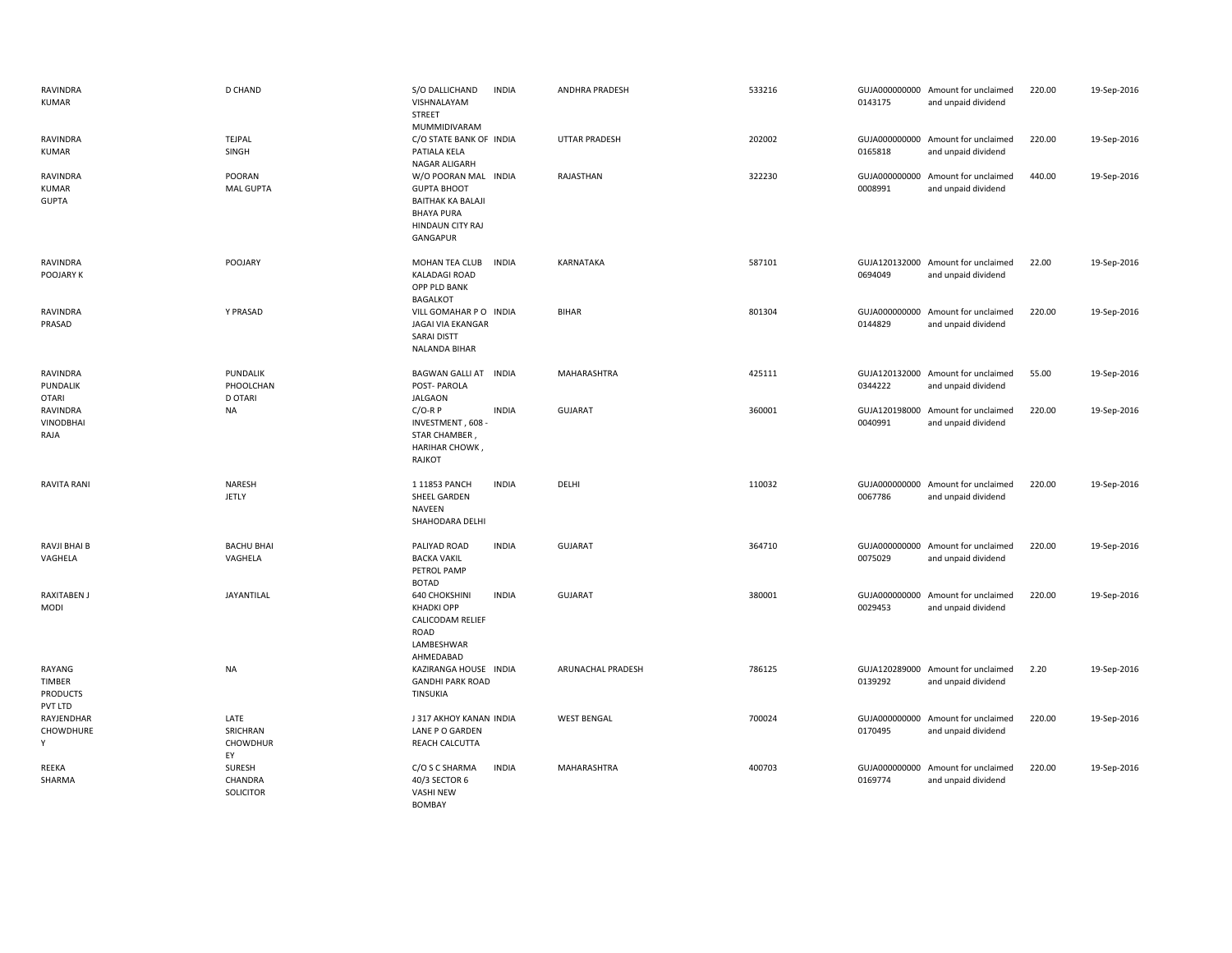| | | | | | | | | | |
|---|---|---|---|---|---|---|---|---|---|
| RAVINDRA KUMAR | D CHAND | S/O DALLICHAND VISHNALAYAM STREET MUMMIDIVARAM | INDIA | ANDHRA PRADESH | 533216 | GUJA0000000000143175 | Amount for unclaimed and unpaid dividend | 220.00 | 19-Sep-2016 |
| RAVINDRA KUMAR | TEJPAL SINGH | C/O STATE BANK OF PATIALA KELA NAGAR ALIGARH | INDIA | UTTAR PRADESH | 202002 | GUJA0000000000165818 | Amount for unclaimed and unpaid dividend | 220.00 | 19-Sep-2016 |
| RAVINDRA KUMAR GUPTA | POORAN MAL GUPTA | W/O POORAN MAL GUPTA BHOOT BAITHAK KA BALAJI BHAYA PURA HINDAUN CITY RAJ GANGAPUR | INDIA | RAJASTHAN | 322230 | GUJA0000000000008991 | Amount for unclaimed and unpaid dividend | 440.00 | 19-Sep-2016 |
| RAVINDRA POOJARY K | POOJARY | MOHAN TEA CLUB KALADAGI ROAD OPP PLD BANK BAGALKOT | INDIA | KARNATAKA | 587101 | GUJA1201320000694049 | Amount for unclaimed and unpaid dividend | 22.00 | 19-Sep-2016 |
| RAVINDRA PRASAD | Y PRASAD | VILL GOMAHAR P O JAGAI VIA EKANGAR SARAI DISTT NALANDA BIHAR | INDIA | BIHAR | 801304 | GUJA0000000000144829 | Amount for unclaimed and unpaid dividend | 220.00 | 19-Sep-2016 |
| RAVINDRA PUNDALIK OTARI | PUNDALIK PHOOLCHAN D OTARI | BAGWAN GALLI AT POST- PAROLA JALGAON | INDIA | MAHARASHTRA | 425111 | GUJA1201320000344222 | Amount for unclaimed and unpaid dividend | 55.00 | 19-Sep-2016 |
| RAVINDRA VINODBHAI RAJA | NA | C/O-R P INVESTMENT , 608 - STAR CHAMBER , HARIHAR CHOWK , RAJKOT | INDIA | GUJARAT | 360001 | GUJA1201980000040991 | Amount for unclaimed and unpaid dividend | 220.00 | 19-Sep-2016 |
| RAVITA RANI | NARESH JETLY | 1 11853 PANCH SHEEL GARDEN NAVEEN SHAHODARA DELHI | INDIA | DELHI | 110032 | GUJA0000000000067786 | Amount for unclaimed and unpaid dividend | 220.00 | 19-Sep-2016 |
| RAVJI BHAI B VAGHELA | BACHU BHAI VAGHELA | PALIYAD ROAD BACKA VAKIL PETROL PAMP BOTAD | INDIA | GUJARAT | 364710 | GUJA0000000000075029 | Amount for unclaimed and unpaid dividend | 220.00 | 19-Sep-2016 |
| RAXITABEN J MODI | JAYANTILAL | 640 CHOKSHINI KHADKI OPP CALICODAM RELIEF ROAD LAMBESHWAR AHMEDABAD | INDIA | GUJARAT | 380001 | GUJA0000000000029453 | Amount for unclaimed and unpaid dividend | 220.00 | 19-Sep-2016 |
| RAYANG TIMBER PRODUCTS PVT LTD | NA | KAZIRANGA HOUSE GANDHI PARK ROAD TINSUKIA | INDIA | ARUNACHAL PRADESH | 786125 | GUJA1202890000139292 | Amount for unclaimed and unpaid dividend | 2.20 | 19-Sep-2016 |
| RAYJENDHAR CHOWDHUREY | LATE SRICHRAN CHOWDHUREY | J 317 AKHOY KANAN LANE P O GARDEN REACH CALCUTTA | INDIA | WEST BENGAL | 700024 | GUJA0000000000170495 | Amount for unclaimed and unpaid dividend | 220.00 | 19-Sep-2016 |
| REEKA SHARMA | SURESH CHANDRA SOLICITOR | C/O S C SHARMA 40/3 SECTOR 6 VASHI NEW BOMBAY | INDIA | MAHARASHTRA | 400703 | GUJA0000000000169774 | Amount for unclaimed and unpaid dividend | 220.00 | 19-Sep-2016 |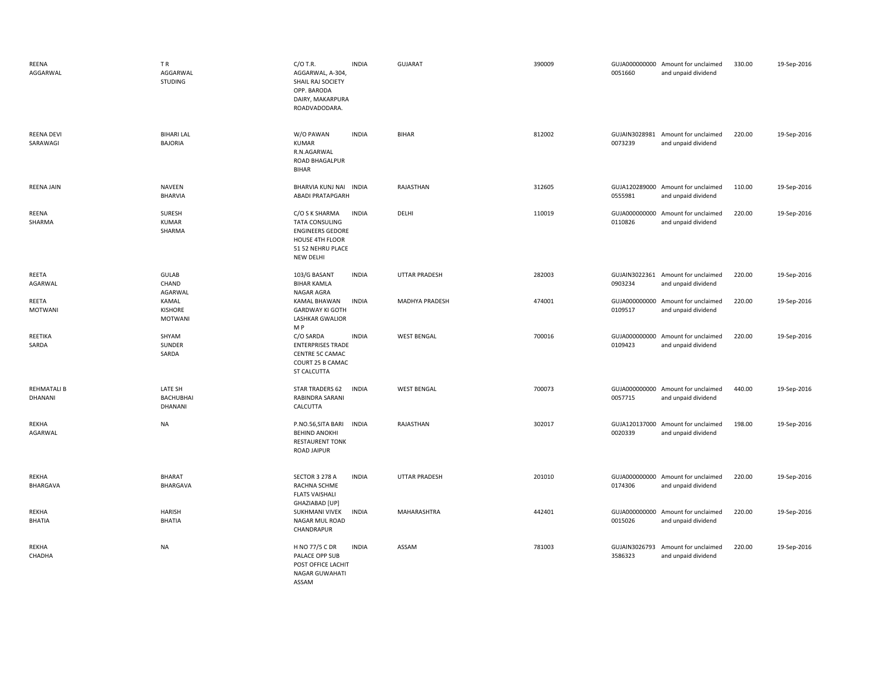| | | | | | | | | | |
|---|---|---|---|---|---|---|---|---|---|
| REENA AGGARWAL | T R AGGARWAL STUDING | C/O T.R. AGGARWAL, A-304, SHAIL RAJ SOCIETY OPP. BARODA DAIRY, MAKARPURA ROADVADODARA. | INDIA | GUJARAT | 390009 | GUJA000000000 0051660 | Amount for unclaimed and unpaid dividend | 330.00 | 19-Sep-2016 |
| REENA DEVI SARAWAGI | BIHARI LAL BAJORIA | W/O PAWAN KUMAR R.N.AGARWAL ROAD BHAGALPUR BIHAR | INDIA | BIHAR | 812002 | GUJAIN3028981 0073239 | Amount for unclaimed and unpaid dividend | 220.00 | 19-Sep-2016 |
| REENA JAIN | NAVEEN BHARVIA | BHARVIA KUNJ NAI ABADI PRATAPGARH | INDIA | RAJASTHAN | 312605 | GUJA120289000 0555981 | Amount for unclaimed and unpaid dividend | 110.00 | 19-Sep-2016 |
| REENA SHARMA | SURESH KUMAR SHARMA | C/O S K SHARMA TATA CONSULING ENGINEERS GEDORE HOUSE 4TH FLOOR 51 52 NEHRU PLACE NEW DELHI | INDIA | DELHI | 110019 | GUJA000000000 0110826 | Amount for unclaimed and unpaid dividend | 220.00 | 19-Sep-2016 |
| REETA AGARWAL | GULAB CHAND AGARWAL | 103/G BASANT BIHAR KAMLA NAGAR AGRA | INDIA | UTTAR PRADESH | 282003 | GUJAIN3022361 0903234 | Amount for unclaimed and unpaid dividend | 220.00 | 19-Sep-2016 |
| REETA MOTWANI | KAMAL KISHORE MOTWANI | KAMAL BHAWAN GARDWAY KI GOTH LASHKAR GWALIOR M P | INDIA | MADHYA PRADESH | 474001 | GUJA000000000 0109517 | Amount for unclaimed and unpaid dividend | 220.00 | 19-Sep-2016 |
| REETIKA SARDA | SHYAM SUNDER SARDA | C/O SARDA ENTERPRISES TRADE CENTRE 5C CAMAC COURT 25 B CAMAC ST CALCUTTA | INDIA | WEST BENGAL | 700016 | GUJA000000000 0109423 | Amount for unclaimed and unpaid dividend | 220.00 | 19-Sep-2016 |
| REHMATALI B DHANANI | LATE SH BACHUBHAI DHANANI | STAR TRADERS 62 RABINDRA SARANI CALCUTTA | INDIA | WEST BENGAL | 700073 | GUJA000000000 0057715 | Amount for unclaimed and unpaid dividend | 440.00 | 19-Sep-2016 |
| REKHA AGARWAL | NA | P.NO.56,SITA BARI BEHIND ANOKHI RESTAURENT TONK ROAD JAIPUR | INDIA | RAJASTHAN | 302017 | GUJA120137000 0020339 | Amount for unclaimed and unpaid dividend | 198.00 | 19-Sep-2016 |
| REKHA BHARGAVA | BHARAT BHARGAVA | SECTOR 3 278 A RACHNA SCHME FLATS VAISHALI GHAZIABAD [UP] | INDIA | UTTAR PRADESH | 201010 | GUJA000000000 0174306 | Amount for unclaimed and unpaid dividend | 220.00 | 19-Sep-2016 |
| REKHA BHATIA | HARISH BHATIA | SUKHMANI VIVEK NAGAR MUL ROAD CHANDRAPUR | INDIA | MAHARASHTRA | 442401 | GUJA000000000 0015026 | Amount for unclaimed and unpaid dividend | 220.00 | 19-Sep-2016 |
| REKHA CHADHA | NA | H NO 77/5 C DR PALACE OPP SUB POST OFFICE LACHIT NAGAR GUWAHATI ASSAM | INDIA | ASSAM | 781003 | GUJAIN3026793 3586323 | Amount for unclaimed and unpaid dividend | 220.00 | 19-Sep-2016 |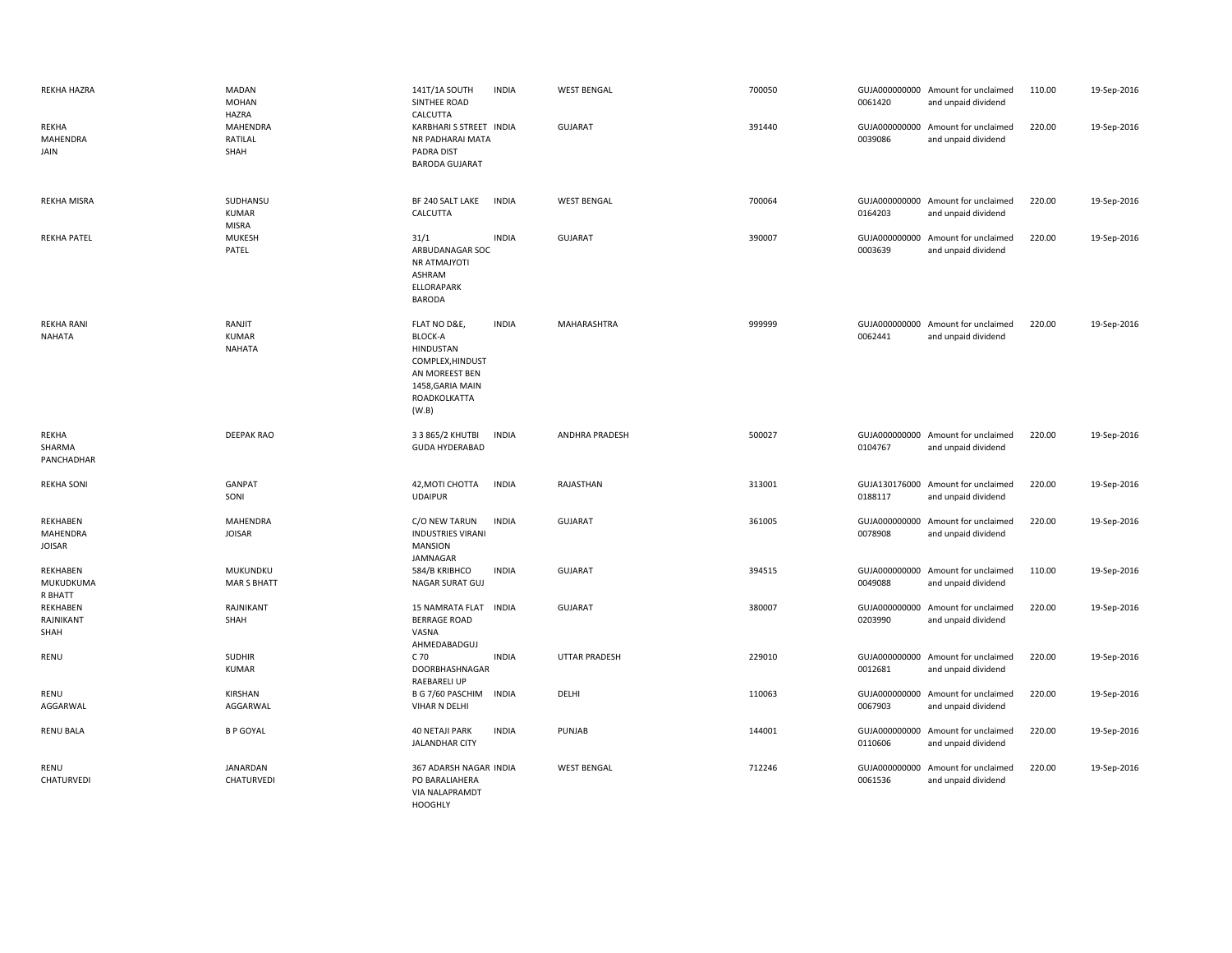| | | | | | | | | | |
|---|---|---|---|---|---|---|---|---|---|
| REKHA HAZRA | MADAN MOHAN HAZRA | 141T/1A SOUTH SINTHEE ROAD CALCUTTA | INDIA | WEST BENGAL | 700050 | GUJA0000000000061420 | Amount for unclaimed and unpaid dividend | 110.00 | 19-Sep-2016 |
| REKHA MAHENDRA JAIN | MAHENDRA RATILAL SHAH | KARBHARI S STREET NR PADHARAI MATA PADRA DIST BARODA GUJARAT | INDIA | GUJARAT | 391440 | GUJA0000000000039086 | Amount for unclaimed and unpaid dividend | 220.00 | 19-Sep-2016 |
| REKHA MISRA | SUDHANSU KUMAR MISRA | BF 240 SALT LAKE CALCUTTA | INDIA | WEST BENGAL | 700064 | GUJA0000000000164203 | Amount for unclaimed and unpaid dividend | 220.00 | 19-Sep-2016 |
| REKHA PATEL | MUKESH PATEL | 31/1 ARBUDANAGAR SOC NR ATMAJYOTI ASHRAM ELLORAPARK BARODA | INDIA | GUJARAT | 390007 | GUJA0000000000003639 | Amount for unclaimed and unpaid dividend | 220.00 | 19-Sep-2016 |
| REKHA RANI NAHATA | RANJIT KUMAR NAHATA | FLAT NO D&E, BLOCK-A HINDUSTAN COMPLEX,HINDUSTAN MOREEST BEN 1458,GARIA MAIN ROADKOLKATTA (W.B) | INDIA | MAHARASHTRA | 999999 | GUJA0000000000062441 | Amount for unclaimed and unpaid dividend | 220.00 | 19-Sep-2016 |
| REKHA SHARMA PANCHADHAR | DEEPAK RAO | 3 3 865/2 KHUTBI GUDA HYDERABAD | INDIA | ANDHRA PRADESH | 500027 | GUJA0000000000104767 | Amount for unclaimed and unpaid dividend | 220.00 | 19-Sep-2016 |
| REKHA SONI | GANPAT SONI | 42,MOTI CHOTTA UDAIPUR | INDIA | RAJASTHAN | 313001 | GUJA1301760000188117 | Amount for unclaimed and unpaid dividend | 220.00 | 19-Sep-2016 |
| REKHABEN MAHENDRA JOISAR | MAHENDRA JOISAR | C/O NEW TARUN INDUSTRIES VIRANI MANSION JAMNAGAR | INDIA | GUJARAT | 361005 | GUJA0000000000078908 | Amount for unclaimed and unpaid dividend | 220.00 | 19-Sep-2016 |
| REKHABEN MUKUDKUMA R BHATT | MUKUNDKU MAR S BHATT | 584/B KRIBHCO NAGAR SURAT GUJ | INDIA | GUJARAT | 394515 | GUJA0000000000049088 | Amount for unclaimed and unpaid dividend | 110.00 | 19-Sep-2016 |
| REKHABEN RAJNIKANT SHAH | RAJNIKANT SHAH | 15 NAMRATA FLAT BERRAGE ROAD VASNA AHMEDABADGUJ | INDIA | GUJARAT | 380007 | GUJA0000000000203990 | Amount for unclaimed and unpaid dividend | 220.00 | 19-Sep-2016 |
| RENU | SUDHIR KUMAR | C 70 DOORBHASHNAGAR RAEBARELI UP | INDIA | UTTAR PRADESH | 229010 | GUJA0000000000012681 | Amount for unclaimed and unpaid dividend | 220.00 | 19-Sep-2016 |
| RENU AGGARWAL | KIRSHAN AGGARWAL | B G 7/60 PASCHIM VIHAR N DELHI | INDIA | DELHI | 110063 | GUJA0000000000067903 | Amount for unclaimed and unpaid dividend | 220.00 | 19-Sep-2016 |
| RENU BALA | B P GOYAL | 40 NETAJI PARK JALANDHAR CITY | INDIA | PUNJAB | 144001 | GUJA0000000000110606 | Amount for unclaimed and unpaid dividend | 220.00 | 19-Sep-2016 |
| RENU CHATURVEDI | JANARDAN CHATURVEDI | 367 ADARSH NAGAR PO BARALIAHERA VIA NALAPRAMDT HOOGHLY | INDIA | WEST BENGAL | 712246 | GUJA0000000000061536 | Amount for unclaimed and unpaid dividend | 220.00 | 19-Sep-2016 |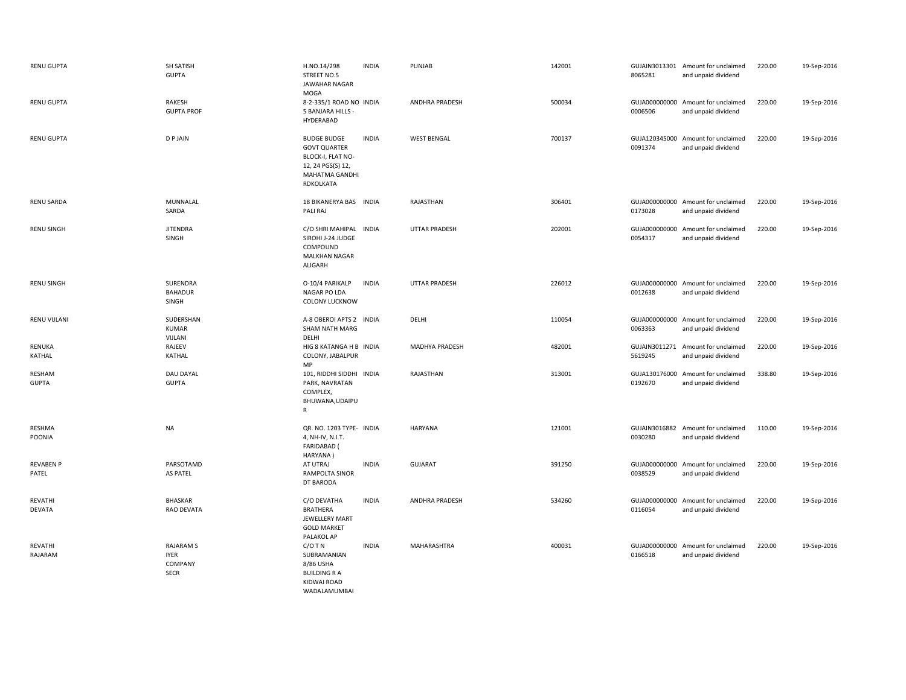| | | | | | | | | | |
|---|---|---|---|---|---|---|---|---|---|
| RENU GUPTA | SH SATISH GUPTA | H.NO.14/298 STREET NO.5 JAWAHAR NAGAR MOGA | INDIA | PUNJAB | 142001 | GUJAIN30133018065281 | Amount for unclaimed and unpaid dividend | 220.00 | 19-Sep-2016 |
| RENU GUPTA | RAKESH GUPTA PROF | 8-2-335/1 ROAD NO 5 BANJARA HILLS - HYDERABAD | INDIA | ANDHRA PRADESH | 500034 | GUJA0000000000006506 | Amount for unclaimed and unpaid dividend | 220.00 | 19-Sep-2016 |
| RENU GUPTA | D P JAIN | BUDGE BUDGE GOVT QUARTER BLOCK-I, FLAT NO-12, 24 PGS(S) 12, MAHATMA GANDHI RDKOLKATA | INDIA | WEST BENGAL | 700137 | GUJA1203450000091374 | Amount for unclaimed and unpaid dividend | 220.00 | 19-Sep-2016 |
| RENU SARDA | MUNNALAL SARDA | 18 BIKANERYA BAS PALI RAJ | INDIA | RAJASTHAN | 306401 | GUJA0000000000173028 | Amount for unclaimed and unpaid dividend | 220.00 | 19-Sep-2016 |
| RENU SINGH | JITENDRA SINGH | C/O SHRI MAHIPAL SIROHI J-24 JUDGE COMPOUND MALKHAN NAGAR ALIGARH | INDIA | UTTAR PRADESH | 202001 | GUJA0000000000054317 | Amount for unclaimed and unpaid dividend | 220.00 | 19-Sep-2016 |
| RENU SINGH | SURENDRA BAHADUR SINGH | O-10/4 PARIKALP NAGAR PO LDA COLONY LUCKNOW | INDIA | UTTAR PRADESH | 226012 | GUJA0000000000012638 | Amount for unclaimed and unpaid dividend | 220.00 | 19-Sep-2016 |
| RENU VIJLANI | SUDERSHAN KUMAR VIJLANI | A-8 OBEROI APTS 2 SHAM NATH MARG DELHI | INDIA | DELHI | 110054 | GUJA0000000000063363 | Amount for unclaimed and unpaid dividend | 220.00 | 19-Sep-2016 |
| RENUKA KATHAL | RAJEEV KATHAL | HIG 8 KATANGA H B COLONY, JABALPUR MP | INDIA | MADHYA PRADESH | 482001 | GUJAIN30112715619245 | Amount for unclaimed and unpaid dividend | 220.00 | 19-Sep-2016 |
| RESHAM GUPTA | DAU DAYAL GUPTA | 101, RIDDHI SIDDHI PARK, NAVRATAN COMPLEX, BHUWANA,UDAIPUR | INDIA | RAJASTHAN | 313001 | GUJA1301760000192670 | Amount for unclaimed and unpaid dividend | 338.80 | 19-Sep-2016 |
| RESHMA POONIA | NA | QR. NO. 1203 TYPE-4, NH-IV, N.I.T. FARIDABAD ( HARYANA ) | INDIA | HARYANA | 121001 | GUJAIN30168820030280 | Amount for unclaimed and unpaid dividend | 110.00 | 19-Sep-2016 |
| REVABEN P PATEL | PARSOTAMD AS PATEL | AT UTRAJ RAMPOLTA SINOR DT BARODA | INDIA | GUJARAT | 391250 | GUJA0000000000038529 | Amount for unclaimed and unpaid dividend | 220.00 | 19-Sep-2016 |
| REVATHI DEVATA | BHASKAR RAO DEVATA | C/O DEVATHA BRATHERA JEWELLERY MART GOLD MARKET PALAKOL AP | INDIA | ANDHRA PRADESH | 534260 | GUJA0000000000116054 | Amount for unclaimed and unpaid dividend | 220.00 | 19-Sep-2016 |
| REVATHI RAJARAM | RAJARAM S IYER COMPANY SECR | C/O T N SUBRAMANIAN 8/86 USHA BUILDING R A KIDWAI ROAD WADALAMUMBAI | INDIA | MAHARASHTRA | 400031 | GUJA0000000000166518 | Amount for unclaimed and unpaid dividend | 220.00 | 19-Sep-2016 |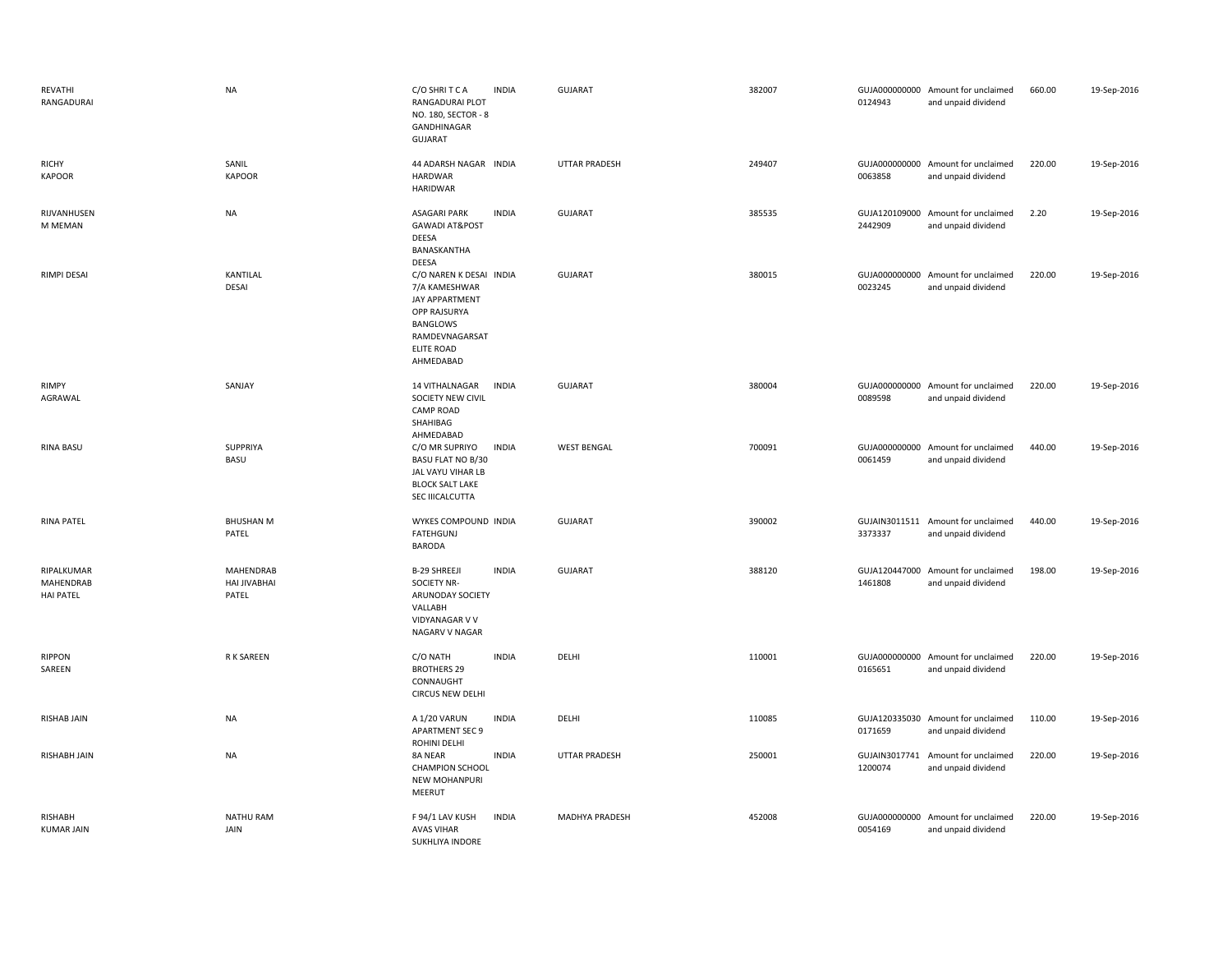| | | | | | | | | | |
|---|---|---|---|---|---|---|---|---|---|
| REVATHI RANGADURAI | NA | C/O SHRI T C A RANGADURAI PLOT NO. 180, SECTOR - 8 GANDHINAGAR GUJARAT | INDIA | GUJARAT | 382007 | GUJA000000000 0124943 | Amount for unclaimed and unpaid dividend | 660.00 | 19-Sep-2016 |
| RICHY KAPOOR | SANIL KAPOOR | 44 ADARSH NAGAR HARDWAR HARIDWAR | INDIA | UTTAR PRADESH | 249407 | GUJA000000000 0063858 | Amount for unclaimed and unpaid dividend | 220.00 | 19-Sep-2016 |
| RIJVANHUSEN M MEMAN | NA | ASAGARI PARK GAWADI AT&POST DEESA BANASKANTHA DEESA | INDIA | GUJARAT | 385535 | GUJA120109000 2442909 | Amount for unclaimed and unpaid dividend | 2.20 | 19-Sep-2016 |
| RIMPI DESAI | KANTILAL DESAI | C/O NAREN K DESAI 7/A KAMESHWAR JAY APPARTMENT OPP RAJSURYA BANGLOWS RAMDEVNAGARSAT ELITE ROAD AHMEDABAD | INDIA | GUJARAT | 380015 | GUJA000000000 0023245 | Amount for unclaimed and unpaid dividend | 220.00 | 19-Sep-2016 |
| RIMPY AGRAWAL | SANJAY | 14 VITHALNAGAR SOCIETY NEW CIVIL CAMP ROAD SHAHIBAG AHMEDABAD | INDIA | GUJARAT | 380004 | GUJA000000000 0089598 | Amount for unclaimed and unpaid dividend | 220.00 | 19-Sep-2016 |
| RINA BASU | SUPPRIYA BASU | C/O MR SUPRIYO BASU FLAT NO B/30 JAL VAYU VIHAR LB BLOCK SALT LAKE SEC IIICALCUTTA | INDIA | WEST BENGAL | 700091 | GUJA000000000 0061459 | Amount for unclaimed and unpaid dividend | 440.00 | 19-Sep-2016 |
| RINA PATEL | BHUSHAN M PATEL | WYKES COMPOUND FATEHGUNJ BARODA | INDIA | GUJARAT | 390002 | GUJAIN3011511 3373337 | Amount for unclaimed and unpaid dividend | 440.00 | 19-Sep-2016 |
| RIPALKUMAR MAHENDRAB HAI PATEL | MAHENDRAB HAI JIVABHAI PATEL | B-29 SHREEJI SOCIETY NR-ARUNODAY SOCIETY VALLABH VIDYANAGAR V V NAGARV V NAGAR | INDIA | GUJARAT | 388120 | GUJA120447000 1461808 | Amount for unclaimed and unpaid dividend | 198.00 | 19-Sep-2016 |
| RIPPON SAREEN | R K SAREEN | C/O NATH BROTHERS 29 CONNAUGHT CIRCUS NEW DELHI | INDIA | DELHI | 110001 | GUJA000000000 0165651 | Amount for unclaimed and unpaid dividend | 220.00 | 19-Sep-2016 |
| RISHAB JAIN | NA | A 1/20 VARUN APARTMENT SEC 9 ROHINI DELHI | INDIA | DELHI | 110085 | GUJA120335030 0171659 | Amount for unclaimed and unpaid dividend | 110.00 | 19-Sep-2016 |
| RISHABH JAIN | NA | 8A NEAR CHAMPION SCHOOL NEW MOHANPURI MEERUT | INDIA | UTTAR PRADESH | 250001 | GUJAIN3017741 1200074 | Amount for unclaimed and unpaid dividend | 220.00 | 19-Sep-2016 |
| RISHABH KUMAR JAIN | NATHU RAM JAIN | F 94/1 LAV KUSH AVAS VIHAR SUKHLIYA INDORE | INDIA | MADHYA PRADESH | 452008 | GUJA000000000 0054169 | Amount for unclaimed and unpaid dividend | 220.00 | 19-Sep-2016 |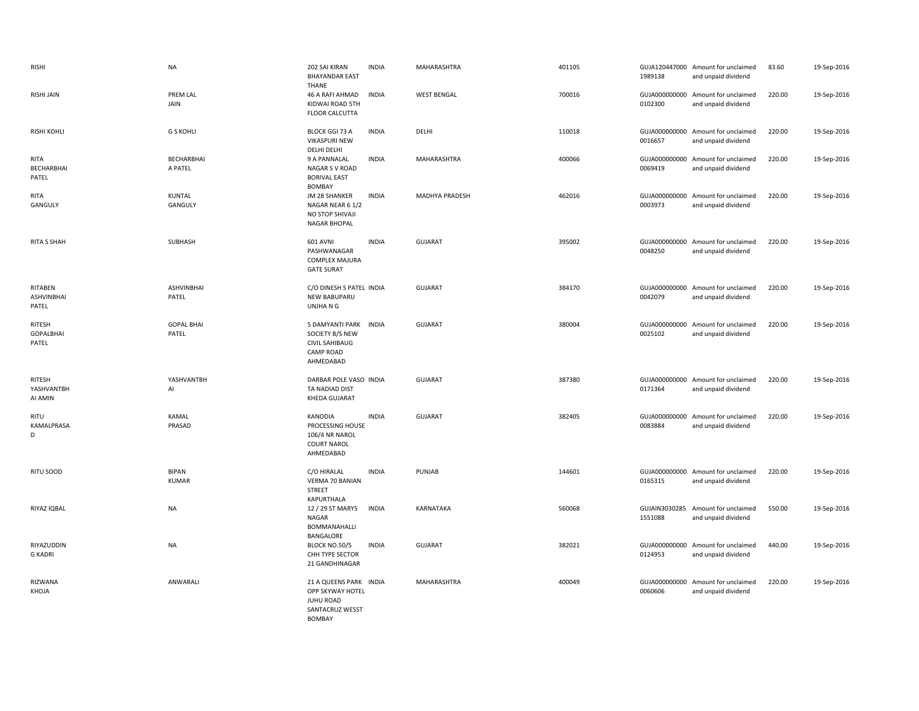| | | | | | | | | | |
|---|---|---|---|---|---|---|---|---|---|
| RISHI | NA | 202 SAI KIRAN BHAYANDAR EAST THANE | INDIA | MAHARASHTRA | 401105 | GUJA120447000 1989138 | Amount for unclaimed and unpaid dividend | 83.60 | 19-Sep-2016 |
| RISHI JAIN | PREM LAL JAIN | 46 A RAFI AHMAD KIDWAI ROAD 5TH FLOOR CALCUTTA | INDIA | WEST BENGAL | 700016 | GUJA000000000 0102300 | Amount for unclaimed and unpaid dividend | 220.00 | 19-Sep-2016 |
| RISHI KOHLI | G S KOHLI | BLOCK GGI 73 A VIKASPURI NEW DELHI DELHI | INDIA | DELHI | 110018 | GUJA000000000 0016657 | Amount for unclaimed and unpaid dividend | 220.00 | 19-Sep-2016 |
| RITA BECHARBHAI PATEL | BECHARBHAI A PATEL | 9 A PANNALAL NAGAR S V ROAD BORIVAL EAST BOMBAY | INDIA | MAHARASHTRA | 400066 | GUJA000000000 0069419 | Amount for unclaimed and unpaid dividend | 220.00 | 19-Sep-2016 |
| RITA GANGULY | KUNTAL GANGULY | JM 28 SHANKER NAGAR NEAR 6 1/2 NO STOP SHIVAJI NAGAR BHOPAL | INDIA | MADHYA PRADESH | 462016 | GUJA000000000 0003973 | Amount for unclaimed and unpaid dividend | 220.00 | 19-Sep-2016 |
| RITA S SHAH | SUBHASH | 601 AVNI PASHWANAGAR COMPLEX MAJURA GATE SURAT | INDIA | GUJARAT | 395002 | GUJA000000000 0048250 | Amount for unclaimed and unpaid dividend | 220.00 | 19-Sep-2016 |
| RITABEN ASHVINBHAI PATEL | ASHVINBHAI PATEL | C/O DINESH S PATEL NEW BABUPARU UNJHA N G | INDIA | GUJARAT | 384170 | GUJA000000000 0042079 | Amount for unclaimed and unpaid dividend | 220.00 | 19-Sep-2016 |
| RITESH GOPALBHAI PATEL | GOPAL BHAI PATEL | 5 DAMYANTI PARK SOCIETY B/S NEW CIVIL SAHIBAUG CAMP ROAD AHMEDABAD | INDIA | GUJARAT | 380004 | GUJA000000000 0025102 | Amount for unclaimed and unpaid dividend | 220.00 | 19-Sep-2016 |
| RITESH YASHVANTBH AI AMIN | YASHVANTBH AI | DARBAR POLE VASO TA NADIAD DIST KHEDA GUJARAT | INDIA | GUJARAT | 387380 | GUJA000000000 0171364 | Amount for unclaimed and unpaid dividend | 220.00 | 19-Sep-2016 |
| RITU KAMALPRASA D | KAMAL PRASAD | KANODIA PROCESSING HOUSE 106/4 NR NAROL COURT NAROL AHMEDABAD | INDIA | GUJARAT | 382405 | GUJA000000000 0083884 | Amount for unclaimed and unpaid dividend | 220.00 | 19-Sep-2016 |
| RITU SOOD | BIPAN KUMAR | C/O HIRALAL VERMA 70 BANIAN STREET KAPURTHALA | INDIA | PUNJAB | 144601 | GUJA000000000 0165315 | Amount for unclaimed and unpaid dividend | 220.00 | 19-Sep-2016 |
| RIYAZ IQBAL | NA | 12 / 29 ST MARYS NAGAR BOMMANAHALLI BANGALORE | INDIA | KARNATAKA | 560068 | GUJAIN3030285 1551088 | Amount for unclaimed and unpaid dividend | 550.00 | 19-Sep-2016 |
| RIYAZUDDIN G KADRI | NA | BLOCK NO.50/5 CHH TYPE SECTOR 21 GANDHINAGAR | INDIA | GUJARAT | 382021 | GUJA000000000 0124953 | Amount for unclaimed and unpaid dividend | 440.00 | 19-Sep-2016 |
| RIZWANA KHOJA | ANWARALI | 21 A QUEENS PARK OPP SKYWAY HOTEL JUHU ROAD SANTACRUZ WESST BOMBAY | INDIA | MAHARASHTRA | 400049 | GUJA000000000 0060606 | Amount for unclaimed and unpaid dividend | 220.00 | 19-Sep-2016 |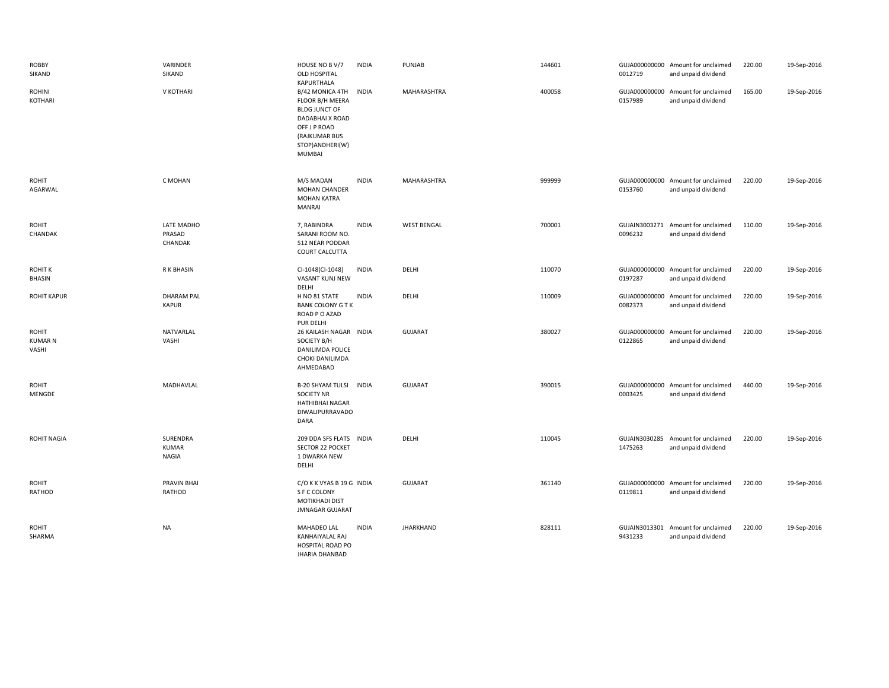| | | | | | | | | | |
|---|---|---|---|---|---|---|---|---|---|
| ROBBY SIKAND | VARINDER SIKAND | HOUSE NO B V/7 OLD HOSPITAL KAPURTHALA | INDIA | PUNJAB | 144601 | GUJA000000000 0012719 | Amount for unclaimed and unpaid dividend | 220.00 | 19-Sep-2016 |
| ROHINI KOTHARI | V KOTHARI | B/42 MONICA 4TH FLOOR B/H MEERA BLDG JUNCT OF DADABHAI X ROAD OFF J P ROAD (RAJKUMAR BUS STOP)ANDHERI(W) MUMBAI | INDIA | MAHARASHTRA | 400058 | GUJA000000000 0157989 | Amount for unclaimed and unpaid dividend | 165.00 | 19-Sep-2016 |
| ROHIT AGARWAL | C MOHAN | M/S MADAN MOHAN CHANDER MOHAN KATRA MANRAI | INDIA | MAHARASHTRA | 999999 | GUJA000000000 0153760 | Amount for unclaimed and unpaid dividend | 220.00 | 19-Sep-2016 |
| ROHIT CHANDAK | LATE MADHO PRASAD CHANDAK | 7, RABINDRA SARANI ROOM NO. 512 NEAR PODDAR COURT CALCUTTA | INDIA | WEST BENGAL | 700001 | GUJAIN3003271 0096232 | Amount for unclaimed and unpaid dividend | 110.00 | 19-Sep-2016 |
| ROHIT K BHASIN | R K BHASIN | CI-1048(CI-1048) VASANT KUNJ NEW DELHI | INDIA | DELHI | 110070 | GUJA000000000 0197287 | Amount for unclaimed and unpaid dividend | 220.00 | 19-Sep-2016 |
| ROHIT KAPUR | DHARAM PAL KAPUR | H NO 81 STATE BANK COLONY G T K ROAD P O AZAD PUR DELHI | INDIA | DELHI | 110009 | GUJA000000000 0082373 | Amount for unclaimed and unpaid dividend | 220.00 | 19-Sep-2016 |
| ROHIT KUMAR N VASHI | NATVARLAL VASHI | 26 KAILASH NAGAR SOCIETY B/H DANILIMDA POLICE CHOKI DANILIMDA AHMEDABAD | INDIA | GUJARAT | 380027 | GUJA000000000 0122865 | Amount for unclaimed and unpaid dividend | 220.00 | 19-Sep-2016 |
| ROHIT MENGDE | MADHAVLAL | B-20 SHYAM TULSI SOCIETY NR HATHIBHAI NAGAR DIWALIPURRAVADO DARA | INDIA | GUJARAT | 390015 | GUJA000000000 0003425 | Amount for unclaimed and unpaid dividend | 440.00 | 19-Sep-2016 |
| ROHIT NAGIA | SURENDRA KUMAR NAGIA | 209 DDA SFS FLATS SECTOR 22 POCKET 1 DWARKA NEW DELHI | INDIA | DELHI | 110045 | GUJAIN3030285 1475263 | Amount for unclaimed and unpaid dividend | 220.00 | 19-Sep-2016 |
| ROHIT RATHOD | PRAVIN BHAI RATHOD | C/O K K VYAS B 19 G S F C COLONY MOTIKHADI DIST JMNAGAR GUJARAT | INDIA | GUJARAT | 361140 | GUJA000000000 0119811 | Amount for unclaimed and unpaid dividend | 220.00 | 19-Sep-2016 |
| ROHIT SHARMA | NA | MAHADEO LAL KANHAIYALAL RAJ HOSPITAL ROAD PO JHARIA DHANBAD | INDIA | JHARKHAND | 828111 | GUJAIN3013301 9431233 | Amount for unclaimed and unpaid dividend | 220.00 | 19-Sep-2016 |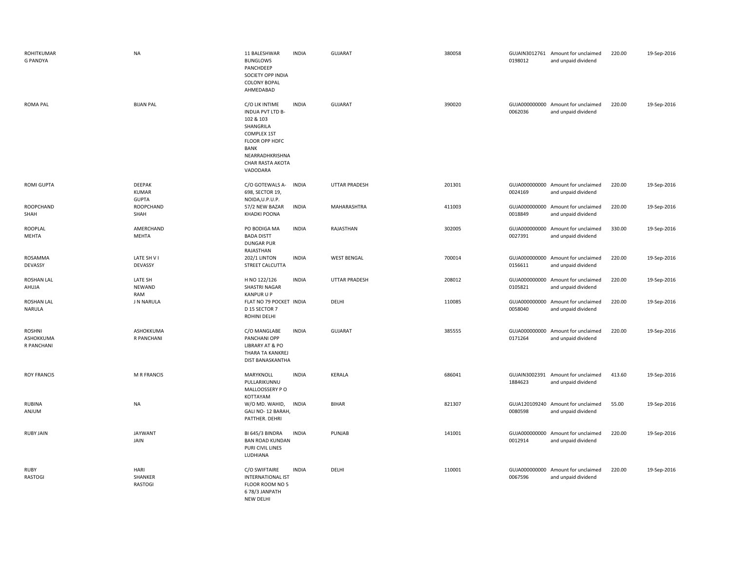| | | | | | | | | | |
|---|---|---|---|---|---|---|---|---|---|
| ROHITKUMAR G PANDYA | NA | 11 BALESHWAR BUNGLOWS PANCHDEEP SOCIETY OPP INDIA COLONY BOPAL AHMEDABAD | INDIA | GUJARAT | 380058 | GUJAIN3012761 0198012 | Amount for unclaimed and unpaid dividend | 220.00 | 19-Sep-2016 |
| ROMA PAL | BIJAN PAL | C/O LIK INTIME INDUA PVT LTD B-102 & 103 SHANGRILA COMPLEX 1ST FLOOR OPP HDFC BANK NEARRADHKRISHNA CHAR RASTA AKOTA VADODARA | INDIA | GUJARAT | 390020 | GUJA000000000 0062036 | Amount for unclaimed and unpaid dividend | 220.00 | 19-Sep-2016 |
| ROMI GUPTA | DEEPAK KUMAR GUPTA | C/O GOTEWALS A-698, SECTOR 19, NOIDA,U.P.U.P. | INDIA | UTTAR PRADESH | 201301 | GUJA000000000 0024169 | Amount for unclaimed and unpaid dividend | 220.00 | 19-Sep-2016 |
| ROOPCHAND SHAH | ROOPCHAND SHAH | 57/2 NEW BAZAR KHADKI POONA | INDIA | MAHARASHTRA | 411003 | GUJA000000000 0018849 | Amount for unclaimed and unpaid dividend | 220.00 | 19-Sep-2016 |
| ROOPLAL MEHTA | AMERCHAND MEHTA | PO BODIGA MA BADA DISTT DUNGAR PUR RAJASTHAN | INDIA | RAJASTHAN | 302005 | GUJA000000000 0027391 | Amount for unclaimed and unpaid dividend | 330.00 | 19-Sep-2016 |
| ROSAMMA DEVASSY | LATE SH V I DEVASSY | 202/1 LINTON STREET CALCUTTA | INDIA | WEST BENGAL | 700014 | GUJA000000000 0156611 | Amount for unclaimed and unpaid dividend | 220.00 | 19-Sep-2016 |
| ROSHAN LAL AHUJA | LATE SH NEWAND RAM | H NO 122/126 SHASTRI NAGAR KANPUR U P | INDIA | UTTAR PRADESH | 208012 | GUJA000000000 0105821 | Amount for unclaimed and unpaid dividend | 220.00 | 19-Sep-2016 |
| ROSHAN LAL NARULA | J N NARULA | FLAT NO 79 POCKET D 15 SECTOR 7 ROHINI DELHI | INDIA | DELHI | 110085 | GUJA000000000 0058040 | Amount for unclaimed and unpaid dividend | 220.00 | 19-Sep-2016 |
| ROSHNI ASHOKKUMA R PANCHANI | ASHOKKUMA R PANCHANI | C/O MANGLABE PANCHANI OPP LIBRARY AT & PO THARA TA KANKREJ DIST BANASKANTHA | INDIA | GUJARAT | 385555 | GUJA000000000 0171264 | Amount for unclaimed and unpaid dividend | 220.00 | 19-Sep-2016 |
| ROY FRANCIS | M R FRANCIS | MARYKNOLL PULLARIKUNNU MALLOOSSERY P O KOTTAYAM | INDIA | KERALA | 686041 | GUJAIN3002391 1884623 | Amount for unclaimed and unpaid dividend | 413.60 | 19-Sep-2016 |
| RUBINA ANJUM | NA | W/O MD. WAHID, GALI NO- 12 BARAH, PATTHER. DEHRI | INDIA | BIHAR | 821307 | GUJA120109240 0080598 | Amount for unclaimed and unpaid dividend | 55.00 | 19-Sep-2016 |
| RUBY JAIN | JAYWANT JAIN | BI 645/3 BINDRA BAN ROAD KUNDAN PURI CIVIL LINES LUDHIANA | INDIA | PUNJAB | 141001 | GUJA000000000 0012914 | Amount for unclaimed and unpaid dividend | 220.00 | 19-Sep-2016 |
| RUBY RASTOGI | HARI SHANKER RASTOGI | C/O SWIFTAIRE INTERNATIONAL IST FLOOR ROOM NO 5 6 78/3 JANPATH NEW DELHI | INDIA | DELHI | 110001 | GUJA000000000 0067596 | Amount for unclaimed and unpaid dividend | 220.00 | 19-Sep-2016 |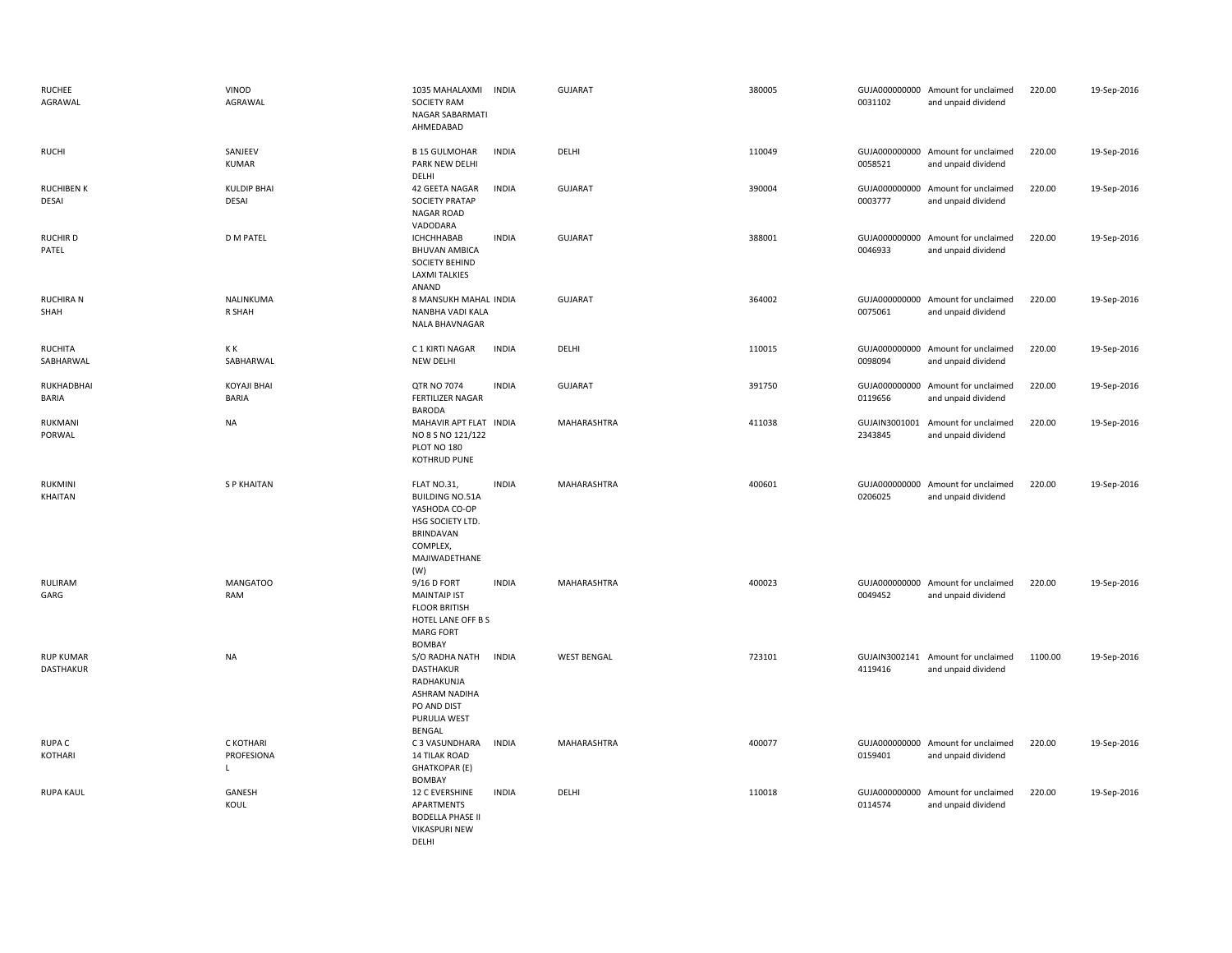| | | | | | | | | | |
|---|---|---|---|---|---|---|---|---|---|
| RUCHEE AGRAWAL | VINOD AGRAWAL | 1035 MAHALAXMI SOCIETY RAM NAGAR SABARMATI AHMEDABAD | INDIA | GUJARAT | 380005 | GUJA0000000000031102 | Amount for unclaimed and unpaid dividend | 220.00 | 19-Sep-2016 |
| RUCHI | SANJEEV KUMAR | B 15 GULMOHAR PARK NEW DELHI DELHI | INDIA | DELHI | 110049 | GUJA0000000000058521 | Amount for unclaimed and unpaid dividend | 220.00 | 19-Sep-2016 |
| RUCHIBEN K DESAI | KULDIP BHAI DESAI | 42 GEETA NAGAR SOCIETY PRATAP NAGAR ROAD VADODARA | INDIA | GUJARAT | 390004 | GUJA0000000000003777 | Amount for unclaimed and unpaid dividend | 220.00 | 19-Sep-2016 |
| RUCHIR D PATEL | D M PATEL | ICHCHHABAB BHUVAN AMBICA SOCIETY BEHIND LAXMI TALKIES ANAND | INDIA | GUJARAT | 388001 | GUJA0000000000046933 | Amount for unclaimed and unpaid dividend | 220.00 | 19-Sep-2016 |
| RUCHIRA N SHAH | NALINKUMA R SHAH | 8 MANSUKH MAHAL NANBHA VADI KALA NALA BHAVNAGAR | INDIA | GUJARAT | 364002 | GUJA0000000000075061 | Amount for unclaimed and unpaid dividend | 220.00 | 19-Sep-2016 |
| RUCHITA SABHARWAL | K K SABHARWAL | C 1 KIRTI NAGAR NEW DELHI | INDIA | DELHI | 110015 | GUJA0000000000098094 | Amount for unclaimed and unpaid dividend | 220.00 | 19-Sep-2016 |
| RUKHADBHAI BARIA | KOYAJI BHAI BARIA | QTR NO 7074 FERTILIZER NAGAR BARODA | INDIA | GUJARAT | 391750 | GUJA0000000000119656 | Amount for unclaimed and unpaid dividend | 220.00 | 19-Sep-2016 |
| RUKMANI PORWAL | NA | MAHAVIR APT FLAT NO 8 S NO 121/122 PLOT NO 180 KOTHRUD PUNE | INDIA | MAHARASHTRA | 411038 | GUJAIN30010012343845 | Amount for unclaimed and unpaid dividend | 220.00 | 19-Sep-2016 |
| RUKMINI KHAITAN | S P KHAITAN | FLAT NO.31, BUILDING NO.51A YASHODA CO-OP HSG SOCIETY LTD. BRINDAVAN COMPLEX, MAJIWADETHANE (W) | INDIA | MAHARASHTRA | 400601 | GUJA0000000000206025 | Amount for unclaimed and unpaid dividend | 220.00 | 19-Sep-2016 |
| RULIRAM GARG | MANGATOO RAM | 9/16 D FORT MAINTAIP IST FLOOR BRITISH HOTEL LANE OFF B S MARG FORT BOMBAY | INDIA | MAHARASHTRA | 400023 | GUJA0000000000049452 | Amount for unclaimed and unpaid dividend | 220.00 | 19-Sep-2016 |
| RUP KUMAR DASTHAKUR | NA | S/O RADHA NATH DASTHAKUR RADHAKUNJA ASHRAM NADIHA PO AND DIST PURULIA WEST BENGAL | INDIA | WEST BENGAL | 723101 | GUJAIN30021414119416 | Amount for unclaimed and unpaid dividend | 1100.00 | 19-Sep-2016 |
| RUPA C KOTHARI | C KOTHARI PROFESIONA L | C 3 VASUNDHARA 14 TILAK ROAD GHATKOPAR (E) BOMBAY | INDIA | MAHARASHTRA | 400077 | GUJA0000000000159401 | Amount for unclaimed and unpaid dividend | 220.00 | 19-Sep-2016 |
| RUPA KAUL | GANESH KOUL | 12 C EVERSHINE APARTMENTS BODELLA PHASE II VIKASPURI NEW DELHI | INDIA | DELHI | 110018 | GUJA0000000000114574 | Amount for unclaimed and unpaid dividend | 220.00 | 19-Sep-2016 |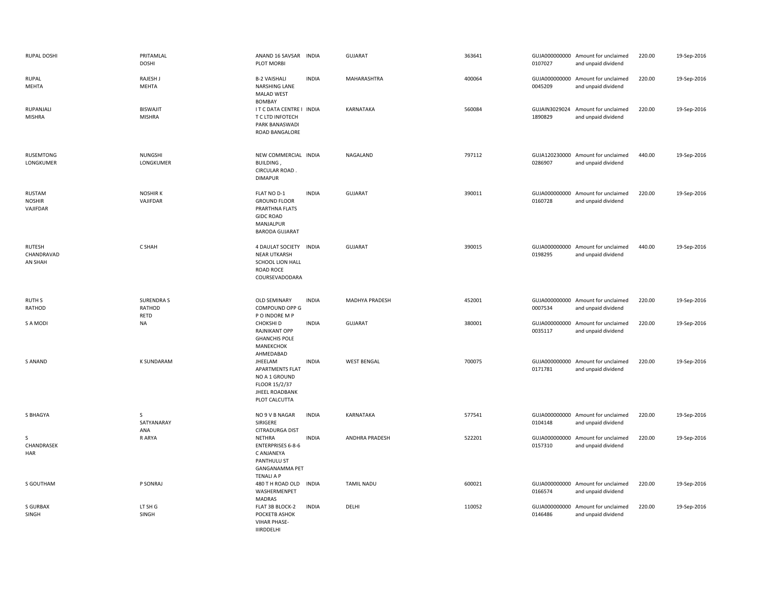| | | | | | | | | | |
|---|---|---|---|---|---|---|---|---|---|
| RUPAL DOSHI | PRITAMLAL DOSHI | ANAND 16 SAVSAR PLOT MORBI | INDIA | GUJARAT | 363641 | GUJA000000000 0107027 | Amount for unclaimed and unpaid dividend | 220.00 | 19-Sep-2016 |
| RUPAL MEHTA | RAJESH J MEHTA | B-2 VAISHALI NARSHING LANE MALAD WEST BOMBAY | INDIA | MAHARASHTRA | 400064 | GUJA000000000 0045209 | Amount for unclaimed and unpaid dividend | 220.00 | 19-Sep-2016 |
| RUPANJALI MISHRA | BISWAJIT MISHRA | I T C DATA CENTRE I T C LTD INFOTECH PARK BANASWADI ROAD BANGALORE | INDIA | KARNATAKA | 560084 | GUJAIN3029024 1890829 | Amount for unclaimed and unpaid dividend | 220.00 | 19-Sep-2016 |
| RUSEMTONG LONGKUMER | NUNGSHI LONGKUMER | NEW COMMERCIAL BUILDING , CIRCULAR ROAD . DIMAPUR | INDIA | NAGALAND | 797112 | GUJA120230000 0286907 | Amount for unclaimed and unpaid dividend | 440.00 | 19-Sep-2016 |
| RUSTAM NOSHIR VAJIFDAR | NOSHIR K VAJIFDAR | FLAT NO D-1 GROUND FLOOR PRARTHNA FLATS GIDC ROAD MANJALPUR BARODA GUJARAT | INDIA | GUJARAT | 390011 | GUJA000000000 0160728 | Amount for unclaimed and unpaid dividend | 220.00 | 19-Sep-2016 |
| RUTESH CHANDRAVAD AN SHAH | C SHAH | 4 DAULAT SOCIETY NEAR UTKARSH SCHOOL LION HALL ROAD ROCE COURSEVADODARA | INDIA | GUJARAT | 390015 | GUJA000000000 0198295 | Amount for unclaimed and unpaid dividend | 440.00 | 19-Sep-2016 |
| RUTH S RATHOD | SURENDRA S RATHOD RETD | OLD SEMINARY COMPOUND OPP G P O INDORE M P | INDIA | MADHYA PRADESH | 452001 | GUJA000000000 0007534 | Amount for unclaimed and unpaid dividend | 220.00 | 19-Sep-2016 |
| S A MODI | NA | CHOKSHI D RAJNIKANT OPP GHANCHIS POLE MANEKCHOK AHMEDABAD | INDIA | GUJARAT | 380001 | GUJA000000000 0035117 | Amount for unclaimed and unpaid dividend | 220.00 | 19-Sep-2016 |
| S ANAND | K SUNDARAM | JHEELAM APARTMENTS FLAT NO A 1 GROUND FLOOR 15/2/37 JHEEL ROADBANK PLOT CALCUTTA | INDIA | WEST BENGAL | 700075 | GUJA000000000 0171781 | Amount for unclaimed and unpaid dividend | 220.00 | 19-Sep-2016 |
| S BHAGYA | S SATYANARAY ANA | NO 9 V B NAGAR SIRIGERE CITRADURGA DIST | INDIA | KARNATAKA | 577541 | GUJA000000000 0104148 | Amount for unclaimed and unpaid dividend | 220.00 | 19-Sep-2016 |
| S CHANDRASEK HAR | R ARYA | NETHRA ENTERPRISES 6-8-6 C ANJANEYA PANTHULU ST GANGANAMMA PET TENALI A P | INDIA | ANDHRA PRADESH | 522201 | GUJA000000000 0157310 | Amount for unclaimed and unpaid dividend | 220.00 | 19-Sep-2016 |
| S GOUTHAM | P SONRAJ | 480 T H ROAD OLD WASHERMENPET MADRAS | INDIA | TAMIL NADU | 600021 | GUJA000000000 0166574 | Amount for unclaimed and unpaid dividend | 220.00 | 19-Sep-2016 |
| S GURBAX SINGH | LT SH G SINGH | FLAT 3B BLOCK-2 POCKETB ASHOK VIHAR PHASE-IIIRDDELHI | INDIA | DELHI | 110052 | GUJA000000000 0146486 | Amount for unclaimed and unpaid dividend | 220.00 | 19-Sep-2016 |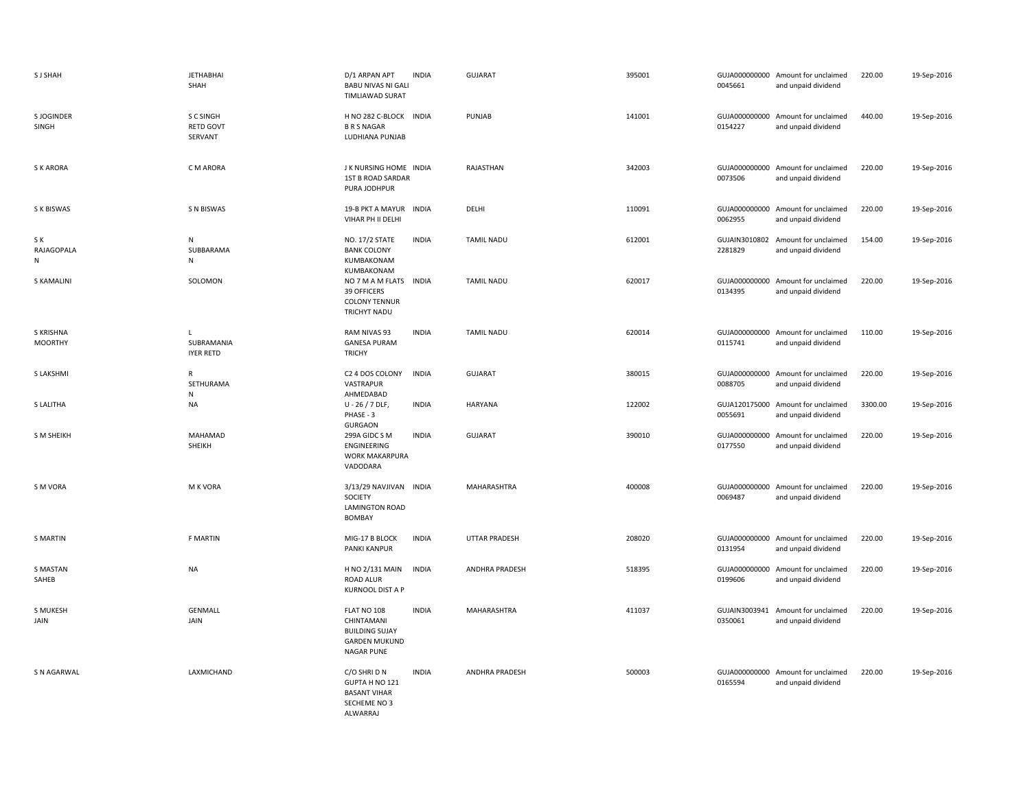| S J SHAH | JETHABHAI SHAH | D/1 ARPAN APT BABU NIVAS NI GALI TIMLIAWAD SURAT | INDIA | GUJARAT | 395001 | GUJA0000000000045661 | Amount for unclaimed and unpaid dividend | 220.00 | 19-Sep-2016 |
|---|---|---|---|---|---|---|---|---|---|
| S JOGINDER SINGH | S C SINGH RETD GOVT SERVANT | H NO 282 C-BLOCK B R S NAGAR LUDHIANA PUNJAB | INDIA | PUNJAB | 141001 | GUJA0000000000154227 | Amount for unclaimed and unpaid dividend | 440.00 | 19-Sep-2016 |
| S K ARORA | C M ARORA | J K NURSING HOME 1ST B ROAD SARDAR PURA JODHPUR | INDIA | RAJASTHAN | 342003 | GUJA0000000000073506 | Amount for unclaimed and unpaid dividend | 220.00 | 19-Sep-2016 |
| S K BISWAS | S N BISWAS | 19-B PKT A MAYUR VIHAR PH II DELHI | INDIA | DELHI | 110091 | GUJA0000000000062955 | Amount for unclaimed and unpaid dividend | 220.00 | 19-Sep-2016 |
| S K RAJAGOPALA N | N SUBBARAMA N | NO. 17/2 STATE BANK COLONY KUMBAKONAM KUMBAKONAM | INDIA | TAMIL NADU | 612001 | GUJAIN30108022281829 | Amount for unclaimed and unpaid dividend | 154.00 | 19-Sep-2016 |
| S KAMALINI | SOLOMON | NO 7 M A M FLATS 39 OFFICERS COLONY TENNUR TRICHYT NADU | INDIA | TAMIL NADU | 620017 | GUJA0000000000134395 | Amount for unclaimed and unpaid dividend | 220.00 | 19-Sep-2016 |
| S KRISHNA MOORTHY | L SUBRAMANIA IYER RETD | RAM NIVAS 93 GANESA PURAM TRICHY | INDIA | TAMIL NADU | 620014 | GUJA0000000000115741 | Amount for unclaimed and unpaid dividend | 110.00 | 19-Sep-2016 |
| S LAKSHMI | R SETHURAMA N | C2 4 DOS COLONY VASTRAPUR AHMEDABAD | INDIA | GUJARAT | 380015 | GUJA0000000000088705 | Amount for unclaimed and unpaid dividend | 220.00 | 19-Sep-2016 |
| S LALITHA | NA | U - 26 / 7 DLF, PHASE - 3 GURGAON | INDIA | HARYANA | 122002 | GUJA1201750000055691 | Amount for unclaimed and unpaid dividend | 3300.00 | 19-Sep-2016 |
| S M SHEIKH | MAHAMAD SHEIKH | 299A GIDC S M ENGINEERING WORK MAKARPURA VADODARA | INDIA | GUJARAT | 390010 | GUJA0000000000177550 | Amount for unclaimed and unpaid dividend | 220.00 | 19-Sep-2016 |
| S M VORA | M K VORA | 3/13/29 NAVJIVAN SOCIETY LAMINGTON ROAD BOMBAY | INDIA | MAHARASHTRA | 400008 | GUJA0000000000069487 | Amount for unclaimed and unpaid dividend | 220.00 | 19-Sep-2016 |
| S MARTIN | F MARTIN | MIG-17 B BLOCK PANKI KANPUR | INDIA | UTTAR PRADESH | 208020 | GUJA0000000000131954 | Amount for unclaimed and unpaid dividend | 220.00 | 19-Sep-2016 |
| S MASTAN SAHEB | NA | H NO 2/131 MAIN ROAD ALUR KURNOOL DIST A P | INDIA | ANDHRA PRADESH | 518395 | GUJA0000000000199606 | Amount for unclaimed and unpaid dividend | 220.00 | 19-Sep-2016 |
| S MUKESH JAIN | GENMALL JAIN | FLAT NO 108 CHINTAMANI BUILDING SUJAY GARDEN MUKUND NAGAR PUNE | INDIA | MAHARASHTRA | 411037 | GUJAIN30039410350061 | Amount for unclaimed and unpaid dividend | 220.00 | 19-Sep-2016 |
| S N AGARWAL | LAXMICHAND | C/O SHRI D N GUPTA H NO 121 BASANT VIHAR SECHEME NO 3 ALWARRAJ | INDIA | ANDHRA PRADESH | 500003 | GUJA0000000000165594 | Amount for unclaimed and unpaid dividend | 220.00 | 19-Sep-2016 |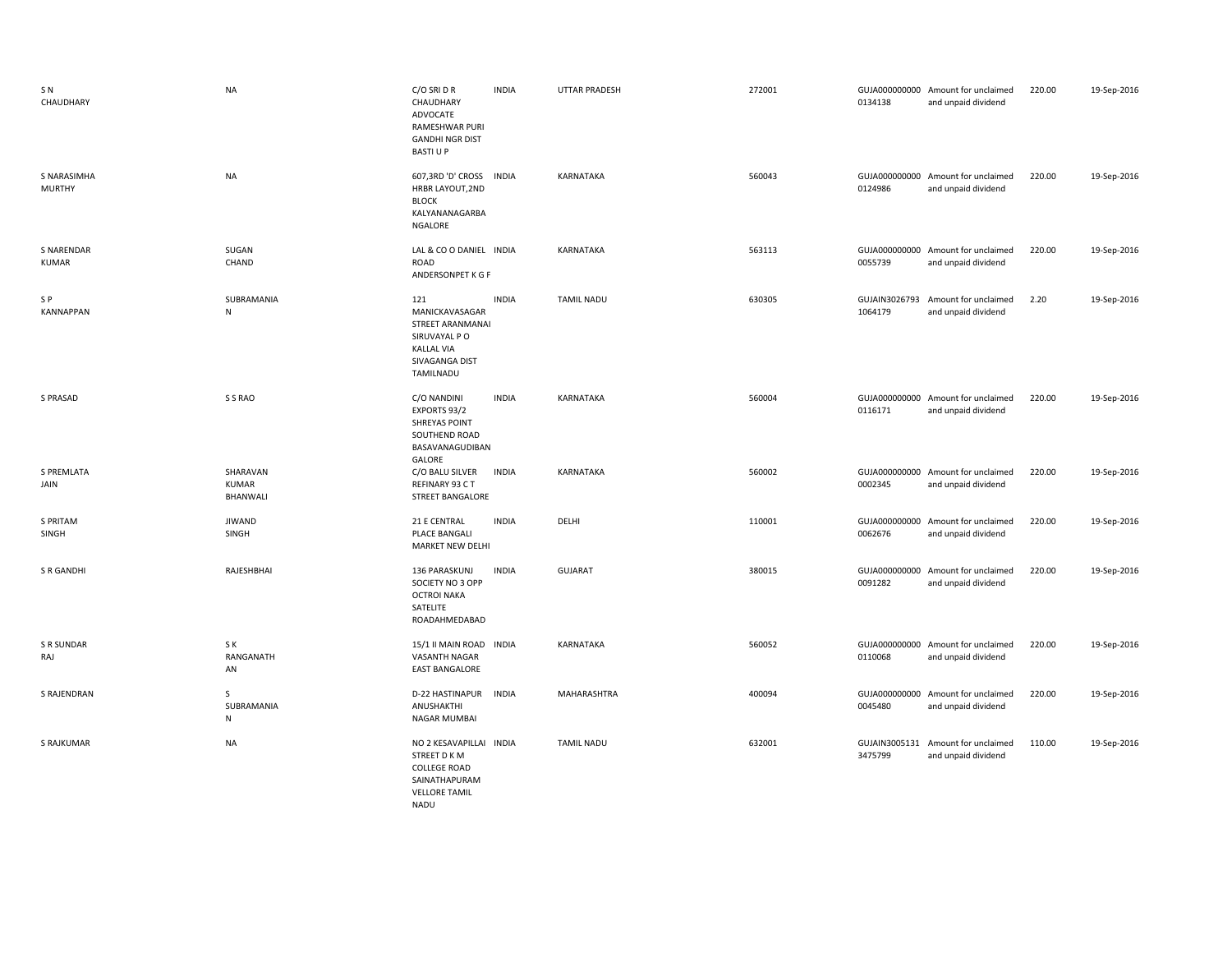| | | | | | | | | | |
|---|---|---|---|---|---|---|---|---|---|
| S N CHAUDHARY | NA | C/O SRI D R CHAUDHARY ADVOCATE RAMESHWAR PURI GANDHI NGR DIST BASTI U P | INDIA | UTTAR PRADESH | 272001 | GUJA000000000 0134138 | Amount for unclaimed and unpaid dividend | 220.00 | 19-Sep-2016 |
| S NARASIMHA MURTHY | NA | 607,3RD 'D' CROSS HRBR LAYOUT,2ND BLOCK KALYANANAGARBA NGALORE | INDIA | KARNATAKA | 560043 | GUJA000000000 0124986 | Amount for unclaimed and unpaid dividend | 220.00 | 19-Sep-2016 |
| S NARENDAR KUMAR | SUGAN CHAND | LAL & CO O DANIEL ROAD ANDERSONPET K G F | INDIA | KARNATAKA | 563113 | GUJA000000000 0055739 | Amount for unclaimed and unpaid dividend | 220.00 | 19-Sep-2016 |
| S P KANNAPPAN | SUBRAMANIA N | 121 MANICKAVASAGAR STREET ARANMANAI SIRUVAYAL P O KALLAL VIA SIVAGANGA DIST TAMILNADU | INDIA | TAMIL NADU | 630305 | GUJAIN3026793 1064179 | Amount for unclaimed and unpaid dividend | 2.20 | 19-Sep-2016 |
| S PRASAD | S S RAO | C/O NANDINI EXPORTS 93/2 SHREYAS POINT SOUTHEND ROAD BASAVANAGUDIBAN GALORE | INDIA | KARNATAKA | 560004 | GUJA000000000 0116171 | Amount for unclaimed and unpaid dividend | 220.00 | 19-Sep-2016 |
| S PREMLATA JAIN | SHARAVAN KUMAR BHANWALI | C/O BALU SILVER REFINARY 93 C T STREET BANGALORE | INDIA | KARNATAKA | 560002 | GUJA000000000 0002345 | Amount for unclaimed and unpaid dividend | 220.00 | 19-Sep-2016 |
| S PRITAM SINGH | JIWAND SINGH | 21 E CENTRAL PLACE BANGALI MARKET NEW DELHI | INDIA | DELHI | 110001 | GUJA000000000 0062676 | Amount for unclaimed and unpaid dividend | 220.00 | 19-Sep-2016 |
| S R GANDHI | RAJESHBHAI | 136 PARASKUNJ SOCIETY NO 3 OPP OCTROI NAKA SATELITE ROADAHMEDABAD | INDIA | GUJARAT | 380015 | GUJA000000000 0091282 | Amount for unclaimed and unpaid dividend | 220.00 | 19-Sep-2016 |
| S R SUNDAR RAJ | S K RANGANATH AN | 15/1 II MAIN ROAD VASANTH NAGAR EAST BANGALORE | INDIA | KARNATAKA | 560052 | GUJA000000000 0110068 | Amount for unclaimed and unpaid dividend | 220.00 | 19-Sep-2016 |
| S RAJENDRAN | S SUBRAMANIA N | D-22 HASTINAPUR ANUSHAKTHI NAGAR MUMBAI | INDIA | MAHARASHTRA | 400094 | GUJA000000000 0045480 | Amount for unclaimed and unpaid dividend | 220.00 | 19-Sep-2016 |
| S RAJKUMAR | NA | NO 2 KESAVAPILLAI STREET D K M COLLEGE ROAD SAINATHAPURAM VELLORE TAMIL NADU | INDIA | TAMIL NADU | 632001 | GUJAIN3005131 3475799 | Amount for unclaimed and unpaid dividend | 110.00 | 19-Sep-2016 |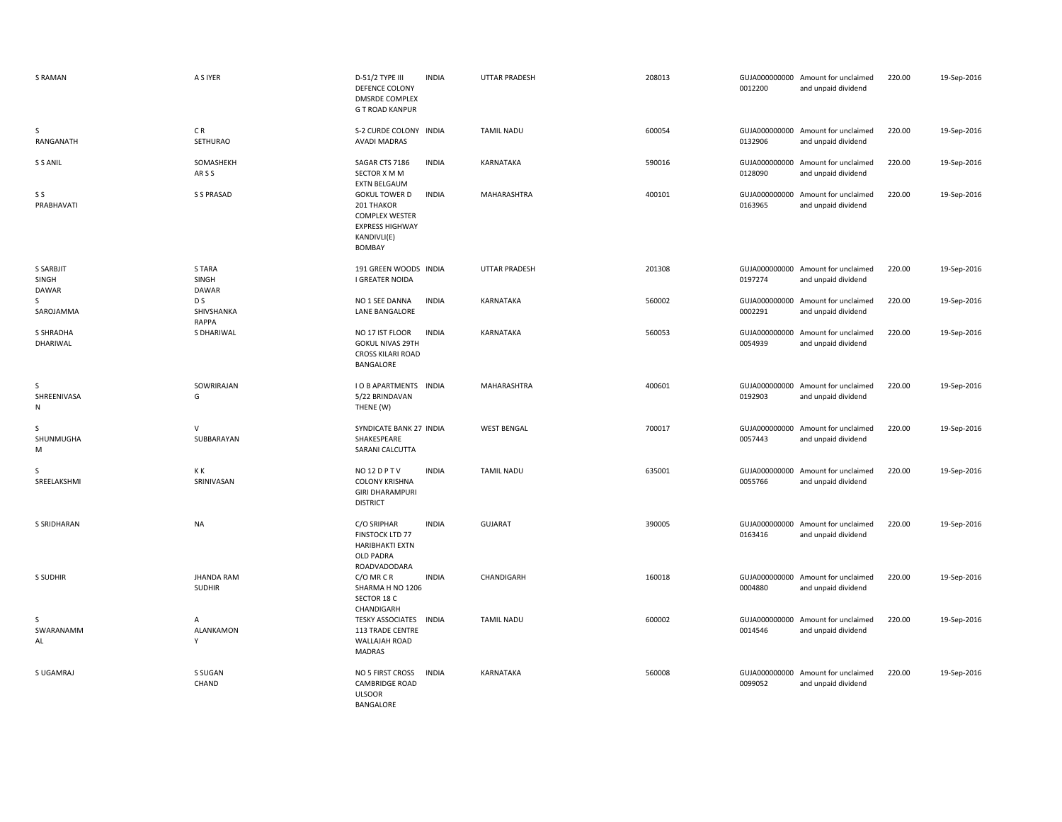| | | | | | | | | | |
|---|---|---|---|---|---|---|---|---|---|
| S RAMAN | A S IYER | D-51/2 TYPE III DEFENCE COLONY DMSRDE COMPLEX G T ROAD KANPUR | INDIA | UTTAR PRADESH | 208013 | GUJA000000000 0012200 | Amount for unclaimed and unpaid dividend | 220.00 | 19-Sep-2016 |
| S RANGANATH | C R SETHURAO | S-2 CURDE COLONY AVADI MADRAS | INDIA | TAMIL NADU | 600054 | GUJA000000000 0132906 | Amount for unclaimed and unpaid dividend | 220.00 | 19-Sep-2016 |
| S S ANIL | SOMASHEKH AR S S | SAGAR CTS 7186 SECTOR X M M EXTN BELGAUM | INDIA | KARNATAKA | 590016 | GUJA000000000 0128090 | Amount for unclaimed and unpaid dividend | 220.00 | 19-Sep-2016 |
| S S PRABHAVATI | S S PRASAD | GOKUL TOWER D 201 THAKOR COMPLEX WESTER EXPRESS HIGHWAY KANDIVLI(E) BOMBAY | INDIA | MAHARASHTRA | 400101 | GUJA000000000 0163965 | Amount for unclaimed and unpaid dividend | 220.00 | 19-Sep-2016 |
| S SARBJIT SINGH DAWAR | S TARA SINGH DAWAR | 191 GREEN WOODS I GREATER NOIDA | INDIA | UTTAR PRADESH | 201308 | GUJA000000000 0197274 | Amount for unclaimed and unpaid dividend | 220.00 | 19-Sep-2016 |
| S SAROJAMMA | D S SHIVSHANKA RAPPA | NO 1 SEE DANNA LANE BANGALORE | INDIA | KARNATAKA | 560002 | GUJA000000000 0002291 | Amount for unclaimed and unpaid dividend | 220.00 | 19-Sep-2016 |
| S SHRADHA DHARIWAL | S DHARIWAL | NO 17 IST FLOOR GOKUL NIVAS 29TH CROSS KILARI ROAD BANGALORE | INDIA | KARNATAKA | 560053 | GUJA000000000 0054939 | Amount for unclaimed and unpaid dividend | 220.00 | 19-Sep-2016 |
| S SHREENIVASA N | SOWRIRAJAN G | I O B APARTMENTS 5/22 BRINDAVAN THENE (W) | INDIA | MAHARASHTRA | 400601 | GUJA000000000 0192903 | Amount for unclaimed and unpaid dividend | 220.00 | 19-Sep-2016 |
| S SHUNMUGHA M | V SUBBARAYAN | SYNDICATE BANK 27 SHAKESPEARE SARANI CALCUTTA | INDIA | WEST BENGAL | 700017 | GUJA000000000 0057443 | Amount for unclaimed and unpaid dividend | 220.00 | 19-Sep-2016 |
| S SREELAKSHMI | K K SRINIVASAN | NO 12 D P T V COLONY KRISHNA GIRI DHARAMPURI DISTRICT | INDIA | TAMIL NADU | 635001 | GUJA000000000 0055766 | Amount for unclaimed and unpaid dividend | 220.00 | 19-Sep-2016 |
| S SRIDHARAN | NA | C/O SRIPHAR FINSTOCK LTD 77 HARIBHAKTI EXTN OLD PADRA ROADVADODARA | INDIA | GUJARAT | 390005 | GUJA000000000 0163416 | Amount for unclaimed and unpaid dividend | 220.00 | 19-Sep-2016 |
| S SUDHIR | JHANDA RAM SUDHIR | C/O MR C R SHARMA H NO 1206 SECTOR 18 C CHANDIGARH | INDIA | CHANDIGARH | 160018 | GUJA000000000 0004880 | Amount for unclaimed and unpaid dividend | 220.00 | 19-Sep-2016 |
| S SWARANAMM AL | A ALANKAMON Y | TESKY ASSOCIATES 113 TRADE CENTRE WALLAJAH ROAD MADRAS | INDIA | TAMIL NADU | 600002 | GUJA000000000 0014546 | Amount for unclaimed and unpaid dividend | 220.00 | 19-Sep-2016 |
| S UGAMRAJ | S SUGAN CHAND | NO 5 FIRST CROSS CAMBRIDGE ROAD ULSOOR BANGALORE | INDIA | KARNATAKA | 560008 | GUJA000000000 0099052 | Amount for unclaimed and unpaid dividend | 220.00 | 19-Sep-2016 |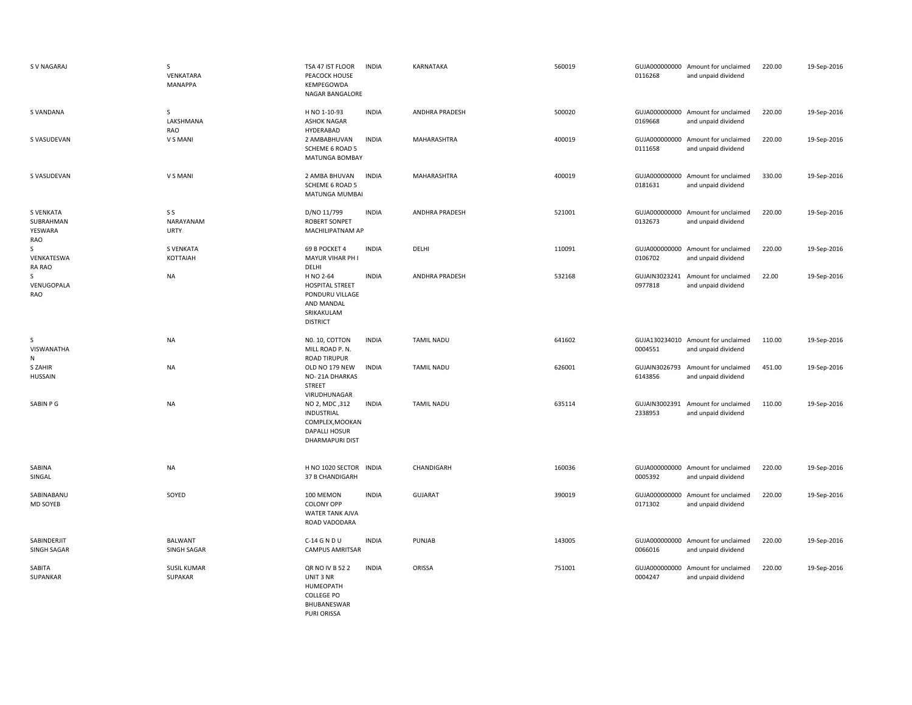| | | | | | | | | | |
|---|---|---|---|---|---|---|---|---|---|
| S V NAGARAJ | S VENKATARA MANAPPA | TSA 47 IST FLOOR PEACOCK HOUSE KEMPEGOWDA NAGAR BANGALORE | INDIA | KARNATAKA | 560019 | GUJA000000000 0116268 | Amount for unclaimed and unpaid dividend | 220.00 | 19-Sep-2016 |
| S VANDANA | S LAKSHMANA RAO | H NO 1-10-93 ASHOK NAGAR HYDERABAD | INDIA | ANDHRA PRADESH | 500020 | GUJA000000000 0169668 | Amount for unclaimed and unpaid dividend | 220.00 | 19-Sep-2016 |
| S VASUDEVAN | V S MANI | 2 AMBABHUVAN SCHEME 6 ROAD 5 MATUNGA BOMBAY | INDIA | MAHARASHTRA | 400019 | GUJA000000000 0111658 | Amount for unclaimed and unpaid dividend | 220.00 | 19-Sep-2016 |
| S VASUDEVAN | V S MANI | 2 AMBA BHUVAN SCHEME 6 ROAD 5 MATUNGA MUMBAI | INDIA | MAHARASHTRA | 400019 | GUJA000000000 0181631 | Amount for unclaimed and unpaid dividend | 330.00 | 19-Sep-2016 |
| S VENKATA SUBRAHMAN YESWARA RAO | S S NARAYANAM URTY | D/NO 11/799 ROBERT SONPET MACHILIPATNAM AP | INDIA | ANDHRA PRADESH | 521001 | GUJA000000000 0132673 | Amount for unclaimed and unpaid dividend | 220.00 | 19-Sep-2016 |
| S VENKATESWA RA RAO | S VENKATA KOTTAIAH | 69 B POCKET 4 MAYUR VIHAR PH I DELHI | INDIA | DELHI | 110091 | GUJA000000000 0106702 | Amount for unclaimed and unpaid dividend | 220.00 | 19-Sep-2016 |
| S VENUGOPALA RAO | NA | H NO 2-64 HOSPITAL STREET PONDURU VILLAGE AND MANDAL SRIKAKULAM DISTRICT | INDIA | ANDHRA PRADESH | 532168 | GUJAIN3023241 0977818 | Amount for unclaimed and unpaid dividend | 22.00 | 19-Sep-2016 |
| S VISWANATHA N | NA | N0. 10, COTTON MILL ROAD P. N. ROAD TIRUPUR | INDIA | TAMIL NADU | 641602 | GUJA130234010 0004551 | Amount for unclaimed and unpaid dividend | 110.00 | 19-Sep-2016 |
| S ZAHIR HUSSAIN | NA | OLD NO 179 NEW NO- 21A DHARKAS STREET VIRUDHUNAGAR | INDIA | TAMIL NADU | 626001 | GUJAIN3026793 6143856 | Amount for unclaimed and unpaid dividend | 451.00 | 19-Sep-2016 |
| SABIN P G | NA | NO 2, MDC ,312 INDUSTRIAL COMPLEX,MOOKAN DAPALLI HOSUR DHARMAPURI DIST | INDIA | TAMIL NADU | 635114 | GUJAIN3002391 2338953 | Amount for unclaimed and unpaid dividend | 110.00 | 19-Sep-2016 |
| SABINA SINGAL | NA | H NO 1020 SECTOR 37 B CHANDIGARH | INDIA | CHANDIGARH | 160036 | GUJA000000000 0005392 | Amount for unclaimed and unpaid dividend | 220.00 | 19-Sep-2016 |
| SABINABANU MD SOYEB | SOYED | 100 MEMON COLONY OPP WATER TANK AJVA ROAD VADODARA | INDIA | GUJARAT | 390019 | GUJA000000000 0171302 | Amount for unclaimed and unpaid dividend | 220.00 | 19-Sep-2016 |
| SABINDERJIT SINGH SAGAR | BALWANT SINGH SAGAR | C-14 G N D U CAMPUS AMRITSAR | INDIA | PUNJAB | 143005 | GUJA000000000 0066016 | Amount for unclaimed and unpaid dividend | 220.00 | 19-Sep-2016 |
| SABITA SUPANKAR | SUSIL KUMAR SUPAKAR | QR NO IV B 52 2 UNIT 3 NR HUMEOPATH COLLEGE PO BHUBANESWAR PURI ORISSA | INDIA | ORISSA | 751001 | GUJA000000000 0004247 | Amount for unclaimed and unpaid dividend | 220.00 | 19-Sep-2016 |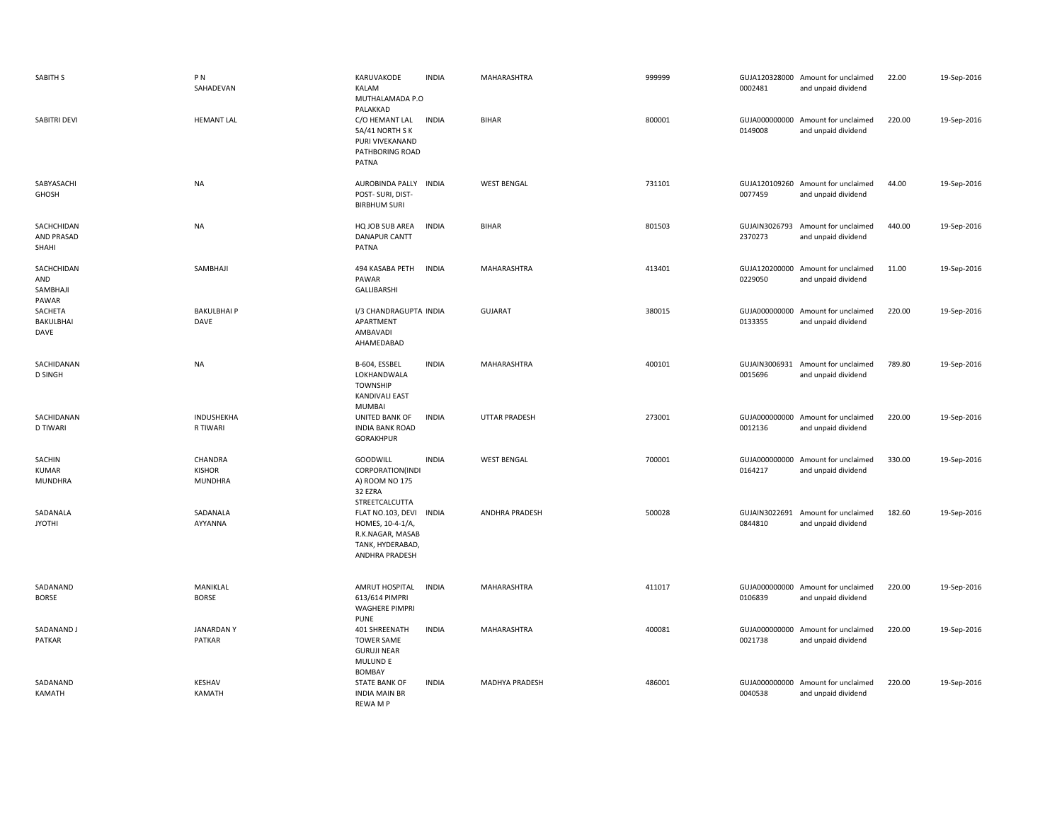| | | | | | | | | | |
|---|---|---|---|---|---|---|---|---|---|
| SABITH S | P N SAHADEVAN | KARUVAKODE KALAM MUTHALAMADA P.O PALAKKAD | INDIA | MAHARASHTRA | 999999 | GUJA1203280000002481 | Amount for unclaimed and unpaid dividend | 22.00 | 19-Sep-2016 |
| SABITRI DEVI | HEMANT LAL | C/O HEMANT LAL 5A/41 NORTH S K PURI VIVEKANAND PATHBORING ROAD PATNA | INDIA | BIHAR | 800001 | GUJA0000000000149008 | Amount for unclaimed and unpaid dividend | 220.00 | 19-Sep-2016 |
| SABYASACHI GHOSH | NA | AUROBINDA PALLY POST- SURI, DIST-BIRBHUM SURI | INDIA | WEST BENGAL | 731101 | GUJA1201092600077459 | Amount for unclaimed and unpaid dividend | 44.00 | 19-Sep-2016 |
| SACHCHIDAN AND PRASAD SHAHI | NA | HQ JOB SUB AREA DANAPUR CANTT PATNA | INDIA | BIHAR | 801503 | GUJAIN30267932370273 | Amount for unclaimed and unpaid dividend | 440.00 | 19-Sep-2016 |
| SACHCHIDAN AND SAMBHAJI PAWAR | SAMBHAJI | 494 KASABA PETH PAWAR GALLIBARSHI | INDIA | MAHARASHTRA | 413401 | GUJA1202000000229050 | Amount for unclaimed and unpaid dividend | 11.00 | 19-Sep-2016 |
| SACHETA BAKULBHAI DAVE | BAKULBHAI P DAVE | I/3 CHANDRAGUPTA APARTMENT AMBAVADI AHAMEDABAD | INDIA | GUJARAT | 380015 | GUJA0000000000133355 | Amount for unclaimed and unpaid dividend | 220.00 | 19-Sep-2016 |
| SACHIDANAN D SINGH | NA | B-604, ESSBEL LOKHANDWALA TOWNSHIP KANDIVALI EAST MUMBAI | INDIA | MAHARASHTRA | 400101 | GUJAIN30069310015696 | Amount for unclaimed and unpaid dividend | 789.80 | 19-Sep-2016 |
| SACHIDANAN D TIWARI | INDUSHEKHA R TIWARI | UNITED BANK OF INDIA BANK ROAD GORAKHPUR | INDIA | UTTAR PRADESH | 273001 | GUJA0000000000012136 | Amount for unclaimed and unpaid dividend | 220.00 | 19-Sep-2016 |
| SACHIN KUMAR MUNDHRA | CHANDRA KISHOR MUNDHRA | GOODWILL CORPORATION(INDIA) ROOM NO 175 32 EZRA STREETCALCUTTA | INDIA | WEST BENGAL | 700001 | GUJA0000000000164217 | Amount for unclaimed and unpaid dividend | 330.00 | 19-Sep-2016 |
| SADANALA JYOTHI | SADANALA AYYANNA | FLAT NO.103, DEVI HOMES, 10-4-1/A, R.K.NAGAR, MASAB TANK, HYDERABAD, ANDHRA PRADESH | INDIA | ANDHRA PRADESH | 500028 | GUJAIN30226910844810 | Amount for unclaimed and unpaid dividend | 182.60 | 19-Sep-2016 |
| SADANAND BORSE | MANIKLAL BORSE | AMRUT HOSPITAL 613/614 PIMPRI WAGHERE PIMPRI PUNE | INDIA | MAHARASHTRA | 411017 | GUJA0000000000106839 | Amount for unclaimed and unpaid dividend | 220.00 | 19-Sep-2016 |
| SADANAND J PATKAR | JANARDAN Y PATKAR | 401 SHREENATH TOWER SAME GURUJI NEAR MULUND E BOMBAY | INDIA | MAHARASHTRA | 400081 | GUJA0000000000021738 | Amount for unclaimed and unpaid dividend | 220.00 | 19-Sep-2016 |
| SADANAND KAMATH | KESHAV KAMATH | STATE BANK OF INDIA MAIN BR REWA M P | INDIA | MADHYA PRADESH | 486001 | GUJA0000000000040538 | Amount for unclaimed and unpaid dividend | 220.00 | 19-Sep-2016 |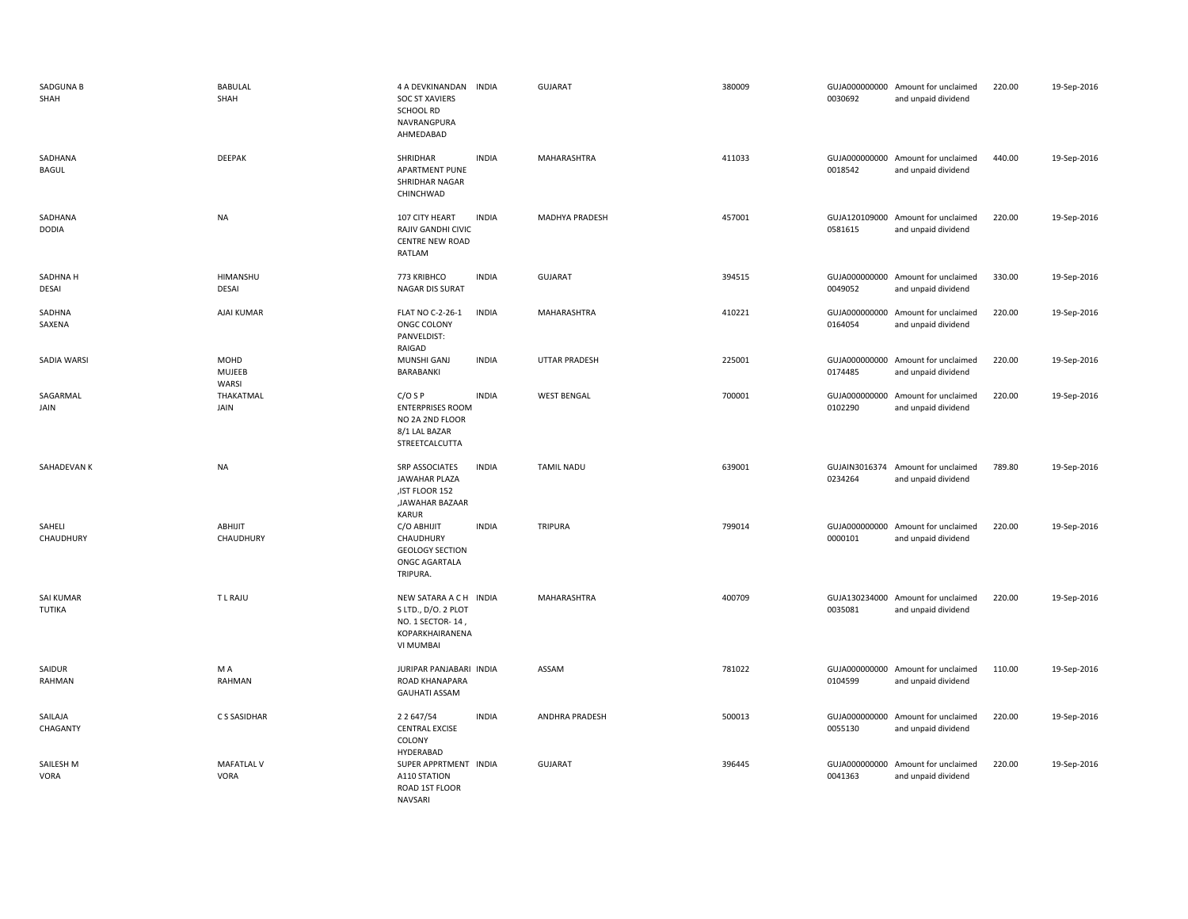| | | | | | | | | | |
|---|---|---|---|---|---|---|---|---|---|
| SADGUNA B SHAH | BABULAL SHAH | 4 A DEVKINANDAN SOC ST XAVIERS SCHOOL RD NAVRANGPURA AHMEDABAD | INDIA | GUJARAT | 380009 | GUJA000000000 0030692 | Amount for unclaimed and unpaid dividend | 220.00 | 19-Sep-2016 |
| SADHANA BAGUL | DEEPAK | SHRIDHAR APARTMENT PUNE SHRIDHAR NAGAR CHINCHWAD | INDIA | MAHARASHTRA | 411033 | GUJA000000000 0018542 | Amount for unclaimed and unpaid dividend | 440.00 | 19-Sep-2016 |
| SADHANA DODIA | NA | 107 CITY HEART RAJIV GANDHI CIVIC CENTRE NEW ROAD RATLAM | INDIA | MADHYA PRADESH | 457001 | GUJA120109000 0581615 | Amount for unclaimed and unpaid dividend | 220.00 | 19-Sep-2016 |
| SADHNA H DESAI | HIMANSHU DESAI | 773 KRIBHCO NAGAR DIS SURAT | INDIA | GUJARAT | 394515 | GUJA000000000 0049052 | Amount for unclaimed and unpaid dividend | 330.00 | 19-Sep-2016 |
| SADHNA SAXENA | AJAI KUMAR | FLAT NO C-2-26-1 ONGC COLONY PANVELDIST: RAIGAD | INDIA | MAHARASHTRA | 410221 | GUJA000000000 0164054 | Amount for unclaimed and unpaid dividend | 220.00 | 19-Sep-2016 |
| SADIA WARSI | MOHD MUJEEB WARSI | MUNSHI GANJ BARABANKI | INDIA | UTTAR PRADESH | 225001 | GUJA000000000 0174485 | Amount for unclaimed and unpaid dividend | 220.00 | 19-Sep-2016 |
| SAGARMAL JAIN | THAKATMAL JAIN | C/O S P ENTERPRISES ROOM NO 2A 2ND FLOOR 8/1 LAL BAZAR STREETCALCUTTA | INDIA | WEST BENGAL | 700001 | GUJA000000000 0102290 | Amount for unclaimed and unpaid dividend | 220.00 | 19-Sep-2016 |
| SAHADEVAN K | NA | SRP ASSOCIATES JAWAHAR PLAZA ,IST FLOOR 152 ,JAWAHAR BAZAAR KARUR | INDIA | TAMIL NADU | 639001 | GUJAIN3016374 0234264 | Amount for unclaimed and unpaid dividend | 789.80 | 19-Sep-2016 |
| SAHELI CHAUDHURY | ABHIJIT CHAUDHURY | C/O ABHIJIT CHAUDHURY GEOLOGY SECTION ONGC AGARTALA TRIPURA. | INDIA | TRIPURA | 799014 | GUJA000000000 0000101 | Amount for unclaimed and unpaid dividend | 220.00 | 19-Sep-2016 |
| SAI KUMAR TUTIKA | T L RAJU | NEW SATARA A C H S LTD., D/O. 2 PLOT NO. 1 SECTOR- 14 , KOPARKHAIRANENA VI MUMBAI | INDIA | MAHARASHTRA | 400709 | GUJA130234000 0035081 | Amount for unclaimed and unpaid dividend | 220.00 | 19-Sep-2016 |
| SAIDUR RAHMAN | M A RAHMAN | JURIPAR PANJABARI ROAD KHANAPARA GAUHATI ASSAM | INDIA | ASSAM | 781022 | GUJA000000000 0104599 | Amount for unclaimed and unpaid dividend | 110.00 | 19-Sep-2016 |
| SAILAJA CHAGANTY | C S SASIDHAR | 2 2 647/54 CENTRAL EXCISE COLONY HYDERABAD | INDIA | ANDHRA PRADESH | 500013 | GUJA000000000 0055130 | Amount for unclaimed and unpaid dividend | 220.00 | 19-Sep-2016 |
| SAILESH M VORA | MAFATLAL V VORA | SUPER APPRTMENT A110 STATION ROAD 1ST FLOOR NAVSARI | INDIA | GUJARAT | 396445 | GUJA000000000 0041363 | Amount for unclaimed and unpaid dividend | 220.00 | 19-Sep-2016 |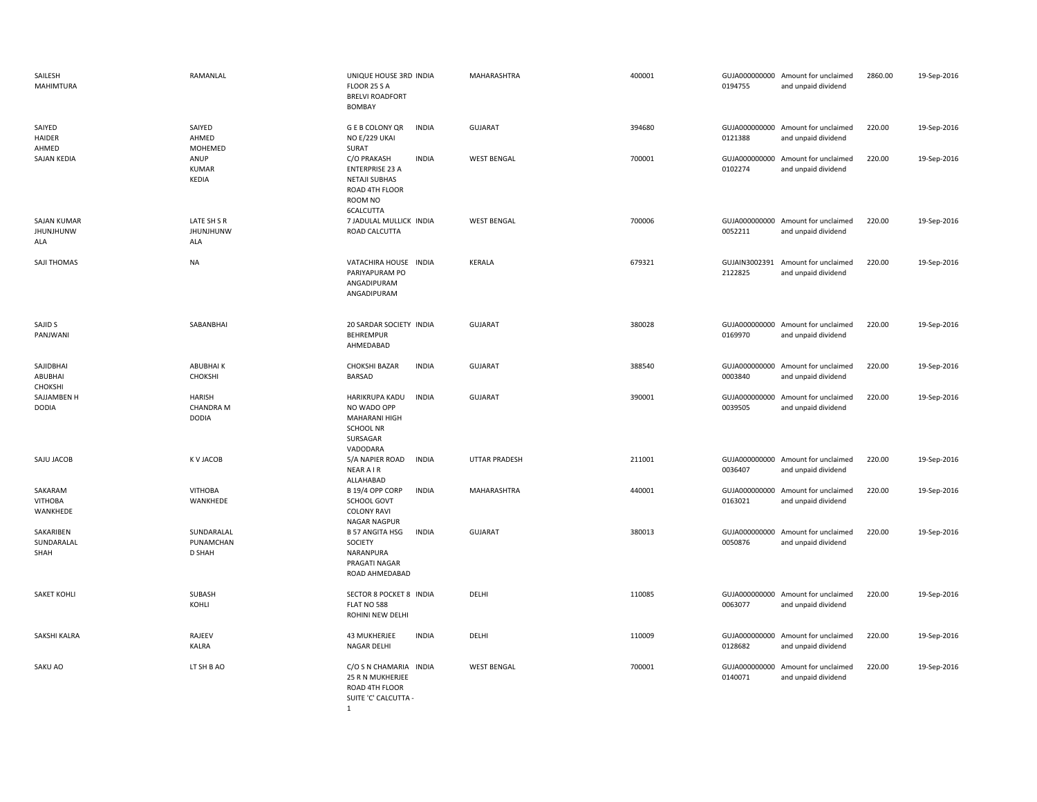| | | | | | | | | | |
|---|---|---|---|---|---|---|---|---|---|
| SAILESH MAHIMTURA | RAMANLAL | UNIQUE HOUSE 3RD FLOOR 25 S A BRELVI ROADFORT BOMBAY | INDIA | MAHARASHTRA | 400001 | GUJA0000000000194755 | Amount for unclaimed and unpaid dividend | 2860.00 | 19-Sep-2016 |
| SAIYED HAIDER AHMED | SAIYED AHMED MOHEMED | G E B COLONY QR NO E/229 UKAI SURAT | INDIA | GUJARAT | 394680 | GUJA0000000000121388 | Amount for unclaimed and unpaid dividend | 220.00 | 19-Sep-2016 |
| SAJAN KEDIA | ANUP KUMAR KEDIA | C/O PRAKASH ENTERPRISE 23 A NETAJI SUBHAS ROAD 4TH FLOOR ROOM NO 6CALCUTTA | INDIA | WEST BENGAL | 700001 | GUJA0000000000102274 | Amount for unclaimed and unpaid dividend | 220.00 | 19-Sep-2016 |
| SAJAN KUMAR JHUNJHUNWALA | LATE SH S R JHUNJHUNWALA | 7 JADULAL MULLICK ROAD CALCUTTA | INDIA | WEST BENGAL | 700006 | GUJA0000000000052211 | Amount for unclaimed and unpaid dividend | 220.00 | 19-Sep-2016 |
| SAJI THOMAS | NA | VATACHIRA HOUSE PARIYAPURAM PO ANGADIPURAM ANGADIPURAM | INDIA | KERALA | 679321 | GUJAIN30023912122825 | Amount for unclaimed and unpaid dividend | 220.00 | 19-Sep-2016 |
| SAJID S PANJWANI | SABANBHAI | 20 SARDAR SOCIETY BEHREMPUR AHMEDABAD | INDIA | GUJARAT | 380028 | GUJA0000000000169970 | Amount for unclaimed and unpaid dividend | 220.00 | 19-Sep-2016 |
| SAJIDBHAI ABUBHAI CHOKSHI | ABUBHAI K CHOKSHI | CHOKSHI BAZAR BARSAD | INDIA | GUJARAT | 388540 | GUJA0000000000003840 | Amount for unclaimed and unpaid dividend | 220.00 | 19-Sep-2016 |
| SAJJAMBEN H DODIA | HARISH CHANDRA M DODIA | HARIKRUPA KADU NO WADO OPP MAHARANI HIGH SCHOOL NR SURSAGAR VADODARA | INDIA | GUJARAT | 390001 | GUJA0000000000039505 | Amount for unclaimed and unpaid dividend | 220.00 | 19-Sep-2016 |
| SAJU JACOB | K V JACOB | 5/A NAPIER ROAD NEAR A I R ALLAHABAD | INDIA | UTTAR PRADESH | 211001 | GUJA0000000000036407 | Amount for unclaimed and unpaid dividend | 220.00 | 19-Sep-2016 |
| SAKARAM VITHOBA WANKHEDE | VITHOBA WANKHEDE | B 19/4 OPP CORP SCHOOL GOVT COLONY RAVI NAGAR NAGPUR | INDIA | MAHARASHTRA | 440001 | GUJA0000000000163021 | Amount for unclaimed and unpaid dividend | 220.00 | 19-Sep-2016 |
| SAKARIBEN SUNDARALAL SHAH | SUNDARALAL PUNAMCHAND SHAH | B 57 ANGITA HSG SOCIETY NARANPURA PRAGATI NAGAR ROAD AHMEDABAD | INDIA | GUJARAT | 380013 | GUJA0000000000050876 | Amount for unclaimed and unpaid dividend | 220.00 | 19-Sep-2016 |
| SAKET KOHLI | SUBASH KOHLI | SECTOR 8 POCKET 8 FLAT NO 588 ROHINI NEW DELHI | INDIA | DELHI | 110085 | GUJA0000000000063077 | Amount for unclaimed and unpaid dividend | 220.00 | 19-Sep-2016 |
| SAKSHI KALRA | RAJEEV KALRA | 43 MUKHERJEE NAGAR DELHI | INDIA | DELHI | 110009 | GUJA0000000000128682 | Amount for unclaimed and unpaid dividend | 220.00 | 19-Sep-2016 |
| SAKU AO | LT SH B AO | C/O S N CHAMARIA 25 R N MUKHERJEE ROAD 4TH FLOOR SUITE 'C' CALCUTTA - 1 | INDIA | WEST BENGAL | 700001 | GUJA0000000000140071 | Amount for unclaimed and unpaid dividend | 220.00 | 19-Sep-2016 |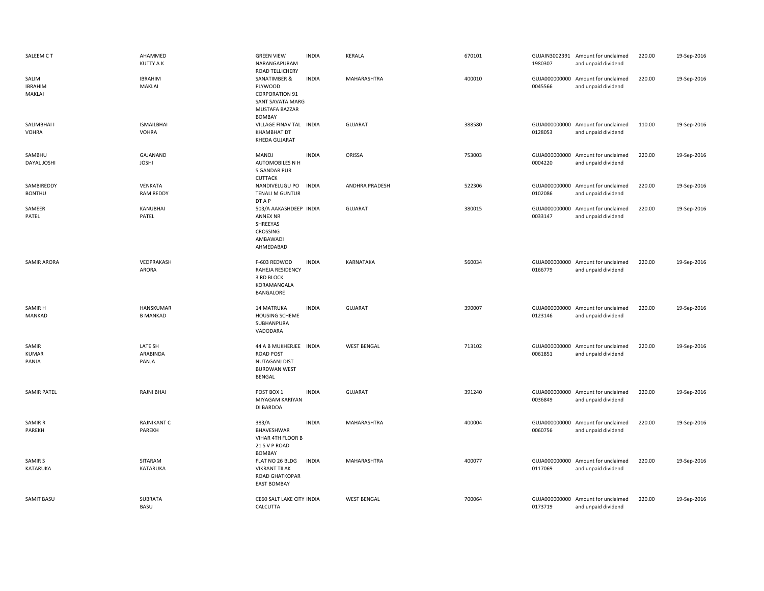| | | | | | | | | | |
|---|---|---|---|---|---|---|---|---|---|
| SALEEM C T | AHAMMED KUTTY A K | GREEN VIEW NARANGAPURAM ROAD TELLICHERY | INDIA | KERALA | 670101 | GUJAIN3002391 1980307 | Amount for unclaimed and unpaid dividend | 220.00 | 19-Sep-2016 |
| SALIM IBRAHIM MAKLAI | IBRAHIM MAKLAI | SANATIMBER & PLYWOOD CORPORATION 91 SANT SAVATA MARG MUSTAFA BAZZAR BOMBAY | INDIA | MAHARASHTRA | 400010 | GUJA000000000 0045566 | Amount for unclaimed and unpaid dividend | 220.00 | 19-Sep-2016 |
| SALIMBHAI I VOHRA | ISMAILBHAI VOHRA | VILLAGE FINAV TAL KHAMBHAT DT KHEDA GUJARAT | INDIA | GUJARAT | 388580 | GUJA000000000 0128053 | Amount for unclaimed and unpaid dividend | 110.00 | 19-Sep-2016 |
| SAMBHU DAYAL JOSHI | GAJANAND JOSHI | MANOJ AUTOMOBILES N H S GANDAR PUR CUTTACK | INDIA | ORISSA | 753003 | GUJA000000000 0004220 | Amount for unclaimed and unpaid dividend | 220.00 | 19-Sep-2016 |
| SAMBIREDDY BONTHU | VENKATA RAM REDDY | NANDIVELUGU PO TENALI M GUNTUR DT A P | INDIA | ANDHRA PRADESH | 522306 | GUJA000000000 0102086 | Amount for unclaimed and unpaid dividend | 220.00 | 19-Sep-2016 |
| SAMEER PATEL | KANUBHAI PATEL | 503/A AAKASHDEEP ANNEX NR SHREEYAS CROSSING AMBAWADI AHMEDABAD | INDIA | GUJARAT | 380015 | GUJA000000000 0033147 | Amount for unclaimed and unpaid dividend | 220.00 | 19-Sep-2016 |
| SAMIR ARORA | VEDPRAKASH ARORA | F-603 REDWOD RAHEJA RESIDENCY 3 RD BLOCK KORAMANGALA BANGALORE | INDIA | KARNATAKA | 560034 | GUJA000000000 0166779 | Amount for unclaimed and unpaid dividend | 220.00 | 19-Sep-2016 |
| SAMIR H MANKAD | HANSKUMAR B MANKAD | 14 MATRUKA HOUSING SCHEME SUBHANPURA VADODARA | INDIA | GUJARAT | 390007 | GUJA000000000 0123146 | Amount for unclaimed and unpaid dividend | 220.00 | 19-Sep-2016 |
| SAMIR KUMAR PANJA | LATE SH ARABINDA PANJA | 44 A B MUKHERJEE ROAD POST NUTAGANJ DIST BURDWAN WEST BENGAL | INDIA | WEST BENGAL | 713102 | GUJA000000000 0061851 | Amount for unclaimed and unpaid dividend | 220.00 | 19-Sep-2016 |
| SAMIR PATEL | RAJNI BHAI | POST BOX 1 MIYAGAM KARIYAN DI BARDOA | INDIA | GUJARAT | 391240 | GUJA000000000 0036849 | Amount for unclaimed and unpaid dividend | 220.00 | 19-Sep-2016 |
| SAMIR R PAREKH | RAJNIKANT C PAREKH | 383/A BHAVESHWAR VIHAR 4TH FLOOR B 21 S V P ROAD BOMBAY | INDIA | MAHARASHTRA | 400004 | GUJA000000000 0060756 | Amount for unclaimed and unpaid dividend | 220.00 | 19-Sep-2016 |
| SAMIR S KATARUKA | SITARAM KATARUKA | FLAT NO 26 BLDG VIKRANT TILAK ROAD GHATKOPAR EAST BOMBAY | INDIA | MAHARASHTRA | 400077 | GUJA000000000 0117069 | Amount for unclaimed and unpaid dividend | 220.00 | 19-Sep-2016 |
| SAMIT BASU | SUBRATA BASU | CE60 SALT LAKE CITY CALCUTTA | INDIA | WEST BENGAL | 700064 | GUJA000000000 0173719 | Amount for unclaimed and unpaid dividend | 220.00 | 19-Sep-2016 |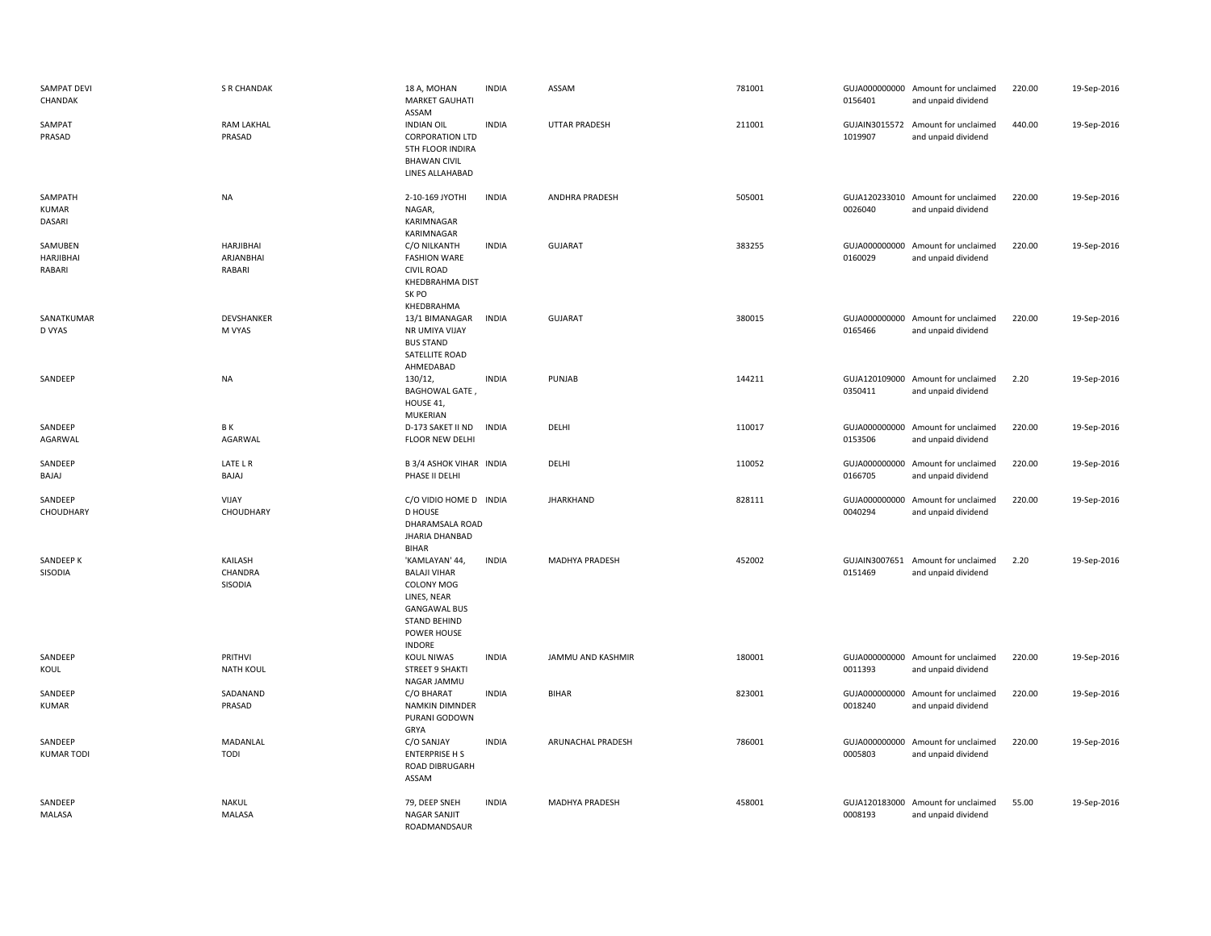| SAMPAT DEVI CHANDAK | S R CHANDAK | 18 A, MOHAN MARKET GAUHATI ASSAM | INDIA | ASSAM | 781001 | GUJA000000000 0156401 | Amount for unclaimed and unpaid dividend | 220.00 | 19-Sep-2016 |
|---|---|---|---|---|---|---|---|---|---|
| SAMPAT PRASAD | RAM LAKHAL PRASAD | INDIAN OIL CORPORATION LTD 5TH FLOOR INDIRA BHAWAN CIVIL LINES ALLAHABAD | INDIA | UTTAR PRADESH | 211001 | GUJAIN3015572 1019907 | Amount for unclaimed and unpaid dividend | 440.00 | 19-Sep-2016 |
| SAMPATH KUMAR DASARI | NA | 2-10-169 JYOTHI NAGAR, KARIMNAGAR KARIMNAGAR | INDIA | ANDHRA PRADESH | 505001 | GUJA120233010 0026040 | Amount for unclaimed and unpaid dividend | 220.00 | 19-Sep-2016 |
| SAMUBEN HARJIBHAI RABARI | HARJIBHAI ARJANBHAI RABARI | C/O NILKANTH FASHION WARE CIVIL ROAD KHEDBRAHMA DIST SK PO KHEDBRAHMA | INDIA | GUJARAT | 383255 | GUJA000000000 0160029 | Amount for unclaimed and unpaid dividend | 220.00 | 19-Sep-2016 |
| SANATKUMAR D VYAS | DEVSHANKER M VYAS | 13/1 BIMANAGAR NR UMIYA VIJAY BUS STAND SATELLITE ROAD AHMEDABAD | INDIA | GUJARAT | 380015 | GUJA000000000 0165466 | Amount for unclaimed and unpaid dividend | 220.00 | 19-Sep-2016 |
| SANDEEP | NA | 130/12, BAGHOWAL GATE , HOUSE 41, MUKERIAN | INDIA | PUNJAB | 144211 | GUJA120109000 0350411 | Amount for unclaimed and unpaid dividend | 2.20 | 19-Sep-2016 |
| SANDEEP AGARWAL | B K AGARWAL | D-173 SAKET II ND FLOOR NEW DELHI | INDIA | DELHI | 110017 | GUJA000000000 0153506 | Amount for unclaimed and unpaid dividend | 220.00 | 19-Sep-2016 |
| SANDEEP BAJAJ | LATE L R BAJAJ | B 3/4 ASHOK VIHAR PHASE II DELHI | INDIA | DELHI | 110052 | GUJA000000000 0166705 | Amount for unclaimed and unpaid dividend | 220.00 | 19-Sep-2016 |
| SANDEEP CHOUDHARY | VIJAY CHOUDHARY | C/O VIDIO HOME D D HOUSE DHARAMSALA ROAD JHARIA DHANBAD BIHAR | INDIA | JHARKHAND | 828111 | GUJA000000000 0040294 | Amount for unclaimed and unpaid dividend | 220.00 | 19-Sep-2016 |
| SANDEEP K SISODIA | KAILASH CHANDRA SISODIA | 'KAMLAYAN' 44, BALAJI VIHAR COLONY MOG LINES, NEAR GANGAWAL BUS STAND BEHIND POWER HOUSE INDORE | INDIA | MADHYA PRADESH | 452002 | GUJAIN3007651 0151469 | Amount for unclaimed and unpaid dividend | 2.20 | 19-Sep-2016 |
| SANDEEP KOUL | PRITHVI NATH KOUL | KOUL NIWAS STREET 9 SHAKTI NAGAR JAMMU | INDIA | JAMMU AND KASHMIR | 180001 | GUJA000000000 0011393 | Amount for unclaimed and unpaid dividend | 220.00 | 19-Sep-2016 |
| SANDEEP KUMAR | SADANAND PRASAD | C/O BHARAT NAMKIN DIMNDER PURANI GODOWN GRYA | INDIA | BIHAR | 823001 | GUJA000000000 0018240 | Amount for unclaimed and unpaid dividend | 220.00 | 19-Sep-2016 |
| SANDEEP KUMAR TODI | MADANLAL TODI | C/O SANJAY ENTERPRISE H S ROAD DIBRUGARH ASSAM | INDIA | ARUNACHAL PRADESH | 786001 | GUJA000000000 0005803 | Amount for unclaimed and unpaid dividend | 220.00 | 19-Sep-2016 |
| SANDEEP MALASA | NAKUL MALASA | 79, DEEP SNEH NAGAR SANJIT ROADMANDSAUR | INDIA | MADHYA PRADESH | 458001 | GUJA120183000 0008193 | Amount for unclaimed and unpaid dividend | 55.00 | 19-Sep-2016 |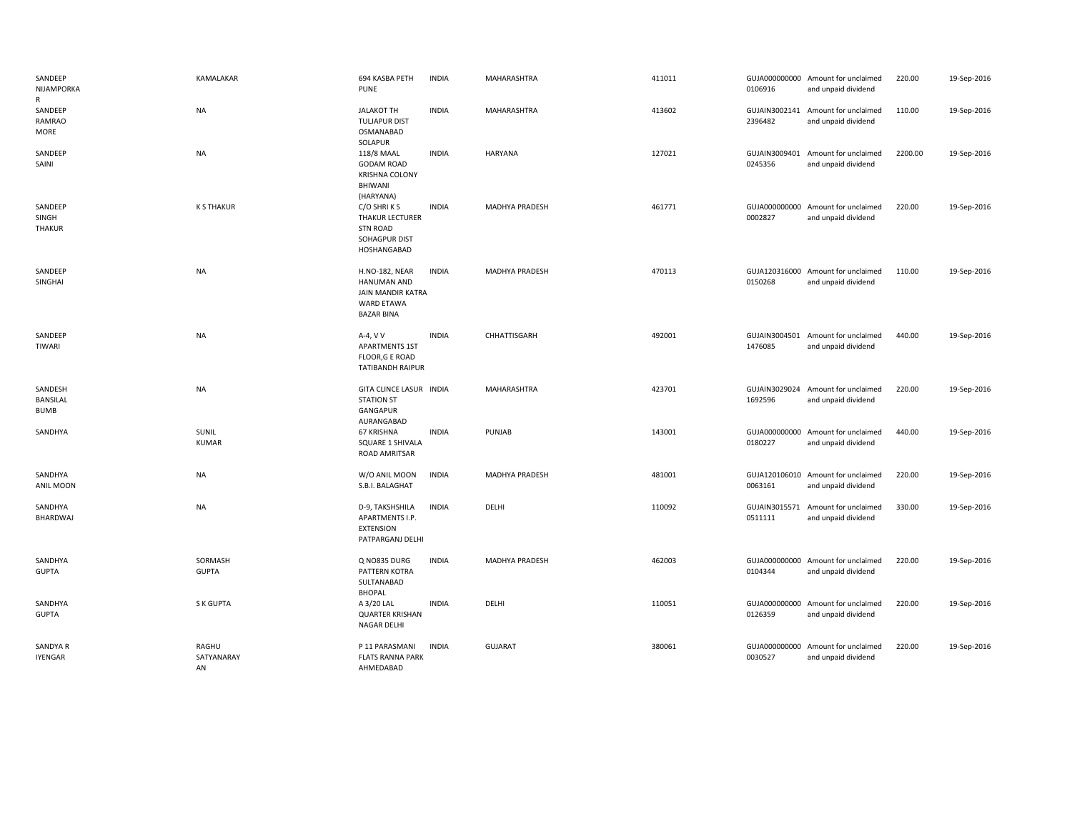| | | | | | | | | | |
|---|---|---|---|---|---|---|---|---|---|
| SANDEEP NIJAMPORKA R | KAMALAKAR | 694 KASBA PETH PUNE | INDIA | MAHARASHTRA | 411011 | GUJA000000000 0106916 | Amount for unclaimed and unpaid dividend | 220.00 | 19-Sep-2016 |
| SANDEEP RAMRAO MORE | NA | JALAKOT TH TULJAPUR DIST OSMANABAD SOLAPUR | INDIA | MAHARASHTRA | 413602 | GUJAIN3002141 2396482 | Amount for unclaimed and unpaid dividend | 110.00 | 19-Sep-2016 |
| SANDEEP SAINI | NA | 118/8 MAAL GODAM ROAD KRISHNA COLONY BHIWANI (HARYANA) | INDIA | HARYANA | 127021 | GUJAIN3009401 0245356 | Amount for unclaimed and unpaid dividend | 2200.00 | 19-Sep-2016 |
| SANDEEP SINGH THAKUR | K S THAKUR | C/O SHRI K S THAKUR LECTURER STN ROAD SOHAGPUR DIST HOSHANGABAD | INDIA | MADHYA PRADESH | 461771 | GUJA000000000 0002827 | Amount for unclaimed and unpaid dividend | 220.00 | 19-Sep-2016 |
| SANDEEP SINGHAI | NA | H.NO-182, NEAR HANUMAN AND JAIN MANDIR KATRA WARD ETAWA BAZAR BINA | INDIA | MADHYA PRADESH | 470113 | GUJA120316000 0150268 | Amount for unclaimed and unpaid dividend | 110.00 | 19-Sep-2016 |
| SANDEEP TIWARI | NA | A-4, V V APARTMENTS 1ST FLOOR,G E ROAD TATIBANDH RAIPUR | INDIA | CHHATTISGARH | 492001 | GUJAIN3004501 1476085 | Amount for unclaimed and unpaid dividend | 440.00 | 19-Sep-2016 |
| SANDESH BANSILAL BUMB | NA | GITA CLINCE LASUR STATION ST GANGAPUR AURANGABAD | INDIA | MAHARASHTRA | 423701 | GUJAIN3029024 1692596 | Amount for unclaimed and unpaid dividend | 220.00 | 19-Sep-2016 |
| SANDHYA | SUNIL KUMAR | 67 KRISHNA SQUARE 1 SHIVALA ROAD AMRITSAR | INDIA | PUNJAB | 143001 | GUJA000000000 0180227 | Amount for unclaimed and unpaid dividend | 440.00 | 19-Sep-2016 |
| SANDHYA ANIL MOON | NA | W/O ANIL MOON S.B.I. BALAGHAT | INDIA | MADHYA PRADESH | 481001 | GUJA120106010 0063161 | Amount for unclaimed and unpaid dividend | 220.00 | 19-Sep-2016 |
| SANDHYA BHARDWAJ | NA | D-9, TAKSHSHILA APARTMENTS I.P. EXTENSION PATPARGANJ DELHI | INDIA | DELHI | 110092 | GUJAIN3015571 0511111 | Amount for unclaimed and unpaid dividend | 330.00 | 19-Sep-2016 |
| SANDHYA GUPTA | SORMASH GUPTA | Q NO835 DURG PATTERN KOTRA SULTANABAD BHOPAL | INDIA | MADHYA PRADESH | 462003 | GUJA000000000 0104344 | Amount for unclaimed and unpaid dividend | 220.00 | 19-Sep-2016 |
| SANDHYA GUPTA | S K GUPTA | A 3/20 LAL QUARTER KRISHAN NAGAR DELHI | INDIA | DELHI | 110051 | GUJA000000000 0126359 | Amount for unclaimed and unpaid dividend | 220.00 | 19-Sep-2016 |
| SANDYA R IYENGAR | RAGHU SATYANARAY AN | P 11 PARASMANI FLATS RANNA PARK AHMEDABAD | INDIA | GUJARAT | 380061 | GUJA000000000 0030527 | Amount for unclaimed and unpaid dividend | 220.00 | 19-Sep-2016 |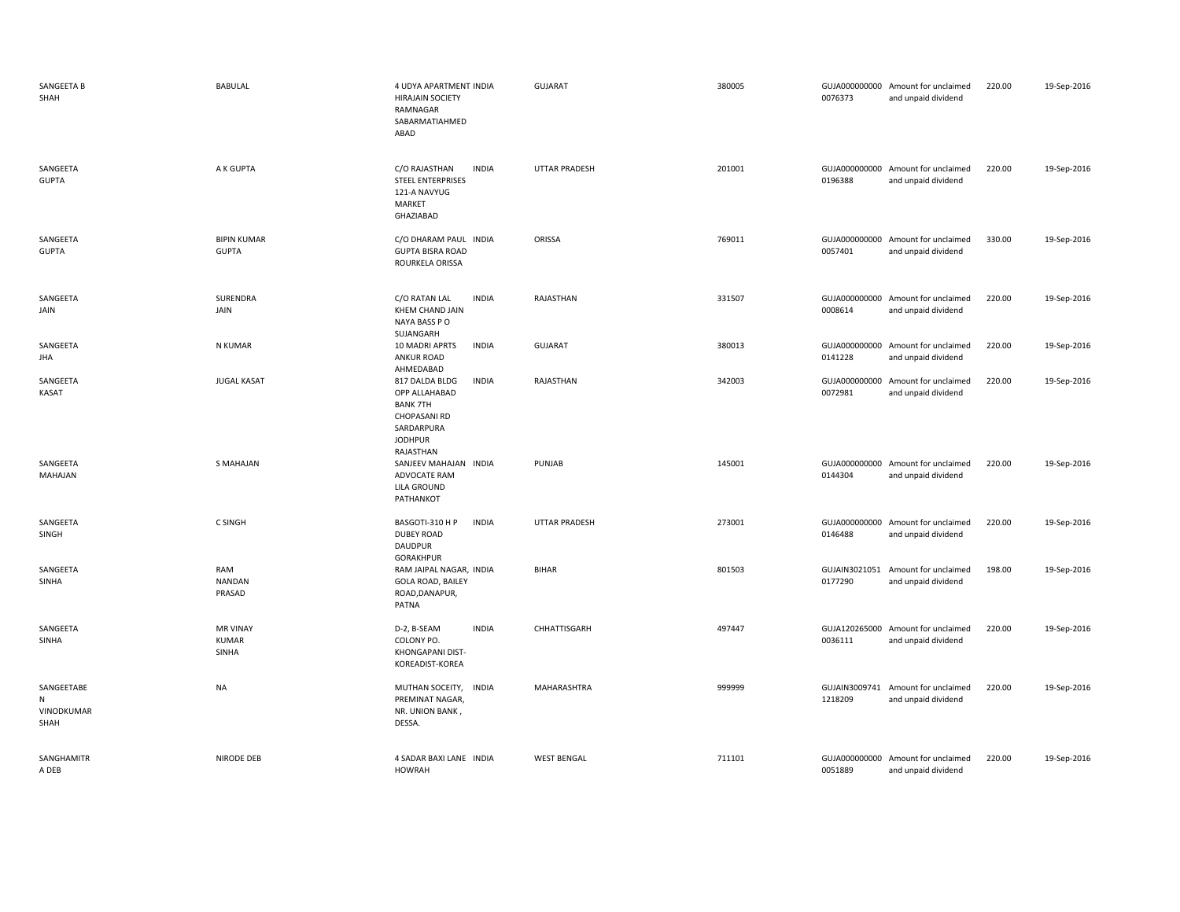| | | | | | | | | | |
|---|---|---|---|---|---|---|---|---|---|
| SANGEETA B SHAH | BABULAL | 4 UDYA APARTMENT HIRAJAIN SOCIETY RAMNAGAR SABARMATIAHMED ABAD | INDIA | GUJARAT | 380005 | GUJA000000000 0076373 | Amount for unclaimed and unpaid dividend | 220.00 | 19-Sep-2016 |
| SANGEETA GUPTA | A K GUPTA | C/O RAJASTHAN STEEL ENTERPRISES 121-A NAVYUG MARKET GHAZIABAD | INDIA | UTTAR PRADESH | 201001 | GUJA000000000 0196388 | Amount for unclaimed and unpaid dividend | 220.00 | 19-Sep-2016 |
| SANGEETA GUPTA | BIPIN KUMAR GUPTA | C/O DHARAM PAUL GUPTA BISRA ROAD ROURKELA ORISSA | INDIA | ORISSA | 769011 | GUJA000000000 0057401 | Amount for unclaimed and unpaid dividend | 330.00 | 19-Sep-2016 |
| SANGEETA JAIN | SURENDRA JAIN | C/O RATAN LAL KHEM CHAND JAIN NAYA BASS P O SUJANGARH | INDIA | RAJASTHAN | 331507 | GUJA000000000 0008614 | Amount for unclaimed and unpaid dividend | 220.00 | 19-Sep-2016 |
| SANGEETA JHA | N KUMAR | 10 MADRI APRTS ANKUR ROAD AHMEDABAD | INDIA | GUJARAT | 380013 | GUJA000000000 0141228 | Amount for unclaimed and unpaid dividend | 220.00 | 19-Sep-2016 |
| SANGEETA KASAT | JUGAL KASAT | 817 DALDA BLDG OPP ALLAHABAD BANK 7TH CHOPASANI RD SARDARPURA JODHPUR RAJASTHAN | INDIA | RAJASTHAN | 342003 | GUJA000000000 0072981 | Amount for unclaimed and unpaid dividend | 220.00 | 19-Sep-2016 |
| SANGEETA MAHAJAN | S MAHAJAN | SANJEEV MAHAJAN ADVOCATE RAM LILA GROUND PATHANKOT | INDIA | PUNJAB | 145001 | GUJA000000000 0144304 | Amount for unclaimed and unpaid dividend | 220.00 | 19-Sep-2016 |
| SANGEETA SINGH | C SINGH | BASGOTI-310 H P DUBEY ROAD DAUDPUR GORAKHPUR | INDIA | UTTAR PRADESH | 273001 | GUJA000000000 0146488 | Amount for unclaimed and unpaid dividend | 220.00 | 19-Sep-2016 |
| SANGEETA SINHA | RAM NANDAN PRASAD | RAM JAIPAL NAGAR, GOLA ROAD, BAILEY ROAD,DANAPUR, PATNA | INDIA | BIHAR | 801503 | GUJAIN3021051 0177290 | Amount for unclaimed and unpaid dividend | 198.00 | 19-Sep-2016 |
| SANGEETA SINHA | MR VINAY KUMAR SINHA | D-2, B-SEAM COLONY PO. KHONGAPANI DIST-KOREADIST-KOREA | INDIA | CHHATTISGARH | 497447 | GUJA120265000 0036111 | Amount for unclaimed and unpaid dividend | 220.00 | 19-Sep-2016 |
| SANGEETABE N VINODKUMAR SHAH | NA | MUTHAN SOCEITY, PREMINAT NAGAR, NR. UNION BANK , DESSA. | INDIA | MAHARASHTRA | 999999 | GUJAIN3009741 1218209 | Amount for unclaimed and unpaid dividend | 220.00 | 19-Sep-2016 |
| SANGHAMITR A DEB | NIRODE DEB | 4 SADAR BAXI LANE HOWRAH | INDIA | WEST BENGAL | 711101 | GUJA000000000 0051889 | Amount for unclaimed and unpaid dividend | 220.00 | 19-Sep-2016 |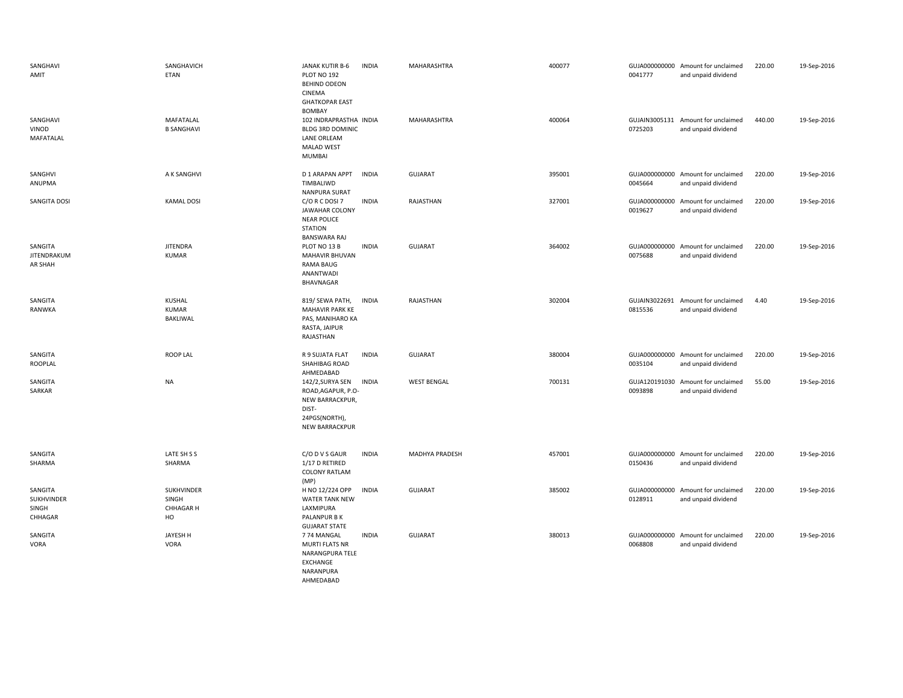| | | | | | | | | | |
|---|---|---|---|---|---|---|---|---|---|
| SANGHAVI AMIT | SANGHAVICH ETAN | JANAK KUTIR B-6 PLOT NO 192 BEHIND ODEON CINEMA GHATKOPAR EAST BOMBAY | INDIA | MAHARASHTRA | 400077 | GUJA000000000 0041777 | Amount for unclaimed and unpaid dividend | 220.00 | 19-Sep-2016 |
| SANGHAVI VINOD MAFATALAL | MAFATALAL B SANGHAVI | 102 INDRAPRASTHA BLDG 3RD DOMINIC LANE ORLEAM MALAD WEST MUMBAI | INDIA | MAHARASHTRA | 400064 | GUJAIN3005131 0725203 | Amount for unclaimed and unpaid dividend | 440.00 | 19-Sep-2016 |
| SANGHVI ANUPMA | A K SANGHVI | D 1 ARAPAN APPT TIMBALIWD NANPURA SURAT | INDIA | GUJARAT | 395001 | GUJA000000000 0045664 | Amount for unclaimed and unpaid dividend | 220.00 | 19-Sep-2016 |
| SANGITA DOSI | KAMAL DOSI | C/O R C DOSI 7 JAWAHAR COLONY NEAR POLICE STATION BANSWARA RAJ | INDIA | RAJASTHAN | 327001 | GUJA000000000 0019627 | Amount for unclaimed and unpaid dividend | 220.00 | 19-Sep-2016 |
| SANGITA JITENDRAKUM AR SHAH | JITENDRA KUMAR | PLOT NO 13 B MAHAVIR BHUVAN RAMA BAUG ANANTWADI BHAVNAGAR | INDIA | GUJARAT | 364002 | GUJA000000000 0075688 | Amount for unclaimed and unpaid dividend | 220.00 | 19-Sep-2016 |
| SANGITA RANWKA | KUSHAL KUMAR BAKLIWAL | 819/ SEWA PATH, MAHAVIR PARK KE PAS, MANIHARO KA RASTA, JAIPUR RAJASTHAN | INDIA | RAJASTHAN | 302004 | GUJAIN3022691 0815536 | Amount for unclaimed and unpaid dividend | 4.40 | 19-Sep-2016 |
| SANGITA ROOPLAL | ROOP LAL | R 9 SUJATA FLAT SHAHIBAG ROAD AHMEDABAD | INDIA | GUJARAT | 380004 | GUJA000000000 0035104 | Amount for unclaimed and unpaid dividend | 220.00 | 19-Sep-2016 |
| SANGITA SARKAR | NA | 142/2,SURYA SEN ROAD,AGAPUR, P.O-NEW BARRACKPUR, DIST-24PGS(NORTH), NEW BARRACKPUR | INDIA | WEST BENGAL | 700131 | GUJA120191030 0093898 | Amount for unclaimed and unpaid dividend | 55.00 | 19-Sep-2016 |
| SANGITA SHARMA | LATE SH S S SHARMA | C/O D V S GAUR 1/17 D RETIRED COLONY RATLAM (MP) | INDIA | MADHYA PRADESH | 457001 | GUJA000000000 0150436 | Amount for unclaimed and unpaid dividend | 220.00 | 19-Sep-2016 |
| SANGITA SUKHVINDER SINGH CHHAGAR | SUKHVINDER SINGH CHHAGAR H HO | H NO 12/224 OPP WATER TANK NEW LAXMIPURA PALANPUR B K GUJARAT STATE | INDIA | GUJARAT | 385002 | GUJA000000000 0128911 | Amount for unclaimed and unpaid dividend | 220.00 | 19-Sep-2016 |
| SANGITA VORA | JAYESH H VORA | 7 74 MANGAL MURTI FLATS NR NARANGPURA TELE EXCHANGE NARANPURA AHMEDABAD | INDIA | GUJARAT | 380013 | GUJA000000000 0068808 | Amount for unclaimed and unpaid dividend | 220.00 | 19-Sep-2016 |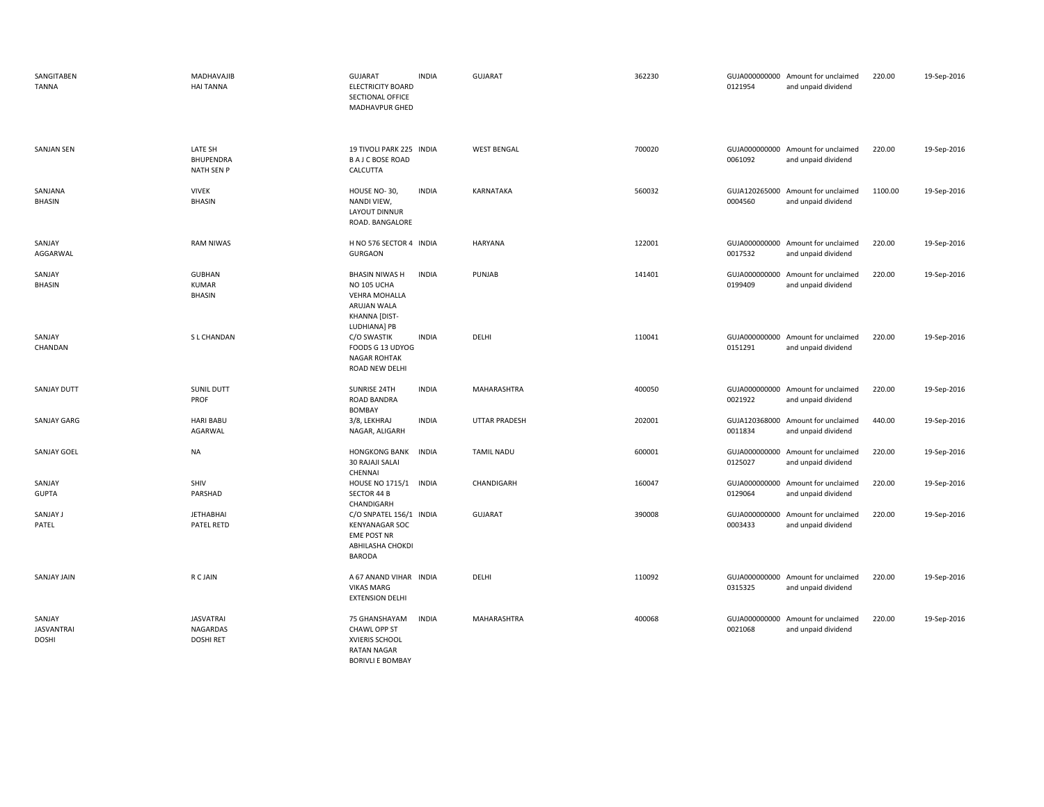| | | | | | | | | | |
|---|---|---|---|---|---|---|---|---|---|
| SANGITABEN TANNA | MADHAVAJIB HAI TANNA | GUJARAT ELECTRICITY BOARD SECTIONAL OFFICE MADHAVPUR GHED | INDIA | GUJARAT | 362230 | GUJA000000000 0121954 | Amount for unclaimed and unpaid dividend | 220.00 | 19-Sep-2016 |
| SANJAN SEN | LATE SH BHUPENDRA NATH SEN P | 19 TIVOLI PARK 225 B A J C BOSE ROAD CALCUTTA | INDIA | WEST BENGAL | 700020 | GUJA000000000 0061092 | Amount for unclaimed and unpaid dividend | 220.00 | 19-Sep-2016 |
| SANJANA BHASIN | VIVEK BHASIN | HOUSE NO- 30, NANDI VIEW, LAYOUT DINNUR ROAD. BANGALORE | INDIA | KARNATAKA | 560032 | GUJA120265000 0004560 | Amount for unclaimed and unpaid dividend | 1100.00 | 19-Sep-2016 |
| SANJAY AGGARWAL | RAM NIWAS | H NO 576 SECTOR 4 GURGAON | INDIA | HARYANA | 122001 | GUJA000000000 0017532 | Amount for unclaimed and unpaid dividend | 220.00 | 19-Sep-2016 |
| SANJAY BHASIN | GUBHAN KUMAR BHASIN | BHASIN NIWAS H NO 105 UCHA VEHRA MOHALLA ARUJAN WALA KHANNA [DIST-LUDHIANA] PB | INDIA | PUNJAB | 141401 | GUJA000000000 0199409 | Amount for unclaimed and unpaid dividend | 220.00 | 19-Sep-2016 |
| SANJAY CHANDAN | S L CHANDAN | C/O SWASTIK FOODS G 13 UDYOG NAGAR ROHTAK ROAD NEW DELHI | INDIA | DELHI | 110041 | GUJA000000000 0151291 | Amount for unclaimed and unpaid dividend | 220.00 | 19-Sep-2016 |
| SANJAY DUTT | SUNIL DUTT PROF | SUNRISE 24TH ROAD BANDRA BOMBAY | INDIA | MAHARASHTRA | 400050 | GUJA000000000 0021922 | Amount for unclaimed and unpaid dividend | 220.00 | 19-Sep-2016 |
| SANJAY GARG | HARI BABU AGARWAL | 3/8, LEKHRAJ NAGAR, ALIGARH | INDIA | UTTAR PRADESH | 202001 | GUJA120368000 0011834 | Amount for unclaimed and unpaid dividend | 440.00 | 19-Sep-2016 |
| SANJAY GOEL | NA | HONGKONG BANK 30 RAJAJI SALAI CHENNAI | INDIA | TAMIL NADU | 600001 | GUJA000000000 0125027 | Amount for unclaimed and unpaid dividend | 220.00 | 19-Sep-2016 |
| SANJAY GUPTA | SHIV PARSHAD | HOUSE NO 1715/1 SECTOR 44 B CHANDIGARH | INDIA | CHANDIGARH | 160047 | GUJA000000000 0129064 | Amount for unclaimed and unpaid dividend | 220.00 | 19-Sep-2016 |
| SANJAY J PATEL | JETHABHAI PATEL RETD | C/O SNPATEL 156/1 KENYANAGAR SOC EME POST NR ABHILASHA CHOKDI BARODA | INDIA | GUJARAT | 390008 | GUJA000000000 0003433 | Amount for unclaimed and unpaid dividend | 220.00 | 19-Sep-2016 |
| SANJAY JAIN | R C JAIN | A 67 ANAND VIHAR VIKAS MARG EXTENSION DELHI | INDIA | DELHI | 110092 | GUJA000000000 0315325 | Amount for unclaimed and unpaid dividend | 220.00 | 19-Sep-2016 |
| SANJAY JASVANTRAI DOSHI | JASVATRAI NAGARDAS DOSHI RET | 75 GHANSHAYAM CHAWL OPP ST XVIERIS SCHOOL RATAN NAGAR BORIVLI E BOMBAY | INDIA | MAHARASHTRA | 400068 | GUJA000000000 0021068 | Amount for unclaimed and unpaid dividend | 220.00 | 19-Sep-2016 |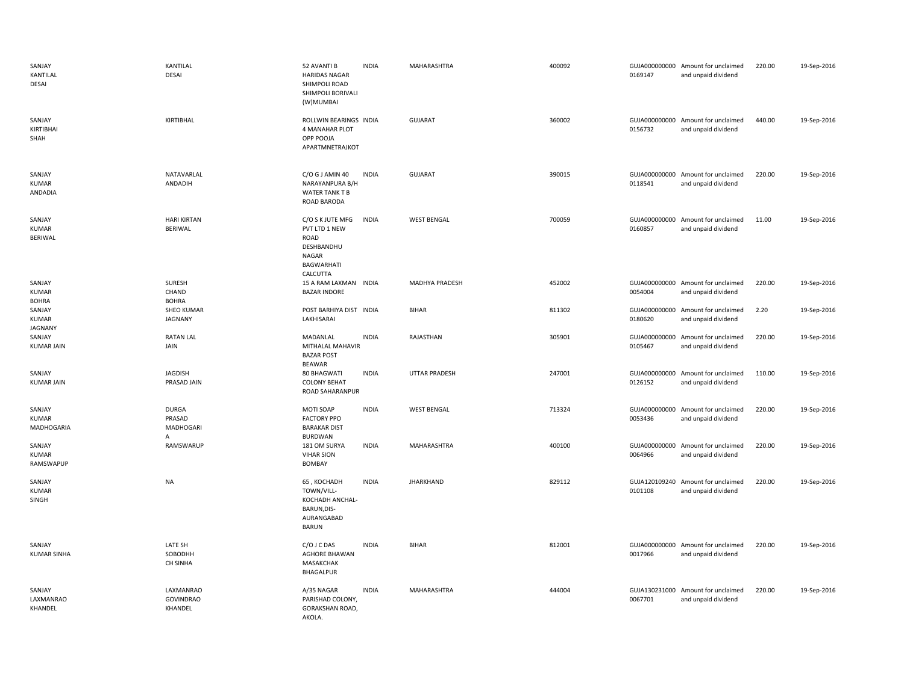| | | | | | | | | | |
|---|---|---|---|---|---|---|---|---|---|
| SANJAY KANTILAL DESAI | KANTILAL DESAI | 52 AVANTI B HARIDAS NAGAR SHIMPOLI ROAD SHIMPOLI BORIVALI (W)MUMBAI | INDIA | MAHARASHTRA | 400092 | GUJA0000000000169147 | Amount for unclaimed and unpaid dividend | 220.00 | 19-Sep-2016 |
| SANJAY KIRTIBHAI SHAH | KIRTIBHAL | ROLLWIN BEARINGS 4 MANAHAR PLOT OPP POOJA APARTMNETRAJKOT | INDIA | GUJARAT | 360002 | GUJA0000000000156732 | Amount for unclaimed and unpaid dividend | 440.00 | 19-Sep-2016 |
| SANJAY KUMAR ANDADIA | NATAVARLAL ANDADIH | C/O G J AMIN 40 NARAYANPURA B/H WATER TANK T B ROAD BARODA | INDIA | GUJARAT | 390015 | GUJA0000000000118541 | Amount for unclaimed and unpaid dividend | 220.00 | 19-Sep-2016 |
| SANJAY KUMAR BERIWAL | HARI KIRTAN BERIWAL | C/O S K JUTE MFG PVT LTD 1 NEW ROAD DESHBANDHU NAGAR BAGWARHATI CALCUTTA | INDIA | WEST BENGAL | 700059 | GUJA0000000000160857 | Amount for unclaimed and unpaid dividend | 11.00 | 19-Sep-2016 |
| SANJAY KUMAR BOHRA | SURESH CHAND BOHRA | 15 A RAM LAXMAN BAZAR INDORE | INDIA | MADHYA PRADESH | 452002 | GUJA0000000000054004 | Amount for unclaimed and unpaid dividend | 220.00 | 19-Sep-2016 |
| SANJAY KUMAR JAGNANY | SHEO KUMAR JAGNANY | POST BARHIYA DIST LAKHISARAI | INDIA | BIHAR | 811302 | GUJA0000000000180620 | Amount for unclaimed and unpaid dividend | 2.20 | 19-Sep-2016 |
| SANJAY KUMAR JAIN | RATAN LAL JAIN | MADANLAL MITHALAL MAHAVIR BAZAR POST BEAWAR | INDIA | RAJASTHAN | 305901 | GUJA0000000000105467 | Amount for unclaimed and unpaid dividend | 220.00 | 19-Sep-2016 |
| SANJAY KUMAR JAIN | JAGDISH PRASAD JAIN | 80 BHAGWATI COLONY BEHAT ROAD SAHARANPUR | INDIA | UTTAR PRADESH | 247001 | GUJA0000000000126152 | Amount for unclaimed and unpaid dividend | 110.00 | 19-Sep-2016 |
| SANJAY KUMAR MADHOGARIA | DURGA PRASAD MADHOGARI A | MOTI SOAP FACTORY PPO BARAKAR DIST BURDWAN | INDIA | WEST BENGAL | 713324 | GUJA0000000000053436 | Amount for unclaimed and unpaid dividend | 220.00 | 19-Sep-2016 |
| SANJAY KUMAR RAMSWAPUP | RAMSWARUP | 181 OM SURYA VIHAR SION BOMBAY | INDIA | MAHARASHTRA | 400100 | GUJA0000000000064966 | Amount for unclaimed and unpaid dividend | 220.00 | 19-Sep-2016 |
| SANJAY KUMAR SINGH | NA | 65 , KOCHADH TOWN/VILL-KOCHADH ANCHAL-BARUN,DIS-AURANGABAD BARUN | INDIA | JHARKHAND | 829112 | GUJA1201092400101108 | Amount for unclaimed and unpaid dividend | 220.00 | 19-Sep-2016 |
| SANJAY KUMAR SINHA | LATE SH SOBODHH CH SINHA | C/O J C DAS AGHORE BHAWAN MASAKCHAK BHAGALPUR | INDIA | BIHAR | 812001 | GUJA0000000000017966 | Amount for unclaimed and unpaid dividend | 220.00 | 19-Sep-2016 |
| SANJAY LAXMANRAO KHANDEL | LAXMANRAO GOVINDRAO KHANDEL | A/35 NAGAR PARISHAD COLONY, GORAKSHAN ROAD, AKOLA. | INDIA | MAHARASHTRA | 444004 | GUJA1302310000067701 | Amount for unclaimed and unpaid dividend | 220.00 | 19-Sep-2016 |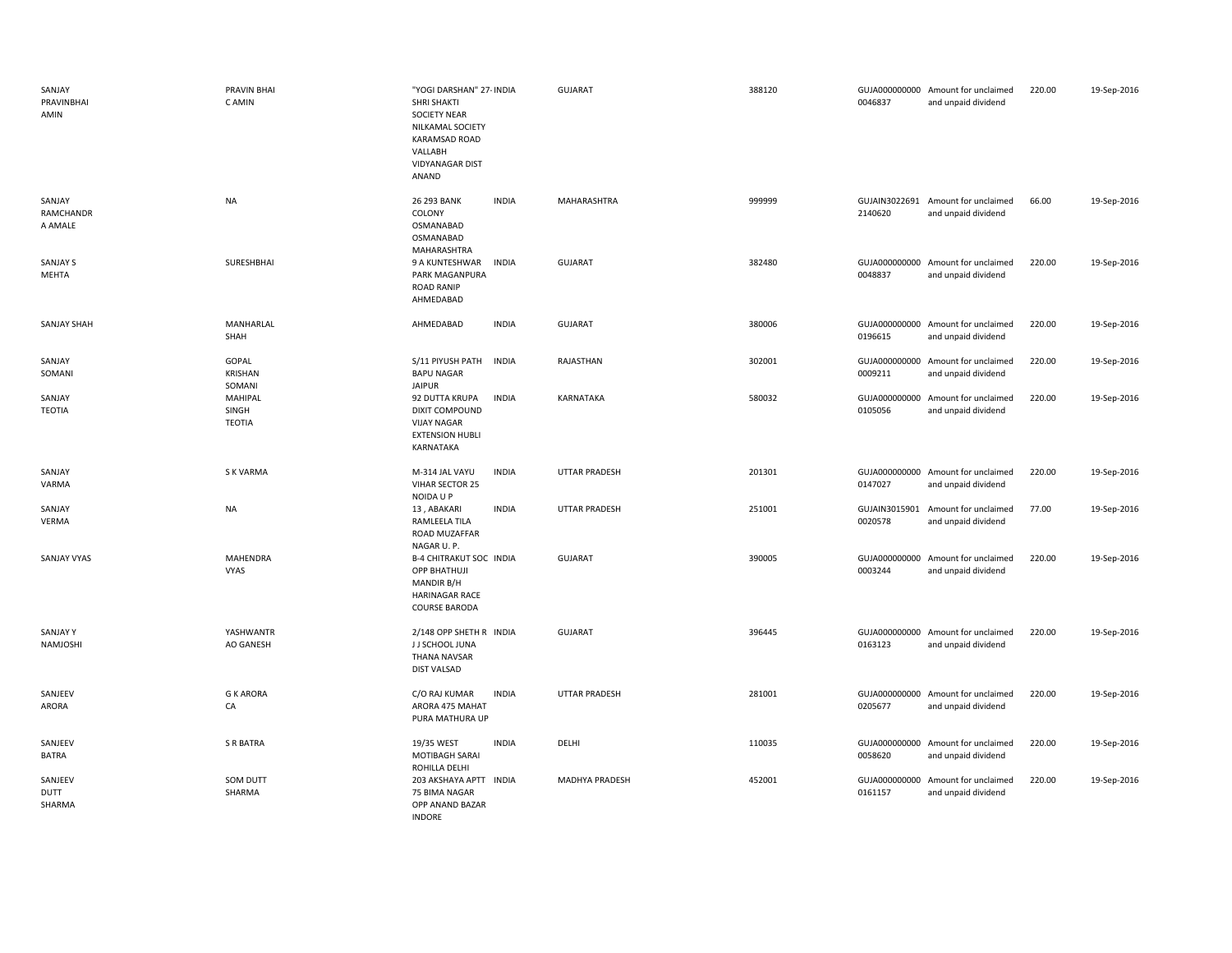| | | | | | | | | | |
|---|---|---|---|---|---|---|---|---|---|
| SANJAY PRAVINBHAI AMIN | PRAVIN BHAI C AMIN | "YOGI DARSHAN" 27- SHRI SHAKTI SOCIETY NEAR NILKAMAL SOCIETY KARAMSAD ROAD VALLABH VIDYANAGAR DIST ANAND | INDIA | GUJARAT | 388120 | GUJA0000000000046837 | Amount for unclaimed and unpaid dividend | 220.00 | 19-Sep-2016 |
| SANJAY RAMCHANDR A AMALE | NA | 26 293 BANK COLONY OSMANABAD OSMANABAD MAHARASHTRA | INDIA | MAHARASHTRA | 999999 | GUJAIN30226912140620 | Amount for unclaimed and unpaid dividend | 66.00 | 19-Sep-2016 |
| SANJAY S MEHTA | SURESHBHAI | 9 A KUNTESHWAR PARK MAGANPURA ROAD RANIP AHMEDABAD | INDIA | GUJARAT | 382480 | GUJA0000000000048837 | Amount for unclaimed and unpaid dividend | 220.00 | 19-Sep-2016 |
| SANJAY SHAH | MANHARLAL SHAH | AHMEDABAD | INDIA | GUJARAT | 380006 | GUJA0000000000196615 | Amount for unclaimed and unpaid dividend | 220.00 | 19-Sep-2016 |
| SANJAY SOMANI | GOPAL KRISHAN SOMANI | S/11 PIYUSH PATH BAPU NAGAR JAIPUR | INDIA | RAJASTHAN | 302001 | GUJA0000000000009211 | Amount for unclaimed and unpaid dividend | 220.00 | 19-Sep-2016 |
| SANJAY TEOTIA | MAHIPAL SINGH TEOTIA | 92 DUTTA KRUPA DIXIT COMPOUND VIJAY NAGAR EXTENSION HUBLI KARNATAKA | INDIA | KARNATAKA | 580032 | GUJA0000000000105056 | Amount for unclaimed and unpaid dividend | 220.00 | 19-Sep-2016 |
| SANJAY VARMA | S K VARMA | M-314 JAL VAYU VIHAR SECTOR 25 NOIDA U P | INDIA | UTTAR PRADESH | 201301 | GUJA0000000000147027 | Amount for unclaimed and unpaid dividend | 220.00 | 19-Sep-2016 |
| SANJAY VERMA | NA | 13 , ABAKARI RAMLEELA TILA ROAD MUZAFFAR NAGAR U. P. | INDIA | UTTAR PRADESH | 251001 | GUJAIN30159010020578 | Amount for unclaimed and unpaid dividend | 77.00 | 19-Sep-2016 |
| SANJAY VYAS | MAHENDRA VYAS | B-4 CHITRAKUT SOC OPP BHATHUJI MANDIR B/H HARINAGAR RACE COURSE BARODA | INDIA | GUJARAT | 390005 | GUJA0000000000003244 | Amount for unclaimed and unpaid dividend | 220.00 | 19-Sep-2016 |
| SANJAY Y NAMJOSHI | YASHWANTR AO GANESH | 2/148 OPP SHETH R J J SCHOOL JUNA THANA NAVSAR DIST VALSAD | INDIA | GUJARAT | 396445 | GUJA0000000000163123 | Amount for unclaimed and unpaid dividend | 220.00 | 19-Sep-2016 |
| SANJEEV ARORA | G K ARORA CA | C/O RAJ KUMAR ARORA 475 MAHAT PURA MATHURA UP | INDIA | UTTAR PRADESH | 281001 | GUJA0000000000205677 | Amount for unclaimed and unpaid dividend | 220.00 | 19-Sep-2016 |
| SANJEEV BATRA | S R BATRA | 19/35 WEST MOTIBAGH SARAI ROHILLA DELHI | INDIA | DELHI | 110035 | GUJA0000000000058620 | Amount for unclaimed and unpaid dividend | 220.00 | 19-Sep-2016 |
| SANJEEV DUTT SHARMA | SOM DUTT SHARMA | 203 AKSHAYA APTT 75 BIMA NAGAR OPP ANAND BAZAR INDORE | INDIA | MADHYA PRADESH | 452001 | GUJA0000000000161157 | Amount for unclaimed and unpaid dividend | 220.00 | 19-Sep-2016 |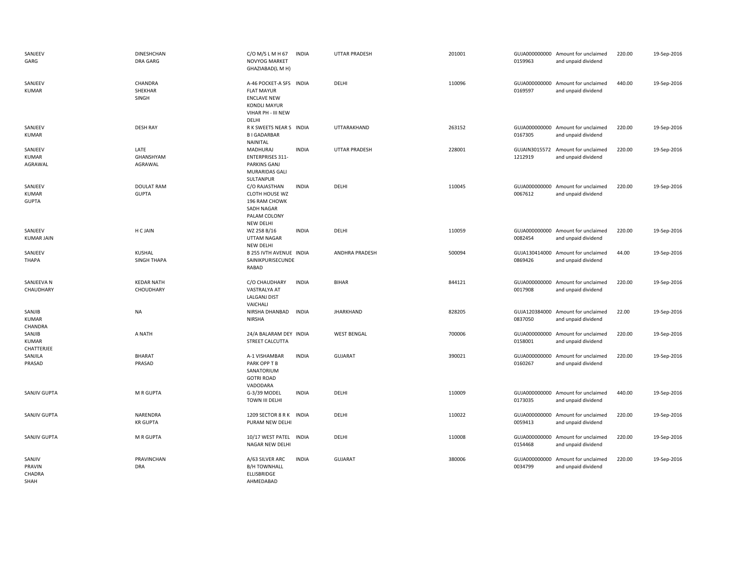| | | | | | | | | | |
|---|---|---|---|---|---|---|---|---|---|
| SANJEEV GARG | DINESHCHAN DRA GARG | C/O M/S L M H 67 NOVYOG MARKET GHAZIABAD(L M H) | INDIA | UTTAR PRADESH | 201001 | GUJA000000000 0159963 | Amount for unclaimed and unpaid dividend | 220.00 | 19-Sep-2016 |
| SANJEEV KUMAR | CHANDRA SHEKHAR SINGH | A-46 POCKET-A SFS FLAT MAYUR ENCLAVE NEW KONDLI MAYUR VIHAR PH - III NEW DELHI | INDIA | DELHI | 110096 | GUJA000000000 0169597 | Amount for unclaimed and unpaid dividend | 440.00 | 19-Sep-2016 |
| SANJEEV KUMAR | DESH RAY | R K SWEETS NEAR S B I GADARBAR NAINITAL | INDIA | UTTARAKHAND | 263152 | GUJA000000000 0167305 | Amount for unclaimed and unpaid dividend | 220.00 | 19-Sep-2016 |
| SANJEEV KUMAR AGRAWAL | LATE GHANSHYAM AGRAWAL | MADHURAJ ENTERPRISES 311-PARKINS GANJ MURARIDAS GALI SULTANPUR | INDIA | UTTAR PRADESH | 228001 | GUJAIN3015572 1212919 | Amount for unclaimed and unpaid dividend | 220.00 | 19-Sep-2016 |
| SANJEEV KUMAR GUPTA | DOULAT RAM GUPTA | C/O RAJASTHAN CLOTH HOUSE WZ 196 RAM CHOWK SADH NAGAR PALAM COLONY NEW DELHI | INDIA | DELHI | 110045 | GUJA000000000 0067612 | Amount for unclaimed and unpaid dividend | 220.00 | 19-Sep-2016 |
| SANJEEV KUMAR JAIN | H C JAIN | WZ 258 B/16 UTTAM NAGAR NEW DELHI | INDIA | DELHI | 110059 | GUJA000000000 0082454 | Amount for unclaimed and unpaid dividend | 220.00 | 19-Sep-2016 |
| SANJEEV THAPA | KUSHAL SINGH THAPA | B 255 IVTH AVENUE SAINIKPURISECUNDE RABAD | INDIA | ANDHRA PRADESH | 500094 | GUJA130414000 0869426 | Amount for unclaimed and unpaid dividend | 44.00 | 19-Sep-2016 |
| SANJEEVA N CHAUDHARY | KEDAR NATH CHOUDHARY | C/O CHAUDHARY VASTRALYA AT LALGANJ DIST VAICHALI | INDIA | BIHAR | 844121 | GUJA000000000 0017908 | Amount for unclaimed and unpaid dividend | 220.00 | 19-Sep-2016 |
| SANJIB KUMAR CHANDRA | NA | NIRSHA DHANBAD NIRSHA | INDIA | JHARKHAND | 828205 | GUJA120384000 0837050 | Amount for unclaimed and unpaid dividend | 22.00 | 19-Sep-2016 |
| SANJIB KUMAR CHATTERJEE | A NATH | 24/A BALARAM DEY STREET CALCUTTA | INDIA | WEST BENGAL | 700006 | GUJA000000000 0158001 | Amount for unclaimed and unpaid dividend | 220.00 | 19-Sep-2016 |
| SANJILA PRASAD | BHARAT PRASAD | A-1 VISHAMBAR PARK OPP T B SANATORIUM GOTRI ROAD VADODARA | INDIA | GUJARAT | 390021 | GUJA000000000 0160267 | Amount for unclaimed and unpaid dividend | 220.00 | 19-Sep-2016 |
| SANJIV GUPTA | M R GUPTA | G-3/39 MODEL TOWN III DELHI | INDIA | DELHI | 110009 | GUJA000000000 0173035 | Amount for unclaimed and unpaid dividend | 440.00 | 19-Sep-2016 |
| SANJIV GUPTA | NARENDRA KR GUPTA | 1209 SECTOR 8 R K PURAM NEW DELHI | INDIA | DELHI | 110022 | GUJA000000000 0059413 | Amount for unclaimed and unpaid dividend | 220.00 | 19-Sep-2016 |
| SANJIV GUPTA | M R GUPTA | 10/17 WEST PATEL NAGAR NEW DELHI | INDIA | DELHI | 110008 | GUJA000000000 0154468 | Amount for unclaimed and unpaid dividend | 220.00 | 19-Sep-2016 |
| SANJIV PRAVIN CHADRA SHAH | PRAVINCHAN DRA | A/63 SILVER ARC B/H TOWNHALL ELLISBRIDGE AHMEDABAD | INDIA | GUJARAT | 380006 | GUJA000000000 0034799 | Amount for unclaimed and unpaid dividend | 220.00 | 19-Sep-2016 |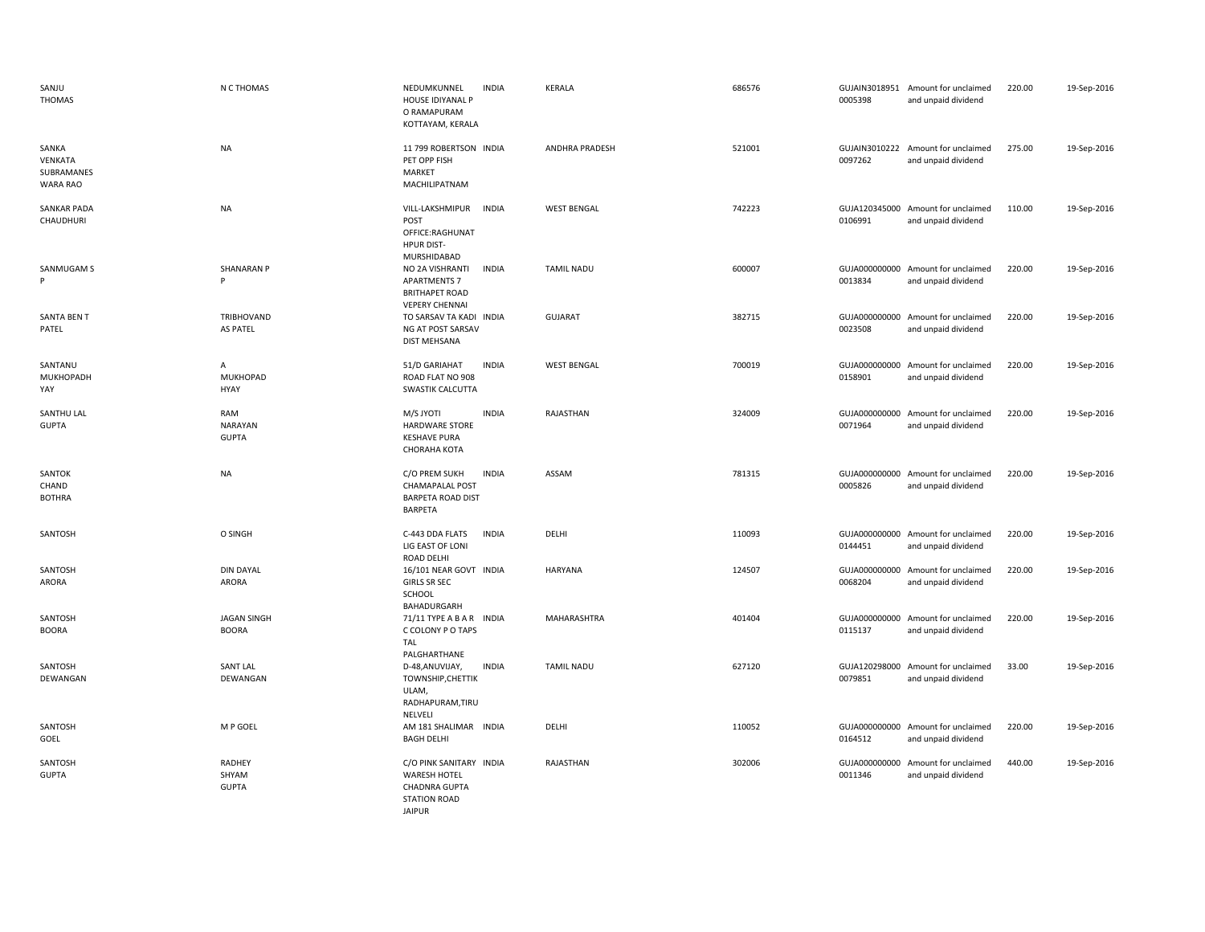| | | | | | | | | | |
|---|---|---|---|---|---|---|---|---|---|
| SANJU THOMAS | N C THOMAS | NEDUMKUNNEL HOUSE IDIYANAL P O RAMAPURAM KOTTAYAM, KERALA | INDIA | KERALA | 686576 | GUJAIN3018951 0005398 | Amount for unclaimed and unpaid dividend | 220.00 | 19-Sep-2016 |
| SANKA VENKATA SUBRAMANES WARA RAO | NA | 11 799 ROBERTSON PET OPP FISH MARKET MACHILIPATNAM | INDIA | ANDHRA PRADESH | 521001 | GUJAIN3010222 0097262 | Amount for unclaimed and unpaid dividend | 275.00 | 19-Sep-2016 |
| SANKAR PADA CHAUDHURI | NA | VILL-LAKSHMIPUR POST OFFICE:RAGHUNAT HPUR DIST-MURSHIDABAD | INDIA | WEST BENGAL | 742223 | GUJA120345000 0106991 | Amount for unclaimed and unpaid dividend | 110.00 | 19-Sep-2016 |
| SANMUGAM S P | SHANARAN P P | NO 2A VISHRANTI APARTMENTS 7 BRITHAPET ROAD VEPERY CHENNAI | INDIA | TAMIL NADU | 600007 | GUJA000000000 0013834 | Amount for unclaimed and unpaid dividend | 220.00 | 19-Sep-2016 |
| SANTA BEN T PATEL | TRIBHOVAND AS PATEL | TO SARSAV TA KADI NG AT POST SARSAV DIST MEHSANA | INDIA | GUJARAT | 382715 | GUJA000000000 0023508 | Amount for unclaimed and unpaid dividend | 220.00 | 19-Sep-2016 |
| SANTANU MUKHOPADH YAY | A MUKHOPAD HYAY | 51/D GARIAHAT ROAD FLAT NO 908 SWASTIK CALCUTTA | INDIA | WEST BENGAL | 700019 | GUJA000000000 0158901 | Amount for unclaimed and unpaid dividend | 220.00 | 19-Sep-2016 |
| SANTHU LAL GUPTA | RAM NARAYAN GUPTA | M/S JYOTI HARDWARE STORE KESHAVE PURA CHORAHA KOTA | INDIA | RAJASTHAN | 324009 | GUJA000000000 0071964 | Amount for unclaimed and unpaid dividend | 220.00 | 19-Sep-2016 |
| SANTOK CHAND BOTHRA | NA | C/O PREM SUKH CHAMAPALAL POST BARPETA ROAD DIST BARPETA | INDIA | ASSAM | 781315 | GUJA000000000 0005826 | Amount for unclaimed and unpaid dividend | 220.00 | 19-Sep-2016 |
| SANTOSH | O SINGH | C-443 DDA FLATS LIG EAST OF LONI ROAD DELHI | INDIA | DELHI | 110093 | GUJA000000000 0144451 | Amount for unclaimed and unpaid dividend | 220.00 | 19-Sep-2016 |
| SANTOSH ARORA | DIN DAYAL ARORA | 16/101 NEAR GOVT GIRLS SR SEC SCHOOL BAHADURGARH | INDIA | HARYANA | 124507 | GUJA000000000 0068204 | Amount for unclaimed and unpaid dividend | 220.00 | 19-Sep-2016 |
| SANTOSH BOORA | JAGAN SINGH BOORA | 71/11 TYPE A B A R C COLONY P O TAPS TAL PALGHARTHANE | INDIA | MAHARASHTRA | 401404 | GUJA000000000 0115137 | Amount for unclaimed and unpaid dividend | 220.00 | 19-Sep-2016 |
| SANTOSH DEWANGAN | SANT LAL DEWANGAN | D-48,ANUVIJAY, TOWNSHIP,CHETTIK ULAM, RADHAPURAM,TIRU NELVELI | INDIA | TAMIL NADU | 627120 | GUJA120298000 0079851 | Amount for unclaimed and unpaid dividend | 33.00 | 19-Sep-2016 |
| SANTOSH GOEL | M P GOEL | AM 181 SHALIMAR BAGH DELHI | INDIA | DELHI | 110052 | GUJA000000000 0164512 | Amount for unclaimed and unpaid dividend | 220.00 | 19-Sep-2016 |
| SANTOSH GUPTA | RADHEY SHYAM GUPTA | C/O PINK SANITARY WARESH HOTEL CHADNRA GUPTA STATION ROAD JAIPUR | INDIA | RAJASTHAN | 302006 | GUJA000000000 0011346 | Amount for unclaimed and unpaid dividend | 440.00 | 19-Sep-2016 |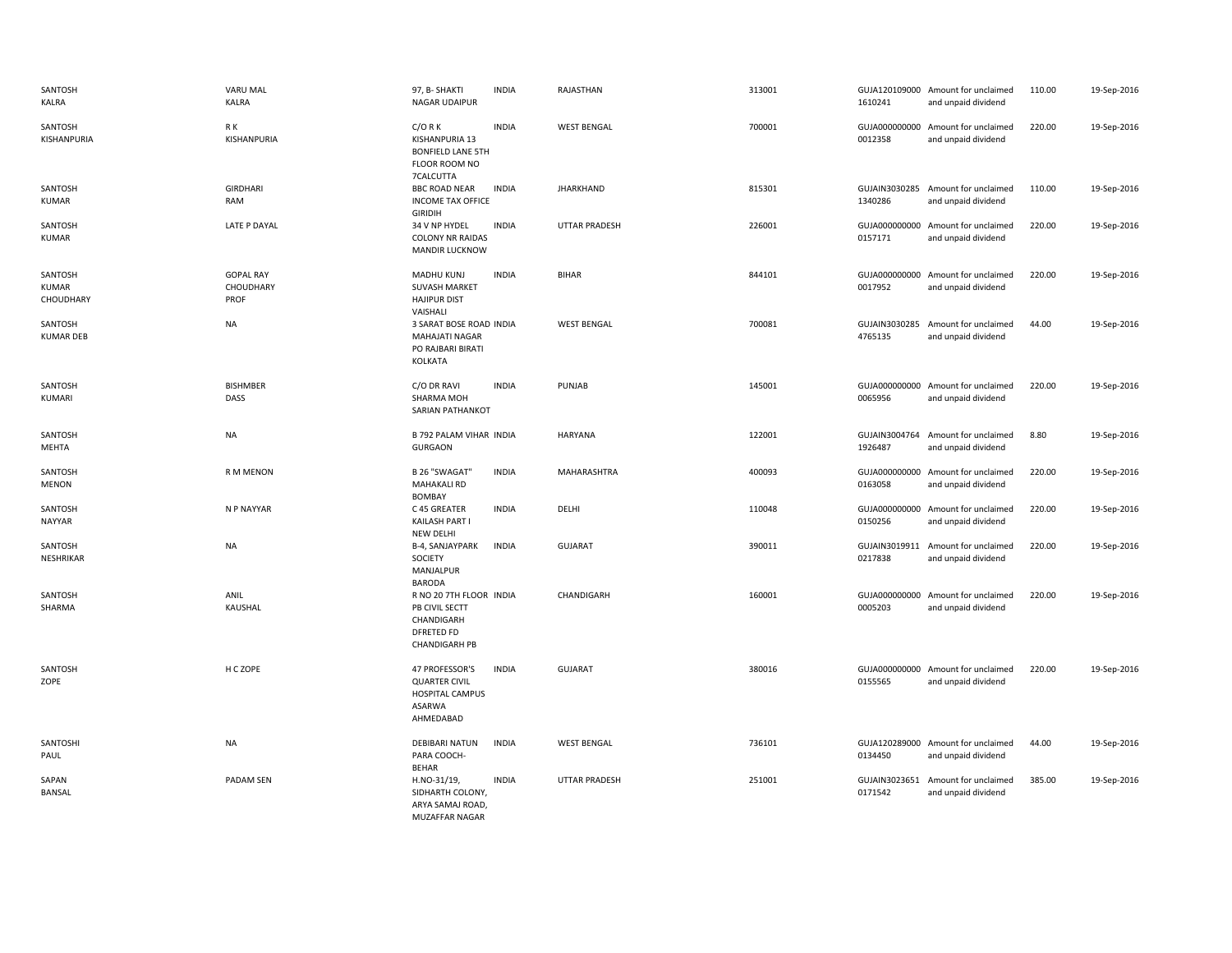| | | | | | | | | | |
|---|---|---|---|---|---|---|---|---|---|
| SANTOSH KALRA | VARU MAL KALRA | 97, B- SHAKTI NAGAR UDAIPUR | INDIA | RAJASTHAN | 313001 | GUJA120109000 1610241 | Amount for unclaimed and unpaid dividend | 110.00 | 19-Sep-2016 |
| SANTOSH KISHANPURIA | R K KISHANPURIA | C/O R K KISHANPURIA 13 BONFIELD LANE 5TH FLOOR ROOM NO 7CALCUTTA | INDIA | WEST BENGAL | 700001 | GUJA000000000 0012358 | Amount for unclaimed and unpaid dividend | 220.00 | 19-Sep-2016 |
| SANTOSH KUMAR | GIRDHARI RAM | BBC ROAD NEAR INCOME TAX OFFICE GIRIDIH | INDIA | JHARKHAND | 815301 | GUJAIN3030285 1340286 | Amount for unclaimed and unpaid dividend | 110.00 | 19-Sep-2016 |
| SANTOSH KUMAR | LATE P DAYAL | 34 V NP HYDEL COLONY NR RAIDAS MANDIR LUCKNOW | INDIA | UTTAR PRADESH | 226001 | GUJA000000000 0157171 | Amount for unclaimed and unpaid dividend | 220.00 | 19-Sep-2016 |
| SANTOSH KUMAR CHOUDHARY | GOPAL RAY CHOUDHARY PROF | MADHU KUNJ SUVASH MARKET HAJIPUR DIST VAISHALI | INDIA | BIHAR | 844101 | GUJA000000000 0017952 | Amount for unclaimed and unpaid dividend | 220.00 | 19-Sep-2016 |
| SANTOSH KUMAR DEB | NA | 3 SARAT BOSE ROAD MAHAJATI NAGAR PO RAJBARI BIRATI KOLKATA | INDIA | WEST BENGAL | 700081 | GUJAIN3030285 4765135 | Amount for unclaimed and unpaid dividend | 44.00 | 19-Sep-2016 |
| SANTOSH KUMARI | BISHMBER DASS | C/O DR RAVI SHARMA MOH SARIAN PATHANKOT | INDIA | PUNJAB | 145001 | GUJA000000000 0065956 | Amount for unclaimed and unpaid dividend | 220.00 | 19-Sep-2016 |
| SANTOSH MEHTA | NA | B 792 PALAM VIHAR GURGAON | INDIA | HARYANA | 122001 | GUJAIN3004764 1926487 | Amount for unclaimed and unpaid dividend | 8.80 | 19-Sep-2016 |
| SANTOSH MENON | R M MENON | B 26 "SWAGAT" MAHAKALI RD BOMBAY | INDIA | MAHARASHTRA | 400093 | GUJA000000000 0163058 | Amount for unclaimed and unpaid dividend | 220.00 | 19-Sep-2016 |
| SANTOSH NAYYAR | N P NAYYAR | C 45 GREATER KAILASH PART I NEW DELHI | INDIA | DELHI | 110048 | GUJA000000000 0150256 | Amount for unclaimed and unpaid dividend | 220.00 | 19-Sep-2016 |
| SANTOSH NESHRIKAR | NA | B-4, SANJAYPARK SOCIETY MANJALPUR BARODA | INDIA | GUJARAT | 390011 | GUJAIN3019911 0217838 | Amount for unclaimed and unpaid dividend | 220.00 | 19-Sep-2016 |
| SANTOSH SHARMA | ANIL KAUSHAL | R NO 20 7TH FLOOR PB CIVIL SECTT CHANDIGARH DFRETED FD CHANDIGARH PB | INDIA | CHANDIGARH | 160001 | GUJA000000000 0005203 | Amount for unclaimed and unpaid dividend | 220.00 | 19-Sep-2016 |
| SANTOSH ZOPE | H C ZOPE | 47 PROFESSOR'S QUARTER CIVIL HOSPITAL CAMPUS ASARWA AHMEDABAD | INDIA | GUJARAT | 380016 | GUJA000000000 0155565 | Amount for unclaimed and unpaid dividend | 220.00 | 19-Sep-2016 |
| SANTOSHI PAUL | NA | DEBIBARI NATUN PARA COOCH-BEHAR | INDIA | WEST BENGAL | 736101 | GUJA120289000 0134450 | Amount for unclaimed and unpaid dividend | 44.00 | 19-Sep-2016 |
| SAPAN BANSAL | PADAM SEN | H.NO-31/19, SIDHARTH COLONY, ARYA SAMAJ ROAD, MUZAFFAR NAGAR | INDIA | UTTAR PRADESH | 251001 | GUJAIN3023651 0171542 | Amount for unclaimed and unpaid dividend | 385.00 | 19-Sep-2016 |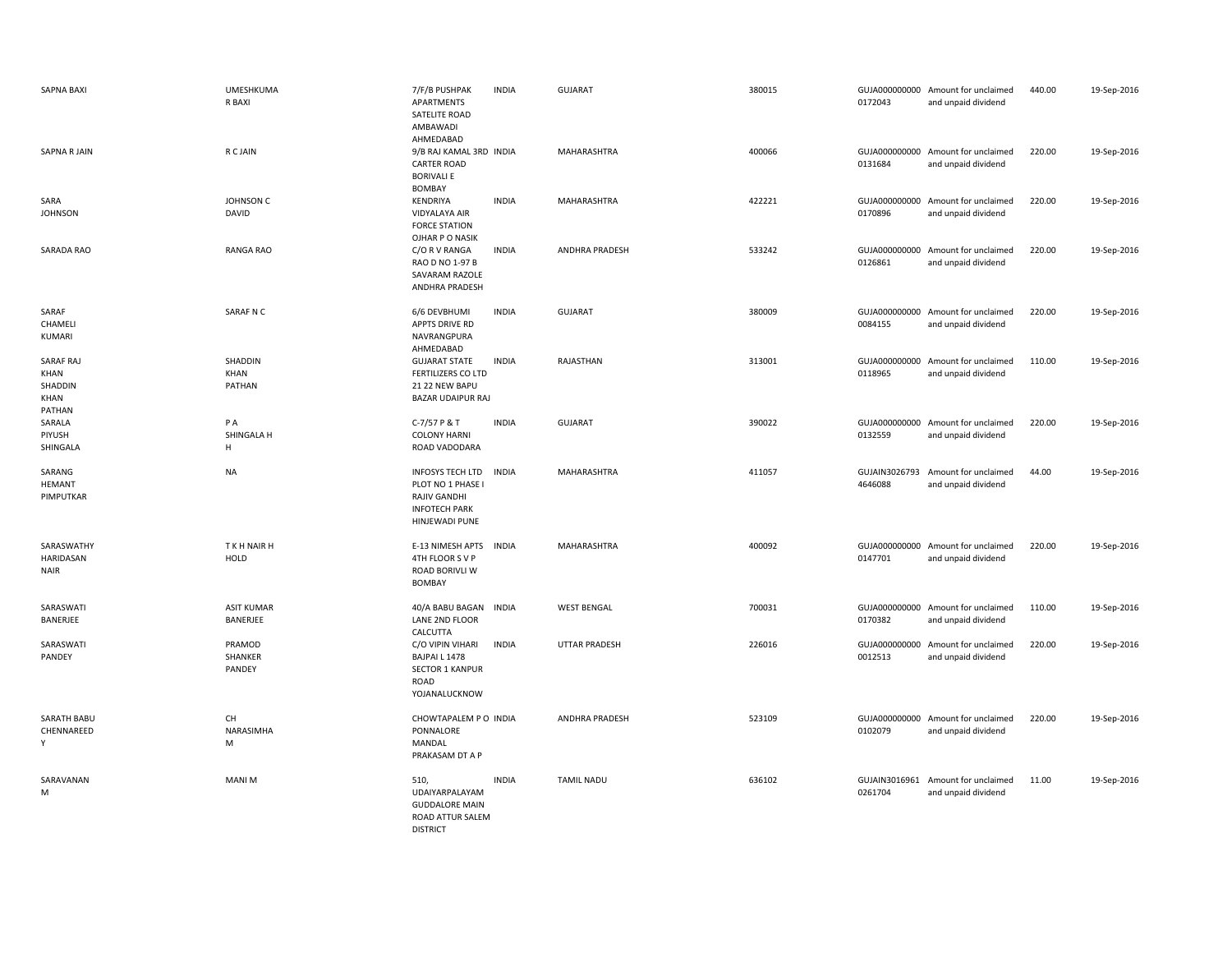| | | | | | | | | | |
|---|---|---|---|---|---|---|---|---|---|
| SAPNA BAXI | UMESHKUMAR BAXI | 7/F/B PUSHPAK APARTMENTS SATELITE ROAD AMBAWADI AHMEDABAD | INDIA | GUJARAT | 380015 | GUJA0000000000172043 | Amount for unclaimed and unpaid dividend | 440.00 | 19-Sep-2016 |
| SAPNA R JAIN | R C JAIN | 9/B RAJ KAMAL 3RD CARTER ROAD BORIVALI E BOMBAY | INDIA | MAHARASHTRA | 400066 | GUJA0000000000131684 | Amount for unclaimed and unpaid dividend | 220.00 | 19-Sep-2016 |
| SARA JOHNSON | JOHNSON C DAVID | KENDRIYA VIDYALAYA AIR FORCE STATION OJHAR P O NASIK | INDIA | MAHARASHTRA | 422221 | GUJA0000000000170896 | Amount for unclaimed and unpaid dividend | 220.00 | 19-Sep-2016 |
| SARADA RAO | RANGA RAO | C/O R V RANGA RAO D NO 1-97 B SAVARAM RAZOLE ANDHRA PRADESH | INDIA | ANDHRA PRADESH | 533242 | GUJA0000000000126861 | Amount for unclaimed and unpaid dividend | 220.00 | 19-Sep-2016 |
| SARAF CHAMELI KUMARI | SARAF N C | 6/6 DEVBHUMI APPTS DRIVE RD NAVRANGPURA AHMEDABAD | INDIA | GUJARAT | 380009 | GUJA0000000000084155 | Amount for unclaimed and unpaid dividend | 220.00 | 19-Sep-2016 |
| SARAF RAJ KHAN SHADDIN KHAN PATHAN | SHADDIN KHAN PATHAN | GUJARAT STATE FERTILIZERS CO LTD 21 22 NEW BAPU BAZAR UDAIPUR RAJ | INDIA | RAJASTHAN | 313001 | GUJA0000000000118965 | Amount for unclaimed and unpaid dividend | 110.00 | 19-Sep-2016 |
| SARALA PIYUSH SHINGALA | P A SHINGALA H H | C-7/57 P & T COLONY HARNI ROAD VADODARA | INDIA | GUJARAT | 390022 | GUJA0000000000132559 | Amount for unclaimed and unpaid dividend | 220.00 | 19-Sep-2016 |
| SARANG HEMANT PIMPUTKAR | NA | INFOSYS TECH LTD PLOT NO 1 PHASE I RAJIV GANDHI INFOTECH PARK HINJEWADI PUNE | INDIA | MAHARASHTRA | 411057 | GUJAIN30267934646088 | Amount for unclaimed and unpaid dividend | 44.00 | 19-Sep-2016 |
| SARASWATHY HARIDASAN NAIR | T K H NAIR H HOLD | E-13 NIMESH APTS 4TH FLOOR S V P ROAD BORIVLI W BOMBAY | INDIA | MAHARASHTRA | 400092 | GUJA0000000000147701 | Amount for unclaimed and unpaid dividend | 220.00 | 19-Sep-2016 |
| SARASWATI BANERJEE | ASIT KUMAR BANERJEE | 40/A BABU BAGAN LANE 2ND FLOOR CALCUTTA | INDIA | WEST BENGAL | 700031 | GUJA0000000000170382 | Amount for unclaimed and unpaid dividend | 110.00 | 19-Sep-2016 |
| SARASWATI PANDEY | PRAMOD SHANKER PANDEY | C/O VIPIN VIHARI BAJPAI L 1478 SECTOR 1 KANPUR ROAD YOJANALUCKNOW | INDIA | UTTAR PRADESH | 226016 | GUJA0000000000012513 | Amount for unclaimed and unpaid dividend | 220.00 | 19-Sep-2016 |
| SARATH BABU CHENNAREEDY | CH NARASIMHAM | CHOWTAPALEM P O PONNALORE MANDAL PRAKASAM DT A P | INDIA | ANDHRA PRADESH | 523109 | GUJA0000000000102079 | Amount for unclaimed and unpaid dividend | 220.00 | 19-Sep-2016 |
| SARAVANAN M | MANI M | 510, UDAIYARPALAYAM GUDDALORE MAIN ROAD ATTUR SALEM DISTRICT | INDIA | TAMIL NADU | 636102 | GUJAIN30169610261704 | Amount for unclaimed and unpaid dividend | 11.00 | 19-Sep-2016 |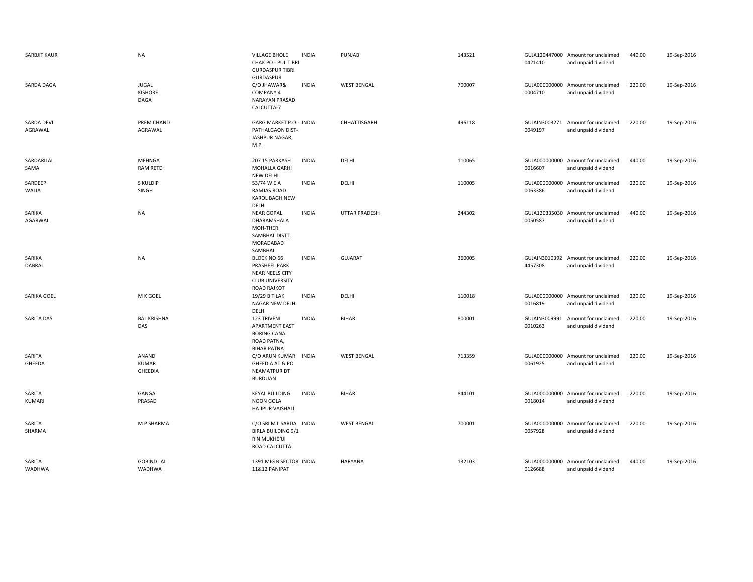| | | | | | | | | | |
|---|---|---|---|---|---|---|---|---|---|
| SARBJIT KAUR | NA | VILLAGE BHOLE CHAK PO - PUL TIBRI GURDASPUR TIBRI GURDASPUR | INDIA | PUNJAB | 143521 | GUJA1204470000421410 | Amount for unclaimed and unpaid dividend | 440.00 | 19-Sep-2016 |
| SARDA DAGA | JUGAL KISHORE DAGA | C/O JHAWAR& COMPANY 4 NARAYAN PRASAD CALCUTTA-7 | INDIA | WEST BENGAL | 700007 | GUJA0000000000004710 | Amount for unclaimed and unpaid dividend | 220.00 | 19-Sep-2016 |
| SARDA DEVI AGRAWAL | PREM CHAND AGRAWAL | GARG MARKET P.O.- PATHALGAON DIST-JASHPUR NAGAR, M.P. | INDIA | CHHATTISGARH | 496118 | GUJAIN30032710049197 | Amount for unclaimed and unpaid dividend | 220.00 | 19-Sep-2016 |
| SARDARILAL SAMA | MEHNGA RAM RETD | 207 15 PARKASH MOHALLA GARHI NEW DELHI | INDIA | DELHI | 110065 | GUJA0000000000016607 | Amount for unclaimed and unpaid dividend | 440.00 | 19-Sep-2016 |
| SARDEEP WALIA | S KULDIP SINGH | 53/74 W E A RAMJAS ROAD KAROL BAGH NEW DELHI | INDIA | DELHI | 110005 | GUJA0000000000063386 | Amount for unclaimed and unpaid dividend | 220.00 | 19-Sep-2016 |
| SARIKA AGARWAL | NA | NEAR GOPAL DHARAMSHALA MOH-THER SAMBHAL DISTT. MORADABAD SAMBHAL | INDIA | UTTAR PRADESH | 244302 | GUJA1203350300050587 | Amount for unclaimed and unpaid dividend | 440.00 | 19-Sep-2016 |
| SARIKA DABRAL | NA | BLOCK NO 66 PRASHEEL PARK NEAR NEELS CITY CLUB UNIVERSITY ROAD RAJKOT | INDIA | GUJARAT | 360005 | GUJAIN30103924457308 | Amount for unclaimed and unpaid dividend | 220.00 | 19-Sep-2016 |
| SARIKA GOEL | M K GOEL | 19/29 B TILAK NAGAR NEW DELHI DELHI | INDIA | DELHI | 110018 | GUJA0000000000016819 | Amount for unclaimed and unpaid dividend | 220.00 | 19-Sep-2016 |
| SARITA DAS | BAL KRISHNA DAS | 123 TRIVENI APARTMENT EAST BORING CANAL ROAD PATNA, BIHAR PATNA | INDIA | BIHAR | 800001 | GUJAIN30099910010263 | Amount for unclaimed and unpaid dividend | 220.00 | 19-Sep-2016 |
| SARITA GHEEDA | ANAND KUMAR GHEEDIA | C/O ARUN KUMAR GHEEDIA AT & PO NEAMATPUR DT BURDUAN | INDIA | WEST BENGAL | 713359 | GUJA0000000000061925 | Amount for unclaimed and unpaid dividend | 220.00 | 19-Sep-2016 |
| SARITA KUMARI | GANGA PRASAD | KEYAL BUILDING NOON GOLA HAJIPUR VAISHALI | INDIA | BIHAR | 844101 | GUJA0000000000018014 | Amount for unclaimed and unpaid dividend | 220.00 | 19-Sep-2016 |
| SARITA SHARMA | M P SHARMA | C/O SRI M L SARDA BIRLA BUILDING 9/1 R N MUKHERJI ROAD CALCUTTA | INDIA | WEST BENGAL | 700001 | GUJA0000000000057928 | Amount for unclaimed and unpaid dividend | 220.00 | 19-Sep-2016 |
| SARITA WADHWA | GOBIND LAL WADHWA | 1391 MIG B SECTOR 11&12 PANIPAT | INDIA | HARYANA | 132103 | GUJA0000000000126688 | Amount for unclaimed and unpaid dividend | 440.00 | 19-Sep-2016 |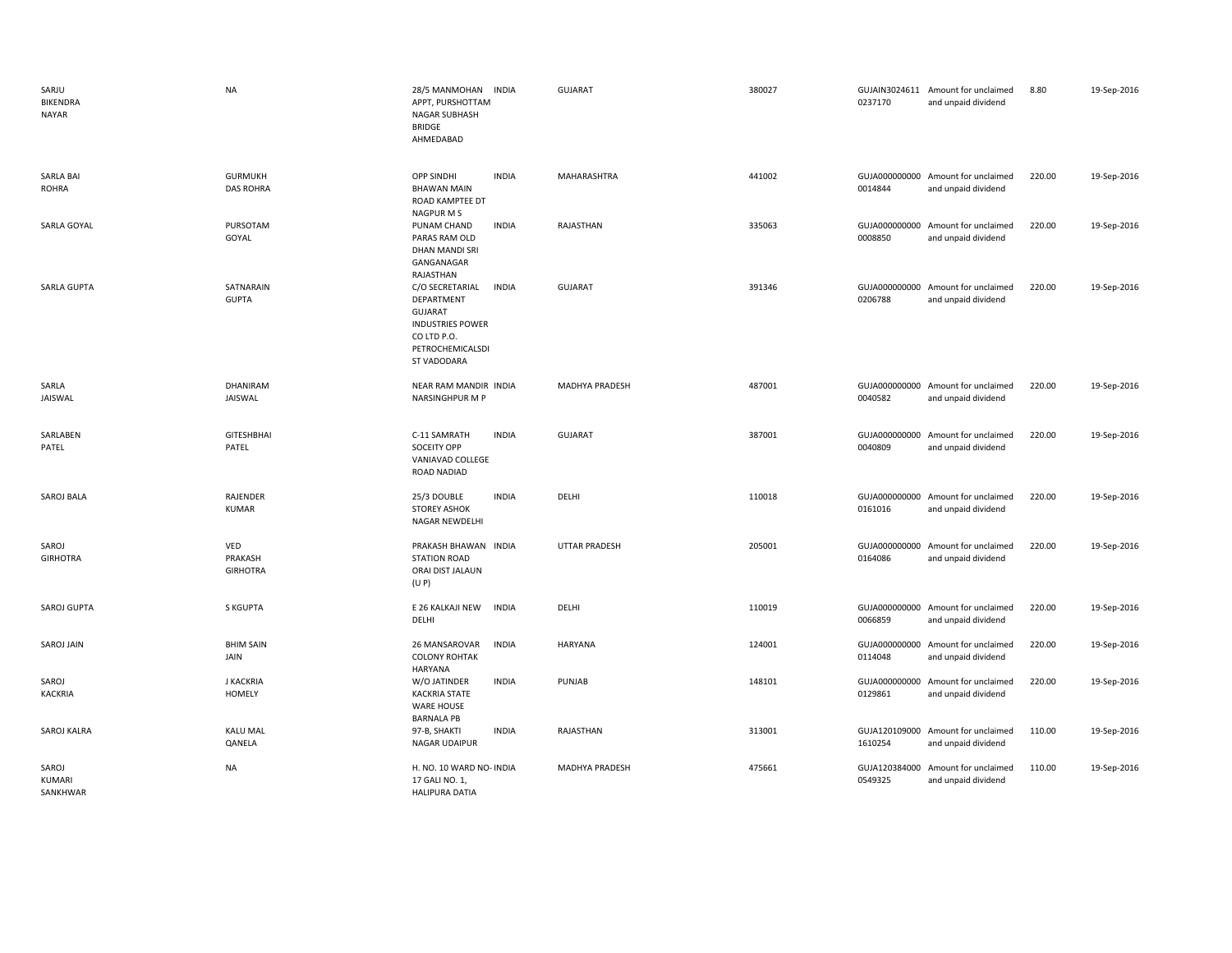| SARJU BIKENDRA NAYAR | NA | 28/5 MANMOHAN APPT, PURSHOTTAM NAGAR SUBHASH BRIDGE AHMEDABAD | INDIA | GUJARAT | 380027 | GUJAIN30246110237170 | Amount for unclaimed and unpaid dividend | 8.80 | 19-Sep-2016 |
|---|---|---|---|---|---|---|---|---|---|
| SARLA BAI ROHRA | GURMUKH DAS ROHRA | OPP SINDHI BHAWAN MAIN ROAD KAMPTEE DT NAGPUR M S | INDIA | MAHARASHTRA | 441002 | GUJA0000000000014844 | Amount for unclaimed and unpaid dividend | 220.00 | 19-Sep-2016 |
| SARLA GOYAL | PURSOTAM GOYAL | PUNAM CHAND PARAS RAM OLD DHAN MANDI SRI GANGANAGAR RAJASTHAN | INDIA | RAJASTHAN | 335063 | GUJA0000000000008850 | Amount for unclaimed and unpaid dividend | 220.00 | 19-Sep-2016 |
| SARLA GUPTA | SATNARAIN GUPTA | C/O SECRETARIAL DEPARTMENT GUJARAT INDUSTRIES POWER CO LTD P.O. PETROCHEMICALSDI ST VADODARA | INDIA | GUJARAT | 391346 | GUJA0000000000206788 | Amount for unclaimed and unpaid dividend | 220.00 | 19-Sep-2016 |
| SARLA JAISWAL | DHANIRAM JAISWAL | NEAR RAM MANDIR NARSINGHPUR M P | INDIA | MADHYA PRADESH | 487001 | GUJA0000000000040582 | Amount for unclaimed and unpaid dividend | 220.00 | 19-Sep-2016 |
| SARLABEN PATEL | GITESHBHAI PATEL | C-11 SAMRATH SOCEITY OPP VANIAVAD COLLEGE ROAD NADIAD | INDIA | GUJARAT | 387001 | GUJA0000000000040809 | Amount for unclaimed and unpaid dividend | 220.00 | 19-Sep-2016 |
| SAROJ BALA | RAJENDER KUMAR | 25/3 DOUBLE STOREY ASHOK NAGAR NEWDELHI | INDIA | DELHI | 110018 | GUJA0000000000161016 | Amount for unclaimed and unpaid dividend | 220.00 | 19-Sep-2016 |
| SAROJ GIRHOTRA | VED PRAKASH GIRHOTRA | PRAKASH BHAWAN STATION ROAD ORAI DIST JALAUN (U P) | INDIA | UTTAR PRADESH | 205001 | GUJA0000000000164086 | Amount for unclaimed and unpaid dividend | 220.00 | 19-Sep-2016 |
| SAROJ GUPTA | S KGUPTA | E 26 KALKAJI NEW DELHI | INDIA | DELHI | 110019 | GUJA0000000000066859 | Amount for unclaimed and unpaid dividend | 220.00 | 19-Sep-2016 |
| SAROJ JAIN | BHIM SAIN JAIN | 26 MANSAROVAR COLONY ROHTAK HARYANA | INDIA | HARYANA | 124001 | GUJA0000000000114048 | Amount for unclaimed and unpaid dividend | 220.00 | 19-Sep-2016 |
| SAROJ KACKRIA | J KACKRIA HOMELY | W/O JATINDER KACKRIA STATE WARE HOUSE BARNALA PB | INDIA | PUNJAB | 148101 | GUJA0000000000129861 | Amount for unclaimed and unpaid dividend | 220.00 | 19-Sep-2016 |
| SAROJ KALRA | KALU MAL QANELA | 97-B, SHAKTI NAGAR UDAIPUR | INDIA | RAJASTHAN | 313001 | GUJA1201090001610254 | Amount for unclaimed and unpaid dividend | 110.00 | 19-Sep-2016 |
| SAROJ KUMARI SANKHWAR | NA | H. NO. 10 WARD NO- 17 GALI NO. 1, HALIPURA DATIA | INDIA | MADHYA PRADESH | 475661 | GUJA1203840000549325 | Amount for unclaimed and unpaid dividend | 110.00 | 19-Sep-2016 |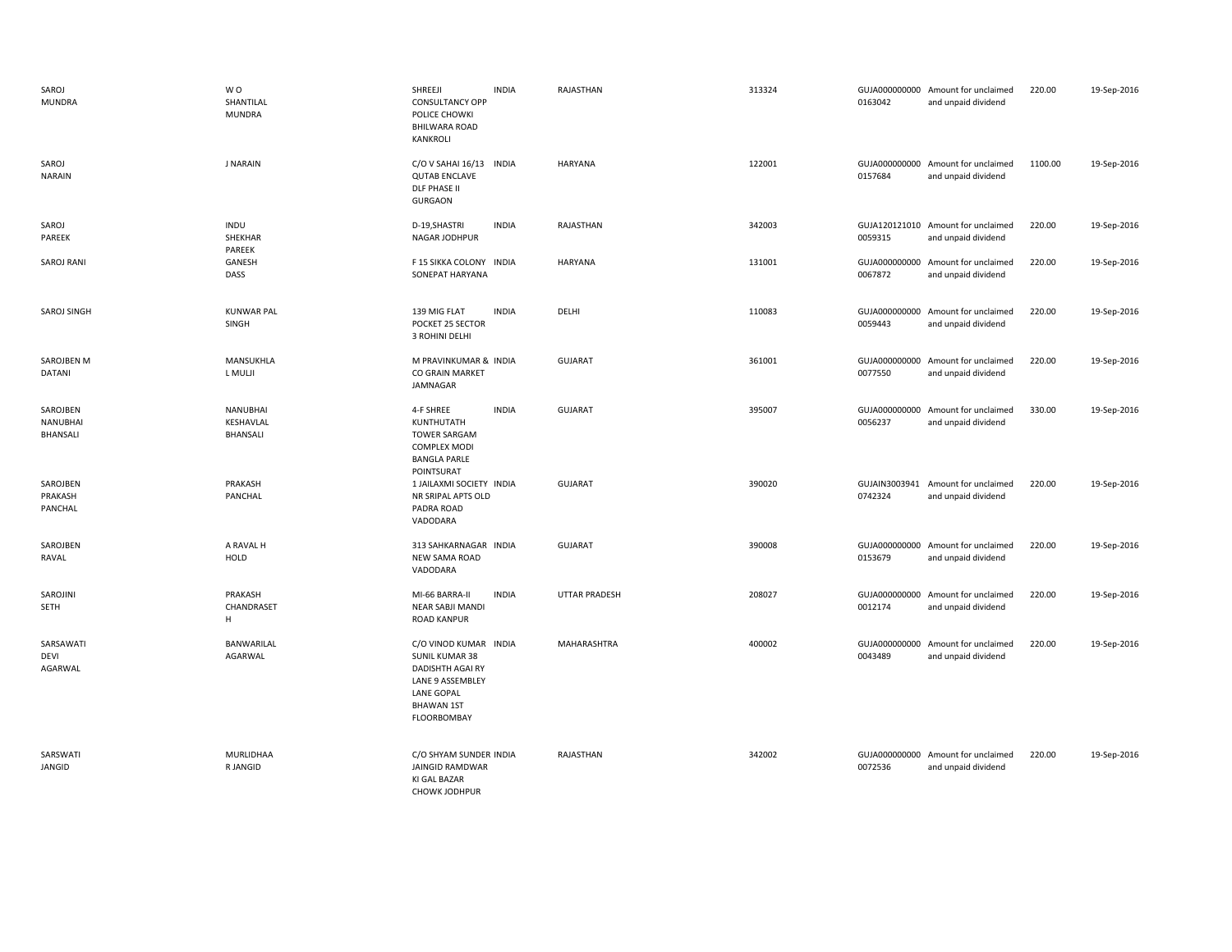| | | | | | | | | | |
|---|---|---|---|---|---|---|---|---|---|
| SAROJ MUNDRA | W O SHANTILAL MUNDRA | SHREEJI CONSULTANCY OPP POLICE CHOWKI BHILWARA ROAD KANKROLI | INDIA | RAJASTHAN | 313324 | GUJA000000000 0163042 | Amount for unclaimed and unpaid dividend | 220.00 | 19-Sep-2016 |
| SAROJ NARAIN | J NARAIN | C/O V SAHAI 16/13 QUTAB ENCLAVE DLF PHASE II GURGAON | INDIA | HARYANA | 122001 | GUJA000000000 0157684 | Amount for unclaimed and unpaid dividend | 1100.00 | 19-Sep-2016 |
| SAROJ PAREEK | INDU SHEKHAR PAREEK | D-19,SHASTRI NAGAR JODHPUR | INDIA | RAJASTHAN | 342003 | GUJA120121010 0059315 | Amount for unclaimed and unpaid dividend | 220.00 | 19-Sep-2016 |
| SAROJ RANI | GANESH DASS | F 15 SIKKA COLONY SONEPAT HARYANA | INDIA | HARYANA | 131001 | GUJA000000000 0067872 | Amount for unclaimed and unpaid dividend | 220.00 | 19-Sep-2016 |
| SAROJ SINGH | KUNWAR PAL SINGH | 139 MIG FLAT POCKET 25 SECTOR 3 ROHINI DELHI | INDIA | DELHI | 110083 | GUJA000000000 0059443 | Amount for unclaimed and unpaid dividend | 220.00 | 19-Sep-2016 |
| SAROJBEN M DATANI | MANSUKHLA L MULJI | M PRAVINKUMAR & CO GRAIN MARKET JAMNAGAR | INDIA | GUJARAT | 361001 | GUJA000000000 0077550 | Amount for unclaimed and unpaid dividend | 220.00 | 19-Sep-2016 |
| SAROJBEN NANUBHAI BHANSALI | NANUBHAI KESHAVLAL BHANSALI | 4-F SHREE KUNTHUTATH TOWER SARGAM COMPLEX MODI BANGLA PARLE POINTSURAT | INDIA | GUJARAT | 395007 | GUJA000000000 0056237 | Amount for unclaimed and unpaid dividend | 330.00 | 19-Sep-2016 |
| SAROJBEN PRAKASH PANCHAL | PRAKASH PANCHAL | 1 JAILAXMI SOCIETY NR SRIPAL APTS OLD PADRA ROAD VADODARA | INDIA | GUJARAT | 390020 | GUJAIN3003941 0742324 | Amount for unclaimed and unpaid dividend | 220.00 | 19-Sep-2016 |
| SAROJBEN RAVAL | A RAVAL H HOLD | 313 SAHKARNAGAR NEW SAMA ROAD VADODARA | INDIA | GUJARAT | 390008 | GUJA000000000 0153679 | Amount for unclaimed and unpaid dividend | 220.00 | 19-Sep-2016 |
| SAROJINI SETH | PRAKASH CHANDRASET H | MI-66 BARRA-II NEAR SABJI MANDI ROAD KANPUR | INDIA | UTTAR PRADESH | 208027 | GUJA000000000 0012174 | Amount for unclaimed and unpaid dividend | 220.00 | 19-Sep-2016 |
| SARSAWATI DEVI AGARWAL | BANWARILAL AGARWAL | C/O VINOD KUMAR SUNIL KUMAR 38 DADISHTH AGAI RY LANE 9 ASSEMBLEY LANE GOPAL BHAWAN 1ST FLOORBOMBAY | INDIA | MAHARASHTRA | 400002 | GUJA000000000 0043489 | Amount for unclaimed and unpaid dividend | 220.00 | 19-Sep-2016 |
| SARSWATI JANGID | MURLIDHAA R JANGID | C/O SHYAM SUNDER JAINGID RAMDWAR KI GAL BAZAR CHOWK JODHPUR | INDIA | RAJASTHAN | 342002 | GUJA000000000 0072536 | Amount for unclaimed and unpaid dividend | 220.00 | 19-Sep-2016 |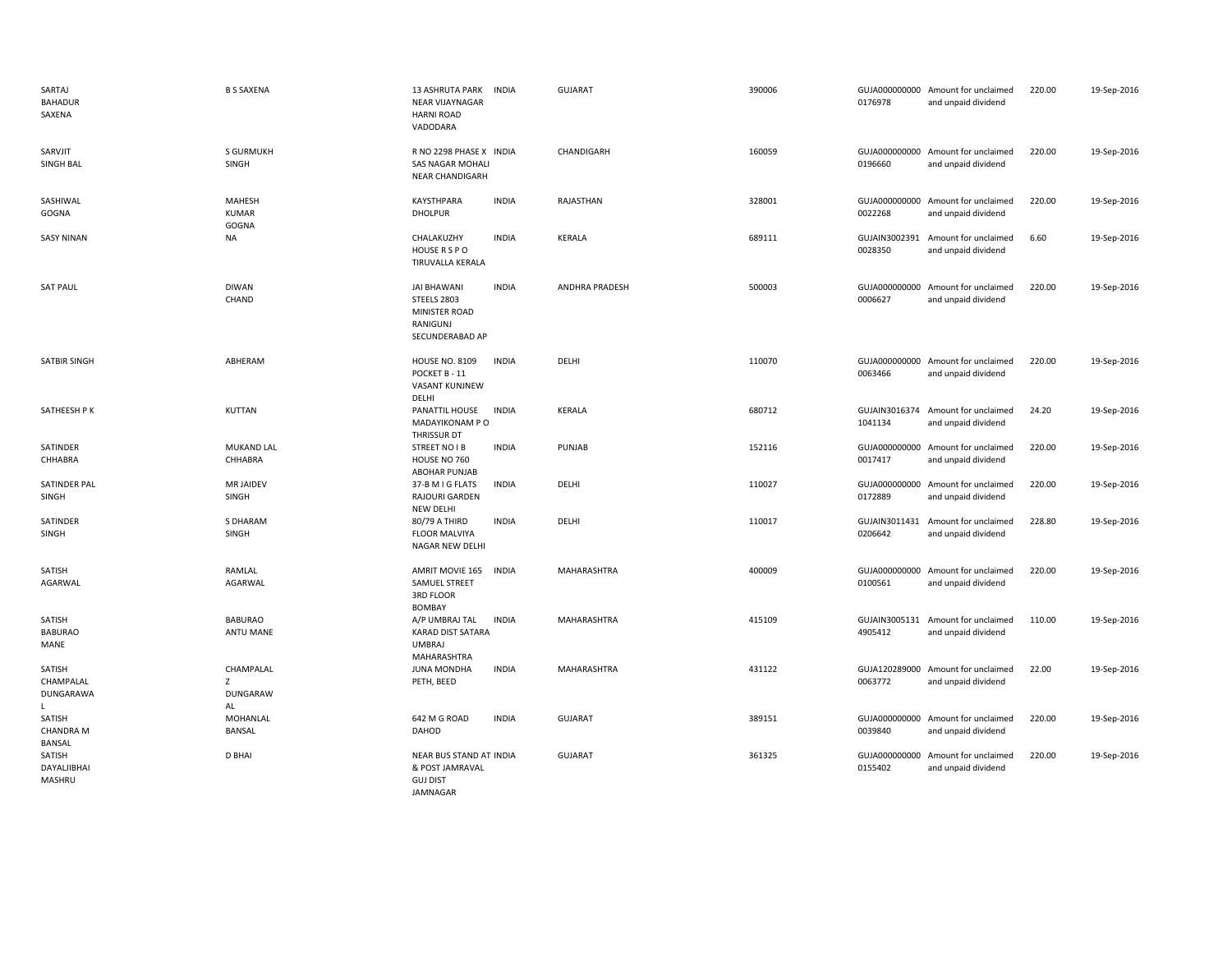| | | | | | | | | | |
|---|---|---|---|---|---|---|---|---|---|
| SARTAJ BAHADUR SAXENA | B S SAXENA | 13 ASHRUTA PARK NEAR VIJAYNAGAR HARNI ROAD VADODARA | INDIA | GUJARAT | 390006 | GUJA000000000 0176978 | Amount for unclaimed and unpaid dividend | 220.00 | 19-Sep-2016 |
| SARVJIT SINGH BAL | S GURMUKH SINGH | R NO 2298 PHASE X SAS NAGAR MOHALI NEAR CHANDIGARH | INDIA | CHANDIGARH | 160059 | GUJA000000000 0196660 | Amount for unclaimed and unpaid dividend | 220.00 | 19-Sep-2016 |
| SASHIWAL GOGNA | MAHESH KUMAR GOGNA | KAYSTHPARA DHOLPUR | INDIA | RAJASTHAN | 328001 | GUJA000000000 0022268 | Amount for unclaimed and unpaid dividend | 220.00 | 19-Sep-2016 |
| SASY NINAN | NA | CHALAKUZHY HOUSE R S P O TIRUVALLA KERALA | INDIA | KERALA | 689111 | GUJAIN3002391 0028350 | Amount for unclaimed and unpaid dividend | 6.60 | 19-Sep-2016 |
| SAT PAUL | DIWAN CHAND | JAI BHAWANI STEELS 2803 MINISTER ROAD RANIGUNJ SECUNDERABAD AP | INDIA | ANDHRA PRADESH | 500003 | GUJA000000000 0006627 | Amount for unclaimed and unpaid dividend | 220.00 | 19-Sep-2016 |
| SATBIR SINGH | ABHERAM | HOUSE NO. 8109 POCKET B - 11 VASANT KUNJNEW DELHI | INDIA | DELHI | 110070 | GUJA000000000 0063466 | Amount for unclaimed and unpaid dividend | 220.00 | 19-Sep-2016 |
| SATHEESH P K | KUTTAN | PANATTIL HOUSE MADAYIKONAM P O THRISSUR DT | INDIA | KERALA | 680712 | GUJAIN3016374 1041134 | Amount for unclaimed and unpaid dividend | 24.20 | 19-Sep-2016 |
| SATINDER CHHABRA | MUKAND LAL CHHABRA | STREET NO I B HOUSE NO 760 ABOHAR PUNJAB | INDIA | PUNJAB | 152116 | GUJA000000000 0017417 | Amount for unclaimed and unpaid dividend | 220.00 | 19-Sep-2016 |
| SATINDER PAL SINGH | MR JAIDEV SINGH | 37-B M I G FLATS RAJOURI GARDEN NEW DELHI | INDIA | DELHI | 110027 | GUJA000000000 0172889 | Amount for unclaimed and unpaid dividend | 220.00 | 19-Sep-2016 |
| SATINDER SINGH | S DHARAM SINGH | 80/79 A THIRD FLOOR MALVIYA NAGAR NEW DELHI | INDIA | DELHI | 110017 | GUJAIN3011431 0206642 | Amount for unclaimed and unpaid dividend | 228.80 | 19-Sep-2016 |
| SATISH AGARWAL | RAMLAL AGARWAL | AMRIT MOVIE 165 SAMUEL STREET 3RD FLOOR BOMBAY | INDIA | MAHARASHTRA | 400009 | GUJA000000000 0100561 | Amount for unclaimed and unpaid dividend | 220.00 | 19-Sep-2016 |
| SATISH BABURAO MANE | BABURAO ANTU MANE | A/P UMBRAJ TAL KARAD DIST SATARA UMBRAJ MAHARASHTRA | INDIA | MAHARASHTRA | 415109 | GUJAIN3005131 4905412 | Amount for unclaimed and unpaid dividend | 110.00 | 19-Sep-2016 |
| SATISH CHAMPALAL DUNGARAWA L | CHAMPALAL Z DUNGARAW AL | JUNA MONDHA PETH, BEED | INDIA | MAHARASHTRA | 431122 | GUJA120289000 0063772 | Amount for unclaimed and unpaid dividend | 22.00 | 19-Sep-2016 |
| SATISH CHANDRA M BANSAL | MOHANLAL BANSAL | 642 M G ROAD DAHOD | INDIA | GUJARAT | 389151 | GUJA000000000 0039840 | Amount for unclaimed and unpaid dividend | 220.00 | 19-Sep-2016 |
| SATISH DAYALJIBHAI MASHRU | D BHAI | NEAR BUS STAND AT & POST JAMRAVAL GUJ DIST JAMNAGAR | INDIA | GUJARAT | 361325 | GUJA000000000 0155402 | Amount for unclaimed and unpaid dividend | 220.00 | 19-Sep-2016 |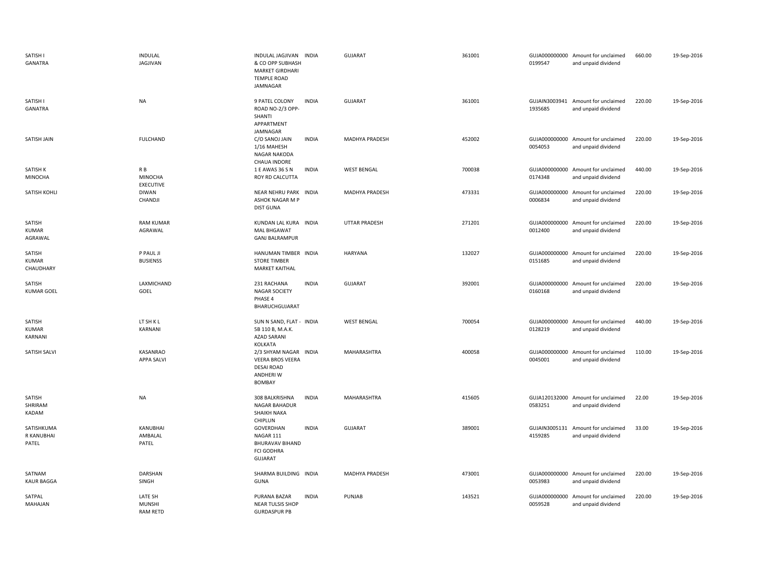| | | | | | | | | | |
|---|---|---|---|---|---|---|---|---|---|
| SATISH I GANATRA | INDULAL JAGJIVAN | INDULAL JAGJIVAN & CO OPP SUBHASH MARKET GIRDHARI TEMPLE ROAD JAMNAGAR | INDIA | GUJARAT | 361001 | GUJA000000000 0199547 | Amount for unclaimed and unpaid dividend | 660.00 | 19-Sep-2016 |
| SATISH I GANATRA | NA | 9 PATEL COLONY ROAD NO-2/3 OPP- SHANTI APPARTMENT JAMNAGAR | INDIA | GUJARAT | 361001 | GUJAIN3003941 1935685 | Amount for unclaimed and unpaid dividend | 220.00 | 19-Sep-2016 |
| SATISH JAIN | FULCHAND | C/O SANOJ JAIN 1/16 MAHESH NAGAR NAKODA CHAUA INDORE | INDIA | MADHYA PRADESH | 452002 | GUJA000000000 0054053 | Amount for unclaimed and unpaid dividend | 220.00 | 19-Sep-2016 |
| SATISH K MINOCHA | R B MINOCHA EXECUTIVE | 1 E AWAS 36 S N ROY RD CALCUTTA | INDIA | WEST BENGAL | 700038 | GUJA000000000 0174348 | Amount for unclaimed and unpaid dividend | 440.00 | 19-Sep-2016 |
| SATISH KOHLI | DIWAN CHANDJI | NEAR NEHRU PARK ASHOK NAGAR M P DIST GUNA | INDIA | MADHYA PRADESH | 473331 | GUJA000000000 0006834 | Amount for unclaimed and unpaid dividend | 220.00 | 19-Sep-2016 |
| SATISH KUMAR AGRAWAL | RAM KUMAR AGRAWAL | KUNDAN LAL KURA MAL BHGAWAT GANJ BALRAMPUR | INDIA | UTTAR PRADESH | 271201 | GUJA000000000 0012400 | Amount for unclaimed and unpaid dividend | 220.00 | 19-Sep-2016 |
| SATISH KUMAR CHAUDHARY | P PAUL JI BUSIENSS | HANUMAN TIMBER STORE TIMBER MARKET KAITHAL | INDIA | HARYANA | 132027 | GUJA000000000 0151685 | Amount for unclaimed and unpaid dividend | 220.00 | 19-Sep-2016 |
| SATISH KUMAR GOEL | LAXMICHAND GOEL | 231 RACHANA NAGAR SOCIETY PHASE 4 BHARUCHGUJARAT | INDIA | GUJARAT | 392001 | GUJA000000000 0160168 | Amount for unclaimed and unpaid dividend | 220.00 | 19-Sep-2016 |
| SATISH KUMAR KARNANI | LT SH K L KARNANI | SUN N SAND, FLAT - 5B 110 B, M.A.K. AZAD SARANI KOLKATA | INDIA | WEST BENGAL | 700054 | GUJA000000000 0128219 | Amount for unclaimed and unpaid dividend | 440.00 | 19-Sep-2016 |
| SATISH SALVI | KASANRAO APPA SALVI | 2/3 SHYAM NAGAR VEERA BROS VEERA DESAI ROAD ANDHERI W BOMBAY | INDIA | MAHARASHTRA | 400058 | GUJA000000000 0045001 | Amount for unclaimed and unpaid dividend | 110.00 | 19-Sep-2016 |
| SATISH SHRIRAM KADAM | NA | 308 BALKRISHNA NAGAR BAHADUR SHAIKH NAKA CHIPLUN | INDIA | MAHARASHTRA | 415605 | GUJA120132000 0583251 | Amount for unclaimed and unpaid dividend | 22.00 | 19-Sep-2016 |
| SATISHKUMA R KANUBHAI PATEL | KANUBHAI AMBALAL PATEL | GOVERDHAN NAGAR 111 BHURAVAV BIHAND FCI GODHRA GUJARAT | INDIA | GUJARAT | 389001 | GUJAIN3005131 4159285 | Amount for unclaimed and unpaid dividend | 33.00 | 19-Sep-2016 |
| SATNAM KAUR BAGGA | DARSHAN SINGH | SHARMA BUILDING GUNA | INDIA | MADHYA PRADESH | 473001 | GUJA000000000 0053983 | Amount for unclaimed and unpaid dividend | 220.00 | 19-Sep-2016 |
| SATPAL MAHAJAN | LATE SH MUNSHI RAM RETD | PURANA BAZAR NEAR TULSIS SHOP GURDASPUR PB | INDIA | PUNJAB | 143521 | GUJA000000000 0059528 | Amount for unclaimed and unpaid dividend | 220.00 | 19-Sep-2016 |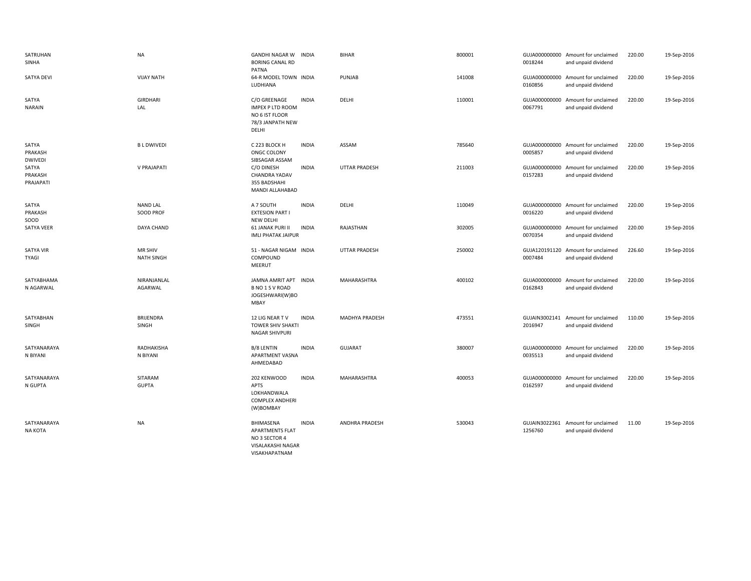| | | | | | | | | | |
|---|---|---|---|---|---|---|---|---|---|
| SATRUHAN SINHA | NA | GANDHI NAGAR W BORING CANAL RD PATNA | INDIA | BIHAR | 800001 | GUJA000000000 0018244 | Amount for unclaimed and unpaid dividend | 220.00 | 19-Sep-2016 |
| SATYA DEVI | VIJAY NATH | 64-R MODEL TOWN LUDHIANA | INDIA | PUNJAB | 141008 | GUJA000000000 0160856 | Amount for unclaimed and unpaid dividend | 220.00 | 19-Sep-2016 |
| SATYA NARAIN | GIRDHARI LAL | C/O GREENAGE IMPEX P LTD ROOM NO 6 IST FLOOR 78/3 JANPATH NEW DELHI | INDIA | DELHI | 110001 | GUJA000000000 0067791 | Amount for unclaimed and unpaid dividend | 220.00 | 19-Sep-2016 |
| SATYA PRAKASH DWIVEDI | B L DWIVEDI | C 223 BLOCK H ONGC COLONY SIBSAGAR ASSAM | INDIA | ASSAM | 785640 | GUJA000000000 0005857 | Amount for unclaimed and unpaid dividend | 220.00 | 19-Sep-2016 |
| SATYA PRAKASH PRAJAPATI | V PRAJAPATI | C/O DINESH CHANDRA YADAV 355 BADSHAHI MANDI ALLAHABAD | INDIA | UTTAR PRADESH | 211003 | GUJA000000000 0157283 | Amount for unclaimed and unpaid dividend | 220.00 | 19-Sep-2016 |
| SATYA PRAKASH SOOD | NAND LAL SOOD PROF | A 7 SOUTH EXTESION PART I NEW DELHI | INDIA | DELHI | 110049 | GUJA000000000 0016220 | Amount for unclaimed and unpaid dividend | 220.00 | 19-Sep-2016 |
| SATYA VEER | DAYA CHAND | 61 JANAK PURI II IMLI PHATAK JAIPUR | INDIA | RAJASTHAN | 302005 | GUJA000000000 0070354 | Amount for unclaimed and unpaid dividend | 220.00 | 19-Sep-2016 |
| SATYA VIR TYAGI | MR SHIV NATH SINGH | 51 - NAGAR NIGAM COMPOUND MEERUT | INDIA | UTTAR PRADESH | 250002 | GUJA120191120 0007484 | Amount for unclaimed and unpaid dividend | 226.60 | 19-Sep-2016 |
| SATYABHAMA N AGARWAL | NIRANJANLAL AGARWAL | JAMNA AMRIT APT B NO 1 S V ROAD JOGESHWARI(W)BO MBAY | INDIA | MAHARASHTRA | 400102 | GUJA000000000 0162843 | Amount for unclaimed and unpaid dividend | 220.00 | 19-Sep-2016 |
| SATYABHAN SINGH | BRIJENDRA SINGH | 12 LIG NEAR T V TOWER SHIV SHAKTI NAGAR SHIVPURI | INDIA | MADHYA PRADESH | 473551 | GUJAIN3002141 2016947 | Amount for unclaimed and unpaid dividend | 110.00 | 19-Sep-2016 |
| SATYANARAYA N BIYANI | RADHAKISHA N BIYANI | B/8 LENTIN APARTMENT VASNA AHMEDABAD | INDIA | GUJARAT | 380007 | GUJA000000000 0035513 | Amount for unclaimed and unpaid dividend | 220.00 | 19-Sep-2016 |
| SATYANARAYA N GUPTA | SITARAM GUPTA | 202 KENWOOD APTS LOKHANDWALA COMPLEX ANDHERI (W)BOMBAY | INDIA | MAHARASHTRA | 400053 | GUJA000000000 0162597 | Amount for unclaimed and unpaid dividend | 220.00 | 19-Sep-2016 |
| SATYANARAYA NA KOTA | NA | BHIMASENA APARTMENTS FLAT NO 3 SECTOR 4 VISALAKASHI NAGAR VISAKHAPATNAM | INDIA | ANDHRA PRADESH | 530043 | GUJAIN3022361 1256760 | Amount for unclaimed and unpaid dividend | 11.00 | 19-Sep-2016 |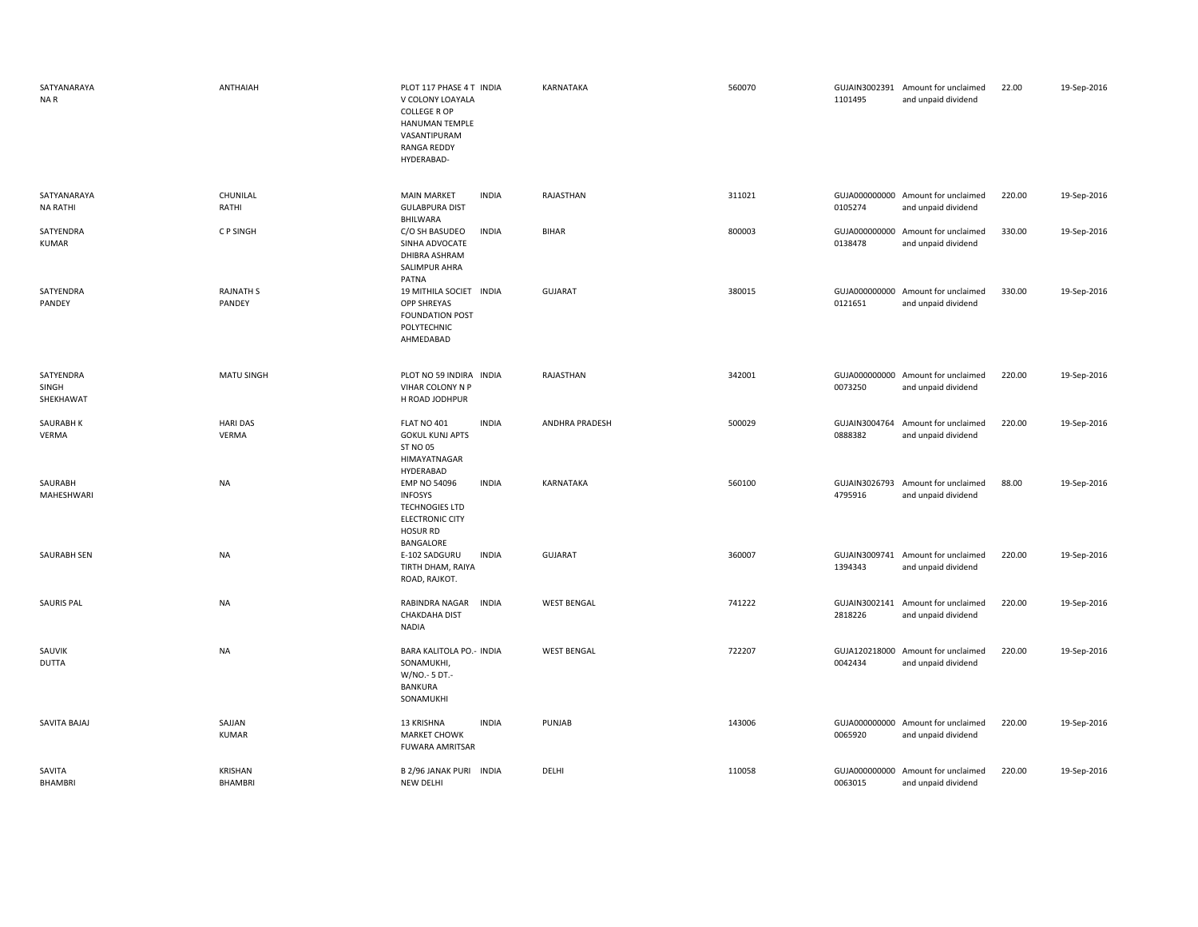| | | | | | | | | | |
|---|---|---|---|---|---|---|---|---|---|
| SATYANARAYA NA R | ANTHAIAH | PLOT 117 PHASE 4 T V COLONY LOAYALA COLLEGE R OP HANUMAN TEMPLE VASANTIPURAM RANGA REDDY HYDERABAD- | INDIA | KARNATAKA | 560070 | GUJAIN3002391 1101495 | Amount for unclaimed and unpaid dividend | 22.00 | 19-Sep-2016 |
| SATYANARAYA NA RATHI | CHUNILAL RATHI | MAIN MARKET GULABPURA DIST BHILWARA | INDIA | RAJASTHAN | 311021 | GUJA000000000 0105274 | Amount for unclaimed and unpaid dividend | 220.00 | 19-Sep-2016 |
| SATYENDRA KUMAR | C P SINGH | C/O SH BASUDEO SINHA ADVOCATE DHIBRA ASHRAM SALIMPUR AHRA PATNA | INDIA | BIHAR | 800003 | GUJA000000000 0138478 | Amount for unclaimed and unpaid dividend | 330.00 | 19-Sep-2016 |
| SATYENDRA PANDEY | RAJNATH S PANDEY | 19 MITHILA SOCIET OPP SHREYAS FOUNDATION POST POLYTECHNIC AHMEDABAD | INDIA | GUJARAT | 380015 | GUJA000000000 0121651 | Amount for unclaimed and unpaid dividend | 330.00 | 19-Sep-2016 |
| SATYENDRA SINGH SHEKHAWAT | MATU SINGH | PLOT NO 59 INDIRA VIHAR COLONY N P H ROAD JODHPUR | INDIA | RAJASTHAN | 342001 | GUJA000000000 0073250 | Amount for unclaimed and unpaid dividend | 220.00 | 19-Sep-2016 |
| SAURABH K VERMA | HARI DAS VERMA | FLAT NO 401 GOKUL KUNJ APTS ST NO 05 HIMAYATNAGAR HYDERABAD | INDIA | ANDHRA PRADESH | 500029 | GUJAIN3004764 0888382 | Amount for unclaimed and unpaid dividend | 220.00 | 19-Sep-2016 |
| SAURABH MAHESHWARI | NA | EMP NO 54096 INFOSYS TECHNOGIES LTD ELECTRONIC CITY HOSUR RD BANGALORE | INDIA | KARNATAKA | 560100 | GUJAIN3026793 4795916 | Amount for unclaimed and unpaid dividend | 88.00 | 19-Sep-2016 |
| SAURABH SEN | NA | E-102 SADGURU TIRTH DHAM, RAIYA ROAD, RAJKOT. | INDIA | GUJARAT | 360007 | GUJAIN3009741 1394343 | Amount for unclaimed and unpaid dividend | 220.00 | 19-Sep-2016 |
| SAURIS PAL | NA | RABINDRA NAGAR CHAKDAHA DIST NADIA | INDIA | WEST BENGAL | 741222 | GUJAIN3002141 2818226 | Amount for unclaimed and unpaid dividend | 220.00 | 19-Sep-2016 |
| SAUVIK DUTTA | NA | BARA KALITOLA PO.- SONAMUKHI, W/NO.- 5 DT.- BANKURA SONAMUKHI | INDIA | WEST BENGAL | 722207 | GUJA120218000 0042434 | Amount for unclaimed and unpaid dividend | 220.00 | 19-Sep-2016 |
| SAVITA BAJAJ | SAJJAN KUMAR | 13 KRISHNA MARKET CHOWK FUWARA AMRITSAR | INDIA | PUNJAB | 143006 | GUJA000000000 0065920 | Amount for unclaimed and unpaid dividend | 220.00 | 19-Sep-2016 |
| SAVITA BHAMBRI | KRISHAN BHAMBRI | B 2/96 JANAK PURI NEW DELHI | INDIA | DELHI | 110058 | GUJA000000000 0063015 | Amount for unclaimed and unpaid dividend | 220.00 | 19-Sep-2016 |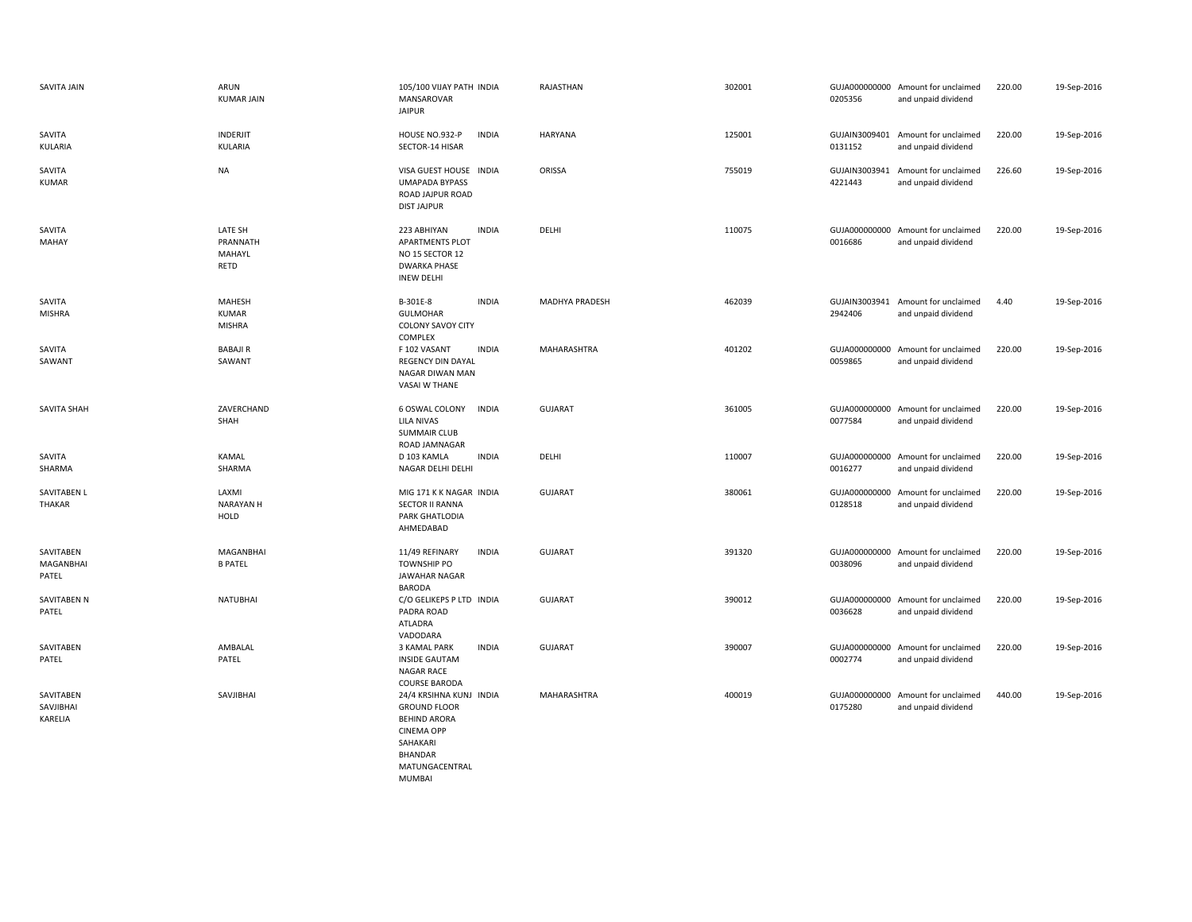| | | | | | | | | | |
|---|---|---|---|---|---|---|---|---|---|
| SAVITA JAIN | ARUN KUMAR JAIN | 105/100 VIJAY PATH MANSAROVAR JAIPUR | INDIA | RAJASTHAN | 302001 | GUJA0000000000205356 | Amount for unclaimed and unpaid dividend | 220.00 | 19-Sep-2016 |
| SAVITA KULARIA | INDERJIT KULARIA | HOUSE NO.932-P SECTOR-14 HISAR | INDIA | HARYANA | 125001 | GUJAIN30094010131152 | Amount for unclaimed and unpaid dividend | 220.00 | 19-Sep-2016 |
| SAVITA KUMAR | NA | VISA GUEST HOUSE UMAPADA BYPASS ROAD JAJPUR ROAD DIST JAJPUR | INDIA | ORISSA | 755019 | GUJAIN30039414221443 | Amount for unclaimed and unpaid dividend | 226.60 | 19-Sep-2016 |
| SAVITA MAHAY | LATE SH PRANNATH MAHAYL RETD | 223 ABHIYAN APARTMENTS PLOT NO 15 SECTOR 12 DWARKA PHASE INEW DELHI | INDIA | DELHI | 110075 | GUJA0000000000016686 | Amount for unclaimed and unpaid dividend | 220.00 | 19-Sep-2016 |
| SAVITA MISHRA | MAHESH KUMAR MISHRA | B-301E-8 GULMOHAR COLONY SAVOY CITY COMPLEX | INDIA | MADHYA PRADESH | 462039 | GUJAIN30039412942406 | Amount for unclaimed and unpaid dividend | 4.40 | 19-Sep-2016 |
| SAVITA SAWANT | BABAJI R SAWANT | F 102 VASANT REGENCY DIN DAYAL NAGAR DIWAN MAN VASAI W THANE | INDIA | MAHARASHTRA | 401202 | GUJA0000000000059865 | Amount for unclaimed and unpaid dividend | 220.00 | 19-Sep-2016 |
| SAVITA SHAH | ZAVERCHAND SHAH | 6 OSWAL COLONY LILA NIVAS SUMMAIR CLUB ROAD JAMNAGAR | INDIA | GUJARAT | 361005 | GUJA0000000000077584 | Amount for unclaimed and unpaid dividend | 220.00 | 19-Sep-2016 |
| SAVITA SHARMA | KAMAL SHARMA | D 103 KAMLA NAGAR DELHI DELHI | INDIA | DELHI | 110007 | GUJA0000000000016277 | Amount for unclaimed and unpaid dividend | 220.00 | 19-Sep-2016 |
| SAVITABEN L THAKAR | LAXMI NARAYAN H HOLD | MIG 171 K K NAGAR SECTOR II RANNA PARK GHATLODIA AHMEDABAD | INDIA | GUJARAT | 380061 | GUJA0000000000128518 | Amount for unclaimed and unpaid dividend | 220.00 | 19-Sep-2016 |
| SAVITABEN MAGANBHAI PATEL | MAGANBHAI B PATEL | 11/49 REFINARY TOWNSHIP PO JAWAHAR NAGAR BARODA | INDIA | GUJARAT | 391320 | GUJA0000000000038096 | Amount for unclaimed and unpaid dividend | 220.00 | 19-Sep-2016 |
| SAVITABEN N PATEL | NATUBHAI | C/O GELIKEPS P LTD PADRA ROAD ATLADRA VADODARA | INDIA | GUJARAT | 390012 | GUJA0000000000036628 | Amount for unclaimed and unpaid dividend | 220.00 | 19-Sep-2016 |
| SAVITABEN PATEL | AMBALAL PATEL | 3 KAMAL PARK INSIDE GAUTAM NAGAR RACE COURSE BARODA | INDIA | GUJARAT | 390007 | GUJA0000000000002774 | Amount for unclaimed and unpaid dividend | 220.00 | 19-Sep-2016 |
| SAVITABEN SAVJIBHAI KARELIA | SAVJIBHAI | 24/4 KRSIHNA KUNJ GROUND FLOOR BEHIND ARORA CINEMA OPP SAHAKARI BHANDAR MATUNGACENTRAL MUMBAI | INDIA | MAHARASHTRA | 400019 | GUJA0000000000175280 | Amount for unclaimed and unpaid dividend | 440.00 | 19-Sep-2016 |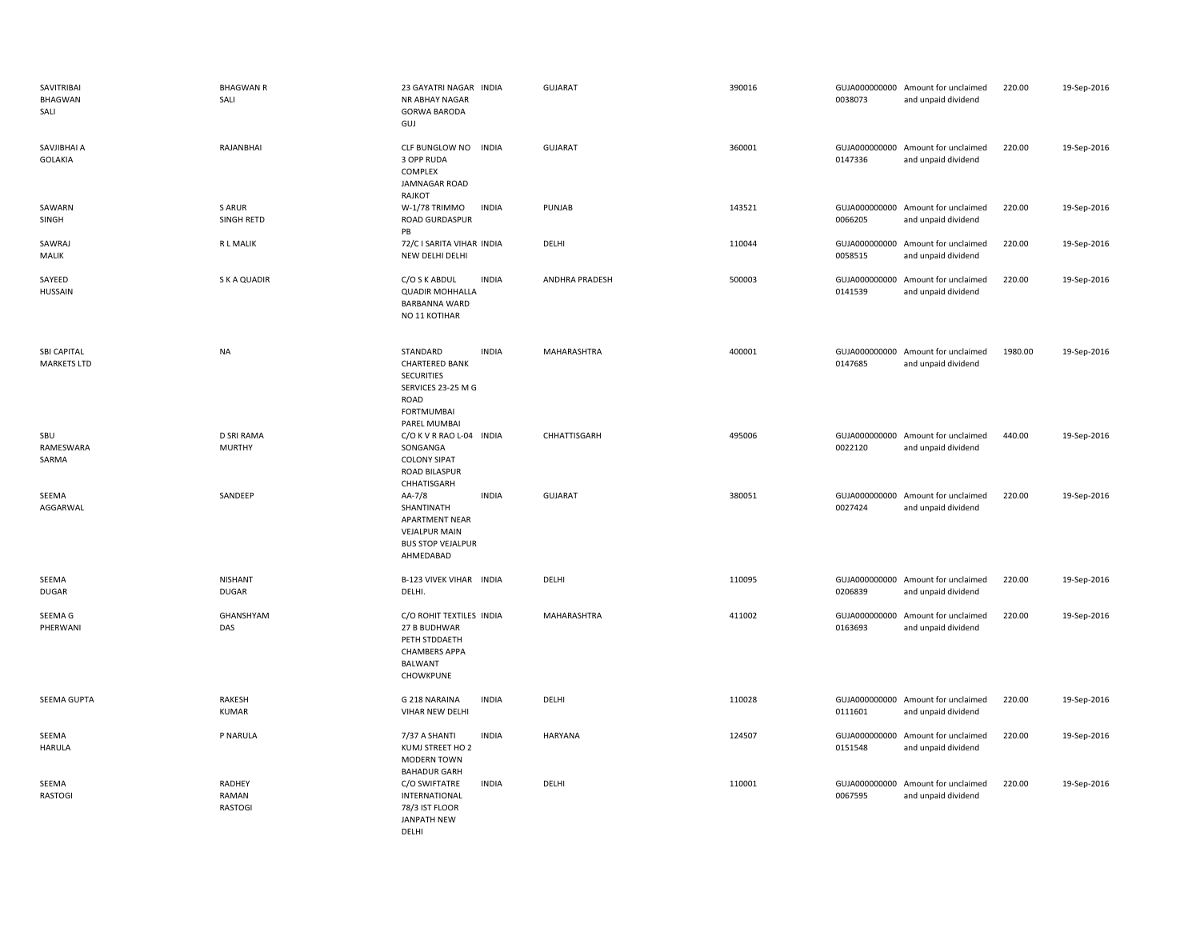| | | | | | | | | | |
|---|---|---|---|---|---|---|---|---|---|
| SAVITRIBAI BHAGWAN SALI | BHAGWAN R SALI | 23 GAYATRI NAGAR NR ABHAY NAGAR GORWA BARODA GUJ | INDIA | GUJARAT | 390016 | GUJA000000000 0038073 | Amount for unclaimed and unpaid dividend | 220.00 | 19-Sep-2016 |
| SAVJIBHAI A GOLAKIA | RAJANBHAI | CLF BUNGLOW NO 3 OPP RUDA COMPLEX JAMNAGAR ROAD RAJKOT | INDIA | GUJARAT | 360001 | GUJA000000000 0147336 | Amount for unclaimed and unpaid dividend | 220.00 | 19-Sep-2016 |
| SAWARN SINGH | S ARUR SINGH RETD | W-1/78 TRIMMO ROAD GURDASPUR PB | INDIA | PUNJAB | 143521 | GUJA000000000 0066205 | Amount for unclaimed and unpaid dividend | 220.00 | 19-Sep-2016 |
| SAWRAJ MALIK | R L MALIK | 72/C I SARITA VIHAR NEW DELHI DELHI | INDIA | DELHI | 110044 | GUJA000000000 0058515 | Amount for unclaimed and unpaid dividend | 220.00 | 19-Sep-2016 |
| SAYEED HUSSAIN | S K A QUADIR | C/O S K ABDUL QUADIR MOHHALLA BARBANNA WARD NO 11 KOTIHAR | INDIA | ANDHRA PRADESH | 500003 | GUJA000000000 0141539 | Amount for unclaimed and unpaid dividend | 220.00 | 19-Sep-2016 |
| SBI CAPITAL MARKETS LTD | NA | STANDARD CHARTERED BANK SECURITIES SERVICES 23-25 M G ROAD FORTMUMBAI PAREL MUMBAI | INDIA | MAHARASHTRA | 400001 | GUJA000000000 0147685 | Amount for unclaimed and unpaid dividend | 1980.00 | 19-Sep-2016 |
| SBU RAMESWARA SARMA | D SRI RAMA MURTHY | C/O K V R RAO L-04 SONGANGA COLONY SIPAT ROAD BILASPUR CHHATISGARH | INDIA | CHHATTISGARH | 495006 | GUJA000000000 0022120 | Amount for unclaimed and unpaid dividend | 440.00 | 19-Sep-2016 |
| SEEMA AGGARWAL | SANDEEP | AA-7/8 SHANTINATH APARTMENT NEAR VEJALPUR MAIN BUS STOP VEJALPUR AHMEDABAD | INDIA | GUJARAT | 380051 | GUJA000000000 0027424 | Amount for unclaimed and unpaid dividend | 220.00 | 19-Sep-2016 |
| SEEMA DUGAR | NISHANT DUGAR | B-123 VIVEK VIHAR DELHI. | INDIA | DELHI | 110095 | GUJA000000000 0206839 | Amount for unclaimed and unpaid dividend | 220.00 | 19-Sep-2016 |
| SEEMA G PHERWANI | GHANSHYAM DAS | C/O ROHIT TEXTILES 27 B BUDHWAR PETH STDDAETH CHAMBERS APPA BALWANT CHOWKPUNE | INDIA | MAHARASHTRA | 411002 | GUJA000000000 0163693 | Amount for unclaimed and unpaid dividend | 220.00 | 19-Sep-2016 |
| SEEMA GUPTA | RAKESH KUMAR | G 218 NARAINA VIHAR NEW DELHI | INDIA | DELHI | 110028 | GUJA000000000 0111601 | Amount for unclaimed and unpaid dividend | 220.00 | 19-Sep-2016 |
| SEEMA HARULA | P NARULA | 7/37 A SHANTI KUMJ STREET HO 2 MODERN TOWN BAHADUR GARH | INDIA | HARYANA | 124507 | GUJA000000000 0151548 | Amount for unclaimed and unpaid dividend | 220.00 | 19-Sep-2016 |
| SEEMA RASTOGI | RADHEY RAMAN RASTOGI | C/O SWIFTATRE INTERNATIONAL 78/3 IST FLOOR JANPATH NEW DELHI | INDIA | DELHI | 110001 | GUJA000000000 0067595 | Amount for unclaimed and unpaid dividend | 220.00 | 19-Sep-2016 |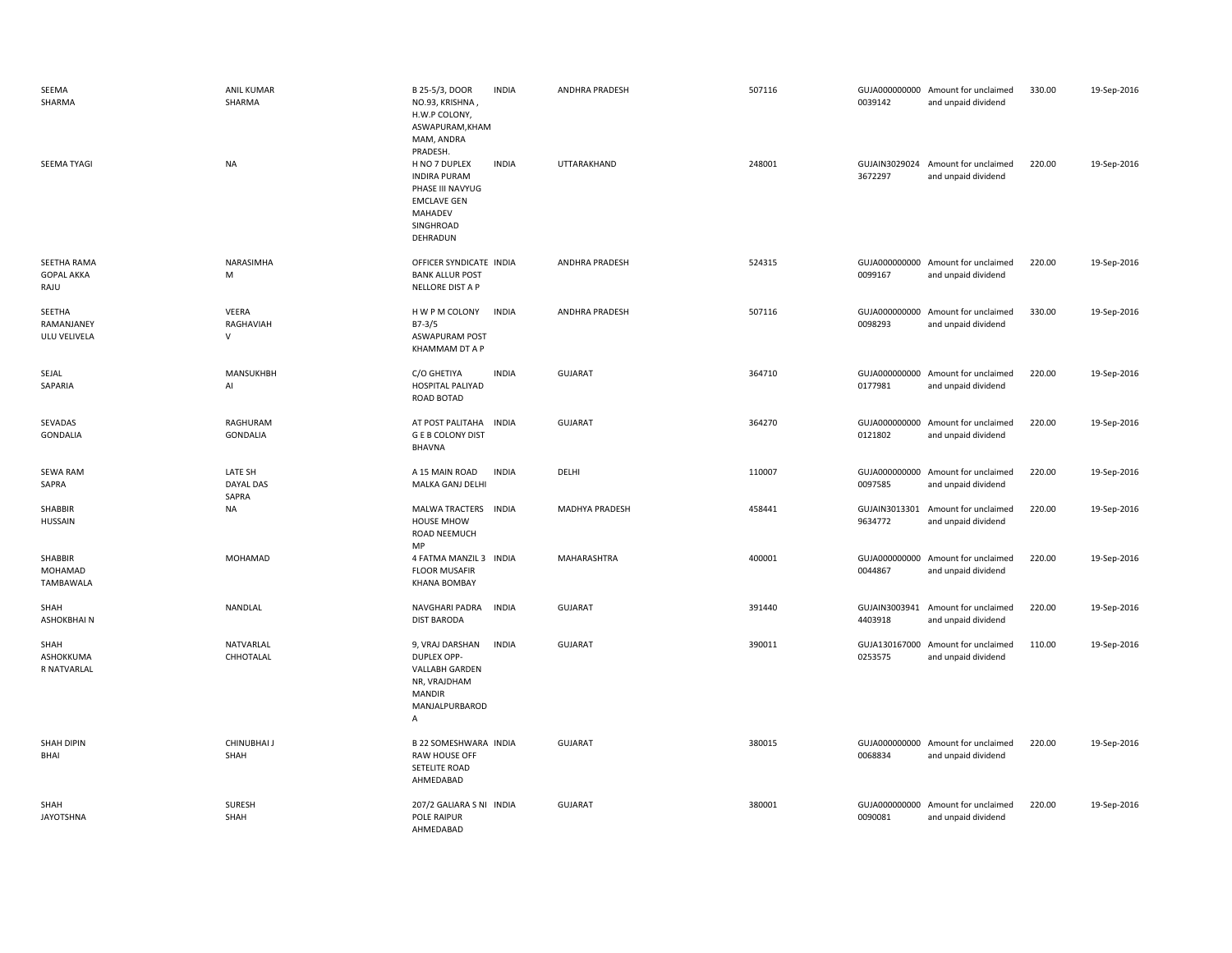| | | | | | | | | | |
|---|---|---|---|---|---|---|---|---|---|
| SEEMA SHARMA | ANIL KUMAR SHARMA | B 25-5/3, DOOR NO.93, KRISHNA , H.W.P COLONY, ASWAPURAM,KHAMMAM, ANDRA PRADESH. | INDIA | ANDHRA PRADESH | 507116 | GUJA0000000000039142 | Amount for unclaimed and unpaid dividend | 330.00 | 19-Sep-2016 |
| SEEMA TYAGI | NA | H NO 7 DUPLEX INDIRA PURAM PHASE III NAVYUG EMCLAVE GEN MAHADEV SINGHROAD DEHRADUN | INDIA | UTTARAKHAND | 248001 | GUJAIN30290243672297 | Amount for unclaimed and unpaid dividend | 220.00 | 19-Sep-2016 |
| SEETHA RAMA GOPAL AKKA RAJU | NARASIMHA M | OFFICER SYNDICATE BANK ALLUR POST NELLORE DIST A P | INDIA | ANDHRA PRADESH | 524315 | GUJA0000000000099167 | Amount for unclaimed and unpaid dividend | 220.00 | 19-Sep-2016 |
| SEETHA RAMANJANEY ULU VELIVELA | VEERA RAGHAVIAH V | H W P M COLONY B7-3/5 ASWAPURAM POST KHAMMAM DT A P | INDIA | ANDHRA PRADESH | 507116 | GUJA0000000000098293 | Amount for unclaimed and unpaid dividend | 330.00 | 19-Sep-2016 |
| SEJAL SAPARIA | MANSUKHBHAI | C/O GHETIYA HOSPITAL PALIYAD ROAD BOTAD | INDIA | GUJARAT | 364710 | GUJA0000000000177981 | Amount for unclaimed and unpaid dividend | 220.00 | 19-Sep-2016 |
| SEVADAS GONDALIA | RAGHURAM GONDALIA | AT POST PALITAHA G E B COLONY DIST BHAVNA | INDIA | GUJARAT | 364270 | GUJA0000000000121802 | Amount for unclaimed and unpaid dividend | 220.00 | 19-Sep-2016 |
| SEWA RAM SAPRA | LATE SH DAYAL DAS SAPRA | A 15 MAIN ROAD MALKA GANJ DELHI | INDIA | DELHI | 110007 | GUJA0000000000097585 | Amount for unclaimed and unpaid dividend | 220.00 | 19-Sep-2016 |
| SHABBIR HUSSAIN | NA | MALWA TRACTERS HOUSE MHOW ROAD NEEMUCH MP | INDIA | MADHYA PRADESH | 458441 | GUJAIN30133019634772 | Amount for unclaimed and unpaid dividend | 220.00 | 19-Sep-2016 |
| SHABBIR MOHAMAD TAMBAWALA | MOHAMAD | 4 FATMA MANZIL 3 FLOOR MUSAFIR KHANA BOMBAY | INDIA | MAHARASHTRA | 400001 | GUJA0000000000044867 | Amount for unclaimed and unpaid dividend | 220.00 | 19-Sep-2016 |
| SHAH ASHOKBHAI N | NANDLAL | NAVGHARI PADRA DIST BARODA | INDIA | GUJARAT | 391440 | GUJAIN30039414403918 | Amount for unclaimed and unpaid dividend | 220.00 | 19-Sep-2016 |
| SHAH ASHOKKUMAR NATVARLAL | NATVARLAL CHHOTALAL | 9, VRAJ DARSHAN DUPLEX OPP-VALLABH GARDEN NR, VRAJDHAM MANDIR MANJALPURBARODA | INDIA | GUJARAT | 390011 | GUJA1301670000253575 | Amount for unclaimed and unpaid dividend | 110.00 | 19-Sep-2016 |
| SHAH DIPIN BHAI | CHINUBHAI J SHAH | B 22 SOMESHWARA RAW HOUSE OFF SETELITE ROAD AHMEDABAD | INDIA | GUJARAT | 380015 | GUJA0000000000068834 | Amount for unclaimed and unpaid dividend | 220.00 | 19-Sep-2016 |
| SHAH JAYOTSHNA | SURESH SHAH | 207/2 GALIARA S NI POLE RAIPUR AHMEDABAD | INDIA | GUJARAT | 380001 | GUJA0000000000090081 | Amount for unclaimed and unpaid dividend | 220.00 | 19-Sep-2016 |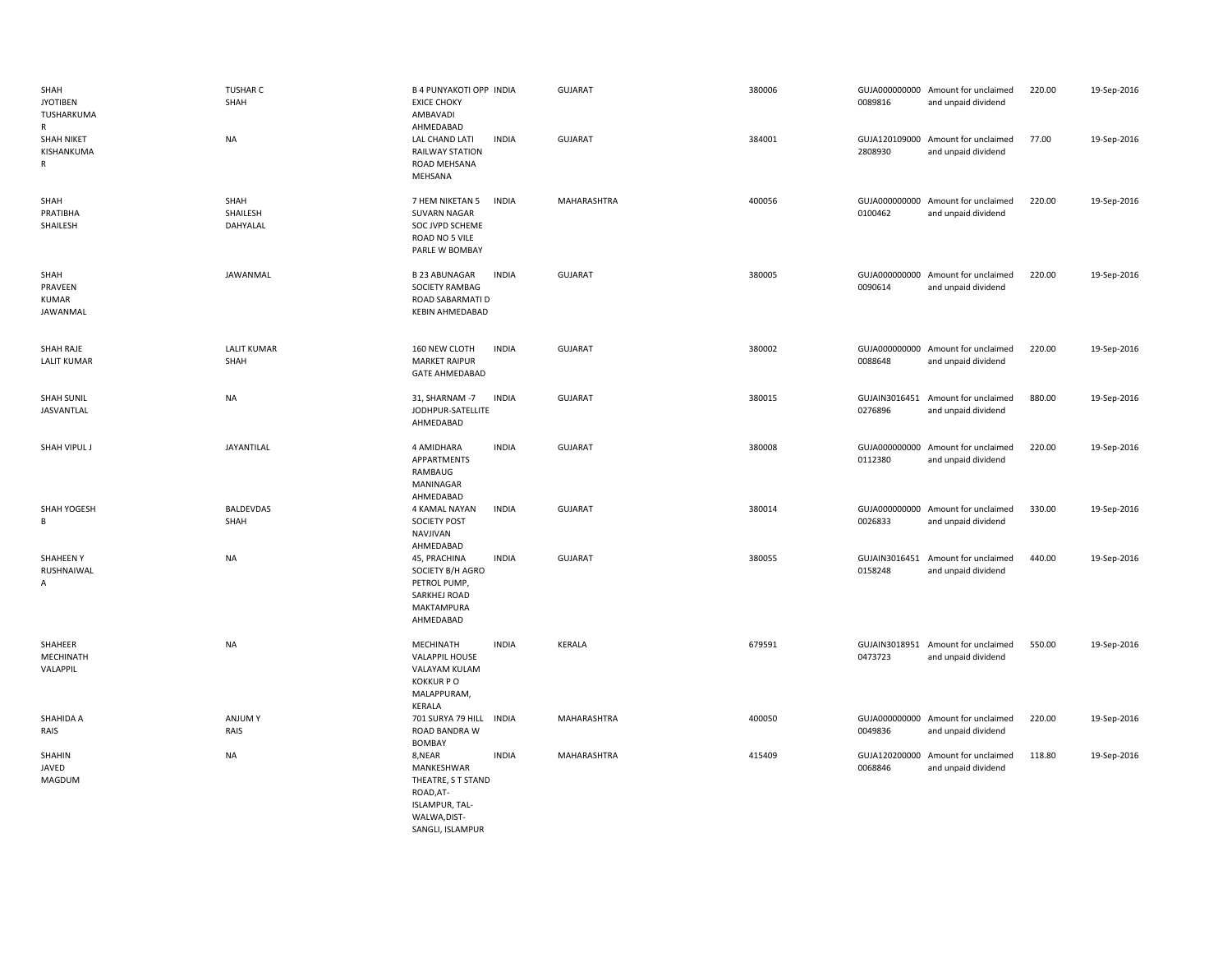| | | | | | | | | | |
|---|---|---|---|---|---|---|---|---|---|
| SHAH JYOTIBEN TUSHARKUMA R | TUSHAR C SHAH | B 4 PUNYAKOTI OPP EXICE CHOKY AMBAVADI AHMEDABAD | INDIA | GUJARAT | 380006 | GUJA000000000 0089816 | Amount for unclaimed and unpaid dividend | 220.00 | 19-Sep-2016 |
| SHAH NIKET KISHANKUMA R | NA | LAL CHAND LATI RAILWAY STATION ROAD MEHSANA MEHSANA | INDIA | GUJARAT | 384001 | GUJA120109000 2808930 | Amount for unclaimed and unpaid dividend | 77.00 | 19-Sep-2016 |
| SHAH PRATIBHA SHAILESH | SHAH SHAILESH DAHYALAL | 7 HEM NIKETAN 5 SUVARN NAGAR SOC JVPD SCHEME ROAD NO 5 VILE PARLE W BOMBAY | INDIA | MAHARASHTRA | 400056 | GUJA000000000 0100462 | Amount for unclaimed and unpaid dividend | 220.00 | 19-Sep-2016 |
| SHAH PRAVEEN KUMAR JAWANMAL | JAWANMAL | B 23 ABUNAGAR SOCIETY RAMBAG ROAD SABARMATI D KEBIN AHMEDABAD | INDIA | GUJARAT | 380005 | GUJA000000000 0090614 | Amount for unclaimed and unpaid dividend | 220.00 | 19-Sep-2016 |
| SHAH RAJE LALIT KUMAR | LALIT KUMAR SHAH | 160 NEW CLOTH MARKET RAIPUR GATE AHMEDABAD | INDIA | GUJARAT | 380002 | GUJA000000000 0088648 | Amount for unclaimed and unpaid dividend | 220.00 | 19-Sep-2016 |
| SHAH SUNIL JASVANTLAL | NA | 31, SHARNAM -7 JODHPUR-SATELLITE AHMEDABAD | INDIA | GUJARAT | 380015 | GUJAIN3016451 0276896 | Amount for unclaimed and unpaid dividend | 880.00 | 19-Sep-2016 |
| SHAH VIPUL J | JAYANTILAL | 4 AMIDHARA APPARTMENTS RAMBAUG MANINAGAR AHMEDABAD | INDIA | GUJARAT | 380008 | GUJA000000000 0112380 | Amount for unclaimed and unpaid dividend | 220.00 | 19-Sep-2016 |
| SHAH YOGESH B | BALDEVDAS SHAH | 4 KAMAL NAYAN SOCIETY POST NAVJIVAN AHMEDABAD | INDIA | GUJARAT | 380014 | GUJA000000000 0026833 | Amount for unclaimed and unpaid dividend | 330.00 | 19-Sep-2016 |
| SHAHEEN Y RUSHNAIWAL A | NA | 45, PRACHINA SOCIETY B/H AGRO PETROL PUMP, SARKHEJ ROAD MAKTAMPURA AHMEDABAD | INDIA | GUJARAT | 380055 | GUJAIN3016451 0158248 | Amount for unclaimed and unpaid dividend | 440.00 | 19-Sep-2016 |
| SHAHEER MECHINATH VALAPPIL | NA | MECHINATH VALAPPIL HOUSE VALAYAM KULAM KOKKUR P O MALAPPURAM, KERALA | INDIA | KERALA | 679591 | GUJAIN3018951 0473723 | Amount for unclaimed and unpaid dividend | 550.00 | 19-Sep-2016 |
| SHAHIDA A RAIS | ANJUM Y RAIS | 701 SURYA 79 HILL ROAD BANDRA W BOMBAY | INDIA | MAHARASHTRA | 400050 | GUJA000000000 0049836 | Amount for unclaimed and unpaid dividend | 220.00 | 19-Sep-2016 |
| SHAHIN JAVED MAGDUM | NA | 8,NEAR MANKESHWAR THEATRE, S T STAND ROAD,AT-ISLAMPUR, TAL-WALWA,DIST-SANGLI, ISLAMPUR | INDIA | MAHARASHTRA | 415409 | GUJA120200000 0068846 | Amount for unclaimed and unpaid dividend | 118.80 | 19-Sep-2016 |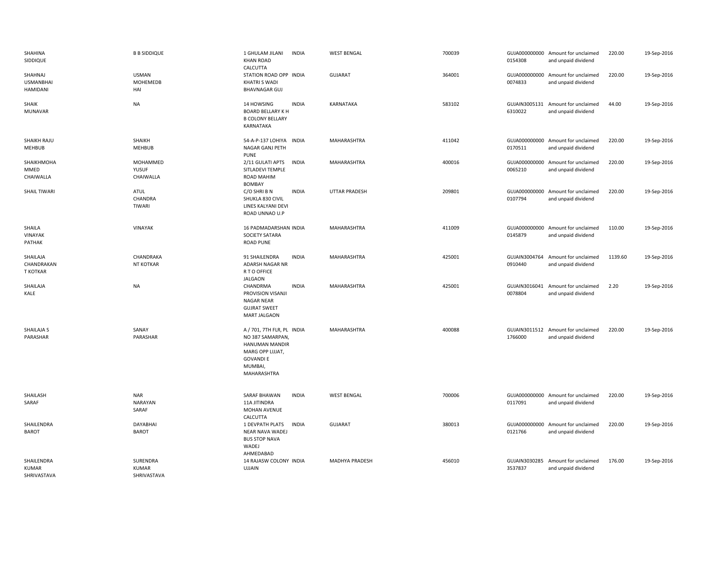| | | | | | | | | | |
|---|---|---|---|---|---|---|---|---|---|
| SHAHINA SIDDIQUE | B B SIDDIQUE | 1 GHULAM JILANI KHAN ROAD CALCUTTA | INDIA | WEST BENGAL | 700039 | GUJA000000000 0154308 | Amount for unclaimed and unpaid dividend | 220.00 | 19-Sep-2016 |
| SHAHNAJ USMANBHAI HAMIDANI | USMAN MOHEMEDB HAI | STATION ROAD OPP KHATRI S WADI BHAVNAGAR GUJ | INDIA | GUJARAT | 364001 | GUJA000000000 0074833 | Amount for unclaimed and unpaid dividend | 220.00 | 19-Sep-2016 |
| SHAIK MUNAVAR | NA | 14 HOWSING BOARD BELLARY K H B COLONY BELLARY KARNATAKA | INDIA | KARNATAKA | 583102 | GUJAIN3005131 6310022 | Amount for unclaimed and unpaid dividend | 44.00 | 19-Sep-2016 |
| SHAIKH RAJU MEHBUB | SHAIKH MEHBUB | 54-A-P-137 LOHIYA NAGAR GANJ PETH PUNE | INDIA | MAHARASHTRA | 411042 | GUJA000000000 0170511 | Amount for unclaimed and unpaid dividend | 220.00 | 19-Sep-2016 |
| SHAIKHMOHA MMED CHAIWALLA | MOHAMMED YUSUF CHAIWALLA | 2/11 GULATI APTS SITLADEVI TEMPLE ROAD MAHIM BOMBAY | INDIA | MAHARASHTRA | 400016 | GUJA000000000 0065210 | Amount for unclaimed and unpaid dividend | 220.00 | 19-Sep-2016 |
| SHAIL TIWARI | ATUL CHANDRA TIWARI | C/O SHRI B N SHUKLA 830 CIVIL LINES KALYANI DEVI ROAD UNNAO U.P | INDIA | UTTAR PRADESH | 209801 | GUJA000000000 0107794 | Amount for unclaimed and unpaid dividend | 220.00 | 19-Sep-2016 |
| SHAILA VINAYAK PATHAK | VINAYAK | 16 PADMADARSHAN SOCIETY SATARA ROAD PUNE | INDIA | MAHARASHTRA | 411009 | GUJA000000000 0145879 | Amount for unclaimed and unpaid dividend | 110.00 | 19-Sep-2016 |
| SHAILAJA CHANDRAKAN T KOTKAR | CHANDRAKA NT KOTKAR | 91 SHAILENDRA ADARSH NAGAR NR R T O OFFICE JALGAON | INDIA | MAHARASHTRA | 425001 | GUJAIN3004764 0910440 | Amount for unclaimed and unpaid dividend | 1139.60 | 19-Sep-2016 |
| SHAILAJA KALE | NA | CHANDRMA PROVISION VISANJI NAGAR NEAR GUJRAT SWEET MART JALGAON | INDIA | MAHARASHTRA | 425001 | GUJAIN3016041 0078804 | Amount for unclaimed and unpaid dividend | 2.20 | 19-Sep-2016 |
| SHAILAJA S PARASHAR | SANAY PARASHAR | A / 701, 7TH FLR, PL NO 387 SAMARPAN, HANUMAN MANDIR MARG OPP LIJJAT, GOVANDI E MUMBAI, MAHARASHTRA | INDIA | MAHARASHTRA | 400088 | GUJAIN3011512 1766000 | Amount for unclaimed and unpaid dividend | 220.00 | 19-Sep-2016 |
| SHAILASH SARAF | NAR NARAYAN SARAF | SARAF BHAWAN 11A JITINDRA MOHAN AVENUE CALCUTTA | INDIA | WEST BENGAL | 700006 | GUJA000000000 0117091 | Amount for unclaimed and unpaid dividend | 220.00 | 19-Sep-2016 |
| SHAILENDRA BAROT | DAYABHAI BAROT | 1 DEVPATH PLATS NEAR NAVA WADEJ BUS STOP NAVA WADEJ AHMEDABAD | INDIA | GUJARAT | 380013 | GUJA000000000 0121766 | Amount for unclaimed and unpaid dividend | 220.00 | 19-Sep-2016 |
| SHAILENDRA KUMAR SHRIVASTAVA | SURENDRA KUMAR SHRIVASTAVA | 14 RAJASW COLONY UJJAIN | INDIA | MADHYA PRADESH | 456010 | GUJAIN3030285 3537837 | Amount for unclaimed and unpaid dividend | 176.00 | 19-Sep-2016 |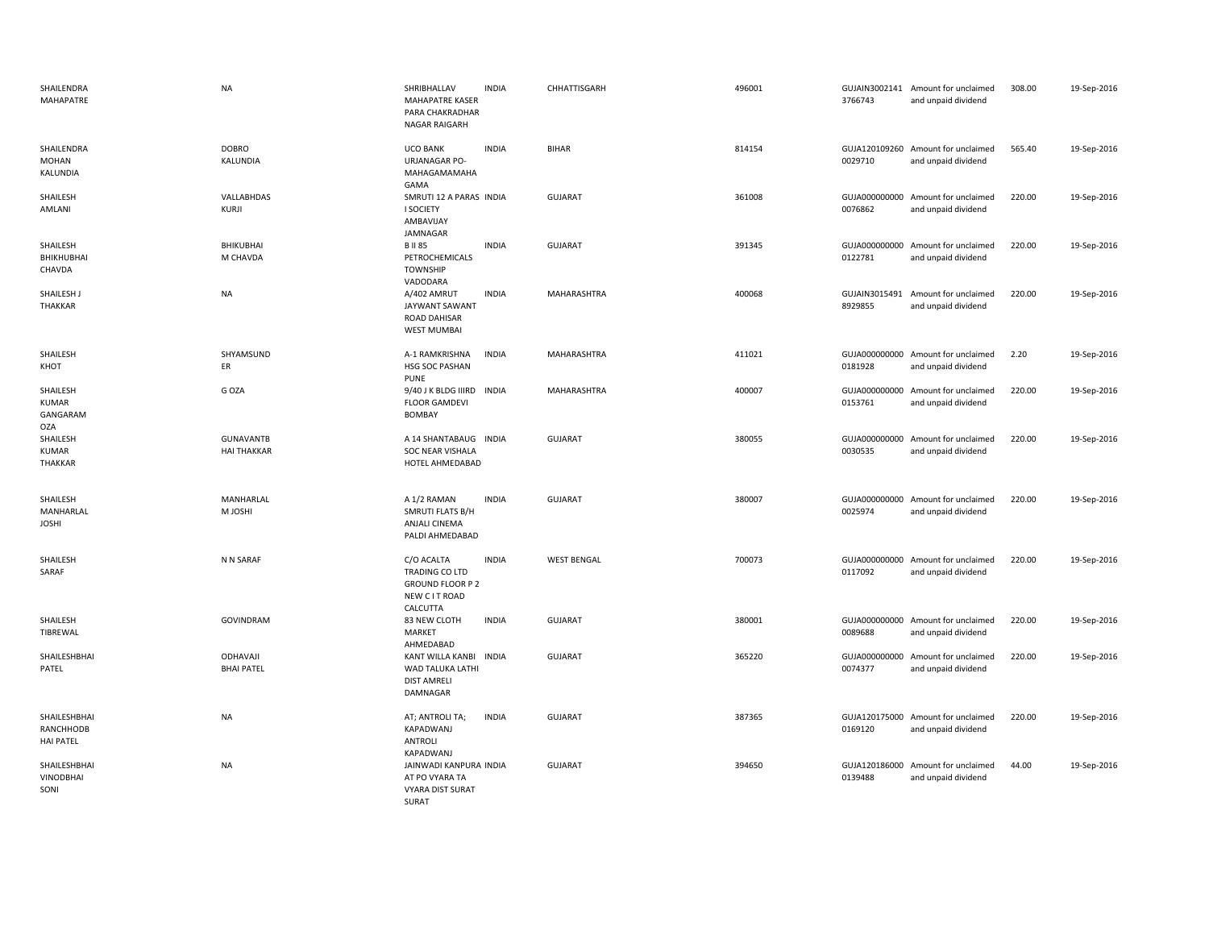| | | | | | | | | | |
|---|---|---|---|---|---|---|---|---|---|
| SHAILENDRA MAHAPATRE | NA | SHRIBHALLAV MAHAPATRE KASER PARA CHAKRADHAR NAGAR RAIGARH | INDIA | CHHATTISGARH | 496001 | GUJAIN30021413766743 | Amount for unclaimed and unpaid dividend | 308.00 | 19-Sep-2016 |
| SHAILENDRA MOHAN KALUNDIA | DOBRO KALUNDIA | UCO BANK URJANAGAR PO-MAHAGAMAMAHA GAMA | INDIA | BIHAR | 814154 | GUJA1201092600029710 | Amount for unclaimed and unpaid dividend | 565.40 | 19-Sep-2016 |
| SHAILESH AMLANI | VALLABHDAS KURJI | SMRUTI 12 A PARAS I SOCIETY AMBAVIJAY JAMNAGAR | INDIA | GUJARAT | 361008 | GUJA0000000000076862 | Amount for unclaimed and unpaid dividend | 220.00 | 19-Sep-2016 |
| SHAILESH BHIKHUBHAI CHAVDA | BHIKUBHAI M CHAVDA | B II 85 PETROCHEMICALS TOWNSHIP VADODARA | INDIA | GUJARAT | 391345 | GUJA0000000000122781 | Amount for unclaimed and unpaid dividend | 220.00 | 19-Sep-2016 |
| SHAILESH J THAKKAR | NA | A/402 AMRUT JAYWANT SAWANT ROAD DAHISAR WEST MUMBAI | INDIA | MAHARASHTRA | 400068 | GUJAIN30154918929855 | Amount for unclaimed and unpaid dividend | 220.00 | 19-Sep-2016 |
| SHAILESH KHOT | SHYAMSUNDER | A-1 RAMKRISHNA HSG SOC PASHAN PUNE | INDIA | MAHARASHTRA | 411021 | GUJA0000000000181928 | Amount for unclaimed and unpaid dividend | 2.20 | 19-Sep-2016 |
| SHAILESH KUMAR GANGARAM OZA | G OZA | 9/40 J K BLDG IIIRD FLOOR GAMDEVI BOMBAY | INDIA | MAHARASHTRA | 400007 | GUJA0000000000153761 | Amount for unclaimed and unpaid dividend | 220.00 | 19-Sep-2016 |
| SHAILESH KUMAR THAKKAR | GUNAVANTBHAI THAKKAR | A 14 SHANTABAUG SOC NEAR VISHALA HOTEL AHMEDABAD | INDIA | GUJARAT | 380055 | GUJA0000000000030535 | Amount for unclaimed and unpaid dividend | 220.00 | 19-Sep-2016 |
| SHAILESH MANHARLAL JOSHI | MANHARLAL M JOSHI | A 1/2 RAMAN SMRUTI FLATS B/H ANJALI CINEMA PALDI AHMEDABAD | INDIA | GUJARAT | 380007 | GUJA0000000000025974 | Amount for unclaimed and unpaid dividend | 220.00 | 19-Sep-2016 |
| SHAILESH SARAF | N N SARAF | C/O ACALTA TRADING CO LTD GROUND FLOOR P 2 NEW C I T ROAD CALCUTTA | INDIA | WEST BENGAL | 700073 | GUJA0000000000117092 | Amount for unclaimed and unpaid dividend | 220.00 | 19-Sep-2016 |
| SHAILESH TIBREWAL | GOVINDRAM | 83 NEW CLOTH MARKET AHMEDABAD | INDIA | GUJARAT | 380001 | GUJA0000000000089688 | Amount for unclaimed and unpaid dividend | 220.00 | 19-Sep-2016 |
| SHAILESHBHAI PATEL | ODHAVAJI BHAI PATEL | KANT WILLA KANBI WAD TALUKA LATHI DIST AMRELI DAMNAGAR | INDIA | GUJARAT | 365220 | GUJA0000000000074377 | Amount for unclaimed and unpaid dividend | 220.00 | 19-Sep-2016 |
| SHAILESHBHAI RANCHHODBHAI PATEL | NA | AT; ANTROLI TA; KAPADWANJ ANTROLI KAPADWANJ | INDIA | GUJARAT | 387365 | GUJA1201750000169120 | Amount for unclaimed and unpaid dividend | 220.00 | 19-Sep-2016 |
| SHAILESHBHAI VINODBHAI SONI | NA | JAINWADI KANPURA AT PO VYARA TA VYARA DIST SURAT SURAT | INDIA | GUJARAT | 394650 | GUJA1201860000139488 | Amount for unclaimed and unpaid dividend | 44.00 | 19-Sep-2016 |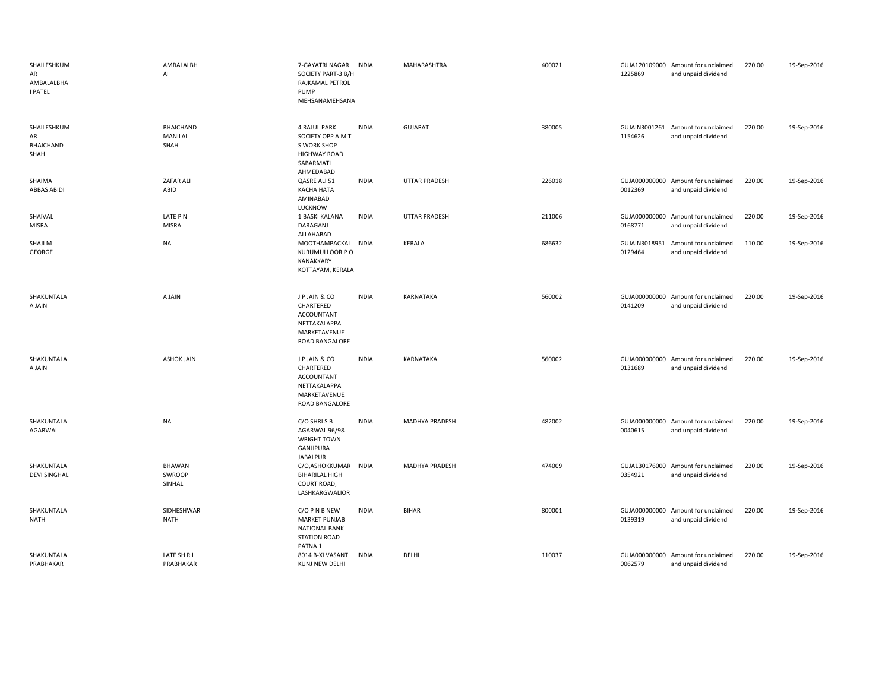| | | | | | | | | | |
|---|---|---|---|---|---|---|---|---|---|
| SHAILESHKUMAR AMBALALBHAI PATEL | AMBALALBHAI | 7-GAYATRI NAGAR SOCIETY PART-3 B/H RAJKAMAL PETROL PUMP MEHSANAMEHSANA | INDIA | MAHARASHTRA | 400021 | GUJA120109000 1225869 | Amount for unclaimed and unpaid dividend | 220.00 | 19-Sep-2016 |
| SHAILESHKUMAR BHAICHAND SHAH | BHAICHAND MANILAL SHAH | 4 RAJUL PARK SOCIETY OPP A M T S WORK SHOP HIGHWAY ROAD SABARMATI AHMEDABAD | INDIA | GUJARAT | 380005 | GUJAIN3001261 1154626 | Amount for unclaimed and unpaid dividend | 220.00 | 19-Sep-2016 |
| SHAIMA ABBAS ABIDI | ZAFAR ALI ABID | QASRE ALI 51 KACHA HATA AMINABAD LUCKNOW | INDIA | UTTAR PRADESH | 226018 | GUJA000000000 0012369 | Amount for unclaimed and unpaid dividend | 220.00 | 19-Sep-2016 |
| SHAIVAL MISRA | LATE P N MISRA | 1 BASKI KALANA DARAGANJ ALLAHABAD | INDIA | UTTAR PRADESH | 211006 | GUJA000000000 0168771 | Amount for unclaimed and unpaid dividend | 220.00 | 19-Sep-2016 |
| SHAJI M GEORGE | NA | MOOTHAMPACKAL KURUMULLOOR P O KANAKKARY KOTTAYAM, KERALA | INDIA | KERALA | 686632 | GUJAIN3018951 0129464 | Amount for unclaimed and unpaid dividend | 110.00 | 19-Sep-2016 |
| SHAKUNTALA A JAIN | A JAIN | J P JAIN & CO CHARTERED ACCOUNTANT NETTAKALAPPA MARKETAVENUE ROAD BANGALORE | INDIA | KARNATAKA | 560002 | GUJA000000000 0141209 | Amount for unclaimed and unpaid dividend | 220.00 | 19-Sep-2016 |
| SHAKUNTALA A JAIN | ASHOK JAIN | J P JAIN & CO CHARTERED ACCOUNTANT NETTAKALAPPA MARKETAVENUE ROAD BANGALORE | INDIA | KARNATAKA | 560002 | GUJA000000000 0131689 | Amount for unclaimed and unpaid dividend | 220.00 | 19-Sep-2016 |
| SHAKUNTALA AGARWAL | NA | C/O SHRI S B AGARWAL 96/98 WRIGHT TOWN GANJIPURA JABALPUR | INDIA | MADHYA PRADESH | 482002 | GUJA000000000 0040615 | Amount for unclaimed and unpaid dividend | 220.00 | 19-Sep-2016 |
| SHAKUNTALA DEVI SINGHAL | BHAWAN SWROOP SINHAL | C/O,ASHOKKUMAR BIHARILAL HIGH COURT ROAD, LASHKARGWALIOR | INDIA | MADHYA PRADESH | 474009 | GUJA130176000 0354921 | Amount for unclaimed and unpaid dividend | 220.00 | 19-Sep-2016 |
| SHAKUNTALA NATH | SIDHESHWAR NATH | C/O P N B NEW MARKET PUNJAB NATIONAL BANK STATION ROAD PATNA 1 | INDIA | BIHAR | 800001 | GUJA000000000 0139319 | Amount for unclaimed and unpaid dividend | 220.00 | 19-Sep-2016 |
| SHAKUNTALA PRABHAKAR | LATE SH R L PRABHAKAR | 8014 B-XI VASANT KUNJ NEW DELHI | INDIA | DELHI | 110037 | GUJA000000000 0062579 | Amount for unclaimed and unpaid dividend | 220.00 | 19-Sep-2016 |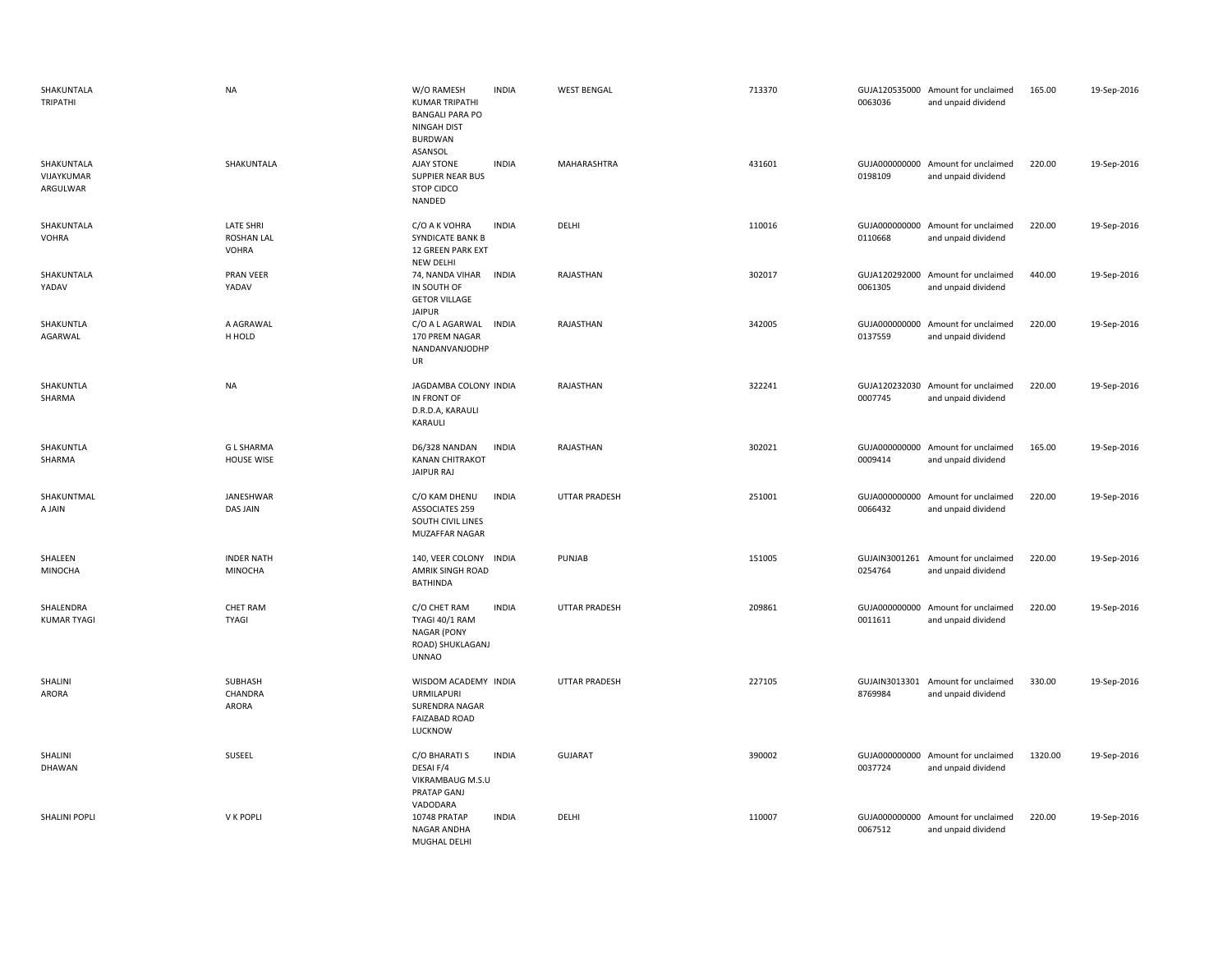| | | | | | | | | | |
|---|---|---|---|---|---|---|---|---|---|
| SHAKUNTALA TRIPATHI | NA | W/O RAMESH KUMAR TRIPATHI BANGALI PARA PO NINGAH DIST BURDWAN ASANSOL | INDIA | WEST BENGAL | 713370 | GUJA120535000 0063036 | Amount for unclaimed and unpaid dividend | 165.00 | 19-Sep-2016 |
| SHAKUNTALA VIJAYKUMAR ARGULWAR | SHAKUNTALA | AJAY STONE SUPPIER NEAR BUS STOP CIDCO NANDED | INDIA | MAHARASHTRA | 431601 | GUJA000000000 0198109 | Amount for unclaimed and unpaid dividend | 220.00 | 19-Sep-2016 |
| SHAKUNTALA VOHRA | LATE SHRI ROSHAN LAL VOHRA | C/O A K VOHRA SYNDICATE BANK B 12 GREEN PARK EXT NEW DELHI | INDIA | DELHI | 110016 | GUJA000000000 0110668 | Amount for unclaimed and unpaid dividend | 220.00 | 19-Sep-2016 |
| SHAKUNTALA YADAV | PRAN VEER YADAV | 74, NANDA VIHAR IN SOUTH OF GETOR VILLAGE JAIPUR | INDIA | RAJASTHAN | 302017 | GUJA120292000 0061305 | Amount for unclaimed and unpaid dividend | 440.00 | 19-Sep-2016 |
| SHAKUNTLA AGARWAL | A AGRAWAL H HOLD | C/O A L AGARWAL 170 PREM NAGAR NANDANVANJODHP UR | INDIA | RAJASTHAN | 342005 | GUJA000000000 0137559 | Amount for unclaimed and unpaid dividend | 220.00 | 19-Sep-2016 |
| SHAKUNTLA SHARMA | NA | JAGDAMBA COLONY IN FRONT OF D.R.D.A, KARAULI KARAULI | INDIA | RAJASTHAN | 322241 | GUJA120232030 0007745 | Amount for unclaimed and unpaid dividend | 220.00 | 19-Sep-2016 |
| SHAKUNTLA SHARMA | G L SHARMA HOUSE WISE | D6/328 NANDAN KANAN CHITRAKOT JAIPUR RAJ | INDIA | RAJASTHAN | 302021 | GUJA000000000 0009414 | Amount for unclaimed and unpaid dividend | 165.00 | 19-Sep-2016 |
| SHAKUNTMAL A JAIN | JANESHWAR DAS JAIN | C/O KAM DHENU ASSOCIATES 259 SOUTH CIVIL LINES MUZAFFAR NAGAR | INDIA | UTTAR PRADESH | 251001 | GUJA000000000 0066432 | Amount for unclaimed and unpaid dividend | 220.00 | 19-Sep-2016 |
| SHALEEN MINOCHA | INDER NATH MINOCHA | 140, VEER COLONY AMRIK SINGH ROAD BATHINDA | INDIA | PUNJAB | 151005 | GUJAIN3001261 0254764 | Amount for unclaimed and unpaid dividend | 220.00 | 19-Sep-2016 |
| SHALENDRA KUMAR TYAGI | CHET RAM TYAGI | C/O CHET RAM TYAGI 40/1 RAM NAGAR (PONY ROAD) SHUKLAGANJ UNNAO | INDIA | UTTAR PRADESH | 209861 | GUJA000000000 0011611 | Amount for unclaimed and unpaid dividend | 220.00 | 19-Sep-2016 |
| SHALINI ARORA | SUBHASH CHANDRA ARORA | WISDOM ACADEMY URMILAPURI SURENDRA NAGAR FAIZABAD ROAD LUCKNOW | INDIA | UTTAR PRADESH | 227105 | GUJAIN3013301 8769984 | Amount for unclaimed and unpaid dividend | 330.00 | 19-Sep-2016 |
| SHALINI DHAWAN | SUSEEL | C/O BHARATI S DESAI F/4 VIKRAMBAUG M.S.U PRATAP GANJ VADODARA | INDIA | GUJARAT | 390002 | GUJA000000000 0037724 | Amount for unclaimed and unpaid dividend | 1320.00 | 19-Sep-2016 |
| SHALINI POPLI | V K POPLI | 10748 PRATAP NAGAR ANDHA MUGHAL DELHI | INDIA | DELHI | 110007 | GUJA000000000 0067512 | Amount for unclaimed and unpaid dividend | 220.00 | 19-Sep-2016 |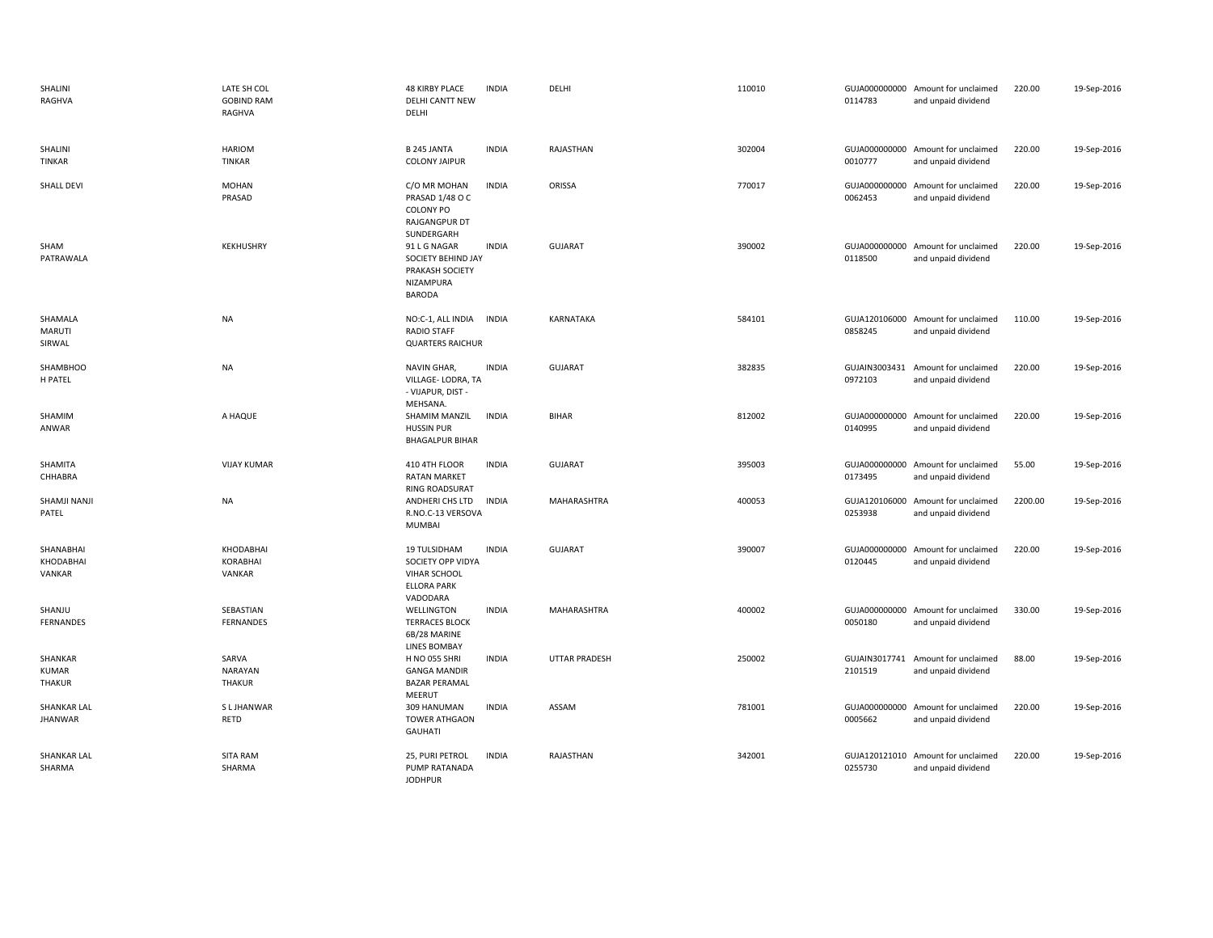| | | | | | | | | | |
|---|---|---|---|---|---|---|---|---|---|
| SHALINI RAGHVA | LATE SH COL GOBIND RAM RAGHVA | 48 KIRBY PLACE DELHI CANTT NEW DELHI | INDIA | DELHI | 110010 | GUJA0000000000114783 | Amount for unclaimed and unpaid dividend | 220.00 | 19-Sep-2016 |
| SHALINI TINKAR | HARIOM TINKAR | B 245 JANTA COLONY JAIPUR | INDIA | RAJASTHAN | 302004 | GUJA0000000000010777 | Amount for unclaimed and unpaid dividend | 220.00 | 19-Sep-2016 |
| SHALL DEVI | MOHAN PRASAD | C/O MR MOHAN PRASAD 1/48 O C COLONY PO RAJGANGPUR DT SUNDERGARH | INDIA | ORISSA | 770017 | GUJA0000000000062453 | Amount for unclaimed and unpaid dividend | 220.00 | 19-Sep-2016 |
| SHAM PATRAWALA | KEKHUSHRY | 91 L G NAGAR SOCIETY BEHIND JAY PRAKASH SOCIETY NIZAMPURA BARODA | INDIA | GUJARAT | 390002 | GUJA0000000000118500 | Amount for unclaimed and unpaid dividend | 220.00 | 19-Sep-2016 |
| SHAMALA MARUTI SIRWAL | NA | NO:C-1, ALL INDIA RADIO STAFF QUARTERS RAICHUR | INDIA | KARNATAKA | 584101 | GUJA1201060000858245 | Amount for unclaimed and unpaid dividend | 110.00 | 19-Sep-2016 |
| SHAMBHOO H PATEL | NA | NAVIN GHAR, VILLAGE- LODRA, TA - VIJAPUR, DIST - MEHSANA. | INDIA | GUJARAT | 382835 | GUJAIN30034310972103 | Amount for unclaimed and unpaid dividend | 220.00 | 19-Sep-2016 |
| SHAMIM ANWAR | A HAQUE | SHAMIM MANZIL HUSSIN PUR BHAGALPUR BIHAR | INDIA | BIHAR | 812002 | GUJA0000000000140995 | Amount for unclaimed and unpaid dividend | 220.00 | 19-Sep-2016 |
| SHAMITA CHHABRA | VIJAY KUMAR | 410 4TH FLOOR RATAN MARKET RING ROADSURAT | INDIA | GUJARAT | 395003 | GUJA0000000000173495 | Amount for unclaimed and unpaid dividend | 55.00 | 19-Sep-2016 |
| SHAMJI NANJI PATEL | NA | ANDHERI CHS LTD R.NO.C-13 VERSOVA MUMBAI | INDIA | MAHARASHTRA | 400053 | GUJA1201060000253938 | Amount for unclaimed and unpaid dividend | 2200.00 | 19-Sep-2016 |
| SHANABHAI KHODABHAI VANKAR | KHODABHAI KORABHAI VANKAR | 19 TULSIDHAM SOCIETY OPP VIDYA VIHAR SCHOOL ELLORA PARK VADODARA | INDIA | GUJARAT | 390007 | GUJA0000000000120445 | Amount for unclaimed and unpaid dividend | 220.00 | 19-Sep-2016 |
| SHANJU FERNANDES | SEBASTIAN FERNANDES | WELLINGTON TERRACES BLOCK 6B/28 MARINE LINES BOMBAY | INDIA | MAHARASHTRA | 400002 | GUJA0000000000050180 | Amount for unclaimed and unpaid dividend | 330.00 | 19-Sep-2016 |
| SHANKAR KUMAR THAKUR | SARVA NARAYAN THAKUR | H NO 055 SHRI GANGA MANDIR BAZAR PERAMAL MEERUT | INDIA | UTTAR PRADESH | 250002 | GUJAIN30177412101519 | Amount for unclaimed and unpaid dividend | 88.00 | 19-Sep-2016 |
| SHANKAR LAL JHANWAR | S L JHANWAR RETD | 309 HANUMAN TOWER ATHGAON GAUHATI | INDIA | ASSAM | 781001 | GUJA0000000000005662 | Amount for unclaimed and unpaid dividend | 220.00 | 19-Sep-2016 |
| SHANKAR LAL SHARMA | SITA RAM SHARMA | 25, PURI PETROL PUMP RATANADA JODHPUR | INDIA | RAJASTHAN | 342001 | GUJA1201210100255730 | Amount for unclaimed and unpaid dividend | 220.00 | 19-Sep-2016 |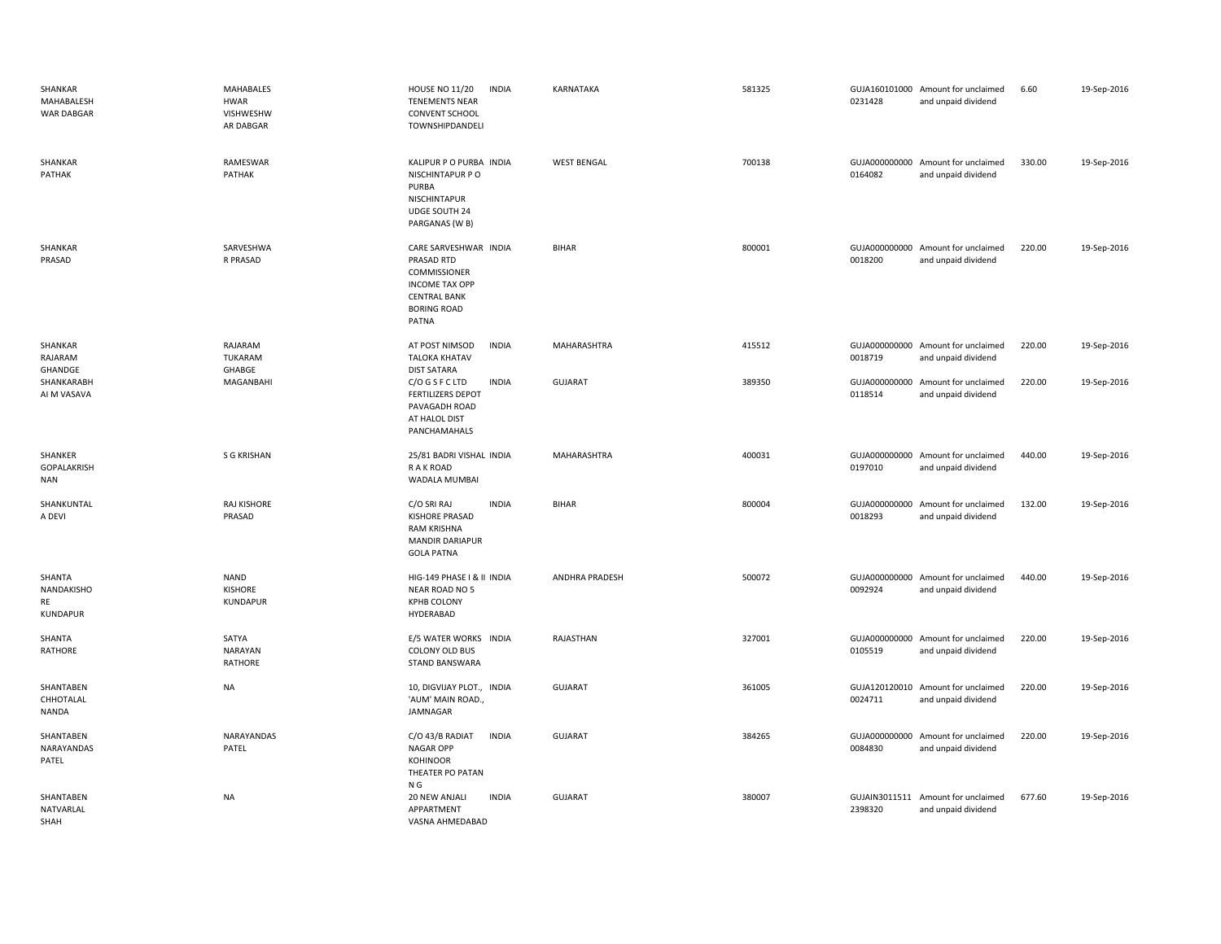| | | | | | | | | | |
|---|---|---|---|---|---|---|---|---|---|
| SHANKAR MAHABALESH WAR DABGAR | MAHABALES HWAR VISHWESHW AR DABGAR | HOUSE NO 11/20 TENEMENTS NEAR CONVENT SCHOOL TOWNSHIPDANDELI | INDIA | KARNATAKA | 581325 | GUJA160101000 0231428 | Amount for unclaimed and unpaid dividend | 6.60 | 19-Sep-2016 |
| SHANKAR PATHAK | RAMESWAR PATHAK | KALIPUR P O PURBA NISCHINTAPUR P O PURBA NISCHINTAPUR UDGE SOUTH 24 PARGANAS (W B) | INDIA | WEST BENGAL | 700138 | GUJA000000000 0164082 | Amount for unclaimed and unpaid dividend | 330.00 | 19-Sep-2016 |
| SHANKAR PRASAD | SARVESHWA R PRASAD | CARE SARVESHWAR PRASAD RTD COMMISSIONER INCOME TAX OPP CENTRAL BANK BORING ROAD PATNA | INDIA | BIHAR | 800001 | GUJA000000000 0018200 | Amount for unclaimed and unpaid dividend | 220.00 | 19-Sep-2016 |
| SHANKAR RAJARAM GHANDGE | RAJARAM TUKARAM GHABGE | AT POST NIMSOD TALOKA KHATAV DIST SATARA | INDIA | MAHARASHTRA | 415512 | GUJA000000000 0018719 | Amount for unclaimed and unpaid dividend | 220.00 | 19-Sep-2016 |
| SHANKARABH AI M VASAVA | MAGANBAHI | C/O G S F C LTD FERTILIZERS DEPOT PAVAGADH ROAD AT HALOL DIST PANCHAMAHALS | INDIA | GUJARAT | 389350 | GUJA000000000 0118514 | Amount for unclaimed and unpaid dividend | 220.00 | 19-Sep-2016 |
| SHANKER GOPALAKRISH NAN | S G KRISHAN | 25/81 BADRI VISHAL R A K ROAD WADALA MUMBAI | INDIA | MAHARASHTRA | 400031 | GUJA000000000 0197010 | Amount for unclaimed and unpaid dividend | 440.00 | 19-Sep-2016 |
| SHANKUNTAL A DEVI | RAJ KISHORE PRASAD | C/O SRI RAJ KISHORE PRASAD RAM KRISHNA MANDIR DARIAPUR GOLA PATNA | INDIA | BIHAR | 800004 | GUJA000000000 0018293 | Amount for unclaimed and unpaid dividend | 132.00 | 19-Sep-2016 |
| SHANTA NANDAKISHO RE KUNDAPUR | NAND KISHORE KUNDAPUR | HIG-149 PHASE I & II NEAR ROAD NO 5 KPHB COLONY HYDERABAD | INDIA | ANDHRA PRADESH | 500072 | GUJA000000000 0092924 | Amount for unclaimed and unpaid dividend | 440.00 | 19-Sep-2016 |
| SHANTA RATHORE | SATYA NARAYAN RATHORE | E/5 WATER WORKS COLONY OLD BUS STAND BANSWARA | INDIA | RAJASTHAN | 327001 | GUJA000000000 0105519 | Amount for unclaimed and unpaid dividend | 220.00 | 19-Sep-2016 |
| SHANTABEN CHHOTALAL NANDA | NA | 10, DIGVIJAY PLOT., 'AUM' MAIN ROAD., JAMNAGAR | INDIA | GUJARAT | 361005 | GUJA120120010 0024711 | Amount for unclaimed and unpaid dividend | 220.00 | 19-Sep-2016 |
| SHANTABEN NARAYANDAS PATEL | NARAYANDAS PATEL | C/O 43/B RADIAT NAGAR OPP KOHINOOR THEATER PO PATAN N G | INDIA | GUJARAT | 384265 | GUJA000000000 0084830 | Amount for unclaimed and unpaid dividend | 220.00 | 19-Sep-2016 |
| SHANTABEN NATVARLAL SHAH | NA | 20 NEW ANJALI APPARTMENT VASNA AHMEDABAD | INDIA | GUJARAT | 380007 | GUJAIN3011511 2398320 | Amount for unclaimed and unpaid dividend | 677.60 | 19-Sep-2016 |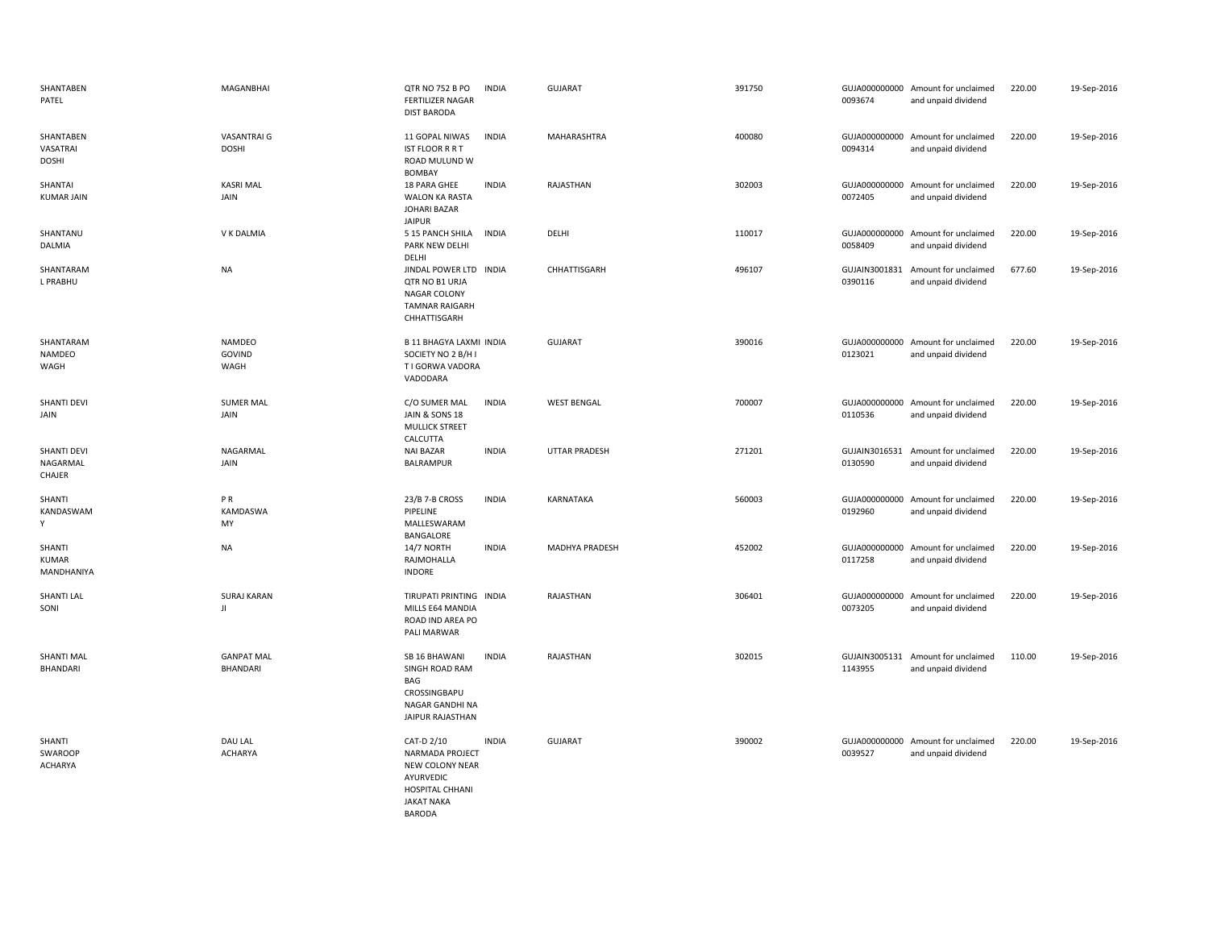| | | | | | | | | | |
|---|---|---|---|---|---|---|---|---|---|
| SHANTABEN PATEL | MAGANBHAI | QTR NO 752 B PO FERTILIZER NAGAR DIST BARODA | INDIA | GUJARAT | 391750 | GUJA000000000 0093674 | Amount for unclaimed and unpaid dividend | 220.00 | 19-Sep-2016 |
| SHANTABEN VASATRAI DOSHI | VASANTRAI G DOSHI | 11 GOPAL NIWAS IST FLOOR R R T ROAD MULUND W BOMBAY | INDIA | MAHARASHTRA | 400080 | GUJA000000000 0094314 | Amount for unclaimed and unpaid dividend | 220.00 | 19-Sep-2016 |
| SHANTAI KUMAR JAIN | KASRI MAL JAIN | 18 PARA GHEE WALON KA RASTA JOHARI BAZAR JAIPUR | INDIA | RAJASTHAN | 302003 | GUJA000000000 0072405 | Amount for unclaimed and unpaid dividend | 220.00 | 19-Sep-2016 |
| SHANTANU DALMIA | V K DALMIA | 5 15 PANCH SHILA PARK NEW DELHI DELHI | INDIA | DELHI | 110017 | GUJA000000000 0058409 | Amount for unclaimed and unpaid dividend | 220.00 | 19-Sep-2016 |
| SHANTARAM L PRABHU | NA | JINDAL POWER LTD QTR NO B1 URJA NAGAR COLONY TAMNAR RAIGARH CHHATTISGARH | INDIA | CHHATTISGARH | 496107 | GUJAIN3001831 0390116 | Amount for unclaimed and unpaid dividend | 677.60 | 19-Sep-2016 |
| SHANTARAM NAMDEO WAGH | NAMDEO GOVIND WAGH | B 11 BHAGYA LAXMI SOCIETY NO 2 B/H I T I GORWA VADORA VADODARA | INDIA | GUJARAT | 390016 | GUJA000000000 0123021 | Amount for unclaimed and unpaid dividend | 220.00 | 19-Sep-2016 |
| SHANTI DEVI JAIN | SUMER MAL JAIN | C/O SUMER MAL JAIN & SONS 18 MULLICK STREET CALCUTTA | INDIA | WEST BENGAL | 700007 | GUJA000000000 0110536 | Amount for unclaimed and unpaid dividend | 220.00 | 19-Sep-2016 |
| SHANTI DEVI NAGARMAL CHAJER | NAGARMAL JAIN | NAI BAZAR BALRAMPUR | INDIA | UTTAR PRADESH | 271201 | GUJAIN3016531 0130590 | Amount for unclaimed and unpaid dividend | 220.00 | 19-Sep-2016 |
| SHANTI KANDASWAM Y | P R KAMDASWA MY | 23/B 7-B CROSS PIPELINE MALLESWARAM BANGALORE | INDIA | KARNATAKA | 560003 | GUJA000000000 0192960 | Amount for unclaimed and unpaid dividend | 220.00 | 19-Sep-2016 |
| SHANTI KUMAR MANDHANIYA | NA | 14/7 NORTH RAJMOHALLA INDORE | INDIA | MADHYA PRADESH | 452002 | GUJA000000000 0117258 | Amount for unclaimed and unpaid dividend | 220.00 | 19-Sep-2016 |
| SHANTI LAL SONI | SURAJ KARAN JI | TIRUPATI PRINTING MILLS E64 MANDIA ROAD IND AREA PO PALI MARWAR | INDIA | RAJASTHAN | 306401 | GUJA000000000 0073205 | Amount for unclaimed and unpaid dividend | 220.00 | 19-Sep-2016 |
| SHANTI MAL BHANDARI | GANPAT MAL BHANDARI | SB 16 BHAWANI SINGH ROAD RAM BAG CROSSINGBAPU NAGAR GANDHI NA JAIPUR RAJASTHAN | INDIA | RAJASTHAN | 302015 | GUJAIN3005131 1143955 | Amount for unclaimed and unpaid dividend | 110.00 | 19-Sep-2016 |
| SHANTI SWAROOP ACHARYA | DAU LAL ACHARYA | CAT-D 2/10 NARMADA PROJECT NEW COLONY NEAR AYURVEDIC HOSPITAL CHHANI JAKAT NAKA BARODA | INDIA | GUJARAT | 390002 | GUJA000000000 0039527 | Amount for unclaimed and unpaid dividend | 220.00 | 19-Sep-2016 |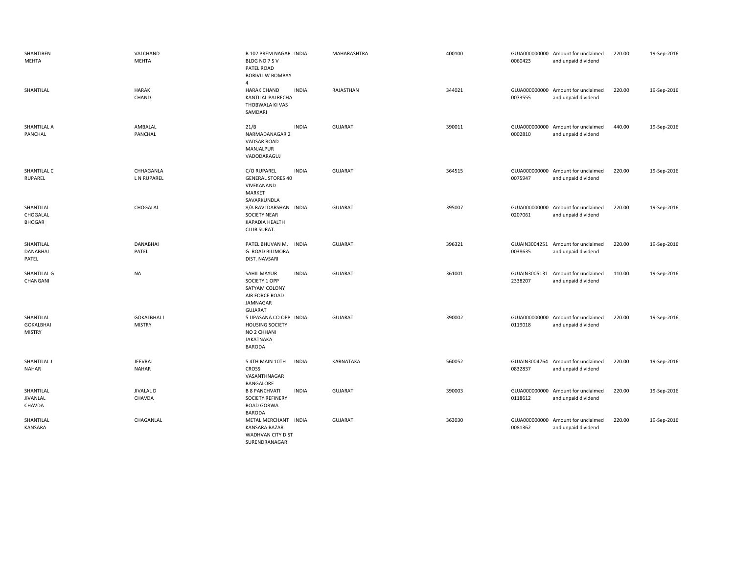| | | | | | | | | | |
|---|---|---|---|---|---|---|---|---|---|
| SHANTIBEN MEHTA | VALCHAND MEHTA | B 102 PREM NAGAR BLDG NO 7 S V PATEL ROAD BORIVLI W BOMBAY 4 | INDIA | MAHARASHTRA | 400100 | GUJA000000000 0060423 | Amount for unclaimed and unpaid dividend | 220.00 | 19-Sep-2016 |
| SHANTILAL | HARAK CHAND | HARAK CHAND KANTILAL PALRECHA THOBWALA KI VAS SAMDARI | INDIA | RAJASTHAN | 344021 | GUJA000000000 0073555 | Amount for unclaimed and unpaid dividend | 220.00 | 19-Sep-2016 |
| SHANTILAL A PANCHAL | AMBALAL PANCHAL | 21/B NARMADANAGAR 2 VADSAR ROAD MANJALPUR VADODARAGUJ | INDIA | GUJARAT | 390011 | GUJA000000000 0002810 | Amount for unclaimed and unpaid dividend | 440.00 | 19-Sep-2016 |
| SHANTILAL C RUPAREL | CHHAGANLA L N RUPAREL | C/O RUPAREL GENERAL STORES 40 VIVEKANAND MARKET SAVARKUNDLA | INDIA | GUJARAT | 364515 | GUJA000000000 0075947 | Amount for unclaimed and unpaid dividend | 220.00 | 19-Sep-2016 |
| SHANTILAL CHOGALAL BHOGAR | CHOGALAL | 8/A RAVI DARSHAN SOCIETY NEAR KAPADIA HEALTH CLUB SURAT. | INDIA | GUJARAT | 395007 | GUJA000000000 0207061 | Amount for unclaimed and unpaid dividend | 220.00 | 19-Sep-2016 |
| SHANTILAL DANABHAI PATEL | DANABHAI PATEL | PATEL BHUVAN M. G. ROAD BILIMORA DIST. NAVSARI | INDIA | GUJARAT | 396321 | GUJAIN3004251 0038635 | Amount for unclaimed and unpaid dividend | 220.00 | 19-Sep-2016 |
| SHANTILAL G CHANGANI | NA | SAHIL MAYUR SOCIETY 1 OPP SATYAM COLONY AIR FORCE ROAD JAMNAGAR GUJARAT | INDIA | GUJARAT | 361001 | GUJAIN3005131 2338207 | Amount for unclaimed and unpaid dividend | 110.00 | 19-Sep-2016 |
| SHANTILAL GOKALBHAI MISTRY | GOKALBHAI J MISTRY | 5 UPASANA CO OPP HOUSING SOCIETY NO 2 CHHANI JAKATNAKA BARODA | INDIA | GUJARAT | 390002 | GUJA000000000 0119018 | Amount for unclaimed and unpaid dividend | 220.00 | 19-Sep-2016 |
| SHANTILAL J NAHAR | JEEVRAJ NAHAR | 5 4TH MAIN 10TH CROSS VASANTHNAGAR BANGALORE | INDIA | KARNATAKA | 560052 | GUJAIN3004764 0832837 | Amount for unclaimed and unpaid dividend | 220.00 | 19-Sep-2016 |
| SHANTILAL JIVANLAL CHAVDA | JIVALAL D CHAVDA | B 8 PANCHVATI SOCIETY REFINERY ROAD GORWA BARODA | INDIA | GUJARAT | 390003 | GUJA000000000 0118612 | Amount for unclaimed and unpaid dividend | 220.00 | 19-Sep-2016 |
| SHANTILAL KANSARA | CHAGANLAL | METAL MERCHANT KANSARA BAZAR WADHVAN CITY DIST SURENDRANAGAR | INDIA | GUJARAT | 363030 | GUJA000000000 0081362 | Amount for unclaimed and unpaid dividend | 220.00 | 19-Sep-2016 |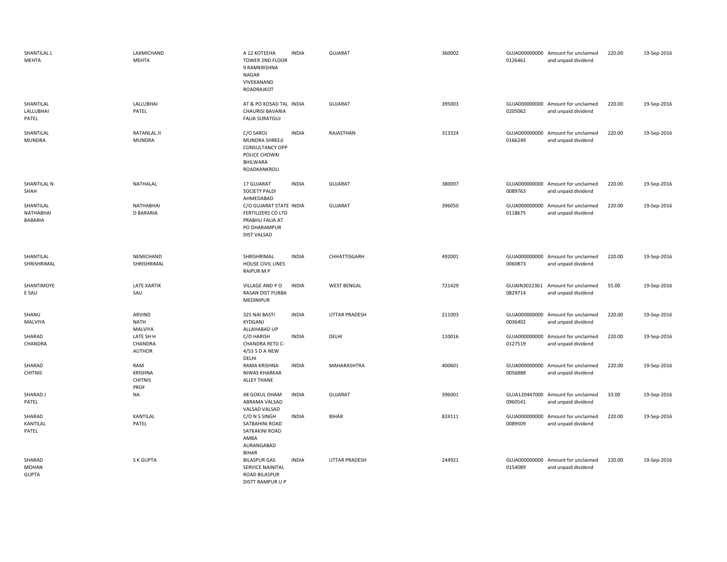| | | | | | | | | | |
|---|---|---|---|---|---|---|---|---|---|
| SHANTILAL L MEHTA | LAXMICHAND MEHTA | A 12 KOTEEHA TOWER 2ND FLOOR 9 RAMKRISHNA NAGAR VIVEKANAND ROADRAJKOT | INDIA | GUJARAT | 360002 | GUJA000000000 0126461 | Amount for unclaimed and unpaid dividend | 220.00 | 19-Sep-2016 |
| SHANTILAL LALLUBHAI PATEL | LALLUBHAI PATEL | AT & PO KOSAD TAL CHAURISI BAVARIA FALIA SURATGUJ | INDIA | GUJARAT | 395003 | GUJA000000000 0205062 | Amount for unclaimed and unpaid dividend | 220.00 | 19-Sep-2016 |
| SHANTILAL MUNDRA | RATANLAL JI MUNDRA | C/O SAROJ MUNDRA SHREEJI CONSULTANCY OPP POLICE CHOWKI BHILWARA ROADKANKROLI | INDIA | RAJASTHAN | 313324 | GUJA000000000 0166249 | Amount for unclaimed and unpaid dividend | 220.00 | 19-Sep-2016 |
| SHANTILAL N SHAH | NATHALAL | 17 GUJARAT SOCIETY PALDI AHMEDABAD | INDIA | GUJARAT | 380007 | GUJA000000000 0089763 | Amount for unclaimed and unpaid dividend | 220.00 | 19-Sep-2016 |
| SHANTILAL NATHABHAI BABARIA | NATHABHAI D BARARIA | C/O GUJARAT STATE FERTILIZERS CO LTD PRABHU FALIA AT PO DHARAMPUR DIST VALSAD | INDIA | GUJARAT | 396050 | GUJA000000000 0118675 | Amount for unclaimed and unpaid dividend | 220.00 | 19-Sep-2016 |
| SHANTILAL SHRISHRIMAL | NEMICHAND SHRISHRIMAL | SHRISHRIMAL HOUSE CIVIL LINES RAIPUR M P | INDIA | CHHATTISGARH | 492001 | GUJA000000000 0060873 | Amount for unclaimed and unpaid dividend | 220.00 | 19-Sep-2016 |
| SHANTIMOYE E SAU | LATE KARTIK SAU | VILLAGE AND P O RASAN DIST PURBA MEDINIPUR | INDIA | WEST BENGAL | 721429 | GUJAIN3022361 0829714 | Amount for unclaimed and unpaid dividend | 55.00 | 19-Sep-2016 |
| SHANU MALVIYA | ARVIND NATH MALVIYA | 325 NAI BASTI KYDGANJ ALLAHABAD UP | INDIA | UTTAR PRADESH | 211003 | GUJA000000000 0036402 | Amount for unclaimed and unpaid dividend | 220.00 | 19-Sep-2016 |
| SHARAD CHANDRA | LATE SH H CHANDRA AUTHOR | C/O HARISH CHANDRA RETD C-4/53 S D A NEW DELHI | INDIA | DELHI | 110016 | GUJA000000000 0127519 | Amount for unclaimed and unpaid dividend | 220.00 | 19-Sep-2016 |
| SHARAD CHITNIS | RAM KRISHNA CHITNIS PROF | RAMA KRISHNA NIWAS KHARKAR ALLEY THANE | INDIA | MAHARASHTRA | 400601 | GUJA000000000 0056888 | Amount for unclaimed and unpaid dividend | 220.00 | 19-Sep-2016 |
| SHARAD J PATEL | NA | 48 GOKUL DHAM ABRAMA VALSAD VALSAD VALSAD | INDIA | GUJARAT | 396001 | GUJA120447000 0960541 | Amount for unclaimed and unpaid dividend | 33.00 | 19-Sep-2016 |
| SHARAD KANTILAL PATEL | KANTILAL PATEL | C/O N S SINGH SATBAHINI ROAD SATKAKINI ROAD AMBA AURANGABAD BIHAR | INDIA | BIHAR | 824111 | GUJA000000000 0089509 | Amount for unclaimed and unpaid dividend | 220.00 | 19-Sep-2016 |
| SHARAD MOHAN GUPTA | S K GUPTA | BILASPUR GAS SERVICE NAINITAL ROAD BILASPUR DISTT RAMPUR U P | INDIA | UTTAR PRADESH | 244921 | GUJA000000000 0154089 | Amount for unclaimed and unpaid dividend | 220.00 | 19-Sep-2016 |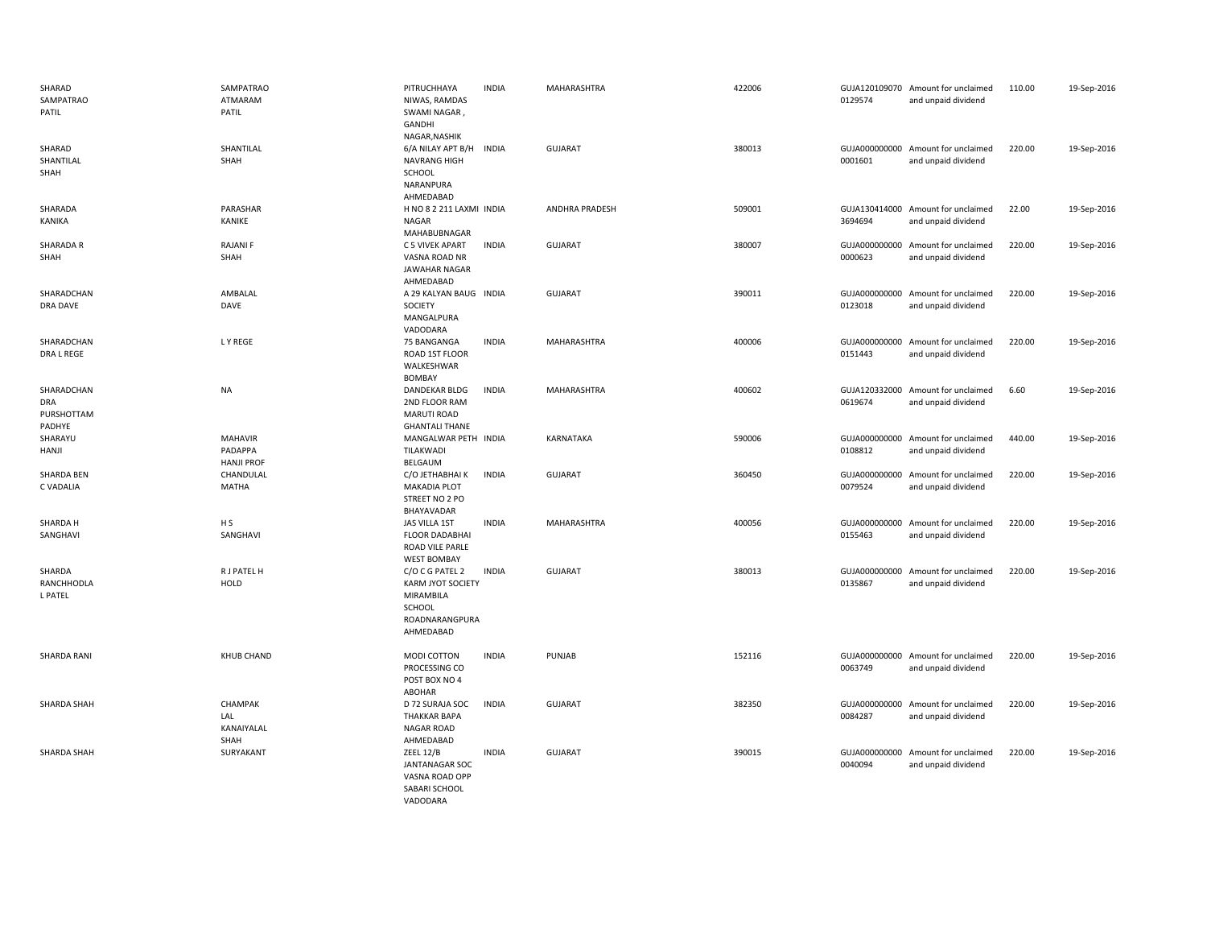| | | | | | | | | | |
|---|---|---|---|---|---|---|---|---|---|
| SHARAD SAMPATRAO PATIL | SAMPATRAO ATMARAM PATIL | PITRUCHHAYA NIWAS, RAMDAS SWAMI NAGAR , GANDHI NAGAR,NASHIK | INDIA | MAHARASHTRA | 422006 | GUJA120109070 0129574 | Amount for unclaimed and unpaid dividend | 110.00 | 19-Sep-2016 |
| SHARAD SHANTILAL SHAH | SHANTILAL SHAH | 6/A NILAY APT B/H NAVRANG HIGH SCHOOL NARANPURA AHMEDABAD | INDIA | GUJARAT | 380013 | GUJA000000000 0001601 | Amount for unclaimed and unpaid dividend | 220.00 | 19-Sep-2016 |
| SHARADA KANIKA | PARASHAR KANIKE | H NO 8 2 211 LAXMI NAGAR MAHABUBNAGAR | INDIA | ANDHRA PRADESH | 509001 | GUJA130414000 3694694 | Amount for unclaimed and unpaid dividend | 22.00 | 19-Sep-2016 |
| SHARADA R SHAH | RAJANI F SHAH | C 5 VIVEK APART VASNA ROAD NR JAWAHAR NAGAR AHMEDABAD | INDIA | GUJARAT | 380007 | GUJA000000000 0000623 | Amount for unclaimed and unpaid dividend | 220.00 | 19-Sep-2016 |
| SHARADCHAN DRA DAVE | AMBALAL DAVE | A 29 KALYAN BAUG SOCIETY MANGALPURA VADODARA | INDIA | GUJARAT | 390011 | GUJA000000000 0123018 | Amount for unclaimed and unpaid dividend | 220.00 | 19-Sep-2016 |
| SHARADCHAN DRA L REGE | L Y REGE | 75 BANGANGA ROAD 1ST FLOOR WALKESHWAR BOMBAY | INDIA | MAHARASHTRA | 400006 | GUJA000000000 0151443 | Amount for unclaimed and unpaid dividend | 220.00 | 19-Sep-2016 |
| SHARADCHAN DRA PURSHOTTAM PADHYE | NA | DANDEKAR BLDG 2ND FLOOR RAM MARUTI ROAD GHANTALI THANE | INDIA | MAHARASHTRA | 400602 | GUJA120332000 0619674 | Amount for unclaimed and unpaid dividend | 6.60 | 19-Sep-2016 |
| SHARAYU HANJI | MAHAVIR PADAPPA HANJI PROF | MANGALWAR PETH TILAKWADI BELGAUM | INDIA | KARNATAKA | 590006 | GUJA000000000 0108812 | Amount for unclaimed and unpaid dividend | 440.00 | 19-Sep-2016 |
| SHARDA BEN C VADALIA | CHANDULAL MATHA | C/O JETHABHAI K MAKADIA PLOT STREET NO 2 PO BHAYAVADAR | INDIA | GUJARAT | 360450 | GUJA000000000 0079524 | Amount for unclaimed and unpaid dividend | 220.00 | 19-Sep-2016 |
| SHARDA H SANGHAVI | H S SANGHAVI | JAS VILLA 1ST FLOOR DADABHAI ROAD VILE PARLE WEST BOMBAY | INDIA | MAHARASHTRA | 400056 | GUJA000000000 0155463 | Amount for unclaimed and unpaid dividend | 220.00 | 19-Sep-2016 |
| SHARDA RANCHHODLA L PATEL | R J PATEL H HOLD | C/O C G PATEL 2 KARM JYOT SOCIETY MIRAMBILA SCHOOL ROADNARANGPURA AHMEDABAD | INDIA | GUJARAT | 380013 | GUJA000000000 0135867 | Amount for unclaimed and unpaid dividend | 220.00 | 19-Sep-2016 |
| SHARDA RANI | KHUB CHAND | MODI COTTON PROCESSING CO POST BOX NO 4 ABOHAR | INDIA | PUNJAB | 152116 | GUJA000000000 0063749 | Amount for unclaimed and unpaid dividend | 220.00 | 19-Sep-2016 |
| SHARDA SHAH | CHAMPAK LAL KANAIYALAL SHAH | D 72 SURAJA SOC THAKKAR BAPA NAGAR ROAD AHMEDABAD | INDIA | GUJARAT | 382350 | GUJA000000000 0084287 | Amount for unclaimed and unpaid dividend | 220.00 | 19-Sep-2016 |
| SHARDA SHAH | SURYAKANT | ZEEL 12/B JANTANAGAR SOC VASNA ROAD OPP SABARI SCHOOL VADODARA | INDIA | GUJARAT | 390015 | GUJA000000000 0040094 | Amount for unclaimed and unpaid dividend | 220.00 | 19-Sep-2016 |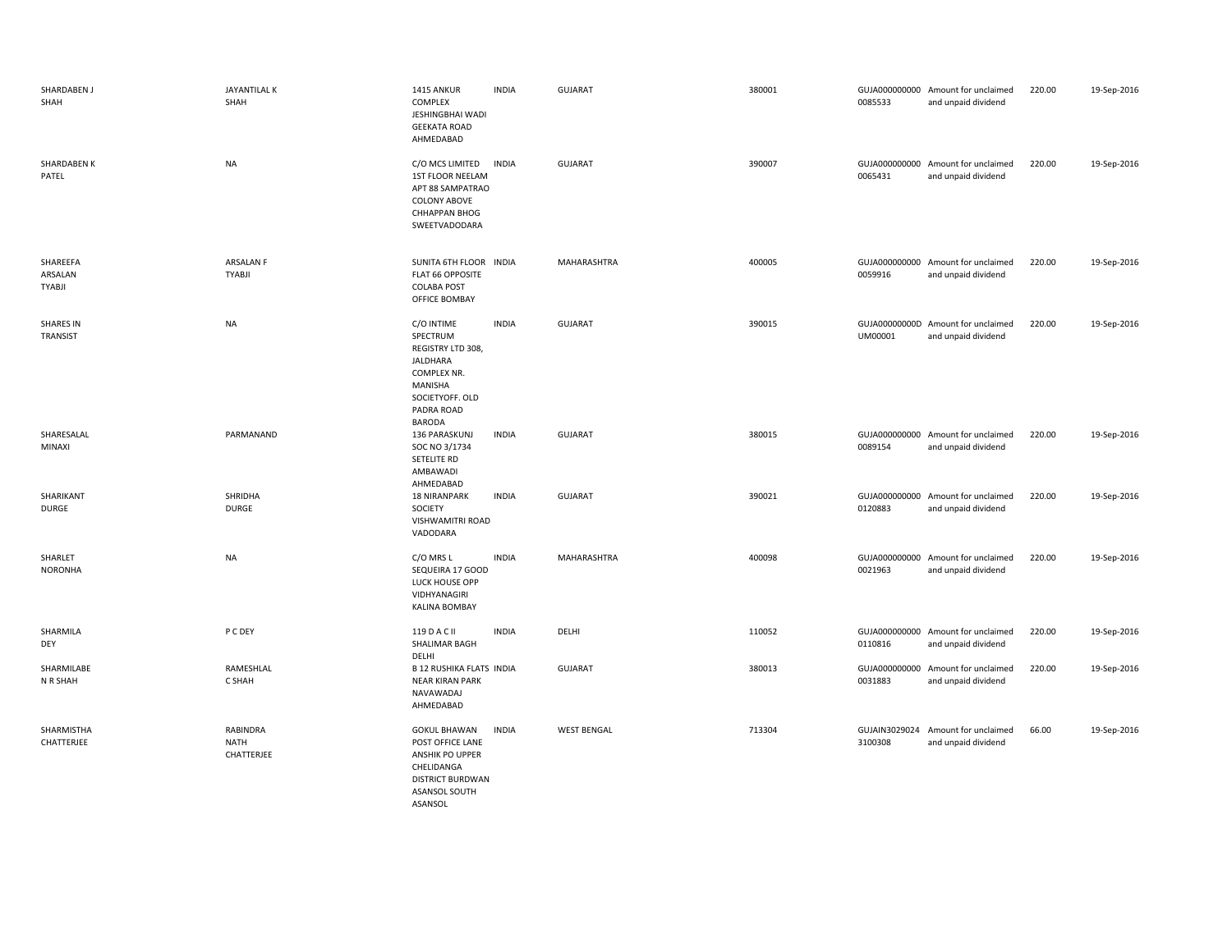| | | | | | | | | | |
|---|---|---|---|---|---|---|---|---|---|
| SHARDABEN J SHAH | JAYANTILAL K SHAH | 1415 ANKUR COMPLEX JESHINGBHAI WADI GEEKATA ROAD AHMEDABAD | INDIA | GUJARAT | 380001 | GUJA0000000000085533 | Amount for unclaimed and unpaid dividend | 220.00 | 19-Sep-2016 |
| SHARDABEN K PATEL | NA | C/O MCS LIMITED 1ST FLOOR NEELAM APT 88 SAMPATRAO COLONY ABOVE CHHAPPAN BHOG SWEETVADODARA | INDIA | GUJARAT | 390007 | GUJA0000000000065431 | Amount for unclaimed and unpaid dividend | 220.00 | 19-Sep-2016 |
| SHAREEFA ARSALAN TYABJI | ARSALAN F TYABJI | SUNITA 6TH FLOOR FLAT 66 OPPOSITE COLABA POST OFFICE BOMBAY | INDIA | MAHARASHTRA | 400005 | GUJA0000000000059916 | Amount for unclaimed and unpaid dividend | 220.00 | 19-Sep-2016 |
| SHARES IN TRANSIST | NA | C/O INTIME SPECTRUM REGISTRY LTD 308, JALDHARA COMPLEX NR. MANISHA SOCIETYOFF. OLD PADRA ROAD BARODA | INDIA | GUJARAT | 390015 | GUJA00000000DUM00001 | Amount for unclaimed and unpaid dividend | 220.00 | 19-Sep-2016 |
| SHARESALAL MINAXI | PARMANAND | 136 PARASKUNJ SOC NO 3/1734 SETELITE RD AMBAWADI AHMEDABAD | INDIA | GUJARAT | 380015 | GUJA0000000000089154 | Amount for unclaimed and unpaid dividend | 220.00 | 19-Sep-2016 |
| SHARIKANT DURGE | SHRIDHA DURGE | 18 NIRANPARK SOCIETY VISHWAMITRI ROAD VADODARA | INDIA | GUJARAT | 390021 | GUJA0000000000120883 | Amount for unclaimed and unpaid dividend | 220.00 | 19-Sep-2016 |
| SHARLET NORONHA | NA | C/O MRS L SEQUEIRA 17 GOOD LUCK HOUSE OPP VIDHYANAGIRI KALINA BOMBAY | INDIA | MAHARASHTRA | 400098 | GUJA0000000000021963 | Amount for unclaimed and unpaid dividend | 220.00 | 19-Sep-2016 |
| SHARMILA DEY | P C DEY | 119 D A C II SHALIMAR BAGH DELHI | INDIA | DELHI | 110052 | GUJA0000000000110816 | Amount for unclaimed and unpaid dividend | 220.00 | 19-Sep-2016 |
| SHARMILABE N R SHAH | RAMESHLAL C SHAH | B 12 RUSHIKA FLATS NEAR KIRAN PARK NAVAWADAJ AHMEDABAD | INDIA | GUJARAT | 380013 | GUJA0000000000031883 | Amount for unclaimed and unpaid dividend | 220.00 | 19-Sep-2016 |
| SHARMISTHA CHATTERJEE | RABINDRA NATH CHATTERJEE | GOKUL BHAWAN POST OFFICE LANE ANSHIK PO UPPER CHELIDANGA DISTRICT BURDWAN ASANSOL SOUTH ASANSOL | INDIA | WEST BENGAL | 713304 | GUJAIN30290243100308 | Amount for unclaimed and unpaid dividend | 66.00 | 19-Sep-2016 |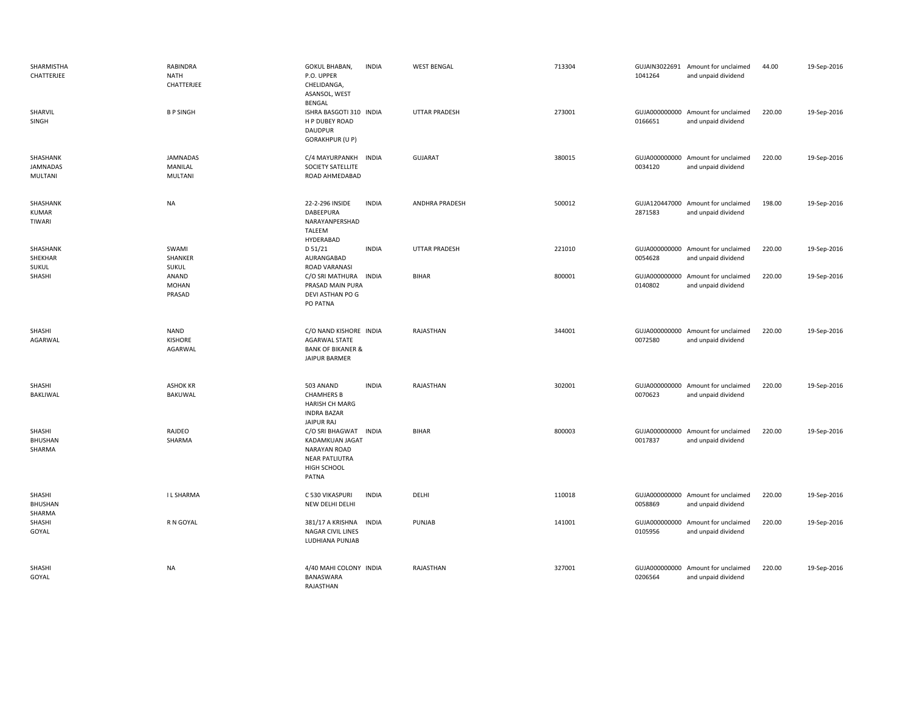| | | | | | | | | | |
|---|---|---|---|---|---|---|---|---|---|
| SHARMISTHA CHATTERJEE | RABINDRA NATH CHATTERJEE | GOKUL BHABAN, P.O. UPPER CHELIDANGA, ASANSOL, WEST BENGAL | INDIA | WEST BENGAL | 713304 | GUJAIN3022691 1041264 | Amount for unclaimed and unpaid dividend | 44.00 | 19-Sep-2016 |
| SHARVIL SINGH | B P SINGH | ISHRA BASGOTI 310 H P DUBEY ROAD DAUDPUR GORAKHPUR (U P) | INDIA | UTTAR PRADESH | 273001 | GUJA000000000 0166651 | Amount for unclaimed and unpaid dividend | 220.00 | 19-Sep-2016 |
| SHASHANK JAMNADAS MULTANI | JAMNADAS MANILAL MULTANI | C/4 MAYURPANKH SOCIETY SATELLITE ROAD AHMEDABAD | INDIA | GUJARAT | 380015 | GUJA000000000 0034120 | Amount for unclaimed and unpaid dividend | 220.00 | 19-Sep-2016 |
| SHASHANK KUMAR TIWARI | NA | 22-2-296 INSIDE DABEEPURA NARAYANPERSHAD TALEEM HYDERABAD | INDIA | ANDHRA PRADESH | 500012 | GUJA120447000 2871583 | Amount for unclaimed and unpaid dividend | 198.00 | 19-Sep-2016 |
| SHASHANK SHEKHAR SUKUL | SWAMI SHANKER SUKUL | D 51/21 AURANGABAD ROAD VARANASI | INDIA | UTTAR PRADESH | 221010 | GUJA000000000 0054628 | Amount for unclaimed and unpaid dividend | 220.00 | 19-Sep-2016 |
| SHASHI | ANAND MOHAN PRASAD | C/O SRI MATHURA PRASAD MAIN PURA DEVI ASTHAN PO G PO PATNA | INDIA | BIHAR | 800001 | GUJA000000000 0140802 | Amount for unclaimed and unpaid dividend | 220.00 | 19-Sep-2016 |
| SHASHI AGARWAL | NAND KISHORE AGARWAL | C/O NAND KISHORE AGARWAL STATE BANK OF BIKANER & JAIPUR BARMER | INDIA | RAJASTHAN | 344001 | GUJA000000000 0072580 | Amount for unclaimed and unpaid dividend | 220.00 | 19-Sep-2016 |
| SHASHI BAKLIWAL | ASHOK KR BAKUWAL | 503 ANAND CHAMHERS B HARISH CH MARG INDRA BAZAR JAIPUR RAJ | INDIA | RAJASTHAN | 302001 | GUJA000000000 0070623 | Amount for unclaimed and unpaid dividend | 220.00 | 19-Sep-2016 |
| SHASHI BHUSHAN SHARMA | RAJDEO SHARMA | C/O SRI BHAGWAT KADAMKUAN JAGAT NARAYAN ROAD NEAR PATLIUTRA HIGH SCHOOL PATNA | INDIA | BIHAR | 800003 | GUJA000000000 0017837 | Amount for unclaimed and unpaid dividend | 220.00 | 19-Sep-2016 |
| SHASHI BHUSHAN SHARMA | I L SHARMA | C 530 VIKASPURI NEW DELHI DELHI | INDIA | DELHI | 110018 | GUJA000000000 0058869 | Amount for unclaimed and unpaid dividend | 220.00 | 19-Sep-2016 |
| SHASHI GOYAL | R N GOYAL | 381/17 A KRISHNA NAGAR CIVIL LINES LUDHIANA PUNJAB | INDIA | PUNJAB | 141001 | GUJA000000000 0105956 | Amount for unclaimed and unpaid dividend | 220.00 | 19-Sep-2016 |
| SHASHI GOYAL | NA | 4/40 MAHI COLONY BANASWARA RAJASTHAN | INDIA | RAJASTHAN | 327001 | GUJA000000000 0206564 | Amount for unclaimed and unpaid dividend | 220.00 | 19-Sep-2016 |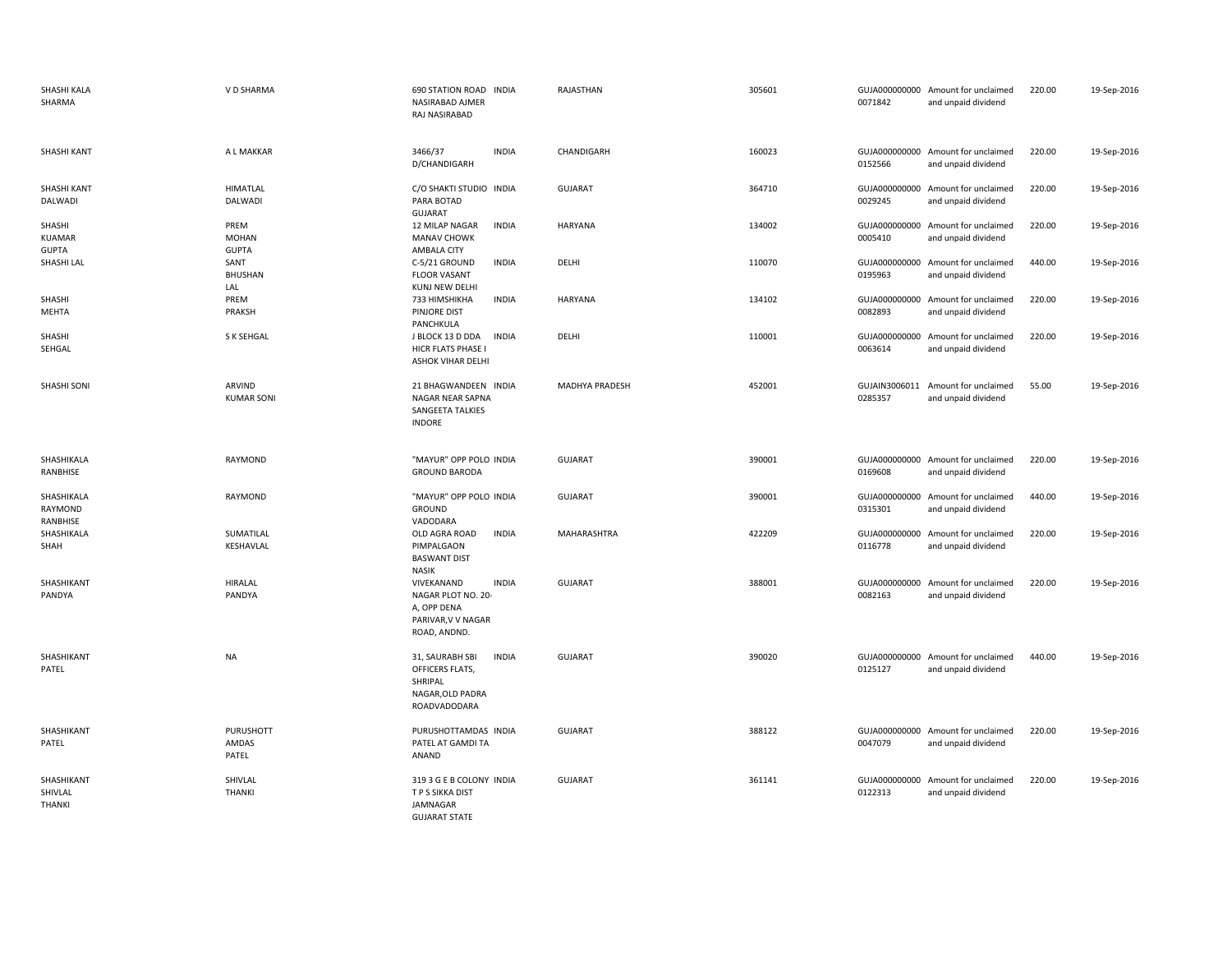| | | | | | | | | | |
|---|---|---|---|---|---|---|---|---|---|
| SHASHI KALA SHARMA | V D SHARMA | 690 STATION ROAD NASIRABAD AJMER RAJ NASIRABAD | INDIA | RAJASTHAN | 305601 | GUJA0000000000071842 | Amount for unclaimed and unpaid dividend | 220.00 | 19-Sep-2016 |
| SHASHI KANT | A L MAKKAR | 3466/37 D/CHANDIGARH | INDIA | CHANDIGARH | 160023 | GUJA0000000000152566 | Amount for unclaimed and unpaid dividend | 220.00 | 19-Sep-2016 |
| SHASHI KANT DALWADI | HIMATLAL DALWADI | C/O SHAKTI STUDIO PARA BOTAD GUJARAT | INDIA | GUJARAT | 364710 | GUJA0000000000029245 | Amount for unclaimed and unpaid dividend | 220.00 | 19-Sep-2016 |
| SHASHI KUAMAR GUPTA | PREM MOHAN GUPTA | 12 MILAP NAGAR MANAV CHOWK AMBALA CITY | INDIA | HARYANA | 134002 | GUJA0000000000005410 | Amount for unclaimed and unpaid dividend | 220.00 | 19-Sep-2016 |
| SHASHI LAL | SANT BHUSHAN LAL | C-5/21 GROUND FLOOR VASANT KUNJ NEW DELHI | INDIA | DELHI | 110070 | GUJA0000000000195963 | Amount for unclaimed and unpaid dividend | 440.00 | 19-Sep-2016 |
| SHASHI MEHTA | PREM PRAKSH | 733 HIMSHIKHA PINJORE DIST PANCHKULA | INDIA | HARYANA | 134102 | GUJA0000000000082893 | Amount for unclaimed and unpaid dividend | 220.00 | 19-Sep-2016 |
| SHASHI SEHGAL | S K SEHGAL | J BLOCK 13 D DDA HICR FLATS PHASE I ASHOK VIHAR DELHI | INDIA | DELHI | 110001 | GUJA0000000000063614 | Amount for unclaimed and unpaid dividend | 220.00 | 19-Sep-2016 |
| SHASHI SONI | ARVIND KUMAR SONI | 21 BHAGWANDEEN NAGAR NEAR SAPNA SANGEETA TALKIES INDORE | INDIA | MADHYA PRADESH | 452001 | GUJAIN30060110285357 | Amount for unclaimed and unpaid dividend | 55.00 | 19-Sep-2016 |
| SHASHIKALA RANBHISE | RAYMOND | "MAYUR" OPP POLO GROUND BARODA | INDIA | GUJARAT | 390001 | GUJA0000000000169608 | Amount for unclaimed and unpaid dividend | 220.00 | 19-Sep-2016 |
| SHASHIKALA RAYMOND RANBHISE | RAYMOND | "MAYUR" OPP POLO GROUND VADODARA | INDIA | GUJARAT | 390001 | GUJA0000000000315301 | Amount for unclaimed and unpaid dividend | 440.00 | 19-Sep-2016 |
| SHASHIKALA SHAH | SUMATILAL KESHAVLAL | OLD AGRA ROAD PIMPALGAON BASWANT DIST NASIK | INDIA | MAHARASHTRA | 422209 | GUJA0000000000116778 | Amount for unclaimed and unpaid dividend | 220.00 | 19-Sep-2016 |
| SHASHIKANT PANDYA | HIRALAL PANDYA | VIVEKANAND NAGAR PLOT NO. 20-A, OPP DENA PARIVAR,V V NAGAR ROAD, ANDND. | INDIA | GUJARAT | 388001 | GUJA0000000000082163 | Amount for unclaimed and unpaid dividend | 220.00 | 19-Sep-2016 |
| SHASHIKANT PATEL | NA | 31, SAURABH SBI OFFICERS FLATS, SHRIPAL NAGAR,OLD PADRA ROADVADODARA | INDIA | GUJARAT | 390020 | GUJA0000000000125127 | Amount for unclaimed and unpaid dividend | 440.00 | 19-Sep-2016 |
| SHASHIKANT PATEL | PURUSHOTTAMDAS PATEL | PURUSHOTTAMDAS PATEL AT GAMDI TA ANAND | INDIA | GUJARAT | 388122 | GUJA0000000000047079 | Amount for unclaimed and unpaid dividend | 220.00 | 19-Sep-2016 |
| SHASHIKANT SHIVLAL THANKI | SHIVLAL THANKI | 319 3 G E B COLONY T P S SIKKA DIST JAMNAGAR GUJARAT STATE | INDIA | GUJARAT | 361141 | GUJA0000000000122313 | Amount for unclaimed and unpaid dividend | 220.00 | 19-Sep-2016 |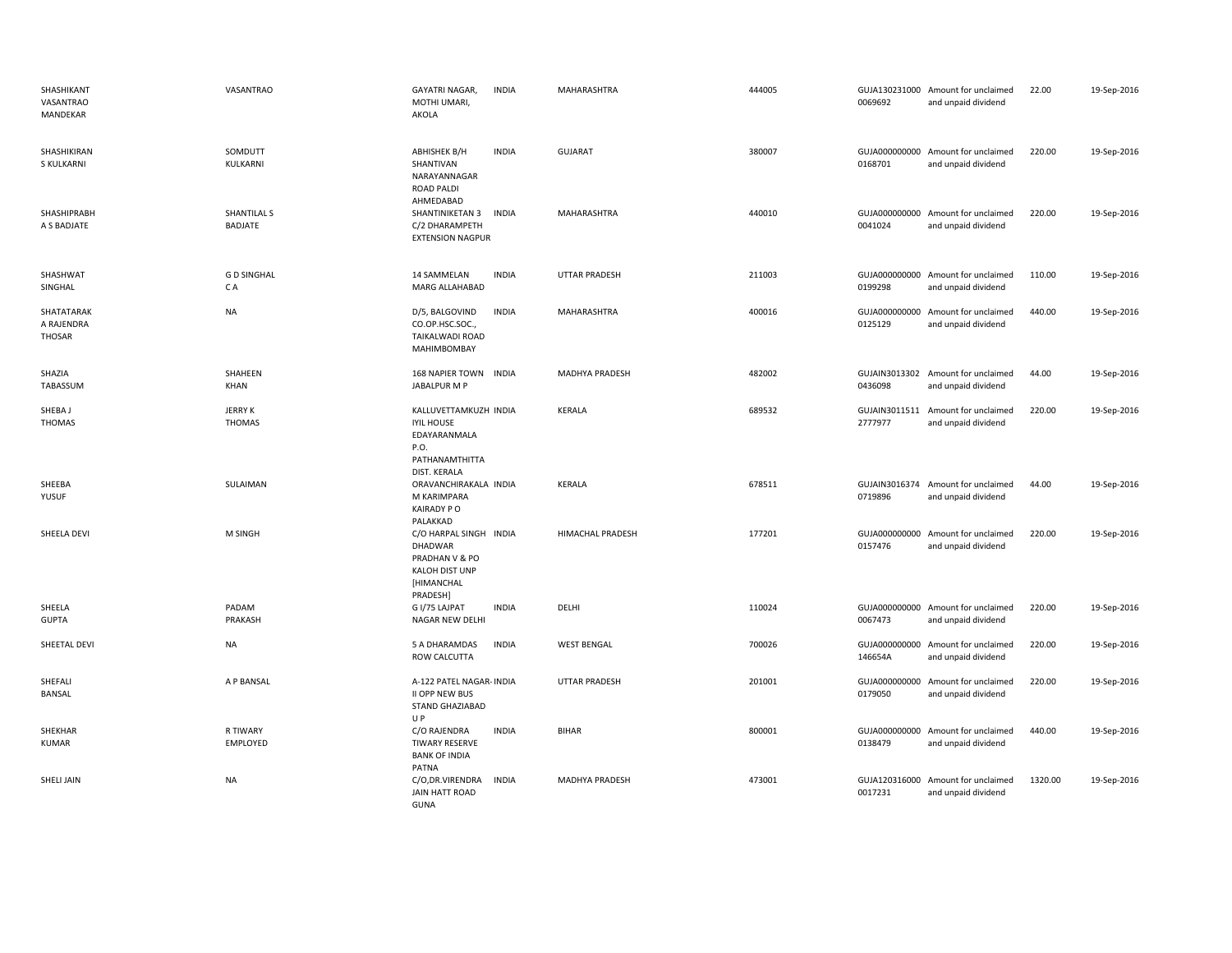| | | | | | | | | | |
|---|---|---|---|---|---|---|---|---|---|
| SHASHIKANT VASANTRAO MANDEKAR | VASANTRAO | GAYATRI NAGAR, MOTHI UMARI, AKOLA | INDIA | MAHARASHTRA | 444005 | GUJA130231000 0069692 | Amount for unclaimed and unpaid dividend | 22.00 | 19-Sep-2016 |
| SHASHIKIRAN S KULKARNI | SOMDUTT KULKARNI | ABHISHEK B/H SHANTIVAN NARAYANNAGAR ROAD PALDI AHMEDABAD | INDIA | GUJARAT | 380007 | GUJA000000000 0168701 | Amount for unclaimed and unpaid dividend | 220.00 | 19-Sep-2016 |
| SHASHIPRABH A S BADJATE | SHANTILAL S BADJATE | SHANTINIKETAN 3 C/2 DHARAMPETH EXTENSION NAGPUR | INDIA | MAHARASHTRA | 440010 | GUJA000000000 0041024 | Amount for unclaimed and unpaid dividend | 220.00 | 19-Sep-2016 |
| SHASHWAT SINGHAL | G D SINGHAL C A | 14 SAMMELAN MARG ALLAHABAD | INDIA | UTTAR PRADESH | 211003 | GUJA000000000 0199298 | Amount for unclaimed and unpaid dividend | 110.00 | 19-Sep-2016 |
| SHATATARAK A RAJENDRA THOSAR | NA | D/5, BALGOVIND CO.OP.HSC.SOC., TAIKALWADI ROAD MAHIMBOMBAY | INDIA | MAHARASHTRA | 400016 | GUJA000000000 0125129 | Amount for unclaimed and unpaid dividend | 440.00 | 19-Sep-2016 |
| SHAZIA TABASSUM | SHAHEEN KHAN | 168 NAPIER TOWN JABALPUR M P | INDIA | MADHYA PRADESH | 482002 | GUJAIN3013302 0436098 | Amount for unclaimed and unpaid dividend | 44.00 | 19-Sep-2016 |
| SHEBA J THOMAS | JERRY K THOMAS | KALLUVETTAMKUZH IYIL HOUSE EDAYARANMALA P.O. PATHANAMTHITTA DIST. KERALA | INDIA | KERALA | 689532 | GUJAIN3011511 2777977 | Amount for unclaimed and unpaid dividend | 220.00 | 19-Sep-2016 |
| SHEEBA YUSUF | SULAIMAN | ORAVANCHIRAKALA M KARIMPARA KAIRADY P O PALAKKAD | INDIA | KERALA | 678511 | GUJAIN3016374 0719896 | Amount for unclaimed and unpaid dividend | 44.00 | 19-Sep-2016 |
| SHEELA DEVI | M SINGH | C/O HARPAL SINGH DHADWAR PRADHAN V & PO KALOH DIST UNP [HIMANCHAL PRADESH] | INDIA | HIMACHAL PRADESH | 177201 | GUJA000000000 0157476 | Amount for unclaimed and unpaid dividend | 220.00 | 19-Sep-2016 |
| SHEELA GUPTA | PADAM PRAKASH | G I/75 LAJPAT NAGAR NEW DELHI | INDIA | DELHI | 110024 | GUJA000000000 0067473 | Amount for unclaimed and unpaid dividend | 220.00 | 19-Sep-2016 |
| SHEETAL DEVI | NA | 5 A DHARAMDAS ROW CALCUTTA | INDIA | WEST BENGAL | 700026 | GUJA000000000 146654A | Amount for unclaimed and unpaid dividend | 220.00 | 19-Sep-2016 |
| SHEFALI BANSAL | A P BANSAL | A-122 PATEL NAGAR-II OPP NEW BUS STAND GHAZIABAD U P | INDIA | UTTAR PRADESH | 201001 | GUJA000000000 0179050 | Amount for unclaimed and unpaid dividend | 220.00 | 19-Sep-2016 |
| SHEKHAR KUMAR | R TIWARY EMPLOYED | C/O RAJENDRA TIWARY RESERVE BANK OF INDIA PATNA | INDIA | BIHAR | 800001 | GUJA000000000 0138479 | Amount for unclaimed and unpaid dividend | 440.00 | 19-Sep-2016 |
| SHELI JAIN | NA | C/O,DR.VIRENDRA JAIN HATT ROAD GUNA | INDIA | MADHYA PRADESH | 473001 | GUJA120316000 0017231 | Amount for unclaimed and unpaid dividend | 1320.00 | 19-Sep-2016 |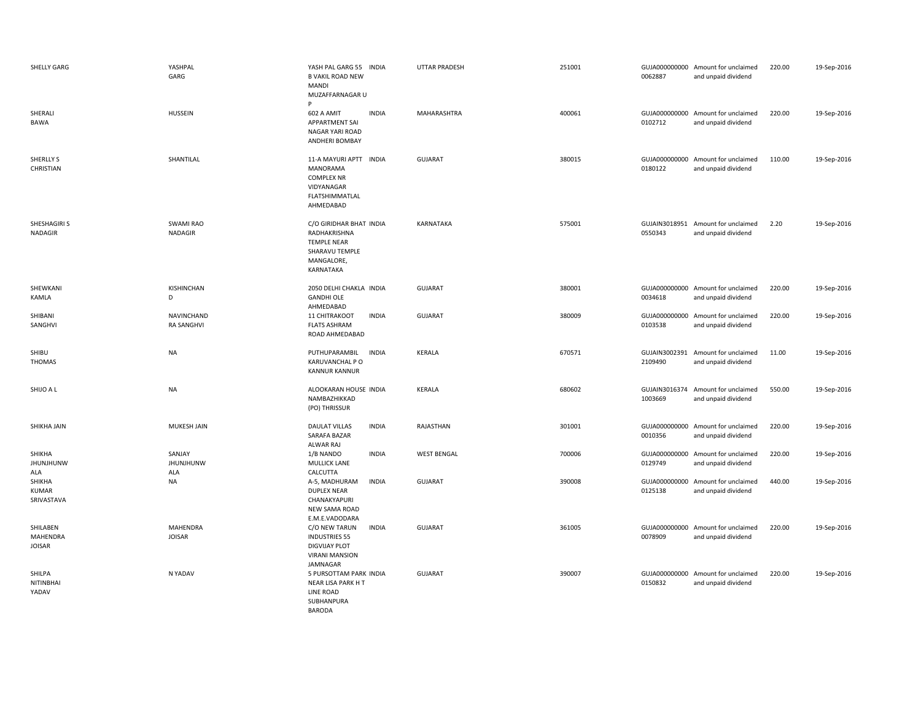| SHELLY GARG | YASHPAL GARG | YASH PAL GARG 55 B VAKIL ROAD NEW MANDI MUZAFFARNAGAR U P | INDIA | UTTAR PRADESH | 251001 | GUJA000000000 0062887 | Amount for unclaimed and unpaid dividend | 220.00 | 19-Sep-2016 |
|---|---|---|---|---|---|---|---|---|---|
| SHERALI BAWA | HUSSEIN | 602 A AMIT APPARTMENT SAI NAGAR YARI ROAD ANDHERI BOMBAY | INDIA | MAHARASHTRA | 400061 | GUJA000000000 0102712 | Amount for unclaimed and unpaid dividend | 220.00 | 19-Sep-2016 |
| SHERLLY S CHRISTIAN | SHANTILAL | 11-A MAYURI APTT MANORAMA COMPLEX NR VIDYANAGAR FLATSHIMMATLAL AHMEDABAD | INDIA | GUJARAT | 380015 | GUJA000000000 0180122 | Amount for unclaimed and unpaid dividend | 110.00 | 19-Sep-2016 |
| SHESHAGIRI S NADAGIR | SWAMI RAO NADAGIR | C/O GIRIDHAR BHAT RADHAKRISHNA TEMPLE NEAR SHARAVU TEMPLE MANGALORE, KARNATAKA | INDIA | KARNATAKA | 575001 | GUJAIN3018951 0550343 | Amount for unclaimed and unpaid dividend | 2.20 | 19-Sep-2016 |
| SHEWKANI KAMLA | KISHINCHAN D | 2050 DELHI CHAKLA GANDHI OLE AHMEDABAD | INDIA | GUJARAT | 380001 | GUJA000000000 0034618 | Amount for unclaimed and unpaid dividend | 220.00 | 19-Sep-2016 |
| SHIBANI SANGHVI | NAVINCHAND RA SANGHVI | 11 CHITRAKOOT FLATS ASHRAM ROAD AHMEDABAD | INDIA | GUJARAT | 380009 | GUJA000000000 0103538 | Amount for unclaimed and unpaid dividend | 220.00 | 19-Sep-2016 |
| SHIBU THOMAS | NA | PUTHUPARAMBIL KARUVANCHAL P O KANNUR KANNUR | INDIA | KERALA | 670571 | GUJAIN3002391 2109490 | Amount for unclaimed and unpaid dividend | 11.00 | 19-Sep-2016 |
| SHIJO A L | NA | ALOOKARAN HOUSE NAMBAZHIKKAD (PO) THRISSUR | INDIA | KERALA | 680602 | GUJAIN3016374 1003669 | Amount for unclaimed and unpaid dividend | 550.00 | 19-Sep-2016 |
| SHIKHA JAIN | MUKESH JAIN | DAULAT VILLAS SARAFA BAZAR ALWAR RAJ | INDIA | RAJASTHAN | 301001 | GUJA000000000 0010356 | Amount for unclaimed and unpaid dividend | 220.00 | 19-Sep-2016 |
| SHIKHA JHUNJHUNW ALA | SANJAY JHUNJHUNW ALA | 1/B NANDO MULLICK LANE CALCUTTA | INDIA | WEST BENGAL | 700006 | GUJA000000000 0129749 | Amount for unclaimed and unpaid dividend | 220.00 | 19-Sep-2016 |
| SHIKHA KUMAR SRIVASTAVA | NA | A-5, MADHURAM DUPLEX NEAR CHANAKYAPURI NEW SAMA ROAD E.M.E.VADODARA | INDIA | GUJARAT | 390008 | GUJA000000000 0125138 | Amount for unclaimed and unpaid dividend | 440.00 | 19-Sep-2016 |
| SHILABEN MAHENDRA JOISAR | MAHENDRA JOISAR | C/O NEW TARUN INDUSTRIES 55 DIGVIJAY PLOT VIRANI MANSION JAMNAGAR | INDIA | GUJARAT | 361005 | GUJA000000000 0078909 | Amount for unclaimed and unpaid dividend | 220.00 | 19-Sep-2016 |
| SHILPA NITINBHAI YADAV | N YADAV | 5 PURSOTTAM PARK NEAR LISA PARK H T LINE ROAD SUBHANPURA BARODA | INDIA | GUJARAT | 390007 | GUJA000000000 0150832 | Amount for unclaimed and unpaid dividend | 220.00 | 19-Sep-2016 |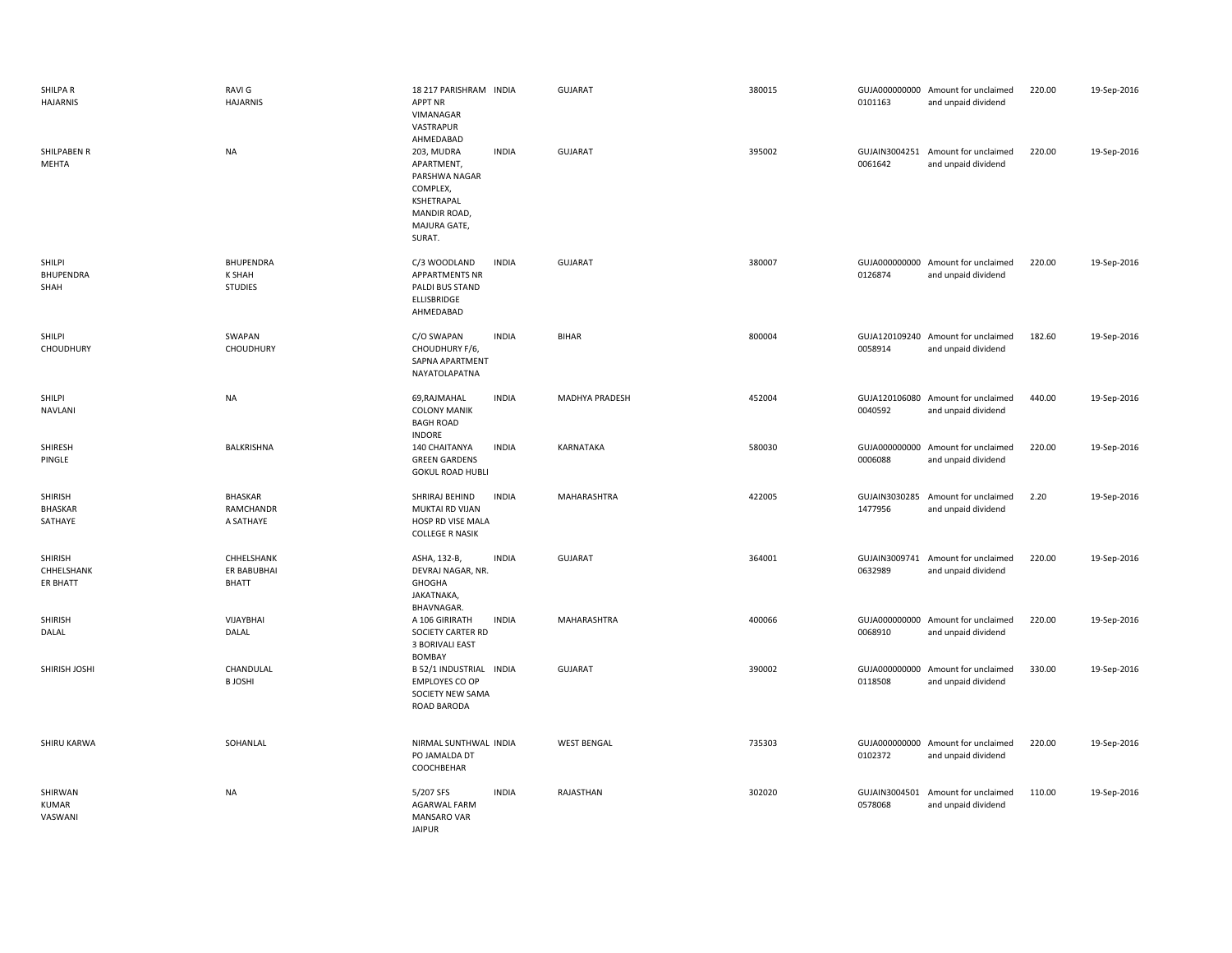| | | | | | | | | | |
|---|---|---|---|---|---|---|---|---|---|
| SHILPA R HAJARNIS | RAVI G HAJARNIS | 18 217 PARISHRAM APPT NR VIMANAGAR VASTRAPUR AHMEDABAD | INDIA | GUJARAT | 380015 | GUJA000000000 0101163 | Amount for unclaimed and unpaid dividend | 220.00 | 19-Sep-2016 |
| SHILPABEN R MEHTA | NA | 203, MUDRA APARTMENT, PARSHWA NAGAR COMPLEX, KSHETRAPAL MANDIR ROAD, MAJURA GATE, SURAT. | INDIA | GUJARAT | 395002 | GUJAIN3004251 0061642 | Amount for unclaimed and unpaid dividend | 220.00 | 19-Sep-2016 |
| SHILPI BHUPENDRA SHAH | BHUPENDRA K SHAH STUDIES | C/3 WOODLAND APPARTMENTS NR PALDI BUS STAND ELLISBRIDGE AHMEDABAD | INDIA | GUJARAT | 380007 | GUJA000000000 0126874 | Amount for unclaimed and unpaid dividend | 220.00 | 19-Sep-2016 |
| SHILPI CHOUDHURY | SWAPAN CHOUDHURY | C/O SWAPAN CHOUDHURY F/6, SAPNA APARTMENT NAYATOLAPATNA | INDIA | BIHAR | 800004 | GUJA120109240 0058914 | Amount for unclaimed and unpaid dividend | 182.60 | 19-Sep-2016 |
| SHILPI NAVLANI | NA | 69,RAJMAHAL COLONY MANIK BAGH ROAD INDORE | INDIA | MADHYA PRADESH | 452004 | GUJA120106080 0040592 | Amount for unclaimed and unpaid dividend | 440.00 | 19-Sep-2016 |
| SHIRESH PINGLE | BALKRISHNA | 140 CHAITANYA GREEN GARDENS GOKUL ROAD HUBLI | INDIA | KARNATAKA | 580030 | GUJA000000000 0006088 | Amount for unclaimed and unpaid dividend | 220.00 | 19-Sep-2016 |
| SHIRISH BHASKAR SATHAYE | BHASKAR RAMCHANDR A SATHAYE | SHRIRAJ BEHIND MUKTAI RD VIJAN HOSP RD VISE MALA COLLEGE R NASIK | INDIA | MAHARASHTRA | 422005 | GUJAIN3030285 1477956 | Amount for unclaimed and unpaid dividend | 2.20 | 19-Sep-2016 |
| SHIRISH CHHELSHANK ER BHATT | CHHELSHANK ER BABUBHAI BHATT | ASHA, 132-B, DEVRAJ NAGAR, NR. GHOGHA JAKATNAKA, BHAVNAGAR. | INDIA | GUJARAT | 364001 | GUJAIN3009741 0632989 | Amount for unclaimed and unpaid dividend | 220.00 | 19-Sep-2016 |
| SHIRISH DALAL | VIJAYBHAI DALAL | A 106 GIRIRATH SOCIETY CARTER RD 3 BORIVALI EAST BOMBAY | INDIA | MAHARASHTRA | 400066 | GUJA000000000 0068910 | Amount for unclaimed and unpaid dividend | 220.00 | 19-Sep-2016 |
| SHIRISH JOSHI | CHANDULAL B JOSHI | B 52/1 INDUSTRIAL EMPLOYES CO OP SOCIETY NEW SAMA ROAD BARODA | INDIA | GUJARAT | 390002 | GUJA000000000 0118508 | Amount for unclaimed and unpaid dividend | 330.00 | 19-Sep-2016 |
| SHIRU KARWA | SOHANLAL | NIRMAL SUNTHWAL PO JAMALDA DT COOCHBEHAR | INDIA | WEST BENGAL | 735303 | GUJA000000000 0102372 | Amount for unclaimed and unpaid dividend | 220.00 | 19-Sep-2016 |
| SHIRWAN KUMAR VASWANI | NA | 5/207 SFS AGARWAL FARM MANSARO VAR JAIPUR | INDIA | RAJASTHAN | 302020 | GUJAIN3004501 0578068 | Amount for unclaimed and unpaid dividend | 110.00 | 19-Sep-2016 |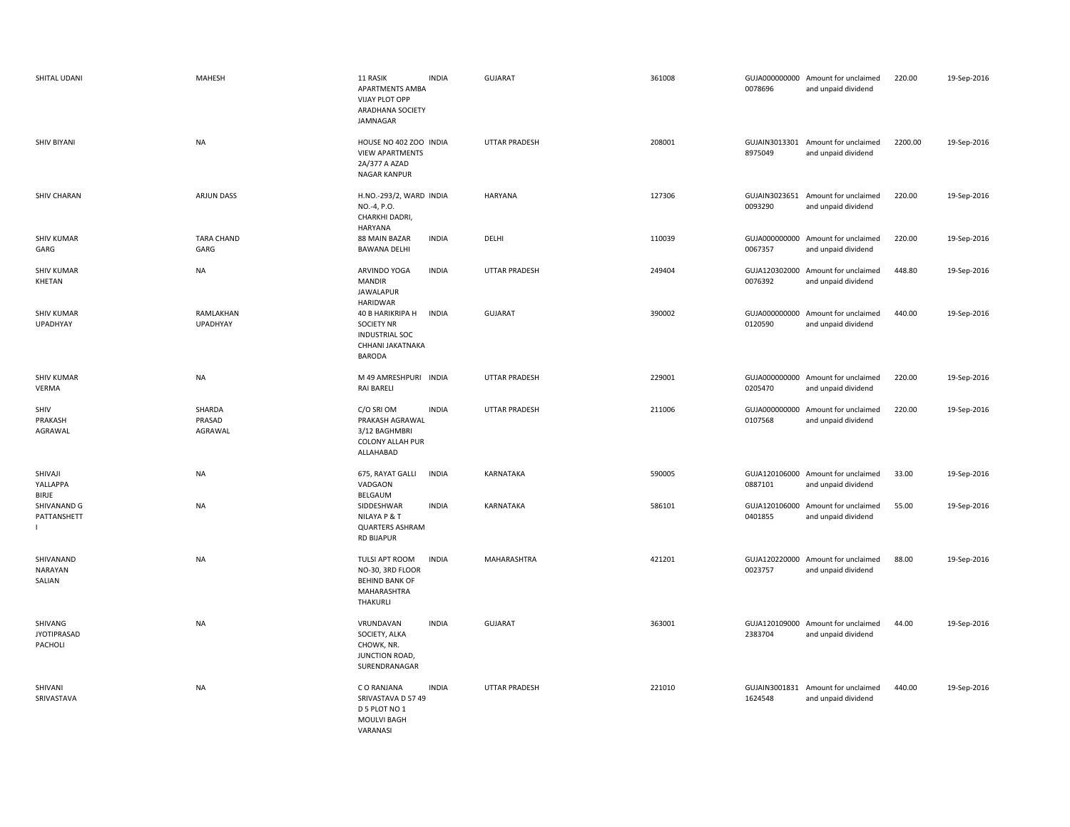| | | | | | | | | | |
|---|---|---|---|---|---|---|---|---|---|
| SHITAL UDANI | MAHESH | 11 RASIK APARTMENTS AMBA VIJAY PLOT OPP ARADHANA SOCIETY JAMNAGAR | INDIA | GUJARAT | 361008 | GUJA0000000000078696 | Amount for unclaimed and unpaid dividend | 220.00 | 19-Sep-2016 |
| SHIV BIYANI | NA | HOUSE NO 402 ZOO VIEW APARTMENTS 2A/377 A AZAD NAGAR KANPUR | INDIA | UTTAR PRADESH | 208001 | GUJAIN30133018975049 | Amount for unclaimed and unpaid dividend | 2200.00 | 19-Sep-2016 |
| SHIV CHARAN | ARJUN DASS | H.NO.-293/2, WARD NO.-4, P.O. CHARKHI DADRI, HARYANA | INDIA | HARYANA | 127306 | GUJAIN30236510093290 | Amount for unclaimed and unpaid dividend | 220.00 | 19-Sep-2016 |
| SHIV KUMAR GARG | TARA CHAND GARG | 88 MAIN BAZAR BAWANA DELHI | INDIA | DELHI | 110039 | GUJA0000000000067357 | Amount for unclaimed and unpaid dividend | 220.00 | 19-Sep-2016 |
| SHIV KUMAR KHETAN | NA | ARVINDO YOGA MANDIR JAWALAPUR HARIDWAR | INDIA | UTTAR PRADESH | 249404 | GUJA1203020000076392 | Amount for unclaimed and unpaid dividend | 448.80 | 19-Sep-2016 |
| SHIV KUMAR UPADHYAY | RAMLAKHAN UPADHYAY | 40 B HARIKRIPA H SOCIETY NR INDUSTRIAL SOC CHHANI JAKATNAKA BARODA | INDIA | GUJARAT | 390002 | GUJA0000000000120590 | Amount for unclaimed and unpaid dividend | 440.00 | 19-Sep-2016 |
| SHIV KUMAR VERMA | NA | M 49 AMRESHPURI RAI BARELI | INDIA | UTTAR PRADESH | 229001 | GUJA0000000000205470 | Amount for unclaimed and unpaid dividend | 220.00 | 19-Sep-2016 |
| SHIV PRAKASH AGRAWAL | SHARDA PRASAD AGRAWAL | C/O SRI OM PRAKASH AGRAWAL 3/12 BAGHMBRI COLONY ALLAH PUR ALLAHABAD | INDIA | UTTAR PRADESH | 211006 | GUJA0000000000107568 | Amount for unclaimed and unpaid dividend | 220.00 | 19-Sep-2016 |
| SHIVAJI YALLAPPA BIRJE | NA | 675, RAYAT GALLI VADGAON BELGAUM | INDIA | KARNATAKA | 590005 | GUJA1201060000887101 | Amount for unclaimed and unpaid dividend | 33.00 | 19-Sep-2016 |
| SHIVANAND G PATTANSHETT I | NA | SIDDESHWAR NILAYA P & T QUARTERS ASHRAM RD BIJAPUR | INDIA | KARNATAKA | 586101 | GUJA1201060000401855 | Amount for unclaimed and unpaid dividend | 55.00 | 19-Sep-2016 |
| SHIVANAND NARAYAN SALIAN | NA | TULSI APT ROOM NO-30, 3RD FLOOR BEHIND BANK OF MAHARASHTRA THAKURLI | INDIA | MAHARASHTRA | 421201 | GUJA1202200000023757 | Amount for unclaimed and unpaid dividend | 88.00 | 19-Sep-2016 |
| SHIVANG JYOTIPRASAD PACHOLI | NA | VRUNDAVAN SOCIETY, ALKA CHOWK, NR. JUNCTION ROAD, SURENDRANAGAR | INDIA | GUJARAT | 363001 | GUJA1201090002383704 | Amount for unclaimed and unpaid dividend | 44.00 | 19-Sep-2016 |
| SHIVANI SRIVASTAVA | NA | C O RANJANA SRIVASTAVA D 57 49 D 5 PLOT NO 1 MOULVI BAGH VARANASI | INDIA | UTTAR PRADESH | 221010 | GUJAIN30018311624548 | Amount for unclaimed and unpaid dividend | 440.00 | 19-Sep-2016 |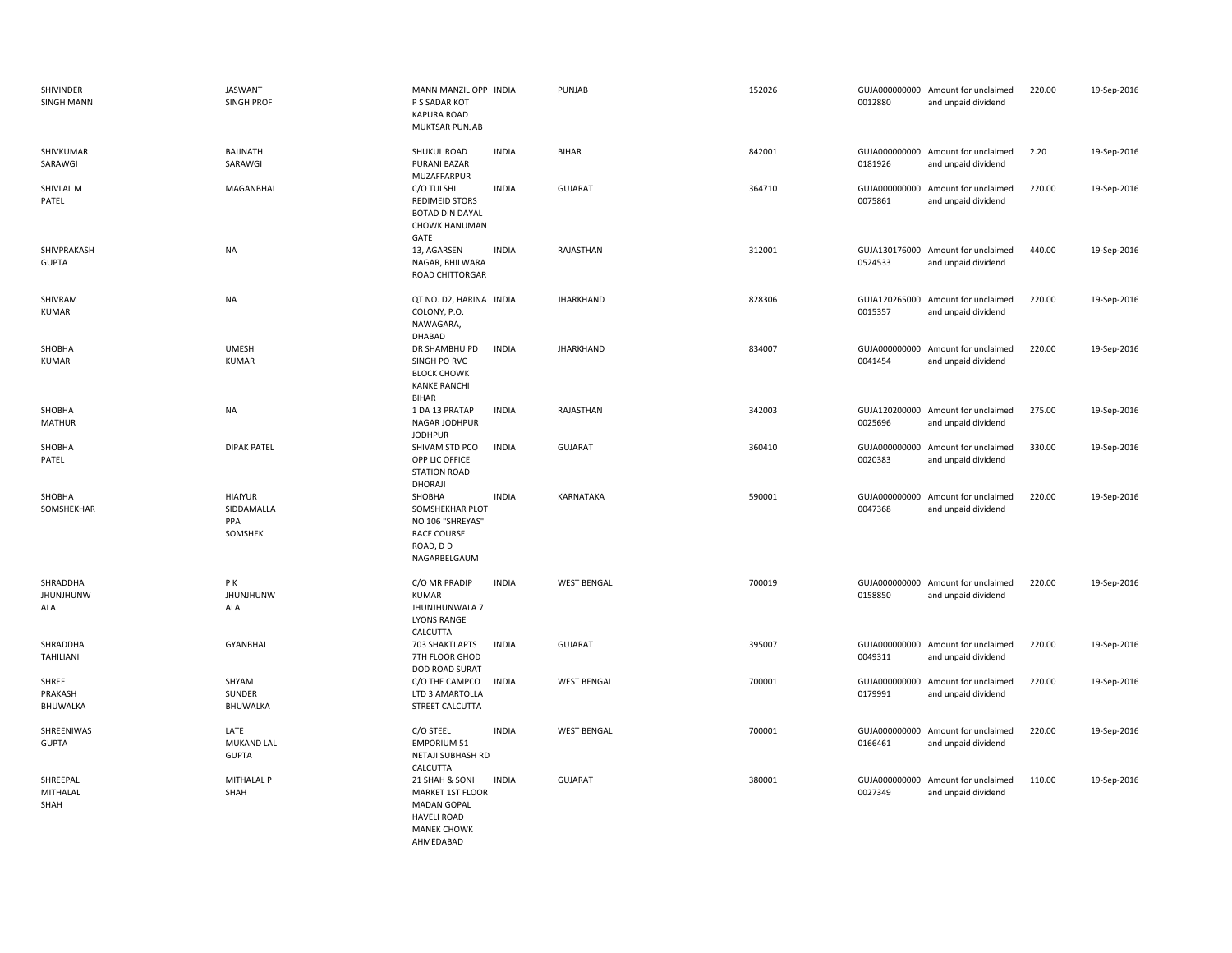| | | | | | | | | | |
|---|---|---|---|---|---|---|---|---|---|
| SHIVINDER SINGH MANN | JASWANT SINGH PROF | MANN MANZIL OPP P S SADAR KOT KAPURA ROAD MUKTSAR PUNJAB | INDIA | PUNJAB | 152026 | GUJA000000000 0012880 | Amount for unclaimed and unpaid dividend | 220.00 | 19-Sep-2016 |
| SHIVKUMAR SARAWGI | BAIJNATH SARAWGI | SHUKUL ROAD PURANI BAZAR MUZAFFARPUR | INDIA | BIHAR | 842001 | GUJA000000000 0181926 | Amount for unclaimed and unpaid dividend | 2.20 | 19-Sep-2016 |
| SHIVLAL M PATEL | MAGANBHAI | C/O TULSHI REDIMEID STORS BOTAD DIN DAYAL CHOWK HANUMAN GATE | INDIA | GUJARAT | 364710 | GUJA000000000 0075861 | Amount for unclaimed and unpaid dividend | 220.00 | 19-Sep-2016 |
| SHIVPRAKASH GUPTA | NA | 13, AGARSEN NAGAR, BHILWARA ROAD CHITTORGAR | INDIA | RAJASTHAN | 312001 | GUJA130176000 0524533 | Amount for unclaimed and unpaid dividend | 440.00 | 19-Sep-2016 |
| SHIVRAM KUMAR | NA | QT NO. D2, HARINA COLONY, P.O. NAWAGARA, DHABAD | INDIA | JHARKHAND | 828306 | GUJA120265000 0015357 | Amount for unclaimed and unpaid dividend | 220.00 | 19-Sep-2016 |
| SHOBHA KUMAR | UMESH KUMAR | DR SHAMBHU PD SINGH PO RVC BLOCK CHOWK KANKE RANCHI BIHAR | INDIA | JHARKHAND | 834007 | GUJA000000000 0041454 | Amount for unclaimed and unpaid dividend | 220.00 | 19-Sep-2016 |
| SHOBHA MATHUR | NA | 1 DA 13 PRATAP NAGAR JODHPUR JODHPUR | INDIA | RAJASTHAN | 342003 | GUJA120200000 0025696 | Amount for unclaimed and unpaid dividend | 275.00 | 19-Sep-2016 |
| SHOBHA PATEL | DIPAK PATEL | SHIVAM STD PCO OPP LIC OFFICE STATION ROAD DHORAJI | INDIA | GUJARAT | 360410 | GUJA000000000 0020383 | Amount for unclaimed and unpaid dividend | 330.00 | 19-Sep-2016 |
| SHOBHA SOMSHEKHAR | HIAIYUR SIDDAMALLA PPA SOMSHEK | SHOBHA SOMSHEKHAR PLOT NO 106 "SHREYAS" RACE COURSE ROAD, D D NAGARBELGAUM | INDIA | KARNATAKA | 590001 | GUJA000000000 0047368 | Amount for unclaimed and unpaid dividend | 220.00 | 19-Sep-2016 |
| SHRADDHA JHUNJHUNW ALA | P K JHUNJHUNW ALA | C/O MR PRADIP KUMAR JHUNJHUNWALA 7 LYONS RANGE CALCUTTA | INDIA | WEST BENGAL | 700019 | GUJA000000000 0158850 | Amount for unclaimed and unpaid dividend | 220.00 | 19-Sep-2016 |
| SHRADDHA TAHILIANI | GYANBHAI | 703 SHAKTI APTS 7TH FLOOR GHOD DOD ROAD SURAT | INDIA | GUJARAT | 395007 | GUJA000000000 0049311 | Amount for unclaimed and unpaid dividend | 220.00 | 19-Sep-2016 |
| SHREE PRAKASH BHUWALKA | SHYAM SUNDER BHUWALKA | C/O THE CAMPCO LTD 3 AMARTOLLA STREET CALCUTTA | INDIA | WEST BENGAL | 700001 | GUJA000000000 0179991 | Amount for unclaimed and unpaid dividend | 220.00 | 19-Sep-2016 |
| SHREENIWAS GUPTA | LATE MUKAND LAL GUPTA | C/O STEEL EMPORIUM 51 NETAJI SUBHASH RD CALCUTTA | INDIA | WEST BENGAL | 700001 | GUJA000000000 0166461 | Amount for unclaimed and unpaid dividend | 220.00 | 19-Sep-2016 |
| SHREEPAL MITHALAL SHAH | MITHALAL P SHAH | 21 SHAH & SONI MARKET 1ST FLOOR MADAN GOPAL HAVELI ROAD MANEK CHOWK AHMEDABAD | INDIA | GUJARAT | 380001 | GUJA000000000 0027349 | Amount for unclaimed and unpaid dividend | 110.00 | 19-Sep-2016 |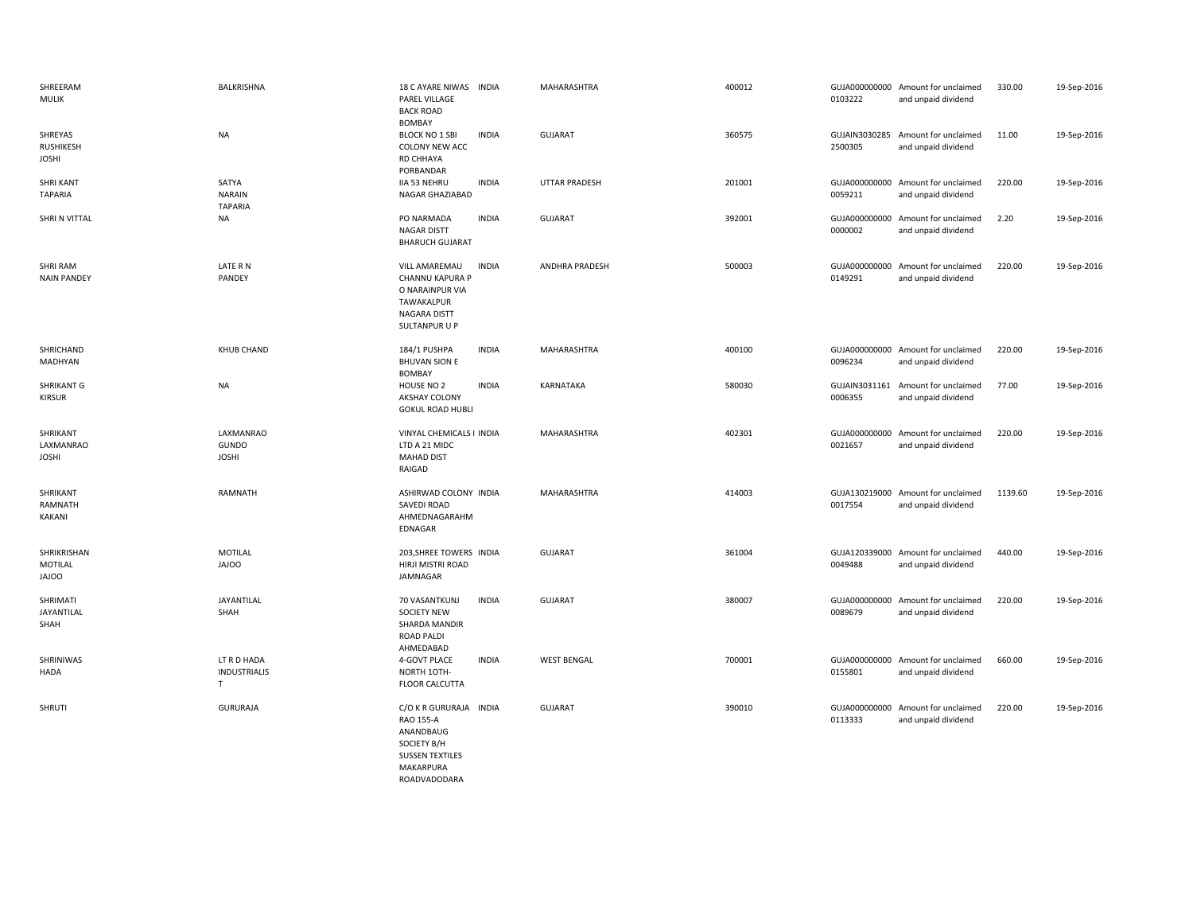| | | | | | | | | | |
|---|---|---|---|---|---|---|---|---|---|
| SHREERAM MULIK | BALKRISHNA | 18 C AYARE NIWAS PAREL VILLAGE BACK ROAD BOMBAY | INDIA | MAHARASHTRA | 400012 | GUJA000000000 0103222 | Amount for unclaimed and unpaid dividend | 330.00 | 19-Sep-2016 |
| SHREYAS RUSHIKESH JOSHI | NA | BLOCK NO 1 SBI COLONY NEW ACC RD CHHAYA PORBANDAR | INDIA | GUJARAT | 360575 | GUJAIN3030285 2500305 | Amount for unclaimed and unpaid dividend | 11.00 | 19-Sep-2016 |
| SHRI KANT TAPARIA | SATYA NARAIN TAPARIA | IIA 53 NEHRU NAGAR GHAZIABAD | INDIA | UTTAR PRADESH | 201001 | GUJA000000000 0059211 | Amount for unclaimed and unpaid dividend | 220.00 | 19-Sep-2016 |
| SHRI N VITTAL | NA | PO NARMADA NAGAR DISTT BHARUCH GUJARAT | INDIA | GUJARAT | 392001 | GUJA000000000 0000002 | Amount for unclaimed and unpaid dividend | 2.20 | 19-Sep-2016 |
| SHRI RAM NAIN PANDEY | LATE R N PANDEY | VILL AMAREMAU CHANNU KAPURA P O NARAINPUR VIA TAWAKALPUR NAGARA DISTT SULTANPUR U P | INDIA | ANDHRA PRADESH | 500003 | GUJA000000000 0149291 | Amount for unclaimed and unpaid dividend | 220.00 | 19-Sep-2016 |
| SHRICHAND MADHYAN | KHUB CHAND | 184/1 PUSHPA BHUVAN SION E BOMBAY | INDIA | MAHARASHTRA | 400100 | GUJA000000000 0096234 | Amount for unclaimed and unpaid dividend | 220.00 | 19-Sep-2016 |
| SHRIKANT G KIRSUR | NA | HOUSE NO 2 AKSHAY COLONY GOKUL ROAD HUBLI | INDIA | KARNATAKA | 580030 | GUJAIN3031161 0006355 | Amount for unclaimed and unpaid dividend | 77.00 | 19-Sep-2016 |
| SHRIKANT LAXMANRAO JOSHI | LAXMANRAO GUNDO JOSHI | VINYAL CHEMICALS I LTD A 21 MIDC MAHAD DIST RAIGAD | INDIA | MAHARASHTRA | 402301 | GUJA000000000 0021657 | Amount for unclaimed and unpaid dividend | 220.00 | 19-Sep-2016 |
| SHRIKANT RAMNATH KAKANI | RAMNATH | ASHIRWAD COLONY SAVEDI ROAD AHMEDNAGARAHM EDNAGAR | INDIA | MAHARASHTRA | 414003 | GUJA130219000 0017554 | Amount for unclaimed and unpaid dividend | 1139.60 | 19-Sep-2016 |
| SHRIKRISHAN MOTILAL JAJOO | MOTILAL JAJOO | 203,SHREE TOWERS HIRJI MISTRI ROAD JAMNAGAR | INDIA | GUJARAT | 361004 | GUJA120339000 0049488 | Amount for unclaimed and unpaid dividend | 440.00 | 19-Sep-2016 |
| SHRIMATI JAYANTILAL SHAH | JAYANTILAL SHAH | 70 VASANTKUNJ SOCIETY NEW SHARDA MANDIR ROAD PALDI AHMEDABAD | INDIA | GUJARAT | 380007 | GUJA000000000 0089679 | Amount for unclaimed and unpaid dividend | 220.00 | 19-Sep-2016 |
| SHRINIWAS HADA | LT R D HADA INDUSTRIALIS T | 4-GOVT PLACE NORTH 1OTH-FLOOR CALCUTTA | INDIA | WEST BENGAL | 700001 | GUJA000000000 0155801 | Amount for unclaimed and unpaid dividend | 660.00 | 19-Sep-2016 |
| SHRUTI | GURURAJA | C/O K R GURURAJA RAO 155-A ANANDBAUG SOCIETY B/H SUSSEN TEXTILES MAKARPURA ROADVADODARA | INDIA | GUJARAT | 390010 | GUJA000000000 0113333 | Amount for unclaimed and unpaid dividend | 220.00 | 19-Sep-2016 |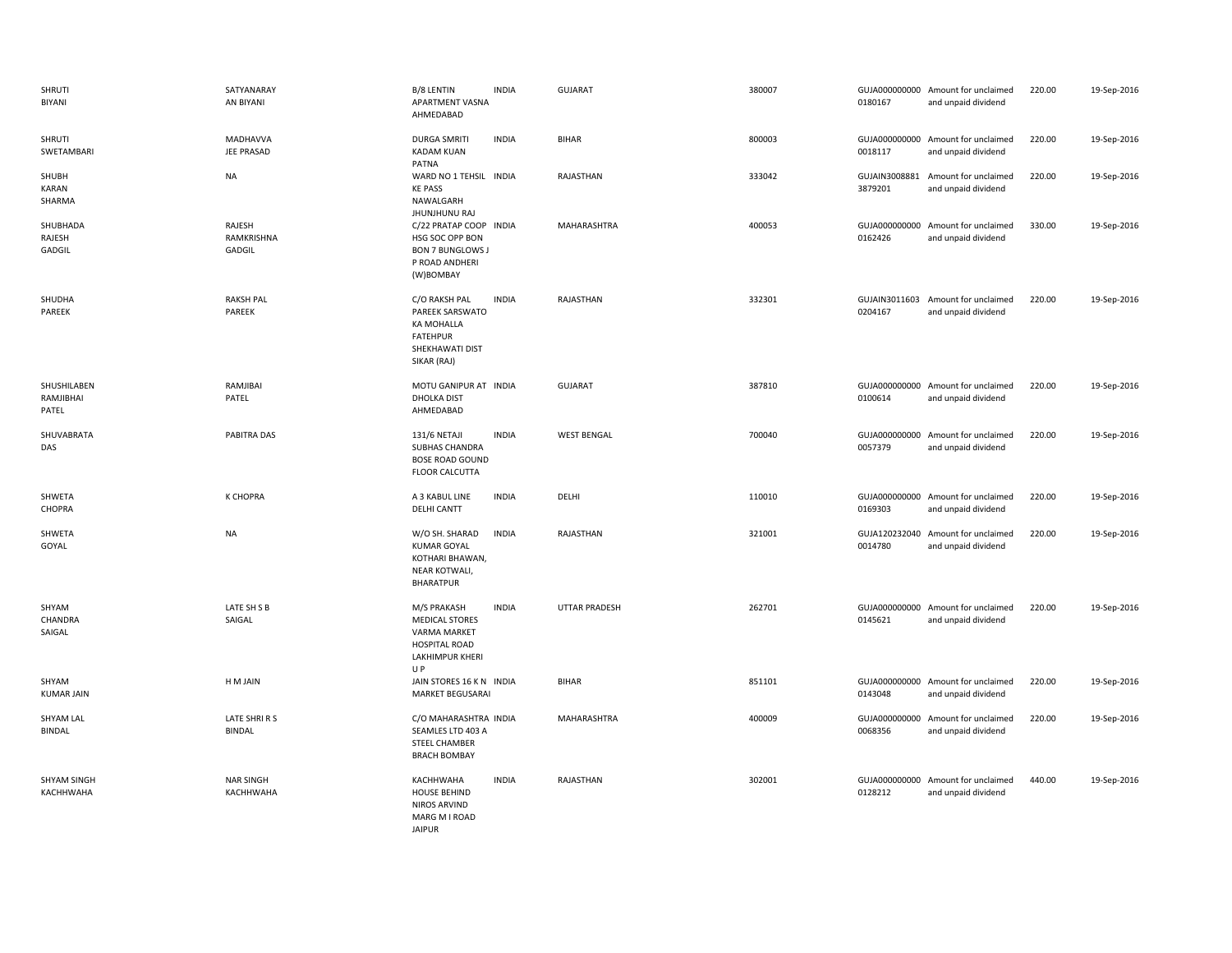| | | | | | | | | | |
|---|---|---|---|---|---|---|---|---|---|
| SHRUTI BIYANI | SATYANARAY AN BIYANI | B/8 LENTIN APARTMENT VASNA AHMEDABAD | INDIA | GUJARAT | 380007 | GUJA0000000000180167 | Amount for unclaimed and unpaid dividend | 220.00 | 19-Sep-2016 |
| SHRUTI SWETAMBARI | MADHAVVA JEE PRASAD | DURGA SMRITI KADAM KUAN PATNA | INDIA | BIHAR | 800003 | GUJA0000000000018117 | Amount for unclaimed and unpaid dividend | 220.00 | 19-Sep-2016 |
| SHUBH KARAN SHARMA | NA | WARD NO 1 TEHSIL KE PASS NAWALGARH JHUNJHUNU RAJ | INDIA | RAJASTHAN | 333042 | GUJAIN30088813879201 | Amount for unclaimed and unpaid dividend | 220.00 | 19-Sep-2016 |
| SHUBHADA RAJESH GADGIL | RAJESH RAMKRISHNA GADGIL | C/22 PRATAP COOP HSG SOC OPP BON BON 7 BUNGLOWS J P ROAD ANDHERI (W)BOMBAY | INDIA | MAHARASHTRA | 400053 | GUJA0000000000162426 | Amount for unclaimed and unpaid dividend | 330.00 | 19-Sep-2016 |
| SHUDHA PAREEK | RAKSH PAL PAREEK | C/O RAKSH PAL PAREEK SARSWATO KA MOHALLA FATEHPUR SHEKHAWATI DIST SIKAR (RAJ) | INDIA | RAJASTHAN | 332301 | GUJAIN30116030204167 | Amount for unclaimed and unpaid dividend | 220.00 | 19-Sep-2016 |
| SHUSHILABEN RAMJIBHAI PATEL | RAMJIBAI PATEL | MOTU GANIPUR AT DHOLKA DIST AHMEDABAD | INDIA | GUJARAT | 387810 | GUJA0000000000100614 | Amount for unclaimed and unpaid dividend | 220.00 | 19-Sep-2016 |
| SHUVABRATA DAS | PABITRA DAS | 131/6 NETAJI SUBHAS CHANDRA BOSE ROAD GOUND FLOOR CALCUTTA | INDIA | WEST BENGAL | 700040 | GUJA0000000000057379 | Amount for unclaimed and unpaid dividend | 220.00 | 19-Sep-2016 |
| SHWETA CHOPRA | K CHOPRA | A 3 KABUL LINE DELHI CANTT | INDIA | DELHI | 110010 | GUJA0000000000169303 | Amount for unclaimed and unpaid dividend | 220.00 | 19-Sep-2016 |
| SHWETA GOYAL | NA | W/O SH. SHARAD KUMAR GOYAL KOTHARI BHAWAN, NEAR KOTWALI, BHARATPUR | INDIA | RAJASTHAN | 321001 | GUJA1202320400014780 | Amount for unclaimed and unpaid dividend | 220.00 | 19-Sep-2016 |
| SHYAM CHANDRA SAIGAL | LATE SH S B SAIGAL | M/S PRAKASH MEDICAL STORES VARMA MARKET HOSPITAL ROAD LAKHIMPUR KHERI U P | INDIA | UTTAR PRADESH | 262701 | GUJA0000000000145621 | Amount for unclaimed and unpaid dividend | 220.00 | 19-Sep-2016 |
| SHYAM KUMAR JAIN | H M JAIN | JAIN STORES 16 K N MARKET BEGUSARAI | INDIA | BIHAR | 851101 | GUJA0000000000143048 | Amount for unclaimed and unpaid dividend | 220.00 | 19-Sep-2016 |
| SHYAM LAL BINDAL | LATE SHRI R S BINDAL | C/O MAHARASHTRA SEAMLES LTD 403 A STEEL CHAMBER BRACH BOMBAY | INDIA | MAHARASHTRA | 400009 | GUJA0000000000068356 | Amount for unclaimed and unpaid dividend | 220.00 | 19-Sep-2016 |
| SHYAM SINGH KACHHWAHA | NAR SINGH KACHHWAHA | KACHHWAHA HOUSE BEHIND NIROS ARVIND MARG M I ROAD JAIPUR | INDIA | RAJASTHAN | 302001 | GUJA0000000000128212 | Amount for unclaimed and unpaid dividend | 440.00 | 19-Sep-2016 |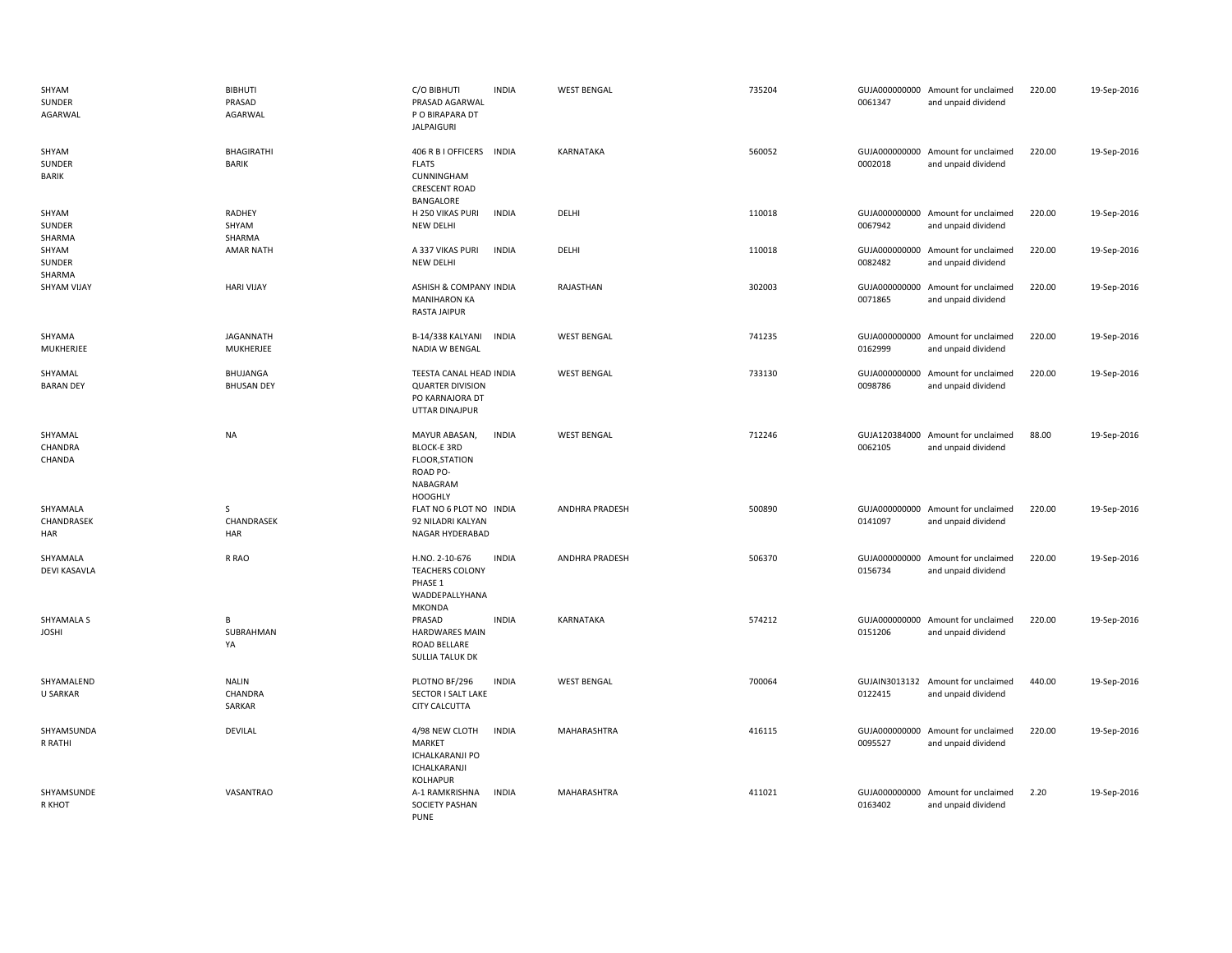| | | | | | | | | | |
|---|---|---|---|---|---|---|---|---|---|
| SHYAM SUNDER AGARWAL | BIBHUTI PRASAD AGARWAL | C/O BIBHUTI PRASAD AGARWAL P O BIRAPARA DT JALPAIGURI | INDIA | WEST BENGAL | 735204 | GUJA0000000000061347 | Amount for unclaimed and unpaid dividend | 220.00 | 19-Sep-2016 |
| SHYAM SUNDER BARIK | BHAGIRATHI BARIK | 406 R B I OFFICERS FLATS CUNNINGHAM CRESCENT ROAD BANGALORE | INDIA | KARNATAKA | 560052 | GUJA0000000000002018 | Amount for unclaimed and unpaid dividend | 220.00 | 19-Sep-2016 |
| SHYAM SUNDER SHARMA | RADHEY SHYAM SHARMA | H 250 VIKAS PURI NEW DELHI | INDIA | DELHI | 110018 | GUJA0000000000067942 | Amount for unclaimed and unpaid dividend | 220.00 | 19-Sep-2016 |
| SHYAM SUNDER SHARMA | AMAR NATH | A 337 VIKAS PURI NEW DELHI | INDIA | DELHI | 110018 | GUJA0000000000082482 | Amount for unclaimed and unpaid dividend | 220.00 | 19-Sep-2016 |
| SHYAM VIJAY | HARI VIJAY | ASHISH & COMPANY MANIHARON KA RASTA JAIPUR | INDIA | RAJASTHAN | 302003 | GUJA0000000000071865 | Amount for unclaimed and unpaid dividend | 220.00 | 19-Sep-2016 |
| SHYAMA MUKHERJEE | JAGANNATH MUKHERJEE | B-14/338 KALYANI NADIA W BENGAL | INDIA | WEST BENGAL | 741235 | GUJA0000000000162999 | Amount for unclaimed and unpaid dividend | 220.00 | 19-Sep-2016 |
| SHYAMAL BARAN DEY | BHUJANGA BHUSAN DEY | TEESTA CANAL HEAD QUARTER DIVISION PO KARNAJORA DT UTTAR DINAJPUR | INDIA | WEST BENGAL | 733130 | GUJA0000000000098786 | Amount for unclaimed and unpaid dividend | 220.00 | 19-Sep-2016 |
| SHYAMAL CHANDRA CHANDA | NA | MAYUR ABASAN, BLOCK-E 3RD FLOOR,STATION ROAD PO-NABAGRAM HOOGHLY | INDIA | WEST BENGAL | 712246 | GUJA1203840000062105 | Amount for unclaimed and unpaid dividend | 88.00 | 19-Sep-2016 |
| SHYAMALA CHANDRASEKHAR | S CHANDRASEKHAR | FLAT NO 6 PLOT NO 92 NILADRI KALYAN NAGAR HYDERABAD | INDIA | ANDHRA PRADESH | 500890 | GUJA0000000000141097 | Amount for unclaimed and unpaid dividend | 220.00 | 19-Sep-2016 |
| SHYAMALA DEVI KASAVLA | R RAO | H.NO. 2-10-676 TEACHERS COLONY PHASE 1 WADDEPALLYHANAMKONDA | INDIA | ANDHRA PRADESH | 506370 | GUJA0000000000156734 | Amount for unclaimed and unpaid dividend | 220.00 | 19-Sep-2016 |
| SHYAMALA S JOSHI | B SUBRAHMANYA | PRASAD HARDWARES MAIN ROAD BELLARE SULLIA TALUK DK | INDIA | KARNATAKA | 574212 | GUJA0000000000151206 | Amount for unclaimed and unpaid dividend | 220.00 | 19-Sep-2016 |
| SHYAMALENDU SARKAR | NALIN CHANDRA SARKAR | PLOTNO BF/296 SECTOR I SALT LAKE CITY CALCUTTA | INDIA | WEST BENGAL | 700064 | GUJAIN30131320122415 | Amount for unclaimed and unpaid dividend | 440.00 | 19-Sep-2016 |
| SHYAMSUNDAR RATHI | DEVILAL | 4/98 NEW CLOTH MARKET ICHALKARANJI PO ICHALKARANJI KOLHAPUR | INDIA | MAHARASHTRA | 416115 | GUJA0000000000095527 | Amount for unclaimed and unpaid dividend | 220.00 | 19-Sep-2016 |
| SHYAMSUNDER KHOT | VASANTRAO | A-1 RAMKRISHNA SOCIETY PASHAN PUNE | INDIA | MAHARASHTRA | 411021 | GUJA0000000000163402 | Amount for unclaimed and unpaid dividend | 2.20 | 19-Sep-2016 |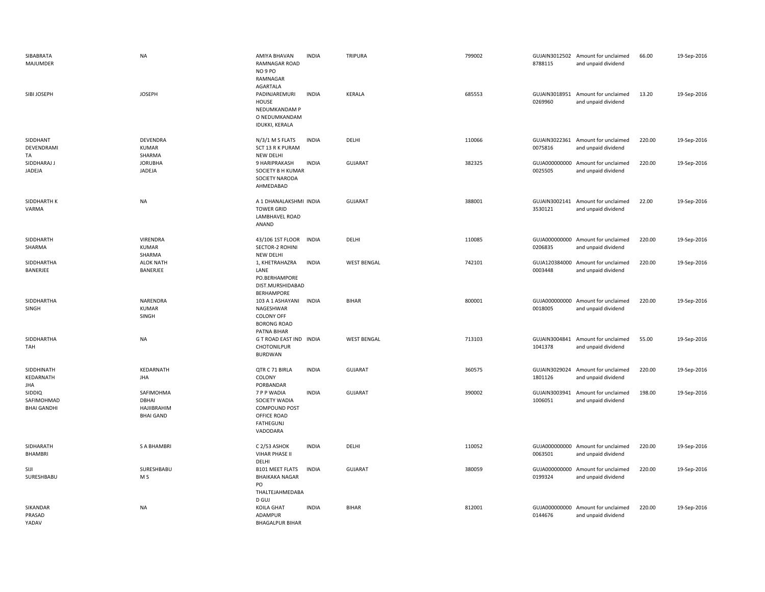| | | | | | | | | | |
|---|---|---|---|---|---|---|---|---|---|
| SIBABRATA MAJUMDER | NA | AMIYA BHAVAN RAMNAGAR ROAD NO 9 PO RAMNAGAR AGARTALA | INDIA | TRIPURA | 799002 | GUJAIN30125028788115 | Amount for unclaimed and unpaid dividend | 66.00 | 19-Sep-2016 |
| SIBI JOSEPH | JOSEPH | PADINJAREMURI HOUSE NEDUMKANDAM P O NEDUMKANDAM IDUKKI, KERALA | INDIA | KERALA | 685553 | GUJAIN30189510269960 | Amount for unclaimed and unpaid dividend | 13.20 | 19-Sep-2016 |
| SIDDHANT DEVENDRAMITA | DEVENDRA KUMAR SHARMA | N/3/1 M S FLATS SCT 13 R K PURAM NEW DELHI | INDIA | DELHI | 110066 | GUJAIN30223610075816 | Amount for unclaimed and unpaid dividend | 220.00 | 19-Sep-2016 |
| SIDDHARAJ J JADEJA | JORUBHA JADEJA | 9 HARIPRAKASH SOCIETY B H KUMAR SOCIETY NARODA AHMEDABAD | INDIA | GUJARAT | 382325 | GUJA0000000000025505 | Amount for unclaimed and unpaid dividend | 220.00 | 19-Sep-2016 |
| SIDDHARTH K VARMA | NA | A 1 DHANALAKSHMI TOWER GRID LAMBHAVEL ROAD ANAND | INDIA | GUJARAT | 388001 | GUJAIN30021413530121 | Amount for unclaimed and unpaid dividend | 22.00 | 19-Sep-2016 |
| SIDDHARTH SHARMA | VIRENDRA KUMAR SHARMA | 43/106 1ST FLOOR SECTOR-2 ROHINI NEW DELHI | INDIA | DELHI | 110085 | GUJA0000000000206835 | Amount for unclaimed and unpaid dividend | 220.00 | 19-Sep-2016 |
| SIDDHARTHA BANERJEE | ALOK NATH BANERJEE | 1, KHETRAHAZRA LANE PO.BERHAMPORE DIST.MURSHIDABAD BERHAMPORE | INDIA | WEST BENGAL | 742101 | GUJA1203840000003448 | Amount for unclaimed and unpaid dividend | 220.00 | 19-Sep-2016 |
| SIDDHARTHA SINGH | NARENDRA KUMAR SINGH | 103 A 1 ASHAYANI NAGESHWAR COLONY OFF BORONG ROAD PATNA BIHAR | INDIA | BIHAR | 800001 | GUJA0000000000018005 | Amount for unclaimed and unpaid dividend | 220.00 | 19-Sep-2016 |
| SIDDHARTHA TAH | NA | G T ROAD EAST IND CHOTONILPUR BURDWAN | INDIA | WEST BENGAL | 713103 | GUJAIN30048411041378 | Amount for unclaimed and unpaid dividend | 55.00 | 19-Sep-2016 |
| SIDDHINATH KEDARNATH JHA | KEDARNATH JHA | QTR C 71 BIRLA COLONY PORBANDAR | INDIA | GUJARAT | 360575 | GUJAIN30290241801126 | Amount for unclaimed and unpaid dividend | 220.00 | 19-Sep-2016 |
| SIDDIQ SAFIMOHMAD BHAI GANDHI | SAFIMOHMA DBHAI HAJIIBRAHIM BHAI GAND | 7 P P WADIA SOCIETY WADIA COMPOUND POST OFFICE ROAD FATHEGUNJ VADODARA | INDIA | GUJARAT | 390002 | GUJAIN30039411006051 | Amount for unclaimed and unpaid dividend | 198.00 | 19-Sep-2016 |
| SIDHARATH BHAMBRI | S A BHAMBRI | C 2/53 ASHOK VIHAR PHASE II DELHI | INDIA | DELHI | 110052 | GUJA0000000000063501 | Amount for unclaimed and unpaid dividend | 220.00 | 19-Sep-2016 |
| SIJI SURESHBABU | SURESHBABU M S | B101 MEET FLATS BHAIKAKA NAGAR PO THALTEJAHMEDABAD GUJ | INDIA | GUJARAT | 380059 | GUJA0000000000199324 | Amount for unclaimed and unpaid dividend | 220.00 | 19-Sep-2016 |
| SIKANDAR PRASAD YADAV | NA | KOILA GHAT ADAMPUR BHAGALPUR BIHAR | INDIA | BIHAR | 812001 | GUJA0000000000144676 | Amount for unclaimed and unpaid dividend | 220.00 | 19-Sep-2016 |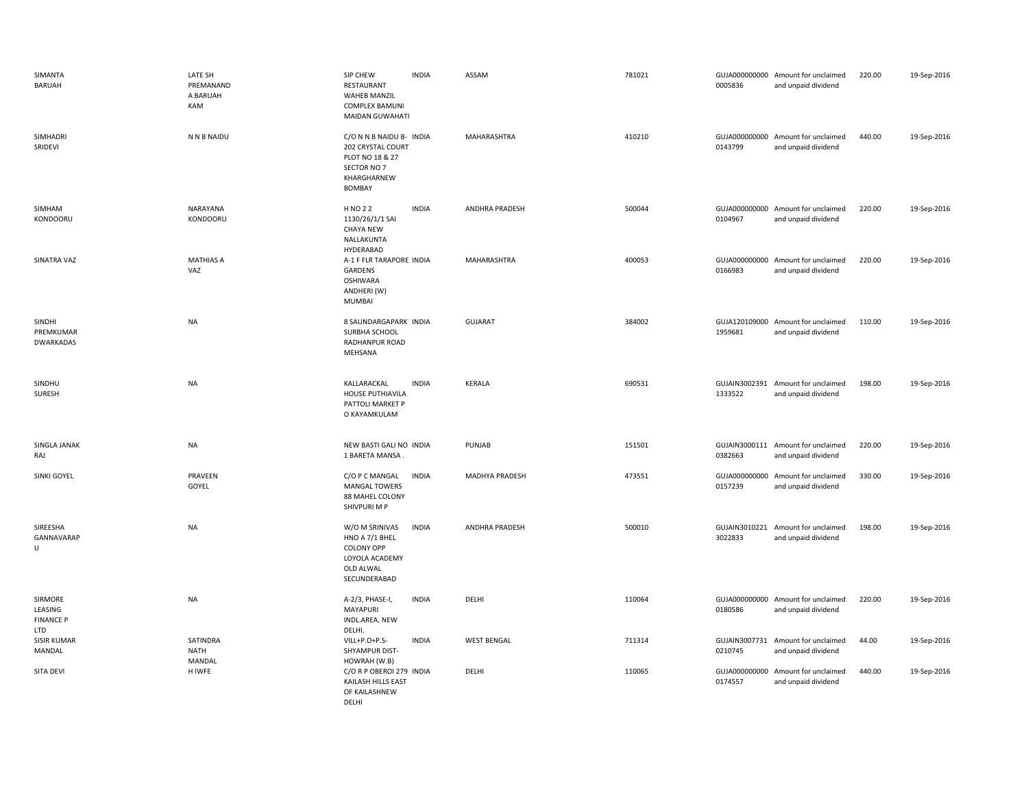| | | | | | | | | | |
|---|---|---|---|---|---|---|---|---|---|
| SIMANTA BARUAH | LATE SH PREMANAND A BARUAH KAM | SIP CHEW RESTAURANT WAHEB MANZIL COMPLEX BAMUNI MAIDAN GUWAHATI | INDIA | ASSAM | 781021 | GUJA000000000 0005836 | Amount for unclaimed and unpaid dividend | 220.00 | 19-Sep-2016 |
| SIMHADRI SRIDEVI | N N B NAIDU | C/O N N B NAIDU B-202 CRYSTAL COURT PLOT NO 18 & 27 SECTOR NO 7 KHARGHARNEW BOMBAY | INDIA | MAHARASHTRA | 410210 | GUJA000000000 0143799 | Amount for unclaimed and unpaid dividend | 440.00 | 19-Sep-2016 |
| SIMHAM KONDOORU | NARAYANA KONDOORU | H NO 2 2 1130/26/1/1 SAI CHAYA NEW NALLAKUNTA HYDERABAD | INDIA | ANDHRA PRADESH | 500044 | GUJA000000000 0104967 | Amount for unclaimed and unpaid dividend | 220.00 | 19-Sep-2016 |
| SINATRA VAZ | MATHIAS A VAZ | A-1 F FLR TARAPORE GARDENS OSHIWARA ANDHERI (W) MUMBAI | INDIA | MAHARASHTRA | 400053 | GUJA000000000 0166983 | Amount for unclaimed and unpaid dividend | 220.00 | 19-Sep-2016 |
| SINDHI PREMKUMAR DWARKADAS | NA | 8 SAUNDARGAPARK SURBHA SCHOOL RADHANPUR ROAD MEHSANA | INDIA | GUJARAT | 384002 | GUJA120109000 1959681 | Amount for unclaimed and unpaid dividend | 110.00 | 19-Sep-2016 |
| SINDHU SURESH | NA | KALLARACKAL HOUSE PUTHIAVILA PATTOLI MARKET P O KAYAMKULAM | INDIA | KERALA | 690531 | GUJAIN3002391 1333522 | Amount for unclaimed and unpaid dividend | 198.00 | 19-Sep-2016 |
| SINGLA JANAK RAJ | NA | NEW BASTI GALI NO 1 BARETA MANSA . | INDIA | PUNJAB | 151501 | GUJAIN3000111 0382663 | Amount for unclaimed and unpaid dividend | 220.00 | 19-Sep-2016 |
| SINKI GOYEL | PRAVEEN GOYEL | C/O P C MANGAL MANGAL TOWERS 88 MAHEL COLONY SHIVPURI M P | INDIA | MADHYA PRADESH | 473551 | GUJA000000000 0157239 | Amount for unclaimed and unpaid dividend | 330.00 | 19-Sep-2016 |
| SIREESHA GANNAVARAP U | NA | W/O M SRINIVAS HNO A 7/1 BHEL COLONY OPP LOYOLA ACADEMY OLD ALWAL SECUNDERABAD | INDIA | ANDHRA PRADESH | 500010 | GUJAIN3010221 3022833 | Amount for unclaimed and unpaid dividend | 198.00 | 19-Sep-2016 |
| SIRMORE LEASING FINANCE P LTD | NA | A-2/3, PHASE-I, MAYAPURI INDL.AREA, NEW DELHI. | INDIA | DELHI | 110064 | GUJA000000000 0180586 | Amount for unclaimed and unpaid dividend | 220.00 | 19-Sep-2016 |
| SISIR KUMAR MANDAL | SATINDRA NATH MANDAL | VILL+P.O+P.S-SHYAMPUR DIST-HOWRAH (W.B) | INDIA | WEST BENGAL | 711314 | GUJAIN3007731 0210745 | Amount for unclaimed and unpaid dividend | 44.00 | 19-Sep-2016 |
| SITA DEVI | H IWFE | C/O R P OBEROI 279 KAILASH HILLS EAST OF KAILASHNEW DELHI | INDIA | DELHI | 110065 | GUJA000000000 0174557 | Amount for unclaimed and unpaid dividend | 440.00 | 19-Sep-2016 |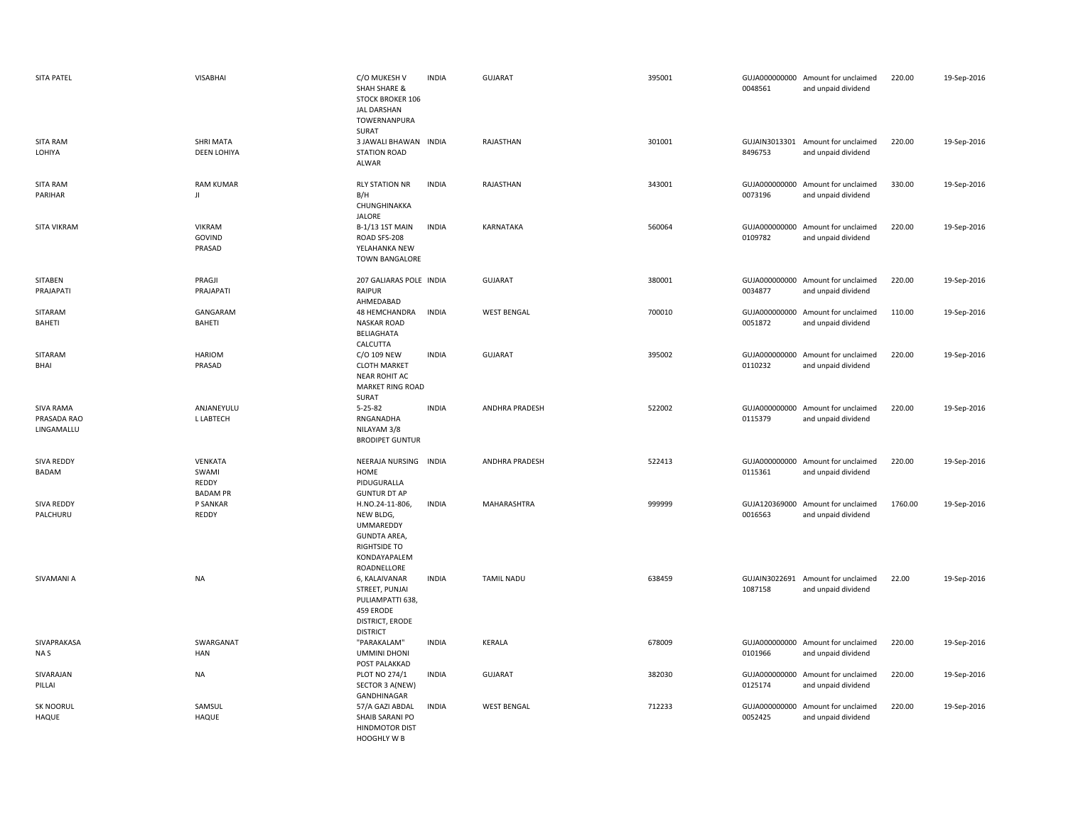| | | | | | | | | | |
|---|---|---|---|---|---|---|---|---|---|
| SITA PATEL | VISABHAI | C/O MUKESH V SHAH SHARE & STOCK BROKER 106 JAL DARSHAN TOWERNANPURA SURAT | INDIA | GUJARAT | 395001 | GUJA000000000 0048561 | Amount for unclaimed and unpaid dividend | 220.00 | 19-Sep-2016 |
| SITA RAM LOHIYA | SHRI MATA DEEN LOHIYA | 3 JAWALI BHAWAN STATION ROAD ALWAR | INDIA | RAJASTHAN | 301001 | GUJAIN3013301 8496753 | Amount for unclaimed and unpaid dividend | 220.00 | 19-Sep-2016 |
| SITA RAM PARIHAR | RAM KUMAR JI | RLY STATION NR B/H CHUNGHINAKKA JALORE | INDIA | RAJASTHAN | 343001 | GUJA000000000 0073196 | Amount for unclaimed and unpaid dividend | 330.00 | 19-Sep-2016 |
| SITA VIKRAM | VIKRAM GOVIND PRASAD | B-1/13 1ST MAIN ROAD SFS-208 YELAHANKA NEW TOWN BANGALORE | INDIA | KARNATAKA | 560064 | GUJA000000000 0109782 | Amount for unclaimed and unpaid dividend | 220.00 | 19-Sep-2016 |
| SITABEN PRAJAPATI | PRAGJI PRAJAPATI | 207 GALIARAS POLE RAIPUR AHMEDABAD | INDIA | GUJARAT | 380001 | GUJA000000000 0034877 | Amount for unclaimed and unpaid dividend | 220.00 | 19-Sep-2016 |
| SITARAM BAHETI | GANGARAM BAHETI | 48 HEMCHANDRA NASKAR ROAD BELIAGHATA CALCUTTA | INDIA | WEST BENGAL | 700010 | GUJA000000000 0051872 | Amount for unclaimed and unpaid dividend | 110.00 | 19-Sep-2016 |
| SITARAM BHAI | HARIOM PRASAD | C/O 109 NEW CLOTH MARKET NEAR ROHIT AC MARKET RING ROAD SURAT | INDIA | GUJARAT | 395002 | GUJA000000000 0110232 | Amount for unclaimed and unpaid dividend | 220.00 | 19-Sep-2016 |
| SIVA RAMA PRASADA RAO LINGAMALLU | ANJANEYULU L LABTECH | 5-25-82 RNGANADHA NILAYAM 3/8 BRODIPET GUNTUR | INDIA | ANDHRA PRADESH | 522002 | GUJA000000000 0115379 | Amount for unclaimed and unpaid dividend | 220.00 | 19-Sep-2016 |
| SIVA REDDY BADAM | VENKATA SWAMI REDDY BADAM PR | NEERAJA NURSING HOME PIDUGURALLA GUNTUR DT AP | INDIA | ANDHRA PRADESH | 522413 | GUJA000000000 0115361 | Amount for unclaimed and unpaid dividend | 220.00 | 19-Sep-2016 |
| SIVA REDDY PALCHURU | P SANKAR REDDY | H.NO.24-11-806, NEW BLDG, UMMAREDDY GUNDTA AREA, RIGHTSIDE TO KONDAYAPALEM ROADNELLORE | INDIA | MAHARASHTRA | 999999 | GUJA120369000 0016563 | Amount for unclaimed and unpaid dividend | 1760.00 | 19-Sep-2016 |
| SIVAMANI A | NA | 6, KALAIVANAR STREET, PUNJAI PULIAMPATTI 638, 459 ERODE DISTRICT, ERODE DISTRICT | INDIA | TAMIL NADU | 638459 | GUJAIN3022691 1087158 | Amount for unclaimed and unpaid dividend | 22.00 | 19-Sep-2016 |
| SIVAPRAKASA NA S | SWARGANAT HAN | "PARAKALAM" UMMINI DHONI POST PALAKKAD | INDIA | KERALA | 678009 | GUJA000000000 0101966 | Amount for unclaimed and unpaid dividend | 220.00 | 19-Sep-2016 |
| SIVARAJAN PILLAI | NA | PLOT NO 274/1 SECTOR 3 A(NEW) GANDHINAGAR | INDIA | GUJARAT | 382030 | GUJA000000000 0125174 | Amount for unclaimed and unpaid dividend | 220.00 | 19-Sep-2016 |
| SK NOORUL HAQUE | SAMSUL HAQUE | 57/A GAZI ABDAL SHAIB SARANI PO HINDMOTOR DIST HOOGHLY W B | INDIA | WEST BENGAL | 712233 | GUJA000000000 0052425 | Amount for unclaimed and unpaid dividend | 220.00 | 19-Sep-2016 |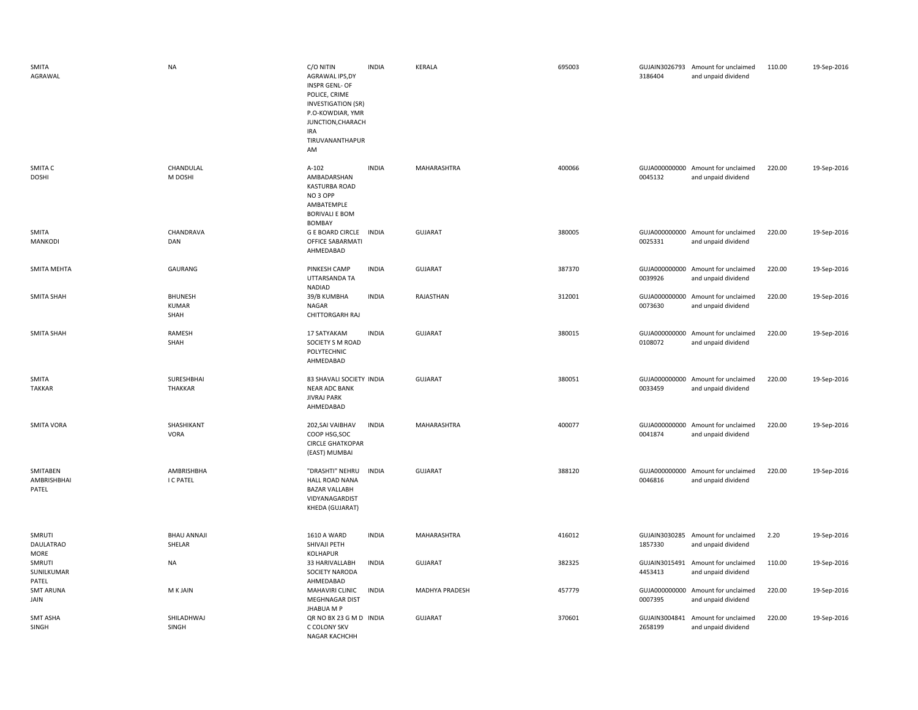| SMITA AGRAWAL | NA | C/O NITIN AGRAWAL IPS,DY INSPR GENL- OF POLICE, CRIME INVESTIGATION (SR) P.O-KOWDIAR, YMR JUNCTION,CHARACH IRA TIRUVANANTHAPUR AM | INDIA | KERALA | 695003 | GUJAIN30267933186404 | Amount for unclaimed and unpaid dividend | 110.00 | 19-Sep-2016 |
|---|---|---|---|---|---|---|---|---|---|
| SMITA C DOSHI | CHANDULAL M DOSHI | A-102 AMBADARSHAN KASTURBA ROAD NO 3 OPP AMBATEMPLE BORIVALI E BOM BOMBAY | INDIA | MAHARASHTRA | 400066 | GUJA0000000000045132 | Amount for unclaimed and unpaid dividend | 220.00 | 19-Sep-2016 |
| SMITA MANKODI | CHANDRAVA DAN | G E BOARD CIRCLE OFFICE SABARMATI AHMEDABAD | INDIA | GUJARAT | 380005 | GUJA0000000000025331 | Amount for unclaimed and unpaid dividend | 220.00 | 19-Sep-2016 |
| SMITA MEHTA | GAURANG | PINKESH CAMP UTTARSANDA TA NADIAD | INDIA | GUJARAT | 387370 | GUJA0000000000039926 | Amount for unclaimed and unpaid dividend | 220.00 | 19-Sep-2016 |
| SMITA SHAH | BHUNESH KUMAR SHAH | 39/B KUMBHA NAGAR CHITTORGARH RAJ | INDIA | RAJASTHAN | 312001 | GUJA0000000000073630 | Amount for unclaimed and unpaid dividend | 220.00 | 19-Sep-2016 |
| SMITA SHAH | RAMESH SHAH | 17 SATYAKAM SOCIETY S M ROAD POLYTECHNIC AHMEDABAD | INDIA | GUJARAT | 380015 | GUJA0000000000108072 | Amount for unclaimed and unpaid dividend | 220.00 | 19-Sep-2016 |
| SMITA TAKKAR | SURESHBHAI THAKKAR | 83 SHAVALI SOCIETY NEAR ADC BANK JIVRAJ PARK AHMEDABAD | INDIA | GUJARAT | 380051 | GUJA0000000000033459 | Amount for unclaimed and unpaid dividend | 220.00 | 19-Sep-2016 |
| SMITA VORA | SHASHIKANT VORA | 202,SAI VAIBHAV COOP HSG,SOC CIRCLE GHATKOPAR (EAST) MUMBAI | INDIA | MAHARASHTRA | 400077 | GUJA0000000000041874 | Amount for unclaimed and unpaid dividend | 220.00 | 19-Sep-2016 |
| SMITABEN AMBRISHBHAI PATEL | AMBRISHBHA I C PATEL | "DRASHTI" NEHRU HALL ROAD NANA BAZAR VALLABH VIDYANAGARDIST KHEDA (GUJARAT) | INDIA | GUJARAT | 388120 | GUJA0000000000046816 | Amount for unclaimed and unpaid dividend | 220.00 | 19-Sep-2016 |
| SMRUTI DAULATRAO MORE | BHAU ANNAJI SHELAR | 1610 A WARD SHIVAJI PETH KOLHAPUR | INDIA | MAHARASHTRA | 416012 | GUJAIN30302851857330 | Amount for unclaimed and unpaid dividend | 2.20 | 19-Sep-2016 |
| SMRUTI SUNILKUMAR PATEL | NA | 33 HARIVALLABH SOCIETY NARODA AHMEDABAD | INDIA | GUJARAT | 382325 | GUJAIN30154914453413 | Amount for unclaimed and unpaid dividend | 110.00 | 19-Sep-2016 |
| SMT ARUNA JAIN | M K JAIN | MAHAVIRI CLINIC MEGHNAGAR DIST JHABUA M P | INDIA | MADHYA PRADESH | 457779 | GUJA0000000000007395 | Amount for unclaimed and unpaid dividend | 220.00 | 19-Sep-2016 |
| SMT ASHA SINGH | SHILADHWAJ SINGH | QR NO BX 23 G M D C COLONY SKV NAGAR KACHCHH | INDIA | GUJARAT | 370601 | GUJAIN30048412658199 | Amount for unclaimed and unpaid dividend | 220.00 | 19-Sep-2016 |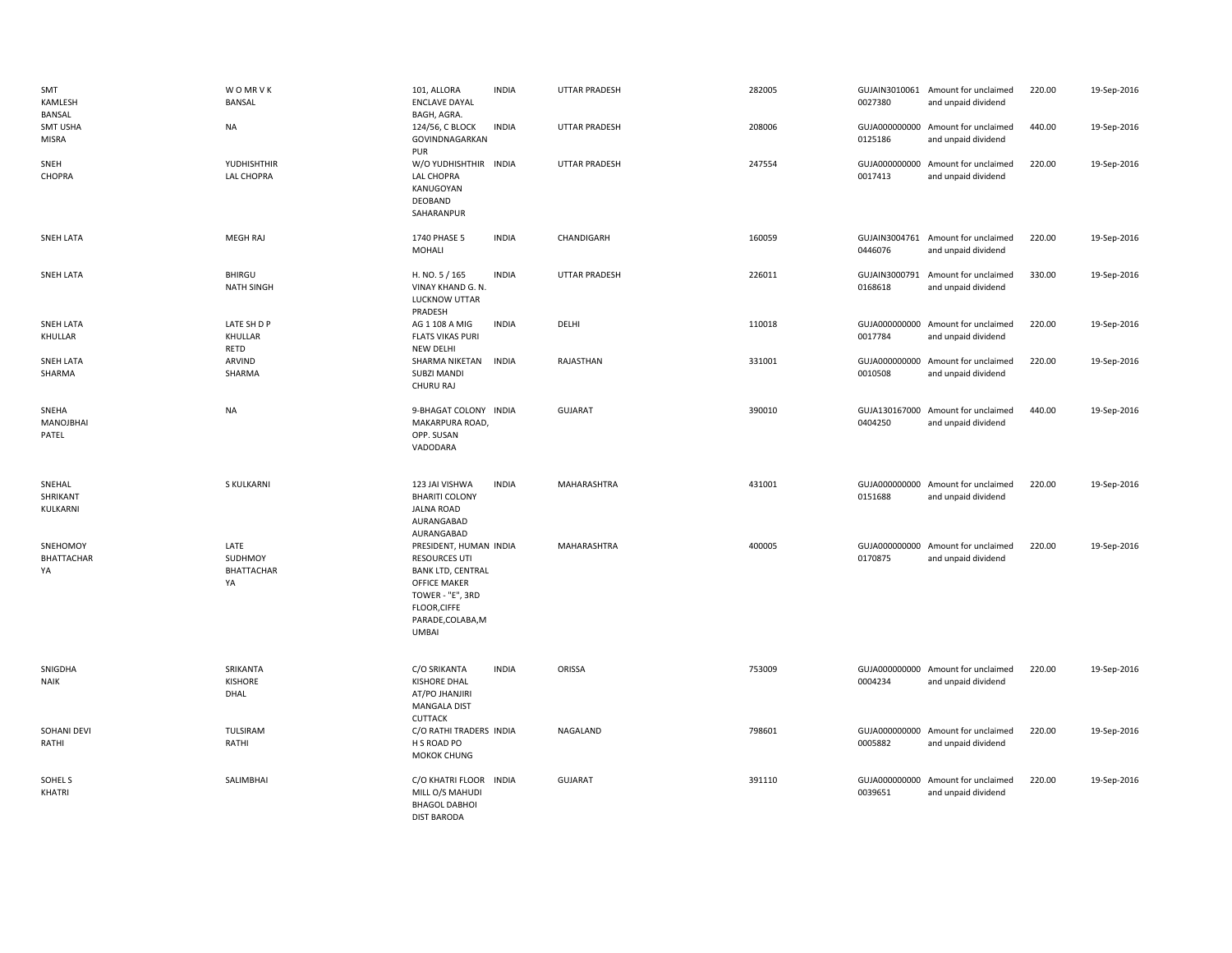| | | | | | | | | | |
|---|---|---|---|---|---|---|---|---|---|
| SMT KAMLESH BANSAL | W O MR V K BANSAL | 101, ALLORA ENCLAVE DAYAL BAGH, AGRA. | INDIA | UTTAR PRADESH | 282005 | GUJAIN3010061 0027380 | Amount for unclaimed and unpaid dividend | 220.00 | 19-Sep-2016 |
| SMT USHA MISRA | NA | 124/56, C BLOCK GOVINDNAGARKAN PUR | INDIA | UTTAR PRADESH | 208006 | GUJA000000000 0125186 | Amount for unclaimed and unpaid dividend | 440.00 | 19-Sep-2016 |
| SNEH CHOPRA | YUDHISHTHIR LAL CHOPRA | W/O YUDHISHTHIR LAL CHOPRA KANUGOYAN DEOBAND SAHARANPUR | INDIA | UTTAR PRADESH | 247554 | GUJA000000000 0017413 | Amount for unclaimed and unpaid dividend | 220.00 | 19-Sep-2016 |
| SNEH LATA | MEGH RAJ | 1740 PHASE 5 MOHALI | INDIA | CHANDIGARH | 160059 | GUJAIN3004761 0446076 | Amount for unclaimed and unpaid dividend | 220.00 | 19-Sep-2016 |
| SNEH LATA | BHIRGU NATH SINGH | H. NO. 5 / 165 VINAY KHAND G. N. LUCKNOW UTTAR PRADESH | INDIA | UTTAR PRADESH | 226011 | GUJAIN3000791 0168618 | Amount for unclaimed and unpaid dividend | 330.00 | 19-Sep-2016 |
| SNEH LATA KHULLAR | LATE SH D P KHULLAR RETD | AG 1 108 A MIG FLATS VIKAS PURI NEW DELHI | INDIA | DELHI | 110018 | GUJA000000000 0017784 | Amount for unclaimed and unpaid dividend | 220.00 | 19-Sep-2016 |
| SNEH LATA SHARMA | ARVIND SHARMA | SHARMA NIKETAN SUBZI MANDI CHURU RAJ | INDIA | RAJASTHAN | 331001 | GUJA000000000 0010508 | Amount for unclaimed and unpaid dividend | 220.00 | 19-Sep-2016 |
| SNEHA MANOJBHAI PATEL | NA | 9-BHAGAT COLONY MAKARPURA ROAD, OPP. SUSAN VADODARA | INDIA | GUJARAT | 390010 | GUJA130167000 0404250 | Amount for unclaimed and unpaid dividend | 440.00 | 19-Sep-2016 |
| SNEHAL SHRIKANT KULKARNI | S KULKARNI | 123 JAI VISHWA BHARITI COLONY JALNA ROAD AURANGABAD AURANGABAD | INDIA | MAHARASHTRA | 431001 | GUJA000000000 0151688 | Amount for unclaimed and unpaid dividend | 220.00 | 19-Sep-2016 |
| SNEHOMOY BHATTACHAR YA | LATE SUDHMOY BHATTACHAR YA | PRESIDENT, HUMAN RESOURCES UTI BANK LTD, CENTRAL OFFICE MAKER TOWER - "E", 3RD FLOOR,CIFFE PARADE,COLABA,M UMBAI | INDIA | MAHARASHTRA | 400005 | GUJA000000000 0170875 | Amount for unclaimed and unpaid dividend | 220.00 | 19-Sep-2016 |
| SNIGDHA NAIK | SRIKANTA KISHORE DHAL | C/O SRIKANTA KISHORE DHAL AT/PO JHANJIRI MANGALA DIST CUTTACK | INDIA | ORISSA | 753009 | GUJA000000000 0004234 | Amount for unclaimed and unpaid dividend | 220.00 | 19-Sep-2016 |
| SOHANI DEVI RATHI | TULSIRAM RATHI | C/O RATHI TRADERS H S ROAD PO MOKOK CHUNG | INDIA | NAGALAND | 798601 | GUJA000000000 0005882 | Amount for unclaimed and unpaid dividend | 220.00 | 19-Sep-2016 |
| SOHEL S KHATRI | SALIMBHAI | C/O KHATRI FLOOR MILL O/S MAHUDI BHAGOL DABHOI DIST BARODA | INDIA | GUJARAT | 391110 | GUJA000000000 0039651 | Amount for unclaimed and unpaid dividend | 220.00 | 19-Sep-2016 |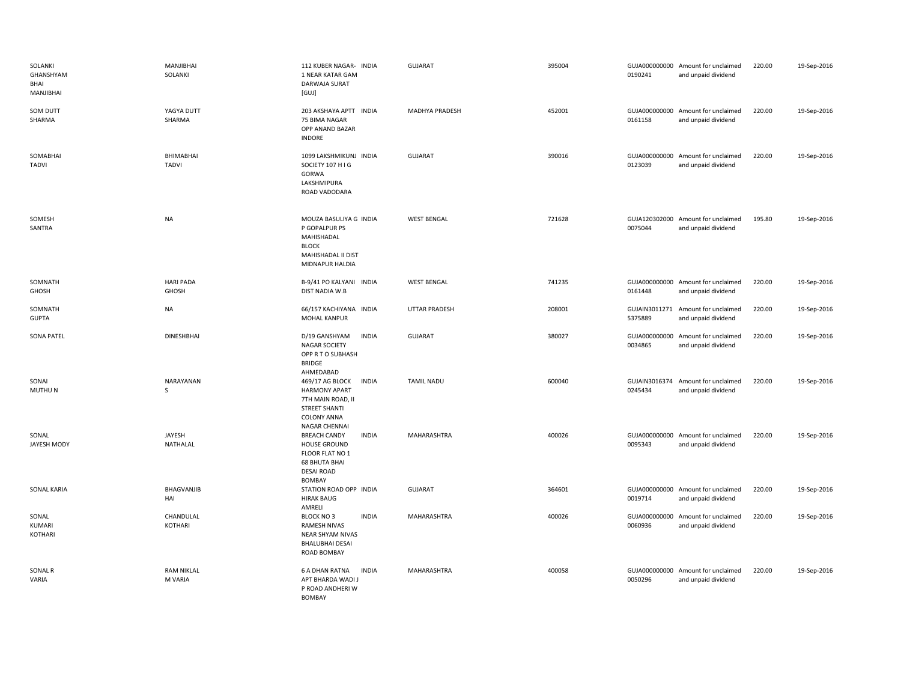| | | | | | | | | | |
|---|---|---|---|---|---|---|---|---|---|
| SOLANKI GHANSHYAM BHAI MANJIBHAI | MANJIBHAI SOLANKI | 112 KUBER NAGAR- 1 NEAR KATAR GAM DARWAJA SURAT [GUJ] | INDIA | GUJARAT | 395004 | GUJA000000000 0190241 | Amount for unclaimed and unpaid dividend | 220.00 | 19-Sep-2016 |
| SOM DUTT SHARMA | YAGYA DUTT SHARMA | 203 AKSHAYA APTT 75 BIMA NAGAR OPP ANAND BAZAR INDORE | INDIA | MADHYA PRADESH | 452001 | GUJA000000000 0161158 | Amount for unclaimed and unpaid dividend | 220.00 | 19-Sep-2016 |
| SOMABHAI TADVI | BHIMABHAI TADVI | 1099 LAKSHMIKUNJ SOCIETY 107 H I G GORWA LAKSHMIPURA ROAD VADODARA | INDIA | GUJARAT | 390016 | GUJA000000000 0123039 | Amount for unclaimed and unpaid dividend | 220.00 | 19-Sep-2016 |
| SOMESH SANTRA | NA | MOUZA BASULIYA G P GOPALPUR PS MAHISHADAL BLOCK MAHISHADAL II DIST MIDNAPUR HALDIA | INDIA | WEST BENGAL | 721628 | GUJA120302000 0075044 | Amount for unclaimed and unpaid dividend | 195.80 | 19-Sep-2016 |
| SOMNATH GHOSH | HARI PADA GHOSH | B-9/41 PO KALYANI DIST NADIA W.B | INDIA | WEST BENGAL | 741235 | GUJA000000000 0161448 | Amount for unclaimed and unpaid dividend | 220.00 | 19-Sep-2016 |
| SOMNATH GUPTA | NA | 66/157 KACHIYANA MOHAL KANPUR | INDIA | UTTAR PRADESH | 208001 | GUJAIN3011271 5375889 | Amount for unclaimed and unpaid dividend | 220.00 | 19-Sep-2016 |
| SONA PATEL | DINESHBHAI | D/19 GANSHYAM NAGAR SOCIETY OPP R T O SUBHASH BRIDGE AHMEDABAD | INDIA | GUJARAT | 380027 | GUJA000000000 0034865 | Amount for unclaimed and unpaid dividend | 220.00 | 19-Sep-2016 |
| SONAI MUTHU N | NARAYANAN S | 469/17 AG BLOCK HARMONY APART 7TH MAIN ROAD, II STREET SHANTI COLONY ANNA NAGAR CHENNAI | INDIA | TAMIL NADU | 600040 | GUJAIN3016374 0245434 | Amount for unclaimed and unpaid dividend | 220.00 | 19-Sep-2016 |
| SONAL JAYESH MODY | JAYESH NATHALAL | BREACH CANDY HOUSE GROUND FLOOR FLAT NO 1 68 BHUTA BHAI DESAI ROAD BOMBAY | INDIA | MAHARASHTRA | 400026 | GUJA000000000 0095343 | Amount for unclaimed and unpaid dividend | 220.00 | 19-Sep-2016 |
| SONAL KARIA | BHAGVANJIB HAI | STATION ROAD OPP HIRAK BAUG AMRELI | INDIA | GUJARAT | 364601 | GUJA000000000 0019714 | Amount for unclaimed and unpaid dividend | 220.00 | 19-Sep-2016 |
| SONAL KUMARI KOTHARI | CHANDULAL KOTHARI | BLOCK NO 3 RAMESH NIVAS NEAR SHYAM NIVAS BHALUBHAI DESAI ROAD BOMBAY | INDIA | MAHARASHTRA | 400026 | GUJA000000000 0060936 | Amount for unclaimed and unpaid dividend | 220.00 | 19-Sep-2016 |
| SONAL R VARIA | RAM NIKLAL M VARIA | 6 A DHAN RATNA APT BHARDA WADI J P ROAD ANDHERI W BOMBAY | INDIA | MAHARASHTRA | 400058 | GUJA000000000 0050296 | Amount for unclaimed and unpaid dividend | 220.00 | 19-Sep-2016 |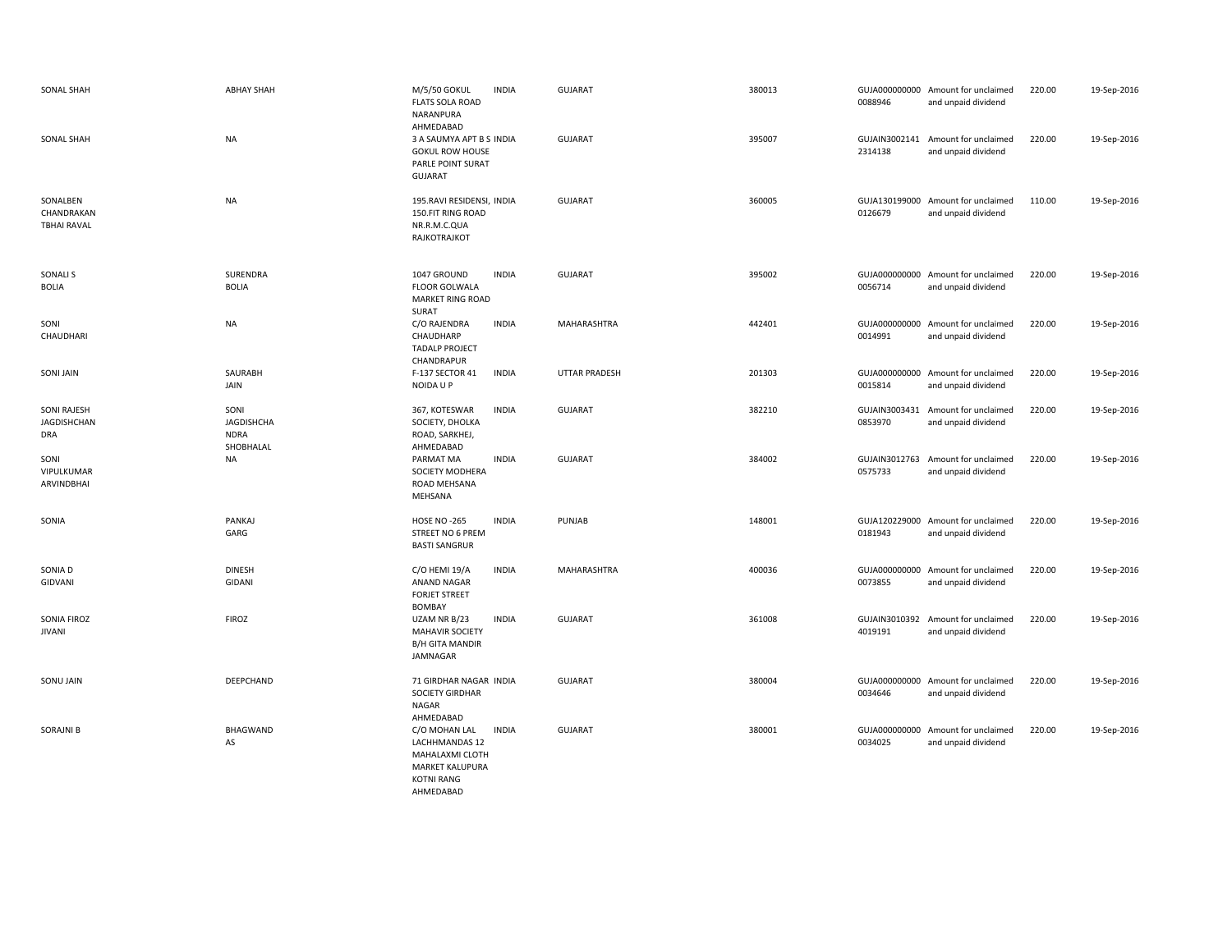| | | | | | | | | | |
|---|---|---|---|---|---|---|---|---|---|
| SONAL SHAH | ABHAY SHAH | M/5/50 GOKUL FLATS SOLA ROAD NARANPURA AHMEDABAD | INDIA | GUJARAT | 380013 | GUJA000000000 0088946 | Amount for unclaimed and unpaid dividend | 220.00 | 19-Sep-2016 |
| SONAL SHAH | NA | 3 A SAUMYA APT B S GOKUL ROW HOUSE PARLE POINT SURAT GUJARAT | INDIA | GUJARAT | 395007 | GUJAIN3002141 2314138 | Amount for unclaimed and unpaid dividend | 220.00 | 19-Sep-2016 |
| SONALBEN CHANDRAKAN TBHAI RAVAL | NA | 195.RAVI RESIDENSI, 150.FIT RING ROAD NR.R.M.C.QUA RAJKOTRAJKOT | INDIA | GUJARAT | 360005 | GUJA130199000 0126679 | Amount for unclaimed and unpaid dividend | 110.00 | 19-Sep-2016 |
| SONALI S BOLIA | SURENDRA BOLIA | 1047 GROUND FLOOR GOLWALA MARKET RING ROAD SURAT | INDIA | GUJARAT | 395002 | GUJA000000000 0056714 | Amount for unclaimed and unpaid dividend | 220.00 | 19-Sep-2016 |
| SONI CHAUDHARI | NA | C/O RAJENDRA CHAUDHARP TADALP PROJECT CHANDRAPUR | INDIA | MAHARASHTRA | 442401 | GUJA000000000 0014991 | Amount for unclaimed and unpaid dividend | 220.00 | 19-Sep-2016 |
| SONI JAIN | SAURABH JAIN | F-137 SECTOR 41 NOIDA U P | INDIA | UTTAR PRADESH | 201303 | GUJA000000000 0015814 | Amount for unclaimed and unpaid dividend | 220.00 | 19-Sep-2016 |
| SONI RAJESH JAGDISHCHAN DRA | SONI JAGDISHCHA NDRA SHOBHALAL | 367, KOTESWAR SOCIETY, DHOLKA ROAD, SARKHEJ, AHMEDABAD | INDIA | GUJARAT | 382210 | GUJAIN3003431 0853970 | Amount for unclaimed and unpaid dividend | 220.00 | 19-Sep-2016 |
| SONI VIPULKUMAR ARVINDBHAI | NA | PARMAT MA SOCIETY MODHERA ROAD MEHSANA MEHSANA | INDIA | GUJARAT | 384002 | GUJAIN3012763 0575733 | Amount for unclaimed and unpaid dividend | 220.00 | 19-Sep-2016 |
| SONIA | PANKAJ GARG | HOSE NO -265 STREET NO 6 PREM BASTI SANGRUR | INDIA | PUNJAB | 148001 | GUJA120229000 0181943 | Amount for unclaimed and unpaid dividend | 220.00 | 19-Sep-2016 |
| SONIA D GIDVANI | DINESH GIDANI | C/O HEMI 19/A ANAND NAGAR FORJET STREET BOMBAY | INDIA | MAHARASHTRA | 400036 | GUJA000000000 0073855 | Amount for unclaimed and unpaid dividend | 220.00 | 19-Sep-2016 |
| SONIA FIROZ JIVANI | FIROZ | UZAM NR B/23 MAHAVIR SOCIETY B/H GITA MANDIR JAMNAGAR | INDIA | GUJARAT | 361008 | GUJAIN3010392 4019191 | Amount for unclaimed and unpaid dividend | 220.00 | 19-Sep-2016 |
| SONU JAIN | DEEPCHAND | 71 GIRDHAR NAGAR SOCIETY GIRDHAR NAGAR AHMEDABAD | INDIA | GUJARAT | 380004 | GUJA000000000 0034646 | Amount for unclaimed and unpaid dividend | 220.00 | 19-Sep-2016 |
| SORAJNI B | BHAGWAND AS | C/O MOHAN LAL LACHHMANDAS 12 MAHALAXMI CLOTH MARKET KALUPURA KOTNI RANG AHMEDABAD | INDIA | GUJARAT | 380001 | GUJA000000000 0034025 | Amount for unclaimed and unpaid dividend | 220.00 | 19-Sep-2016 |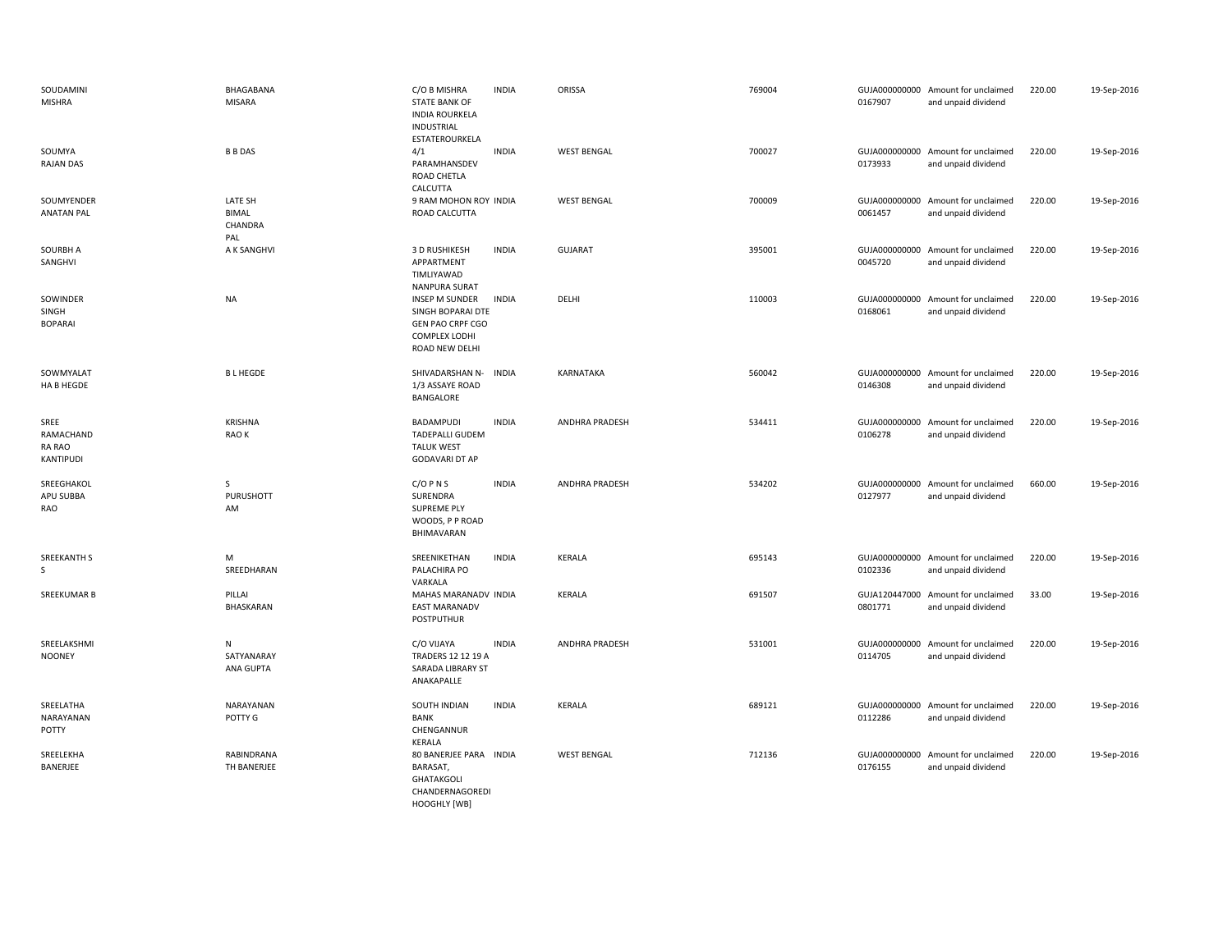| | | | | | | | | | |
|---|---|---|---|---|---|---|---|---|---|
| SOUDAMINI MISHRA | BHAGABANA MISARA | C/O B MISHRA STATE BANK OF INDIA ROURKELA INDUSTRIAL ESTATEROURKELA | INDIA | ORISSA | 769004 | GUJA000000000 0167907 | Amount for unclaimed and unpaid dividend | 220.00 | 19-Sep-2016 |
| SOUMYA RAJAN DAS | B B DAS | 4/1 PARAMHANSDEV ROAD CHETLA CALCUTTA | INDIA | WEST BENGAL | 700027 | GUJA000000000 0173933 | Amount for unclaimed and unpaid dividend | 220.00 | 19-Sep-2016 |
| SOUMYENDER ANATAN PAL | LATE SH BIMAL CHANDRA PAL | 9 RAM MOHON ROY ROAD CALCUTTA | INDIA | WEST BENGAL | 700009 | GUJA000000000 0061457 | Amount for unclaimed and unpaid dividend | 220.00 | 19-Sep-2016 |
| SOURBH A SANGHVI | A K SANGHVI | 3 D RUSHIKESH APPARTMENT TIMLIYAWAD NANPURA SURAT | INDIA | GUJARAT | 395001 | GUJA000000000 0045720 | Amount for unclaimed and unpaid dividend | 220.00 | 19-Sep-2016 |
| SOWINDER SINGH BOPARAI | NA | INSEP M SUNDER SINGH BOPARAI DTE GEN PAO CRPF CGO COMPLEX LODHI ROAD NEW DELHI | INDIA | DELHI | 110003 | GUJA000000000 0168061 | Amount for unclaimed and unpaid dividend | 220.00 | 19-Sep-2016 |
| SOWMYALAT HA B HEGDE | B L HEGDE | SHIVADARSHAN N-1/3 ASSAYE ROAD BANGALORE | INDIA | KARNATAKA | 560042 | GUJA000000000 0146308 | Amount for unclaimed and unpaid dividend | 220.00 | 19-Sep-2016 |
| SREE RAMACHAND RA RAO KANTIPUDI | KRISHNA RAO K | BADAMPUDI TADEPALLI GUDEM TALUK WEST GODAVARI DT AP | INDIA | ANDHRA PRADESH | 534411 | GUJA000000000 0106278 | Amount for unclaimed and unpaid dividend | 220.00 | 19-Sep-2016 |
| SREEGHAKOL APU SUBBA RAO | S PURUSHOTT AM | C/O P N S SURENDRA SUPREME PLY WOODS, P P ROAD BHIMAVARAN | INDIA | ANDHRA PRADESH | 534202 | GUJA000000000 0127977 | Amount for unclaimed and unpaid dividend | 660.00 | 19-Sep-2016 |
| SREEKANTH S S | M SREEDHARAN | SREENIKETHAN PALACHIRA PO VARKALA | INDIA | KERALA | 695143 | GUJA000000000 0102336 | Amount for unclaimed and unpaid dividend | 220.00 | 19-Sep-2016 |
| SREEKUMAR B | PILLAI BHASKARAN | MAHAS MARANADV EAST MARANADV POSTPUTHUR | INDIA | KERALA | 691507 | GUJA120447000 0801771 | Amount for unclaimed and unpaid dividend | 33.00 | 19-Sep-2016 |
| SREELAKSHMI NOONEY | N SATYANARAY ANA GUPTA | C/O VIJAYA TRADERS 12 12 19 A SARADA LIBRARY ST ANAKAPALLE | INDIA | ANDHRA PRADESH | 531001 | GUJA000000000 0114705 | Amount for unclaimed and unpaid dividend | 220.00 | 19-Sep-2016 |
| SREELATHA NARAYANAN POTTY | NARAYANAN POTTY G | SOUTH INDIAN BANK CHENGANNUR KERALA | INDIA | KERALA | 689121 | GUJA000000000 0112286 | Amount for unclaimed and unpaid dividend | 220.00 | 19-Sep-2016 |
| SREELEKHA BANERJEE | RABINDRANA TH BANERJEE | 80 BANERJEE PARA BARASAT, GHATAKGOLI CHANDERNAGOREDI HOOGHLY [WB] | INDIA | WEST BENGAL | 712136 | GUJA000000000 0176155 | Amount for unclaimed and unpaid dividend | 220.00 | 19-Sep-2016 |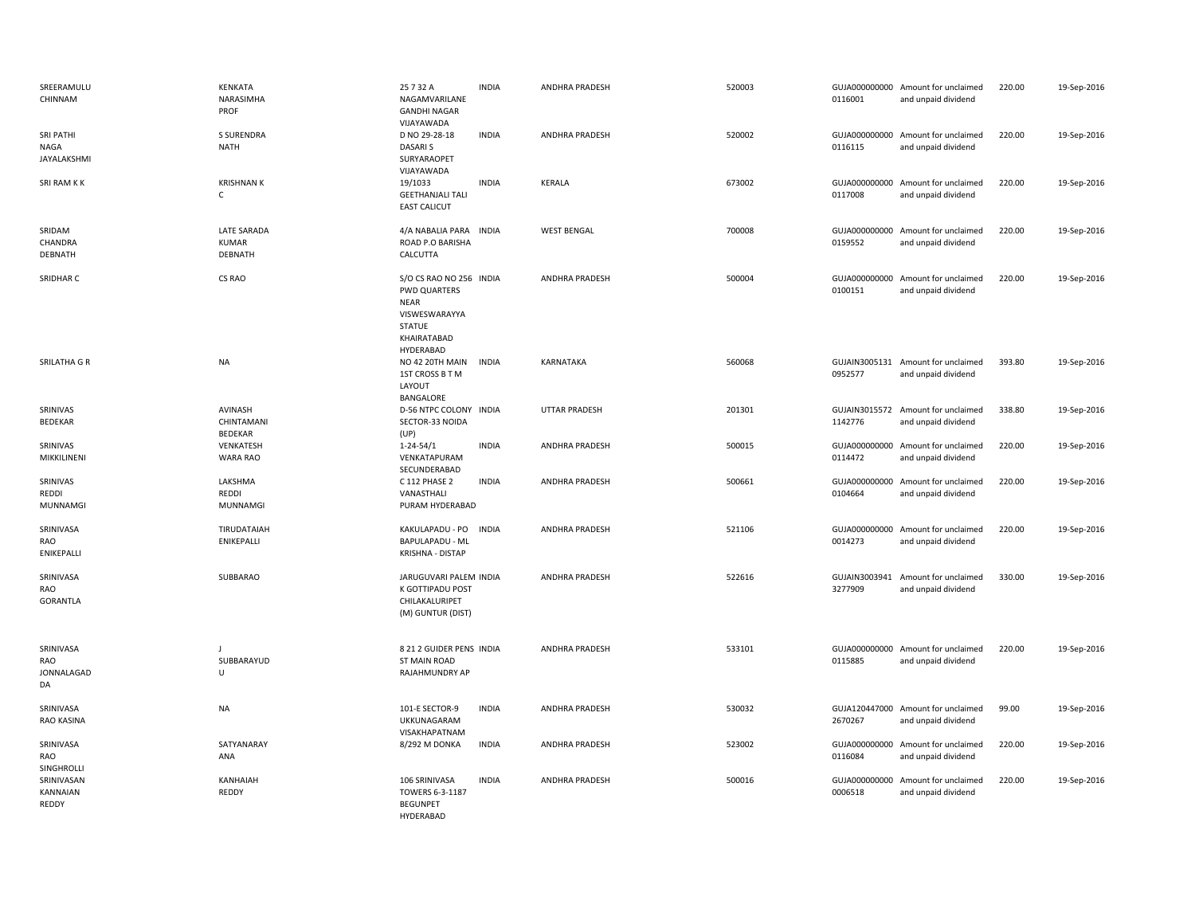| | | | | | | | | | |
|---|---|---|---|---|---|---|---|---|---|
| SREERAMULU CHINNAM | KENKATA NARASIMHA PROF | 25 7 32 A NAGAMVARILANE GANDHI NAGAR VIJAYAWADA | INDIA | ANDHRA PRADESH | 520003 | GUJA000000000 0116001 | Amount for unclaimed and unpaid dividend | 220.00 | 19-Sep-2016 |
| SRI PATHI NAGA JAYALAKSHMI | S SURENDRA NATH | D NO 29-28-18 DASARI S SURYARAOPET VIJAYAWADA | INDIA | ANDHRA PRADESH | 520002 | GUJA000000000 0116115 | Amount for unclaimed and unpaid dividend | 220.00 | 19-Sep-2016 |
| SRI RAM K K | KRISHNAN K C | 19/1033 GEETHANJALI TALI EAST CALICUT | INDIA | KERALA | 673002 | GUJA000000000 0117008 | Amount for unclaimed and unpaid dividend | 220.00 | 19-Sep-2016 |
| SRIDAM CHANDRA DEBNATH | LATE SARADA KUMAR DEBNATH | 4/A NABALIA PARA ROAD P.O BARISHA CALCUTTA | INDIA | WEST BENGAL | 700008 | GUJA000000000 0159552 | Amount for unclaimed and unpaid dividend | 220.00 | 19-Sep-2016 |
| SRIDHAR C | CS RAO | S/O CS RAO NO 256 PWD QUARTERS NEAR VISWESWARAYYA STATUE KHAIRATABAD HYDERABAD | INDIA | ANDHRA PRADESH | 500004 | GUJA000000000 0100151 | Amount for unclaimed and unpaid dividend | 220.00 | 19-Sep-2016 |
| SRILATHA G R | NA | NO 42 20TH MAIN 1ST CROSS B T M LAYOUT BANGALORE | INDIA | KARNATAKA | 560068 | GUJAIN3005131 0952577 | Amount for unclaimed and unpaid dividend | 393.80 | 19-Sep-2016 |
| SRINIVAS BEDEKAR | AVINASH CHINTAMANI BEDEKAR | D-56 NTPC COLONY SECTOR-33 NOIDA (UP) | INDIA | UTTAR PRADESH | 201301 | GUJAIN3015572 1142776 | Amount for unclaimed and unpaid dividend | 338.80 | 19-Sep-2016 |
| SRINIVAS MIKKILINENI | VENKATESH WARA RAO | 1-24-54/1 VENKATAPURAM SECUNDERABAD | INDIA | ANDHRA PRADESH | 500015 | GUJA000000000 0114472 | Amount for unclaimed and unpaid dividend | 220.00 | 19-Sep-2016 |
| SRINIVAS REDDI MUNNAMGI | LAKSHMA REDDI MUNNAMGI | C 112 PHASE 2 VANASTHALI PURAM HYDERABAD | INDIA | ANDHRA PRADESH | 500661 | GUJA000000000 0104664 | Amount for unclaimed and unpaid dividend | 220.00 | 19-Sep-2016 |
| SRINIVASA RAO ENIKEPALLI | TIRUDATAIAH ENIKEPALLI | KAKULAPADU - PO BAPULAPADU - ML KRISHNA - DISTAP | INDIA | ANDHRA PRADESH | 521106 | GUJA000000000 0014273 | Amount for unclaimed and unpaid dividend | 220.00 | 19-Sep-2016 |
| SRINIVASA RAO GORANTLA | SUBBARAO | JARUGUVARI PALEM K GOTTIPADU POST CHILAKALURIPET (M) GUNTUR (DIST) | INDIA | ANDHRA PRADESH | 522616 | GUJAIN3003941 3277909 | Amount for unclaimed and unpaid dividend | 330.00 | 19-Sep-2016 |
| SRINIVASA RAO JONNALAGAD DA | J SUBBARAYUD U | 8 21 2 GUIDER PENS ST MAIN ROAD RAJAHMUNDRY AP | INDIA | ANDHRA PRADESH | 533101 | GUJA000000000 0115885 | Amount for unclaimed and unpaid dividend | 220.00 | 19-Sep-2016 |
| SRINIVASA RAO KASINA | NA | 101-E SECTOR-9 UKKUNAGARAM VISAKHAPATNAM | INDIA | ANDHRA PRADESH | 530032 | GUJA120447000 2670267 | Amount for unclaimed and unpaid dividend | 99.00 | 19-Sep-2016 |
| SRINIVASA RAO SINGHROLLI | SATYANARAY ANA | 8/292 M DONKA | INDIA | ANDHRA PRADESH | 523002 | GUJA000000000 0116084 | Amount for unclaimed and unpaid dividend | 220.00 | 19-Sep-2016 |
| SRINIVASAN KANNAIAN REDDY | KANHAIAH REDDY | 106 SRINIVASA TOWERS 6-3-1187 BEGUNPET HYDERABAD | INDIA | ANDHRA PRADESH | 500016 | GUJA000000000 0006518 | Amount for unclaimed and unpaid dividend | 220.00 | 19-Sep-2016 |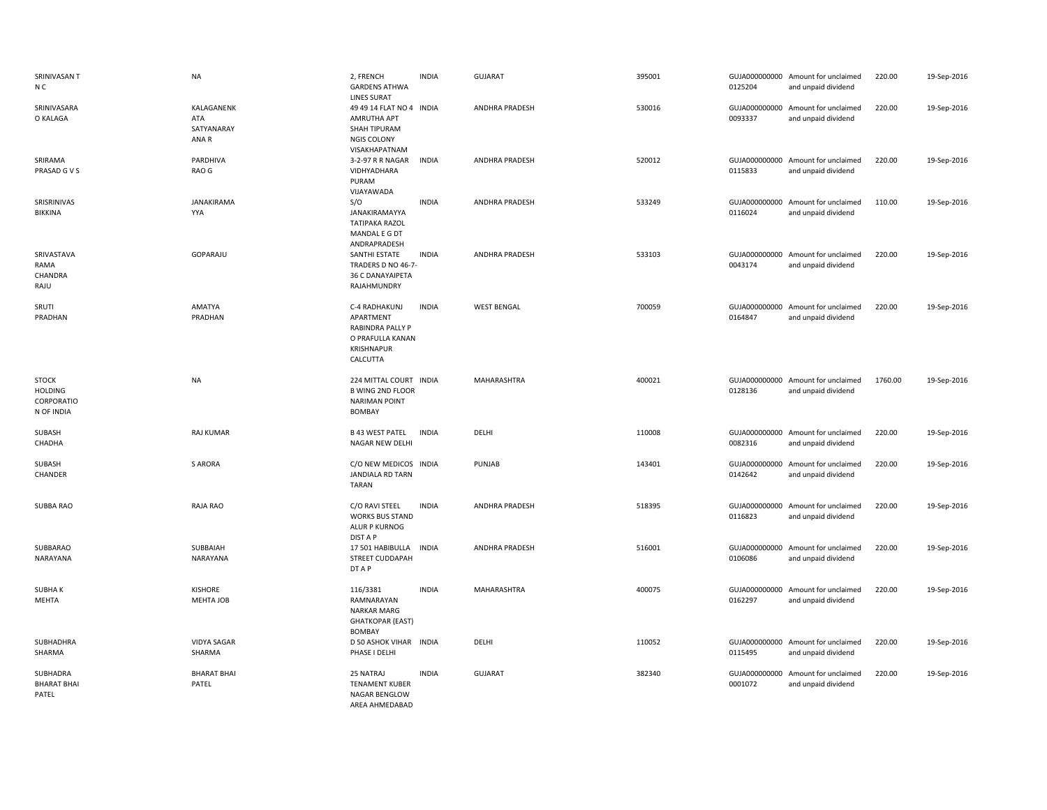| | | | | | | | | | |
|---|---|---|---|---|---|---|---|---|---|
| SRINIVASAN T N C | NA | 2, FRENCH GARDENS ATHWA LINES SURAT | INDIA | GUJARAT | 395001 | GUJA000000000 0125204 | Amount for unclaimed and unpaid dividend | 220.00 | 19-Sep-2016 |
| SRINIVASARA O KALAGA | KALAGANENK ATA SATYANARAY ANA R | 49 49 14 FLAT NO 4 AMRUTHA APT SHAH TIPURAM NGIS COLONY VISAKHAPATNAM | INDIA | ANDHRA PRADESH | 530016 | GUJA000000000 0093337 | Amount for unclaimed and unpaid dividend | 220.00 | 19-Sep-2016 |
| SRIRAMA PRASAD G V S | PARDHIVA RAO G | 3-2-97 R R NAGAR VIDHYADHARA PURAM VIJAYAWADA | INDIA | ANDHRA PRADESH | 520012 | GUJA000000000 0115833 | Amount for unclaimed and unpaid dividend | 220.00 | 19-Sep-2016 |
| SRISRINIVAS BIKKINA | JANAKIRAMA YYA | S/O JANAKIRAMAYYA TATIPAKA RAZOL MANDAL E G DT ANDRAPRADESH | INDIA | ANDHRA PRADESH | 533249 | GUJA000000000 0116024 | Amount for unclaimed and unpaid dividend | 110.00 | 19-Sep-2016 |
| SRIVASTAVA RAMA CHANDRA RAJU | GOPARAJU | SANTHI ESTATE TRADERS D NO 46-7-36 C DANAYAIPETA RAJAHMUNDRY | INDIA | ANDHRA PRADESH | 533103 | GUJA000000000 0043174 | Amount for unclaimed and unpaid dividend | 220.00 | 19-Sep-2016 |
| SRUTI PRADHAN | AMATYA PRADHAN | C-4 RADHAKUNJ APARTMENT RABINDRA PALLY P O PRAFULLA KANAN KRISHNAPUR CALCUTTA | INDIA | WEST BENGAL | 700059 | GUJA000000000 0164847 | Amount for unclaimed and unpaid dividend | 220.00 | 19-Sep-2016 |
| STOCK HOLDING CORPORATIO N OF INDIA | NA | 224 MITTAL COURT B WING 2ND FLOOR NARIMAN POINT BOMBAY | INDIA | MAHARASHTRA | 400021 | GUJA000000000 0128136 | Amount for unclaimed and unpaid dividend | 1760.00 | 19-Sep-2016 |
| SUBASH CHADHA | RAJ KUMAR | B 43 WEST PATEL NAGAR NEW DELHI | INDIA | DELHI | 110008 | GUJA000000000 0082316 | Amount for unclaimed and unpaid dividend | 220.00 | 19-Sep-2016 |
| SUBASH CHANDER | S ARORA | C/O NEW MEDICOS JANDIALA RD TARN TARAN | INDIA | PUNJAB | 143401 | GUJA000000000 0142642 | Amount for unclaimed and unpaid dividend | 220.00 | 19-Sep-2016 |
| SUBBA RAO | RAJA RAO | C/O RAVI STEEL WORKS BUS STAND ALUR P KURNOG DIST A P | INDIA | ANDHRA PRADESH | 518395 | GUJA000000000 0116823 | Amount for unclaimed and unpaid dividend | 220.00 | 19-Sep-2016 |
| SUBBARAO NARAYANA | SUBBAIAH NARAYANA | 17 501 HABIBULLA STREET CUDDAPAH DT A P | INDIA | ANDHRA PRADESH | 516001 | GUJA000000000 0106086 | Amount for unclaimed and unpaid dividend | 220.00 | 19-Sep-2016 |
| SUBHA K MEHTA | KISHORE MEHTA JOB | 116/3381 RAMNARAYAN NARKAR MARG GHATKOPAR (EAST) BOMBAY | INDIA | MAHARASHTRA | 400075 | GUJA000000000 0162297 | Amount for unclaimed and unpaid dividend | 220.00 | 19-Sep-2016 |
| SUBHADHRA SHARMA | VIDYA SAGAR SHARMA | D 50 ASHOK VIHAR PHASE I DELHI | INDIA | DELHI | 110052 | GUJA000000000 0115495 | Amount for unclaimed and unpaid dividend | 220.00 | 19-Sep-2016 |
| SUBHADRA BHARAT BHAI PATEL | BHARAT BHAI PATEL | 25 NATRAJ TENAMENT KUBER NAGAR BENGLOW AREA AHMEDABAD | INDIA | GUJARAT | 382340 | GUJA000000000 0001072 | Amount for unclaimed and unpaid dividend | 220.00 | 19-Sep-2016 |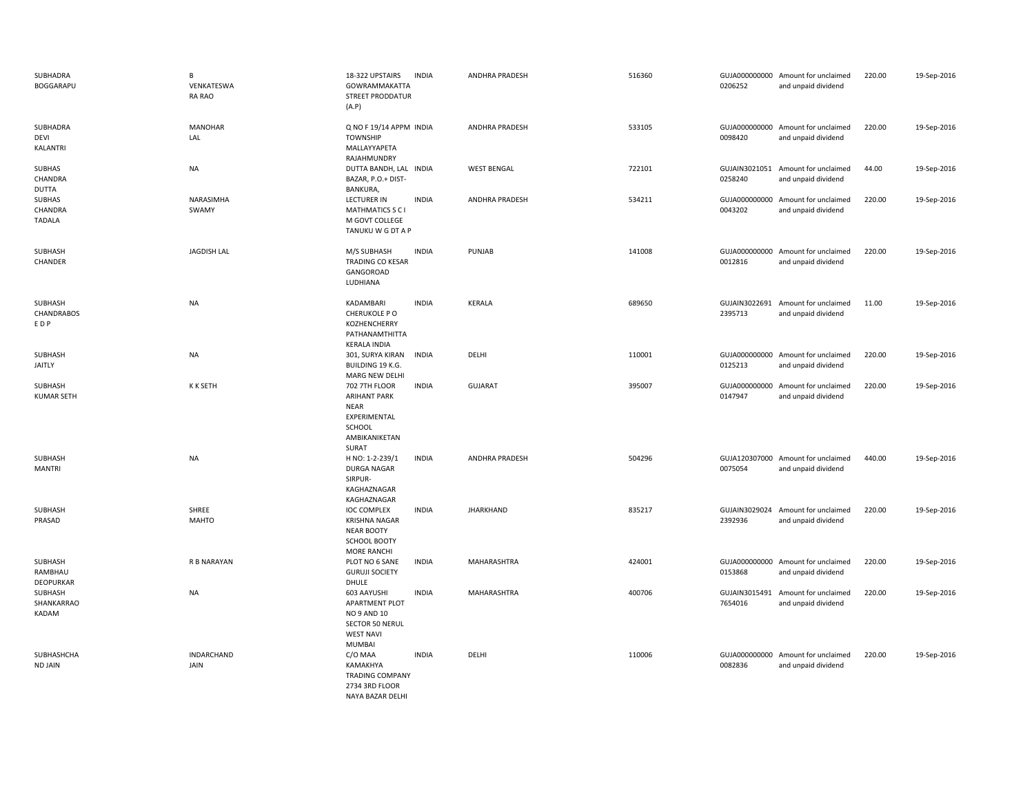| | | | | | | | | | |
|---|---|---|---|---|---|---|---|---|---|
| SUBHADRA BOGGARAPU | B VENKATESWA RA RAO | 18-322 UPSTAIRS GOWRAMMAKATTA STREET PRODDATUR (A.P) | INDIA | ANDHRA PRADESH | 516360 | GUJA000000000 0206252 | Amount for unclaimed and unpaid dividend | 220.00 | 19-Sep-2016 |
| SUBHADRA DEVI KALANTRI | MANOHAR LAL | Q NO F 19/14 APPM TOWNSHIP MALLAYYAPETA RAJAHMUNDRY | INDIA | ANDHRA PRADESH | 533105 | GUJA000000000 0098420 | Amount for unclaimed and unpaid dividend | 220.00 | 19-Sep-2016 |
| SUBHAS CHANDRA DUTTA | NA | DUTTA BANDH, LAL BAZAR, P.O.+ DIST-BANKURA, | INDIA | WEST BENGAL | 722101 | GUJAIN3021051 0258240 | Amount for unclaimed and unpaid dividend | 44.00 | 19-Sep-2016 |
| SUBHAS CHANDRA TADALA | NARASIMHA SWAMY | LECTURER IN MATHMATICS S C I M GOVT COLLEGE TANUKU W G DT A P | INDIA | ANDHRA PRADESH | 534211 | GUJA000000000 0043202 | Amount for unclaimed and unpaid dividend | 220.00 | 19-Sep-2016 |
| SUBHASH CHANDER | JAGDISH LAL | M/S SUBHASH TRADING CO KESAR GANGOROAD LUDHIANA | INDIA | PUNJAB | 141008 | GUJA000000000 0012816 | Amount for unclaimed and unpaid dividend | 220.00 | 19-Sep-2016 |
| SUBHASH CHANDRABOS E D P | NA | KADAMBARI CHERUKOLE P O KOZHENCHERRY PATHANAMTHITTA KERALA INDIA | INDIA | KERALA | 689650 | GUJAIN3022691 2395713 | Amount for unclaimed and unpaid dividend | 11.00 | 19-Sep-2016 |
| SUBHASH JAITLY | NA | 301, SURYA KIRAN BUILDING 19 K.G. MARG NEW DELHI | INDIA | DELHI | 110001 | GUJA000000000 0125213 | Amount for unclaimed and unpaid dividend | 220.00 | 19-Sep-2016 |
| SUBHASH KUMAR SETH | K K SETH | 702 7TH FLOOR ARIHANT PARK NEAR EXPERIMENTAL SCHOOL AMBIKANIKETAN SURAT | INDIA | GUJARAT | 395007 | GUJA000000000 0147947 | Amount for unclaimed and unpaid dividend | 220.00 | 19-Sep-2016 |
| SUBHASH MANTRI | NA | H NO: 1-2-239/1 DURGA NAGAR SIRPUR-KAGHAZNAGAR KAGHAZNAGAR | INDIA | ANDHRA PRADESH | 504296 | GUJA120307000 0075054 | Amount for unclaimed and unpaid dividend | 440.00 | 19-Sep-2016 |
| SUBHASH PRASAD | SHREE MAHTO | IOC COMPLEX KRISHNA NAGAR NEAR BOOTY SCHOOL BOOTY MORE RANCHI | INDIA | JHARKHAND | 835217 | GUJAIN3029024 2392936 | Amount for unclaimed and unpaid dividend | 220.00 | 19-Sep-2016 |
| SUBHASH RAMBHAU DEOPURKAR | R B NARAYAN | PLOT NO 6 SANE GURUJI SOCIETY DHULE | INDIA | MAHARASHTRA | 424001 | GUJA000000000 0153868 | Amount for unclaimed and unpaid dividend | 220.00 | 19-Sep-2016 |
| SUBHASH SHANKARRAO KADAM | NA | 603 AAYUSHI APARTMENT PLOT NO 9 AND 10 SECTOR 50 NERUL WEST NAVI MUMBAI | INDIA | MAHARASHTRA | 400706 | GUJAIN3015491 7654016 | Amount for unclaimed and unpaid dividend | 220.00 | 19-Sep-2016 |
| SUBHASHCHA ND JAIN | INDARCHAND JAIN | C/O MAA KAMAKHYA TRADING COMPANY 2734 3RD FLOOR NAYA BAZAR DELHI | INDIA | DELHI | 110006 | GUJA000000000 0082836 | Amount for unclaimed and unpaid dividend | 220.00 | 19-Sep-2016 |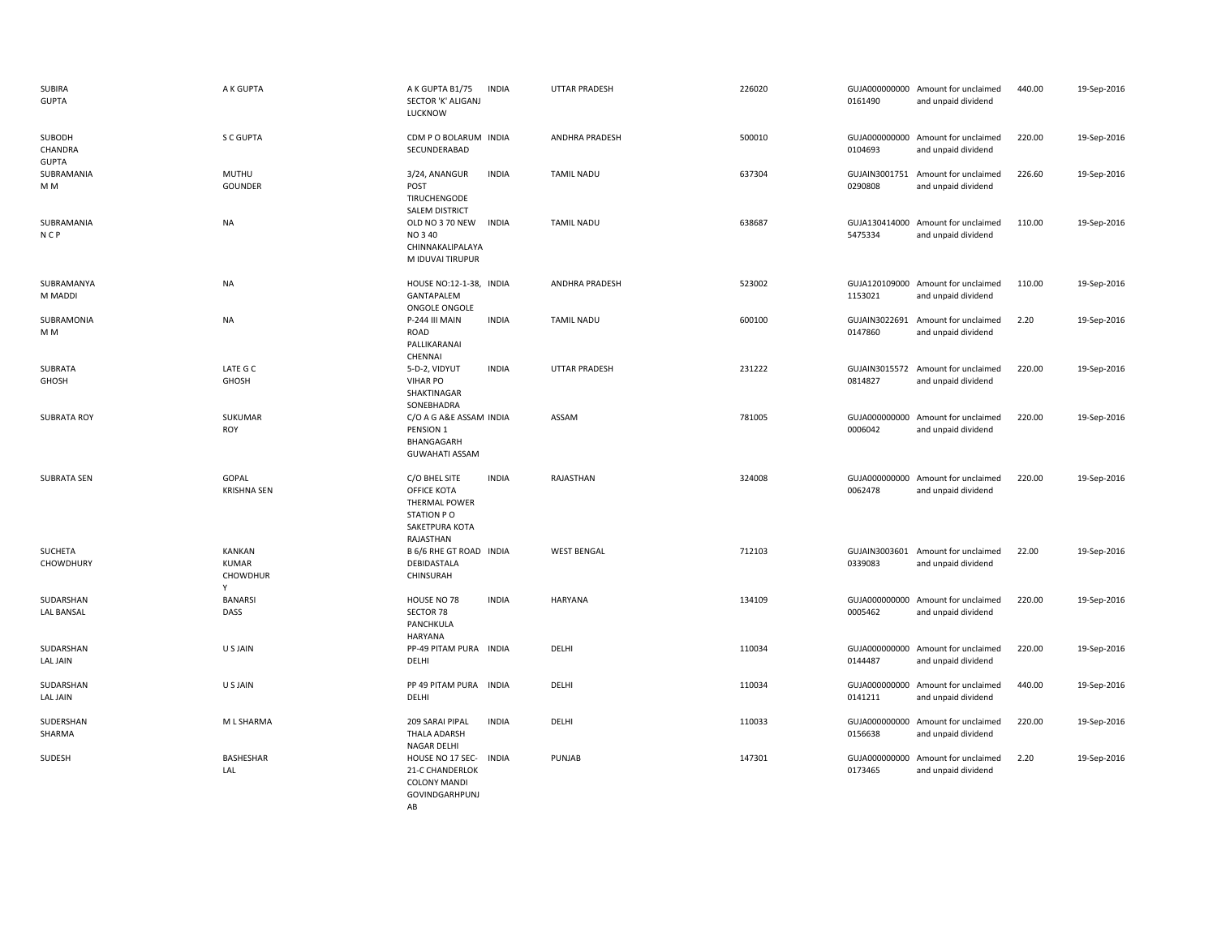| | | | | | | | | | |
|---|---|---|---|---|---|---|---|---|---|
| SUBIRA GUPTA | A K GUPTA | A K GUPTA B1/75 SECTOR 'K' ALIGANJ LUCKNOW | INDIA | UTTAR PRADESH | 226020 | GUJA000000000 0161490 | Amount for unclaimed and unpaid dividend | 440.00 | 19-Sep-2016 |
| SUBODH CHANDRA GUPTA | S C GUPTA | CDM P O BOLARUM SECUNDERABAD | INDIA | ANDHRA PRADESH | 500010 | GUJA000000000 0104693 | Amount for unclaimed and unpaid dividend | 220.00 | 19-Sep-2016 |
| SUBRAMANIA M M | MUTHU GOUNDER | 3/24, ANANGUR POST TIRUCHENGODE SALEM DISTRICT | INDIA | TAMIL NADU | 637304 | GUJAIN3001751 0290808 | Amount for unclaimed and unpaid dividend | 226.60 | 19-Sep-2016 |
| SUBRAMANIA N C P | NA | OLD NO 3 70 NEW NO 3 40 CHINNAKALIPALAYA M IDUVAI TIRUPUR | INDIA | TAMIL NADU | 638687 | GUJA130414000 5475334 | Amount for unclaimed and unpaid dividend | 110.00 | 19-Sep-2016 |
| SUBRAMANYA M MADDI | NA | HOUSE NO:12-1-38, GANTAPALEM ONGOLE ONGOLE | INDIA | ANDHRA PRADESH | 523002 | GUJA120109000 1153021 | Amount for unclaimed and unpaid dividend | 110.00 | 19-Sep-2016 |
| SUBRAMONIA M M | NA | P-244 III MAIN ROAD PALLIKARANAI CHENNAI | INDIA | TAMIL NADU | 600100 | GUJAIN3022691 0147860 | Amount for unclaimed and unpaid dividend | 2.20 | 19-Sep-2016 |
| SUBRATA GHOSH | LATE G C GHOSH | 5-D-2, VIDYUT VIHAR PO SHAKTINAGAR SONEBHADRA | INDIA | UTTAR PRADESH | 231222 | GUJAIN3015572 0814827 | Amount for unclaimed and unpaid dividend | 220.00 | 19-Sep-2016 |
| SUBRATA ROY | SUKUMAR ROY | C/O A G A&E ASSAM PENSION 1 BHANGAGARH GUWAHATI ASSAM | INDIA | ASSAM | 781005 | GUJA000000000 0006042 | Amount for unclaimed and unpaid dividend | 220.00 | 19-Sep-2016 |
| SUBRATA SEN | GOPAL KRISHNA SEN | C/O BHEL SITE OFFICE KOTA THERMAL POWER STATION P O SAKETPURA KOTA RAJASTHAN | INDIA | RAJASTHAN | 324008 | GUJA000000000 0062478 | Amount for unclaimed and unpaid dividend | 220.00 | 19-Sep-2016 |
| SUCHETA CHOWDHURY | KANKAN KUMAR CHOWDHURY | B 6/6 RHE GT ROAD DEBIDASTALA CHINSURAH | INDIA | WEST BENGAL | 712103 | GUJAIN3003601 0339083 | Amount for unclaimed and unpaid dividend | 22.00 | 19-Sep-2016 |
| SUDARSHAN LAL BANSAL | BANARSI DASS | HOUSE NO 78 SECTOR 78 PANCHKULA HARYANA | INDIA | HARYANA | 134109 | GUJA000000000 0005462 | Amount for unclaimed and unpaid dividend | 220.00 | 19-Sep-2016 |
| SUDARSHAN LAL JAIN | U S JAIN | PP-49 PITAM PURA DELHI | INDIA | DELHI | 110034 | GUJA000000000 0144487 | Amount for unclaimed and unpaid dividend | 220.00 | 19-Sep-2016 |
| SUDARSHAN LAL JAIN | U S JAIN | PP 49 PITAM PURA DELHI | INDIA | DELHI | 110034 | GUJA000000000 0141211 | Amount for unclaimed and unpaid dividend | 440.00 | 19-Sep-2016 |
| SUDERSHAN SHARMA | M L SHARMA | 209 SARAI PIPAL THALA ADARSH NAGAR DELHI | INDIA | DELHI | 110033 | GUJA000000000 0156638 | Amount for unclaimed and unpaid dividend | 220.00 | 19-Sep-2016 |
| SUDESH | BASHESHAR LAL | HOUSE NO 17 SEC-21-C CHANDERLOK COLONY MANDI GOVINDGARHPUNJAB | INDIA | PUNJAB | 147301 | GUJA000000000 0173465 | Amount for unclaimed and unpaid dividend | 2.20 | 19-Sep-2016 |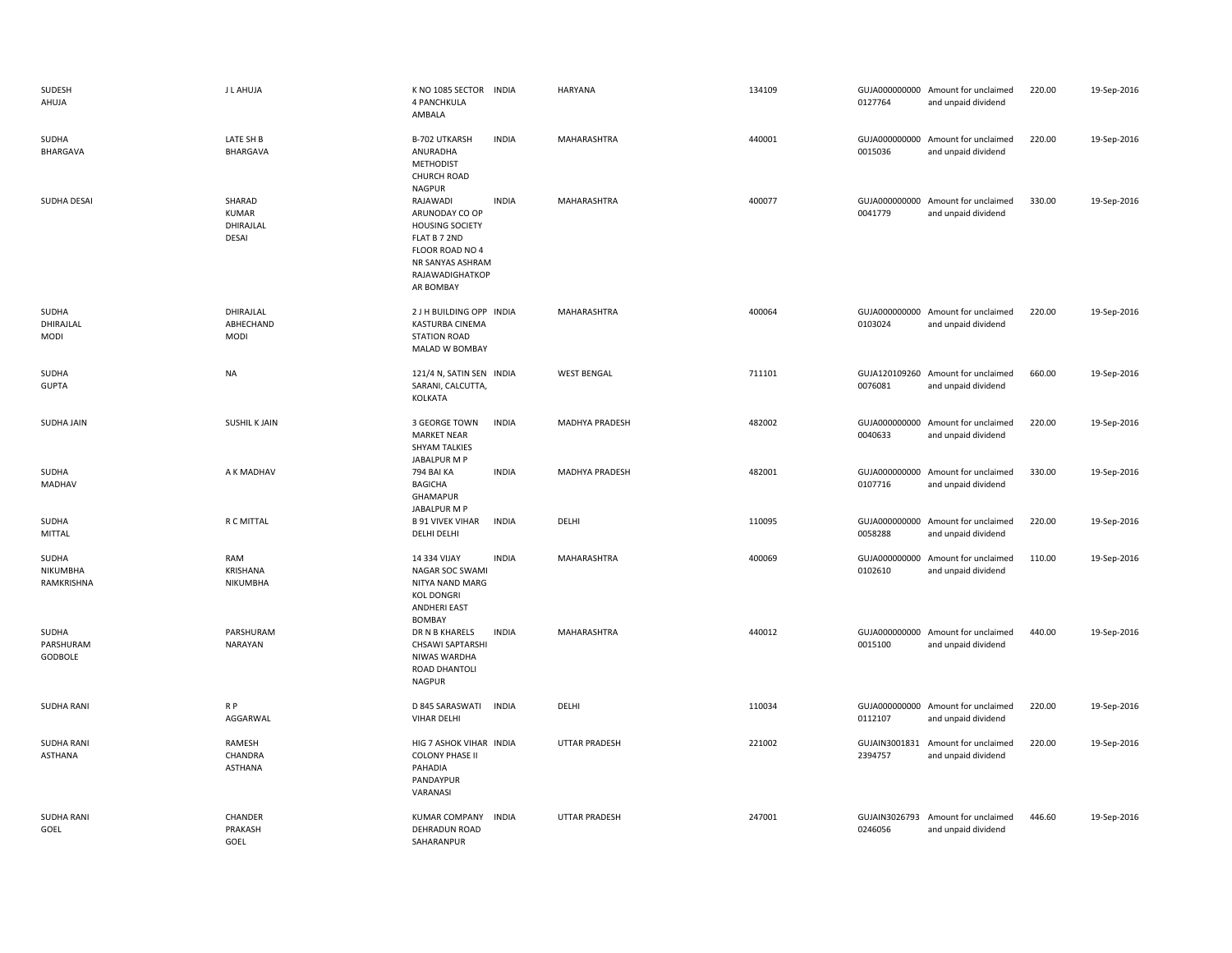| | | | | | | | | | |
|---|---|---|---|---|---|---|---|---|---|
| SUDESH AHUJA | J L AHUJA | K NO 1085 SECTOR 4 PANCHKULA AMBALA | INDIA | HARYANA | 134109 | GUJA000000000 0127764 | Amount for unclaimed and unpaid dividend | 220.00 | 19-Sep-2016 |
| SUDHA BHARGAVA | LATE SH B BHARGAVA | B-702 UTKARSH ANURADHA METHODIST CHURCH ROAD NAGPUR | INDIA | MAHARASHTRA | 440001 | GUJA000000000 0015036 | Amount for unclaimed and unpaid dividend | 220.00 | 19-Sep-2016 |
| SUDHA DESAI | SHARAD KUMAR DHIRAJLAL DESAI | RAJAWADI ARUNODAY CO OP HOUSING SOCIETY FLAT B 7 2ND FLOOR ROAD NO 4 NR SANYAS ASHRAM RAJAWADIGHATKOP AR BOMBAY | INDIA | MAHARASHTRA | 400077 | GUJA000000000 0041779 | Amount for unclaimed and unpaid dividend | 330.00 | 19-Sep-2016 |
| SUDHA DHIRAJLAL MODI | DHIRAJLAL ABHECHAND MODI | 2 J H BUILDING OPP KASTURBA CINEMA STATION ROAD MALAD W BOMBAY | INDIA | MAHARASHTRA | 400064 | GUJA000000000 0103024 | Amount for unclaimed and unpaid dividend | 220.00 | 19-Sep-2016 |
| SUDHA GUPTA | NA | 121/4 N, SATIN SEN SARANI, CALCUTTA, KOLKATA | INDIA | WEST BENGAL | 711101 | GUJA120109260 0076081 | Amount for unclaimed and unpaid dividend | 660.00 | 19-Sep-2016 |
| SUDHA JAIN | SUSHIL K JAIN | 3 GEORGE TOWN MARKET NEAR SHYAM TALKIES JABALPUR M P | INDIA | MADHYA PRADESH | 482002 | GUJA000000000 0040633 | Amount for unclaimed and unpaid dividend | 220.00 | 19-Sep-2016 |
| SUDHA MADHAV | A K MADHAV | 794 BAI KA BAGICHA GHAMAPUR JABALPUR M P | INDIA | MADHYA PRADESH | 482001 | GUJA000000000 0107716 | Amount for unclaimed and unpaid dividend | 330.00 | 19-Sep-2016 |
| SUDHA MITTAL | R C MITTAL | B 91 VIVEK VIHAR DELHI DELHI | INDIA | DELHI | 110095 | GUJA000000000 0058288 | Amount for unclaimed and unpaid dividend | 220.00 | 19-Sep-2016 |
| SUDHA NIKUMBHA RAMKRISHNA | RAM KRISHANA NIKUMBHA | 14 334 VIJAY NAGAR SOC SWAMI NITYA NAND MARG KOL DONGRI ANDHERI EAST BOMBAY | INDIA | MAHARASHTRA | 400069 | GUJA000000000 0102610 | Amount for unclaimed and unpaid dividend | 110.00 | 19-Sep-2016 |
| SUDHA PARSHURAM GODBOLE | PARSHURAM NARAYAN | DR N B KHARELS CHSAWI SAPTARSHI NIWAS WARDHA ROAD DHANTOLI NAGPUR | INDIA | MAHARASHTRA | 440012 | GUJA000000000 0015100 | Amount for unclaimed and unpaid dividend | 440.00 | 19-Sep-2016 |
| SUDHA RANI | R P AGGARWAL | D 845 SARASWATI VIHAR DELHI | INDIA | DELHI | 110034 | GUJA000000000 0112107 | Amount for unclaimed and unpaid dividend | 220.00 | 19-Sep-2016 |
| SUDHA RANI ASTHANA | RAMESH CHANDRA ASTHANA | HIG 7 ASHOK VIHAR COLONY PHASE II PAHADIA PANDAYPUR VARANASI | INDIA | UTTAR PRADESH | 221002 | GUJAIN3001831 2394757 | Amount for unclaimed and unpaid dividend | 220.00 | 19-Sep-2016 |
| SUDHA RANI GOEL | CHANDER PRAKASH GOEL | KUMAR COMPANY DEHRADUN ROAD SAHARANPUR | INDIA | UTTAR PRADESH | 247001 | GUJAIN3026793 0246056 | Amount for unclaimed and unpaid dividend | 446.60 | 19-Sep-2016 |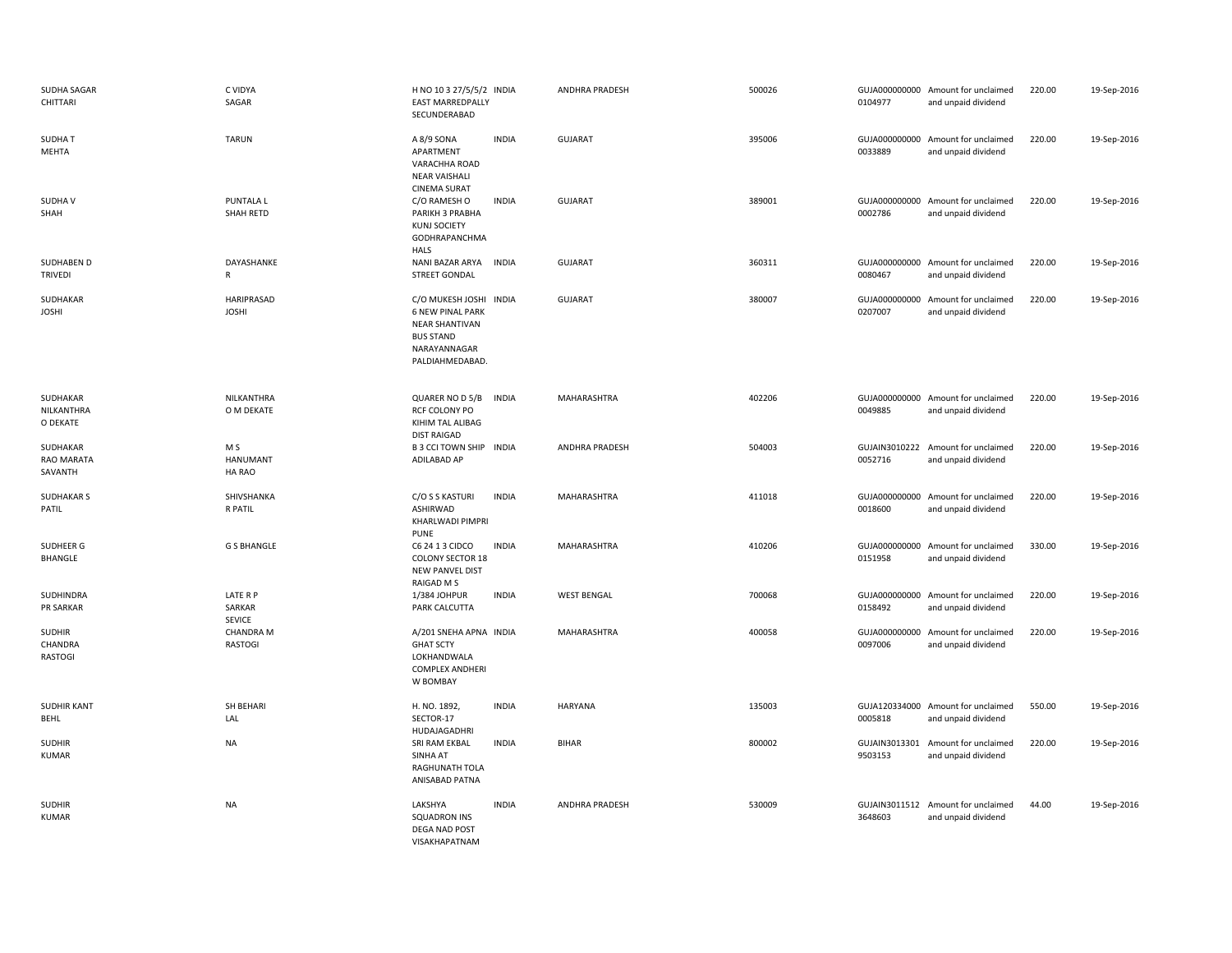| | | | | | | | | | |
|---|---|---|---|---|---|---|---|---|---|
| SUDHA SAGAR CHITTARI | C VIDYA SAGAR | H NO 10 3 27/5/5/2 EAST MARREDPALLY SECUNDERABAD | INDIA | ANDHRA PRADESH | 500026 | GUJA000000000 0104977 | Amount for unclaimed and unpaid dividend | 220.00 | 19-Sep-2016 |
| SUDHA T MEHTA | TARUN | A 8/9 SONA APARTMENT VARACHHA ROAD NEAR VAISHALI CINEMA SURAT | INDIA | GUJARAT | 395006 | GUJA000000000 0033889 | Amount for unclaimed and unpaid dividend | 220.00 | 19-Sep-2016 |
| SUDHA V SHAH | PUNTALA L SHAH RETD | C/O RAMESH O PARIKH 3 PRABHA KUNJ SOCIETY GODHRAPANCHMA HALS | INDIA | GUJARAT | 389001 | GUJA000000000 0002786 | Amount for unclaimed and unpaid dividend | 220.00 | 19-Sep-2016 |
| SUDHABEN D TRIVEDI | DAYASHANKE R | NANI BAZAR ARYA STREET GONDAL | INDIA | GUJARAT | 360311 | GUJA000000000 0080467 | Amount for unclaimed and unpaid dividend | 220.00 | 19-Sep-2016 |
| SUDHAKAR JOSHI | HARIPRASAD JOSHI | C/O MUKESH JOSHI 6 NEW PINAL PARK NEAR SHANTIVAN BUS STAND NARAYANNAGAR PALDIAHMEDABAD. | INDIA | GUJARAT | 380007 | GUJA000000000 0207007 | Amount for unclaimed and unpaid dividend | 220.00 | 19-Sep-2016 |
| SUDHAKAR NILKANTHRA O DEKATE | NILKANTHRA O M DEKATE | QUARER NO D 5/B RCF COLONY PO KIHIM TAL ALIBAG DIST RAIGAD | INDIA | MAHARASHTRA | 402206 | GUJA000000000 0049885 | Amount for unclaimed and unpaid dividend | 220.00 | 19-Sep-2016 |
| SUDHAKAR RAO MARATA SAVANTH | M S HANUMANT HA RAO | B 3 CCI TOWN SHIP ADILABAD AP | INDIA | ANDHRA PRADESH | 504003 | GUJAIN3010222 0052716 | Amount for unclaimed and unpaid dividend | 220.00 | 19-Sep-2016 |
| SUDHAKAR S PATIL | SHIVSHANKA R PATIL | C/O S S KASTURI ASHIRWAD KHARLWADI PIMPRI PUNE | INDIA | MAHARASHTRA | 411018 | GUJA000000000 0018600 | Amount for unclaimed and unpaid dividend | 220.00 | 19-Sep-2016 |
| SUDHEER G BHANGLE | G S BHANGLE | C6 24 1 3 CIDCO COLONY SECTOR 18 NEW PANVEL DIST RAIGAD M S | INDIA | MAHARASHTRA | 410206 | GUJA000000000 0151958 | Amount for unclaimed and unpaid dividend | 330.00 | 19-Sep-2016 |
| SUDHINDRA PR SARKAR | LATE R P SARKAR SEVICE | 1/384 JOHPUR PARK CALCUTTA | INDIA | WEST BENGAL | 700068 | GUJA000000000 0158492 | Amount for unclaimed and unpaid dividend | 220.00 | 19-Sep-2016 |
| SUDHIR CHANDRA RASTOGI | CHANDRA M RASTOGI | A/201 SNEHA APNA GHAT SCTY LOKHANDWALA COMPLEX ANDHERI W BOMBAY | INDIA | MAHARASHTRA | 400058 | GUJA000000000 0097006 | Amount for unclaimed and unpaid dividend | 220.00 | 19-Sep-2016 |
| SUDHIR KANT BEHL | SH BEHARI LAL | H. NO. 1892, SECTOR-17 HUDAJAGADHRI | INDIA | HARYANA | 135003 | GUJA120334000 0005818 | Amount for unclaimed and unpaid dividend | 550.00 | 19-Sep-2016 |
| SUDHIR KUMAR | NA | SRI RAM EKBAL SINHA AT RAGHUNATH TOLA ANISABAD PATNA | INDIA | BIHAR | 800002 | GUJAIN3013301 9503153 | Amount for unclaimed and unpaid dividend | 220.00 | 19-Sep-2016 |
| SUDHIR KUMAR | NA | LAKSHYA SQUADRON INS DEGA NAD POST VISAKHAPATNAM | INDIA | ANDHRA PRADESH | 530009 | GUJAIN3011512 3648603 | Amount for unclaimed and unpaid dividend | 44.00 | 19-Sep-2016 |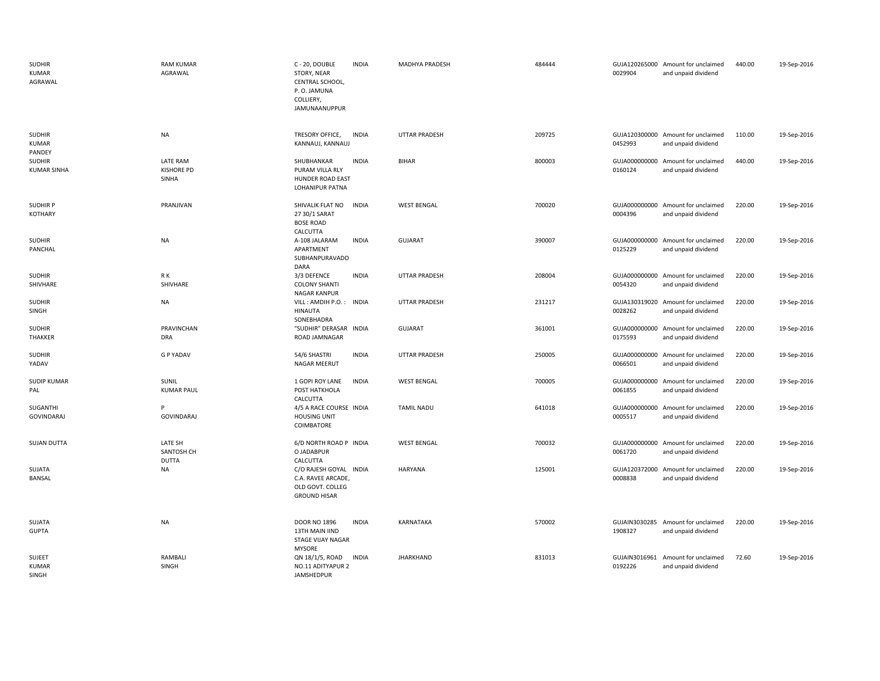| | | | | | | | | | |
|---|---|---|---|---|---|---|---|---|---|
| SUDHIR KUMAR AGRAWAL | RAM KUMAR AGRAWAL | C - 20, DOUBLE STORY, NEAR CENTRAL SCHOOL, P. O. JAMUNA COLLIERY, JAMUNAANUPPUR | INDIA | MADHYA PRADESH | 484444 | GUJA1202650000029904 | Amount for unclaimed and unpaid dividend | 440.00 | 19-Sep-2016 |
| SUDHIR KUMAR PANDEY | NA | TRESORY OFFICE, KANNAUJ, KANNAUJ | INDIA | UTTAR PRADESH | 209725 | GUJA1203000000452993 | Amount for unclaimed and unpaid dividend | 110.00 | 19-Sep-2016 |
| SUDHIR KUMAR SINHA | LATE RAM KISHORE PD SINHA | SHUBHANKAR PURAM VILLA RLY HUNDER ROAD EAST LOHANIPUR PATNA | INDIA | BIHAR | 800003 | GUJA0000000000160124 | Amount for unclaimed and unpaid dividend | 440.00 | 19-Sep-2016 |
| SUDHIR P KOTHARY | PRANJIVAN | SHIVALIK FLAT NO 27 30/1 SARAT BOSE ROAD CALCUTTA | INDIA | WEST BENGAL | 700020 | GUJA0000000000004396 | Amount for unclaimed and unpaid dividend | 220.00 | 19-Sep-2016 |
| SUDHIR PANCHAL | NA | A-108 JALARAM APARTMENT SUBHANPURAVADO DARA | INDIA | GUJARAT | 390007 | GUJA0000000000125229 | Amount for unclaimed and unpaid dividend | 220.00 | 19-Sep-2016 |
| SUDHIR SHIVHARE | R K SHIVHARE | 3/3 DEFENCE COLONY SHANTI NAGAR KANPUR | INDIA | UTTAR PRADESH | 208004 | GUJA0000000000054320 | Amount for unclaimed and unpaid dividend | 220.00 | 19-Sep-2016 |
| SUDHIR SINGH | NA | VILL : AMDIH P.O. : HINAUTA SONEBHADRA | INDIA | UTTAR PRADESH | 231217 | GUJA1303190200028262 | Amount for unclaimed and unpaid dividend | 220.00 | 19-Sep-2016 |
| SUDHIR THAKKER | PRAVINCHANDRA | "SUDHIR" DERASAR ROAD JAMNAGAR | INDIA | GUJARAT | 361001 | GUJA0000000000175593 | Amount for unclaimed and unpaid dividend | 220.00 | 19-Sep-2016 |
| SUDHIR YADAV | G P YADAV | 54/6 SHASTRI NAGAR MEERUT | INDIA | UTTAR PRADESH | 250005 | GUJA0000000000066501 | Amount for unclaimed and unpaid dividend | 220.00 | 19-Sep-2016 |
| SUDIP KUMAR PAL | SUNIL KUMAR PAUL | 1 GOPI ROY LANE POST HATKHOLA CALCUTTA | INDIA | WEST BENGAL | 700005 | GUJA0000000000061855 | Amount for unclaimed and unpaid dividend | 220.00 | 19-Sep-2016 |
| SUGANTHI GOVINDARAJ | P GOVINDARAJ | 4/5 A RACE COURSE HOUSING UNIT COIMBATORE | INDIA | TAMIL NADU | 641018 | GUJA0000000000005517 | Amount for unclaimed and unpaid dividend | 220.00 | 19-Sep-2016 |
| SUJAN DUTTA | LATE SH SANTOSH CH DUTTA | 6/D NORTH ROAD P O JADABPUR CALCUTTA | INDIA | WEST BENGAL | 700032 | GUJA0000000000061720 | Amount for unclaimed and unpaid dividend | 220.00 | 19-Sep-2016 |
| SUJATA BANSAL | NA | C/O RAJESH GOYAL C.A. RAVEE ARCADE, OLD GOVT. COLLEG GROUND HISAR | INDIA | HARYANA | 125001 | GUJA1203720000008838 | Amount for unclaimed and unpaid dividend | 220.00 | 19-Sep-2016 |
| SUJATA GUPTA | NA | DOOR NO 1896 13TH MAIN IIND STAGE VIJAY NAGAR MYSORE | INDIA | KARNATAKA | 570002 | GUJAIN30302851908327 | Amount for unclaimed and unpaid dividend | 220.00 | 19-Sep-2016 |
| SUJEET KUMAR SINGH | RAMBALI SINGH | QN 18/1/5, ROAD NO.11 ADITYAPUR 2 JAMSHEDPUR | INDIA | JHARKHAND | 831013 | GUJAIN30169610192226 | Amount for unclaimed and unpaid dividend | 72.60 | 19-Sep-2016 |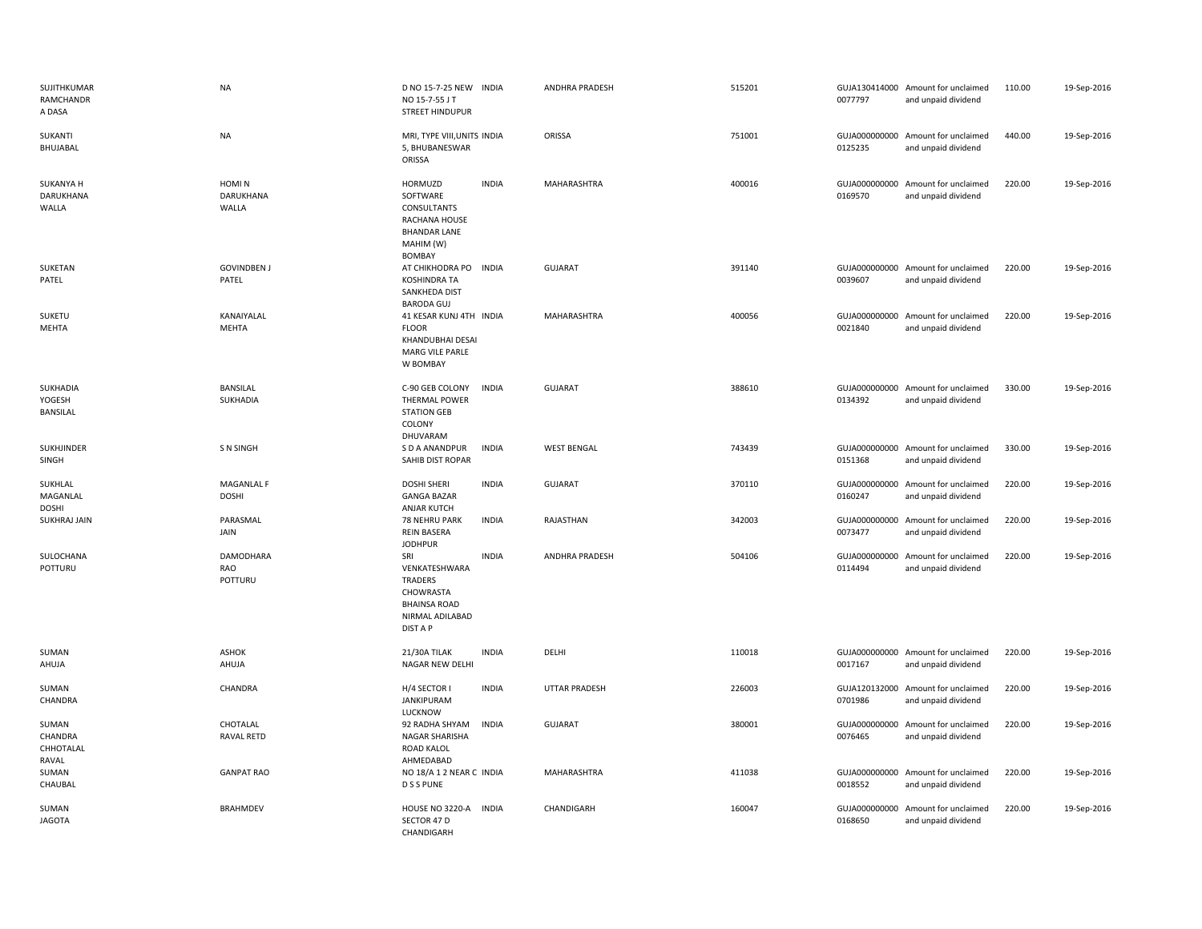| | | | | | | | | | |
|---|---|---|---|---|---|---|---|---|---|
| SUJITHKUMAR RAMCHANDR A DASA | NA | D NO 15-7-25 NEW NO 15-7-55 J T STREET HINDUPUR | INDIA | ANDHRA PRADESH | 515201 | GUJA130414000 0077797 | Amount for unclaimed and unpaid dividend | 110.00 | 19-Sep-2016 |
| SUKANTI BHUJABAL | NA | MRI, TYPE VIII,UNITS 5, BHUBANESWAR ORISSA | INDIA | ORISSA | 751001 | GUJA000000000 0125235 | Amount for unclaimed and unpaid dividend | 440.00 | 19-Sep-2016 |
| SUKANYA H DARUKHANA WALLA | HOMI N DARUKHANA WALLA | HORMUZD SOFTWARE CONSULTANTS RACHANA HOUSE BHANDAR LANE MAHIM (W) BOMBAY | INDIA | MAHARASHTRA | 400016 | GUJA000000000 0169570 | Amount for unclaimed and unpaid dividend | 220.00 | 19-Sep-2016 |
| SUKETAN PATEL | GOVINDBEN J PATEL | AT CHIKHODRA PO KOSHINDRA TA SANKHEDA DIST BARODA GUJ | INDIA | GUJARAT | 391140 | GUJA000000000 0039607 | Amount for unclaimed and unpaid dividend | 220.00 | 19-Sep-2016 |
| SUKETU MEHTA | KANAIYALAL MEHTA | 41 KESAR KUNJ 4TH FLOOR KHANDUBHAI DESAI MARG VILE PARLE W BOMBAY | INDIA | MAHARASHTRA | 400056 | GUJA000000000 0021840 | Amount for unclaimed and unpaid dividend | 220.00 | 19-Sep-2016 |
| SUKHADIA YOGESH BANSILAL | BANSILAL SUKHADIA | C-90 GEB COLONY THERMAL POWER STATION GEB COLONY DHUVARAM | INDIA | GUJARAT | 388610 | GUJA000000000 0134392 | Amount for unclaimed and unpaid dividend | 330.00 | 19-Sep-2016 |
| SUKHJINDER SINGH | S N SINGH | S D A ANANDPUR SAHIB DIST ROPAR | INDIA | WEST BENGAL | 743439 | GUJA000000000 0151368 | Amount for unclaimed and unpaid dividend | 330.00 | 19-Sep-2016 |
| SUKHLAL MAGANLAL DOSHI | MAGANLAL F DOSHI | DOSHI SHERI GANGA BAZAR ANJAR KUTCH | INDIA | GUJARAT | 370110 | GUJA000000000 0160247 | Amount for unclaimed and unpaid dividend | 220.00 | 19-Sep-2016 |
| SUKHRAJ JAIN | PARASMAL JAIN | 78 NEHRU PARK REIN BASERA JODHPUR | INDIA | RAJASTHAN | 342003 | GUJA000000000 0073477 | Amount for unclaimed and unpaid dividend | 220.00 | 19-Sep-2016 |
| SULOCHANA POTTURU | DAMODHARA RAO POTTURU | SRI VENKATESHWARA TRADERS CHOWRASTA BHAINSA ROAD NIRMAL ADILABAD DIST A P | INDIA | ANDHRA PRADESH | 504106 | GUJA000000000 0114494 | Amount for unclaimed and unpaid dividend | 220.00 | 19-Sep-2016 |
| SUMAN AHUJA | ASHOK AHUJA | 21/30A TILAK NAGAR NEW DELHI | INDIA | DELHI | 110018 | GUJA000000000 0017167 | Amount for unclaimed and unpaid dividend | 220.00 | 19-Sep-2016 |
| SUMAN CHANDRA | CHANDRA | H/4 SECTOR I JANKIPURAM LUCKNOW | INDIA | UTTAR PRADESH | 226003 | GUJA120132000 0701986 | Amount for unclaimed and unpaid dividend | 220.00 | 19-Sep-2016 |
| SUMAN CHANDRA CHHOTALAL RAVAL | CHOTALAL RAVAL RETD | 92 RADHA SHYAM NAGAR SHARISHA ROAD KALOL AHMEDABAD | INDIA | GUJARAT | 380001 | GUJA000000000 0076465 | Amount for unclaimed and unpaid dividend | 220.00 | 19-Sep-2016 |
| SUMAN CHAUBAL | GANPAT RAO | NO 18/A 1 2 NEAR C D S S PUNE | INDIA | MAHARASHTRA | 411038 | GUJA000000000 0018552 | Amount for unclaimed and unpaid dividend | 220.00 | 19-Sep-2016 |
| SUMAN JAGOTA | BRAHMDEV | HOUSE NO 3220-A SECTOR 47 D CHANDIGARH | INDIA | CHANDIGARH | 160047 | GUJA000000000 0168650 | Amount for unclaimed and unpaid dividend | 220.00 | 19-Sep-2016 |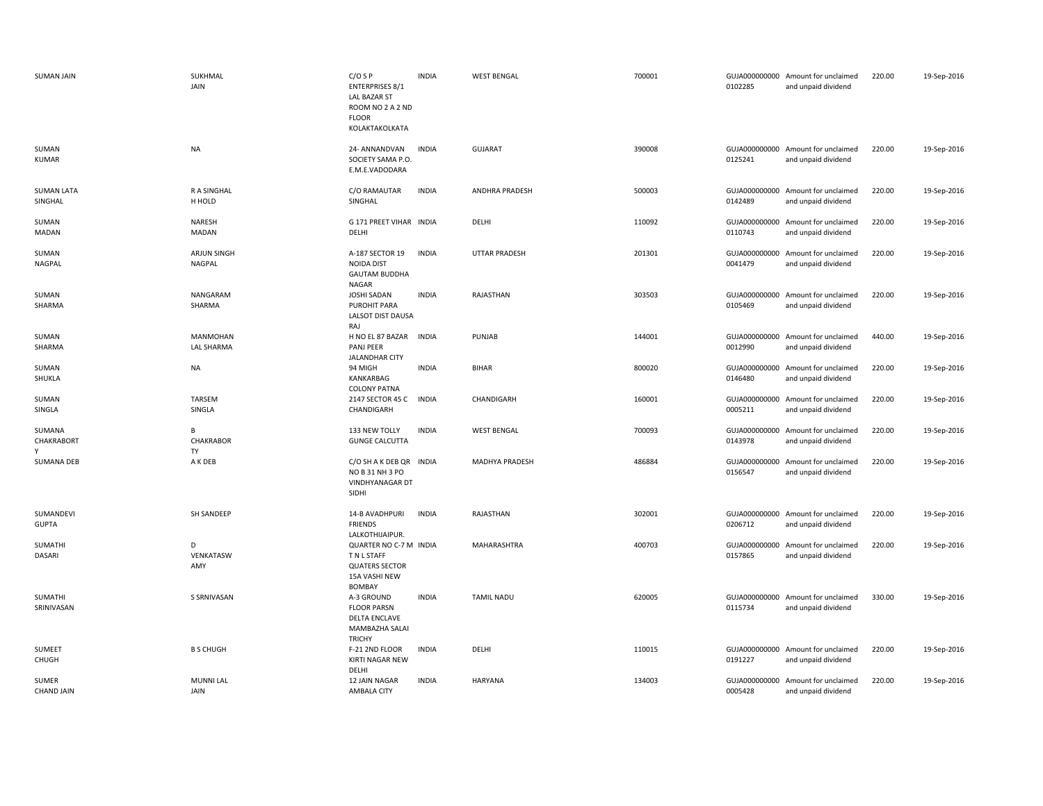| | | | | | | | | | |
|---|---|---|---|---|---|---|---|---|---|
| SUMAN JAIN | SUKHMAL JAIN | C/O S P ENTERPRISES 8/1 LAL BAZAR ST ROOM NO 2 A 2 ND FLOOR KOLAKTAKOLKATA | INDIA | WEST BENGAL | 700001 | GUJA0000000000102285 | Amount for unclaimed and unpaid dividend | 220.00 | 19-Sep-2016 |
| SUMAN KUMAR | NA | 24- ANNANDVAN SOCIETY SAMA P.O. E.M.E.VADODARA | INDIA | GUJARAT | 390008 | GUJA0000000000125241 | Amount for unclaimed and unpaid dividend | 220.00 | 19-Sep-2016 |
| SUMAN LATA SINGHAL | R A SINGHAL H HOLD | C/O RAMAUTAR SINGHAL | INDIA | ANDHRA PRADESH | 500003 | GUJA0000000000142489 | Amount for unclaimed and unpaid dividend | 220.00 | 19-Sep-2016 |
| SUMAN MADAN | NARESH MADAN | G 171 PREET VIHAR DELHI | INDIA | DELHI | 110092 | GUJA0000000000110743 | Amount for unclaimed and unpaid dividend | 220.00 | 19-Sep-2016 |
| SUMAN NAGPAL | ARJUN SINGH NAGPAL | A-187 SECTOR 19 NOIDA DIST GAUTAM BUDDHA NAGAR | INDIA | UTTAR PRADESH | 201301 | GUJA0000000000041479 | Amount for unclaimed and unpaid dividend | 220.00 | 19-Sep-2016 |
| SUMAN SHARMA | NANGARAM SHARMA | JOSHI SADAN PUROHIT PARA LALSOT DIST DAUSA RAJ | INDIA | RAJASTHAN | 303503 | GUJA0000000000105469 | Amount for unclaimed and unpaid dividend | 220.00 | 19-Sep-2016 |
| SUMAN SHARMA | MANMOHAN LAL SHARMA | H NO EL 87 BAZAR PANJ PEER JALANDHAR CITY | INDIA | PUNJAB | 144001 | GUJA0000000000012990 | Amount for unclaimed and unpaid dividend | 440.00 | 19-Sep-2016 |
| SUMAN SHUKLA | NA | 94 MIGH KANKARBAG COLONY PATNA | INDIA | BIHAR | 800020 | GUJA0000000000146480 | Amount for unclaimed and unpaid dividend | 220.00 | 19-Sep-2016 |
| SUMAN SINGLA | TARSEM SINGLA | 2147 SECTOR 45 C CHANDIGARH | INDIA | CHANDIGARH | 160001 | GUJA0000000000005211 | Amount for unclaimed and unpaid dividend | 220.00 | 19-Sep-2016 |
| SUMANA CHAKRABORTY | B CHAKRABORTY | 133 NEW TOLLY GUNGE CALCUTTA | INDIA | WEST BENGAL | 700093 | GUJA0000000000143978 | Amount for unclaimed and unpaid dividend | 220.00 | 19-Sep-2016 |
| SUMANA DEB | A K DEB | C/O SH A K DEB QR NO B 31 NH 3 PO VINDHYANAGAR DT SIDHI | INDIA | MADHYA PRADESH | 486884 | GUJA0000000000156547 | Amount for unclaimed and unpaid dividend | 220.00 | 19-Sep-2016 |
| SUMANDEVI GUPTA | SH SANDEEP | 14-B AVADHPURI FRIENDS LALKOTHIJAIPUR. | INDIA | RAJASTHAN | 302001 | GUJA0000000000206712 | Amount for unclaimed and unpaid dividend | 220.00 | 19-Sep-2016 |
| SUMATHI DASARI | D VENKATASWAMY | QUARTER NO C-7 M T N L STAFF QUATERS SECTOR 15A VASHI NEW BOMBAY | INDIA | MAHARASHTRA | 400703 | GUJA0000000000157865 | Amount for unclaimed and unpaid dividend | 220.00 | 19-Sep-2016 |
| SUMATHI SRINIVASAN | S SRNIVASAN | A-3 GROUND FLOOR PARSN DELTA ENCLAVE MAMBAZHA SALAI TRICHY | INDIA | TAMIL NADU | 620005 | GUJA0000000000115734 | Amount for unclaimed and unpaid dividend | 330.00 | 19-Sep-2016 |
| SUMEET CHUGH | B S CHUGH | F-21 2ND FLOOR KIRTI NAGAR NEW DELHI | INDIA | DELHI | 110015 | GUJA0000000000191227 | Amount for unclaimed and unpaid dividend | 220.00 | 19-Sep-2016 |
| SUMER CHAND JAIN | MUNNI LAL JAIN | 12 JAIN NAGAR AMBALA CITY | INDIA | HARYANA | 134003 | GUJA0000000000005428 | Amount for unclaimed and unpaid dividend | 220.00 | 19-Sep-2016 |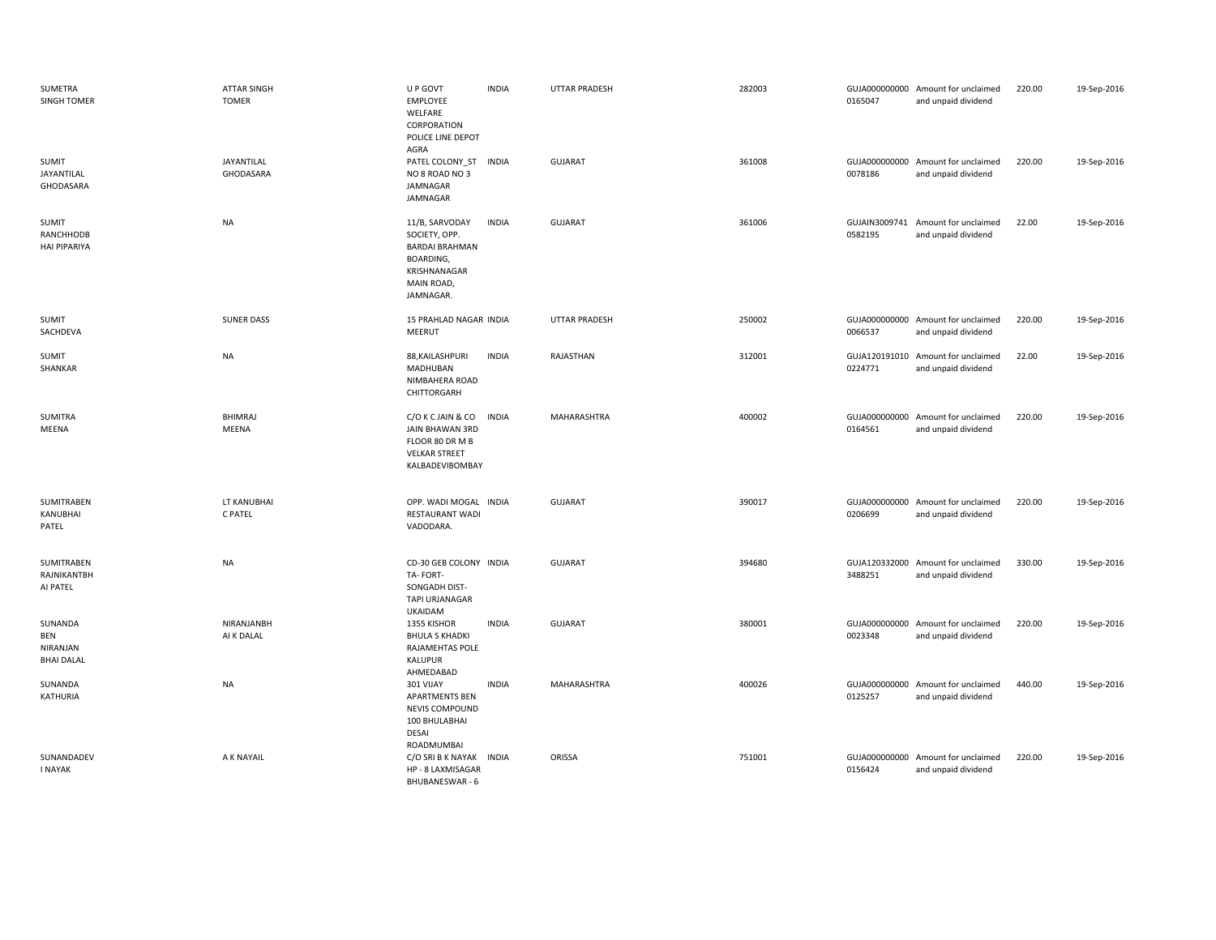| | | | | | | | | | |
|---|---|---|---|---|---|---|---|---|---|
| SUMETRA SINGH TOMER | ATTAR SINGH TOMER | U P GOVT EMPLOYEE WELFARE CORPORATION POLICE LINE DEPOT AGRA | INDIA | UTTAR PRADESH | 282003 | GUJA000000000 0165047 | Amount for unclaimed and unpaid dividend | 220.00 | 19-Sep-2016 |
| SUMIT JAYANTILAL GHODASARA | JAYANTILAL GHODASARA | PATEL COLONY_ST NO 8 ROAD NO 3 JAMNAGAR JAMNAGAR | INDIA | GUJARAT | 361008 | GUJA000000000 0078186 | Amount for unclaimed and unpaid dividend | 220.00 | 19-Sep-2016 |
| SUMIT RANCHHODB HAI PIPARIYA | NA | 11/B, SARVODAY SOCIETY, OPP. BARDAI BRAHMAN BOARDING, KRISHNANAGAR MAIN ROAD, JAMNAGAR. | INDIA | GUJARAT | 361006 | GUJAIN3009741 0582195 | Amount for unclaimed and unpaid dividend | 22.00 | 19-Sep-2016 |
| SUMIT SACHDEVA | SUNER DASS | 15 PRAHLAD NAGAR MEERUT | INDIA | UTTAR PRADESH | 250002 | GUJA000000000 0066537 | Amount for unclaimed and unpaid dividend | 220.00 | 19-Sep-2016 |
| SUMIT SHANKAR | NA | 88,KAILASHPURI MADHUBAN NIMBAHERA ROAD CHITTORGARH | INDIA | RAJASTHAN | 312001 | GUJA120191010 0224771 | Amount for unclaimed and unpaid dividend | 22.00 | 19-Sep-2016 |
| SUMITRA MEENA | BHIMRAJ MEENA | C/O K C JAIN & CO JAIN BHAWAN 3RD FLOOR 80 DR M B VELKAR STREET KALBADEVIBOMBAY | INDIA | MAHARASHTRA | 400002 | GUJA000000000 0164561 | Amount for unclaimed and unpaid dividend | 220.00 | 19-Sep-2016 |
| SUMITRABEN KANUBHAI PATEL | LT KANUBHAI C PATEL | OPP. WADI MOGAL RESTAURANT WADI VADODARA. | INDIA | GUJARAT | 390017 | GUJA000000000 0206699 | Amount for unclaimed and unpaid dividend | 220.00 | 19-Sep-2016 |
| SUMITRABEN RAJNIKANTBH AI PATEL | NA | CD-30 GEB COLONY TA- FORT- SONGADH DIST- TAPI URJANAGAR UKAIDAM | INDIA | GUJARAT | 394680 | GUJA120332000 3488251 | Amount for unclaimed and unpaid dividend | 330.00 | 19-Sep-2016 |
| SUNANDA BEN NIRANJAN BHAI DALAL | NIRANJANBH AI K DALAL | 1355 KISHOR BHULA S KHADKI RAJAMEHTAS POLE KALUPUR AHMEDABAD | INDIA | GUJARAT | 380001 | GUJA000000000 0023348 | Amount for unclaimed and unpaid dividend | 220.00 | 19-Sep-2016 |
| SUNANDA KATHURIA | NA | 301 VIJAY APARTMENTS BEN NEVIS COMPOUND 100 BHULABHAI DESAI ROADMUMBAI | INDIA | MAHARASHTRA | 400026 | GUJA000000000 0125257 | Amount for unclaimed and unpaid dividend | 440.00 | 19-Sep-2016 |
| SUNANDADEV I NAYAK | A K NAYAIL | C/O SRI B K NAYAK HP - 8 LAXMISAGAR BHUBANESWAR - 6 | INDIA | ORISSA | 751001 | GUJA000000000 0156424 | Amount for unclaimed and unpaid dividend | 220.00 | 19-Sep-2016 |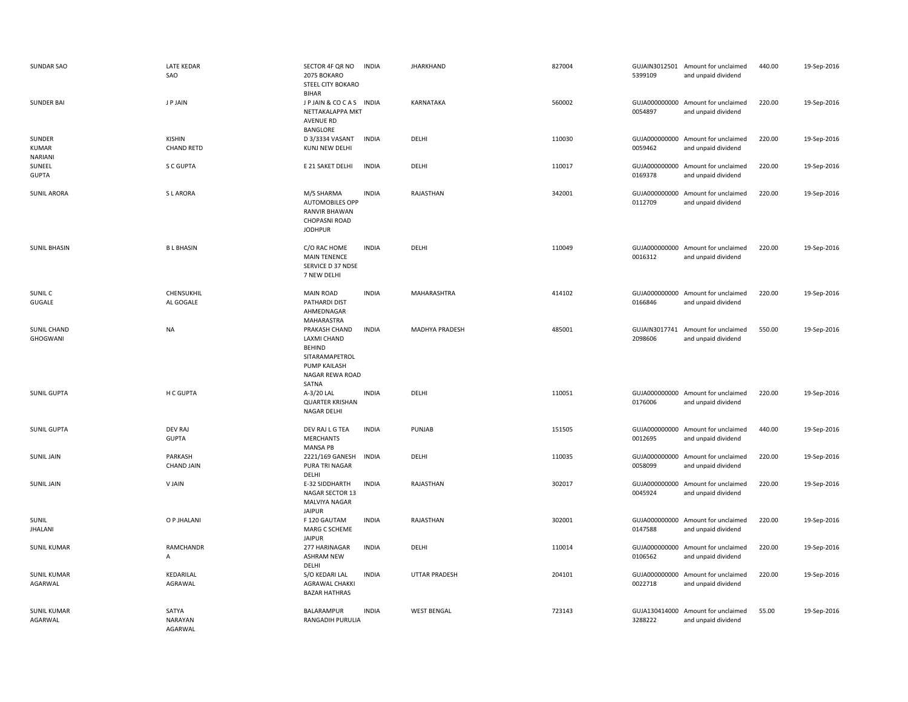| | | | | | | | | | |
|---|---|---|---|---|---|---|---|---|---|
| SUNDAR SAO | LATE KEDAR SAO | SECTOR 4F QR NO 2075 BOKARO STEEL CITY BOKARO BIHAR | INDIA | JHARKHAND | 827004 | GUJAIN30125015399109 | Amount for unclaimed and unpaid dividend | 440.00 | 19-Sep-2016 |
| SUNDER BAI | J P JAIN | J P JAIN & CO C A S NETTAKALAPPA MKT AVENUE RD BANGLORE | INDIA | KARNATAKA | 560002 | GUJA0000000000054897 | Amount for unclaimed and unpaid dividend | 220.00 | 19-Sep-2016 |
| SUNDER KUMAR NARIANI | KISHIN CHAND RETD | D 3/3334 VASANT KUNJ NEW DELHI | INDIA | DELHI | 110030 | GUJA0000000000059462 | Amount for unclaimed and unpaid dividend | 220.00 | 19-Sep-2016 |
| SUNEEL GUPTA | S C GUPTA | E 21 SAKET DELHI | INDIA | DELHI | 110017 | GUJA0000000000169378 | Amount for unclaimed and unpaid dividend | 220.00 | 19-Sep-2016 |
| SUNIL ARORA | S L ARORA | M/S SHARMA AUTOMOBILES OPP RANVIR BHAWAN CHOPASNI ROAD JODHPUR | INDIA | RAJASTHAN | 342001 | GUJA0000000000112709 | Amount for unclaimed and unpaid dividend | 220.00 | 19-Sep-2016 |
| SUNIL BHASIN | B L BHASIN | C/O RAC HOME MAIN TENENCE SERVICE D 37 NDSE 7 NEW DELHI | INDIA | DELHI | 110049 | GUJA0000000000016312 | Amount for unclaimed and unpaid dividend | 220.00 | 19-Sep-2016 |
| SUNIL C GUGALE | CHENSUKHIL AL GOGALE | MAIN ROAD PATHARDI DIST AHMEDNAGAR MAHARASTRA | INDIA | MAHARASHTRA | 414102 | GUJA0000000000166846 | Amount for unclaimed and unpaid dividend | 220.00 | 19-Sep-2016 |
| SUNIL CHAND GHOGWANI | NA | PRAKASH CHAND LAXMI CHAND BEHIND SITARAMAPETROL PUMP KAILASH NAGAR REWA ROAD SATNA | INDIA | MADHYA PRADESH | 485001 | GUJAIN30177412098606 | Amount for unclaimed and unpaid dividend | 550.00 | 19-Sep-2016 |
| SUNIL GUPTA | H C GUPTA | A-3/20 LAL QUARTER KRISHAN NAGAR DELHI | INDIA | DELHI | 110051 | GUJA0000000000176006 | Amount for unclaimed and unpaid dividend | 220.00 | 19-Sep-2016 |
| SUNIL GUPTA | DEV RAJ GUPTA | DEV RAJ L G TEA MERCHANTS MANSA PB | INDIA | PUNJAB | 151505 | GUJA0000000000012695 | Amount for unclaimed and unpaid dividend | 440.00 | 19-Sep-2016 |
| SUNIL JAIN | PARKASH CHAND JAIN | 2221/169 GANESH PURA TRI NAGAR DELHI | INDIA | DELHI | 110035 | GUJA0000000000058099 | Amount for unclaimed and unpaid dividend | 220.00 | 19-Sep-2016 |
| SUNIL JAIN | V JAIN | E-32 SIDDHARTH NAGAR SECTOR 13 MALVIYA NAGAR JAIPUR | INDIA | RAJASTHAN | 302017 | GUJA0000000000045924 | Amount for unclaimed and unpaid dividend | 220.00 | 19-Sep-2016 |
| SUNIL JHALANI | O P JHALANI | F 120 GAUTAM MARG C SCHEME JAIPUR | INDIA | RAJASTHAN | 302001 | GUJA0000000000147588 | Amount for unclaimed and unpaid dividend | 220.00 | 19-Sep-2016 |
| SUNIL KUMAR | RAMCHANDR A | 277 HARINAGAR ASHRAM NEW DELHI | INDIA | DELHI | 110014 | GUJA0000000000106562 | Amount for unclaimed and unpaid dividend | 220.00 | 19-Sep-2016 |
| SUNIL KUMAR AGARWAL | KEDARILAL AGRAWAL | S/O KEDARI LAL AGRAWAL CHAKKI BAZAR HATHRAS | INDIA | UTTAR PRADESH | 204101 | GUJA0000000000022718 | Amount for unclaimed and unpaid dividend | 220.00 | 19-Sep-2016 |
| SUNIL KUMAR AGARWAL | SATYA NARAYAN AGARWAL | BALARAMPUR RANGADIH PURULIA | INDIA | WEST BENGAL | 723143 | GUJA1304140003288222 | Amount for unclaimed and unpaid dividend | 55.00 | 19-Sep-2016 |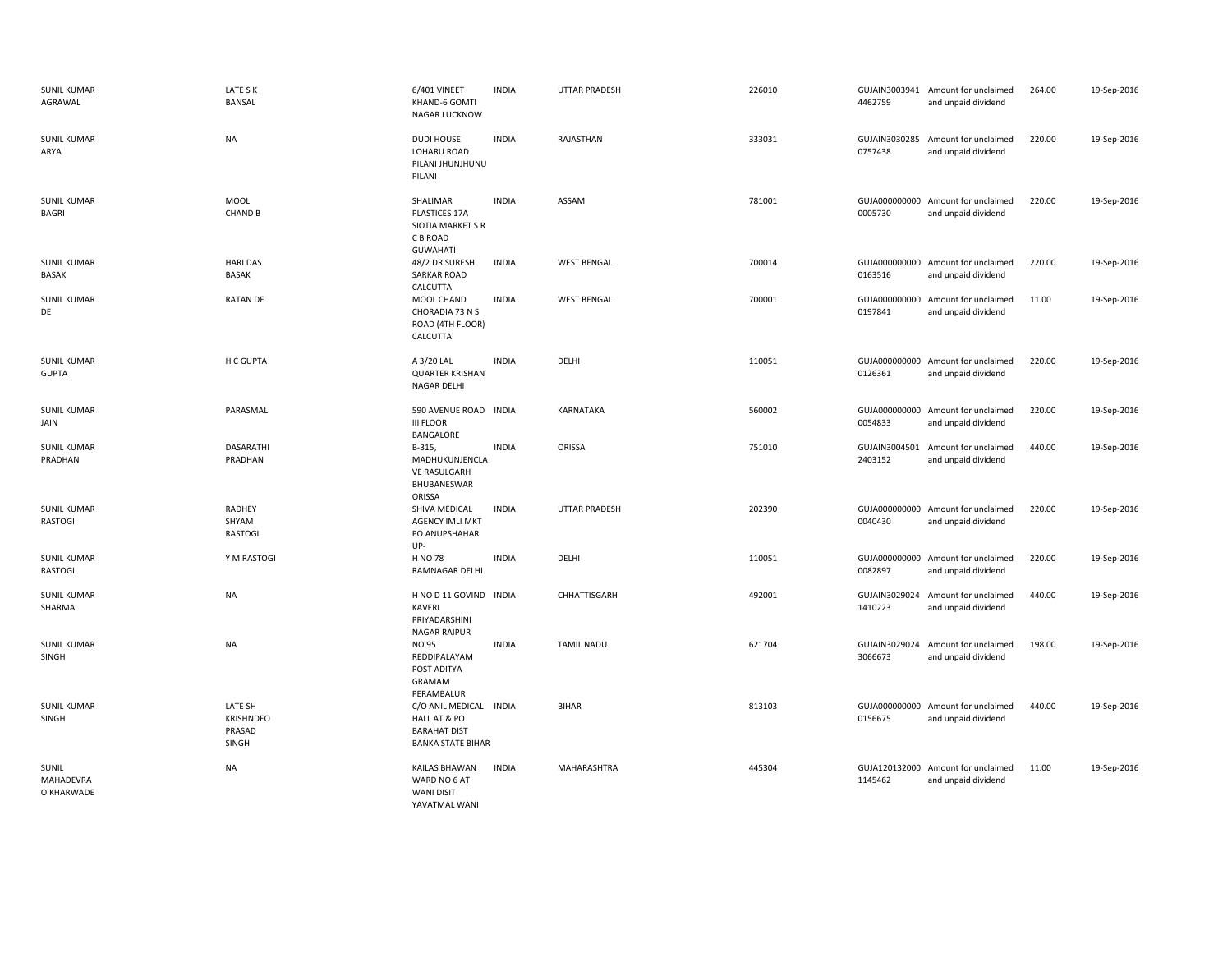| | | | | | | | | | |
|---|---|---|---|---|---|---|---|---|---|
| SUNIL KUMAR AGRAWAL | LATE S K BANSAL | 6/401 VINEET KHAND-6 GOMTI NAGAR LUCKNOW | INDIA | UTTAR PRADESH | 226010 | GUJAIN3003941 4462759 | Amount for unclaimed and unpaid dividend | 264.00 | 19-Sep-2016 |
| SUNIL KUMAR ARYA | NA | DUDI HOUSE LOHARU ROAD PILANI JHUNJHUNU PILANI | INDIA | RAJASTHAN | 333031 | GUJAIN3030285 0757438 | Amount for unclaimed and unpaid dividend | 220.00 | 19-Sep-2016 |
| SUNIL KUMAR BAGRI | MOOL CHAND B | SHALIMAR PLASTICES 17A SIOTIA MARKET S R C B ROAD GUWAHATI | INDIA | ASSAM | 781001 | GUJA000000000 0005730 | Amount for unclaimed and unpaid dividend | 220.00 | 19-Sep-2016 |
| SUNIL KUMAR BASAK | HARI DAS BASAK | 48/2 DR SURESH SARKAR ROAD CALCUTTA | INDIA | WEST BENGAL | 700014 | GUJA000000000 0163516 | Amount for unclaimed and unpaid dividend | 220.00 | 19-Sep-2016 |
| SUNIL KUMAR DE | RATAN DE | MOOL CHAND CHORADIA 73 N S ROAD (4TH FLOOR) CALCUTTA | INDIA | WEST BENGAL | 700001 | GUJA000000000 0197841 | Amount for unclaimed and unpaid dividend | 11.00 | 19-Sep-2016 |
| SUNIL KUMAR GUPTA | H C GUPTA | A 3/20 LAL QUARTER KRISHAN NAGAR DELHI | INDIA | DELHI | 110051 | GUJA000000000 0126361 | Amount for unclaimed and unpaid dividend | 220.00 | 19-Sep-2016 |
| SUNIL KUMAR JAIN | PARASMAL | 590 AVENUE ROAD III FLOOR BANGALORE | INDIA | KARNATAKA | 560002 | GUJA000000000 0054833 | Amount for unclaimed and unpaid dividend | 220.00 | 19-Sep-2016 |
| SUNIL KUMAR PRADHAN | DASARATHI PRADHAN | B-315, MADHUKUNJENCLA VE RASULGARH BHUBANESWAR ORISSA | INDIA | ORISSA | 751010 | GUJAIN3004501 2403152 | Amount for unclaimed and unpaid dividend | 440.00 | 19-Sep-2016 |
| SUNIL KUMAR RASTOGI | RADHEY SHYAM RASTOGI | SHIVA MEDICAL AGENCY IMLI MKT PO ANUPSHAHAR UP- | INDIA | UTTAR PRADESH | 202390 | GUJA000000000 0040430 | Amount for unclaimed and unpaid dividend | 220.00 | 19-Sep-2016 |
| SUNIL KUMAR RASTOGI | Y M RASTOGI | H NO 78 RAMNAGAR DELHI | INDIA | DELHI | 110051 | GUJA000000000 0082897 | Amount for unclaimed and unpaid dividend | 220.00 | 19-Sep-2016 |
| SUNIL KUMAR SHARMA | NA | H NO D 11 GOVIND KAVERI PRIYADARSHINI NAGAR RAIPUR | INDIA | CHHATTISGARH | 492001 | GUJAIN3029024 1410223 | Amount for unclaimed and unpaid dividend | 440.00 | 19-Sep-2016 |
| SUNIL KUMAR SINGH | NA | NO 95 REDDIPALAYAM POST ADITYA GRAMAM PERAMBALUR | INDIA | TAMIL NADU | 621704 | GUJAIN3029024 3066673 | Amount for unclaimed and unpaid dividend | 198.00 | 19-Sep-2016 |
| SUNIL KUMAR SINGH | LATE SH KRISHNDEO PRASAD SINGH | C/O ANIL MEDICAL HALL AT & PO BARAHAT DIST BANKA STATE BIHAR | INDIA | BIHAR | 813103 | GUJA000000000 0156675 | Amount for unclaimed and unpaid dividend | 440.00 | 19-Sep-2016 |
| SUNIL MAHADEVRA O KHARWADE | NA | KAILAS BHAWAN WARD NO 6 AT WANI DISIT YAVATMAL WANI | INDIA | MAHARASHTRA | 445304 | GUJA120132000 1145462 | Amount for unclaimed and unpaid dividend | 11.00 | 19-Sep-2016 |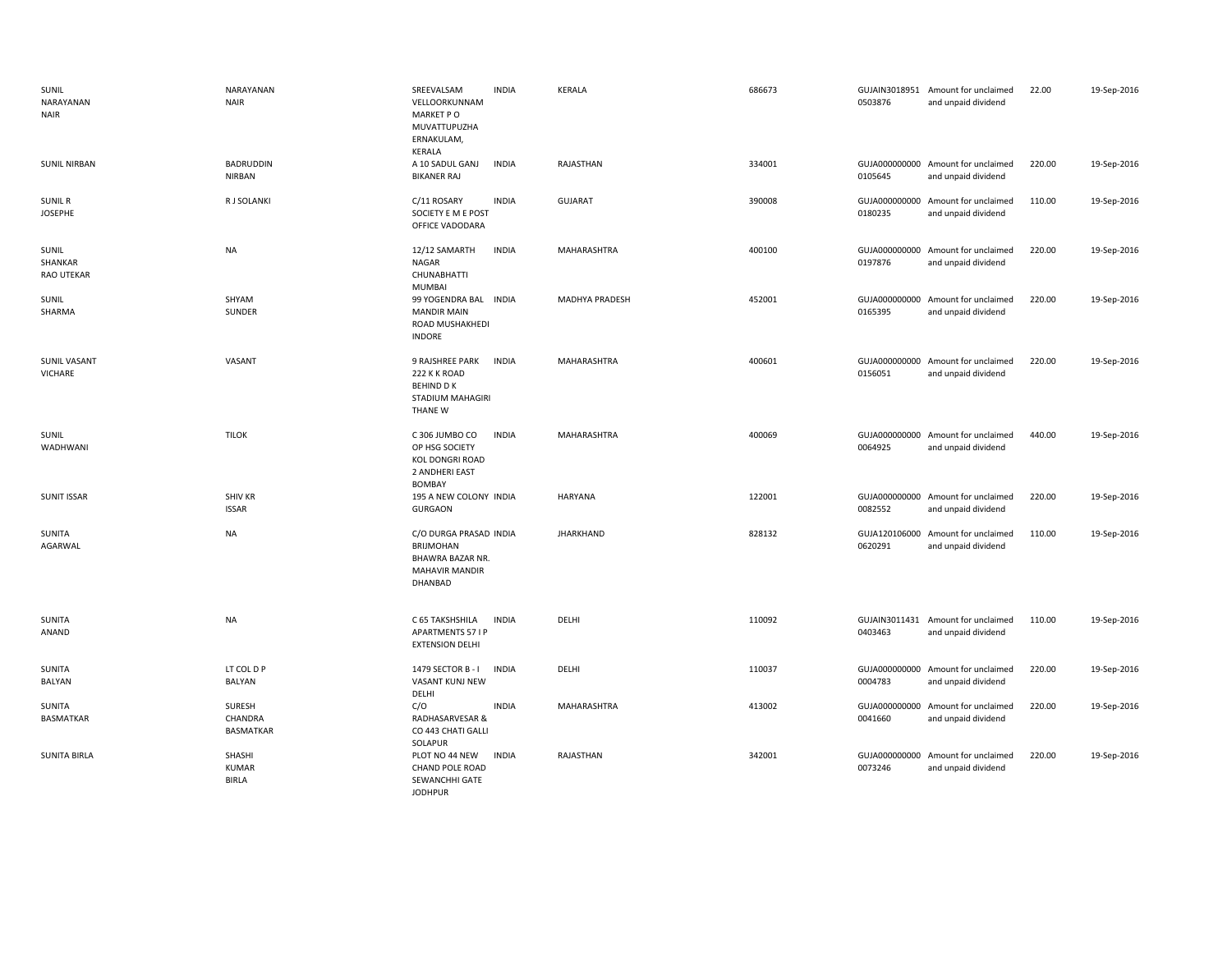| | | | | | | | | | |
|---|---|---|---|---|---|---|---|---|---|
| SUNIL NARAYANAN NAIR | NARAYANAN NAIR | SREEVALSAM VELLOORKUNNAM MARKET P O MUVATTUPUZHA ERNAKULAM, KERALA | INDIA | KERALA | 686673 | GUJAIN3018951 0503876 | Amount for unclaimed and unpaid dividend | 22.00 | 19-Sep-2016 |
| SUNIL NIRBAN | BADRUDDIN NIRBAN | A 10 SADUL GANJ BIKANER RAJ | INDIA | RAJASTHAN | 334001 | GUJA000000000 0105645 | Amount for unclaimed and unpaid dividend | 220.00 | 19-Sep-2016 |
| SUNIL R JOSEPHE | R J SOLANKI | C/11 ROSARY SOCIETY E M E POST OFFICE VADODARA | INDIA | GUJARAT | 390008 | GUJA000000000 0180235 | Amount for unclaimed and unpaid dividend | 110.00 | 19-Sep-2016 |
| SUNIL SHANKAR RAO UTEKAR | NA | 12/12 SAMARTH NAGAR CHUNABHATTI MUMBAI | INDIA | MAHARASHTRA | 400100 | GUJA000000000 0197876 | Amount for unclaimed and unpaid dividend | 220.00 | 19-Sep-2016 |
| SUNIL SHARMA | SHYAM SUNDER | 99 YOGENDRA BAL MANDIR MAIN ROAD MUSHAKHEDI INDORE | INDIA | MADHYA PRADESH | 452001 | GUJA000000000 0165395 | Amount for unclaimed and unpaid dividend | 220.00 | 19-Sep-2016 |
| SUNIL VASANT VICHARE | VASANT | 9 RAJSHREE PARK 222 K K ROAD BEHIND D K STADIUM MAHAGIRI THANE W | INDIA | MAHARASHTRA | 400601 | GUJA000000000 0156051 | Amount for unclaimed and unpaid dividend | 220.00 | 19-Sep-2016 |
| SUNIL WADHWANI | TILOK | C 306 JUMBO CO OP HSG SOCIETY KOL DONGRI ROAD 2 ANDHERI EAST BOMBAY | INDIA | MAHARASHTRA | 400069 | GUJA000000000 0064925 | Amount for unclaimed and unpaid dividend | 440.00 | 19-Sep-2016 |
| SUNIT ISSAR | SHIV KR ISSAR | 195 A NEW COLONY GURGAON | INDIA | HARYANA | 122001 | GUJA000000000 0082552 | Amount for unclaimed and unpaid dividend | 220.00 | 19-Sep-2016 |
| SUNITA AGARWAL | NA | C/O DURGA PRASAD BRIJMOHAN BHAWRA BAZAR NR. MAHAVIR MANDIR DHANBAD | INDIA | JHARKHAND | 828132 | GUJA120106000 0620291 | Amount for unclaimed and unpaid dividend | 110.00 | 19-Sep-2016 |
| SUNITA ANAND | NA | C 65 TAKSHSHILA APARTMENTS 57 I P EXTENSION DELHI | INDIA | DELHI | 110092 | GUJAIN3011431 0403463 | Amount for unclaimed and unpaid dividend | 110.00 | 19-Sep-2016 |
| SUNITA BALYAN | LT COL D P BALYAN | 1479 SECTOR B - I VASANT KUNJ NEW DELHI | INDIA | DELHI | 110037 | GUJA000000000 0004783 | Amount for unclaimed and unpaid dividend | 220.00 | 19-Sep-2016 |
| SUNITA BASMATKAR | SURESH CHANDRA BASMATKAR | C/O RADHASARVESAR & CO 443 CHATI GALLI SOLAPUR | INDIA | MAHARASHTRA | 413002 | GUJA000000000 0041660 | Amount for unclaimed and unpaid dividend | 220.00 | 19-Sep-2016 |
| SUNITA BIRLA | SHASHI KUMAR BIRLA | PLOT NO 44 NEW CHAND POLE ROAD SEWANCHHI GATE JODHPUR | INDIA | RAJASTHAN | 342001 | GUJA000000000 0073246 | Amount for unclaimed and unpaid dividend | 220.00 | 19-Sep-2016 |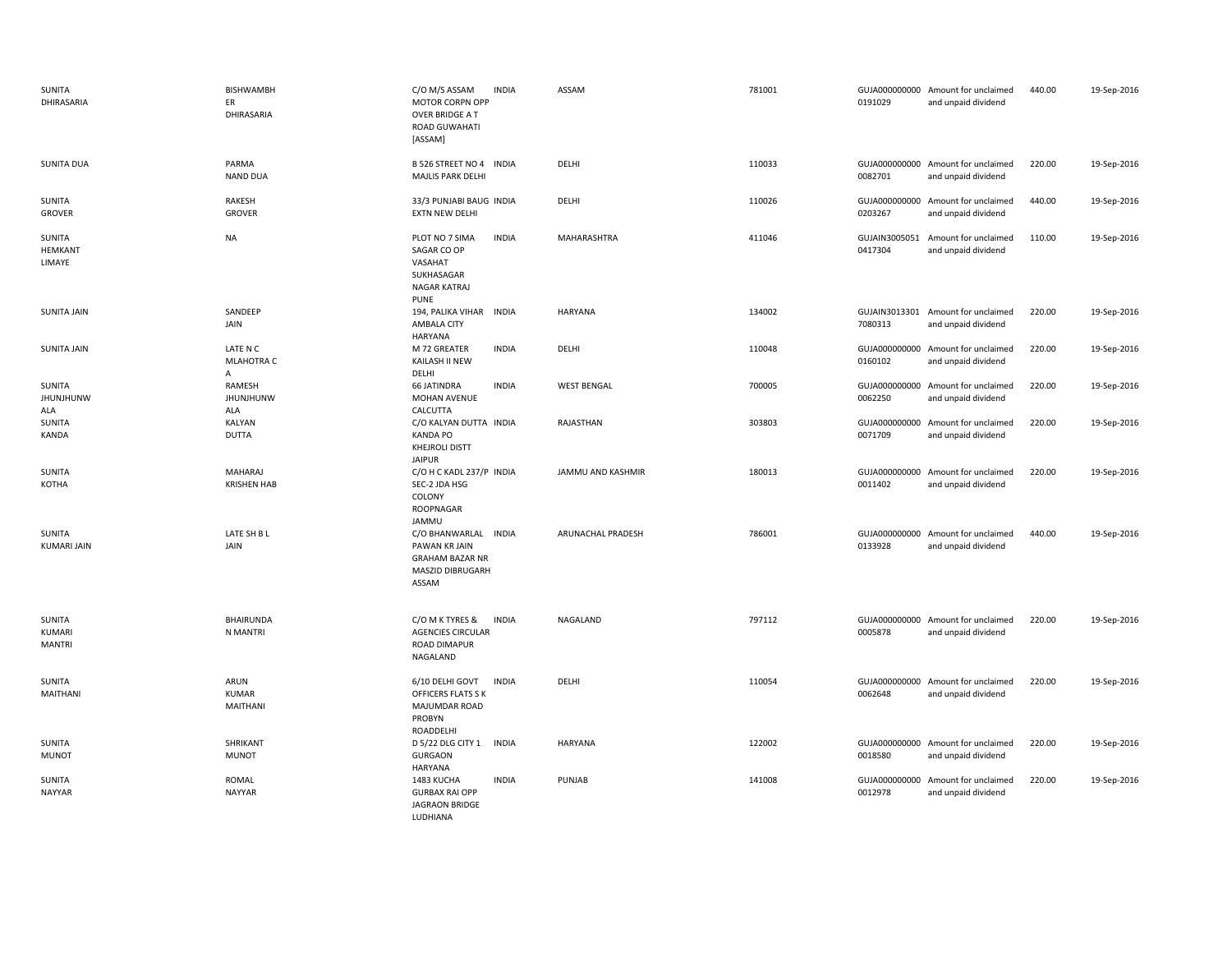| | | | | | | | | | |
|---|---|---|---|---|---|---|---|---|---|
| SUNITA DHIRASARIA | BISHWAMBH ER DHIRASARIA | C/O M/S ASSAM MOTOR CORPN OPP OVER BRIDGE A T ROAD GUWAHATI [ASSAM] | INDIA | ASSAM | 781001 | GUJA000000000 0191029 | Amount for unclaimed and unpaid dividend | 440.00 | 19-Sep-2016 |
| SUNITA DUA | PARMA NAND DUA | B 526 STREET NO 4 MAJLIS PARK DELHI | INDIA | DELHI | 110033 | GUJA000000000 0082701 | Amount for unclaimed and unpaid dividend | 220.00 | 19-Sep-2016 |
| SUNITA GROVER | RAKESH GROVER | 33/3 PUNJABI BAUG EXTN NEW DELHI | INDIA | DELHI | 110026 | GUJA000000000 0203267 | Amount for unclaimed and unpaid dividend | 440.00 | 19-Sep-2016 |
| SUNITA HEMKANT LIMAYE | NA | PLOT NO 7 SIMA SAGAR CO OP VASAHAT SUKHASAGAR NAGAR KATRAJ PUNE | INDIA | MAHARASHTRA | 411046 | GUJAIN3005051 0417304 | Amount for unclaimed and unpaid dividend | 110.00 | 19-Sep-2016 |
| SUNITA JAIN | SANDEEP JAIN | 194, PALIKA VIHAR AMBALA CITY HARYANA | INDIA | HARYANA | 134002 | GUJAIN3013301 7080313 | Amount for unclaimed and unpaid dividend | 220.00 | 19-Sep-2016 |
| SUNITA JAIN | LATE N C MLAHOTRA C A | M 72 GREATER KAILASH II NEW DELHI | INDIA | DELHI | 110048 | GUJA000000000 0160102 | Amount for unclaimed and unpaid dividend | 220.00 | 19-Sep-2016 |
| SUNITA JHUNJHUNW ALA | RAMESH JHUNJHUNW ALA | 66 JATINDRA MOHAN AVENUE CALCUTTA | INDIA | WEST BENGAL | 700005 | GUJA000000000 0062250 | Amount for unclaimed and unpaid dividend | 220.00 | 19-Sep-2016 |
| SUNITA KANDA | KALYAN DUTTA | C/O KALYAN DUTTA KANDA PO KHEJROLI DISTT JAIPUR | INDIA | RAJASTHAN | 303803 | GUJA000000000 0071709 | Amount for unclaimed and unpaid dividend | 220.00 | 19-Sep-2016 |
| SUNITA KOTHA | MAHARAJ KRISHEN HAB | C/O H C KADL 237/P SEC-2 JDA HSG COLONY ROOPNAGAR JAMMU | INDIA | JAMMU AND KASHMIR | 180013 | GUJA000000000 0011402 | Amount for unclaimed and unpaid dividend | 220.00 | 19-Sep-2016 |
| SUNITA KUMARI JAIN | LATE SH B L JAIN | C/O BHANWARLAL PAWAN KR JAIN GRAHAM BAZAR NR MASZID DIBRUGARH ASSAM | INDIA | ARUNACHAL PRADESH | 786001 | GUJA000000000 0133928 | Amount for unclaimed and unpaid dividend | 440.00 | 19-Sep-2016 |
| SUNITA KUMARI MANTRI | BHAIRUNDA N MANTRI | C/O M K TYRES & AGENCIES CIRCULAR ROAD DIMAPUR NAGALAND | INDIA | NAGALAND | 797112 | GUJA000000000 0005878 | Amount for unclaimed and unpaid dividend | 220.00 | 19-Sep-2016 |
| SUNITA MAITHANI | ARUN KUMAR MAITHANI | 6/10 DELHI GOVT OFFICERS FLATS S K MAJUMDAR ROAD PROBYN ROADDELHI | INDIA | DELHI | 110054 | GUJA000000000 0062648 | Amount for unclaimed and unpaid dividend | 220.00 | 19-Sep-2016 |
| SUNITA MUNOT | SHRIKANT MUNOT | D 5/22 DLG CITY 1 GURGAON HARYANA | INDIA | HARYANA | 122002 | GUJA000000000 0018580 | Amount for unclaimed and unpaid dividend | 220.00 | 19-Sep-2016 |
| SUNITA NAYYAR | ROMAL NAYYAR | 1483 KUCHA GURBAX RAI OPP JAGRAON BRIDGE LUDHIANA | INDIA | PUNJAB | 141008 | GUJA000000000 0012978 | Amount for unclaimed and unpaid dividend | 220.00 | 19-Sep-2016 |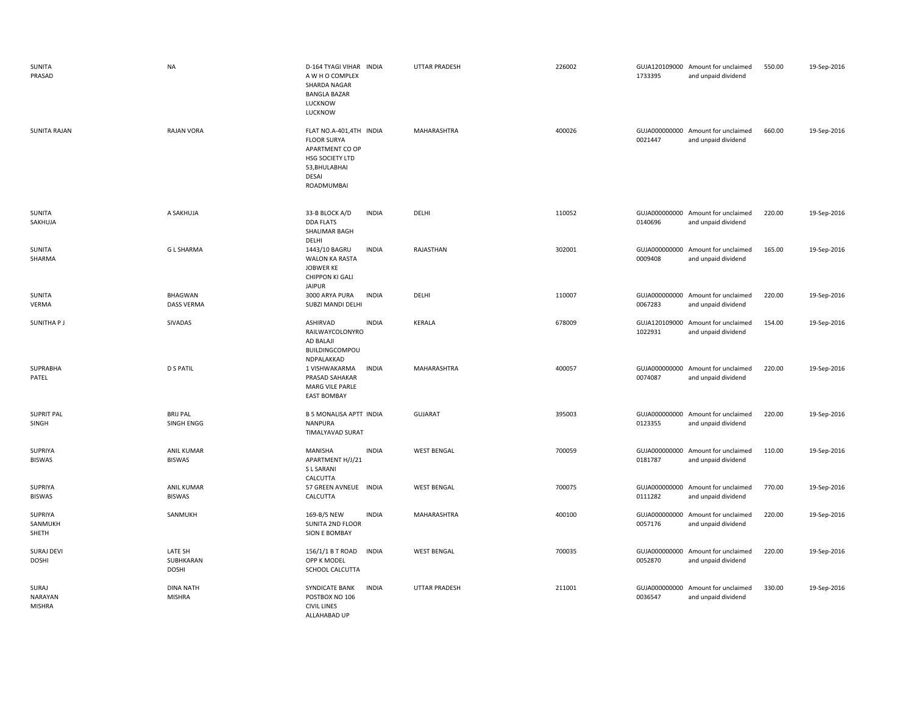| | | | | | | | | | |
|---|---|---|---|---|---|---|---|---|---|
| SUNITA PRASAD | NA | D-164 TYAGI VIHAR A W H O COMPLEX SHARDA NAGAR BANGLA BAZAR LUCKNOW LUCKNOW | INDIA | UTTAR PRADESH | 226002 | GUJA1201090001733395 | Amount for unclaimed and unpaid dividend | 550.00 | 19-Sep-2016 |
| SUNITA RAJAN | RAJAN VORA | FLAT NO.A-401,4TH FLOOR SURYA APARTMENT CO OP HSG SOCIETY LTD 53,BHULABHAI DESAI ROADMUMBAI | INDIA | MAHARASHTRA | 400026 | GUJA0000000000021447 | Amount for unclaimed and unpaid dividend | 660.00 | 19-Sep-2016 |
| SUNITA SAKHUJA | A SAKHUJA | 33-B BLOCK A/D DDA FLATS SHALIMAR BAGH DELHI | INDIA | DELHI | 110052 | GUJA0000000000140696 | Amount for unclaimed and unpaid dividend | 220.00 | 19-Sep-2016 |
| SUNITA SHARMA | G L SHARMA | 1443/10 BAGRU WALON KA RASTA JOBWER KE CHIPPON KI GALI JAIPUR | INDIA | RAJASTHAN | 302001 | GUJA0000000000009408 | Amount for unclaimed and unpaid dividend | 165.00 | 19-Sep-2016 |
| SUNITA VERMA | BHAGWAN DASS VERMA | 3000 ARYA PURA SUBZI MANDI DELHI | INDIA | DELHI | 110007 | GUJA0000000000067283 | Amount for unclaimed and unpaid dividend | 220.00 | 19-Sep-2016 |
| SUNITHA P J | SIVADAS | ASHIRVAD RAILWAYCOLONYROAD BALAJI BUILDINGCOMPOUNDPALAKKAD | INDIA | KERALA | 678009 | GUJA1201090001022931 | Amount for unclaimed and unpaid dividend | 154.00 | 19-Sep-2016 |
| SUPRABHA PATEL | D S PATIL | 1 VISHWAKARMA PRASAD SAHAKAR MARG VILE PARLE EAST BOMBAY | INDIA | MAHARASHTRA | 400057 | GUJA0000000000074087 | Amount for unclaimed and unpaid dividend | 220.00 | 19-Sep-2016 |
| SUPRIT PAL SINGH | BRIJ PAL SINGH ENGG | B 5 MONALISA APTT NANPURA TIMALYAVAD SURAT | INDIA | GUJARAT | 395003 | GUJA0000000000123355 | Amount for unclaimed and unpaid dividend | 220.00 | 19-Sep-2016 |
| SUPRIYA BISWAS | ANIL KUMAR BISWAS | MANISHA APARTMENT H/J/21 S L SARANI CALCUTTA | INDIA | WEST BENGAL | 700059 | GUJA0000000000181787 | Amount for unclaimed and unpaid dividend | 110.00 | 19-Sep-2016 |
| SUPRIYA BISWAS | ANIL KUMAR BISWAS | 57 GREEN AVNEUE CALCUTTA | INDIA | WEST BENGAL | 700075 | GUJA0000000000111282 | Amount for unclaimed and unpaid dividend | 770.00 | 19-Sep-2016 |
| SUPRIYA SANMUKH SHETH | SANMUKH | 169-B/5 NEW SUNITA 2ND FLOOR SION E BOMBAY | INDIA | MAHARASHTRA | 400100 | GUJA0000000000057176 | Amount for unclaimed and unpaid dividend | 220.00 | 19-Sep-2016 |
| SURAJ DEVI DOSHI | LATE SH SUBHKARAN DOSHI | 156/1/1 B T ROAD OPP K MODEL SCHOOL CALCUTTA | INDIA | WEST BENGAL | 700035 | GUJA0000000000052870 | Amount for unclaimed and unpaid dividend | 220.00 | 19-Sep-2016 |
| SURAJ NARAYAN MISHRA | DINA NATH MISHRA | SYNDICATE BANK POSTBOX NO 106 CIVIL LINES ALLAHABAD UP | INDIA | UTTAR PRADESH | 211001 | GUJA0000000000036547 | Amount for unclaimed and unpaid dividend | 330.00 | 19-Sep-2016 |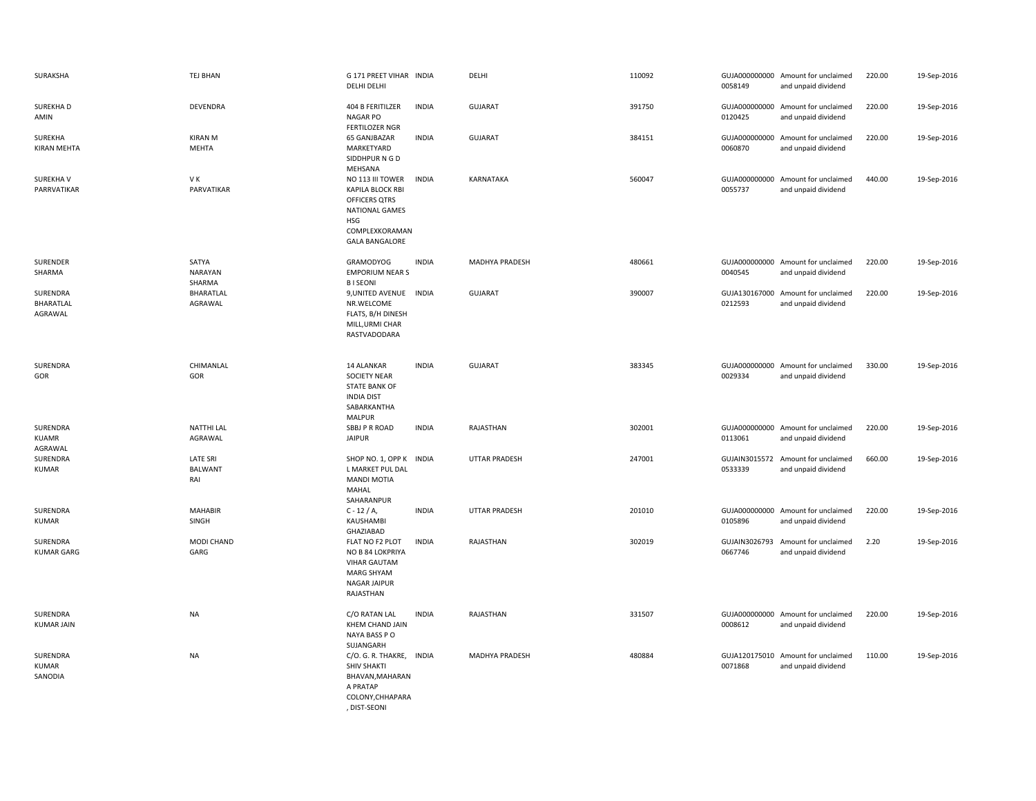| SURAKSHA | TEJ BHAN | G 171 PREET VIHAR DELHI DELHI | INDIA | DELHI | 110092 | GUJA0000000000058149 | Amount for unclaimed and unpaid dividend | 220.00 | 19-Sep-2016 |
|---|---|---|---|---|---|---|---|---|---|
| SUREKHA D AMIN | DEVENDRA | 404 B FERITILZER NAGAR PO FERTILOZER NGR | INDIA | GUJARAT | 391750 | GUJA0000000000120425 | Amount for unclaimed and unpaid dividend | 220.00 | 19-Sep-2016 |
| SUREKHA KIRAN MEHTA | KIRAN M MEHTA | 65 GANJBAZAR MARKETYARD SIDDHPUR N G D MEHSANA | INDIA | GUJARAT | 384151 | GUJA0000000000060870 | Amount for unclaimed and unpaid dividend | 220.00 | 19-Sep-2016 |
| SUREKHA V PARRVATIKAR | V K PARVATIKAR | NO 113 III TOWER KAPILA BLOCK RBI OFFICERS QTRS NATIONAL GAMES HSG COMPLEXKORAMAN GALA BANGALORE | INDIA | KARNATAKA | 560047 | GUJA0000000000055737 | Amount for unclaimed and unpaid dividend | 440.00 | 19-Sep-2016 |
| SURENDER SHARMA | SATYA NARAYAN SHARMA | GRAMODYOG EMPORIUM NEAR S B I SEONI | INDIA | MADHYA PRADESH | 480661 | GUJA0000000000040545 | Amount for unclaimed and unpaid dividend | 220.00 | 19-Sep-2016 |
| SURENDRA BHARATLAL AGRAWAL | BHARATLAL AGRAWAL | 9,UNITED AVENUE NR.WELCOME FLATS, B/H DINESH MILL,URMI CHAR RASTVADODARA | INDIA | GUJARAT | 390007 | GUJA1301670000212593 | Amount for unclaimed and unpaid dividend | 220.00 | 19-Sep-2016 |
| SURENDRA GOR | CHIMANLAL GOR | 14 ALANKAR SOCIETY NEAR STATE BANK OF INDIA DIST SABARKANTHA MALPUR | INDIA | GUJARAT | 383345 | GUJA0000000000029334 | Amount for unclaimed and unpaid dividend | 330.00 | 19-Sep-2016 |
| SURENDRA KUAMR AGRAWAL | NATTHI LAL AGRAWAL | SBBJ P R ROAD JAIPUR | INDIA | RAJASTHAN | 302001 | GUJA0000000000113061 | Amount for unclaimed and unpaid dividend | 220.00 | 19-Sep-2016 |
| SURENDRA KUMAR | LATE SRI BALWANT RAI | SHOP NO. 1, OPP K L MARKET PUL DAL MANDI MOTIA MAHAL SAHARANPUR | INDIA | UTTAR PRADESH | 247001 | GUJAIN30155720533339 | Amount for unclaimed and unpaid dividend | 660.00 | 19-Sep-2016 |
| SURENDRA KUMAR | MAHABIR SINGH | C - 12 / A, KAUSHAMBI GHAZIABAD | INDIA | UTTAR PRADESH | 201010 | GUJA0000000000105896 | Amount for unclaimed and unpaid dividend | 220.00 | 19-Sep-2016 |
| SURENDRA KUMAR GARG | MODI CHAND GARG | FLAT NO F2 PLOT NO B 84 LOKPRIYA VIHAR GAUTAM MARG SHYAM NAGAR JAIPUR RAJASTHAN | INDIA | RAJASTHAN | 302019 | GUJAIN30267930667746 | Amount for unclaimed and unpaid dividend | 2.20 | 19-Sep-2016 |
| SURENDRA KUMAR JAIN | NA | C/O RATAN LAL KHEM CHAND JAIN NAYA BASS P O SUJANGARH | INDIA | RAJASTHAN | 331507 | GUJA0000000000008612 | Amount for unclaimed and unpaid dividend | 220.00 | 19-Sep-2016 |
| SURENDRA KUMAR SANODIA | NA | C/O. G. R. THAKRE, SHIV SHAKTI BHAVAN,MAHARAN A PRATAP COLONY,CHHAPARA , DIST-SEONI | INDIA | MADHYA PRADESH | 480884 | GUJA1201750100071868 | Amount for unclaimed and unpaid dividend | 110.00 | 19-Sep-2016 |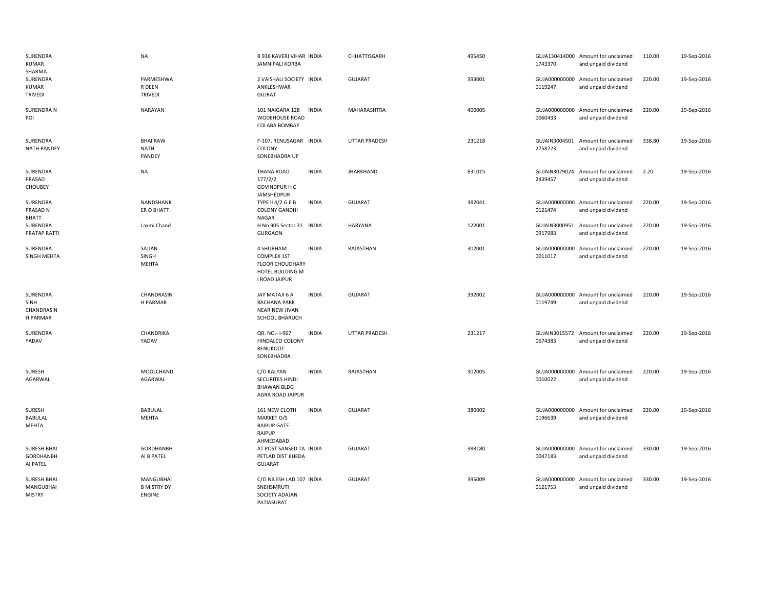| | | | | | | | | | |
|---|---|---|---|---|---|---|---|---|---|
| SURENDRA KUMAR SHARMA | NA | B 936 KAVERI VIHAR JAMNIPALI KORBA | INDIA | CHHATTISGARH | 495450 | GUJA1304140001743370 | Amount for unclaimed and unpaid dividend | 110.00 | 19-Sep-2016 |
| SURENDRA KUMAR TRIVEDI | PARMESHWA R DEEN TRIVEDI | 2 VAISHALI SOCIETY ANKLESHWAR GUJRAT | INDIA | GUJARAT | 393001 | GUJA0000000000119247 | Amount for unclaimed and unpaid dividend | 220.00 | 19-Sep-2016 |
| SURENDRA N POI | NARAYAN | 101 NAIGARA 128 WODEHOUSE ROAD COLABA BOMBAY | INDIA | MAHARASHTRA | 400005 | GUJA0000000000060433 | Amount for unclaimed and unpaid dividend | 220.00 | 19-Sep-2016 |
| SURENDRA NATH PANDEY | BHAI RAW NATH PANDEY | F-107, RENUSAGAR COLONY SONEBHADRA UP | INDIA | UTTAR PRADESH | 231218 | GUJAIN30045012758223 | Amount for unclaimed and unpaid dividend | 338.80 | 19-Sep-2016 |
| SURENDRA PRASAD CHOUBEY | NA | THANA ROAD 177/2/2 GOVINDPUR H C JAMSHEDPUR | INDIA | JHARKHAND | 831015 | GUJAIN30290242439457 | Amount for unclaimed and unpaid dividend | 2.20 | 19-Sep-2016 |
| SURENDRA PRASAD N BHATT | NANDSHANK ER O BHATT | TYPE II 4/2 G E B COLONY GANDHI NAGAR | INDIA | GUJARAT | 382041 | GUJA0000000000121474 | Amount for unclaimed and unpaid dividend | 220.00 | 19-Sep-2016 |
| SURENDRA PRATAP RATTI | Laxmi Chand | H No 905 Sector 31 GURGAON | INDIA | HARYANA | 122001 | GUJAIN30009510917983 | Amount for unclaimed and unpaid dividend | 220.00 | 19-Sep-2016 |
| SURENDRA SINGH MEHTA | SAJJAN SINGH MEHTA | 4 SHUBHAM COMPLEX 1ST FLOOR CHOUDHARY HOTEL BUILDING M I ROAD JAIPUR | INDIA | RAJASTHAN | 302001 | GUJA0000000000011017 | Amount for unclaimed and unpaid dividend | 220.00 | 19-Sep-2016 |
| SURENDRA SINH CHANDRASIN H PARMAR | CHANDRASIN H PARMAR | JAY MATAJI 6 A RACHANA PARK NEAR NEW JIVAN SCHOOL BHARUCH | INDIA | GUJARAT | 392002 | GUJA0000000000119749 | Amount for unclaimed and unpaid dividend | 220.00 | 19-Sep-2016 |
| SURENDRA YADAV | CHANDRIKA YADAV | QR. NO.- I-967 HINDALCO COLONY RENUKOOT SONEBHADRA | INDIA | UTTAR PRADESH | 231217 | GUJAIN30155720674383 | Amount for unclaimed and unpaid dividend | 220.00 | 19-Sep-2016 |
| SURESH AGARWAL | MOOLCHAND AGARWAL | C/O KALYAN SECURITES HINDI BHAWAN BLDG AGRA ROAD JAIPUR | INDIA | RAJASTHAN | 302005 | GUJA0000000000010022 | Amount for unclaimed and unpaid dividend | 220.00 | 19-Sep-2016 |
| SURESH BABULAL MEHTA | BABULAL MEHTA | 161 NEW CLOTH MARKET O/S RAIPUP GATE RAIPUP AHMEDABAD | INDIA | GUJARAT | 380002 | GUJA0000000000196639 | Amount for unclaimed and unpaid dividend | 220.00 | 19-Sep-2016 |
| SURESH BHAI GORDHANBH AI PATEL | GORDHANBH AI B PATEL | AT POST SANSED TA PETLAD DIST KHEDA GUJARAT | INDIA | GUJARAT | 388180 | GUJA0000000000047183 | Amount for unclaimed and unpaid dividend | 330.00 | 19-Sep-2016 |
| SURESH BHAI MANGUBHAI MISTRY | MANGUBHAI B MISTRY DY ENGINE | C/O NILESH LAD 107 SNEHSMRUTI SOCIETY ADAJAN PATIASURAT | INDIA | GUJARAT | 395009 | GUJA0000000000121753 | Amount for unclaimed and unpaid dividend | 330.00 | 19-Sep-2016 |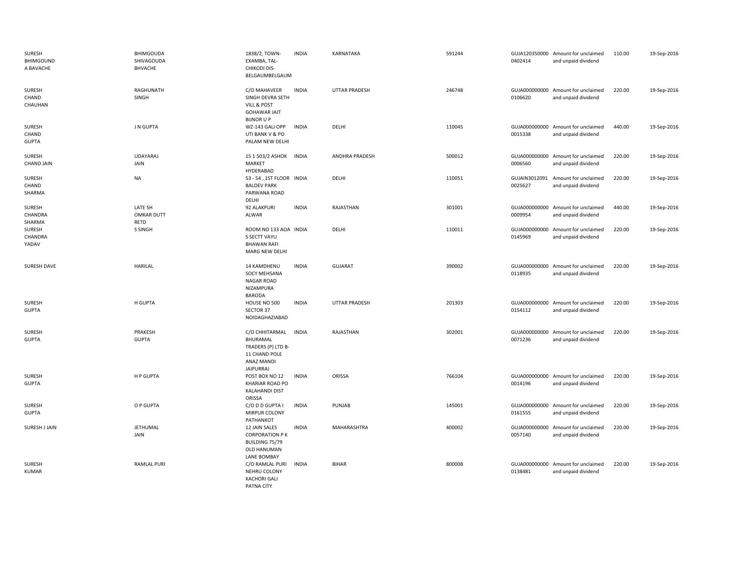| | | | | | | | | | |
|---|---|---|---|---|---|---|---|---|---|
| SURESH BHIMGOUND A BAVACHE | BHIMGOUDA SHIVAGOUDA BHVACHE | 1838/2, TOWN-EXAMBA, TAL-CHIKODI DIS-BELGAUMBELGAUM | INDIA | KARNATAKA | 591244 | GUJA120350000 0402414 | Amount for unclaimed and unpaid dividend | 110.00 | 19-Sep-2016 |
| SURESH CHAND CHAUHAN | RAGHUNATH SINGH | C/O MAHAVEER SINGH DEVRA SETH VILL & POST GOHAWAR JAIT BIJNOR U P | INDIA | UTTAR PRADESH | 246748 | GUJA000000000 0106620 | Amount for unclaimed and unpaid dividend | 220.00 | 19-Sep-2016 |
| SURESH CHAND GUPTA | J N GUPTA | WZ-143 GALI OPP UTI BANK V & PO PALAM NEW DELHI | INDIA | DELHI | 110045 | GUJA000000000 0015338 | Amount for unclaimed and unpaid dividend | 440.00 | 19-Sep-2016 |
| SURESH CHAND JAIN | UDAYARAJ JAIN | 15 1 503/2 ASHOK MARKET HYDERABAD | INDIA | ANDHRA PRADESH | 500012 | GUJA000000000 0006560 | Amount for unclaimed and unpaid dividend | 220.00 | 19-Sep-2016 |
| SURESH CHAND SHARMA | NA | 53 - 54 , 1ST FLOOR BALDEV PARK PARWANA ROAD DELHI | INDIA | DELHI | 110051 | GUJAIN3012091 0025627 | Amount for unclaimed and unpaid dividend | 220.00 | 19-Sep-2016 |
| SURESH CHANDRA SHARMA | LATE SH OMKAR DUTT RETD | 92 ALAKPURI ALWAR | INDIA | RAJASTHAN | 301001 | GUJA000000000 0009954 | Amount for unclaimed and unpaid dividend | 440.00 | 19-Sep-2016 |
| SURESH CHANDRA YADAV | S SINGH | ROOM NO 133 AOA S SECTT VAYU BHAWAN RAFI MARG NEW DELHI | INDIA | DELHI | 110011 | GUJA000000000 0145969 | Amount for unclaimed and unpaid dividend | 220.00 | 19-Sep-2016 |
| SURESH DAVE | HARILAL | 14 KAMDHENU SOCY MEHSANA NAGAR ROAD NIZAMPURA BARODA | INDIA | GUJARAT | 390002 | GUJA000000000 0118935 | Amount for unclaimed and unpaid dividend | 220.00 | 19-Sep-2016 |
| SURESH GUPTA | H GUPTA | HOUSE NO 500 SECTOR 37 NOIDAGHAZIABAD | INDIA | UTTAR PRADESH | 201303 | GUJA000000000 0154112 | Amount for unclaimed and unpaid dividend | 220.00 | 19-Sep-2016 |
| SURESH GUPTA | PRAKESH GUPTA | C/O CHHITARMAL BHURAMAL TRADERS (P) LTD B-11 CHAND POLE ANAZ MANDI JAIPURRAJ | INDIA | RAJASTHAN | 302001 | GUJA000000000 0071236 | Amount for unclaimed and unpaid dividend | 220.00 | 19-Sep-2016 |
| SURESH GUPTA | H P GUPTA | POST BOX NO 12 KHARIAR ROAD PO KALAHANDI DIST ORISSA | INDIA | ORISSA | 766104 | GUJA000000000 0014196 | Amount for unclaimed and unpaid dividend | 220.00 | 19-Sep-2016 |
| SURESH GUPTA | O P GUPTA | C/O D D GUPTA I MIRPUR COLONY PATHANKOT | INDIA | PUNJAB | 145001 | GUJA000000000 0161555 | Amount for unclaimed and unpaid dividend | 220.00 | 19-Sep-2016 |
| SURESH J JAIN | JETHUMAL JAIN | 12 JAIN SALES CORPORATION P K BUILDING 75/79 OLD HANUMAN LANE BOMBAY | INDIA | MAHARASHTRA | 400002 | GUJA000000000 0057140 | Amount for unclaimed and unpaid dividend | 220.00 | 19-Sep-2016 |
| SURESH KUMAR | RAMLAL PURI | C/O RAMLAL PURI NEHRU COLONY KACHORI GALI PATNA CITY | INDIA | BIHAR | 800008 | GUJA000000000 0138481 | Amount for unclaimed and unpaid dividend | 220.00 | 19-Sep-2016 |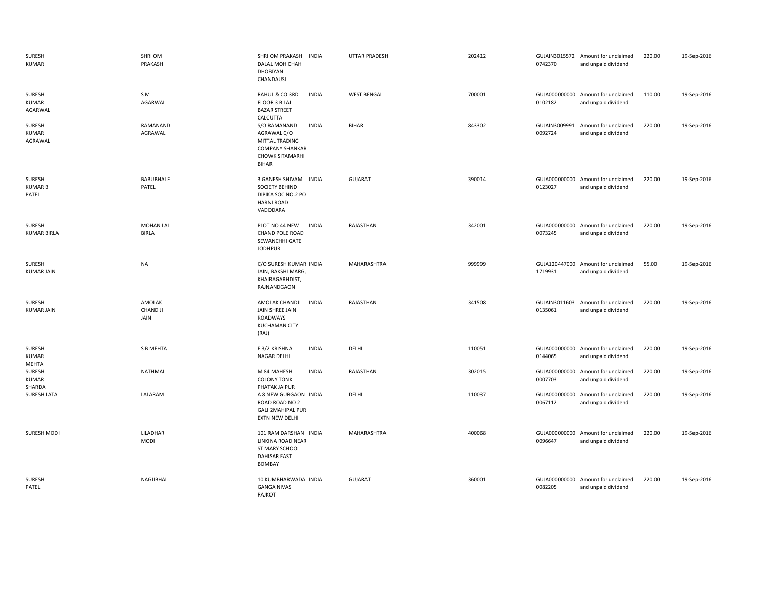| | | | | | | | | | |
|---|---|---|---|---|---|---|---|---|---|
| SURESH KUMAR | SHRI OM PRAKASH | SHRI OM PRAKASH DALAL MOH CHAH DHOBIYAN CHANDAUSI | INDIA | UTTAR PRADESH | 202412 | GUJAIN30155720742370 | Amount for unclaimed and unpaid dividend | 220.00 | 19-Sep-2016 |
| SURESH KUMAR AGARWAL | S M AGARWAL | RAHUL & CO 3RD FLOOR 3 B LAL BAZAR STREET CALCUTTA | INDIA | WEST BENGAL | 700001 | GUJA0000000000102182 | Amount for unclaimed and unpaid dividend | 110.00 | 19-Sep-2016 |
| SURESH KUMAR AGRAWAL | RAMANAND AGRAWAL | S/O RAMANAND AGRAWAL C/O MITTAL TRADING COMPANY SHANKAR CHOWK SITAMARHI BIHAR | INDIA | BIHAR | 843302 | GUJAIN30099910092724 | Amount for unclaimed and unpaid dividend | 220.00 | 19-Sep-2016 |
| SURESH KUMAR B PATEL | BABUBHAI F PATEL | 3 GANESH SHIVAM SOCIETY BEHIND DIPIKA SOC NO.2 PO HARNI ROAD VADODARA | INDIA | GUJARAT | 390014 | GUJA0000000000123027 | Amount for unclaimed and unpaid dividend | 220.00 | 19-Sep-2016 |
| SURESH KUMAR BIRLA | MOHAN LAL BIRLA | PLOT NO 44 NEW CHAND POLE ROAD SEWANCHHI GATE JODHPUR | INDIA | RAJASTHAN | 342001 | GUJA0000000000073245 | Amount for unclaimed and unpaid dividend | 220.00 | 19-Sep-2016 |
| SURESH KUMAR JAIN | NA | C/O SURESH KUMAR JAIN, BAKSHI MARG, KHAIRAGARHDIST, RAJNANDGAON | INDIA | MAHARASHTRA | 999999 | GUJA1204470001719931 | Amount for unclaimed and unpaid dividend | 55.00 | 19-Sep-2016 |
| SURESH KUMAR JAIN | AMOLAK CHAND JI JAIN | AMOLAK CHANDJI JAIN SHREE JAIN ROADWAYS KUCHAMAN CITY (RAJ) | INDIA | RAJASTHAN | 341508 | GUJAIN30116030135061 | Amount for unclaimed and unpaid dividend | 220.00 | 19-Sep-2016 |
| SURESH KUMAR MEHTA | S B MEHTA | E 3/2 KRISHNA NAGAR DELHI | INDIA | DELHI | 110051 | GUJA0000000000144065 | Amount for unclaimed and unpaid dividend | 220.00 | 19-Sep-2016 |
| SURESH KUMAR SHARDA | NATHMAL | M 84 MAHESH COLONY TONK PHATAK JAIPUR | INDIA | RAJASTHAN | 302015 | GUJA0000000000007703 | Amount for unclaimed and unpaid dividend | 220.00 | 19-Sep-2016 |
| SURESH LATA | LALARAM | A 8 NEW GURGAON ROAD ROAD NO 2 GALI 2MAHIPAL PUR EXTN NEW DELHI | INDIA | DELHI | 110037 | GUJA0000000000067112 | Amount for unclaimed and unpaid dividend | 220.00 | 19-Sep-2016 |
| SURESH MODI | LILADHAR MODI | 101 RAM DARSHAN LINKINA ROAD NEAR ST MARY SCHOOL DAHISAR EAST BOMBAY | INDIA | MAHARASHTRA | 400068 | GUJA0000000000096647 | Amount for unclaimed and unpaid dividend | 220.00 | 19-Sep-2016 |
| SURESH PATEL | NAGJIBHAI | 10 KUMBHARWADA GANGA NIVAS RAJKOT | INDIA | GUJARAT | 360001 | GUJA0000000000082205 | Amount for unclaimed and unpaid dividend | 220.00 | 19-Sep-2016 |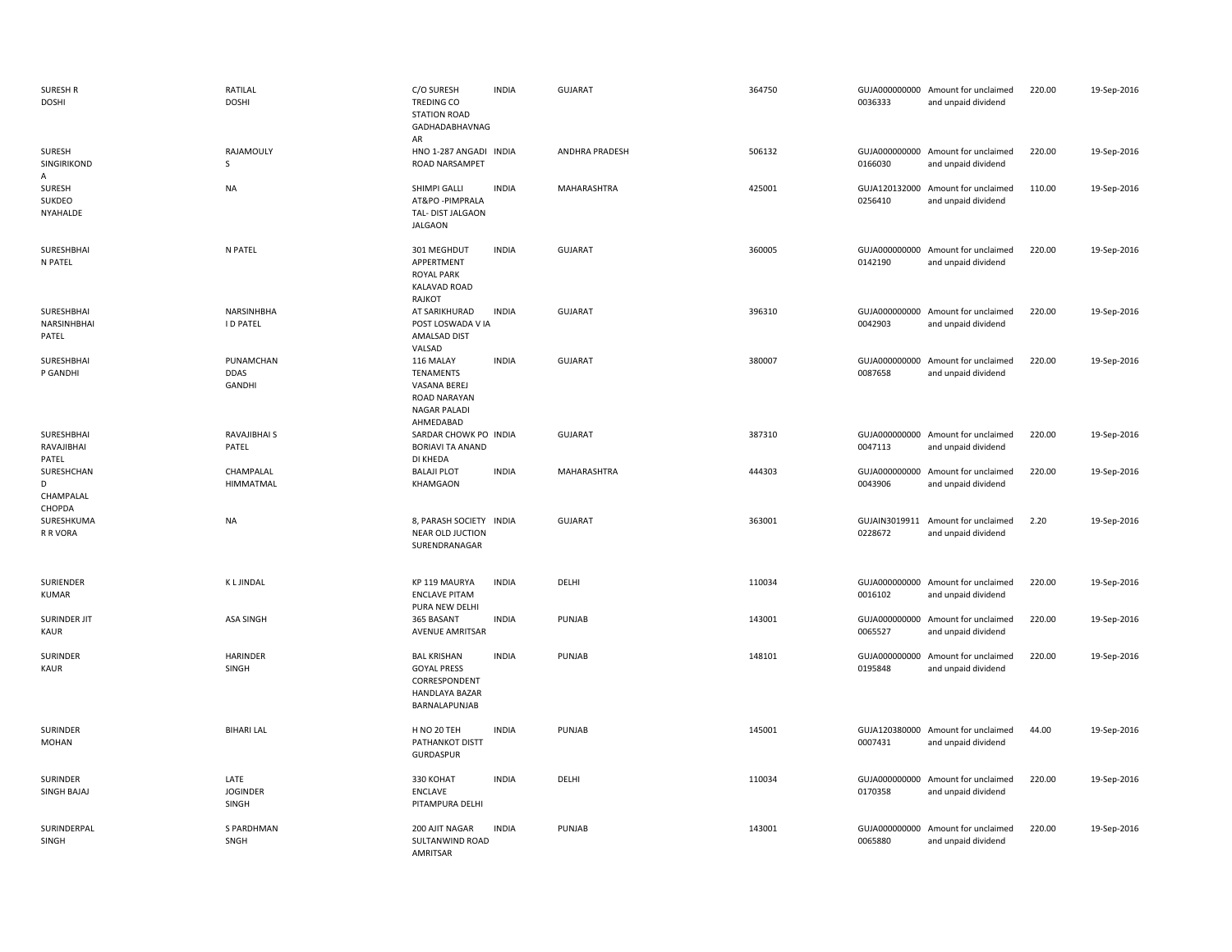| | | | | | | | | | |
|---|---|---|---|---|---|---|---|---|---|
| SURESH R DOSHI | RATILAL DOSHI | C/O SURESH TREDING CO STATION ROAD GADHADABHAVNAGAR | INDIA | GUJARAT | 364750 | GUJA0000000000036333 | Amount for unclaimed and unpaid dividend | 220.00 | 19-Sep-2016 |
| SURESH SINGIRIKONDA | RAJAMOULY S | HNO 1-287 ANGADI ROAD NARSAMPET | INDIA | ANDHRA PRADESH | 506132 | GUJA0000000000166030 | Amount for unclaimed and unpaid dividend | 220.00 | 19-Sep-2016 |
| SURESH SUKDEO NYAHALDE | NA | SHIMPI GALLI AT&PO -PIMPRALA TAL- DIST JALGAON JALGAON | INDIA | MAHARASHTRA | 425001 | GUJA1201320000256410 | Amount for unclaimed and unpaid dividend | 110.00 | 19-Sep-2016 |
| SURESHBHAI N PATEL | N PATEL | 301 MEGHDUT APPERTMENT ROYAL PARK KALAVAD ROAD RAJKOT | INDIA | GUJARAT | 360005 | GUJA0000000000142190 | Amount for unclaimed and unpaid dividend | 220.00 | 19-Sep-2016 |
| SURESHBHAI NARSINHBHAI PATEL | NARSINHBHA I D PATEL | AT SARIKHURAD POST LOSWADA V IA AMALSAD DIST VALSAD | INDIA | GUJARAT | 396310 | GUJA0000000000042903 | Amount for unclaimed and unpaid dividend | 220.00 | 19-Sep-2016 |
| SURESHBHAI P GANDHI | PUNAMCHAN DDAS GANDHI | 116 MALAY TENAMENTS VASANA BEREJ ROAD NARAYAN NAGAR PALADI AHMEDABAD | INDIA | GUJARAT | 380007 | GUJA0000000000087658 | Amount for unclaimed and unpaid dividend | 220.00 | 19-Sep-2016 |
| SURESHBHAI RAVAJIBHAI PATEL | RAVAJIBHAI S PATEL | SARDAR CHOWK PO BORIAVI TA ANAND DI KHEDA | INDIA | GUJARAT | 387310 | GUJA0000000000047113 | Amount for unclaimed and unpaid dividend | 220.00 | 19-Sep-2016 |
| SURESHCHAND CHAMPALAL CHOPDA | CHAMPALAL HIMMATMAL | BALAJI PLOT KHAMGAON | INDIA | MAHARASHTRA | 444303 | GUJA0000000000043906 | Amount for unclaimed and unpaid dividend | 220.00 | 19-Sep-2016 |
| SURESHKUMAR R VORA | NA | 8, PARASH SOCIETY NEAR OLD JUCTION SURENDRANAGAR | INDIA | GUJARAT | 363001 | GUJAIN30199110228672 | Amount for unclaimed and unpaid dividend | 2.20 | 19-Sep-2016 |
| SURIENDER KUMAR | K L JINDAL | KP 119 MAURYA ENCLAVE PITAM PURA NEW DELHI | INDIA | DELHI | 110034 | GUJA0000000000016102 | Amount for unclaimed and unpaid dividend | 220.00 | 19-Sep-2016 |
| SURINDER JIT KAUR | ASA SINGH | 365 BASANT AVENUE AMRITSAR | INDIA | PUNJAB | 143001 | GUJA0000000000065527 | Amount for unclaimed and unpaid dividend | 220.00 | 19-Sep-2016 |
| SURINDER KAUR | HARINDER SINGH | BAL KRISHAN GOYAL PRESS CORRESPONDENT HANDLAYA BAZAR BARNALAPUNJAB | INDIA | PUNJAB | 148101 | GUJA0000000000195848 | Amount for unclaimed and unpaid dividend | 220.00 | 19-Sep-2016 |
| SURINDER MOHAN | BIHARI LAL | H NO 20 TEH PATHANKOT DISTT GURDASPUR | INDIA | PUNJAB | 145001 | GUJA1203800000007431 | Amount for unclaimed and unpaid dividend | 44.00 | 19-Sep-2016 |
| SURINDER SINGH BAJAJ | LATE JOGINDER SINGH | 330 KOHAT ENCLAVE PITAMPURA DELHI | INDIA | DELHI | 110034 | GUJA0000000000170358 | Amount for unclaimed and unpaid dividend | 220.00 | 19-Sep-2016 |
| SURINDERPAL SINGH | S PARDHMAN SNGH | 200 AJIT NAGAR SULTANWIND ROAD AMRITSAR | INDIA | PUNJAB | 143001 | GUJA0000000000065880 | Amount for unclaimed and unpaid dividend | 220.00 | 19-Sep-2016 |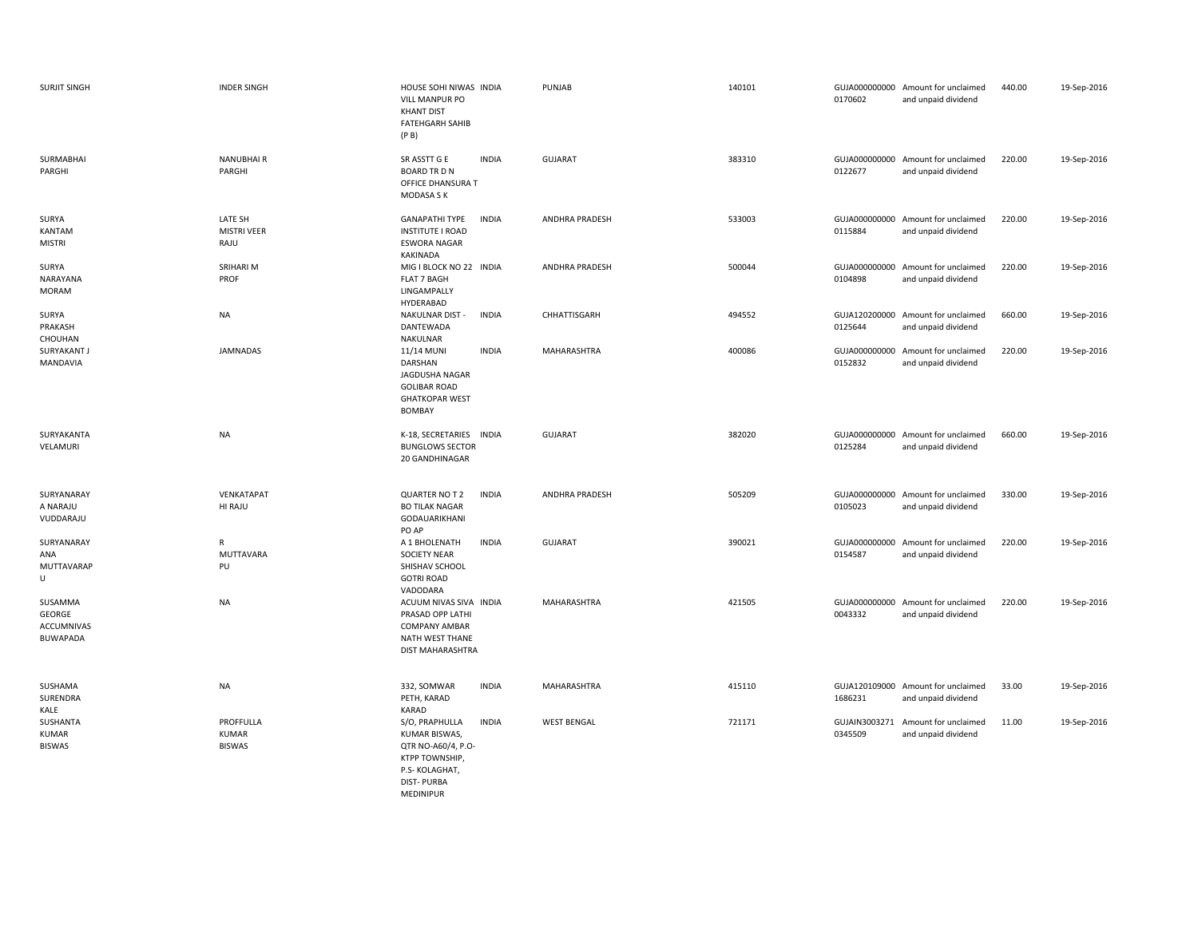| | | | | | | | | | |
|---|---|---|---|---|---|---|---|---|---|
| SURJIT SINGH | INDER SINGH | HOUSE SOHI NIWAS VILL MANPUR PO KHANT DIST FATEHGARH SAHIB (P B) | INDIA | PUNJAB | 140101 | GUJA000000000 0170602 | Amount for unclaimed and unpaid dividend | 440.00 | 19-Sep-2016 |
| SURMABHAI PARGHI | NANUBHAI R PARGHI | SR ASSTT G E BOARD TR D N OFFICE DHANSURA T MODASA S K | INDIA | GUJARAT | 383310 | GUJA000000000 0122677 | Amount for unclaimed and unpaid dividend | 220.00 | 19-Sep-2016 |
| SURYA KANTAM MISTRI | LATE SH MISTRI VEER RAJU | GANAPATHI TYPE INSTITUTE I ROAD ESWORA NAGAR KAKINADA | INDIA | ANDHRA PRADESH | 533003 | GUJA000000000 0115884 | Amount for unclaimed and unpaid dividend | 220.00 | 19-Sep-2016 |
| SURYA NARAYANA MORAM | SRIHARI M PROF | MIG I BLOCK NO 22 FLAT 7 BAGH LINGAMPALLY HYDERABAD | INDIA | ANDHRA PRADESH | 500044 | GUJA000000000 0104898 | Amount for unclaimed and unpaid dividend | 220.00 | 19-Sep-2016 |
| SURYA PRAKASH CHOUHAN | NA | NAKULNAR DIST - DANTEWADA NAKULNAR | INDIA | CHHATTISGARH | 494552 | GUJA120200000 0125644 | Amount for unclaimed and unpaid dividend | 660.00 | 19-Sep-2016 |
| SURYAKANT J MANDAVIA | JAMNADAS | 11/14 MUNI DARSHAN JAGDUSHA NAGAR GOLIBAR ROAD GHATKOPAR WEST BOMBAY | INDIA | MAHARASHTRA | 400086 | GUJA000000000 0152832 | Amount for unclaimed and unpaid dividend | 220.00 | 19-Sep-2016 |
| SURYAKANTA VELAMURI | NA | K-18, SECRETARIES BUNGLOWS SECTOR 20 GANDHINAGAR | INDIA | GUJARAT | 382020 | GUJA000000000 0125284 | Amount for unclaimed and unpaid dividend | 660.00 | 19-Sep-2016 |
| SURYANARAY A NARAJU VUDDARAJU | VENKATAPAT HI RAJU | QUARTER NO T 2 BO TILAK NAGAR GODAUARIKHANI PO AP | INDIA | ANDHRA PRADESH | 505209 | GUJA000000000 0105023 | Amount for unclaimed and unpaid dividend | 330.00 | 19-Sep-2016 |
| SURYANARAY ANA MUTTAVARAP U | R MUTTAVARA PU | A 1 BHOLENATH SOCIETY NEAR SHISHAV SCHOOL GOTRI ROAD VADODARA | INDIA | GUJARAT | 390021 | GUJA000000000 0154587 | Amount for unclaimed and unpaid dividend | 220.00 | 19-Sep-2016 |
| SUSAMMA GEORGE ACCUMNIVAS BUWAPADA | NA | ACUUM NIVAS SIVA PRASAD OPP LATHI COMPANY AMBAR NATH WEST THANE DIST MAHARASHTRA | INDIA | MAHARASHTRA | 421505 | GUJA000000000 0043332 | Amount for unclaimed and unpaid dividend | 220.00 | 19-Sep-2016 |
| SUSHAMA SURENDRA KALE | NA | 332, SOMWAR PETH, KARAD KARAD | INDIA | MAHARASHTRA | 415110 | GUJA120109000 1686231 | Amount for unclaimed and unpaid dividend | 33.00 | 19-Sep-2016 |
| SUSHANTA KUMAR BISWAS | PROFFULLA KUMAR BISWAS | S/O, PRAPHULLA KUMAR BISWAS, QTR NO-A60/4, P.O-KTPP TOWNSHIP, P.S- KOLAGHAT, DIST- PURBA MEDINIPUR | INDIA | WEST BENGAL | 721171 | GUJAIN3003271 0345509 | Amount for unclaimed and unpaid dividend | 11.00 | 19-Sep-2016 |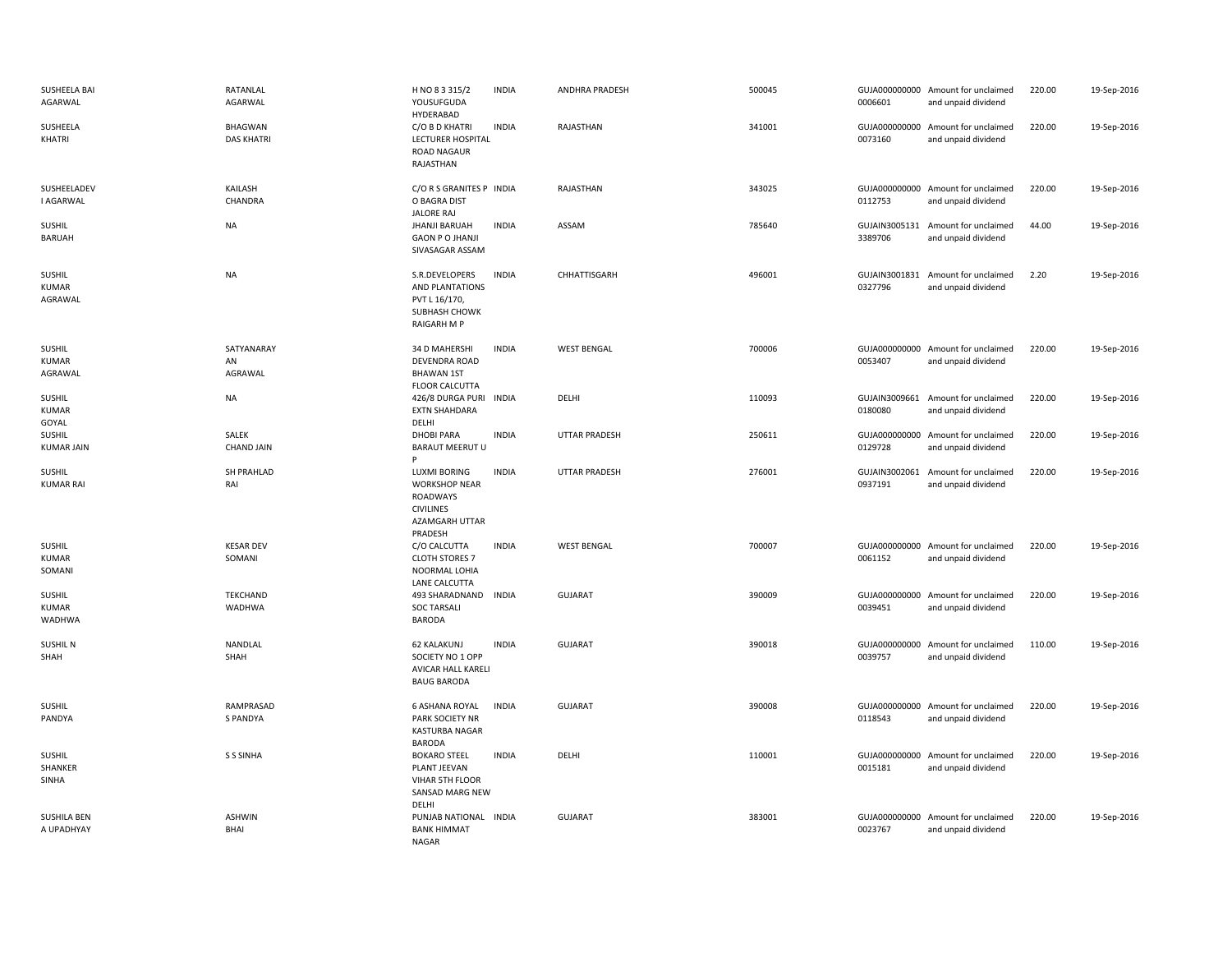| | | | | | | | | | |
|---|---|---|---|---|---|---|---|---|---|
| SUSHEELA BAI AGARWAL | RATANLAL AGARWAL | H NO 8 3 315/2 YOUSUFGUDA HYDERABAD | INDIA | ANDHRA PRADESH | 500045 | GUJA000000000 0006601 | Amount for unclaimed and unpaid dividend | 220.00 | 19-Sep-2016 |
| SUSHEELA KHATRI | BHAGWAN DAS KHATRI | C/O B D KHATRI LECTURER HOSPITAL ROAD NAGAUR RAJASTHAN | INDIA | RAJASTHAN | 341001 | GUJA000000000 0073160 | Amount for unclaimed and unpaid dividend | 220.00 | 19-Sep-2016 |
| SUSHEELADEV I AGARWAL | KAILASH CHANDRA | C/O R S GRANITES P O BAGRA DIST JALORE RAJ | INDIA | RAJASTHAN | 343025 | GUJA000000000 0112753 | Amount for unclaimed and unpaid dividend | 220.00 | 19-Sep-2016 |
| SUSHIL BARUAH | NA | JHANJI BARUAH GAON P O JHANJI SIVASAGAR ASSAM | INDIA | ASSAM | 785640 | GUJAIN3005131 3389706 | Amount for unclaimed and unpaid dividend | 44.00 | 19-Sep-2016 |
| SUSHIL KUMAR AGRAWAL | NA | S.R.DEVELOPERS AND PLANTATIONS PVT L 16/170, SUBHASH CHOWK RAIGARH M P | INDIA | CHHATTISGARH | 496001 | GUJAIN3001831 0327796 | Amount for unclaimed and unpaid dividend | 2.20 | 19-Sep-2016 |
| SUSHIL KUMAR AGRAWAL | SATYANARAY AN AGRAWAL | 34 D MAHERSHI DEVENDRA ROAD BHAWAN 1ST FLOOR CALCUTTA | INDIA | WEST BENGAL | 700006 | GUJA000000000 0053407 | Amount for unclaimed and unpaid dividend | 220.00 | 19-Sep-2016 |
| SUSHIL KUMAR GOYAL | NA | 426/8 DURGA PURI EXTN SHAHDARA DELHI | INDIA | DELHI | 110093 | GUJAIN3009661 0180080 | Amount for unclaimed and unpaid dividend | 220.00 | 19-Sep-2016 |
| SUSHIL KUMAR JAIN | SALEK CHAND JAIN | DHOBI PARA BARAUT MEERUT U P | INDIA | UTTAR PRADESH | 250611 | GUJA000000000 0129728 | Amount for unclaimed and unpaid dividend | 220.00 | 19-Sep-2016 |
| SUSHIL KUMAR RAI | SH PRAHLAD RAI | LUXMI BORING WORKSHOP NEAR ROADWAYS CIVILINES AZAMGARH UTTAR PRADESH | INDIA | UTTAR PRADESH | 276001 | GUJAIN3002061 0937191 | Amount for unclaimed and unpaid dividend | 220.00 | 19-Sep-2016 |
| SUSHIL KUMAR SOMANI | KESAR DEV SOMANI | C/O CALCUTTA CLOTH STORES 7 NOORMAL LOHIA LANE CALCUTTA | INDIA | WEST BENGAL | 700007 | GUJA000000000 0061152 | Amount for unclaimed and unpaid dividend | 220.00 | 19-Sep-2016 |
| SUSHIL KUMAR WADHWA | TEKCHAND WADHWA | 493 SHARADNAND SOC TARSALI BARODA | INDIA | GUJARAT | 390009 | GUJA000000000 0039451 | Amount for unclaimed and unpaid dividend | 220.00 | 19-Sep-2016 |
| SUSHIL N SHAH | NANDLAL SHAH | 62 KALAKUNJ SOCIETY NO 1 OPP AVICAR HALL KARELI BAUG BARODA | INDIA | GUJARAT | 390018 | GUJA000000000 0039757 | Amount for unclaimed and unpaid dividend | 110.00 | 19-Sep-2016 |
| SUSHIL PANDYA | RAMPRASAD S PANDYA | 6 ASHANA ROYAL PARK SOCIETY NR KASTURBA NAGAR BARODA | INDIA | GUJARAT | 390008 | GUJA000000000 0118543 | Amount for unclaimed and unpaid dividend | 220.00 | 19-Sep-2016 |
| SUSHIL SHANKER SINHA | S S SINHA | BOKARO STEEL PLANT JEEVAN VIHAR 5TH FLOOR SANSAD MARG NEW DELHI | INDIA | DELHI | 110001 | GUJA000000000 0015181 | Amount for unclaimed and unpaid dividend | 220.00 | 19-Sep-2016 |
| SUSHILA BEN A UPADHYAY | ASHWIN BHAI | PUNJAB NATIONAL BANK HIMMAT NAGAR | INDIA | GUJARAT | 383001 | GUJA000000000 0023767 | Amount for unclaimed and unpaid dividend | 220.00 | 19-Sep-2016 |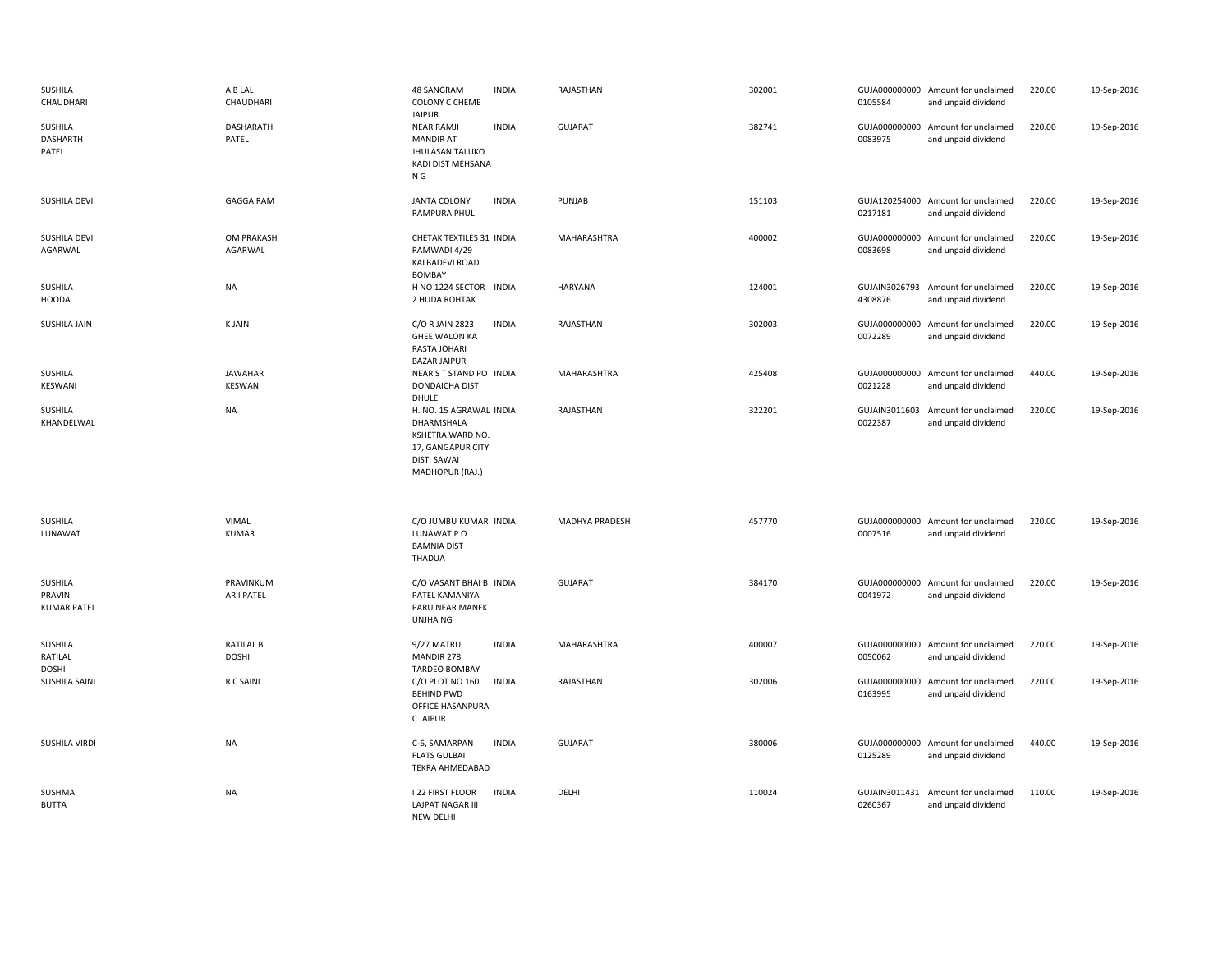| | | | | | | | | | |
|---|---|---|---|---|---|---|---|---|---|
| SUSHILA CHAUDHARI | A B LAL CHAUDHARI | 48 SANGRAM COLONY C CHEME JAIPUR | INDIA | RAJASTHAN | 302001 | GUJA000000000 0105584 | Amount for unclaimed and unpaid dividend | 220.00 | 19-Sep-2016 |
| SUSHILA DASHARTH PATEL | DASHARATH PATEL | NEAR RAMJI MANDIR AT JHULASAN TALUKO KADI DIST MEHSANA N G | INDIA | GUJARAT | 382741 | GUJA000000000 0083975 | Amount for unclaimed and unpaid dividend | 220.00 | 19-Sep-2016 |
| SUSHILA DEVI | GAGGA RAM | JANTA COLONY RAMPURA PHUL | INDIA | PUNJAB | 151103 | GUJA120254000 0217181 | Amount for unclaimed and unpaid dividend | 220.00 | 19-Sep-2016 |
| SUSHILA DEVI AGARWAL | OM PRAKASH AGARWAL | CHETAK TEXTILES 31 RAMWADI 4/29 KALBADEVI ROAD BOMBAY | INDIA | MAHARASHTRA | 400002 | GUJA000000000 0083698 | Amount for unclaimed and unpaid dividend | 220.00 | 19-Sep-2016 |
| SUSHILA HOODA | NA | H NO 1224 SECTOR 2 HUDA ROHTAK | INDIA | HARYANA | 124001 | GUJAIN3026793 4308876 | Amount for unclaimed and unpaid dividend | 220.00 | 19-Sep-2016 |
| SUSHILA JAIN | K JAIN | C/O R JAIN 2823 GHEE WALON KA RASTA JOHARI BAZAR JAIPUR | INDIA | RAJASTHAN | 302003 | GUJA000000000 0072289 | Amount for unclaimed and unpaid dividend | 220.00 | 19-Sep-2016 |
| SUSHILA KESWANI | JAWAHAR KESWANI | NEAR S T STAND PO DONDAICHA DIST DHULE | INDIA | MAHARASHTRA | 425408 | GUJA000000000 0021228 | Amount for unclaimed and unpaid dividend | 440.00 | 19-Sep-2016 |
| SUSHILA KHANDELWAL | NA | H. NO. 15 AGRAWAL DHARMSHALA KSHETRA WARD NO. 17, GANGAPUR CITY DIST. SAWAI MADHOPUR (RAJ.) | INDIA | RAJASTHAN | 322201 | GUJAIN3011603 0022387 | Amount for unclaimed and unpaid dividend | 220.00 | 19-Sep-2016 |
| SUSHILA LUNAWAT | VIMAL KUMAR | C/O JUMBU KUMAR LUNAWAT P O BAMNIA DIST THADUA | INDIA | MADHYA PRADESH | 457770 | GUJA000000000 0007516 | Amount for unclaimed and unpaid dividend | 220.00 | 19-Sep-2016 |
| SUSHILA PRAVIN KUMAR PATEL | PRAVINKUM AR I PATEL | C/O VASANT BHAI B PATEL KAMANIYA PARU NEAR MANEK UNJHA NG | INDIA | GUJARAT | 384170 | GUJA000000000 0041972 | Amount for unclaimed and unpaid dividend | 220.00 | 19-Sep-2016 |
| SUSHILA RATILAL DOSHI | RATILAL B DOSHI | 9/27 MATRU MANDIR 278 TARDEO BOMBAY | INDIA | MAHARASHTRA | 400007 | GUJA000000000 0050062 | Amount for unclaimed and unpaid dividend | 220.00 | 19-Sep-2016 |
| SUSHILA SAINI | R C SAINI | C/O PLOT NO 160 BEHIND PWD OFFICE HASANPURA C JAIPUR | INDIA | RAJASTHAN | 302006 | GUJA000000000 0163995 | Amount for unclaimed and unpaid dividend | 220.00 | 19-Sep-2016 |
| SUSHILA VIRDI | NA | C-6, SAMARPAN FLATS GULBAI TEKRA AHMEDABAD | INDIA | GUJARAT | 380006 | GUJA000000000 0125289 | Amount for unclaimed and unpaid dividend | 440.00 | 19-Sep-2016 |
| SUSHMA BUTTA | NA | I 22 FIRST FLOOR LAJPAT NAGAR III NEW DELHI | INDIA | DELHI | 110024 | GUJAIN3011431 0260367 | Amount for unclaimed and unpaid dividend | 110.00 | 19-Sep-2016 |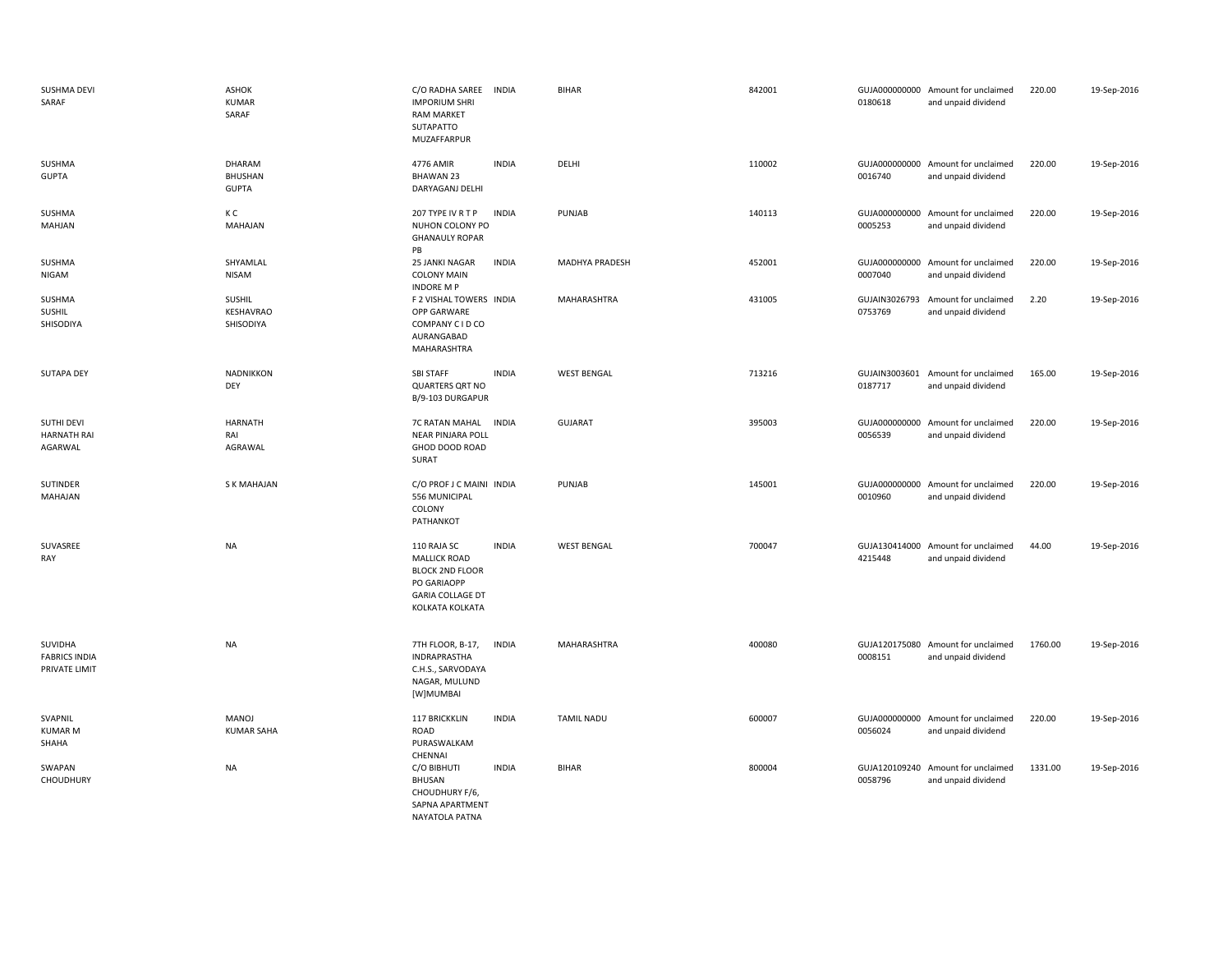| | | | | | | | | | |
|---|---|---|---|---|---|---|---|---|---|
| SUSHMA DEVI SARAF | ASHOK KUMAR SARAF | C/O RADHA SAREE IMPORIUM SHRI RAM MARKET SUTAPATTO MUZAFFARPUR | INDIA | BIHAR | 842001 | GUJA000000000 0180618 | Amount for unclaimed and unpaid dividend | 220.00 | 19-Sep-2016 |
| SUSHMA GUPTA | DHARAM BHUSHAN GUPTA | 4776 AMIR BHAWAN 23 DARYAGANJ DELHI | INDIA | DELHI | 110002 | GUJA000000000 0016740 | Amount for unclaimed and unpaid dividend | 220.00 | 19-Sep-2016 |
| SUSHMA MAHJAN | K C MAHAJAN | 207 TYPE IV R T P NUHON COLONY PO GHANAULY ROPAR PB | INDIA | PUNJAB | 140113 | GUJA000000000 0005253 | Amount for unclaimed and unpaid dividend | 220.00 | 19-Sep-2016 |
| SUSHMA NIGAM | SHYAMLAL NISAM | 25 JANKI NAGAR COLONY MAIN INDORE M P | INDIA | MADHYA PRADESH | 452001 | GUJA000000000 0007040 | Amount for unclaimed and unpaid dividend | 220.00 | 19-Sep-2016 |
| SUSHMA SUSHIL SHISODIYA | SUSHIL KESHAVRAO SHISODIYA | F 2 VISHAL TOWERS OPP GARWARE COMPANY C I D CO AURANGABAD MAHARASHTRA | INDIA | MAHARASHTRA | 431005 | GUJAIN3026793 0753769 | Amount for unclaimed and unpaid dividend | 2.20 | 19-Sep-2016 |
| SUTAPA DEY | NADNIKKON DEY | SBI STAFF QUARTERS QRT NO B/9-103 DURGAPUR | INDIA | WEST BENGAL | 713216 | GUJAIN3003601 0187717 | Amount for unclaimed and unpaid dividend | 165.00 | 19-Sep-2016 |
| SUTHI DEVI HARNATH RAI AGARWAL | HARNATH RAI AGRAWAL | 7C RATAN MAHAL NEAR PINJARA POLL GHOD DOOD ROAD SURAT | INDIA | GUJARAT | 395003 | GUJA000000000 0056539 | Amount for unclaimed and unpaid dividend | 220.00 | 19-Sep-2016 |
| SUTINDER MAHAJAN | S K MAHAJAN | C/O PROF J C MAINI 556 MUNICIPAL COLONY PATHANKOT | INDIA | PUNJAB | 145001 | GUJA000000000 0010960 | Amount for unclaimed and unpaid dividend | 220.00 | 19-Sep-2016 |
| SUVASREE RAY | NA | 110 RAJA SC MALLICK ROAD BLOCK 2ND FLOOR PO GARIAOPP GARIA COLLAGE DT KOLKATA KOLKATA | INDIA | WEST BENGAL | 700047 | GUJA130414000 4215448 | Amount for unclaimed and unpaid dividend | 44.00 | 19-Sep-2016 |
| SUVIDHA FABRICS INDIA PRIVATE LIMIT | NA | 7TH FLOOR, B-17, INDRAPRASTHA C.H.S., SARVODAYA NAGAR, MULUND [W]MUMBAI | INDIA | MAHARASHTRA | 400080 | GUJA120175080 0008151 | Amount for unclaimed and unpaid dividend | 1760.00 | 19-Sep-2016 |
| SVAPNIL KUMAR M SHAHA | MANOJ KUMAR SAHA | 117 BRICKKLIN ROAD PURASWALKAM CHENNAI | INDIA | TAMIL NADU | 600007 | GUJA000000000 0056024 | Amount for unclaimed and unpaid dividend | 220.00 | 19-Sep-2016 |
| SWAPAN CHOUDHURY | NA | C/O BIBHUTI BHUSAN CHOUDHURY F/6, SAPNA APARTMENT NAYATOLA PATNA | INDIA | BIHAR | 800004 | GUJA120109240 0058796 | Amount for unclaimed and unpaid dividend | 1331.00 | 19-Sep-2016 |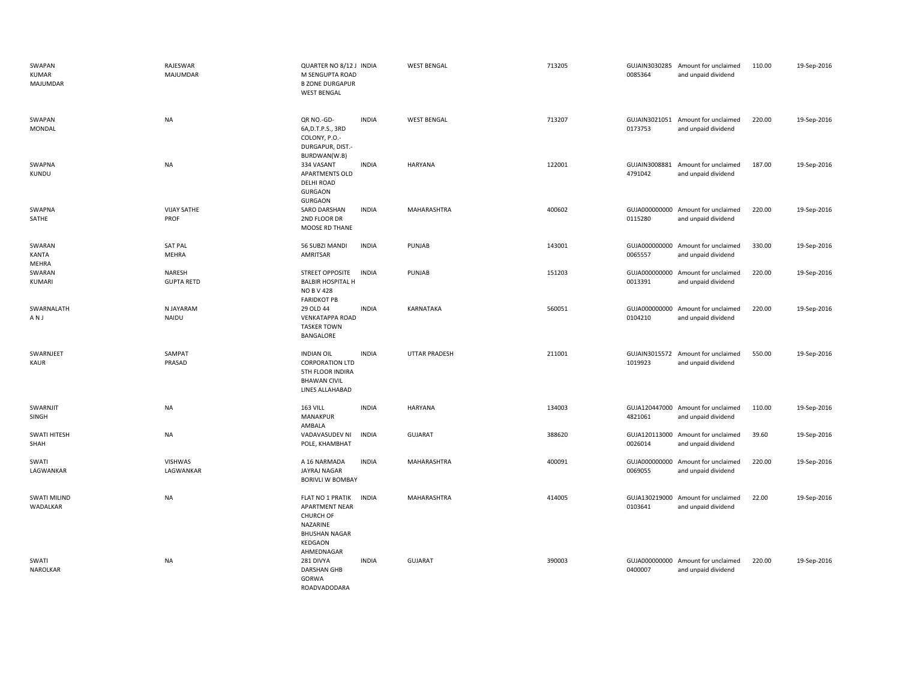| | | | | | | | | | |
|---|---|---|---|---|---|---|---|---|---|
| SWAPAN KUMAR MAJUMDAR | RAJESWAR MAJUMDAR | QUARTER NO 8/12 J M SENGUPTA ROAD B ZONE DURGAPUR WEST BENGAL | INDIA | WEST BENGAL | 713205 | GUJAIN30302850085364 | Amount for unclaimed and unpaid dividend | 110.00 | 19-Sep-2016 |
| SWAPAN MONDAL | NA | QR NO.-GD-6A,D.T.P.S., 3RD COLONY, P.O.-DURGAPUR, DIST.-BURDWAN(W.B) | INDIA | WEST BENGAL | 713207 | GUJAIN30210510173753 | Amount for unclaimed and unpaid dividend | 220.00 | 19-Sep-2016 |
| SWAPNA KUNDU | NA | 334 VASANT APARTMENTS OLD DELHI ROAD GURGAON GURGAON | INDIA | HARYANA | 122001 | GUJAIN30088814791042 | Amount for unclaimed and unpaid dividend | 187.00 | 19-Sep-2016 |
| SWAPNA SATHE | VIJAY SATHE PROF | SARO DARSHAN 2ND FLOOR DR MOOSE RD THANE | INDIA | MAHARASHTRA | 400602 | GUJA0000000000115280 | Amount for unclaimed and unpaid dividend | 220.00 | 19-Sep-2016 |
| SWARAN KANTA MEHRA | SAT PAL MEHRA | 56 SUBZI MANDI AMRITSAR | INDIA | PUNJAB | 143001 | GUJA0000000000065557 | Amount for unclaimed and unpaid dividend | 330.00 | 19-Sep-2016 |
| SWARAN KUMARI | NARESH GUPTA RETD | STREET OPPOSITE BALBIR HOSPITAL H NO B V 428 FARIDKOT PB | INDIA | PUNJAB | 151203 | GUJA0000000000013391 | Amount for unclaimed and unpaid dividend | 220.00 | 19-Sep-2016 |
| SWARNALATH A N J | N JAYARAM NAIDU | 29 OLD 44 VENKATAPPA ROAD TASKER TOWN BANGALORE | INDIA | KARNATAKA | 560051 | GUJA0000000000104210 | Amount for unclaimed and unpaid dividend | 220.00 | 19-Sep-2016 |
| SWARNJEET KAUR | SAMPAT PRASAD | INDIAN OIL CORPORATION LTD 5TH FLOOR INDIRA BHAWAN CIVIL LINES ALLAHABAD | INDIA | UTTAR PRADESH | 211001 | GUJAIN30155721019923 | Amount for unclaimed and unpaid dividend | 550.00 | 19-Sep-2016 |
| SWARNJIT SINGH | NA | 163 VILL MANAKPUR AMBALA | INDIA | HARYANA | 134003 | GUJA1204470004821061 | Amount for unclaimed and unpaid dividend | 110.00 | 19-Sep-2016 |
| SWATI HITESH SHAH | NA | VADAVASUDEV NI POLE, KHAMBHAT | INDIA | GUJARAT | 388620 | GUJA1201130000026014 | Amount for unclaimed and unpaid dividend | 39.60 | 19-Sep-2016 |
| SWATI LAGWANKAR | VISHWAS LAGWANKAR | A 16 NARMADA JAYRAJ NAGAR BORIVLI W BOMBAY | INDIA | MAHARASHTRA | 400091 | GUJA0000000000069055 | Amount for unclaimed and unpaid dividend | 220.00 | 19-Sep-2016 |
| SWATI MILIND WADALKAR | NA | FLAT NO 1 PRATIK APARTMENT NEAR CHURCH OF NAZARINE BHUSHAN NAGAR KEDGAON AHMEDNAGAR | INDIA | MAHARASHTRA | 414005 | GUJA1302190000103641 | Amount for unclaimed and unpaid dividend | 22.00 | 19-Sep-2016 |
| SWATI NAROLKAR | NA | 281 DIVYA DARSHAN GHB GORWA ROADVADODARA | INDIA | GUJARAT | 390003 | GUJA0000000000400007 | Amount for unclaimed and unpaid dividend | 220.00 | 19-Sep-2016 |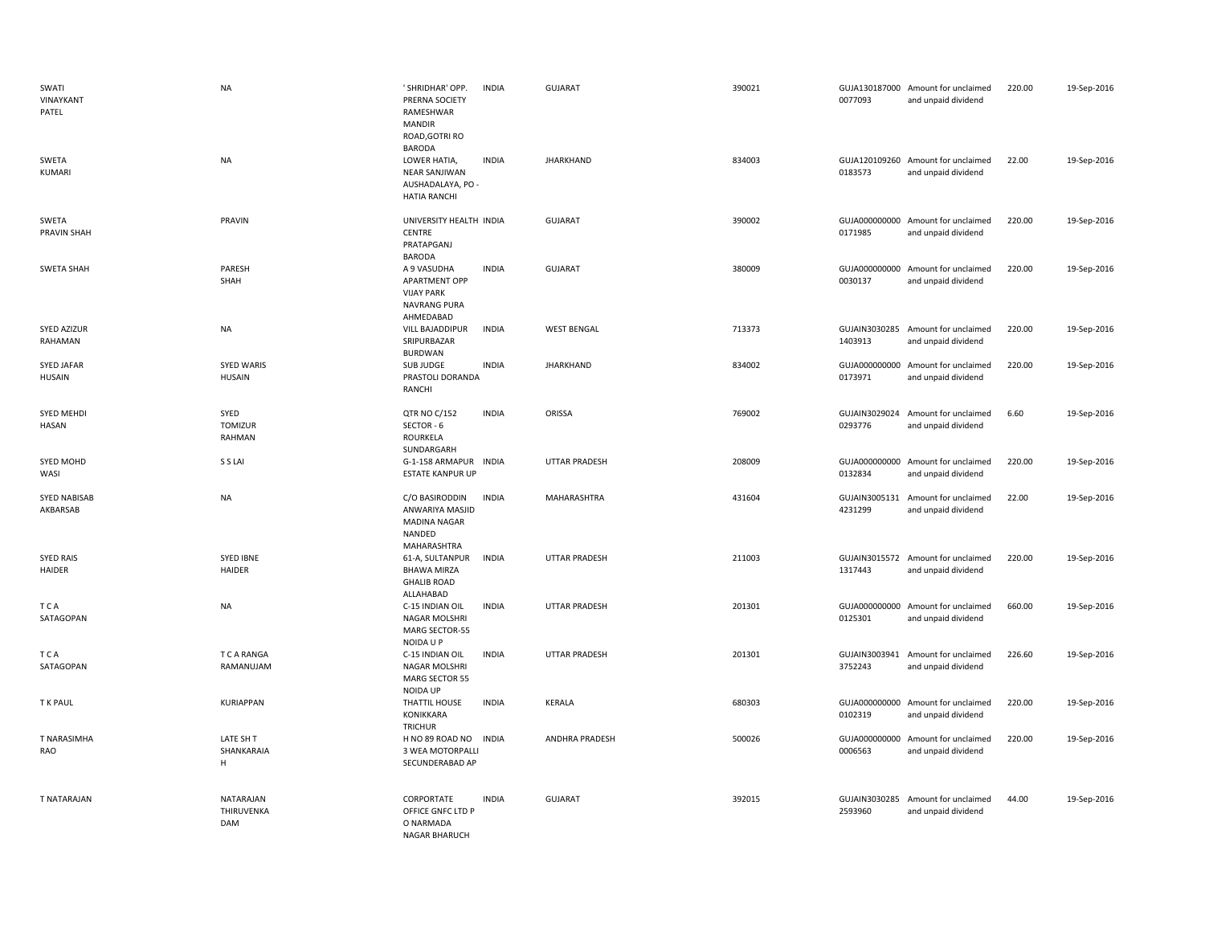| | | | | | | | | | |
|---|---|---|---|---|---|---|---|---|---|
| SWATI VINAYKANT PATEL | NA | ' SHRIDHAR' OPP. PRERNA SOCIETY RAMESHWAR MANDIR ROAD,GOTRI RO BARODA | INDIA | GUJARAT | 390021 | GUJA130187000 0077093 | Amount for unclaimed and unpaid dividend | 220.00 | 19-Sep-2016 |
| SWETA KUMARI | NA | LOWER HATIA, NEAR SANJIWAN AUSHADALAYA, PO - HATIA RANCHI | INDIA | JHARKHAND | 834003 | GUJA120109260 0183573 | Amount for unclaimed and unpaid dividend | 22.00 | 19-Sep-2016 |
| SWETA PRAVIN SHAH | PRAVIN | UNIVERSITY HEALTH CENTRE PRATAPGANJ BARODA | INDIA | GUJARAT | 390002 | GUJA000000000 0171985 | Amount for unclaimed and unpaid dividend | 220.00 | 19-Sep-2016 |
| SWETA SHAH | PARESH SHAH | A 9 VASUDHA APARTMENT OPP VIJAY PARK NAVRANG PURA AHMEDABAD | INDIA | GUJARAT | 380009 | GUJA000000000 0030137 | Amount for unclaimed and unpaid dividend | 220.00 | 19-Sep-2016 |
| SYED AZIZUR RAHAMAN | NA | VILL BAJADDIPUR SRIPURBAZAR BURDWAN | INDIA | WEST BENGAL | 713373 | GUJAIN3030285 1403913 | Amount for unclaimed and unpaid dividend | 220.00 | 19-Sep-2016 |
| SYED JAFAR HUSAIN | SYED WARIS HUSAIN | SUB JUDGE PRASTOLI DORANDA RANCHI | INDIA | JHARKHAND | 834002 | GUJA000000000 0173971 | Amount for unclaimed and unpaid dividend | 220.00 | 19-Sep-2016 |
| SYED MEHDI HASAN | SYED TOMIZUR RAHMAN | QTR NO C/152 SECTOR - 6 ROURKELA SUNDARGARH | INDIA | ORISSA | 769002 | GUJAIN3029024 0293776 | Amount for unclaimed and unpaid dividend | 6.60 | 19-Sep-2016 |
| SYED MOHD WASI | S S LAI | G-1-158 ARMAPUR ESTATE KANPUR UP | INDIA | UTTAR PRADESH | 208009 | GUJA000000000 0132834 | Amount for unclaimed and unpaid dividend | 220.00 | 19-Sep-2016 |
| SYED NABISAB AKBARSAB | NA | C/O BASIRODDIN ANWARIYA MASJID MADINA NAGAR NANDED MAHARASHTRA | INDIA | MAHARASHTRA | 431604 | GUJAIN3005131 4231299 | Amount for unclaimed and unpaid dividend | 22.00 | 19-Sep-2016 |
| SYED RAIS HAIDER | SYED IBNE HAIDER | 61-A, SULTANPUR BHAWA MIRZA GHALIB ROAD ALLAHABAD | INDIA | UTTAR PRADESH | 211003 | GUJAIN3015572 1317443 | Amount for unclaimed and unpaid dividend | 220.00 | 19-Sep-2016 |
| T C A SATAGOPAN | NA | C-15 INDIAN OIL NAGAR MOLSHRI MARG SECTOR-55 NOIDA U P | INDIA | UTTAR PRADESH | 201301 | GUJA000000000 0125301 | Amount for unclaimed and unpaid dividend | 660.00 | 19-Sep-2016 |
| T C A SATAGOPAN | T C A RANGA RAMANUJAM | C-15 INDIAN OIL NAGAR MOLSHRI MARG SECTOR 55 NOIDA UP | INDIA | UTTAR PRADESH | 201301 | GUJAIN3003941 3752243 | Amount for unclaimed and unpaid dividend | 226.60 | 19-Sep-2016 |
| T K PAUL | KURIAPPAN | THATTIL HOUSE KONIKKARA TRICHUR | INDIA | KERALA | 680303 | GUJA000000000 0102319 | Amount for unclaimed and unpaid dividend | 220.00 | 19-Sep-2016 |
| T NARASIMHA RAO | LATE SH T SHANKARAIA H | H NO 89 ROAD NO 3 WEA MOTORPALLI SECUNDERABAD AP | INDIA | ANDHRA PRADESH | 500026 | GUJA000000000 0006563 | Amount for unclaimed and unpaid dividend | 220.00 | 19-Sep-2016 |
| T NATARAJAN | NATARAJAN THIRUVENKA DAM | CORPORTATE OFFICE GNFC LTD P O NARMADA NAGAR BHARUCH | INDIA | GUJARAT | 392015 | GUJAIN3030285 2593960 | Amount for unclaimed and unpaid dividend | 44.00 | 19-Sep-2016 |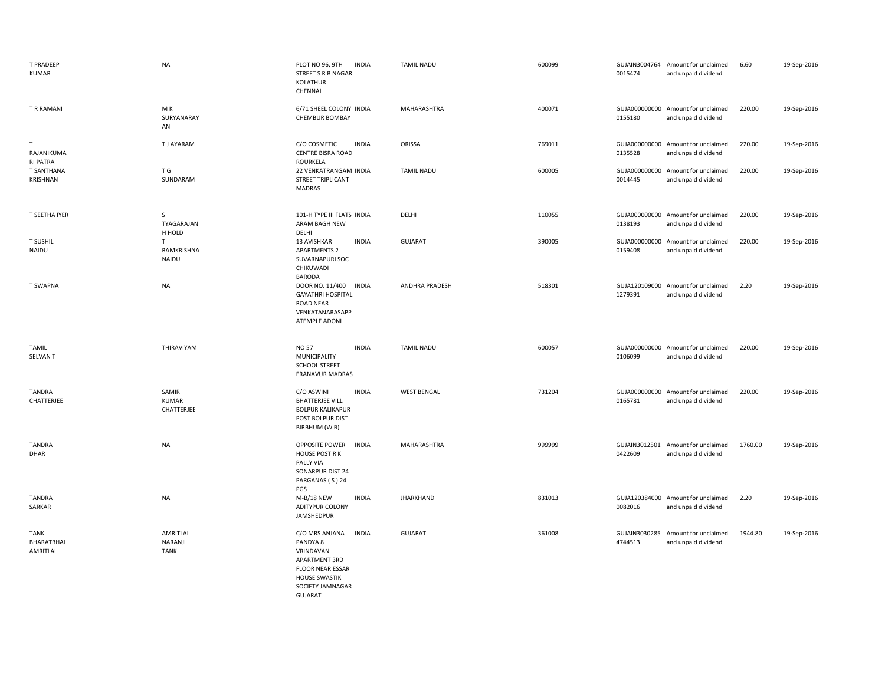| | | | | | | | | | |
|---|---|---|---|---|---|---|---|---|---|
| T PRADEEP KUMAR | NA | PLOT NO 96, 9TH STREET S R B NAGAR KOLATHUR CHENNAI | INDIA | TAMIL NADU | 600099 | GUJAIN3004764 0015474 | Amount for unclaimed and unpaid dividend | 6.60 | 19-Sep-2016 |
| T R RAMANI | M K SURYANARAYAN | 6/71 SHEEL COLONY CHEMBUR BOMBAY | INDIA | MAHARASHTRA | 400071 | GUJA000000000 0155180 | Amount for unclaimed and unpaid dividend | 220.00 | 19-Sep-2016 |
| T RAJANIKUMARI PATRA | T J AYARAM | C/O COSMETIC CENTRE BISRA ROAD ROURKELA | INDIA | ORISSA | 769011 | GUJA000000000 0135528 | Amount for unclaimed and unpaid dividend | 220.00 | 19-Sep-2016 |
| T SANTHANA KRISHNAN | T G SUNDARAM | 22 VENKATRANGAM STREET TRIPLICANT MADRAS | INDIA | TAMIL NADU | 600005 | GUJA000000000 0014445 | Amount for unclaimed and unpaid dividend | 220.00 | 19-Sep-2016 |
| T SEETHA IYER | S TYAGARAJAN H HOLD | 101-H TYPE III FLATS ARAM BAGH NEW DELHI | INDIA | DELHI | 110055 | GUJA000000000 0138193 | Amount for unclaimed and unpaid dividend | 220.00 | 19-Sep-2016 |
| T SUSHIL NAIDU | T RAMKRISHNA NAIDU | 13 AVISHKAR APARTMENTS 2 SUVARNAPURI SOC CHIKUWADI BARODA | INDIA | GUJARAT | 390005 | GUJA000000000 0159408 | Amount for unclaimed and unpaid dividend | 220.00 | 19-Sep-2016 |
| T SWAPNA | NA | DOOR NO. 11/400 GAYATHRI HOSPITAL ROAD NEAR VENKATANARASAPP ATEMPLE ADONI | INDIA | ANDHRA PRADESH | 518301 | GUJA120109000 1279391 | Amount for unclaimed and unpaid dividend | 2.20 | 19-Sep-2016 |
| TAMIL SELVAN T | THIRAVIYAM | NO 57 MUNICIPALITY SCHOOL STREET ERANAVUR MADRAS | INDIA | TAMIL NADU | 600057 | GUJA000000000 0106099 | Amount for unclaimed and unpaid dividend | 220.00 | 19-Sep-2016 |
| TANDRA CHATTERJEE | SAMIR KUMAR CHATTERJEE | C/O ASWINI BHATTERJEE VILL BOLPUR KALIKAPUR POST BOLPUR DIST BIRBHUM (W B) | INDIA | WEST BENGAL | 731204 | GUJA000000000 0165781 | Amount for unclaimed and unpaid dividend | 220.00 | 19-Sep-2016 |
| TANDRA DHAR | NA | OPPOSITE POWER HOUSE POST R K PALLY VIA SONARPUR DIST 24 PARGANAS ( S ) 24 PGS | INDIA | MAHARASHTRA | 999999 | GUJAIN3012501 0422609 | Amount for unclaimed and unpaid dividend | 1760.00 | 19-Sep-2016 |
| TANDRA SARKAR | NA | M-B/18 NEW ADITYPUR COLONY JAMSHEDPUR | INDIA | JHARKHAND | 831013 | GUJA120384000 0082016 | Amount for unclaimed and unpaid dividend | 2.20 | 19-Sep-2016 |
| TANK BHARATBHAI AMRITLAL | AMRITLAL NARANJI TANK | C/O MRS ANJANA PANDYA 8 VRINDAVAN APARTMENT 3RD FLOOR NEAR ESSAR HOUSE SWASTIK SOCIETY JAMNAGAR GUJARAT | INDIA | GUJARAT | 361008 | GUJAIN3030285 4744513 | Amount for unclaimed and unpaid dividend | 1944.80 | 19-Sep-2016 |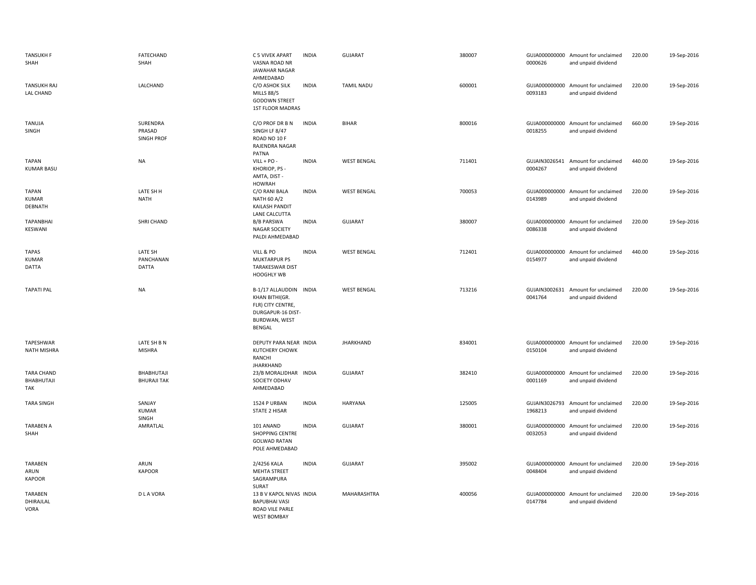| | | | | | | | | | |
|---|---|---|---|---|---|---|---|---|---|
| TANSUKH F SHAH | FATECHAND SHAH | C 5 VIVEK APART VASNA ROAD NR JAWAHAR NAGAR AHMEDABAD | INDIA | GUJARAT | 380007 | GUJA000000000 0000626 | Amount for unclaimed and unpaid dividend | 220.00 | 19-Sep-2016 |
| TANSUKH RAJ LAL CHAND | LALCHAND | C/O ASHOK SILK MILLS 88/5 GODOWN STREET 1ST FLOOR MADRAS | INDIA | TAMIL NADU | 600001 | GUJA000000000 0093183 | Amount for unclaimed and unpaid dividend | 220.00 | 19-Sep-2016 |
| TANUJA SINGH | SURENDRA PRASAD SINGH PROF | C/O PROF DR B N SINGH LF 8/47 ROAD NO 10 F RAJENDRA NAGAR PATNA | INDIA | BIHAR | 800016 | GUJA000000000 0018255 | Amount for unclaimed and unpaid dividend | 660.00 | 19-Sep-2016 |
| TAPAN KUMAR BASU | NA | VILL + PO - KHORIOP, PS - AMTA, DIST - HOWRAH | INDIA | WEST BENGAL | 711401 | GUJAIN3026541 0004267 | Amount for unclaimed and unpaid dividend | 440.00 | 19-Sep-2016 |
| TAPAN KUMAR DEBNATH | LATE SH H NATH | C/O RANI BALA NATH 60 A/2 KAILASH PANDIT LANE CALCUTTA | INDIA | WEST BENGAL | 700053 | GUJA000000000 0143989 | Amount for unclaimed and unpaid dividend | 220.00 | 19-Sep-2016 |
| TAPANBHAI KESWANI | SHRI CHAND | B/B PARSWA NAGAR SOCIETY PALDI AHMEDABAD | INDIA | GUJARAT | 380007 | GUJA000000000 0086338 | Amount for unclaimed and unpaid dividend | 220.00 | 19-Sep-2016 |
| TAPAS KUMAR DATTA | LATE SH PANCHANAN DATTA | VILL & PO MUKTARPUR PS TARAKESWAR DIST HOOGHLY WB | INDIA | WEST BENGAL | 712401 | GUJA000000000 0154977 | Amount for unclaimed and unpaid dividend | 440.00 | 19-Sep-2016 |
| TAPATI PAL | NA | B-1/17 ALLAUDDIN KHAN BITHI(GR. FLR) CITY CENTRE, DURGAPUR-16 DIST-BURDWAN, WEST BENGAL | INDIA | WEST BENGAL | 713216 | GUJAIN3002631 0041764 | Amount for unclaimed and unpaid dividend | 220.00 | 19-Sep-2016 |
| TAPESHWAR NATH MISHRA | LATE SH B N MISHRA | DEPUTY PARA NEAR KUTCHERY CHOWK RANCHI JHARKHAND | INDIA | JHARKHAND | 834001 | GUJA000000000 0150104 | Amount for unclaimed and unpaid dividend | 220.00 | 19-Sep-2016 |
| TARA CHAND BHABHUTAJI TAK | BHABHUTAJI BHURAJI TAK | 23/B MORALIDHAR SOCIETY ODHAV AHMEDABAD | INDIA | GUJARAT | 382410 | GUJA000000000 0001169 | Amount for unclaimed and unpaid dividend | 220.00 | 19-Sep-2016 |
| TARA SINGH | SANJAY KUMAR SINGH | 1524 P URBAN STATE 2 HISAR | INDIA | HARYANA | 125005 | GUJAIN3026793 1968213 | Amount for unclaimed and unpaid dividend | 220.00 | 19-Sep-2016 |
| TARABEN A SHAH | AMRATLAL | 101 ANAND SHOPPING CENTRE GOLWAD RATAN POLE AHMEDABAD | INDIA | GUJARAT | 380001 | GUJA000000000 0032053 | Amount for unclaimed and unpaid dividend | 220.00 | 19-Sep-2016 |
| TARABEN ARUN KAPOOR | ARUN KAPOOR | 2/4256 KALA MEHTA STREET SAGRAMPURA SURAT | INDIA | GUJARAT | 395002 | GUJA000000000 0048404 | Amount for unclaimed and unpaid dividend | 220.00 | 19-Sep-2016 |
| TARABEN DHIRAJLAL VORA | D L A VORA | 13 B V KAPOL NIVAS BAPUBHAI VASI ROAD VILE PARLE WEST BOMBAY | INDIA | MAHARASHTRA | 400056 | GUJA000000000 0147784 | Amount for unclaimed and unpaid dividend | 220.00 | 19-Sep-2016 |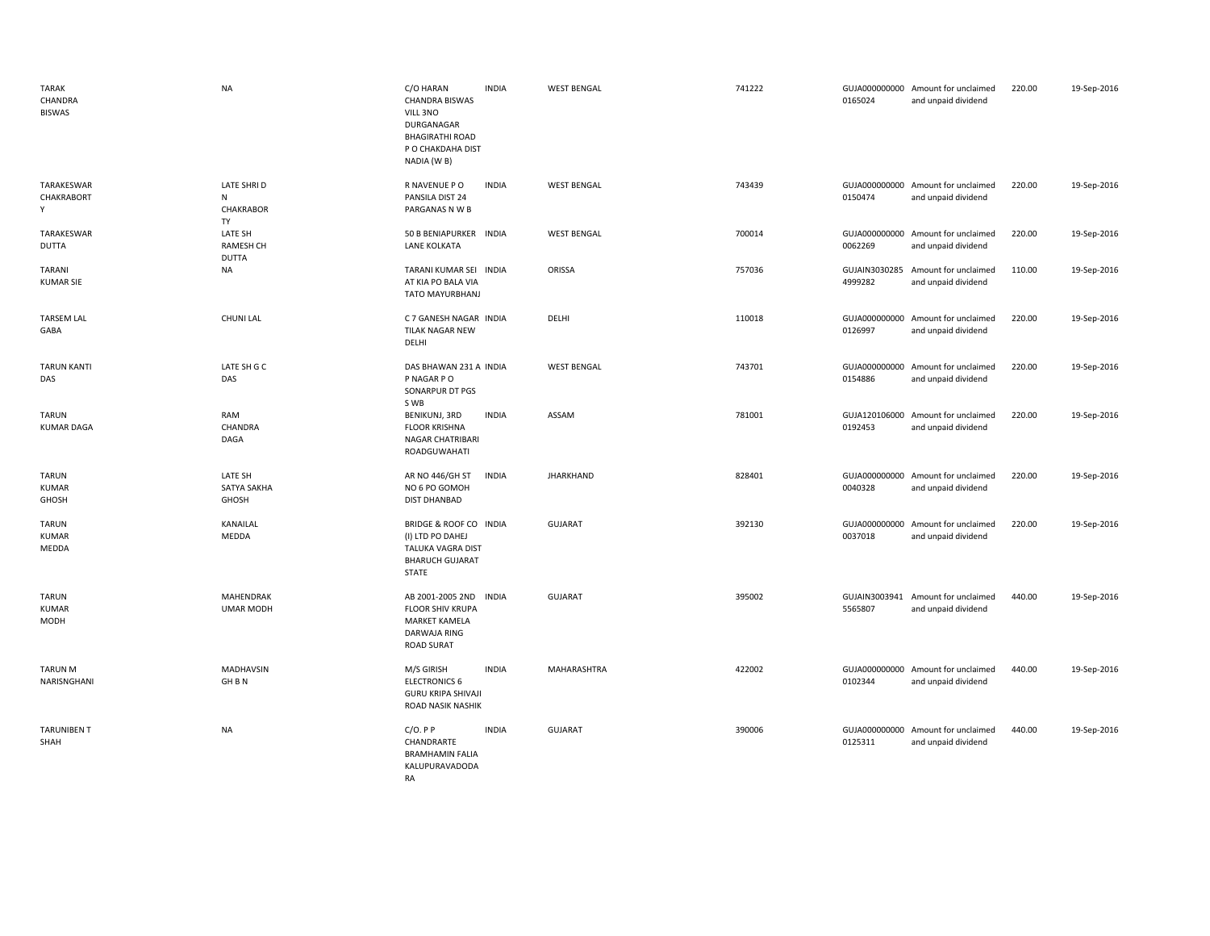| | | | | | | | | | |
|---|---|---|---|---|---|---|---|---|---|
| TARAK CHANDRA BISWAS | NA | C/O HARAN CHANDRA BISWAS VILL 3NO DURGANAGAR BHAGIRATHI ROAD P O CHAKDAHA DIST NADIA (W B) | INDIA | WEST BENGAL | 741222 | GUJA000000000 0165024 | Amount for unclaimed and unpaid dividend | 220.00 | 19-Sep-2016 |
| TARAKESWAR CHAKRABORT Y | LATE SHRI D N CHAKRABOR TY | R NAVENUE P O PANSILA DIST 24 PARGANAS N W B | INDIA | WEST BENGAL | 743439 | GUJA000000000 0150474 | Amount for unclaimed and unpaid dividend | 220.00 | 19-Sep-2016 |
| TARAKESWAR DUTTA | LATE SH RAMESH CH DUTTA | 50 B BENIAPURKER LANE KOLKATA | INDIA | WEST BENGAL | 700014 | GUJA000000000 0062269 | Amount for unclaimed and unpaid dividend | 220.00 | 19-Sep-2016 |
| TARANI KUMAR SIE | NA | TARANI KUMAR SEI AT KIA PO BALA VIA TATO MAYURBHANJ | INDIA | ORISSA | 757036 | GUJAIN3030285 4999282 | Amount for unclaimed and unpaid dividend | 110.00 | 19-Sep-2016 |
| TARSEM LAL GABA | CHUNI LAL | C 7 GANESH NAGAR TILAK NAGAR NEW DELHI | INDIA | DELHI | 110018 | GUJA000000000 0126997 | Amount for unclaimed and unpaid dividend | 220.00 | 19-Sep-2016 |
| TARUN KANTI DAS | LATE SH G C DAS | DAS BHAWAN 231 A P NAGAR P O SONARPUR DT PGS S WB | INDIA | WEST BENGAL | 743701 | GUJA000000000 0154886 | Amount for unclaimed and unpaid dividend | 220.00 | 19-Sep-2016 |
| TARUN KUMAR DAGA | RAM CHANDRA DAGA | BENIKUNJ, 3RD FLOOR KRISHNA NAGAR CHATRIBARI ROADGUWAHATI | INDIA | ASSAM | 781001 | GUJA120106000 0192453 | Amount for unclaimed and unpaid dividend | 220.00 | 19-Sep-2016 |
| TARUN KUMAR GHOSH | LATE SH SATYA SAKHA GHOSH | AR NO 446/GH ST NO 6 PO GOMOH DIST DHANBAD | INDIA | JHARKHAND | 828401 | GUJA000000000 0040328 | Amount for unclaimed and unpaid dividend | 220.00 | 19-Sep-2016 |
| TARUN KUMAR MEDDA | KANAILAL MEDDA | BRIDGE & ROOF CO (I) LTD PO DAHEJ TALUKA VAGRA DIST BHARUCH GUJARAT STATE | INDIA | GUJARAT | 392130 | GUJA000000000 0037018 | Amount for unclaimed and unpaid dividend | 220.00 | 19-Sep-2016 |
| TARUN KUMAR MODH | MAHENDRAK UMAR MODH | AB 2001-2005 2ND FLOOR SHIV KRUPA MARKET KAMELA DARWAJA RING ROAD SURAT | INDIA | GUJARAT | 395002 | GUJAIN3003941 5565807 | Amount for unclaimed and unpaid dividend | 440.00 | 19-Sep-2016 |
| TARUN M NARISNGHANI | MADHAVSIN GH B N | M/S GIRISH ELECTRONICS 6 GURU KRIPA SHIVAJI ROAD NASIK NASHIK | INDIA | MAHARASHTRA | 422002 | GUJA000000000 0102344 | Amount for unclaimed and unpaid dividend | 440.00 | 19-Sep-2016 |
| TARUNIBEN T SHAH | NA | C/O. P P CHANDRARTE BRAMHAMIN FALIA KALUPURAVADODA RA | INDIA | GUJARAT | 390006 | GUJA000000000 0125311 | Amount for unclaimed and unpaid dividend | 440.00 | 19-Sep-2016 |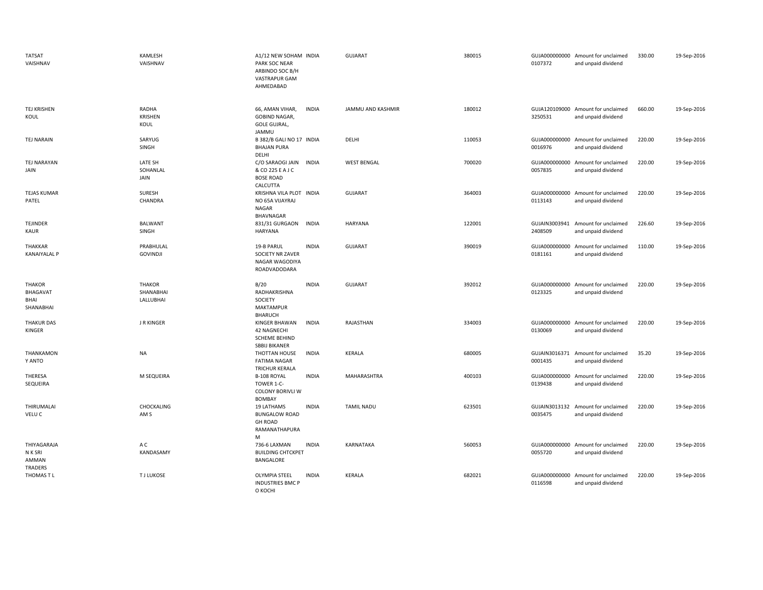| | | | | | | | | | |
|---|---|---|---|---|---|---|---|---|---|
| TATSAT VAISHNAV | KAMLESH VAISHNAV | A1/12 NEW SOHAM PARK SOC NEAR ARBINDO SOC B/H VASTRAPUR GAM AHMEDABAD | INDIA | GUJARAT | 380015 | GUJA000000000 0107372 | Amount for unclaimed and unpaid dividend | 330.00 | 19-Sep-2016 |
| TEJ KRISHEN KOUL | RADHA KRISHEN KOUL | 66, AMAN VIHAR, GOBIND NAGAR, GOLE GUJRAL, JAMMU | INDIA | JAMMU AND KASHMIR | 180012 | GUJA120109000 3250531 | Amount for unclaimed and unpaid dividend | 660.00 | 19-Sep-2016 |
| TEJ NARAIN | SARYUG SINGH | B 382/B GALI NO 17 BHAJAN PURA DELHI | INDIA | DELHI | 110053 | GUJA000000000 0016976 | Amount for unclaimed and unpaid dividend | 220.00 | 19-Sep-2016 |
| TEJ NARAYAN JAIN | LATE SH SOHANLAL JAIN | C/O SARAOGI JAIN & CO 225 E A J C BOSE ROAD CALCUTTA | INDIA | WEST BENGAL | 700020 | GUJA000000000 0057835 | Amount for unclaimed and unpaid dividend | 220.00 | 19-Sep-2016 |
| TEJAS KUMAR PATEL | SURESH CHANDRA | KRISHNA VILA PLOT NO 65A VIJAYRAJ NAGAR BHAVNAGAR | INDIA | GUJARAT | 364003 | GUJA000000000 0113143 | Amount for unclaimed and unpaid dividend | 220.00 | 19-Sep-2016 |
| TEJINDER KAUR | BALWANT SINGH | 831/31 GURGAON HARYANA | INDIA | HARYANA | 122001 | GUJAIN3003941 2408509 | Amount for unclaimed and unpaid dividend | 226.60 | 19-Sep-2016 |
| THAKKAR KANAIYALAL P | PRABHULAL GOVINDJI | 19-B PARUL SOCIETY NR ZAVER NAGAR WAGODIYA ROADVADODARA | INDIA | GUJARAT | 390019 | GUJA000000000 0181161 | Amount for unclaimed and unpaid dividend | 110.00 | 19-Sep-2016 |
| THAKOR BHAGAVAT BHAI SHANABHAI | THAKOR SHANABHAI LALLUBHAI | B/20 RADHAKRISHNA SOCIETY MAKTAMPUR BHARUCH | INDIA | GUJARAT | 392012 | GUJA000000000 0123325 | Amount for unclaimed and unpaid dividend | 220.00 | 19-Sep-2016 |
| THAKUR DAS KINGER | J R KINGER | KINGER BHAWAN 42 NAGNECHI SCHEME BEHIND SBBIJ BIKANER | INDIA | RAJASTHAN | 334003 | GUJA000000000 0130069 | Amount for unclaimed and unpaid dividend | 220.00 | 19-Sep-2016 |
| THANKAMON Y ANTO | NA | THOTTAN HOUSE FATIMA NAGAR TRICHUR KERALA | INDIA | KERALA | 680005 | GUJAIN3016371 0001435 | Amount for unclaimed and unpaid dividend | 35.20 | 19-Sep-2016 |
| THERESA SEQUEIRA | M SEQUEIRA | B-108 ROYAL TOWER 1-C- COLONY BORIVLI W BOMBAY | INDIA | MAHARASHTRA | 400103 | GUJA000000000 0139438 | Amount for unclaimed and unpaid dividend | 220.00 | 19-Sep-2016 |
| THIRUMALAI VELU C | CHOCKALING AM S | 19 LATHAMS BUNGALOW ROAD GH ROAD RAMANATHAPURA M | INDIA | TAMIL NADU | 623501 | GUJAIN3013132 0035475 | Amount for unclaimed and unpaid dividend | 220.00 | 19-Sep-2016 |
| THIYAGARAJA N K SRI AMMAN TRADERS | A C KANDASAMY | 736-6 LAXMAN BUILDING CHTCKPET BANGALORE | INDIA | KARNATAKA | 560053 | GUJA000000000 0055720 | Amount for unclaimed and unpaid dividend | 220.00 | 19-Sep-2016 |
| THOMAS T L | T J LUKOSE | OLYMPIA STEEL INDUSTRIES BMC P O KOCHI | INDIA | KERALA | 682021 | GUJA000000000 0116598 | Amount for unclaimed and unpaid dividend | 220.00 | 19-Sep-2016 |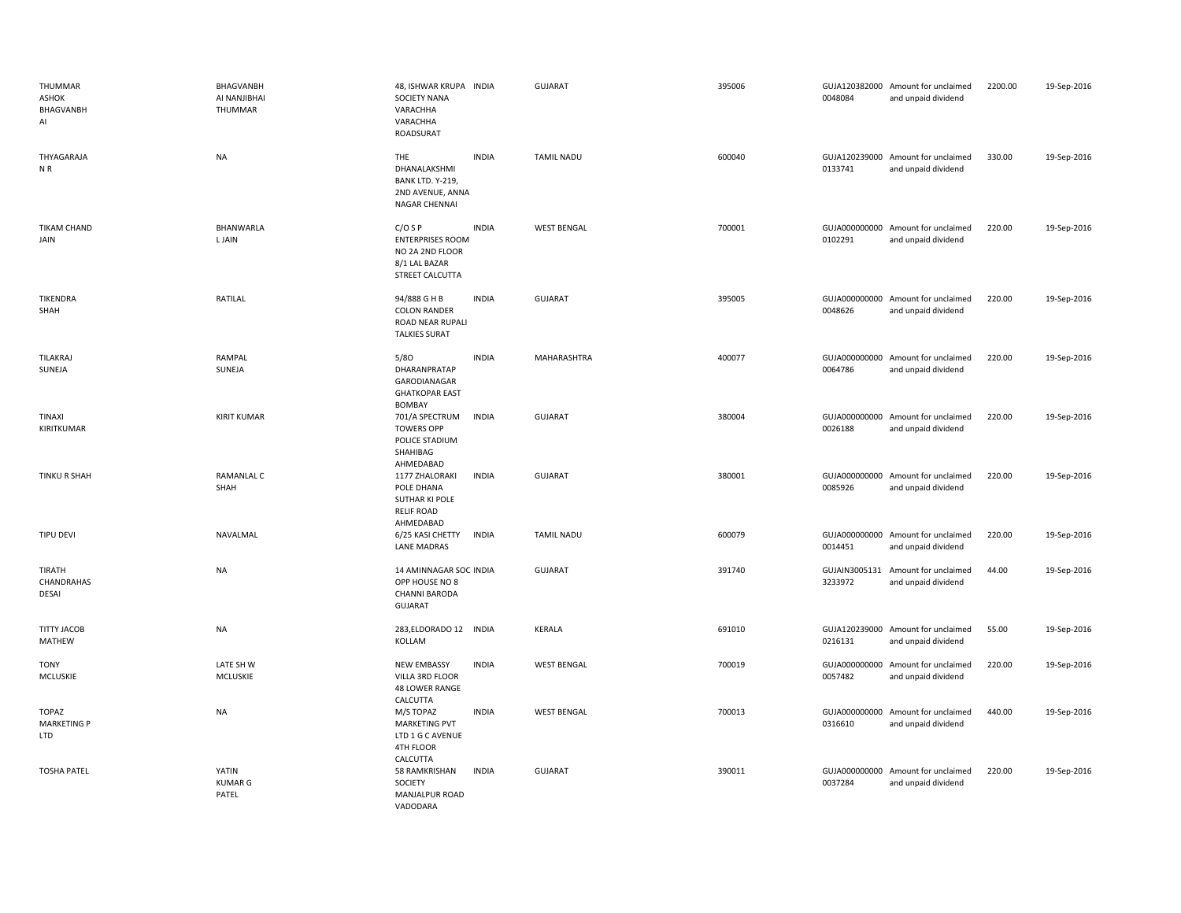| | | | | | | | | | |
|---|---|---|---|---|---|---|---|---|---|
| THUMMAR ASHOK BHAGVANBH AI | BHAGVANBH AI NANJIBHAI THUMMAR | 48, ISHWAR KRUPA SOCIETY NANA VARACHHA VARACHHA ROADSURAT | INDIA | GUJARAT | 395006 | GUJA120382000 0048084 | Amount for unclaimed and unpaid dividend | 2200.00 | 19-Sep-2016 |
| THYAGARAJA N R | NA | THE DHANALAKSHMI BANK LTD. Y-219, 2ND AVENUE, ANNA NAGAR CHENNAI | INDIA | TAMIL NADU | 600040 | GUJA120239000 0133741 | Amount for unclaimed and unpaid dividend | 330.00 | 19-Sep-2016 |
| TIKAM CHAND JAIN | BHANWARLA L JAIN | C/O S P ENTERPRISES ROOM NO 2A 2ND FLOOR 8/1 LAL BAZAR STREET CALCUTTA | INDIA | WEST BENGAL | 700001 | GUJA000000000 0102291 | Amount for unclaimed and unpaid dividend | 220.00 | 19-Sep-2016 |
| TIKENDRA SHAH | RATILAL | 94/888 G H B COLON RANDER ROAD NEAR RUPALI TALKIES SURAT | INDIA | GUJARAT | 395005 | GUJA000000000 0048626 | Amount for unclaimed and unpaid dividend | 220.00 | 19-Sep-2016 |
| TILAKRAJ SUNEJA | RAMPAL SUNEJA | 5/8O DHARANPRATAP GARODIANAGAR GHATKOPAR EAST BOMBAY | INDIA | MAHARASHTRA | 400077 | GUJA000000000 0064786 | Amount for unclaimed and unpaid dividend | 220.00 | 19-Sep-2016 |
| TINAXI KIRITKUMAR | KIRIT KUMAR | 701/A SPECTRUM TOWERS OPP POLICE STADIUM SHAHIBAG AHMEDABAD | INDIA | GUJARAT | 380004 | GUJA000000000 0026188 | Amount for unclaimed and unpaid dividend | 220.00 | 19-Sep-2016 |
| TINKU R SHAH | RAMANLAL C SHAH | 1177 ZHALORAKI POLE DHANA SUTHAR KI POLE RELIF ROAD AHMEDABAD | INDIA | GUJARAT | 380001 | GUJA000000000 0085926 | Amount for unclaimed and unpaid dividend | 220.00 | 19-Sep-2016 |
| TIPU DEVI | NAVALMAL | 6/25 KASI CHETTY LANE MADRAS | INDIA | TAMIL NADU | 600079 | GUJA000000000 0014451 | Amount for unclaimed and unpaid dividend | 220.00 | 19-Sep-2016 |
| TIRATH CHANDRAHAS DESAI | NA | 14 AMINNAGAR SOC OPP HOUSE NO 8 CHANNI BARODA GUJARAT | INDIA | GUJARAT | 391740 | GUJAIN3005131 3233972 | Amount for unclaimed and unpaid dividend | 44.00 | 19-Sep-2016 |
| TITTY JACOB MATHEW | NA | 283,ELDORADO 12 KOLLAM | INDIA | KERALA | 691010 | GUJA120239000 0216131 | Amount for unclaimed and unpaid dividend | 55.00 | 19-Sep-2016 |
| TONY MCLUSKIE | LATE SH W MCLUSKIE | NEW EMBASSY VILLA 3RD FLOOR 48 LOWER RANGE CALCUTTA | INDIA | WEST BENGAL | 700019 | GUJA000000000 0057482 | Amount for unclaimed and unpaid dividend | 220.00 | 19-Sep-2016 |
| TOPAZ MARKETING P LTD | NA | M/S TOPAZ MARKETING PVT LTD 1 G C AVENUE 4TH FLOOR CALCUTTA | INDIA | WEST BENGAL | 700013 | GUJA000000000 0316610 | Amount for unclaimed and unpaid dividend | 440.00 | 19-Sep-2016 |
| TOSHA PATEL | YATIN KUMAR G PATEL | 58 RAMKRISHAN SOCIETY MANJALPUR ROAD VADODARA | INDIA | GUJARAT | 390011 | GUJA000000000 0037284 | Amount for unclaimed and unpaid dividend | 220.00 | 19-Sep-2016 |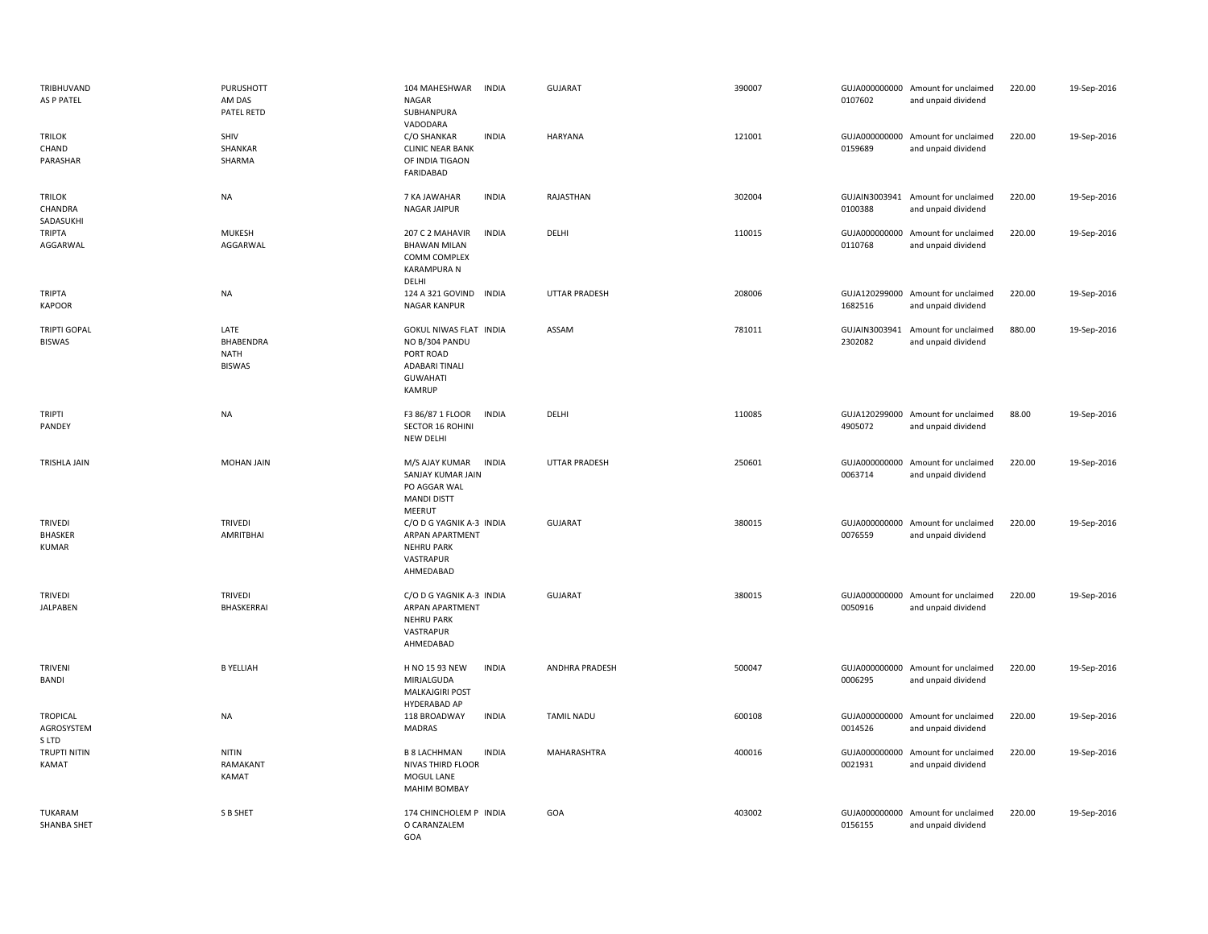| | | | | | | | | | |
|---|---|---|---|---|---|---|---|---|---|
| TRIBHUVAND AS P PATEL | PURUSHOTT AM DAS PATEL RETD | 104 MAHESHWAR NAGAR SUBHANPURA VADODARA | INDIA | GUJARAT | 390007 | GUJA000000000 0107602 | Amount for unclaimed and unpaid dividend | 220.00 | 19-Sep-2016 |
| TRILOK CHAND PARASHAR | SHIV SHANKAR SHARMA | C/O SHANKAR CLINIC NEAR BANK OF INDIA TIGAON FARIDABAD | INDIA | HARYANA | 121001 | GUJA000000000 0159689 | Amount for unclaimed and unpaid dividend | 220.00 | 19-Sep-2016 |
| TRILOK CHANDRA SADASUKHI | NA | 7 KA JAWAHAR NAGAR JAIPUR | INDIA | RAJASTHAN | 302004 | GUJAIN3003941 0100388 | Amount for unclaimed and unpaid dividend | 220.00 | 19-Sep-2016 |
| TRIPTA AGGARWAL | MUKESH AGGARWAL | 207 C 2 MAHAVIR BHAWAN MILAN COMM COMPLEX KARAMPURA N DELHI | INDIA | DELHI | 110015 | GUJA000000000 0110768 | Amount for unclaimed and unpaid dividend | 220.00 | 19-Sep-2016 |
| TRIPTA KAPOOR | NA | 124 A 321 GOVIND NAGAR KANPUR | INDIA | UTTAR PRADESH | 208006 | GUJA120299000 1682516 | Amount for unclaimed and unpaid dividend | 220.00 | 19-Sep-2016 |
| TRIPTI GOPAL BISWAS | LATE BHABENDRA NATH BISWAS | GOKUL NIWAS FLAT NO B/304 PANDU PORT ROAD ADABARI TINALI GUWAHATI KAMRUP | INDIA | ASSAM | 781011 | GUJAIN3003941 2302082 | Amount for unclaimed and unpaid dividend | 880.00 | 19-Sep-2016 |
| TRIPTI PANDEY | NA | F3 86/87 1 FLOOR SECTOR 16 ROHINI NEW DELHI | INDIA | DELHI | 110085 | GUJA120299000 4905072 | Amount for unclaimed and unpaid dividend | 88.00 | 19-Sep-2016 |
| TRISHLA JAIN | MOHAN JAIN | M/S AJAY KUMAR SANJAY KUMAR JAIN PO AGGAR WAL MANDI DISTT MEERUT | INDIA | UTTAR PRADESH | 250601 | GUJA000000000 0063714 | Amount for unclaimed and unpaid dividend | 220.00 | 19-Sep-2016 |
| TRIVEDI BHASKER KUMAR | TRIVEDI AMRITBHAI | C/O D G YAGNIK A-3 ARPAN APARTMENT NEHRU PARK VASTRAPUR AHMEDABAD | INDIA | GUJARAT | 380015 | GUJA000000000 0076559 | Amount for unclaimed and unpaid dividend | 220.00 | 19-Sep-2016 |
| TRIVEDI JALPABEN | TRIVEDI BHASKERRAI | C/O D G YAGNIK A-3 ARPAN APARTMENT NEHRU PARK VASTRAPUR AHMEDABAD | INDIA | GUJARAT | 380015 | GUJA000000000 0050916 | Amount for unclaimed and unpaid dividend | 220.00 | 19-Sep-2016 |
| TRIVENI BANDI | B YELLIAH | H NO 15 93 NEW MIRJALGUDA MALKAJGIRI POST HYDERABAD AP | INDIA | ANDHRA PRADESH | 500047 | GUJA000000000 0006295 | Amount for unclaimed and unpaid dividend | 220.00 | 19-Sep-2016 |
| TROPICAL AGROSYSTEM S LTD | NA | 118 BROADWAY MADRAS | INDIA | TAMIL NADU | 600108 | GUJA000000000 0014526 | Amount for unclaimed and unpaid dividend | 220.00 | 19-Sep-2016 |
| TRUPTI NITIN KAMAT | NITIN RAMAKANT KAMAT | B 8 LACHHMAN NIVAS THIRD FLOOR MOGUL LANE MAHIM BOMBAY | INDIA | MAHARASHTRA | 400016 | GUJA000000000 0021931 | Amount for unclaimed and unpaid dividend | 220.00 | 19-Sep-2016 |
| TUKARAM SHANBA SHET | S B SHET | 174 CHINCHOLEM P O CARANZALEM GOA | INDIA | GOA | 403002 | GUJA000000000 0156155 | Amount for unclaimed and unpaid dividend | 220.00 | 19-Sep-2016 |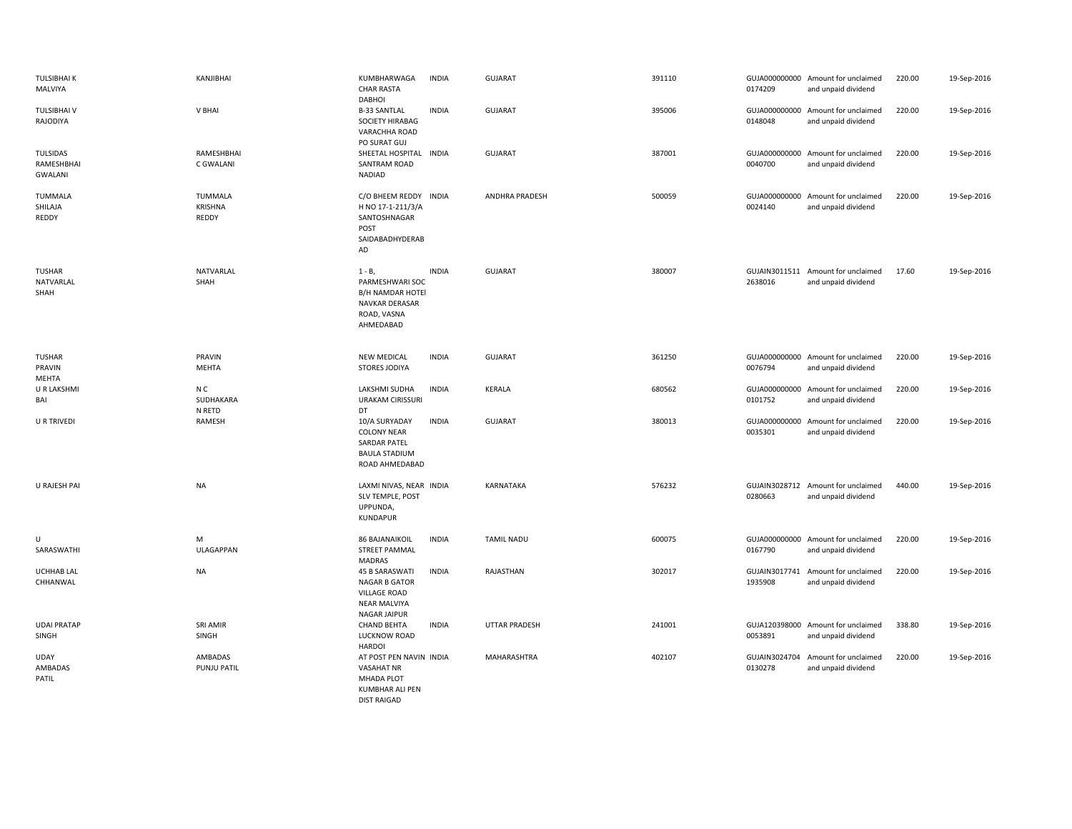| | | | | | | | | | |
|---|---|---|---|---|---|---|---|---|---|
| TULSIBHAI K MALVIYA | KANJIBHAI | KUMBHARWAGA CHAR RASTA DABHOI | INDIA | GUJARAT | 391110 | GUJA000000000 0174209 | Amount for unclaimed and unpaid dividend | 220.00 | 19-Sep-2016 |
| TULSIBHAI V RAJODIYA | V BHAI | B-33 SANTLAL SOCIETY HIRABAG VARACHHA ROAD PO SURAT GUJ | INDIA | GUJARAT | 395006 | GUJA000000000 0148048 | Amount for unclaimed and unpaid dividend | 220.00 | 19-Sep-2016 |
| TULSIDAS RAMESHBHAI GWALANI | RAMESHBHAI C GWALANI | SHEETAL HOSPITAL SANTRAM ROAD NADIAD | INDIA | GUJARAT | 387001 | GUJA000000000 0040700 | Amount for unclaimed and unpaid dividend | 220.00 | 19-Sep-2016 |
| TUMMALA SHILAJA REDDY | TUMMALA KRISHNA REDDY | C/O BHEEM REDDY H NO 17-1-211/3/A SANTOSHNAGAR POST SAIDABADHYDERABAD | INDIA | ANDHRA PRADESH | 500059 | GUJA000000000 0024140 | Amount for unclaimed and unpaid dividend | 220.00 | 19-Sep-2016 |
| TUSHAR NATVARLAL SHAH | NATVARLAL SHAH | 1 - B, PARMESHWARI SOC B/H NAMDAR HOTEl NAVKAR DERASAR ROAD, VASNA AHMEDABAD | INDIA | GUJARAT | 380007 | GUJAIN3011511 2638016 | Amount for unclaimed and unpaid dividend | 17.60 | 19-Sep-2016 |
| TUSHAR PRAVIN MEHTA | PRAVIN MEHTA | NEW MEDICAL STORES JODIYA | INDIA | GUJARAT | 361250 | GUJA000000000 0076794 | Amount for unclaimed and unpaid dividend | 220.00 | 19-Sep-2016 |
| U R LAKSHMI BAI | N C SUDHAKARA N RETD | LAKSHMI SUDHA URAKAM CIRISSURI DT | INDIA | KERALA | 680562 | GUJA000000000 0101752 | Amount for unclaimed and unpaid dividend | 220.00 | 19-Sep-2016 |
| U R TRIVEDI | RAMESH | 10/A SURYADAY COLONY NEAR SARDAR PATEL BAULA STADIUM ROAD AHMEDABAD | INDIA | GUJARAT | 380013 | GUJA000000000 0035301 | Amount for unclaimed and unpaid dividend | 220.00 | 19-Sep-2016 |
| U RAJESH PAI | NA | LAXMI NIVAS, NEAR SLV TEMPLE, POST UPPUNDA, KUNDAPUR | INDIA | KARNATAKA | 576232 | GUJAIN3028712 0280663 | Amount for unclaimed and unpaid dividend | 440.00 | 19-Sep-2016 |
| U SARASWATHI | M ULAGAPPAN | 86 BAJANAIKOIL STREET PAMMAL MADRAS | INDIA | TAMIL NADU | 600075 | GUJA000000000 0167790 | Amount for unclaimed and unpaid dividend | 220.00 | 19-Sep-2016 |
| UCHHAB LAL CHHANWAL | NA | 45 B SARASWATI NAGAR B GATOR VILLAGE ROAD NEAR MALVIYA NAGAR JAIPUR | INDIA | RAJASTHAN | 302017 | GUJAIN3017741 1935908 | Amount for unclaimed and unpaid dividend | 220.00 | 19-Sep-2016 |
| UDAI PRATAP SINGH | SRI AMIR SINGH | CHAND BEHTA LUCKNOW ROAD HARDOI | INDIA | UTTAR PRADESH | 241001 | GUJA120398000 0053891 | Amount for unclaimed and unpaid dividend | 338.80 | 19-Sep-2016 |
| UDAY AMBADAS PATIL | AMBADAS PUNJU PATIL | AT POST PEN NAVIN VASAHAT NR MHADA PLOT KUMBHAR ALI PEN DIST RAIGAD | INDIA | MAHARASHTRA | 402107 | GUJAIN3024704 0130278 | Amount for unclaimed and unpaid dividend | 220.00 | 19-Sep-2016 |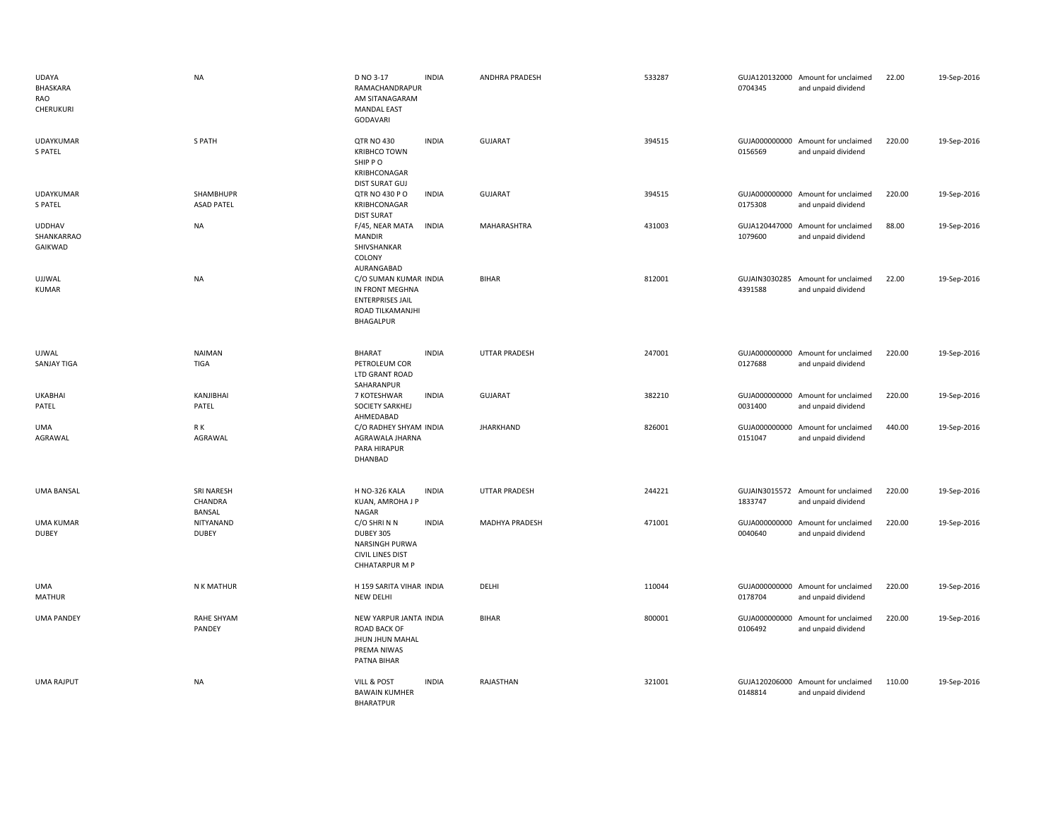| | | | | | | | | | |
|---|---|---|---|---|---|---|---|---|---|
| UDAYA BHASKARA RAO CHERUKURI | NA | D NO 3-17 RAMACHANDRAPUR AM SITANAGARAM MANDAL EAST GODAVARI | INDIA | ANDHRA PRADESH | 533287 | GUJA120132000 0704345 | Amount for unclaimed and unpaid dividend | 22.00 | 19-Sep-2016 |
| UDAYKUMAR S PATEL | S PATH | QTR NO 430 KRIBHCO TOWN SHIP P O KRIBHCONAGAR DIST SURAT GUJ | INDIA | GUJARAT | 394515 | GUJA000000000 0156569 | Amount for unclaimed and unpaid dividend | 220.00 | 19-Sep-2016 |
| UDAYKUMAR S PATEL | SHAMBHUPR ASAD PATEL | QTR NO 430 P O KRIBHCONAGAR DIST SURAT | INDIA | GUJARAT | 394515 | GUJA000000000 0175308 | Amount for unclaimed and unpaid dividend | 220.00 | 19-Sep-2016 |
| UDDHAV SHANKARRAO GAIKWAD | NA | F/45, NEAR MATA MANDIR SHIVSHANKAR COLONY AURANGABAD | INDIA | MAHARASHTRA | 431003 | GUJA120447000 1079600 | Amount for unclaimed and unpaid dividend | 88.00 | 19-Sep-2016 |
| UJJWAL KUMAR | NA | C/O SUMAN KUMAR IN FRONT MEGHNA ENTERPRISES JAIL ROAD TILKAMANJHI BHAGALPUR | INDIA | BIHAR | 812001 | GUJAIN3030285 4391588 | Amount for unclaimed and unpaid dividend | 22.00 | 19-Sep-2016 |
| UJWAL SANJAY TIGA | NAIMAN TIGA | BHARAT PETROLEUM COR LTD GRANT ROAD SAHARANPUR | INDIA | UTTAR PRADESH | 247001 | GUJA000000000 0127688 | Amount for unclaimed and unpaid dividend | 220.00 | 19-Sep-2016 |
| UKABHAI PATEL | KANJIBHAI PATEL | 7 KOTESHWAR SOCIETY SARKHEJ AHMEDABAD | INDIA | GUJARAT | 382210 | GUJA000000000 0031400 | Amount for unclaimed and unpaid dividend | 220.00 | 19-Sep-2016 |
| UMA AGRAWAL | R K AGRAWAL | C/O RADHEY SHYAM AGRAWALA JHARNA PARA HIRAPUR DHANBAD | INDIA | JHARKHAND | 826001 | GUJA000000000 0151047 | Amount for unclaimed and unpaid dividend | 440.00 | 19-Sep-2016 |
| UMA BANSAL | SRI NARESH CHANDRA BANSAL | H NO-326 KALA KUAN, AMROHA J P NAGAR | INDIA | UTTAR PRADESH | 244221 | GUJAIN3015572 1833747 | Amount for unclaimed and unpaid dividend | 220.00 | 19-Sep-2016 |
| UMA KUMAR DUBEY | NITYANAND DUBEY | C/O SHRI N N DUBEY 305 NARSINGH PURWA CIVIL LINES DIST CHHATARPUR M P | INDIA | MADHYA PRADESH | 471001 | GUJA000000000 0040640 | Amount for unclaimed and unpaid dividend | 220.00 | 19-Sep-2016 |
| UMA MATHUR | N K MATHUR | H 159 SARITA VIHAR NEW DELHI | INDIA | DELHI | 110044 | GUJA000000000 0178704 | Amount for unclaimed and unpaid dividend | 220.00 | 19-Sep-2016 |
| UMA PANDEY | RAHE SHYAM PANDEY | NEW YARPUR JANTA ROAD BACK OF JHUN JHUN MAHAL PREMA NIWAS PATNA BIHAR | INDIA | BIHAR | 800001 | GUJA000000000 0106492 | Amount for unclaimed and unpaid dividend | 220.00 | 19-Sep-2016 |
| UMA RAJPUT | NA | VILL & POST BAWAIN KUMHER BHARATPUR | INDIA | RAJASTHAN | 321001 | GUJA120206000 0148814 | Amount for unclaimed and unpaid dividend | 110.00 | 19-Sep-2016 |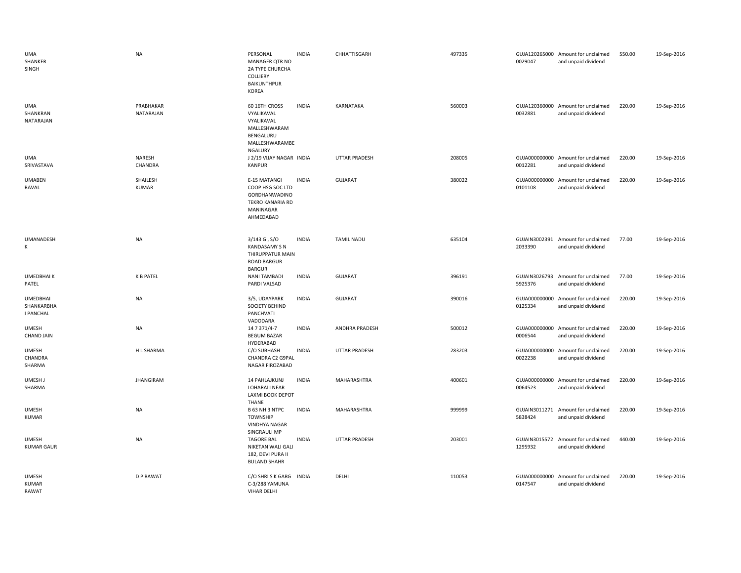| | | | | | | | | | |
|---|---|---|---|---|---|---|---|---|---|
| UMA SHANKER SINGH | NA | PERSONAL MANAGER QTR NO 2A TYPE CHURCHA COLLIERY BAIKUNTHPUR KOREA | INDIA | CHHATTISGARH | 497335 | GUJA1202650000029047 | Amount for unclaimed and unpaid dividend | 550.00 | 19-Sep-2016 |
| UMA SHANKRAN NATARAJAN | PRABHAKAR NATARAJAN | 60 16TH CROSS VYALIKAVAL VYALIKAVAL MALLESHWARAM BENGALURU MALLESHWARAMBE NGALURY | INDIA | KARNATAKA | 560003 | GUJA1203600000032881 | Amount for unclaimed and unpaid dividend | 220.00 | 19-Sep-2016 |
| UMA SRIVASTAVA | NARESH CHANDRA | J 2/19 VIJAY NAGAR KANPUR | INDIA | UTTAR PRADESH | 208005 | GUJA0000000000012281 | Amount for unclaimed and unpaid dividend | 220.00 | 19-Sep-2016 |
| UMABEN RAVAL | SHAILESH KUMAR | E-15 MATANGI COOP HSG SOC LTD GORDHANWADINO TEKRO KANARIA RD MANINAGAR AHMEDABAD | INDIA | GUJARAT | 380022 | GUJA0000000000101108 | Amount for unclaimed and unpaid dividend | 220.00 | 19-Sep-2016 |
| UMANADESH K | NA | 3/143 G , S/O KANDASAMY S N THIRUPPATUR MAIN ROAD BARGUR BARGUR | INDIA | TAMIL NADU | 635104 | GUJAIN30023912033390 | Amount for unclaimed and unpaid dividend | 77.00 | 19-Sep-2016 |
| UMEDBHAI K PATEL | K B PATEL | NANI TAMBADI PARDI VALSAD | INDIA | GUJARAT | 396191 | GUJAIN30267935925376 | Amount for unclaimed and unpaid dividend | 77.00 | 19-Sep-2016 |
| UMEDBHAI SHANKARBHA I PANCHAL | NA | 3/5, UDAYPARK SOCIETY BEHIND PANCHVATI VADODARA | INDIA | GUJARAT | 390016 | GUJA0000000000125334 | Amount for unclaimed and unpaid dividend | 220.00 | 19-Sep-2016 |
| UMESH CHAND JAIN | NA | 14 7 371/4-7 BEGUM BAZAR HYDERABAD | INDIA | ANDHRA PRADESH | 500012 | GUJA0000000000006544 | Amount for unclaimed and unpaid dividend | 220.00 | 19-Sep-2016 |
| UMESH CHANDRA SHARMA | H L SHARMA | C/O SUBHASH CHANDRA C2 G9PAL NAGAR FIROZABAD | INDIA | UTTAR PRADESH | 283203 | GUJA0000000000022238 | Amount for unclaimed and unpaid dividend | 220.00 | 19-Sep-2016 |
| UMESH J SHARMA | JHANGIRAM | 14 PAHLAJKUNJ LOHARALI NEAR LAXMI BOOK DEPOT THANE | INDIA | MAHARASHTRA | 400601 | GUJA0000000000064523 | Amount for unclaimed and unpaid dividend | 220.00 | 19-Sep-2016 |
| UMESH KUMAR | NA | B 63 NH 3 NTPC TOWNSHIP VINDHYA NAGAR SINGRAULI MP | INDIA | MAHARASHTRA | 999999 | GUJAIN30112715838424 | Amount for unclaimed and unpaid dividend | 220.00 | 19-Sep-2016 |
| UMESH KUMAR GAUR | NA | TAGORE BAL NIKETAN WALI GALI 182, DEVI PURA II BULAND SHAHR | INDIA | UTTAR PRADESH | 203001 | GUJAIN30155721295932 | Amount for unclaimed and unpaid dividend | 440.00 | 19-Sep-2016 |
| UMESH KUMAR RAWAT | D P RAWAT | C/O SHRI S K GARG C-3/288 YAMUNA VIHAR DELHI | INDIA | DELHI | 110053 | GUJA0000000000147547 | Amount for unclaimed and unpaid dividend | 220.00 | 19-Sep-2016 |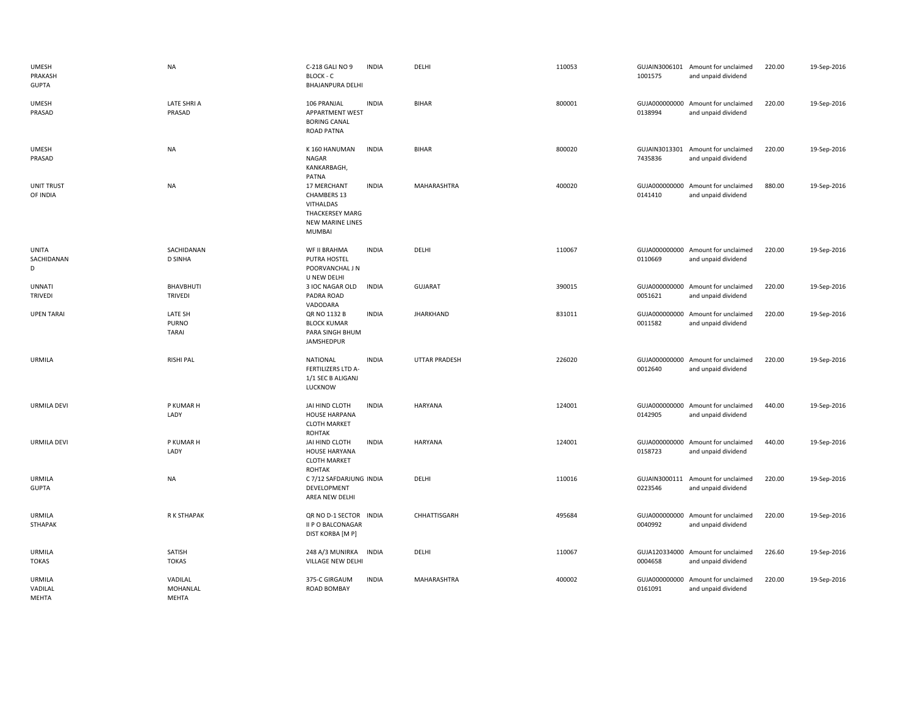| | | | | | | | | | |
|---|---|---|---|---|---|---|---|---|---|
| UMESH PRAKASH GUPTA | NA | C-218 GALI NO 9 BLOCK - C BHAJANPURA DELHI | INDIA | DELHI | 110053 | GUJAIN3006101 1001575 | Amount for unclaimed and unpaid dividend | 220.00 | 19-Sep-2016 |
| UMESH PRASAD | LATE SHRI A PRASAD | 106 PRANJAL APPARTMENT WEST BORING CANAL ROAD PATNA | INDIA | BIHAR | 800001 | GUJA000000000 0138994 | Amount for unclaimed and unpaid dividend | 220.00 | 19-Sep-2016 |
| UMESH PRASAD | NA | K 160 HANUMAN NAGAR KANKARBAGH, PATNA | INDIA | BIHAR | 800020 | GUJAIN3013301 7435836 | Amount for unclaimed and unpaid dividend | 220.00 | 19-Sep-2016 |
| UNIT TRUST OF INDIA | NA | 17 MERCHANT CHAMBERS 13 VITHALDAS THACKERSEY MARG NEW MARINE LINES MUMBAI | INDIA | MAHARASHTRA | 400020 | GUJA000000000 0141410 | Amount for unclaimed and unpaid dividend | 880.00 | 19-Sep-2016 |
| UNITA SACHIDANAN D | SACHIDANAN D SINHA | WF II BRAHMA PUTRA HOSTEL POORVANCHAL J N U NEW DELHI | INDIA | DELHI | 110067 | GUJA000000000 0110669 | Amount for unclaimed and unpaid dividend | 220.00 | 19-Sep-2016 |
| UNNATI TRIVEDI | BHAVBHUTI TRIVEDI | 3 IOC NAGAR OLD PADRA ROAD VADODARA | INDIA | GUJARAT | 390015 | GUJA000000000 0051621 | Amount for unclaimed and unpaid dividend | 220.00 | 19-Sep-2016 |
| UPEN TARAI | LATE SH PURNO TARAI | QR NO 1132 B BLOCK KUMAR PARA SINGH BHUM JAMSHEDPUR | INDIA | JHARKHAND | 831011 | GUJA000000000 0011582 | Amount for unclaimed and unpaid dividend | 220.00 | 19-Sep-2016 |
| URMILA | RISHI PAL | NATIONAL FERTILIZERS LTD A-1/1 SEC B ALIGANJ LUCKNOW | INDIA | UTTAR PRADESH | 226020 | GUJA000000000 0012640 | Amount for unclaimed and unpaid dividend | 220.00 | 19-Sep-2016 |
| URMILA DEVI | P KUMAR H LADY | JAI HIND CLOTH HOUSE HARPANA CLOTH MARKET ROHTAK | INDIA | HARYANA | 124001 | GUJA000000000 0142905 | Amount for unclaimed and unpaid dividend | 440.00 | 19-Sep-2016 |
| URMILA DEVI | P KUMAR H LADY | JAI HIND CLOTH HOUSE HARYANA CLOTH MARKET ROHTAK | INDIA | HARYANA | 124001 | GUJA000000000 0158723 | Amount for unclaimed and unpaid dividend | 440.00 | 19-Sep-2016 |
| URMILA GUPTA | NA | C 7/12 SAFDARJUNG DEVELOPMENT AREA NEW DELHI | INDIA | DELHI | 110016 | GUJAIN3000111 0223546 | Amount for unclaimed and unpaid dividend | 220.00 | 19-Sep-2016 |
| URMILA STHAPAK | R K STHAPAK | QR NO D-1 SECTOR II P O BALCONAGAR DIST KORBA [M P] | INDIA | CHHATTISGARH | 495684 | GUJA000000000 0040992 | Amount for unclaimed and unpaid dividend | 220.00 | 19-Sep-2016 |
| URMILA TOKAS | SATISH TOKAS | 248 A/3 MUNIRKA VILLAGE NEW DELHI | INDIA | DELHI | 110067 | GUJA120334000 0004658 | Amount for unclaimed and unpaid dividend | 226.60 | 19-Sep-2016 |
| URMILA VADILAL MEHTA | VADILAL MOHANLAL MEHTA | 375-C GIRGAUM ROAD BOMBAY | INDIA | MAHARASHTRA | 400002 | GUJA000000000 0161091 | Amount for unclaimed and unpaid dividend | 220.00 | 19-Sep-2016 |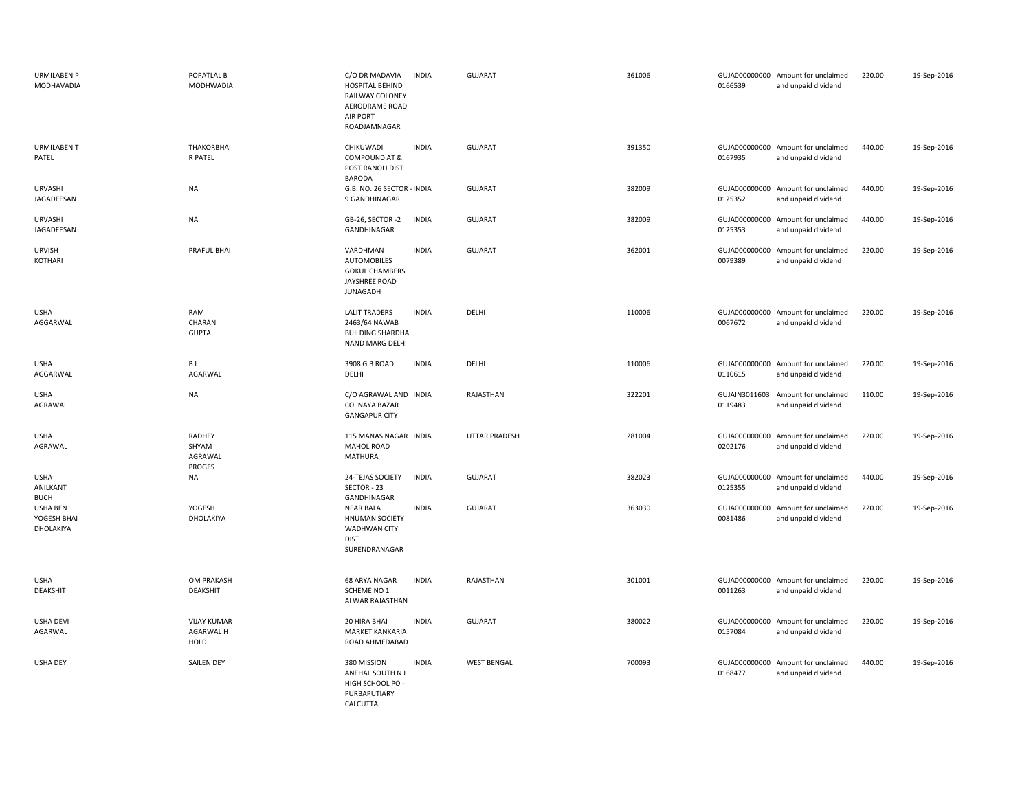| | | | | | | | | | |
|---|---|---|---|---|---|---|---|---|---|
| URMILABEN P MODHAVADIA | POPATLAL B MODHWADIA | C/O DR MADAVIA HOSPITAL BEHIND RAILWAY COLONEY AERODRAME ROAD AIR PORT ROADJAMNAGAR | INDIA | GUJARAT | 361006 | GUJA000000000 0166539 | Amount for unclaimed and unpaid dividend | 220.00 | 19-Sep-2016 |
| URMILABEN T PATEL | THAKORBHAI R PATEL | CHIKUWADI COMPOUND AT & POST RANOLI DIST BARODA | INDIA | GUJARAT | 391350 | GUJA000000000 0167935 | Amount for unclaimed and unpaid dividend | 440.00 | 19-Sep-2016 |
| URVASHI JAGADEESAN | NA | G.B. NO. 26 SECTOR - 9 GANDHINAGAR | INDIA | GUJARAT | 382009 | GUJA000000000 0125352 | Amount for unclaimed and unpaid dividend | 440.00 | 19-Sep-2016 |
| URVASHI JAGADEESAN | NA | GB-26, SECTOR -2 GANDHINAGAR | INDIA | GUJARAT | 382009 | GUJA000000000 0125353 | Amount for unclaimed and unpaid dividend | 440.00 | 19-Sep-2016 |
| URVISH KOTHARI | PRAFUL BHAI | VARDHMAN AUTOMOBILES GOKUL CHAMBERS JAYSHREE ROAD JUNAGADH | INDIA | GUJARAT | 362001 | GUJA000000000 0079389 | Amount for unclaimed and unpaid dividend | 220.00 | 19-Sep-2016 |
| USHA AGGARWAL | RAM CHARAN GUPTA | LALIT TRADERS 2463/64 NAWAB BUILDING SHARDHA NAND MARG DELHI | INDIA | DELHI | 110006 | GUJA000000000 0067672 | Amount for unclaimed and unpaid dividend | 220.00 | 19-Sep-2016 |
| USHA AGGARWAL | B L AGARWAL | 3908 G B ROAD DELHI | INDIA | DELHI | 110006 | GUJA000000000 0110615 | Amount for unclaimed and unpaid dividend | 220.00 | 19-Sep-2016 |
| USHA AGRAWAL | NA | C/O AGRAWAL AND CO. NAYA BAZAR GANGAPUR CITY | INDIA | RAJASTHAN | 322201 | GUJAIN3011603 0119483 | Amount for unclaimed and unpaid dividend | 110.00 | 19-Sep-2016 |
| USHA AGRAWAL | RADHEY SHYAM AGRAWAL PROGES | 115 MANAS NAGAR MAHOL ROAD MATHURA | INDIA | UTTAR PRADESH | 281004 | GUJA000000000 0202176 | Amount for unclaimed and unpaid dividend | 220.00 | 19-Sep-2016 |
| USHA ANILKANT BUCH | NA | 24-TEJAS SOCIETY SECTOR - 23 GANDHINAGAR | INDIA | GUJARAT | 382023 | GUJA000000000 0125355 | Amount for unclaimed and unpaid dividend | 440.00 | 19-Sep-2016 |
| USHA BEN YOGESH BHAI DHOLAKIYA | YOGESH DHOLAKIYA | NEAR BALA HNUMAN SOCIETY WADHWAN CITY DIST SURENDRANAGAR | INDIA | GUJARAT | 363030 | GUJA000000000 0081486 | Amount for unclaimed and unpaid dividend | 220.00 | 19-Sep-2016 |
| USHA DEAKSHIT | OM PRAKASH DEAKSHIT | 68 ARYA NAGAR SCHEME NO 1 ALWAR RAJASTHAN | INDIA | RAJASTHAN | 301001 | GUJA000000000 0011263 | Amount for unclaimed and unpaid dividend | 220.00 | 19-Sep-2016 |
| USHA DEVI AGARWAL | VIJAY KUMAR AGARWAL H HOLD | 20 HIRA BHAI MARKET KANKARIA ROAD AHMEDABAD | INDIA | GUJARAT | 380022 | GUJA000000000 0157084 | Amount for unclaimed and unpaid dividend | 220.00 | 19-Sep-2016 |
| USHA DEY | SAILEN DEY | 380 MISSION ANEHAL SOUTH N I HIGH SCHOOL PO - PURBAPUTIARY CALCUTTA | INDIA | WEST BENGAL | 700093 | GUJA000000000 0168477 | Amount for unclaimed and unpaid dividend | 440.00 | 19-Sep-2016 |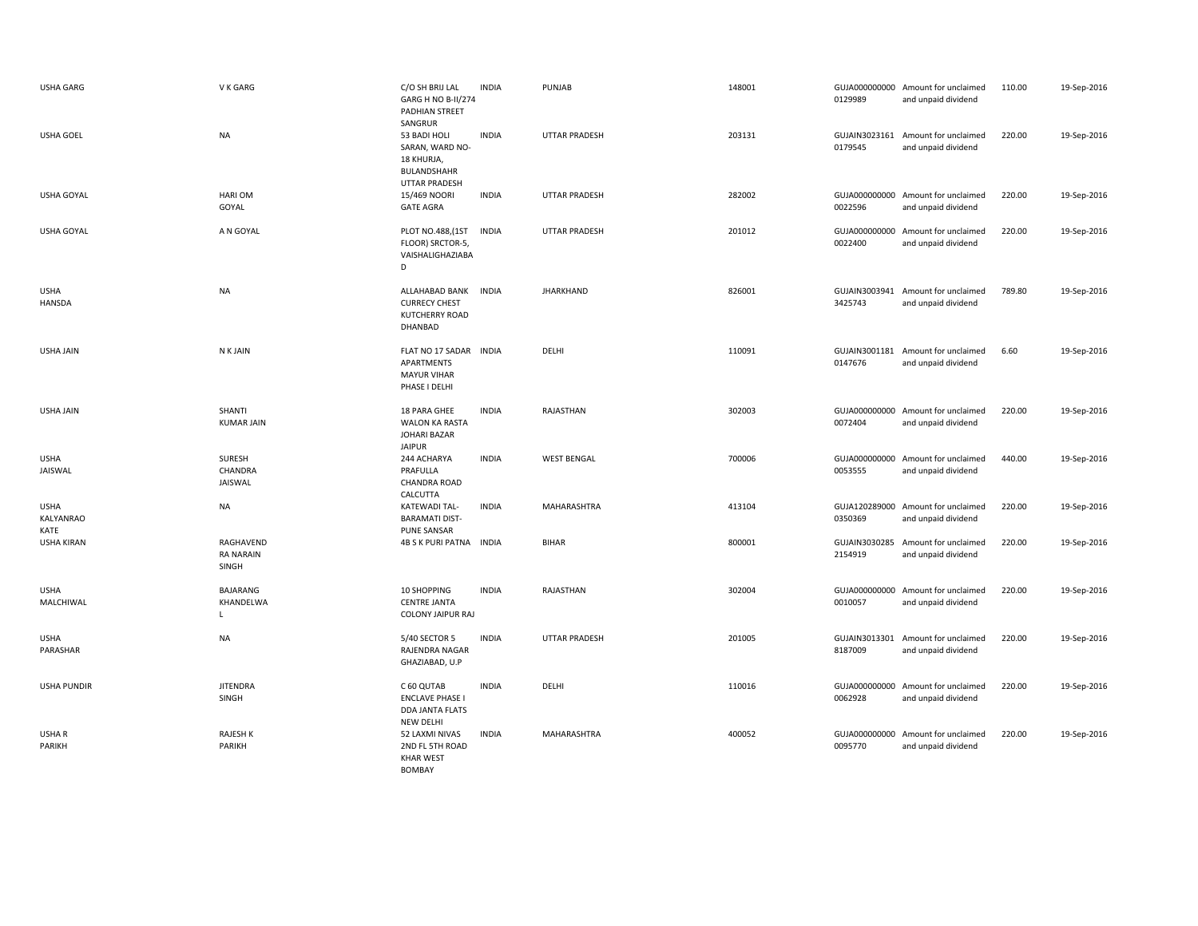| | | | | | | | | | |
|---|---|---|---|---|---|---|---|---|---|
| USHA GARG | V K GARG | C/O SH BRIJ LAL GARG H NO B-II/274 PADHIAN STREET SANGRUR | INDIA | PUNJAB | 148001 | GUJA000000000 0129989 | Amount for unclaimed and unpaid dividend | 110.00 | 19-Sep-2016 |
| USHA GOEL | NA | 53 BADI HOLI SARAN, WARD NO-18 KHURJA, BULANDSHAHR UTTAR PRADESH | INDIA | UTTAR PRADESH | 203131 | GUJAIN3023161 0179545 | Amount for unclaimed and unpaid dividend | 220.00 | 19-Sep-2016 |
| USHA GOYAL | HARI OM GOYAL | 15/469 NOORI GATE AGRA | INDIA | UTTAR PRADESH | 282002 | GUJA000000000 0022596 | Amount for unclaimed and unpaid dividend | 220.00 | 19-Sep-2016 |
| USHA GOYAL | A N GOYAL | PLOT NO.488,(1ST FLOOR) SRCTOR-5, VAISHALIGHAZIABA D | INDIA | UTTAR PRADESH | 201012 | GUJA000000000 0022400 | Amount for unclaimed and unpaid dividend | 220.00 | 19-Sep-2016 |
| USHA HANSDA | NA | ALLAHABAD BANK CURRECY CHEST KUTCHERRY ROAD DHANBAD | INDIA | JHARKHAND | 826001 | GUJAIN3003941 3425743 | Amount for unclaimed and unpaid dividend | 789.80 | 19-Sep-2016 |
| USHA JAIN | N K JAIN | FLAT NO 17 SADAR APARTMENTS MAYUR VIHAR PHASE I DELHI | INDIA | DELHI | 110091 | GUJAIN3001181 0147676 | Amount for unclaimed and unpaid dividend | 6.60 | 19-Sep-2016 |
| USHA JAIN | SHANTI KUMAR JAIN | 18 PARA GHEE WALON KA RASTA JOHARI BAZAR JAIPUR | INDIA | RAJASTHAN | 302003 | GUJA000000000 0072404 | Amount for unclaimed and unpaid dividend | 220.00 | 19-Sep-2016 |
| USHA JAISWAL | SURESH CHANDRA JAISWAL | 244 ACHARYA PRAFULLA CHANDRA ROAD CALCUTTA | INDIA | WEST BENGAL | 700006 | GUJA000000000 0053555 | Amount for unclaimed and unpaid dividend | 440.00 | 19-Sep-2016 |
| USHA KALYANRAO KATE | NA | KATEWADI TAL-BARAMATI DIST-PUNE SANSAR | INDIA | MAHARASHTRA | 413104 | GUJA120289000 0350369 | Amount for unclaimed and unpaid dividend | 220.00 | 19-Sep-2016 |
| USHA KIRAN | RAGHAVEND RA NARAIN SINGH | 4B S K PURI PATNA | INDIA | BIHAR | 800001 | GUJAIN3030285 2154919 | Amount for unclaimed and unpaid dividend | 220.00 | 19-Sep-2016 |
| USHA MALCHIWAL | BAJARANG KHANDELWA L | 10 SHOPPING CENTRE JANTA COLONY JAIPUR RAJ | INDIA | RAJASTHAN | 302004 | GUJA000000000 0010057 | Amount for unclaimed and unpaid dividend | 220.00 | 19-Sep-2016 |
| USHA PARASHAR | NA | 5/40 SECTOR 5 RAJENDRA NAGAR GHAZIABAD, U.P | INDIA | UTTAR PRADESH | 201005 | GUJAIN3013301 8187009 | Amount for unclaimed and unpaid dividend | 220.00 | 19-Sep-2016 |
| USHA PUNDIR | JITENDRA SINGH | C 60 QUTAB ENCLAVE PHASE I DDA JANTA FLATS NEW DELHI | INDIA | DELHI | 110016 | GUJA000000000 0062928 | Amount for unclaimed and unpaid dividend | 220.00 | 19-Sep-2016 |
| USHA R PARIKH | RAJESH K PARIKH | 52 LAXMI NIVAS 2ND FL 5TH ROAD KHAR WEST BOMBAY | INDIA | MAHARASHTRA | 400052 | GUJA000000000 0095770 | Amount for unclaimed and unpaid dividend | 220.00 | 19-Sep-2016 |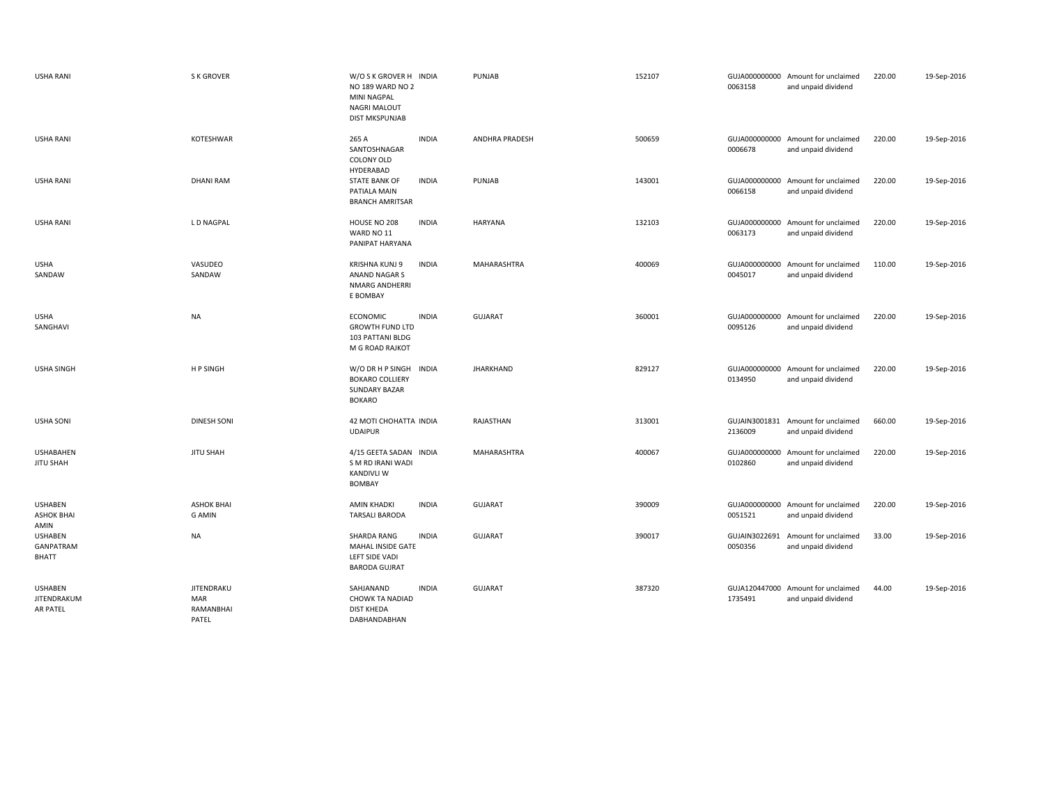| USHA RANI | S K GROVER | W/O S K GROVER H NO 189 WARD NO 2 MINI NAGPAL NAGRI MALOUT DIST MKSPUNJAB | INDIA | PUNJAB | 152107 | GUJA000000000 0063158 | Amount for unclaimed and unpaid dividend | 220.00 | 19-Sep-2016 |
|---|---|---|---|---|---|---|---|---|---|
| USHA RANI | KOTESHWAR | 265 A SANTOSHNAGAR COLONY OLD HYDERABAD | INDIA | ANDHRA PRADESH | 500659 | GUJA000000000 0006678 | Amount for unclaimed and unpaid dividend | 220.00 | 19-Sep-2016 |
| USHA RANI | DHANI RAM | STATE BANK OF PATIALA MAIN BRANCH AMRITSAR | INDIA | PUNJAB | 143001 | GUJA000000000 0066158 | Amount for unclaimed and unpaid dividend | 220.00 | 19-Sep-2016 |
| USHA RANI | L D NAGPAL | HOUSE NO 208 WARD NO 11 PANIPAT HARYANA | INDIA | HARYANA | 132103 | GUJA000000000 0063173 | Amount for unclaimed and unpaid dividend | 220.00 | 19-Sep-2016 |
| USHA SANDAW | VASUDEO SANDAW | KRISHNA KUNJ 9 ANAND NAGAR S NMARG ANDHERRI E BOMBAY | INDIA | MAHARASHTRA | 400069 | GUJA000000000 0045017 | Amount for unclaimed and unpaid dividend | 110.00 | 19-Sep-2016 |
| USHA SANGHAVI | NA | ECONOMIC GROWTH FUND LTD 103 PATTANI BLDG M G ROAD RAJKOT | INDIA | GUJARAT | 360001 | GUJA000000000 0095126 | Amount for unclaimed and unpaid dividend | 220.00 | 19-Sep-2016 |
| USHA SINGH | H P SINGH | W/O DR H P SINGH BOKARO COLLIERY SUNDARY BAZAR BOKARO | INDIA | JHARKHAND | 829127 | GUJA000000000 0134950 | Amount for unclaimed and unpaid dividend | 220.00 | 19-Sep-2016 |
| USHA SONI | DINESH SONI | 42 MOTI CHOHATTA UDAIPUR | INDIA | RAJASTHAN | 313001 | GUJAIN3001831 2136009 | Amount for unclaimed and unpaid dividend | 660.00 | 19-Sep-2016 |
| USHABAHEN JITU SHAH | JITU SHAH | 4/15 GEETA SADAN S M RD IRANI WADI KANDIVLI W BOMBAY | INDIA | MAHARASHTRA | 400067 | GUJA000000000 0102860 | Amount for unclaimed and unpaid dividend | 220.00 | 19-Sep-2016 |
| USHABEN ASHOK BHAI AMIN | ASHOK BHAI G AMIN | AMIN KHADKI TARSALI BARODA | INDIA | GUJARAT | 390009 | GUJA000000000 0051521 | Amount for unclaimed and unpaid dividend | 220.00 | 19-Sep-2016 |
| USHABEN GANPATRAM BHATT | NA | SHARDA RANG MAHAL INSIDE GATE LEFT SIDE VADI BARODA GUJRAT | INDIA | GUJARAT | 390017 | GUJAIN3022691 0050356 | Amount for unclaimed and unpaid dividend | 33.00 | 19-Sep-2016 |
| USHABEN JITENDRAKUMAR PATEL | JITENDRAKUMAR RAMANBHAI PATEL | SAHJANAND CHOWK TA NADIAD DIST KHEDA DABHANDABHAN | INDIA | GUJARAT | 387320 | GUJA120447000 1735491 | Amount for unclaimed and unpaid dividend | 44.00 | 19-Sep-2016 |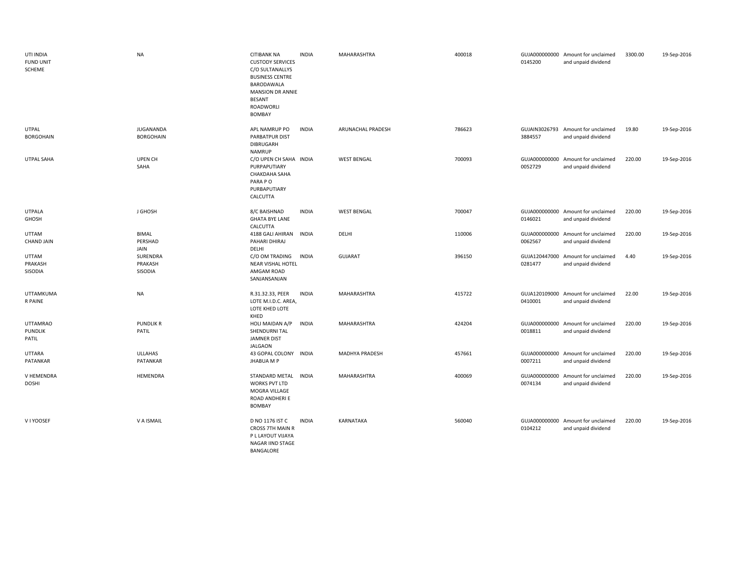| | | | | | | | | | |
|---|---|---|---|---|---|---|---|---|---|
| UTI INDIA FUND UNIT SCHEME | NA | CITIBANK NA CUSTODY SERVICES C/O SULTANALLYS BUSINESS CENTRE BARODAWALA MANSION DR ANNIE BESANT ROADWORLI BOMBAY | INDIA | MAHARASHTRA | 400018 | GUJA0000000000145200 | Amount for unclaimed and unpaid dividend | 3300.00 | 19-Sep-2016 |
| UTPAL BORGOHAIN | JUGANANDA BORGOHAIN | APL NAMRUP PO PARBATPUR DIST DIBRUGARH NAMRUP | INDIA | ARUNACHAL PRADESH | 786623 | GUJAIN30267933884557 | Amount for unclaimed and unpaid dividend | 19.80 | 19-Sep-2016 |
| UTPAL SAHA | UPEN CH SAHA | C/O UPEN CH SAHA PURPAPUTIARY CHAKDAHA SAHA PARA P O PURBAPUTIARY CALCUTTA | INDIA | WEST BENGAL | 700093 | GUJA0000000000052729 | Amount for unclaimed and unpaid dividend | 220.00 | 19-Sep-2016 |
| UTPALA GHOSH | J GHOSH | 8/C BAISHNAD GHATA BYE LANE CALCUTTA | INDIA | WEST BENGAL | 700047 | GUJA0000000000146021 | Amount for unclaimed and unpaid dividend | 220.00 | 19-Sep-2016 |
| UTTAM CHAND JAIN | BIMAL PERSHAD JAIN | 4188 GALI AHIRAN PAHARI DHIRAJ DELHI | INDIA | DELHI | 110006 | GUJA0000000000062567 | Amount for unclaimed and unpaid dividend | 220.00 | 19-Sep-2016 |
| UTTAM PRAKASH SISODIA | SURENDRA PRAKASH SISODIA | C/O OM TRADING NEAR VISHAL HOTEL AMGAM ROAD SANJANSANJAN | INDIA | GUJARAT | 396150 | GUJA1204470000281477 | Amount for unclaimed and unpaid dividend | 4.40 | 19-Sep-2016 |
| UTTAMKUMA R PAINE | NA | R.31.32.33, PEER LOTE M.I.D.C. AREA, LOTE KHED LOTE KHED | INDIA | MAHARASHTRA | 415722 | GUJA1201090000410001 | Amount for unclaimed and unpaid dividend | 22.00 | 19-Sep-2016 |
| UTTAMRAO PUNDLIK PATIL | PUNDLIK R PATIL | HOLI MAIDAN A/P SHENDURNI TAL JAMNER DIST JALGAON | INDIA | MAHARASHTRA | 424204 | GUJA0000000000018811 | Amount for unclaimed and unpaid dividend | 220.00 | 19-Sep-2016 |
| UTTARA PATANKAR | ULLAHAS PATANKAR | 43 GOPAL COLONY JHABUA M P | INDIA | MADHYA PRADESH | 457661 | GUJA0000000000007211 | Amount for unclaimed and unpaid dividend | 220.00 | 19-Sep-2016 |
| V HEMENDRA DOSHI | HEMENDRA | STANDARD METAL WORKS PVT LTD MOGRA VILLAGE ROAD ANDHERI E BOMBAY | INDIA | MAHARASHTRA | 400069 | GUJA0000000000074134 | Amount for unclaimed and unpaid dividend | 220.00 | 19-Sep-2016 |
| V I YOOSEF | V A ISMAIL | D NO 1176 IST C CROSS 7TH MAIN R P L LAYOUT VIJAYA NAGAR IIND STAGE BANGALORE | INDIA | KARNATAKA | 560040 | GUJA0000000000104212 | Amount for unclaimed and unpaid dividend | 220.00 | 19-Sep-2016 |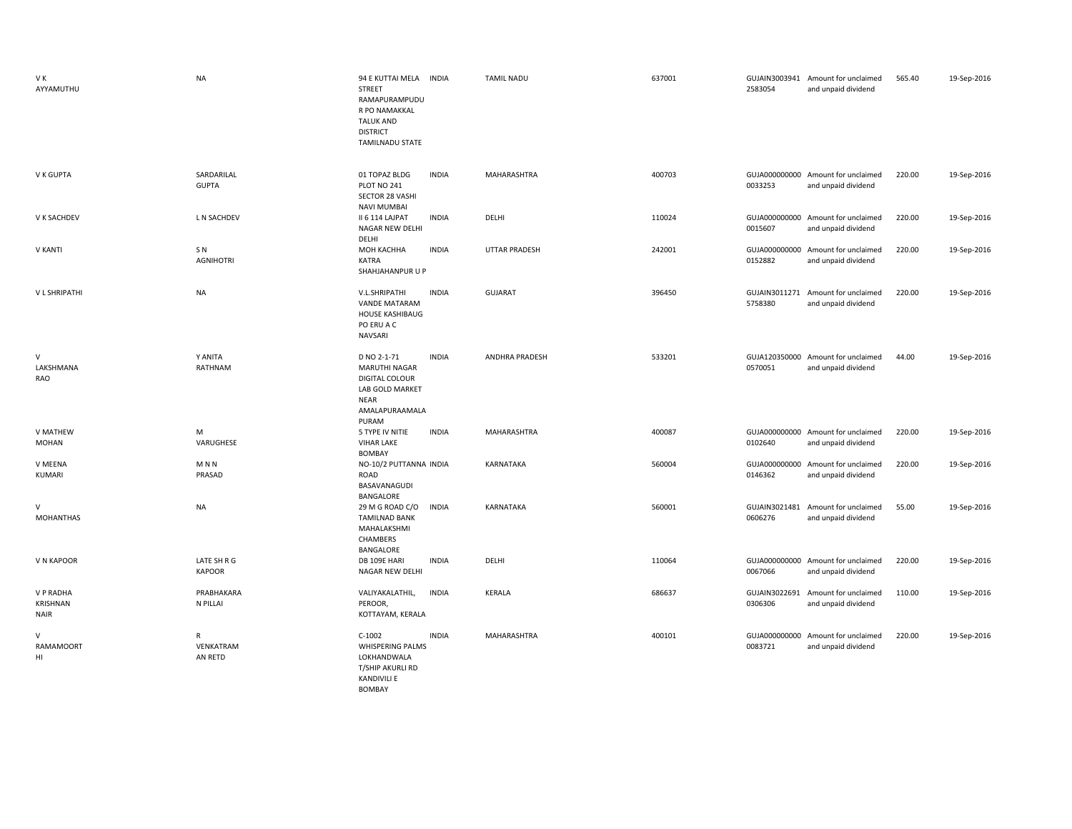| V K AYYAMUTHU | NA | 94 E KUTTAI MELA STREET RAMAPURAMPUDU R PO NAMAKKAL TALUK AND DISTRICT TAMILNADU STATE | INDIA | TAMIL NADU | 637001 | GUJAIN30039412583054 | Amount for unclaimed and unpaid dividend | 565.40 | 19-Sep-2016 |
|---|---|---|---|---|---|---|---|---|---|
| V K GUPTA | SARDARILAL GUPTA | 01 TOPAZ BLDG PLOT NO 241 SECTOR 28 VASHI NAVI MUMBAI | INDIA | MAHARASHTRA | 400703 | GUJA0000000000033253 | Amount for unclaimed and unpaid dividend | 220.00 | 19-Sep-2016 |
| V K SACHDEV | L N SACHDEV | II 6 114 LAJPAT NAGAR NEW DELHI DELHI | INDIA | DELHI | 110024 | GUJA0000000000015607 | Amount for unclaimed and unpaid dividend | 220.00 | 19-Sep-2016 |
| V KANTI | S N AGNIHOTRI | MOH KACHHA KATRA SHAHJAHANPUR U P | INDIA | UTTAR PRADESH | 242001 | GUJA0000000000152882 | Amount for unclaimed and unpaid dividend | 220.00 | 19-Sep-2016 |
| V L SHRIPATHI | NA | V.L.SHRIPATHI VANDE MATARAM HOUSE KASHIBAUG PO ERU A C NAVSARI | INDIA | GUJARAT | 396450 | GUJAIN30112715758380 | Amount for unclaimed and unpaid dividend | 220.00 | 19-Sep-2016 |
| V LAKSHMANA RAO | Y ANITA RATHNAM | D NO 2-1-71 MARUTHI NAGAR DIGITAL COLOUR LAB GOLD MARKET NEAR AMALAPURAAMALA PURAM | INDIA | ANDHRA PRADESH | 533201 | GUJA1203500000570051 | Amount for unclaimed and unpaid dividend | 44.00 | 19-Sep-2016 |
| V MATHEW MOHAN | M VARUGHESE | 5 TYPE IV NITIE VIHAR LAKE BOMBAY | INDIA | MAHARASHTRA | 400087 | GUJA0000000000102640 | Amount for unclaimed and unpaid dividend | 220.00 | 19-Sep-2016 |
| V MEENA KUMARI | M N N PRASAD | NO-10/2 PUTTANNA ROAD BASAVANAGUDI BANGALORE | INDIA | KARNATAKA | 560004 | GUJA0000000000146362 | Amount for unclaimed and unpaid dividend | 220.00 | 19-Sep-2016 |
| V MOHANTHAS | NA | 29 M G ROAD C/O TAMILNAD BANK MAHALAKSHMI CHAMBERS BANGALORE | INDIA | KARNATAKA | 560001 | GUJAIN30214810606276 | Amount for unclaimed and unpaid dividend | 55.00 | 19-Sep-2016 |
| V N KAPOOR | LATE SH R G KAPOOR | DB 109E HARI NAGAR NEW DELHI | INDIA | DELHI | 110064 | GUJA0000000000067066 | Amount for unclaimed and unpaid dividend | 220.00 | 19-Sep-2016 |
| V P RADHA KRISHNAN NAIR | PRABHAKARA N PILLAI | VALIYAKALATHIL, PEROOR, KOTTAYAM, KERALA | INDIA | KERALA | 686637 | GUJAIN30226910306306 | Amount for unclaimed and unpaid dividend | 110.00 | 19-Sep-2016 |
| V RAMAMOORTHI | R VENKATRAMAN RETD | C-1002 WHISPERING PALMS LOKHANDWALA T/SHIP AKURLI RD KANDIVILI E BOMBAY | INDIA | MAHARASHTRA | 400101 | GUJA0000000000083721 | Amount for unclaimed and unpaid dividend | 220.00 | 19-Sep-2016 |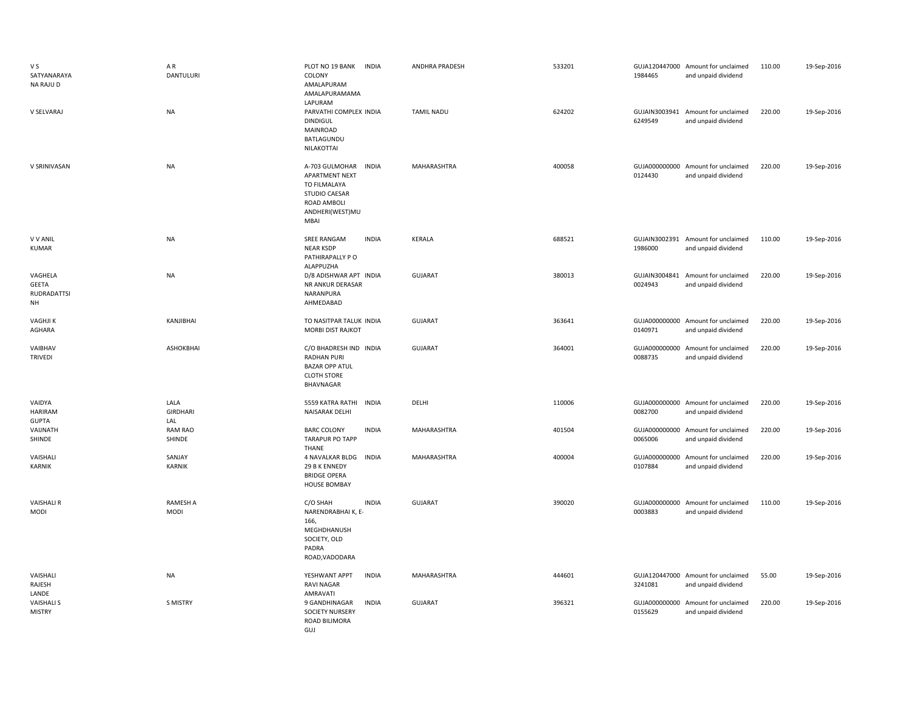| | | | | | | | | | |
|---|---|---|---|---|---|---|---|---|---|
| V S SATYANARAYA NA RAJU D | A R DANTULURI | PLOT NO 19 BANK COLONY AMALAPURAM AMALAPURAMAMA LAPURAM | INDIA | ANDHRA PRADESH | 533201 | GUJA120447000 1984465 | Amount for unclaimed and unpaid dividend | 110.00 | 19-Sep-2016 |
| V SELVARAJ | NA | PARVATHI COMPLEX DINDIGUL MAINROAD BATLAGUNDU NILAKOTTAI | INDIA | TAMIL NADU | 624202 | GUJAIN3003941 6249549 | Amount for unclaimed and unpaid dividend | 220.00 | 19-Sep-2016 |
| V SRINIVASAN | NA | A-703 GULMOHAR APARTMENT NEXT TO FILMALAYA STUDIO CAESAR ROAD AMBOLI ANDHERI(WEST)MU MBAI | INDIA | MAHARASHTRA | 400058 | GUJA000000000 0124430 | Amount for unclaimed and unpaid dividend | 220.00 | 19-Sep-2016 |
| V V ANIL KUMAR | NA | SREE RANGAM NEAR KSDP PATHIRAPALLY P O ALAPPUZHA | INDIA | KERALA | 688521 | GUJAIN3002391 1986000 | Amount for unclaimed and unpaid dividend | 110.00 | 19-Sep-2016 |
| VAGHELA GEETA RUDRADATTSI NH | NA | D/8 ADISHWAR APT NR ANKUR DERASAR NARANPURA AHMEDABAD | INDIA | GUJARAT | 380013 | GUJAIN3004841 0024943 | Amount for unclaimed and unpaid dividend | 220.00 | 19-Sep-2016 |
| VAGHJI K AGHARA | KANJIBHAI | TO NASITPAR TALUK MORBI DIST RAJKOT | INDIA | GUJARAT | 363641 | GUJA000000000 0140971 | Amount for unclaimed and unpaid dividend | 220.00 | 19-Sep-2016 |
| VAIBHAV TRIVEDI | ASHOKBHAI | C/O BHADRESH IND RADHAN PURI BAZAR OPP ATUL CLOTH STORE BHAVNAGAR | INDIA | GUJARAT | 364001 | GUJA000000000 0088735 | Amount for unclaimed and unpaid dividend | 220.00 | 19-Sep-2016 |
| VAIDYA HARIRAM GUPTA | LALA GIRDHARI LAL | 5559 KATRA RATHI NAISARAK DELHI | INDIA | DELHI | 110006 | GUJA000000000 0082700 | Amount for unclaimed and unpaid dividend | 220.00 | 19-Sep-2016 |
| VAIJNATH SHINDE | RAM RAO SHINDE | BARC COLONY TARAPUR PO TAPP THANE | INDIA | MAHARASHTRA | 401504 | GUJA000000000 0065006 | Amount for unclaimed and unpaid dividend | 220.00 | 19-Sep-2016 |
| VAISHALI KARNIK | SANJAY KARNIK | 4 NAVALKAR BLDG 29 B K ENNEDY BRIDGE OPERA HOUSE BOMBAY | INDIA | MAHARASHTRA | 400004 | GUJA000000000 0107884 | Amount for unclaimed and unpaid dividend | 220.00 | 19-Sep-2016 |
| VAISHALI R MODI | RAMESH A MODI | C/O SHAH NARENDRABHAI K, E-166, MEGHDHANUSH SOCIETY, OLD PADRA ROAD,VADODARA | INDIA | GUJARAT | 390020 | GUJA000000000 0003883 | Amount for unclaimed and unpaid dividend | 110.00 | 19-Sep-2016 |
| VAISHALI RAJESH LANDE | NA | YESHWANT APPT RAVI NAGAR AMRAVATI | INDIA | MAHARASHTRA | 444601 | GUJA120447000 3241081 | Amount for unclaimed and unpaid dividend | 55.00 | 19-Sep-2016 |
| VAISHALI S MISTRY | S MISTRY | 9 GANDHINAGAR SOCIETY NURSERY ROAD BILIMORA GUJ | INDIA | GUJARAT | 396321 | GUJA000000000 0155629 | Amount for unclaimed and unpaid dividend | 220.00 | 19-Sep-2016 |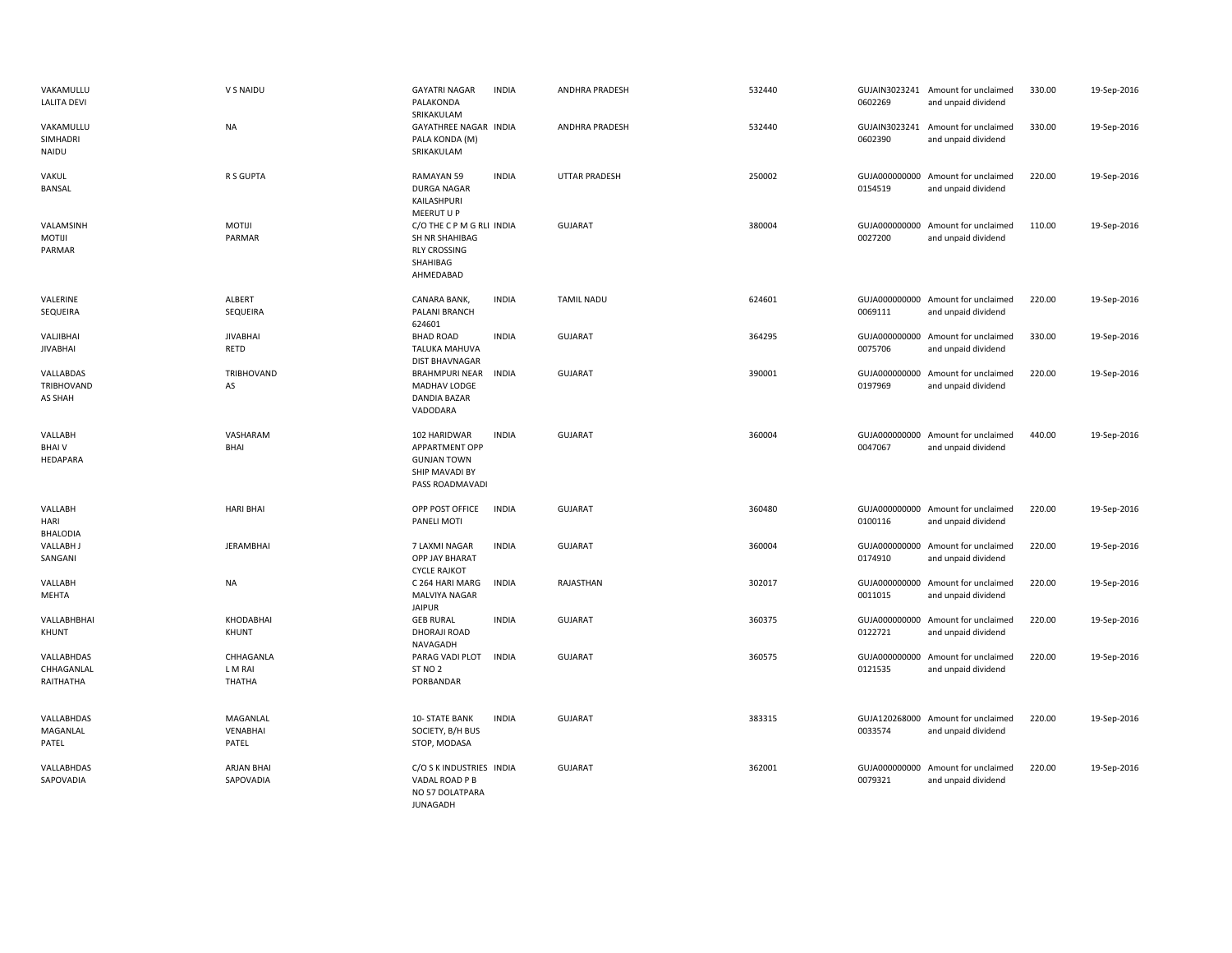| | | | | | | | | | |
|---|---|---|---|---|---|---|---|---|---|
| VAKAMULLU LALITA DEVI | V S NAIDU | GAYATRI NAGAR PALAKONDA SRIKAKULAM | INDIA | ANDHRA PRADESH | 532440 | GUJAIN3023241 0602269 | Amount for unclaimed and unpaid dividend | 330.00 | 19-Sep-2016 |
| VAKAMULLU SIMHADRI NAIDU | NA | GAYATHREE NAGAR PALA KONDA (M) SRIKAKULAM | INDIA | ANDHRA PRADESH | 532440 | GUJAIN3023241 0602390 | Amount for unclaimed and unpaid dividend | 330.00 | 19-Sep-2016 |
| VAKUL BANSAL | R S GUPTA | RAMAYAN 59 DURGA NAGAR KAILASHPURI MEERUT U P | INDIA | UTTAR PRADESH | 250002 | GUJA000000000 0154519 | Amount for unclaimed and unpaid dividend | 220.00 | 19-Sep-2016 |
| VALAMSINH MOTIJI PARMAR | MOTIJI PARMAR | C/O THE C P M G RLI SH NR SHAHIBAG RLY CROSSING SHAHIBAG AHMEDABAD | INDIA | GUJARAT | 380004 | GUJA000000000 0027200 | Amount for unclaimed and unpaid dividend | 110.00 | 19-Sep-2016 |
| VALERINE SEQUEIRA | ALBERT SEQUEIRA | CANARA BANK, PALANI BRANCH 624601 | INDIA | TAMIL NADU | 624601 | GUJA000000000 0069111 | Amount for unclaimed and unpaid dividend | 220.00 | 19-Sep-2016 |
| VALJIBHAI JIVABHAI | JIVABHAI RETD | BHAD ROAD TALUKA MAHUVA DIST BHAVNAGAR | INDIA | GUJARAT | 364295 | GUJA000000000 0075706 | Amount for unclaimed and unpaid dividend | 330.00 | 19-Sep-2016 |
| VALLABDAS TRIBHOVAND AS SHAH | TRIBHOVAND AS | BRAHMPURI NEAR MADHAV LODGE DANDIA BAZAR VADODARA | INDIA | GUJARAT | 390001 | GUJA000000000 0197969 | Amount for unclaimed and unpaid dividend | 220.00 | 19-Sep-2016 |
| VALLABH BHAI V HEDAPARA | VASHARAM BHAI | 102 HARIDWAR APPARTMENT OPP GUNJAN TOWN SHIP MAVADI BY PASS ROADMAVADI | INDIA | GUJARAT | 360004 | GUJA000000000 0047067 | Amount for unclaimed and unpaid dividend | 440.00 | 19-Sep-2016 |
| VALLABH HARI BHALODIA | HARI BHAI | OPP POST OFFICE PANELI MOTI | INDIA | GUJARAT | 360480 | GUJA000000000 0100116 | Amount for unclaimed and unpaid dividend | 220.00 | 19-Sep-2016 |
| VALLABH J SANGANI | JERAMBHAI | 7 LAXMI NAGAR OPP JAY BHARAT CYCLE RAJKOT | INDIA | GUJARAT | 360004 | GUJA000000000 0174910 | Amount for unclaimed and unpaid dividend | 220.00 | 19-Sep-2016 |
| VALLABH MEHTA | NA | C 264 HARI MARG MALVIYA NAGAR JAIPUR | INDIA | RAJASTHAN | 302017 | GUJA000000000 0011015 | Amount for unclaimed and unpaid dividend | 220.00 | 19-Sep-2016 |
| VALLABHBHAI KHUNT | KHODABHAI KHUNT | GEB RURAL DHORAJI ROAD NAVAGADH | INDIA | GUJARAT | 360375 | GUJA000000000 0122721 | Amount for unclaimed and unpaid dividend | 220.00 | 19-Sep-2016 |
| VALLABHDAS CHHAGANLAL RAITHATHA | CHHAGANLA L M RAI THATHA | PARAG VADI PLOT ST NO 2 PORBANDAR | INDIA | GUJARAT | 360575 | GUJA000000000 0121535 | Amount for unclaimed and unpaid dividend | 220.00 | 19-Sep-2016 |
| VALLABHDAS MAGANLAL PATEL | MAGANLAL VENABHAI PATEL | 10- STATE BANK SOCIETY, B/H BUS STOP, MODASA | INDIA | GUJARAT | 383315 | GUJA120268000 0033574 | Amount for unclaimed and unpaid dividend | 220.00 | 19-Sep-2016 |
| VALLABHDAS SAPOVADIA | ARJAN BHAI SAPOVADIA | C/O S K INDUSTRIES VADAL ROAD P B NO 57 DOLATPARA JUNAGADH | INDIA | GUJARAT | 362001 | GUJA000000000 0079321 | Amount for unclaimed and unpaid dividend | 220.00 | 19-Sep-2016 |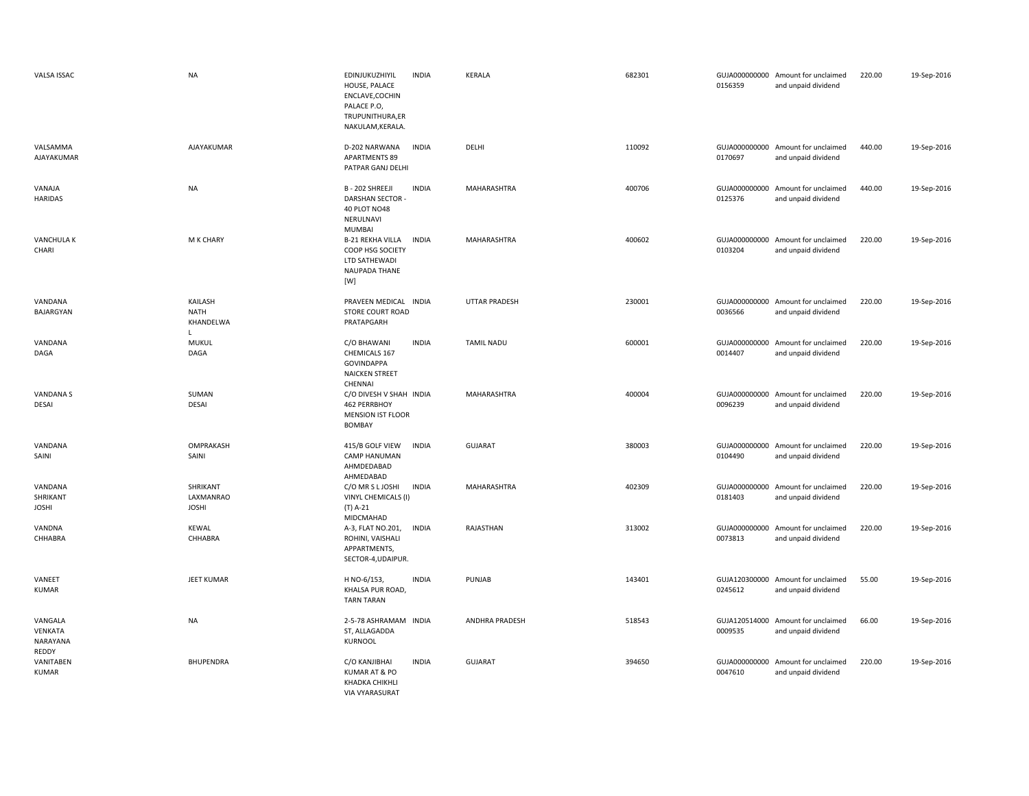| | | | | | | | | | |
|---|---|---|---|---|---|---|---|---|---|
| VALSA ISSAC | NA | EDINJUKUZHIYIL HOUSE, PALACE ENCLAVE,COCHIN PALACE P.O, TRUPUNITHURA,ER NAKULAM,KERALA. | INDIA | KERALA | 682301 | GUJA000000000 0156359 | Amount for unclaimed and unpaid dividend | 220.00 | 19-Sep-2016 |
| VALSAMMA AJAYAKUMAR | AJAYAKUMAR | D-202 NARWANA APARTMENTS 89 PATPAR GANJ DELHI | INDIA | DELHI | 110092 | GUJA000000000 0170697 | Amount for unclaimed and unpaid dividend | 440.00 | 19-Sep-2016 |
| VANAJA HARIDAS | NA | B - 202 SHREEJI DARSHAN SECTOR - 40 PLOT NO48 NERULNAVI MUMBAI | INDIA | MAHARASHTRA | 400706 | GUJA000000000 0125376 | Amount for unclaimed and unpaid dividend | 440.00 | 19-Sep-2016 |
| VANCHULA K CHARI | M K CHARY | B-21 REKHA VILLA COOP HSG SOCIETY LTD SATHEWADI NAUPADA THANE [W] | INDIA | MAHARASHTRA | 400602 | GUJA000000000 0103204 | Amount for unclaimed and unpaid dividend | 220.00 | 19-Sep-2016 |
| VANDANA BAJARGYAN | KAILASH NATH KHANDELWA L | PRAVEEN MEDICAL STORE COURT ROAD PRATAPGARH | INDIA | UTTAR PRADESH | 230001 | GUJA000000000 0036566 | Amount for unclaimed and unpaid dividend | 220.00 | 19-Sep-2016 |
| VANDANA DAGA | MUKUL DAGA | C/O BHAWANI CHEMICALS 167 GOVINDAPPA NAICKEN STREET CHENNAI | INDIA | TAMIL NADU | 600001 | GUJA000000000 0014407 | Amount for unclaimed and unpaid dividend | 220.00 | 19-Sep-2016 |
| VANDANA S DESAI | SUMAN DESAI | C/O DIVESH V SHAH 462 PERRBHOY MENSION IST FLOOR BOMBAY | INDIA | MAHARASHTRA | 400004 | GUJA000000000 0096239 | Amount for unclaimed and unpaid dividend | 220.00 | 19-Sep-2016 |
| VANDANA SAINI | OMPRAKASH SAINI | 415/B GOLF VIEW CAMP HANUMAN AHMDEDABAD AHMEDABAD | INDIA | GUJARAT | 380003 | GUJA000000000 0104490 | Amount for unclaimed and unpaid dividend | 220.00 | 19-Sep-2016 |
| VANDANA SHRIKANT JOSHI | SHRIKANT LAXMANRAO JOSHI | C/O MR S L JOSHI VINYL CHEMICALS (I) (T) A-21 MIDCMAHAD | INDIA | MAHARASHTRA | 402309 | GUJA000000000 0181403 | Amount for unclaimed and unpaid dividend | 220.00 | 19-Sep-2016 |
| VANDNA CHHABRA | KEWAL CHHABRA | A-3, FLAT NO.201, ROHINI, VAISHALI APPARTMENTS, SECTOR-4,UDAIPUR. | INDIA | RAJASTHAN | 313002 | GUJA000000000 0073813 | Amount for unclaimed and unpaid dividend | 220.00 | 19-Sep-2016 |
| VANEET KUMAR | JEET KUMAR | H NO-6/153, KHALSA PUR ROAD, TARN TARAN | INDIA | PUNJAB | 143401 | GUJA120300000 0245612 | Amount for unclaimed and unpaid dividend | 55.00 | 19-Sep-2016 |
| VANGALA VENKATA NARAYANA REDDY | NA | 2-5-78 ASHRAMAM ST, ALLAGADDA KURNOOL | INDIA | ANDHRA PRADESH | 518543 | GUJA120514000 0009535 | Amount for unclaimed and unpaid dividend | 66.00 | 19-Sep-2016 |
| VANITABEN KUMAR | BHUPENDRA | C/O KANJIBHAI KUMAR AT & PO KHADKA CHIKHLI VIA VYARASURAT | INDIA | GUJARAT | 394650 | GUJA000000000 0047610 | Amount for unclaimed and unpaid dividend | 220.00 | 19-Sep-2016 |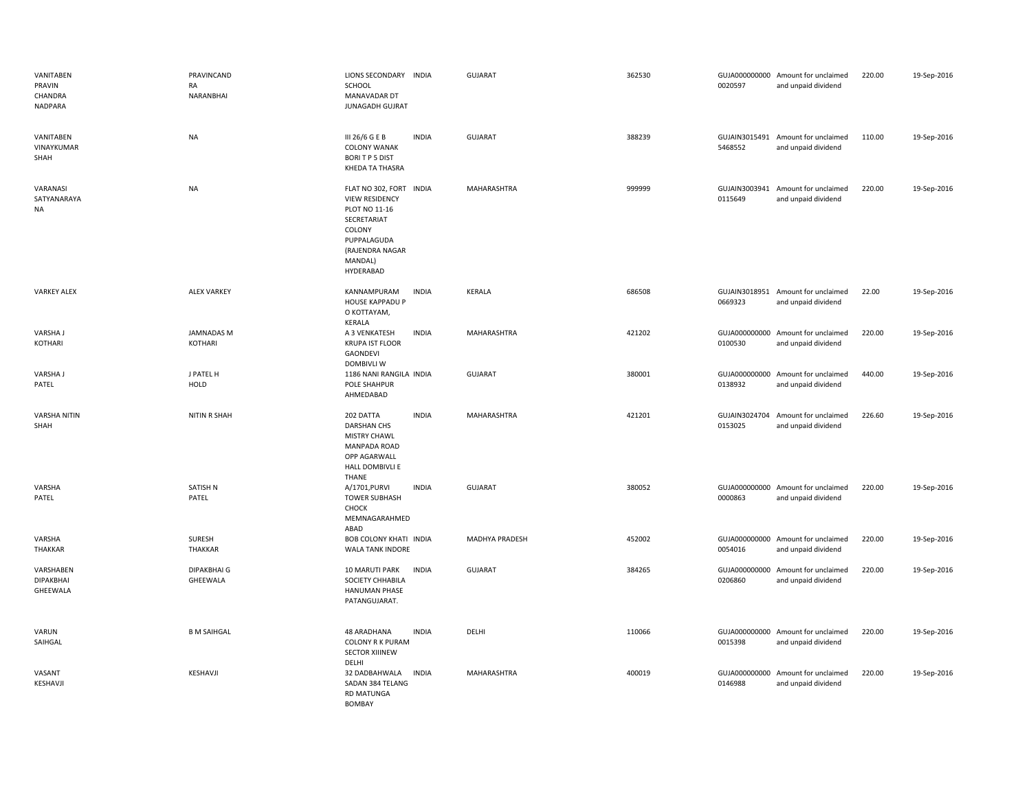| | | | | | | | | | |
|---|---|---|---|---|---|---|---|---|---|
| VANITABEN PRAVIN CHANDRA NADPARA | PRAVINCAND RA NARANBHAI | LIONS SECONDARY SCHOOL MANAVADAR DT JUNAGADH GUJRAT | INDIA | GUJARAT | 362530 | GUJA000000000 0020597 | Amount for unclaimed and unpaid dividend | 220.00 | 19-Sep-2016 |
| VANITABEN VINAYKUMAR SHAH | NA | III 26/6 G E B COLONY WANAK BORI T P 5 DIST KHEDA TA THASRA | INDIA | GUJARAT | 388239 | GUJAIN3015491 5468552 | Amount for unclaimed and unpaid dividend | 110.00 | 19-Sep-2016 |
| VARANASI SATYANARAYA NA | NA | FLAT NO 302, FORT VIEW RESIDENCY PLOT NO 11-16 SECRETARIAT COLONY PUPPALAGUDA (RAJENDRA NAGAR MANDAL) HYDERABAD | INDIA | MAHARASHTRA | 999999 | GUJAIN3003941 0115649 | Amount for unclaimed and unpaid dividend | 220.00 | 19-Sep-2016 |
| VARKEY ALEX | ALEX VARKEY | KANNAMPURAM HOUSE KAPPADU P O KOTTAYAM, KERALA | INDIA | KERALA | 686508 | GUJAIN3018951 0669323 | Amount for unclaimed and unpaid dividend | 22.00 | 19-Sep-2016 |
| VARSHA J KOTHARI | JAMNADAS M KOTHARI | A 3 VENKATESH KRUPA IST FLOOR GAONDEVI DOMBIVLI W | INDIA | MAHARASHTRA | 421202 | GUJA000000000 0100530 | Amount for unclaimed and unpaid dividend | 220.00 | 19-Sep-2016 |
| VARSHA J PATEL | J PATEL H HOLD | 1186 NANI RANGILA POLE SHAHPUR AHMEDABAD | INDIA | GUJARAT | 380001 | GUJA000000000 0138932 | Amount for unclaimed and unpaid dividend | 440.00 | 19-Sep-2016 |
| VARSHA NITIN SHAH | NITIN R SHAH | 202 DATTA DARSHAN CHS MISTRY CHAWL MANPADA ROAD OPP AGARWALL HALL DOMBIVLI E THANE | INDIA | MAHARASHTRA | 421201 | GUJAIN3024704 0153025 | Amount for unclaimed and unpaid dividend | 226.60 | 19-Sep-2016 |
| VARSHA PATEL | SATISH N PATEL | A/1701,PURVI TOWER SUBHASH CHOCK MEMNAGARAHMED ABAD | INDIA | GUJARAT | 380052 | GUJA000000000 0000863 | Amount for unclaimed and unpaid dividend | 220.00 | 19-Sep-2016 |
| VARSHA THAKKAR | SURESH THAKKAR | BOB COLONY KHATI WALA TANK INDORE | INDIA | MADHYA PRADESH | 452002 | GUJA000000000 0054016 | Amount for unclaimed and unpaid dividend | 220.00 | 19-Sep-2016 |
| VARSHABEN DIPAKBHAI GHEEWALA | DIPAKBHAI G GHEEWALA | 10 MARUTI PARK SOCIETY CHHABILA HANUMAN PHASE PATANGUJARAT. | INDIA | GUJARAT | 384265 | GUJA000000000 0206860 | Amount for unclaimed and unpaid dividend | 220.00 | 19-Sep-2016 |
| VARUN SAIHGAL | B M SAIHGAL | 48 ARADHANA COLONY R K PURAM SECTOR XIIINEW DELHI | INDIA | DELHI | 110066 | GUJA000000000 0015398 | Amount for unclaimed and unpaid dividend | 220.00 | 19-Sep-2016 |
| VASANT KESHAVJI | KESHAVJI | 32 DADBAHWALA SADAN 384 TELANG RD MATUNGA BOMBAY | INDIA | MAHARASHTRA | 400019 | GUJA000000000 0146988 | Amount for unclaimed and unpaid dividend | 220.00 | 19-Sep-2016 |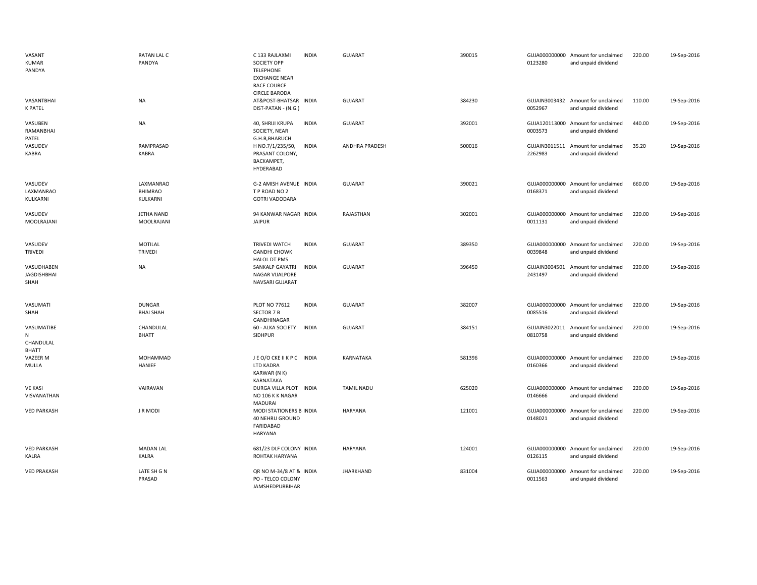| | | | | | | | | | |
|---|---|---|---|---|---|---|---|---|---|
| VASANT KUMAR PANDYA | RATAN LAL C PANDYA | C 133 RAJLAXMI SOCIETY OPP TELEPHONE EXCHANGE NEAR RACE COURCE CIRCLE BARODA | INDIA | GUJARAT | 390015 | GUJA000000000 0123280 | Amount for unclaimed and unpaid dividend | 220.00 | 19-Sep-2016 |
| VASANTBHAI K PATEL | NA | AT&POST-BHATSAR DIST-PATAN - (N.G.) | INDIA | GUJARAT | 384230 | GUJAIN3003432 0052967 | Amount for unclaimed and unpaid dividend | 110.00 | 19-Sep-2016 |
| VASUBEN RAMANBHAI PATEL | NA | 40, SHRIJI KRUPA SOCIETY, NEAR G.H.B,BHARUCH | INDIA | GUJARAT | 392001 | GUJA120113000 0003573 | Amount for unclaimed and unpaid dividend | 440.00 | 19-Sep-2016 |
| VASUDEV KABRA | RAMPRASAD KABRA | H NO.7/1/235/50, PRASANT COLONY, BACKAMPET, HYDERABAD | INDIA | ANDHRA PRADESH | 500016 | GUJAIN3011511 2262983 | Amount for unclaimed and unpaid dividend | 35.20 | 19-Sep-2016 |
| VASUDEV LAXMANRAO KULKARNI | LAXMANRAO BHIMRAO KULKARNI | G-2 AMISH AVENUE T P ROAD NO 2 GOTRI VADODARA | INDIA | GUJARAT | 390021 | GUJA000000000 0168371 | Amount for unclaimed and unpaid dividend | 660.00 | 19-Sep-2016 |
| VASUDEV MOOLRAJANI | JETHA NAND MOOLRAJANI | 94 KANWAR NAGAR JAIPUR | INDIA | RAJASTHAN | 302001 | GUJA000000000 0011131 | Amount for unclaimed and unpaid dividend | 220.00 | 19-Sep-2016 |
| VASUDEV TRIVEDI | MOTILAL TRIVEDI | TRIVEDI WATCH GANDHI CHOWK HALOL DT PMS | INDIA | GUJARAT | 389350 | GUJA000000000 0039848 | Amount for unclaimed and unpaid dividend | 220.00 | 19-Sep-2016 |
| VASUDHABEN JAGDISHBHAI SHAH | NA | SANKALP GAYATRI NAGAR VIJALPORE NAVSARI GUJARAT | INDIA | GUJARAT | 396450 | GUJAIN3004501 2431497 | Amount for unclaimed and unpaid dividend | 220.00 | 19-Sep-2016 |
| VASUMATI SHAH | DUNGAR BHAI SHAH | PLOT NO 77612 SECTOR 7 B GANDHINAGAR | INDIA | GUJARAT | 382007 | GUJA000000000 0085516 | Amount for unclaimed and unpaid dividend | 220.00 | 19-Sep-2016 |
| VASUMATIBEN CHANDULAL BHATT | CHANDULAL BHATT | 60 - ALKA SOCIETY SIDHPUR | INDIA | GUJARAT | 384151 | GUJAIN3022011 0810758 | Amount for unclaimed and unpaid dividend | 220.00 | 19-Sep-2016 |
| VAZEER M MULLA | MOHAMMAD HANIEF | J E O/O CKE II K P C LTD KADRA KARWAR (N K) KARNATAKA | INDIA | KARNATAKA | 581396 | GUJA000000000 0160366 | Amount for unclaimed and unpaid dividend | 220.00 | 19-Sep-2016 |
| VE KASI VISVANATHAN | VAIRAVAN | DURGA VILLA PLOT NO 106 K K NAGAR MADURAI | INDIA | TAMIL NADU | 625020 | GUJA000000000 0146666 | Amount for unclaimed and unpaid dividend | 220.00 | 19-Sep-2016 |
| VED PARKASH | J R MODI | MODI STATIONERS B 40 NEHRU GROUND FARIDABAD HARYANA | INDIA | HARYANA | 121001 | GUJA000000000 0148021 | Amount for unclaimed and unpaid dividend | 220.00 | 19-Sep-2016 |
| VED PARKASH KALRA | MADAN LAL KALRA | 681/23 DLF COLONY ROHTAK HARYANA | INDIA | HARYANA | 124001 | GUJA000000000 0126115 | Amount for unclaimed and unpaid dividend | 220.00 | 19-Sep-2016 |
| VED PRAKASH | LATE SH G N PRASAD | QR NO M-34/8 AT & PO - TELCO COLONY JAMSHEDPURBIHAR | INDIA | JHARKHAND | 831004 | GUJA000000000 0011563 | Amount for unclaimed and unpaid dividend | 220.00 | 19-Sep-2016 |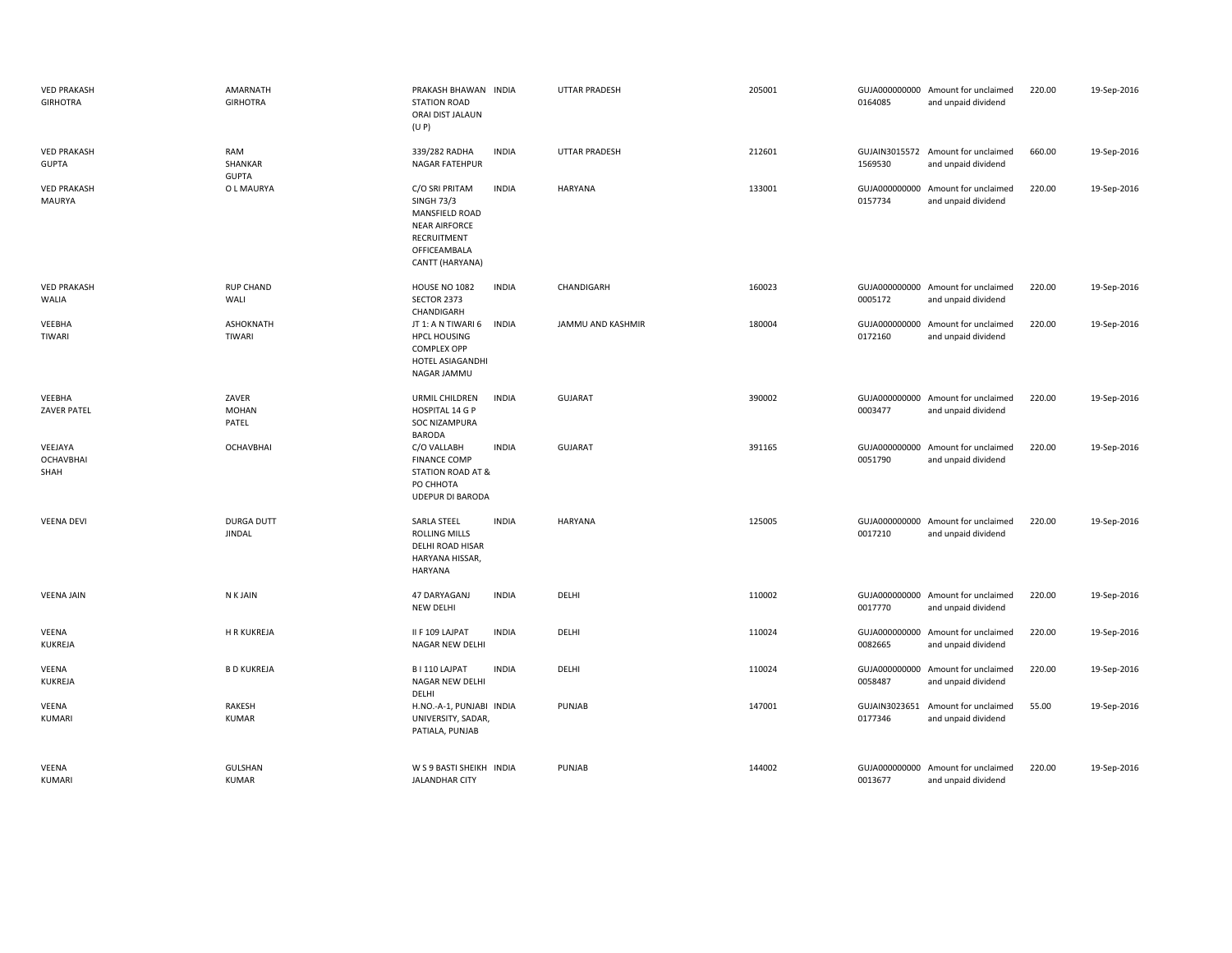| | | | | | | | | | |
|---|---|---|---|---|---|---|---|---|---|
| VED PRAKASH GIRHOTRA | AMARNATH GIRHOTRA | PRAKASH BHAWAN STATION ROAD ORAI DIST JALAUN (U P) | INDIA | UTTAR PRADESH | 205001 | GUJA0000000000164085 | Amount for unclaimed and unpaid dividend | 220.00 | 19-Sep-2016 |
| VED PRAKASH GUPTA | RAM SHANKAR GUPTA | 339/282 RADHA NAGAR FATEHPUR | INDIA | UTTAR PRADESH | 212601 | GUJAIN30155721569530 | Amount for unclaimed and unpaid dividend | 660.00 | 19-Sep-2016 |
| VED PRAKASH MAURYA | O L MAURYA | C/O SRI PRITAM SINGH 73/3 MANSFIELD ROAD NEAR AIRFORCE RECRUITMENT OFFICEAMBALA CANTT (HARYANA) | INDIA | HARYANA | 133001 | GUJA0000000000157734 | Amount for unclaimed and unpaid dividend | 220.00 | 19-Sep-2016 |
| VED PRAKASH WALIA | RUP CHAND WALI | HOUSE NO 1082 SECTOR 2373 CHANDIGARH | INDIA | CHANDIGARH | 160023 | GUJA0000000000005172 | Amount for unclaimed and unpaid dividend | 220.00 | 19-Sep-2016 |
| VEEBHA TIWARI | ASHOKNATH TIWARI | JT 1: A N TIWARI 6 HPCL HOUSING COMPLEX OPP HOTEL ASIAGANDHI NAGAR JAMMU | INDIA | JAMMU AND KASHMIR | 180004 | GUJA0000000000172160 | Amount for unclaimed and unpaid dividend | 220.00 | 19-Sep-2016 |
| VEEBHA ZAVER PATEL | ZAVER MOHAN PATEL | URMIL CHILDREN HOSPITAL 14 G P SOC NIZAMPURA BARODA | INDIA | GUJARAT | 390002 | GUJA0000000000003477 | Amount for unclaimed and unpaid dividend | 220.00 | 19-Sep-2016 |
| VEEJAYA OCHAVBHAI SHAH | OCHAVBHAI | C/O VALLABH FINANCE COMP STATION ROAD AT & PO CHHOTA UDEPUR DI BARODA | INDIA | GUJARAT | 391165 | GUJA0000000000051790 | Amount for unclaimed and unpaid dividend | 220.00 | 19-Sep-2016 |
| VEENA DEVI | DURGA DUTT JINDAL | SARLA STEEL ROLLING MILLS DELHI ROAD HISAR HARYANA HISSAR, HARYANA | INDIA | HARYANA | 125005 | GUJA0000000000017210 | Amount for unclaimed and unpaid dividend | 220.00 | 19-Sep-2016 |
| VEENA JAIN | N K JAIN | 47 DARYAGANJ NEW DELHI | INDIA | DELHI | 110002 | GUJA0000000000017770 | Amount for unclaimed and unpaid dividend | 220.00 | 19-Sep-2016 |
| VEENA KUKREJA | H R KUKREJA | II F 109 LAJPAT NAGAR NEW DELHI | INDIA | DELHI | 110024 | GUJA0000000000082665 | Amount for unclaimed and unpaid dividend | 220.00 | 19-Sep-2016 |
| VEENA KUKREJA | B D KUKREJA | B I 110 LAJPAT NAGAR NEW DELHI DELHI | INDIA | DELHI | 110024 | GUJA0000000000058487 | Amount for unclaimed and unpaid dividend | 220.00 | 19-Sep-2016 |
| VEENA KUMARI | RAKESH KUMAR | H.NO.-A-1, PUNJABI UNIVERSITY, SADAR, PATIALA, PUNJAB | INDIA | PUNJAB | 147001 | GUJAIN30236510177346 | Amount for unclaimed and unpaid dividend | 55.00 | 19-Sep-2016 |
| VEENA KUMARI | GULSHAN KUMAR | W S 9 BASTI SHEIKH JALANDHAR CITY | INDIA | PUNJAB | 144002 | GUJA0000000000013677 | Amount for unclaimed and unpaid dividend | 220.00 | 19-Sep-2016 |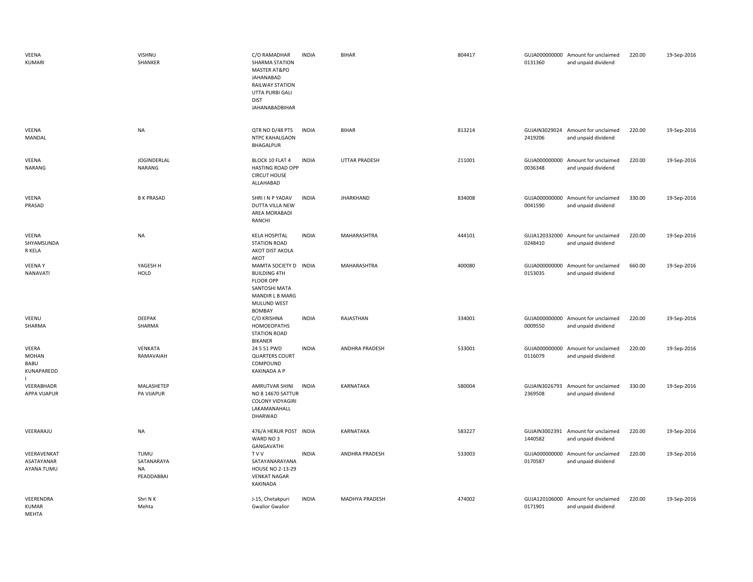| | | | | | | | | | |
|---|---|---|---|---|---|---|---|---|---|
| VEENA KUMARI | VISHNU SHANKER | C/O RAMADHAR SHARMA STATION MASTER AT&PO JAHANABAD RAILWAY STATION UTTA PURBI GALI DIST JAHANABADBIHAR | INDIA | BIHAR | 804417 | GUJA000000000 0131360 | Amount for unclaimed and unpaid dividend | 220.00 | 19-Sep-2016 |
| VEENA MANDAL | NA | QTR NO D/48 PTS NTPC KAHALGAON BHAGALPUR | INDIA | BIHAR | 813214 | GUJAIN3029024 2419206 | Amount for unclaimed and unpaid dividend | 220.00 | 19-Sep-2016 |
| VEENA NARANG | JOGINDERLAL NARANG | BLOCK 10 FLAT 4 HASTING ROAD OPP CIRCUT HOUSE ALLAHABAD | INDIA | UTTAR PRADESH | 211001 | GUJA000000000 0036348 | Amount for unclaimed and unpaid dividend | 220.00 | 19-Sep-2016 |
| VEENA PRASAD | B K PRASAD | SHRI I N P YADAV DUTTA VILLA NEW AREA MORABADI RANCHI | INDIA | JHARKHAND | 834008 | GUJA000000000 0041590 | Amount for unclaimed and unpaid dividend | 330.00 | 19-Sep-2016 |
| VEENA SHYAMSUNDA R KELA | NA | KELA HOSPITAL STATION ROAD AKOT DIST AKOLA AKOT | INDIA | MAHARASHTRA | 444101 | GUJA120332000 0248410 | Amount for unclaimed and unpaid dividend | 220.00 | 19-Sep-2016 |
| VEENA Y NANAVATI | YAGESH H HOLD | MAMTA SOCIETY D BUILDING 4TH FLOOR OPP SANTOSHI MATA MANDIR L B MARG MULUND WEST BOMBAY | INDIA | MAHARASHTRA | 400080 | GUJA000000000 0153035 | Amount for unclaimed and unpaid dividend | 660.00 | 19-Sep-2016 |
| VEENU SHARMA | DEEPAK SHARMA | C/O KRISHNA HOMOEOPATHS STATION ROAD BIKANER | INDIA | RAJASTHAN | 334001 | GUJA000000000 0009550 | Amount for unclaimed and unpaid dividend | 220.00 | 19-Sep-2016 |
| VEERA MOHAN BABU KUNAPAREDD I | VENKATA RAMAVAIAH | 24 5 51 PWD QUARTERS COURT COMPOUND KAKINADA A P | INDIA | ANDHRA PRADESH | 533001 | GUJA000000000 0116079 | Amount for unclaimed and unpaid dividend | 220.00 | 19-Sep-2016 |
| VEERABHADR APPA VIJAPUR | MALASHETEP PA VIJAPUR | AMRUTVAR SHINI NO 8 14670 SATTUR COLONY VIDYAGIRI LAKAMANAHALL DHARWAD | INDIA | KARNATAKA | 580004 | GUJAIN3026793 2369508 | Amount for unclaimed and unpaid dividend | 330.00 | 19-Sep-2016 |
| VEERARAJU | NA | 476/A HERUR POST WARD NO 3 GANGAVATHI | INDIA | KARNATAKA | 583227 | GUJAIN3002391 1440582 | Amount for unclaimed and unpaid dividend | 220.00 | 19-Sep-2016 |
| VEERAVENKAT ASATAYANAR AYANA TUMU | TUMU SATANARAYA NA PEADDABBAI | T V V SATAYANARAYANA HOUSE NO 2-13-29 VENKAT NAGAR KAKINADA | INDIA | ANDHRA PRADESH | 533003 | GUJA000000000 0170587 | Amount for unclaimed and unpaid dividend | 220.00 | 19-Sep-2016 |
| VEERENDRA KUMAR MEHTA | Shri N K Mehta | J-15, Chetakpuri Gwalior Gwalior | INDIA | MADHYA PRADESH | 474002 | GUJA120106000 0171901 | Amount for unclaimed and unpaid dividend | 220.00 | 19-Sep-2016 |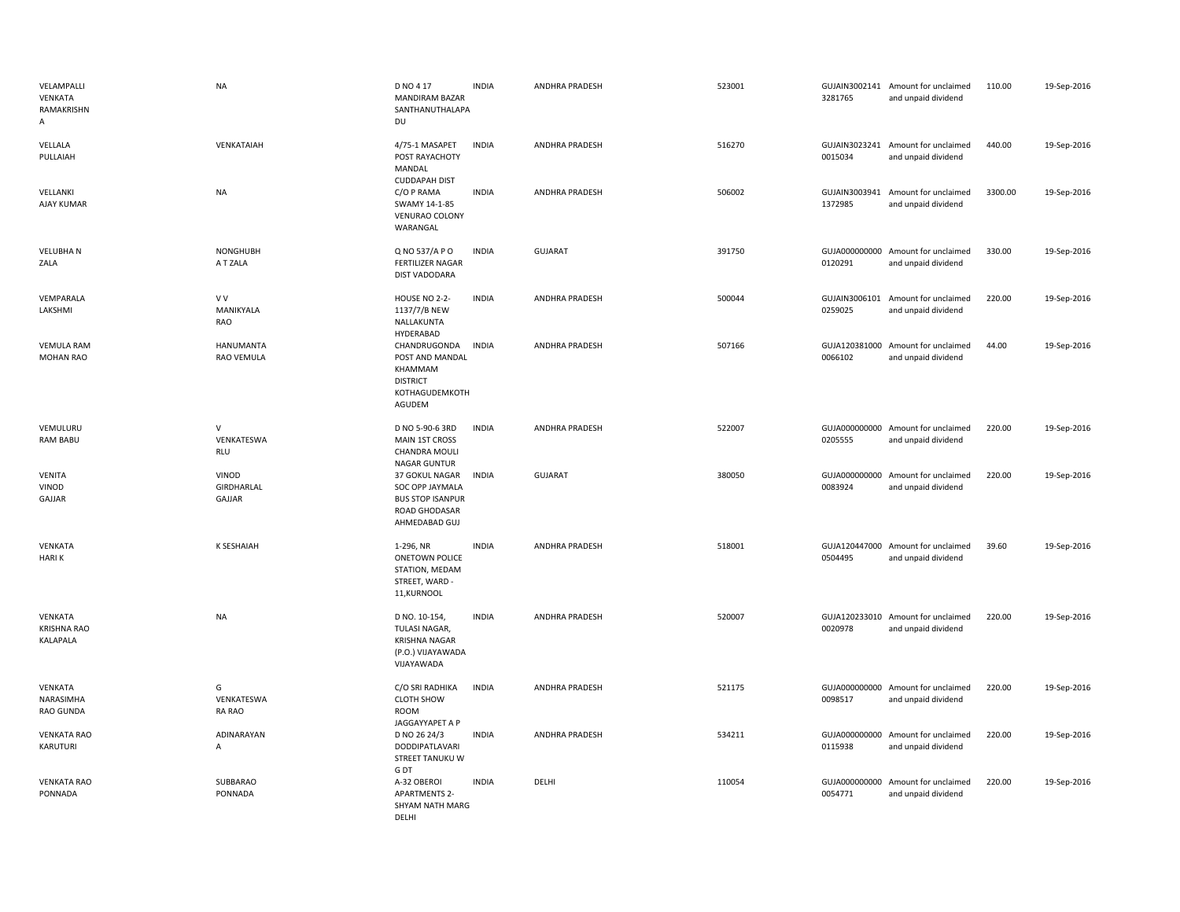| VELAMPALLI VENKATA RAMAKRISHNA | NA | D NO 4 17 MANDIRAM BAZAR SANTHANUTHALAPADU | INDIA | ANDHRA PRADESH | 523001 | GUJAIN30021413281765 | Amount for unclaimed and unpaid dividend | 110.00 | 19-Sep-2016 |
|---|---|---|---|---|---|---|---|---|---|
| VELLALA PULLAIAH | VENKATAIAH | 4/75-1 MASAPET POST RAYACHOTY MANDAL CUDDAPAH DIST | INDIA | ANDHRA PRADESH | 516270 | GUJAIN30232410015034 | Amount for unclaimed and unpaid dividend | 440.00 | 19-Sep-2016 |
| VELLANKI AJAY KUMAR | NA | C/O P RAMA SWAMY 14-1-85 VENURAO COLONY WARANGAL | INDIA | ANDHRA PRADESH | 506002 | GUJAIN30039411372985 | Amount for unclaimed and unpaid dividend | 3300.00 | 19-Sep-2016 |
| VELUBHA N ZALA | NONGHUBH A T ZALA | Q NO 537/A P O FERTILIZER NAGAR DIST VADODARA | INDIA | GUJARAT | 391750 | GUJA0000000000120291 | Amount for unclaimed and unpaid dividend | 330.00 | 19-Sep-2016 |
| VEMPARALA LAKSHMI | V V MANIKYALA RAO | HOUSE NO 2-2-1137/7/B NEW NALLAKUNTA HYDERABAD | INDIA | ANDHRA PRADESH | 500044 | GUJAIN30061010259025 | Amount for unclaimed and unpaid dividend | 220.00 | 19-Sep-2016 |
| VEMULA RAM MOHAN RAO | HANUMANTA RAO VEMULA | CHANDRUGONDA POST AND MANDAL KHAMMAM DISTRICT KOTHAGUDEMKOTHAGUDEM | INDIA | ANDHRA PRADESH | 507166 | GUJA1203810000066102 | Amount for unclaimed and unpaid dividend | 44.00 | 19-Sep-2016 |
| VEMULURU RAM BABU | V VENKATESWARLU | D NO 5-90-6 3RD MAIN 1ST CROSS CHANDRA MOULI NAGAR GUNTUR | INDIA | ANDHRA PRADESH | 522007 | GUJA0000000000205555 | Amount for unclaimed and unpaid dividend | 220.00 | 19-Sep-2016 |
| VENITA VINOD GAJJAR | VINOD GIRDHARLAL GAJJAR | 37 GOKUL NAGAR SOC OPP JAYMALA BUS STOP ISANPUR ROAD GHODASAR AHMEDABAD GUJ | INDIA | GUJARAT | 380050 | GUJA0000000000083924 | Amount for unclaimed and unpaid dividend | 220.00 | 19-Sep-2016 |
| VENKATA HARI K | K SESHAIAH | 1-296, NR ONETOWN POLICE STATION, MEDAM STREET, WARD - 11,KURNOOL | INDIA | ANDHRA PRADESH | 518001 | GUJA1204470000504495 | Amount for unclaimed and unpaid dividend | 39.60 | 19-Sep-2016 |
| VENKATA KRISHNA RAO KALAPALA | NA | D NO. 10-154, TULASI NAGAR, KRISHNA NAGAR (P.O.) VIJAYAWADA VIJAYAWADA | INDIA | ANDHRA PRADESH | 520007 | GUJA1202330100020978 | Amount for unclaimed and unpaid dividend | 220.00 | 19-Sep-2016 |
| VENKATA NARASIMHA RAO GUNDA | G VENKATESWARA RAO | C/O SRI RADHIKA CLOTH SHOW ROOM JAGGAYYAPET A P | INDIA | ANDHRA PRADESH | 521175 | GUJA0000000000098517 | Amount for unclaimed and unpaid dividend | 220.00 | 19-Sep-2016 |
| VENKATA RAO KARUTURI | ADINARAYANA | D NO 26 24/3 DODDIPATLAVARI STREET TANUKU W G DT | INDIA | ANDHRA PRADESH | 534211 | GUJA0000000000115938 | Amount for unclaimed and unpaid dividend | 220.00 | 19-Sep-2016 |
| VENKATA RAO PONNADA | SUBBARAO PONNADA | A-32 OBEROI APARTMENTS 2-SHYAM NATH MARG DELHI | INDIA | DELHI | 110054 | GUJA0000000000054771 | Amount for unclaimed and unpaid dividend | 220.00 | 19-Sep-2016 |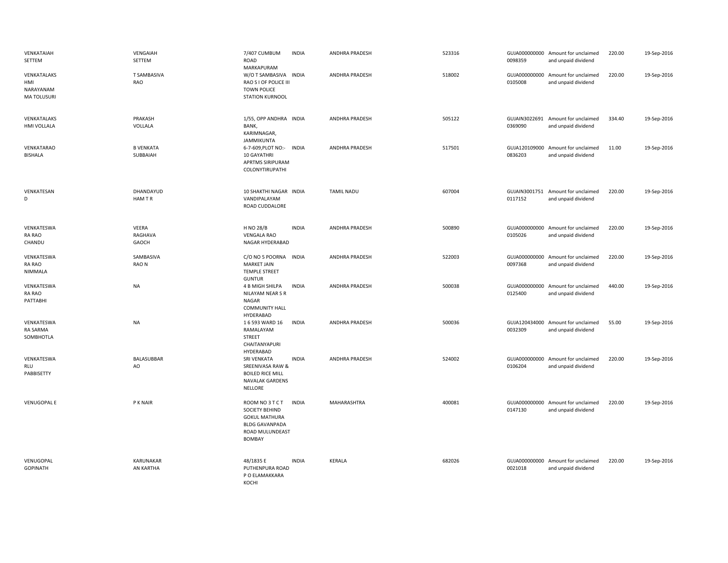| | | | | | | | | | |
|---|---|---|---|---|---|---|---|---|---|
| VENKATAIAH SETTEM | VENGAIAH SETTEM | 7/407 CUMBUM ROAD MARKAPURAM | INDIA | ANDHRA PRADESH | 523316 | GUJA000000000 0098359 | Amount for unclaimed and unpaid dividend | 220.00 | 19-Sep-2016 |
| VENKATALAKS HMI NARAYANAM MA TOLUSURI | T SAMBASIVA RAO | W/O T SAMBASIVA RAO S I OF POLICE III TOWN POLICE STATION KURNOOL | INDIA | ANDHRA PRADESH | 518002 | GUJA000000000 0105008 | Amount for unclaimed and unpaid dividend | 220.00 | 19-Sep-2016 |
| VENKATALAKS HMI VOLLALA | PRAKASH VOLLALA | 1/55, OPP ANDHRA BANK, KARIMNAGAR, JAMMIKUNTA | INDIA | ANDHRA PRADESH | 505122 | GUJAIN3022691 0369090 | Amount for unclaimed and unpaid dividend | 334.40 | 19-Sep-2016 |
| VENKATARAO BISHALA | B VENKATA SUBBAIAH | 6-7-609,PLOT NO:- 10 GAYATHRI APRTMS SIRIPURAM COLONYTIRUPATHI | INDIA | ANDHRA PRADESH | 517501 | GUJA120109000 0836203 | Amount for unclaimed and unpaid dividend | 11.00 | 19-Sep-2016 |
| VENKATESAN D | DHANDAYUD HAM T R | 10 SHAKTHI NAGAR VANDIPALAYAM ROAD CUDDALORE | INDIA | TAMIL NADU | 607004 | GUJAIN3001751 0117152 | Amount for unclaimed and unpaid dividend | 220.00 | 19-Sep-2016 |
| VENKATESWA RA RAO CHANDU | VEERA RAGHAVA GAOCH | H NO 28/B VENGALA RAO NAGAR HYDERABAD | INDIA | ANDHRA PRADESH | 500890 | GUJA000000000 0105026 | Amount for unclaimed and unpaid dividend | 220.00 | 19-Sep-2016 |
| VENKATESWA RA RAO NIMMALA | SAMBASIVA RAO N | C/O NO 5 POORNA MARKET JAIN TEMPLE STREET GUNTUR | INDIA | ANDHRA PRADESH | 522003 | GUJA000000000 0097368 | Amount for unclaimed and unpaid dividend | 220.00 | 19-Sep-2016 |
| VENKATESWA RA RAO PATTABHI | NA | 4 B MIGH SHILPA NILAYAM NEAR S R NAGAR COMMUNITY HALL HYDERABAD | INDIA | ANDHRA PRADESH | 500038 | GUJA000000000 0125400 | Amount for unclaimed and unpaid dividend | 440.00 | 19-Sep-2016 |
| VENKATESWA RA SARMA SOMBHOTLA | NA | 1 6 593 WARD 16 RAMALAYAM STREET CHAITANYAPURI HYDERABAD | INDIA | ANDHRA PRADESH | 500036 | GUJA120434000 0032309 | Amount for unclaimed and unpaid dividend | 55.00 | 19-Sep-2016 |
| VENKATESWA RLU PABBISETTY | BALASUBBAR AO | SRI VENKATA SREENIVASA RAW & BOILED RICE MILL NAVALAK GARDENS NELLORE | INDIA | ANDHRA PRADESH | 524002 | GUJA000000000 0106204 | Amount for unclaimed and unpaid dividend | 220.00 | 19-Sep-2016 |
| VENUGOPAL E | P K NAIR | ROOM NO 3 T C T SOCIETY BEHIND GOKUL MATHURA BLDG GAVANPADA ROAD MULUNDEAST BOMBAY | INDIA | MAHARASHTRA | 400081 | GUJA000000000 0147130 | Amount for unclaimed and unpaid dividend | 220.00 | 19-Sep-2016 |
| VENUGOPAL GOPINATH | KARUNAKAR AN KARTHA | 48/1835 E PUTHENPURA ROAD P O ELAMAKKARA KOCHI | INDIA | KERALA | 682026 | GUJA000000000 0021018 | Amount for unclaimed and unpaid dividend | 220.00 | 19-Sep-2016 |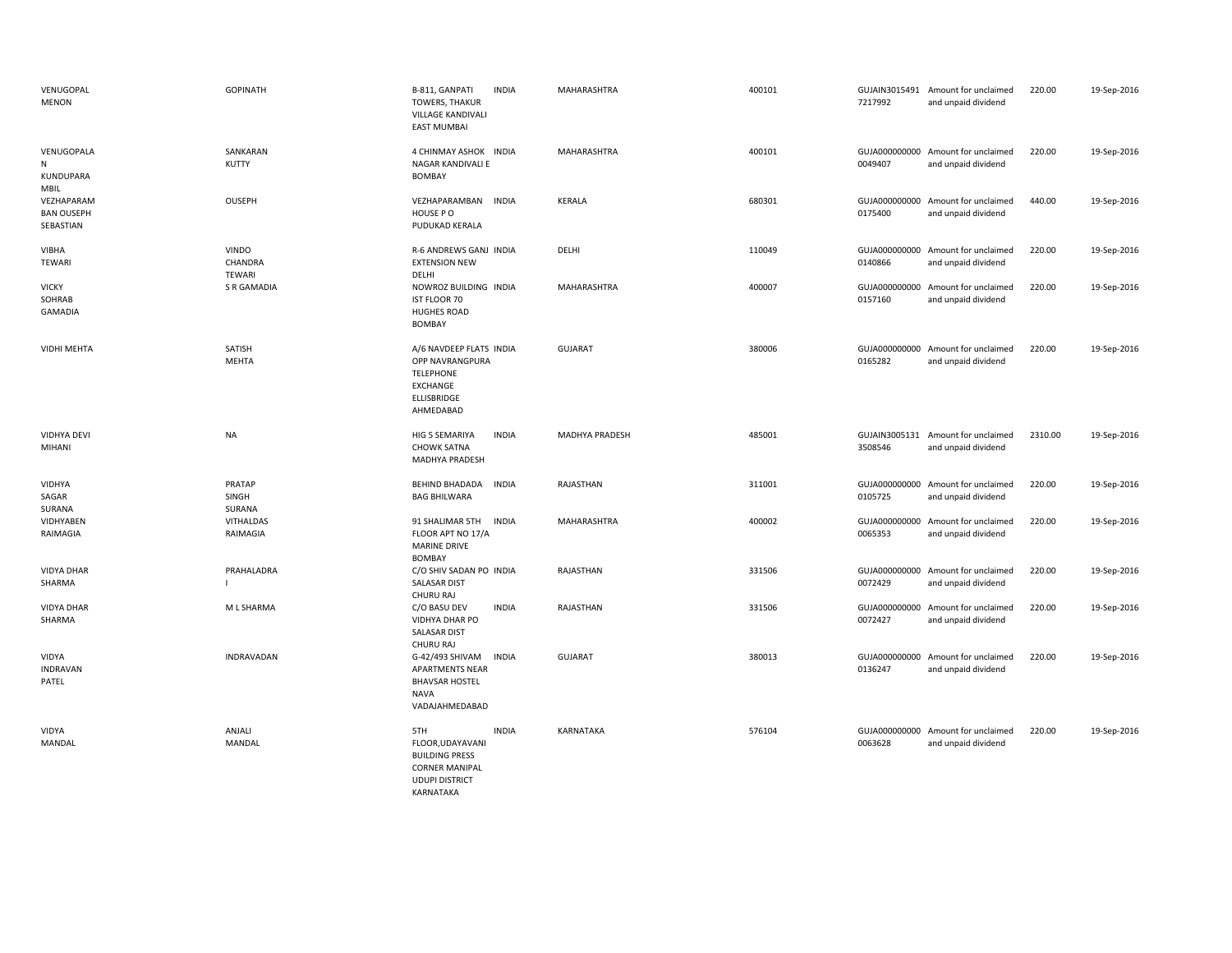| | | | | | | | | | |
|---|---|---|---|---|---|---|---|---|---|
| VENUGOPAL MENON | GOPINATH | B-811, GANPATI TOWERS, THAKUR VILLAGE KANDIVALI EAST MUMBAI | INDIA | MAHARASHTRA | 400101 | GUJAIN30154917217992 | Amount for unclaimed and unpaid dividend | 220.00 | 19-Sep-2016 |
| VENUGOPALA N KUNDUPARA MBIL | SANKARAN KUTTY | 4 CHINMAY ASHOK NAGAR KANDIVALI E BOMBAY | INDIA | MAHARASHTRA | 400101 | GUJA0000000000049407 | Amount for unclaimed and unpaid dividend | 220.00 | 19-Sep-2016 |
| VEZHAPARAM BAN OUSEPH SEBASTIAN | OUSEPH | VEZHAPARAMBAN HOUSE P O PUDUKAD KERALA | INDIA | KERALA | 680301 | GUJA0000000000175400 | Amount for unclaimed and unpaid dividend | 440.00 | 19-Sep-2016 |
| VIBHA TEWARI | VINDO CHANDRA TEWARI | R-6 ANDREWS GANJ EXTENSION NEW DELHI | INDIA | DELHI | 110049 | GUJA0000000000140866 | Amount for unclaimed and unpaid dividend | 220.00 | 19-Sep-2016 |
| VICKY SOHRAB GAMADIA | S R GAMADIA | NOWROZ BUILDING IST FLOOR 70 HUGHES ROAD BOMBAY | INDIA | MAHARASHTRA | 400007 | GUJA0000000000157160 | Amount for unclaimed and unpaid dividend | 220.00 | 19-Sep-2016 |
| VIDHI MEHTA | SATISH MEHTA | A/6 NAVDEEP FLATS OPP NAVRANGPURA TELEPHONE EXCHANGE ELLISBRIDGE AHMEDABAD | INDIA | GUJARAT | 380006 | GUJA0000000000165282 | Amount for unclaimed and unpaid dividend | 220.00 | 19-Sep-2016 |
| VIDHYA DEVI MIHANI | NA | HIG 5 SEMARIYA CHOWK SATNA MADHYA PRADESH | INDIA | MADHYA PRADESH | 485001 | GUJAIN30051313508546 | Amount for unclaimed and unpaid dividend | 2310.00 | 19-Sep-2016 |
| VIDHYA SAGAR SURANA | PRATAP SINGH SURANA | BEHIND BHADADA BAG BHILWARA | INDIA | RAJASTHAN | 311001 | GUJA0000000000105725 | Amount for unclaimed and unpaid dividend | 220.00 | 19-Sep-2016 |
| VIDHYABEN RAIMAGIA | VITHALDAS RAIMAGIA | 91 SHALIMAR 5TH FLOOR APT NO 17/A MARINE DRIVE BOMBAY | INDIA | MAHARASHTRA | 400002 | GUJA0000000000065353 | Amount for unclaimed and unpaid dividend | 220.00 | 19-Sep-2016 |
| VIDYA DHAR SHARMA | PRAHALADRA I | C/O SHIV SADAN PO SALASAR DIST CHURU RAJ | INDIA | RAJASTHAN | 331506 | GUJA0000000000072429 | Amount for unclaimed and unpaid dividend | 220.00 | 19-Sep-2016 |
| VIDYA DHAR SHARMA | M L SHARMA | C/O BASU DEV VIDHYA DHAR PO SALASAR DIST CHURU RAJ | INDIA | RAJASTHAN | 331506 | GUJA0000000000072427 | Amount for unclaimed and unpaid dividend | 220.00 | 19-Sep-2016 |
| VIDYA INDRAVAN PATEL | INDRAVADAN | G-42/493 SHIVAM APARTMENTS NEAR BHAVSAR HOSTEL NAVA VADAJAHMEDABAD | INDIA | GUJARAT | 380013 | GUJA0000000000136247 | Amount for unclaimed and unpaid dividend | 220.00 | 19-Sep-2016 |
| VIDYA MANDAL | ANJALI MANDAL | 5TH FLOOR,UDAYAVANI BUILDING PRESS CORNER MANIPAL UDUPI DISTRICT KARNATAKA | INDIA | KARNATAKA | 576104 | GUJA0000000000063628 | Amount for unclaimed and unpaid dividend | 220.00 | 19-Sep-2016 |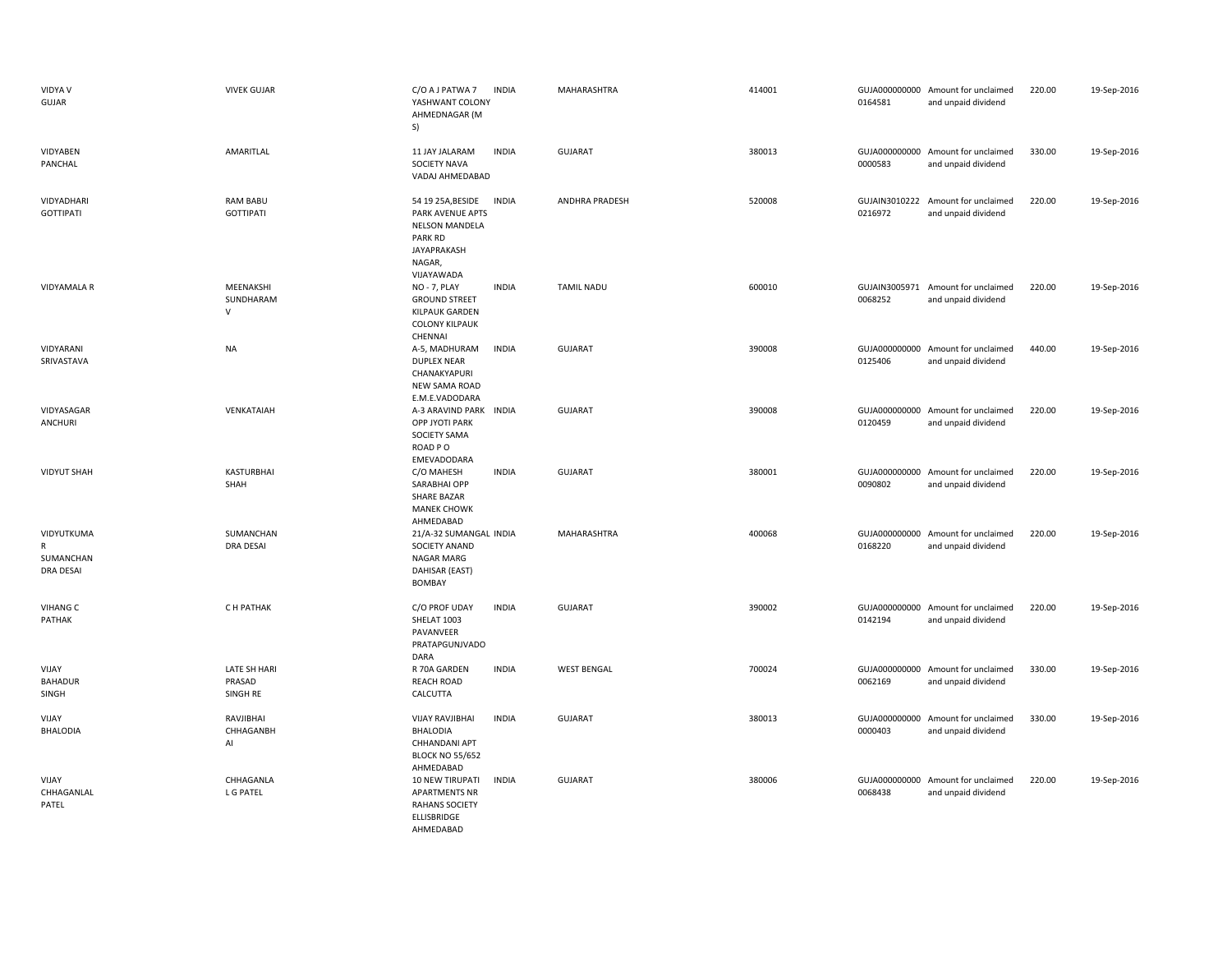| | | | | | | | | | |
|---|---|---|---|---|---|---|---|---|---|
| VIDYA V GUJAR | VIVEK GUJAR | C/O A J PATWA 7 YASHWANT COLONY AHMEDNAGAR (M S) | INDIA | MAHARASHTRA | 414001 | GUJA000000000 0164581 | Amount for unclaimed and unpaid dividend | 220.00 | 19-Sep-2016 |
| VIDYABEN PANCHAL | AMARITLAL | 11 JAY JALARAM SOCIETY NAVA VADAJ AHMEDABAD | INDIA | GUJARAT | 380013 | GUJA000000000 0000583 | Amount for unclaimed and unpaid dividend | 330.00 | 19-Sep-2016 |
| VIDYADHARI GOTTIPATI | RAM BABU GOTTIPATI | 54 19 25A,BESIDE PARK AVENUE APTS NELSON MANDELA PARK RD JAYAPRAKASH NAGAR, VIJAYAWADA | INDIA | ANDHRA PRADESH | 520008 | GUJAIN3010222 0216972 | Amount for unclaimed and unpaid dividend | 220.00 | 19-Sep-2016 |
| VIDYAMALA R | MEENAKSHI SUNDHARAM V | NO - 7, PLAY GROUND STREET KILPAUK GARDEN COLONY KILPAUK CHENNAI | INDIA | TAMIL NADU | 600010 | GUJAIN3005971 0068252 | Amount for unclaimed and unpaid dividend | 220.00 | 19-Sep-2016 |
| VIDYARANI SRIVASTAVA | NA | A-5, MADHURAM DUPLEX NEAR CHANAKYAPURI NEW SAMA ROAD E.M.E.VADODARA | INDIA | GUJARAT | 390008 | GUJA000000000 0125406 | Amount for unclaimed and unpaid dividend | 440.00 | 19-Sep-2016 |
| VIDYASAGAR ANCHURI | VENKATAIAH | A-3 ARAVIND PARK OPP JYOTI PARK SOCIETY SAMA ROAD P O EMEVADODARA | INDIA | GUJARAT | 390008 | GUJA000000000 0120459 | Amount for unclaimed and unpaid dividend | 220.00 | 19-Sep-2016 |
| VIDYUT SHAH | KASTURBHAI SHAH | C/O MAHESH SARABHAI OPP SHARE BAZAR MANEK CHOWK AHMEDABAD | INDIA | GUJARAT | 380001 | GUJA000000000 0090802 | Amount for unclaimed and unpaid dividend | 220.00 | 19-Sep-2016 |
| VIDYUTKUMA R SUMANCHAN DRA DESAI | SUMANCHAN DRA DESAI | 21/A-32 SUMANGAL SOCIETY ANAND NAGAR MARG DAHISAR (EAST) BOMBAY | INDIA | MAHARASHTRA | 400068 | GUJA000000000 0168220 | Amount for unclaimed and unpaid dividend | 220.00 | 19-Sep-2016 |
| VIHANG C PATHAK | C H PATHAK | C/O PROF UDAY SHELAT 1003 PAVANVEER PRATAPGUNJVADO DARA | INDIA | GUJARAT | 390002 | GUJA000000000 0142194 | Amount for unclaimed and unpaid dividend | 220.00 | 19-Sep-2016 |
| VIJAY BAHADUR SINGH | LATE SH HARI PRASAD SINGH RE | R 70A GARDEN REACH ROAD CALCUTTA | INDIA | WEST BENGAL | 700024 | GUJA000000000 0062169 | Amount for unclaimed and unpaid dividend | 330.00 | 19-Sep-2016 |
| VIJAY BHALODIA | RAVJIBHAI CHHAGANBH AI | VIJAY RAVJIBHAI BHALODIA CHHANDANI APT BLOCK NO 55/652 AHMEDABAD | INDIA | GUJARAT | 380013 | GUJA000000000 0000403 | Amount for unclaimed and unpaid dividend | 330.00 | 19-Sep-2016 |
| VIJAY CHHAGANLAL PATEL | CHHAGANLA L G PATEL | 10 NEW TIRUPATI APARTMENTS NR RAHANS SOCIETY ELLISBRIDGE AHMEDABAD | INDIA | GUJARAT | 380006 | GUJA000000000 0068438 | Amount for unclaimed and unpaid dividend | 220.00 | 19-Sep-2016 |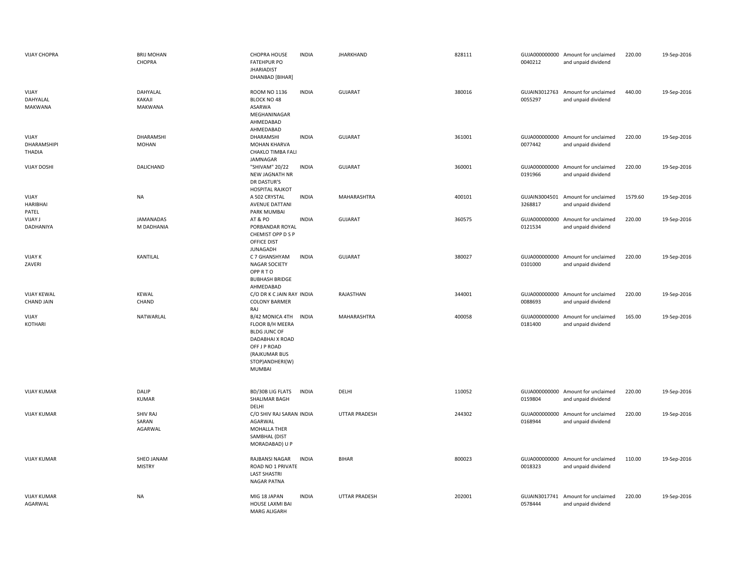| | | | | | | | | | |
|---|---|---|---|---|---|---|---|---|---|
| VIJAY CHOPRA | BRIJ MOHAN CHOPRA | CHOPRA HOUSE FATEHPUR PO JHARIADIST DHANBAD [BIHAR] | INDIA | JHARKHAND | 828111 | GUJA000000000 0040212 | Amount for unclaimed and unpaid dividend | 220.00 | 19-Sep-2016 |
| VIJAY DAHYALAL MAKWANA | DAHYALAL KAKAJI MAKWANA | ROOM NO 1136 BLOCK NO 48 ASARWA MEGHANINAGAR AHMEDABAD AHMEDABAD | INDIA | GUJARAT | 380016 | GUJAIN3012763 0055297 | Amount for unclaimed and unpaid dividend | 440.00 | 19-Sep-2016 |
| VIJAY DHARAMSHIPI THADIA | DHARAMSHI MOHAN | DHARAMSHI MOHAN KHARVA CHAKLO TIMBA FALI JAMNAGAR | INDIA | GUJARAT | 361001 | GUJA000000000 0077442 | Amount for unclaimed and unpaid dividend | 220.00 | 19-Sep-2016 |
| VIJAY DOSHI | DALICHAND | "SHIVAM" 20/22 NEW JAGNATH NR DR DASTUR'S HOSPITAL RAJKOT | INDIA | GUJARAT | 360001 | GUJA000000000 0191966 | Amount for unclaimed and unpaid dividend | 220.00 | 19-Sep-2016 |
| VIJAY HARIBHAI PATEL | NA | A 502 CRYSTAL AVENUE DATTANI PARK MUMBAI | INDIA | MAHARASHTRA | 400101 | GUJAIN3004501 3268817 | Amount for unclaimed and unpaid dividend | 1579.60 | 19-Sep-2016 |
| VIJAY J DADHANIYA | JAMANADAS M DADHANIA | AT & PO PORBANDAR ROYAL CHEMIST OPP D S P OFFICE DIST JUNAGADH | INDIA | GUJARAT | 360575 | GUJA000000000 0121534 | Amount for unclaimed and unpaid dividend | 220.00 | 19-Sep-2016 |
| VIJAY K ZAVERI | KANTILAL | C 7 GHANSHYAM NAGAR SOCIETY OPP R T O BUBHASH BRIDGE AHMEDABAD | INDIA | GUJARAT | 380027 | GUJA000000000 0101000 | Amount for unclaimed and unpaid dividend | 220.00 | 19-Sep-2016 |
| VIJAY KEWAL CHAND JAIN | KEWAL CHAND | C/O DR K C JAIN RAY COLONY BARMER RAJ | INDIA | RAJASTHAN | 344001 | GUJA000000000 0088693 | Amount for unclaimed and unpaid dividend | 220.00 | 19-Sep-2016 |
| VIJAY KOTHARI | NATWARLAL | B/42 MONICA 4TH FLOOR B/H MEERA BLDG JUNC OF DADABHAI X ROAD OFF J P ROAD (RAJKUMAR BUS STOP)ANDHERI(W) MUMBAI | INDIA | MAHARASHTRA | 400058 | GUJA000000000 0181400 | Amount for unclaimed and unpaid dividend | 165.00 | 19-Sep-2016 |
| VIJAY KUMAR | DALIP KUMAR | BD/30B LIG FLATS SHALIMAR BAGH DELHI | INDIA | DELHI | 110052 | GUJA000000000 0159804 | Amount for unclaimed and unpaid dividend | 220.00 | 19-Sep-2016 |
| VIJAY KUMAR | SHIV RAJ SARAN AGARWAL | C/O SHIV RAJ SARAN AGARWAL MOHALLA THER SAMBHAL (DIST MORADABAD) U P | INDIA | UTTAR PRADESH | 244302 | GUJA000000000 0168944 | Amount for unclaimed and unpaid dividend | 220.00 | 19-Sep-2016 |
| VIJAY KUMAR | SHEO JANAM MISTRY | RAJBANSI NAGAR ROAD NO 1 PRIVATE LAST SHASTRI NAGAR PATNA | INDIA | BIHAR | 800023 | GUJA000000000 0018323 | Amount for unclaimed and unpaid dividend | 110.00 | 19-Sep-2016 |
| VIJAY KUMAR AGARWAL | NA | MIG 18 JAPAN HOUSE LAXMI BAI MARG ALIGARH | INDIA | UTTAR PRADESH | 202001 | GUJAIN3017741 0578444 | Amount for unclaimed and unpaid dividend | 220.00 | 19-Sep-2016 |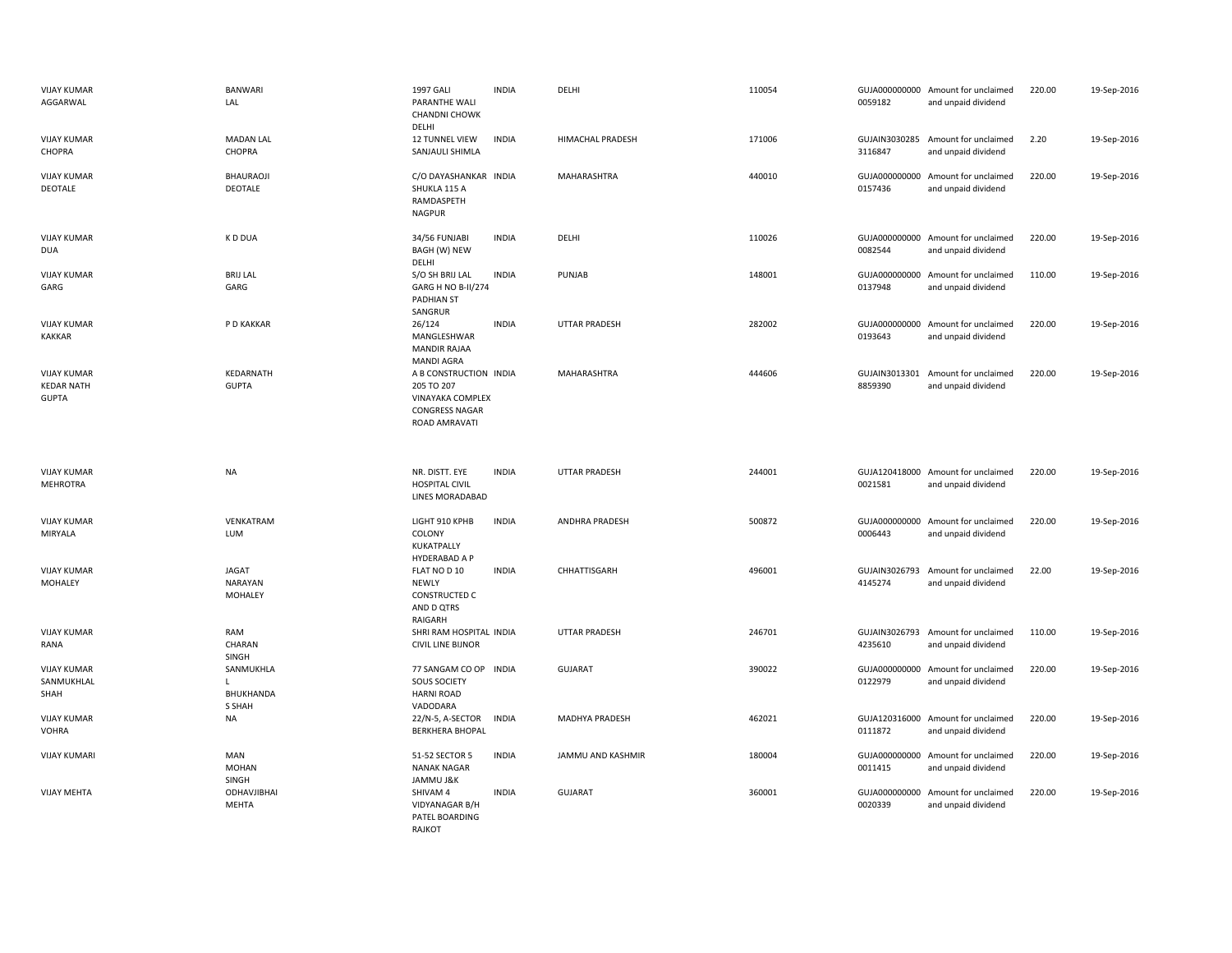| VIJAY KUMAR AGGARWAL | BANWARI LAL | 1997 GALI PARANTHE WALI CHANDNI CHOWK DELHI | INDIA | DELHI | 110054 | GUJA000000000 0059182 | Amount for unclaimed and unpaid dividend | 220.00 | 19-Sep-2016 |
|---|---|---|---|---|---|---|---|---|---|
| VIJAY KUMAR CHOPRA | MADAN LAL CHOPRA | 12 TUNNEL VIEW SANJAULI SHIMLA | INDIA | HIMACHAL PRADESH | 171006 | GUJAIN3030285 3116847 | Amount for unclaimed and unpaid dividend | 2.20 | 19-Sep-2016 |
| VIJAY KUMAR DEOTALE | BHAURAOJI DEOTALE | C/O DAYASHANKAR SHUKLA 115 A RAMDASPETH NAGPUR | INDIA | MAHARASHTRA | 440010 | GUJA000000000 0157436 | Amount for unclaimed and unpaid dividend | 220.00 | 19-Sep-2016 |
| VIJAY KUMAR DUA | K D DUA | 34/56 FUNJABI BAGH (W) NEW DELHI | INDIA | DELHI | 110026 | GUJA000000000 0082544 | Amount for unclaimed and unpaid dividend | 220.00 | 19-Sep-2016 |
| VIJAY KUMAR GARG | BRIJ LAL GARG | S/O SH BRIJ LAL GARG H NO B-II/274 PADHIAN ST SANGRUR | INDIA | PUNJAB | 148001 | GUJA000000000 0137948 | Amount for unclaimed and unpaid dividend | 110.00 | 19-Sep-2016 |
| VIJAY KUMAR KAKKAR | P D KAKKAR | 26/124 MANGLESHWAR MANDIR RAJAA MANDI AGRA | INDIA | UTTAR PRADESH | 282002 | GUJA000000000 0193643 | Amount for unclaimed and unpaid dividend | 220.00 | 19-Sep-2016 |
| VIJAY KUMAR KEDAR NATH GUPTA | KEDARNATH GUPTA | A B CONSTRUCTION 205 TO 207 VINAYAKA COMPLEX CONGRESS NAGAR ROAD AMRAVATI | INDIA | MAHARASHTRA | 444606 | GUJAIN3013301 8859390 | Amount for unclaimed and unpaid dividend | 220.00 | 19-Sep-2016 |
| VIJAY KUMAR MEHROTRA | NA | NR. DISTT. EYE HOSPITAL CIVIL LINES MORADABAD | INDIA | UTTAR PRADESH | 244001 | GUJA120418000 0021581 | Amount for unclaimed and unpaid dividend | 220.00 | 19-Sep-2016 |
| VIJAY KUMAR MIRYALA | VENKATRAM LUM | LIGHT 910 KPHB COLONY KUKATPALLY HYDERABAD A P | INDIA | ANDHRA PRADESH | 500872 | GUJA000000000 0006443 | Amount for unclaimed and unpaid dividend | 220.00 | 19-Sep-2016 |
| VIJAY KUMAR MOHALEY | JAGAT NARAYAN MOHALEY | FLAT NO D 10 NEWLY CONSTRUCTED C AND D QTRS RAIGARH | INDIA | CHHATTISGARH | 496001 | GUJAIN3026793 4145274 | Amount for unclaimed and unpaid dividend | 22.00 | 19-Sep-2016 |
| VIJAY KUMAR RANA | RAM CHARAN SINGH | SHRI RAM HOSPITAL CIVIL LINE BIJNOR | INDIA | UTTAR PRADESH | 246701 | GUJAIN3026793 4235610 | Amount for unclaimed and unpaid dividend | 110.00 | 19-Sep-2016 |
| VIJAY KUMAR SANMUKHLAL SHAH | SANMUKHLA L BHUKHANDA S SHAH | 77 SANGAM CO OP SOUS SOCIETY HARNI ROAD VADODARA | INDIA | GUJARAT | 390022 | GUJA000000000 0122979 | Amount for unclaimed and unpaid dividend | 220.00 | 19-Sep-2016 |
| VIJAY KUMAR VOHRA | NA | 22/N-5, A-SECTOR BERKHERA BHOPAL | INDIA | MADHYA PRADESH | 462021 | GUJA120316000 0111872 | Amount for unclaimed and unpaid dividend | 220.00 | 19-Sep-2016 |
| VIJAY KUMARI | MAN MOHAN SINGH | 51-52 SECTOR 5 NANAK NAGAR JAMMU J&K | INDIA | JAMMU AND KASHMIR | 180004 | GUJA000000000 0011415 | Amount for unclaimed and unpaid dividend | 220.00 | 19-Sep-2016 |
| VIJAY MEHTA | ODHAVJIBHAI MEHTA | SHIVAM 4 VIDYANAGAR B/H PATEL BOARDING RAJKOT | INDIA | GUJARAT | 360001 | GUJA000000000 0020339 | Amount for unclaimed and unpaid dividend | 220.00 | 19-Sep-2016 |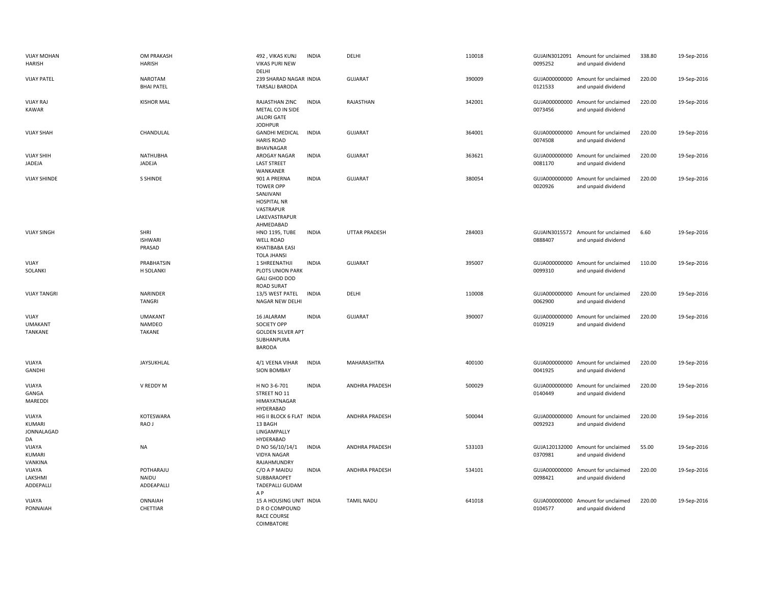| | | | | | | | | | |
|---|---|---|---|---|---|---|---|---|---|
| VIJAY MOHAN HARISH | OM PRAKASH HARISH | 492 , VIKAS KUNJ VIKAS PURI NEW DELHI | INDIA | DELHI | 110018 | GUJAIN3012091 0095252 | Amount for unclaimed and unpaid dividend | 338.80 | 19-Sep-2016 |
| VIJAY PATEL | NAROTAM BHAI PATEL | 239 SHARAD NAGAR TARSALI BARODA | INDIA | GUJARAT | 390009 | GUJA000000000 0121533 | Amount for unclaimed and unpaid dividend | 220.00 | 19-Sep-2016 |
| VIJAY RAJ KAWAR | KISHOR MAL | RAJASTHAN ZINC METAL CO IN SIDE JALORI GATE JODHPUR | INDIA | RAJASTHAN | 342001 | GUJA000000000 0073456 | Amount for unclaimed and unpaid dividend | 220.00 | 19-Sep-2016 |
| VIJAY SHAH | CHANDULAL | GANDHI MEDICAL HARIS ROAD BHAVNAGAR | INDIA | GUJARAT | 364001 | GUJA000000000 0074508 | Amount for unclaimed and unpaid dividend | 220.00 | 19-Sep-2016 |
| VIJAY SHIH JADEJA | NATHUBHA JADEJA | AROGAY NAGAR LAST STREET WANKANER | INDIA | GUJARAT | 363621 | GUJA000000000 0081170 | Amount for unclaimed and unpaid dividend | 220.00 | 19-Sep-2016 |
| VIJAY SHINDE | S SHINDE | 901 A PRERNA TOWER OPP SANJIVANI HOSPITAL NR VASTRAPUR LAKEVASTRAPUR AHMEDABAD | INDIA | GUJARAT | 380054 | GUJA000000000 0020926 | Amount for unclaimed and unpaid dividend | 220.00 | 19-Sep-2016 |
| VIJAY SINGH | SHRI ISHWARI PRASAD | HNO 1195, TUBE WELL ROAD KHATIBABA EASI TOLA JHANSI | INDIA | UTTAR PRADESH | 284003 | GUJAIN3015572 0888407 | Amount for unclaimed and unpaid dividend | 6.60 | 19-Sep-2016 |
| VIJAY SOLANKI | PRABHATSIN H SOLANKI | 1 SHREENATHJI PLOTS UNION PARK GALI GHOD DOD ROAD SURAT | INDIA | GUJARAT | 395007 | GUJA000000000 0099310 | Amount for unclaimed and unpaid dividend | 110.00 | 19-Sep-2016 |
| VIJAY TANGRI | NARINDER TANGRI | 13/5 WEST PATEL NAGAR NEW DELHI | INDIA | DELHI | 110008 | GUJA000000000 0062900 | Amount for unclaimed and unpaid dividend | 220.00 | 19-Sep-2016 |
| VIJAY UMAKANT TANKANE | UMAKANT NAMDEO TAKANE | 16 JALARAM SOCIETY OPP GOLDEN SILVER APT SUBHANPURA BARODA | INDIA | GUJARAT | 390007 | GUJA000000000 0109219 | Amount for unclaimed and unpaid dividend | 220.00 | 19-Sep-2016 |
| VIJAYA GANDHI | JAYSUKHLAL | 4/1 VEENA VIHAR SION BOMBAY | INDIA | MAHARASHTRA | 400100 | GUJA000000000 0041925 | Amount for unclaimed and unpaid dividend | 220.00 | 19-Sep-2016 |
| VIJAYA GANGA MAREDDI | V REDDY M | H NO 3-6-701 STREET NO 11 HIMAYATNAGAR HYDERABAD | INDIA | ANDHRA PRADESH | 500029 | GUJA000000000 0140449 | Amount for unclaimed and unpaid dividend | 220.00 | 19-Sep-2016 |
| VIJAYA KUMARI JONNALAGAD DA | KOTESWARA RAO J | HIG II BLOCK 6 FLAT 13 BAGH LINGAMPALLY HYDERABAD | INDIA | ANDHRA PRADESH | 500044 | GUJA000000000 0092923 | Amount for unclaimed and unpaid dividend | 220.00 | 19-Sep-2016 |
| VIJAYA KUMARI VANKINA | NA | D NO 56/10/14/1 VIDYA NAGAR RAJAHMUNDRY | INDIA | ANDHRA PRADESH | 533103 | GUJA120132000 0370981 | Amount for unclaimed and unpaid dividend | 55.00 | 19-Sep-2016 |
| VIJAYA LAKSHMI ADDEPALLI | POTHARAJU NAIDU ADDEAPALLI | C/O A P MAIDU SUBBARAOPET TADEPALLI GUDAM A P | INDIA | ANDHRA PRADESH | 534101 | GUJA000000000 0098421 | Amount for unclaimed and unpaid dividend | 220.00 | 19-Sep-2016 |
| VIJAYA PONNAIAH | ONNAIAH CHETTIAR | 15 A HOUSING UNIT D R O COMPOUND RACE COURSE COIMBATORE | INDIA | TAMIL NADU | 641018 | GUJA000000000 0104577 | Amount for unclaimed and unpaid dividend | 220.00 | 19-Sep-2016 |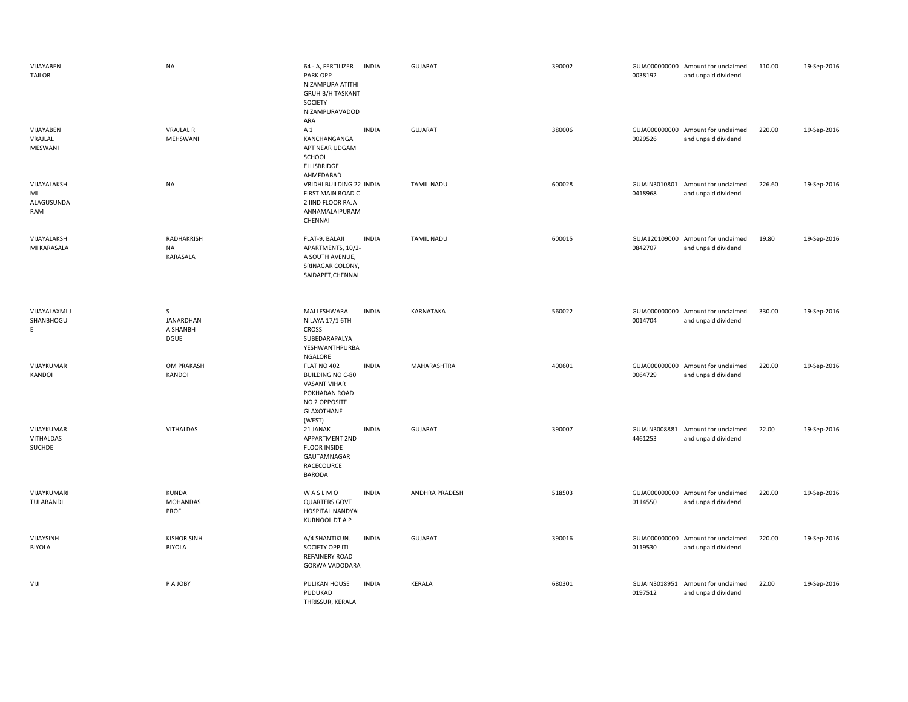| | | | | | | | | | |
|---|---|---|---|---|---|---|---|---|---|
| VIJAYABEN TAILOR | NA | 64 - A, FERTILIZER PARK OPP NIZAMPURA ATITHI GRUH B/H TASKANT SOCIETY NIZAMPURAVADODARA | INDIA | GUJARAT | 390002 | GUJA0000000000038192 | Amount for unclaimed and unpaid dividend | 110.00 | 19-Sep-2016 |
| VIJAYABEN VRAJLAL MESWANI | VRAJLAL R MEHSWANI | A 1 KANCHANGANGA APT NEAR UDGAM SCHOOL ELLISBRIDGE AHMEDABAD | INDIA | GUJARAT | 380006 | GUJA0000000000029526 | Amount for unclaimed and unpaid dividend | 220.00 | 19-Sep-2016 |
| VIJAYALAKSHMI ALAGUSUNDARAM | NA | VRIDHI BUILDING 22 FIRST MAIN ROAD C 2 IIND FLOOR RAJA ANNAMALAIPURAM CHENNAI | INDIA | TAMIL NADU | 600028 | GUJAIN30108010418968 | Amount for unclaimed and unpaid dividend | 226.60 | 19-Sep-2016 |
| VIJAYALAKSHMI KARASALA | RADHAKRISHNA KARASALA | FLAT-9, BALAJI APARTMENTS, 10/2-A SOUTH AVENUE, SRINAGAR COLONY, SAIDAPET,CHENNAI | INDIA | TAMIL NADU | 600015 | GUJA1201090000842707 | Amount for unclaimed and unpaid dividend | 19.80 | 19-Sep-2016 |
| VIJAYALAXMI J SHANBHOGUE | S JANARDHAN A SHANBHDGUE | MALLESHWARA NILAYA 17/1 6TH CROSS SUBEDARAPALYA YESHWANTHPURBANGALORE | INDIA | KARNATAKA | 560022 | GUJA0000000000014704 | Amount for unclaimed and unpaid dividend | 330.00 | 19-Sep-2016 |
| VIJAYKUMAR KANDOI | OM PRAKASH KANDOI | FLAT NO 402 BUILDING NO C-80 VASANT VIHAR POKHARAN ROAD NO 2 OPPOSITE GLAXOTHANE (WEST) | INDIA | MAHARASHTRA | 400601 | GUJA0000000000064729 | Amount for unclaimed and unpaid dividend | 220.00 | 19-Sep-2016 |
| VIJAYKUMAR VITHALDAS SUCHDE | VITHALDAS | 21 JANAK APPARTMENT 2ND FLOOR INSIDE GAUTAMNAGAR RACECOURCE BARODA | INDIA | GUJARAT | 390007 | GUJAIN30088814461253 | Amount for unclaimed and unpaid dividend | 22.00 | 19-Sep-2016 |
| VIJAYKUMARI TULABANDI | KUNDA MOHANDAS PROF | W A S L M O QUARTERS GOVT HOSPITAL NANDYAL KURNOOL DT A P | INDIA | ANDHRA PRADESH | 518503 | GUJA0000000000114550 | Amount for unclaimed and unpaid dividend | 220.00 | 19-Sep-2016 |
| VIJAYSINH BIYOLA | KISHOR SINH BIYOLA | A/4 SHANTIKUNJ SOCIETY OPP ITI REFAINERY ROAD GORWA VADODARA | INDIA | GUJARAT | 390016 | GUJA0000000000119530 | Amount for unclaimed and unpaid dividend | 220.00 | 19-Sep-2016 |
| VIJI | P A JOBY | PULIKAN HOUSE PUDUKAD THRISSUR, KERALA | INDIA | KERALA | 680301 | GUJAIN30189510197512 | Amount for unclaimed and unpaid dividend | 22.00 | 19-Sep-2016 |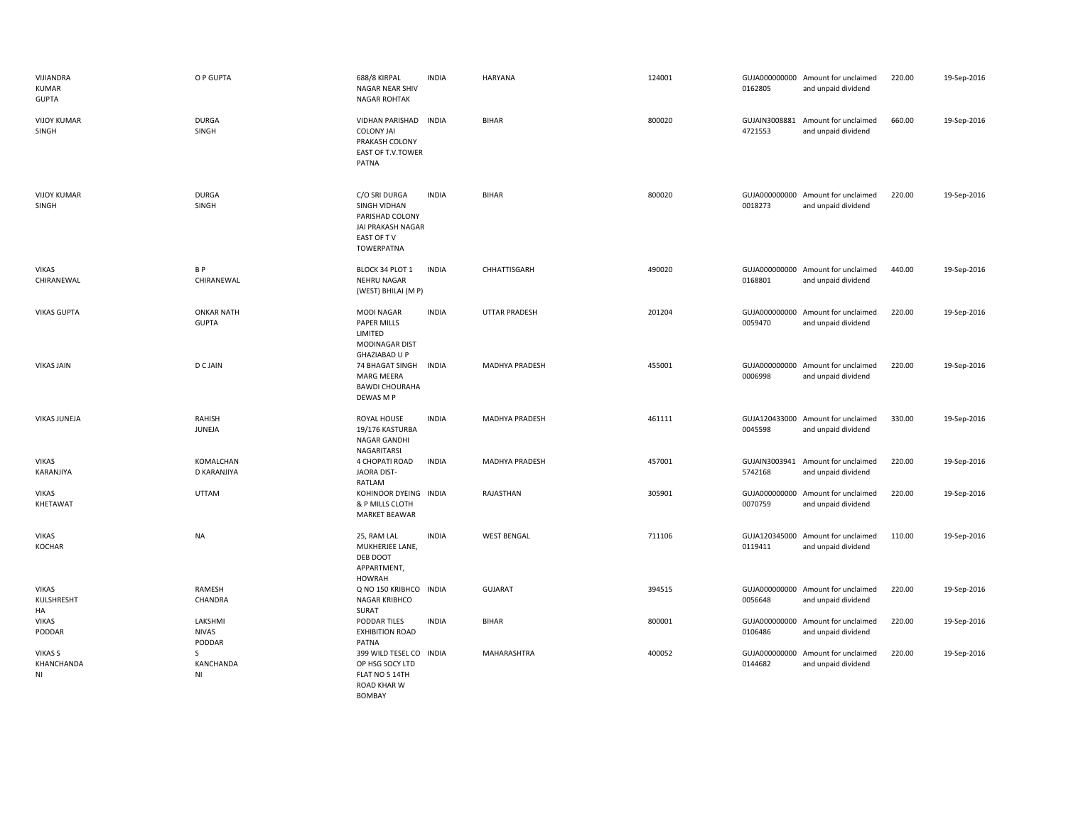| | | | | | | | | | |
|---|---|---|---|---|---|---|---|---|---|
| VIJIANDRA KUMAR GUPTA | O P GUPTA | 688/8 KIRPAL NAGAR NEAR SHIV NAGAR ROHTAK | INDIA | HARYANA | 124001 | GUJA000000000 0162805 | Amount for unclaimed and unpaid dividend | 220.00 | 19-Sep-2016 |
| VIJOY KUMAR SINGH | DURGA SINGH | VIDHAN PARISHAD COLONY JAI PRAKASH COLONY EAST OF T.V.TOWER PATNA | INDIA | BIHAR | 800020 | GUJAIN3008881 4721553 | Amount for unclaimed and unpaid dividend | 660.00 | 19-Sep-2016 |
| VIJOY KUMAR SINGH | DURGA SINGH | C/O SRI DURGA SINGH VIDHAN PARISHAD COLONY JAI PRAKASH NAGAR EAST OF T V TOWERPATNA | INDIA | BIHAR | 800020 | GUJA000000000 0018273 | Amount for unclaimed and unpaid dividend | 220.00 | 19-Sep-2016 |
| VIKAS CHIRANEWAL | B P CHIRANEWAL | BLOCK 34 PLOT 1 NEHRU NAGAR (WEST) BHILAI (M P) | INDIA | CHHATTISGARH | 490020 | GUJA000000000 0168801 | Amount for unclaimed and unpaid dividend | 440.00 | 19-Sep-2016 |
| VIKAS GUPTA | ONKAR NATH GUPTA | MODI NAGAR PAPER MILLS LIMITED MODINAGAR DIST GHAZIABAD U P | INDIA | UTTAR PRADESH | 201204 | GUJA000000000 0059470 | Amount for unclaimed and unpaid dividend | 220.00 | 19-Sep-2016 |
| VIKAS JAIN | D C JAIN | 74 BHAGAT SINGH MARG MEERA BAWDI CHOURAHA DEWAS M P | INDIA | MADHYA PRADESH | 455001 | GUJA000000000 0006998 | Amount for unclaimed and unpaid dividend | 220.00 | 19-Sep-2016 |
| VIKAS JUNEJA | RAHISH JUNEJA | ROYAL HOUSE 19/176 KASTURBA NAGAR GANDHI NAGARITARSI | INDIA | MADHYA PRADESH | 461111 | GUJA120433000 0045598 | Amount for unclaimed and unpaid dividend | 330.00 | 19-Sep-2016 |
| VIKAS KARANJIYA | KOMALCHAN D KARANJIYA | 4 CHOPATI ROAD JAORA DIST-RATLAM | INDIA | MADHYA PRADESH | 457001 | GUJAIN3003941 5742168 | Amount for unclaimed and unpaid dividend | 220.00 | 19-Sep-2016 |
| VIKAS KHETAWAT | UTTAM | KOHINOOR DYEING & P MILLS CLOTH MARKET BEAWAR | INDIA | RAJASTHAN | 305901 | GUJA000000000 0070759 | Amount for unclaimed and unpaid dividend | 220.00 | 19-Sep-2016 |
| VIKAS KOCHAR | NA | 25, RAM LAL MUKHERJEE LANE, DEB DOOT APPARTMENT, HOWRAH | INDIA | WEST BENGAL | 711106 | GUJA120345000 0119411 | Amount for unclaimed and unpaid dividend | 110.00 | 19-Sep-2016 |
| VIKAS KULSHRESHT HA | RAMESH CHANDRA | Q NO 150 KRIBHCO NAGAR KRIBHCO SURAT | INDIA | GUJARAT | 394515 | GUJA000000000 0056648 | Amount for unclaimed and unpaid dividend | 220.00 | 19-Sep-2016 |
| VIKAS PODDAR | LAKSHMI NIVAS PODDAR | PODDAR TILES EXHIBITION ROAD PATNA | INDIA | BIHAR | 800001 | GUJA000000000 0106486 | Amount for unclaimed and unpaid dividend | 220.00 | 19-Sep-2016 |
| VIKAS S KHANCHANDA NI | S KANCHANDA NI | 399 WILD TESEL CO OP HSG SOCY LTD FLAT NO 5 14TH ROAD KHAR W BOMBAY | INDIA | MAHARASHTRA | 400052 | GUJA000000000 0144682 | Amount for unclaimed and unpaid dividend | 220.00 | 19-Sep-2016 |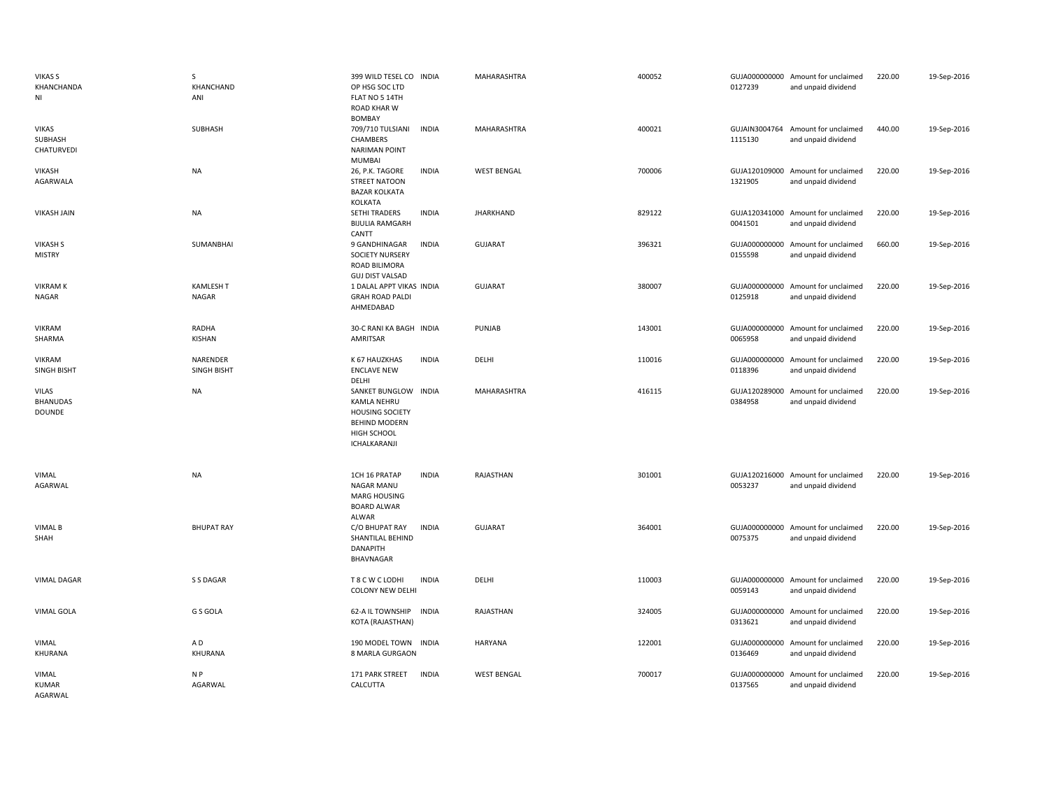| | | | | | | | | | |
|---|---|---|---|---|---|---|---|---|---|
| VIKAS S KHANCHANDANI | S KHANCHANDANI | 399 WILD TESEL CO OP HSG SOC LTD FLAT NO 5 14TH ROAD KHAR W BOMBAY | INDIA | MAHARASHTRA | 400052 | GUJA0000000000127239 | Amount for unclaimed and unpaid dividend | 220.00 | 19-Sep-2016 |
| VIKAS SUBHASH CHATURVEDI | SUBHASH | 709/710 TULSIANI CHAMBERS NARIMAN POINT MUMBAI | INDIA | MAHARASHTRA | 400021 | GUJAIN30047641115130 | Amount for unclaimed and unpaid dividend | 440.00 | 19-Sep-2016 |
| VIKASH AGARWALA | NA | 26, P.K. TAGORE STREET NATOON BAZAR KOLKATA KOLKATA | INDIA | WEST BENGAL | 700006 | GUJA1201090001321905 | Amount for unclaimed and unpaid dividend | 220.00 | 19-Sep-2016 |
| VIKASH JAIN | NA | SETHI TRADERS BIJULIA RAMGARH CANTT | INDIA | JHARKHAND | 829122 | GUJA1203410000041501 | Amount for unclaimed and unpaid dividend | 220.00 | 19-Sep-2016 |
| VIKASH S MISTRY | SUMANBHAI | 9 GANDHINAGAR SOCIETY NURSERY ROAD BILIMORA GUJ DIST VALSAD | INDIA | GUJARAT | 396321 | GUJA0000000000155598 | Amount for unclaimed and unpaid dividend | 660.00 | 19-Sep-2016 |
| VIKRAM K NAGAR | KAMLESH T NAGAR | 1 DALAL APPT VIKAS GRAH ROAD PALDI AHMEDABAD | INDIA | GUJARAT | 380007 | GUJA0000000000125918 | Amount for unclaimed and unpaid dividend | 220.00 | 19-Sep-2016 |
| VIKRAM SHARMA | RADHA KISHAN | 30-C RANI KA BAGH AMRITSAR | INDIA | PUNJAB | 143001 | GUJA0000000000065958 | Amount for unclaimed and unpaid dividend | 220.00 | 19-Sep-2016 |
| VIKRAM SINGH BISHT | NARENDER SINGH BISHT | K 67 HAUZKHAS ENCLAVE NEW DELHI | INDIA | DELHI | 110016 | GUJA0000000000118396 | Amount for unclaimed and unpaid dividend | 220.00 | 19-Sep-2016 |
| VILAS BHANUDAS DOUNDE | NA | SANKET BUNGLOW KAMLA NEHRU HOUSING SOCIETY BEHIND MODERN HIGH SCHOOL ICHALKARANJI | INDIA | MAHARASHTRA | 416115 | GUJA1202890000384958 | Amount for unclaimed and unpaid dividend | 220.00 | 19-Sep-2016 |
| VIMAL AGARWAL | NA | 1CH 16 PRATAP NAGAR MANU MARG HOUSING BOARD ALWAR ALWAR | INDIA | RAJASTHAN | 301001 | GUJA1202160000053237 | Amount for unclaimed and unpaid dividend | 220.00 | 19-Sep-2016 |
| VIMAL B SHAH | BHUPAT RAY | C/O BHUPAT RAY SHANTILAL BEHIND DANAPITH BHAVNAGAR | INDIA | GUJARAT | 364001 | GUJA0000000000075375 | Amount for unclaimed and unpaid dividend | 220.00 | 19-Sep-2016 |
| VIMAL DAGAR | S S DAGAR | T 8 C W C LODHI COLONY NEW DELHI | INDIA | DELHI | 110003 | GUJA0000000000059143 | Amount for unclaimed and unpaid dividend | 220.00 | 19-Sep-2016 |
| VIMAL GOLA | G S GOLA | 62-A IL TOWNSHIP KOTA (RAJASTHAN) | INDIA | RAJASTHAN | 324005 | GUJA0000000000313621 | Amount for unclaimed and unpaid dividend | 220.00 | 19-Sep-2016 |
| VIMAL KHURANA | A D KHURANA | 190 MODEL TOWN 8 MARLA GURGAON | INDIA | HARYANA | 122001 | GUJA0000000000136469 | Amount for unclaimed and unpaid dividend | 220.00 | 19-Sep-2016 |
| VIMAL KUMAR AGARWAL | N P AGARWAL | 171 PARK STREET CALCUTTA | INDIA | WEST BENGAL | 700017 | GUJA0000000000137565 | Amount for unclaimed and unpaid dividend | 220.00 | 19-Sep-2016 |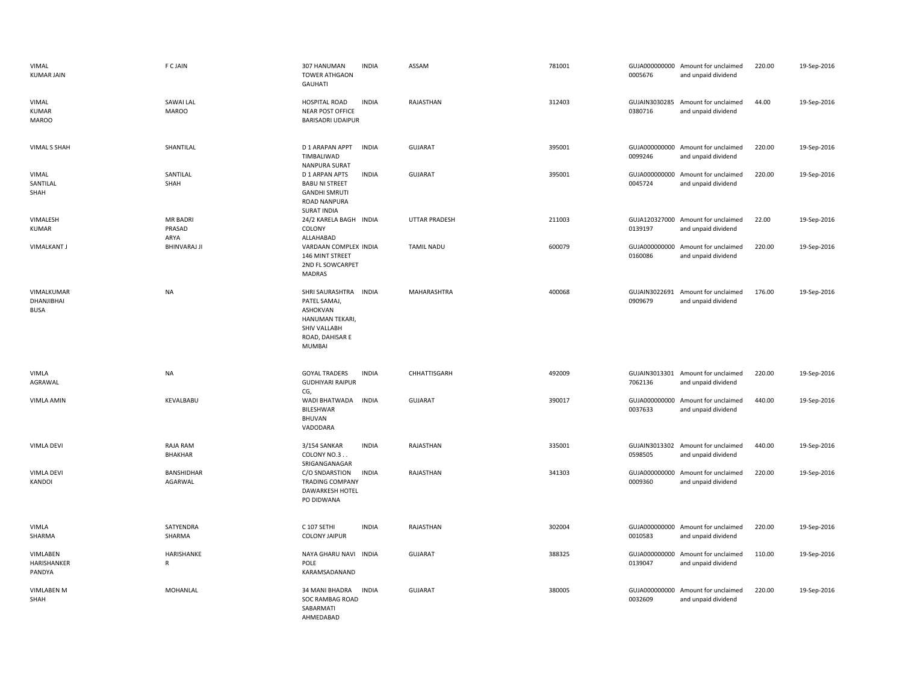| | | | | | | | | | |
|---|---|---|---|---|---|---|---|---|---|
| VIMAL KUMAR JAIN | F C JAIN | 307 HANUMAN TOWER ATHGAON GAUHATI | INDIA | ASSAM | 781001 | GUJA000000000 0005676 | Amount for unclaimed and unpaid dividend | 220.00 | 19-Sep-2016 |
| VIMAL KUMAR MAROO | SAWAI LAL MAROO | HOSPITAL ROAD NEAR POST OFFICE BARISADRI UDAIPUR | INDIA | RAJASTHAN | 312403 | GUJAIN3030285 0380716 | Amount for unclaimed and unpaid dividend | 44.00 | 19-Sep-2016 |
| VIMAL S SHAH | SHANTILAL | D 1 ARAPAN APPT TIMBALIWAD NANPURA SURAT | INDIA | GUJARAT | 395001 | GUJA000000000 0099246 | Amount for unclaimed and unpaid dividend | 220.00 | 19-Sep-2016 |
| VIMAL SANTILAL SHAH | SANTILAL SHAH | D 1 ARPAN APTS BABU NI STREET GANDHI SMRUTI ROAD NANPURA SURAT INDIA | INDIA | GUJARAT | 395001 | GUJA000000000 0045724 | Amount for unclaimed and unpaid dividend | 220.00 | 19-Sep-2016 |
| VIMALESH KUMAR | MR BADRI PRASAD ARYA | 24/2 KARELA BAGH COLONY ALLAHABAD | INDIA | UTTAR PRADESH | 211003 | GUJA120327000 0139197 | Amount for unclaimed and unpaid dividend | 22.00 | 19-Sep-2016 |
| VIMALKANT J | BHINVARAJ JI | VARDAAN COMPLEX 146 MINT STREET 2ND FL SOWCARPET MADRAS | INDIA | TAMIL NADU | 600079 | GUJA000000000 0160086 | Amount for unclaimed and unpaid dividend | 220.00 | 19-Sep-2016 |
| VIMALKUMAR DHANJIBHAI BUSA | NA | SHRI SAURASHTRA PATEL SAMAJ, ASHOKVAN HANUMAN TEKARI, SHIV VALLABH ROAD, DAHISAR E MUMBAI | INDIA | MAHARASHTRA | 400068 | GUJAIN3022691 0909679 | Amount for unclaimed and unpaid dividend | 176.00 | 19-Sep-2016 |
| VIMLA AGRAWAL | NA | GOYAL TRADERS GUDHIYARI RAIPUR CG, | INDIA | CHHATTISGARH | 492009 | GUJAIN3013301 7062136 | Amount for unclaimed and unpaid dividend | 220.00 | 19-Sep-2016 |
| VIMLA AMIN | KEVALBABU | WADI BHATWADA BILESHWAR BHUVAN VADODARA | INDIA | GUJARAT | 390017 | GUJA000000000 0037633 | Amount for unclaimed and unpaid dividend | 440.00 | 19-Sep-2016 |
| VIMLA DEVI | RAJA RAM BHAKHAR | 3/154 SANKAR COLONY NO.3 . . SRIGANGANAGAR | INDIA | RAJASTHAN | 335001 | GUJAIN3013302 0598505 | Amount for unclaimed and unpaid dividend | 440.00 | 19-Sep-2016 |
| VIMLA DEVI KANDOI | BANSHIDHAR AGARWAL | C/O SNDARSTION TRADING COMPANY DAWARKESH HOTEL PO DIDWANA | INDIA | RAJASTHAN | 341303 | GUJA000000000 0009360 | Amount for unclaimed and unpaid dividend | 220.00 | 19-Sep-2016 |
| VIMLA SHARMA | SATYENDRA SHARMA | C 107 SETHI COLONY JAIPUR | INDIA | RAJASTHAN | 302004 | GUJA000000000 0010583 | Amount for unclaimed and unpaid dividend | 220.00 | 19-Sep-2016 |
| VIMLABEN HARISHANKER PANDYA | HARISHANKE R | NAYA GHARU NAVI POLE KARAMSADANAND | INDIA | GUJARAT | 388325 | GUJA000000000 0139047 | Amount for unclaimed and unpaid dividend | 110.00 | 19-Sep-2016 |
| VIMLABEN M SHAH | MOHANLAL | 34 MANI BHADRA SOC RAMBAG ROAD SABARMATI AHMEDABAD | INDIA | GUJARAT | 380005 | GUJA000000000 0032609 | Amount for unclaimed and unpaid dividend | 220.00 | 19-Sep-2016 |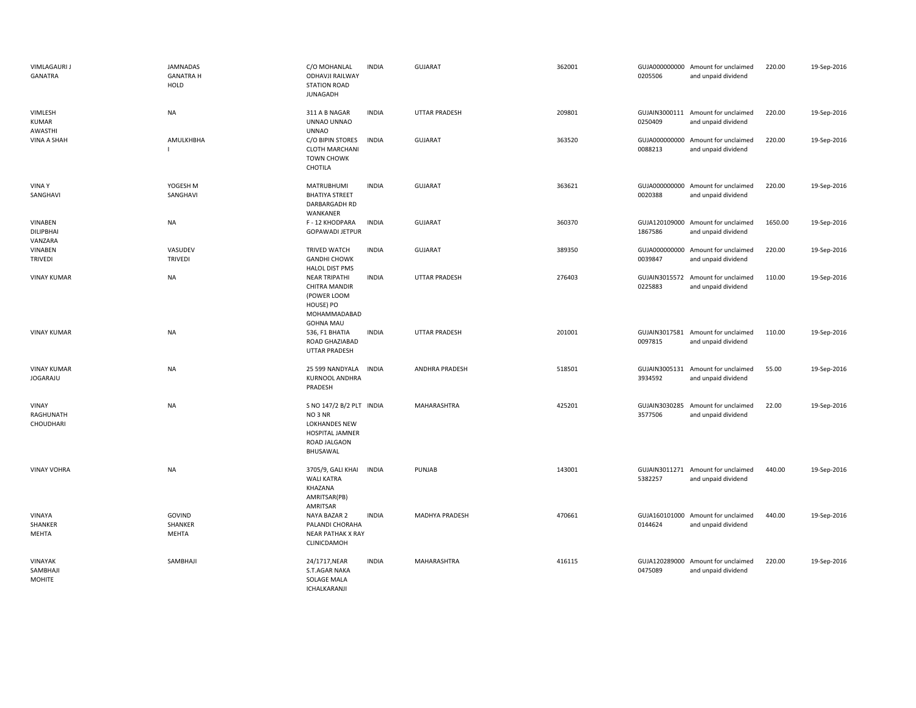| | | | | | | | | | |
|---|---|---|---|---|---|---|---|---|---|
| VIMLAGAURI J GANATRA | JAMNADAS GANATRA H HOLD | C/O MOHANLAL ODHAVJI RAILWAY STATION ROAD JUNAGADH | INDIA | GUJARAT | 362001 | GUJA000000000 0205506 | Amount for unclaimed and unpaid dividend | 220.00 | 19-Sep-2016 |
| VIMLESH KUMAR AWASTHI | NA | 311 A B NAGAR UNNAO UNNAO UNNAO | INDIA | UTTAR PRADESH | 209801 | GUJAIN3000111 0250409 | Amount for unclaimed and unpaid dividend | 220.00 | 19-Sep-2016 |
| VINA A SHAH | AMULKHBHA I | C/O BIPIN STORES CLOTH MARCHANI TOWN CHOWK CHOTILA | INDIA | GUJARAT | 363520 | GUJA000000000 0088213 | Amount for unclaimed and unpaid dividend | 220.00 | 19-Sep-2016 |
| VINA Y SANGHAVI | YOGESH M SANGHAVI | MATRUBHUMI BHATIYA STREET DARBARGADH RD WANKANER | INDIA | GUJARAT | 363621 | GUJA000000000 0020388 | Amount for unclaimed and unpaid dividend | 220.00 | 19-Sep-2016 |
| VINABEN DILIPBHAI VANZARA | NA | F - 12 KHODPARA GOPAWADI JETPUR | INDIA | GUJARAT | 360370 | GUJA120109000 1867586 | Amount for unclaimed and unpaid dividend | 1650.00 | 19-Sep-2016 |
| VINABEN TRIVEDI | VASUDEV TRIVEDI | TRIVED WATCH GANDHI CHOWK HALOL DIST PMS | INDIA | GUJARAT | 389350 | GUJA000000000 0039847 | Amount for unclaimed and unpaid dividend | 220.00 | 19-Sep-2016 |
| VINAY KUMAR | NA | NEAR TRIPATHI CHITRA MANDIR (POWER LOOM HOUSE) PO MOHAMMADABAD GOHNA MAU | INDIA | UTTAR PRADESH | 276403 | GUJAIN3015572 0225883 | Amount for unclaimed and unpaid dividend | 110.00 | 19-Sep-2016 |
| VINAY KUMAR | NA | 536, F1 BHATIA ROAD GHAZIABAD UTTAR PRADESH | INDIA | UTTAR PRADESH | 201001 | GUJAIN3017581 0097815 | Amount for unclaimed and unpaid dividend | 110.00 | 19-Sep-2016 |
| VINAY KUMAR JOGARAJU | NA | 25 599 NANDYALA KURNOOL ANDHRA PRADESH | INDIA | ANDHRA PRADESH | 518501 | GUJAIN3005131 3934592 | Amount for unclaimed and unpaid dividend | 55.00 | 19-Sep-2016 |
| VINAY RAGHUNATH CHOUDHARI | NA | S NO 147/2 B/2 PLT NO 3 NR LOKHANDES NEW HOSPITAL JAMNER ROAD JALGAON BHUSAWAL | INDIA | MAHARASHTRA | 425201 | GUJAIN3030285 3577506 | Amount for unclaimed and unpaid dividend | 22.00 | 19-Sep-2016 |
| VINAY VOHRA | NA | 3705/9, GALI KHAI WALI KATRA KHAZANA AMRITSAR(PB) AMRITSAR | INDIA | PUNJAB | 143001 | GUJAIN3011271 5382257 | Amount for unclaimed and unpaid dividend | 440.00 | 19-Sep-2016 |
| VINAYA SHANKER MEHTA | GOVIND SHANKER MEHTA | NAYA BAZAR 2 PALANDI CHORAHA NEAR PATHAK X RAY CLINICDAMOH | INDIA | MADHYA PRADESH | 470661 | GUJA160101000 0144624 | Amount for unclaimed and unpaid dividend | 440.00 | 19-Sep-2016 |
| VINAYAK SAMBHAJI MOHITE | SAMBHAJI | 24/1717,NEAR S.T.AGAR NAKA SOLAGE MALA ICHALKARANJI | INDIA | MAHARASHTRA | 416115 | GUJA120289000 0475089 | Amount for unclaimed and unpaid dividend | 220.00 | 19-Sep-2016 |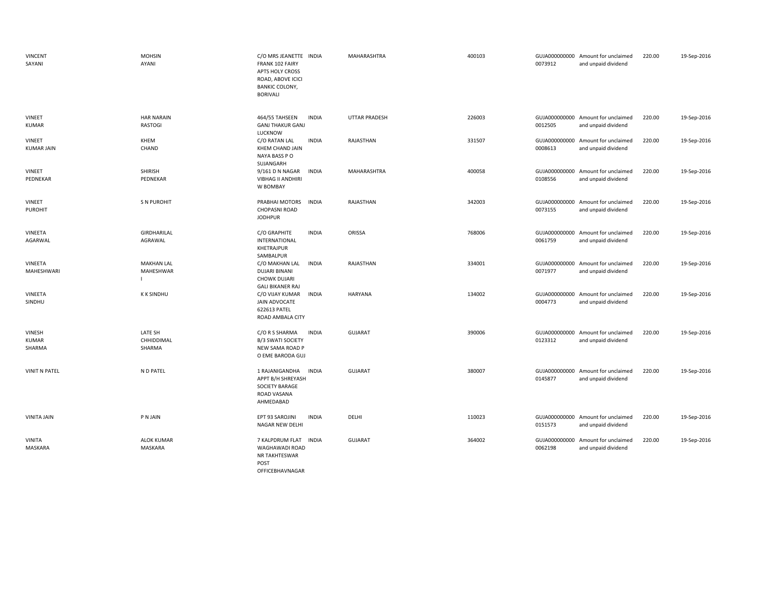| VINCENT SAYANI | MOHSIN AYANI | C/O MRS JEANETTE FRANK 102 FAIRY APTS HOLY CROSS ROAD, ABOVE ICICI BANKIC COLONY, BORIVALI | INDIA | MAHARASHTRA | 400103 | GUJA0000000000073912 | Amount for unclaimed and unpaid dividend | 220.00 | 19-Sep-2016 |
|---|---|---|---|---|---|---|---|---|---|
| VINEET KUMAR | HAR NARAIN RASTOGI | 464/55 TAHSEEN GANJ THAKUR GANJ LUCKNOW | INDIA | UTTAR PRADESH | 226003 | GUJA0000000000012505 | Amount for unclaimed and unpaid dividend | 220.00 | 19-Sep-2016 |
| VINEET KUMAR JAIN | KHEM CHAND | C/O RATAN LAL KHEM CHAND JAIN NAYA BASS P O SUJANGARH | INDIA | RAJASTHAN | 331507 | GUJA0000000000008613 | Amount for unclaimed and unpaid dividend | 220.00 | 19-Sep-2016 |
| VINEET PEDNEKAR | SHIRISH PEDNEKAR | 9/161 D N NAGAR VIBHAG II ANDHIRI W BOMBAY | INDIA | MAHARASHTRA | 400058 | GUJA0000000000108556 | Amount for unclaimed and unpaid dividend | 220.00 | 19-Sep-2016 |
| VINEET PUROHIT | S N PUROHIT | PRABHAI MOTORS CHOPASNI ROAD JODHPUR | INDIA | RAJASTHAN | 342003 | GUJA0000000000073155 | Amount for unclaimed and unpaid dividend | 220.00 | 19-Sep-2016 |
| VINEETA AGARWAL | GIRDHARILAL AGRAWAL | C/O GRAPHITE INTERNATIONAL KHETRAJPUR SAMBALPUR | INDIA | ORISSA | 768006 | GUJA0000000000061759 | Amount for unclaimed and unpaid dividend | 220.00 | 19-Sep-2016 |
| VINEETA MAHESHWARI | MAKHAN LAL MAHESHWAR I | C/O MAKHAN LAL DUJARI BINANI CHOWK DUJARI GALI BIKANER RAJ | INDIA | RAJASTHAN | 334001 | GUJA0000000000071977 | Amount for unclaimed and unpaid dividend | 220.00 | 19-Sep-2016 |
| VINEETA SINDHU | K K SINDHU | C/O VIJAY KUMAR JAIN ADVOCATE 622613 PATEL ROAD AMBALA CITY | INDIA | HARYANA | 134002 | GUJA0000000000004773 | Amount for unclaimed and unpaid dividend | 220.00 | 19-Sep-2016 |
| VINESH KUMAR SHARMA | LATE SH CHHIDDIMAL SHARMA | C/O R S SHARMA B/3 SWATI SOCIETY NEW SAMA ROAD P O EME BARODA GUJ | INDIA | GUJARAT | 390006 | GUJA0000000000123312 | Amount for unclaimed and unpaid dividend | 220.00 | 19-Sep-2016 |
| VINIT N PATEL | N D PATEL | 1 RAJANIGANDHA APPT B/H SHREYASH SOCIETY BARAGE ROAD VASANA AHMEDABAD | INDIA | GUJARAT | 380007 | GUJA0000000000145877 | Amount for unclaimed and unpaid dividend | 220.00 | 19-Sep-2016 |
| VINITA JAIN | P N JAIN | EPT 93 SAROJINI NAGAR NEW DELHI | INDIA | DELHI | 110023 | GUJA0000000000151573 | Amount for unclaimed and unpaid dividend | 220.00 | 19-Sep-2016 |
| VINITA MASKARA | ALOK KUMAR MASKARA | 7 KALPDRUM FLAT WAGHAWADI ROAD NR TAKHTESWAR POST OFFICEBHAVNAGAR | INDIA | GUJARAT | 364002 | GUJA0000000000062198 | Amount for unclaimed and unpaid dividend | 220.00 | 19-Sep-2016 |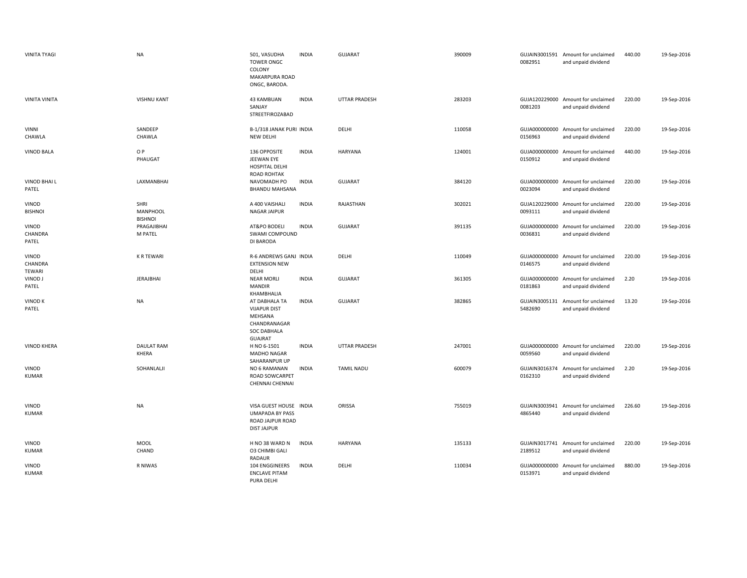| | | | | | | | | | |
|---|---|---|---|---|---|---|---|---|---|
| VINITA TYAGI | NA | 501, VASUDHA TOWER ONGC COLONY MAKARPURA ROAD ONGC, BARODA. | INDIA | GUJARAT | 390009 | GUJAIN3001591 0082951 | Amount for unclaimed and unpaid dividend | 440.00 | 19-Sep-2016 |
| VINITA VINITA | VISHNU KANT | 43 KAMBUAN SANJAY STREETFIROZABAD | INDIA | UTTAR PRADESH | 283203 | GUJA120229000 0081203 | Amount for unclaimed and unpaid dividend | 220.00 | 19-Sep-2016 |
| VINNI CHAWLA | SANDEEP CHAWLA | B-1/318 JANAK PURI NEW DELHI | INDIA | DELHI | 110058 | GUJA000000000 0156963 | Amount for unclaimed and unpaid dividend | 220.00 | 19-Sep-2016 |
| VINOD BALA | O P PHAUGAT | 136 OPPOSITE JEEWAN EYE HOSPITAL DELHI ROAD ROHTAK | INDIA | HARYANA | 124001 | GUJA000000000 0150912 | Amount for unclaimed and unpaid dividend | 440.00 | 19-Sep-2016 |
| VINOD BHAI L PATEL | LAXMANBHAI | NAVOMADH PO BHANDU MAHSANA | INDIA | GUJARAT | 384120 | GUJA000000000 0023094 | Amount for unclaimed and unpaid dividend | 220.00 | 19-Sep-2016 |
| VINOD BISHNOI | SHRI MANPHOOL BISHNOI | A 400 VAISHALI NAGAR JAIPUR | INDIA | RAJASTHAN | 302021 | GUJA120229000 0093111 | Amount for unclaimed and unpaid dividend | 220.00 | 19-Sep-2016 |
| VINOD CHANDRA PATEL | PRAGAJIBHAI M PATEL | AT&PO BODELI SWAMI COMPOUND DI BARODA | INDIA | GUJARAT | 391135 | GUJA000000000 0036831 | Amount for unclaimed and unpaid dividend | 220.00 | 19-Sep-2016 |
| VINOD CHANDRA TEWARI | K R TEWARI | R-6 ANDREWS GANJ EXTENSION NEW DELHI | INDIA | DELHI | 110049 | GUJA000000000 0146575 | Amount for unclaimed and unpaid dividend | 220.00 | 19-Sep-2016 |
| VINOD J PATEL | JERAJBHAI | NEAR MORLI MANDIR KHAMBHALIA | INDIA | GUJARAT | 361305 | GUJA000000000 0181863 | Amount for unclaimed and unpaid dividend | 2.20 | 19-Sep-2016 |
| VINOD K PATEL | NA | AT DABHALA TA VIJAPUR DIST MEHSANA CHANDRANAGAR SOC DABHALA GUAJRAT | INDIA | GUJARAT | 382865 | GUJAIN3005131 5482690 | Amount for unclaimed and unpaid dividend | 13.20 | 19-Sep-2016 |
| VINOD KHERA | DAULAT RAM KHERA | H NO 6-1501 MADHO NAGAR SAHARANPUR UP | INDIA | UTTAR PRADESH | 247001 | GUJA000000000 0059560 | Amount for unclaimed and unpaid dividend | 220.00 | 19-Sep-2016 |
| VINOD KUMAR | SOHANLALJI | NO 6 RAMANAN ROAD SOWCARPET CHENNAI CHENNAI | INDIA | TAMIL NADU | 600079 | GUJAIN3016374 0162310 | Amount for unclaimed and unpaid dividend | 2.20 | 19-Sep-2016 |
| VINOD KUMAR | NA | VISA GUEST HOUSE UMAPADA BY PASS ROAD JAJPUR ROAD DIST JAJPUR | INDIA | ORISSA | 755019 | GUJAIN3003941 4865440 | Amount for unclaimed and unpaid dividend | 226.60 | 19-Sep-2016 |
| VINOD KUMAR | MOOL CHAND | H NO 38 WARD N O3 CHIMBI GALI RADAUR | INDIA | HARYANA | 135133 | GUJAIN3017741 2189512 | Amount for unclaimed and unpaid dividend | 220.00 | 19-Sep-2016 |
| VINOD KUMAR | R NIWAS | 104 ENGGINEERS ENCLAVE PITAM PURA DELHI | INDIA | DELHI | 110034 | GUJA000000000 0153971 | Amount for unclaimed and unpaid dividend | 880.00 | 19-Sep-2016 |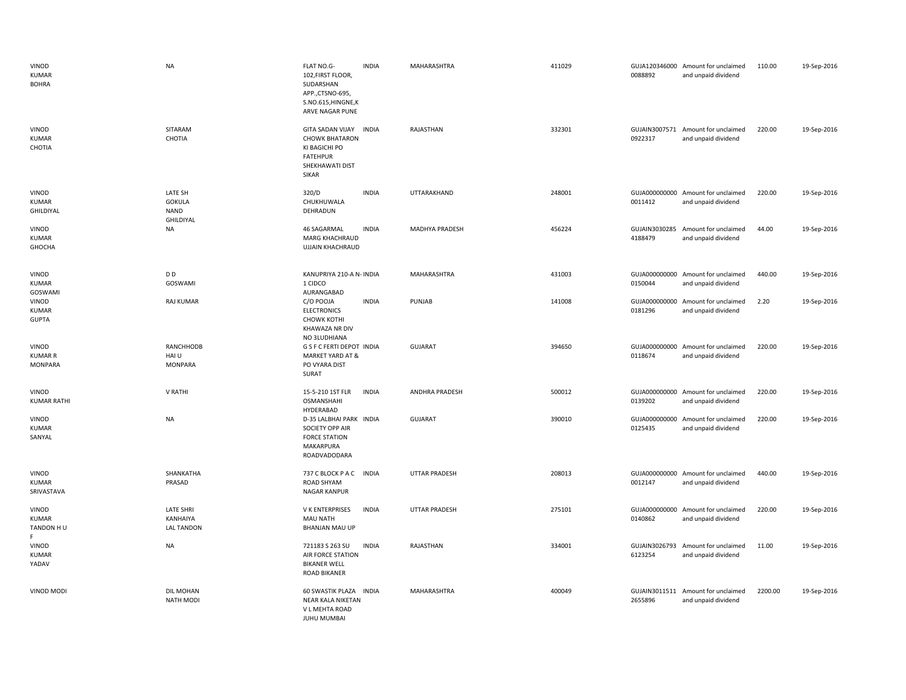| | | | | | | | | | |
|---|---|---|---|---|---|---|---|---|---|
| VINOD KUMAR BOHRA | NA | FLAT NO.G-102,FIRST FLOOR, SUDARSHAN APP.,CTSNO-695, S.NO.615,HINGNE,K ARVE NAGAR PUNE | INDIA | MAHARASHTRA | 411029 | GUJA120346000 0088892 | Amount for unclaimed and unpaid dividend | 110.00 | 19-Sep-2016 |
| VINOD KUMAR CHOTIA | SITARAM CHOTIA | GITA SADAN VIJAY CHOWK BHATARON KI BAGICHI PO FATEHPUR SHEKHAWATI DIST SIKAR | INDIA | RAJASTHAN | 332301 | GUJAIN3007571 0922317 | Amount for unclaimed and unpaid dividend | 220.00 | 19-Sep-2016 |
| VINOD KUMAR GHILDIYAL | LATE SH GOKULA NAND GHILDIYAL | 320/D CHUKHUWALA DEHRADUN | INDIA | UTTARAKHAND | 248001 | GUJA000000000 0011412 | Amount for unclaimed and unpaid dividend | 220.00 | 19-Sep-2016 |
| VINOD KUMAR GHOCHA | NA | 46 SAGARMAL MARG KHACHRAUD UJJAIN KHACHRAUD | INDIA | MADHYA PRADESH | 456224 | GUJAIN3030285 4188479 | Amount for unclaimed and unpaid dividend | 44.00 | 19-Sep-2016 |
| VINOD KUMAR GOSWAMI | D D GOSWAMI | KANUPRIYA 210-A N-1 CIDCO AURANGABAD | INDIA | MAHARASHTRA | 431003 | GUJA000000000 0150044 | Amount for unclaimed and unpaid dividend | 440.00 | 19-Sep-2016 |
| VINOD KUMAR GUPTA | RAJ KUMAR | C/O POOJA ELECTRONICS CHOWK KOTHI KHAWAZA NR DIV NO 3LUDHIANA | INDIA | PUNJAB | 141008 | GUJA000000000 0181296 | Amount for unclaimed and unpaid dividend | 2.20 | 19-Sep-2016 |
| VINOD KUMAR R MONPARA | RANCHHODB HAI U MONPARA | G S F C FERTI DEPOT MARKET YARD AT & PO VYARA DIST SURAT | INDIA | GUJARAT | 394650 | GUJA000000000 0118674 | Amount for unclaimed and unpaid dividend | 220.00 | 19-Sep-2016 |
| VINOD KUMAR RATHI | V RATHI | 15-5-210 1ST FLR OSMANSHAHI HYDERABAD | INDIA | ANDHRA PRADESH | 500012 | GUJA000000000 0139202 | Amount for unclaimed and unpaid dividend | 220.00 | 19-Sep-2016 |
| VINOD KUMAR SANYAL | NA | D-35 LALBHAI PARK SOCIETY OPP AIR FORCE STATION MAKARPURA ROADVADODARA | INDIA | GUJARAT | 390010 | GUJA000000000 0125435 | Amount for unclaimed and unpaid dividend | 220.00 | 19-Sep-2016 |
| VINOD KUMAR SRIVASTAVA | SHANKATHA PRASAD | 737 C BLOCK P A C ROAD SHYAM NAGAR KANPUR | INDIA | UTTAR PRADESH | 208013 | GUJA000000000 0012147 | Amount for unclaimed and unpaid dividend | 440.00 | 19-Sep-2016 |
| VINOD KUMAR TANDON H U F | LATE SHRI KANHAIYA LAL TANDON | V K ENTERPRISES MAU NATH BHANJAN MAU UP | INDIA | UTTAR PRADESH | 275101 | GUJA000000000 0140862 | Amount for unclaimed and unpaid dividend | 220.00 | 19-Sep-2016 |
| VINOD KUMAR YADAV | NA | 721183 S 263 SU AIR FORCE STATION BIKANER WELL ROAD BIKANER | INDIA | RAJASTHAN | 334001 | GUJAIN3026793 6123254 | Amount for unclaimed and unpaid dividend | 11.00 | 19-Sep-2016 |
| VINOD MODI | DIL MOHAN NATH MODI | 60 SWASTIK PLAZA NEAR KALA NIKETAN V L MEHTA ROAD JUHU MUMBAI | INDIA | MAHARASHTRA | 400049 | GUJAIN3011511 2655896 | Amount for unclaimed and unpaid dividend | 2200.00 | 19-Sep-2016 |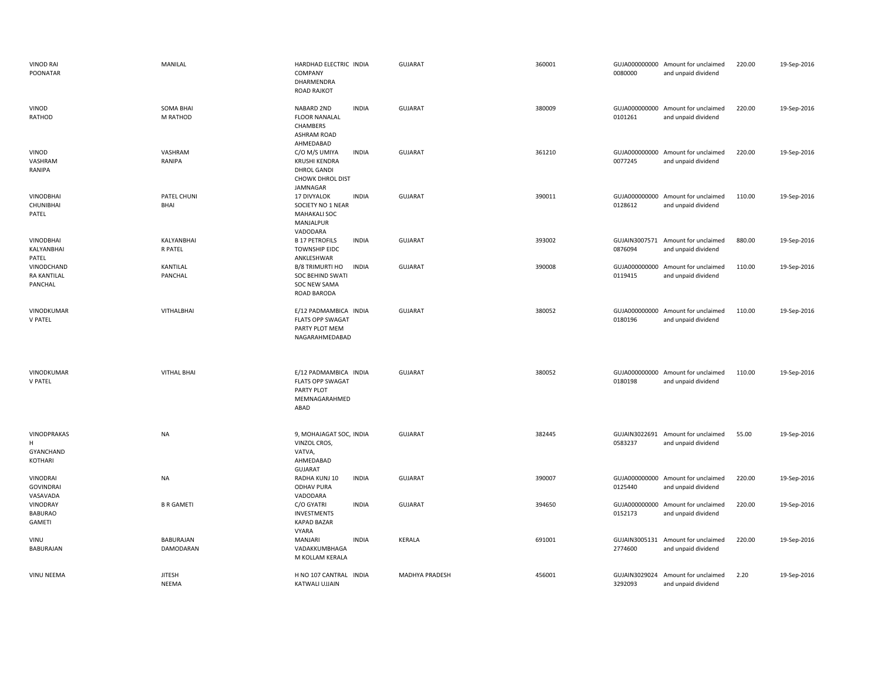| | | | | | | | | | |
|---|---|---|---|---|---|---|---|---|---|
| VINOD RAI POONATAR | MANILAL | HARDHAD ELECTRIC COMPANY DHARMENDRA ROAD RAJKOT | INDIA | GUJARAT | 360001 | GUJA0000000000080000 | Amount for unclaimed and unpaid dividend | 220.00 | 19-Sep-2016 |
| VINOD RATHOD | SOMA BHAI M RATHOD | NABARD 2ND FLOOR NANALAL CHAMBERS ASHRAM ROAD AHMEDABAD | INDIA | GUJARAT | 380009 | GUJA0000000000101261 | Amount for unclaimed and unpaid dividend | 220.00 | 19-Sep-2016 |
| VINOD VASHRAM RANIPA | VASHRAM RANIPA | C/O M/S UMIYA KRUSHI KENDRA DHROL GANDI CHOWK DHROL DIST JAMNAGAR | INDIA | GUJARAT | 361210 | GUJA0000000000077245 | Amount for unclaimed and unpaid dividend | 220.00 | 19-Sep-2016 |
| VINODBHAI CHUNIBHAI PATEL | PATEL CHUNI BHAI | 17 DIVYALOK SOCIETY NO 1 NEAR MAHAKALI SOC MANJALPUR VADODARA | INDIA | GUJARAT | 390011 | GUJA0000000000128612 | Amount for unclaimed and unpaid dividend | 110.00 | 19-Sep-2016 |
| VINODBHAI KALYANBHAI PATEL | KALYANBHAI R PATEL | B 17 PETROFILS TOWNSHIP EIDC ANKLESHWAR | INDIA | GUJARAT | 393002 | GUJAIN30075710876094 | Amount for unclaimed and unpaid dividend | 880.00 | 19-Sep-2016 |
| VINODCHAND RA KANTILAL PANCHAL | KANTILAL PANCHAL | B/8 TRIMURTI HO SOC BEHIND SWATI SOC NEW SAMA ROAD BARODA | INDIA | GUJARAT | 390008 | GUJA0000000000119415 | Amount for unclaimed and unpaid dividend | 110.00 | 19-Sep-2016 |
| VINODKUMAR V PATEL | VITHALBHAI | E/12 PADMAMBICA FLATS OPP SWAGAT PARTY PLOT MEM NAGARAHMEDABAD | INDIA | GUJARAT | 380052 | GUJA0000000000180196 | Amount for unclaimed and unpaid dividend | 110.00 | 19-Sep-2016 |
| VINODKUMAR V PATEL | VITHAL BHAI | E/12 PADMAMBICA FLATS OPP SWAGAT PARTY PLOT MEMNAGARAHMED ABAD | INDIA | GUJARAT | 380052 | GUJA0000000000180198 | Amount for unclaimed and unpaid dividend | 110.00 | 19-Sep-2016 |
| VINODPRAKAS H GYANCHAND KOTHARI | NA | 9, MOHAJAGAT SOC, VINZOL CROS, VATVA, AHMEDABAD GUJARAT | INDIA | GUJARAT | 382445 | GUJAIN30226910583237 | Amount for unclaimed and unpaid dividend | 55.00 | 19-Sep-2016 |
| VINODRAI GOVINDRAI VASAVADA | NA | RADHA KUNJ 10 ODHAV PURA VADODARA | INDIA | GUJARAT | 390007 | GUJA0000000000125440 | Amount for unclaimed and unpaid dividend | 220.00 | 19-Sep-2016 |
| VINODRAY BABURAO GAMETI | B R GAMETI | C/O GYATRI INVESTMENTS KAPAD BAZAR VYARA | INDIA | GUJARAT | 394650 | GUJA0000000000152173 | Amount for unclaimed and unpaid dividend | 220.00 | 19-Sep-2016 |
| VINU BABURAJAN | BABURAJAN DAMODARAN | MANJARI VADAKKUMBHAGA M KOLLAM KERALA | INDIA | KERALA | 691001 | GUJAIN30051312774600 | Amount for unclaimed and unpaid dividend | 220.00 | 19-Sep-2016 |
| VINU NEEMA | JITESH NEEMA | H NO 107 CANTRAL KATWALI UJJAIN | INDIA | MADHYA PRADESH | 456001 | GUJAIN30290243292093 | Amount for unclaimed and unpaid dividend | 2.20 | 19-Sep-2016 |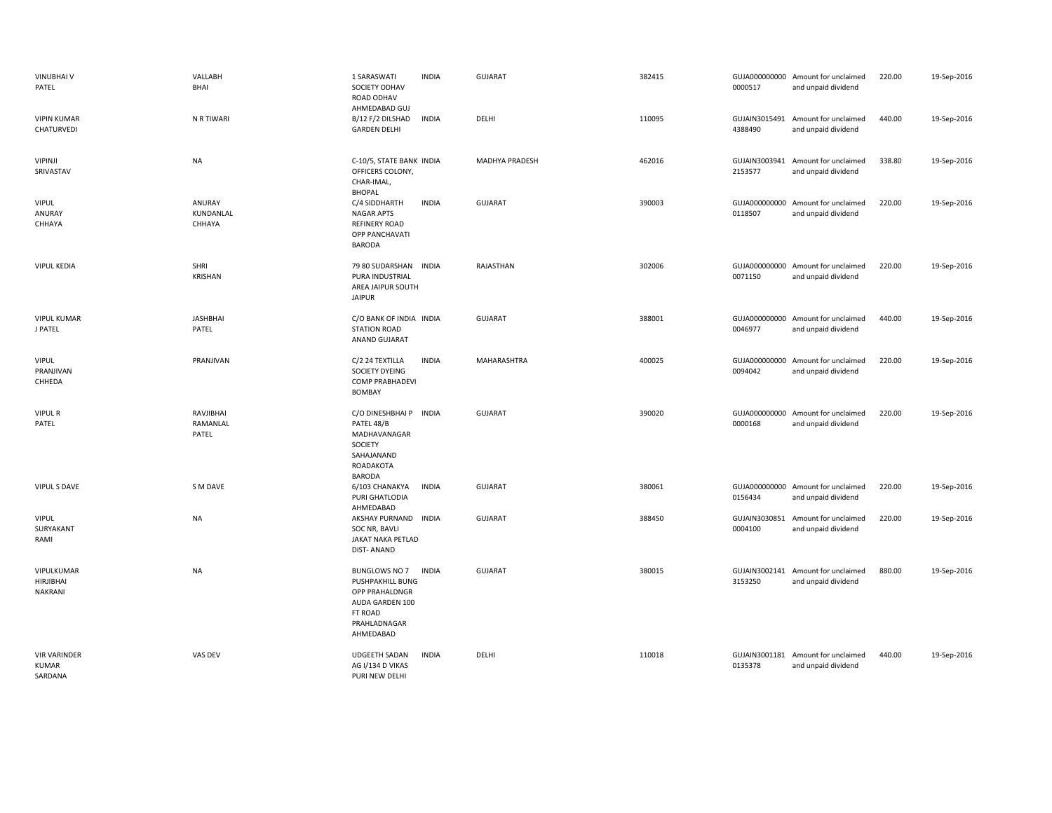| | | | | | | | | | |
|---|---|---|---|---|---|---|---|---|---|
| VINUBHAI V PATEL | VALLABH BHAI | 1 SARASWATI SOCIETY ODHAV ROAD ODHAV AHMEDABAD GUJ | INDIA | GUJARAT | 382415 | GUJA0000000000000517 | Amount for unclaimed and unpaid dividend | 220.00 | 19-Sep-2016 |
| VIPIN KUMAR CHATURVEDI | N R TIWARI | B/12 F/2 DILSHAD GARDEN DELHI | INDIA | DELHI | 110095 | GUJAIN30154914388490 | Amount for unclaimed and unpaid dividend | 440.00 | 19-Sep-2016 |
| VIPINJI SRIVASTAV | NA | C-10/5, STATE BANK OFFICERS COLONY, CHAR-IMAL, BHOPAL | INDIA | MADHYA PRADESH | 462016 | GUJAIN30039412153577 | Amount for unclaimed and unpaid dividend | 338.80 | 19-Sep-2016 |
| VIPUL ANURAY CHHAYA | ANURAY KUNDANLAL CHHAYA | C/4 SIDDHARTH NAGAR APTS REFINERY ROAD OPP PANCHAVATI BARODA | INDIA | GUJARAT | 390003 | GUJA0000000000118507 | Amount for unclaimed and unpaid dividend | 220.00 | 19-Sep-2016 |
| VIPUL KEDIA | SHRI KRISHAN | 79 80 SUDARSHAN PURA INDUSTRIAL AREA JAIPUR SOUTH JAIPUR | INDIA | RAJASTHAN | 302006 | GUJA0000000000071150 | Amount for unclaimed and unpaid dividend | 220.00 | 19-Sep-2016 |
| VIPUL KUMAR J PATEL | JASHBHAI PATEL | C/O BANK OF INDIA STATION ROAD ANAND GUJARAT | INDIA | GUJARAT | 388001 | GUJA0000000000046977 | Amount for unclaimed and unpaid dividend | 440.00 | 19-Sep-2016 |
| VIPUL PRANJIVAN CHHEDA | PRANJIVAN | C/2 24 TEXTILLA SOCIETY DYEING COMP PRABHADEVI BOMBAY | INDIA | MAHARASHTRA | 400025 | GUJA0000000000094042 | Amount for unclaimed and unpaid dividend | 220.00 | 19-Sep-2016 |
| VIPUL R PATEL | RAVJIBHAI RAMANLAL PATEL | C/O DINESHBHAI P PATEL 48/B MADHAVANAGAR SOCIETY SAHAJANAND ROADAKOTA BARODA | INDIA | GUJARAT | 390020 | GUJA0000000000000168 | Amount for unclaimed and unpaid dividend | 220.00 | 19-Sep-2016 |
| VIPUL S DAVE | S M DAVE | 6/103 CHANAKYA PURI GHATLODIA AHMEDABAD | INDIA | GUJARAT | 380061 | GUJA0000000000156434 | Amount for unclaimed and unpaid dividend | 220.00 | 19-Sep-2016 |
| VIPUL SURYAKANT RAMI | NA | AKSHAY PURNAND SOC NR, BAVLI JAKAT NAKA PETLAD DIST- ANAND | INDIA | GUJARAT | 388450 | GUJAIN30308510004100 | Amount for unclaimed and unpaid dividend | 220.00 | 19-Sep-2016 |
| VIPULKUMAR HIRJIBHAI NAKRANI | NA | BUNGLOWS NO 7 PUSHPAKHILL BUNG OPP PRAHALDNGR AUDA GARDEN 100 FT ROAD PRAHLADNAGAR AHMEDABAD | INDIA | GUJARAT | 380015 | GUJAIN30021413153250 | Amount for unclaimed and unpaid dividend | 880.00 | 19-Sep-2016 |
| VIR VARINDER KUMAR SARDANA | VAS DEV | UDGEETH SADAN AG I/134 D VIKAS PURI NEW DELHI | INDIA | DELHI | 110018 | GUJAIN30011810135378 | Amount for unclaimed and unpaid dividend | 440.00 | 19-Sep-2016 |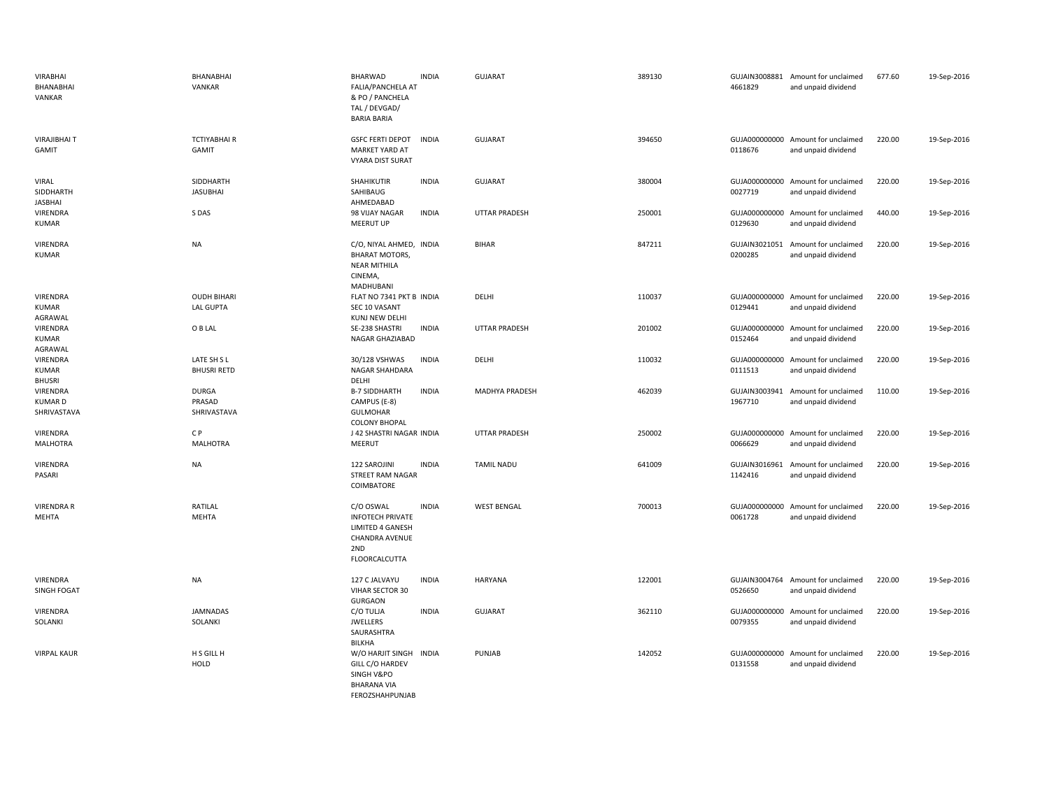| | | | | | | | | | |
|---|---|---|---|---|---|---|---|---|---|
| VIRABHAI BHANABHAI VANKAR | BHANABHAI VANKAR | BHARWAD FALIA/PANCHELA AT & PO / PANCHELA TAL / DEVGAD/ BARIA BARIA | INDIA | GUJARAT | 389130 | GUJAIN30088814661829 | Amount for unclaimed and unpaid dividend | 677.60 | 19-Sep-2016 |
| VIRAJIBHAI T GAMIT | TCTIYABHAI R GAMIT | GSFC FERTI DEPOT MARKET YARD AT VYARA DIST SURAT | INDIA | GUJARAT | 394650 | GUJA0000000000118676 | Amount for unclaimed and unpaid dividend | 220.00 | 19-Sep-2016 |
| VIRAL SIDDHARTH JASBHAI | SIDDHARTH JASUBHAI | SHAHIKUTIR SAHIBAUG AHMEDABAD | INDIA | GUJARAT | 380004 | GUJA0000000000027719 | Amount for unclaimed and unpaid dividend | 220.00 | 19-Sep-2016 |
| VIRENDRA KUMAR | S DAS | 98 VIJAY NAGAR MEERUT UP | INDIA | UTTAR PRADESH | 250001 | GUJA0000000000129630 | Amount for unclaimed and unpaid dividend | 440.00 | 19-Sep-2016 |
| VIRENDRA KUMAR | NA | C/O, NIYAL AHMED, BHARAT MOTORS, NEAR MITHILA CINEMA, MADHUBANI | INDIA | BIHAR | 847211 | GUJAIN30210510200285 | Amount for unclaimed and unpaid dividend | 220.00 | 19-Sep-2016 |
| VIRENDRA KUMAR AGRAWAL | OUDH BIHARI LAL GUPTA | FLAT NO 7341 PKT B SEC 10 VASANT KUNJ NEW DELHI | INDIA | DELHI | 110037 | GUJA0000000000129441 | Amount for unclaimed and unpaid dividend | 220.00 | 19-Sep-2016 |
| VIRENDRA KUMAR AGRAWAL | O B LAL | SE-238 SHASTRI NAGAR GHAZIABAD | INDIA | UTTAR PRADESH | 201002 | GUJA0000000000152464 | Amount for unclaimed and unpaid dividend | 220.00 | 19-Sep-2016 |
| VIRENDRA KUMAR BHUSRI | LATE SH S L BHUSRI RETD | 30/128 VSHWAS NAGAR SHAHDARA DELHI | INDIA | DELHI | 110032 | GUJA0000000000111513 | Amount for unclaimed and unpaid dividend | 220.00 | 19-Sep-2016 |
| VIRENDRA KUMAR D SHRIVASTAVA | DURGA PRASAD SHRIVASTAVA | B-7 SIDDHARTH CAMPUS (E-8) GULMOHAR COLONY BHOPAL | INDIA | MADHYA PRADESH | 462039 | GUJAIN30039411967710 | Amount for unclaimed and unpaid dividend | 110.00 | 19-Sep-2016 |
| VIRENDRA MALHOTRA | C P MALHOTRA | J 42 SHASTRI NAGAR MEERUT | INDIA | UTTAR PRADESH | 250002 | GUJA0000000000066629 | Amount for unclaimed and unpaid dividend | 220.00 | 19-Sep-2016 |
| VIRENDRA PASARI | NA | 122 SAROJINI STREET RAM NAGAR COIMBATORE | INDIA | TAMIL NADU | 641009 | GUJAIN30169611142416 | Amount for unclaimed and unpaid dividend | 220.00 | 19-Sep-2016 |
| VIRENDRA R MEHTA | RATILAL MEHTA | C/O OSWAL INFOTECH PRIVATE LIMITED 4 GANESH CHANDRA AVENUE 2ND FLOORCALCUTTA | INDIA | WEST BENGAL | 700013 | GUJA0000000000061728 | Amount for unclaimed and unpaid dividend | 220.00 | 19-Sep-2016 |
| VIRENDRA SINGH FOGAT | NA | 127 C JALVAYU VIHAR SECTOR 30 GURGAON | INDIA | HARYANA | 122001 | GUJAIN30047640526650 | Amount for unclaimed and unpaid dividend | 220.00 | 19-Sep-2016 |
| VIRENDRA SOLANKI | JAMNADAS SOLANKI | C/O TULJA JWELLERS SAURASHTRA BILKHA | INDIA | GUJARAT | 362110 | GUJA0000000000079355 | Amount for unclaimed and unpaid dividend | 220.00 | 19-Sep-2016 |
| VIRPAL KAUR | H S GILL H HOLD | W/O HARJIT SINGH GILL C/O HARDEV SINGH V&PO BHARANA VIA FEROZSHAHPUNJAB | INDIA | PUNJAB | 142052 | GUJA0000000000131558 | Amount for unclaimed and unpaid dividend | 220.00 | 19-Sep-2016 |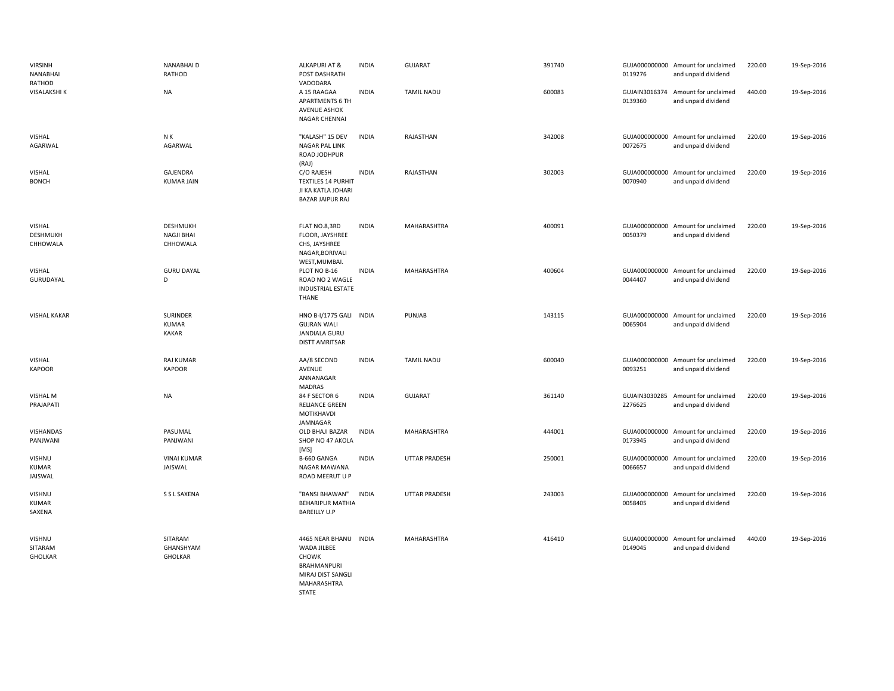| | | | | | | | | | |
|---|---|---|---|---|---|---|---|---|---|
| VIRSINH NANABHAI RATHOD | NANABHAI D RATHOD | ALKAPURI AT & POST DASHRATH VADODARA | INDIA | GUJARAT | 391740 | GUJA000000000 0119276 | Amount for unclaimed and unpaid dividend | 220.00 | 19-Sep-2016 |
| VISALAKSHI K | NA | A 15 RAAGAA APARTMENTS 6 TH AVENUE ASHOK NAGAR CHENNAI | INDIA | TAMIL NADU | 600083 | GUJAIN3016374 0139360 | Amount for unclaimed and unpaid dividend | 440.00 | 19-Sep-2016 |
| VISHAL AGARWAL | N K AGARWAL | "KALASH" 15 DEV NAGAR PAL LINK ROAD JODHPUR (RAJ) | INDIA | RAJASTHAN | 342008 | GUJA000000000 0072675 | Amount for unclaimed and unpaid dividend | 220.00 | 19-Sep-2016 |
| VISHAL BONCH | GAJENDRA KUMAR JAIN | C/O RAJESH TEXTILES 14 PURHIT JI KA KATLA JOHARI BAZAR JAIPUR RAJ | INDIA | RAJASTHAN | 302003 | GUJA000000000 0070940 | Amount for unclaimed and unpaid dividend | 220.00 | 19-Sep-2016 |
| VISHAL DESHMUKH CHHOWALA | DESHMUKH NAGJI BHAI CHHOWALA | FLAT NO.8,3RD FLOOR, JAYSHREE CHS, JAYSHREE NAGAR,BORIVALI WEST,MUMBAI. | INDIA | MAHARASHTRA | 400091 | GUJA000000000 0050379 | Amount for unclaimed and unpaid dividend | 220.00 | 19-Sep-2016 |
| VISHAL GURUDAYAL | GURU DAYAL D | PLOT NO B-16 ROAD NO 2 WAGLE INDUSTRIAL ESTATE THANE | INDIA | MAHARASHTRA | 400604 | GUJA000000000 0044407 | Amount for unclaimed and unpaid dividend | 220.00 | 19-Sep-2016 |
| VISHAL KAKAR | SURINDER KUMAR KAKAR | HNO B-I/1775 GALI GUJRAN WALI JANDIALA GURU DISTT AMRITSAR | INDIA | PUNJAB | 143115 | GUJA000000000 0065904 | Amount for unclaimed and unpaid dividend | 220.00 | 19-Sep-2016 |
| VISHAL KAPOOR | RAJ KUMAR KAPOOR | AA/8 SECOND AVENUE ANNANAGAR MADRAS | INDIA | TAMIL NADU | 600040 | GUJA000000000 0093251 | Amount for unclaimed and unpaid dividend | 220.00 | 19-Sep-2016 |
| VISHAL M PRAJAPATI | NA | 84 F SECTOR 6 RELIANCE GREEN MOTIKHAVDI JAMNAGAR | INDIA | GUJARAT | 361140 | GUJAIN3030285 2276625 | Amount for unclaimed and unpaid dividend | 220.00 | 19-Sep-2016 |
| VISHANDAS PANJWANI | PASUMAL PANJWANI | OLD BHAJI BAZAR SHOP NO 47 AKOLA [MS] | INDIA | MAHARASHTRA | 444001 | GUJA000000000 0173945 | Amount for unclaimed and unpaid dividend | 220.00 | 19-Sep-2016 |
| VISHNU KUMAR JAISWAL | VINAI KUMAR JAISWAL | B-660 GANGA NAGAR MAWANA ROAD MEERUT U P | INDIA | UTTAR PRADESH | 250001 | GUJA000000000 0066657 | Amount for unclaimed and unpaid dividend | 220.00 | 19-Sep-2016 |
| VISHNU KUMAR SAXENA | S S L SAXENA | "BANSI BHAWAN" BEHARIPUR MATHIA BAREILLY U.P | INDIA | UTTAR PRADESH | 243003 | GUJA000000000 0058405 | Amount for unclaimed and unpaid dividend | 220.00 | 19-Sep-2016 |
| VISHNU SITARAM GHOLKAR | SITARAM GHANSHYAM GHOLKAR | 4465 NEAR BHANU WADA JILBEE CHOWK BRAHMANPURI MIRAJ DIST SANGLI MAHARASHTRA STATE | INDIA | MAHARASHTRA | 416410 | GUJA000000000 0149045 | Amount for unclaimed and unpaid dividend | 440.00 | 19-Sep-2016 |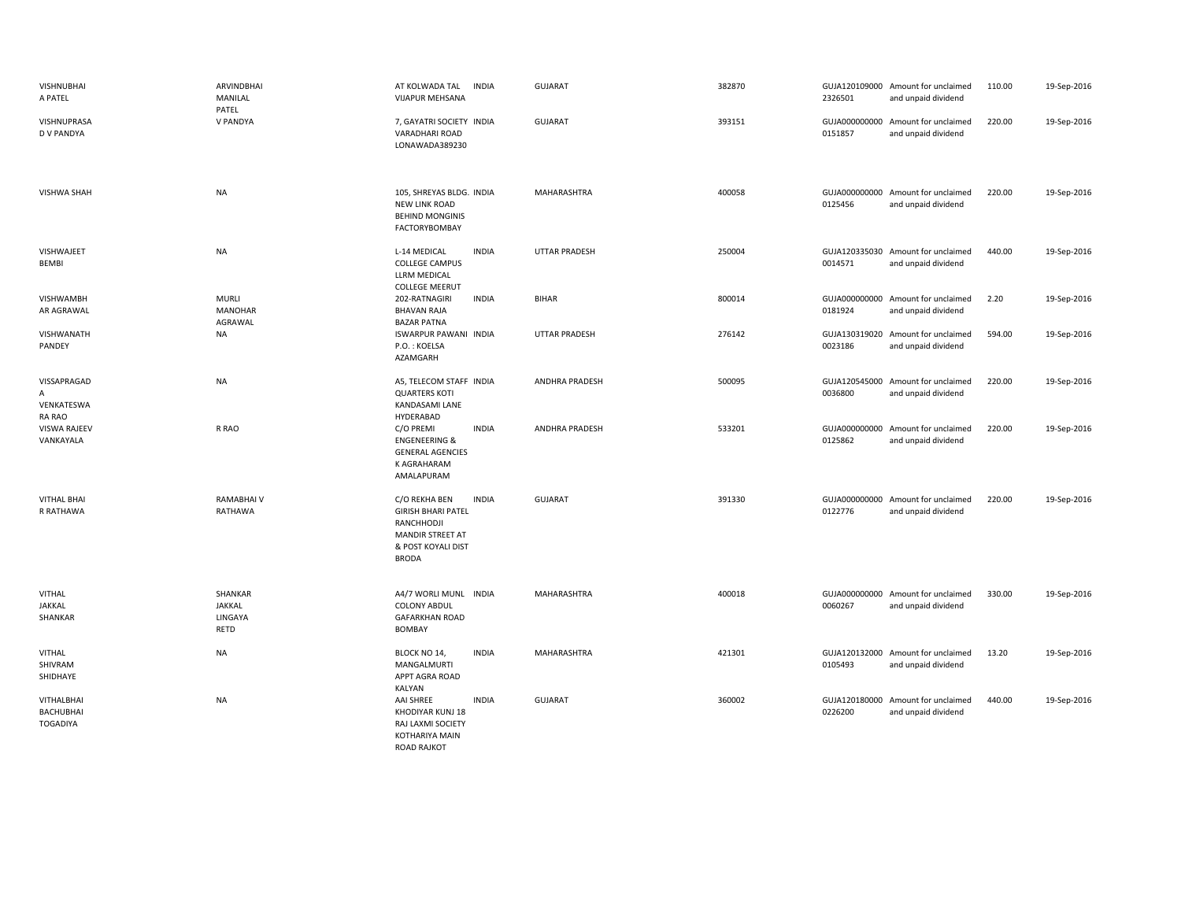| | | | | | | | | | |
|---|---|---|---|---|---|---|---|---|---|
| VISHNUBHAI A PATEL | ARVINDBHAI MANILAL PATEL | AT KOLWADA TAL VIJAPUR MEHSANA | INDIA | GUJARAT | 382870 | GUJA120109000 2326501 | Amount for unclaimed and unpaid dividend | 110.00 | 19-Sep-2016 |
| VISHNUPRASA D V PANDYA | V PANDYA | 7, GAYATRI SOCIETY VARADHARI ROAD LONAWADA389230 | INDIA | GUJARAT | 393151 | GUJA000000000 0151857 | Amount for unclaimed and unpaid dividend | 220.00 | 19-Sep-2016 |
| VISHWA SHAH | NA | 105, SHREYAS BLDG. NEW LINK ROAD BEHIND MONGINIS FACTORYBOMBAY | INDIA | MAHARASHTRA | 400058 | GUJA000000000 0125456 | Amount for unclaimed and unpaid dividend | 220.00 | 19-Sep-2016 |
| VISHWAJEET BEMBI | NA | L-14 MEDICAL COLLEGE CAMPUS LLRM MEDICAL COLLEGE MEERUT | INDIA | UTTAR PRADESH | 250004 | GUJA120335030 0014571 | Amount for unclaimed and unpaid dividend | 440.00 | 19-Sep-2016 |
| VISHWAMBH AR AGRAWAL | MURLI MANOHAR AGRAWAL | 202-RATNAGIRI BHAVAN RAJA BAZAR PATNA | INDIA | BIHAR | 800014 | GUJA000000000 0181924 | Amount for unclaimed and unpaid dividend | 2.20 | 19-Sep-2016 |
| VISHWANATH PANDEY | NA | ISWARPUR PAWANI P.O. : KOELSA AZAMGARH | INDIA | UTTAR PRADESH | 276142 | GUJA130319020 0023186 | Amount for unclaimed and unpaid dividend | 594.00 | 19-Sep-2016 |
| VISSAPRAGAD A VENKATESWA RA RAO | NA | A5, TELECOM STAFF QUARTERS KOTI KANDASAMI LANE HYDERABAD | INDIA | ANDHRA PRADESH | 500095 | GUJA120545000 0036800 | Amount for unclaimed and unpaid dividend | 220.00 | 19-Sep-2016 |
| VISWA RAJEEV VANKAYALA | R RAO | C/O PREMI ENGENEERING & GENERAL AGENCIES K AGRAHARAM AMALAPURAM | INDIA | ANDHRA PRADESH | 533201 | GUJA000000000 0125862 | Amount for unclaimed and unpaid dividend | 220.00 | 19-Sep-2016 |
| VITHAL BHAI R RATHAWA | RAMABHAI V RATHAWA | C/O REKHA BEN GIRISH BHARI PATEL RANCHHODJI MANDIR STREET AT & POST KOYALI DIST BRODA | INDIA | GUJARAT | 391330 | GUJA000000000 0122776 | Amount for unclaimed and unpaid dividend | 220.00 | 19-Sep-2016 |
| VITHAL JAKKAL SHANKAR | SHANKAR JAKKAL LINGAYA RETD | A4/7 WORLI MUNL COLONY ABDUL GAFARKHAN ROAD BOMBAY | INDIA | MAHARASHTRA | 400018 | GUJA000000000 0060267 | Amount for unclaimed and unpaid dividend | 330.00 | 19-Sep-2016 |
| VITHAL SHIVRAM SHIDHAYE | NA | BLOCK NO 14, MANGALMURTI APPT AGRA ROAD KALYAN | INDIA | MAHARASHTRA | 421301 | GUJA120132000 0105493 | Amount for unclaimed and unpaid dividend | 13.20 | 19-Sep-2016 |
| VITHALBHAI BACHUBHAI TOGADIYA | NA | AAI SHREE KHODIYAR KUNJ 18 RAJ LAXMI SOCIETY KOTHARIYA MAIN ROAD RAJKOT | INDIA | GUJARAT | 360002 | GUJA120180000 0226200 | Amount for unclaimed and unpaid dividend | 440.00 | 19-Sep-2016 |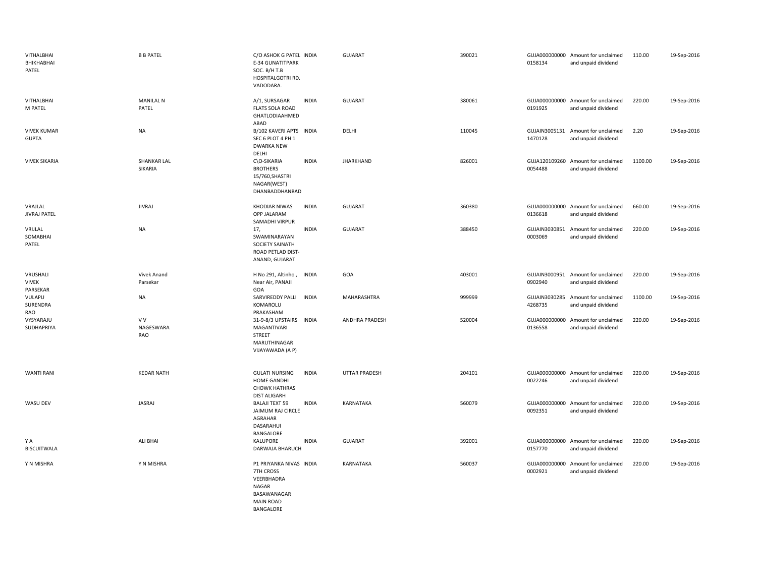| | | | | | | | | | |
|---|---|---|---|---|---|---|---|---|---|
| VITHALBHAI BHIKHABHAI PATEL | B B PATEL | C/O ASHOK G PATEL E-34 GUNATITPARK SOC. B/H T.B HOSPITALGOTRI RD. VADODARA. | INDIA | GUJARAT | 390021 | GUJA0000000000158134 | Amount for unclaimed and unpaid dividend | 110.00 | 19-Sep-2016 |
| VITHALBHAI M PATEL | MANILAL N PATEL | A/1, SURSAGAR FLATS SOLA ROAD GHATLODIAAHMEDABAD | INDIA | GUJARAT | 380061 | GUJA0000000000191925 | Amount for unclaimed and unpaid dividend | 220.00 | 19-Sep-2016 |
| VIVEK KUMAR GUPTA | NA | B/102 KAVERI APTS SEC 6 PLOT 4 PH 1 DWARKA NEW DELHI | INDIA | DELHI | 110045 | GUJAIN30051311470128 | Amount for unclaimed and unpaid dividend | 2.20 | 19-Sep-2016 |
| VIVEK SIKARIA | SHANKAR LAL SIKARIA | C\O-SIKARIA BROTHERS 15/760,SHASTRI NAGAR(WEST) DHANBADDHANBAD | INDIA | JHARKHAND | 826001 | GUJA1201092600054488 | Amount for unclaimed and unpaid dividend | 1100.00 | 19-Sep-2016 |
| VRAJLAL JIVRAJ PATEL | JIVRAJ | KHODIAR NIWAS OPP JALARAM SAMADHI VIRPUR | INDIA | GUJARAT | 360380 | GUJA0000000000136618 | Amount for unclaimed and unpaid dividend | 660.00 | 19-Sep-2016 |
| VRIJLAL SOMABHAI PATEL | NA | 17, SWAMINARAYAN SOCIETY SAINATH ROAD PETLAD DIST-ANAND, GUJARAT | INDIA | GUJARAT | 388450 | GUJAIN30308510003069 | Amount for unclaimed and unpaid dividend | 220.00 | 19-Sep-2016 |
| VRUSHALI VIVEK PARSEKAR | Vivek Anand Parsekar | H No 291, Altinho , Near Air, PANAJI GOA | INDIA | GOA | 403001 | GUJAIN30009510902940 | Amount for unclaimed and unpaid dividend | 220.00 | 19-Sep-2016 |
| VULAPU SURENDRA RAO | NA | SARVIREDDY PALLI KOMAROLU PRAKASHAM | INDIA | MAHARASHTRA | 999999 | GUJAIN30302854268735 | Amount for unclaimed and unpaid dividend | 1100.00 | 19-Sep-2016 |
| VYSYARAJU SUDHAPRIYA | V V NAGESWARA RAO | 31-9-8/3 UPSTAIRS MAGANTIVARI STREET MARUTHINAGAR VIJAYAWADA (A P) | INDIA | ANDHRA PRADESH | 520004 | GUJA0000000000136558 | Amount for unclaimed and unpaid dividend | 220.00 | 19-Sep-2016 |
| WANTI RANI | KEDAR NATH | GULATI NURSING HOME GANDHI CHOWK HATHRAS DIST ALIGARH | INDIA | UTTAR PRADESH | 204101 | GUJA0000000000022246 | Amount for unclaimed and unpaid dividend | 220.00 | 19-Sep-2016 |
| WASU DEV | JASRAJ | BALAJI TEXT 59 JAIMUM RAJ CIRCLE AGRAHAR DASARAHUI BANGALORE | INDIA | KARNATAKA | 560079 | GUJA0000000000092351 | Amount for unclaimed and unpaid dividend | 220.00 | 19-Sep-2016 |
| Y A BISCUITWALA | ALI BHAI | KALUPORE DARWAJA BHARUCH | INDIA | GUJARAT | 392001 | GUJA0000000000157770 | Amount for unclaimed and unpaid dividend | 220.00 | 19-Sep-2016 |
| Y N MISHRA | Y N MISHRA | P1 PRIYANKA NIVAS 7TH CROSS VEERBHADRA NAGAR BASAWANAGAR MAIN ROAD BANGALORE | INDIA | KARNATAKA | 560037 | GUJA0000000000002921 | Amount for unclaimed and unpaid dividend | 220.00 | 19-Sep-2016 |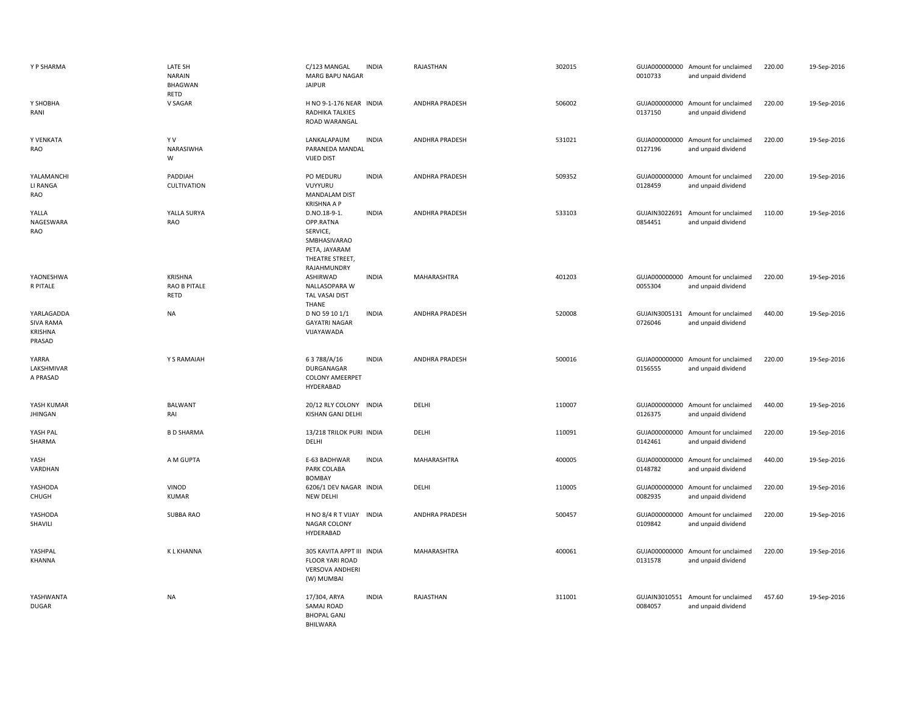| | | | | | | | | | |
|---|---|---|---|---|---|---|---|---|---|
| Y P SHARMA | LATE SH NARAIN BHAGWAN RETD | C/123 MANGAL MARG BAPU NAGAR JAIPUR | INDIA | RAJASTHAN | 302015 | GUJA000000000 0010733 | Amount for unclaimed and unpaid dividend | 220.00 | 19-Sep-2016 |
| Y SHOBHA RANI | V SAGAR | H NO 9-1-176 NEAR RADHIKA TALKIES ROAD WARANGAL | INDIA | ANDHRA PRADESH | 506002 | GUJA000000000 0137150 | Amount for unclaimed and unpaid dividend | 220.00 | 19-Sep-2016 |
| Y VENKATA RAO | Y V NARASIWHA W | LANKALAPAUM PARANEDA MANDAL VIJED DIST | INDIA | ANDHRA PRADESH | 531021 | GUJA000000000 0127196 | Amount for unclaimed and unpaid dividend | 220.00 | 19-Sep-2016 |
| YALAMANCHI LI RANGA RAO | PADDIAH CULTIVATION | PO MEDURU VUYYURU MANDALAM DIST KRISHNA A P | INDIA | ANDHRA PRADESH | 509352 | GUJA000000000 0128459 | Amount for unclaimed and unpaid dividend | 220.00 | 19-Sep-2016 |
| YALLA NAGESWARA RAO | YALLA SURYA RAO | D.NO.18-9-1. OPP.RATNA SERVICE, SMBHASIVARAO PETA, JAYARAM THEATRE STREET, RAJAHMUNDRY | INDIA | ANDHRA PRADESH | 533103 | GUJAIN3022691 0854451 | Amount for unclaimed and unpaid dividend | 110.00 | 19-Sep-2016 |
| YAONESHWA R PITALE | KRISHNA RAO B PITALE RETD | ASHIRWAD NALLASOPARA W TAL VASAI DIST THANE | INDIA | MAHARASHTRA | 401203 | GUJA000000000 0055304 | Amount for unclaimed and unpaid dividend | 220.00 | 19-Sep-2016 |
| YARLAGADDA SIVA RAMA KRISHNA PRASAD | NA | D NO 59 10 1/1 GAYATRI NAGAR VIJAYAWADA | INDIA | ANDHRA PRADESH | 520008 | GUJAIN3005131 0726046 | Amount for unclaimed and unpaid dividend | 440.00 | 19-Sep-2016 |
| YARRA LAKSHMIVAR A PRASAD | Y S RAMAIAH | 6 3 788/A/16 DURGANAGAR COLONY AMEERPET HYDERABAD | INDIA | ANDHRA PRADESH | 500016 | GUJA000000000 0156555 | Amount for unclaimed and unpaid dividend | 220.00 | 19-Sep-2016 |
| YASH KUMAR JHINGAN | BALWANT RAI | 20/12 RLY COLONY KISHAN GANJ DELHI | INDIA | DELHI | 110007 | GUJA000000000 0126375 | Amount for unclaimed and unpaid dividend | 440.00 | 19-Sep-2016 |
| YASH PAL SHARMA | B D SHARMA | 13/218 TRILOK PURI DELHI | INDIA | DELHI | 110091 | GUJA000000000 0142461 | Amount for unclaimed and unpaid dividend | 220.00 | 19-Sep-2016 |
| YASH VARDHAN | A M GUPTA | E-63 BADHWAR PARK COLABA BOMBAY | INDIA | MAHARASHTRA | 400005 | GUJA000000000 0148782 | Amount for unclaimed and unpaid dividend | 440.00 | 19-Sep-2016 |
| YASHODA CHUGH | VINOD KUMAR | 6206/1 DEV NAGAR NEW DELHI | INDIA | DELHI | 110005 | GUJA000000000 0082935 | Amount for unclaimed and unpaid dividend | 220.00 | 19-Sep-2016 |
| YASHODA SHAVILI | SUBBA RAO | H NO 8/4 R T VIJAY NAGAR COLONY HYDERABAD | INDIA | ANDHRA PRADESH | 500457 | GUJA000000000 0109842 | Amount for unclaimed and unpaid dividend | 220.00 | 19-Sep-2016 |
| YASHPAL KHANNA | K L KHANNA | 305 KAVITA APPT III FLOOR YARI ROAD VERSOVA ANDHERI (W) MUMBAI | INDIA | MAHARASHTRA | 400061 | GUJA000000000 0131578 | Amount for unclaimed and unpaid dividend | 220.00 | 19-Sep-2016 |
| YASHWANTA DUGAR | NA | 17/304, ARYA SAMAJ ROAD BHOPAL GANJ BHILWARA | INDIA | RAJASTHAN | 311001 | GUJAIN3010551 0084057 | Amount for unclaimed and unpaid dividend | 457.60 | 19-Sep-2016 |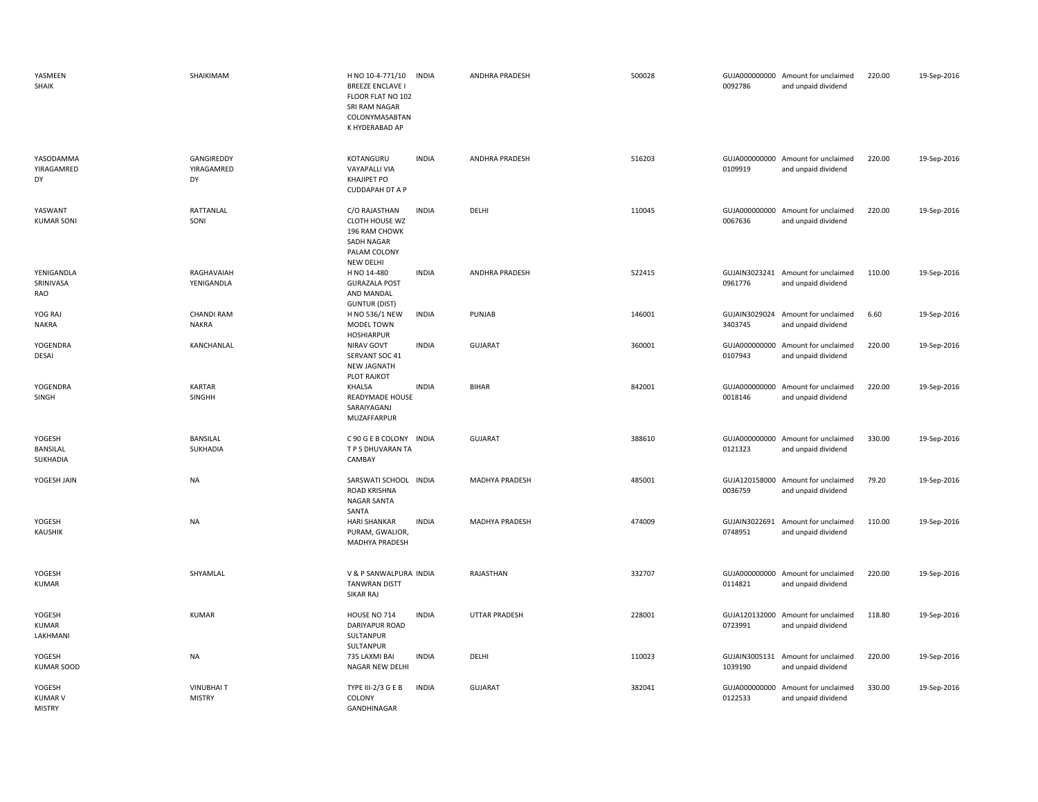| | | | | | | | | | |
|---|---|---|---|---|---|---|---|---|---|
| YASMEEN SHAIK | SHAIKIMAM | H NO 10-4-771/10 BREEZE ENCLAVE I FLOOR FLAT NO 102 SRI RAM NAGAR COLONYMASABTAN K HYDERABAD AP | INDIA | ANDHRA PRADESH | 500028 | GUJA000000000 0092786 | Amount for unclaimed and unpaid dividend | 220.00 | 19-Sep-2016 |
| YASODAMMA YIRAGAMRED DY | GANGIREDDY YIRAGAMRED DY | KOTANGURU VAYAPALLI VIA KHAJIPET PO CUDDAPAH DT A P | INDIA | ANDHRA PRADESH | 516203 | GUJA000000000 0109919 | Amount for unclaimed and unpaid dividend | 220.00 | 19-Sep-2016 |
| YASWANT KUMAR SONI | RATTANLAL SONI | C/O RAJASTHAN CLOTH HOUSE WZ 196 RAM CHOWK SADH NAGAR PALAM COLONY NEW DELHI | INDIA | DELHI | 110045 | GUJA000000000 0067636 | Amount for unclaimed and unpaid dividend | 220.00 | 19-Sep-2016 |
| YENIGANDLA SRINIVASA RAO | RAGHAVAIAH YENIGANDLA | H NO 14-480 GURAZALA POST AND MANDAL GUNTUR (DIST) | INDIA | ANDHRA PRADESH | 522415 | GUJAIN3023241 0961776 | Amount for unclaimed and unpaid dividend | 110.00 | 19-Sep-2016 |
| YOG RAJ NAKRA | CHANDI RAM NAKRA | H NO 536/1 NEW MODEL TOWN HOSHIARPUR | INDIA | PUNJAB | 146001 | GUJAIN3029024 3403745 | Amount for unclaimed and unpaid dividend | 6.60 | 19-Sep-2016 |
| YOGENDRA DESAI | KANCHANLAL | NIRAV GOVT SERVANT SOC 41 NEW JAGNATH PLOT RAJKOT | INDIA | GUJARAT | 360001 | GUJA000000000 0107943 | Amount for unclaimed and unpaid dividend | 220.00 | 19-Sep-2016 |
| YOGENDRA SINGH | KARTAR SINGHH | KHALSA READYMADE HOUSE SARAIYAGANJ MUZAFFARPUR | INDIA | BIHAR | 842001 | GUJA000000000 0018146 | Amount for unclaimed and unpaid dividend | 220.00 | 19-Sep-2016 |
| YOGESH BANSILAL SUKHADIA | BANSILAL SUKHADIA | C 90 G E B COLONY T P S DHUVARAN TA CAMBAY | INDIA | GUJARAT | 388610 | GUJA000000000 0121323 | Amount for unclaimed and unpaid dividend | 330.00 | 19-Sep-2016 |
| YOGESH JAIN | NA | SARSWATI SCHOOL ROAD KRISHNA NAGAR SANTA SANTA | INDIA | MADHYA PRADESH | 485001 | GUJA120158000 0036759 | Amount for unclaimed and unpaid dividend | 79.20 | 19-Sep-2016 |
| YOGESH KAUSHIK | NA | HARI SHANKAR PURAM, GWALIOR, MADHYA PRADESH | INDIA | MADHYA PRADESH | 474009 | GUJAIN3022691 0748951 | Amount for unclaimed and unpaid dividend | 110.00 | 19-Sep-2016 |
| YOGESH KUMAR | SHYAMLAL | V & P SANWALPURA TANWRAN DISTT SIKAR RAJ | INDIA | RAJASTHAN | 332707 | GUJA000000000 0114821 | Amount for unclaimed and unpaid dividend | 220.00 | 19-Sep-2016 |
| YOGESH KUMAR LAKHMANI | KUMAR | HOUSE NO 714 DARIYAPUR ROAD SULTANPUR SULTANPUR | INDIA | UTTAR PRADESH | 228001 | GUJA120132000 0723991 | Amount for unclaimed and unpaid dividend | 118.80 | 19-Sep-2016 |
| YOGESH KUMAR SOOD | NA | 735 LAXMI BAI NAGAR NEW DELHI | INDIA | DELHI | 110023 | GUJAIN3005131 1039190 | Amount for unclaimed and unpaid dividend | 220.00 | 19-Sep-2016 |
| YOGESH KUMAR V MISTRY | VINUBHAI T MISTRY | TYPE III-2/3 G E B COLONY GANDHINAGAR | INDIA | GUJARAT | 382041 | GUJA000000000 0122533 | Amount for unclaimed and unpaid dividend | 330.00 | 19-Sep-2016 |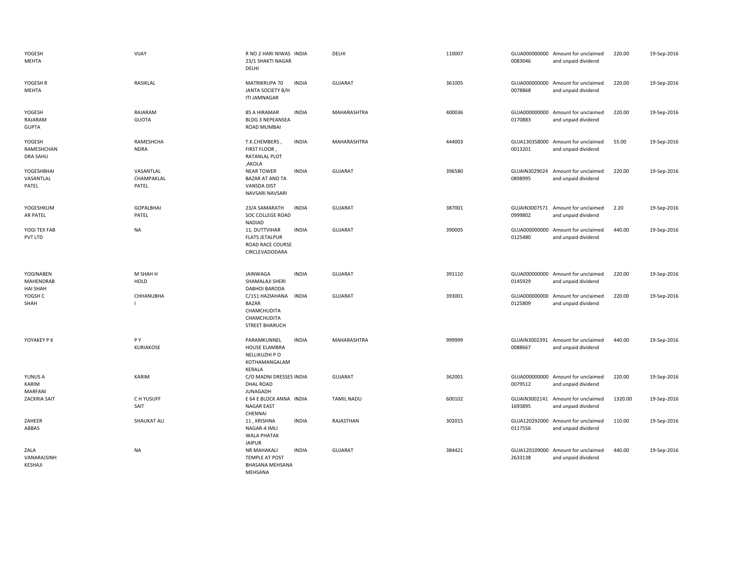| YOGESH MEHTA | VIJAY | R NO 2 HARI NIWAS 23/1 SHAKTI NAGAR DELHI | INDIA | DELHI | 110007 | GUJA000000000 0083046 | Amount for unclaimed and unpaid dividend | 220.00 | 19-Sep-2016 |
|---|---|---|---|---|---|---|---|---|---|
| YOGESH R MEHTA | RASIKLAL | MATRIKRUPA 70 JANTA SOCIETY B/H ITI JAMNAGAR | INDIA | GUJARAT | 361005 | GUJA000000000 0078868 | Amount for unclaimed and unpaid dividend | 220.00 | 19-Sep-2016 |
| YOGESH RAJARAM GUPTA | RAJARAM GUOTA | 85 A HIRAMAR BLDG 3 NEPEANSEA ROAD MUMBAI | INDIA | MAHARASHTRA | 400036 | GUJA000000000 0170883 | Amount for unclaimed and unpaid dividend | 220.00 | 19-Sep-2016 |
| YOGESH RAMESHCHAN DRA SAHU | RAMESHCHA NDRA | T.K.CHEMBERS , FIRST FLOOR , RATANLAL PLOT ,AKOLA | INDIA | MAHARASHTRA | 444003 | GUJA130358000 0013201 | Amount for unclaimed and unpaid dividend | 55.00 | 19-Sep-2016 |
| YOGESHBHAI VASANTLAL PATEL | VASANTLAL CHAMPAKLAL PATEL | NEAR TOWER BAZAR AT AND TA VANSDA DIST NAVSARI NAVSARI | INDIA | GUJARAT | 396580 | GUJAIN3029024 0898995 | Amount for unclaimed and unpaid dividend | 220.00 | 19-Sep-2016 |
| YOGESHKUM AR PATEL | GOPALBHAI PATEL | 23/A SAMARATH SOC COLLEGE ROAD NADIAD | INDIA | GUJARAT | 387001 | GUJAIN3007571 0999802 | Amount for unclaimed and unpaid dividend | 2.20 | 19-Sep-2016 |
| YOGI TEX FAB PVT LTD | NA | 11, DUTTVIHAR FLATS JETALPUR ROAD RACE COURSE CIRCLEVADODARA | INDIA | GUJARAT | 390005 | GUJA000000000 0125480 | Amount for unclaimed and unpaid dividend | 440.00 | 19-Sep-2016 |
| YOGINABEN MAHENDRAB HAI SHAH | M SHAH H HOLD | JAINWAGA SHAMALAJI SHERI DABHOI BARODA | INDIA | GUJARAT | 391110 | GUJA000000000 0145929 | Amount for unclaimed and unpaid dividend | 220.00 | 19-Sep-2016 |
| YOGSH C SHAH | CHHANUBHA I | C/151 HAZIAHANA BAZAR CHAMCHUDITA CHAMCHUDITA STREET BHARUCH | INDIA | GUJARAT | 393001 | GUJA000000000 0125809 | Amount for unclaimed and unpaid dividend | 220.00 | 19-Sep-2016 |
| YOYAKEY P K | P Y KURIAKOSE | PARAMKUNNEL HOUSE ELAMBRA NELLIKUZHI P O KOTHAMANGALAM KERALA | INDIA | MAHARASHTRA | 999999 | GUJAIN3002391 0088667 | Amount for unclaimed and unpaid dividend | 440.00 | 19-Sep-2016 |
| YUNUS A KARIM MARFANI | KARIM | C/O MADNI DRESSES DHAL ROAD JUNAGADH | INDIA | GUJARAT | 362001 | GUJA000000000 0079512 | Amount for unclaimed and unpaid dividend | 220.00 | 19-Sep-2016 |
| ZACKRIA SAIT | C H YUSUFF SAIT | E 64 E BLOCK ANNA NAGAR EAST CHENNAI | INDIA | TAMIL NADU | 600102 | GUJAIN3002141 1693895 | Amount for unclaimed and unpaid dividend | 1320.00 | 19-Sep-2016 |
| ZAHEER ABBAS | SHAUKAT ALI | 11 , KRISHNA NAGAR-4 IMLI WALA PHATAK JAIPUR | INDIA | RAJASTHAN | 302015 | GUJA120292000 0117556 | Amount for unclaimed and unpaid dividend | 110.00 | 19-Sep-2016 |
| ZALA VANARAJSINH KESHAJI | NA | NR MAHAKALI TEMPLE AT POST BHASANA MEHSANA MEHSANA | INDIA | GUJARAT | 384421 | GUJA120109000 2633138 | Amount for unclaimed and unpaid dividend | 440.00 | 19-Sep-2016 |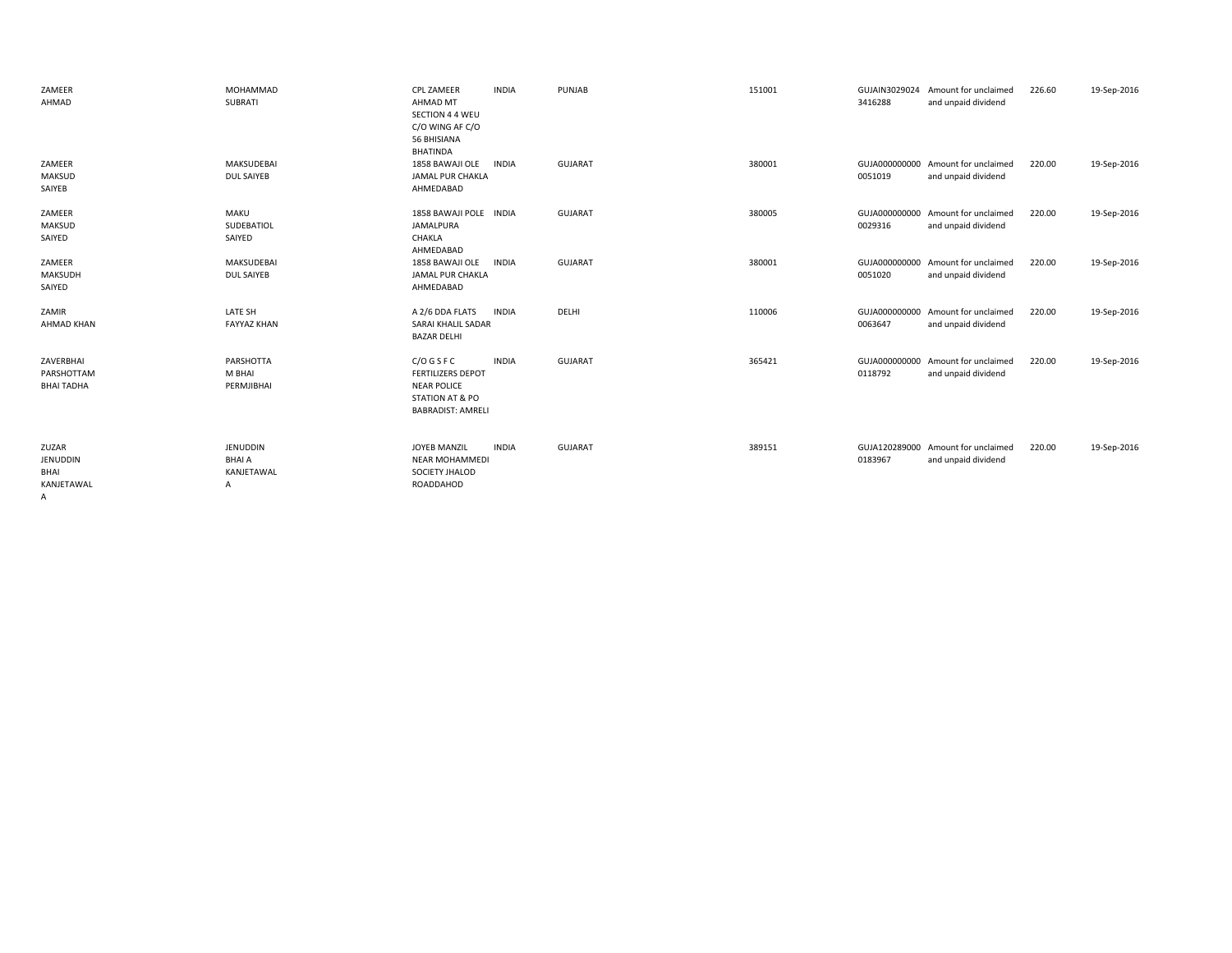| | | | | | | | | | |
|---|---|---|---|---|---|---|---|---|---|
| ZAMEER AHMAD | MOHAMMAD SUBRATI | CPL ZAMEER AHMAD MT SECTION 4 4 WEU C/O WING AF C/O 56 BHISIANA BHATINDA | INDIA | PUNJAB | 151001 | GUJAIN30290243416288 | Amount for unclaimed and unpaid dividend | 226.60 | 19-Sep-2016 |
| ZAMEER MAKSUD SAIYEB | MAKSUDEBAI DUL SAIYEB | 1858 BAWAJI OLE JAMAL PUR CHAKLA AHMEDABAD | INDIA | GUJARAT | 380001 | GUJA0000000000051019 | Amount for unclaimed and unpaid dividend | 220.00 | 19-Sep-2016 |
| ZAMEER MAKSUD SAIYED | MAKU SUDEBATIOL SAIYED | 1858 BAWAJI POLE JAMALPURA CHAKLA AHMEDABAD | INDIA | GUJARAT | 380005 | GUJA0000000000029316 | Amount for unclaimed and unpaid dividend | 220.00 | 19-Sep-2016 |
| ZAMEER MAKSUDH SAIYED | MAKSUDEBAI DUL SAIYEB | 1858 BAWAJI OLE JAMAL PUR CHAKLA AHMEDABAD | INDIA | GUJARAT | 380001 | GUJA0000000000051020 | Amount for unclaimed and unpaid dividend | 220.00 | 19-Sep-2016 |
| ZAMIR AHMAD KHAN | LATE SH FAYYAZ KHAN | A 2/6 DDA FLATS SARAI KHALIL SADAR BAZAR DELHI | INDIA | DELHI | 110006 | GUJA0000000000063647 | Amount for unclaimed and unpaid dividend | 220.00 | 19-Sep-2016 |
| ZAVERBHAI PARSHOTTAM BHAI TADHA | PARSHOTTA M BHAI PERMJIBHAI | C/O G S F C FERTILIZERS DEPOT NEAR POLICE STATION AT & PO BABRADIST: AMRELI | INDIA | GUJARAT | 365421 | GUJA0000000000118792 | Amount for unclaimed and unpaid dividend | 220.00 | 19-Sep-2016 |
| ZUZAR JENUDDIN BHAI KANJETAWAL A | JENUDDIN BHAI A KANJETAWAL A | JOYEB MANZIL NEAR MOHAMMEDI SOCIETY JHALOD ROADDAHOD | INDIA | GUJARAT | 389151 | GUJA1202890000183967 | Amount for unclaimed and unpaid dividend | 220.00 | 19-Sep-2016 |